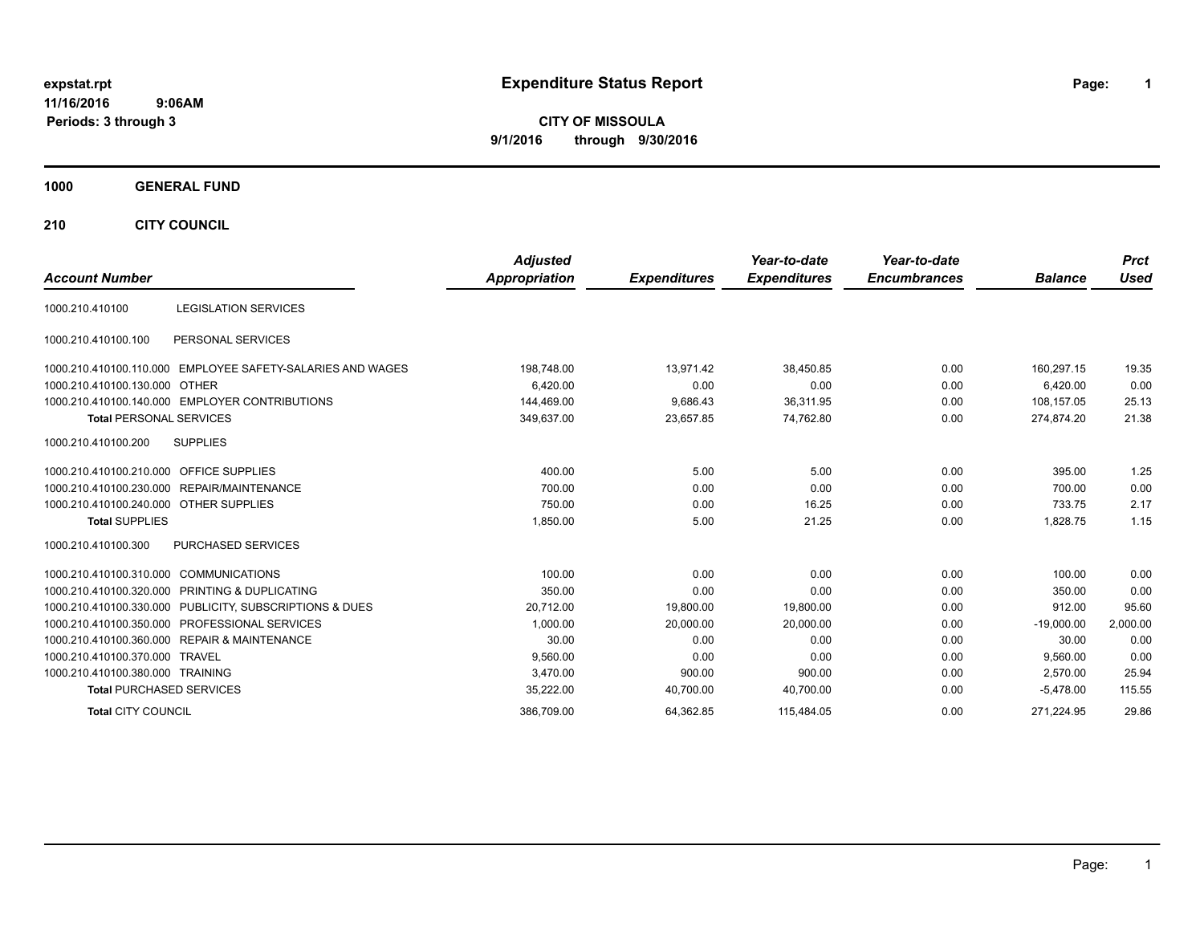expstat.rpt
11/16/2016 9:06AM
Periods: 3 through 3

# Expenditure Status Report

**CITY OF MISSOULA**
**9/1/2016 through 9/30/2016**

## 1000 GENERAL FUND

### 210 CITY COUNCIL

| Account Number | | Adjusted Appropriation | Expenditures | Year-to-date Expenditures | Year-to-date Encumbrances | Balance | Prct Used |
|---|---|---|---|---|---|---|---|
| 1000.210.410100 | LEGISLATION SERVICES | | | | | | |
| 1000.210.410100.100 | PERSONAL SERVICES | | | | | | |
| 1000.210.410100.110.000 | EMPLOYEE SAFETY-SALARIES AND WAGES | 198,748.00 | 13,971.42 | 38,450.85 | 0.00 | 160,297.15 | 19.35 |
| 1000.210.410100.130.000 | OTHER | 6,420.00 | 0.00 | 0.00 | 0.00 | 6,420.00 | 0.00 |
| 1000.210.410100.140.000 | EMPLOYER CONTRIBUTIONS | 144,469.00 | 9,686.43 | 36,311.95 | 0.00 | 108,157.05 | 25.13 |
| **Total** PERSONAL SERVICES | | 349,637.00 | 23,657.85 | 74,762.80 | 0.00 | 274,874.20 | 21.38 |
| 1000.210.410100.200 | SUPPLIES | | | | | | |
| 1000.210.410100.210.000 | OFFICE SUPPLIES | 400.00 | 5.00 | 5.00 | 0.00 | 395.00 | 1.25 |
| 1000.210.410100.230.000 | REPAIR/MAINTENANCE | 700.00 | 0.00 | 0.00 | 0.00 | 700.00 | 0.00 |
| 1000.210.410100.240.000 | OTHER SUPPLIES | 750.00 | 0.00 | 16.25 | 0.00 | 733.75 | 2.17 |
| **Total** SUPPLIES | | 1,850.00 | 5.00 | 21.25 | 0.00 | 1,828.75 | 1.15 |
| 1000.210.410100.300 | PURCHASED SERVICES | | | | | | |
| 1000.210.410100.310.000 | COMMUNICATIONS | 100.00 | 0.00 | 0.00 | 0.00 | 100.00 | 0.00 |
| 1000.210.410100.320.000 | PRINTING & DUPLICATING | 350.00 | 0.00 | 0.00 | 0.00 | 350.00 | 0.00 |
| 1000.210.410100.330.000 | PUBLICITY, SUBSCRIPTIONS & DUES | 20,712.00 | 19,800.00 | 19,800.00 | 0.00 | 912.00 | 95.60 |
| 1000.210.410100.350.000 | PROFESSIONAL SERVICES | 1,000.00 | 20,000.00 | 20,000.00 | 0.00 | -19,000.00 | 2,000.00 |
| 1000.210.410100.360.000 | REPAIR & MAINTENANCE | 30.00 | 0.00 | 0.00 | 0.00 | 30.00 | 0.00 |
| 1000.210.410100.370.000 | TRAVEL | 9,560.00 | 0.00 | 0.00 | 0.00 | 9,560.00 | 0.00 |
| 1000.210.410100.380.000 | TRAINING | 3,470.00 | 900.00 | 900.00 | 0.00 | 2,570.00 | 25.94 |
| **Total** PURCHASED SERVICES | | 35,222.00 | 40,700.00 | 40,700.00 | 0.00 | -5,478.00 | 115.55 |
| **Total** CITY COUNCIL | | 386,709.00 | 64,362.85 | 115,484.05 | 0.00 | 271,224.95 | 29.86 |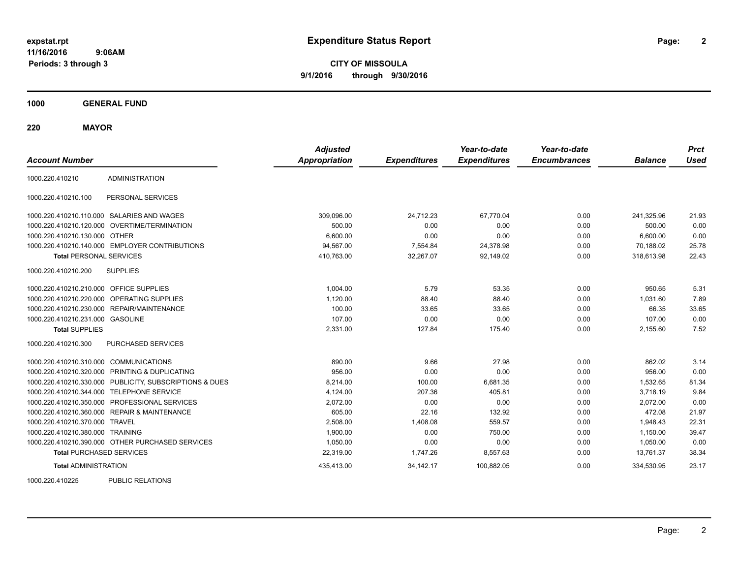**expstat.rpt**
**11/16/2016 9:06AM**
**Periods: 3 through 3**

# Expenditure Status Report

**CITY OF MISSOULA**
**9/1/2016 through 9/30/2016**

## 1000 GENERAL FUND

### 220 MAYOR

| Account Number | | Adjusted Appropriation | Expenditures | Year-to-date Expenditures | Year-to-date Encumbrances | Balance | Prct Used |
|---|---|---|---|---|---|---|---|
| 1000.220.410210 | ADMINISTRATION | | | | | | |
| 1000.220.410210.100 | PERSONAL SERVICES | | | | | | |
| 1000.220.410210.110.000 | SALARIES AND WAGES | 309,096.00 | 24,712.23 | 67,770.04 | 0.00 | 241,325.96 | 21.93 |
| 1000.220.410210.120.000 | OVERTIME/TERMINATION | 500.00 | 0.00 | 0.00 | 0.00 | 500.00 | 0.00 |
| 1000.220.410210.130.000 | OTHER | 6,600.00 | 0.00 | 0.00 | 0.00 | 6,600.00 | 0.00 |
| 1000.220.410210.140.000 | EMPLOYER CONTRIBUTIONS | 94,567.00 | 7,554.84 | 24,378.98 | 0.00 | 70,188.02 | 25.78 |
| **Total** PERSONAL SERVICES | | 410,763.00 | 32,267.07 | 92,149.02 | 0.00 | 318,613.98 | 22.43 |
| 1000.220.410210.200 | SUPPLIES | | | | | | |
| 1000.220.410210.210.000 | OFFICE SUPPLIES | 1,004.00 | 5.79 | 53.35 | 0.00 | 950.65 | 5.31 |
| 1000.220.410210.220.000 | OPERATING SUPPLIES | 1,120.00 | 88.40 | 88.40 | 0.00 | 1,031.60 | 7.89 |
| 1000.220.410210.230.000 | REPAIR/MAINTENANCE | 100.00 | 33.65 | 33.65 | 0.00 | 66.35 | 33.65 |
| 1000.220.410210.231.000 | GASOLINE | 107.00 | 0.00 | 0.00 | 0.00 | 107.00 | 0.00 |
| **Total** SUPPLIES | | 2,331.00 | 127.84 | 175.40 | 0.00 | 2,155.60 | 7.52 |
| 1000.220.410210.300 | PURCHASED SERVICES | | | | | | |
| 1000.220.410210.310.000 | COMMUNICATIONS | 890.00 | 9.66 | 27.98 | 0.00 | 862.02 | 3.14 |
| 1000.220.410210.320.000 | PRINTING & DUPLICATING | 956.00 | 0.00 | 0.00 | 0.00 | 956.00 | 0.00 |
| 1000.220.410210.330.000 | PUBLICITY, SUBSCRIPTIONS & DUES | 8,214.00 | 100.00 | 6,681.35 | 0.00 | 1,532.65 | 81.34 |
| 1000.220.410210.344.000 | TELEPHONE SERVICE | 4,124.00 | 207.36 | 405.81 | 0.00 | 3,718.19 | 9.84 |
| 1000.220.410210.350.000 | PROFESSIONAL SERVICES | 2,072.00 | 0.00 | 0.00 | 0.00 | 2,072.00 | 0.00 |
| 1000.220.410210.360.000 | REPAIR & MAINTENANCE | 605.00 | 22.16 | 132.92 | 0.00 | 472.08 | 21.97 |
| 1000.220.410210.370.000 | TRAVEL | 2,508.00 | 1,408.08 | 559.57 | 0.00 | 1,948.43 | 22.31 |
| 1000.220.410210.380.000 | TRAINING | 1,900.00 | 0.00 | 750.00 | 0.00 | 1,150.00 | 39.47 |
| 1000.220.410210.390.000 | OTHER PURCHASED SERVICES | 1,050.00 | 0.00 | 0.00 | 0.00 | 1,050.00 | 0.00 |
| **Total** PURCHASED SERVICES | | 22,319.00 | 1,747.26 | 8,557.63 | 0.00 | 13,761.37 | 38.34 |
| **Total** ADMINISTRATION | | 435,413.00 | 34,142.17 | 100,882.05 | 0.00 | 334,530.95 | 23.17 |
| 1000.220.410225 | PUBLIC RELATIONS | | | | | | |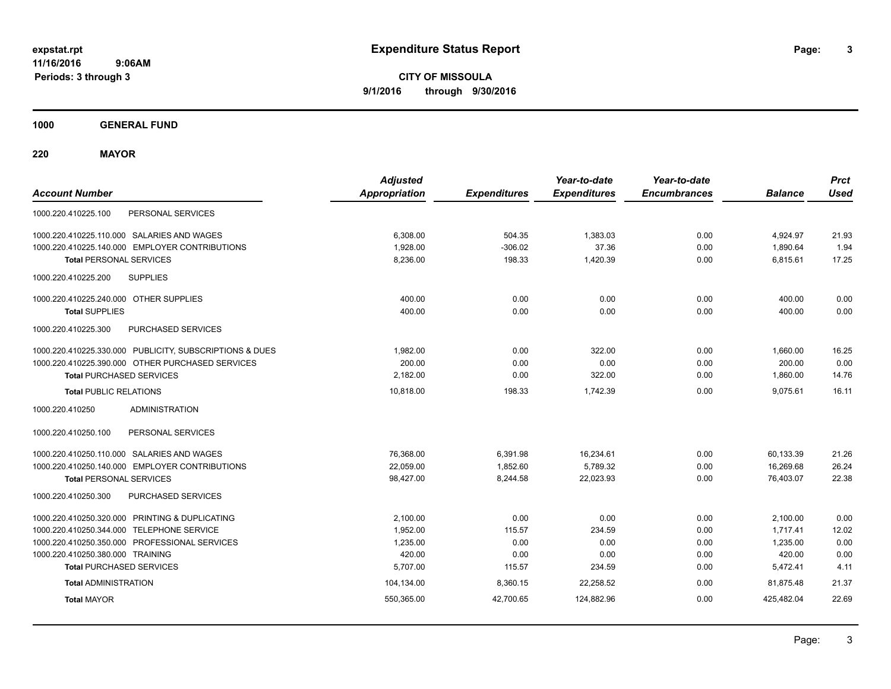**expstat.rpt**
**11/16/2016 9:06AM**
**Periods: 3 through 3**

# Expenditure Status Report

**CITY OF MISSOULA**
**9/1/2016 through 9/30/2016**

## 1000 GENERAL FUND

## 220 MAYOR

| Account Number | | Adjusted Appropriation | Expenditures | Year-to-date Expenditures | Year-to-date Encumbrances | Balance | Prct Used |
|---|---|---|---|---|---|---|---|
| 1000.220.410225.100 | PERSONAL SERVICES | | | | | | |
| 1000.220.410225.110.000 | SALARIES AND WAGES | 6,308.00 | 504.35 | 1,383.03 | 0.00 | 4,924.97 | 21.93 |
| 1000.220.410225.140.000 | EMPLOYER CONTRIBUTIONS | 1,928.00 | -306.02 | 37.36 | 0.00 | 1,890.64 | 1.94 |
| **Total** PERSONAL SERVICES | | 8,236.00 | 198.33 | 1,420.39 | 0.00 | 6,815.61 | 17.25 |
| 1000.220.410225.200 | SUPPLIES | | | | | | |
| 1000.220.410225.240.000 | OTHER SUPPLIES | 400.00 | 0.00 | 0.00 | 0.00 | 400.00 | 0.00 |
| **Total** SUPPLIES | | 400.00 | 0.00 | 0.00 | 0.00 | 400.00 | 0.00 |
| 1000.220.410225.300 | PURCHASED SERVICES | | | | | | |
| 1000.220.410225.330.000 | PUBLICITY, SUBSCRIPTIONS & DUES | 1,982.00 | 0.00 | 322.00 | 0.00 | 1,660.00 | 16.25 |
| 1000.220.410225.390.000 | OTHER PURCHASED SERVICES | 200.00 | 0.00 | 0.00 | 0.00 | 200.00 | 0.00 |
| **Total** PURCHASED SERVICES | | 2,182.00 | 0.00 | 322.00 | 0.00 | 1,860.00 | 14.76 |
| **Total** PUBLIC RELATIONS | | 10,818.00 | 198.33 | 1,742.39 | 0.00 | 9,075.61 | 16.11 |
| 1000.220.410250 | ADMINISTRATION | | | | | | |
| 1000.220.410250.100 | PERSONAL SERVICES | | | | | | |
| 1000.220.410250.110.000 | SALARIES AND WAGES | 76,368.00 | 6,391.98 | 16,234.61 | 0.00 | 60,133.39 | 21.26 |
| 1000.220.410250.140.000 | EMPLOYER CONTRIBUTIONS | 22,059.00 | 1,852.60 | 5,789.32 | 0.00 | 16,269.68 | 26.24 |
| **Total** PERSONAL SERVICES | | 98,427.00 | 8,244.58 | 22,023.93 | 0.00 | 76,403.07 | 22.38 |
| 1000.220.410250.300 | PURCHASED SERVICES | | | | | | |
| 1000.220.410250.320.000 | PRINTING & DUPLICATING | 2,100.00 | 0.00 | 0.00 | 0.00 | 2,100.00 | 0.00 |
| 1000.220.410250.344.000 | TELEPHONE SERVICE | 1,952.00 | 115.57 | 234.59 | 0.00 | 1,717.41 | 12.02 |
| 1000.220.410250.350.000 | PROFESSIONAL SERVICES | 1,235.00 | 0.00 | 0.00 | 0.00 | 1,235.00 | 0.00 |
| 1000.220.410250.380.000 | TRAINING | 420.00 | 0.00 | 0.00 | 0.00 | 420.00 | 0.00 |
| **Total** PURCHASED SERVICES | | 5,707.00 | 115.57 | 234.59 | 0.00 | 5,472.41 | 4.11 |
| **Total** ADMINISTRATION | | 104,134.00 | 8,360.15 | 22,258.52 | 0.00 | 81,875.48 | 21.37 |
| **Total** MAYOR | | 550,365.00 | 42,700.65 | 124,882.96 | 0.00 | 425,482.04 | 22.69 |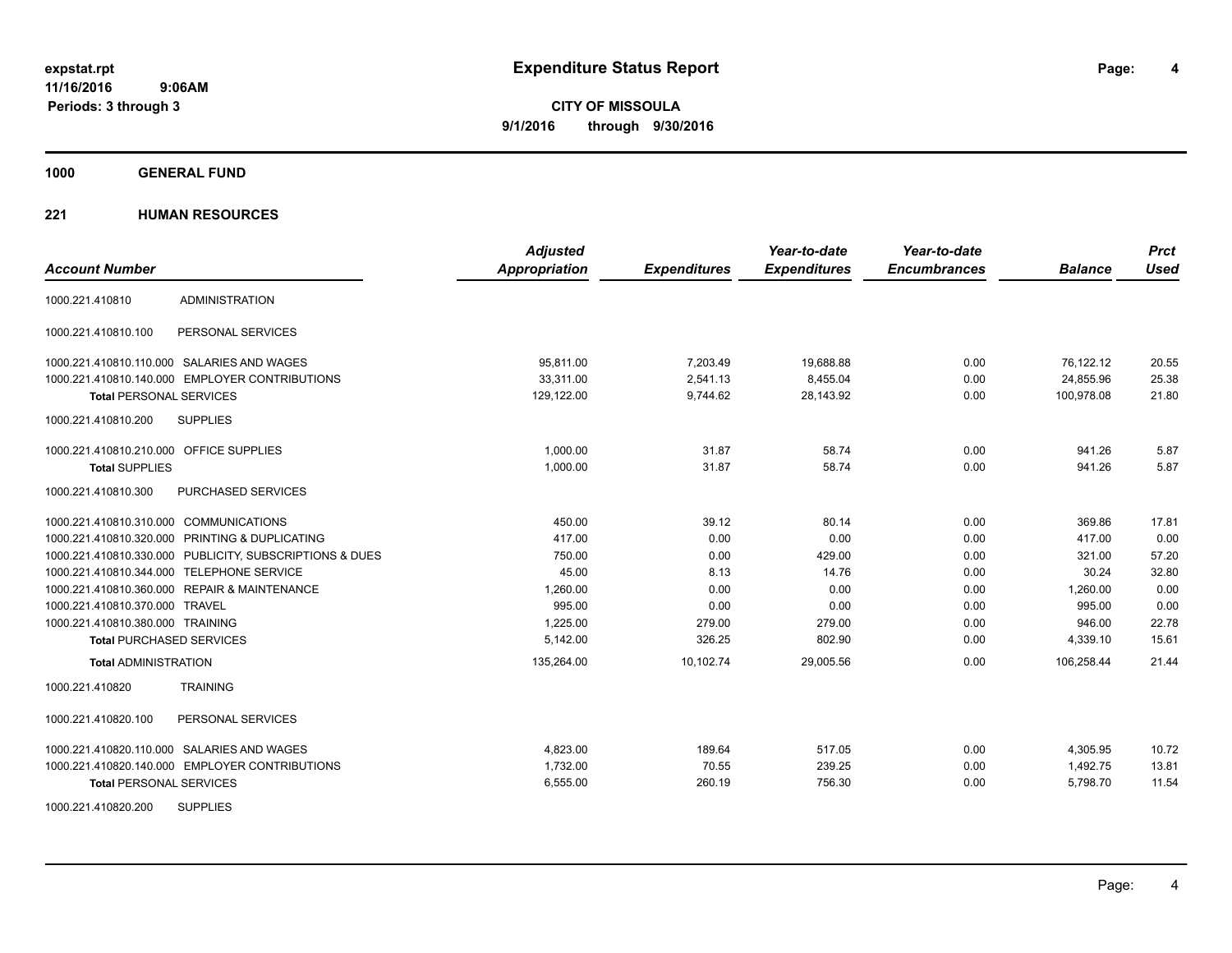**expstat.rpt**
**11/16/2016 9:06AM**
**Periods: 3 through 3**

# Expenditure Status Report

**CITY OF MISSOULA**
**9/1/2016 through 9/30/2016**

## 1000 GENERAL FUND

### 221 HUMAN RESOURCES

| Account Number | | Adjusted Appropriation | Expenditures | Year-to-date Expenditures | Year-to-date Encumbrances | Balance | Prct Used |
|---|---|---|---|---|---|---|---|
| 1000.221.410810 | ADMINISTRATION | | | | | | |
| 1000.221.410810.100 | PERSONAL SERVICES | | | | | | |
| 1000.221.410810.110.000 | SALARIES AND WAGES | 95,811.00 | 7,203.49 | 19,688.88 | 0.00 | 76,122.12 | 20.55 |
| 1000.221.410810.140.000 | EMPLOYER CONTRIBUTIONS | 33,311.00 | 2,541.13 | 8,455.04 | 0.00 | 24,855.96 | 25.38 |
| **Total** PERSONAL SERVICES | | 129,122.00 | 9,744.62 | 28,143.92 | 0.00 | 100,978.08 | 21.80 |
| 1000.221.410810.200 | SUPPLIES | | | | | | |
| 1000.221.410810.210.000 | OFFICE SUPPLIES | 1,000.00 | 31.87 | 58.74 | 0.00 | 941.26 | 5.87 |
| **Total** SUPPLIES | | 1,000.00 | 31.87 | 58.74 | 0.00 | 941.26 | 5.87 |
| 1000.221.410810.300 | PURCHASED SERVICES | | | | | | |
| 1000.221.410810.310.000 | COMMUNICATIONS | 450.00 | 39.12 | 80.14 | 0.00 | 369.86 | 17.81 |
| 1000.221.410810.320.000 | PRINTING & DUPLICATING | 417.00 | 0.00 | 0.00 | 0.00 | 417.00 | 0.00 |
| 1000.221.410810.330.000 | PUBLICITY, SUBSCRIPTIONS & DUES | 750.00 | 0.00 | 429.00 | 0.00 | 321.00 | 57.20 |
| 1000.221.410810.344.000 | TELEPHONE SERVICE | 45.00 | 8.13 | 14.76 | 0.00 | 30.24 | 32.80 |
| 1000.221.410810.360.000 | REPAIR & MAINTENANCE | 1,260.00 | 0.00 | 0.00 | 0.00 | 1,260.00 | 0.00 |
| 1000.221.410810.370.000 | TRAVEL | 995.00 | 0.00 | 0.00 | 0.00 | 995.00 | 0.00 |
| 1000.221.410810.380.000 | TRAINING | 1,225.00 | 279.00 | 279.00 | 0.00 | 946.00 | 22.78 |
| **Total** PURCHASED SERVICES | | 5,142.00 | 326.25 | 802.90 | 0.00 | 4,339.10 | 15.61 |
| **Total** ADMINISTRATION | | 135,264.00 | 10,102.74 | 29,005.56 | 0.00 | 106,258.44 | 21.44 |
| 1000.221.410820 | TRAINING | | | | | | |
| 1000.221.410820.100 | PERSONAL SERVICES | | | | | | |
| 1000.221.410820.110.000 | SALARIES AND WAGES | 4,823.00 | 189.64 | 517.05 | 0.00 | 4,305.95 | 10.72 |
| 1000.221.410820.140.000 | EMPLOYER CONTRIBUTIONS | 1,732.00 | 70.55 | 239.25 | 0.00 | 1,492.75 | 13.81 |
| **Total** PERSONAL SERVICES | | 6,555.00 | 260.19 | 756.30 | 0.00 | 5,798.70 | 11.54 |
| 1000.221.410820.200 | SUPPLIES | | | | | | |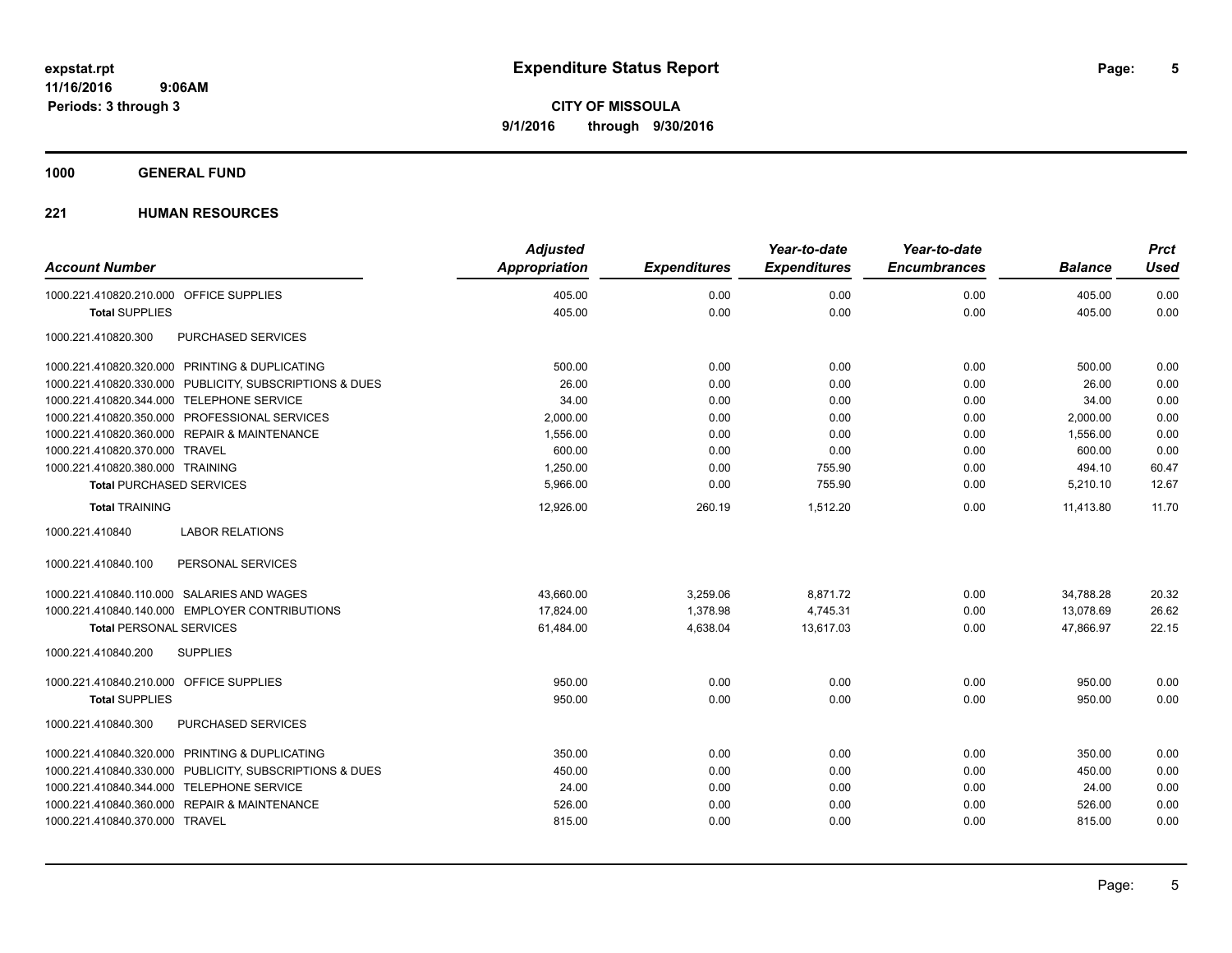**expstat.rpt**
**11/16/2016 9:06AM**
**Periods: 3 through 3**

# Expenditure Status Report

**CITY OF MISSOULA**
**9/1/2016 through 9/30/2016**

## 1000 GENERAL FUND

## 221 HUMAN RESOURCES

| Account Number | Adjusted Appropriation | Expenditures | Year-to-date Expenditures | Year-to-date Encumbrances | Balance | Prct Used |
|---|---|---|---|---|---|---|
| 1000.221.410820.210.000 OFFICE SUPPLIES | 405.00 | 0.00 | 0.00 | 0.00 | 405.00 | 0.00 |
| **Total** SUPPLIES | 405.00 | 0.00 | 0.00 | 0.00 | 405.00 | 0.00 |
| 1000.221.410820.300 PURCHASED SERVICES | | | | | | |
| 1000.221.410820.320.000 PRINTING & DUPLICATING | 500.00 | 0.00 | 0.00 | 0.00 | 500.00 | 0.00 |
| 1000.221.410820.330.000 PUBLICITY, SUBSCRIPTIONS & DUES | 26.00 | 0.00 | 0.00 | 0.00 | 26.00 | 0.00 |
| 1000.221.410820.344.000 TELEPHONE SERVICE | 34.00 | 0.00 | 0.00 | 0.00 | 34.00 | 0.00 |
| 1000.221.410820.350.000 PROFESSIONAL SERVICES | 2,000.00 | 0.00 | 0.00 | 0.00 | 2,000.00 | 0.00 |
| 1000.221.410820.360.000 REPAIR & MAINTENANCE | 1,556.00 | 0.00 | 0.00 | 0.00 | 1,556.00 | 0.00 |
| 1000.221.410820.370.000 TRAVEL | 600.00 | 0.00 | 0.00 | 0.00 | 600.00 | 0.00 |
| 1000.221.410820.380.000 TRAINING | 1,250.00 | 0.00 | 755.90 | 0.00 | 494.10 | 60.47 |
| **Total** PURCHASED SERVICES | 5,966.00 | 0.00 | 755.90 | 0.00 | 5,210.10 | 12.67 |
| **Total** TRAINING | 12,926.00 | 260.19 | 1,512.20 | 0.00 | 11,413.80 | 11.70 |
| 1000.221.410840 LABOR RELATIONS | | | | | | |
| 1000.221.410840.100 PERSONAL SERVICES | | | | | | |
| 1000.221.410840.110.000 SALARIES AND WAGES | 43,660.00 | 3,259.06 | 8,871.72 | 0.00 | 34,788.28 | 20.32 |
| 1000.221.410840.140.000 EMPLOYER CONTRIBUTIONS | 17,824.00 | 1,378.98 | 4,745.31 | 0.00 | 13,078.69 | 26.62 |
| **Total** PERSONAL SERVICES | 61,484.00 | 4,638.04 | 13,617.03 | 0.00 | 47,866.97 | 22.15 |
| 1000.221.410840.200 SUPPLIES | | | | | | |
| 1000.221.410840.210.000 OFFICE SUPPLIES | 950.00 | 0.00 | 0.00 | 0.00 | 950.00 | 0.00 |
| **Total** SUPPLIES | 950.00 | 0.00 | 0.00 | 0.00 | 950.00 | 0.00 |
| 1000.221.410840.300 PURCHASED SERVICES | | | | | | |
| 1000.221.410840.320.000 PRINTING & DUPLICATING | 350.00 | 0.00 | 0.00 | 0.00 | 350.00 | 0.00 |
| 1000.221.410840.330.000 PUBLICITY, SUBSCRIPTIONS & DUES | 450.00 | 0.00 | 0.00 | 0.00 | 450.00 | 0.00 |
| 1000.221.410840.344.000 TELEPHONE SERVICE | 24.00 | 0.00 | 0.00 | 0.00 | 24.00 | 0.00 |
| 1000.221.410840.360.000 REPAIR & MAINTENANCE | 526.00 | 0.00 | 0.00 | 0.00 | 526.00 | 0.00 |
| 1000.221.410840.370.000 TRAVEL | 815.00 | 0.00 | 0.00 | 0.00 | 815.00 | 0.00 |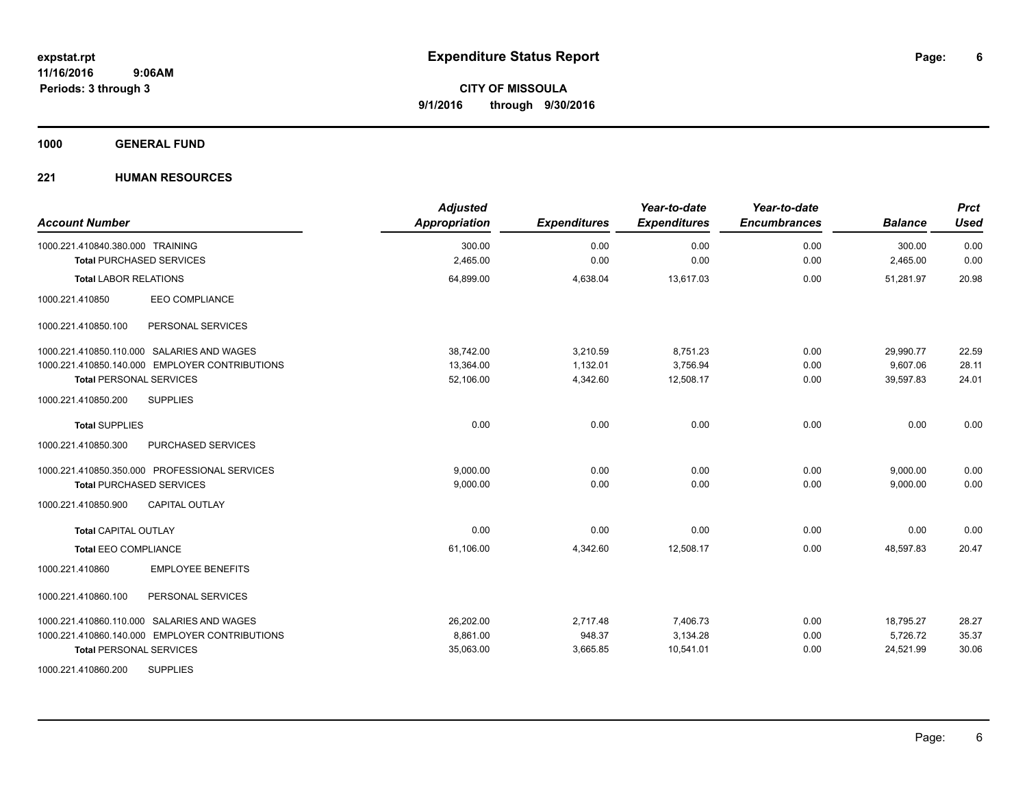# Expenditure Status Report

**CITY OF MISSOULA**
**9/1/2016 through 9/30/2016**

expstat.rpt
11/16/2016 9:06AM
Periods: 3 through 3

**1000 GENERAL FUND**

**221 HUMAN RESOURCES**

| Account Number | | Adjusted Appropriation | Expenditures | Year-to-date Expenditures | Year-to-date Encumbrances | Balance | Prct Used |
|---|---|---|---|---|---|---|---|
| 1000.221.410840.380.000 | TRAINING | 300.00 | 0.00 | 0.00 | 0.00 | 300.00 | 0.00 |
| **Total** PURCHASED SERVICES | | 2,465.00 | 0.00 | 0.00 | 0.00 | 2,465.00 | 0.00 |
| **Total** LABOR RELATIONS | | 64,899.00 | 4,638.04 | 13,617.03 | 0.00 | 51,281.97 | 20.98 |
| 1000.221.410850 | EEO COMPLIANCE | | | | | | |
| 1000.221.410850.100 | PERSONAL SERVICES | | | | | | |
| 1000.221.410850.110.000 | SALARIES AND WAGES | 38,742.00 | 3,210.59 | 8,751.23 | 0.00 | 29,990.77 | 22.59 |
| 1000.221.410850.140.000 | EMPLOYER CONTRIBUTIONS | 13,364.00 | 1,132.01 | 3,756.94 | 0.00 | 9,607.06 | 28.11 |
| **Total** PERSONAL SERVICES | | 52,106.00 | 4,342.60 | 12,508.17 | 0.00 | 39,597.83 | 24.01 |
| 1000.221.410850.200 | SUPPLIES | | | | | | |
| **Total** SUPPLIES | | 0.00 | 0.00 | 0.00 | 0.00 | 0.00 | 0.00 |
| 1000.221.410850.300 | PURCHASED SERVICES | | | | | | |
| 1000.221.410850.350.000 | PROFESSIONAL SERVICES | 9,000.00 | 0.00 | 0.00 | 0.00 | 9,000.00 | 0.00 |
| **Total** PURCHASED SERVICES | | 9,000.00 | 0.00 | 0.00 | 0.00 | 9,000.00 | 0.00 |
| 1000.221.410850.900 | CAPITAL OUTLAY | | | | | | |
| **Total** CAPITAL OUTLAY | | 0.00 | 0.00 | 0.00 | 0.00 | 0.00 | 0.00 |
| **Total** EEO COMPLIANCE | | 61,106.00 | 4,342.60 | 12,508.17 | 0.00 | 48,597.83 | 20.47 |
| 1000.221.410860 | EMPLOYEE BENEFITS | | | | | | |
| 1000.221.410860.100 | PERSONAL SERVICES | | | | | | |
| 1000.221.410860.110.000 | SALARIES AND WAGES | 26,202.00 | 2,717.48 | 7,406.73 | 0.00 | 18,795.27 | 28.27 |
| 1000.221.410860.140.000 | EMPLOYER CONTRIBUTIONS | 8,861.00 | 948.37 | 3,134.28 | 0.00 | 5,726.72 | 35.37 |
| **Total** PERSONAL SERVICES | | 35,063.00 | 3,665.85 | 10,541.01 | 0.00 | 24,521.99 | 30.06 |
| 1000.221.410860.200 | SUPPLIES | | | | | | |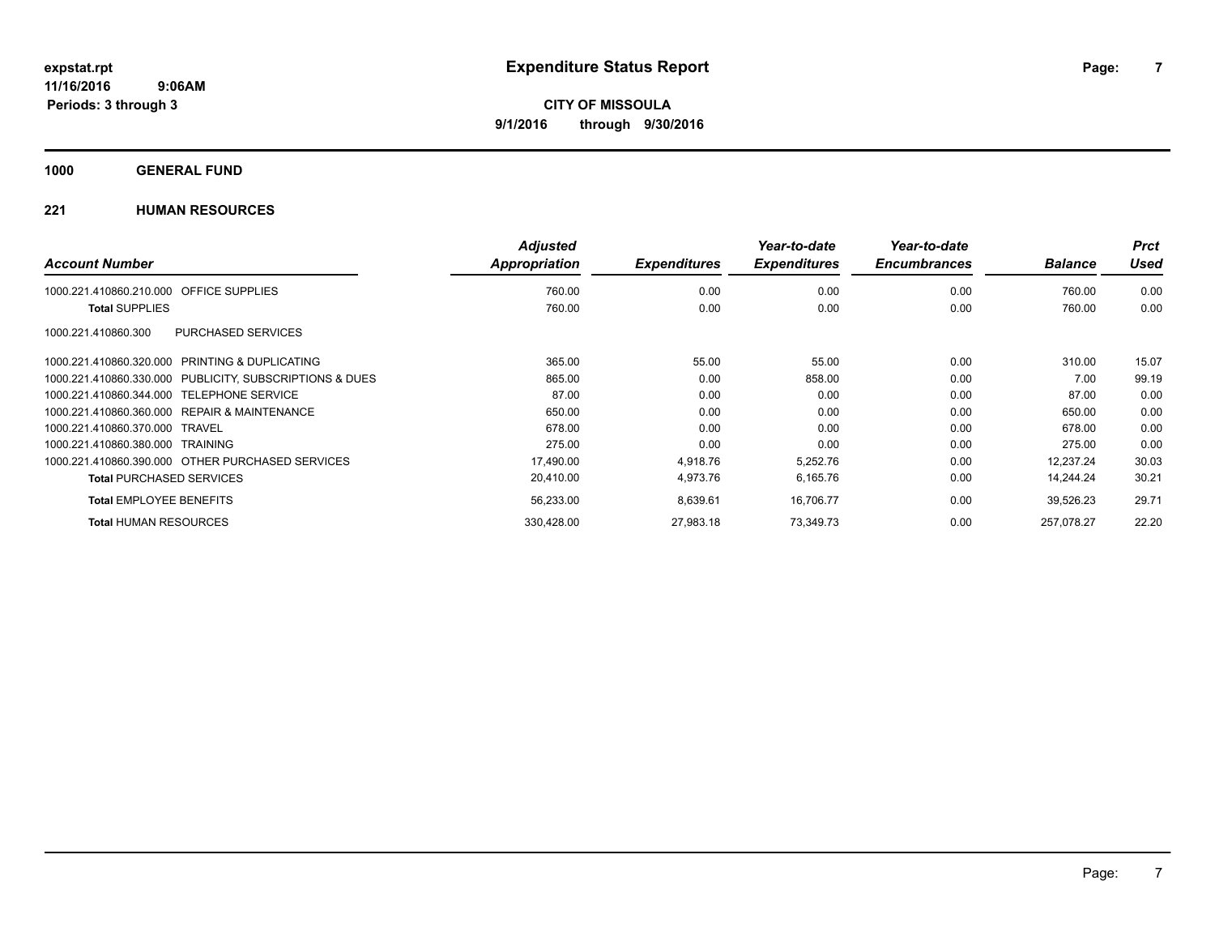**expstat.rpt**
**11/16/2016 9:06AM**
**Periods: 3 through 3**

# Expenditure Status Report

**CITY OF MISSOULA**
**9/1/2016 through 9/30/2016**

## 1000 GENERAL FUND

### 221 HUMAN RESOURCES

| Account Number | Adjusted Appropriation | Expenditures | Year-to-date Expenditures | Year-to-date Encumbrances | Balance | Prct Used |
|---|---|---|---|---|---|---|
| 1000.221.410860.210.000 OFFICE SUPPLIES | 760.00 | 0.00 | 0.00 | 0.00 | 760.00 | 0.00 |
| **Total** SUPPLIES | 760.00 | 0.00 | 0.00 | 0.00 | 760.00 | 0.00 |
| 1000.221.410860.300 PURCHASED SERVICES | | | | | | |
| 1000.221.410860.320.000 PRINTING & DUPLICATING | 365.00 | 55.00 | 55.00 | 0.00 | 310.00 | 15.07 |
| 1000.221.410860.330.000 PUBLICITY, SUBSCRIPTIONS & DUES | 865.00 | 0.00 | 858.00 | 0.00 | 7.00 | 99.19 |
| 1000.221.410860.344.000 TELEPHONE SERVICE | 87.00 | 0.00 | 0.00 | 0.00 | 87.00 | 0.00 |
| 1000.221.410860.360.000 REPAIR & MAINTENANCE | 650.00 | 0.00 | 0.00 | 0.00 | 650.00 | 0.00 |
| 1000.221.410860.370.000 TRAVEL | 678.00 | 0.00 | 0.00 | 0.00 | 678.00 | 0.00 |
| 1000.221.410860.380.000 TRAINING | 275.00 | 0.00 | 0.00 | 0.00 | 275.00 | 0.00 |
| 1000.221.410860.390.000 OTHER PURCHASED SERVICES | 17,490.00 | 4,918.76 | 5,252.76 | 0.00 | 12,237.24 | 30.03 |
| **Total** PURCHASED SERVICES | 20,410.00 | 4,973.76 | 6,165.76 | 0.00 | 14,244.24 | 30.21 |
| **Total** EMPLOYEE BENEFITS | 56,233.00 | 8,639.61 | 16,706.77 | 0.00 | 39,526.23 | 29.71 |
| **Total** HUMAN RESOURCES | 330,428.00 | 27,983.18 | 73,349.73 | 0.00 | 257,078.27 | 22.20 |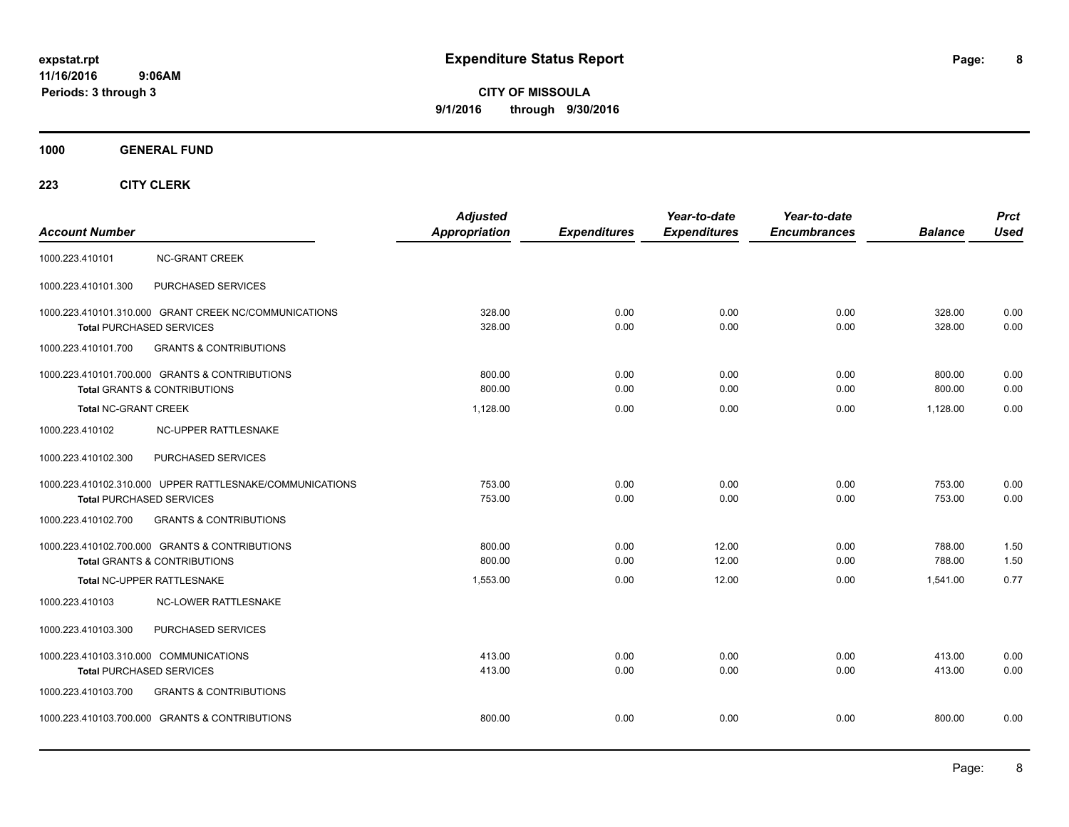# Expenditure Status Report

expstat.rpt
11/16/2016 9:06AM
Periods: 3 through 3

**CITY OF MISSOULA**
**9/1/2016 through 9/30/2016**

**1000 GENERAL FUND**

**223 CITY CLERK**

| Account Number | | Adjusted Appropriation | Expenditures | Year-to-date Expenditures | Year-to-date Encumbrances | Balance | Prct Used |
|---|---|---|---|---|---|---|---|
| 1000.223.410101 | NC-GRANT CREEK | | | | | | |
| 1000.223.410101.300 | PURCHASED SERVICES | | | | | | |
| 1000.223.410101.310.000 | GRANT CREEK NC/COMMUNICATIONS | 328.00 | 0.00 | 0.00 | 0.00 | 328.00 | 0.00 |
| **Total** PURCHASED SERVICES | | 328.00 | 0.00 | 0.00 | 0.00 | 328.00 | 0.00 |
| 1000.223.410101.700 | GRANTS & CONTRIBUTIONS | | | | | | |
| 1000.223.410101.700.000 | GRANTS & CONTRIBUTIONS | 800.00 | 0.00 | 0.00 | 0.00 | 800.00 | 0.00 |
| **Total** GRANTS & CONTRIBUTIONS | | 800.00 | 0.00 | 0.00 | 0.00 | 800.00 | 0.00 |
| **Total** NC-GRANT CREEK | | 1,128.00 | 0.00 | 0.00 | 0.00 | 1,128.00 | 0.00 |
| 1000.223.410102 | NC-UPPER RATTLESNAKE | | | | | | |
| 1000.223.410102.300 | PURCHASED SERVICES | | | | | | |
| 1000.223.410102.310.000 | UPPER RATTLESNAKE/COMMUNICATIONS | 753.00 | 0.00 | 0.00 | 0.00 | 753.00 | 0.00 |
| **Total** PURCHASED SERVICES | | 753.00 | 0.00 | 0.00 | 0.00 | 753.00 | 0.00 |
| 1000.223.410102.700 | GRANTS & CONTRIBUTIONS | | | | | | |
| 1000.223.410102.700.000 | GRANTS & CONTRIBUTIONS | 800.00 | 0.00 | 12.00 | 0.00 | 788.00 | 1.50 |
| **Total** GRANTS & CONTRIBUTIONS | | 800.00 | 0.00 | 12.00 | 0.00 | 788.00 | 1.50 |
| **Total** NC-UPPER RATTLESNAKE | | 1,553.00 | 0.00 | 12.00 | 0.00 | 1,541.00 | 0.77 |
| 1000.223.410103 | NC-LOWER RATTLESNAKE | | | | | | |
| 1000.223.410103.300 | PURCHASED SERVICES | | | | | | |
| 1000.223.410103.310.000 | COMMUNICATIONS | 413.00 | 0.00 | 0.00 | 0.00 | 413.00 | 0.00 |
| **Total** PURCHASED SERVICES | | 413.00 | 0.00 | 0.00 | 0.00 | 413.00 | 0.00 |
| 1000.223.410103.700 | GRANTS & CONTRIBUTIONS | | | | | | |
| 1000.223.410103.700.000 | GRANTS & CONTRIBUTIONS | 800.00 | 0.00 | 0.00 | 0.00 | 800.00 | 0.00 |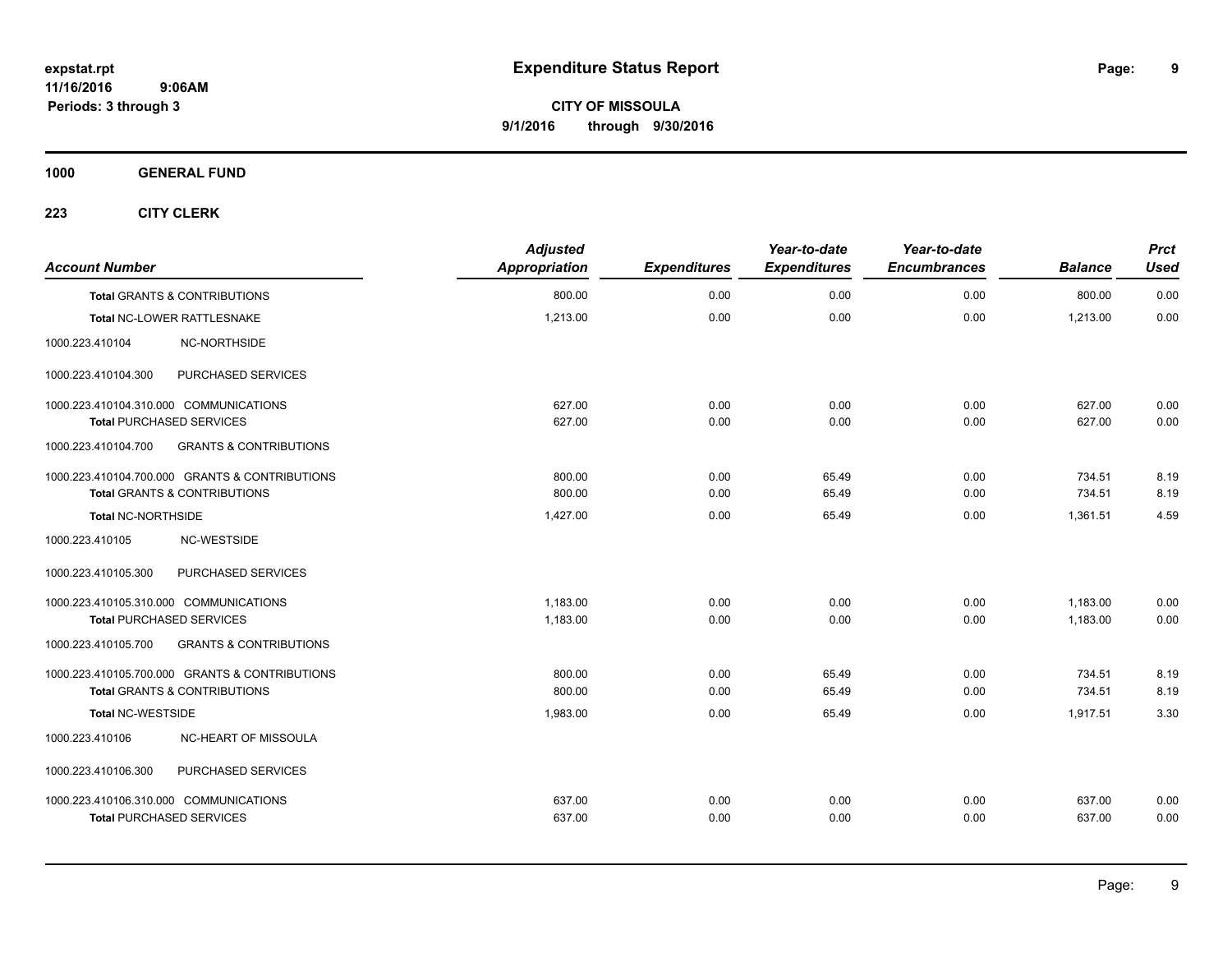# Expenditure Status Report

**CITY OF MISSOULA**
**9/1/2016 through 9/30/2016**

expstat.rpt
11/16/2016 9:06AM
Periods: 3 through 3

**1000 GENERAL FUND**

**223 CITY CLERK**

| Account Number | | Adjusted Appropriation | Expenditures | Year-to-date Expenditures | Year-to-date Encumbrances | Balance | Prct Used |
|---|---|---|---|---|---|---|---|
| **Total** GRANTS & CONTRIBUTIONS | | 800.00 | 0.00 | 0.00 | 0.00 | 800.00 | 0.00 |
| **Total** NC-LOWER RATTLESNAKE | | 1,213.00 | 0.00 | 0.00 | 0.00 | 1,213.00 | 0.00 |
| 1000.223.410104 | NC-NORTHSIDE | | | | | | |
| 1000.223.410104.300 | PURCHASED SERVICES | | | | | | |
| 1000.223.410104.310.000 | COMMUNICATIONS | 627.00 | 0.00 | 0.00 | 0.00 | 627.00 | 0.00 |
| **Total** PURCHASED SERVICES | | 627.00 | 0.00 | 0.00 | 0.00 | 627.00 | 0.00 |
| 1000.223.410104.700 | GRANTS & CONTRIBUTIONS | | | | | | |
| 1000.223.410104.700.000 | GRANTS & CONTRIBUTIONS | 800.00 | 0.00 | 65.49 | 0.00 | 734.51 | 8.19 |
| **Total** GRANTS & CONTRIBUTIONS | | 800.00 | 0.00 | 65.49 | 0.00 | 734.51 | 8.19 |
| **Total** NC-NORTHSIDE | | 1,427.00 | 0.00 | 65.49 | 0.00 | 1,361.51 | 4.59 |
| 1000.223.410105 | NC-WESTSIDE | | | | | | |
| 1000.223.410105.300 | PURCHASED SERVICES | | | | | | |
| 1000.223.410105.310.000 | COMMUNICATIONS | 1,183.00 | 0.00 | 0.00 | 0.00 | 1,183.00 | 0.00 |
| **Total** PURCHASED SERVICES | | 1,183.00 | 0.00 | 0.00 | 0.00 | 1,183.00 | 0.00 |
| 1000.223.410105.700 | GRANTS & CONTRIBUTIONS | | | | | | |
| 1000.223.410105.700.000 | GRANTS & CONTRIBUTIONS | 800.00 | 0.00 | 65.49 | 0.00 | 734.51 | 8.19 |
| **Total** GRANTS & CONTRIBUTIONS | | 800.00 | 0.00 | 65.49 | 0.00 | 734.51 | 8.19 |
| **Total** NC-WESTSIDE | | 1,983.00 | 0.00 | 65.49 | 0.00 | 1,917.51 | 3.30 |
| 1000.223.410106 | NC-HEART OF MISSOULA | | | | | | |
| 1000.223.410106.300 | PURCHASED SERVICES | | | | | | |
| 1000.223.410106.310.000 | COMMUNICATIONS | 637.00 | 0.00 | 0.00 | 0.00 | 637.00 | 0.00 |
| **Total** PURCHASED SERVICES | | 637.00 | 0.00 | 0.00 | 0.00 | 637.00 | 0.00 |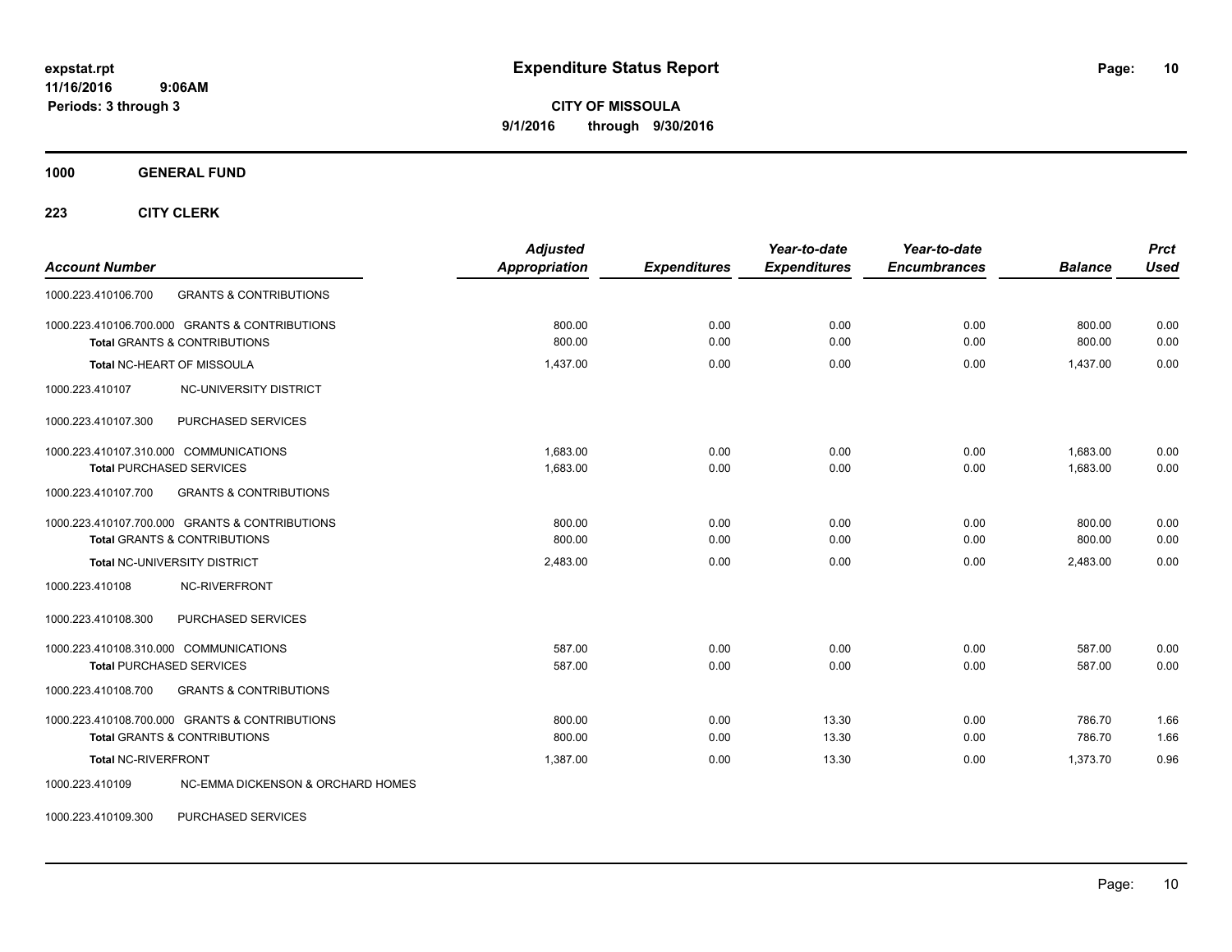# Expenditure Status Report

expstat.rpt
11/16/2016 9:06AM
Periods: 3 through 3

**CITY OF MISSOULA**
**9/1/2016 through 9/30/2016**

**1000 GENERAL FUND**

**223 CITY CLERK**

| Account Number | | Adjusted Appropriation | Expenditures | Year-to-date Expenditures | Year-to-date Encumbrances | Balance | Prct Used |
|---|---|---|---|---|---|---|---|
| 1000.223.410106.700 | GRANTS & CONTRIBUTIONS | | | | | | |
| 1000.223.410106.700.000 | GRANTS & CONTRIBUTIONS | 800.00 | 0.00 | 0.00 | 0.00 | 800.00 | 0.00 |
| **Total** GRANTS & CONTRIBUTIONS | | 800.00 | 0.00 | 0.00 | 0.00 | 800.00 | 0.00 |
| **Total** NC-HEART OF MISSOULA | | 1,437.00 | 0.00 | 0.00 | 0.00 | 1,437.00 | 0.00 |
| 1000.223.410107 | NC-UNIVERSITY DISTRICT | | | | | | |
| 1000.223.410107.300 | PURCHASED SERVICES | | | | | | |
| 1000.223.410107.310.000 | COMMUNICATIONS | 1,683.00 | 0.00 | 0.00 | 0.00 | 1,683.00 | 0.00 |
| **Total** PURCHASED SERVICES | | 1,683.00 | 0.00 | 0.00 | 0.00 | 1,683.00 | 0.00 |
| 1000.223.410107.700 | GRANTS & CONTRIBUTIONS | | | | | | |
| 1000.223.410107.700.000 | GRANTS & CONTRIBUTIONS | 800.00 | 0.00 | 0.00 | 0.00 | 800.00 | 0.00 |
| **Total** GRANTS & CONTRIBUTIONS | | 800.00 | 0.00 | 0.00 | 0.00 | 800.00 | 0.00 |
| **Total** NC-UNIVERSITY DISTRICT | | 2,483.00 | 0.00 | 0.00 | 0.00 | 2,483.00 | 0.00 |
| 1000.223.410108 | NC-RIVERFRONT | | | | | | |
| 1000.223.410108.300 | PURCHASED SERVICES | | | | | | |
| 1000.223.410108.310.000 | COMMUNICATIONS | 587.00 | 0.00 | 0.00 | 0.00 | 587.00 | 0.00 |
| **Total** PURCHASED SERVICES | | 587.00 | 0.00 | 0.00 | 0.00 | 587.00 | 0.00 |
| 1000.223.410108.700 | GRANTS & CONTRIBUTIONS | | | | | | |
| 1000.223.410108.700.000 | GRANTS & CONTRIBUTIONS | 800.00 | 0.00 | 13.30 | 0.00 | 786.70 | 1.66 |
| **Total** GRANTS & CONTRIBUTIONS | | 800.00 | 0.00 | 13.30 | 0.00 | 786.70 | 1.66 |
| **Total** NC-RIVERFRONT | | 1,387.00 | 0.00 | 13.30 | 0.00 | 1,373.70 | 0.96 |
| 1000.223.410109 | NC-EMMA DICKENSON & ORCHARD HOMES | | | | | | |
| 1000.223.410109.300 | PURCHASED SERVICES | | | | | | |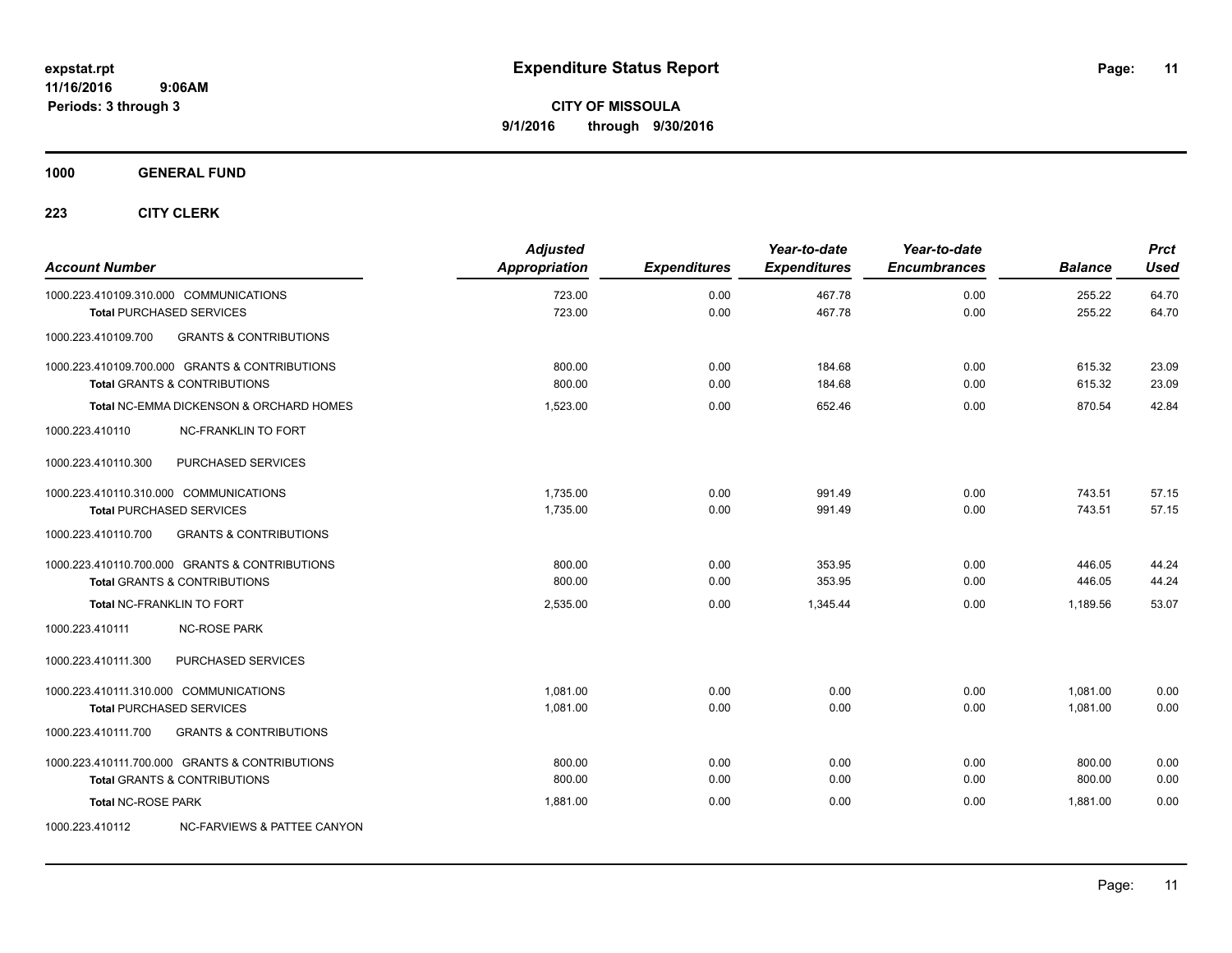# Expenditure Status Report

expstat.rpt
11/16/2016 9:06AM
Periods: 3 through 3

**CITY OF MISSOULA**
**9/1/2016 through 9/30/2016**

**1000 GENERAL FUND**

**223 CITY CLERK**

| Account Number | Adjusted Appropriation | Expenditures | Year-to-date Expenditures | Year-to-date Encumbrances | Balance | Prct Used |
|---|---|---|---|---|---|---|
| 1000.223.410109.310.000 COMMUNICATIONS | 723.00 | 0.00 | 467.78 | 0.00 | 255.22 | 64.70 |
| **Total** PURCHASED SERVICES | 723.00 | 0.00 | 467.78 | 0.00 | 255.22 | 64.70 |
| 1000.223.410109.700 GRANTS & CONTRIBUTIONS | | | | | | |
| 1000.223.410109.700.000 GRANTS & CONTRIBUTIONS | 800.00 | 0.00 | 184.68 | 0.00 | 615.32 | 23.09 |
| **Total** GRANTS & CONTRIBUTIONS | 800.00 | 0.00 | 184.68 | 0.00 | 615.32 | 23.09 |
| **Total** NC-EMMA DICKENSON & ORCHARD HOMES | 1,523.00 | 0.00 | 652.46 | 0.00 | 870.54 | 42.84 |
| 1000.223.410110 NC-FRANKLIN TO FORT | | | | | | |
| 1000.223.410110.300 PURCHASED SERVICES | | | | | | |
| 1000.223.410110.310.000 COMMUNICATIONS | 1,735.00 | 0.00 | 991.49 | 0.00 | 743.51 | 57.15 |
| **Total** PURCHASED SERVICES | 1,735.00 | 0.00 | 991.49 | 0.00 | 743.51 | 57.15 |
| 1000.223.410110.700 GRANTS & CONTRIBUTIONS | | | | | | |
| 1000.223.410110.700.000 GRANTS & CONTRIBUTIONS | 800.00 | 0.00 | 353.95 | 0.00 | 446.05 | 44.24 |
| **Total** GRANTS & CONTRIBUTIONS | 800.00 | 0.00 | 353.95 | 0.00 | 446.05 | 44.24 |
| **Total** NC-FRANKLIN TO FORT | 2,535.00 | 0.00 | 1,345.44 | 0.00 | 1,189.56 | 53.07 |
| 1000.223.410111 NC-ROSE PARK | | | | | | |
| 1000.223.410111.300 PURCHASED SERVICES | | | | | | |
| 1000.223.410111.310.000 COMMUNICATIONS | 1,081.00 | 0.00 | 0.00 | 0.00 | 1,081.00 | 0.00 |
| **Total** PURCHASED SERVICES | 1,081.00 | 0.00 | 0.00 | 0.00 | 1,081.00 | 0.00 |
| 1000.223.410111.700 GRANTS & CONTRIBUTIONS | | | | | | |
| 1000.223.410111.700.000 GRANTS & CONTRIBUTIONS | 800.00 | 0.00 | 0.00 | 0.00 | 800.00 | 0.00 |
| **Total** GRANTS & CONTRIBUTIONS | 800.00 | 0.00 | 0.00 | 0.00 | 800.00 | 0.00 |
| **Total** NC-ROSE PARK | 1,881.00 | 0.00 | 0.00 | 0.00 | 1,881.00 | 0.00 |
| 1000.223.410112 NC-FARVIEWS & PATTEE CANYON | | | | | | |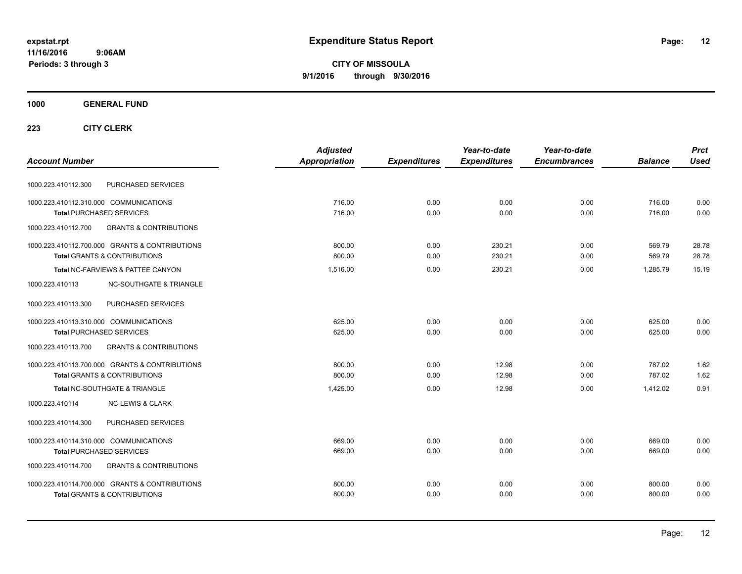# Expenditure Status Report

**CITY OF MISSOULA**
**9/1/2016 through 9/30/2016**

expstat.rpt
11/16/2016 9:06AM
Periods: 3 through 3

**1000 GENERAL FUND**

**223 CITY CLERK**

| Account Number | | Adjusted Appropriation | Expenditures | Year-to-date Expenditures | Year-to-date Encumbrances | Balance | Prct Used |
|---|---|---|---|---|---|---|---|
| 1000.223.410112.300 | PURCHASED SERVICES | | | | | | |
| 1000.223.410112.310.000 | COMMUNICATIONS | 716.00 | 0.00 | 0.00 | 0.00 | 716.00 | 0.00 |
| **Total** PURCHASED SERVICES | | 716.00 | 0.00 | 0.00 | 0.00 | 716.00 | 0.00 |
| 1000.223.410112.700 | GRANTS & CONTRIBUTIONS | | | | | | |
| 1000.223.410112.700.000 | GRANTS & CONTRIBUTIONS | 800.00 | 0.00 | 230.21 | 0.00 | 569.79 | 28.78 |
| **Total** GRANTS & CONTRIBUTIONS | | 800.00 | 0.00 | 230.21 | 0.00 | 569.79 | 28.78 |
| **Total NC-FARVIEWS & PATTEE CANYON** | | 1,516.00 | 0.00 | 230.21 | 0.00 | 1,285.79 | 15.19 |
| 1000.223.410113 | NC-SOUTHGATE & TRIANGLE | | | | | | |
| 1000.223.410113.300 | PURCHASED SERVICES | | | | | | |
| 1000.223.410113.310.000 | COMMUNICATIONS | 625.00 | 0.00 | 0.00 | 0.00 | 625.00 | 0.00 |
| **Total** PURCHASED SERVICES | | 625.00 | 0.00 | 0.00 | 0.00 | 625.00 | 0.00 |
| 1000.223.410113.700 | GRANTS & CONTRIBUTIONS | | | | | | |
| 1000.223.410113.700.000 | GRANTS & CONTRIBUTIONS | 800.00 | 0.00 | 12.98 | 0.00 | 787.02 | 1.62 |
| **Total** GRANTS & CONTRIBUTIONS | | 800.00 | 0.00 | 12.98 | 0.00 | 787.02 | 1.62 |
| **Total NC-SOUTHGATE & TRIANGLE** | | 1,425.00 | 0.00 | 12.98 | 0.00 | 1,412.02 | 0.91 |
| 1000.223.410114 | NC-LEWIS & CLARK | | | | | | |
| 1000.223.410114.300 | PURCHASED SERVICES | | | | | | |
| 1000.223.410114.310.000 | COMMUNICATIONS | 669.00 | 0.00 | 0.00 | 0.00 | 669.00 | 0.00 |
| **Total** PURCHASED SERVICES | | 669.00 | 0.00 | 0.00 | 0.00 | 669.00 | 0.00 |
| 1000.223.410114.700 | GRANTS & CONTRIBUTIONS | | | | | | |
| 1000.223.410114.700.000 | GRANTS & CONTRIBUTIONS | 800.00 | 0.00 | 0.00 | 0.00 | 800.00 | 0.00 |
| **Total** GRANTS & CONTRIBUTIONS | | 800.00 | 0.00 | 0.00 | 0.00 | 800.00 | 0.00 |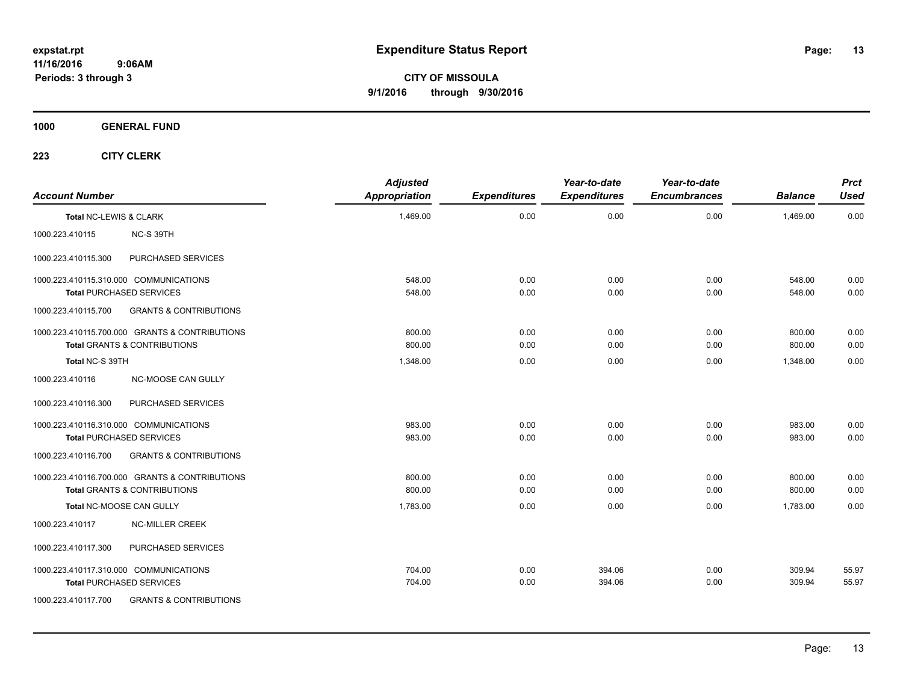expstat.rpt
11/16/2016 9:06AM
Periods: 3 through 3

# Expenditure Status Report

**CITY OF MISSOULA**
**9/1/2016 through 9/30/2016**

**1000 GENERAL FUND**

**223 CITY CLERK**

| Account Number | | Adjusted Appropriation | Expenditures | Year-to-date Expenditures | Year-to-date Encumbrances | Balance | Prct Used |
|---|---|---|---|---|---|---|---|
| Total NC-LEWIS & CLARK | | 1,469.00 | 0.00 | 0.00 | 0.00 | 1,469.00 | 0.00 |
| 1000.223.410115 | NC-S 39TH | | | | | | |
| 1000.223.410115.300 | PURCHASED SERVICES | | | | | | |
| 1000.223.410115.310.000 | COMMUNICATIONS | 548.00 | 0.00 | 0.00 | 0.00 | 548.00 | 0.00 |
| Total PURCHASED SERVICES | | 548.00 | 0.00 | 0.00 | 0.00 | 548.00 | 0.00 |
| 1000.223.410115.700 | GRANTS & CONTRIBUTIONS | | | | | | |
| 1000.223.410115.700.000 | GRANTS & CONTRIBUTIONS | 800.00 | 0.00 | 0.00 | 0.00 | 800.00 | 0.00 |
| Total GRANTS & CONTRIBUTIONS | | 800.00 | 0.00 | 0.00 | 0.00 | 800.00 | 0.00 |
| Total NC-S 39TH | | 1,348.00 | 0.00 | 0.00 | 0.00 | 1,348.00 | 0.00 |
| 1000.223.410116 | NC-MOOSE CAN GULLY | | | | | | |
| 1000.223.410116.300 | PURCHASED SERVICES | | | | | | |
| 1000.223.410116.310.000 | COMMUNICATIONS | 983.00 | 0.00 | 0.00 | 0.00 | 983.00 | 0.00 |
| Total PURCHASED SERVICES | | 983.00 | 0.00 | 0.00 | 0.00 | 983.00 | 0.00 |
| 1000.223.410116.700 | GRANTS & CONTRIBUTIONS | | | | | | |
| 1000.223.410116.700.000 | GRANTS & CONTRIBUTIONS | 800.00 | 0.00 | 0.00 | 0.00 | 800.00 | 0.00 |
| Total GRANTS & CONTRIBUTIONS | | 800.00 | 0.00 | 0.00 | 0.00 | 800.00 | 0.00 |
| Total NC-MOOSE CAN GULLY | | 1,783.00 | 0.00 | 0.00 | 0.00 | 1,783.00 | 0.00 |
| 1000.223.410117 | NC-MILLER CREEK | | | | | | |
| 1000.223.410117.300 | PURCHASED SERVICES | | | | | | |
| 1000.223.410117.310.000 | COMMUNICATIONS | 704.00 | 0.00 | 394.06 | 0.00 | 309.94 | 55.97 |
| Total PURCHASED SERVICES | | 704.00 | 0.00 | 394.06 | 0.00 | 309.94 | 55.97 |
| 1000.223.410117.700 | GRANTS & CONTRIBUTIONS | | | | | | |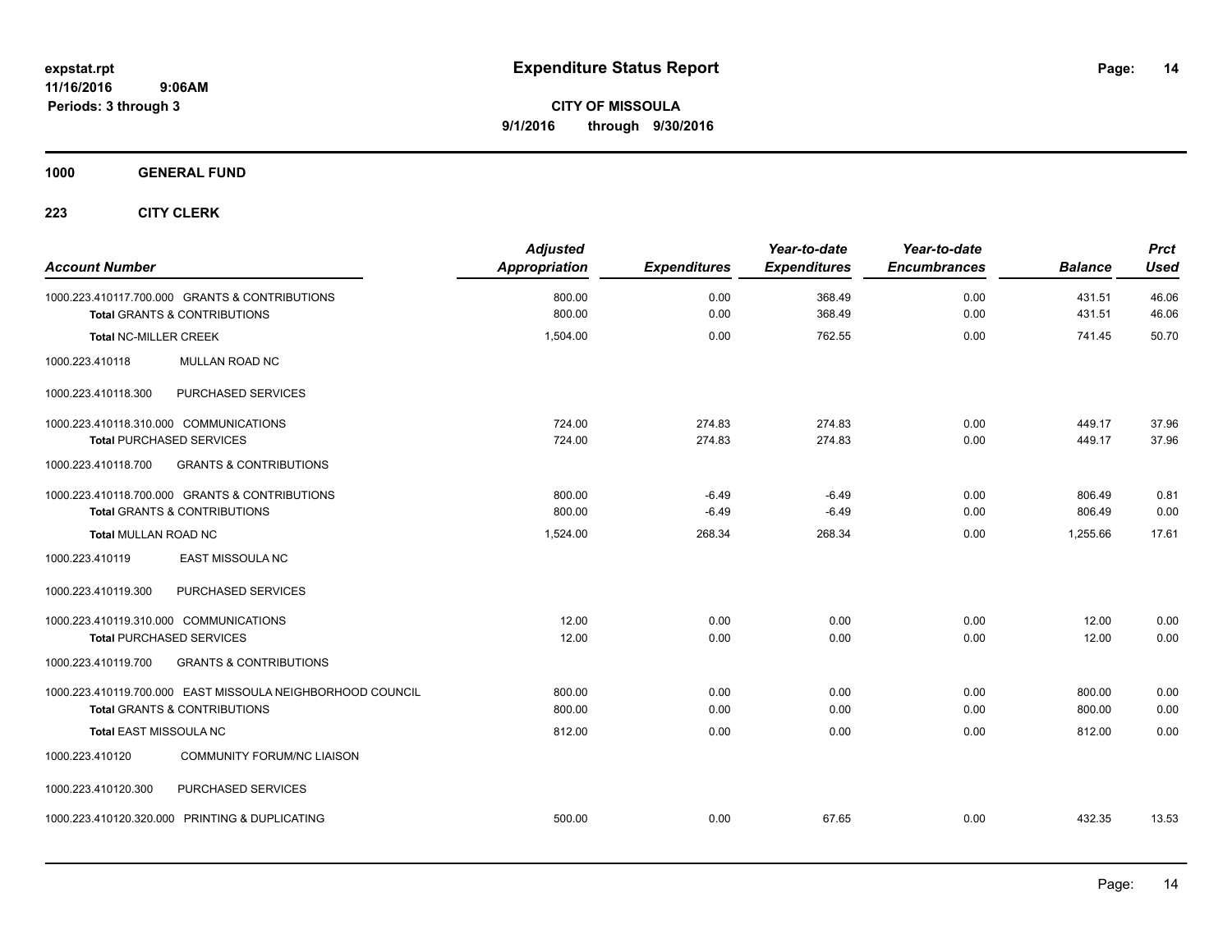expstat.rpt
11/16/2016 9:06AM
Periods: 3 through 3

# Expenditure Status Report

**CITY OF MISSOULA**
**9/1/2016 through 9/30/2016**

**1000 GENERAL FUND**

**223 CITY CLERK**

| Account Number | Adjusted Appropriation | Expenditures | Year-to-date Expenditures | Year-to-date Encumbrances | Balance | Prct Used |
|---|---|---|---|---|---|---|
| 1000.223.410117.700.000 GRANTS & CONTRIBUTIONS | 800.00 | 0.00 | 368.49 | 0.00 | 431.51 | 46.06 |
| **Total** GRANTS & CONTRIBUTIONS | 800.00 | 0.00 | 368.49 | 0.00 | 431.51 | 46.06 |
| **Total** NC-MILLER CREEK | 1,504.00 | 0.00 | 762.55 | 0.00 | 741.45 | 50.70 |
| 1000.223.410118 MULLAN ROAD NC | | | | | | |
| 1000.223.410118.300 PURCHASED SERVICES | | | | | | |
| 1000.223.410118.310.000 COMMUNICATIONS | 724.00 | 274.83 | 274.83 | 0.00 | 449.17 | 37.96 |
| **Total** PURCHASED SERVICES | 724.00 | 274.83 | 274.83 | 0.00 | 449.17 | 37.96 |
| 1000.223.410118.700 GRANTS & CONTRIBUTIONS | | | | | | |
| 1000.223.410118.700.000 GRANTS & CONTRIBUTIONS | 800.00 | -6.49 | -6.49 | 0.00 | 806.49 | 0.81 |
| **Total** GRANTS & CONTRIBUTIONS | 800.00 | -6.49 | -6.49 | 0.00 | 806.49 | 0.00 |
| **Total** MULLAN ROAD NC | 1,524.00 | 268.34 | 268.34 | 0.00 | 1,255.66 | 17.61 |
| 1000.223.410119 EAST MISSOULA NC | | | | | | |
| 1000.223.410119.300 PURCHASED SERVICES | | | | | | |
| 1000.223.410119.310.000 COMMUNICATIONS | 12.00 | 0.00 | 0.00 | 0.00 | 12.00 | 0.00 |
| **Total** PURCHASED SERVICES | 12.00 | 0.00 | 0.00 | 0.00 | 12.00 | 0.00 |
| 1000.223.410119.700 GRANTS & CONTRIBUTIONS | | | | | | |
| 1000.223.410119.700.000 EAST MISSOULA NEIGHBORHOOD COUNCIL | 800.00 | 0.00 | 0.00 | 0.00 | 800.00 | 0.00 |
| **Total** GRANTS & CONTRIBUTIONS | 800.00 | 0.00 | 0.00 | 0.00 | 800.00 | 0.00 |
| **Total** EAST MISSOULA NC | 812.00 | 0.00 | 0.00 | 0.00 | 812.00 | 0.00 |
| 1000.223.410120 COMMUNITY FORUM/NC LIAISON | | | | | | |
| 1000.223.410120.300 PURCHASED SERVICES | | | | | | |
| 1000.223.410120.320.000 PRINTING & DUPLICATING | 500.00 | 0.00 | 67.65 | 0.00 | 432.35 | 13.53 |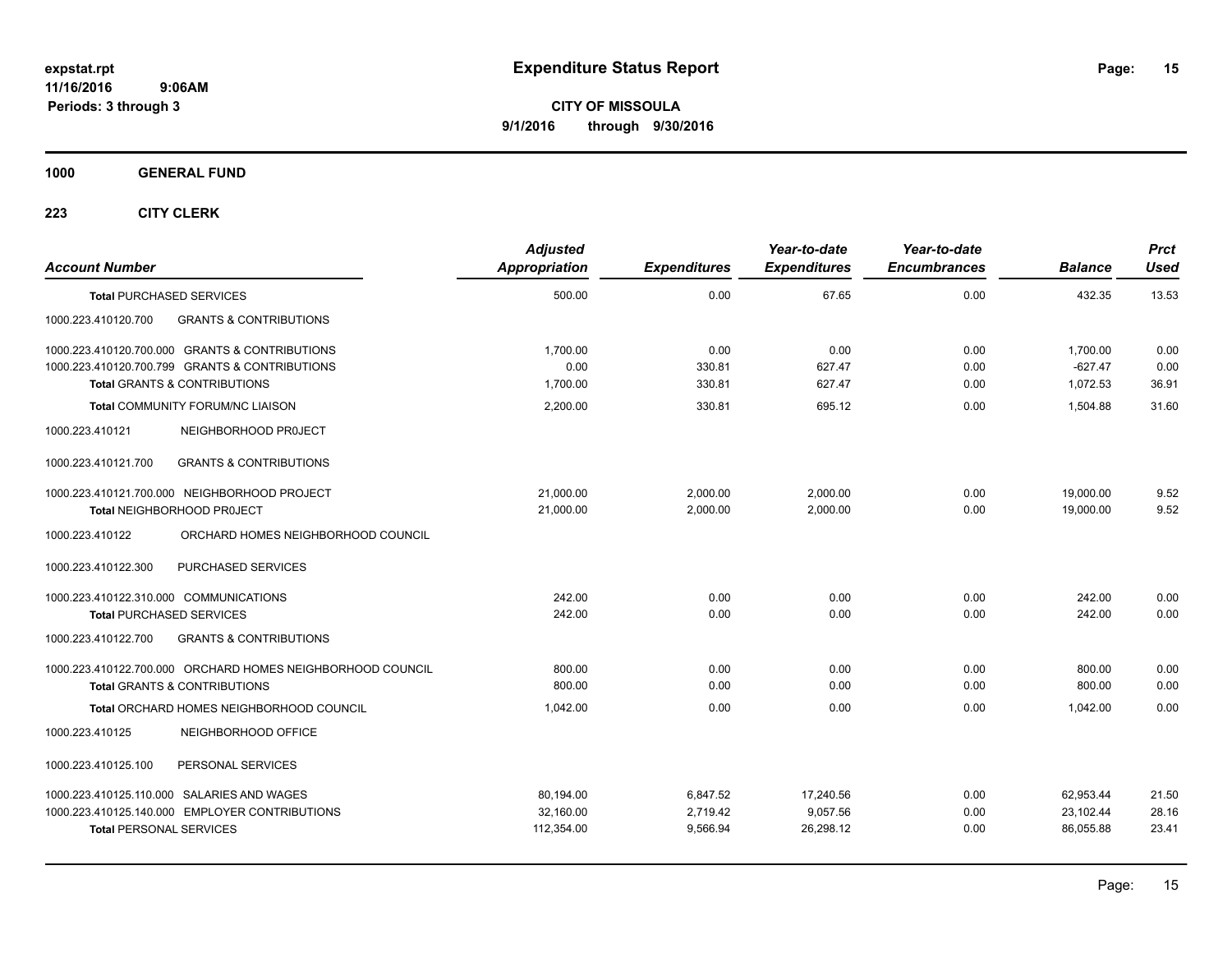**expstat.rpt**
**11/16/2016 9:06AM**
**Periods: 3 through 3**

# Expenditure Status Report

**CITY OF MISSOULA**
**9/1/2016 through 9/30/2016**

**1000 GENERAL FUND**

**223 CITY CLERK**

| Account Number | Adjusted Appropriation | Expenditures | Year-to-date Expenditures | Year-to-date Encumbrances | Balance | Prct Used |
|---|---|---|---|---|---|---|
| **Total** PURCHASED SERVICES | 500.00 | 0.00 | 67.65 | 0.00 | 432.35 | 13.53 |
| 1000.223.410120.700 GRANTS & CONTRIBUTIONS | | | | | | |
| 1000.223.410120.700.000 GRANTS & CONTRIBUTIONS | 1,700.00 | 0.00 | 0.00 | 0.00 | 1,700.00 | 0.00 |
| 1000.223.410120.700.799 GRANTS & CONTRIBUTIONS | 0.00 | 330.81 | 627.47 | 0.00 | -627.47 | 0.00 |
| **Total** GRANTS & CONTRIBUTIONS | 1,700.00 | 330.81 | 627.47 | 0.00 | 1,072.53 | 36.91 |
| **Total** COMMUNITY FORUM/NC LIAISON | 2,200.00 | 330.81 | 695.12 | 0.00 | 1,504.88 | 31.60 |
| 1000.223.410121 NEIGHBORHOOD PR0JECT | | | | | | |
| 1000.223.410121.700 GRANTS & CONTRIBUTIONS | | | | | | |
| 1000.223.410121.700.000 NEIGHBORHOOD PROJECT | 21,000.00 | 2,000.00 | 2,000.00 | 0.00 | 19,000.00 | 9.52 |
| **Total** NEIGHBORHOOD PR0JECT | 21,000.00 | 2,000.00 | 2,000.00 | 0.00 | 19,000.00 | 9.52 |
| 1000.223.410122 ORCHARD HOMES NEIGHBORHOOD COUNCIL | | | | | | |
| 1000.223.410122.300 PURCHASED SERVICES | | | | | | |
| 1000.223.410122.310.000 COMMUNICATIONS | 242.00 | 0.00 | 0.00 | 0.00 | 242.00 | 0.00 |
| **Total** PURCHASED SERVICES | 242.00 | 0.00 | 0.00 | 0.00 | 242.00 | 0.00 |
| 1000.223.410122.700 GRANTS & CONTRIBUTIONS | | | | | | |
| 1000.223.410122.700.000 ORCHARD HOMES NEIGHBORHOOD COUNCIL | 800.00 | 0.00 | 0.00 | 0.00 | 800.00 | 0.00 |
| **Total** GRANTS & CONTRIBUTIONS | 800.00 | 0.00 | 0.00 | 0.00 | 800.00 | 0.00 |
| **Total** ORCHARD HOMES NEIGHBORHOOD COUNCIL | 1,042.00 | 0.00 | 0.00 | 0.00 | 1,042.00 | 0.00 |
| 1000.223.410125 NEIGHBORHOOD OFFICE | | | | | | |
| 1000.223.410125.100 PERSONAL SERVICES | | | | | | |
| 1000.223.410125.110.000 SALARIES AND WAGES | 80,194.00 | 6,847.52 | 17,240.56 | 0.00 | 62,953.44 | 21.50 |
| 1000.223.410125.140.000 EMPLOYER CONTRIBUTIONS | 32,160.00 | 2,719.42 | 9,057.56 | 0.00 | 23,102.44 | 28.16 |
| **Total** PERSONAL SERVICES | 112,354.00 | 9,566.94 | 26,298.12 | 0.00 | 86,055.88 | 23.41 |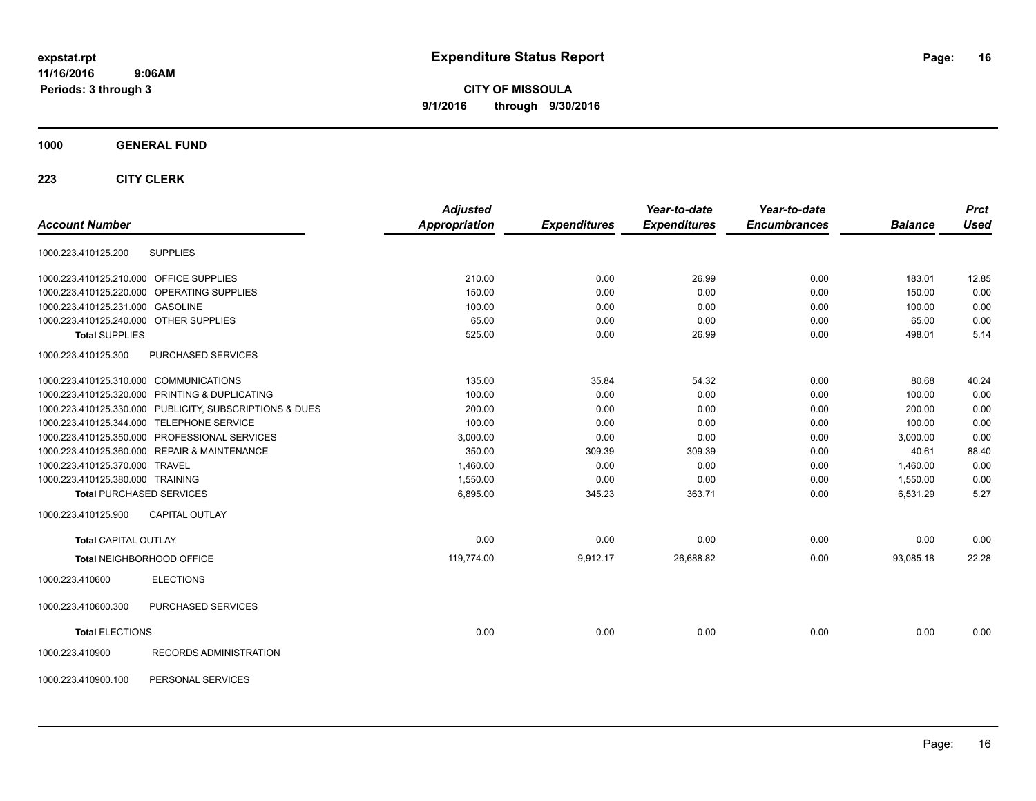# Expenditure Status Report

**CITY OF MISSOULA**
**9/1/2016 through 9/30/2016**

expstat.rpt
11/16/2016 9:06AM
Periods: 3 through 3

## 1000 GENERAL FUND

### 223 CITY CLERK

| Account Number | | Adjusted Appropriation | Expenditures | Year-to-date Expenditures | Year-to-date Encumbrances | Balance | Prct Used |
|---|---|---|---|---|---|---|---|
| 1000.223.410125.200 | SUPPLIES | | | | | | |
| 1000.223.410125.210.000 | OFFICE SUPPLIES | 210.00 | 0.00 | 26.99 | 0.00 | 183.01 | 12.85 |
| 1000.223.410125.220.000 | OPERATING SUPPLIES | 150.00 | 0.00 | 0.00 | 0.00 | 150.00 | 0.00 |
| 1000.223.410125.231.000 | GASOLINE | 100.00 | 0.00 | 0.00 | 0.00 | 100.00 | 0.00 |
| 1000.223.410125.240.000 | OTHER SUPPLIES | 65.00 | 0.00 | 0.00 | 0.00 | 65.00 | 0.00 |
| **Total** SUPPLIES | | 525.00 | 0.00 | 26.99 | 0.00 | 498.01 | 5.14 |
| 1000.223.410125.300 | PURCHASED SERVICES | | | | | | |
| 1000.223.410125.310.000 | COMMUNICATIONS | 135.00 | 35.84 | 54.32 | 0.00 | 80.68 | 40.24 |
| 1000.223.410125.320.000 | PRINTING & DUPLICATING | 100.00 | 0.00 | 0.00 | 0.00 | 100.00 | 0.00 |
| 1000.223.410125.330.000 | PUBLICITY, SUBSCRIPTIONS & DUES | 200.00 | 0.00 | 0.00 | 0.00 | 200.00 | 0.00 |
| 1000.223.410125.344.000 | TELEPHONE SERVICE | 100.00 | 0.00 | 0.00 | 0.00 | 100.00 | 0.00 |
| 1000.223.410125.350.000 | PROFESSIONAL SERVICES | 3,000.00 | 0.00 | 0.00 | 0.00 | 3,000.00 | 0.00 |
| 1000.223.410125.360.000 | REPAIR & MAINTENANCE | 350.00 | 309.39 | 309.39 | 0.00 | 40.61 | 88.40 |
| 1000.223.410125.370.000 | TRAVEL | 1,460.00 | 0.00 | 0.00 | 0.00 | 1,460.00 | 0.00 |
| 1000.223.410125.380.000 | TRAINING | 1,550.00 | 0.00 | 0.00 | 0.00 | 1,550.00 | 0.00 |
| **Total** PURCHASED SERVICES | | 6,895.00 | 345.23 | 363.71 | 0.00 | 6,531.29 | 5.27 |
| 1000.223.410125.900 | CAPITAL OUTLAY | | | | | | |
| **Total** CAPITAL OUTLAY | | 0.00 | 0.00 | 0.00 | 0.00 | 0.00 | 0.00 |
| **Total** NEIGHBORHOOD OFFICE | | 119,774.00 | 9,912.17 | 26,688.82 | 0.00 | 93,085.18 | 22.28 |
| 1000.223.410600 | ELECTIONS | | | | | | |
| 1000.223.410600.300 | PURCHASED SERVICES | | | | | | |
| **Total** ELECTIONS | | 0.00 | 0.00 | 0.00 | 0.00 | 0.00 | 0.00 |
| 1000.223.410900 | RECORDS ADMINISTRATION | | | | | | |
| 1000.223.410900.100 | PERSONAL SERVICES | | | | | | |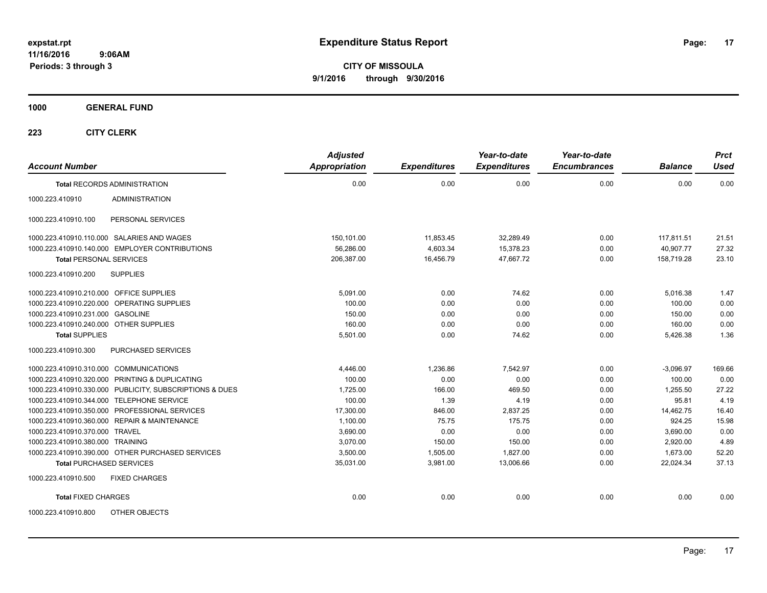**expstat.rpt**
**11/16/2016 9:06AM**
**Periods: 3 through 3**

# Expenditure Status Report

**CITY OF MISSOULA**
**9/1/2016 through 9/30/2016**

## 1000 GENERAL FUND

### 223 CITY CLERK

| Account Number | | Adjusted Appropriation | Expenditures | Year-to-date Expenditures | Year-to-date Encumbrances | Balance | Prct Used |
|---|---|---|---|---|---|---|---|
| **Total** RECORDS ADMINISTRATION | | 0.00 | 0.00 | 0.00 | 0.00 | 0.00 | 0.00 |
| 1000.223.410910 | ADMINISTRATION | | | | | | |
| 1000.223.410910.100 | PERSONAL SERVICES | | | | | | |
| 1000.223.410910.110.000 | SALARIES AND WAGES | 150,101.00 | 11,853.45 | 32,289.49 | 0.00 | 117,811.51 | 21.51 |
| 1000.223.410910.140.000 | EMPLOYER CONTRIBUTIONS | 56,286.00 | 4,603.34 | 15,378.23 | 0.00 | 40,907.77 | 27.32 |
| **Total** PERSONAL SERVICES | | 206,387.00 | 16,456.79 | 47,667.72 | 0.00 | 158,719.28 | 23.10 |
| 1000.223.410910.200 | SUPPLIES | | | | | | |
| 1000.223.410910.210.000 | OFFICE SUPPLIES | 5,091.00 | 0.00 | 74.62 | 0.00 | 5,016.38 | 1.47 |
| 1000.223.410910.220.000 | OPERATING SUPPLIES | 100.00 | 0.00 | 0.00 | 0.00 | 100.00 | 0.00 |
| 1000.223.410910.231.000 | GASOLINE | 150.00 | 0.00 | 0.00 | 0.00 | 150.00 | 0.00 |
| 1000.223.410910.240.000 | OTHER SUPPLIES | 160.00 | 0.00 | 0.00 | 0.00 | 160.00 | 0.00 |
| **Total** SUPPLIES | | 5,501.00 | 0.00 | 74.62 | 0.00 | 5,426.38 | 1.36 |
| 1000.223.410910.300 | PURCHASED SERVICES | | | | | | |
| 1000.223.410910.310.000 | COMMUNICATIONS | 4,446.00 | 1,236.86 | 7,542.97 | 0.00 | -3,096.97 | 169.66 |
| 1000.223.410910.320.000 | PRINTING & DUPLICATING | 100.00 | 0.00 | 0.00 | 0.00 | 100.00 | 0.00 |
| 1000.223.410910.330.000 | PUBLICITY, SUBSCRIPTIONS & DUES | 1,725.00 | 166.00 | 469.50 | 0.00 | 1,255.50 | 27.22 |
| 1000.223.410910.344.000 | TELEPHONE SERVICE | 100.00 | 1.39 | 4.19 | 0.00 | 95.81 | 4.19 |
| 1000.223.410910.350.000 | PROFESSIONAL SERVICES | 17,300.00 | 846.00 | 2,837.25 | 0.00 | 14,462.75 | 16.40 |
| 1000.223.410910.360.000 | REPAIR & MAINTENANCE | 1,100.00 | 75.75 | 175.75 | 0.00 | 924.25 | 15.98 |
| 1000.223.410910.370.000 | TRAVEL | 3,690.00 | 0.00 | 0.00 | 0.00 | 3,690.00 | 0.00 |
| 1000.223.410910.380.000 | TRAINING | 3,070.00 | 150.00 | 150.00 | 0.00 | 2,920.00 | 4.89 |
| 1000.223.410910.390.000 | OTHER PURCHASED SERVICES | 3,500.00 | 1,505.00 | 1,827.00 | 0.00 | 1,673.00 | 52.20 |
| **Total** PURCHASED SERVICES | | 35,031.00 | 3,981.00 | 13,006.66 | 0.00 | 22,024.34 | 37.13 |
| 1000.223.410910.500 | FIXED CHARGES | | | | | | |
| **Total** FIXED CHARGES | | 0.00 | 0.00 | 0.00 | 0.00 | 0.00 | 0.00 |
| 1000.223.410910.800 | OTHER OBJECTS | | | | | | |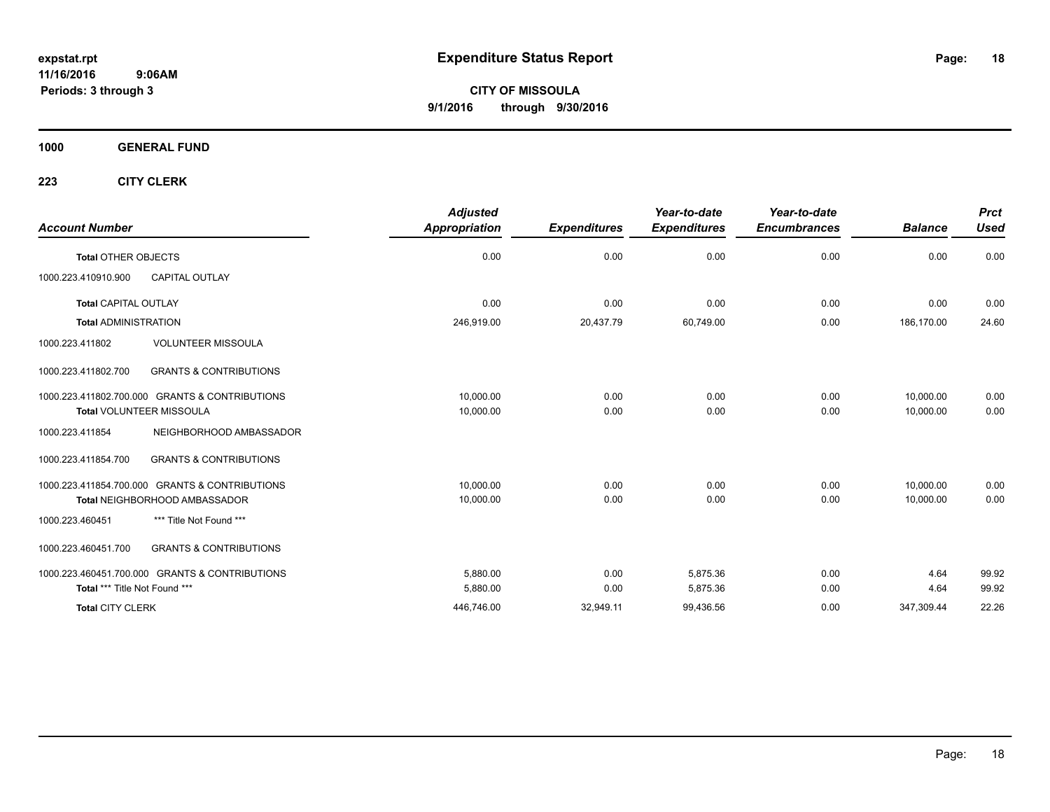expstat.rpt
11/16/2016 9:06AM
Periods: 3 through 3

# Expenditure Status Report

**CITY OF MISSOULA**
**9/1/2016 through 9/30/2016**

## 1000 GENERAL FUND

### 223 CITY CLERK

| Account Number | | Adjusted Appropriation | Expenditures | Year-to-date Expenditures | Year-to-date Encumbrances | Balance | Prct Used |
|---|---|---|---|---|---|---|---|
| **Total** OTHER OBJECTS | | 0.00 | 0.00 | 0.00 | 0.00 | 0.00 | 0.00 |
| 1000.223.410910.900 | CAPITAL OUTLAY | | | | | | |
| **Total** CAPITAL OUTLAY | | 0.00 | 0.00 | 0.00 | 0.00 | 0.00 | 0.00 |
| **Total** ADMINISTRATION | | 246,919.00 | 20,437.79 | 60,749.00 | 0.00 | 186,170.00 | 24.60 |
| 1000.223.411802 | VOLUNTEER MISSOULA | | | | | | |
| 1000.223.411802.700 | GRANTS & CONTRIBUTIONS | | | | | | |
| 1000.223.411802.700.000 | GRANTS & CONTRIBUTIONS | 10,000.00 | 0.00 | 0.00 | 0.00 | 10,000.00 | 0.00 |
| **Total** VOLUNTEER MISSOULA | | 10,000.00 | 0.00 | 0.00 | 0.00 | 10,000.00 | 0.00 |
| 1000.223.411854 | NEIGHBORHOOD AMBASSADOR | | | | | | |
| 1000.223.411854.700 | GRANTS & CONTRIBUTIONS | | | | | | |
| 1000.223.411854.700.000 | GRANTS & CONTRIBUTIONS | 10,000.00 | 0.00 | 0.00 | 0.00 | 10,000.00 | 0.00 |
| **Total** NEIGHBORHOOD AMBASSADOR | | 10,000.00 | 0.00 | 0.00 | 0.00 | 10,000.00 | 0.00 |
| 1000.223.460451 | *** Title Not Found *** | | | | | | |
| 1000.223.460451.700 | GRANTS & CONTRIBUTIONS | | | | | | |
| 1000.223.460451.700.000 | GRANTS & CONTRIBUTIONS | 5,880.00 | 0.00 | 5,875.36 | 0.00 | 4.64 | 99.92 |
| **Total** *** Title Not Found *** | | 5,880.00 | 0.00 | 5,875.36 | 0.00 | 4.64 | 99.92 |
| **Total** CITY CLERK | | 446,746.00 | 32,949.11 | 99,436.56 | 0.00 | 347,309.44 | 22.26 |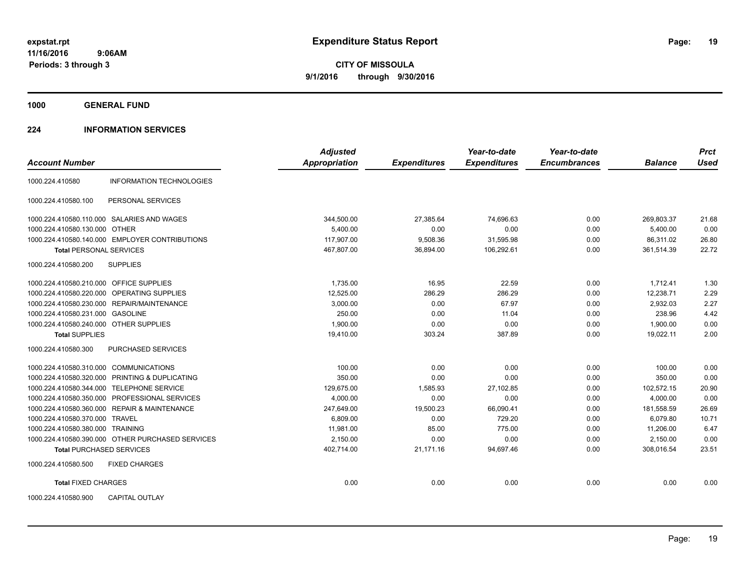expstat.rpt
11/16/2016 9:06AM
Periods: 3 through 3

# Expenditure Status Report

**CITY OF MISSOULA**
**9/1/2016 through 9/30/2016**

## 1000 GENERAL FUND

### 224 INFORMATION SERVICES

| Account Number | | Adjusted Appropriation | Expenditures | Year-to-date Expenditures | Year-to-date Encumbrances | Balance | Prct Used |
|---|---|---|---|---|---|---|---|
| 1000.224.410580 | INFORMATION TECHNOLOGIES | | | | | | |
| 1000.224.410580.100 | PERSONAL SERVICES | | | | | | |
| 1000.224.410580.110.000 | SALARIES AND WAGES | 344,500.00 | 27,385.64 | 74,696.63 | 0.00 | 269,803.37 | 21.68 |
| 1000.224.410580.130.000 | OTHER | 5,400.00 | 0.00 | 0.00 | 0.00 | 5,400.00 | 0.00 |
| 1000.224.410580.140.000 | EMPLOYER CONTRIBUTIONS | 117,907.00 | 9,508.36 | 31,595.98 | 0.00 | 86,311.02 | 26.80 |
| **Total** PERSONAL SERVICES | | 467,807.00 | 36,894.00 | 106,292.61 | 0.00 | 361,514.39 | 22.72 |
| 1000.224.410580.200 | SUPPLIES | | | | | | |
| 1000.224.410580.210.000 | OFFICE SUPPLIES | 1,735.00 | 16.95 | 22.59 | 0.00 | 1,712.41 | 1.30 |
| 1000.224.410580.220.000 | OPERATING SUPPLIES | 12,525.00 | 286.29 | 286.29 | 0.00 | 12,238.71 | 2.29 |
| 1000.224.410580.230.000 | REPAIR/MAINTENANCE | 3,000.00 | 0.00 | 67.97 | 0.00 | 2,932.03 | 2.27 |
| 1000.224.410580.231.000 | GASOLINE | 250.00 | 0.00 | 11.04 | 0.00 | 238.96 | 4.42 |
| 1000.224.410580.240.000 | OTHER SUPPLIES | 1,900.00 | 0.00 | 0.00 | 0.00 | 1,900.00 | 0.00 |
| **Total** SUPPLIES | | 19,410.00 | 303.24 | 387.89 | 0.00 | 19,022.11 | 2.00 |
| 1000.224.410580.300 | PURCHASED SERVICES | | | | | | |
| 1000.224.410580.310.000 | COMMUNICATIONS | 100.00 | 0.00 | 0.00 | 0.00 | 100.00 | 0.00 |
| 1000.224.410580.320.000 | PRINTING & DUPLICATING | 350.00 | 0.00 | 0.00 | 0.00 | 350.00 | 0.00 |
| 1000.224.410580.344.000 | TELEPHONE SERVICE | 129,675.00 | 1,585.93 | 27,102.85 | 0.00 | 102,572.15 | 20.90 |
| 1000.224.410580.350.000 | PROFESSIONAL SERVICES | 4,000.00 | 0.00 | 0.00 | 0.00 | 4,000.00 | 0.00 |
| 1000.224.410580.360.000 | REPAIR & MAINTENANCE | 247,649.00 | 19,500.23 | 66,090.41 | 0.00 | 181,558.59 | 26.69 |
| 1000.224.410580.370.000 | TRAVEL | 6,809.00 | 0.00 | 729.20 | 0.00 | 6,079.80 | 10.71 |
| 1000.224.410580.380.000 | TRAINING | 11,981.00 | 85.00 | 775.00 | 0.00 | 11,206.00 | 6.47 |
| 1000.224.410580.390.000 | OTHER PURCHASED SERVICES | 2,150.00 | 0.00 | 0.00 | 0.00 | 2,150.00 | 0.00 |
| **Total** PURCHASED SERVICES | | 402,714.00 | 21,171.16 | 94,697.46 | 0.00 | 308,016.54 | 23.51 |
| 1000.224.410580.500 | FIXED CHARGES | | | | | | |
| **Total** FIXED CHARGES | | 0.00 | 0.00 | 0.00 | 0.00 | 0.00 | 0.00 |
| 1000.224.410580.900 | CAPITAL OUTLAY | | | | | | |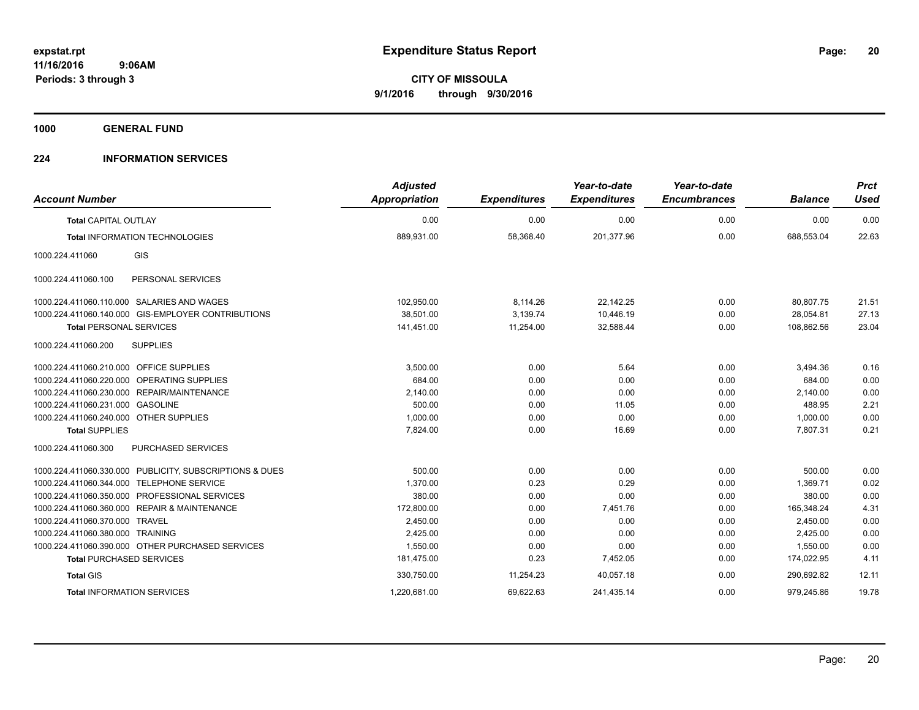**expstat.rpt**
**11/16/2016 9:06AM**
**Periods: 3 through 3**

# Expenditure Status Report

**CITY OF MISSOULA**
**9/1/2016 through 9/30/2016**

## 1000 GENERAL FUND

## 224 INFORMATION SERVICES

| Account Number | Adjusted Appropriation | Expenditures | Year-to-date Expenditures | Year-to-date Encumbrances | Balance | Prct Used |
|---|---|---|---|---|---|---|
| **Total** CAPITAL OUTLAY | 0.00 | 0.00 | 0.00 | 0.00 | 0.00 | 0.00 |
| **Total** INFORMATION TECHNOLOGIES | 889,931.00 | 58,368.40 | 201,377.96 | 0.00 | 688,553.04 | 22.63 |
| 1000.224.411060 GIS | | | | | | |
| 1000.224.411060.100 PERSONAL SERVICES | | | | | | |
| 1000.224.411060.110.000 SALARIES AND WAGES | 102,950.00 | 8,114.26 | 22,142.25 | 0.00 | 80,807.75 | 21.51 |
| 1000.224.411060.140.000 GIS-EMPLOYER CONTRIBUTIONS | 38,501.00 | 3,139.74 | 10,446.19 | 0.00 | 28,054.81 | 27.13 |
| **Total** PERSONAL SERVICES | 141,451.00 | 11,254.00 | 32,588.44 | 0.00 | 108,862.56 | 23.04 |
| 1000.224.411060.200 SUPPLIES | | | | | | |
| 1000.224.411060.210.000 OFFICE SUPPLIES | 3,500.00 | 0.00 | 5.64 | 0.00 | 3,494.36 | 0.16 |
| 1000.224.411060.220.000 OPERATING SUPPLIES | 684.00 | 0.00 | 0.00 | 0.00 | 684.00 | 0.00 |
| 1000.224.411060.230.000 REPAIR/MAINTENANCE | 2,140.00 | 0.00 | 0.00 | 0.00 | 2,140.00 | 0.00 |
| 1000.224.411060.231.000 GASOLINE | 500.00 | 0.00 | 11.05 | 0.00 | 488.95 | 2.21 |
| 1000.224.411060.240.000 OTHER SUPPLIES | 1,000.00 | 0.00 | 0.00 | 0.00 | 1,000.00 | 0.00 |
| **Total** SUPPLIES | 7,824.00 | 0.00 | 16.69 | 0.00 | 7,807.31 | 0.21 |
| 1000.224.411060.300 PURCHASED SERVICES | | | | | | |
| 1000.224.411060.330.000 PUBLICITY, SUBSCRIPTIONS & DUES | 500.00 | 0.00 | 0.00 | 0.00 | 500.00 | 0.00 |
| 1000.224.411060.344.000 TELEPHONE SERVICE | 1,370.00 | 0.23 | 0.29 | 0.00 | 1,369.71 | 0.02 |
| 1000.224.411060.350.000 PROFESSIONAL SERVICES | 380.00 | 0.00 | 0.00 | 0.00 | 380.00 | 0.00 |
| 1000.224.411060.360.000 REPAIR & MAINTENANCE | 172,800.00 | 0.00 | 7,451.76 | 0.00 | 165,348.24 | 4.31 |
| 1000.224.411060.370.000 TRAVEL | 2,450.00 | 0.00 | 0.00 | 0.00 | 2,450.00 | 0.00 |
| 1000.224.411060.380.000 TRAINING | 2,425.00 | 0.00 | 0.00 | 0.00 | 2,425.00 | 0.00 |
| 1000.224.411060.390.000 OTHER PURCHASED SERVICES | 1,550.00 | 0.00 | 0.00 | 0.00 | 1,550.00 | 0.00 |
| **Total** PURCHASED SERVICES | 181,475.00 | 0.23 | 7,452.05 | 0.00 | 174,022.95 | 4.11 |
| **Total** GIS | 330,750.00 | 11,254.23 | 40,057.18 | 0.00 | 290,692.82 | 12.11 |
| **Total** INFORMATION SERVICES | 1,220,681.00 | 69,622.63 | 241,435.14 | 0.00 | 979,245.86 | 19.78 |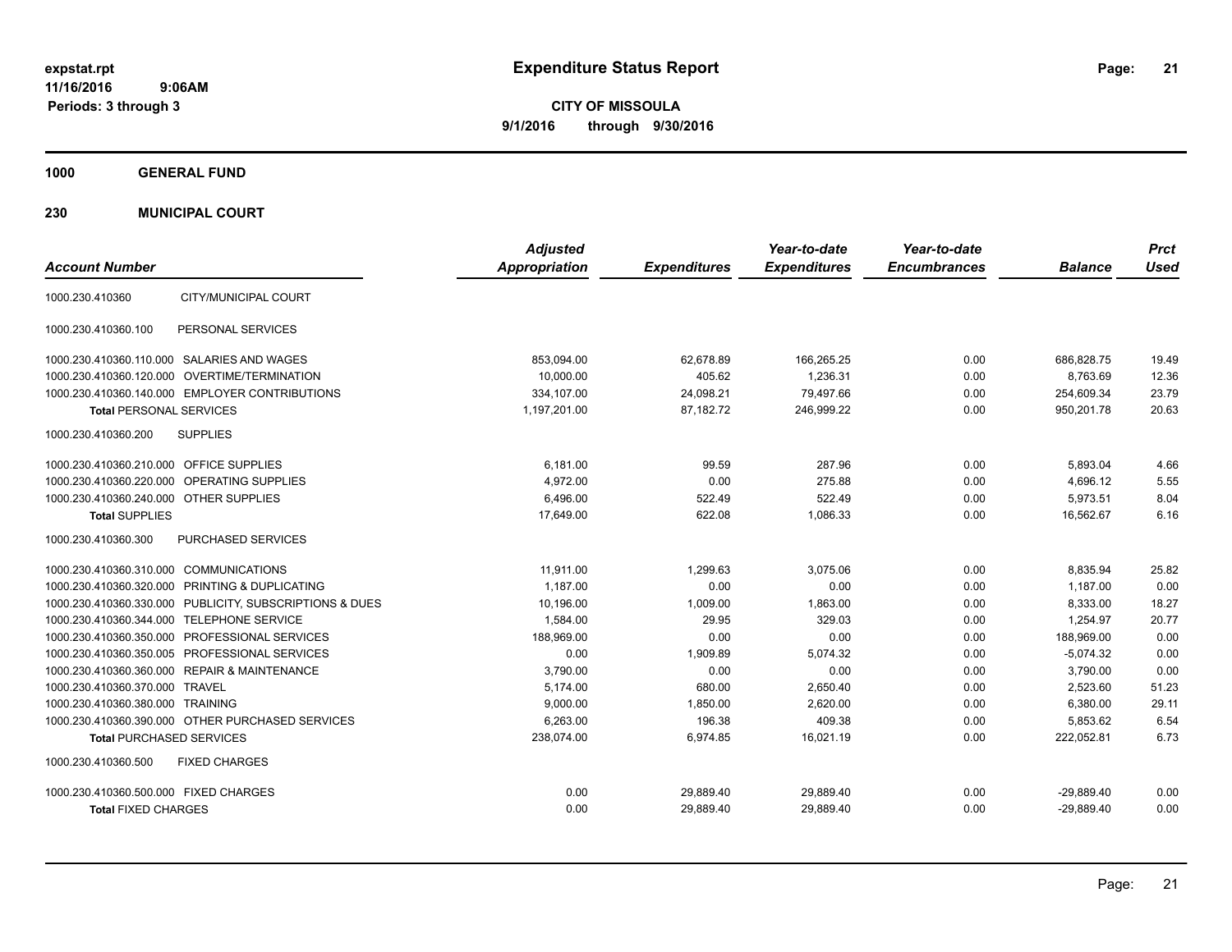**expstat.rpt**
**11/16/2016 9:06AM**
**Periods: 3 through 3**

# Expenditure Status Report

**CITY OF MISSOULA**
**9/1/2016 through 9/30/2016**

## 1000 GENERAL FUND

## 230 MUNICIPAL COURT

| Account Number | | Adjusted Appropriation | Expenditures | Year-to-date Expenditures | Year-to-date Encumbrances | Balance | Prct Used |
|---|---|---|---|---|---|---|---|
| 1000.230.410360 | CITY/MUNICIPAL COURT | | | | | | |
| 1000.230.410360.100 | PERSONAL SERVICES | | | | | | |
| 1000.230.410360.110.000 | SALARIES AND WAGES | 853,094.00 | 62,678.89 | 166,265.25 | 0.00 | 686,828.75 | 19.49 |
| 1000.230.410360.120.000 | OVERTIME/TERMINATION | 10,000.00 | 405.62 | 1,236.31 | 0.00 | 8,763.69 | 12.36 |
| 1000.230.410360.140.000 | EMPLOYER CONTRIBUTIONS | 334,107.00 | 24,098.21 | 79,497.66 | 0.00 | 254,609.34 | 23.79 |
| **Total** PERSONAL SERVICES | | 1,197,201.00 | 87,182.72 | 246,999.22 | 0.00 | 950,201.78 | 20.63 |
| 1000.230.410360.200 | SUPPLIES | | | | | | |
| 1000.230.410360.210.000 | OFFICE SUPPLIES | 6,181.00 | 99.59 | 287.96 | 0.00 | 5,893.04 | 4.66 |
| 1000.230.410360.220.000 | OPERATING SUPPLIES | 4,972.00 | 0.00 | 275.88 | 0.00 | 4,696.12 | 5.55 |
| 1000.230.410360.240.000 | OTHER SUPPLIES | 6,496.00 | 522.49 | 522.49 | 0.00 | 5,973.51 | 8.04 |
| **Total** SUPPLIES | | 17,649.00 | 622.08 | 1,086.33 | 0.00 | 16,562.67 | 6.16 |
| 1000.230.410360.300 | PURCHASED SERVICES | | | | | | |
| 1000.230.410360.310.000 | COMMUNICATIONS | 11,911.00 | 1,299.63 | 3,075.06 | 0.00 | 8,835.94 | 25.82 |
| 1000.230.410360.320.000 | PRINTING & DUPLICATING | 1,187.00 | 0.00 | 0.00 | 0.00 | 1,187.00 | 0.00 |
| 1000.230.410360.330.000 | PUBLICITY, SUBSCRIPTIONS & DUES | 10,196.00 | 1,009.00 | 1,863.00 | 0.00 | 8,333.00 | 18.27 |
| 1000.230.410360.344.000 | TELEPHONE SERVICE | 1,584.00 | 29.95 | 329.03 | 0.00 | 1,254.97 | 20.77 |
| 1000.230.410360.350.000 | PROFESSIONAL SERVICES | 188,969.00 | 0.00 | 0.00 | 0.00 | 188,969.00 | 0.00 |
| 1000.230.410360.350.005 | PROFESSIONAL SERVICES | 0.00 | 1,909.89 | 5,074.32 | 0.00 | -5,074.32 | 0.00 |
| 1000.230.410360.360.000 | REPAIR & MAINTENANCE | 3,790.00 | 0.00 | 0.00 | 0.00 | 3,790.00 | 0.00 |
| 1000.230.410360.370.000 | TRAVEL | 5,174.00 | 680.00 | 2,650.40 | 0.00 | 2,523.60 | 51.23 |
| 1000.230.410360.380.000 | TRAINING | 9,000.00 | 1,850.00 | 2,620.00 | 0.00 | 6,380.00 | 29.11 |
| 1000.230.410360.390.000 | OTHER PURCHASED SERVICES | 6,263.00 | 196.38 | 409.38 | 0.00 | 5,853.62 | 6.54 |
| **Total** PURCHASED SERVICES | | 238,074.00 | 6,974.85 | 16,021.19 | 0.00 | 222,052.81 | 6.73 |
| 1000.230.410360.500 | FIXED CHARGES | | | | | | |
| 1000.230.410360.500.000 | FIXED CHARGES | 0.00 | 29,889.40 | 29,889.40 | 0.00 | -29,889.40 | 0.00 |
| **Total** FIXED CHARGES | | 0.00 | 29,889.40 | 29,889.40 | 0.00 | -29,889.40 | 0.00 |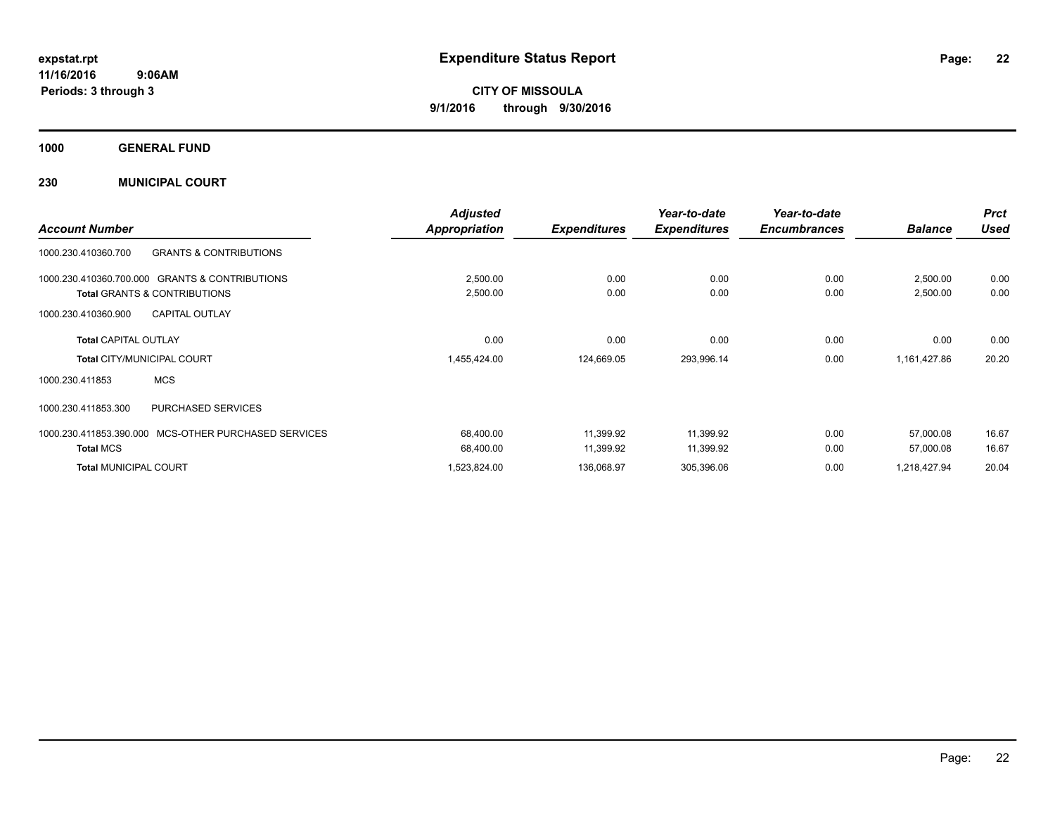**expstat.rpt**
**11/16/2016 9:06AM**
**Periods: 3 through 3**

# Expenditure Status Report

**CITY OF MISSOULA**
**9/1/2016 through 9/30/2016**

## 1000 GENERAL FUND

### 230 MUNICIPAL COURT

| Account Number | | Adjusted Appropriation | Expenditures | Year-to-date Expenditures | Year-to-date Encumbrances | Balance | Prct Used |
|---|---|---|---|---|---|---|---|
| 1000.230.410360.700 | GRANTS & CONTRIBUTIONS | | | | | | |
| 1000.230.410360.700.000 | GRANTS & CONTRIBUTIONS | 2,500.00 | 0.00 | 0.00 | 0.00 | 2,500.00 | 0.00 |
| **Total** GRANTS & CONTRIBUTIONS | | 2,500.00 | 0.00 | 0.00 | 0.00 | 2,500.00 | 0.00 |
| 1000.230.410360.900 | CAPITAL OUTLAY | | | | | | |
| **Total** CAPITAL OUTLAY | | 0.00 | 0.00 | 0.00 | 0.00 | 0.00 | 0.00 |
| **Total** CITY/MUNICIPAL COURT | | 1,455,424.00 | 124,669.05 | 293,996.14 | 0.00 | 1,161,427.86 | 20.20 |
| 1000.230.411853 | MCS | | | | | | |
| 1000.230.411853.300 | PURCHASED SERVICES | | | | | | |
| 1000.230.411853.390.000 | MCS-OTHER PURCHASED SERVICES | 68,400.00 | 11,399.92 | 11,399.92 | 0.00 | 57,000.08 | 16.67 |
| **Total** MCS | | 68,400.00 | 11,399.92 | 11,399.92 | 0.00 | 57,000.08 | 16.67 |
| **Total** MUNICIPAL COURT | | 1,523,824.00 | 136,068.97 | 305,396.06 | 0.00 | 1,218,427.94 | 20.04 |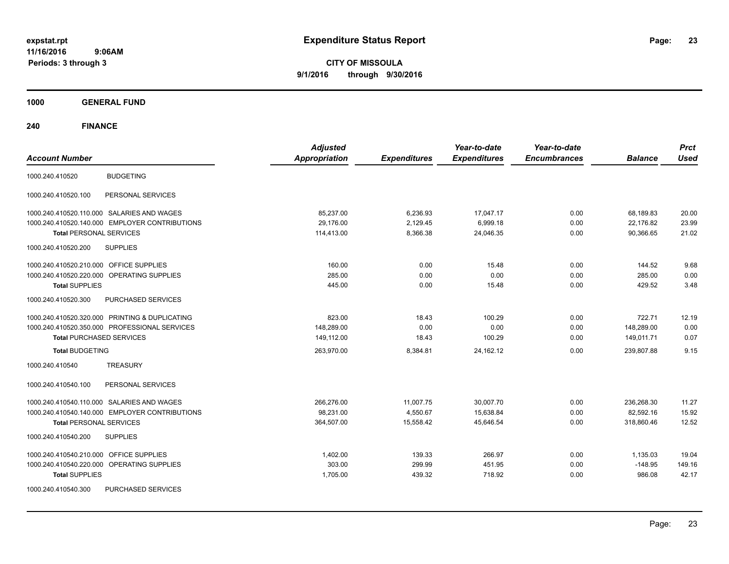# Expenditure Status Report

expstat.rpt
11/16/2016 9:06AM
Periods: 3 through 3

**CITY OF MISSOULA**
**9/1/2016 through 9/30/2016**

**1000 GENERAL FUND**

**240 FINANCE**

| Account Number | | Adjusted Appropriation | Expenditures | Year-to-date Expenditures | Year-to-date Encumbrances | Balance | Prct Used |
|---|---|---|---|---|---|---|---|
| 1000.240.410520 | BUDGETING | | | | | | |
| 1000.240.410520.100 | PERSONAL SERVICES | | | | | | |
| 1000.240.410520.110.000 | SALARIES AND WAGES | 85,237.00 | 6,236.93 | 17,047.17 | 0.00 | 68,189.83 | 20.00 |
| 1000.240.410520.140.000 | EMPLOYER CONTRIBUTIONS | 29,176.00 | 2,129.45 | 6,999.18 | 0.00 | 22,176.82 | 23.99 |
| **Total** PERSONAL SERVICES | | 114,413.00 | 8,366.38 | 24,046.35 | 0.00 | 90,366.65 | 21.02 |
| 1000.240.410520.200 | SUPPLIES | | | | | | |
| 1000.240.410520.210.000 | OFFICE SUPPLIES | 160.00 | 0.00 | 15.48 | 0.00 | 144.52 | 9.68 |
| 1000.240.410520.220.000 | OPERATING SUPPLIES | 285.00 | 0.00 | 0.00 | 0.00 | 285.00 | 0.00 |
| **Total** SUPPLIES | | 445.00 | 0.00 | 15.48 | 0.00 | 429.52 | 3.48 |
| 1000.240.410520.300 | PURCHASED SERVICES | | | | | | |
| 1000.240.410520.320.000 | PRINTING & DUPLICATING | 823.00 | 18.43 | 100.29 | 0.00 | 722.71 | 12.19 |
| 1000.240.410520.350.000 | PROFESSIONAL SERVICES | 148,289.00 | 0.00 | 0.00 | 0.00 | 148,289.00 | 0.00 |
| **Total** PURCHASED SERVICES | | 149,112.00 | 18.43 | 100.29 | 0.00 | 149,011.71 | 0.07 |
| **Total** BUDGETING | | 263,970.00 | 8,384.81 | 24,162.12 | 0.00 | 239,807.88 | 9.15 |
| 1000.240.410540 | TREASURY | | | | | | |
| 1000.240.410540.100 | PERSONAL SERVICES | | | | | | |
| 1000.240.410540.110.000 | SALARIES AND WAGES | 266,276.00 | 11,007.75 | 30,007.70 | 0.00 | 236,268.30 | 11.27 |
| 1000.240.410540.140.000 | EMPLOYER CONTRIBUTIONS | 98,231.00 | 4,550.67 | 15,638.84 | 0.00 | 82,592.16 | 15.92 |
| **Total** PERSONAL SERVICES | | 364,507.00 | 15,558.42 | 45,646.54 | 0.00 | 318,860.46 | 12.52 |
| 1000.240.410540.200 | SUPPLIES | | | | | | |
| 1000.240.410540.210.000 | OFFICE SUPPLIES | 1,402.00 | 139.33 | 266.97 | 0.00 | 1,135.03 | 19.04 |
| 1000.240.410540.220.000 | OPERATING SUPPLIES | 303.00 | 299.99 | 451.95 | 0.00 | -148.95 | 149.16 |
| **Total** SUPPLIES | | 1,705.00 | 439.32 | 718.92 | 0.00 | 986.08 | 42.17 |
| 1000.240.410540.300 | PURCHASED SERVICES | | | | | | |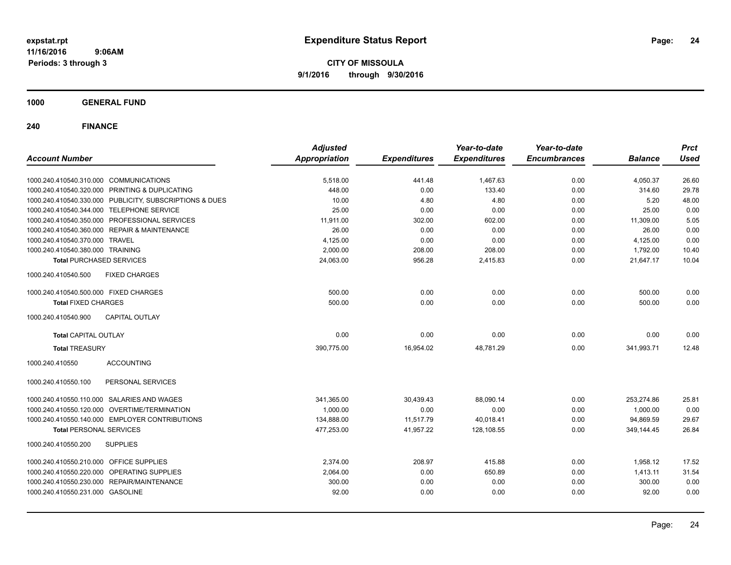**expstat.rpt**
**11/16/2016 9:06AM**
**Periods: 3 through 3**

# Expenditure Status Report

**CITY OF MISSOULA**
**9/1/2016 through 9/30/2016**

## 1000 GENERAL FUND

## 240 FINANCE

| Account Number | Adjusted Appropriation | Expenditures | Year-to-date Expenditures | Year-to-date Encumbrances | Balance | Prct Used |
|---|---|---|---|---|---|---|
| 1000.240.410540.310.000 COMMUNICATIONS | 5,518.00 | 441.48 | 1,467.63 | 0.00 | 4,050.37 | 26.60 |
| 1000.240.410540.320.000 PRINTING & DUPLICATING | 448.00 | 0.00 | 133.40 | 0.00 | 314.60 | 29.78 |
| 1000.240.410540.330.000 PUBLICITY, SUBSCRIPTIONS & DUES | 10.00 | 4.80 | 4.80 | 0.00 | 5.20 | 48.00 |
| 1000.240.410540.344.000 TELEPHONE SERVICE | 25.00 | 0.00 | 0.00 | 0.00 | 25.00 | 0.00 |
| 1000.240.410540.350.000 PROFESSIONAL SERVICES | 11,911.00 | 302.00 | 602.00 | 0.00 | 11,309.00 | 5.05 |
| 1000.240.410540.360.000 REPAIR & MAINTENANCE | 26.00 | 0.00 | 0.00 | 0.00 | 26.00 | 0.00 |
| 1000.240.410540.370.000 TRAVEL | 4,125.00 | 0.00 | 0.00 | 0.00 | 4,125.00 | 0.00 |
| 1000.240.410540.380.000 TRAINING | 2,000.00 | 208.00 | 208.00 | 0.00 | 1,792.00 | 10.40 |
| **Total** PURCHASED SERVICES | 24,063.00 | 956.28 | 2,415.83 | 0.00 | 21,647.17 | 10.04 |
| 1000.240.410540.500 FIXED CHARGES | | | | | | |
| 1000.240.410540.500.000 FIXED CHARGES | 500.00 | 0.00 | 0.00 | 0.00 | 500.00 | 0.00 |
| **Total** FIXED CHARGES | 500.00 | 0.00 | 0.00 | 0.00 | 500.00 | 0.00 |
| 1000.240.410540.900 CAPITAL OUTLAY | | | | | | |
| **Total** CAPITAL OUTLAY | 0.00 | 0.00 | 0.00 | 0.00 | 0.00 | 0.00 |
| **Total** TREASURY | 390,775.00 | 16,954.02 | 48,781.29 | 0.00 | 341,993.71 | 12.48 |
| 1000.240.410550 ACCOUNTING | | | | | | |
| 1000.240.410550.100 PERSONAL SERVICES | | | | | | |
| 1000.240.410550.110.000 SALARIES AND WAGES | 341,365.00 | 30,439.43 | 88,090.14 | 0.00 | 253,274.86 | 25.81 |
| 1000.240.410550.120.000 OVERTIME/TERMINATION | 1,000.00 | 0.00 | 0.00 | 0.00 | 1,000.00 | 0.00 |
| 1000.240.410550.140.000 EMPLOYER CONTRIBUTIONS | 134,888.00 | 11,517.79 | 40,018.41 | 0.00 | 94,869.59 | 29.67 |
| **Total** PERSONAL SERVICES | 477,253.00 | 41,957.22 | 128,108.55 | 0.00 | 349,144.45 | 26.84 |
| 1000.240.410550.200 SUPPLIES | | | | | | |
| 1000.240.410550.210.000 OFFICE SUPPLIES | 2,374.00 | 208.97 | 415.88 | 0.00 | 1,958.12 | 17.52 |
| 1000.240.410550.220.000 OPERATING SUPPLIES | 2,064.00 | 0.00 | 650.89 | 0.00 | 1,413.11 | 31.54 |
| 1000.240.410550.230.000 REPAIR/MAINTENANCE | 300.00 | 0.00 | 0.00 | 0.00 | 300.00 | 0.00 |
| 1000.240.410550.231.000 GASOLINE | 92.00 | 0.00 | 0.00 | 0.00 | 92.00 | 0.00 |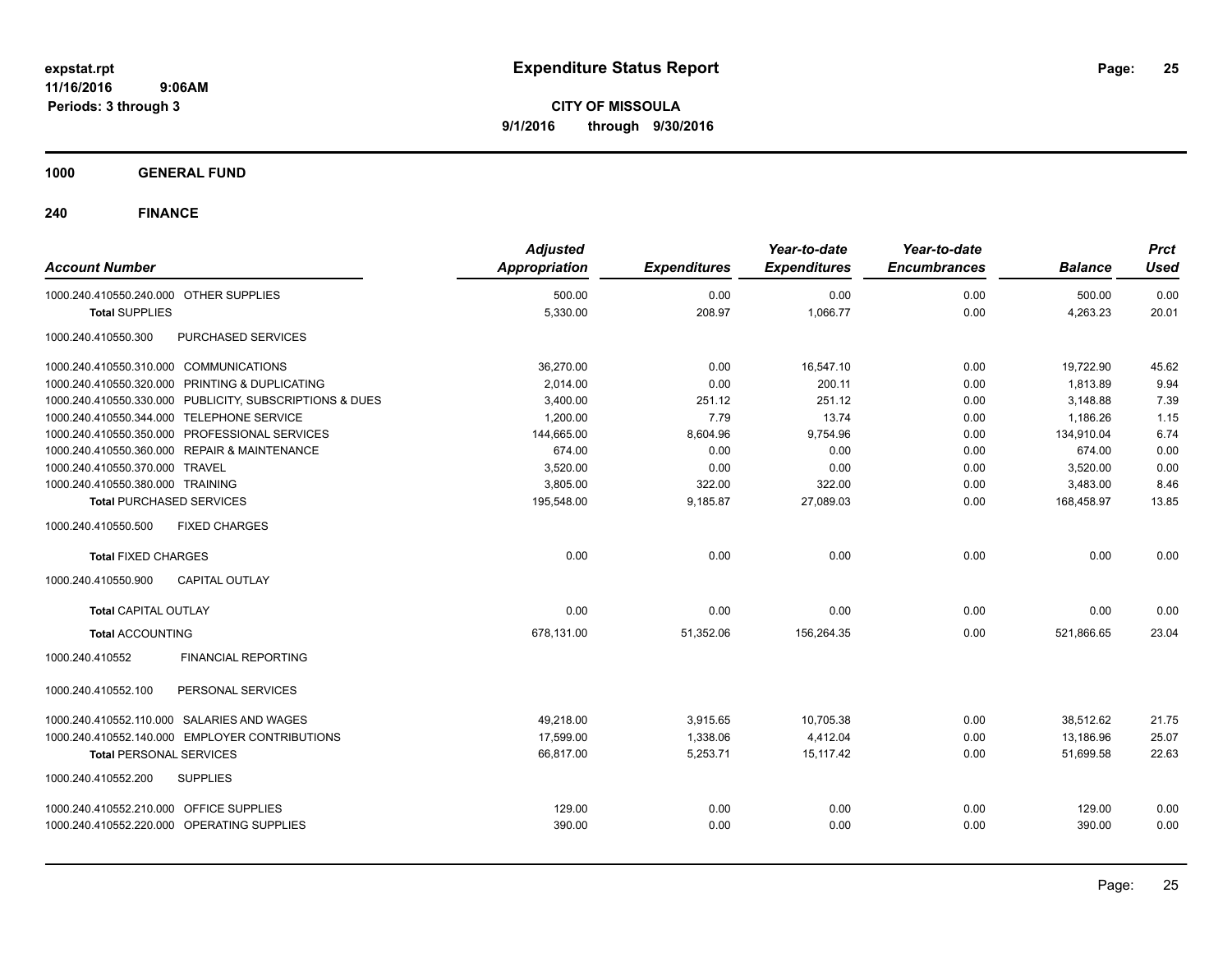# Expenditure Status Report

**CITY OF MISSOULA**
**9/1/2016 through 9/30/2016**

expstat.rpt
11/16/2016 9:06AM
Periods: 3 through 3

**1000 GENERAL FUND**

**240 FINANCE**

| Account Number | Adjusted Appropriation | Expenditures | Year-to-date Expenditures | Year-to-date Encumbrances | Balance | Prct Used |
|---|---|---|---|---|---|---|
| 1000.240.410550.240.000 OTHER SUPPLIES | 500.00 | 0.00 | 0.00 | 0.00 | 500.00 | 0.00 |
| **Total** SUPPLIES | 5,330.00 | 208.97 | 1,066.77 | 0.00 | 4,263.23 | 20.01 |
| 1000.240.410550.300 PURCHASED SERVICES | | | | | | |
| 1000.240.410550.310.000 COMMUNICATIONS | 36,270.00 | 0.00 | 16,547.10 | 0.00 | 19,722.90 | 45.62 |
| 1000.240.410550.320.000 PRINTING & DUPLICATING | 2,014.00 | 0.00 | 200.11 | 0.00 | 1,813.89 | 9.94 |
| 1000.240.410550.330.000 PUBLICITY, SUBSCRIPTIONS & DUES | 3,400.00 | 251.12 | 251.12 | 0.00 | 3,148.88 | 7.39 |
| 1000.240.410550.344.000 TELEPHONE SERVICE | 1,200.00 | 7.79 | 13.74 | 0.00 | 1,186.26 | 1.15 |
| 1000.240.410550.350.000 PROFESSIONAL SERVICES | 144,665.00 | 8,604.96 | 9,754.96 | 0.00 | 134,910.04 | 6.74 |
| 1000.240.410550.360.000 REPAIR & MAINTENANCE | 674.00 | 0.00 | 0.00 | 0.00 | 674.00 | 0.00 |
| 1000.240.410550.370.000 TRAVEL | 3,520.00 | 0.00 | 0.00 | 0.00 | 3,520.00 | 0.00 |
| 1000.240.410550.380.000 TRAINING | 3,805.00 | 322.00 | 322.00 | 0.00 | 3,483.00 | 8.46 |
| **Total** PURCHASED SERVICES | 195,548.00 | 9,185.87 | 27,089.03 | 0.00 | 168,458.97 | 13.85 |
| 1000.240.410550.500 FIXED CHARGES | | | | | | |
| **Total** FIXED CHARGES | 0.00 | 0.00 | 0.00 | 0.00 | 0.00 | 0.00 |
| 1000.240.410550.900 CAPITAL OUTLAY | | | | | | |
| **Total** CAPITAL OUTLAY | 0.00 | 0.00 | 0.00 | 0.00 | 0.00 | 0.00 |
| **Total** ACCOUNTING | 678,131.00 | 51,352.06 | 156,264.35 | 0.00 | 521,866.65 | 23.04 |
| 1000.240.410552 FINANCIAL REPORTING | | | | | | |
| 1000.240.410552.100 PERSONAL SERVICES | | | | | | |
| 1000.240.410552.110.000 SALARIES AND WAGES | 49,218.00 | 3,915.65 | 10,705.38 | 0.00 | 38,512.62 | 21.75 |
| 1000.240.410552.140.000 EMPLOYER CONTRIBUTIONS | 17,599.00 | 1,338.06 | 4,412.04 | 0.00 | 13,186.96 | 25.07 |
| **Total** PERSONAL SERVICES | 66,817.00 | 5,253.71 | 15,117.42 | 0.00 | 51,699.58 | 22.63 |
| 1000.240.410552.200 SUPPLIES | | | | | | |
| 1000.240.410552.210.000 OFFICE SUPPLIES | 129.00 | 0.00 | 0.00 | 0.00 | 129.00 | 0.00 |
| 1000.240.410552.220.000 OPERATING SUPPLIES | 390.00 | 0.00 | 0.00 | 0.00 | 390.00 | 0.00 |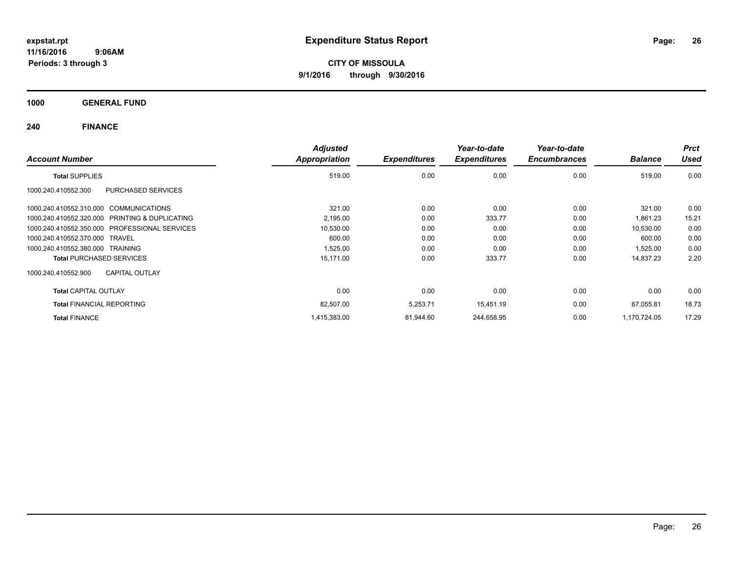# Expenditure Status Report

expstat.rpt
11/16/2016 9:06AM
Periods: 3 through 3

**CITY OF MISSOULA**
**9/1/2016 through 9/30/2016**

## 1000 GENERAL FUND

## 240 FINANCE

| Account Number | | Adjusted Appropriation | Expenditures | Year-to-date Expenditures | Year-to-date Encumbrances | Balance | Prct Used |
|---|---|---|---|---|---|---|---|
| **Total** SUPPLIES | | 519.00 | 0.00 | 0.00 | 0.00 | 519.00 | 0.00 |
| 1000.240.410552.300 | PURCHASED SERVICES | | | | | | |
| 1000.240.410552.310.000 | COMMUNICATIONS | 321.00 | 0.00 | 0.00 | 0.00 | 321.00 | 0.00 |
| 1000.240.410552.320.000 | PRINTING & DUPLICATING | 2,195.00 | 0.00 | 333.77 | 0.00 | 1,861.23 | 15.21 |
| 1000.240.410552.350.000 | PROFESSIONAL SERVICES | 10,530.00 | 0.00 | 0.00 | 0.00 | 10,530.00 | 0.00 |
| 1000.240.410552.370.000 | TRAVEL | 600.00 | 0.00 | 0.00 | 0.00 | 600.00 | 0.00 |
| 1000.240.410552.380.000 | TRAINING | 1,525.00 | 0.00 | 0.00 | 0.00 | 1,525.00 | 0.00 |
| **Total** PURCHASED SERVICES | | 15,171.00 | 0.00 | 333.77 | 0.00 | 14,837.23 | 2.20 |
| 1000.240.410552.900 | CAPITAL OUTLAY | | | | | | |
| **Total** CAPITAL OUTLAY | | 0.00 | 0.00 | 0.00 | 0.00 | 0.00 | 0.00 |
| **Total** FINANCIAL REPORTING | | 82,507.00 | 5,253.71 | 15,451.19 | 0.00 | 67,055.81 | 18.73 |
| **Total** FINANCE | | 1,415,383.00 | 81,944.60 | 244,658.95 | 0.00 | 1,170,724.05 | 17.29 |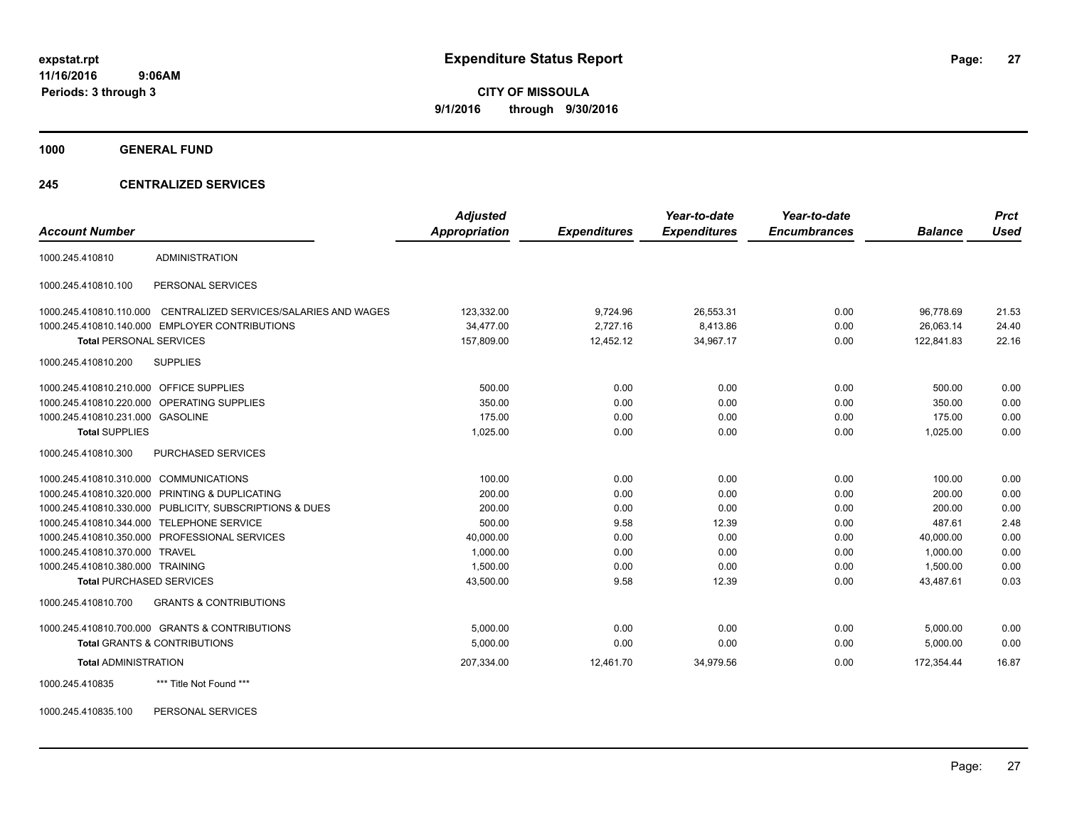**expstat.rpt**
**11/16/2016 9:06AM**
**Periods: 3 through 3**

# Expenditure Status Report

**CITY OF MISSOULA**
**9/1/2016 through 9/30/2016**

## 1000 GENERAL FUND

### 245 CENTRALIZED SERVICES

| Account Number | | Adjusted Appropriation | Expenditures | Year-to-date Expenditures | Year-to-date Encumbrances | Balance | Prct Used |
|---|---|---|---|---|---|---|---|
| 1000.245.410810 | ADMINISTRATION | | | | | | |
| 1000.245.410810.100 | PERSONAL SERVICES | | | | | | |
| 1000.245.410810.110.000 | CENTRALIZED SERVICES/SALARIES AND WAGES | 123,332.00 | 9,724.96 | 26,553.31 | 0.00 | 96,778.69 | 21.53 |
| 1000.245.410810.140.000 | EMPLOYER CONTRIBUTIONS | 34,477.00 | 2,727.16 | 8,413.86 | 0.00 | 26,063.14 | 24.40 |
| **Total** PERSONAL SERVICES | | 157,809.00 | 12,452.12 | 34,967.17 | 0.00 | 122,841.83 | 22.16 |
| 1000.245.410810.200 | SUPPLIES | | | | | | |
| 1000.245.410810.210.000 | OFFICE SUPPLIES | 500.00 | 0.00 | 0.00 | 0.00 | 500.00 | 0.00 |
| 1000.245.410810.220.000 | OPERATING SUPPLIES | 350.00 | 0.00 | 0.00 | 0.00 | 350.00 | 0.00 |
| 1000.245.410810.231.000 | GASOLINE | 175.00 | 0.00 | 0.00 | 0.00 | 175.00 | 0.00 |
| **Total** SUPPLIES | | 1,025.00 | 0.00 | 0.00 | 0.00 | 1,025.00 | 0.00 |
| 1000.245.410810.300 | PURCHASED SERVICES | | | | | | |
| 1000.245.410810.310.000 | COMMUNICATIONS | 100.00 | 0.00 | 0.00 | 0.00 | 100.00 | 0.00 |
| 1000.245.410810.320.000 | PRINTING & DUPLICATING | 200.00 | 0.00 | 0.00 | 0.00 | 200.00 | 0.00 |
| 1000.245.410810.330.000 | PUBLICITY, SUBSCRIPTIONS & DUES | 200.00 | 0.00 | 0.00 | 0.00 | 200.00 | 0.00 |
| 1000.245.410810.344.000 | TELEPHONE SERVICE | 500.00 | 9.58 | 12.39 | 0.00 | 487.61 | 2.48 |
| 1000.245.410810.350.000 | PROFESSIONAL SERVICES | 40,000.00 | 0.00 | 0.00 | 0.00 | 40,000.00 | 0.00 |
| 1000.245.410810.370.000 | TRAVEL | 1,000.00 | 0.00 | 0.00 | 0.00 | 1,000.00 | 0.00 |
| 1000.245.410810.380.000 | TRAINING | 1,500.00 | 0.00 | 0.00 | 0.00 | 1,500.00 | 0.00 |
| **Total** PURCHASED SERVICES | | 43,500.00 | 9.58 | 12.39 | 0.00 | 43,487.61 | 0.03 |
| 1000.245.410810.700 | GRANTS & CONTRIBUTIONS | | | | | | |
| 1000.245.410810.700.000 | GRANTS & CONTRIBUTIONS | 5,000.00 | 0.00 | 0.00 | 0.00 | 5,000.00 | 0.00 |
| **Total** GRANTS & CONTRIBUTIONS | | 5,000.00 | 0.00 | 0.00 | 0.00 | 5,000.00 | 0.00 |
| **Total** ADMINISTRATION | | 207,334.00 | 12,461.70 | 34,979.56 | 0.00 | 172,354.44 | 16.87 |
| 1000.245.410835 | *** Title Not Found *** | | | | | | |
| 1000.245.410835.100 | PERSONAL SERVICES | | | | | | |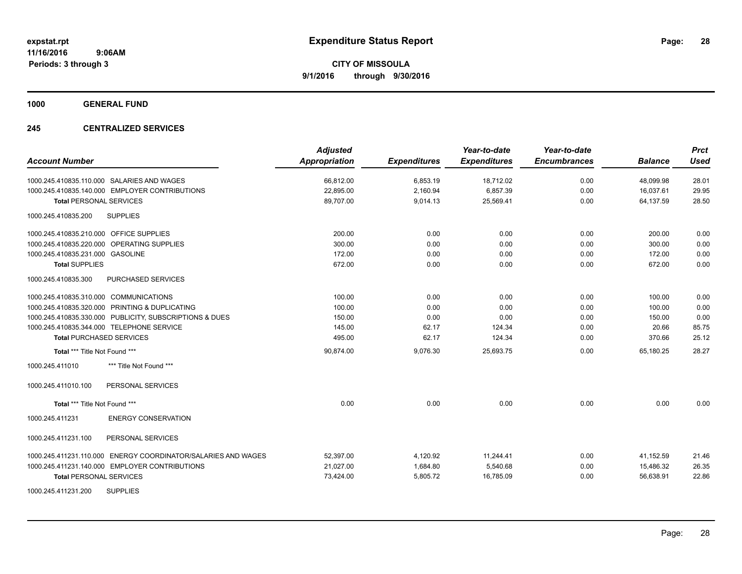**expstat.rpt**
**11/16/2016 9:06AM**
**Periods: 3 through 3**

# Expenditure Status Report

**CITY OF MISSOULA**
**9/1/2016 through 9/30/2016**

## 1000 GENERAL FUND

## 245 CENTRALIZED SERVICES

| Account Number | Adjusted Appropriation | Expenditures | Year-to-date Expenditures | Year-to-date Encumbrances | Balance | Prct Used |
|---|---|---|---|---|---|---|
| 1000.245.410835.110.000 SALARIES AND WAGES | 66,812.00 | 6,853.19 | 18,712.02 | 0.00 | 48,099.98 | 28.01 |
| 1000.245.410835.140.000 EMPLOYER CONTRIBUTIONS | 22,895.00 | 2,160.94 | 6,857.39 | 0.00 | 16,037.61 | 29.95 |
| **Total** PERSONAL SERVICES | 89,707.00 | 9,014.13 | 25,569.41 | 0.00 | 64,137.59 | 28.50 |
| 1000.245.410835.200 SUPPLIES | | | | | | |
| 1000.245.410835.210.000 OFFICE SUPPLIES | 200.00 | 0.00 | 0.00 | 0.00 | 200.00 | 0.00 |
| 1000.245.410835.220.000 OPERATING SUPPLIES | 300.00 | 0.00 | 0.00 | 0.00 | 300.00 | 0.00 |
| 1000.245.410835.231.000 GASOLINE | 172.00 | 0.00 | 0.00 | 0.00 | 172.00 | 0.00 |
| **Total** SUPPLIES | 672.00 | 0.00 | 0.00 | 0.00 | 672.00 | 0.00 |
| 1000.245.410835.300 PURCHASED SERVICES | | | | | | |
| 1000.245.410835.310.000 COMMUNICATIONS | 100.00 | 0.00 | 0.00 | 0.00 | 100.00 | 0.00 |
| 1000.245.410835.320.000 PRINTING & DUPLICATING | 100.00 | 0.00 | 0.00 | 0.00 | 100.00 | 0.00 |
| 1000.245.410835.330.000 PUBLICITY, SUBSCRIPTIONS & DUES | 150.00 | 0.00 | 0.00 | 0.00 | 150.00 | 0.00 |
| 1000.245.410835.344.000 TELEPHONE SERVICE | 145.00 | 62.17 | 124.34 | 0.00 | 20.66 | 85.75 |
| **Total** PURCHASED SERVICES | 495.00 | 62.17 | 124.34 | 0.00 | 370.66 | 25.12 |
| **Total** *** Title Not Found *** | 90,874.00 | 9,076.30 | 25,693.75 | 0.00 | 65,180.25 | 28.27 |
| 1000.245.411010 *** Title Not Found *** | | | | | | |
| 1000.245.411010.100 PERSONAL SERVICES | | | | | | |
| **Total** *** Title Not Found *** | 0.00 | 0.00 | 0.00 | 0.00 | 0.00 | 0.00 |
| 1000.245.411231 ENERGY CONSERVATION | | | | | | |
| 1000.245.411231.100 PERSONAL SERVICES | | | | | | |
| 1000.245.411231.110.000 ENERGY COORDINATOR/SALARIES AND WAGES | 52,397.00 | 4,120.92 | 11,244.41 | 0.00 | 41,152.59 | 21.46 |
| 1000.245.411231.140.000 EMPLOYER CONTRIBUTIONS | 21,027.00 | 1,684.80 | 5,540.68 | 0.00 | 15,486.32 | 26.35 |
| **Total** PERSONAL SERVICES | 73,424.00 | 5,805.72 | 16,785.09 | 0.00 | 56,638.91 | 22.86 |
| 1000.245.411231.200 SUPPLIES | | | | | | |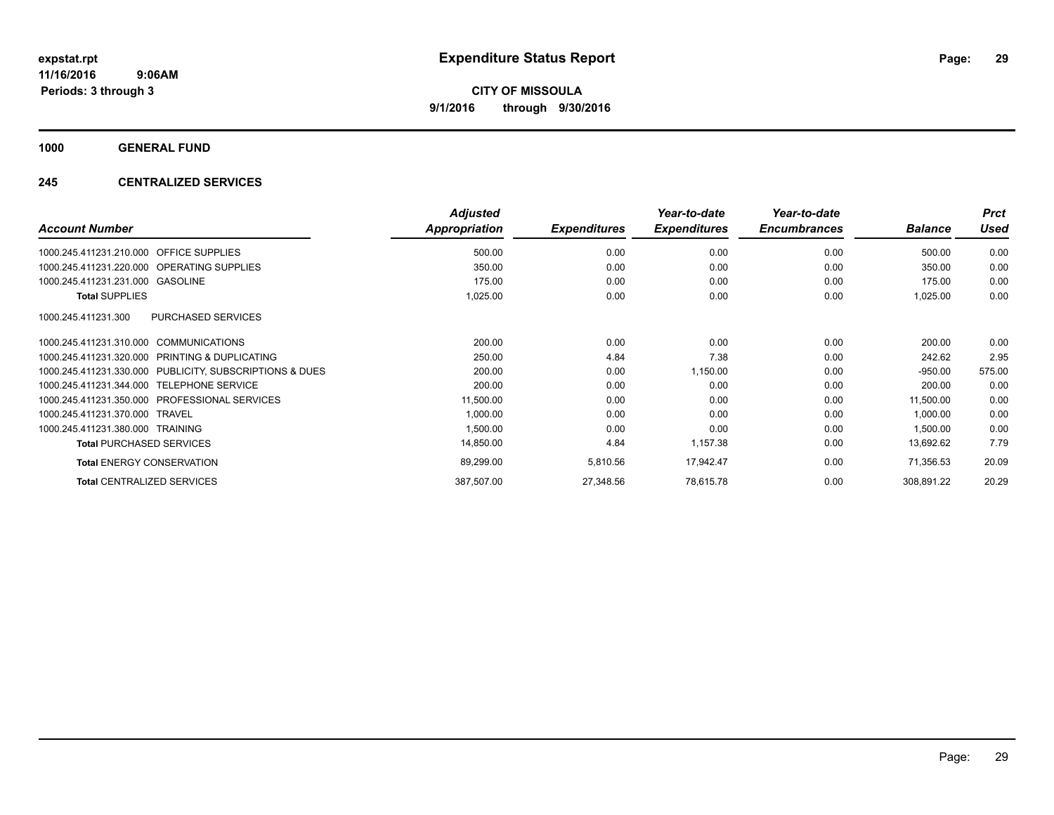# Expenditure Status Report

**CITY OF MISSOULA**
**9/1/2016 through 9/30/2016**

expstat.rpt
11/16/2016 9:06AM
Periods: 3 through 3

**1000 GENERAL FUND**

**245 CENTRALIZED SERVICES**

| Account Number | | Adjusted Appropriation | Expenditures | Year-to-date Expenditures | Year-to-date Encumbrances | Balance | Prct Used |
|---|---|---|---|---|---|---|---|
| 1000.245.411231.210.000 | OFFICE SUPPLIES | 500.00 | 0.00 | 0.00 | 0.00 | 500.00 | 0.00 |
| 1000.245.411231.220.000 | OPERATING SUPPLIES | 350.00 | 0.00 | 0.00 | 0.00 | 350.00 | 0.00 |
| 1000.245.411231.231.000 | GASOLINE | 175.00 | 0.00 | 0.00 | 0.00 | 175.00 | 0.00 |
| **Total** SUPPLIES | | 1,025.00 | 0.00 | 0.00 | 0.00 | 1,025.00 | 0.00 |
| 1000.245.411231.300 | PURCHASED SERVICES | | | | | | |
| 1000.245.411231.310.000 | COMMUNICATIONS | 200.00 | 0.00 | 0.00 | 0.00 | 200.00 | 0.00 |
| 1000.245.411231.320.000 | PRINTING & DUPLICATING | 250.00 | 4.84 | 7.38 | 0.00 | 242.62 | 2.95 |
| 1000.245.411231.330.000 | PUBLICITY, SUBSCRIPTIONS & DUES | 200.00 | 0.00 | 1,150.00 | 0.00 | -950.00 | 575.00 |
| 1000.245.411231.344.000 | TELEPHONE SERVICE | 200.00 | 0.00 | 0.00 | 0.00 | 200.00 | 0.00 |
| 1000.245.411231.350.000 | PROFESSIONAL SERVICES | 11,500.00 | 0.00 | 0.00 | 0.00 | 11,500.00 | 0.00 |
| 1000.245.411231.370.000 | TRAVEL | 1,000.00 | 0.00 | 0.00 | 0.00 | 1,000.00 | 0.00 |
| 1000.245.411231.380.000 | TRAINING | 1,500.00 | 0.00 | 0.00 | 0.00 | 1,500.00 | 0.00 |
| **Total** PURCHASED SERVICES | | 14,850.00 | 4.84 | 1,157.38 | 0.00 | 13,692.62 | 7.79 |
| **Total** ENERGY CONSERVATION | | 89,299.00 | 5,810.56 | 17,942.47 | 0.00 | 71,356.53 | 20.09 |
| **Total** CENTRALIZED SERVICES | | 387,507.00 | 27,348.56 | 78,615.78 | 0.00 | 308,891.22 | 20.29 |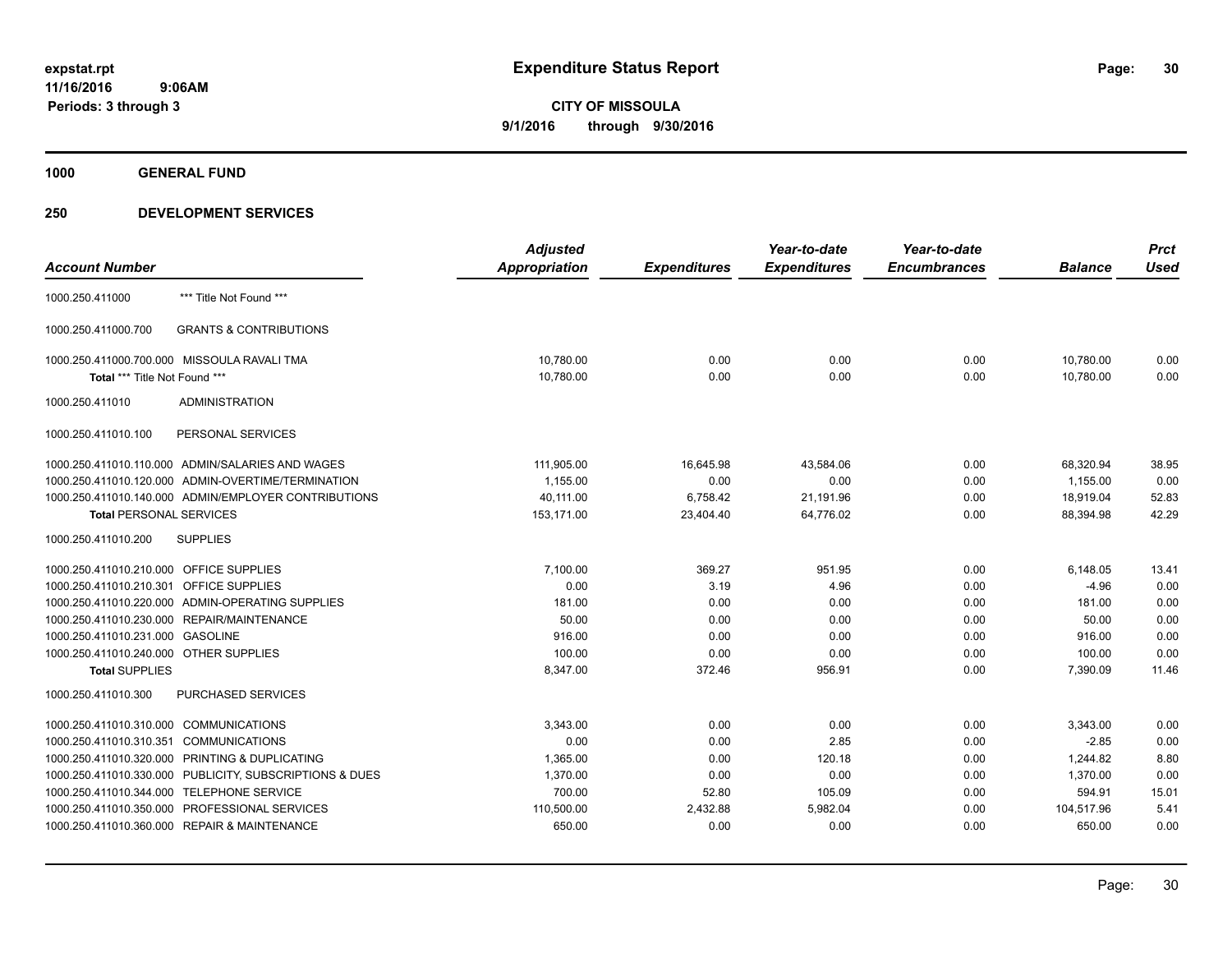**expstat.rpt**
**11/16/2016 9:06AM**
**Periods: 3 through 3**

# Expenditure Status Report

**CITY OF MISSOULA**
**9/1/2016 through 9/30/2016**

## 1000 GENERAL FUND

## 250 DEVELOPMENT SERVICES

| Account Number | | Adjusted Appropriation | Expenditures | Year-to-date Expenditures | Year-to-date Encumbrances | Balance | Prct Used |
|---|---|---|---|---|---|---|---|
| 1000.250.411000 | *** Title Not Found *** | | | | | | |
| 1000.250.411000.700 | GRANTS & CONTRIBUTIONS | | | | | | |
| 1000.250.411000.700.000 | MISSOULA RAVALI TMA | 10,780.00 | 0.00 | 0.00 | 0.00 | 10,780.00 | 0.00 |
| Total *** Title Not Found *** | | 10,780.00 | 0.00 | 0.00 | 0.00 | 10,780.00 | 0.00 |
| 1000.250.411010 | ADMINISTRATION | | | | | | |
| 1000.250.411010.100 | PERSONAL SERVICES | | | | | | |
| 1000.250.411010.110.000 | ADMIN/SALARIES AND WAGES | 111,905.00 | 16,645.98 | 43,584.06 | 0.00 | 68,320.94 | 38.95 |
| 1000.250.411010.120.000 | ADMIN-OVERTIME/TERMINATION | 1,155.00 | 0.00 | 0.00 | 0.00 | 1,155.00 | 0.00 |
| 1000.250.411010.140.000 | ADMIN/EMPLOYER CONTRIBUTIONS | 40,111.00 | 6,758.42 | 21,191.96 | 0.00 | 18,919.04 | 52.83 |
| Total PERSONAL SERVICES | | 153,171.00 | 23,404.40 | 64,776.02 | 0.00 | 88,394.98 | 42.29 |
| 1000.250.411010.200 | SUPPLIES | | | | | | |
| 1000.250.411010.210.000 | OFFICE SUPPLIES | 7,100.00 | 369.27 | 951.95 | 0.00 | 6,148.05 | 13.41 |
| 1000.250.411010.210.301 | OFFICE SUPPLIES | 0.00 | 3.19 | 4.96 | 0.00 | -4.96 | 0.00 |
| 1000.250.411010.220.000 | ADMIN-OPERATING SUPPLIES | 181.00 | 0.00 | 0.00 | 0.00 | 181.00 | 0.00 |
| 1000.250.411010.230.000 | REPAIR/MAINTENANCE | 50.00 | 0.00 | 0.00 | 0.00 | 50.00 | 0.00 |
| 1000.250.411010.231.000 | GASOLINE | 916.00 | 0.00 | 0.00 | 0.00 | 916.00 | 0.00 |
| 1000.250.411010.240.000 | OTHER SUPPLIES | 100.00 | 0.00 | 0.00 | 0.00 | 100.00 | 0.00 |
| Total SUPPLIES | | 8,347.00 | 372.46 | 956.91 | 0.00 | 7,390.09 | 11.46 |
| 1000.250.411010.300 | PURCHASED SERVICES | | | | | | |
| 1000.250.411010.310.000 | COMMUNICATIONS | 3,343.00 | 0.00 | 0.00 | 0.00 | 3,343.00 | 0.00 |
| 1000.250.411010.310.351 | COMMUNICATIONS | 0.00 | 0.00 | 2.85 | 0.00 | -2.85 | 0.00 |
| 1000.250.411010.320.000 | PRINTING & DUPLICATING | 1,365.00 | 0.00 | 120.18 | 0.00 | 1,244.82 | 8.80 |
| 1000.250.411010.330.000 | PUBLICITY, SUBSCRIPTIONS & DUES | 1,370.00 | 0.00 | 0.00 | 0.00 | 1,370.00 | 0.00 |
| 1000.250.411010.344.000 | TELEPHONE SERVICE | 700.00 | 52.80 | 105.09 | 0.00 | 594.91 | 15.01 |
| 1000.250.411010.350.000 | PROFESSIONAL SERVICES | 110,500.00 | 2,432.88 | 5,982.04 | 0.00 | 104,517.96 | 5.41 |
| 1000.250.411010.360.000 | REPAIR & MAINTENANCE | 650.00 | 0.00 | 0.00 | 0.00 | 650.00 | 0.00 |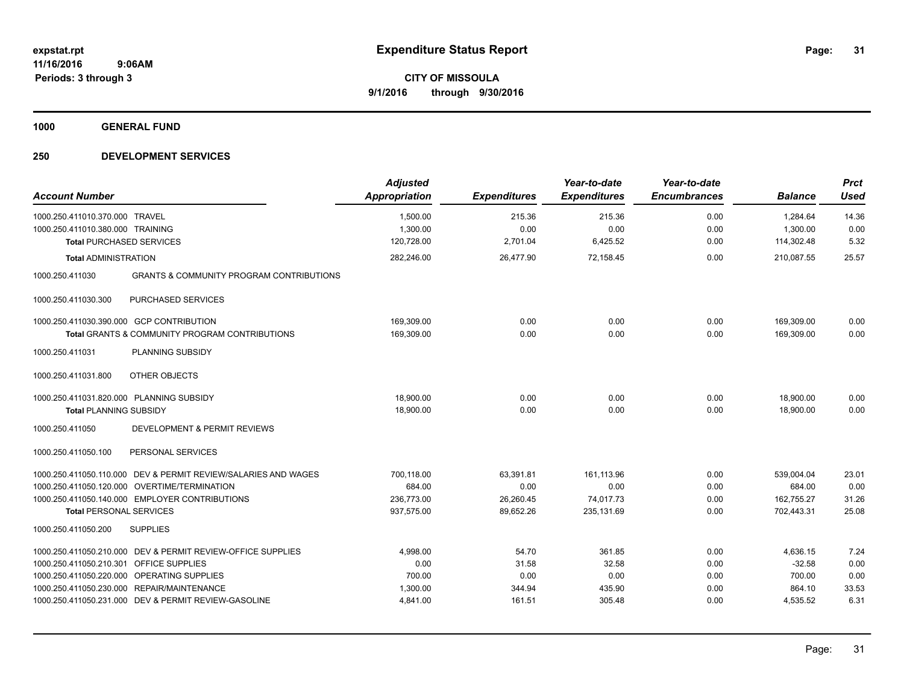**expstat.rpt**
**11/16/2016 9:06AM**
**Periods: 3 through 3**

# Expenditure Status Report

**CITY OF MISSOULA**
**9/1/2016 through 9/30/2016**

## 1000 GENERAL FUND

## 250 DEVELOPMENT SERVICES

| Account Number | | Adjusted Appropriation | Expenditures | Year-to-date Expenditures | Year-to-date Encumbrances | Balance | Prct Used |
|---|---|---|---|---|---|---|---|
| 1000.250.411010.370.000 | TRAVEL | 1,500.00 | 215.36 | 215.36 | 0.00 | 1,284.64 | 14.36 |
| 1000.250.411010.380.000 | TRAINING | 1,300.00 | 0.00 | 0.00 | 0.00 | 1,300.00 | 0.00 |
| **Total** PURCHASED SERVICES | | 120,728.00 | 2,701.04 | 6,425.52 | 0.00 | 114,302.48 | 5.32 |
| **Total** ADMINISTRATION | | 282,246.00 | 26,477.90 | 72,158.45 | 0.00 | 210,087.55 | 25.57 |
| 1000.250.411030 | GRANTS & COMMUNITY PROGRAM CONTRIBUTIONS | | | | | | |
| 1000.250.411030.300 | PURCHASED SERVICES | | | | | | |
| 1000.250.411030.390.000 | GCP CONTRIBUTION | 169,309.00 | 0.00 | 0.00 | 0.00 | 169,309.00 | 0.00 |
| **Total** GRANTS & COMMUNITY PROGRAM CONTRIBUTIONS | | 169,309.00 | 0.00 | 0.00 | 0.00 | 169,309.00 | 0.00 |
| 1000.250.411031 | PLANNING SUBSIDY | | | | | | |
| 1000.250.411031.800 | OTHER OBJECTS | | | | | | |
| 1000.250.411031.820.000 | PLANNING SUBSIDY | 18,900.00 | 0.00 | 0.00 | 0.00 | 18,900.00 | 0.00 |
| **Total** PLANNING SUBSIDY | | 18,900.00 | 0.00 | 0.00 | 0.00 | 18,900.00 | 0.00 |
| 1000.250.411050 | DEVELOPMENT & PERMIT REVIEWS | | | | | | |
| 1000.250.411050.100 | PERSONAL SERVICES | | | | | | |
| 1000.250.411050.110.000 | DEV & PERMIT REVIEW/SALARIES AND WAGES | 700,118.00 | 63,391.81 | 161,113.96 | 0.00 | 539,004.04 | 23.01 |
| 1000.250.411050.120.000 | OVERTIME/TERMINATION | 684.00 | 0.00 | 0.00 | 0.00 | 684.00 | 0.00 |
| 1000.250.411050.140.000 | EMPLOYER CONTRIBUTIONS | 236,773.00 | 26,260.45 | 74,017.73 | 0.00 | 162,755.27 | 31.26 |
| **Total** PERSONAL SERVICES | | 937,575.00 | 89,652.26 | 235,131.69 | 0.00 | 702,443.31 | 25.08 |
| 1000.250.411050.200 | SUPPLIES | | | | | | |
| 1000.250.411050.210.000 | DEV & PERMIT REVIEW-OFFICE SUPPLIES | 4,998.00 | 54.70 | 361.85 | 0.00 | 4,636.15 | 7.24 |
| 1000.250.411050.210.301 | OFFICE SUPPLIES | 0.00 | 31.58 | 32.58 | 0.00 | -32.58 | 0.00 |
| 1000.250.411050.220.000 | OPERATING SUPPLIES | 700.00 | 0.00 | 0.00 | 0.00 | 700.00 | 0.00 |
| 1000.250.411050.230.000 | REPAIR/MAINTENANCE | 1,300.00 | 344.94 | 435.90 | 0.00 | 864.10 | 33.53 |
| 1000.250.411050.231.000 | DEV & PERMIT REVIEW-GASOLINE | 4,841.00 | 161.51 | 305.48 | 0.00 | 4,535.52 | 6.31 |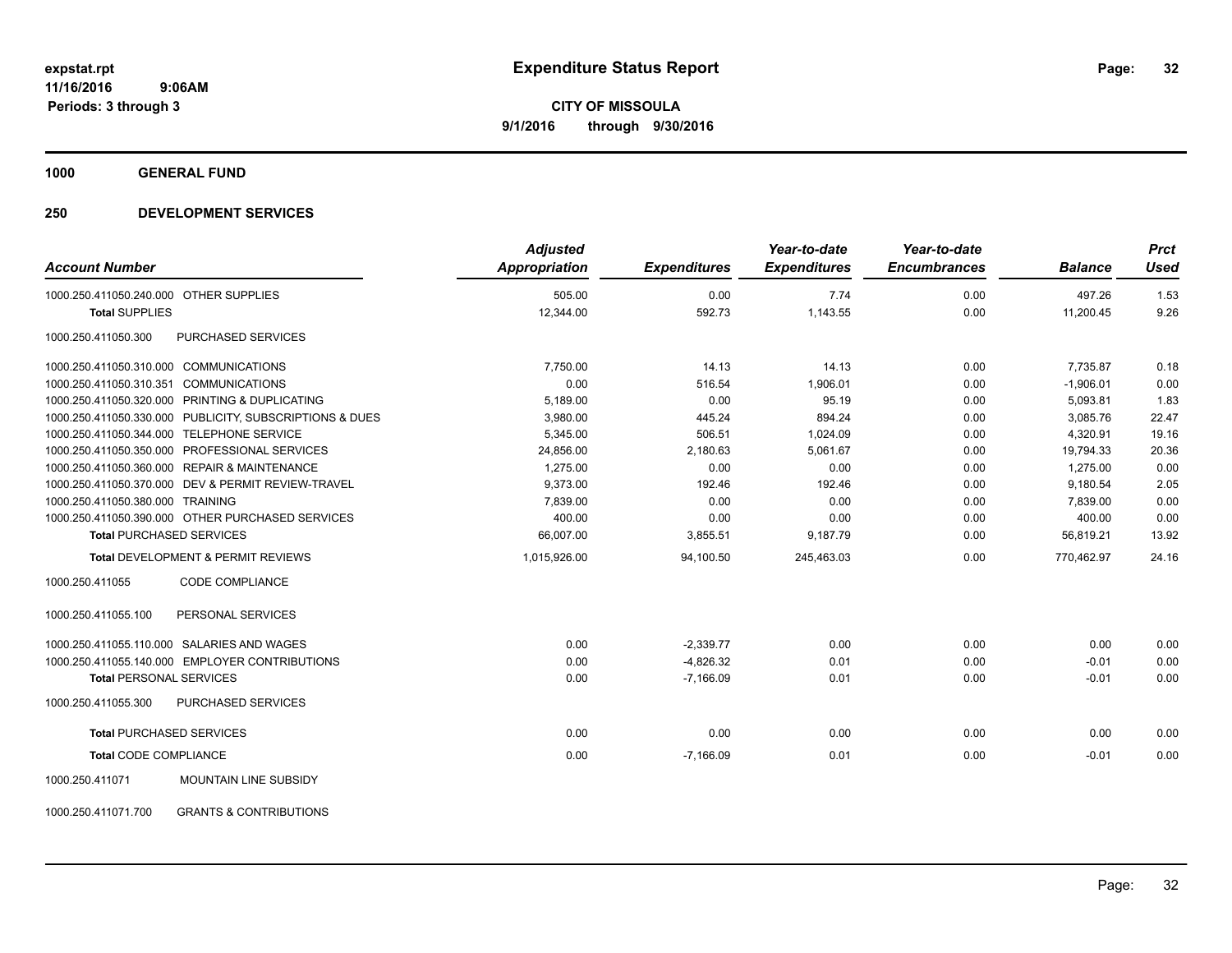# Expenditure Status Report

**CITY OF MISSOULA**
**9/1/2016 through 9/30/2016**

expstat.rpt
11/16/2016 9:06AM
Periods: 3 through 3

**1000 GENERAL FUND**

**250 DEVELOPMENT SERVICES**

| Account Number | Adjusted Appropriation | Expenditures | Year-to-date Expenditures | Year-to-date Encumbrances | Balance | Prct Used |
|---|---|---|---|---|---|---|
| 1000.250.411050.240.000 OTHER SUPPLIES | 505.00 | 0.00 | 7.74 | 0.00 | 497.26 | 1.53 |
| **Total** SUPPLIES | 12,344.00 | 592.73 | 1,143.55 | 0.00 | 11,200.45 | 9.26 |
| 1000.250.411050.300 PURCHASED SERVICES | | | | | | |
| 1000.250.411050.310.000 COMMUNICATIONS | 7,750.00 | 14.13 | 14.13 | 0.00 | 7,735.87 | 0.18 |
| 1000.250.411050.310.351 COMMUNICATIONS | 0.00 | 516.54 | 1,906.01 | 0.00 | -1,906.01 | 0.00 |
| 1000.250.411050.320.000 PRINTING & DUPLICATING | 5,189.00 | 0.00 | 95.19 | 0.00 | 5,093.81 | 1.83 |
| 1000.250.411050.330.000 PUBLICITY, SUBSCRIPTIONS & DUES | 3,980.00 | 445.24 | 894.24 | 0.00 | 3,085.76 | 22.47 |
| 1000.250.411050.344.000 TELEPHONE SERVICE | 5,345.00 | 506.51 | 1,024.09 | 0.00 | 4,320.91 | 19.16 |
| 1000.250.411050.350.000 PROFESSIONAL SERVICES | 24,856.00 | 2,180.63 | 5,061.67 | 0.00 | 19,794.33 | 20.36 |
| 1000.250.411050.360.000 REPAIR & MAINTENANCE | 1,275.00 | 0.00 | 0.00 | 0.00 | 1,275.00 | 0.00 |
| 1000.250.411050.370.000 DEV & PERMIT REVIEW-TRAVEL | 9,373.00 | 192.46 | 192.46 | 0.00 | 9,180.54 | 2.05 |
| 1000.250.411050.380.000 TRAINING | 7,839.00 | 0.00 | 0.00 | 0.00 | 7,839.00 | 0.00 |
| 1000.250.411050.390.000 OTHER PURCHASED SERVICES | 400.00 | 0.00 | 0.00 | 0.00 | 400.00 | 0.00 |
| **Total** PURCHASED SERVICES | 66,007.00 | 3,855.51 | 9,187.79 | 0.00 | 56,819.21 | 13.92 |
| **Total** DEVELOPMENT & PERMIT REVIEWS | 1,015,926.00 | 94,100.50 | 245,463.03 | 0.00 | 770,462.97 | 24.16 |
| 1000.250.411055 CODE COMPLIANCE | | | | | | |
| 1000.250.411055.100 PERSONAL SERVICES | | | | | | |
| 1000.250.411055.110.000 SALARIES AND WAGES | 0.00 | -2,339.77 | 0.00 | 0.00 | 0.00 | 0.00 |
| 1000.250.411055.140.000 EMPLOYER CONTRIBUTIONS | 0.00 | -4,826.32 | 0.01 | 0.00 | -0.01 | 0.00 |
| **Total** PERSONAL SERVICES | 0.00 | -7,166.09 | 0.01 | 0.00 | -0.01 | 0.00 |
| 1000.250.411055.300 PURCHASED SERVICES | | | | | | |
| **Total** PURCHASED SERVICES | 0.00 | 0.00 | 0.00 | 0.00 | 0.00 | 0.00 |
| **Total** CODE COMPLIANCE | 0.00 | -7,166.09 | 0.01 | 0.00 | -0.01 | 0.00 |
| 1000.250.411071 MOUNTAIN LINE SUBSIDY | | | | | | |
| 1000.250.411071.700 GRANTS & CONTRIBUTIONS | | | | | | |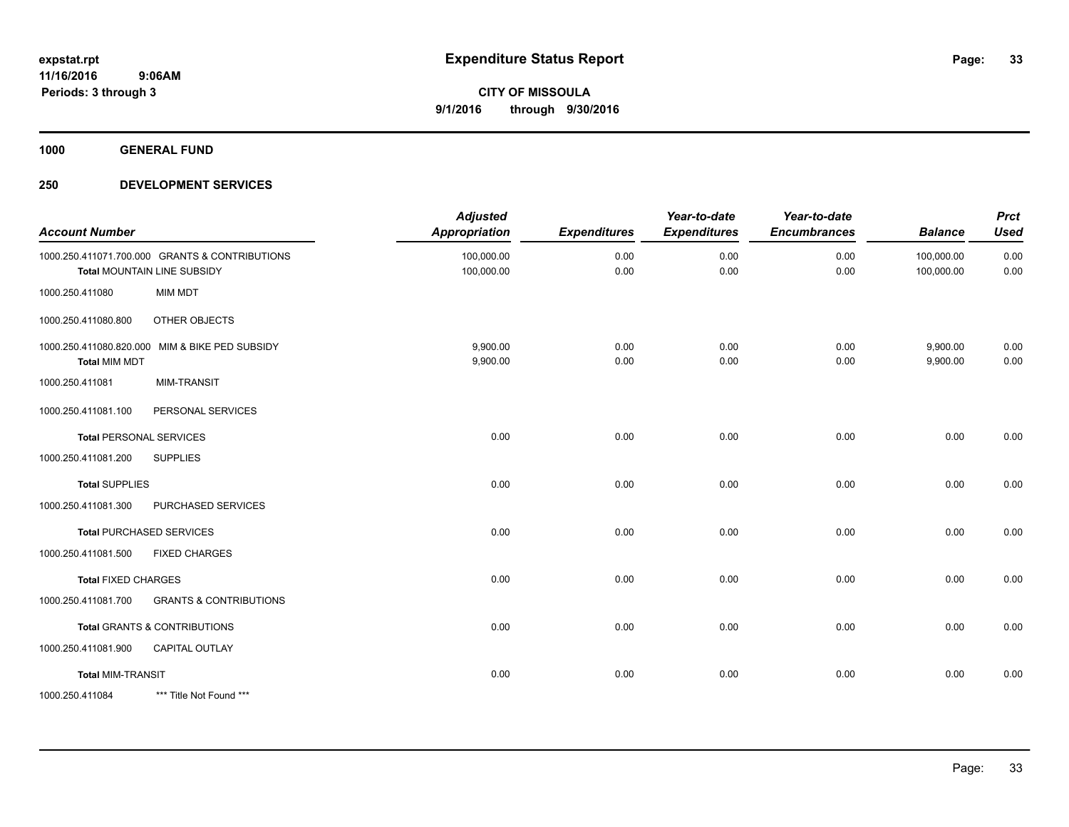# Expenditure Status Report

expstat.rpt
11/16/2016 9:06AM
Periods: 3 through 3

**CITY OF MISSOULA**
**9/1/2016 through 9/30/2016**

**1000 GENERAL FUND**

**250 DEVELOPMENT SERVICES**

| Account Number | | Adjusted Appropriation | Expenditures | Year-to-date Expenditures | Year-to-date Encumbrances | Balance | Prct Used |
|---|---|---|---|---|---|---|---|
| 1000.250.411071.700.000 | GRANTS & CONTRIBUTIONS | 100,000.00 | 0.00 | 0.00 | 0.00 | 100,000.00 | 0.00 |
| **Total** MOUNTAIN LINE SUBSIDY | | 100,000.00 | 0.00 | 0.00 | 0.00 | 100,000.00 | 0.00 |
| 1000.250.411080 | MIM MDT | | | | | | |
| 1000.250.411080.800 | OTHER OBJECTS | | | | | | |
| 1000.250.411080.820.000 | MIM & BIKE PED SUBSIDY | 9,900.00 | 0.00 | 0.00 | 0.00 | 9,900.00 | 0.00 |
| **Total** MIM MDT | | 9,900.00 | 0.00 | 0.00 | 0.00 | 9,900.00 | 0.00 |
| 1000.250.411081 | MIM-TRANSIT | | | | | | |
| 1000.250.411081.100 | PERSONAL SERVICES | | | | | | |
| **Total** PERSONAL SERVICES | | 0.00 | 0.00 | 0.00 | 0.00 | 0.00 | 0.00 |
| 1000.250.411081.200 | SUPPLIES | | | | | | |
| **Total** SUPPLIES | | 0.00 | 0.00 | 0.00 | 0.00 | 0.00 | 0.00 |
| 1000.250.411081.300 | PURCHASED SERVICES | | | | | | |
| **Total** PURCHASED SERVICES | | 0.00 | 0.00 | 0.00 | 0.00 | 0.00 | 0.00 |
| 1000.250.411081.500 | FIXED CHARGES | | | | | | |
| **Total** FIXED CHARGES | | 0.00 | 0.00 | 0.00 | 0.00 | 0.00 | 0.00 |
| 1000.250.411081.700 | GRANTS & CONTRIBUTIONS | | | | | | |
| **Total** GRANTS & CONTRIBUTIONS | | 0.00 | 0.00 | 0.00 | 0.00 | 0.00 | 0.00 |
| 1000.250.411081.900 | CAPITAL OUTLAY | | | | | | |
| **Total** MIM-TRANSIT | | 0.00 | 0.00 | 0.00 | 0.00 | 0.00 | 0.00 |
| 1000.250.411084 | *** Title Not Found *** | | | | | | |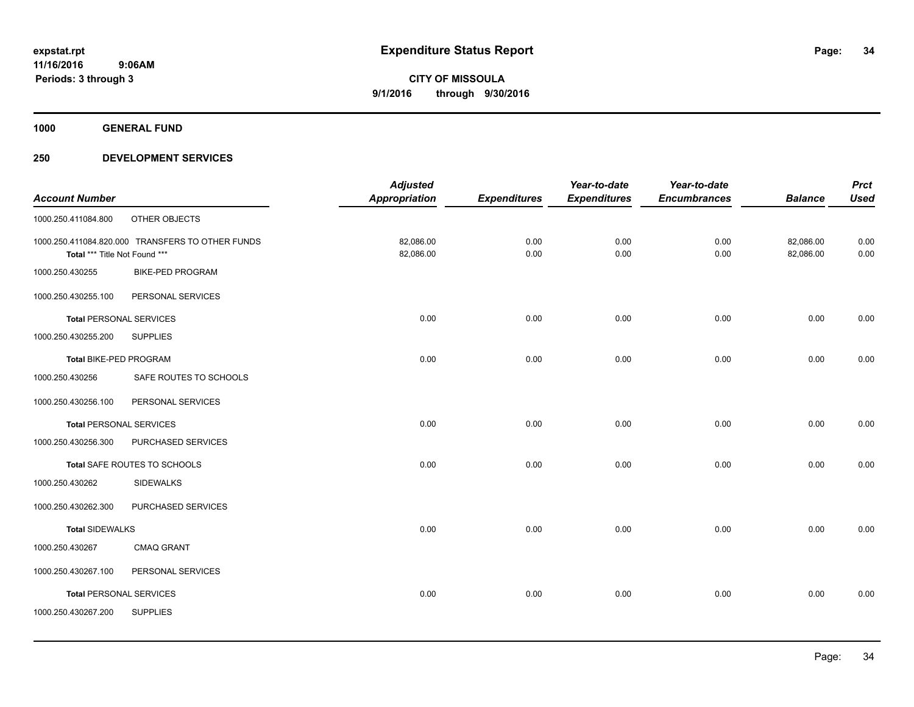**expstat.rpt**
**11/16/2016 9:06AM**
**Periods: 3 through 3**

# Expenditure Status Report

**CITY OF MISSOULA**
**9/1/2016 through 9/30/2016**

## 1000 GENERAL FUND

## 250 DEVELOPMENT SERVICES

| Account Number | | Adjusted Appropriation | Expenditures | Year-to-date Expenditures | Year-to-date Encumbrances | Balance | Prct Used |
|---|---|---|---|---|---|---|---|
| 1000.250.411084.800 | OTHER OBJECTS | | | | | | |
| 1000.250.411084.820.000 | TRANSFERS TO OTHER FUNDS | 82,086.00 | 0.00 | 0.00 | 0.00 | 82,086.00 | 0.00 |
| **Total** *** Title Not Found *** | | 82,086.00 | 0.00 | 0.00 | 0.00 | 82,086.00 | 0.00 |
| 1000.250.430255 | BIKE-PED PROGRAM | | | | | | |
| 1000.250.430255.100 | PERSONAL SERVICES | | | | | | |
| **Total** PERSONAL SERVICES | | 0.00 | 0.00 | 0.00 | 0.00 | 0.00 | 0.00 |
| 1000.250.430255.200 | SUPPLIES | | | | | | |
| **Total** BIKE-PED PROGRAM | | 0.00 | 0.00 | 0.00 | 0.00 | 0.00 | 0.00 |
| 1000.250.430256 | SAFE ROUTES TO SCHOOLS | | | | | | |
| 1000.250.430256.100 | PERSONAL SERVICES | | | | | | |
| **Total** PERSONAL SERVICES | | 0.00 | 0.00 | 0.00 | 0.00 | 0.00 | 0.00 |
| 1000.250.430256.300 | PURCHASED SERVICES | | | | | | |
| **Total** SAFE ROUTES TO SCHOOLS | | 0.00 | 0.00 | 0.00 | 0.00 | 0.00 | 0.00 |
| 1000.250.430262 | SIDEWALKS | | | | | | |
| 1000.250.430262.300 | PURCHASED SERVICES | | | | | | |
| **Total** SIDEWALKS | | 0.00 | 0.00 | 0.00 | 0.00 | 0.00 | 0.00 |
| 1000.250.430267 | CMAQ GRANT | | | | | | |
| 1000.250.430267.100 | PERSONAL SERVICES | | | | | | |
| **Total** PERSONAL SERVICES | | 0.00 | 0.00 | 0.00 | 0.00 | 0.00 | 0.00 |
| 1000.250.430267.200 | SUPPLIES | | | | | | |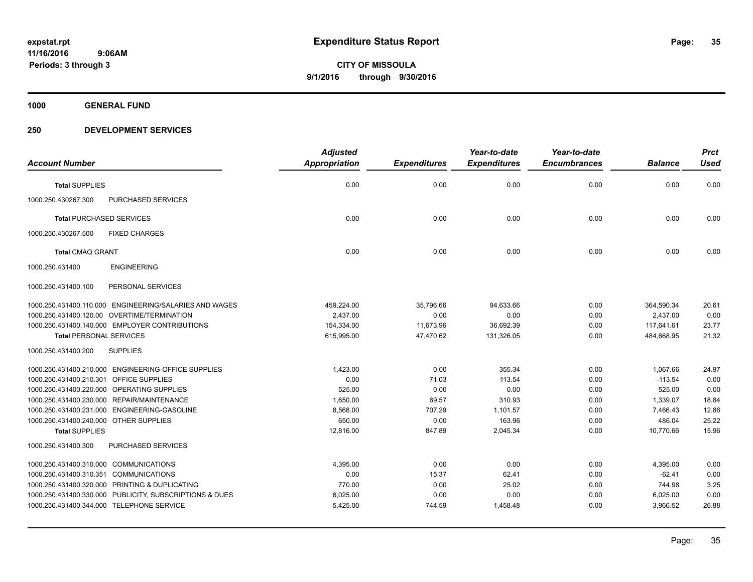**expstat.rpt**
**11/16/2016 9:06AM**
**Periods: 3 through 3**

# Expenditure Status Report

**CITY OF MISSOULA**
**9/1/2016 through 9/30/2016**

## 1000 GENERAL FUND

## 250 DEVELOPMENT SERVICES

| Account Number | | Adjusted Appropriation | Expenditures | Year-to-date Expenditures | Year-to-date Encumbrances | Balance | Prct Used |
|---|---|---|---|---|---|---|---|
| **Total** SUPPLIES | | 0.00 | 0.00 | 0.00 | 0.00 | 0.00 | 0.00 |
| 1000.250.430267.300 | PURCHASED SERVICES | | | | | | |
| **Total** PURCHASED SERVICES | | 0.00 | 0.00 | 0.00 | 0.00 | 0.00 | 0.00 |
| 1000.250.430267.500 | FIXED CHARGES | | | | | | |
| **Total** CMAQ GRANT | | 0.00 | 0.00 | 0.00 | 0.00 | 0.00 | 0.00 |
| 1000.250.431400 | ENGINEERING | | | | | | |
| 1000.250.431400.100 | PERSONAL SERVICES | | | | | | |
| 1000.250.431400.110.000 | ENGINEERING/SALARIES AND WAGES | 459,224.00 | 35,796.66 | 94,633.66 | 0.00 | 364,590.34 | 20.61 |
| 1000.250.431400.120.00 | OVERTIME/TERMINATION | 2,437.00 | 0.00 | 0.00 | 0.00 | 2,437.00 | 0.00 |
| 1000.250.431400.140.000 | EMPLOYER CONTRIBUTIONS | 154,334.00 | 11,673.96 | 36,692.39 | 0.00 | 117,641.61 | 23.77 |
| **Total** PERSONAL SERVICES | | 615,995.00 | 47,470.62 | 131,326.05 | 0.00 | 484,668.95 | 21.32 |
| 1000.250.431400.200 | SUPPLIES | | | | | | |
| 1000.250.431400.210.000 | ENGINEERING-OFFICE SUPPLIES | 1,423.00 | 0.00 | 355.34 | 0.00 | 1,067.66 | 24.97 |
| 1000.250.431400.210.301 | OFFICE SUPPLIES | 0.00 | 71.03 | 113.54 | 0.00 | -113.54 | 0.00 |
| 1000.250.431400.220.000 | OPERATING SUPPLIES | 525.00 | 0.00 | 0.00 | 0.00 | 525.00 | 0.00 |
| 1000.250.431400.230.000 | REPAIR/MAINTENANCE | 1,650.00 | 69.57 | 310.93 | 0.00 | 1,339.07 | 18.84 |
| 1000.250.431400.231.000 | ENGINEERING-GASOLINE | 8,568.00 | 707.29 | 1,101.57 | 0.00 | 7,466.43 | 12.86 |
| 1000.250.431400.240.000 | OTHER SUPPLIES | 650.00 | 0.00 | 163.96 | 0.00 | 486.04 | 25.22 |
| **Total** SUPPLIES | | 12,816.00 | 847.89 | 2,045.34 | 0.00 | 10,770.66 | 15.96 |
| 1000.250.431400.300 | PURCHASED SERVICES | | | | | | |
| 1000.250.431400.310.000 | COMMUNICATIONS | 4,395.00 | 0.00 | 0.00 | 0.00 | 4,395.00 | 0.00 |
| 1000.250.431400.310.351 | COMMUNICATIONS | 0.00 | 15.37 | 62.41 | 0.00 | -62.41 | 0.00 |
| 1000.250.431400.320.000 | PRINTING & DUPLICATING | 770.00 | 0.00 | 25.02 | 0.00 | 744.98 | 3.25 |
| 1000.250.431400.330.000 | PUBLICITY, SUBSCRIPTIONS & DUES | 6,025.00 | 0.00 | 0.00 | 0.00 | 6,025.00 | 0.00 |
| 1000.250.431400.344.000 | TELEPHONE SERVICE | 5,425.00 | 744.59 | 1,458.48 | 0.00 | 3,966.52 | 26.88 |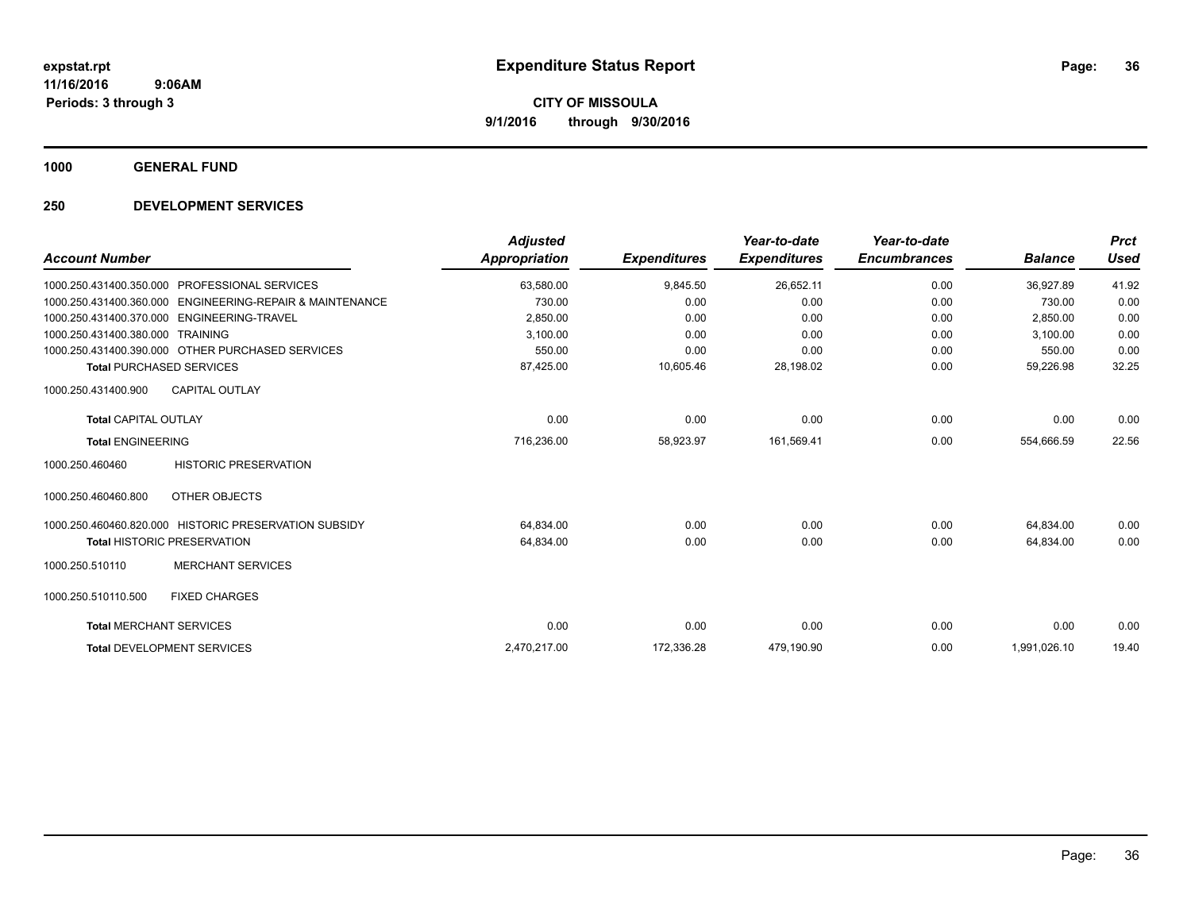**Expenditure Status Report**

**CITY OF MISSOULA**
**9/1/2016 through 9/30/2016**

expstat.rpt
11/16/2016 9:06AM
Periods: 3 through 3

**1000 GENERAL FUND**

**250 DEVELOPMENT SERVICES**

| Account Number | | Adjusted Appropriation | Expenditures | Year-to-date Expenditures | Year-to-date Encumbrances | Balance | Prct Used |
|---|---|---|---|---|---|---|---|
| 1000.250.431400.350.000 | PROFESSIONAL SERVICES | 63,580.00 | 9,845.50 | 26,652.11 | 0.00 | 36,927.89 | 41.92 |
| 1000.250.431400.360.000 | ENGINEERING-REPAIR & MAINTENANCE | 730.00 | 0.00 | 0.00 | 0.00 | 730.00 | 0.00 |
| 1000.250.431400.370.000 | ENGINEERING-TRAVEL | 2,850.00 | 0.00 | 0.00 | 0.00 | 2,850.00 | 0.00 |
| 1000.250.431400.380.000 | TRAINING | 3,100.00 | 0.00 | 0.00 | 0.00 | 3,100.00 | 0.00 |
| 1000.250.431400.390.000 | OTHER PURCHASED SERVICES | 550.00 | 0.00 | 0.00 | 0.00 | 550.00 | 0.00 |
| **Total** PURCHASED SERVICES | | 87,425.00 | 10,605.46 | 28,198.02 | 0.00 | 59,226.98 | 32.25 |
| 1000.250.431400.900 | CAPITAL OUTLAY | | | | | | |
| **Total** CAPITAL OUTLAY | | 0.00 | 0.00 | 0.00 | 0.00 | 0.00 | 0.00 |
| **Total** ENGINEERING | | 716,236.00 | 58,923.97 | 161,569.41 | 0.00 | 554,666.59 | 22.56 |
| 1000.250.460460 | HISTORIC PRESERVATION | | | | | | |
| 1000.250.460460.800 | OTHER OBJECTS | | | | | | |
| 1000.250.460460.820.000 | HISTORIC PRESERVATION SUBSIDY | 64,834.00 | 0.00 | 0.00 | 0.00 | 64,834.00 | 0.00 |
| **Total** HISTORIC PRESERVATION | | 64,834.00 | 0.00 | 0.00 | 0.00 | 64,834.00 | 0.00 |
| 1000.250.510110 | MERCHANT SERVICES | | | | | | |
| 1000.250.510110.500 | FIXED CHARGES | | | | | | |
| **Total** MERCHANT SERVICES | | 0.00 | 0.00 | 0.00 | 0.00 | 0.00 | 0.00 |
| **Total** DEVELOPMENT SERVICES | | 2,470,217.00 | 172,336.28 | 479,190.90 | 0.00 | 1,991,026.10 | 19.40 |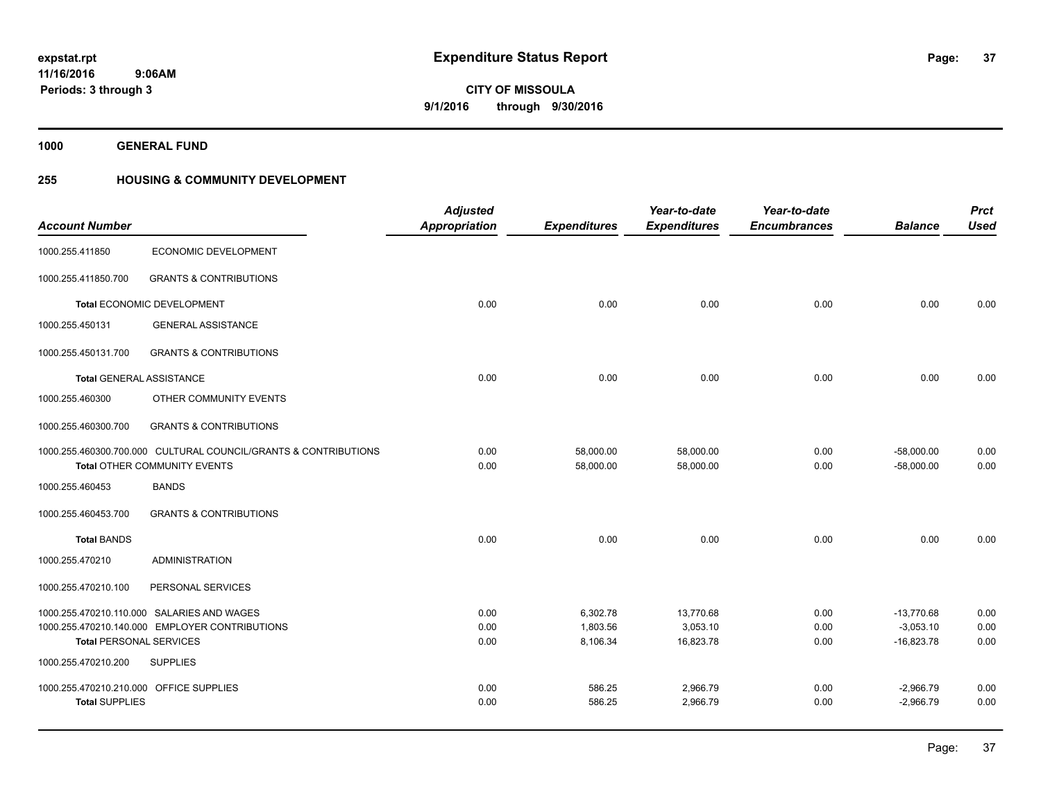# Expenditure Status Report

expstat.rpt
11/16/2016 9:06AM
Periods: 3 through 3

**CITY OF MISSOULA**
**9/1/2016 through 9/30/2016**

**1000 GENERAL FUND**

**255 HOUSING & COMMUNITY DEVELOPMENT**

| Account Number | | Adjusted Appropriation | Expenditures | Year-to-date Expenditures | Year-to-date Encumbrances | Balance | Prct Used |
|---|---|---|---|---|---|---|---|
| 1000.255.411850 | ECONOMIC DEVELOPMENT | | | | | | |
| 1000.255.411850.700 | GRANTS & CONTRIBUTIONS | | | | | | |
| Total ECONOMIC DEVELOPMENT | | 0.00 | 0.00 | 0.00 | 0.00 | 0.00 | 0.00 |
| 1000.255.450131 | GENERAL ASSISTANCE | | | | | | |
| 1000.255.450131.700 | GRANTS & CONTRIBUTIONS | | | | | | |
| Total GENERAL ASSISTANCE | | 0.00 | 0.00 | 0.00 | 0.00 | 0.00 | 0.00 |
| 1000.255.460300 | OTHER COMMUNITY EVENTS | | | | | | |
| 1000.255.460300.700 | GRANTS & CONTRIBUTIONS | | | | | | |
| 1000.255.460300.700.000 | CULTURAL COUNCIL/GRANTS & CONTRIBUTIONS | 0.00 | 58,000.00 | 58,000.00 | 0.00 | -58,000.00 | 0.00 |
| Total OTHER COMMUNITY EVENTS | | 0.00 | 58,000.00 | 58,000.00 | 0.00 | -58,000.00 | 0.00 |
| 1000.255.460453 | BANDS | | | | | | |
| 1000.255.460453.700 | GRANTS & CONTRIBUTIONS | | | | | | |
| Total BANDS | | 0.00 | 0.00 | 0.00 | 0.00 | 0.00 | 0.00 |
| 1000.255.470210 | ADMINISTRATION | | | | | | |
| 1000.255.470210.100 | PERSONAL SERVICES | | | | | | |
| 1000.255.470210.110.000 | SALARIES AND WAGES | 0.00 | 6,302.78 | 13,770.68 | 0.00 | -13,770.68 | 0.00 |
| 1000.255.470210.140.000 | EMPLOYER CONTRIBUTIONS | 0.00 | 1,803.56 | 3,053.10 | 0.00 | -3,053.10 | 0.00 |
| Total PERSONAL SERVICES | | 0.00 | 8,106.34 | 16,823.78 | 0.00 | -16,823.78 | 0.00 |
| 1000.255.470210.200 | SUPPLIES | | | | | | |
| 1000.255.470210.210.000 | OFFICE SUPPLIES | 0.00 | 586.25 | 2,966.79 | 0.00 | -2,966.79 | 0.00 |
| Total SUPPLIES | | 0.00 | 586.25 | 2,966.79 | 0.00 | -2,966.79 | 0.00 |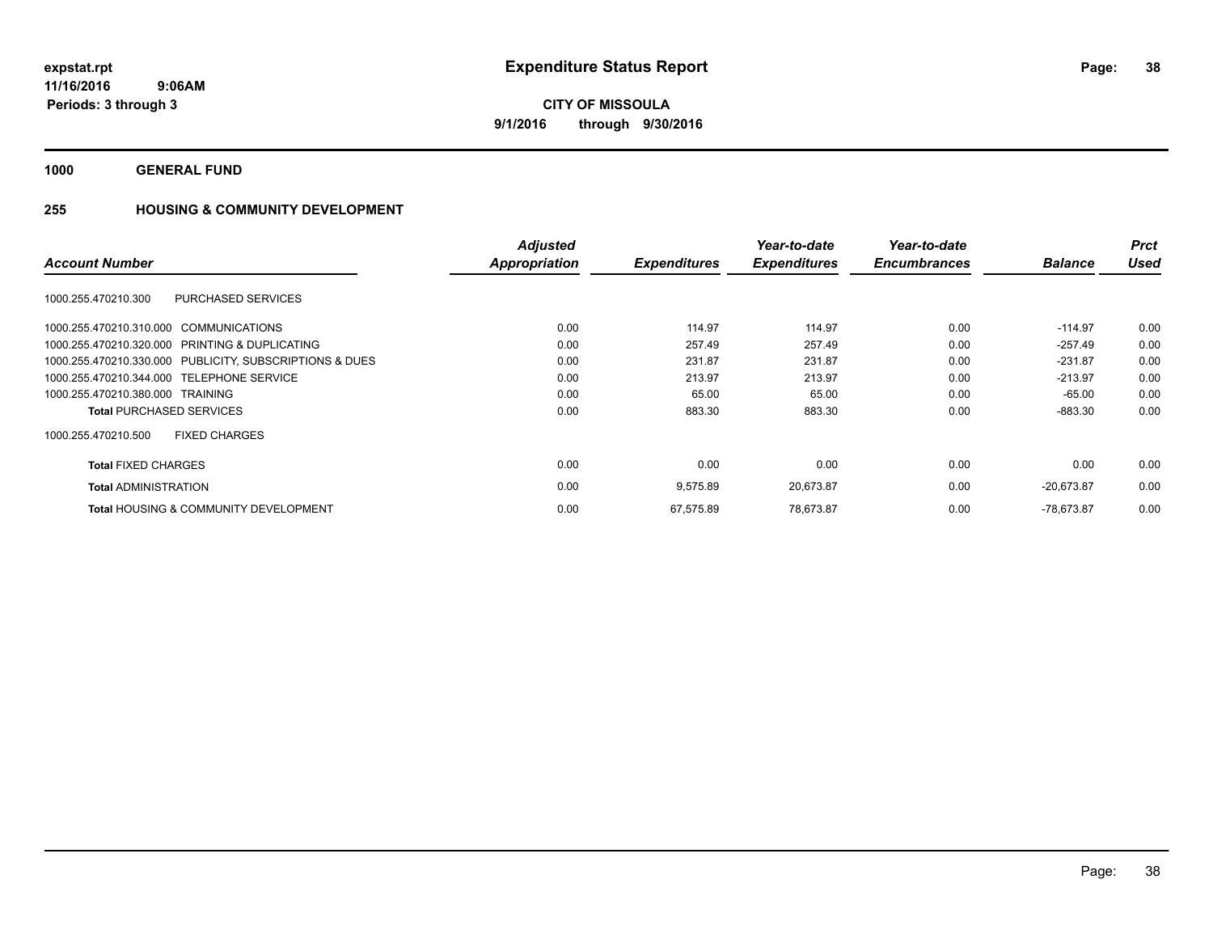# Expenditure Status Report

**CITY OF MISSOULA**
**9/1/2016 through 9/30/2016**

expstat.rpt
11/16/2016 9:06AM
Periods: 3 through 3

**1000 GENERAL FUND**

**255 HOUSING & COMMUNITY DEVELOPMENT**

| Account Number | Adjusted Appropriation | Expenditures | Year-to-date Expenditures | Year-to-date Encumbrances | Balance | Prct Used |
|---|---|---|---|---|---|---|
| 1000.255.470210.300 PURCHASED SERVICES | | | | | | |
| 1000.255.470210.310.000 COMMUNICATIONS | 0.00 | 114.97 | 114.97 | 0.00 | -114.97 | 0.00 |
| 1000.255.470210.320.000 PRINTING & DUPLICATING | 0.00 | 257.49 | 257.49 | 0.00 | -257.49 | 0.00 |
| 1000.255.470210.330.000 PUBLICITY, SUBSCRIPTIONS & DUES | 0.00 | 231.87 | 231.87 | 0.00 | -231.87 | 0.00 |
| 1000.255.470210.344.000 TELEPHONE SERVICE | 0.00 | 213.97 | 213.97 | 0.00 | -213.97 | 0.00 |
| 1000.255.470210.380.000 TRAINING | 0.00 | 65.00 | 65.00 | 0.00 | -65.00 | 0.00 |
| **Total** PURCHASED SERVICES | 0.00 | 883.30 | 883.30 | 0.00 | -883.30 | 0.00 |
| 1000.255.470210.500 FIXED CHARGES | | | | | | |
| **Total** FIXED CHARGES | 0.00 | 0.00 | 0.00 | 0.00 | 0.00 | 0.00 |
| **Total** ADMINISTRATION | 0.00 | 9,575.89 | 20,673.87 | 0.00 | -20,673.87 | 0.00 |
| **Total** HOUSING & COMMUNITY DEVELOPMENT | 0.00 | 67,575.89 | 78,673.87 | 0.00 | -78,673.87 | 0.00 |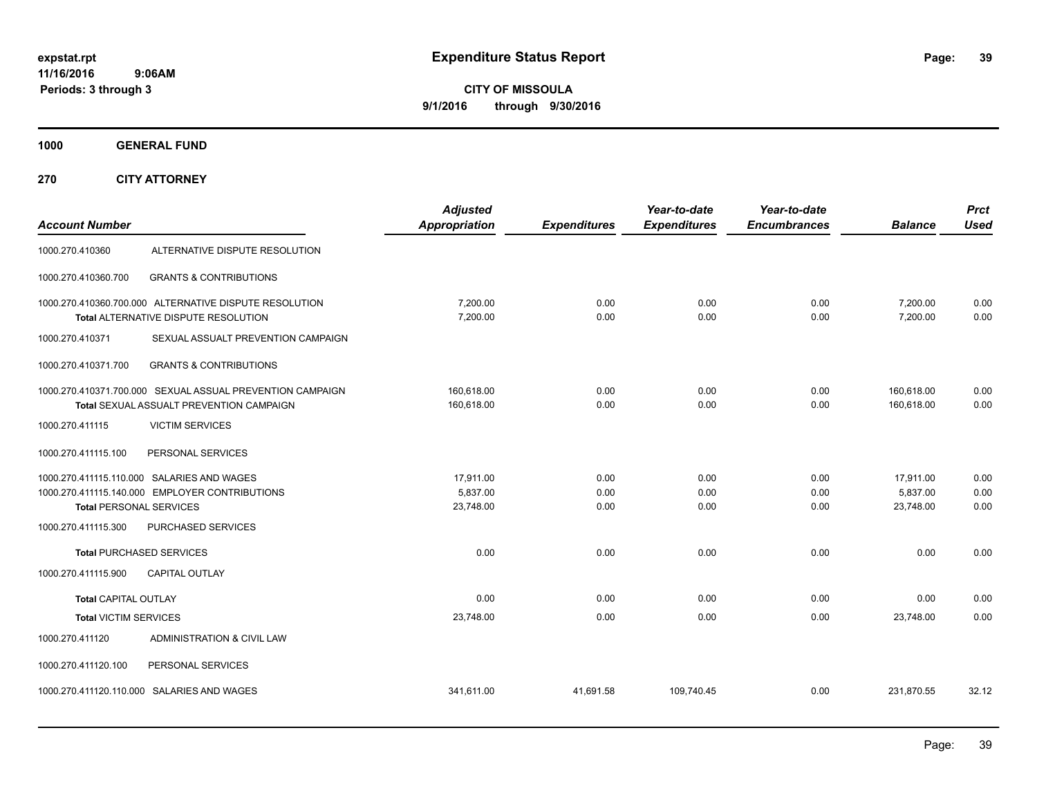**expstat.rpt**
**11/16/2016 9:06AM**
**Periods: 3 through 3**

# Expenditure Status Report

**CITY OF MISSOULA**
**9/1/2016 through 9/30/2016**

## 1000 GENERAL FUND

## 270 CITY ATTORNEY

| Account Number | | Adjusted Appropriation | Expenditures | Year-to-date Expenditures | Year-to-date Encumbrances | Balance | Prct Used |
|---|---|---|---|---|---|---|---|
| 1000.270.410360 | ALTERNATIVE DISPUTE RESOLUTION | | | | | | |
| 1000.270.410360.700 | GRANTS & CONTRIBUTIONS | | | | | | |
| 1000.270.410360.700.000 | ALTERNATIVE DISPUTE RESOLUTION | 7,200.00 | 0.00 | 0.00 | 0.00 | 7,200.00 | 0.00 |
| | Total ALTERNATIVE DISPUTE RESOLUTION | 7,200.00 | 0.00 | 0.00 | 0.00 | 7,200.00 | 0.00 |
| 1000.270.410371 | SEXUAL ASSAULT PREVENTION CAMPAIGN | | | | | | |
| 1000.270.410371.700 | GRANTS & CONTRIBUTIONS | | | | | | |
| 1000.270.410371.700.000 | SEXUAL ASSUAL PREVENTION CAMPAIGN | 160,618.00 | 0.00 | 0.00 | 0.00 | 160,618.00 | 0.00 |
| | Total SEXUAL ASSUALT PREVENTION CAMPAIGN | 160,618.00 | 0.00 | 0.00 | 0.00 | 160,618.00 | 0.00 |
| 1000.270.411115 | VICTIM SERVICES | | | | | | |
| 1000.270.411115.100 | PERSONAL SERVICES | | | | | | |
| 1000.270.411115.110.000 | SALARIES AND WAGES | 17,911.00 | 0.00 | 0.00 | 0.00 | 17,911.00 | 0.00 |
| 1000.270.411115.140.000 | EMPLOYER CONTRIBUTIONS | 5,837.00 | 0.00 | 0.00 | 0.00 | 5,837.00 | 0.00 |
| | Total PERSONAL SERVICES | 23,748.00 | 0.00 | 0.00 | 0.00 | 23,748.00 | 0.00 |
| 1000.270.411115.300 | PURCHASED SERVICES | | | | | | |
| | Total PURCHASED SERVICES | 0.00 | 0.00 | 0.00 | 0.00 | 0.00 | 0.00 |
| 1000.270.411115.900 | CAPITAL OUTLAY | | | | | | |
| | Total CAPITAL OUTLAY | 0.00 | 0.00 | 0.00 | 0.00 | 0.00 | 0.00 |
| | Total VICTIM SERVICES | 23,748.00 | 0.00 | 0.00 | 0.00 | 23,748.00 | 0.00 |
| 1000.270.411120 | ADMINISTRATION & CIVIL LAW | | | | | | |
| 1000.270.411120.100 | PERSONAL SERVICES | | | | | | |
| 1000.270.411120.110.000 | SALARIES AND WAGES | 341,611.00 | 41,691.58 | 109,740.45 | 0.00 | 231,870.55 | 32.12 |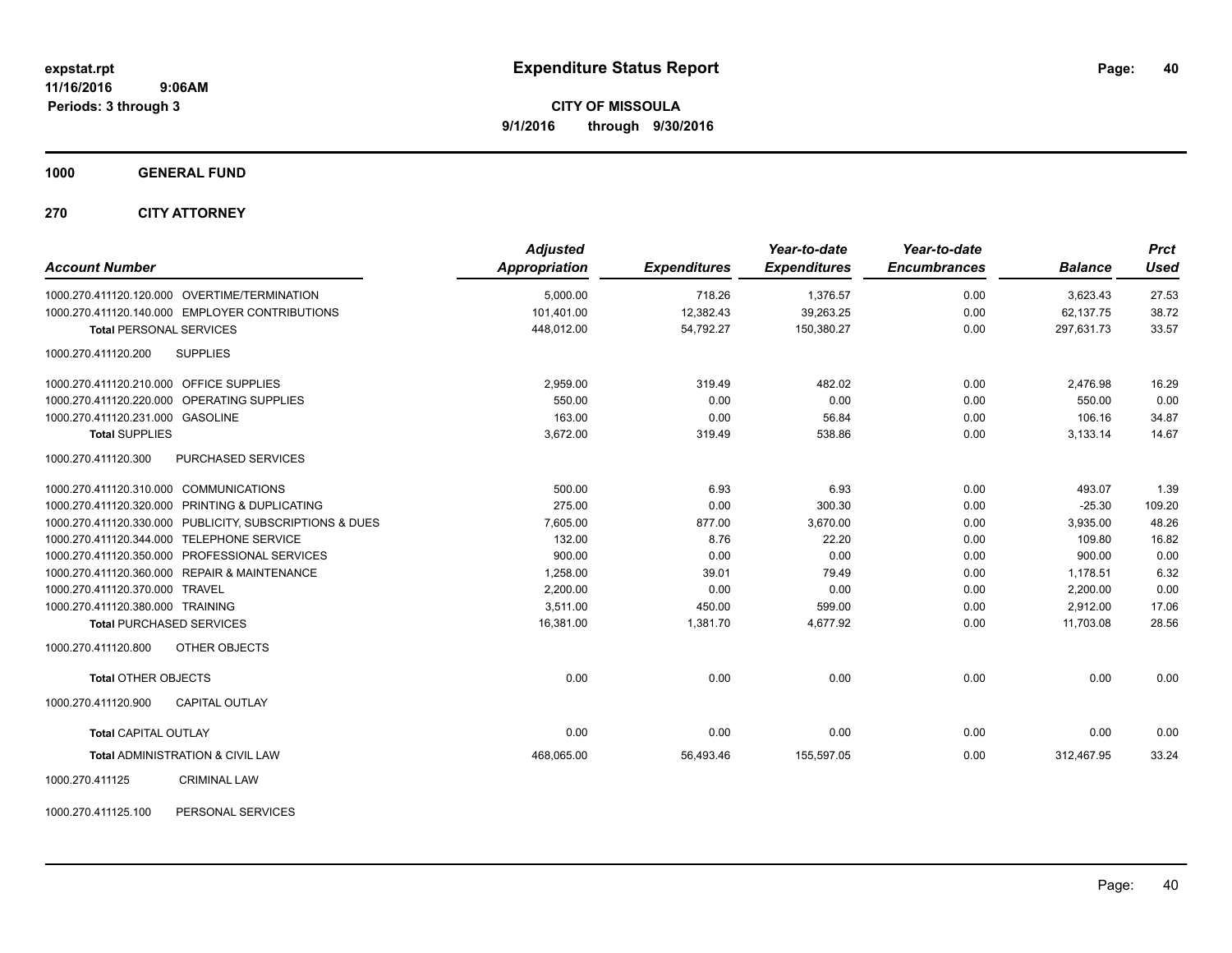# Expenditure Status Report

expstat.rpt
11/16/2016 9:06AM
Periods: 3 through 3

**CITY OF MISSOULA**
**9/1/2016 through 9/30/2016**

**1000 GENERAL FUND**

**270 CITY ATTORNEY**

| Account Number | Adjusted Appropriation | Expenditures | Year-to-date Expenditures | Year-to-date Encumbrances | Balance | Prct Used |
|---|---|---|---|---|---|---|
| 1000.270.411120.120.000 OVERTIME/TERMINATION | 5,000.00 | 718.26 | 1,376.57 | 0.00 | 3,623.43 | 27.53 |
| 1000.270.411120.140.000 EMPLOYER CONTRIBUTIONS | 101,401.00 | 12,382.43 | 39,263.25 | 0.00 | 62,137.75 | 38.72 |
| **Total** PERSONAL SERVICES | 448,012.00 | 54,792.27 | 150,380.27 | 0.00 | 297,631.73 | 33.57 |
| 1000.270.411120.200 SUPPLIES | | | | | | |
| 1000.270.411120.210.000 OFFICE SUPPLIES | 2,959.00 | 319.49 | 482.02 | 0.00 | 2,476.98 | 16.29 |
| 1000.270.411120.220.000 OPERATING SUPPLIES | 550.00 | 0.00 | 0.00 | 0.00 | 550.00 | 0.00 |
| 1000.270.411120.231.000 GASOLINE | 163.00 | 0.00 | 56.84 | 0.00 | 106.16 | 34.87 |
| **Total** SUPPLIES | 3,672.00 | 319.49 | 538.86 | 0.00 | 3,133.14 | 14.67 |
| 1000.270.411120.300 PURCHASED SERVICES | | | | | | |
| 1000.270.411120.310.000 COMMUNICATIONS | 500.00 | 6.93 | 6.93 | 0.00 | 493.07 | 1.39 |
| 1000.270.411120.320.000 PRINTING & DUPLICATING | 275.00 | 0.00 | 300.30 | 0.00 | -25.30 | 109.20 |
| 1000.270.411120.330.000 PUBLICITY, SUBSCRIPTIONS & DUES | 7,605.00 | 877.00 | 3,670.00 | 0.00 | 3,935.00 | 48.26 |
| 1000.270.411120.344.000 TELEPHONE SERVICE | 132.00 | 8.76 | 22.20 | 0.00 | 109.80 | 16.82 |
| 1000.270.411120.350.000 PROFESSIONAL SERVICES | 900.00 | 0.00 | 0.00 | 0.00 | 900.00 | 0.00 |
| 1000.270.411120.360.000 REPAIR & MAINTENANCE | 1,258.00 | 39.01 | 79.49 | 0.00 | 1,178.51 | 6.32 |
| 1000.270.411120.370.000 TRAVEL | 2,200.00 | 0.00 | 0.00 | 0.00 | 2,200.00 | 0.00 |
| 1000.270.411120.380.000 TRAINING | 3,511.00 | 450.00 | 599.00 | 0.00 | 2,912.00 | 17.06 |
| **Total** PURCHASED SERVICES | 16,381.00 | 1,381.70 | 4,677.92 | 0.00 | 11,703.08 | 28.56 |
| 1000.270.411120.800 OTHER OBJECTS | | | | | | |
| **Total** OTHER OBJECTS | 0.00 | 0.00 | 0.00 | 0.00 | 0.00 | 0.00 |
| 1000.270.411120.900 CAPITAL OUTLAY | | | | | | |
| **Total** CAPITAL OUTLAY | 0.00 | 0.00 | 0.00 | 0.00 | 0.00 | 0.00 |
| **Total** ADMINISTRATION & CIVIL LAW | 468,065.00 | 56,493.46 | 155,597.05 | 0.00 | 312,467.95 | 33.24 |
| 1000.270.411125 CRIMINAL LAW | | | | | | |
| 1000.270.411125.100 PERSONAL SERVICES | | | | | | |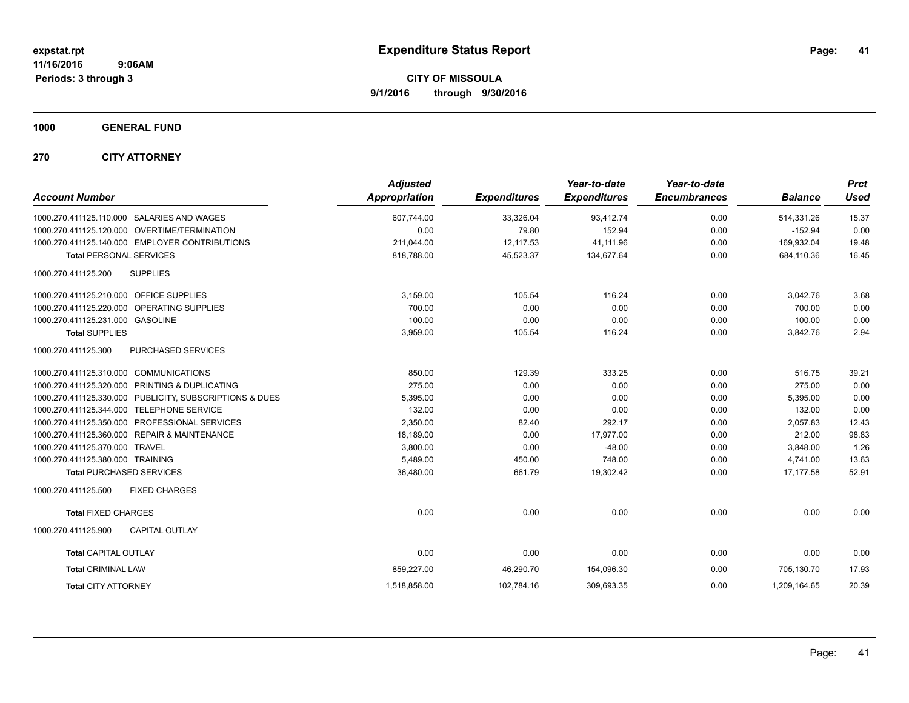expstat.rpt
11/16/2016 9:06AM
Periods: 3 through 3

# Expenditure Status Report

**CITY OF MISSOULA**
**9/1/2016 through 9/30/2016**

**1000 GENERAL FUND**

**270 CITY ATTORNEY**

| Account Number | Adjusted Appropriation | Expenditures | Year-to-date Expenditures | Year-to-date Encumbrances | Balance | Prct Used |
|---|---|---|---|---|---|---|
| 1000.270.411125.110.000 SALARIES AND WAGES | 607,744.00 | 33,326.04 | 93,412.74 | 0.00 | 514,331.26 | 15.37 |
| 1000.270.411125.120.000 OVERTIME/TERMINATION | 0.00 | 79.80 | 152.94 | 0.00 | -152.94 | 0.00 |
| 1000.270.411125.140.000 EMPLOYER CONTRIBUTIONS | 211,044.00 | 12,117.53 | 41,111.96 | 0.00 | 169,932.04 | 19.48 |
| **Total** PERSONAL SERVICES | 818,788.00 | 45,523.37 | 134,677.64 | 0.00 | 684,110.36 | 16.45 |
| 1000.270.411125.200 SUPPLIES | | | | | | |
| 1000.270.411125.210.000 OFFICE SUPPLIES | 3,159.00 | 105.54 | 116.24 | 0.00 | 3,042.76 | 3.68 |
| 1000.270.411125.220.000 OPERATING SUPPLIES | 700.00 | 0.00 | 0.00 | 0.00 | 700.00 | 0.00 |
| 1000.270.411125.231.000 GASOLINE | 100.00 | 0.00 | 0.00 | 0.00 | 100.00 | 0.00 |
| **Total** SUPPLIES | 3,959.00 | 105.54 | 116.24 | 0.00 | 3,842.76 | 2.94 |
| 1000.270.411125.300 PURCHASED SERVICES | | | | | | |
| 1000.270.411125.310.000 COMMUNICATIONS | 850.00 | 129.39 | 333.25 | 0.00 | 516.75 | 39.21 |
| 1000.270.411125.320.000 PRINTING & DUPLICATING | 275.00 | 0.00 | 0.00 | 0.00 | 275.00 | 0.00 |
| 1000.270.411125.330.000 PUBLICITY, SUBSCRIPTIONS & DUES | 5,395.00 | 0.00 | 0.00 | 0.00 | 5,395.00 | 0.00 |
| 1000.270.411125.344.000 TELEPHONE SERVICE | 132.00 | 0.00 | 0.00 | 0.00 | 132.00 | 0.00 |
| 1000.270.411125.350.000 PROFESSIONAL SERVICES | 2,350.00 | 82.40 | 292.17 | 0.00 | 2,057.83 | 12.43 |
| 1000.270.411125.360.000 REPAIR & MAINTENANCE | 18,189.00 | 0.00 | 17,977.00 | 0.00 | 212.00 | 98.83 |
| 1000.270.411125.370.000 TRAVEL | 3,800.00 | 0.00 | -48.00 | 0.00 | 3,848.00 | 1.26 |
| 1000.270.411125.380.000 TRAINING | 5,489.00 | 450.00 | 748.00 | 0.00 | 4,741.00 | 13.63 |
| **Total** PURCHASED SERVICES | 36,480.00 | 661.79 | 19,302.42 | 0.00 | 17,177.58 | 52.91 |
| 1000.270.411125.500 FIXED CHARGES | | | | | | |
| **Total** FIXED CHARGES | 0.00 | 0.00 | 0.00 | 0.00 | 0.00 | 0.00 |
| 1000.270.411125.900 CAPITAL OUTLAY | | | | | | |
| **Total** CAPITAL OUTLAY | 0.00 | 0.00 | 0.00 | 0.00 | 0.00 | 0.00 |
| **Total** CRIMINAL LAW | 859,227.00 | 46,290.70 | 154,096.30 | 0.00 | 705,130.70 | 17.93 |
| **Total** CITY ATTORNEY | 1,518,858.00 | 102,784.16 | 309,693.35 | 0.00 | 1,209,164.65 | 20.39 |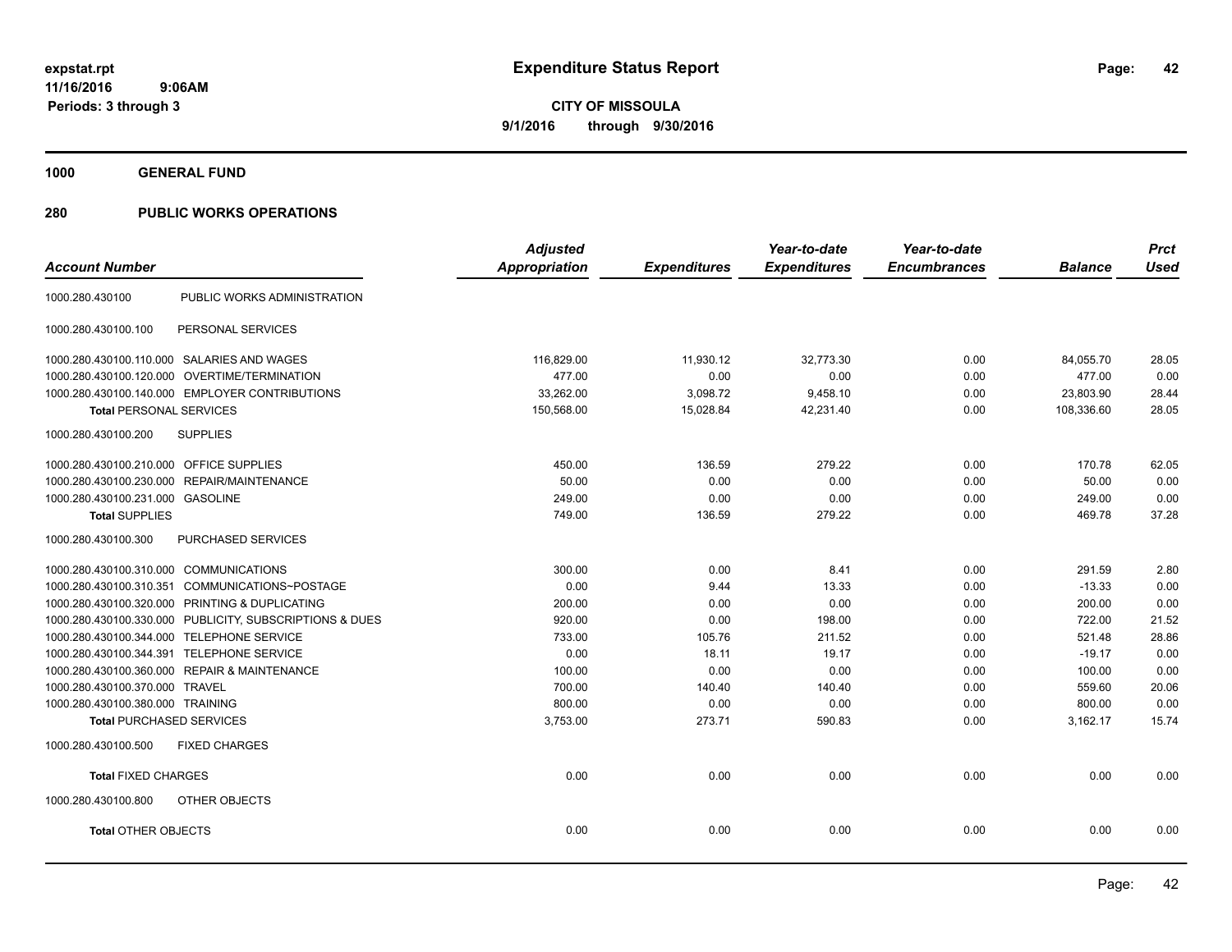# Expenditure Status Report

expstat.rpt
11/16/2016 9:06AM
Periods: 3 through 3

**CITY OF MISSOULA**
**9/1/2016 through 9/30/2016**

## 1000 GENERAL FUND

## 280 PUBLIC WORKS OPERATIONS

| Account Number | | Adjusted Appropriation | Expenditures | Year-to-date Expenditures | Year-to-date Encumbrances | Balance | Prct Used |
|---|---|---|---|---|---|---|---|
| 1000.280.430100 | PUBLIC WORKS ADMINISTRATION | | | | | | |
| 1000.280.430100.100 | PERSONAL SERVICES | | | | | | |
| 1000.280.430100.110.000 | SALARIES AND WAGES | 116,829.00 | 11,930.12 | 32,773.30 | 0.00 | 84,055.70 | 28.05 |
| 1000.280.430100.120.000 | OVERTIME/TERMINATION | 477.00 | 0.00 | 0.00 | 0.00 | 477.00 | 0.00 |
| 1000.280.430100.140.000 | EMPLOYER CONTRIBUTIONS | 33,262.00 | 3,098.72 | 9,458.10 | 0.00 | 23,803.90 | 28.44 |
| **Total** PERSONAL SERVICES | | 150,568.00 | 15,028.84 | 42,231.40 | 0.00 | 108,336.60 | 28.05 |
| 1000.280.430100.200 | SUPPLIES | | | | | | |
| 1000.280.430100.210.000 | OFFICE SUPPLIES | 450.00 | 136.59 | 279.22 | 0.00 | 170.78 | 62.05 |
| 1000.280.430100.230.000 | REPAIR/MAINTENANCE | 50.00 | 0.00 | 0.00 | 0.00 | 50.00 | 0.00 |
| 1000.280.430100.231.000 | GASOLINE | 249.00 | 0.00 | 0.00 | 0.00 | 249.00 | 0.00 |
| **Total** SUPPLIES | | 749.00 | 136.59 | 279.22 | 0.00 | 469.78 | 37.28 |
| 1000.280.430100.300 | PURCHASED SERVICES | | | | | | |
| 1000.280.430100.310.000 | COMMUNICATIONS | 300.00 | 0.00 | 8.41 | 0.00 | 291.59 | 2.80 |
| 1000.280.430100.310.351 | COMMUNICATIONS~POSTAGE | 0.00 | 9.44 | 13.33 | 0.00 | -13.33 | 0.00 |
| 1000.280.430100.320.000 | PRINTING & DUPLICATING | 200.00 | 0.00 | 0.00 | 0.00 | 200.00 | 0.00 |
| 1000.280.430100.330.000 | PUBLICITY, SUBSCRIPTIONS & DUES | 920.00 | 0.00 | 198.00 | 0.00 | 722.00 | 21.52 |
| 1000.280.430100.344.000 | TELEPHONE SERVICE | 733.00 | 105.76 | 211.52 | 0.00 | 521.48 | 28.86 |
| 1000.280.430100.344.391 | TELEPHONE SERVICE | 0.00 | 18.11 | 19.17 | 0.00 | -19.17 | 0.00 |
| 1000.280.430100.360.000 | REPAIR & MAINTENANCE | 100.00 | 0.00 | 0.00 | 0.00 | 100.00 | 0.00 |
| 1000.280.430100.370.000 | TRAVEL | 700.00 | 140.40 | 140.40 | 0.00 | 559.60 | 20.06 |
| 1000.280.430100.380.000 | TRAINING | 800.00 | 0.00 | 0.00 | 0.00 | 800.00 | 0.00 |
| **Total** PURCHASED SERVICES | | 3,753.00 | 273.71 | 590.83 | 0.00 | 3,162.17 | 15.74 |
| 1000.280.430100.500 | FIXED CHARGES | | | | | | |
| **Total** FIXED CHARGES | | 0.00 | 0.00 | 0.00 | 0.00 | 0.00 | 0.00 |
| 1000.280.430100.800 | OTHER OBJECTS | | | | | | |
| **Total** OTHER OBJECTS | | 0.00 | 0.00 | 0.00 | 0.00 | 0.00 | 0.00 |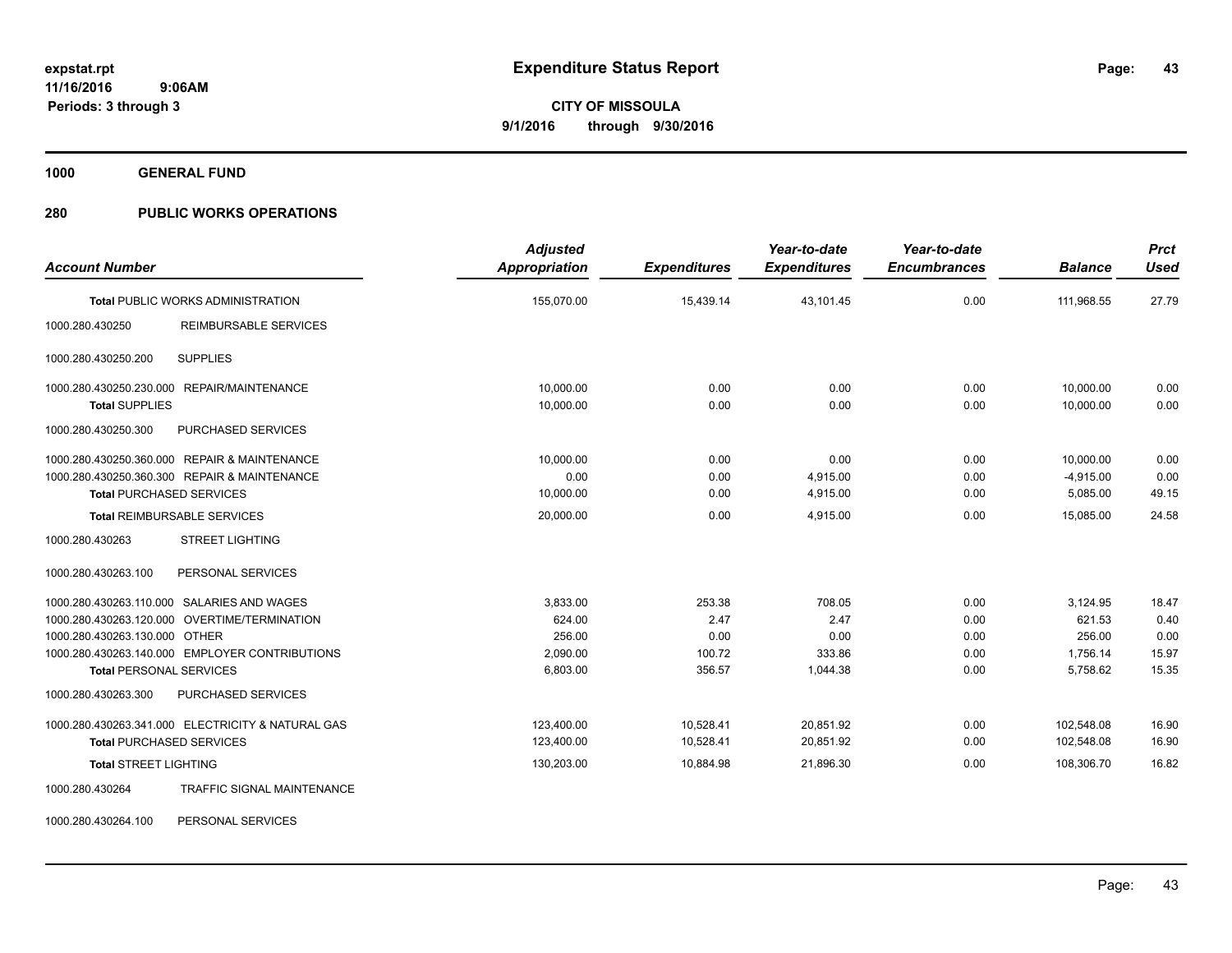**expstat.rpt**
**11/16/2016 9:06AM**
**Periods: 3 through 3**

# Expenditure Status Report

**CITY OF MISSOULA**
**9/1/2016 through 9/30/2016**

## 1000 GENERAL FUND

## 280 PUBLIC WORKS OPERATIONS

| Account Number | | Adjusted Appropriation | Expenditures | Year-to-date Expenditures | Year-to-date Encumbrances | Balance | Prct Used |
|---|---|---|---|---|---|---|---|
| **Total** PUBLIC WORKS ADMINISTRATION | | 155,070.00 | 15,439.14 | 43,101.45 | 0.00 | 111,968.55 | 27.79 |
| 1000.280.430250 | REIMBURSABLE SERVICES | | | | | | |
| 1000.280.430250.200 | SUPPLIES | | | | | | |
| 1000.280.430250.230.000 | REPAIR/MAINTENANCE | 10,000.00 | 0.00 | 0.00 | 0.00 | 10,000.00 | 0.00 |
| **Total** SUPPLIES | | 10,000.00 | 0.00 | 0.00 | 0.00 | 10,000.00 | 0.00 |
| 1000.280.430250.300 | PURCHASED SERVICES | | | | | | |
| 1000.280.430250.360.000 | REPAIR & MAINTENANCE | 10,000.00 | 0.00 | 0.00 | 0.00 | 10,000.00 | 0.00 |
| 1000.280.430250.360.300 | REPAIR & MAINTENANCE | 0.00 | 0.00 | 4,915.00 | 0.00 | -4,915.00 | 0.00 |
| **Total** PURCHASED SERVICES | | 10,000.00 | 0.00 | 4,915.00 | 0.00 | 5,085.00 | 49.15 |
| **Total** REIMBURSABLE SERVICES | | 20,000.00 | 0.00 | 4,915.00 | 0.00 | 15,085.00 | 24.58 |
| 1000.280.430263 | STREET LIGHTING | | | | | | |
| 1000.280.430263.100 | PERSONAL SERVICES | | | | | | |
| 1000.280.430263.110.000 | SALARIES AND WAGES | 3,833.00 | 253.38 | 708.05 | 0.00 | 3,124.95 | 18.47 |
| 1000.280.430263.120.000 | OVERTIME/TERMINATION | 624.00 | 2.47 | 2.47 | 0.00 | 621.53 | 0.40 |
| 1000.280.430263.130.000 | OTHER | 256.00 | 0.00 | 0.00 | 0.00 | 256.00 | 0.00 |
| 1000.280.430263.140.000 | EMPLOYER CONTRIBUTIONS | 2,090.00 | 100.72 | 333.86 | 0.00 | 1,756.14 | 15.97 |
| **Total** PERSONAL SERVICES | | 6,803.00 | 356.57 | 1,044.38 | 0.00 | 5,758.62 | 15.35 |
| 1000.280.430263.300 | PURCHASED SERVICES | | | | | | |
| 1000.280.430263.341.000 | ELECTRICITY & NATURAL GAS | 123,400.00 | 10,528.41 | 20,851.92 | 0.00 | 102,548.08 | 16.90 |
| **Total** PURCHASED SERVICES | | 123,400.00 | 10,528.41 | 20,851.92 | 0.00 | 102,548.08 | 16.90 |
| **Total** STREET LIGHTING | | 130,203.00 | 10,884.98 | 21,896.30 | 0.00 | 108,306.70 | 16.82 |
| 1000.280.430264 | TRAFFIC SIGNAL MAINTENANCE | | | | | | |
| 1000.280.430264.100 | PERSONAL SERVICES | | | | | | |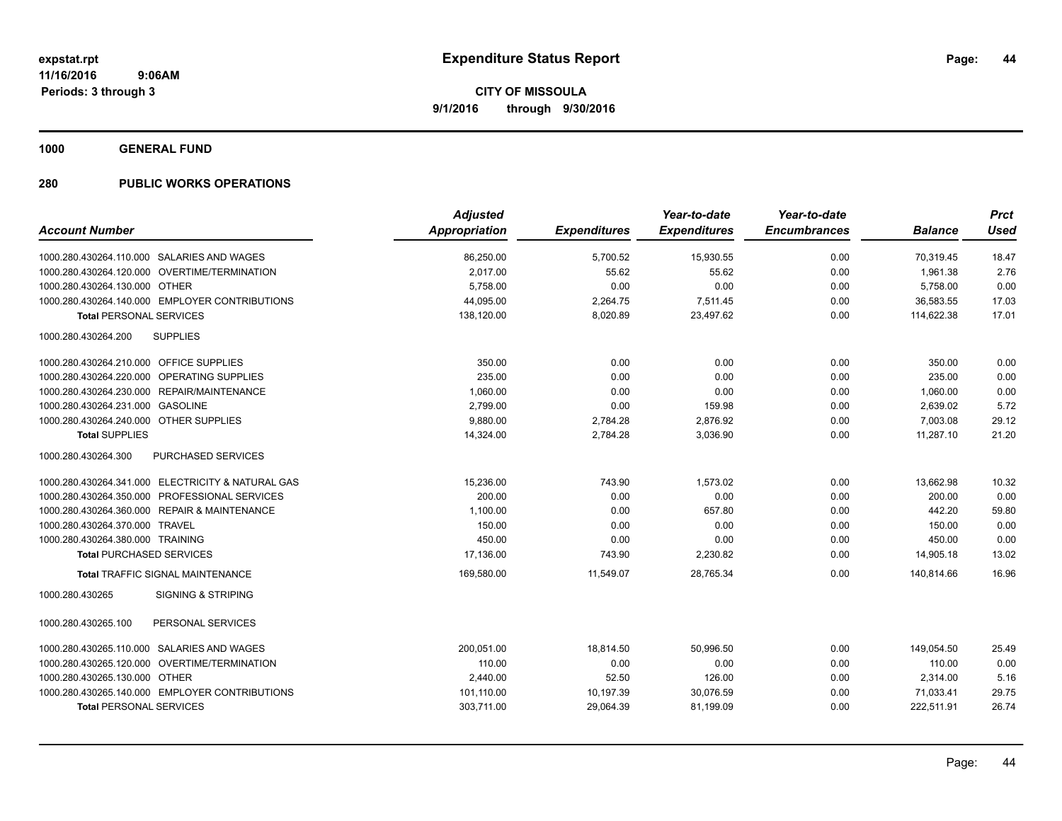**Expenditure Status Report**

**CITY OF MISSOULA**
**9/1/2016 through 9/30/2016**

expstat.rpt
11/16/2016 9:06AM
Periods: 3 through 3

**1000 GENERAL FUND**

**280 PUBLIC WORKS OPERATIONS**

| Account Number | Adjusted Appropriation | Expenditures | Year-to-date Expenditures | Year-to-date Encumbrances | Balance | Prct Used |
|---|---|---|---|---|---|---|
| 1000.280.430264.110.000 SALARIES AND WAGES | 86,250.00 | 5,700.52 | 15,930.55 | 0.00 | 70,319.45 | 18.47 |
| 1000.280.430264.120.000 OVERTIME/TERMINATION | 2,017.00 | 55.62 | 55.62 | 0.00 | 1,961.38 | 2.76 |
| 1000.280.430264.130.000 OTHER | 5,758.00 | 0.00 | 0.00 | 0.00 | 5,758.00 | 0.00 |
| 1000.280.430264.140.000 EMPLOYER CONTRIBUTIONS | 44,095.00 | 2,264.75 | 7,511.45 | 0.00 | 36,583.55 | 17.03 |
| **Total** PERSONAL SERVICES | 138,120.00 | 8,020.89 | 23,497.62 | 0.00 | 114,622.38 | 17.01 |
| 1000.280.430264.200 SUPPLIES | | | | | | |
| 1000.280.430264.210.000 OFFICE SUPPLIES | 350.00 | 0.00 | 0.00 | 0.00 | 350.00 | 0.00 |
| 1000.280.430264.220.000 OPERATING SUPPLIES | 235.00 | 0.00 | 0.00 | 0.00 | 235.00 | 0.00 |
| 1000.280.430264.230.000 REPAIR/MAINTENANCE | 1,060.00 | 0.00 | 0.00 | 0.00 | 1,060.00 | 0.00 |
| 1000.280.430264.231.000 GASOLINE | 2,799.00 | 0.00 | 159.98 | 0.00 | 2,639.02 | 5.72 |
| 1000.280.430264.240.000 OTHER SUPPLIES | 9,880.00 | 2,784.28 | 2,876.92 | 0.00 | 7,003.08 | 29.12 |
| **Total** SUPPLIES | 14,324.00 | 2,784.28 | 3,036.90 | 0.00 | 11,287.10 | 21.20 |
| 1000.280.430264.300 PURCHASED SERVICES | | | | | | |
| 1000.280.430264.341.000 ELECTRICITY & NATURAL GAS | 15,236.00 | 743.90 | 1,573.02 | 0.00 | 13,662.98 | 10.32 |
| 1000.280.430264.350.000 PROFESSIONAL SERVICES | 200.00 | 0.00 | 0.00 | 0.00 | 200.00 | 0.00 |
| 1000.280.430264.360.000 REPAIR & MAINTENANCE | 1,100.00 | 0.00 | 657.80 | 0.00 | 442.20 | 59.80 |
| 1000.280.430264.370.000 TRAVEL | 150.00 | 0.00 | 0.00 | 0.00 | 150.00 | 0.00 |
| 1000.280.430264.380.000 TRAINING | 450.00 | 0.00 | 0.00 | 0.00 | 450.00 | 0.00 |
| **Total** PURCHASED SERVICES | 17,136.00 | 743.90 | 2,230.82 | 0.00 | 14,905.18 | 13.02 |
| **Total** TRAFFIC SIGNAL MAINTENANCE | 169,580.00 | 11,549.07 | 28,765.34 | 0.00 | 140,814.66 | 16.96 |
| 1000.280.430265 SIGNING & STRIPING | | | | | | |
| 1000.280.430265.100 PERSONAL SERVICES | | | | | | |
| 1000.280.430265.110.000 SALARIES AND WAGES | 200,051.00 | 18,814.50 | 50,996.50 | 0.00 | 149,054.50 | 25.49 |
| 1000.280.430265.120.000 OVERTIME/TERMINATION | 110.00 | 0.00 | 0.00 | 0.00 | 110.00 | 0.00 |
| 1000.280.430265.130.000 OTHER | 2,440.00 | 52.50 | 126.00 | 0.00 | 2,314.00 | 5.16 |
| 1000.280.430265.140.000 EMPLOYER CONTRIBUTIONS | 101,110.00 | 10,197.39 | 30,076.59 | 0.00 | 71,033.41 | 29.75 |
| **Total** PERSONAL SERVICES | 303,711.00 | 29,064.39 | 81,199.09 | 0.00 | 222,511.91 | 26.74 |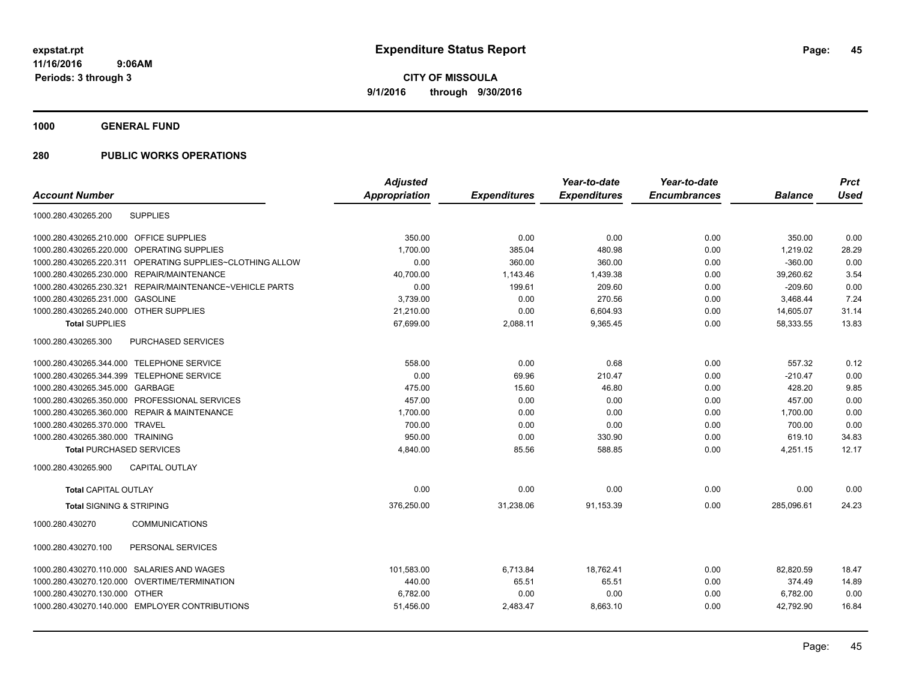# Expenditure Status Report

expstat.rpt
11/16/2016 9:06AM
Periods: 3 through 3

**CITY OF MISSOULA**
**9/1/2016 through 9/30/2016**

**1000 GENERAL FUND**

**280 PUBLIC WORKS OPERATIONS**

| Account Number | | Adjusted Appropriation | Expenditures | Year-to-date Expenditures | Year-to-date Encumbrances | Balance | Prct Used |
|---|---|---|---|---|---|---|---|
| 1000.280.430265.200 | SUPPLIES | | | | | | |
| 1000.280.430265.210.000 | OFFICE SUPPLIES | 350.00 | 0.00 | 0.00 | 0.00 | 350.00 | 0.00 |
| 1000.280.430265.220.000 | OPERATING SUPPLIES | 1,700.00 | 385.04 | 480.98 | 0.00 | 1,219.02 | 28.29 |
| 1000.280.430265.220.311 | OPERATING SUPPLIES~CLOTHING ALLOW | 0.00 | 360.00 | 360.00 | 0.00 | -360.00 | 0.00 |
| 1000.280.430265.230.000 | REPAIR/MAINTENANCE | 40,700.00 | 1,143.46 | 1,439.38 | 0.00 | 39,260.62 | 3.54 |
| 1000.280.430265.230.321 | REPAIR/MAINTENANCE~VEHICLE PARTS | 0.00 | 199.61 | 209.60 | 0.00 | -209.60 | 0.00 |
| 1000.280.430265.231.000 | GASOLINE | 3,739.00 | 0.00 | 270.56 | 0.00 | 3,468.44 | 7.24 |
| 1000.280.430265.240.000 | OTHER SUPPLIES | 21,210.00 | 0.00 | 6,604.93 | 0.00 | 14,605.07 | 31.14 |
| **Total SUPPLIES** | | 67,699.00 | 2,088.11 | 9,365.45 | 0.00 | 58,333.55 | 13.83 |
| 1000.280.430265.300 | PURCHASED SERVICES | | | | | | |
| 1000.280.430265.344.000 | TELEPHONE SERVICE | 558.00 | 0.00 | 0.68 | 0.00 | 557.32 | 0.12 |
| 1000.280.430265.344.399 | TELEPHONE SERVICE | 0.00 | 69.96 | 210.47 | 0.00 | -210.47 | 0.00 |
| 1000.280.430265.345.000 | GARBAGE | 475.00 | 15.60 | 46.80 | 0.00 | 428.20 | 9.85 |
| 1000.280.430265.350.000 | PROFESSIONAL SERVICES | 457.00 | 0.00 | 0.00 | 0.00 | 457.00 | 0.00 |
| 1000.280.430265.360.000 | REPAIR & MAINTENANCE | 1,700.00 | 0.00 | 0.00 | 0.00 | 1,700.00 | 0.00 |
| 1000.280.430265.370.000 | TRAVEL | 700.00 | 0.00 | 0.00 | 0.00 | 700.00 | 0.00 |
| 1000.280.430265.380.000 | TRAINING | 950.00 | 0.00 | 330.90 | 0.00 | 619.10 | 34.83 |
| **Total PURCHASED SERVICES** | | 4,840.00 | 85.56 | 588.85 | 0.00 | 4,251.15 | 12.17 |
| 1000.280.430265.900 | CAPITAL OUTLAY | | | | | | |
| **Total CAPITAL OUTLAY** | | 0.00 | 0.00 | 0.00 | 0.00 | 0.00 | 0.00 |
| **Total SIGNING & STRIPING** | | 376,250.00 | 31,238.06 | 91,153.39 | 0.00 | 285,096.61 | 24.23 |
| 1000.280.430270 | COMMUNICATIONS | | | | | | |
| 1000.280.430270.100 | PERSONAL SERVICES | | | | | | |
| 1000.280.430270.110.000 | SALARIES AND WAGES | 101,583.00 | 6,713.84 | 18,762.41 | 0.00 | 82,820.59 | 18.47 |
| 1000.280.430270.120.000 | OVERTIME/TERMINATION | 440.00 | 65.51 | 65.51 | 0.00 | 374.49 | 14.89 |
| 1000.280.430270.130.000 | OTHER | 6,782.00 | 0.00 | 0.00 | 0.00 | 6,782.00 | 0.00 |
| 1000.280.430270.140.000 | EMPLOYER CONTRIBUTIONS | 51,456.00 | 2,483.47 | 8,663.10 | 0.00 | 42,792.90 | 16.84 |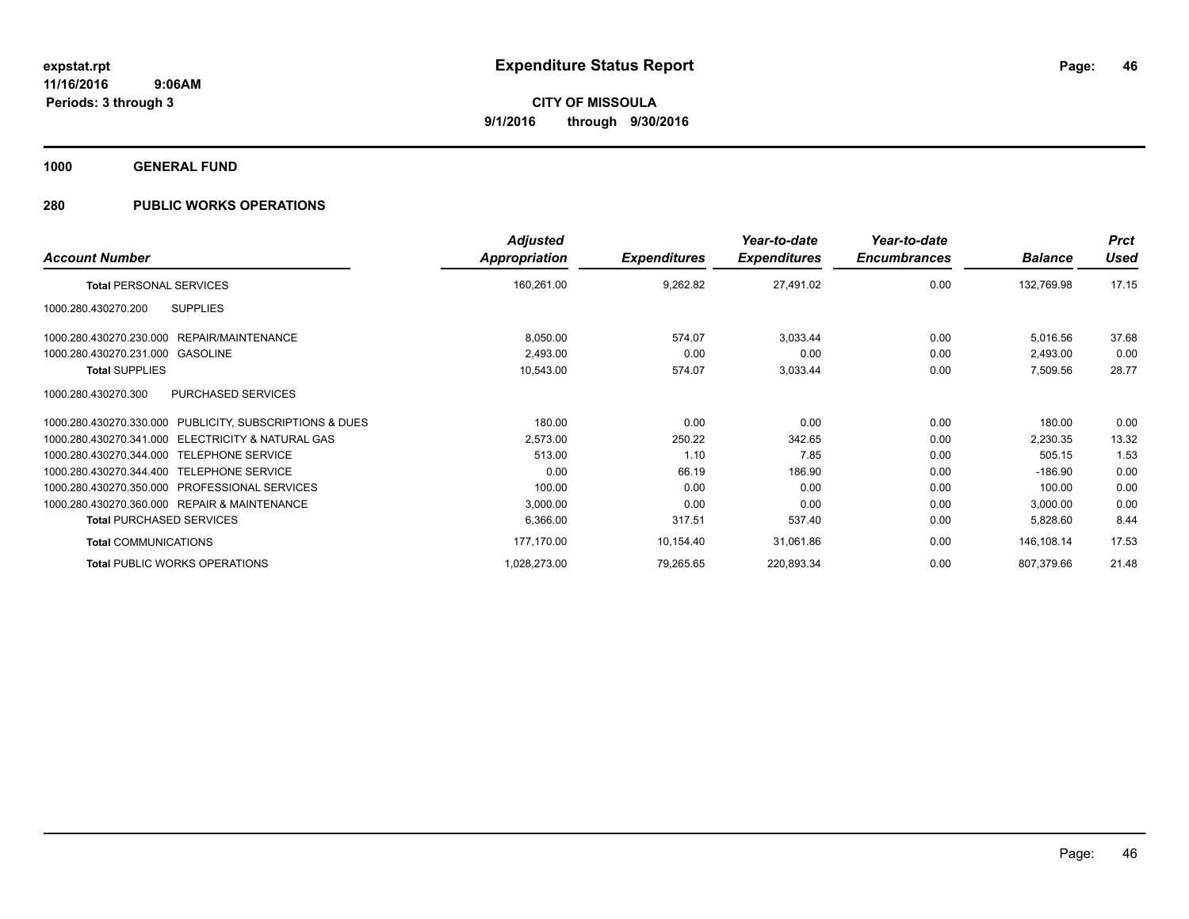# Expenditure Status Report

expstat.rpt
11/16/2016 9:06AM
Periods: 3 through 3

**CITY OF MISSOULA**
**9/1/2016 through 9/30/2016**

## 1000 GENERAL FUND

## 280 PUBLIC WORKS OPERATIONS

| Account Number | Adjusted Appropriation | Expenditures | Year-to-date Expenditures | Year-to-date Encumbrances | Balance | Prct Used |
|---|---|---|---|---|---|---|
| **Total** PERSONAL SERVICES | 160,261.00 | 9,262.82 | 27,491.02 | 0.00 | 132,769.98 | 17.15 |
| 1000.280.430270.200 SUPPLIES | | | | | | |
| 1000.280.430270.230.000 REPAIR/MAINTENANCE | 8,050.00 | 574.07 | 3,033.44 | 0.00 | 5,016.56 | 37.68 |
| 1000.280.430270.231.000 GASOLINE | 2,493.00 | 0.00 | 0.00 | 0.00 | 2,493.00 | 0.00 |
| **Total** SUPPLIES | 10,543.00 | 574.07 | 3,033.44 | 0.00 | 7,509.56 | 28.77 |
| 1000.280.430270.300 PURCHASED SERVICES | | | | | | |
| 1000.280.430270.330.000 PUBLICITY, SUBSCRIPTIONS & DUES | 180.00 | 0.00 | 0.00 | 0.00 | 180.00 | 0.00 |
| 1000.280.430270.341.000 ELECTRICITY & NATURAL GAS | 2,573.00 | 250.22 | 342.65 | 0.00 | 2,230.35 | 13.32 |
| 1000.280.430270.344.000 TELEPHONE SERVICE | 513.00 | 1.10 | 7.85 | 0.00 | 505.15 | 1.53 |
| 1000.280.430270.344.400 TELEPHONE SERVICE | 0.00 | 66.19 | 186.90 | 0.00 | -186.90 | 0.00 |
| 1000.280.430270.350.000 PROFESSIONAL SERVICES | 100.00 | 0.00 | 0.00 | 0.00 | 100.00 | 0.00 |
| 1000.280.430270.360.000 REPAIR & MAINTENANCE | 3,000.00 | 0.00 | 0.00 | 0.00 | 3,000.00 | 0.00 |
| **Total** PURCHASED SERVICES | 6,366.00 | 317.51 | 537.40 | 0.00 | 5,828.60 | 8.44 |
| **Total** COMMUNICATIONS | 177,170.00 | 10,154.40 | 31,061.86 | 0.00 | 146,108.14 | 17.53 |
| **Total** PUBLIC WORKS OPERATIONS | 1,028,273.00 | 79,265.65 | 220,893.34 | 0.00 | 807,379.66 | 21.48 |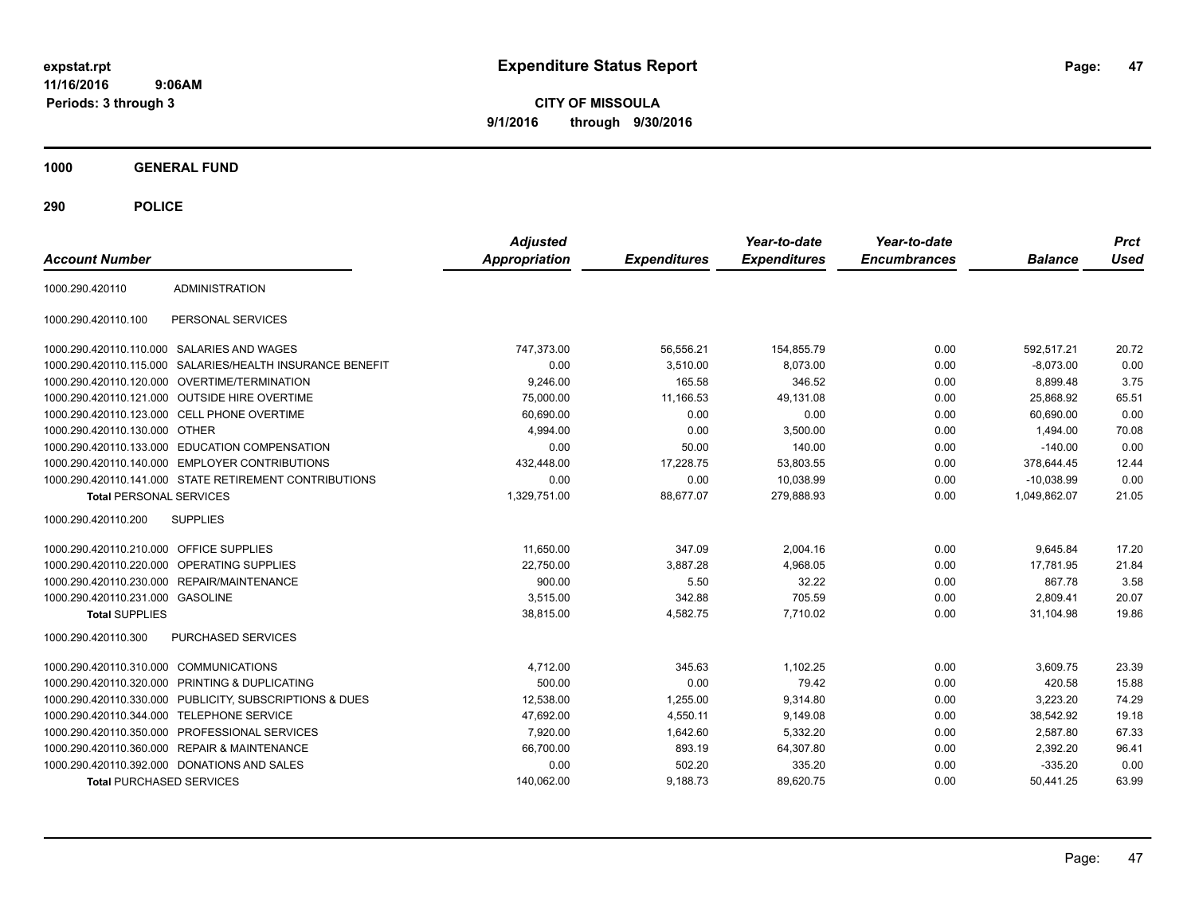# Expenditure Status Report

expstat.rpt
11/16/2016 9:06AM
Periods: 3 through 3

**CITY OF MISSOULA**
**9/1/2016 through 9/30/2016**

## 1000 GENERAL FUND

## 290 POLICE

| Account Number | | Adjusted Appropriation | Expenditures | Year-to-date Expenditures | Year-to-date Encumbrances | Balance | Prct Used |
|---|---|---|---|---|---|---|---|
| 1000.290.420110 | ADMINISTRATION | | | | | | |
| 1000.290.420110.100 | PERSONAL SERVICES | | | | | | |
| 1000.290.420110.110.000 | SALARIES AND WAGES | 747,373.00 | 56,556.21 | 154,855.79 | 0.00 | 592,517.21 | 20.72 |
| 1000.290.420110.115.000 | SALARIES/HEALTH INSURANCE BENEFIT | 0.00 | 3,510.00 | 8,073.00 | 0.00 | -8,073.00 | 0.00 |
| 1000.290.420110.120.000 | OVERTIME/TERMINATION | 9,246.00 | 165.58 | 346.52 | 0.00 | 8,899.48 | 3.75 |
| 1000.290.420110.121.000 | OUTSIDE HIRE OVERTIME | 75,000.00 | 11,166.53 | 49,131.08 | 0.00 | 25,868.92 | 65.51 |
| 1000.290.420110.123.000 | CELL PHONE OVERTIME | 60,690.00 | 0.00 | 0.00 | 0.00 | 60,690.00 | 0.00 |
| 1000.290.420110.130.000 | OTHER | 4,994.00 | 0.00 | 3,500.00 | 0.00 | 1,494.00 | 70.08 |
| 1000.290.420110.133.000 | EDUCATION COMPENSATION | 0.00 | 50.00 | 140.00 | 0.00 | -140.00 | 0.00 |
| 1000.290.420110.140.000 | EMPLOYER CONTRIBUTIONS | 432,448.00 | 17,228.75 | 53,803.55 | 0.00 | 378,644.45 | 12.44 |
| 1000.290.420110.141.000 | STATE RETIREMENT CONTRIBUTIONS | 0.00 | 0.00 | 10,038.99 | 0.00 | -10,038.99 | 0.00 |
| **Total PERSONAL SERVICES** | | 1,329,751.00 | 88,677.07 | 279,888.93 | 0.00 | 1,049,862.07 | 21.05 |
| 1000.290.420110.200 | SUPPLIES | | | | | | |
| 1000.290.420110.210.000 | OFFICE SUPPLIES | 11,650.00 | 347.09 | 2,004.16 | 0.00 | 9,645.84 | 17.20 |
| 1000.290.420110.220.000 | OPERATING SUPPLIES | 22,750.00 | 3,887.28 | 4,968.05 | 0.00 | 17,781.95 | 21.84 |
| 1000.290.420110.230.000 | REPAIR/MAINTENANCE | 900.00 | 5.50 | 32.22 | 0.00 | 867.78 | 3.58 |
| 1000.290.420110.231.000 | GASOLINE | 3,515.00 | 342.88 | 705.59 | 0.00 | 2,809.41 | 20.07 |
| **Total SUPPLIES** | | 38,815.00 | 4,582.75 | 7,710.02 | 0.00 | 31,104.98 | 19.86 |
| 1000.290.420110.300 | PURCHASED SERVICES | | | | | | |
| 1000.290.420110.310.000 | COMMUNICATIONS | 4,712.00 | 345.63 | 1,102.25 | 0.00 | 3,609.75 | 23.39 |
| 1000.290.420110.320.000 | PRINTING & DUPLICATING | 500.00 | 0.00 | 79.42 | 0.00 | 420.58 | 15.88 |
| 1000.290.420110.330.000 | PUBLICITY, SUBSCRIPTIONS & DUES | 12,538.00 | 1,255.00 | 9,314.80 | 0.00 | 3,223.20 | 74.29 |
| 1000.290.420110.344.000 | TELEPHONE SERVICE | 47,692.00 | 4,550.11 | 9,149.08 | 0.00 | 38,542.92 | 19.18 |
| 1000.290.420110.350.000 | PROFESSIONAL SERVICES | 7,920.00 | 1,642.60 | 5,332.20 | 0.00 | 2,587.80 | 67.33 |
| 1000.290.420110.360.000 | REPAIR & MAINTENANCE | 66,700.00 | 893.19 | 64,307.80 | 0.00 | 2,392.20 | 96.41 |
| 1000.290.420110.392.000 | DONATIONS AND SALES | 0.00 | 502.20 | 335.20 | 0.00 | -335.20 | 0.00 |
| **Total PURCHASED SERVICES** | | 140,062.00 | 9,188.73 | 89,620.75 | 0.00 | 50,441.25 | 63.99 |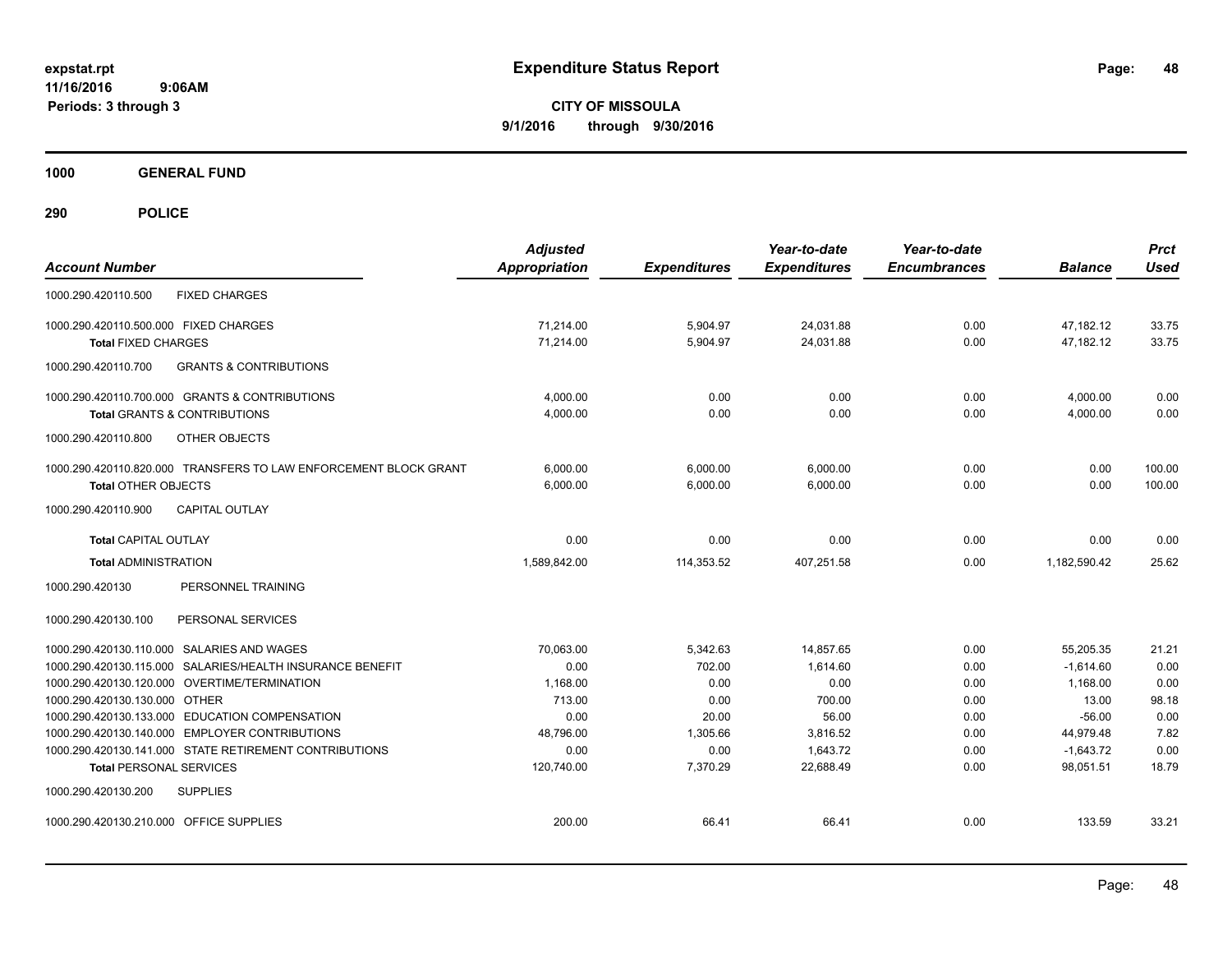# Expenditure Status Report

expstat.rpt
11/16/2016 9:06AM
Periods: 3 through 3

**CITY OF MISSOULA**
**9/1/2016 through 9/30/2016**

**1000 GENERAL FUND**

**290 POLICE**

| Account Number | Adjusted Appropriation | Expenditures | Year-to-date Expenditures | Year-to-date Encumbrances | Balance | Prct Used |
|---|---|---|---|---|---|---|
| 1000.290.420110.500 FIXED CHARGES | | | | | | |
| 1000.290.420110.500.000 FIXED CHARGES | 71,214.00 | 5,904.97 | 24,031.88 | 0.00 | 47,182.12 | 33.75 |
| **Total** FIXED CHARGES | 71,214.00 | 5,904.97 | 24,031.88 | 0.00 | 47,182.12 | 33.75 |
| 1000.290.420110.700 GRANTS & CONTRIBUTIONS | | | | | | |
| 1000.290.420110.700.000 GRANTS & CONTRIBUTIONS | 4,000.00 | 0.00 | 0.00 | 0.00 | 4,000.00 | 0.00 |
| **Total** GRANTS & CONTRIBUTIONS | 4,000.00 | 0.00 | 0.00 | 0.00 | 4,000.00 | 0.00 |
| 1000.290.420110.800 OTHER OBJECTS | | | | | | |
| 1000.290.420110.820.000 TRANSFERS TO LAW ENFORCEMENT BLOCK GRANT | 6,000.00 | 6,000.00 | 6,000.00 | 0.00 | 0.00 | 100.00 |
| **Total** OTHER OBJECTS | 6,000.00 | 6,000.00 | 6,000.00 | 0.00 | 0.00 | 100.00 |
| 1000.290.420110.900 CAPITAL OUTLAY | | | | | | |
| **Total** CAPITAL OUTLAY | 0.00 | 0.00 | 0.00 | 0.00 | 0.00 | 0.00 |
| **Total** ADMINISTRATION | 1,589,842.00 | 114,353.52 | 407,251.58 | 0.00 | 1,182,590.42 | 25.62 |
| 1000.290.420130 PERSONNEL TRAINING | | | | | | |
| 1000.290.420130.100 PERSONAL SERVICES | | | | | | |
| 1000.290.420130.110.000 SALARIES AND WAGES | 70,063.00 | 5,342.63 | 14,857.65 | 0.00 | 55,205.35 | 21.21 |
| 1000.290.420130.115.000 SALARIES/HEALTH INSURANCE BENEFIT | 0.00 | 702.00 | 1,614.60 | 0.00 | -1,614.60 | 0.00 |
| 1000.290.420130.120.000 OVERTIME/TERMINATION | 1,168.00 | 0.00 | 0.00 | 0.00 | 1,168.00 | 0.00 |
| 1000.290.420130.130.000 OTHER | 713.00 | 0.00 | 700.00 | 0.00 | 13.00 | 98.18 |
| 1000.290.420130.133.000 EDUCATION COMPENSATION | 0.00 | 20.00 | 56.00 | 0.00 | -56.00 | 0.00 |
| 1000.290.420130.140.000 EMPLOYER CONTRIBUTIONS | 48,796.00 | 1,305.66 | 3,816.52 | 0.00 | 44,979.48 | 7.82 |
| 1000.290.420130.141.000 STATE RETIREMENT CONTRIBUTIONS | 0.00 | 0.00 | 1,643.72 | 0.00 | -1,643.72 | 0.00 |
| **Total** PERSONAL SERVICES | 120,740.00 | 7,370.29 | 22,688.49 | 0.00 | 98,051.51 | 18.79 |
| 1000.290.420130.200 SUPPLIES | | | | | | |
| 1000.290.420130.210.000 OFFICE SUPPLIES | 200.00 | 66.41 | 66.41 | 0.00 | 133.59 | 33.21 |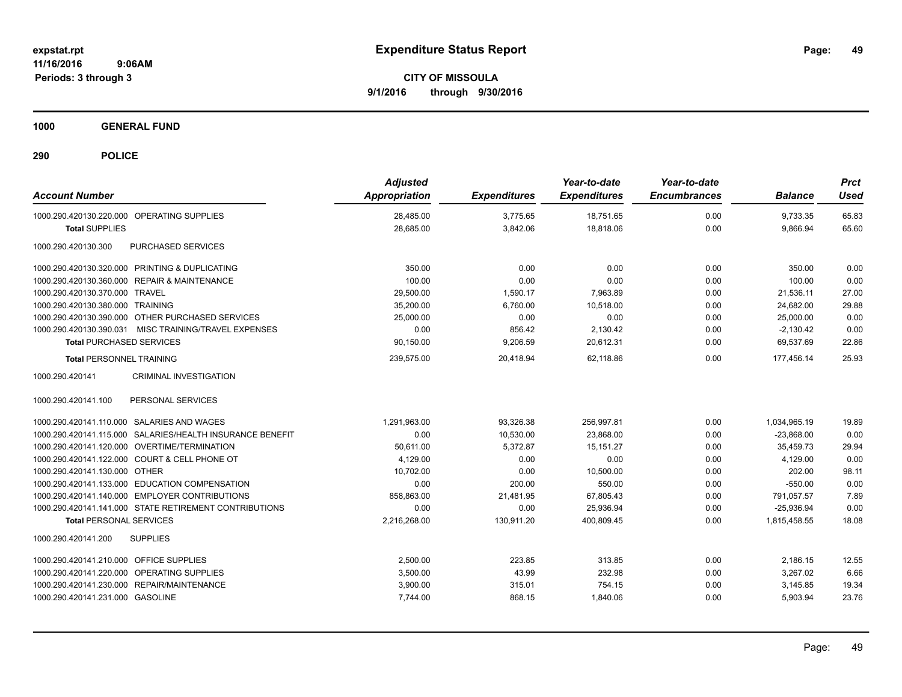expstat.rpt
11/16/2016 9:06AM
Periods: 3 through 3

# Expenditure Status Report

**CITY OF MISSOULA**
**9/1/2016 through 9/30/2016**

## 1000 GENERAL FUND

## 290 POLICE

| Account Number | Adjusted Appropriation | Expenditures | Year-to-date Expenditures | Year-to-date Encumbrances | Balance | Prct Used |
|---|---|---|---|---|---|---|
| 1000.290.420130.220.000 OPERATING SUPPLIES | 28,485.00 | 3,775.65 | 18,751.65 | 0.00 | 9,733.35 | 65.83 |
| **Total** SUPPLIES | 28,685.00 | 3,842.06 | 18,818.06 | 0.00 | 9,866.94 | 65.60 |
| 1000.290.420130.300 PURCHASED SERVICES | | | | | | |
| 1000.290.420130.320.000 PRINTING & DUPLICATING | 350.00 | 0.00 | 0.00 | 0.00 | 350.00 | 0.00 |
| 1000.290.420130.360.000 REPAIR & MAINTENANCE | 100.00 | 0.00 | 0.00 | 0.00 | 100.00 | 0.00 |
| 1000.290.420130.370.000 TRAVEL | 29,500.00 | 1,590.17 | 7,963.89 | 0.00 | 21,536.11 | 27.00 |
| 1000.290.420130.380.000 TRAINING | 35,200.00 | 6,760.00 | 10,518.00 | 0.00 | 24,682.00 | 29.88 |
| 1000.290.420130.390.000 OTHER PURCHASED SERVICES | 25,000.00 | 0.00 | 0.00 | 0.00 | 25,000.00 | 0.00 |
| 1000.290.420130.390.031 MISC TRAINING/TRAVEL EXPENSES | 0.00 | 856.42 | 2,130.42 | 0.00 | -2,130.42 | 0.00 |
| **Total** PURCHASED SERVICES | 90,150.00 | 9,206.59 | 20,612.31 | 0.00 | 69,537.69 | 22.86 |
| **Total** PERSONNEL TRAINING | 239,575.00 | 20,418.94 | 62,118.86 | 0.00 | 177,456.14 | 25.93 |
| 1000.290.420141 CRIMINAL INVESTIGATION | | | | | | |
| 1000.290.420141.100 PERSONAL SERVICES | | | | | | |
| 1000.290.420141.110.000 SALARIES AND WAGES | 1,291,963.00 | 93,326.38 | 256,997.81 | 0.00 | 1,034,965.19 | 19.89 |
| 1000.290.420141.115.000 SALARIES/HEALTH INSURANCE BENEFIT | 0.00 | 10,530.00 | 23,868.00 | 0.00 | -23,868.00 | 0.00 |
| 1000.290.420141.120.000 OVERTIME/TERMINATION | 50,611.00 | 5,372.87 | 15,151.27 | 0.00 | 35,459.73 | 29.94 |
| 1000.290.420141.122.000 COURT & CELL PHONE OT | 4,129.00 | 0.00 | 0.00 | 0.00 | 4,129.00 | 0.00 |
| 1000.290.420141.130.000 OTHER | 10,702.00 | 0.00 | 10,500.00 | 0.00 | 202.00 | 98.11 |
| 1000.290.420141.133.000 EDUCATION COMPENSATION | 0.00 | 200.00 | 550.00 | 0.00 | -550.00 | 0.00 |
| 1000.290.420141.140.000 EMPLOYER CONTRIBUTIONS | 858,863.00 | 21,481.95 | 67,805.43 | 0.00 | 791,057.57 | 7.89 |
| 1000.290.420141.141.000 STATE RETIREMENT CONTRIBUTIONS | 0.00 | 0.00 | 25,936.94 | 0.00 | -25,936.94 | 0.00 |
| **Total** PERSONAL SERVICES | 2,216,268.00 | 130,911.20 | 400,809.45 | 0.00 | 1,815,458.55 | 18.08 |
| 1000.290.420141.200 SUPPLIES | | | | | | |
| 1000.290.420141.210.000 OFFICE SUPPLIES | 2,500.00 | 223.85 | 313.85 | 0.00 | 2,186.15 | 12.55 |
| 1000.290.420141.220.000 OPERATING SUPPLIES | 3,500.00 | 43.99 | 232.98 | 0.00 | 3,267.02 | 6.66 |
| 1000.290.420141.230.000 REPAIR/MAINTENANCE | 3,900.00 | 315.01 | 754.15 | 0.00 | 3,145.85 | 19.34 |
| 1000.290.420141.231.000 GASOLINE | 7,744.00 | 868.15 | 1,840.06 | 0.00 | 5,903.94 | 23.76 |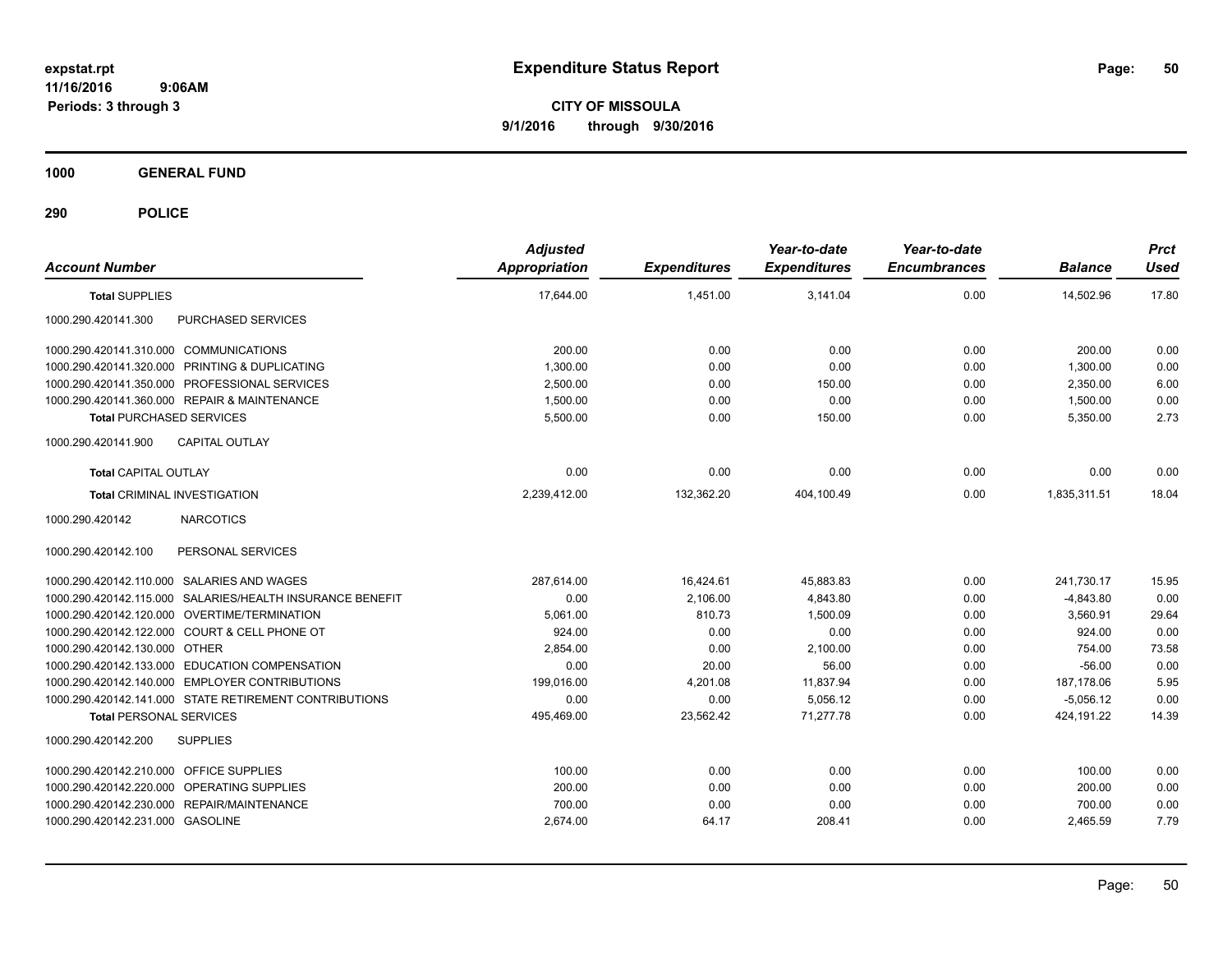expstat.rpt
11/16/2016 9:06AM
Periods: 3 through 3

# Expenditure Status Report

**CITY OF MISSOULA**
**9/1/2016 through 9/30/2016**

## 1000 GENERAL FUND

## 290 POLICE

| Account Number | Adjusted Appropriation | Expenditures | Year-to-date Expenditures | Year-to-date Encumbrances | Balance | Prct Used |
|---|---|---|---|---|---|---|
| **Total SUPPLIES** | 17,644.00 | 1,451.00 | 3,141.04 | 0.00 | 14,502.96 | 17.80 |
| 1000.290.420141.300 PURCHASED SERVICES | | | | | | |
| 1000.290.420141.310.000 COMMUNICATIONS | 200.00 | 0.00 | 0.00 | 0.00 | 200.00 | 0.00 |
| 1000.290.420141.320.000 PRINTING & DUPLICATING | 1,300.00 | 0.00 | 0.00 | 0.00 | 1,300.00 | 0.00 |
| 1000.290.420141.350.000 PROFESSIONAL SERVICES | 2,500.00 | 0.00 | 150.00 | 0.00 | 2,350.00 | 6.00 |
| 1000.290.420141.360.000 REPAIR & MAINTENANCE | 1,500.00 | 0.00 | 0.00 | 0.00 | 1,500.00 | 0.00 |
| **Total PURCHASED SERVICES** | 5,500.00 | 0.00 | 150.00 | 0.00 | 5,350.00 | 2.73 |
| 1000.290.420141.900 CAPITAL OUTLAY | | | | | | |
| **Total CAPITAL OUTLAY** | 0.00 | 0.00 | 0.00 | 0.00 | 0.00 | 0.00 |
| **Total CRIMINAL INVESTIGATION** | 2,239,412.00 | 132,362.20 | 404,100.49 | 0.00 | 1,835,311.51 | 18.04 |
| 1000.290.420142 NARCOTICS | | | | | | |
| 1000.290.420142.100 PERSONAL SERVICES | | | | | | |
| 1000.290.420142.110.000 SALARIES AND WAGES | 287,614.00 | 16,424.61 | 45,883.83 | 0.00 | 241,730.17 | 15.95 |
| 1000.290.420142.115.000 SALARIES/HEALTH INSURANCE BENEFIT | 0.00 | 2,106.00 | 4,843.80 | 0.00 | -4,843.80 | 0.00 |
| 1000.290.420142.120.000 OVERTIME/TERMINATION | 5,061.00 | 810.73 | 1,500.09 | 0.00 | 3,560.91 | 29.64 |
| 1000.290.420142.122.000 COURT & CELL PHONE OT | 924.00 | 0.00 | 0.00 | 0.00 | 924.00 | 0.00 |
| 1000.290.420142.130.000 OTHER | 2,854.00 | 0.00 | 2,100.00 | 0.00 | 754.00 | 73.58 |
| 1000.290.420142.133.000 EDUCATION COMPENSATION | 0.00 | 20.00 | 56.00 | 0.00 | -56.00 | 0.00 |
| 1000.290.420142.140.000 EMPLOYER CONTRIBUTIONS | 199,016.00 | 4,201.08 | 11,837.94 | 0.00 | 187,178.06 | 5.95 |
| 1000.290.420142.141.000 STATE RETIREMENT CONTRIBUTIONS | 0.00 | 0.00 | 5,056.12 | 0.00 | -5,056.12 | 0.00 |
| **Total PERSONAL SERVICES** | 495,469.00 | 23,562.42 | 71,277.78 | 0.00 | 424,191.22 | 14.39 |
| 1000.290.420142.200 SUPPLIES | | | | | | |
| 1000.290.420142.210.000 OFFICE SUPPLIES | 100.00 | 0.00 | 0.00 | 0.00 | 100.00 | 0.00 |
| 1000.290.420142.220.000 OPERATING SUPPLIES | 200.00 | 0.00 | 0.00 | 0.00 | 200.00 | 0.00 |
| 1000.290.420142.230.000 REPAIR/MAINTENANCE | 700.00 | 0.00 | 0.00 | 0.00 | 700.00 | 0.00 |
| 1000.290.420142.231.000 GASOLINE | 2,674.00 | 64.17 | 208.41 | 0.00 | 2,465.59 | 7.79 |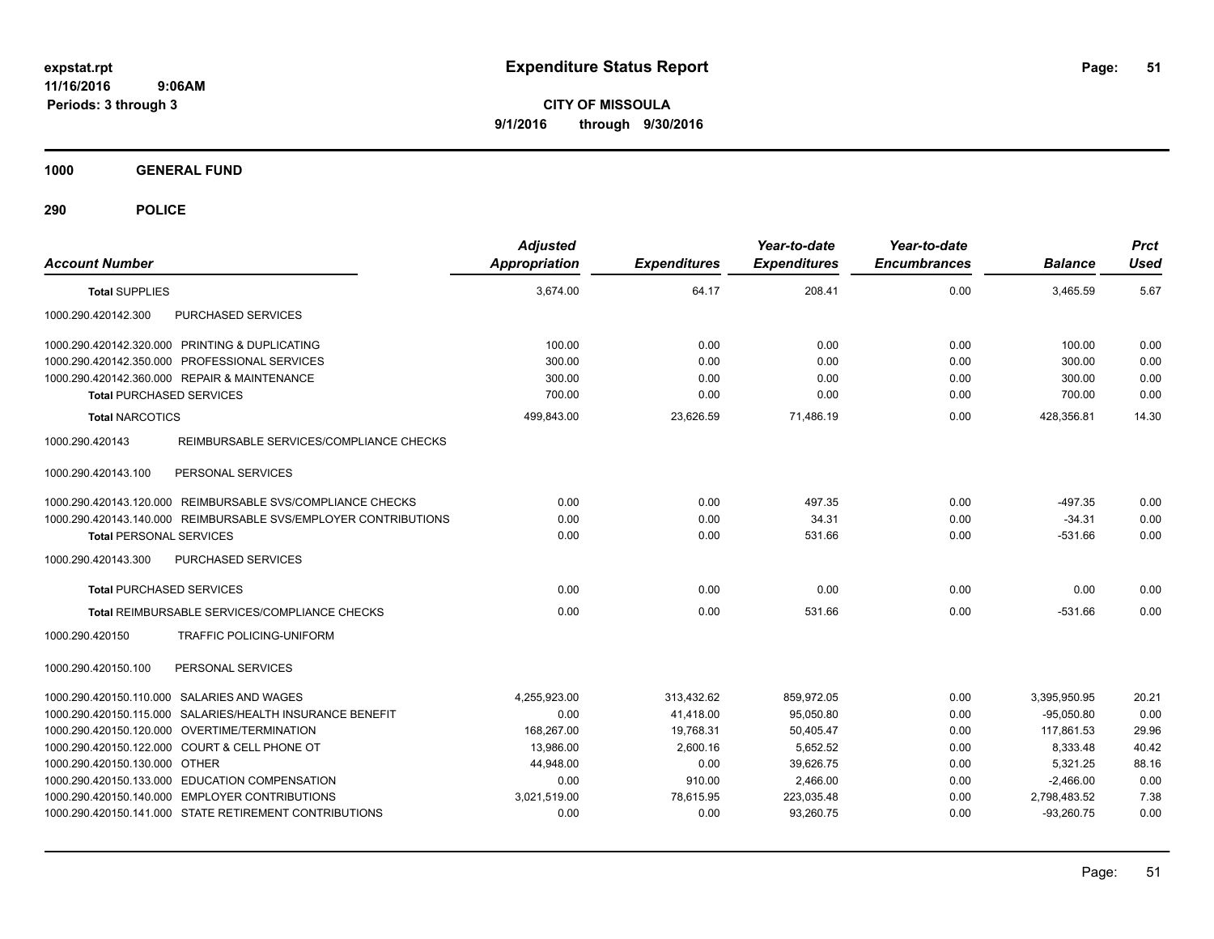# Expenditure Status Report

**CITY OF MISSOULA**
**9/1/2016 through 9/30/2016**

expstat.rpt
11/16/2016 9:06AM
Periods: 3 through 3

**1000 GENERAL FUND**

**290 POLICE**

| Account Number | Adjusted Appropriation | Expenditures | Year-to-date Expenditures | Year-to-date Encumbrances | Balance | Prct Used |
|---|---|---|---|---|---|---|
| **Total SUPPLIES** | 3,674.00 | 64.17 | 208.41 | 0.00 | 3,465.59 | 5.67 |
| 1000.290.420142.300 PURCHASED SERVICES | | | | | | |
| 1000.290.420142.320.000 PRINTING & DUPLICATING | 100.00 | 0.00 | 0.00 | 0.00 | 100.00 | 0.00 |
| 1000.290.420142.350.000 PROFESSIONAL SERVICES | 300.00 | 0.00 | 0.00 | 0.00 | 300.00 | 0.00 |
| 1000.290.420142.360.000 REPAIR & MAINTENANCE | 300.00 | 0.00 | 0.00 | 0.00 | 300.00 | 0.00 |
| **Total PURCHASED SERVICES** | 700.00 | 0.00 | 0.00 | 0.00 | 700.00 | 0.00 |
| **Total NARCOTICS** | 499,843.00 | 23,626.59 | 71,486.19 | 0.00 | 428,356.81 | 14.30 |
| 1000.290.420143 REIMBURSABLE SERVICES/COMPLIANCE CHECKS | | | | | | |
| 1000.290.420143.100 PERSONAL SERVICES | | | | | | |
| 1000.290.420143.120.000 REIMBURSABLE SVS/COMPLIANCE CHECKS | 0.00 | 0.00 | 497.35 | 0.00 | -497.35 | 0.00 |
| 1000.290.420143.140.000 REIMBURSABLE SVS/EMPLOYER CONTRIBUTIONS | 0.00 | 0.00 | 34.31 | 0.00 | -34.31 | 0.00 |
| **Total PERSONAL SERVICES** | 0.00 | 0.00 | 531.66 | 0.00 | -531.66 | 0.00 |
| 1000.290.420143.300 PURCHASED SERVICES | | | | | | |
| **Total PURCHASED SERVICES** | 0.00 | 0.00 | 0.00 | 0.00 | 0.00 | 0.00 |
| **Total REIMBURSABLE SERVICES/COMPLIANCE CHECKS** | 0.00 | 0.00 | 531.66 | 0.00 | -531.66 | 0.00 |
| 1000.290.420150 TRAFFIC POLICING-UNIFORM | | | | | | |
| 1000.290.420150.100 PERSONAL SERVICES | | | | | | |
| 1000.290.420150.110.000 SALARIES AND WAGES | 4,255,923.00 | 313,432.62 | 859,972.05 | 0.00 | 3,395,950.95 | 20.21 |
| 1000.290.420150.115.000 SALARIES/HEALTH INSURANCE BENEFIT | 0.00 | 41,418.00 | 95,050.80 | 0.00 | -95,050.80 | 0.00 |
| 1000.290.420150.120.000 OVERTIME/TERMINATION | 168,267.00 | 19,768.31 | 50,405.47 | 0.00 | 117,861.53 | 29.96 |
| 1000.290.420150.122.000 COURT & CELL PHONE OT | 13,986.00 | 2,600.16 | 5,652.52 | 0.00 | 8,333.48 | 40.42 |
| 1000.290.420150.130.000 OTHER | 44,948.00 | 0.00 | 39,626.75 | 0.00 | 5,321.25 | 88.16 |
| 1000.290.420150.133.000 EDUCATION COMPENSATION | 0.00 | 910.00 | 2,466.00 | 0.00 | -2,466.00 | 0.00 |
| 1000.290.420150.140.000 EMPLOYER CONTRIBUTIONS | 3,021,519.00 | 78,615.95 | 223,035.48 | 0.00 | 2,798,483.52 | 7.38 |
| 1000.290.420150.141.000 STATE RETIREMENT CONTRIBUTIONS | 0.00 | 0.00 | 93,260.75 | 0.00 | -93,260.75 | 0.00 |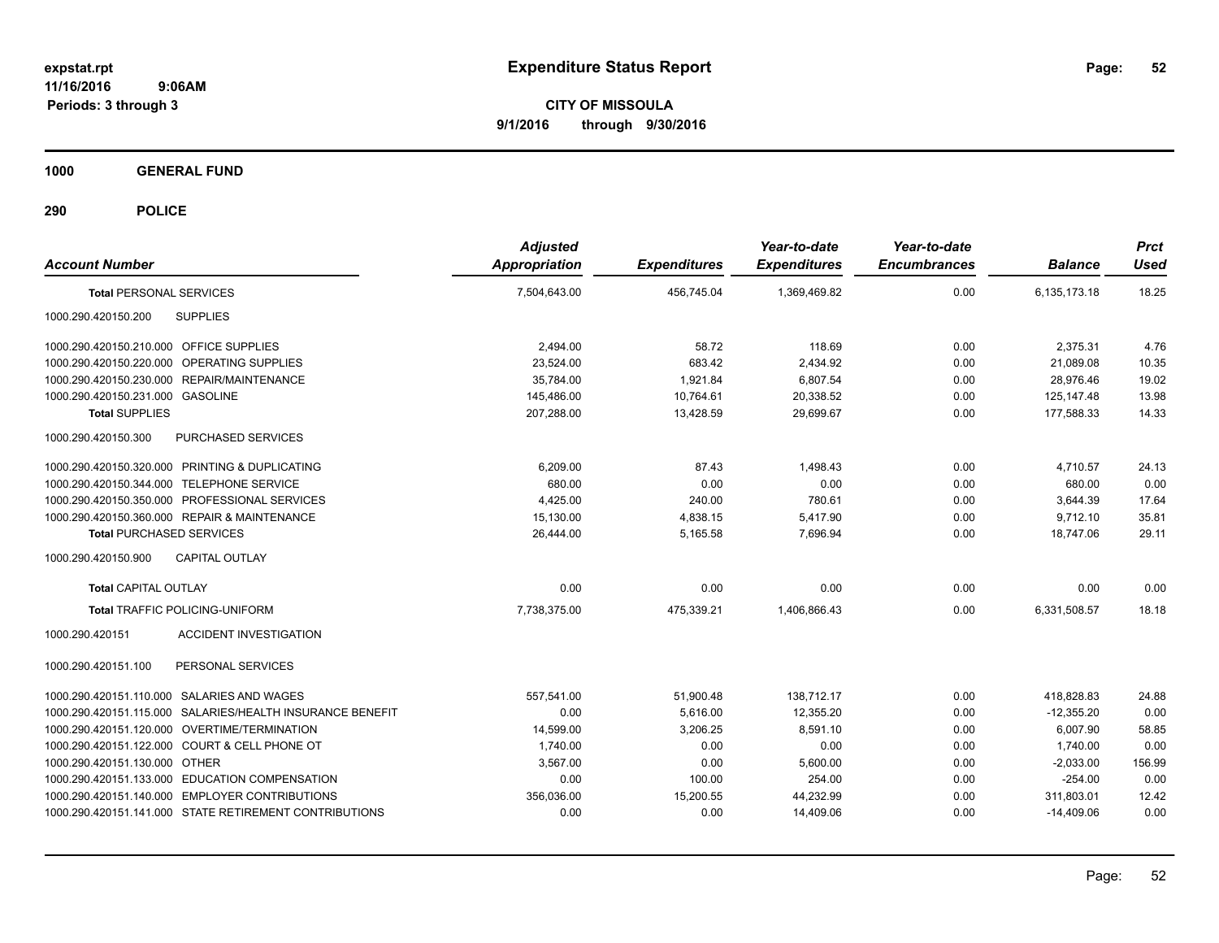# Expenditure Status Report

expstat.rpt
11/16/2016 9:06AM
Periods: 3 through 3

**CITY OF MISSOULA**
**9/1/2016 through 9/30/2016**

## 1000 GENERAL FUND

## 290 POLICE

| Account Number | | Adjusted Appropriation | Expenditures | Year-to-date Expenditures | Year-to-date Encumbrances | Balance | Prct Used |
|---|---|---|---|---|---|---|---|
| **Total** PERSONAL SERVICES | | 7,504,643.00 | 456,745.04 | 1,369,469.82 | 0.00 | 6,135,173.18 | 18.25 |
| 1000.290.420150.200 | SUPPLIES | | | | | | |
| 1000.290.420150.210.000 | OFFICE SUPPLIES | 2,494.00 | 58.72 | 118.69 | 0.00 | 2,375.31 | 4.76 |
| 1000.290.420150.220.000 | OPERATING SUPPLIES | 23,524.00 | 683.42 | 2,434.92 | 0.00 | 21,089.08 | 10.35 |
| 1000.290.420150.230.000 | REPAIR/MAINTENANCE | 35,784.00 | 1,921.84 | 6,807.54 | 0.00 | 28,976.46 | 19.02 |
| 1000.290.420150.231.000 | GASOLINE | 145,486.00 | 10,764.61 | 20,338.52 | 0.00 | 125,147.48 | 13.98 |
| **Total SUPPLIES** | | 207,288.00 | 13,428.59 | 29,699.67 | 0.00 | 177,588.33 | 14.33 |
| 1000.290.420150.300 | PURCHASED SERVICES | | | | | | |
| 1000.290.420150.320.000 | PRINTING & DUPLICATING | 6,209.00 | 87.43 | 1,498.43 | 0.00 | 4,710.57 | 24.13 |
| 1000.290.420150.344.000 | TELEPHONE SERVICE | 680.00 | 0.00 | 0.00 | 0.00 | 680.00 | 0.00 |
| 1000.290.420150.350.000 | PROFESSIONAL SERVICES | 4,425.00 | 240.00 | 780.61 | 0.00 | 3,644.39 | 17.64 |
| 1000.290.420150.360.000 | REPAIR & MAINTENANCE | 15,130.00 | 4,838.15 | 5,417.90 | 0.00 | 9,712.10 | 35.81 |
| **Total** PURCHASED SERVICES | | 26,444.00 | 5,165.58 | 7,696.94 | 0.00 | 18,747.06 | 29.11 |
| 1000.290.420150.900 | CAPITAL OUTLAY | | | | | | |
| **Total** CAPITAL OUTLAY | | 0.00 | 0.00 | 0.00 | 0.00 | 0.00 | 0.00 |
| **Total** TRAFFIC POLICING-UNIFORM | | 7,738,375.00 | 475,339.21 | 1,406,866.43 | 0.00 | 6,331,508.57 | 18.18 |
| 1000.290.420151 | ACCIDENT INVESTIGATION | | | | | | |
| 1000.290.420151.100 | PERSONAL SERVICES | | | | | | |
| 1000.290.420151.110.000 | SALARIES AND WAGES | 557,541.00 | 51,900.48 | 138,712.17 | 0.00 | 418,828.83 | 24.88 |
| 1000.290.420151.115.000 | SALARIES/HEALTH INSURANCE BENEFIT | 0.00 | 5,616.00 | 12,355.20 | 0.00 | -12,355.20 | 0.00 |
| 1000.290.420151.120.000 | OVERTIME/TERMINATION | 14,599.00 | 3,206.25 | 8,591.10 | 0.00 | 6,007.90 | 58.85 |
| 1000.290.420151.122.000 | COURT & CELL PHONE OT | 1,740.00 | 0.00 | 0.00 | 0.00 | 1,740.00 | 0.00 |
| 1000.290.420151.130.000 | OTHER | 3,567.00 | 0.00 | 5,600.00 | 0.00 | -2,033.00 | 156.99 |
| 1000.290.420151.133.000 | EDUCATION COMPENSATION | 0.00 | 100.00 | 254.00 | 0.00 | -254.00 | 0.00 |
| 1000.290.420151.140.000 | EMPLOYER CONTRIBUTIONS | 356,036.00 | 15,200.55 | 44,232.99 | 0.00 | 311,803.01 | 12.42 |
| 1000.290.420151.141.000 | STATE RETIREMENT CONTRIBUTIONS | 0.00 | 0.00 | 14,409.06 | 0.00 | -14,409.06 | 0.00 |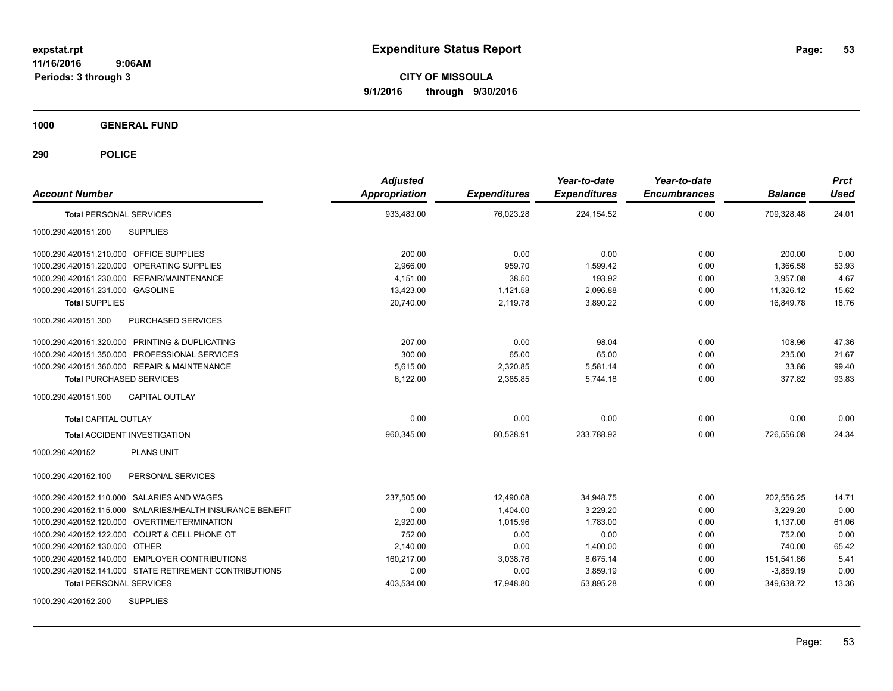# Expenditure Status Report

expstat.rpt
11/16/2016 9:06AM
Periods: 3 through 3

**CITY OF MISSOULA**
**9/1/2016 through 9/30/2016**

**1000 GENERAL FUND**

**290 POLICE**

| Account Number | Adjusted Appropriation | Expenditures | Year-to-date Expenditures | Year-to-date Encumbrances | Balance | Prct Used |
|---|---|---|---|---|---|---|
| **Total** PERSONAL SERVICES | 933,483.00 | 76,023.28 | 224,154.52 | 0.00 | 709,328.48 | 24.01 |
| 1000.290.420151.200 SUPPLIES | | | | | | |
| 1000.290.420151.210.000 OFFICE SUPPLIES | 200.00 | 0.00 | 0.00 | 0.00 | 200.00 | 0.00 |
| 1000.290.420151.220.000 OPERATING SUPPLIES | 2,966.00 | 959.70 | 1,599.42 | 0.00 | 1,366.58 | 53.93 |
| 1000.290.420151.230.000 REPAIR/MAINTENANCE | 4,151.00 | 38.50 | 193.92 | 0.00 | 3,957.08 | 4.67 |
| 1000.290.420151.231.000 GASOLINE | 13,423.00 | 1,121.58 | 2,096.88 | 0.00 | 11,326.12 | 15.62 |
| **Total** SUPPLIES | 20,740.00 | 2,119.78 | 3,890.22 | 0.00 | 16,849.78 | 18.76 |
| 1000.290.420151.300 PURCHASED SERVICES | | | | | | |
| 1000.290.420151.320.000 PRINTING & DUPLICATING | 207.00 | 0.00 | 98.04 | 0.00 | 108.96 | 47.36 |
| 1000.290.420151.350.000 PROFESSIONAL SERVICES | 300.00 | 65.00 | 65.00 | 0.00 | 235.00 | 21.67 |
| 1000.290.420151.360.000 REPAIR & MAINTENANCE | 5,615.00 | 2,320.85 | 5,581.14 | 0.00 | 33.86 | 99.40 |
| **Total** PURCHASED SERVICES | 6,122.00 | 2,385.85 | 5,744.18 | 0.00 | 377.82 | 93.83 |
| 1000.290.420151.900 CAPITAL OUTLAY | | | | | | |
| **Total** CAPITAL OUTLAY | 0.00 | 0.00 | 0.00 | 0.00 | 0.00 | 0.00 |
| **Total** ACCIDENT INVESTIGATION | 960,345.00 | 80,528.91 | 233,788.92 | 0.00 | 726,556.08 | 24.34 |
| 1000.290.420152 PLANS UNIT | | | | | | |
| 1000.290.420152.100 PERSONAL SERVICES | | | | | | |
| 1000.290.420152.110.000 SALARIES AND WAGES | 237,505.00 | 12,490.08 | 34,948.75 | 0.00 | 202,556.25 | 14.71 |
| 1000.290.420152.115.000 SALARIES/HEALTH INSURANCE BENEFIT | 0.00 | 1,404.00 | 3,229.20 | 0.00 | -3,229.20 | 0.00 |
| 1000.290.420152.120.000 OVERTIME/TERMINATION | 2,920.00 | 1,015.96 | 1,783.00 | 0.00 | 1,137.00 | 61.06 |
| 1000.290.420152.122.000 COURT & CELL PHONE OT | 752.00 | 0.00 | 0.00 | 0.00 | 752.00 | 0.00 |
| 1000.290.420152.130.000 OTHER | 2,140.00 | 0.00 | 1,400.00 | 0.00 | 740.00 | 65.42 |
| 1000.290.420152.140.000 EMPLOYER CONTRIBUTIONS | 160,217.00 | 3,038.76 | 8,675.14 | 0.00 | 151,541.86 | 5.41 |
| 1000.290.420152.141.000 STATE RETIREMENT CONTRIBUTIONS | 0.00 | 0.00 | 3,859.19 | 0.00 | -3,859.19 | 0.00 |
| **Total** PERSONAL SERVICES | 403,534.00 | 17,948.80 | 53,895.28 | 0.00 | 349,638.72 | 13.36 |
| 1000.290.420152.200 SUPPLIES | | | | | | |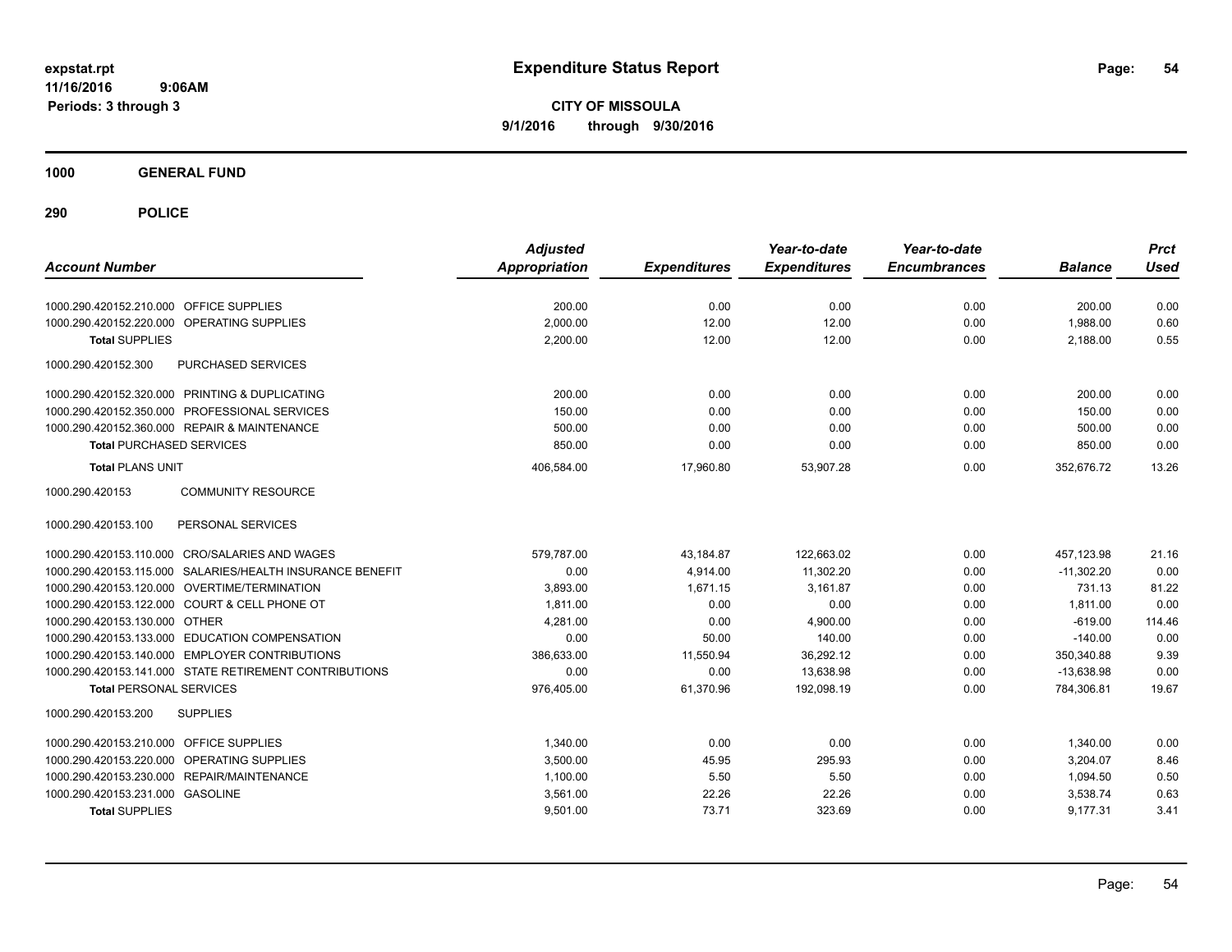# Expenditure Status Report

**CITY OF MISSOULA**
**9/1/2016 through 9/30/2016**

expstat.rpt
11/16/2016 9:06AM
Periods: 3 through 3

**1000 GENERAL FUND**

**290 POLICE**

| Account Number | | Adjusted Appropriation | Expenditures | Year-to-date Expenditures | Year-to-date Encumbrances | Balance | Prct Used |
|---|---|---|---|---|---|---|---|
| 1000.290.420152.210.000 | OFFICE SUPPLIES | 200.00 | 0.00 | 0.00 | 0.00 | 200.00 | 0.00 |
| 1000.290.420152.220.000 | OPERATING SUPPLIES | 2,000.00 | 12.00 | 12.00 | 0.00 | 1,988.00 | 0.60 |
| **Total** SUPPLIES | | 2,200.00 | 12.00 | 12.00 | 0.00 | 2,188.00 | 0.55 |
| 1000.290.420152.300 | PURCHASED SERVICES | | | | | | |
| 1000.290.420152.320.000 | PRINTING & DUPLICATING | 200.00 | 0.00 | 0.00 | 0.00 | 200.00 | 0.00 |
| 1000.290.420152.350.000 | PROFESSIONAL SERVICES | 150.00 | 0.00 | 0.00 | 0.00 | 150.00 | 0.00 |
| 1000.290.420152.360.000 | REPAIR & MAINTENANCE | 500.00 | 0.00 | 0.00 | 0.00 | 500.00 | 0.00 |
| **Total** PURCHASED SERVICES | | 850.00 | 0.00 | 0.00 | 0.00 | 850.00 | 0.00 |
| **Total** PLANS UNIT | | 406,584.00 | 17,960.80 | 53,907.28 | 0.00 | 352,676.72 | 13.26 |
| 1000.290.420153 | COMMUNITY RESOURCE | | | | | | |
| 1000.290.420153.100 | PERSONAL SERVICES | | | | | | |
| 1000.290.420153.110.000 | CRO/SALARIES AND WAGES | 579,787.00 | 43,184.87 | 122,663.02 | 0.00 | 457,123.98 | 21.16 |
| 1000.290.420153.115.000 | SALARIES/HEALTH INSURANCE BENEFIT | 0.00 | 4,914.00 | 11,302.20 | 0.00 | -11,302.20 | 0.00 |
| 1000.290.420153.120.000 | OVERTIME/TERMINATION | 3,893.00 | 1,671.15 | 3,161.87 | 0.00 | 731.13 | 81.22 |
| 1000.290.420153.122.000 | COURT & CELL PHONE OT | 1,811.00 | 0.00 | 0.00 | 0.00 | 1,811.00 | 0.00 |
| 1000.290.420153.130.000 | OTHER | 4,281.00 | 0.00 | 4,900.00 | 0.00 | -619.00 | 114.46 |
| 1000.290.420153.133.000 | EDUCATION COMPENSATION | 0.00 | 50.00 | 140.00 | 0.00 | -140.00 | 0.00 |
| 1000.290.420153.140.000 | EMPLOYER CONTRIBUTIONS | 386,633.00 | 11,550.94 | 36,292.12 | 0.00 | 350,340.88 | 9.39 |
| 1000.290.420153.141.000 | STATE RETIREMENT CONTRIBUTIONS | 0.00 | 0.00 | 13,638.98 | 0.00 | -13,638.98 | 0.00 |
| **Total** PERSONAL SERVICES | | 976,405.00 | 61,370.96 | 192,098.19 | 0.00 | 784,306.81 | 19.67 |
| 1000.290.420153.200 | SUPPLIES | | | | | | |
| 1000.290.420153.210.000 | OFFICE SUPPLIES | 1,340.00 | 0.00 | 0.00 | 0.00 | 1,340.00 | 0.00 |
| 1000.290.420153.220.000 | OPERATING SUPPLIES | 3,500.00 | 45.95 | 295.93 | 0.00 | 3,204.07 | 8.46 |
| 1000.290.420153.230.000 | REPAIR/MAINTENANCE | 1,100.00 | 5.50 | 5.50 | 0.00 | 1,094.50 | 0.50 |
| 1000.290.420153.231.000 | GASOLINE | 3,561.00 | 22.26 | 22.26 | 0.00 | 3,538.74 | 0.63 |
| **Total** SUPPLIES | | 9,501.00 | 73.71 | 323.69 | 0.00 | 9,177.31 | 3.41 |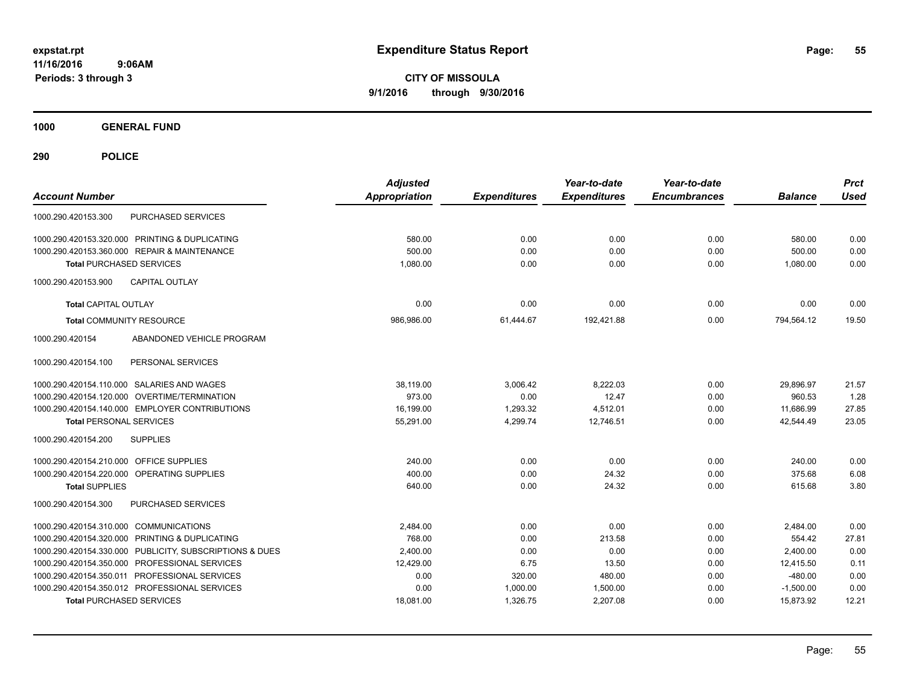# Expenditure Status Report

expstat.rpt
11/16/2016 9:06AM
Periods: 3 through 3

**CITY OF MISSOULA**
**9/1/2016 through 9/30/2016**

**1000 GENERAL FUND**

**290 POLICE**

| Account Number | | Adjusted Appropriation | Expenditures | Year-to-date Expenditures | Year-to-date Encumbrances | Balance | Prct Used |
|---|---|---|---|---|---|---|---|
| 1000.290.420153.300 | PURCHASED SERVICES | | | | | | |
| 1000.290.420153.320.000 | PRINTING & DUPLICATING | 580.00 | 0.00 | 0.00 | 0.00 | 580.00 | 0.00 |
| 1000.290.420153.360.000 | REPAIR & MAINTENANCE | 500.00 | 0.00 | 0.00 | 0.00 | 500.00 | 0.00 |
| **Total** PURCHASED SERVICES | | 1,080.00 | 0.00 | 0.00 | 0.00 | 1,080.00 | 0.00 |
| 1000.290.420153.900 | CAPITAL OUTLAY | | | | | | |
| **Total** CAPITAL OUTLAY | | 0.00 | 0.00 | 0.00 | 0.00 | 0.00 | 0.00 |
| **Total** COMMUNITY RESOURCE | | 986,986.00 | 61,444.67 | 192,421.88 | 0.00 | 794,564.12 | 19.50 |
| 1000.290.420154 | ABANDONED VEHICLE PROGRAM | | | | | | |
| 1000.290.420154.100 | PERSONAL SERVICES | | | | | | |
| 1000.290.420154.110.000 | SALARIES AND WAGES | 38,119.00 | 3,006.42 | 8,222.03 | 0.00 | 29,896.97 | 21.57 |
| 1000.290.420154.120.000 | OVERTIME/TERMINATION | 973.00 | 0.00 | 12.47 | 0.00 | 960.53 | 1.28 |
| 1000.290.420154.140.000 | EMPLOYER CONTRIBUTIONS | 16,199.00 | 1,293.32 | 4,512.01 | 0.00 | 11,686.99 | 27.85 |
| **Total** PERSONAL SERVICES | | 55,291.00 | 4,299.74 | 12,746.51 | 0.00 | 42,544.49 | 23.05 |
| 1000.290.420154.200 | SUPPLIES | | | | | | |
| 1000.290.420154.210.000 | OFFICE SUPPLIES | 240.00 | 0.00 | 0.00 | 0.00 | 240.00 | 0.00 |
| 1000.290.420154.220.000 | OPERATING SUPPLIES | 400.00 | 0.00 | 24.32 | 0.00 | 375.68 | 6.08 |
| **Total** SUPPLIES | | 640.00 | 0.00 | 24.32 | 0.00 | 615.68 | 3.80 |
| 1000.290.420154.300 | PURCHASED SERVICES | | | | | | |
| 1000.290.420154.310.000 | COMMUNICATIONS | 2,484.00 | 0.00 | 0.00 | 0.00 | 2,484.00 | 0.00 |
| 1000.290.420154.320.000 | PRINTING & DUPLICATING | 768.00 | 0.00 | 213.58 | 0.00 | 554.42 | 27.81 |
| 1000.290.420154.330.000 | PUBLICITY, SUBSCRIPTIONS & DUES | 2,400.00 | 0.00 | 0.00 | 0.00 | 2,400.00 | 0.00 |
| 1000.290.420154.350.000 | PROFESSIONAL SERVICES | 12,429.00 | 6.75 | 13.50 | 0.00 | 12,415.50 | 0.11 |
| 1000.290.420154.350.011 | PROFESSIONAL SERVICES | 0.00 | 320.00 | 480.00 | 0.00 | -480.00 | 0.00 |
| 1000.290.420154.350.012 | PROFESSIONAL SERVICES | 0.00 | 1,000.00 | 1,500.00 | 0.00 | -1,500.00 | 0.00 |
| **Total** PURCHASED SERVICES | | 18,081.00 | 1,326.75 | 2,207.08 | 0.00 | 15,873.92 | 12.21 |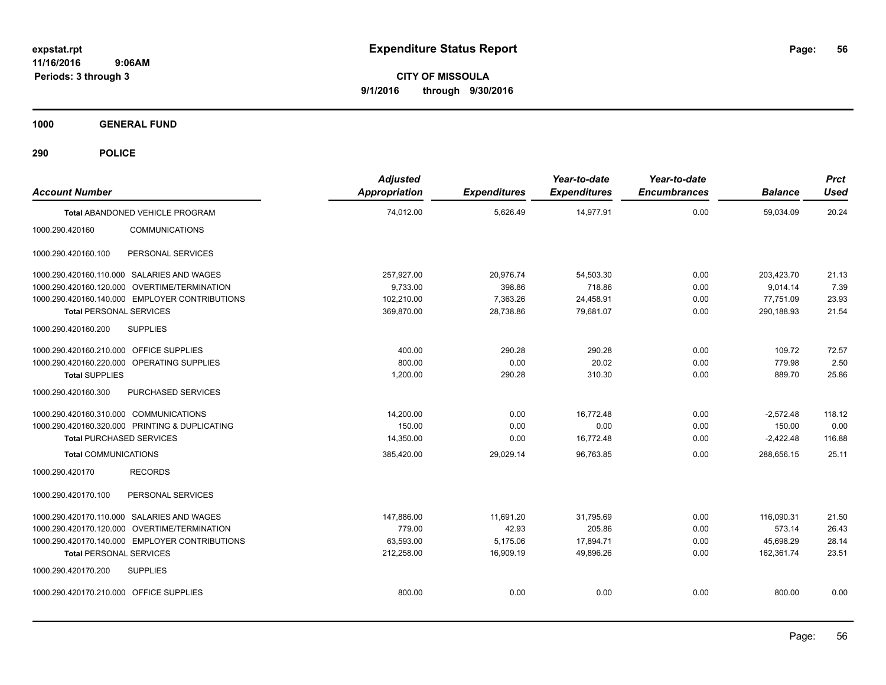**expstat.rpt**
**11/16/2016 9:06AM**
**Periods: 3 through 3**

# Expenditure Status Report

**CITY OF MISSOULA**
**9/1/2016 through 9/30/2016**

## 1000 GENERAL FUND

## 290 POLICE

| Account Number | | Adjusted Appropriation | Expenditures | Year-to-date Expenditures | Year-to-date Encumbrances | Balance | Prct Used |
|---|---|---|---|---|---|---|---|
| **Total** ABANDONED VEHICLE PROGRAM | | 74,012.00 | 5,626.49 | 14,977.91 | 0.00 | 59,034.09 | 20.24 |
| 1000.290.420160 | COMMUNICATIONS | | | | | | |
| 1000.290.420160.100 | PERSONAL SERVICES | | | | | | |
| 1000.290.420160.110.000 | SALARIES AND WAGES | 257,927.00 | 20,976.74 | 54,503.30 | 0.00 | 203,423.70 | 21.13 |
| 1000.290.420160.120.000 | OVERTIME/TERMINATION | 9,733.00 | 398.86 | 718.86 | 0.00 | 9,014.14 | 7.39 |
| 1000.290.420160.140.000 | EMPLOYER CONTRIBUTIONS | 102,210.00 | 7,363.26 | 24,458.91 | 0.00 | 77,751.09 | 23.93 |
| **Total** PERSONAL SERVICES | | 369,870.00 | 28,738.86 | 79,681.07 | 0.00 | 290,188.93 | 21.54 |
| 1000.290.420160.200 | SUPPLIES | | | | | | |
| 1000.290.420160.210.000 | OFFICE SUPPLIES | 400.00 | 290.28 | 290.28 | 0.00 | 109.72 | 72.57 |
| 1000.290.420160.220.000 | OPERATING SUPPLIES | 800.00 | 0.00 | 20.02 | 0.00 | 779.98 | 2.50 |
| **Total** SUPPLIES | | 1,200.00 | 290.28 | 310.30 | 0.00 | 889.70 | 25.86 |
| 1000.290.420160.300 | PURCHASED SERVICES | | | | | | |
| 1000.290.420160.310.000 | COMMUNICATIONS | 14,200.00 | 0.00 | 16,772.48 | 0.00 | -2,572.48 | 118.12 |
| 1000.290.420160.320.000 | PRINTING & DUPLICATING | 150.00 | 0.00 | 0.00 | 0.00 | 150.00 | 0.00 |
| **Total** PURCHASED SERVICES | | 14,350.00 | 0.00 | 16,772.48 | 0.00 | -2,422.48 | 116.88 |
| **Total** COMMUNICATIONS | | 385,420.00 | 29,029.14 | 96,763.85 | 0.00 | 288,656.15 | 25.11 |
| 1000.290.420170 | RECORDS | | | | | | |
| 1000.290.420170.100 | PERSONAL SERVICES | | | | | | |
| 1000.290.420170.110.000 | SALARIES AND WAGES | 147,886.00 | 11,691.20 | 31,795.69 | 0.00 | 116,090.31 | 21.50 |
| 1000.290.420170.120.000 | OVERTIME/TERMINATION | 779.00 | 42.93 | 205.86 | 0.00 | 573.14 | 26.43 |
| 1000.290.420170.140.000 | EMPLOYER CONTRIBUTIONS | 63,593.00 | 5,175.06 | 17,894.71 | 0.00 | 45,698.29 | 28.14 |
| **Total** PERSONAL SERVICES | | 212,258.00 | 16,909.19 | 49,896.26 | 0.00 | 162,361.74 | 23.51 |
| 1000.290.420170.200 | SUPPLIES | | | | | | |
| 1000.290.420170.210.000 | OFFICE SUPPLIES | 800.00 | 0.00 | 0.00 | 0.00 | 800.00 | 0.00 |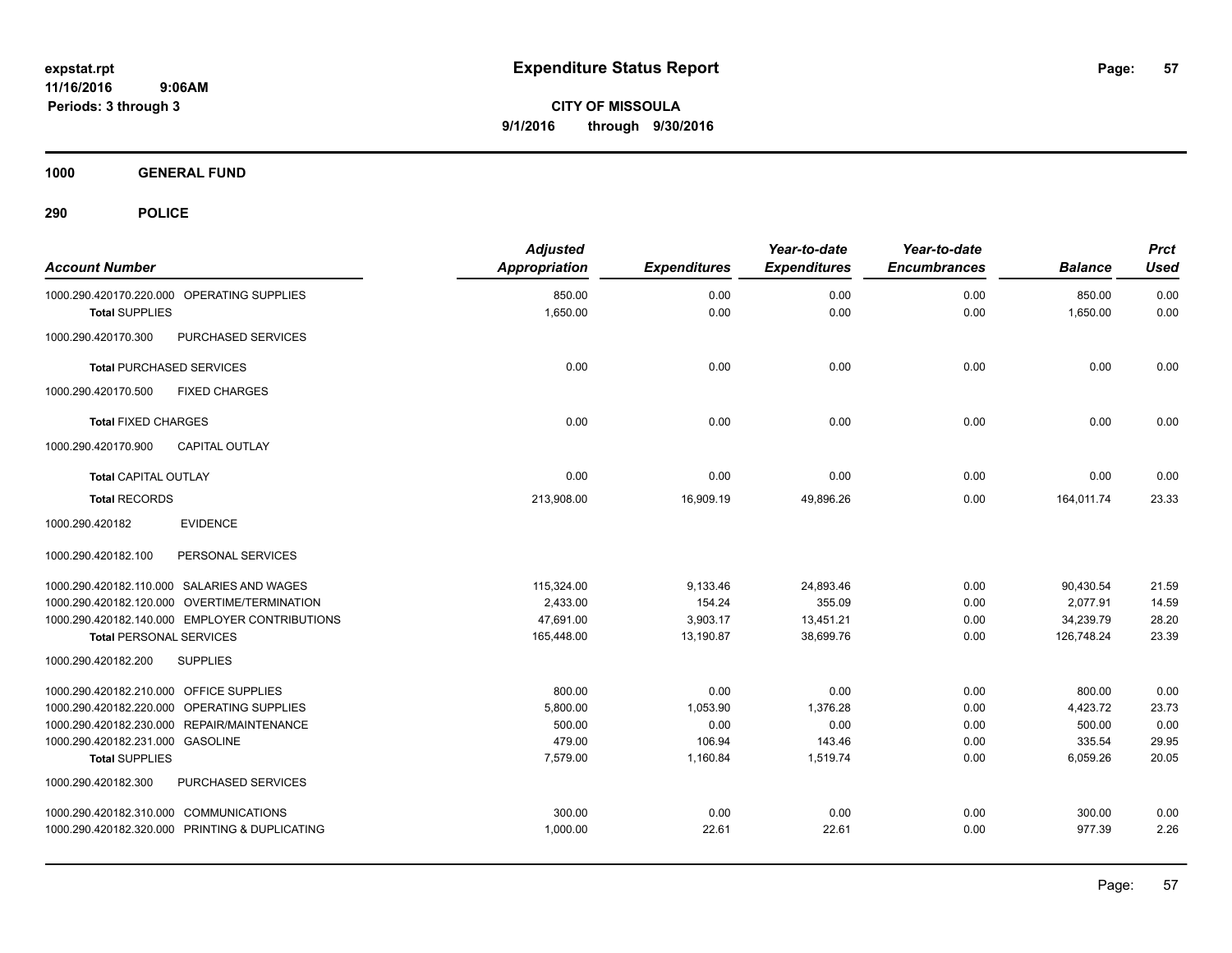**expstat.rpt**
**11/16/2016 9:06AM**
**Periods: 3 through 3**

# Expenditure Status Report

**CITY OF MISSOULA**
**9/1/2016 through 9/30/2016**

## 1000 GENERAL FUND

## 290 POLICE

| Account Number | Adjusted Appropriation | Expenditures | Year-to-date Expenditures | Year-to-date Encumbrances | Balance | Prct Used |
|---|---|---|---|---|---|---|
| 1000.290.420170.220.000 OPERATING SUPPLIES | 850.00 | 0.00 | 0.00 | 0.00 | 850.00 | 0.00 |
| **Total** SUPPLIES | 1,650.00 | 0.00 | 0.00 | 0.00 | 1,650.00 | 0.00 |
| 1000.290.420170.300 PURCHASED SERVICES | | | | | | |
| **Total** PURCHASED SERVICES | 0.00 | 0.00 | 0.00 | 0.00 | 0.00 | 0.00 |
| 1000.290.420170.500 FIXED CHARGES | | | | | | |
| **Total** FIXED CHARGES | 0.00 | 0.00 | 0.00 | 0.00 | 0.00 | 0.00 |
| 1000.290.420170.900 CAPITAL OUTLAY | | | | | | |
| **Total** CAPITAL OUTLAY | 0.00 | 0.00 | 0.00 | 0.00 | 0.00 | 0.00 |
| **Total** RECORDS | 213,908.00 | 16,909.19 | 49,896.26 | 0.00 | 164,011.74 | 23.33 |
| 1000.290.420182 EVIDENCE | | | | | | |
| 1000.290.420182.100 PERSONAL SERVICES | | | | | | |
| 1000.290.420182.110.000 SALARIES AND WAGES | 115,324.00 | 9,133.46 | 24,893.46 | 0.00 | 90,430.54 | 21.59 |
| 1000.290.420182.120.000 OVERTIME/TERMINATION | 2,433.00 | 154.24 | 355.09 | 0.00 | 2,077.91 | 14.59 |
| 1000.290.420182.140.000 EMPLOYER CONTRIBUTIONS | 47,691.00 | 3,903.17 | 13,451.21 | 0.00 | 34,239.79 | 28.20 |
| **Total** PERSONAL SERVICES | 165,448.00 | 13,190.87 | 38,699.76 | 0.00 | 126,748.24 | 23.39 |
| 1000.290.420182.200 SUPPLIES | | | | | | |
| 1000.290.420182.210.000 OFFICE SUPPLIES | 800.00 | 0.00 | 0.00 | 0.00 | 800.00 | 0.00 |
| 1000.290.420182.220.000 OPERATING SUPPLIES | 5,800.00 | 1,053.90 | 1,376.28 | 0.00 | 4,423.72 | 23.73 |
| 1000.290.420182.230.000 REPAIR/MAINTENANCE | 500.00 | 0.00 | 0.00 | 0.00 | 500.00 | 0.00 |
| 1000.290.420182.231.000 GASOLINE | 479.00 | 106.94 | 143.46 | 0.00 | 335.54 | 29.95 |
| **Total** SUPPLIES | 7,579.00 | 1,160.84 | 1,519.74 | 0.00 | 6,059.26 | 20.05 |
| 1000.290.420182.300 PURCHASED SERVICES | | | | | | |
| 1000.290.420182.310.000 COMMUNICATIONS | 300.00 | 0.00 | 0.00 | 0.00 | 300.00 | 0.00 |
| 1000.290.420182.320.000 PRINTING & DUPLICATING | 1,000.00 | 22.61 | 22.61 | 0.00 | 977.39 | 2.26 |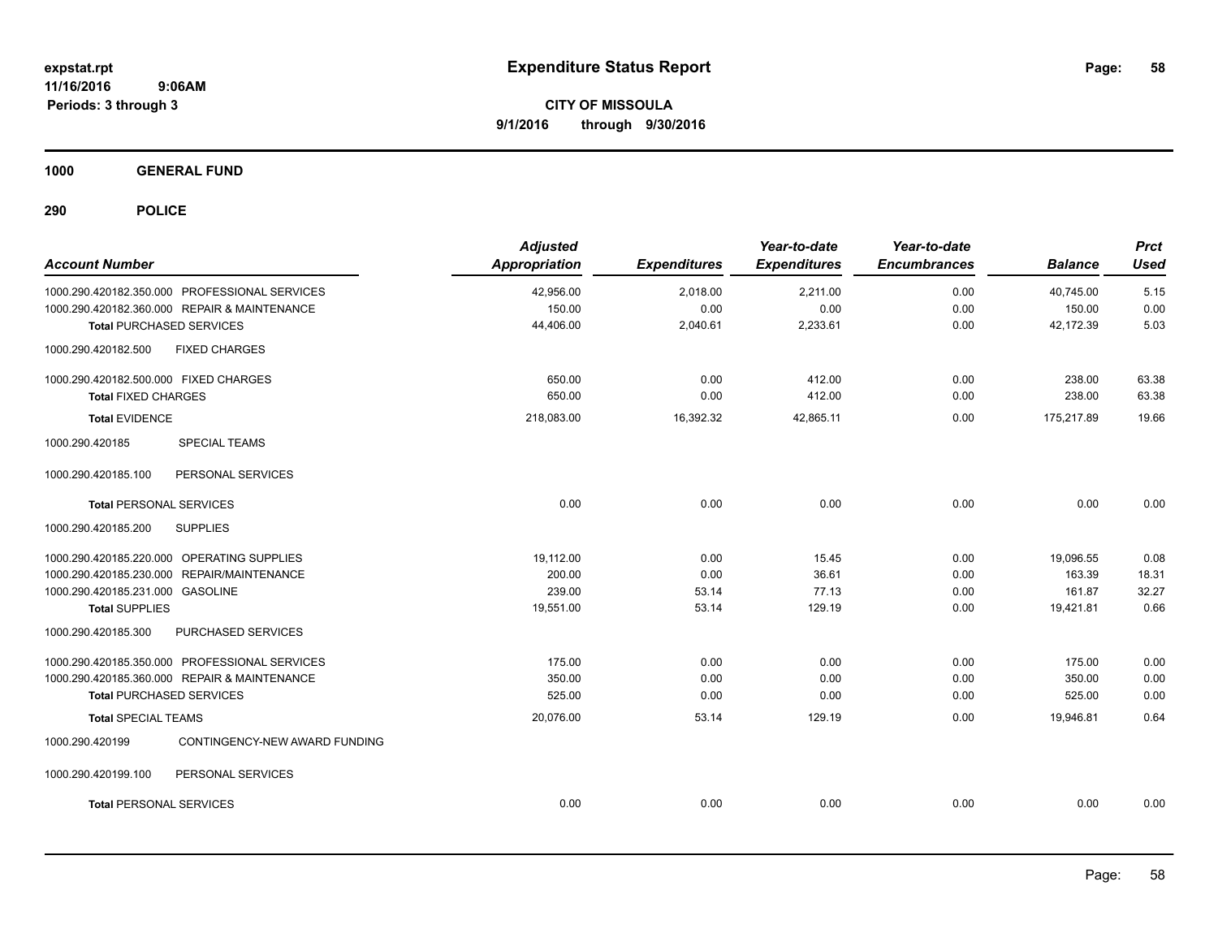expstat.rpt
11/16/2016 9:06AM
Periods: 3 through 3

# Expenditure Status Report

**CITY OF MISSOULA**
**9/1/2016 through 9/30/2016**

## 1000 GENERAL FUND

## 290 POLICE

| Account Number | Adjusted Appropriation | Expenditures | Year-to-date Expenditures | Year-to-date Encumbrances | Balance | Prct Used |
|---|---|---|---|---|---|---|
| 1000.290.420182.350.000 PROFESSIONAL SERVICES | 42,956.00 | 2,018.00 | 2,211.00 | 0.00 | 40,745.00 | 5.15 |
| 1000.290.420182.360.000 REPAIR & MAINTENANCE | 150.00 | 0.00 | 0.00 | 0.00 | 150.00 | 0.00 |
| **Total** PURCHASED SERVICES | 44,406.00 | 2,040.61 | 2,233.61 | 0.00 | 42,172.39 | 5.03 |
| 1000.290.420182.500 FIXED CHARGES | | | | | | |
| 1000.290.420182.500.000 FIXED CHARGES | 650.00 | 0.00 | 412.00 | 0.00 | 238.00 | 63.38 |
| **Total** FIXED CHARGES | 650.00 | 0.00 | 412.00 | 0.00 | 238.00 | 63.38 |
| **Total** EVIDENCE | 218,083.00 | 16,392.32 | 42,865.11 | 0.00 | 175,217.89 | 19.66 |
| 1000.290.420185 SPECIAL TEAMS | | | | | | |
| 1000.290.420185.100 PERSONAL SERVICES | | | | | | |
| **Total** PERSONAL SERVICES | 0.00 | 0.00 | 0.00 | 0.00 | 0.00 | 0.00 |
| 1000.290.420185.200 SUPPLIES | | | | | | |
| 1000.290.420185.220.000 OPERATING SUPPLIES | 19,112.00 | 0.00 | 15.45 | 0.00 | 19,096.55 | 0.08 |
| 1000.290.420185.230.000 REPAIR/MAINTENANCE | 200.00 | 0.00 | 36.61 | 0.00 | 163.39 | 18.31 |
| 1000.290.420185.231.000 GASOLINE | 239.00 | 53.14 | 77.13 | 0.00 | 161.87 | 32.27 |
| **Total** SUPPLIES | 19,551.00 | 53.14 | 129.19 | 0.00 | 19,421.81 | 0.66 |
| 1000.290.420185.300 PURCHASED SERVICES | | | | | | |
| 1000.290.420185.350.000 PROFESSIONAL SERVICES | 175.00 | 0.00 | 0.00 | 0.00 | 175.00 | 0.00 |
| 1000.290.420185.360.000 REPAIR & MAINTENANCE | 350.00 | 0.00 | 0.00 | 0.00 | 350.00 | 0.00 |
| **Total** PURCHASED SERVICES | 525.00 | 0.00 | 0.00 | 0.00 | 525.00 | 0.00 |
| **Total** SPECIAL TEAMS | 20,076.00 | 53.14 | 129.19 | 0.00 | 19,946.81 | 0.64 |
| 1000.290.420199 CONTINGENCY-NEW AWARD FUNDING | | | | | | |
| 1000.290.420199.100 PERSONAL SERVICES | | | | | | |
| **Total** PERSONAL SERVICES | 0.00 | 0.00 | 0.00 | 0.00 | 0.00 | 0.00 |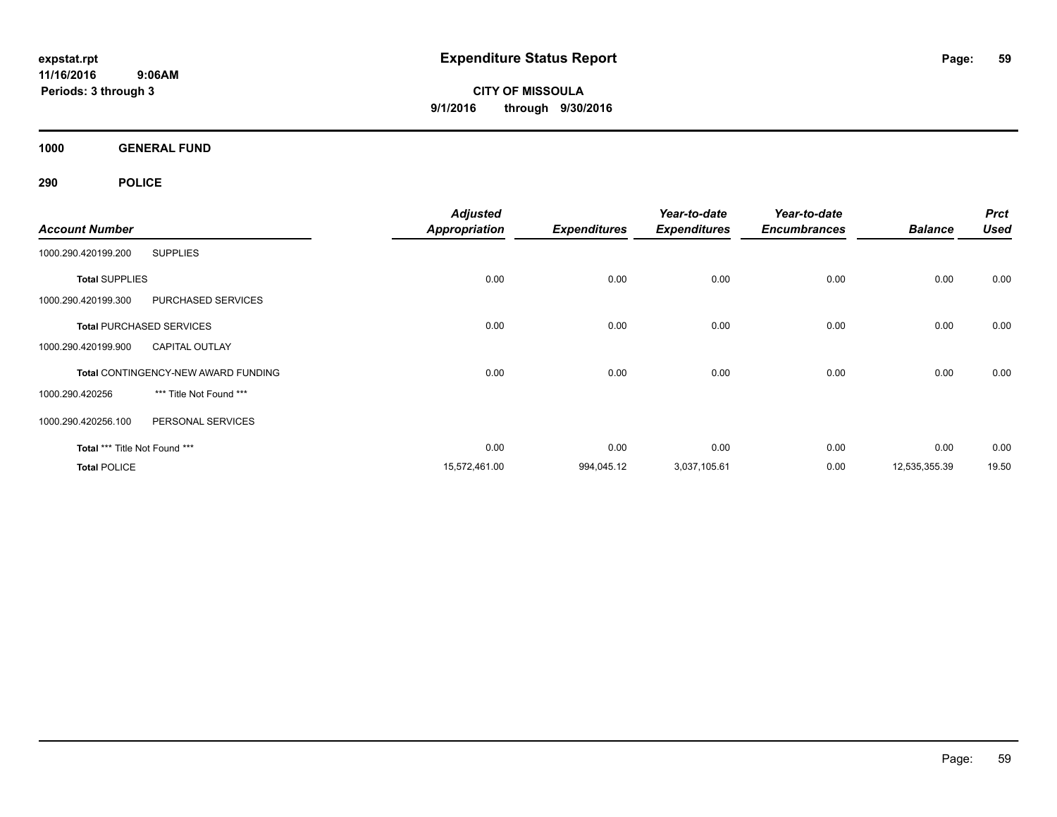**expstat.rpt**
**11/16/2016 9:06AM**
**Periods: 3 through 3**

# Expenditure Status Report

**CITY OF MISSOULA**
**9/1/2016 through 9/30/2016**

## 1000 GENERAL FUND

## 290 POLICE

| Account Number | | Adjusted Appropriation | Expenditures | Year-to-date Expenditures | Year-to-date Encumbrances | Balance | Prct Used |
|---|---|---|---|---|---|---|---|
| 1000.290.420199.200 | SUPPLIES | | | | | | |
| **Total** SUPPLIES | | 0.00 | 0.00 | 0.00 | 0.00 | 0.00 | 0.00 |
| 1000.290.420199.300 | PURCHASED SERVICES | | | | | | |
| **Total** PURCHASED SERVICES | | 0.00 | 0.00 | 0.00 | 0.00 | 0.00 | 0.00 |
| 1000.290.420199.900 | CAPITAL OUTLAY | | | | | | |
| **Total** CONTINGENCY-NEW AWARD FUNDING | | 0.00 | 0.00 | 0.00 | 0.00 | 0.00 | 0.00 |
| 1000.290.420256 | *** Title Not Found *** | | | | | | |
| 1000.290.420256.100 | PERSONAL SERVICES | | | | | | |
| **Total** *** Title Not Found *** | | 0.00 | 0.00 | 0.00 | 0.00 | 0.00 | 0.00 |
| **Total** POLICE | | 15,572,461.00 | 994,045.12 | 3,037,105.61 | 0.00 | 12,535,355.39 | 19.50 |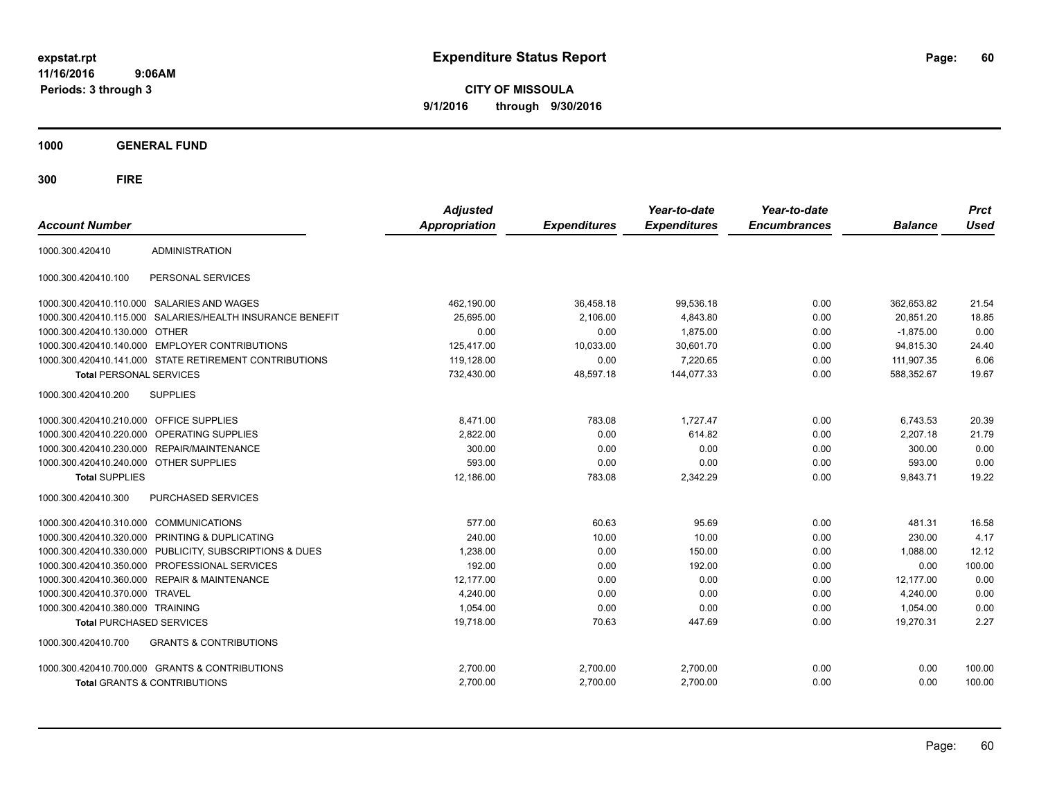**expstat.rpt**
**11/16/2016 9:06AM**
**Periods: 3 through 3**

# Expenditure Status Report

**CITY OF MISSOULA**
**9/1/2016 through 9/30/2016**

## 1000 GENERAL FUND

## 300 FIRE

| Account Number | | Adjusted Appropriation | Expenditures | Year-to-date Expenditures | Year-to-date Encumbrances | Balance | Prct Used |
|---|---|---|---|---|---|---|---|
| 1000.300.420410 | ADMINISTRATION | | | | | | |
| 1000.300.420410.100 | PERSONAL SERVICES | | | | | | |
| 1000.300.420410.110.000 | SALARIES AND WAGES | 462,190.00 | 36,458.18 | 99,536.18 | 0.00 | 362,653.82 | 21.54 |
| 1000.300.420410.115.000 | SALARIES/HEALTH INSURANCE BENEFIT | 25,695.00 | 2,106.00 | 4,843.80 | 0.00 | 20,851.20 | 18.85 |
| 1000.300.420410.130.000 | OTHER | 0.00 | 0.00 | 1,875.00 | 0.00 | -1,875.00 | 0.00 |
| 1000.300.420410.140.000 | EMPLOYER CONTRIBUTIONS | 125,417.00 | 10,033.00 | 30,601.70 | 0.00 | 94,815.30 | 24.40 |
| 1000.300.420410.141.000 | STATE RETIREMENT CONTRIBUTIONS | 119,128.00 | 0.00 | 7,220.65 | 0.00 | 111,907.35 | 6.06 |
| **Total** PERSONAL SERVICES | | 732,430.00 | 48,597.18 | 144,077.33 | 0.00 | 588,352.67 | 19.67 |
| 1000.300.420410.200 | SUPPLIES | | | | | | |
| 1000.300.420410.210.000 | OFFICE SUPPLIES | 8,471.00 | 783.08 | 1,727.47 | 0.00 | 6,743.53 | 20.39 |
| 1000.300.420410.220.000 | OPERATING SUPPLIES | 2,822.00 | 0.00 | 614.82 | 0.00 | 2,207.18 | 21.79 |
| 1000.300.420410.230.000 | REPAIR/MAINTENANCE | 300.00 | 0.00 | 0.00 | 0.00 | 300.00 | 0.00 |
| 1000.300.420410.240.000 | OTHER SUPPLIES | 593.00 | 0.00 | 0.00 | 0.00 | 593.00 | 0.00 |
| **Total** SUPPLIES | | 12,186.00 | 783.08 | 2,342.29 | 0.00 | 9,843.71 | 19.22 |
| 1000.300.420410.300 | PURCHASED SERVICES | | | | | | |
| 1000.300.420410.310.000 | COMMUNICATIONS | 577.00 | 60.63 | 95.69 | 0.00 | 481.31 | 16.58 |
| 1000.300.420410.320.000 | PRINTING & DUPLICATING | 240.00 | 10.00 | 10.00 | 0.00 | 230.00 | 4.17 |
| 1000.300.420410.330.000 | PUBLICITY, SUBSCRIPTIONS & DUES | 1,238.00 | 0.00 | 150.00 | 0.00 | 1,088.00 | 12.12 |
| 1000.300.420410.350.000 | PROFESSIONAL SERVICES | 192.00 | 0.00 | 192.00 | 0.00 | 0.00 | 100.00 |
| 1000.300.420410.360.000 | REPAIR & MAINTENANCE | 12,177.00 | 0.00 | 0.00 | 0.00 | 12,177.00 | 0.00 |
| 1000.300.420410.370.000 | TRAVEL | 4,240.00 | 0.00 | 0.00 | 0.00 | 4,240.00 | 0.00 |
| 1000.300.420410.380.000 | TRAINING | 1,054.00 | 0.00 | 0.00 | 0.00 | 1,054.00 | 0.00 |
| **Total** PURCHASED SERVICES | | 19,718.00 | 70.63 | 447.69 | 0.00 | 19,270.31 | 2.27 |
| 1000.300.420410.700 | GRANTS & CONTRIBUTIONS | | | | | | |
| 1000.300.420410.700.000 | GRANTS & CONTRIBUTIONS | 2,700.00 | 2,700.00 | 2,700.00 | 0.00 | 0.00 | 100.00 |
| **Total** GRANTS & CONTRIBUTIONS | | 2,700.00 | 2,700.00 | 2,700.00 | 0.00 | 0.00 | 100.00 |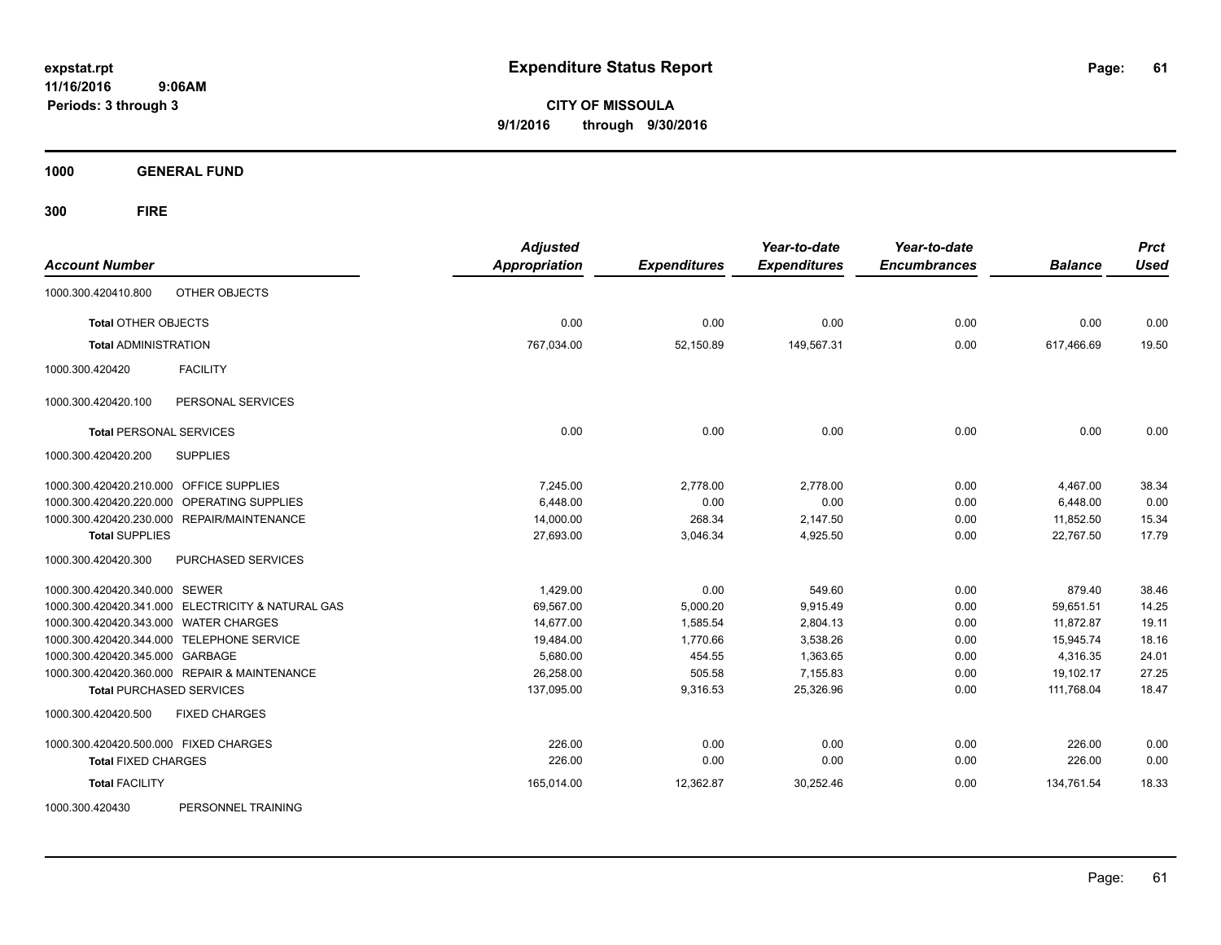expstat.rpt
11/16/2016 9:06AM
Periods: 3 through 3

# Expenditure Status Report

**CITY OF MISSOULA**
**9/1/2016 through 9/30/2016**

**1000 GENERAL FUND**

**300 FIRE**

| Account Number | | Adjusted Appropriation | Expenditures | Year-to-date Expenditures | Year-to-date Encumbrances | Balance | Prct Used |
|---|---|---|---|---|---|---|---|
| 1000.300.420410.800 | OTHER OBJECTS | | | | | | |
| **Total** OTHER OBJECTS | | 0.00 | 0.00 | 0.00 | 0.00 | 0.00 | 0.00 |
| **Total** ADMINISTRATION | | 767,034.00 | 52,150.89 | 149,567.31 | 0.00 | 617,466.69 | 19.50 |
| 1000.300.420420 | FACILITY | | | | | | |
| 1000.300.420420.100 | PERSONAL SERVICES | | | | | | |
| **Total** PERSONAL SERVICES | | 0.00 | 0.00 | 0.00 | 0.00 | 0.00 | 0.00 |
| 1000.300.420420.200 | SUPPLIES | | | | | | |
| 1000.300.420420.210.000 | OFFICE SUPPLIES | 7,245.00 | 2,778.00 | 2,778.00 | 0.00 | 4,467.00 | 38.34 |
| 1000.300.420420.220.000 | OPERATING SUPPLIES | 6,448.00 | 0.00 | 0.00 | 0.00 | 6,448.00 | 0.00 |
| 1000.300.420420.230.000 | REPAIR/MAINTENANCE | 14,000.00 | 268.34 | 2,147.50 | 0.00 | 11,852.50 | 15.34 |
| **Total** SUPPLIES | | 27,693.00 | 3,046.34 | 4,925.50 | 0.00 | 22,767.50 | 17.79 |
| 1000.300.420420.300 | PURCHASED SERVICES | | | | | | |
| 1000.300.420420.340.000 | SEWER | 1,429.00 | 0.00 | 549.60 | 0.00 | 879.40 | 38.46 |
| 1000.300.420420.341.000 | ELECTRICITY & NATURAL GAS | 69,567.00 | 5,000.20 | 9,915.49 | 0.00 | 59,651.51 | 14.25 |
| 1000.300.420420.343.000 | WATER CHARGES | 14,677.00 | 1,585.54 | 2,804.13 | 0.00 | 11,872.87 | 19.11 |
| 1000.300.420420.344.000 | TELEPHONE SERVICE | 19,484.00 | 1,770.66 | 3,538.26 | 0.00 | 15,945.74 | 18.16 |
| 1000.300.420420.345.000 | GARBAGE | 5,680.00 | 454.55 | 1,363.65 | 0.00 | 4,316.35 | 24.01 |
| 1000.300.420420.360.000 | REPAIR & MAINTENANCE | 26,258.00 | 505.58 | 7,155.83 | 0.00 | 19,102.17 | 27.25 |
| **Total** PURCHASED SERVICES | | 137,095.00 | 9,316.53 | 25,326.96 | 0.00 | 111,768.04 | 18.47 |
| 1000.300.420420.500 | FIXED CHARGES | | | | | | |
| 1000.300.420420.500.000 | FIXED CHARGES | 226.00 | 0.00 | 0.00 | 0.00 | 226.00 | 0.00 |
| **Total** FIXED CHARGES | | 226.00 | 0.00 | 0.00 | 0.00 | 226.00 | 0.00 |
| **Total** FACILITY | | 165,014.00 | 12,362.87 | 30,252.46 | 0.00 | 134,761.54 | 18.33 |
| 1000.300.420430 | PERSONNEL TRAINING | | | | | | |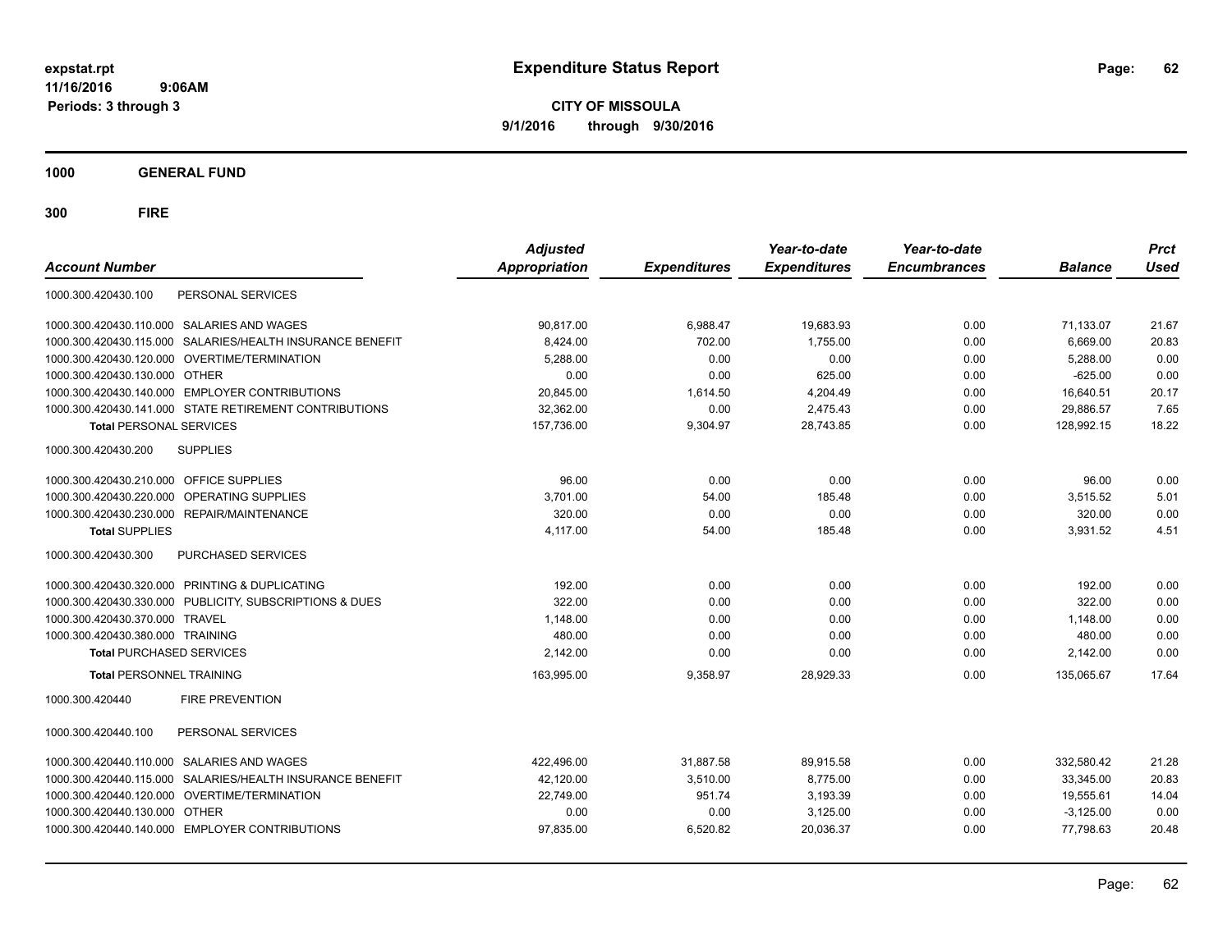# Expenditure Status Report

expstat.rpt
11/16/2016 9:06AM
Periods: 3 through 3

**CITY OF MISSOULA**
**9/1/2016 through 9/30/2016**

**1000 GENERAL FUND**

**300 FIRE**

| Account Number | | Adjusted Appropriation | Expenditures | Year-to-date Expenditures | Year-to-date Encumbrances | Balance | Prct Used |
|---|---|---|---|---|---|---|---|
| 1000.300.420430.100 | PERSONAL SERVICES | | | | | | |
| 1000.300.420430.110.000 | SALARIES AND WAGES | 90,817.00 | 6,988.47 | 19,683.93 | 0.00 | 71,133.07 | 21.67 |
| 1000.300.420430.115.000 | SALARIES/HEALTH INSURANCE BENEFIT | 8,424.00 | 702.00 | 1,755.00 | 0.00 | 6,669.00 | 20.83 |
| 1000.300.420430.120.000 | OVERTIME/TERMINATION | 5,288.00 | 0.00 | 0.00 | 0.00 | 5,288.00 | 0.00 |
| 1000.300.420430.130.000 | OTHER | 0.00 | 0.00 | 625.00 | 0.00 | -625.00 | 0.00 |
| 1000.300.420430.140.000 | EMPLOYER CONTRIBUTIONS | 20,845.00 | 1,614.50 | 4,204.49 | 0.00 | 16,640.51 | 20.17 |
| 1000.300.420430.141.000 | STATE RETIREMENT CONTRIBUTIONS | 32,362.00 | 0.00 | 2,475.43 | 0.00 | 29,886.57 | 7.65 |
| **Total** PERSONAL SERVICES | | 157,736.00 | 9,304.97 | 28,743.85 | 0.00 | 128,992.15 | 18.22 |
| 1000.300.420430.200 | SUPPLIES | | | | | | |
| 1000.300.420430.210.000 | OFFICE SUPPLIES | 96.00 | 0.00 | 0.00 | 0.00 | 96.00 | 0.00 |
| 1000.300.420430.220.000 | OPERATING SUPPLIES | 3,701.00 | 54.00 | 185.48 | 0.00 | 3,515.52 | 5.01 |
| 1000.300.420430.230.000 | REPAIR/MAINTENANCE | 320.00 | 0.00 | 0.00 | 0.00 | 320.00 | 0.00 |
| **Total** SUPPLIES | | 4,117.00 | 54.00 | 185.48 | 0.00 | 3,931.52 | 4.51 |
| 1000.300.420430.300 | PURCHASED SERVICES | | | | | | |
| 1000.300.420430.320.000 | PRINTING & DUPLICATING | 192.00 | 0.00 | 0.00 | 0.00 | 192.00 | 0.00 |
| 1000.300.420430.330.000 | PUBLICITY, SUBSCRIPTIONS & DUES | 322.00 | 0.00 | 0.00 | 0.00 | 322.00 | 0.00 |
| 1000.300.420430.370.000 | TRAVEL | 1,148.00 | 0.00 | 0.00 | 0.00 | 1,148.00 | 0.00 |
| 1000.300.420430.380.000 | TRAINING | 480.00 | 0.00 | 0.00 | 0.00 | 480.00 | 0.00 |
| **Total** PURCHASED SERVICES | | 2,142.00 | 0.00 | 0.00 | 0.00 | 2,142.00 | 0.00 |
| **Total** PERSONNEL TRAINING | | 163,995.00 | 9,358.97 | 28,929.33 | 0.00 | 135,065.67 | 17.64 |
| 1000.300.420440 | FIRE PREVENTION | | | | | | |
| 1000.300.420440.100 | PERSONAL SERVICES | | | | | | |
| 1000.300.420440.110.000 | SALARIES AND WAGES | 422,496.00 | 31,887.58 | 89,915.58 | 0.00 | 332,580.42 | 21.28 |
| 1000.300.420440.115.000 | SALARIES/HEALTH INSURANCE BENEFIT | 42,120.00 | 3,510.00 | 8,775.00 | 0.00 | 33,345.00 | 20.83 |
| 1000.300.420440.120.000 | OVERTIME/TERMINATION | 22,749.00 | 951.74 | 3,193.39 | 0.00 | 19,555.61 | 14.04 |
| 1000.300.420440.130.000 | OTHER | 0.00 | 0.00 | 3,125.00 | 0.00 | -3,125.00 | 0.00 |
| 1000.300.420440.140.000 | EMPLOYER CONTRIBUTIONS | 97,835.00 | 6,520.82 | 20,036.37 | 0.00 | 77,798.63 | 20.48 |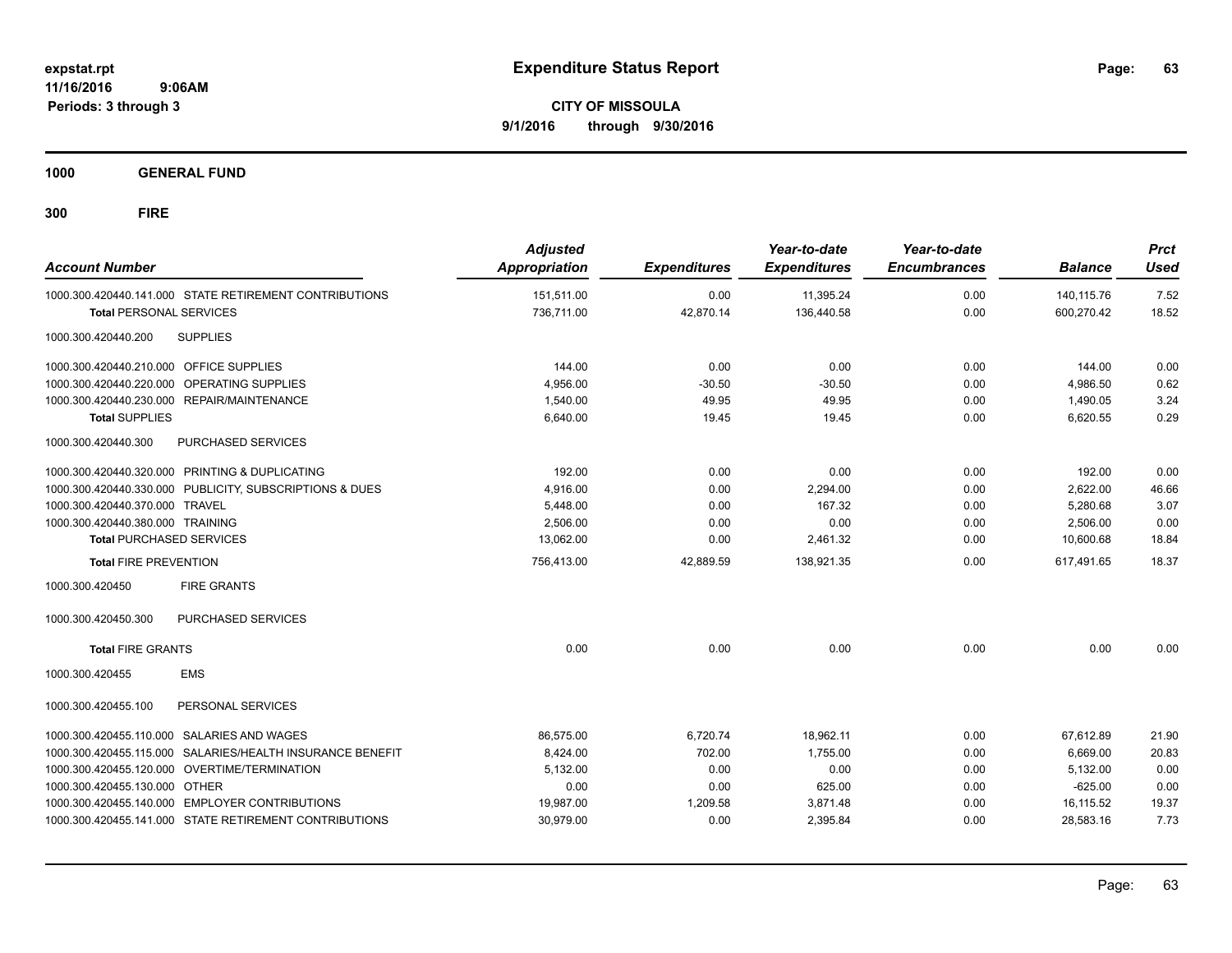# Expenditure Status Report

**CITY OF MISSOULA**
**9/1/2016 through 9/30/2016**

expstat.rpt
11/16/2016 9:06AM
Periods: 3 through 3

## 1000 GENERAL FUND

## 300 FIRE

| Account Number | Adjusted Appropriation | Expenditures | Year-to-date Expenditures | Year-to-date Encumbrances | Balance | Prct Used |
|---|---|---|---|---|---|---|
| 1000.300.420440.141.000 STATE RETIREMENT CONTRIBUTIONS | 151,511.00 | 0.00 | 11,395.24 | 0.00 | 140,115.76 | 7.52 |
| **Total** PERSONAL SERVICES | 736,711.00 | 42,870.14 | 136,440.58 | 0.00 | 600,270.42 | 18.52 |
| 1000.300.420440.200 SUPPLIES | | | | | | |
| 1000.300.420440.210.000 OFFICE SUPPLIES | 144.00 | 0.00 | 0.00 | 0.00 | 144.00 | 0.00 |
| 1000.300.420440.220.000 OPERATING SUPPLIES | 4,956.00 | -30.50 | -30.50 | 0.00 | 4,986.50 | 0.62 |
| 1000.300.420440.230.000 REPAIR/MAINTENANCE | 1,540.00 | 49.95 | 49.95 | 0.00 | 1,490.05 | 3.24 |
| **Total** SUPPLIES | 6,640.00 | 19.45 | 19.45 | 0.00 | 6,620.55 | 0.29 |
| 1000.300.420440.300 PURCHASED SERVICES | | | | | | |
| 1000.300.420440.320.000 PRINTING & DUPLICATING | 192.00 | 0.00 | 0.00 | 0.00 | 192.00 | 0.00 |
| 1000.300.420440.330.000 PUBLICITY, SUBSCRIPTIONS & DUES | 4,916.00 | 0.00 | 2,294.00 | 0.00 | 2,622.00 | 46.66 |
| 1000.300.420440.370.000 TRAVEL | 5,448.00 | 0.00 | 167.32 | 0.00 | 5,280.68 | 3.07 |
| 1000.300.420440.380.000 TRAINING | 2,506.00 | 0.00 | 0.00 | 0.00 | 2,506.00 | 0.00 |
| **Total** PURCHASED SERVICES | 13,062.00 | 0.00 | 2,461.32 | 0.00 | 10,600.68 | 18.84 |
| **Total** FIRE PREVENTION | 756,413.00 | 42,889.59 | 138,921.35 | 0.00 | 617,491.65 | 18.37 |
| 1000.300.420450 FIRE GRANTS | | | | | | |
| 1000.300.420450.300 PURCHASED SERVICES | | | | | | |
| **Total** FIRE GRANTS | 0.00 | 0.00 | 0.00 | 0.00 | 0.00 | 0.00 |
| 1000.300.420455 EMS | | | | | | |
| 1000.300.420455.100 PERSONAL SERVICES | | | | | | |
| 1000.300.420455.110.000 SALARIES AND WAGES | 86,575.00 | 6,720.74 | 18,962.11 | 0.00 | 67,612.89 | 21.90 |
| 1000.300.420455.115.000 SALARIES/HEALTH INSURANCE BENEFIT | 8,424.00 | 702.00 | 1,755.00 | 0.00 | 6,669.00 | 20.83 |
| 1000.300.420455.120.000 OVERTIME/TERMINATION | 5,132.00 | 0.00 | 0.00 | 0.00 | 5,132.00 | 0.00 |
| 1000.300.420455.130.000 OTHER | 0.00 | 0.00 | 625.00 | 0.00 | -625.00 | 0.00 |
| 1000.300.420455.140.000 EMPLOYER CONTRIBUTIONS | 19,987.00 | 1,209.58 | 3,871.48 | 0.00 | 16,115.52 | 19.37 |
| 1000.300.420455.141.000 STATE RETIREMENT CONTRIBUTIONS | 30,979.00 | 0.00 | 2,395.84 | 0.00 | 28,583.16 | 7.73 |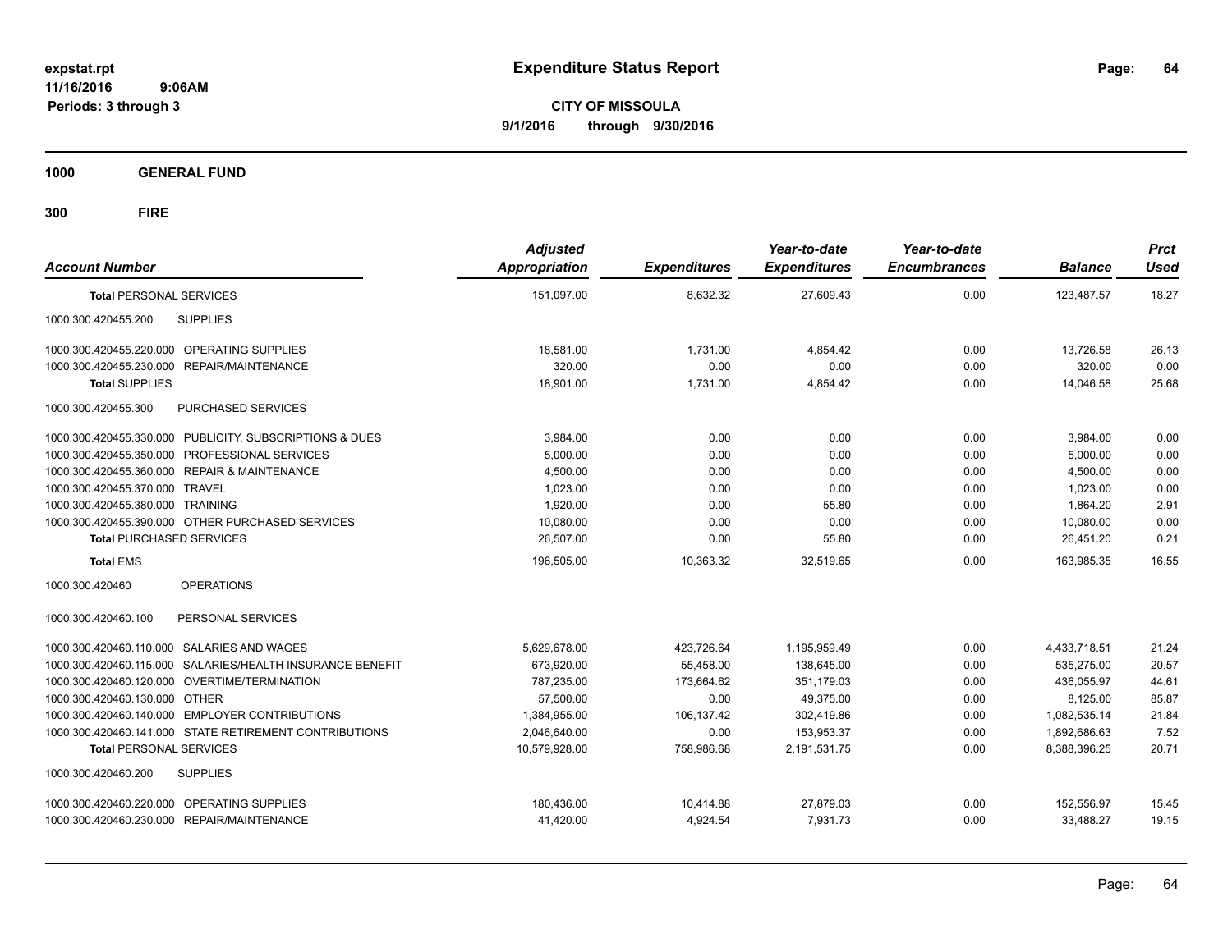# Expenditure Status Report

expstat.rpt
11/16/2016 9:06AM
Periods: 3 through 3

**CITY OF MISSOULA**
**9/1/2016 through 9/30/2016**

**1000 GENERAL FUND**

**300 FIRE**

| Account Number | | Adjusted Appropriation | Expenditures | Year-to-date Expenditures | Year-to-date Encumbrances | Balance | Prct Used |
|---|---|---|---|---|---|---|---|
| **Total** PERSONAL SERVICES | | 151,097.00 | 8,632.32 | 27,609.43 | 0.00 | 123,487.57 | 18.27 |
| 1000.300.420455.200 | SUPPLIES | | | | | | |
| 1000.300.420455.220.000 | OPERATING SUPPLIES | 18,581.00 | 1,731.00 | 4,854.42 | 0.00 | 13,726.58 | 26.13 |
| 1000.300.420455.230.000 | REPAIR/MAINTENANCE | 320.00 | 0.00 | 0.00 | 0.00 | 320.00 | 0.00 |
| **Total** SUPPLIES | | 18,901.00 | 1,731.00 | 4,854.42 | 0.00 | 14,046.58 | 25.68 |
| 1000.300.420455.300 | PURCHASED SERVICES | | | | | | |
| 1000.300.420455.330.000 | PUBLICITY, SUBSCRIPTIONS & DUES | 3,984.00 | 0.00 | 0.00 | 0.00 | 3,984.00 | 0.00 |
| 1000.300.420455.350.000 | PROFESSIONAL SERVICES | 5,000.00 | 0.00 | 0.00 | 0.00 | 5,000.00 | 0.00 |
| 1000.300.420455.360.000 | REPAIR & MAINTENANCE | 4,500.00 | 0.00 | 0.00 | 0.00 | 4,500.00 | 0.00 |
| 1000.300.420455.370.000 | TRAVEL | 1,023.00 | 0.00 | 0.00 | 0.00 | 1,023.00 | 0.00 |
| 1000.300.420455.380.000 | TRAINING | 1,920.00 | 0.00 | 55.80 | 0.00 | 1,864.20 | 2.91 |
| 1000.300.420455.390.000 | OTHER PURCHASED SERVICES | 10,080.00 | 0.00 | 0.00 | 0.00 | 10,080.00 | 0.00 |
| **Total** PURCHASED SERVICES | | 26,507.00 | 0.00 | 55.80 | 0.00 | 26,451.20 | 0.21 |
| **Total** EMS | | 196,505.00 | 10,363.32 | 32,519.65 | 0.00 | 163,985.35 | 16.55 |
| 1000.300.420460 | OPERATIONS | | | | | | |
| 1000.300.420460.100 | PERSONAL SERVICES | | | | | | |
| 1000.300.420460.110.000 | SALARIES AND WAGES | 5,629,678.00 | 423,726.64 | 1,195,959.49 | 0.00 | 4,433,718.51 | 21.24 |
| 1000.300.420460.115.000 | SALARIES/HEALTH INSURANCE BENEFIT | 673,920.00 | 55,458.00 | 138,645.00 | 0.00 | 535,275.00 | 20.57 |
| 1000.300.420460.120.000 | OVERTIME/TERMINATION | 787,235.00 | 173,664.62 | 351,179.03 | 0.00 | 436,055.97 | 44.61 |
| 1000.300.420460.130.000 | OTHER | 57,500.00 | 0.00 | 49,375.00 | 0.00 | 8,125.00 | 85.87 |
| 1000.300.420460.140.000 | EMPLOYER CONTRIBUTIONS | 1,384,955.00 | 106,137.42 | 302,419.86 | 0.00 | 1,082,535.14 | 21.84 |
| 1000.300.420460.141.000 | STATE RETIREMENT CONTRIBUTIONS | 2,046,640.00 | 0.00 | 153,953.37 | 0.00 | 1,892,686.63 | 7.52 |
| **Total** PERSONAL SERVICES | | 10,579,928.00 | 758,986.68 | 2,191,531.75 | 0.00 | 8,388,396.25 | 20.71 |
| 1000.300.420460.200 | SUPPLIES | | | | | | |
| 1000.300.420460.220.000 | OPERATING SUPPLIES | 180,436.00 | 10,414.88 | 27,879.03 | 0.00 | 152,556.97 | 15.45 |
| 1000.300.420460.230.000 | REPAIR/MAINTENANCE | 41,420.00 | 4,924.54 | 7,931.73 | 0.00 | 33,488.27 | 19.15 |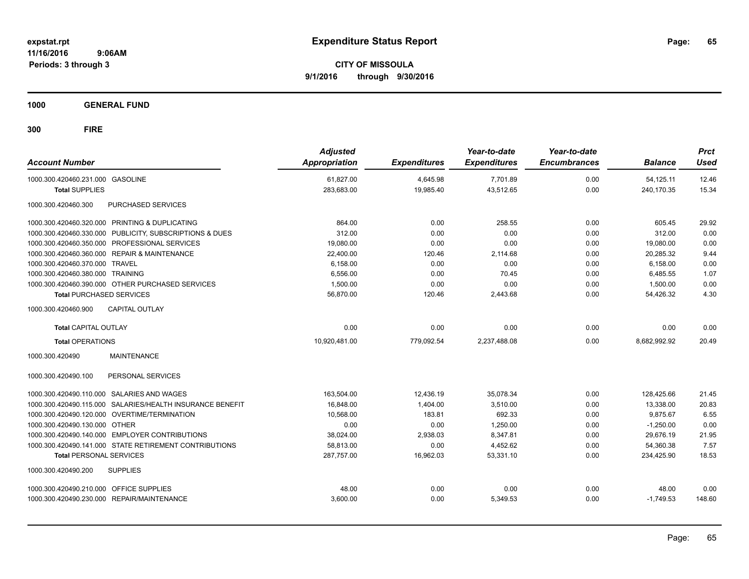expstat.rpt
11/16/2016 9:06AM
Periods: 3 through 3

# Expenditure Status Report

**CITY OF MISSOULA**
**9/1/2016 through 9/30/2016**

**1000 GENERAL FUND**

**300 FIRE**

| Account Number | | Adjusted Appropriation | Expenditures | Year-to-date Expenditures | Year-to-date Encumbrances | Balance | Prct Used |
|---|---|---|---|---|---|---|---|
| 1000.300.420460.231.000 | GASOLINE | 61,827.00 | 4,645.98 | 7,701.89 | 0.00 | 54,125.11 | 12.46 |
| **Total** SUPPLIES | | 283,683.00 | 19,985.40 | 43,512.65 | 0.00 | 240,170.35 | 15.34 |
| 1000.300.420460.300 | PURCHASED SERVICES | | | | | | |
| 1000.300.420460.320.000 | PRINTING & DUPLICATING | 864.00 | 0.00 | 258.55 | 0.00 | 605.45 | 29.92 |
| 1000.300.420460.330.000 | PUBLICITY, SUBSCRIPTIONS & DUES | 312.00 | 0.00 | 0.00 | 0.00 | 312.00 | 0.00 |
| 1000.300.420460.350.000 | PROFESSIONAL SERVICES | 19,080.00 | 0.00 | 0.00 | 0.00 | 19,080.00 | 0.00 |
| 1000.300.420460.360.000 | REPAIR & MAINTENANCE | 22,400.00 | 120.46 | 2,114.68 | 0.00 | 20,285.32 | 9.44 |
| 1000.300.420460.370.000 | TRAVEL | 6,158.00 | 0.00 | 0.00 | 0.00 | 6,158.00 | 0.00 |
| 1000.300.420460.380.000 | TRAINING | 6,556.00 | 0.00 | 70.45 | 0.00 | 6,485.55 | 1.07 |
| 1000.300.420460.390.000 | OTHER PURCHASED SERVICES | 1,500.00 | 0.00 | 0.00 | 0.00 | 1,500.00 | 0.00 |
| **Total** PURCHASED SERVICES | | 56,870.00 | 120.46 | 2,443.68 | 0.00 | 54,426.32 | 4.30 |
| 1000.300.420460.900 | CAPITAL OUTLAY | | | | | | |
| **Total** CAPITAL OUTLAY | | 0.00 | 0.00 | 0.00 | 0.00 | 0.00 | 0.00 |
| **Total** OPERATIONS | | 10,920,481.00 | 779,092.54 | 2,237,488.08 | 0.00 | 8,682,992.92 | 20.49 |
| 1000.300.420490 | MAINTENANCE | | | | | | |
| 1000.300.420490.100 | PERSONAL SERVICES | | | | | | |
| 1000.300.420490.110.000 | SALARIES AND WAGES | 163,504.00 | 12,436.19 | 35,078.34 | 0.00 | 128,425.66 | 21.45 |
| 1000.300.420490.115.000 | SALARIES/HEALTH INSURANCE BENEFIT | 16,848.00 | 1,404.00 | 3,510.00 | 0.00 | 13,338.00 | 20.83 |
| 1000.300.420490.120.000 | OVERTIME/TERMINATION | 10,568.00 | 183.81 | 692.33 | 0.00 | 9,875.67 | 6.55 |
| 1000.300.420490.130.000 | OTHER | 0.00 | 0.00 | 1,250.00 | 0.00 | -1,250.00 | 0.00 |
| 1000.300.420490.140.000 | EMPLOYER CONTRIBUTIONS | 38,024.00 | 2,938.03 | 8,347.81 | 0.00 | 29,676.19 | 21.95 |
| 1000.300.420490.141.000 | STATE RETIREMENT CONTRIBUTIONS | 58,813.00 | 0.00 | 4,452.62 | 0.00 | 54,360.38 | 7.57 |
| **Total** PERSONAL SERVICES | | 287,757.00 | 16,962.03 | 53,331.10 | 0.00 | 234,425.90 | 18.53 |
| 1000.300.420490.200 | SUPPLIES | | | | | | |
| 1000.300.420490.210.000 | OFFICE SUPPLIES | 48.00 | 0.00 | 0.00 | 0.00 | 48.00 | 0.00 |
| 1000.300.420490.230.000 | REPAIR/MAINTENANCE | 3,600.00 | 0.00 | 5,349.53 | 0.00 | -1,749.53 | 148.60 |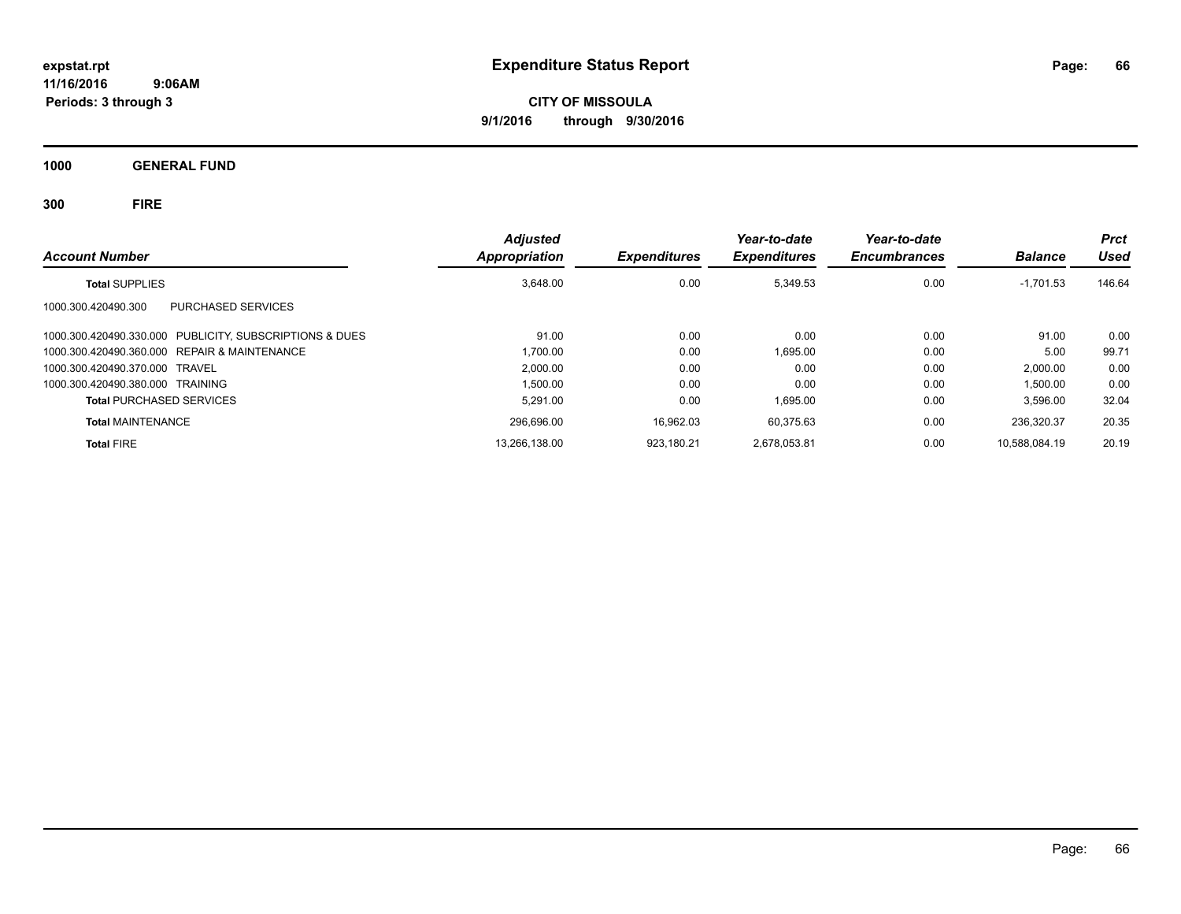# Expenditure Status Report

expstat.rpt
11/16/2016 9:06AM
Periods: 3 through 3

**CITY OF MISSOULA**
**9/1/2016 through 9/30/2016**

**1000 GENERAL FUND**

**300 FIRE**

| Account Number | | Adjusted Appropriation | Expenditures | Year-to-date Expenditures | Year-to-date Encumbrances | Balance | Prct Used |
|---|---|---|---|---|---|---|---|
| **Total** SUPPLIES | | 3,648.00 | 0.00 | 5,349.53 | 0.00 | -1,701.53 | 146.64 |
| 1000.300.420490.300 | PURCHASED SERVICES | | | | | | |
| 1000.300.420490.330.000 | PUBLICITY, SUBSCRIPTIONS & DUES | 91.00 | 0.00 | 0.00 | 0.00 | 91.00 | 0.00 |
| 1000.300.420490.360.000 | REPAIR & MAINTENANCE | 1,700.00 | 0.00 | 1,695.00 | 0.00 | 5.00 | 99.71 |
| 1000.300.420490.370.000 | TRAVEL | 2,000.00 | 0.00 | 0.00 | 0.00 | 2,000.00 | 0.00 |
| 1000.300.420490.380.000 | TRAINING | 1,500.00 | 0.00 | 0.00 | 0.00 | 1,500.00 | 0.00 |
| **Total** PURCHASED SERVICES | | 5,291.00 | 0.00 | 1,695.00 | 0.00 | 3,596.00 | 32.04 |
| **Total** MAINTENANCE | | 296,696.00 | 16,962.03 | 60,375.63 | 0.00 | 236,320.37 | 20.35 |
| **Total** FIRE | | 13,266,138.00 | 923,180.21 | 2,678,053.81 | 0.00 | 10,588,084.19 | 20.19 |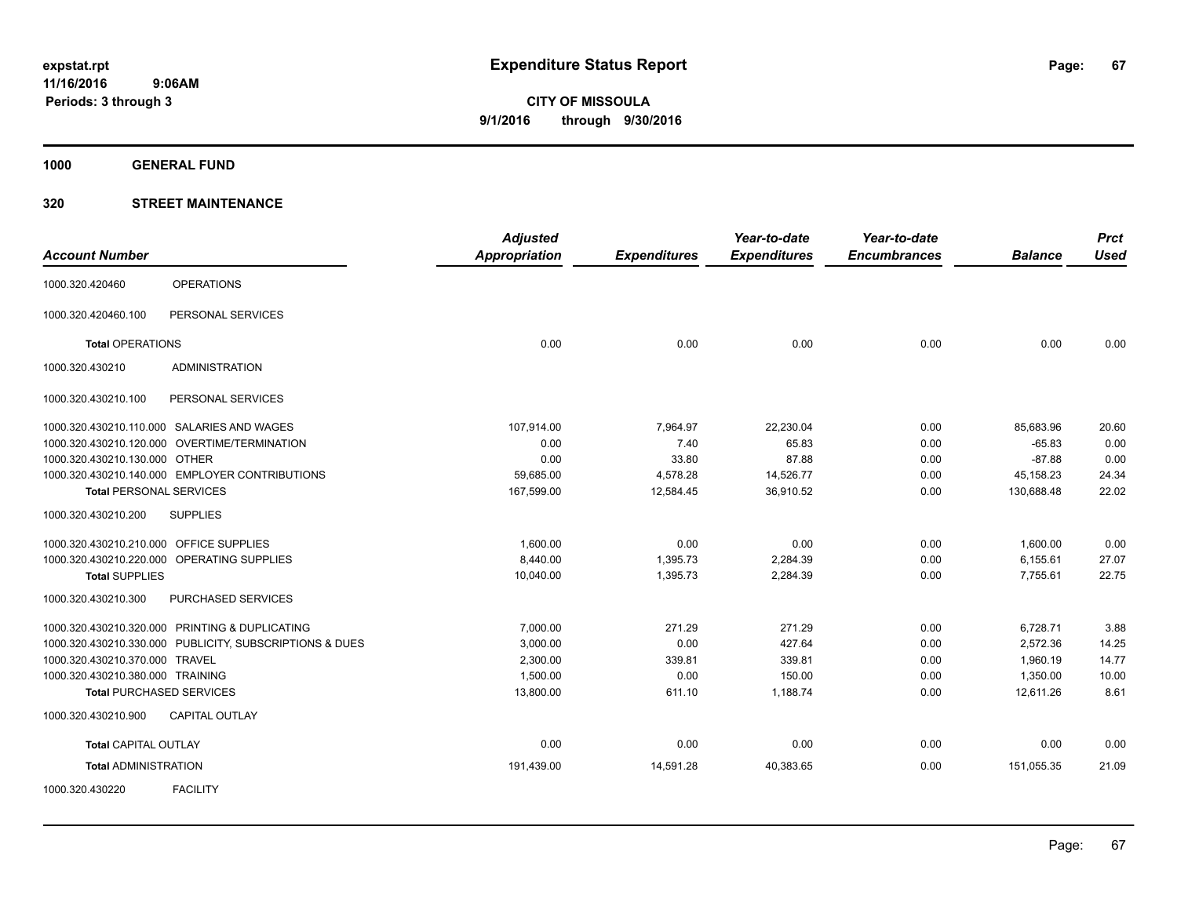**Expenditure Status Report**

expstat.rpt
11/16/2016 9:06AM
Periods: 3 through 3

**CITY OF MISSOULA**
**9/1/2016 through 9/30/2016**

**1000 GENERAL FUND**

**320 STREET MAINTENANCE**

| Account Number | | Adjusted Appropriation | Expenditures | Year-to-date Expenditures | Year-to-date Encumbrances | Balance | Prct Used |
|---|---|---|---|---|---|---|---|
| 1000.320.420460 | OPERATIONS | | | | | | |
| 1000.320.420460.100 | PERSONAL SERVICES | | | | | | |
| **Total** OPERATIONS | | 0.00 | 0.00 | 0.00 | 0.00 | 0.00 | 0.00 |
| 1000.320.430210 | ADMINISTRATION | | | | | | |
| 1000.320.430210.100 | PERSONAL SERVICES | | | | | | |
| 1000.320.430210.110.000 | SALARIES AND WAGES | 107,914.00 | 7,964.97 | 22,230.04 | 0.00 | 85,683.96 | 20.60 |
| 1000.320.430210.120.000 | OVERTIME/TERMINATION | 0.00 | 7.40 | 65.83 | 0.00 | -65.83 | 0.00 |
| 1000.320.430210.130.000 | OTHER | 0.00 | 33.80 | 87.88 | 0.00 | -87.88 | 0.00 |
| 1000.320.430210.140.000 | EMPLOYER CONTRIBUTIONS | 59,685.00 | 4,578.28 | 14,526.77 | 0.00 | 45,158.23 | 24.34 |
| **Total** PERSONAL SERVICES | | 167,599.00 | 12,584.45 | 36,910.52 | 0.00 | 130,688.48 | 22.02 |
| 1000.320.430210.200 | SUPPLIES | | | | | | |
| 1000.320.430210.210.000 | OFFICE SUPPLIES | 1,600.00 | 0.00 | 0.00 | 0.00 | 1,600.00 | 0.00 |
| 1000.320.430210.220.000 | OPERATING SUPPLIES | 8,440.00 | 1,395.73 | 2,284.39 | 0.00 | 6,155.61 | 27.07 |
| **Total** SUPPLIES | | 10,040.00 | 1,395.73 | 2,284.39 | 0.00 | 7,755.61 | 22.75 |
| 1000.320.430210.300 | PURCHASED SERVICES | | | | | | |
| 1000.320.430210.320.000 | PRINTING & DUPLICATING | 7,000.00 | 271.29 | 271.29 | 0.00 | 6,728.71 | 3.88 |
| 1000.320.430210.330.000 | PUBLICITY, SUBSCRIPTIONS & DUES | 3,000.00 | 0.00 | 427.64 | 0.00 | 2,572.36 | 14.25 |
| 1000.320.430210.370.000 | TRAVEL | 2,300.00 | 339.81 | 339.81 | 0.00 | 1,960.19 | 14.77 |
| 1000.320.430210.380.000 | TRAINING | 1,500.00 | 0.00 | 150.00 | 0.00 | 1,350.00 | 10.00 |
| **Total** PURCHASED SERVICES | | 13,800.00 | 611.10 | 1,188.74 | 0.00 | 12,611.26 | 8.61 |
| 1000.320.430210.900 | CAPITAL OUTLAY | | | | | | |
| **Total** CAPITAL OUTLAY | | 0.00 | 0.00 | 0.00 | 0.00 | 0.00 | 0.00 |
| **Total** ADMINISTRATION | | 191,439.00 | 14,591.28 | 40,383.65 | 0.00 | 151,055.35 | 21.09 |
| 1000.320.430220 | FACILITY | | | | | | |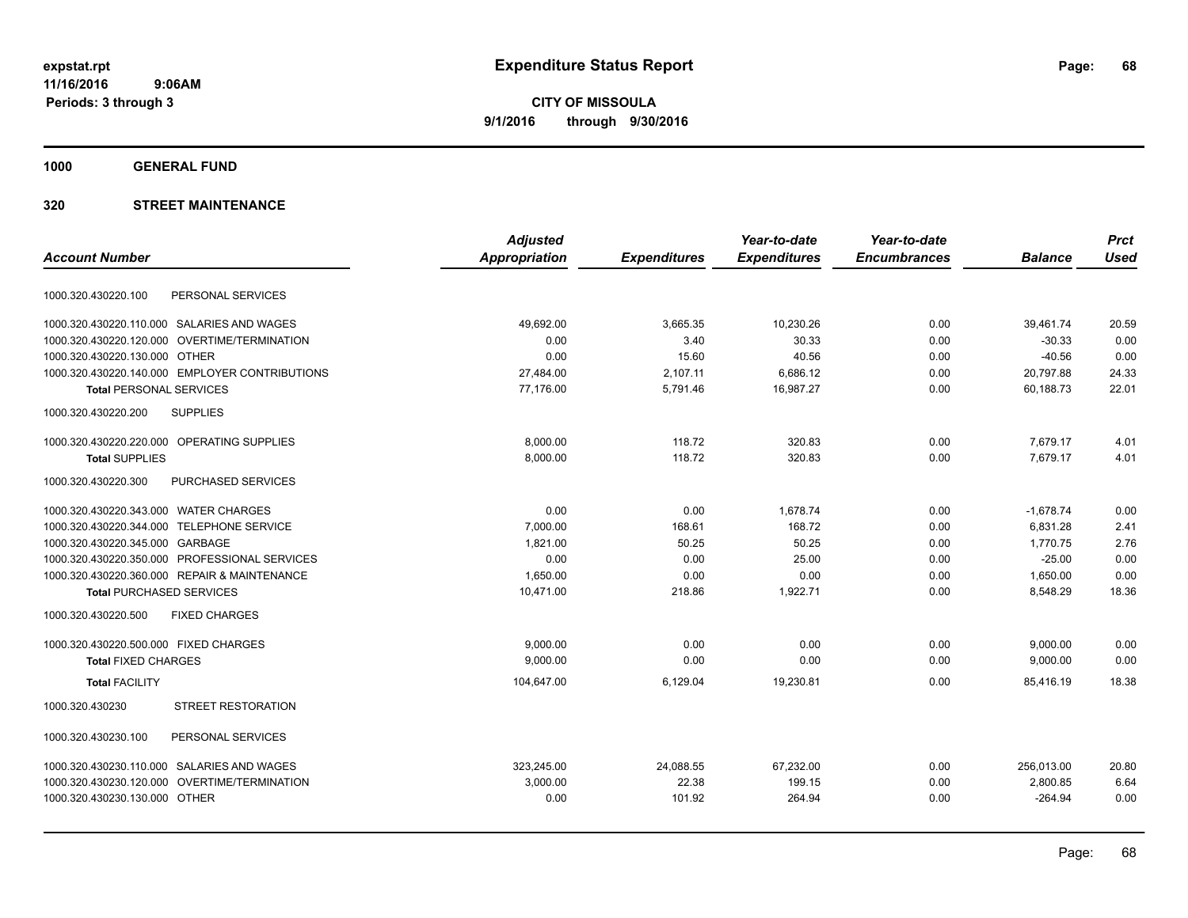**expstat.rpt**
**11/16/2016 9:06AM**
**Periods: 3 through 3**

# Expenditure Status Report

**CITY OF MISSOULA**
**9/1/2016 through 9/30/2016**

## 1000 GENERAL FUND

## 320 STREET MAINTENANCE

| Account Number | | Adjusted Appropriation | Expenditures | Year-to-date Expenditures | Year-to-date Encumbrances | Balance | Prct Used |
|---|---|---|---|---|---|---|---|
| 1000.320.430220.100 | PERSONAL SERVICES | | | | | | |
| 1000.320.430220.110.000 | SALARIES AND WAGES | 49,692.00 | 3,665.35 | 10,230.26 | 0.00 | 39,461.74 | 20.59 |
| 1000.320.430220.120.000 | OVERTIME/TERMINATION | 0.00 | 3.40 | 30.33 | 0.00 | -30.33 | 0.00 |
| 1000.320.430220.130.000 | OTHER | 0.00 | 15.60 | 40.56 | 0.00 | -40.56 | 0.00 |
| 1000.320.430220.140.000 | EMPLOYER CONTRIBUTIONS | 27,484.00 | 2,107.11 | 6,686.12 | 0.00 | 20,797.88 | 24.33 |
| **Total** PERSONAL SERVICES | | 77,176.00 | 5,791.46 | 16,987.27 | 0.00 | 60,188.73 | 22.01 |
| 1000.320.430220.200 | SUPPLIES | | | | | | |
| 1000.320.430220.220.000 | OPERATING SUPPLIES | 8,000.00 | 118.72 | 320.83 | 0.00 | 7,679.17 | 4.01 |
| **Total** SUPPLIES | | 8,000.00 | 118.72 | 320.83 | 0.00 | 7,679.17 | 4.01 |
| 1000.320.430220.300 | PURCHASED SERVICES | | | | | | |
| 1000.320.430220.343.000 | WATER CHARGES | 0.00 | 0.00 | 1,678.74 | 0.00 | -1,678.74 | 0.00 |
| 1000.320.430220.344.000 | TELEPHONE SERVICE | 7,000.00 | 168.61 | 168.72 | 0.00 | 6,831.28 | 2.41 |
| 1000.320.430220.345.000 | GARBAGE | 1,821.00 | 50.25 | 50.25 | 0.00 | 1,770.75 | 2.76 |
| 1000.320.430220.350.000 | PROFESSIONAL SERVICES | 0.00 | 0.00 | 25.00 | 0.00 | -25.00 | 0.00 |
| 1000.320.430220.360.000 | REPAIR & MAINTENANCE | 1,650.00 | 0.00 | 0.00 | 0.00 | 1,650.00 | 0.00 |
| **Total** PURCHASED SERVICES | | 10,471.00 | 218.86 | 1,922.71 | 0.00 | 8,548.29 | 18.36 |
| 1000.320.430220.500 | FIXED CHARGES | | | | | | |
| 1000.320.430220.500.000 | FIXED CHARGES | 9,000.00 | 0.00 | 0.00 | 0.00 | 9,000.00 | 0.00 |
| **Total** FIXED CHARGES | | 9,000.00 | 0.00 | 0.00 | 0.00 | 9,000.00 | 0.00 |
| **Total** FACILITY | | 104,647.00 | 6,129.04 | 19,230.81 | 0.00 | 85,416.19 | 18.38 |
| 1000.320.430230 | STREET RESTORATION | | | | | | |
| 1000.320.430230.100 | PERSONAL SERVICES | | | | | | |
| 1000.320.430230.110.000 | SALARIES AND WAGES | 323,245.00 | 24,088.55 | 67,232.00 | 0.00 | 256,013.00 | 20.80 |
| 1000.320.430230.120.000 | OVERTIME/TERMINATION | 3,000.00 | 22.38 | 199.15 | 0.00 | 2,800.85 | 6.64 |
| 1000.320.430230.130.000 | OTHER | 0.00 | 101.92 | 264.94 | 0.00 | -264.94 | 0.00 |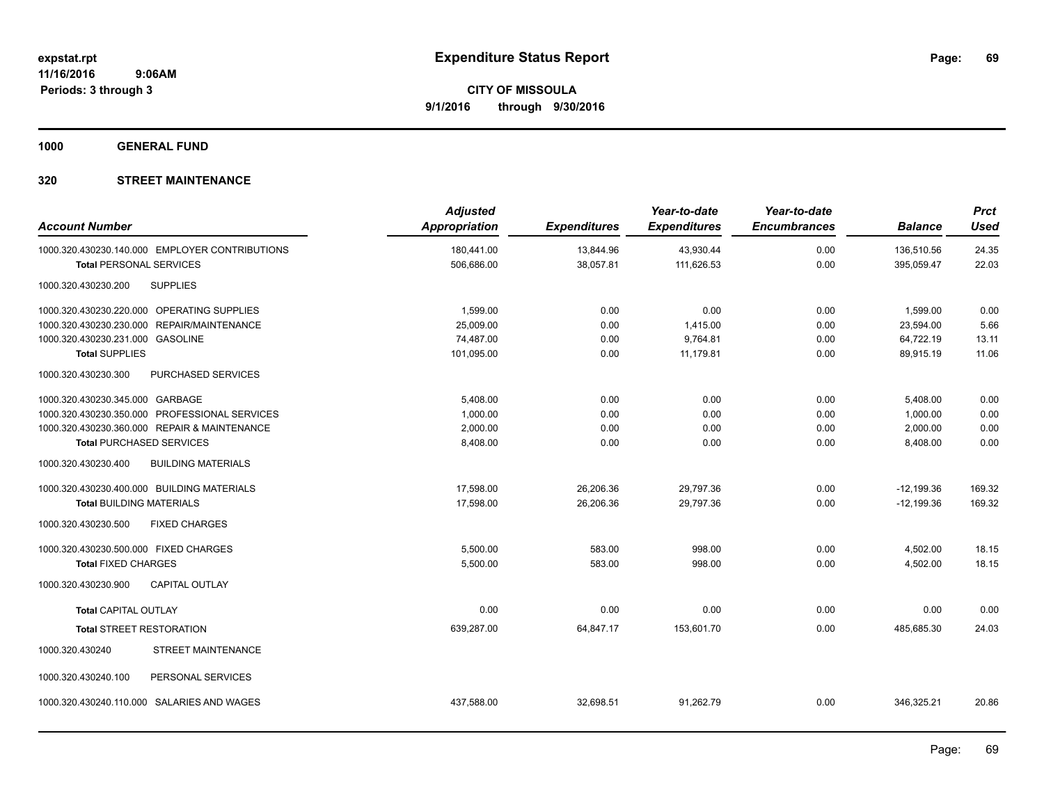expstat.rpt
11/16/2016 9:06AM
Periods: 3 through 3

# Expenditure Status Report

**CITY OF MISSOULA**
**9/1/2016 through 9/30/2016**

**1000 GENERAL FUND**

**320 STREET MAINTENANCE**

| Account Number | Adjusted Appropriation | Expenditures | Year-to-date Expenditures | Year-to-date Encumbrances | Balance | Prct Used |
|---|---|---|---|---|---|---|
| 1000.320.430230.140.000 EMPLOYER CONTRIBUTIONS | 180,441.00 | 13,844.96 | 43,930.44 | 0.00 | 136,510.56 | 24.35 |
| **Total** PERSONAL SERVICES | 506,686.00 | 38,057.81 | 111,626.53 | 0.00 | 395,059.47 | 22.03 |
| 1000.320.430230.200 SUPPLIES | | | | | | |
| 1000.320.430230.220.000 OPERATING SUPPLIES | 1,599.00 | 0.00 | 0.00 | 0.00 | 1,599.00 | 0.00 |
| 1000.320.430230.230.000 REPAIR/MAINTENANCE | 25,009.00 | 0.00 | 1,415.00 | 0.00 | 23,594.00 | 5.66 |
| 1000.320.430230.231.000 GASOLINE | 74,487.00 | 0.00 | 9,764.81 | 0.00 | 64,722.19 | 13.11 |
| **Total** SUPPLIES | 101,095.00 | 0.00 | 11,179.81 | 0.00 | 89,915.19 | 11.06 |
| 1000.320.430230.300 PURCHASED SERVICES | | | | | | |
| 1000.320.430230.345.000 GARBAGE | 5,408.00 | 0.00 | 0.00 | 0.00 | 5,408.00 | 0.00 |
| 1000.320.430230.350.000 PROFESSIONAL SERVICES | 1,000.00 | 0.00 | 0.00 | 0.00 | 1,000.00 | 0.00 |
| 1000.320.430230.360.000 REPAIR & MAINTENANCE | 2,000.00 | 0.00 | 0.00 | 0.00 | 2,000.00 | 0.00 |
| **Total** PURCHASED SERVICES | 8,408.00 | 0.00 | 0.00 | 0.00 | 8,408.00 | 0.00 |
| 1000.320.430230.400 BUILDING MATERIALS | | | | | | |
| 1000.320.430230.400.000 BUILDING MATERIALS | 17,598.00 | 26,206.36 | 29,797.36 | 0.00 | -12,199.36 | 169.32 |
| **Total** BUILDING MATERIALS | 17,598.00 | 26,206.36 | 29,797.36 | 0.00 | -12,199.36 | 169.32 |
| 1000.320.430230.500 FIXED CHARGES | | | | | | |
| 1000.320.430230.500.000 FIXED CHARGES | 5,500.00 | 583.00 | 998.00 | 0.00 | 4,502.00 | 18.15 |
| **Total** FIXED CHARGES | 5,500.00 | 583.00 | 998.00 | 0.00 | 4,502.00 | 18.15 |
| 1000.320.430230.900 CAPITAL OUTLAY | | | | | | |
| **Total** CAPITAL OUTLAY | 0.00 | 0.00 | 0.00 | 0.00 | 0.00 | 0.00 |
| **Total** STREET RESTORATION | 639,287.00 | 64,847.17 | 153,601.70 | 0.00 | 485,685.30 | 24.03 |
| 1000.320.430240 STREET MAINTENANCE | | | | | | |
| 1000.320.430240.100 PERSONAL SERVICES | | | | | | |
| 1000.320.430240.110.000 SALARIES AND WAGES | 437,588.00 | 32,698.51 | 91,262.79 | 0.00 | 346,325.21 | 20.86 |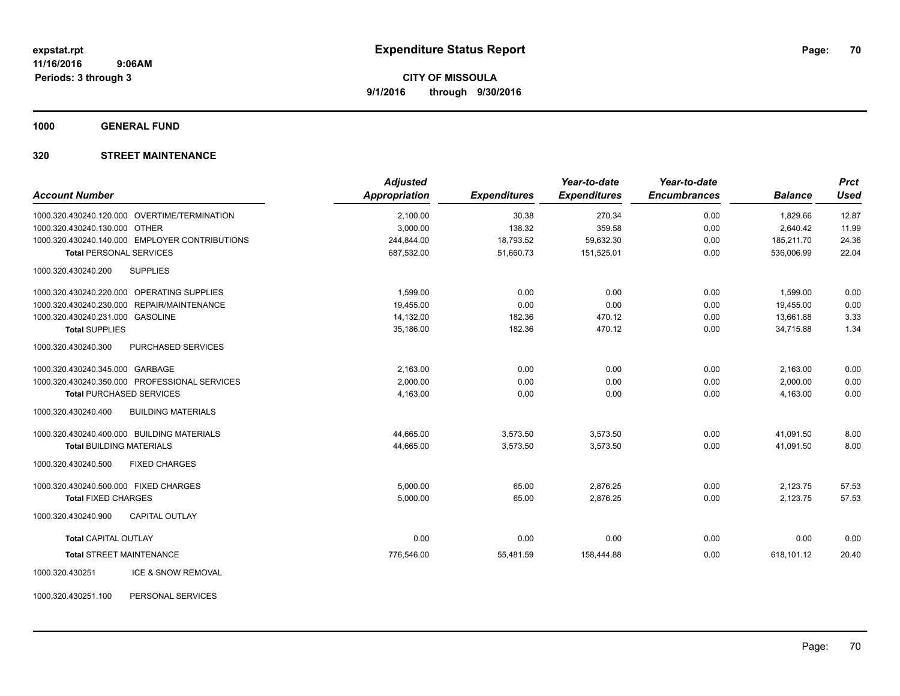**expstat.rpt**
**11/16/2016 9:06AM**
**Periods: 3 through 3**

# Expenditure Status Report

**CITY OF MISSOULA**
**9/1/2016 through 9/30/2016**

## 1000 GENERAL FUND

## 320 STREET MAINTENANCE

| Account Number | Adjusted Appropriation | Expenditures | Year-to-date Expenditures | Year-to-date Encumbrances | Balance | Prct Used |
|---|---|---|---|---|---|---|
| 1000.320.430240.120.000 OVERTIME/TERMINATION | 2,100.00 | 30.38 | 270.34 | 0.00 | 1,829.66 | 12.87 |
| 1000.320.430240.130.000 OTHER | 3,000.00 | 138.32 | 359.58 | 0.00 | 2,640.42 | 11.99 |
| 1000.320.430240.140.000 EMPLOYER CONTRIBUTIONS | 244,844.00 | 18,793.52 | 59,632.30 | 0.00 | 185,211.70 | 24.36 |
| **Total** PERSONAL SERVICES | 687,532.00 | 51,660.73 | 151,525.01 | 0.00 | 536,006.99 | 22.04 |
| 1000.320.430240.200 SUPPLIES | | | | | | |
| 1000.320.430240.220.000 OPERATING SUPPLIES | 1,599.00 | 0.00 | 0.00 | 0.00 | 1,599.00 | 0.00 |
| 1000.320.430240.230.000 REPAIR/MAINTENANCE | 19,455.00 | 0.00 | 0.00 | 0.00 | 19,455.00 | 0.00 |
| 1000.320.430240.231.000 GASOLINE | 14,132.00 | 182.36 | 470.12 | 0.00 | 13,661.88 | 3.33 |
| **Total** SUPPLIES | 35,186.00 | 182.36 | 470.12 | 0.00 | 34,715.88 | 1.34 |
| 1000.320.430240.300 PURCHASED SERVICES | | | | | | |
| 1000.320.430240.345.000 GARBAGE | 2,163.00 | 0.00 | 0.00 | 0.00 | 2,163.00 | 0.00 |
| 1000.320.430240.350.000 PROFESSIONAL SERVICES | 2,000.00 | 0.00 | 0.00 | 0.00 | 2,000.00 | 0.00 |
| **Total** PURCHASED SERVICES | 4,163.00 | 0.00 | 0.00 | 0.00 | 4,163.00 | 0.00 |
| 1000.320.430240.400 BUILDING MATERIALS | | | | | | |
| 1000.320.430240.400.000 BUILDING MATERIALS | 44,665.00 | 3,573.50 | 3,573.50 | 0.00 | 41,091.50 | 8.00 |
| **Total** BUILDING MATERIALS | 44,665.00 | 3,573.50 | 3,573.50 | 0.00 | 41,091.50 | 8.00 |
| 1000.320.430240.500 FIXED CHARGES | | | | | | |
| 1000.320.430240.500.000 FIXED CHARGES | 5,000.00 | 65.00 | 2,876.25 | 0.00 | 2,123.75 | 57.53 |
| **Total** FIXED CHARGES | 5,000.00 | 65.00 | 2,876.25 | 0.00 | 2,123.75 | 57.53 |
| 1000.320.430240.900 CAPITAL OUTLAY | | | | | | |
| **Total** CAPITAL OUTLAY | 0.00 | 0.00 | 0.00 | 0.00 | 0.00 | 0.00 |
| **Total** STREET MAINTENANCE | 776,546.00 | 55,481.59 | 158,444.88 | 0.00 | 618,101.12 | 20.40 |
| 1000.320.430251 ICE & SNOW REMOVAL | | | | | | |
| 1000.320.430251.100 PERSONAL SERVICES | | | | | | |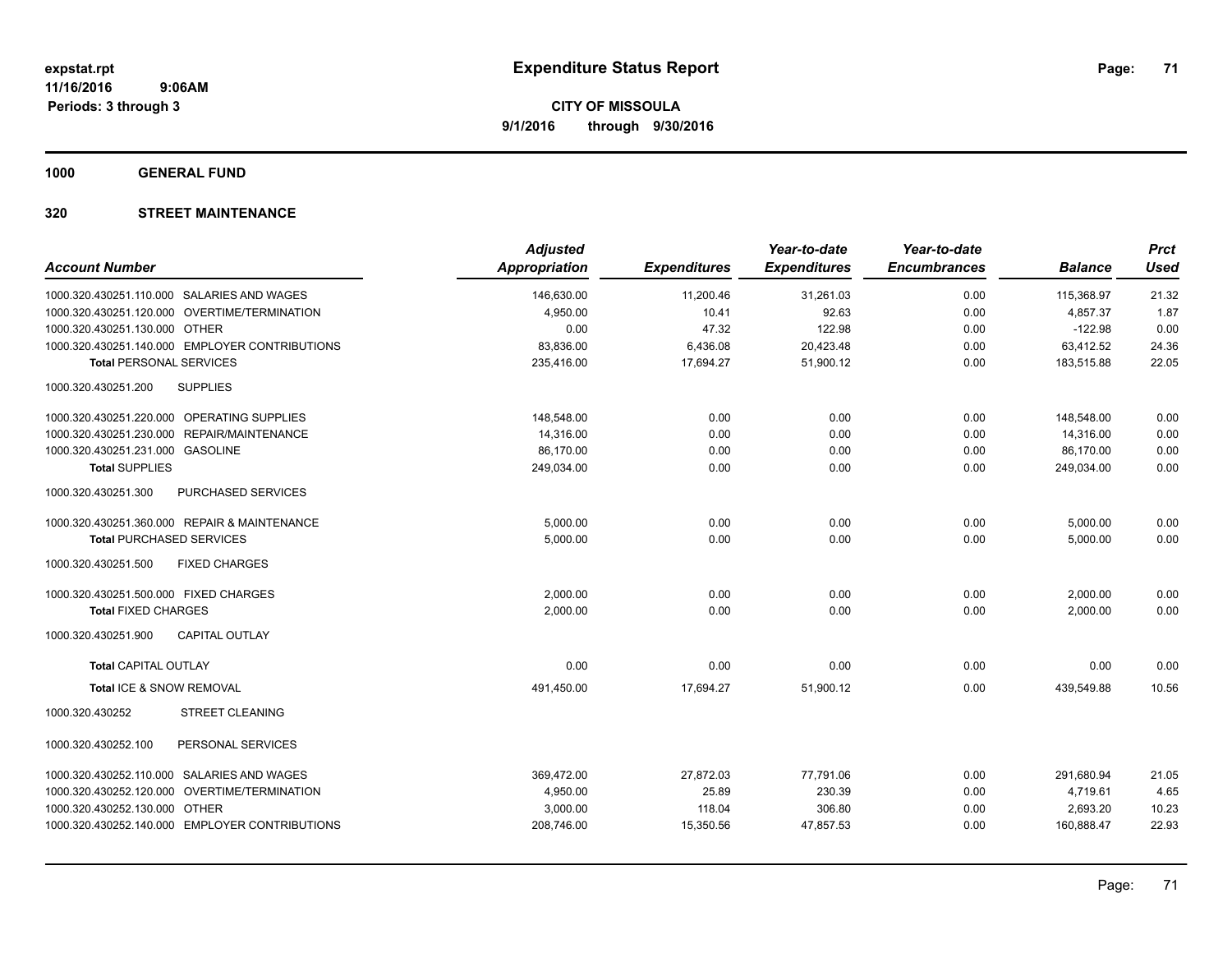# Expenditure Status Report

expstat.rpt
11/16/2016 9:06AM
Periods: 3 through 3

**CITY OF MISSOULA**
**9/1/2016 through 9/30/2016**

**1000 GENERAL FUND**

**320 STREET MAINTENANCE**

| Account Number | Adjusted Appropriation | Expenditures | Year-to-date Expenditures | Year-to-date Encumbrances | Balance | Prct Used |
|---|---|---|---|---|---|---|
| 1000.320.430251.110.000 SALARIES AND WAGES | 146,630.00 | 11,200.46 | 31,261.03 | 0.00 | 115,368.97 | 21.32 |
| 1000.320.430251.120.000 OVERTIME/TERMINATION | 4,950.00 | 10.41 | 92.63 | 0.00 | 4,857.37 | 1.87 |
| 1000.320.430251.130.000 OTHER | 0.00 | 47.32 | 122.98 | 0.00 | -122.98 | 0.00 |
| 1000.320.430251.140.000 EMPLOYER CONTRIBUTIONS | 83,836.00 | 6,436.08 | 20,423.48 | 0.00 | 63,412.52 | 24.36 |
| **Total** PERSONAL SERVICES | 235,416.00 | 17,694.27 | 51,900.12 | 0.00 | 183,515.88 | 22.05 |
| 1000.320.430251.200 SUPPLIES | | | | | | |
| 1000.320.430251.220.000 OPERATING SUPPLIES | 148,548.00 | 0.00 | 0.00 | 0.00 | 148,548.00 | 0.00 |
| 1000.320.430251.230.000 REPAIR/MAINTENANCE | 14,316.00 | 0.00 | 0.00 | 0.00 | 14,316.00 | 0.00 |
| 1000.320.430251.231.000 GASOLINE | 86,170.00 | 0.00 | 0.00 | 0.00 | 86,170.00 | 0.00 |
| **Total** SUPPLIES | 249,034.00 | 0.00 | 0.00 | 0.00 | 249,034.00 | 0.00 |
| 1000.320.430251.300 PURCHASED SERVICES | | | | | | |
| 1000.320.430251.360.000 REPAIR & MAINTENANCE | 5,000.00 | 0.00 | 0.00 | 0.00 | 5,000.00 | 0.00 |
| **Total** PURCHASED SERVICES | 5,000.00 | 0.00 | 0.00 | 0.00 | 5,000.00 | 0.00 |
| 1000.320.430251.500 FIXED CHARGES | | | | | | |
| 1000.320.430251.500.000 FIXED CHARGES | 2,000.00 | 0.00 | 0.00 | 0.00 | 2,000.00 | 0.00 |
| **Total** FIXED CHARGES | 2,000.00 | 0.00 | 0.00 | 0.00 | 2,000.00 | 0.00 |
| 1000.320.430251.900 CAPITAL OUTLAY | | | | | | |
| **Total** CAPITAL OUTLAY | 0.00 | 0.00 | 0.00 | 0.00 | 0.00 | 0.00 |
| **Total** ICE & SNOW REMOVAL | 491,450.00 | 17,694.27 | 51,900.12 | 0.00 | 439,549.88 | 10.56 |
| 1000.320.430252 STREET CLEANING | | | | | | |
| 1000.320.430252.100 PERSONAL SERVICES | | | | | | |
| 1000.320.430252.110.000 SALARIES AND WAGES | 369,472.00 | 27,872.03 | 77,791.06 | 0.00 | 291,680.94 | 21.05 |
| 1000.320.430252.120.000 OVERTIME/TERMINATION | 4,950.00 | 25.89 | 230.39 | 0.00 | 4,719.61 | 4.65 |
| 1000.320.430252.130.000 OTHER | 3,000.00 | 118.04 | 306.80 | 0.00 | 2,693.20 | 10.23 |
| 1000.320.430252.140.000 EMPLOYER CONTRIBUTIONS | 208,746.00 | 15,350.56 | 47,857.53 | 0.00 | 160,888.47 | 22.93 |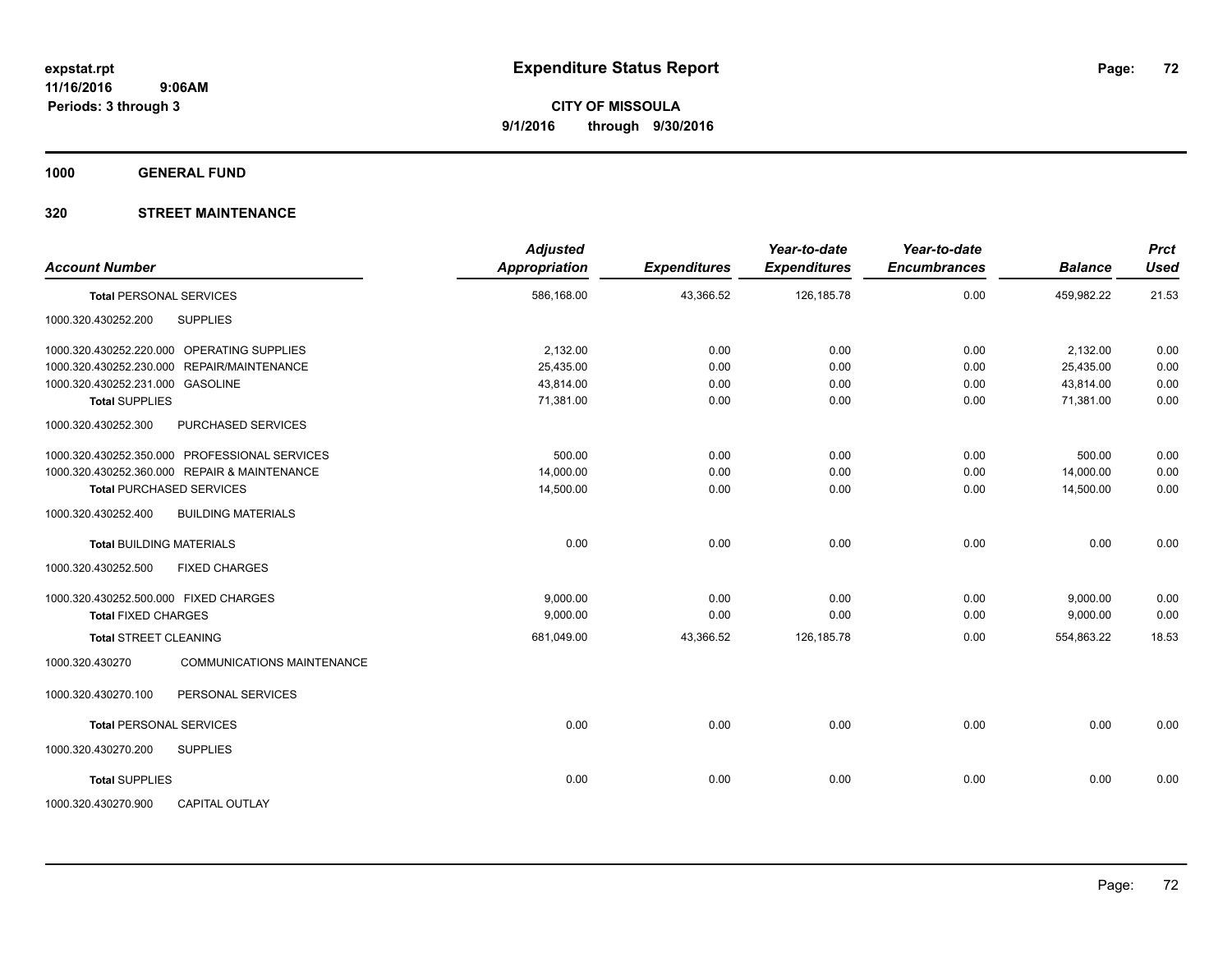**expstat.rpt**
**11/16/2016 9:06AM**
**Periods: 3 through 3**

# Expenditure Status Report

**CITY OF MISSOULA**
**9/1/2016 through 9/30/2016**

## 1000 GENERAL FUND

### 320 STREET MAINTENANCE

| Account Number | | Adjusted Appropriation | Expenditures | Year-to-date Expenditures | Year-to-date Encumbrances | Balance | Prct Used |
|---|---|---|---|---|---|---|---|
| **Total** PERSONAL SERVICES | | 586,168.00 | 43,366.52 | 126,185.78 | 0.00 | 459,982.22 | 21.53 |
| 1000.320.430252.200 | SUPPLIES | | | | | | |
| 1000.320.430252.220.000 | OPERATING SUPPLIES | 2,132.00 | 0.00 | 0.00 | 0.00 | 2,132.00 | 0.00 |
| 1000.320.430252.230.000 | REPAIR/MAINTENANCE | 25,435.00 | 0.00 | 0.00 | 0.00 | 25,435.00 | 0.00 |
| 1000.320.430252.231.000 | GASOLINE | 43,814.00 | 0.00 | 0.00 | 0.00 | 43,814.00 | 0.00 |
| **Total** SUPPLIES | | 71,381.00 | 0.00 | 0.00 | 0.00 | 71,381.00 | 0.00 |
| 1000.320.430252.300 | PURCHASED SERVICES | | | | | | |
| 1000.320.430252.350.000 | PROFESSIONAL SERVICES | 500.00 | 0.00 | 0.00 | 0.00 | 500.00 | 0.00 |
| 1000.320.430252.360.000 | REPAIR & MAINTENANCE | 14,000.00 | 0.00 | 0.00 | 0.00 | 14,000.00 | 0.00 |
| **Total** PURCHASED SERVICES | | 14,500.00 | 0.00 | 0.00 | 0.00 | 14,500.00 | 0.00 |
| 1000.320.430252.400 | BUILDING MATERIALS | | | | | | |
| **Total** BUILDING MATERIALS | | 0.00 | 0.00 | 0.00 | 0.00 | 0.00 | 0.00 |
| 1000.320.430252.500 | FIXED CHARGES | | | | | | |
| 1000.320.430252.500.000 | FIXED CHARGES | 9,000.00 | 0.00 | 0.00 | 0.00 | 9,000.00 | 0.00 |
| **Total** FIXED CHARGES | | 9,000.00 | 0.00 | 0.00 | 0.00 | 9,000.00 | 0.00 |
| **Total** STREET CLEANING | | 681,049.00 | 43,366.52 | 126,185.78 | 0.00 | 554,863.22 | 18.53 |
| 1000.320.430270 | COMMUNICATIONS MAINTENANCE | | | | | | |
| 1000.320.430270.100 | PERSONAL SERVICES | | | | | | |
| **Total** PERSONAL SERVICES | | 0.00 | 0.00 | 0.00 | 0.00 | 0.00 | 0.00 |
| 1000.320.430270.200 | SUPPLIES | | | | | | |
| **Total** SUPPLIES | | 0.00 | 0.00 | 0.00 | 0.00 | 0.00 | 0.00 |
| 1000.320.430270.900 | CAPITAL OUTLAY | | | | | | |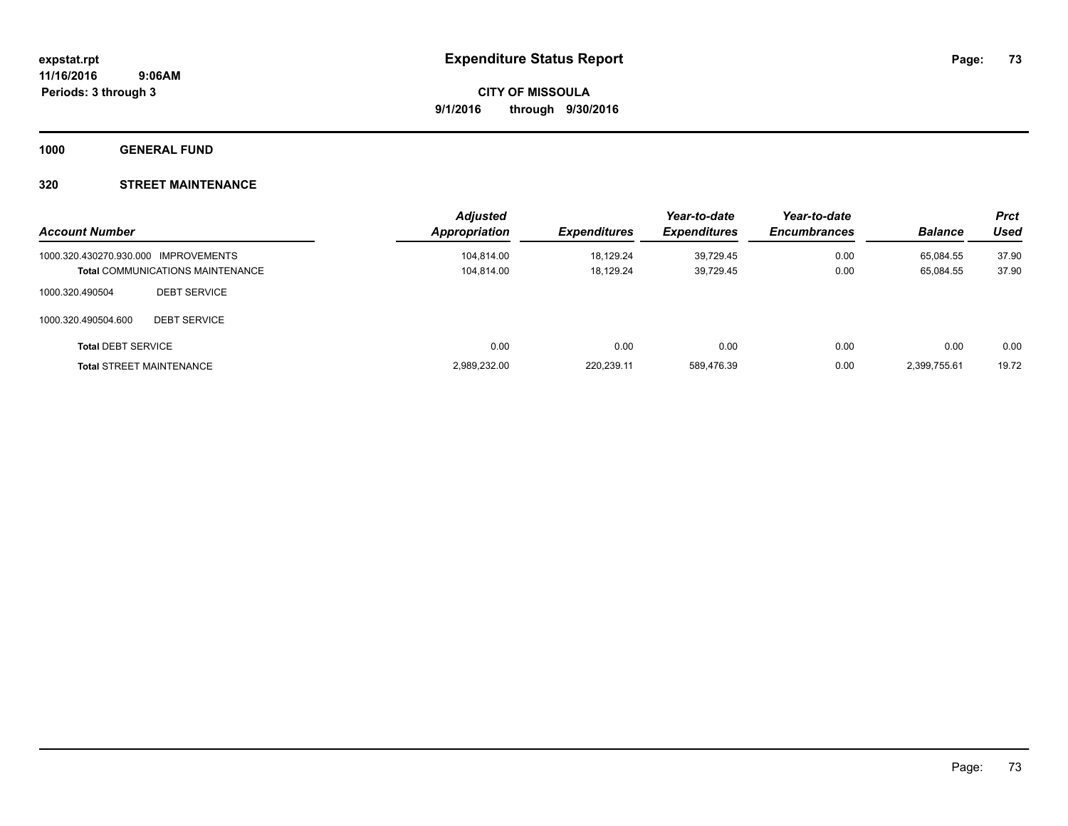**expstat.rpt**
**11/16/2016 9:06AM**
**Periods: 3 through 3**

# Expenditure Status Report

**CITY OF MISSOULA**
**9/1/2016 through 9/30/2016**

## 1000 GENERAL FUND

### 320 STREET MAINTENANCE

| Account Number | | Adjusted Appropriation | Expenditures | Year-to-date Expenditures | Year-to-date Encumbrances | Balance | Prct Used |
|---|---|---|---|---|---|---|---|
| 1000.320.430270.930.000 | IMPROVEMENTS | 104,814.00 | 18,129.24 | 39,729.45 | 0.00 | 65,084.55 | 37.90 |
| **Total** COMMUNICATIONS MAINTENANCE | | 104,814.00 | 18,129.24 | 39,729.45 | 0.00 | 65,084.55 | 37.90 |
| 1000.320.490504 | DEBT SERVICE | | | | | | |
| 1000.320.490504.600 | DEBT SERVICE | | | | | | |
| **Total** DEBT SERVICE | | 0.00 | 0.00 | 0.00 | 0.00 | 0.00 | 0.00 |
| **Total** STREET MAINTENANCE | | 2,989,232.00 | 220,239.11 | 589,476.39 | 0.00 | 2,399,755.61 | 19.72 |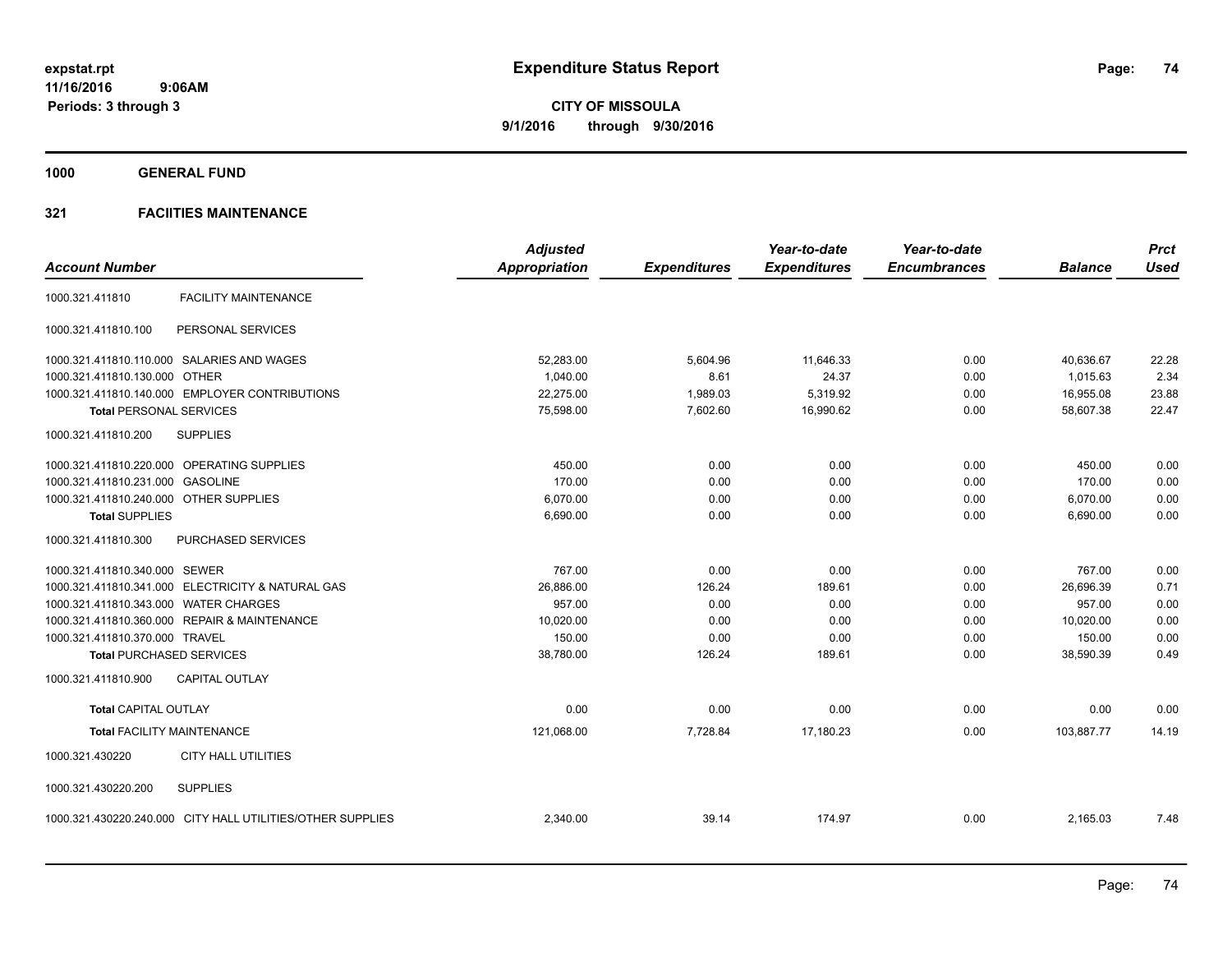**expstat.rpt**
**11/16/2016 9:06AM**
**Periods: 3 through 3**

# Expenditure Status Report

**CITY OF MISSOULA**
**9/1/2016 through 9/30/2016**

## 1000 GENERAL FUND

## 321 FACIITIES MAINTENANCE

| Account Number | | Adjusted Appropriation | Expenditures | Year-to-date Expenditures | Year-to-date Encumbrances | Balance | Prct Used |
|---|---|---|---|---|---|---|---|
| 1000.321.411810 | FACILITY MAINTENANCE | | | | | | |
| 1000.321.411810.100 | PERSONAL SERVICES | | | | | | |
| 1000.321.411810.110.000 | SALARIES AND WAGES | 52,283.00 | 5,604.96 | 11,646.33 | 0.00 | 40,636.67 | 22.28 |
| 1000.321.411810.130.000 | OTHER | 1,040.00 | 8.61 | 24.37 | 0.00 | 1,015.63 | 2.34 |
| 1000.321.411810.140.000 | EMPLOYER CONTRIBUTIONS | 22,275.00 | 1,989.03 | 5,319.92 | 0.00 | 16,955.08 | 23.88 |
| **Total** PERSONAL SERVICES | | 75,598.00 | 7,602.60 | 16,990.62 | 0.00 | 58,607.38 | 22.47 |
| 1000.321.411810.200 | SUPPLIES | | | | | | |
| 1000.321.411810.220.000 | OPERATING SUPPLIES | 450.00 | 0.00 | 0.00 | 0.00 | 450.00 | 0.00 |
| 1000.321.411810.231.000 | GASOLINE | 170.00 | 0.00 | 0.00 | 0.00 | 170.00 | 0.00 |
| 1000.321.411810.240.000 | OTHER SUPPLIES | 6,070.00 | 0.00 | 0.00 | 0.00 | 6,070.00 | 0.00 |
| **Total** SUPPLIES | | 6,690.00 | 0.00 | 0.00 | 0.00 | 6,690.00 | 0.00 |
| 1000.321.411810.300 | PURCHASED SERVICES | | | | | | |
| 1000.321.411810.340.000 | SEWER | 767.00 | 0.00 | 0.00 | 0.00 | 767.00 | 0.00 |
| 1000.321.411810.341.000 | ELECTRICITY & NATURAL GAS | 26,886.00 | 126.24 | 189.61 | 0.00 | 26,696.39 | 0.71 |
| 1000.321.411810.343.000 | WATER CHARGES | 957.00 | 0.00 | 0.00 | 0.00 | 957.00 | 0.00 |
| 1000.321.411810.360.000 | REPAIR & MAINTENANCE | 10,020.00 | 0.00 | 0.00 | 0.00 | 10,020.00 | 0.00 |
| 1000.321.411810.370.000 | TRAVEL | 150.00 | 0.00 | 0.00 | 0.00 | 150.00 | 0.00 |
| **Total** PURCHASED SERVICES | | 38,780.00 | 126.24 | 189.61 | 0.00 | 38,590.39 | 0.49 |
| 1000.321.411810.900 | CAPITAL OUTLAY | | | | | | |
| **Total** CAPITAL OUTLAY | | 0.00 | 0.00 | 0.00 | 0.00 | 0.00 | 0.00 |
| **Total** FACILITY MAINTENANCE | | 121,068.00 | 7,728.84 | 17,180.23 | 0.00 | 103,887.77 | 14.19 |
| 1000.321.430220 | CITY HALL UTILITIES | | | | | | |
| 1000.321.430220.200 | SUPPLIES | | | | | | |
| 1000.321.430220.240.000 | CITY HALL UTILITIES/OTHER SUPPLIES | 2,340.00 | 39.14 | 174.97 | 0.00 | 2,165.03 | 7.48 |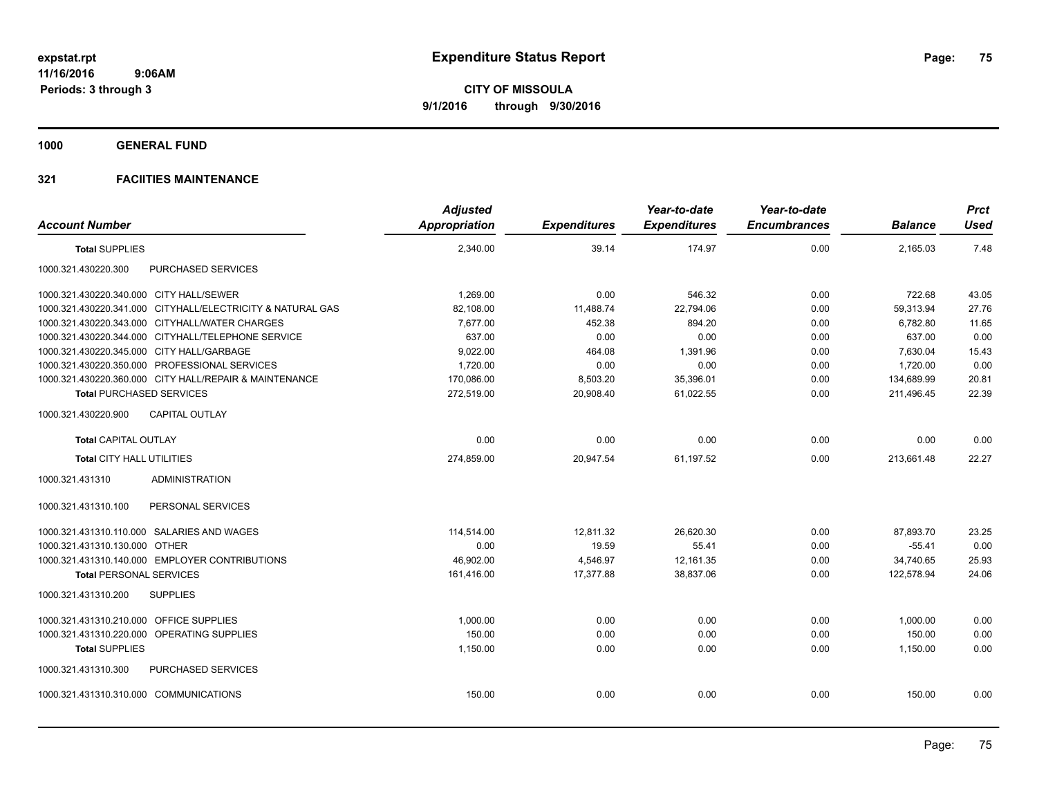# Expenditure Status Report

expstat.rpt
11/16/2016 9:06AM
Periods: 3 through 3

**CITY OF MISSOULA**
**9/1/2016 through 9/30/2016**

**1000 GENERAL FUND**

**321 FACIITIES MAINTENANCE**

| Account Number | Adjusted Appropriation | Expenditures | Year-to-date Expenditures | Year-to-date Encumbrances | Balance | Prct Used |
|---|---|---|---|---|---|---|
| **Total SUPPLIES** | 2,340.00 | 39.14 | 174.97 | 0.00 | 2,165.03 | 7.48 |
| 1000.321.430220.300 PURCHASED SERVICES | | | | | | |
| 1000.321.430220.340.000 CITY HALL/SEWER | 1,269.00 | 0.00 | 546.32 | 0.00 | 722.68 | 43.05 |
| 1000.321.430220.341.000 CITYHALL/ELECTRICITY & NATURAL GAS | 82,108.00 | 11,488.74 | 22,794.06 | 0.00 | 59,313.94 | 27.76 |
| 1000.321.430220.343.000 CITYHALL/WATER CHARGES | 7,677.00 | 452.38 | 894.20 | 0.00 | 6,782.80 | 11.65 |
| 1000.321.430220.344.000 CITYHALL/TELEPHONE SERVICE | 637.00 | 0.00 | 0.00 | 0.00 | 637.00 | 0.00 |
| 1000.321.430220.345.000 CITY HALL/GARBAGE | 9,022.00 | 464.08 | 1,391.96 | 0.00 | 7,630.04 | 15.43 |
| 1000.321.430220.350.000 PROFESSIONAL SERVICES | 1,720.00 | 0.00 | 0.00 | 0.00 | 1,720.00 | 0.00 |
| 1000.321.430220.360.000 CITY HALL/REPAIR & MAINTENANCE | 170,086.00 | 8,503.20 | 35,396.01 | 0.00 | 134,689.99 | 20.81 |
| **Total PURCHASED SERVICES** | 272,519.00 | 20,908.40 | 61,022.55 | 0.00 | 211,496.45 | 22.39 |
| 1000.321.430220.900 CAPITAL OUTLAY | | | | | | |
| **Total CAPITAL OUTLAY** | 0.00 | 0.00 | 0.00 | 0.00 | 0.00 | 0.00 |
| **Total CITY HALL UTILITIES** | 274,859.00 | 20,947.54 | 61,197.52 | 0.00 | 213,661.48 | 22.27 |
| 1000.321.431310 ADMINISTRATION | | | | | | |
| 1000.321.431310.100 PERSONAL SERVICES | | | | | | |
| 1000.321.431310.110.000 SALARIES AND WAGES | 114,514.00 | 12,811.32 | 26,620.30 | 0.00 | 87,893.70 | 23.25 |
| 1000.321.431310.130.000 OTHER | 0.00 | 19.59 | 55.41 | 0.00 | -55.41 | 0.00 |
| 1000.321.431310.140.000 EMPLOYER CONTRIBUTIONS | 46,902.00 | 4,546.97 | 12,161.35 | 0.00 | 34,740.65 | 25.93 |
| **Total PERSONAL SERVICES** | 161,416.00 | 17,377.88 | 38,837.06 | 0.00 | 122,578.94 | 24.06 |
| 1000.321.431310.200 SUPPLIES | | | | | | |
| 1000.321.431310.210.000 OFFICE SUPPLIES | 1,000.00 | 0.00 | 0.00 | 0.00 | 1,000.00 | 0.00 |
| 1000.321.431310.220.000 OPERATING SUPPLIES | 150.00 | 0.00 | 0.00 | 0.00 | 150.00 | 0.00 |
| **Total SUPPLIES** | 1,150.00 | 0.00 | 0.00 | 0.00 | 1,150.00 | 0.00 |
| 1000.321.431310.300 PURCHASED SERVICES | | | | | | |
| 1000.321.431310.310.000 COMMUNICATIONS | 150.00 | 0.00 | 0.00 | 0.00 | 150.00 | 0.00 |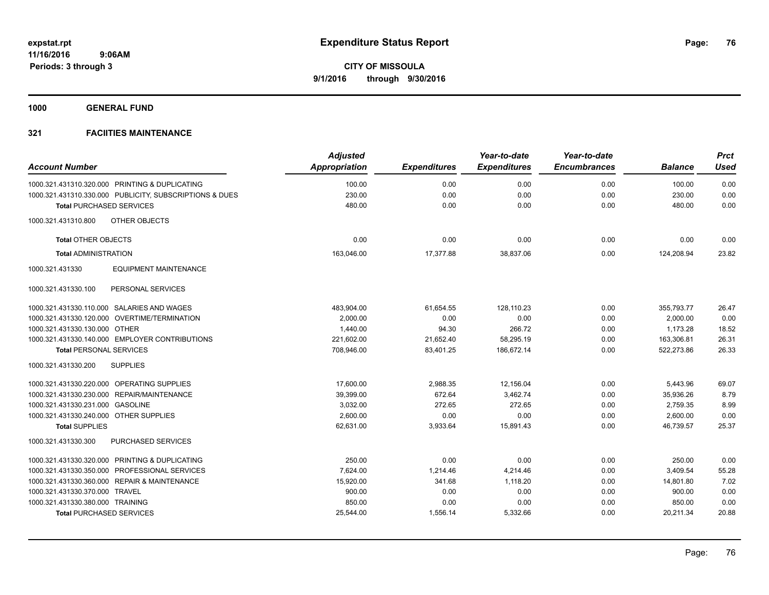# Expenditure Status Report

**CITY OF MISSOULA**

**9/1/2016 through 9/30/2016**

expstat.rpt
11/16/2016 9:06AM
Periods: 3 through 3

## 1000 GENERAL FUND

### 321 FACIITIES MAINTENANCE

| Account Number | Adjusted Appropriation | Expenditures | Year-to-date Expenditures | Year-to-date Encumbrances | Balance | Prct Used |
|---|---|---|---|---|---|---|
| 1000.321.431310.320.000 PRINTING & DUPLICATING | 100.00 | 0.00 | 0.00 | 0.00 | 100.00 | 0.00 |
| 1000.321.431310.330.000 PUBLICITY, SUBSCRIPTIONS & DUES | 230.00 | 0.00 | 0.00 | 0.00 | 230.00 | 0.00 |
| **Total** PURCHASED SERVICES | 480.00 | 0.00 | 0.00 | 0.00 | 480.00 | 0.00 |
| 1000.321.431310.800 OTHER OBJECTS | | | | | | |
| **Total** OTHER OBJECTS | 0.00 | 0.00 | 0.00 | 0.00 | 0.00 | 0.00 |
| **Total** ADMINISTRATION | 163,046.00 | 17,377.88 | 38,837.06 | 0.00 | 124,208.94 | 23.82 |
| 1000.321.431330 EQUIPMENT MAINTENANCE | | | | | | |
| 1000.321.431330.100 PERSONAL SERVICES | | | | | | |
| 1000.321.431330.110.000 SALARIES AND WAGES | 483,904.00 | 61,654.55 | 128,110.23 | 0.00 | 355,793.77 | 26.47 |
| 1000.321.431330.120.000 OVERTIME/TERMINATION | 2,000.00 | 0.00 | 0.00 | 0.00 | 2,000.00 | 0.00 |
| 1000.321.431330.130.000 OTHER | 1,440.00 | 94.30 | 266.72 | 0.00 | 1,173.28 | 18.52 |
| 1000.321.431330.140.000 EMPLOYER CONTRIBUTIONS | 221,602.00 | 21,652.40 | 58,295.19 | 0.00 | 163,306.81 | 26.31 |
| **Total** PERSONAL SERVICES | 708,946.00 | 83,401.25 | 186,672.14 | 0.00 | 522,273.86 | 26.33 |
| 1000.321.431330.200 SUPPLIES | | | | | | |
| 1000.321.431330.220.000 OPERATING SUPPLIES | 17,600.00 | 2,988.35 | 12,156.04 | 0.00 | 5,443.96 | 69.07 |
| 1000.321.431330.230.000 REPAIR/MAINTENANCE | 39,399.00 | 672.64 | 3,462.74 | 0.00 | 35,936.26 | 8.79 |
| 1000.321.431330.231.000 GASOLINE | 3,032.00 | 272.65 | 272.65 | 0.00 | 2,759.35 | 8.99 |
| 1000.321.431330.240.000 OTHER SUPPLIES | 2,600.00 | 0.00 | 0.00 | 0.00 | 2,600.00 | 0.00 |
| **Total** SUPPLIES | 62,631.00 | 3,933.64 | 15,891.43 | 0.00 | 46,739.57 | 25.37 |
| 1000.321.431330.300 PURCHASED SERVICES | | | | | | |
| 1000.321.431330.320.000 PRINTING & DUPLICATING | 250.00 | 0.00 | 0.00 | 0.00 | 250.00 | 0.00 |
| 1000.321.431330.350.000 PROFESSIONAL SERVICES | 7,624.00 | 1,214.46 | 4,214.46 | 0.00 | 3,409.54 | 55.28 |
| 1000.321.431330.360.000 REPAIR & MAINTENANCE | 15,920.00 | 341.68 | 1,118.20 | 0.00 | 14,801.80 | 7.02 |
| 1000.321.431330.370.000 TRAVEL | 900.00 | 0.00 | 0.00 | 0.00 | 900.00 | 0.00 |
| 1000.321.431330.380.000 TRAINING | 850.00 | 0.00 | 0.00 | 0.00 | 850.00 | 0.00 |
| **Total** PURCHASED SERVICES | 25,544.00 | 1,556.14 | 5,332.66 | 0.00 | 20,211.34 | 20.88 |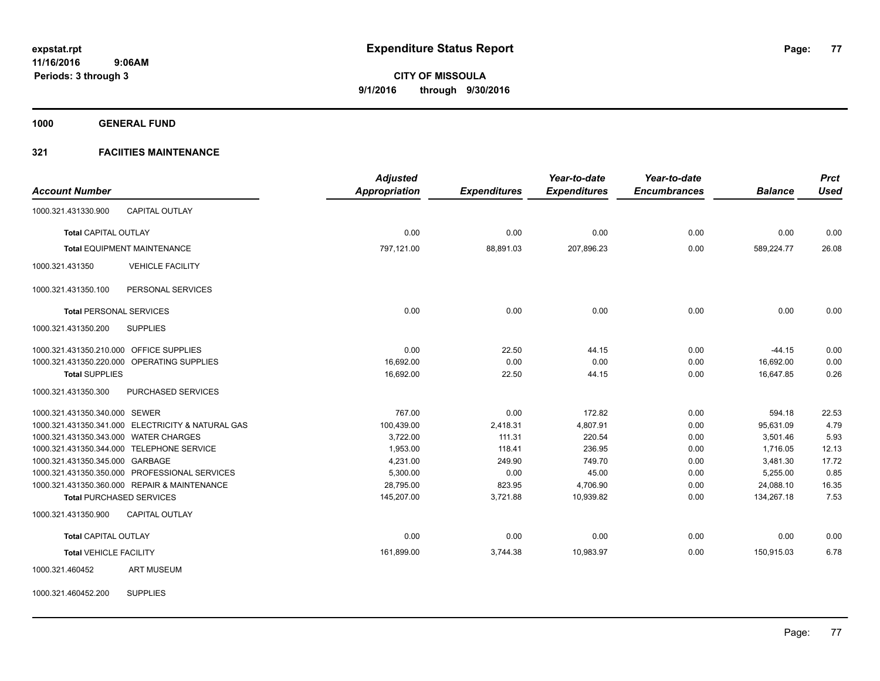# Expenditure Status Report

**CITY OF MISSOULA**
**9/1/2016 through 9/30/2016**

expstat.rpt
11/16/2016 9:06AM
Periods: 3 through 3

## 1000 GENERAL FUND

## 321 FACIITIES MAINTENANCE

| Account Number | | Adjusted Appropriation | Expenditures | Year-to-date Expenditures | Year-to-date Encumbrances | Balance | Prct Used |
|---|---|---|---|---|---|---|---|
| 1000.321.431330.900 | CAPITAL OUTLAY | | | | | | |
| **Total** CAPITAL OUTLAY | | 0.00 | 0.00 | 0.00 | 0.00 | 0.00 | 0.00 |
| **Total** EQUIPMENT MAINTENANCE | | 797,121.00 | 88,891.03 | 207,896.23 | 0.00 | 589,224.77 | 26.08 |
| 1000.321.431350 | VEHICLE FACILITY | | | | | | |
| 1000.321.431350.100 | PERSONAL SERVICES | | | | | | |
| **Total** PERSONAL SERVICES | | 0.00 | 0.00 | 0.00 | 0.00 | 0.00 | 0.00 |
| 1000.321.431350.200 | SUPPLIES | | | | | | |
| 1000.321.431350.210.000 | OFFICE SUPPLIES | 0.00 | 22.50 | 44.15 | 0.00 | -44.15 | 0.00 |
| 1000.321.431350.220.000 | OPERATING SUPPLIES | 16,692.00 | 0.00 | 0.00 | 0.00 | 16,692.00 | 0.00 |
| **Total** SUPPLIES | | 16,692.00 | 22.50 | 44.15 | 0.00 | 16,647.85 | 0.26 |
| 1000.321.431350.300 | PURCHASED SERVICES | | | | | | |
| 1000.321.431350.340.000 | SEWER | 767.00 | 0.00 | 172.82 | 0.00 | 594.18 | 22.53 |
| 1000.321.431350.341.000 | ELECTRICITY & NATURAL GAS | 100,439.00 | 2,418.31 | 4,807.91 | 0.00 | 95,631.09 | 4.79 |
| 1000.321.431350.343.000 | WATER CHARGES | 3,722.00 | 111.31 | 220.54 | 0.00 | 3,501.46 | 5.93 |
| 1000.321.431350.344.000 | TELEPHONE SERVICE | 1,953.00 | 118.41 | 236.95 | 0.00 | 1,716.05 | 12.13 |
| 1000.321.431350.345.000 | GARBAGE | 4,231.00 | 249.90 | 749.70 | 0.00 | 3,481.30 | 17.72 |
| 1000.321.431350.350.000 | PROFESSIONAL SERVICES | 5,300.00 | 0.00 | 45.00 | 0.00 | 5,255.00 | 0.85 |
| 1000.321.431350.360.000 | REPAIR & MAINTENANCE | 28,795.00 | 823.95 | 4,706.90 | 0.00 | 24,088.10 | 16.35 |
| **Total** PURCHASED SERVICES | | 145,207.00 | 3,721.88 | 10,939.82 | 0.00 | 134,267.18 | 7.53 |
| 1000.321.431350.900 | CAPITAL OUTLAY | | | | | | |
| **Total** CAPITAL OUTLAY | | 0.00 | 0.00 | 0.00 | 0.00 | 0.00 | 0.00 |
| **Total** VEHICLE FACILITY | | 161,899.00 | 3,744.38 | 10,983.97 | 0.00 | 150,915.03 | 6.78 |
| 1000.321.460452 | ART MUSEUM | | | | | | |
| 1000.321.460452.200 | SUPPLIES | | | | | | |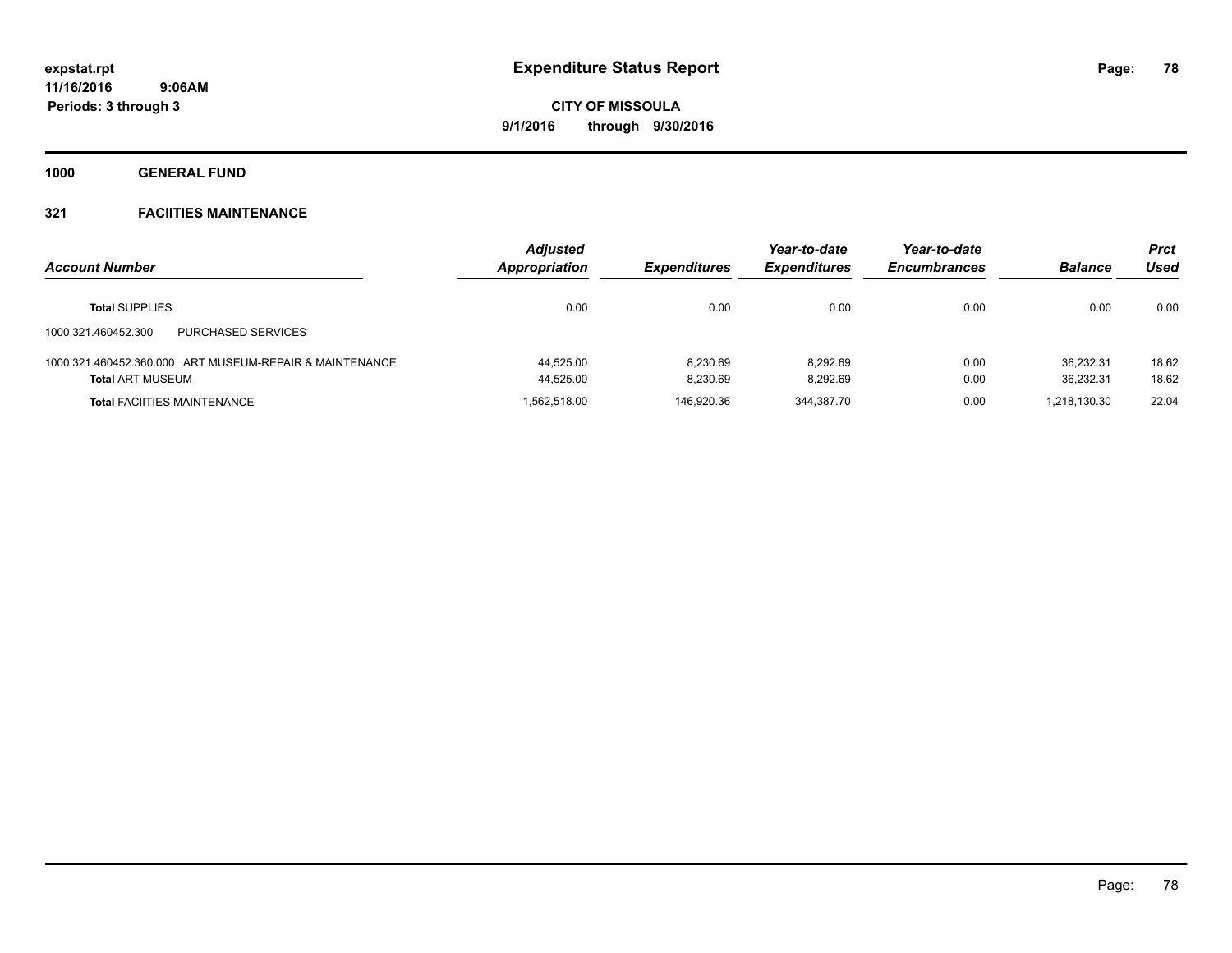**expstat.rpt**
**11/16/2016 9:06AM**
**Periods: 3 through 3**

# Expenditure Status Report

**CITY OF MISSOULA**
**9/1/2016 through 9/30/2016**

## 1000 GENERAL FUND

### 321 FACIITIES MAINTENANCE

| Account Number | Adjusted Appropriation | Expenditures | Year-to-date Expenditures | Year-to-date Encumbrances | Balance | Prct Used |
|---|---|---|---|---|---|---|
| **Total** SUPPLIES | 0.00 | 0.00 | 0.00 | 0.00 | 0.00 | 0.00 |
| 1000.321.460452.300 PURCHASED SERVICES | | | | | | |
| 1000.321.460452.360.000 ART MUSEUM-REPAIR & MAINTENANCE | 44,525.00 | 8,230.69 | 8,292.69 | 0.00 | 36,232.31 | 18.62 |
| **Total** ART MUSEUM | 44,525.00 | 8,230.69 | 8,292.69 | 0.00 | 36,232.31 | 18.62 |
| **Total** FACIITIES MAINTENANCE | 1,562,518.00 | 146,920.36 | 344,387.70 | 0.00 | 1,218,130.30 | 22.04 |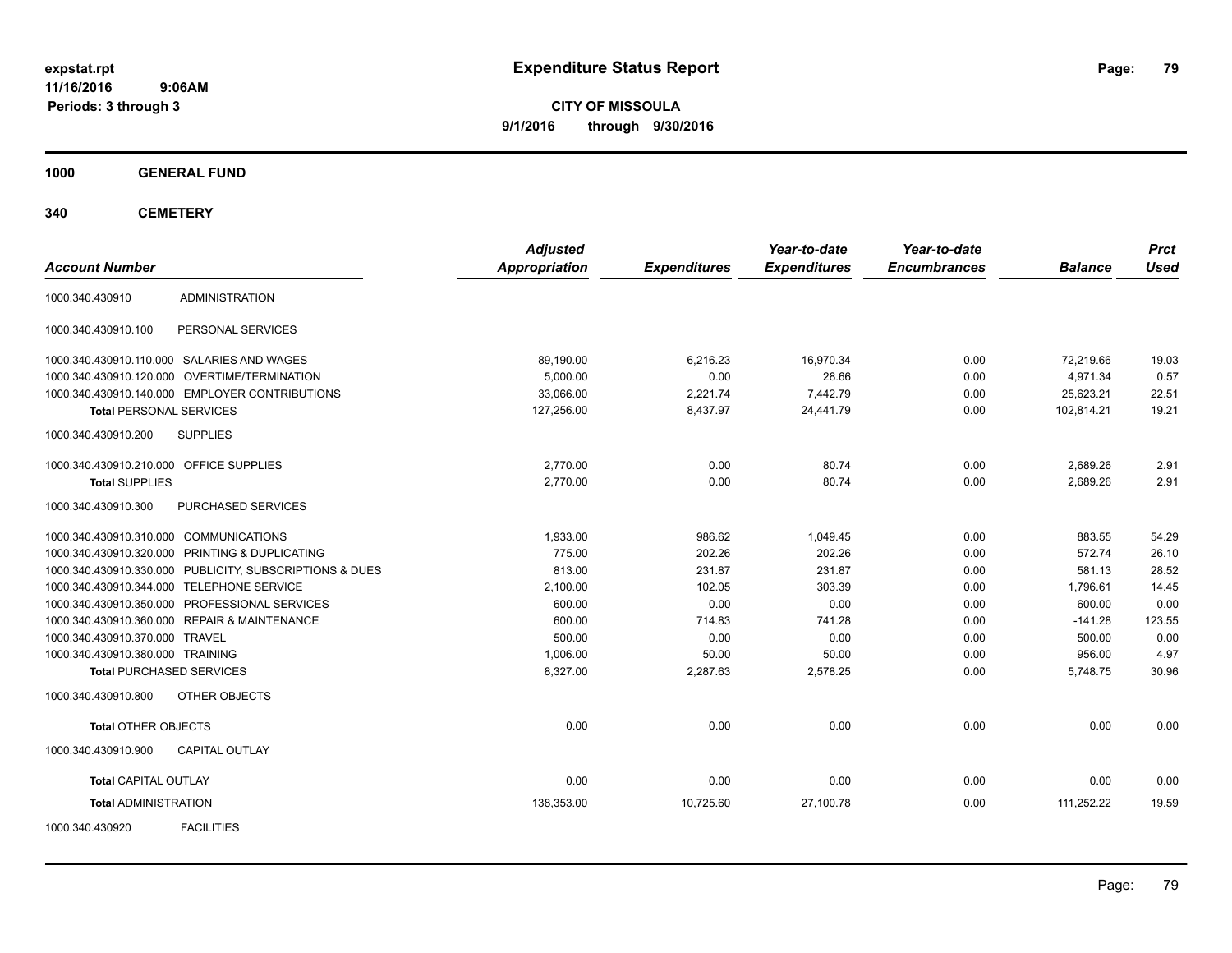**expstat.rpt**
**11/16/2016 9:06AM**
**Periods: 3 through 3**

# Expenditure Status Report

**CITY OF MISSOULA**
**9/1/2016 through 9/30/2016**

## 1000 GENERAL FUND

## 340 CEMETERY

| Account Number | | Adjusted Appropriation | Expenditures | Year-to-date Expenditures | Year-to-date Encumbrances | Balance | Prct Used |
|---|---|---|---|---|---|---|---|
| 1000.340.430910 | ADMINISTRATION | | | | | | |
| 1000.340.430910.100 | PERSONAL SERVICES | | | | | | |
| 1000.340.430910.110.000 | SALARIES AND WAGES | 89,190.00 | 6,216.23 | 16,970.34 | 0.00 | 72,219.66 | 19.03 |
| 1000.340.430910.120.000 | OVERTIME/TERMINATION | 5,000.00 | 0.00 | 28.66 | 0.00 | 4,971.34 | 0.57 |
| 1000.340.430910.140.000 | EMPLOYER CONTRIBUTIONS | 33,066.00 | 2,221.74 | 7,442.79 | 0.00 | 25,623.21 | 22.51 |
| **Total** PERSONAL SERVICES | | 127,256.00 | 8,437.97 | 24,441.79 | 0.00 | 102,814.21 | 19.21 |
| 1000.340.430910.200 | SUPPLIES | | | | | | |
| 1000.340.430910.210.000 | OFFICE SUPPLIES | 2,770.00 | 0.00 | 80.74 | 0.00 | 2,689.26 | 2.91 |
| **Total** SUPPLIES | | 2,770.00 | 0.00 | 80.74 | 0.00 | 2,689.26 | 2.91 |
| 1000.340.430910.300 | PURCHASED SERVICES | | | | | | |
| 1000.340.430910.310.000 | COMMUNICATIONS | 1,933.00 | 986.62 | 1,049.45 | 0.00 | 883.55 | 54.29 |
| 1000.340.430910.320.000 | PRINTING & DUPLICATING | 775.00 | 202.26 | 202.26 | 0.00 | 572.74 | 26.10 |
| 1000.340.430910.330.000 | PUBLICITY, SUBSCRIPTIONS & DUES | 813.00 | 231.87 | 231.87 | 0.00 | 581.13 | 28.52 |
| 1000.340.430910.344.000 | TELEPHONE SERVICE | 2,100.00 | 102.05 | 303.39 | 0.00 | 1,796.61 | 14.45 |
| 1000.340.430910.350.000 | PROFESSIONAL SERVICES | 600.00 | 0.00 | 0.00 | 0.00 | 600.00 | 0.00 |
| 1000.340.430910.360.000 | REPAIR & MAINTENANCE | 600.00 | 714.83 | 741.28 | 0.00 | -141.28 | 123.55 |
| 1000.340.430910.370.000 | TRAVEL | 500.00 | 0.00 | 0.00 | 0.00 | 500.00 | 0.00 |
| 1000.340.430910.380.000 | TRAINING | 1,006.00 | 50.00 | 50.00 | 0.00 | 956.00 | 4.97 |
| **Total** PURCHASED SERVICES | | 8,327.00 | 2,287.63 | 2,578.25 | 0.00 | 5,748.75 | 30.96 |
| 1000.340.430910.800 | OTHER OBJECTS | | | | | | |
| **Total** OTHER OBJECTS | | 0.00 | 0.00 | 0.00 | 0.00 | 0.00 | 0.00 |
| 1000.340.430910.900 | CAPITAL OUTLAY | | | | | | |
| **Total** CAPITAL OUTLAY | | 0.00 | 0.00 | 0.00 | 0.00 | 0.00 | 0.00 |
| **Total** ADMINISTRATION | | 138,353.00 | 10,725.60 | 27,100.78 | 0.00 | 111,252.22 | 19.59 |
| 1000.340.430920 | FACILITIES | | | | | | |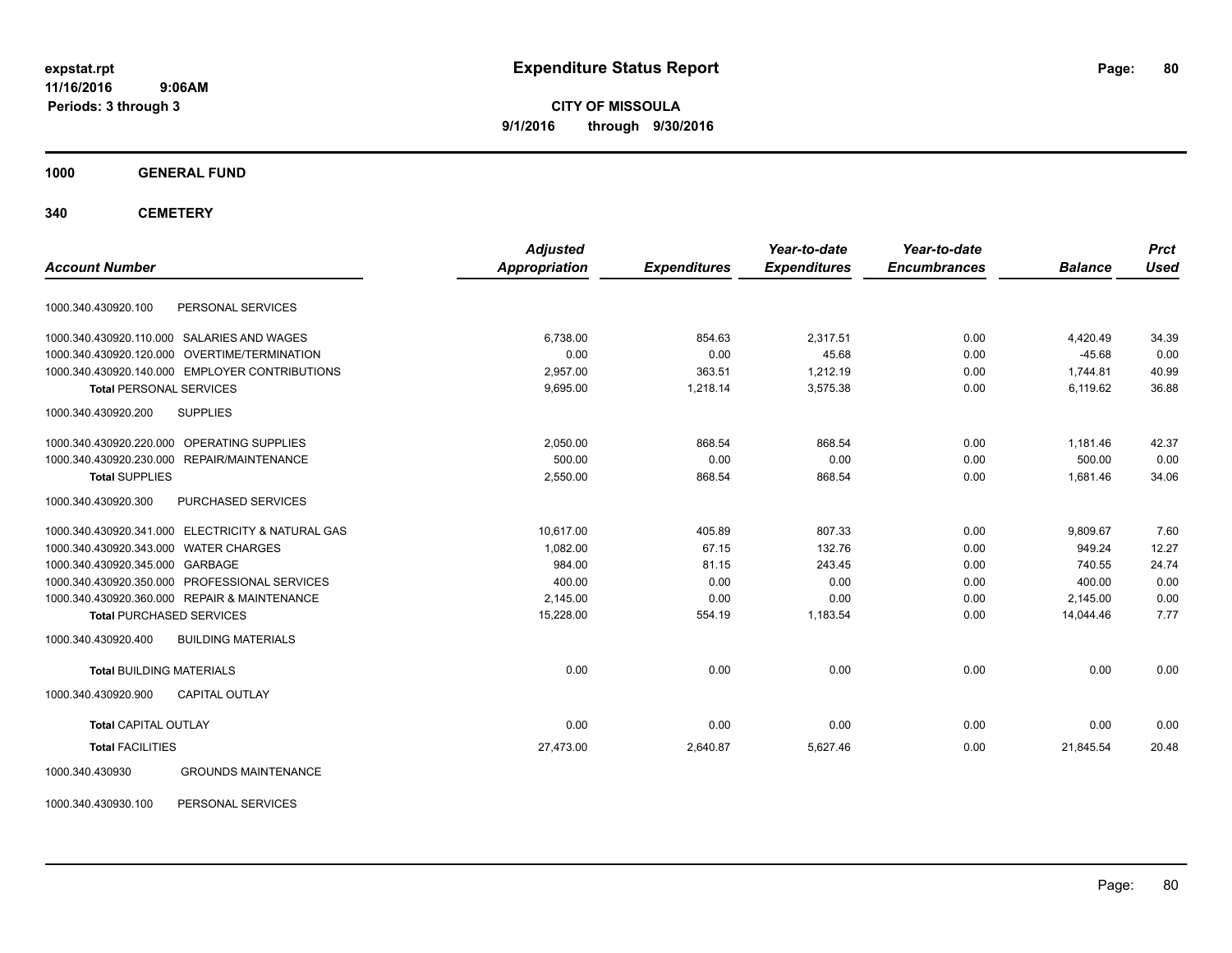# Expenditure Status Report

**expstat.rpt**
**11/16/2016 9:06AM**
**Periods: 3 through 3**

**CITY OF MISSOULA**
**9/1/2016 through 9/30/2016**

**1000 GENERAL FUND**

**340 CEMETERY**

| Account Number | | Adjusted Appropriation | Expenditures | Year-to-date Expenditures | Year-to-date Encumbrances | Balance | Prct Used |
|---|---|---|---|---|---|---|---|
| 1000.340.430920.100 | PERSONAL SERVICES | | | | | | |
| 1000.340.430920.110.000 | SALARIES AND WAGES | 6,738.00 | 854.63 | 2,317.51 | 0.00 | 4,420.49 | 34.39 |
| 1000.340.430920.120.000 | OVERTIME/TERMINATION | 0.00 | 0.00 | 45.68 | 0.00 | -45.68 | 0.00 |
| 1000.340.430920.140.000 | EMPLOYER CONTRIBUTIONS | 2,957.00 | 363.51 | 1,212.19 | 0.00 | 1,744.81 | 40.99 |
| **Total** PERSONAL SERVICES | | 9,695.00 | 1,218.14 | 3,575.38 | 0.00 | 6,119.62 | 36.88 |
| 1000.340.430920.200 | SUPPLIES | | | | | | |
| 1000.340.430920.220.000 | OPERATING SUPPLIES | 2,050.00 | 868.54 | 868.54 | 0.00 | 1,181.46 | 42.37 |
| 1000.340.430920.230.000 | REPAIR/MAINTENANCE | 500.00 | 0.00 | 0.00 | 0.00 | 500.00 | 0.00 |
| **Total** SUPPLIES | | 2,550.00 | 868.54 | 868.54 | 0.00 | 1,681.46 | 34.06 |
| 1000.340.430920.300 | PURCHASED SERVICES | | | | | | |
| 1000.340.430920.341.000 | ELECTRICITY & NATURAL GAS | 10,617.00 | 405.89 | 807.33 | 0.00 | 9,809.67 | 7.60 |
| 1000.340.430920.343.000 | WATER CHARGES | 1,082.00 | 67.15 | 132.76 | 0.00 | 949.24 | 12.27 |
| 1000.340.430920.345.000 | GARBAGE | 984.00 | 81.15 | 243.45 | 0.00 | 740.55 | 24.74 |
| 1000.340.430920.350.000 | PROFESSIONAL SERVICES | 400.00 | 0.00 | 0.00 | 0.00 | 400.00 | 0.00 |
| 1000.340.430920.360.000 | REPAIR & MAINTENANCE | 2,145.00 | 0.00 | 0.00 | 0.00 | 2,145.00 | 0.00 |
| **Total** PURCHASED SERVICES | | 15,228.00 | 554.19 | 1,183.54 | 0.00 | 14,044.46 | 7.77 |
| 1000.340.430920.400 | BUILDING MATERIALS | | | | | | |
| **Total** BUILDING MATERIALS | | 0.00 | 0.00 | 0.00 | 0.00 | 0.00 | 0.00 |
| 1000.340.430920.900 | CAPITAL OUTLAY | | | | | | |
| **Total** CAPITAL OUTLAY | | 0.00 | 0.00 | 0.00 | 0.00 | 0.00 | 0.00 |
| **Total** FACILITIES | | 27,473.00 | 2,640.87 | 5,627.46 | 0.00 | 21,845.54 | 20.48 |
| 1000.340.430930 | GROUNDS MAINTENANCE | | | | | | |
| 1000.340.430930.100 | PERSONAL SERVICES | | | | | | |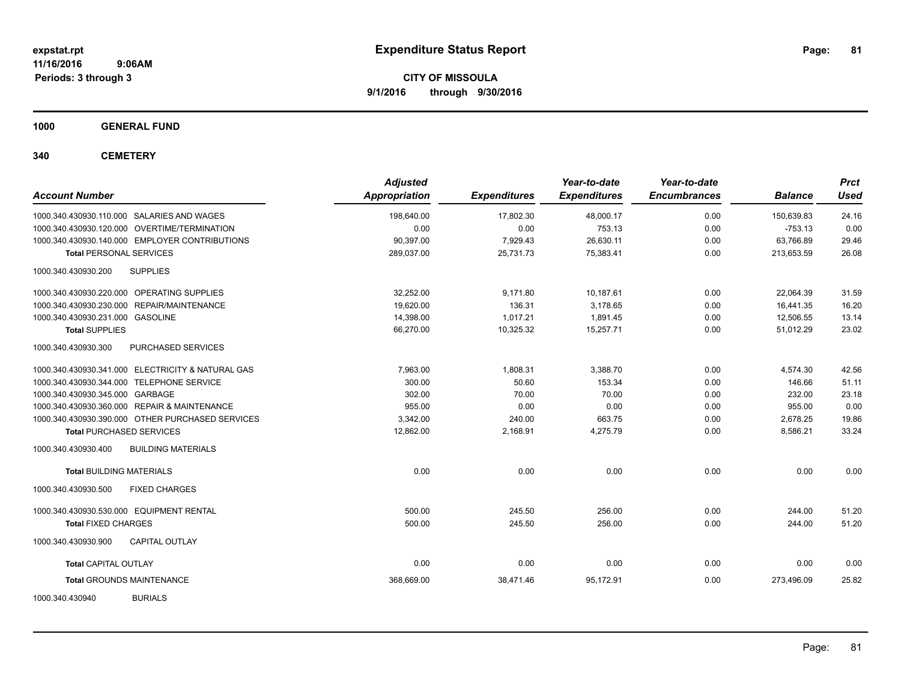# Expenditure Status Report

expstat.rpt
11/16/2016 9:06AM
Periods: 3 through 3

**CITY OF MISSOULA**
**9/1/2016 through 9/30/2016**

## 1000 GENERAL FUND

### 340 CEMETERY

| Account Number | | Adjusted Appropriation | Expenditures | Year-to-date Expenditures | Year-to-date Encumbrances | Balance | Prct Used |
|---|---|---|---|---|---|---|---|
| 1000.340.430930.110.000 | SALARIES AND WAGES | 198,640.00 | 17,802.30 | 48,000.17 | 0.00 | 150,639.83 | 24.16 |
| 1000.340.430930.120.000 | OVERTIME/TERMINATION | 0.00 | 0.00 | 753.13 | 0.00 | -753.13 | 0.00 |
| 1000.340.430930.140.000 | EMPLOYER CONTRIBUTIONS | 90,397.00 | 7,929.43 | 26,630.11 | 0.00 | 63,766.89 | 29.46 |
| **Total** PERSONAL SERVICES | | 289,037.00 | 25,731.73 | 75,383.41 | 0.00 | 213,653.59 | 26.08 |
| 1000.340.430930.200 | SUPPLIES | | | | | | |
| 1000.340.430930.220.000 | OPERATING SUPPLIES | 32,252.00 | 9,171.80 | 10,187.61 | 0.00 | 22,064.39 | 31.59 |
| 1000.340.430930.230.000 | REPAIR/MAINTENANCE | 19,620.00 | 136.31 | 3,178.65 | 0.00 | 16,441.35 | 16.20 |
| 1000.340.430930.231.000 | GASOLINE | 14,398.00 | 1,017.21 | 1,891.45 | 0.00 | 12,506.55 | 13.14 |
| **Total** SUPPLIES | | 66,270.00 | 10,325.32 | 15,257.71 | 0.00 | 51,012.29 | 23.02 |
| 1000.340.430930.300 | PURCHASED SERVICES | | | | | | |
| 1000.340.430930.341.000 | ELECTRICITY & NATURAL GAS | 7,963.00 | 1,808.31 | 3,388.70 | 0.00 | 4,574.30 | 42.56 |
| 1000.340.430930.344.000 | TELEPHONE SERVICE | 300.00 | 50.60 | 153.34 | 0.00 | 146.66 | 51.11 |
| 1000.340.430930.345.000 | GARBAGE | 302.00 | 70.00 | 70.00 | 0.00 | 232.00 | 23.18 |
| 1000.340.430930.360.000 | REPAIR & MAINTENANCE | 955.00 | 0.00 | 0.00 | 0.00 | 955.00 | 0.00 |
| 1000.340.430930.390.000 | OTHER PURCHASED SERVICES | 3,342.00 | 240.00 | 663.75 | 0.00 | 2,678.25 | 19.86 |
| **Total** PURCHASED SERVICES | | 12,862.00 | 2,168.91 | 4,275.79 | 0.00 | 8,586.21 | 33.24 |
| 1000.340.430930.400 | BUILDING MATERIALS | | | | | | |
| **Total** BUILDING MATERIALS | | 0.00 | 0.00 | 0.00 | 0.00 | 0.00 | 0.00 |
| 1000.340.430930.500 | FIXED CHARGES | | | | | | |
| 1000.340.430930.530.000 | EQUIPMENT RENTAL | 500.00 | 245.50 | 256.00 | 0.00 | 244.00 | 51.20 |
| **Total** FIXED CHARGES | | 500.00 | 245.50 | 256.00 | 0.00 | 244.00 | 51.20 |
| 1000.340.430930.900 | CAPITAL OUTLAY | | | | | | |
| **Total** CAPITAL OUTLAY | | 0.00 | 0.00 | 0.00 | 0.00 | 0.00 | 0.00 |
| **Total** GROUNDS MAINTENANCE | | 368,669.00 | 38,471.46 | 95,172.91 | 0.00 | 273,496.09 | 25.82 |
| 1000.340.430940 | BURIALS | | | | | | |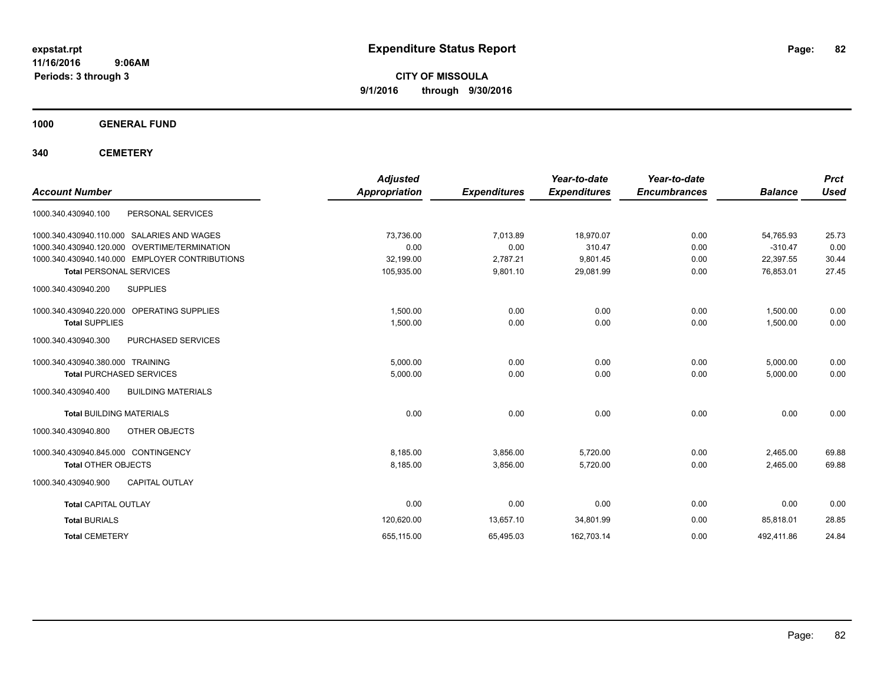# Expenditure Status Report

**CITY OF MISSOULA**

**9/1/2016 through 9/30/2016**

expstat.rpt
11/16/2016 9:06AM
Periods: 3 through 3

**1000 GENERAL FUND**

**340 CEMETERY**

| Account Number | | Adjusted Appropriation | Expenditures | Year-to-date Expenditures | Year-to-date Encumbrances | Balance | Prct Used |
|---|---|---|---|---|---|---|---|
| 1000.340.430940.100 | PERSONAL SERVICES | | | | | | |
| 1000.340.430940.110.000 | SALARIES AND WAGES | 73,736.00 | 7,013.89 | 18,970.07 | 0.00 | 54,765.93 | 25.73 |
| 1000.340.430940.120.000 | OVERTIME/TERMINATION | 0.00 | 0.00 | 310.47 | 0.00 | -310.47 | 0.00 |
| 1000.340.430940.140.000 | EMPLOYER CONTRIBUTIONS | 32,199.00 | 2,787.21 | 9,801.45 | 0.00 | 22,397.55 | 30.44 |
| **Total** PERSONAL SERVICES | | 105,935.00 | 9,801.10 | 29,081.99 | 0.00 | 76,853.01 | 27.45 |
| 1000.340.430940.200 | SUPPLIES | | | | | | |
| 1000.340.430940.220.000 | OPERATING SUPPLIES | 1,500.00 | 0.00 | 0.00 | 0.00 | 1,500.00 | 0.00 |
| **Total** SUPPLIES | | 1,500.00 | 0.00 | 0.00 | 0.00 | 1,500.00 | 0.00 |
| 1000.340.430940.300 | PURCHASED SERVICES | | | | | | |
| 1000.340.430940.380.000 | TRAINING | 5,000.00 | 0.00 | 0.00 | 0.00 | 5,000.00 | 0.00 |
| **Total** PURCHASED SERVICES | | 5,000.00 | 0.00 | 0.00 | 0.00 | 5,000.00 | 0.00 |
| 1000.340.430940.400 | BUILDING MATERIALS | | | | | | |
| **Total** BUILDING MATERIALS | | 0.00 | 0.00 | 0.00 | 0.00 | 0.00 | 0.00 |
| 1000.340.430940.800 | OTHER OBJECTS | | | | | | |
| 1000.340.430940.845.000 | CONTINGENCY | 8,185.00 | 3,856.00 | 5,720.00 | 0.00 | 2,465.00 | 69.88 |
| **Total** OTHER OBJECTS | | 8,185.00 | 3,856.00 | 5,720.00 | 0.00 | 2,465.00 | 69.88 |
| 1000.340.430940.900 | CAPITAL OUTLAY | | | | | | |
| **Total** CAPITAL OUTLAY | | 0.00 | 0.00 | 0.00 | 0.00 | 0.00 | 0.00 |
| **Total** BURIALS | | 120,620.00 | 13,657.10 | 34,801.99 | 0.00 | 85,818.01 | 28.85 |
| **Total** CEMETERY | | 655,115.00 | 65,495.03 | 162,703.14 | 0.00 | 492,411.86 | 24.84 |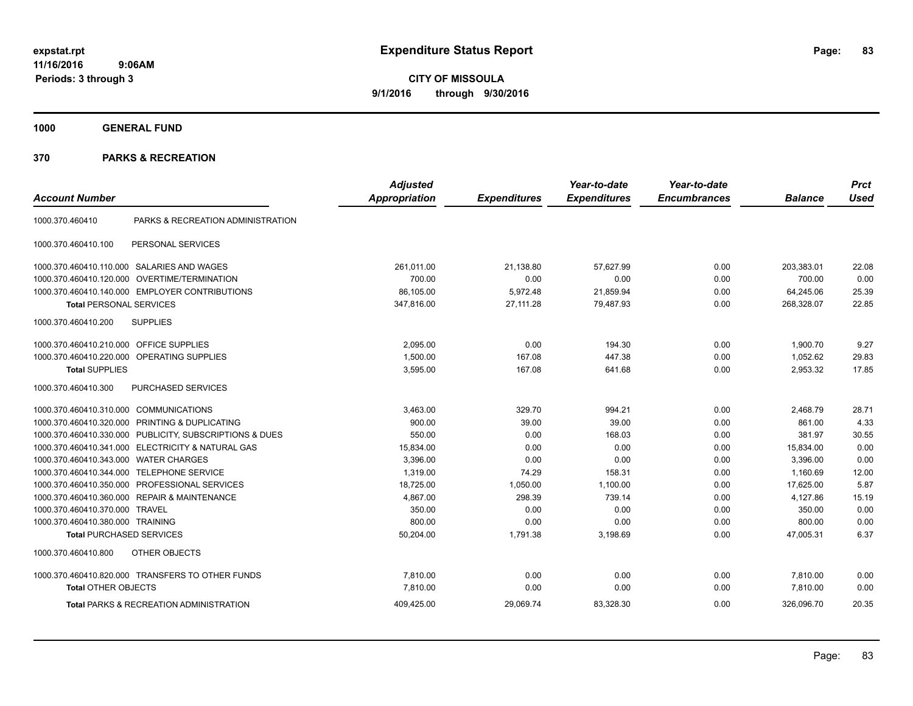**expstat.rpt**
**11/16/2016 9:06AM**
**Periods: 3 through 3**

# Expenditure Status Report

**CITY OF MISSOULA**
**9/1/2016 through 9/30/2016**

## 1000 GENERAL FUND

## 370 PARKS & RECREATION

| Account Number | | Adjusted Appropriation | Expenditures | Year-to-date Expenditures | Year-to-date Encumbrances | Balance | Prct Used |
|---|---|---|---|---|---|---|---|
| 1000.370.460410 | PARKS & RECREATION ADMINISTRATION | | | | | | |
| 1000.370.460410.100 | PERSONAL SERVICES | | | | | | |
| 1000.370.460410.110.000 | SALARIES AND WAGES | 261,011.00 | 21,138.80 | 57,627.99 | 0.00 | 203,383.01 | 22.08 |
| 1000.370.460410.120.000 | OVERTIME/TERMINATION | 700.00 | 0.00 | 0.00 | 0.00 | 700.00 | 0.00 |
| 1000.370.460410.140.000 | EMPLOYER CONTRIBUTIONS | 86,105.00 | 5,972.48 | 21,859.94 | 0.00 | 64,245.06 | 25.39 |
| **Total** PERSONAL SERVICES | | 347,816.00 | 27,111.28 | 79,487.93 | 0.00 | 268,328.07 | 22.85 |
| 1000.370.460410.200 | SUPPLIES | | | | | | |
| 1000.370.460410.210.000 | OFFICE SUPPLIES | 2,095.00 | 0.00 | 194.30 | 0.00 | 1,900.70 | 9.27 |
| 1000.370.460410.220.000 | OPERATING SUPPLIES | 1,500.00 | 167.08 | 447.38 | 0.00 | 1,052.62 | 29.83 |
| **Total** SUPPLIES | | 3,595.00 | 167.08 | 641.68 | 0.00 | 2,953.32 | 17.85 |
| 1000.370.460410.300 | PURCHASED SERVICES | | | | | | |
| 1000.370.460410.310.000 | COMMUNICATIONS | 3,463.00 | 329.70 | 994.21 | 0.00 | 2,468.79 | 28.71 |
| 1000.370.460410.320.000 | PRINTING & DUPLICATING | 900.00 | 39.00 | 39.00 | 0.00 | 861.00 | 4.33 |
| 1000.370.460410.330.000 | PUBLICITY, SUBSCRIPTIONS & DUES | 550.00 | 0.00 | 168.03 | 0.00 | 381.97 | 30.55 |
| 1000.370.460410.341.000 | ELECTRICITY & NATURAL GAS | 15,834.00 | 0.00 | 0.00 | 0.00 | 15,834.00 | 0.00 |
| 1000.370.460410.343.000 | WATER CHARGES | 3,396.00 | 0.00 | 0.00 | 0.00 | 3,396.00 | 0.00 |
| 1000.370.460410.344.000 | TELEPHONE SERVICE | 1,319.00 | 74.29 | 158.31 | 0.00 | 1,160.69 | 12.00 |
| 1000.370.460410.350.000 | PROFESSIONAL SERVICES | 18,725.00 | 1,050.00 | 1,100.00 | 0.00 | 17,625.00 | 5.87 |
| 1000.370.460410.360.000 | REPAIR & MAINTENANCE | 4,867.00 | 298.39 | 739.14 | 0.00 | 4,127.86 | 15.19 |
| 1000.370.460410.370.000 | TRAVEL | 350.00 | 0.00 | 0.00 | 0.00 | 350.00 | 0.00 |
| 1000.370.460410.380.000 | TRAINING | 800.00 | 0.00 | 0.00 | 0.00 | 800.00 | 0.00 |
| **Total** PURCHASED SERVICES | | 50,204.00 | 1,791.38 | 3,198.69 | 0.00 | 47,005.31 | 6.37 |
| 1000.370.460410.800 | OTHER OBJECTS | | | | | | |
| 1000.370.460410.820.000 | TRANSFERS TO OTHER FUNDS | 7,810.00 | 0.00 | 0.00 | 0.00 | 7,810.00 | 0.00 |
| **Total** OTHER OBJECTS | | 7,810.00 | 0.00 | 0.00 | 0.00 | 7,810.00 | 0.00 |
| **Total** PARKS & RECREATION ADMINISTRATION | | 409,425.00 | 29,069.74 | 83,328.30 | 0.00 | 326,096.70 | 20.35 |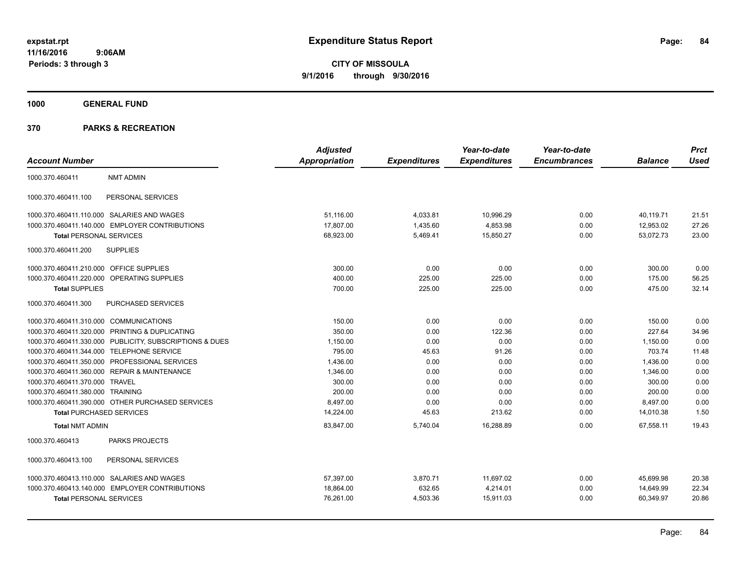# Expenditure Status Report

expstat.rpt
11/16/2016 9:06AM
Periods: 3 through 3

**CITY OF MISSOULA**
**9/1/2016 through 9/30/2016**

## 1000 GENERAL FUND

## 370 PARKS & RECREATION

| Account Number | | Adjusted Appropriation | Expenditures | Year-to-date Expenditures | Year-to-date Encumbrances | Balance | Prct Used |
|---|---|---|---|---|---|---|---|
| 1000.370.460411 | NMT ADMIN | | | | | | |
| 1000.370.460411.100 | PERSONAL SERVICES | | | | | | |
| 1000.370.460411.110.000 | SALARIES AND WAGES | 51,116.00 | 4,033.81 | 10,996.29 | 0.00 | 40,119.71 | 21.51 |
| 1000.370.460411.140.000 | EMPLOYER CONTRIBUTIONS | 17,807.00 | 1,435.60 | 4,853.98 | 0.00 | 12,953.02 | 27.26 |
| Total PERSONAL SERVICES | | 68,923.00 | 5,469.41 | 15,850.27 | 0.00 | 53,072.73 | 23.00 |
| 1000.370.460411.200 | SUPPLIES | | | | | | |
| 1000.370.460411.210.000 | OFFICE SUPPLIES | 300.00 | 0.00 | 0.00 | 0.00 | 300.00 | 0.00 |
| 1000.370.460411.220.000 | OPERATING SUPPLIES | 400.00 | 225.00 | 225.00 | 0.00 | 175.00 | 56.25 |
| Total SUPPLIES | | 700.00 | 225.00 | 225.00 | 0.00 | 475.00 | 32.14 |
| 1000.370.460411.300 | PURCHASED SERVICES | | | | | | |
| 1000.370.460411.310.000 | COMMUNICATIONS | 150.00 | 0.00 | 0.00 | 0.00 | 150.00 | 0.00 |
| 1000.370.460411.320.000 | PRINTING & DUPLICATING | 350.00 | 0.00 | 122.36 | 0.00 | 227.64 | 34.96 |
| 1000.370.460411.330.000 | PUBLICITY, SUBSCRIPTIONS & DUES | 1,150.00 | 0.00 | 0.00 | 0.00 | 1,150.00 | 0.00 |
| 1000.370.460411.344.000 | TELEPHONE SERVICE | 795.00 | 45.63 | 91.26 | 0.00 | 703.74 | 11.48 |
| 1000.370.460411.350.000 | PROFESSIONAL SERVICES | 1,436.00 | 0.00 | 0.00 | 0.00 | 1,436.00 | 0.00 |
| 1000.370.460411.360.000 | REPAIR & MAINTENANCE | 1,346.00 | 0.00 | 0.00 | 0.00 | 1,346.00 | 0.00 |
| 1000.370.460411.370.000 | TRAVEL | 300.00 | 0.00 | 0.00 | 0.00 | 300.00 | 0.00 |
| 1000.370.460411.380.000 | TRAINING | 200.00 | 0.00 | 0.00 | 0.00 | 200.00 | 0.00 |
| 1000.370.460411.390.000 | OTHER PURCHASED SERVICES | 8,497.00 | 0.00 | 0.00 | 0.00 | 8,497.00 | 0.00 |
| Total PURCHASED SERVICES | | 14,224.00 | 45.63 | 213.62 | 0.00 | 14,010.38 | 1.50 |
| Total NMT ADMIN | | 83,847.00 | 5,740.04 | 16,288.89 | 0.00 | 67,558.11 | 19.43 |
| 1000.370.460413 | PARKS PROJECTS | | | | | | |
| 1000.370.460413.100 | PERSONAL SERVICES | | | | | | |
| 1000.370.460413.110.000 | SALARIES AND WAGES | 57,397.00 | 3,870.71 | 11,697.02 | 0.00 | 45,699.98 | 20.38 |
| 1000.370.460413.140.000 | EMPLOYER CONTRIBUTIONS | 18,864.00 | 632.65 | 4,214.01 | 0.00 | 14,649.99 | 22.34 |
| Total PERSONAL SERVICES | | 76,261.00 | 4,503.36 | 15,911.03 | 0.00 | 60,349.97 | 20.86 |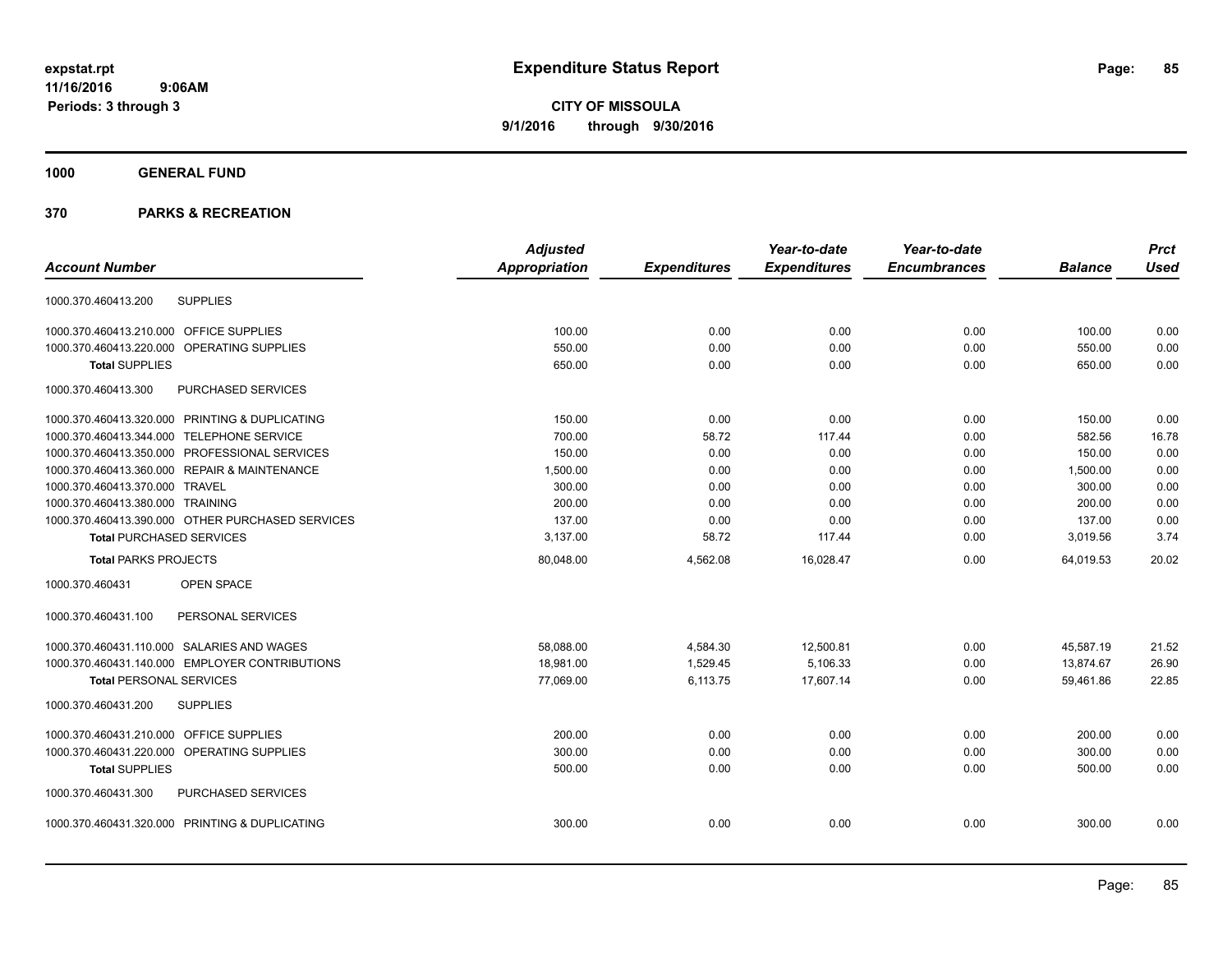# Expenditure Status Report

**CITY OF MISSOULA**

**9/1/2016 through 9/30/2016**

expstat.rpt
11/16/2016 9:06AM
Periods: 3 through 3

**1000 GENERAL FUND**

**370 PARKS & RECREATION**

| Account Number | | Adjusted Appropriation | Expenditures | Year-to-date Expenditures | Year-to-date Encumbrances | Balance | Prct Used |
|---|---|---|---|---|---|---|---|
| 1000.370.460413.200 | SUPPLIES | | | | | | |
| 1000.370.460413.210.000 | OFFICE SUPPLIES | 100.00 | 0.00 | 0.00 | 0.00 | 100.00 | 0.00 |
| 1000.370.460413.220.000 | OPERATING SUPPLIES | 550.00 | 0.00 | 0.00 | 0.00 | 550.00 | 0.00 |
| **Total** SUPPLIES | | 650.00 | 0.00 | 0.00 | 0.00 | 650.00 | 0.00 |
| 1000.370.460413.300 | PURCHASED SERVICES | | | | | | |
| 1000.370.460413.320.000 | PRINTING & DUPLICATING | 150.00 | 0.00 | 0.00 | 0.00 | 150.00 | 0.00 |
| 1000.370.460413.344.000 | TELEPHONE SERVICE | 700.00 | 58.72 | 117.44 | 0.00 | 582.56 | 16.78 |
| 1000.370.460413.350.000 | PROFESSIONAL SERVICES | 150.00 | 0.00 | 0.00 | 0.00 | 150.00 | 0.00 |
| 1000.370.460413.360.000 | REPAIR & MAINTENANCE | 1,500.00 | 0.00 | 0.00 | 0.00 | 1,500.00 | 0.00 |
| 1000.370.460413.370.000 | TRAVEL | 300.00 | 0.00 | 0.00 | 0.00 | 300.00 | 0.00 |
| 1000.370.460413.380.000 | TRAINING | 200.00 | 0.00 | 0.00 | 0.00 | 200.00 | 0.00 |
| 1000.370.460413.390.000 | OTHER PURCHASED SERVICES | 137.00 | 0.00 | 0.00 | 0.00 | 137.00 | 0.00 |
| **Total** PURCHASED SERVICES | | 3,137.00 | 58.72 | 117.44 | 0.00 | 3,019.56 | 3.74 |
| **Total** PARKS PROJECTS | | 80,048.00 | 4,562.08 | 16,028.47 | 0.00 | 64,019.53 | 20.02 |
| 1000.370.460431 | OPEN SPACE | | | | | | |
| 1000.370.460431.100 | PERSONAL SERVICES | | | | | | |
| 1000.370.460431.110.000 | SALARIES AND WAGES | 58,088.00 | 4,584.30 | 12,500.81 | 0.00 | 45,587.19 | 21.52 |
| 1000.370.460431.140.000 | EMPLOYER CONTRIBUTIONS | 18,981.00 | 1,529.45 | 5,106.33 | 0.00 | 13,874.67 | 26.90 |
| **Total** PERSONAL SERVICES | | 77,069.00 | 6,113.75 | 17,607.14 | 0.00 | 59,461.86 | 22.85 |
| 1000.370.460431.200 | SUPPLIES | | | | | | |
| 1000.370.460431.210.000 | OFFICE SUPPLIES | 200.00 | 0.00 | 0.00 | 0.00 | 200.00 | 0.00 |
| 1000.370.460431.220.000 | OPERATING SUPPLIES | 300.00 | 0.00 | 0.00 | 0.00 | 300.00 | 0.00 |
| **Total** SUPPLIES | | 500.00 | 0.00 | 0.00 | 0.00 | 500.00 | 0.00 |
| 1000.370.460431.300 | PURCHASED SERVICES | | | | | | |
| 1000.370.460431.320.000 | PRINTING & DUPLICATING | 300.00 | 0.00 | 0.00 | 0.00 | 300.00 | 0.00 |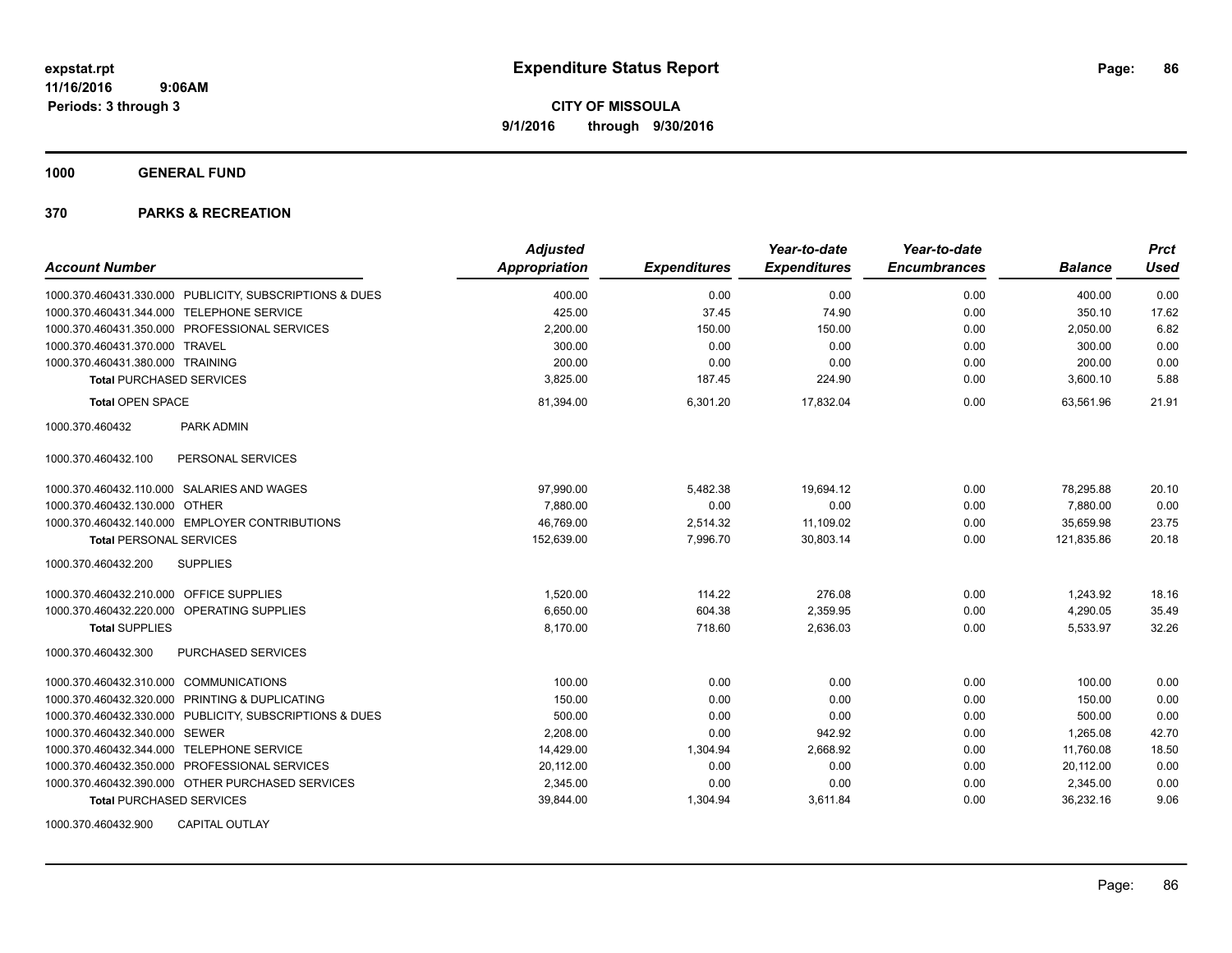**expstat.rpt**
**11/16/2016 9:06AM**
**Periods: 3 through 3**

# Expenditure Status Report

**CITY OF MISSOULA**
**9/1/2016 through 9/30/2016**

## 1000 GENERAL FUND

## 370 PARKS & RECREATION

| Account Number | Adjusted Appropriation | Expenditures | Year-to-date Expenditures | Year-to-date Encumbrances | Balance | Prct Used |
|---|---|---|---|---|---|---|
| 1000.370.460431.330.000 PUBLICITY, SUBSCRIPTIONS & DUES | 400.00 | 0.00 | 0.00 | 0.00 | 400.00 | 0.00 |
| 1000.370.460431.344.000 TELEPHONE SERVICE | 425.00 | 37.45 | 74.90 | 0.00 | 350.10 | 17.62 |
| 1000.370.460431.350.000 PROFESSIONAL SERVICES | 2,200.00 | 150.00 | 150.00 | 0.00 | 2,050.00 | 6.82 |
| 1000.370.460431.370.000 TRAVEL | 300.00 | 0.00 | 0.00 | 0.00 | 300.00 | 0.00 |
| 1000.370.460431.380.000 TRAINING | 200.00 | 0.00 | 0.00 | 0.00 | 200.00 | 0.00 |
| **Total** PURCHASED SERVICES | 3,825.00 | 187.45 | 224.90 | 0.00 | 3,600.10 | 5.88 |
| **Total** OPEN SPACE | 81,394.00 | 6,301.20 | 17,832.04 | 0.00 | 63,561.96 | 21.91 |
| 1000.370.460432 PARK ADMIN | | | | | | |
| 1000.370.460432.100 PERSONAL SERVICES | | | | | | |
| 1000.370.460432.110.000 SALARIES AND WAGES | 97,990.00 | 5,482.38 | 19,694.12 | 0.00 | 78,295.88 | 20.10 |
| 1000.370.460432.130.000 OTHER | 7,880.00 | 0.00 | 0.00 | 0.00 | 7,880.00 | 0.00 |
| 1000.370.460432.140.000 EMPLOYER CONTRIBUTIONS | 46,769.00 | 2,514.32 | 11,109.02 | 0.00 | 35,659.98 | 23.75 |
| **Total** PERSONAL SERVICES | 152,639.00 | 7,996.70 | 30,803.14 | 0.00 | 121,835.86 | 20.18 |
| 1000.370.460432.200 SUPPLIES | | | | | | |
| 1000.370.460432.210.000 OFFICE SUPPLIES | 1,520.00 | 114.22 | 276.08 | 0.00 | 1,243.92 | 18.16 |
| 1000.370.460432.220.000 OPERATING SUPPLIES | 6,650.00 | 604.38 | 2,359.95 | 0.00 | 4,290.05 | 35.49 |
| **Total** SUPPLIES | 8,170.00 | 718.60 | 2,636.03 | 0.00 | 5,533.97 | 32.26 |
| 1000.370.460432.300 PURCHASED SERVICES | | | | | | |
| 1000.370.460432.310.000 COMMUNICATIONS | 100.00 | 0.00 | 0.00 | 0.00 | 100.00 | 0.00 |
| 1000.370.460432.320.000 PRINTING & DUPLICATING | 150.00 | 0.00 | 0.00 | 0.00 | 150.00 | 0.00 |
| 1000.370.460432.330.000 PUBLICITY, SUBSCRIPTIONS & DUES | 500.00 | 0.00 | 0.00 | 0.00 | 500.00 | 0.00 |
| 1000.370.460432.340.000 SEWER | 2,208.00 | 0.00 | 942.92 | 0.00 | 1,265.08 | 42.70 |
| 1000.370.460432.344.000 TELEPHONE SERVICE | 14,429.00 | 1,304.94 | 2,668.92 | 0.00 | 11,760.08 | 18.50 |
| 1000.370.460432.350.000 PROFESSIONAL SERVICES | 20,112.00 | 0.00 | 0.00 | 0.00 | 20,112.00 | 0.00 |
| 1000.370.460432.390.000 OTHER PURCHASED SERVICES | 2,345.00 | 0.00 | 0.00 | 0.00 | 2,345.00 | 0.00 |
| **Total** PURCHASED SERVICES | 39,844.00 | 1,304.94 | 3,611.84 | 0.00 | 36,232.16 | 9.06 |
| 1000.370.460432.900 CAPITAL OUTLAY | | | | | | |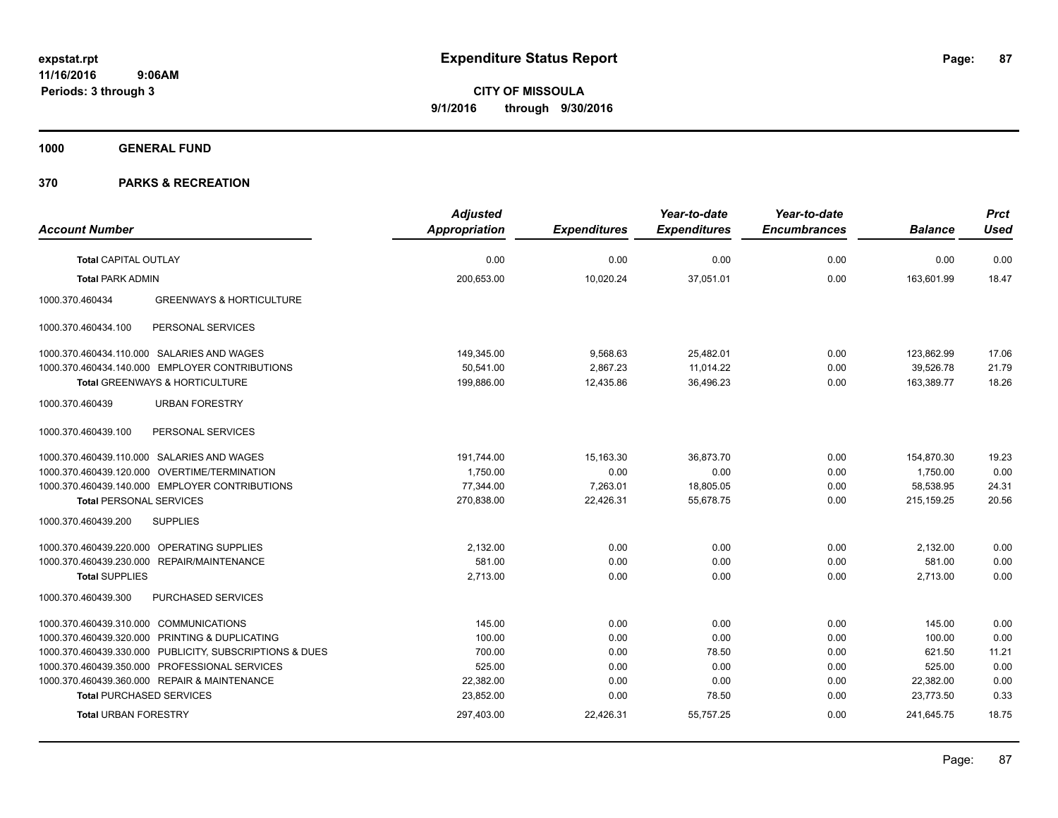# Expenditure Status Report

expstat.rpt
11/16/2016 9:06AM
Periods: 3 through 3

**CITY OF MISSOULA**
**9/1/2016 through 9/30/2016**

**1000 GENERAL FUND**

**370 PARKS & RECREATION**

| Account Number | Adjusted Appropriation | Expenditures | Year-to-date Expenditures | Year-to-date Encumbrances | Balance | Prct Used |
|---|---|---|---|---|---|---|
| **Total CAPITAL OUTLAY** | 0.00 | 0.00 | 0.00 | 0.00 | 0.00 | 0.00 |
| **Total PARK ADMIN** | 200,653.00 | 10,020.24 | 37,051.01 | 0.00 | 163,601.99 | 18.47 |
| 1000.370.460434 GREENWAYS & HORTICULTURE | | | | | | |
| 1000.370.460434.100 PERSONAL SERVICES | | | | | | |
| 1000.370.460434.110.000 SALARIES AND WAGES | 149,345.00 | 9,568.63 | 25,482.01 | 0.00 | 123,862.99 | 17.06 |
| 1000.370.460434.140.000 EMPLOYER CONTRIBUTIONS | 50,541.00 | 2,867.23 | 11,014.22 | 0.00 | 39,526.78 | 21.79 |
| **Total GREENWAYS & HORTICULTURE** | 199,886.00 | 12,435.86 | 36,496.23 | 0.00 | 163,389.77 | 18.26 |
| 1000.370.460439 URBAN FORESTRY | | | | | | |
| 1000.370.460439.100 PERSONAL SERVICES | | | | | | |
| 1000.370.460439.110.000 SALARIES AND WAGES | 191,744.00 | 15,163.30 | 36,873.70 | 0.00 | 154,870.30 | 19.23 |
| 1000.370.460439.120.000 OVERTIME/TERMINATION | 1,750.00 | 0.00 | 0.00 | 0.00 | 1,750.00 | 0.00 |
| 1000.370.460439.140.000 EMPLOYER CONTRIBUTIONS | 77,344.00 | 7,263.01 | 18,805.05 | 0.00 | 58,538.95 | 24.31 |
| **Total PERSONAL SERVICES** | 270,838.00 | 22,426.31 | 55,678.75 | 0.00 | 215,159.25 | 20.56 |
| 1000.370.460439.200 SUPPLIES | | | | | | |
| 1000.370.460439.220.000 OPERATING SUPPLIES | 2,132.00 | 0.00 | 0.00 | 0.00 | 2,132.00 | 0.00 |
| 1000.370.460439.230.000 REPAIR/MAINTENANCE | 581.00 | 0.00 | 0.00 | 0.00 | 581.00 | 0.00 |
| **Total SUPPLIES** | 2,713.00 | 0.00 | 0.00 | 0.00 | 2,713.00 | 0.00 |
| 1000.370.460439.300 PURCHASED SERVICES | | | | | | |
| 1000.370.460439.310.000 COMMUNICATIONS | 145.00 | 0.00 | 0.00 | 0.00 | 145.00 | 0.00 |
| 1000.370.460439.320.000 PRINTING & DUPLICATING | 100.00 | 0.00 | 0.00 | 0.00 | 100.00 | 0.00 |
| 1000.370.460439.330.000 PUBLICITY, SUBSCRIPTIONS & DUES | 700.00 | 0.00 | 78.50 | 0.00 | 621.50 | 11.21 |
| 1000.370.460439.350.000 PROFESSIONAL SERVICES | 525.00 | 0.00 | 0.00 | 0.00 | 525.00 | 0.00 |
| 1000.370.460439.360.000 REPAIR & MAINTENANCE | 22,382.00 | 0.00 | 0.00 | 0.00 | 22,382.00 | 0.00 |
| **Total PURCHASED SERVICES** | 23,852.00 | 0.00 | 78.50 | 0.00 | 23,773.50 | 0.33 |
| **Total URBAN FORESTRY** | 297,403.00 | 22,426.31 | 55,757.25 | 0.00 | 241,645.75 | 18.75 |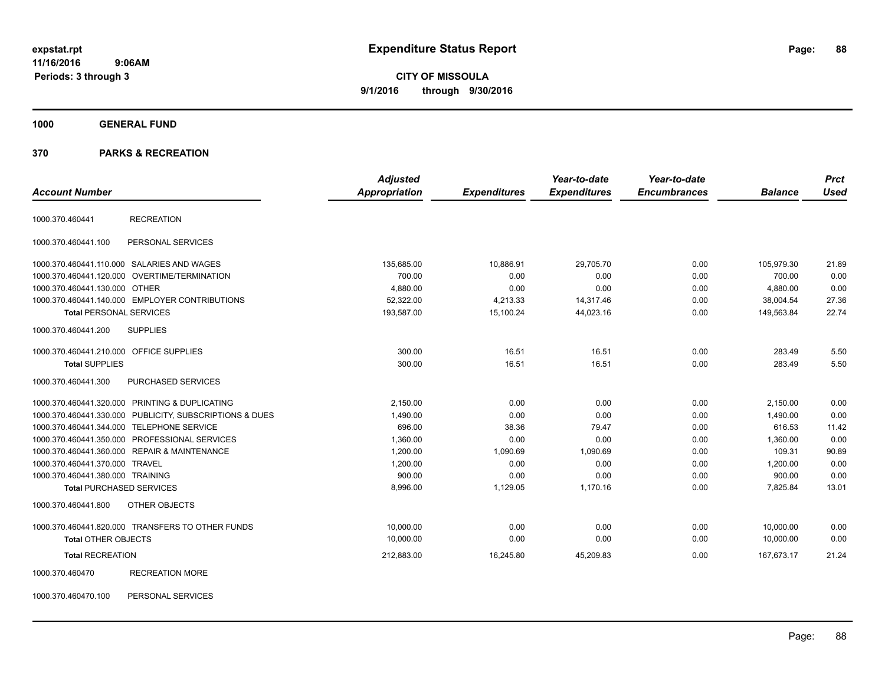# Expenditure Status Report

expstat.rpt
11/16/2016 9:06AM
Periods: 3 through 3

**CITY OF MISSOULA**
**9/1/2016 through 9/30/2016**

**1000 GENERAL FUND**

**370 PARKS & RECREATION**

| Account Number | | Adjusted Appropriation | Expenditures | Year-to-date Expenditures | Year-to-date Encumbrances | Balance | Prct Used |
|---|---|---|---|---|---|---|---|
| 1000.370.460441 | RECREATION | | | | | | |
| 1000.370.460441.100 | PERSONAL SERVICES | | | | | | |
| 1000.370.460441.110.000 | SALARIES AND WAGES | 135,685.00 | 10,886.91 | 29,705.70 | 0.00 | 105,979.30 | 21.89 |
| 1000.370.460441.120.000 | OVERTIME/TERMINATION | 700.00 | 0.00 | 0.00 | 0.00 | 700.00 | 0.00 |
| 1000.370.460441.130.000 | OTHER | 4,880.00 | 0.00 | 0.00 | 0.00 | 4,880.00 | 0.00 |
| 1000.370.460441.140.000 | EMPLOYER CONTRIBUTIONS | 52,322.00 | 4,213.33 | 14,317.46 | 0.00 | 38,004.54 | 27.36 |
| **Total** PERSONAL SERVICES | | 193,587.00 | 15,100.24 | 44,023.16 | 0.00 | 149,563.84 | 22.74 |
| 1000.370.460441.200 | SUPPLIES | | | | | | |
| 1000.370.460441.210.000 | OFFICE SUPPLIES | 300.00 | 16.51 | 16.51 | 0.00 | 283.49 | 5.50 |
| **Total** SUPPLIES | | 300.00 | 16.51 | 16.51 | 0.00 | 283.49 | 5.50 |
| 1000.370.460441.300 | PURCHASED SERVICES | | | | | | |
| 1000.370.460441.320.000 | PRINTING & DUPLICATING | 2,150.00 | 0.00 | 0.00 | 0.00 | 2,150.00 | 0.00 |
| 1000.370.460441.330.000 | PUBLICITY, SUBSCRIPTIONS & DUES | 1,490.00 | 0.00 | 0.00 | 0.00 | 1,490.00 | 0.00 |
| 1000.370.460441.344.000 | TELEPHONE SERVICE | 696.00 | 38.36 | 79.47 | 0.00 | 616.53 | 11.42 |
| 1000.370.460441.350.000 | PROFESSIONAL SERVICES | 1,360.00 | 0.00 | 0.00 | 0.00 | 1,360.00 | 0.00 |
| 1000.370.460441.360.000 | REPAIR & MAINTENANCE | 1,200.00 | 1,090.69 | 1,090.69 | 0.00 | 109.31 | 90.89 |
| 1000.370.460441.370.000 | TRAVEL | 1,200.00 | 0.00 | 0.00 | 0.00 | 1,200.00 | 0.00 |
| 1000.370.460441.380.000 | TRAINING | 900.00 | 0.00 | 0.00 | 0.00 | 900.00 | 0.00 |
| **Total** PURCHASED SERVICES | | 8,996.00 | 1,129.05 | 1,170.16 | 0.00 | 7,825.84 | 13.01 |
| 1000.370.460441.800 | OTHER OBJECTS | | | | | | |
| 1000.370.460441.820.000 | TRANSFERS TO OTHER FUNDS | 10,000.00 | 0.00 | 0.00 | 0.00 | 10,000.00 | 0.00 |
| **Total** OTHER OBJECTS | | 10,000.00 | 0.00 | 0.00 | 0.00 | 10,000.00 | 0.00 |
| **Total** RECREATION | | 212,883.00 | 16,245.80 | 45,209.83 | 0.00 | 167,673.17 | 21.24 |
| 1000.370.460470 | RECREATION MORE | | | | | | |
| 1000.370.460470.100 | PERSONAL SERVICES | | | | | | |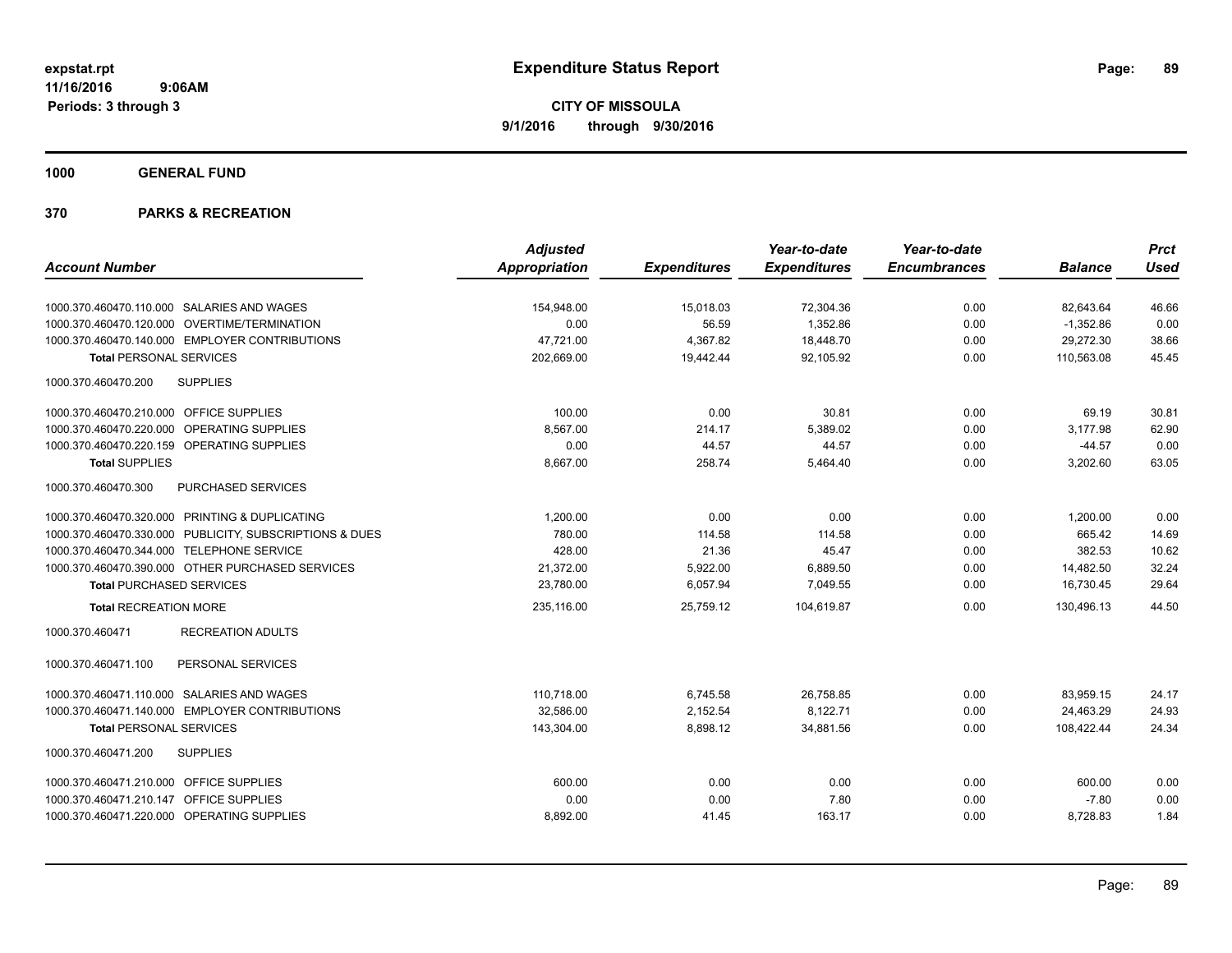# Expenditure Status Report

**CITY OF MISSOULA**
**9/1/2016 through 9/30/2016**

expstat.rpt
11/16/2016 9:06AM
Periods: 3 through 3

**1000 GENERAL FUND**

**370 PARKS & RECREATION**

| Account Number | Adjusted Appropriation | Expenditures | Year-to-date Expenditures | Year-to-date Encumbrances | Balance | Prct Used |
|---|---|---|---|---|---|---|
| 1000.370.460470.110.000 SALARIES AND WAGES | 154,948.00 | 15,018.03 | 72,304.36 | 0.00 | 82,643.64 | 46.66 |
| 1000.370.460470.120.000 OVERTIME/TERMINATION | 0.00 | 56.59 | 1,352.86 | 0.00 | -1,352.86 | 0.00 |
| 1000.370.460470.140.000 EMPLOYER CONTRIBUTIONS | 47,721.00 | 4,367.82 | 18,448.70 | 0.00 | 29,272.30 | 38.66 |
| **Total** PERSONAL SERVICES | 202,669.00 | 19,442.44 | 92,105.92 | 0.00 | 110,563.08 | 45.45 |
| 1000.370.460470.200 SUPPLIES | | | | | | |
| 1000.370.460470.210.000 OFFICE SUPPLIES | 100.00 | 0.00 | 30.81 | 0.00 | 69.19 | 30.81 |
| 1000.370.460470.220.000 OPERATING SUPPLIES | 8,567.00 | 214.17 | 5,389.02 | 0.00 | 3,177.98 | 62.90 |
| 1000.370.460470.220.159 OPERATING SUPPLIES | 0.00 | 44.57 | 44.57 | 0.00 | -44.57 | 0.00 |
| **Total** SUPPLIES | 8,667.00 | 258.74 | 5,464.40 | 0.00 | 3,202.60 | 63.05 |
| 1000.370.460470.300 PURCHASED SERVICES | | | | | | |
| 1000.370.460470.320.000 PRINTING & DUPLICATING | 1,200.00 | 0.00 | 0.00 | 0.00 | 1,200.00 | 0.00 |
| 1000.370.460470.330.000 PUBLICITY, SUBSCRIPTIONS & DUES | 780.00 | 114.58 | 114.58 | 0.00 | 665.42 | 14.69 |
| 1000.370.460470.344.000 TELEPHONE SERVICE | 428.00 | 21.36 | 45.47 | 0.00 | 382.53 | 10.62 |
| 1000.370.460470.390.000 OTHER PURCHASED SERVICES | 21,372.00 | 5,922.00 | 6,889.50 | 0.00 | 14,482.50 | 32.24 |
| **Total** PURCHASED SERVICES | 23,780.00 | 6,057.94 | 7,049.55 | 0.00 | 16,730.45 | 29.64 |
| **Total** RECREATION MORE | 235,116.00 | 25,759.12 | 104,619.87 | 0.00 | 130,496.13 | 44.50 |
| 1000.370.460471 RECREATION ADULTS | | | | | | |
| 1000.370.460471.100 PERSONAL SERVICES | | | | | | |
| 1000.370.460471.110.000 SALARIES AND WAGES | 110,718.00 | 6,745.58 | 26,758.85 | 0.00 | 83,959.15 | 24.17 |
| 1000.370.460471.140.000 EMPLOYER CONTRIBUTIONS | 32,586.00 | 2,152.54 | 8,122.71 | 0.00 | 24,463.29 | 24.93 |
| **Total** PERSONAL SERVICES | 143,304.00 | 8,898.12 | 34,881.56 | 0.00 | 108,422.44 | 24.34 |
| 1000.370.460471.200 SUPPLIES | | | | | | |
| 1000.370.460471.210.000 OFFICE SUPPLIES | 600.00 | 0.00 | 0.00 | 0.00 | 600.00 | 0.00 |
| 1000.370.460471.210.147 OFFICE SUPPLIES | 0.00 | 0.00 | 7.80 | 0.00 | -7.80 | 0.00 |
| 1000.370.460471.220.000 OPERATING SUPPLIES | 8,892.00 | 41.45 | 163.17 | 0.00 | 8,728.83 | 1.84 |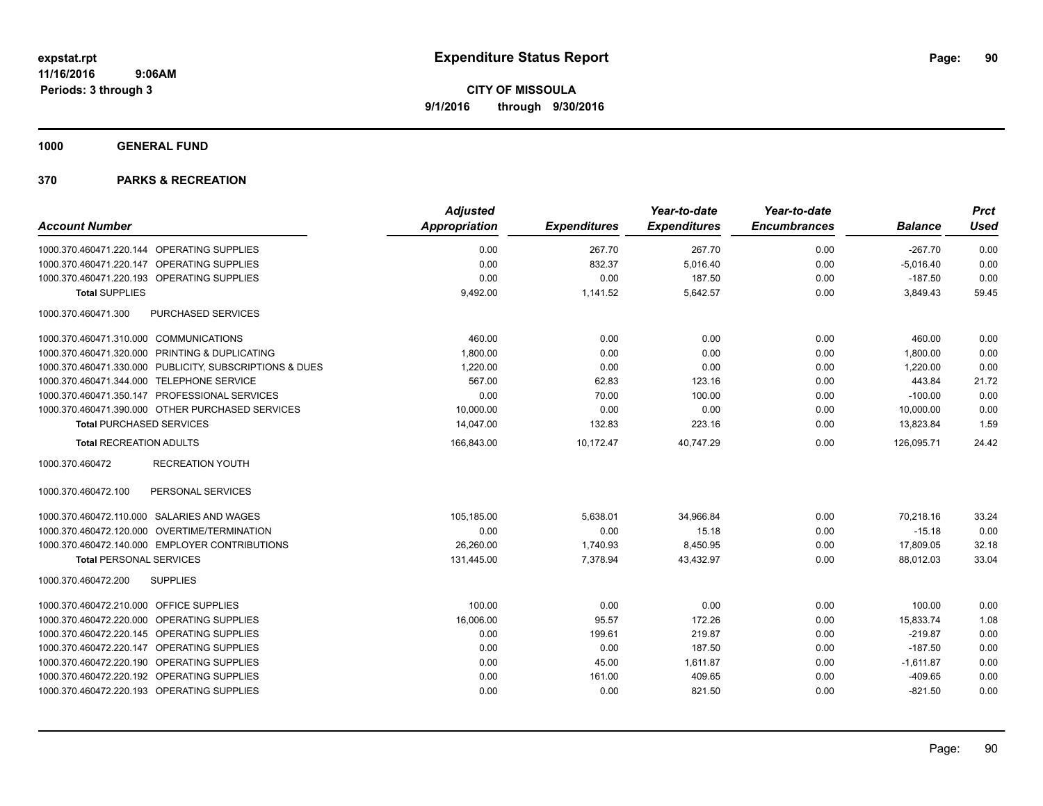expstat.rpt
11/16/2016 9:06AM
Periods: 3 through 3

# Expenditure Status Report

**CITY OF MISSOULA**
**9/1/2016 through 9/30/2016**

**1000 GENERAL FUND**

**370 PARKS & RECREATION**

| Account Number | Adjusted Appropriation | Expenditures | Year-to-date Expenditures | Year-to-date Encumbrances | Balance | Prct Used |
|---|---|---|---|---|---|---|
| 1000.370.460471.220.144 OPERATING SUPPLIES | 0.00 | 267.70 | 267.70 | 0.00 | -267.70 | 0.00 |
| 1000.370.460471.220.147 OPERATING SUPPLIES | 0.00 | 832.37 | 5,016.40 | 0.00 | -5,016.40 | 0.00 |
| 1000.370.460471.220.193 OPERATING SUPPLIES | 0.00 | 0.00 | 187.50 | 0.00 | -187.50 | 0.00 |
| **Total SUPPLIES** | 9,492.00 | 1,141.52 | 5,642.57 | 0.00 | 3,849.43 | 59.45 |
| 1000.370.460471.300 PURCHASED SERVICES | | | | | | |
| 1000.370.460471.310.000 COMMUNICATIONS | 460.00 | 0.00 | 0.00 | 0.00 | 460.00 | 0.00 |
| 1000.370.460471.320.000 PRINTING & DUPLICATING | 1,800.00 | 0.00 | 0.00 | 0.00 | 1,800.00 | 0.00 |
| 1000.370.460471.330.000 PUBLICITY, SUBSCRIPTIONS & DUES | 1,220.00 | 0.00 | 0.00 | 0.00 | 1,220.00 | 0.00 |
| 1000.370.460471.344.000 TELEPHONE SERVICE | 567.00 | 62.83 | 123.16 | 0.00 | 443.84 | 21.72 |
| 1000.370.460471.350.147 PROFESSIONAL SERVICES | 0.00 | 70.00 | 100.00 | 0.00 | -100.00 | 0.00 |
| 1000.370.460471.390.000 OTHER PURCHASED SERVICES | 10,000.00 | 0.00 | 0.00 | 0.00 | 10,000.00 | 0.00 |
| **Total PURCHASED SERVICES** | 14,047.00 | 132.83 | 223.16 | 0.00 | 13,823.84 | 1.59 |
| **Total RECREATION ADULTS** | 166,843.00 | 10,172.47 | 40,747.29 | 0.00 | 126,095.71 | 24.42 |
| 1000.370.460472 RECREATION YOUTH | | | | | | |
| 1000.370.460472.100 PERSONAL SERVICES | | | | | | |
| 1000.370.460472.110.000 SALARIES AND WAGES | 105,185.00 | 5,638.01 | 34,966.84 | 0.00 | 70,218.16 | 33.24 |
| 1000.370.460472.120.000 OVERTIME/TERMINATION | 0.00 | 0.00 | 15.18 | 0.00 | -15.18 | 0.00 |
| 1000.370.460472.140.000 EMPLOYER CONTRIBUTIONS | 26,260.00 | 1,740.93 | 8,450.95 | 0.00 | 17,809.05 | 32.18 |
| **Total PERSONAL SERVICES** | 131,445.00 | 7,378.94 | 43,432.97 | 0.00 | 88,012.03 | 33.04 |
| 1000.370.460472.200 SUPPLIES | | | | | | |
| 1000.370.460472.210.000 OFFICE SUPPLIES | 100.00 | 0.00 | 0.00 | 0.00 | 100.00 | 0.00 |
| 1000.370.460472.220.000 OPERATING SUPPLIES | 16,006.00 | 95.57 | 172.26 | 0.00 | 15,833.74 | 1.08 |
| 1000.370.460472.220.145 OPERATING SUPPLIES | 0.00 | 199.61 | 219.87 | 0.00 | -219.87 | 0.00 |
| 1000.370.460472.220.147 OPERATING SUPPLIES | 0.00 | 0.00 | 187.50 | 0.00 | -187.50 | 0.00 |
| 1000.370.460472.220.190 OPERATING SUPPLIES | 0.00 | 45.00 | 1,611.87 | 0.00 | -1,611.87 | 0.00 |
| 1000.370.460472.220.192 OPERATING SUPPLIES | 0.00 | 161.00 | 409.65 | 0.00 | -409.65 | 0.00 |
| 1000.370.460472.220.193 OPERATING SUPPLIES | 0.00 | 0.00 | 821.50 | 0.00 | -821.50 | 0.00 |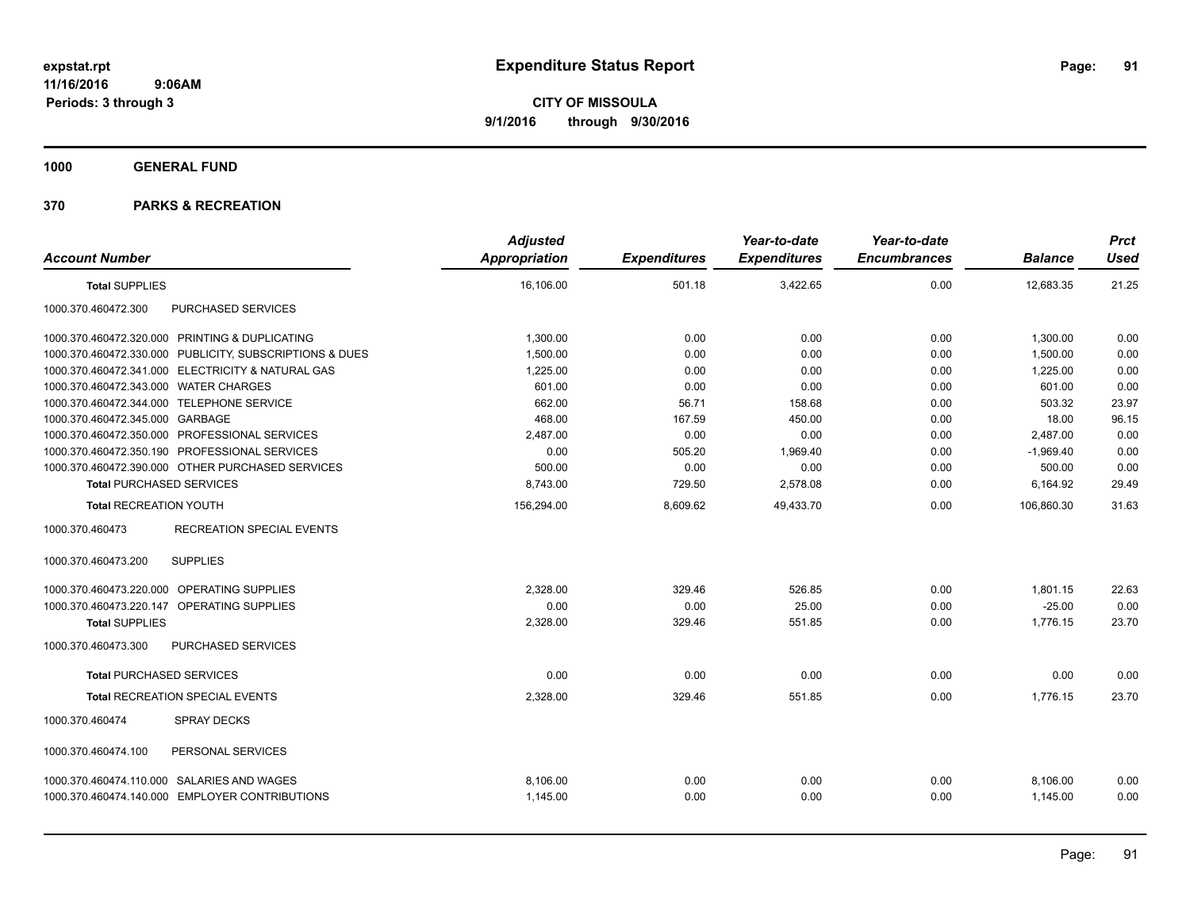# Expenditure Status Report

**CITY OF MISSOULA**

**9/1/2016 through 9/30/2016**

expstat.rpt
11/16/2016 9:06AM
Periods: 3 through 3

**1000 GENERAL FUND**

**370 PARKS & RECREATION**

| Account Number | Adjusted Appropriation | Expenditures | Year-to-date Expenditures | Year-to-date Encumbrances | Balance | Prct Used |
|---|---|---|---|---|---|---|
| **Total SUPPLIES** | 16,106.00 | 501.18 | 3,422.65 | 0.00 | 12,683.35 | 21.25 |
| 1000.370.460472.300 PURCHASED SERVICES | | | | | | |
| 1000.370.460472.320.000 PRINTING & DUPLICATING | 1,300.00 | 0.00 | 0.00 | 0.00 | 1,300.00 | 0.00 |
| 1000.370.460472.330.000 PUBLICITY, SUBSCRIPTIONS & DUES | 1,500.00 | 0.00 | 0.00 | 0.00 | 1,500.00 | 0.00 |
| 1000.370.460472.341.000 ELECTRICITY & NATURAL GAS | 1,225.00 | 0.00 | 0.00 | 0.00 | 1,225.00 | 0.00 |
| 1000.370.460472.343.000 WATER CHARGES | 601.00 | 0.00 | 0.00 | 0.00 | 601.00 | 0.00 |
| 1000.370.460472.344.000 TELEPHONE SERVICE | 662.00 | 56.71 | 158.68 | 0.00 | 503.32 | 23.97 |
| 1000.370.460472.345.000 GARBAGE | 468.00 | 167.59 | 450.00 | 0.00 | 18.00 | 96.15 |
| 1000.370.460472.350.000 PROFESSIONAL SERVICES | 2,487.00 | 0.00 | 0.00 | 0.00 | 2,487.00 | 0.00 |
| 1000.370.460472.350.190 PROFESSIONAL SERVICES | 0.00 | 505.20 | 1,969.40 | 0.00 | -1,969.40 | 0.00 |
| 1000.370.460472.390.000 OTHER PURCHASED SERVICES | 500.00 | 0.00 | 0.00 | 0.00 | 500.00 | 0.00 |
| **Total PURCHASED SERVICES** | 8,743.00 | 729.50 | 2,578.08 | 0.00 | 6,164.92 | 29.49 |
| **Total RECREATION YOUTH** | 156,294.00 | 8,609.62 | 49,433.70 | 0.00 | 106,860.30 | 31.63 |
| 1000.370.460473 RECREATION SPECIAL EVENTS | | | | | | |
| 1000.370.460473.200 SUPPLIES | | | | | | |
| 1000.370.460473.220.000 OPERATING SUPPLIES | 2,328.00 | 329.46 | 526.85 | 0.00 | 1,801.15 | 22.63 |
| 1000.370.460473.220.147 OPERATING SUPPLIES | 0.00 | 0.00 | 25.00 | 0.00 | -25.00 | 0.00 |
| **Total SUPPLIES** | 2,328.00 | 329.46 | 551.85 | 0.00 | 1,776.15 | 23.70 |
| 1000.370.460473.300 PURCHASED SERVICES | | | | | | |
| **Total PURCHASED SERVICES** | 0.00 | 0.00 | 0.00 | 0.00 | 0.00 | 0.00 |
| **Total RECREATION SPECIAL EVENTS** | 2,328.00 | 329.46 | 551.85 | 0.00 | 1,776.15 | 23.70 |
| 1000.370.460474 SPRAY DECKS | | | | | | |
| 1000.370.460474.100 PERSONAL SERVICES | | | | | | |
| 1000.370.460474.110.000 SALARIES AND WAGES | 8,106.00 | 0.00 | 0.00 | 0.00 | 8,106.00 | 0.00 |
| 1000.370.460474.140.000 EMPLOYER CONTRIBUTIONS | 1,145.00 | 0.00 | 0.00 | 0.00 | 1,145.00 | 0.00 |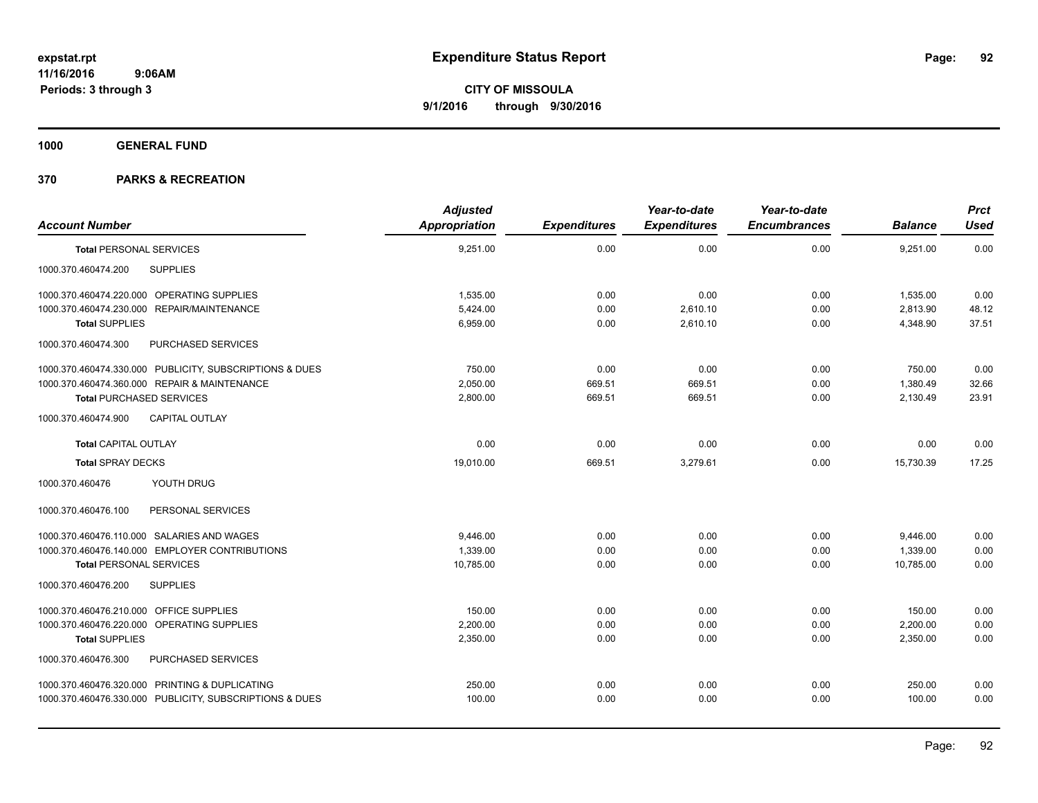**expstat.rpt**
**11/16/2016 9:06AM**
**Periods: 3 through 3**

# Expenditure Status Report

**CITY OF MISSOULA**
**9/1/2016 through 9/30/2016**

## 1000 GENERAL FUND

## 370 PARKS & RECREATION

| Account Number | Adjusted Appropriation | Expenditures | Year-to-date Expenditures | Year-to-date Encumbrances | Balance | Prct Used |
|---|---|---|---|---|---|---|
| **Total** PERSONAL SERVICES | 9,251.00 | 0.00 | 0.00 | 0.00 | 9,251.00 | 0.00 |
| 1000.370.460474.200 SUPPLIES | | | | | | |
| 1000.370.460474.220.000 OPERATING SUPPLIES | 1,535.00 | 0.00 | 0.00 | 0.00 | 1,535.00 | 0.00 |
| 1000.370.460474.230.000 REPAIR/MAINTENANCE | 5,424.00 | 0.00 | 2,610.10 | 0.00 | 2,813.90 | 48.12 |
| **Total** SUPPLIES | 6,959.00 | 0.00 | 2,610.10 | 0.00 | 4,348.90 | 37.51 |
| 1000.370.460474.300 PURCHASED SERVICES | | | | | | |
| 1000.370.460474.330.000 PUBLICITY, SUBSCRIPTIONS & DUES | 750.00 | 0.00 | 0.00 | 0.00 | 750.00 | 0.00 |
| 1000.370.460474.360.000 REPAIR & MAINTENANCE | 2,050.00 | 669.51 | 669.51 | 0.00 | 1,380.49 | 32.66 |
| **Total** PURCHASED SERVICES | 2,800.00 | 669.51 | 669.51 | 0.00 | 2,130.49 | 23.91 |
| 1000.370.460474.900 CAPITAL OUTLAY | | | | | | |
| **Total** CAPITAL OUTLAY | 0.00 | 0.00 | 0.00 | 0.00 | 0.00 | 0.00 |
| **Total** SPRAY DECKS | 19,010.00 | 669.51 | 3,279.61 | 0.00 | 15,730.39 | 17.25 |
| 1000.370.460476 YOUTH DRUG | | | | | | |
| 1000.370.460476.100 PERSONAL SERVICES | | | | | | |
| 1000.370.460476.110.000 SALARIES AND WAGES | 9,446.00 | 0.00 | 0.00 | 0.00 | 9,446.00 | 0.00 |
| 1000.370.460476.140.000 EMPLOYER CONTRIBUTIONS | 1,339.00 | 0.00 | 0.00 | 0.00 | 1,339.00 | 0.00 |
| **Total** PERSONAL SERVICES | 10,785.00 | 0.00 | 0.00 | 0.00 | 10,785.00 | 0.00 |
| 1000.370.460476.200 SUPPLIES | | | | | | |
| 1000.370.460476.210.000 OFFICE SUPPLIES | 150.00 | 0.00 | 0.00 | 0.00 | 150.00 | 0.00 |
| 1000.370.460476.220.000 OPERATING SUPPLIES | 2,200.00 | 0.00 | 0.00 | 0.00 | 2,200.00 | 0.00 |
| **Total** SUPPLIES | 2,350.00 | 0.00 | 0.00 | 0.00 | 2,350.00 | 0.00 |
| 1000.370.460476.300 PURCHASED SERVICES | | | | | | |
| 1000.370.460476.320.000 PRINTING & DUPLICATING | 250.00 | 0.00 | 0.00 | 0.00 | 250.00 | 0.00 |
| 1000.370.460476.330.000 PUBLICITY, SUBSCRIPTIONS & DUES | 100.00 | 0.00 | 0.00 | 0.00 | 100.00 | 0.00 |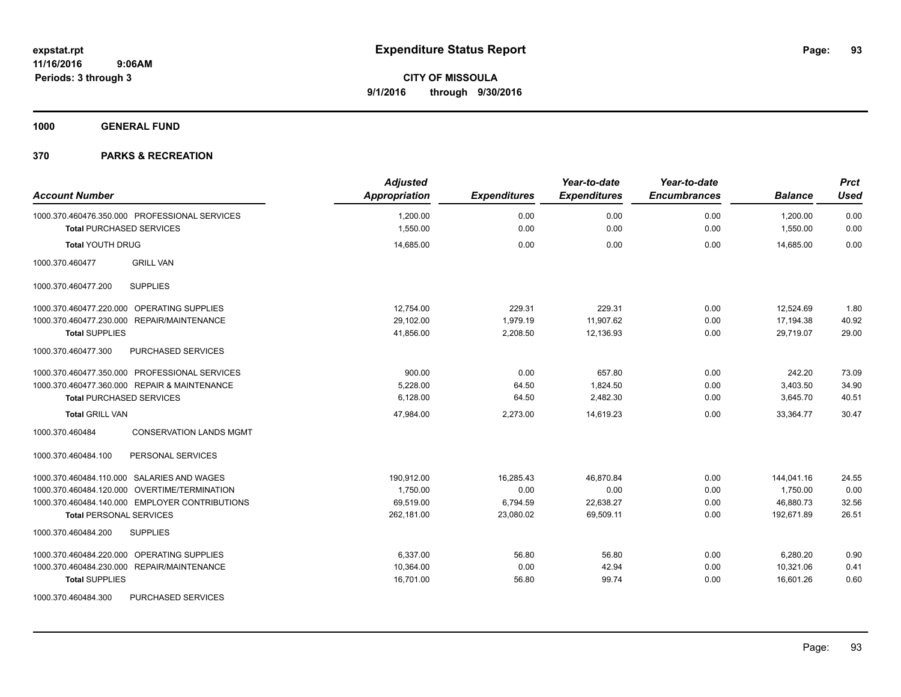# Expenditure Status Report

**CITY OF MISSOULA**
**9/1/2016 through 9/30/2016**

expstat.rpt
11/16/2016 9:06AM
Periods: 3 through 3

**1000 GENERAL FUND**

**370 PARKS & RECREATION**

| Account Number | Adjusted Appropriation | Expenditures | Year-to-date Expenditures | Year-to-date Encumbrances | Balance | Prct Used |
|---|---|---|---|---|---|---|
| 1000.370.460476.350.000 PROFESSIONAL SERVICES | 1,200.00 | 0.00 | 0.00 | 0.00 | 1,200.00 | 0.00 |
| **Total** PURCHASED SERVICES | 1,550.00 | 0.00 | 0.00 | 0.00 | 1,550.00 | 0.00 |
| **Total** YOUTH DRUG | 14,685.00 | 0.00 | 0.00 | 0.00 | 14,685.00 | 0.00 |
| 1000.370.460477 GRILL VAN | | | | | | |
| 1000.370.460477.200 SUPPLIES | | | | | | |
| 1000.370.460477.220.000 OPERATING SUPPLIES | 12,754.00 | 229.31 | 229.31 | 0.00 | 12,524.69 | 1.80 |
| 1000.370.460477.230.000 REPAIR/MAINTENANCE | 29,102.00 | 1,979.19 | 11,907.62 | 0.00 | 17,194.38 | 40.92 |
| **Total** SUPPLIES | 41,856.00 | 2,208.50 | 12,136.93 | 0.00 | 29,719.07 | 29.00 |
| 1000.370.460477.300 PURCHASED SERVICES | | | | | | |
| 1000.370.460477.350.000 PROFESSIONAL SERVICES | 900.00 | 0.00 | 657.80 | 0.00 | 242.20 | 73.09 |
| 1000.370.460477.360.000 REPAIR & MAINTENANCE | 5,228.00 | 64.50 | 1,824.50 | 0.00 | 3,403.50 | 34.90 |
| **Total** PURCHASED SERVICES | 6,128.00 | 64.50 | 2,482.30 | 0.00 | 3,645.70 | 40.51 |
| **Total** GRILL VAN | 47,984.00 | 2,273.00 | 14,619.23 | 0.00 | 33,364.77 | 30.47 |
| 1000.370.460484 CONSERVATION LANDS MGMT | | | | | | |
| 1000.370.460484.100 PERSONAL SERVICES | | | | | | |
| 1000.370.460484.110.000 SALARIES AND WAGES | 190,912.00 | 16,285.43 | 46,870.84 | 0.00 | 144,041.16 | 24.55 |
| 1000.370.460484.120.000 OVERTIME/TERMINATION | 1,750.00 | 0.00 | 0.00 | 0.00 | 1,750.00 | 0.00 |
| 1000.370.460484.140.000 EMPLOYER CONTRIBUTIONS | 69,519.00 | 6,794.59 | 22,638.27 | 0.00 | 46,880.73 | 32.56 |
| **Total** PERSONAL SERVICES | 262,181.00 | 23,080.02 | 69,509.11 | 0.00 | 192,671.89 | 26.51 |
| 1000.370.460484.200 SUPPLIES | | | | | | |
| 1000.370.460484.220.000 OPERATING SUPPLIES | 6,337.00 | 56.80 | 56.80 | 0.00 | 6,280.20 | 0.90 |
| 1000.370.460484.230.000 REPAIR/MAINTENANCE | 10,364.00 | 0.00 | 42.94 | 0.00 | 10,321.06 | 0.41 |
| **Total** SUPPLIES | 16,701.00 | 56.80 | 99.74 | 0.00 | 16,601.26 | 0.60 |
| 1000.370.460484.300 PURCHASED SERVICES | | | | | | |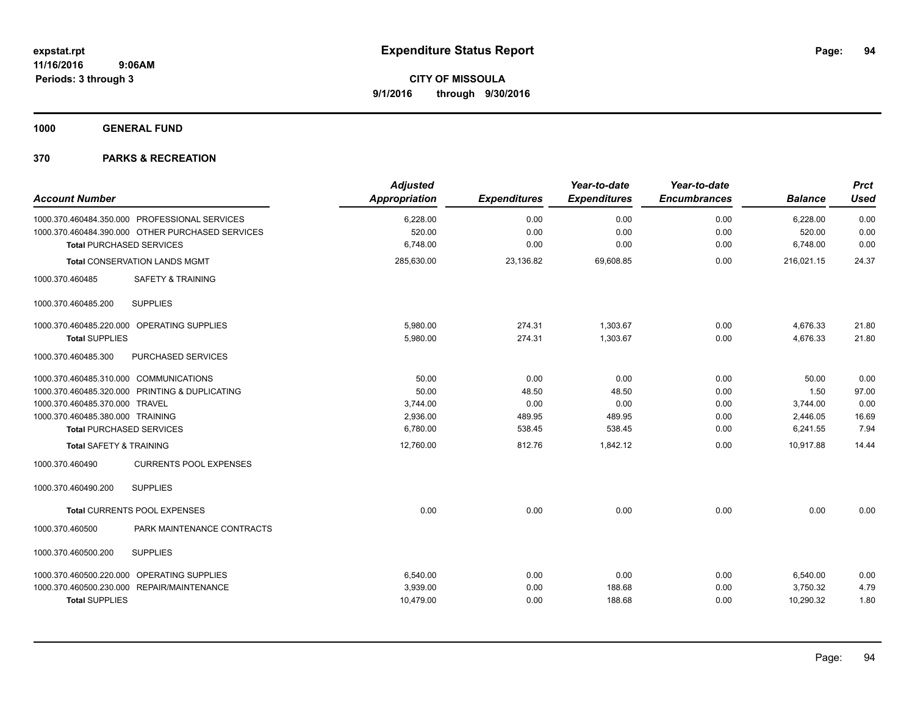# Expenditure Status Report

**expstat.rpt**
**11/16/2016 9:06AM**
**Periods: 3 through 3**

**CITY OF MISSOULA**
**9/1/2016 through 9/30/2016**

**1000 GENERAL FUND**

**370 PARKS & RECREATION**

| Account Number | Adjusted Appropriation | Expenditures | Year-to-date Expenditures | Year-to-date Encumbrances | Balance | Prct Used |
|---|---|---|---|---|---|---|
| 1000.370.460484.350.000 PROFESSIONAL SERVICES | 6,228.00 | 0.00 | 0.00 | 0.00 | 6,228.00 | 0.00 |
| 1000.370.460484.390.000 OTHER PURCHASED SERVICES | 520.00 | 0.00 | 0.00 | 0.00 | 520.00 | 0.00 |
| **Total** PURCHASED SERVICES | 6,748.00 | 0.00 | 0.00 | 0.00 | 6,748.00 | 0.00 |
| **Total** CONSERVATION LANDS MGMT | 285,630.00 | 23,136.82 | 69,608.85 | 0.00 | 216,021.15 | 24.37 |
| 1000.370.460485 SAFETY & TRAINING | | | | | | |
| 1000.370.460485.200 SUPPLIES | | | | | | |
| 1000.370.460485.220.000 OPERATING SUPPLIES | 5,980.00 | 274.31 | 1,303.67 | 0.00 | 4,676.33 | 21.80 |
| **Total** SUPPLIES | 5,980.00 | 274.31 | 1,303.67 | 0.00 | 4,676.33 | 21.80 |
| 1000.370.460485.300 PURCHASED SERVICES | | | | | | |
| 1000.370.460485.310.000 COMMUNICATIONS | 50.00 | 0.00 | 0.00 | 0.00 | 50.00 | 0.00 |
| 1000.370.460485.320.000 PRINTING & DUPLICATING | 50.00 | 48.50 | 48.50 | 0.00 | 1.50 | 97.00 |
| 1000.370.460485.370.000 TRAVEL | 3,744.00 | 0.00 | 0.00 | 0.00 | 3,744.00 | 0.00 |
| 1000.370.460485.380.000 TRAINING | 2,936.00 | 489.95 | 489.95 | 0.00 | 2,446.05 | 16.69 |
| **Total** PURCHASED SERVICES | 6,780.00 | 538.45 | 538.45 | 0.00 | 6,241.55 | 7.94 |
| **Total** SAFETY & TRAINING | 12,760.00 | 812.76 | 1,842.12 | 0.00 | 10,917.88 | 14.44 |
| 1000.370.460490 CURRENTS POOL EXPENSES | | | | | | |
| 1000.370.460490.200 SUPPLIES | | | | | | |
| **Total** CURRENTS POOL EXPENSES | 0.00 | 0.00 | 0.00 | 0.00 | 0.00 | 0.00 |
| 1000.370.460500 PARK MAINTENANCE CONTRACTS | | | | | | |
| 1000.370.460500.200 SUPPLIES | | | | | | |
| 1000.370.460500.220.000 OPERATING SUPPLIES | 6,540.00 | 0.00 | 0.00 | 0.00 | 6,540.00 | 0.00 |
| 1000.370.460500.230.000 REPAIR/MAINTENANCE | 3,939.00 | 0.00 | 188.68 | 0.00 | 3,750.32 | 4.79 |
| **Total** SUPPLIES | 10,479.00 | 0.00 | 188.68 | 0.00 | 10,290.32 | 1.80 |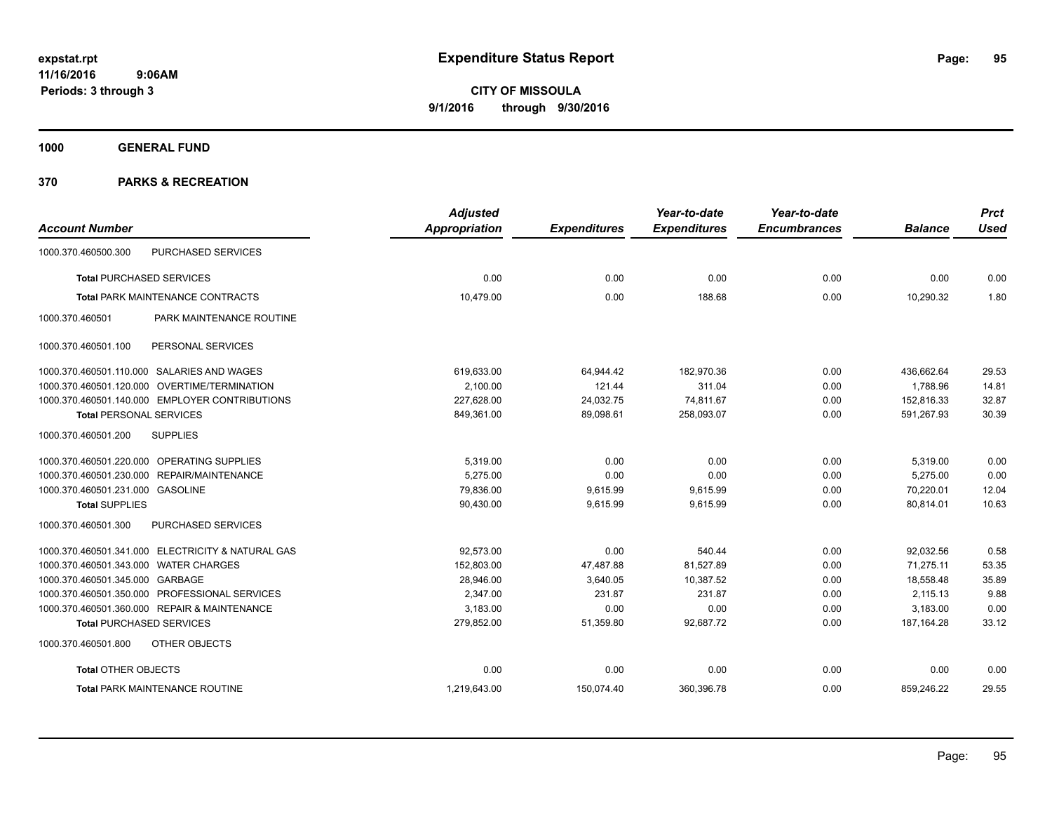# Expenditure Status Report

**CITY OF MISSOULA**

**9/1/2016 through 9/30/2016**

expstat.rpt
11/16/2016 9:06AM
Periods: 3 through 3

**1000 GENERAL FUND**

**370 PARKS & RECREATION**

| Account Number | | Adjusted Appropriation | Expenditures | Year-to-date Expenditures | Year-to-date Encumbrances | Balance | Prct Used |
|---|---|---|---|---|---|---|---|
| 1000.370.460500.300 | PURCHASED SERVICES | | | | | | |
| **Total** PURCHASED SERVICES | | 0.00 | 0.00 | 0.00 | 0.00 | 0.00 | 0.00 |
| **Total** PARK MAINTENANCE CONTRACTS | | 10,479.00 | 0.00 | 188.68 | 0.00 | 10,290.32 | 1.80 |
| 1000.370.460501 | PARK MAINTENANCE ROUTINE | | | | | | |
| 1000.370.460501.100 | PERSONAL SERVICES | | | | | | |
| 1000.370.460501.110.000 | SALARIES AND WAGES | 619,633.00 | 64,944.42 | 182,970.36 | 0.00 | 436,662.64 | 29.53 |
| 1000.370.460501.120.000 | OVERTIME/TERMINATION | 2,100.00 | 121.44 | 311.04 | 0.00 | 1,788.96 | 14.81 |
| 1000.370.460501.140.000 | EMPLOYER CONTRIBUTIONS | 227,628.00 | 24,032.75 | 74,811.67 | 0.00 | 152,816.33 | 32.87 |
| **Total** PERSONAL SERVICES | | 849,361.00 | 89,098.61 | 258,093.07 | 0.00 | 591,267.93 | 30.39 |
| 1000.370.460501.200 | SUPPLIES | | | | | | |
| 1000.370.460501.220.000 | OPERATING SUPPLIES | 5,319.00 | 0.00 | 0.00 | 0.00 | 5,319.00 | 0.00 |
| 1000.370.460501.230.000 | REPAIR/MAINTENANCE | 5,275.00 | 0.00 | 0.00 | 0.00 | 5,275.00 | 0.00 |
| 1000.370.460501.231.000 | GASOLINE | 79,836.00 | 9,615.99 | 9,615.99 | 0.00 | 70,220.01 | 12.04 |
| **Total** SUPPLIES | | 90,430.00 | 9,615.99 | 9,615.99 | 0.00 | 80,814.01 | 10.63 |
| 1000.370.460501.300 | PURCHASED SERVICES | | | | | | |
| 1000.370.460501.341.000 | ELECTRICITY & NATURAL GAS | 92,573.00 | 0.00 | 540.44 | 0.00 | 92,032.56 | 0.58 |
| 1000.370.460501.343.000 | WATER CHARGES | 152,803.00 | 47,487.88 | 81,527.89 | 0.00 | 71,275.11 | 53.35 |
| 1000.370.460501.345.000 | GARBAGE | 28,946.00 | 3,640.05 | 10,387.52 | 0.00 | 18,558.48 | 35.89 |
| 1000.370.460501.350.000 | PROFESSIONAL SERVICES | 2,347.00 | 231.87 | 231.87 | 0.00 | 2,115.13 | 9.88 |
| 1000.370.460501.360.000 | REPAIR & MAINTENANCE | 3,183.00 | 0.00 | 0.00 | 0.00 | 3,183.00 | 0.00 |
| **Total** PURCHASED SERVICES | | 279,852.00 | 51,359.80 | 92,687.72 | 0.00 | 187,164.28 | 33.12 |
| 1000.370.460501.800 | OTHER OBJECTS | | | | | | |
| **Total** OTHER OBJECTS | | 0.00 | 0.00 | 0.00 | 0.00 | 0.00 | 0.00 |
| **Total** PARK MAINTENANCE ROUTINE | | 1,219,643.00 | 150,074.40 | 360,396.78 | 0.00 | 859,246.22 | 29.55 |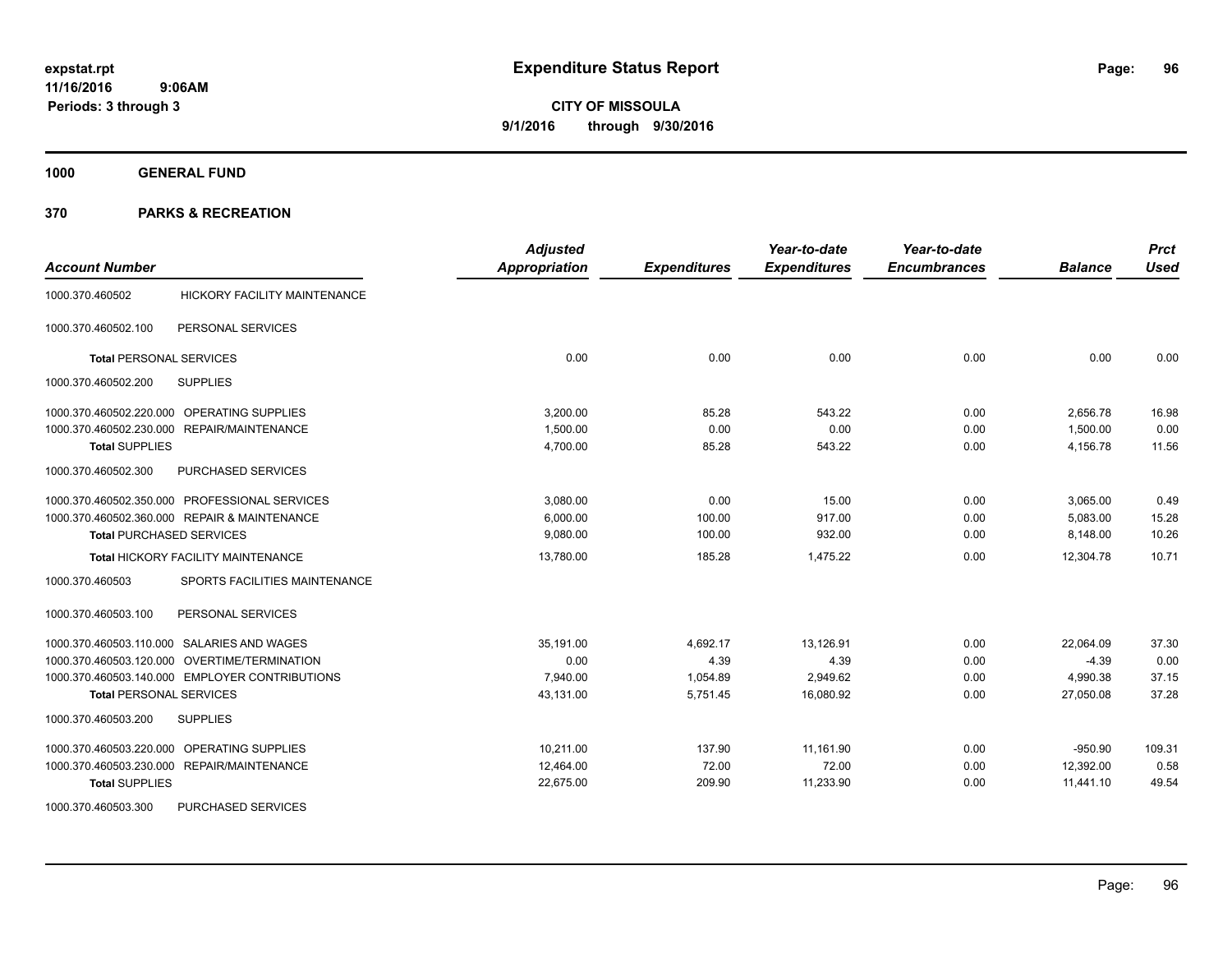**expstat.rpt**
**11/16/2016 9:06AM**
**Periods: 3 through 3**

# Expenditure Status Report

**CITY OF MISSOULA**
**9/1/2016 through 9/30/2016**

## 1000 GENERAL FUND

## 370 PARKS & RECREATION

| Account Number | | Adjusted Appropriation | Expenditures | Year-to-date Expenditures | Year-to-date Encumbrances | Balance | Prct Used |
|---|---|---|---|---|---|---|---|
| 1000.370.460502 | HICKORY FACILITY MAINTENANCE | | | | | | |
| 1000.370.460502.100 | PERSONAL SERVICES | | | | | | |
| Total PERSONAL SERVICES | | 0.00 | 0.00 | 0.00 | 0.00 | 0.00 | 0.00 |
| 1000.370.460502.200 | SUPPLIES | | | | | | |
| 1000.370.460502.220.000 | OPERATING SUPPLIES | 3,200.00 | 85.28 | 543.22 | 0.00 | 2,656.78 | 16.98 |
| 1000.370.460502.230.000 | REPAIR/MAINTENANCE | 1,500.00 | 0.00 | 0.00 | 0.00 | 1,500.00 | 0.00 |
| Total SUPPLIES | | 4,700.00 | 85.28 | 543.22 | 0.00 | 4,156.78 | 11.56 |
| 1000.370.460502.300 | PURCHASED SERVICES | | | | | | |
| 1000.370.460502.350.000 | PROFESSIONAL SERVICES | 3,080.00 | 0.00 | 15.00 | 0.00 | 3,065.00 | 0.49 |
| 1000.370.460502.360.000 | REPAIR & MAINTENANCE | 6,000.00 | 100.00 | 917.00 | 0.00 | 5,083.00 | 15.28 |
| Total PURCHASED SERVICES | | 9,080.00 | 100.00 | 932.00 | 0.00 | 8,148.00 | 10.26 |
| Total HICKORY FACILITY MAINTENANCE | | 13,780.00 | 185.28 | 1,475.22 | 0.00 | 12,304.78 | 10.71 |
| 1000.370.460503 | SPORTS FACILITIES MAINTENANCE | | | | | | |
| 1000.370.460503.100 | PERSONAL SERVICES | | | | | | |
| 1000.370.460503.110.000 | SALARIES AND WAGES | 35,191.00 | 4,692.17 | 13,126.91 | 0.00 | 22,064.09 | 37.30 |
| 1000.370.460503.120.000 | OVERTIME/TERMINATION | 0.00 | 4.39 | 4.39 | 0.00 | -4.39 | 0.00 |
| 1000.370.460503.140.000 | EMPLOYER CONTRIBUTIONS | 7,940.00 | 1,054.89 | 2,949.62 | 0.00 | 4,990.38 | 37.15 |
| Total PERSONAL SERVICES | | 43,131.00 | 5,751.45 | 16,080.92 | 0.00 | 27,050.08 | 37.28 |
| 1000.370.460503.200 | SUPPLIES | | | | | | |
| 1000.370.460503.220.000 | OPERATING SUPPLIES | 10,211.00 | 137.90 | 11,161.90 | 0.00 | -950.90 | 109.31 |
| 1000.370.460503.230.000 | REPAIR/MAINTENANCE | 12,464.00 | 72.00 | 72.00 | 0.00 | 12,392.00 | 0.58 |
| Total SUPPLIES | | 22,675.00 | 209.90 | 11,233.90 | 0.00 | 11,441.10 | 49.54 |
| 1000.370.460503.300 | PURCHASED SERVICES | | | | | | |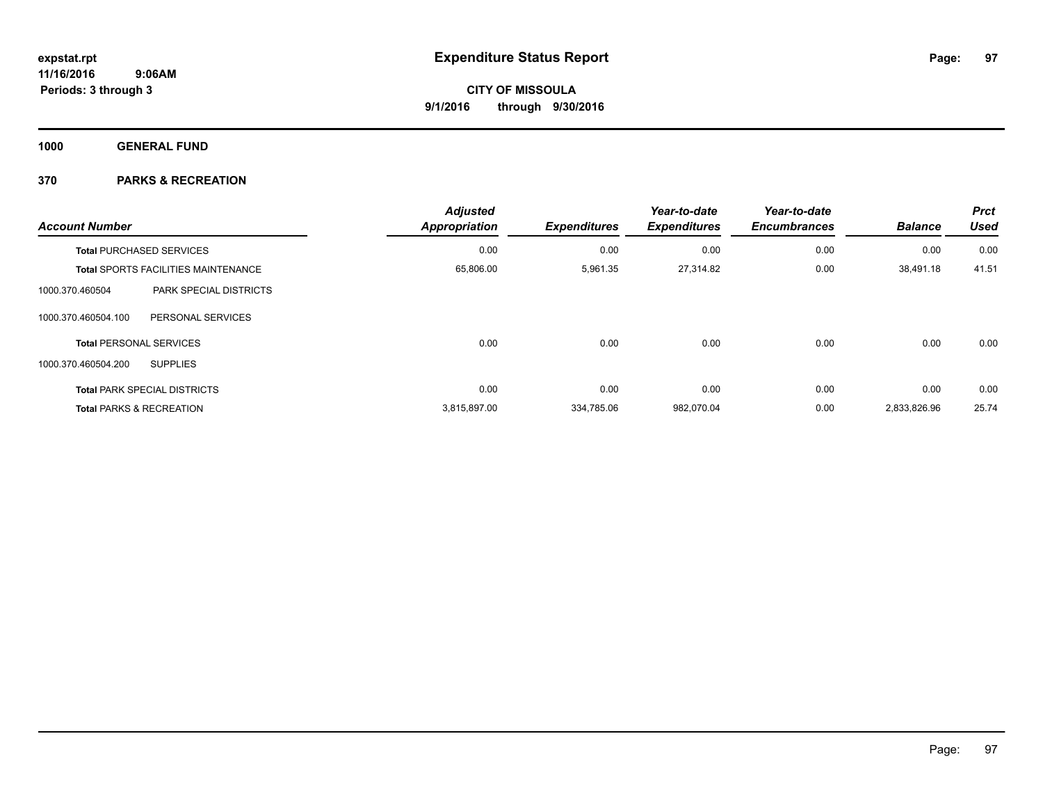**expstat.rpt**
**11/16/2016 9:06AM**
**Periods: 3 through 3**

# Expenditure Status Report

**CITY OF MISSOULA**
**9/1/2016 through 9/30/2016**

## 1000 GENERAL FUND

## 370 PARKS & RECREATION

| Account Number | | Adjusted Appropriation | Expenditures | Year-to-date Expenditures | Year-to-date Encumbrances | Balance | Prct Used |
|---|---|---|---|---|---|---|---|
| Total PURCHASED SERVICES | | 0.00 | 0.00 | 0.00 | 0.00 | 0.00 | 0.00 |
| Total SPORTS FACILITIES MAINTENANCE | | 65,806.00 | 5,961.35 | 27,314.82 | 0.00 | 38,491.18 | 41.51 |
| 1000.370.460504 | PARK SPECIAL DISTRICTS | | | | | | |
| 1000.370.460504.100 | PERSONAL SERVICES | | | | | | |
| Total PERSONAL SERVICES | | 0.00 | 0.00 | 0.00 | 0.00 | 0.00 | 0.00 |
| 1000.370.460504.200 | SUPPLIES | | | | | | |
| Total PARK SPECIAL DISTRICTS | | 0.00 | 0.00 | 0.00 | 0.00 | 0.00 | 0.00 |
| Total PARKS & RECREATION | | 3,815,897.00 | 334,785.06 | 982,070.04 | 0.00 | 2,833,826.96 | 25.74 |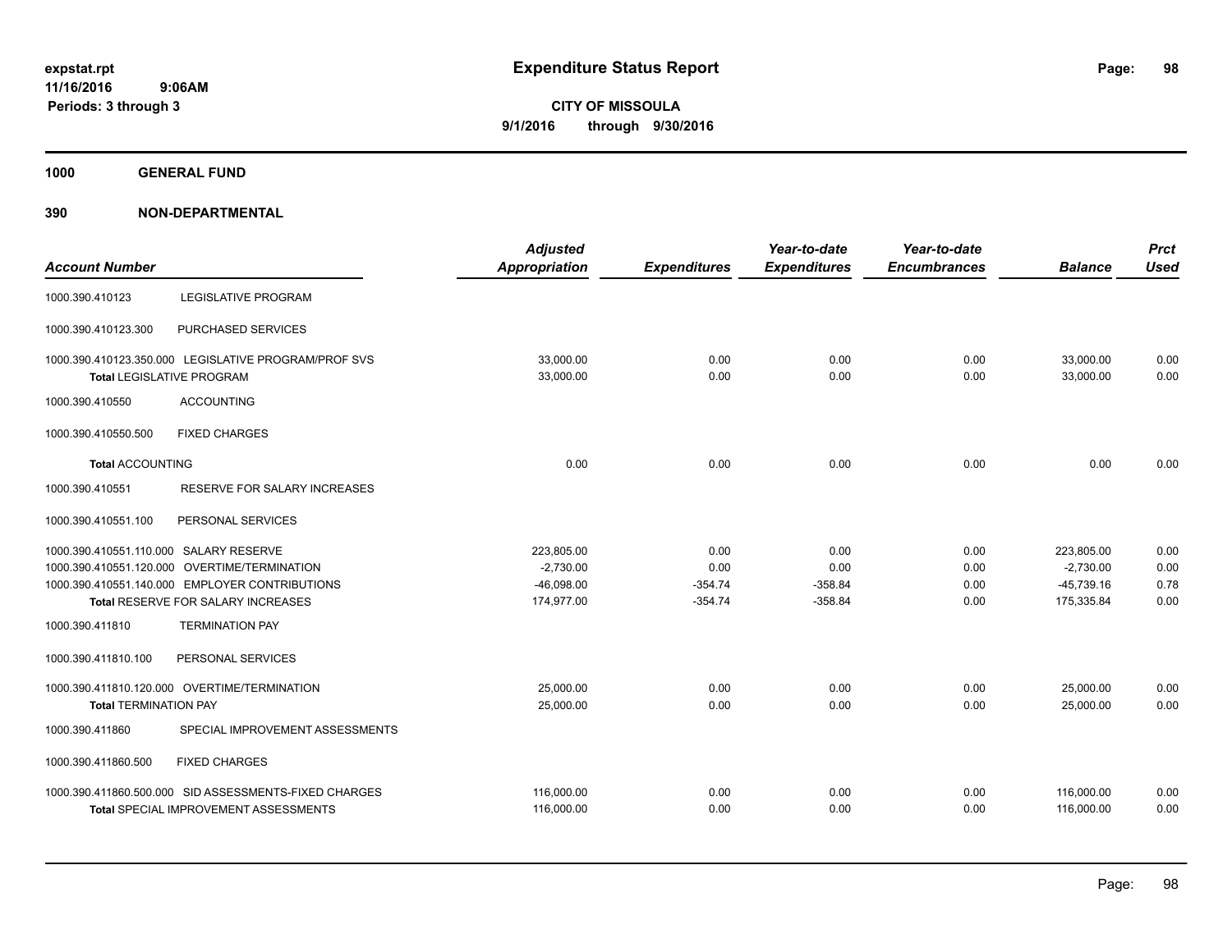# Expenditure Status Report

expstat.rpt
11/16/2016 9:06AM
Periods: 3 through 3

**CITY OF MISSOULA**
**9/1/2016 through 9/30/2016**

**1000 GENERAL FUND**

**390 NON-DEPARTMENTAL**

| Account Number | | Adjusted Appropriation | Expenditures | Year-to-date Expenditures | Year-to-date Encumbrances | Balance | Prct Used |
|---|---|---|---|---|---|---|---|
| 1000.390.410123 | LEGISLATIVE PROGRAM | | | | | | |
| 1000.390.410123.300 | PURCHASED SERVICES | | | | | | |
| 1000.390.410123.350.000 | LEGISLATIVE PROGRAM/PROF SVS | 33,000.00 | 0.00 | 0.00 | 0.00 | 33,000.00 | 0.00 |
| **Total** LEGISLATIVE PROGRAM | | 33,000.00 | 0.00 | 0.00 | 0.00 | 33,000.00 | 0.00 |
| 1000.390.410550 | ACCOUNTING | | | | | | |
| 1000.390.410550.500 | FIXED CHARGES | | | | | | |
| **Total** ACCOUNTING | | 0.00 | 0.00 | 0.00 | 0.00 | 0.00 | 0.00 |
| 1000.390.410551 | RESERVE FOR SALARY INCREASES | | | | | | |
| 1000.390.410551.100 | PERSONAL SERVICES | | | | | | |
| 1000.390.410551.110.000 | SALARY RESERVE | 223,805.00 | 0.00 | 0.00 | 0.00 | 223,805.00 | 0.00 |
| 1000.390.410551.120.000 | OVERTIME/TERMINATION | -2,730.00 | 0.00 | 0.00 | 0.00 | -2,730.00 | 0.00 |
| 1000.390.410551.140.000 | EMPLOYER CONTRIBUTIONS | -46,098.00 | -354.74 | -358.84 | 0.00 | -45,739.16 | 0.78 |
| **Total** RESERVE FOR SALARY INCREASES | | 174,977.00 | -354.74 | -358.84 | 0.00 | 175,335.84 | 0.00 |
| 1000.390.411810 | TERMINATION PAY | | | | | | |
| 1000.390.411810.100 | PERSONAL SERVICES | | | | | | |
| 1000.390.411810.120.000 | OVERTIME/TERMINATION | 25,000.00 | 0.00 | 0.00 | 0.00 | 25,000.00 | 0.00 |
| **Total** TERMINATION PAY | | 25,000.00 | 0.00 | 0.00 | 0.00 | 25,000.00 | 0.00 |
| 1000.390.411860 | SPECIAL IMPROVEMENT ASSESSMENTS | | | | | | |
| 1000.390.411860.500 | FIXED CHARGES | | | | | | |
| 1000.390.411860.500.000 | SID ASSESSMENTS-FIXED CHARGES | 116,000.00 | 0.00 | 0.00 | 0.00 | 116,000.00 | 0.00 |
| **Total** SPECIAL IMPROVEMENT ASSESSMENTS | | 116,000.00 | 0.00 | 0.00 | 0.00 | 116,000.00 | 0.00 |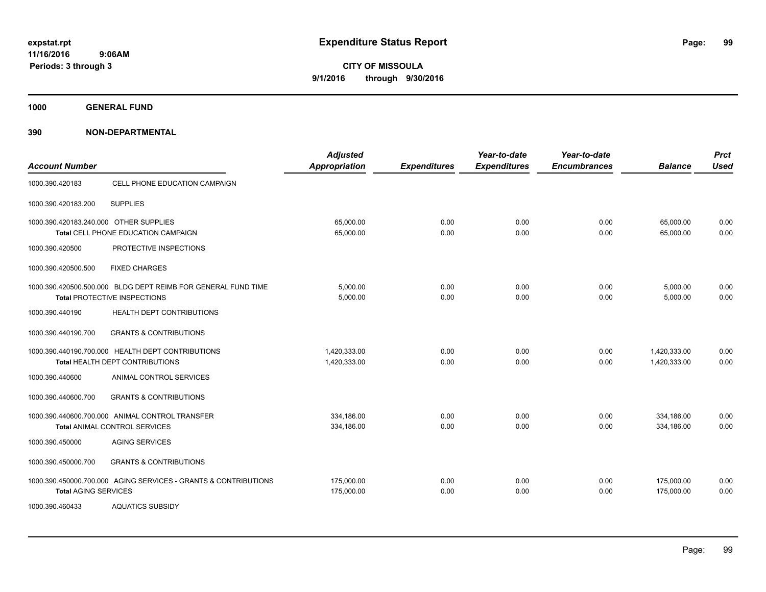# Expenditure Status Report

expstat.rpt
11/16/2016 9:06AM
Periods: 3 through 3

**CITY OF MISSOULA**
**9/1/2016 through 9/30/2016**

**1000 GENERAL FUND**

**390 NON-DEPARTMENTAL**

| Account Number | | Adjusted Appropriation | Expenditures | Year-to-date Expenditures | Year-to-date Encumbrances | Balance | Prct Used |
|---|---|---|---|---|---|---|---|
| 1000.390.420183 | CELL PHONE EDUCATION CAMPAIGN | | | | | | |
| 1000.390.420183.200 | SUPPLIES | | | | | | |
| 1000.390.420183.240.000 | OTHER SUPPLIES | 65,000.00 | 0.00 | 0.00 | 0.00 | 65,000.00 | 0.00 |
| | **Total** CELL PHONE EDUCATION CAMPAIGN | 65,000.00 | 0.00 | 0.00 | 0.00 | 65,000.00 | 0.00 |
| 1000.390.420500 | PROTECTIVE INSPECTIONS | | | | | | |
| 1000.390.420500.500 | FIXED CHARGES | | | | | | |
| 1000.390.420500.500.000 | BLDG DEPT REIMB FOR GENERAL FUND TIME | 5,000.00 | 0.00 | 0.00 | 0.00 | 5,000.00 | 0.00 |
| | **Total** PROTECTIVE INSPECTIONS | 5,000.00 | 0.00 | 0.00 | 0.00 | 5,000.00 | 0.00 |
| 1000.390.440190 | HEALTH DEPT CONTRIBUTIONS | | | | | | |
| 1000.390.440190.700 | GRANTS & CONTRIBUTIONS | | | | | | |
| 1000.390.440190.700.000 | HEALTH DEPT CONTRIBUTIONS | 1,420,333.00 | 0.00 | 0.00 | 0.00 | 1,420,333.00 | 0.00 |
| | **Total** HEALTH DEPT CONTRIBUTIONS | 1,420,333.00 | 0.00 | 0.00 | 0.00 | 1,420,333.00 | 0.00 |
| 1000.390.440600 | ANIMAL CONTROL SERVICES | | | | | | |
| 1000.390.440600.700 | GRANTS & CONTRIBUTIONS | | | | | | |
| 1000.390.440600.700.000 | ANIMAL CONTROL TRANSFER | 334,186.00 | 0.00 | 0.00 | 0.00 | 334,186.00 | 0.00 |
| | **Total** ANIMAL CONTROL SERVICES | 334,186.00 | 0.00 | 0.00 | 0.00 | 334,186.00 | 0.00 |
| 1000.390.450000 | AGING SERVICES | | | | | | |
| 1000.390.450000.700 | GRANTS & CONTRIBUTIONS | | | | | | |
| 1000.390.450000.700.000 | AGING SERVICES - GRANTS & CONTRIBUTIONS | 175,000.00 | 0.00 | 0.00 | 0.00 | 175,000.00 | 0.00 |
| | **Total** AGING SERVICES | 175,000.00 | 0.00 | 0.00 | 0.00 | 175,000.00 | 0.00 |
| 1000.390.460433 | AQUATICS SUBSIDY | | | | | | |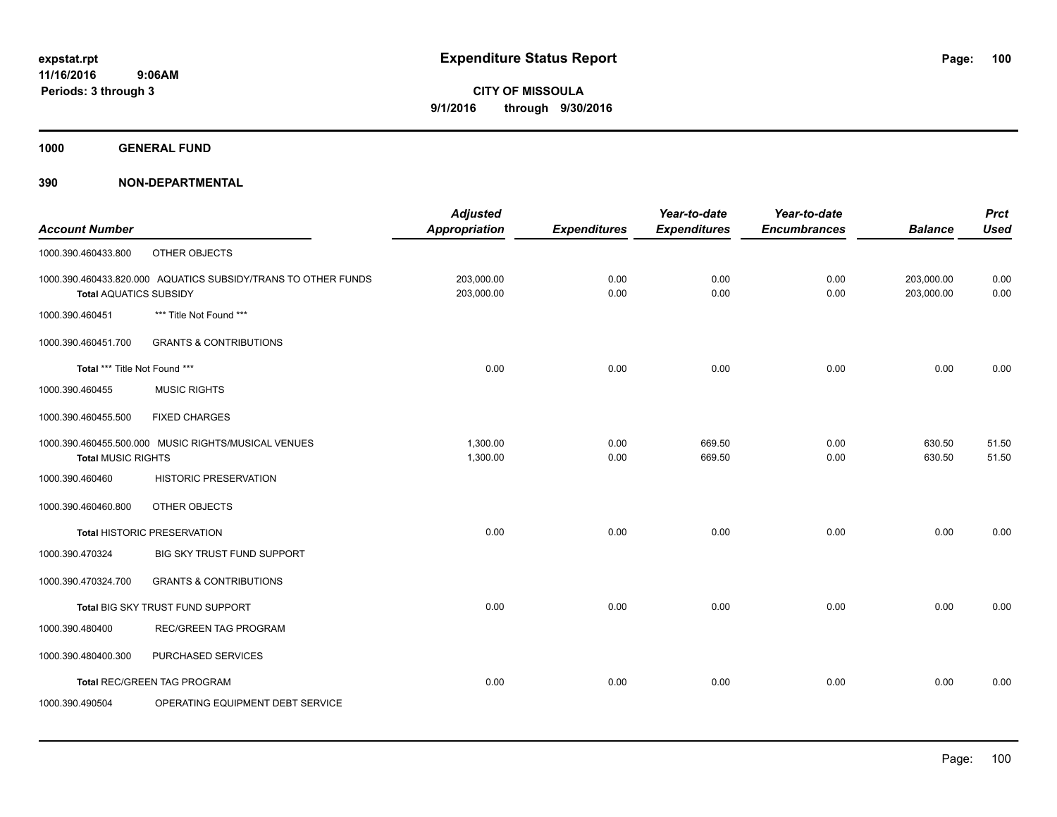expstat.rpt
11/16/2016 9:06AM
Periods: 3 through 3

# Expenditure Status Report

**CITY OF MISSOULA**
**9/1/2016 through 9/30/2016**

**1000 GENERAL FUND**

**390 NON-DEPARTMENTAL**

| Account Number | | Adjusted Appropriation | Expenditures | Year-to-date Expenditures | Year-to-date Encumbrances | Balance | Prct Used |
|---|---|---|---|---|---|---|---|
| 1000.390.460433.800 | OTHER OBJECTS | | | | | | |
| 1000.390.460433.820.000 | AQUATICS SUBSIDY/TRANS TO OTHER FUNDS | 203,000.00 | 0.00 | 0.00 | 0.00 | 203,000.00 | 0.00 |
| **Total AQUATICS SUBSIDY** | | 203,000.00 | 0.00 | 0.00 | 0.00 | 203,000.00 | 0.00 |
| 1000.390.460451 | *** Title Not Found *** | | | | | | |
| 1000.390.460451.700 | GRANTS & CONTRIBUTIONS | | | | | | |
| **Total *** Title Not Found \*\*\*** | | 0.00 | 0.00 | 0.00 | 0.00 | 0.00 | 0.00 |
| 1000.390.460455 | MUSIC RIGHTS | | | | | | |
| 1000.390.460455.500 | FIXED CHARGES | | | | | | |
| 1000.390.460455.500.000 | MUSIC RIGHTS/MUSICAL VENUES | 1,300.00 | 0.00 | 669.50 | 0.00 | 630.50 | 51.50 |
| **Total MUSIC RIGHTS** | | 1,300.00 | 0.00 | 669.50 | 0.00 | 630.50 | 51.50 |
| 1000.390.460460 | HISTORIC PRESERVATION | | | | | | |
| 1000.390.460460.800 | OTHER OBJECTS | | | | | | |
| **Total HISTORIC PRESERVATION** | | 0.00 | 0.00 | 0.00 | 0.00 | 0.00 | 0.00 |
| 1000.390.470324 | BIG SKY TRUST FUND SUPPORT | | | | | | |
| 1000.390.470324.700 | GRANTS & CONTRIBUTIONS | | | | | | |
| **Total BIG SKY TRUST FUND SUPPORT** | | 0.00 | 0.00 | 0.00 | 0.00 | 0.00 | 0.00 |
| 1000.390.480400 | REC/GREEN TAG PROGRAM | | | | | | |
| 1000.390.480400.300 | PURCHASED SERVICES | | | | | | |
| **Total REC/GREEN TAG PROGRAM** | | 0.00 | 0.00 | 0.00 | 0.00 | 0.00 | 0.00 |
| 1000.390.490504 | OPERATING EQUIPMENT DEBT SERVICE | | | | | | |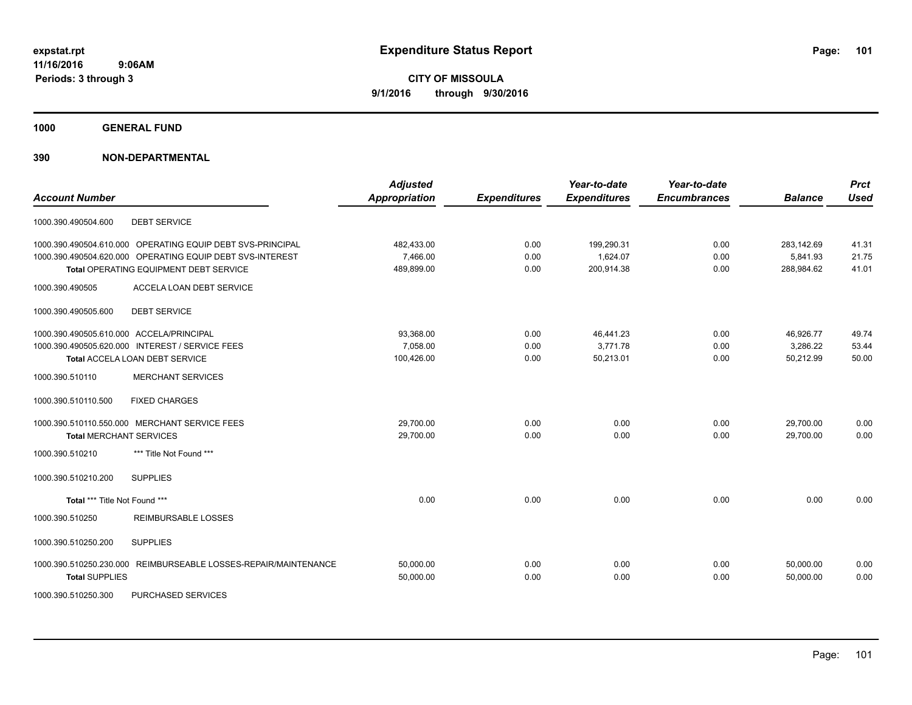# Expenditure Status Report

**CITY OF MISSOULA**
**9/1/2016 through 9/30/2016**

expstat.rpt
11/16/2016 9:06AM
Periods: 3 through 3

## 1000 GENERAL FUND

## 390 NON-DEPARTMENTAL

| Account Number | Adjusted Appropriation | Expenditures | Year-to-date Expenditures | Year-to-date Encumbrances | Balance | Prct Used |
|---|---|---|---|---|---|---|
| 1000.390.490504.600 DEBT SERVICE | | | | | | |
| 1000.390.490504.610.000 OPERATING EQUIP DEBT SVS-PRINCIPAL | 482,433.00 | 0.00 | 199,290.31 | 0.00 | 283,142.69 | 41.31 |
| 1000.390.490504.620.000 OPERATING EQUIP DEBT SVS-INTEREST | 7,466.00 | 0.00 | 1,624.07 | 0.00 | 5,841.93 | 21.75 |
| Total OPERATING EQUIPMENT DEBT SERVICE | 489,899.00 | 0.00 | 200,914.38 | 0.00 | 288,984.62 | 41.01 |
| 1000.390.490505 ACCELA LOAN DEBT SERVICE | | | | | | |
| 1000.390.490505.600 DEBT SERVICE | | | | | | |
| 1000.390.490505.610.000 ACCELA/PRINCIPAL | 93,368.00 | 0.00 | 46,441.23 | 0.00 | 46,926.77 | 49.74 |
| 1000.390.490505.620.000 INTEREST / SERVICE FEES | 7,058.00 | 0.00 | 3,771.78 | 0.00 | 3,286.22 | 53.44 |
| Total ACCELA LOAN DEBT SERVICE | 100,426.00 | 0.00 | 50,213.01 | 0.00 | 50,212.99 | 50.00 |
| 1000.390.510110 MERCHANT SERVICES | | | | | | |
| 1000.390.510110.500 FIXED CHARGES | | | | | | |
| 1000.390.510110.550.000 MERCHANT SERVICE FEES | 29,700.00 | 0.00 | 0.00 | 0.00 | 29,700.00 | 0.00 |
| Total MERCHANT SERVICES | 29,700.00 | 0.00 | 0.00 | 0.00 | 29,700.00 | 0.00 |
| 1000.390.510210 *** Title Not Found *** | | | | | | |
| 1000.390.510210.200 SUPPLIES | | | | | | |
| Total *** Title Not Found *** | 0.00 | 0.00 | 0.00 | 0.00 | 0.00 | 0.00 |
| 1000.390.510250 REIMBURSABLE LOSSES | | | | | | |
| 1000.390.510250.200 SUPPLIES | | | | | | |
| 1000.390.510250.230.000 REIMBURSEABLE LOSSES-REPAIR/MAINTENANCE | 50,000.00 | 0.00 | 0.00 | 0.00 | 50,000.00 | 0.00 |
| Total SUPPLIES | 50,000.00 | 0.00 | 0.00 | 0.00 | 50,000.00 | 0.00 |
| 1000.390.510250.300 PURCHASED SERVICES | | | | | | |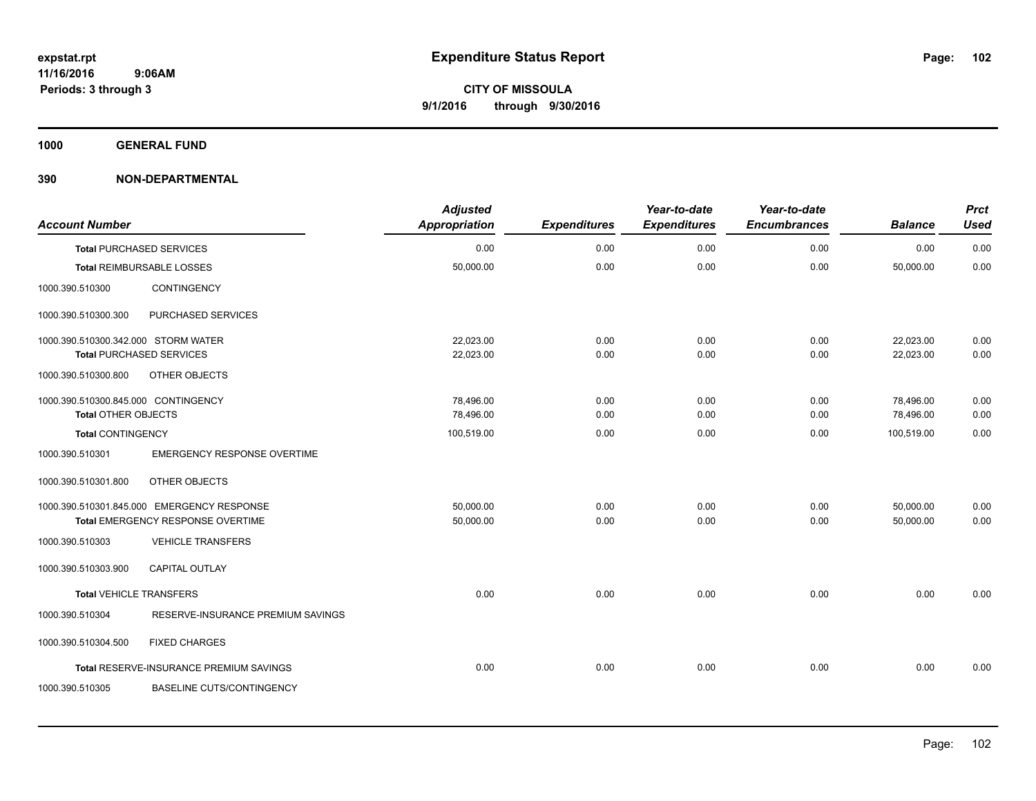# Expenditure Status Report

**CITY OF MISSOULA**
**9/1/2016 through 9/30/2016**

expstat.rpt
11/16/2016 9:06AM
Periods: 3 through 3

## 1000 GENERAL FUND

## 390 NON-DEPARTMENTAL

| Account Number | | Adjusted Appropriation | Expenditures | Year-to-date Expenditures | Year-to-date Encumbrances | Balance | Prct Used |
|---|---|---|---|---|---|---|---|
| **Total** PURCHASED SERVICES | | 0.00 | 0.00 | 0.00 | 0.00 | 0.00 | 0.00 |
| **Total** REIMBURSABLE LOSSES | | 50,000.00 | 0.00 | 0.00 | 0.00 | 50,000.00 | 0.00 |
| 1000.390.510300 | CONTINGENCY | | | | | | |
| 1000.390.510300.300 | PURCHASED SERVICES | | | | | | |
| 1000.390.510300.342.000 | STORM WATER | 22,023.00 | 0.00 | 0.00 | 0.00 | 22,023.00 | 0.00 |
| **Total** PURCHASED SERVICES | | 22,023.00 | 0.00 | 0.00 | 0.00 | 22,023.00 | 0.00 |
| 1000.390.510300.800 | OTHER OBJECTS | | | | | | |
| 1000.390.510300.845.000 | CONTINGENCY | 78,496.00 | 0.00 | 0.00 | 0.00 | 78,496.00 | 0.00 |
| **Total** OTHER OBJECTS | | 78,496.00 | 0.00 | 0.00 | 0.00 | 78,496.00 | 0.00 |
| **Total** CONTINGENCY | | 100,519.00 | 0.00 | 0.00 | 0.00 | 100,519.00 | 0.00 |
| 1000.390.510301 | EMERGENCY RESPONSE OVERTIME | | | | | | |
| 1000.390.510301.800 | OTHER OBJECTS | | | | | | |
| 1000.390.510301.845.000 | EMERGENCY RESPONSE | 50,000.00 | 0.00 | 0.00 | 0.00 | 50,000.00 | 0.00 |
| **Total** EMERGENCY RESPONSE OVERTIME | | 50,000.00 | 0.00 | 0.00 | 0.00 | 50,000.00 | 0.00 |
| 1000.390.510303 | VEHICLE TRANSFERS | | | | | | |
| 1000.390.510303.900 | CAPITAL OUTLAY | | | | | | |
| **Total** VEHICLE TRANSFERS | | 0.00 | 0.00 | 0.00 | 0.00 | 0.00 | 0.00 |
| 1000.390.510304 | RESERVE-INSURANCE PREMIUM SAVINGS | | | | | | |
| 1000.390.510304.500 | FIXED CHARGES | | | | | | |
| **Total** RESERVE-INSURANCE PREMIUM SAVINGS | | 0.00 | 0.00 | 0.00 | 0.00 | 0.00 | 0.00 |
| 1000.390.510305 | BASELINE CUTS/CONTINGENCY | | | | | | |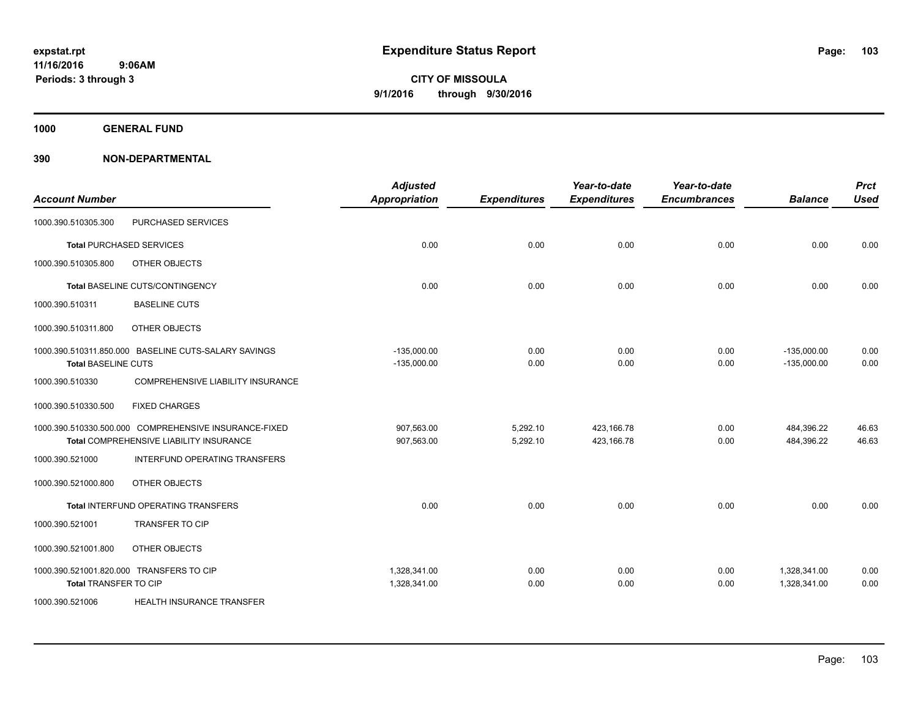**expstat.rpt**
**11/16/2016 9:06AM**
**Periods: 3 through 3**

# Expenditure Status Report

**CITY OF MISSOULA**
**9/1/2016 through 9/30/2016**

## 1000 GENERAL FUND

## 390 NON-DEPARTMENTAL

| Account Number | | Adjusted Appropriation | Expenditures | Year-to-date Expenditures | Year-to-date Encumbrances | Balance | Prct Used |
|---|---|---|---|---|---|---|---|
| 1000.390.510305.300 | PURCHASED SERVICES | | | | | | |
| **Total** PURCHASED SERVICES | | 0.00 | 0.00 | 0.00 | 0.00 | 0.00 | 0.00 |
| 1000.390.510305.800 | OTHER OBJECTS | | | | | | |
| **Total** BASELINE CUTS/CONTINGENCY | | 0.00 | 0.00 | 0.00 | 0.00 | 0.00 | 0.00 |
| 1000.390.510311 | BASELINE CUTS | | | | | | |
| 1000.390.510311.800 | OTHER OBJECTS | | | | | | |
| 1000.390.510311.850.000 | BASELINE CUTS-SALARY SAVINGS | -135,000.00 | 0.00 | 0.00 | 0.00 | -135,000.00 | 0.00 |
| **Total** BASELINE CUTS | | -135,000.00 | 0.00 | 0.00 | 0.00 | -135,000.00 | 0.00 |
| 1000.390.510330 | COMPREHENSIVE LIABILITY INSURANCE | | | | | | |
| 1000.390.510330.500 | FIXED CHARGES | | | | | | |
| 1000.390.510330.500.000 | COMPREHENSIVE INSURANCE-FIXED | 907,563.00 | 5,292.10 | 423,166.78 | 0.00 | 484,396.22 | 46.63 |
| **Total** COMPREHENSIVE LIABILITY INSURANCE | | 907,563.00 | 5,292.10 | 423,166.78 | 0.00 | 484,396.22 | 46.63 |
| 1000.390.521000 | INTERFUND OPERATING TRANSFERS | | | | | | |
| 1000.390.521000.800 | OTHER OBJECTS | | | | | | |
| **Total** INTERFUND OPERATING TRANSFERS | | 0.00 | 0.00 | 0.00 | 0.00 | 0.00 | 0.00 |
| 1000.390.521001 | TRANSFER TO CIP | | | | | | |
| 1000.390.521001.800 | OTHER OBJECTS | | | | | | |
| 1000.390.521001.820.000 | TRANSFERS TO CIP | 1,328,341.00 | 0.00 | 0.00 | 0.00 | 1,328,341.00 | 0.00 |
| **Total** TRANSFER TO CIP | | 1,328,341.00 | 0.00 | 0.00 | 0.00 | 1,328,341.00 | 0.00 |
| 1000.390.521006 | HEALTH INSURANCE TRANSFER | | | | | | |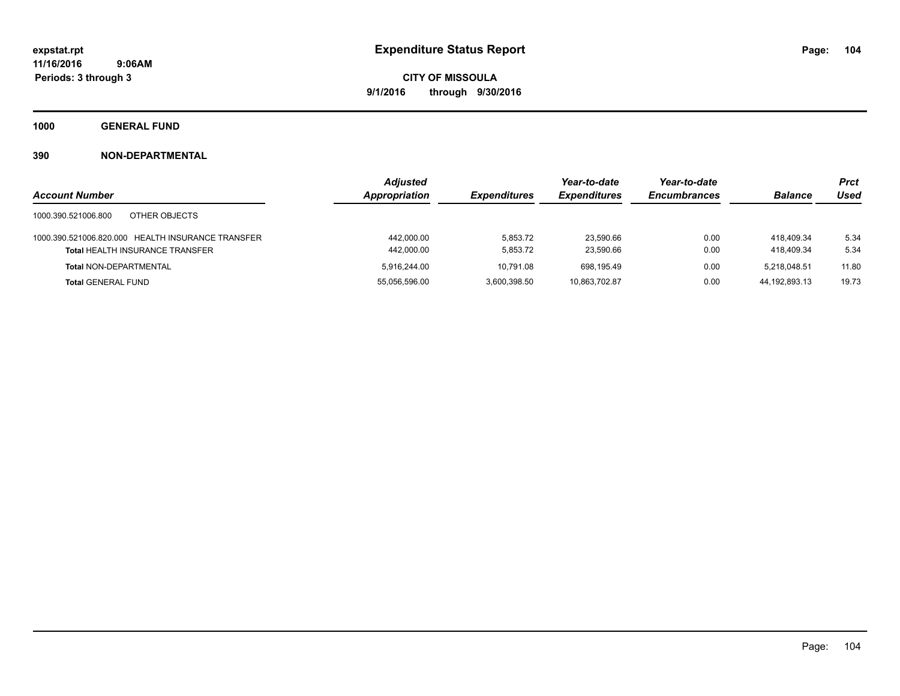expstat.rpt
11/16/2016 9:06AM
Periods: 3 through 3

# Expenditure Status Report

**CITY OF MISSOULA**
**9/1/2016 through 9/30/2016**

**1000 GENERAL FUND**

**390 NON-DEPARTMENTAL**

| Account Number | Adjusted Appropriation | Expenditures | Year-to-date Expenditures | Year-to-date Encumbrances | Balance | Prct Used |
|---|---|---|---|---|---|---|
| 1000.390.521006.800 OTHER OBJECTS | | | | | | |
| 1000.390.521006.820.000 HEALTH INSURANCE TRANSFER | 442,000.00 | 5,853.72 | 23,590.66 | 0.00 | 418,409.34 | 5.34 |
| **Total** HEALTH INSURANCE TRANSFER | 442,000.00 | 5,853.72 | 23,590.66 | 0.00 | 418,409.34 | 5.34 |
| **Total** NON-DEPARTMENTAL | 5,916,244.00 | 10,791.08 | 698,195.49 | 0.00 | 5,218,048.51 | 11.80 |
| **Total** GENERAL FUND | 55,056,596.00 | 3,600,398.50 | 10,863,702.87 | 0.00 | 44,192,893.13 | 19.73 |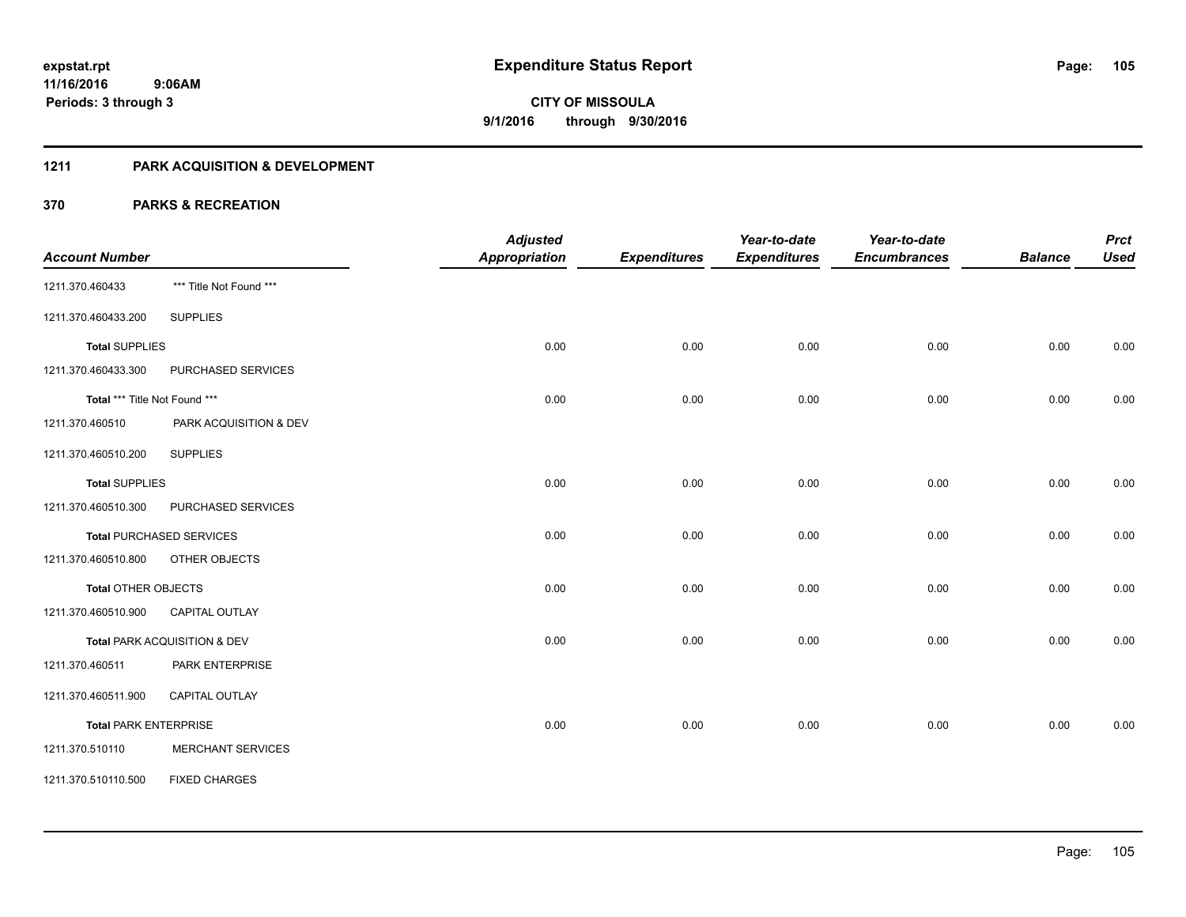**expstat.rpt**
**11/16/2016 9:06AM**
**Periods: 3 through 3**

# Expenditure Status Report

**CITY OF MISSOULA**
**9/1/2016 through 9/30/2016**

## 1211 PARK ACQUISITION & DEVELOPMENT

## 370 PARKS & RECREATION

| Account Number | | Adjusted Appropriation | Expenditures | Year-to-date Expenditures | Year-to-date Encumbrances | Balance | Prct Used |
|---|---|---|---|---|---|---|---|
| 1211.370.460433 | *** Title Not Found *** | | | | | | |
| 1211.370.460433.200 | SUPPLIES | | | | | | |
| **Total** SUPPLIES | | 0.00 | 0.00 | 0.00 | 0.00 | 0.00 | 0.00 |
| 1211.370.460433.300 | PURCHASED SERVICES | | | | | | |
| **Total** *** Title Not Found *** | | 0.00 | 0.00 | 0.00 | 0.00 | 0.00 | 0.00 |
| 1211.370.460510 | PARK ACQUISITION & DEV | | | | | | |
| 1211.370.460510.200 | SUPPLIES | | | | | | |
| **Total** SUPPLIES | | 0.00 | 0.00 | 0.00 | 0.00 | 0.00 | 0.00 |
| 1211.370.460510.300 | PURCHASED SERVICES | | | | | | |
| **Total** PURCHASED SERVICES | | 0.00 | 0.00 | 0.00 | 0.00 | 0.00 | 0.00 |
| 1211.370.460510.800 | OTHER OBJECTS | | | | | | |
| **Total** OTHER OBJECTS | | 0.00 | 0.00 | 0.00 | 0.00 | 0.00 | 0.00 |
| 1211.370.460510.900 | CAPITAL OUTLAY | | | | | | |
| **Total** PARK ACQUISITION & DEV | | 0.00 | 0.00 | 0.00 | 0.00 | 0.00 | 0.00 |
| 1211.370.460511 | PARK ENTERPRISE | | | | | | |
| 1211.370.460511.900 | CAPITAL OUTLAY | | | | | | |
| **Total** PARK ENTERPRISE | | 0.00 | 0.00 | 0.00 | 0.00 | 0.00 | 0.00 |
| 1211.370.510110 | MERCHANT SERVICES | | | | | | |
| 1211.370.510110.500 | FIXED CHARGES | | | | | | |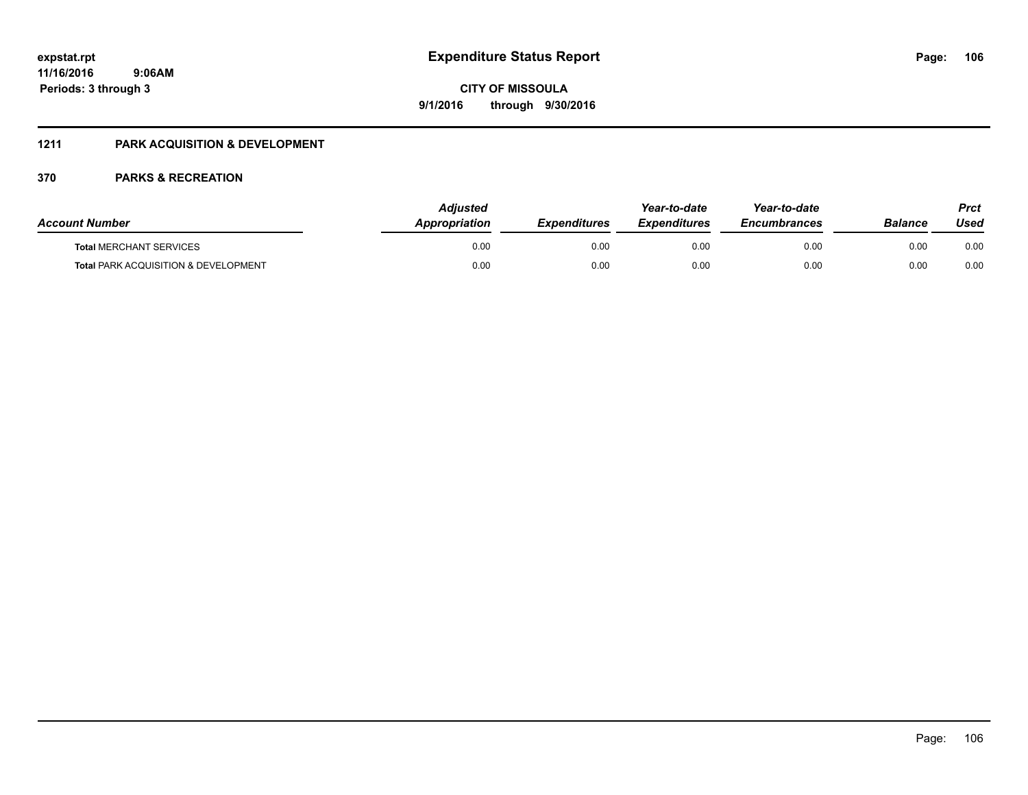# Expenditure Status Report

expstat.rpt
11/16/2016 9:06AM
Periods: 3 through 3

**CITY OF MISSOULA**
**9/1/2016 through 9/30/2016**

## 1211 PARK ACQUISITION & DEVELOPMENT

### 370 PARKS & RECREATION

| Account Number | Adjusted Appropriation | Expenditures | Year-to-date Expenditures | Year-to-date Encumbrances | Balance | Prct Used |
|---|---|---|---|---|---|---|
| **Total** MERCHANT SERVICES | 0.00 | 0.00 | 0.00 | 0.00 | 0.00 | 0.00 |
| **Total** PARK ACQUISITION & DEVELOPMENT | 0.00 | 0.00 | 0.00 | 0.00 | 0.00 | 0.00 |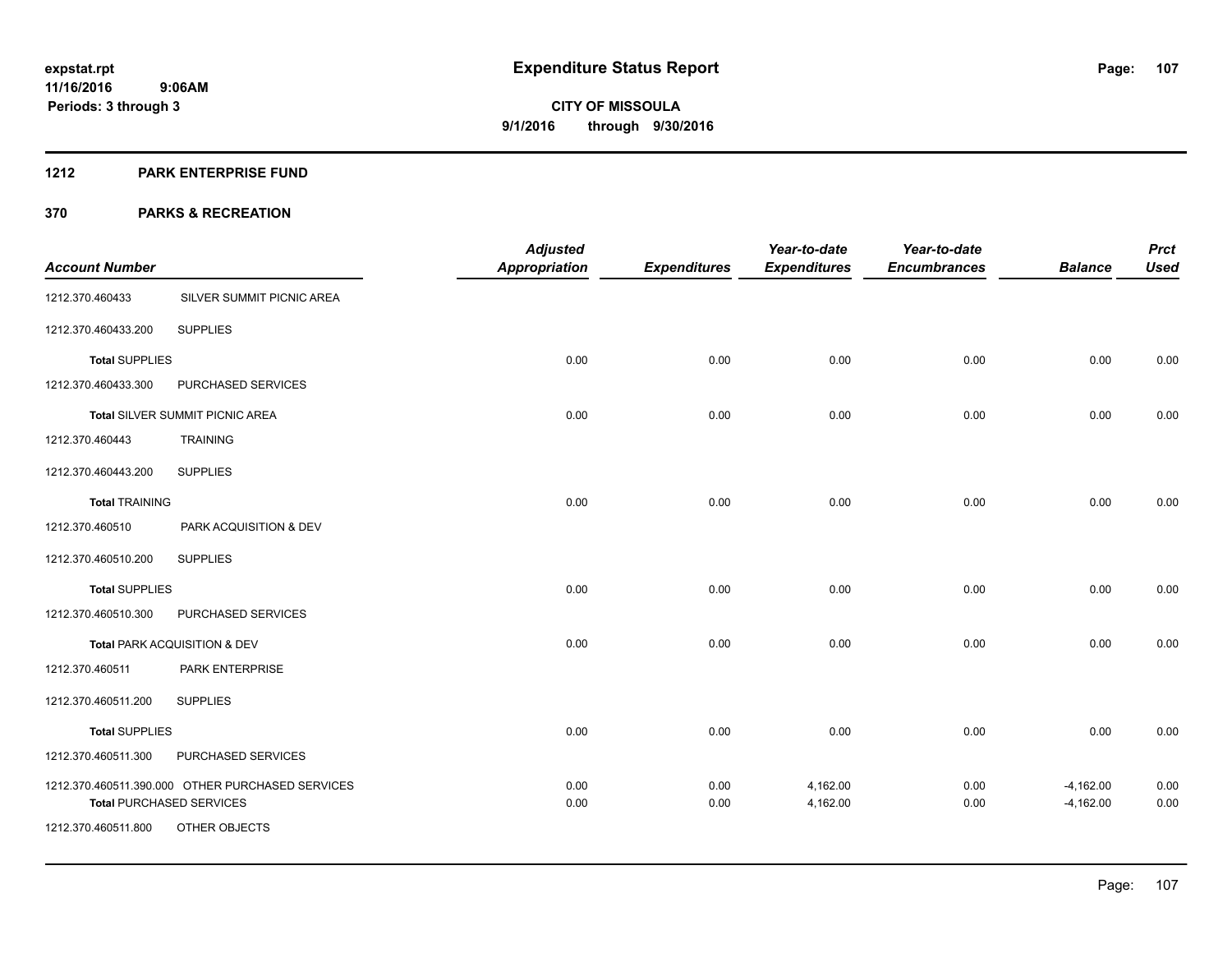expstat.rpt
11/16/2016 9:06AM
Periods: 3 through 3

# Expenditure Status Report

**CITY OF MISSOULA**
**9/1/2016 through 9/30/2016**

## 1212 PARK ENTERPRISE FUND

## 370 PARKS & RECREATION

| Account Number | | Adjusted Appropriation | Expenditures | Year-to-date Expenditures | Year-to-date Encumbrances | Balance | Prct Used |
|---|---|---|---|---|---|---|---|
| 1212.370.460433 | SILVER SUMMIT PICNIC AREA | | | | | | |
| 1212.370.460433.200 | SUPPLIES | | | | | | |
| **Total** SUPPLIES | | 0.00 | 0.00 | 0.00 | 0.00 | 0.00 | 0.00 |
| 1212.370.460433.300 | PURCHASED SERVICES | | | | | | |
| **Total** SILVER SUMMIT PICNIC AREA | | 0.00 | 0.00 | 0.00 | 0.00 | 0.00 | 0.00 |
| 1212.370.460443 | TRAINING | | | | | | |
| 1212.370.460443.200 | SUPPLIES | | | | | | |
| **Total** TRAINING | | 0.00 | 0.00 | 0.00 | 0.00 | 0.00 | 0.00 |
| 1212.370.460510 | PARK ACQUISITION & DEV | | | | | | |
| 1212.370.460510.200 | SUPPLIES | | | | | | |
| **Total** SUPPLIES | | 0.00 | 0.00 | 0.00 | 0.00 | 0.00 | 0.00 |
| 1212.370.460510.300 | PURCHASED SERVICES | | | | | | |
| **Total** PARK ACQUISITION & DEV | | 0.00 | 0.00 | 0.00 | 0.00 | 0.00 | 0.00 |
| 1212.370.460511 | PARK ENTERPRISE | | | | | | |
| 1212.370.460511.200 | SUPPLIES | | | | | | |
| **Total** SUPPLIES | | 0.00 | 0.00 | 0.00 | 0.00 | 0.00 | 0.00 |
| 1212.370.460511.300 | PURCHASED SERVICES | | | | | | |
| 1212.370.460511.390.000 | OTHER PURCHASED SERVICES | 0.00 | 0.00 | 4,162.00 | 0.00 | -4,162.00 | 0.00 |
| **Total** PURCHASED SERVICES | | 0.00 | 0.00 | 4,162.00 | 0.00 | -4,162.00 | 0.00 |
| 1212.370.460511.800 | OTHER OBJECTS | | | | | | |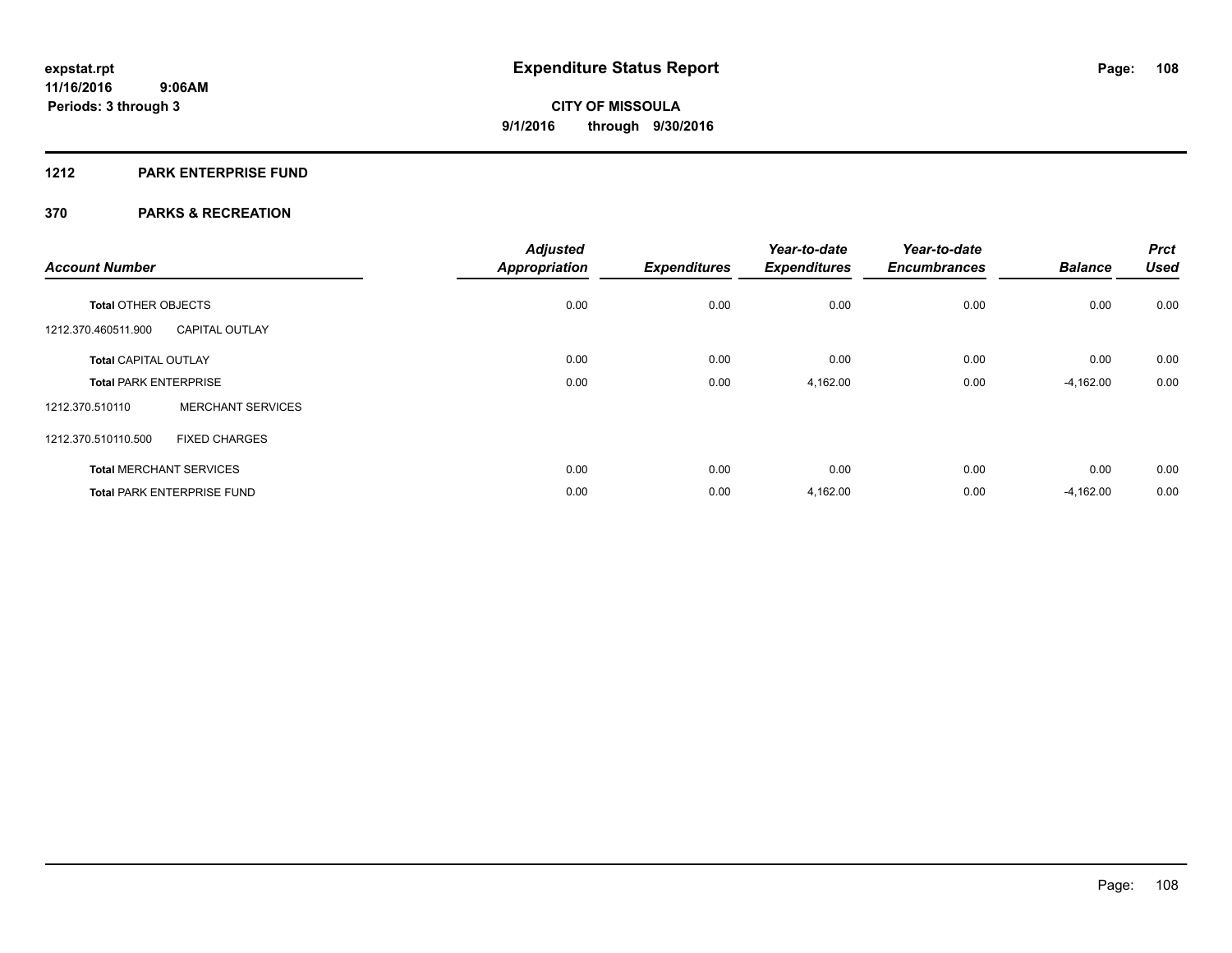# Expenditure Status Report

**CITY OF MISSOULA**
**9/1/2016 through 9/30/2016**

expstat.rpt
11/16/2016 9:06AM
Periods: 3 through 3

## 1212 PARK ENTERPRISE FUND

## 370 PARKS & RECREATION

| Account Number | | Adjusted Appropriation | Expenditures | Year-to-date Expenditures | Year-to-date Encumbrances | Balance | Prct Used |
|---|---|---|---|---|---|---|---|
| **Total** OTHER OBJECTS | | 0.00 | 0.00 | 0.00 | 0.00 | 0.00 | 0.00 |
| 1212.370.460511.900 | CAPITAL OUTLAY | | | | | | |
| **Total** CAPITAL OUTLAY | | 0.00 | 0.00 | 0.00 | 0.00 | 0.00 | 0.00 |
| **Total** PARK ENTERPRISE | | 0.00 | 0.00 | 4,162.00 | 0.00 | -4,162.00 | 0.00 |
| 1212.370.510110 | MERCHANT SERVICES | | | | | | |
| 1212.370.510110.500 | FIXED CHARGES | | | | | | |
| **Total** MERCHANT SERVICES | | 0.00 | 0.00 | 0.00 | 0.00 | 0.00 | 0.00 |
| **Total** PARK ENTERPRISE FUND | | 0.00 | 0.00 | 4,162.00 | 0.00 | -4,162.00 | 0.00 |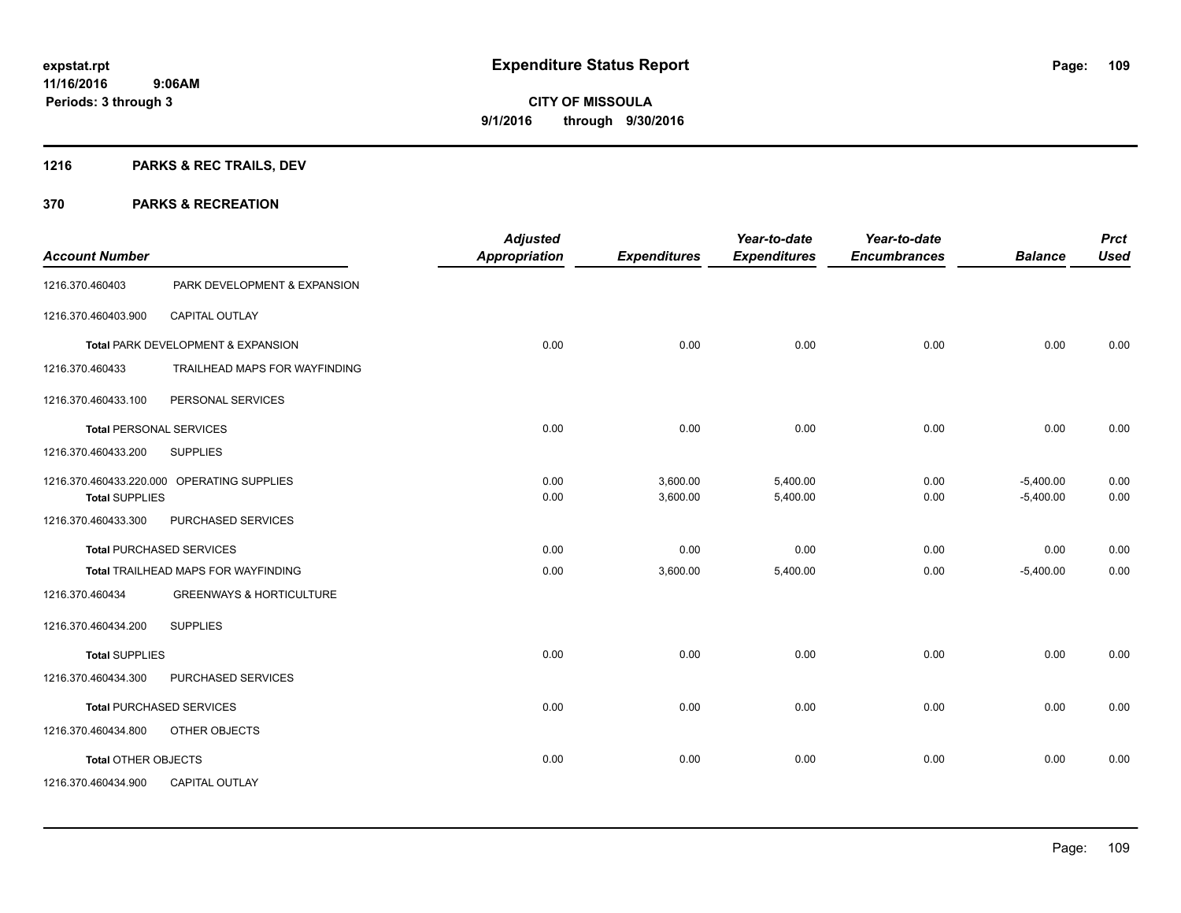expstat.rpt
11/16/2016 9:06AM
Periods: 3 through 3

# Expenditure Status Report

CITY OF MISSOULA
9/1/2016 through 9/30/2016

## 1216 PARKS & REC TRAILS, DEV

## 370 PARKS & RECREATION

| Account Number | | Adjusted Appropriation | Expenditures | Year-to-date Expenditures | Year-to-date Encumbrances | Balance | Prct Used |
|---|---|---|---|---|---|---|---|
| 1216.370.460403 | PARK DEVELOPMENT & EXPANSION | | | | | | |
| 1216.370.460403.900 | CAPITAL OUTLAY | | | | | | |
| Total PARK DEVELOPMENT & EXPANSION | | 0.00 | 0.00 | 0.00 | 0.00 | 0.00 | 0.00 |
| 1216.370.460433 | TRAILHEAD MAPS FOR WAYFINDING | | | | | | |
| 1216.370.460433.100 | PERSONAL SERVICES | | | | | | |
| Total PERSONAL SERVICES | | 0.00 | 0.00 | 0.00 | 0.00 | 0.00 | 0.00 |
| 1216.370.460433.200 | SUPPLIES | | | | | | |
| 1216.370.460433.220.000 | OPERATING SUPPLIES | 0.00 | 3,600.00 | 5,400.00 | 0.00 | -5,400.00 | 0.00 |
| Total SUPPLIES | | 0.00 | 3,600.00 | 5,400.00 | 0.00 | -5,400.00 | 0.00 |
| 1216.370.460433.300 | PURCHASED SERVICES | | | | | | |
| Total PURCHASED SERVICES | | 0.00 | 0.00 | 0.00 | 0.00 | 0.00 | 0.00 |
| Total TRAILHEAD MAPS FOR WAYFINDING | | 0.00 | 3,600.00 | 5,400.00 | 0.00 | -5,400.00 | 0.00 |
| 1216.370.460434 | GREENWAYS & HORTICULTURE | | | | | | |
| 1216.370.460434.200 | SUPPLIES | | | | | | |
| Total SUPPLIES | | 0.00 | 0.00 | 0.00 | 0.00 | 0.00 | 0.00 |
| 1216.370.460434.300 | PURCHASED SERVICES | | | | | | |
| Total PURCHASED SERVICES | | 0.00 | 0.00 | 0.00 | 0.00 | 0.00 | 0.00 |
| 1216.370.460434.800 | OTHER OBJECTS | | | | | | |
| Total OTHER OBJECTS | | 0.00 | 0.00 | 0.00 | 0.00 | 0.00 | 0.00 |
| 1216.370.460434.900 | CAPITAL OUTLAY | | | | | | |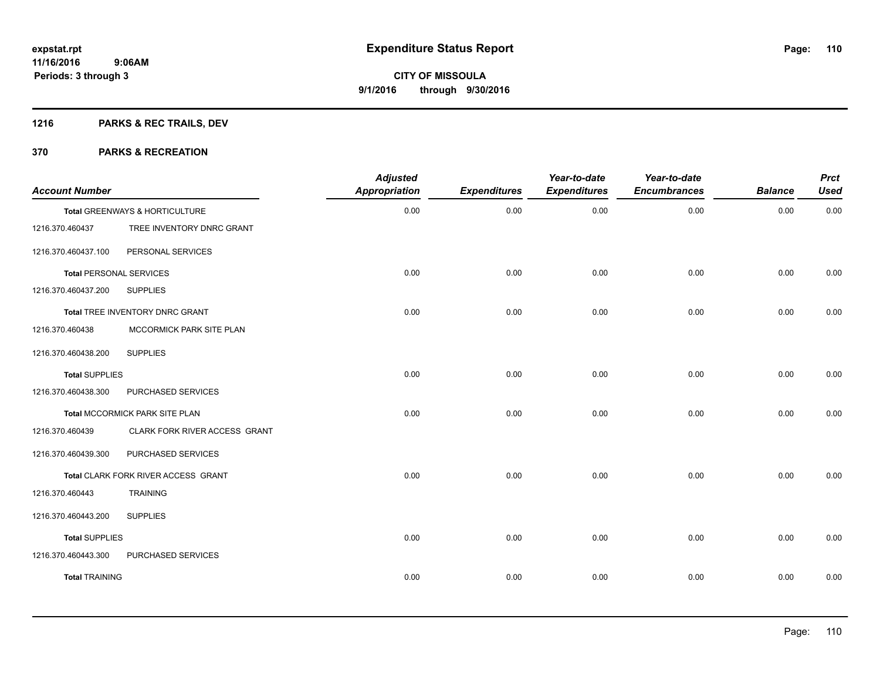# Expenditure Status Report

expstat.rpt
11/16/2016 9:06AM
Periods: 3 through 3

CITY OF MISSOULA
9/1/2016 through 9/30/2016

## 1216 PARKS & REC TRAILS, DEV

## 370 PARKS & RECREATION

| Account Number | | Adjusted Appropriation | Expenditures | Year-to-date Expenditures | Year-to-date Encumbrances | Balance | Prct Used |
|---|---|---|---|---|---|---|---|
| **Total** GREENWAYS & HORTICULTURE | | 0.00 | 0.00 | 0.00 | 0.00 | 0.00 | 0.00 |
| 1216.370.460437 | TREE INVENTORY DNRC GRANT | | | | | | |
| 1216.370.460437.100 | PERSONAL SERVICES | | | | | | |
| **Total** PERSONAL SERVICES | | 0.00 | 0.00 | 0.00 | 0.00 | 0.00 | 0.00 |
| 1216.370.460437.200 | SUPPLIES | | | | | | |
| **Total** TREE INVENTORY DNRC GRANT | | 0.00 | 0.00 | 0.00 | 0.00 | 0.00 | 0.00 |
| 1216.370.460438 | MCCORMICK PARK SITE PLAN | | | | | | |
| 1216.370.460438.200 | SUPPLIES | | | | | | |
| **Total** SUPPLIES | | 0.00 | 0.00 | 0.00 | 0.00 | 0.00 | 0.00 |
| 1216.370.460438.300 | PURCHASED SERVICES | | | | | | |
| **Total** MCCORMICK PARK SITE PLAN | | 0.00 | 0.00 | 0.00 | 0.00 | 0.00 | 0.00 |
| 1216.370.460439 | CLARK FORK RIVER ACCESS GRANT | | | | | | |
| 1216.370.460439.300 | PURCHASED SERVICES | | | | | | |
| **Total** CLARK FORK RIVER ACCESS GRANT | | 0.00 | 0.00 | 0.00 | 0.00 | 0.00 | 0.00 |
| 1216.370.460443 | TRAINING | | | | | | |
| 1216.370.460443.200 | SUPPLIES | | | | | | |
| **Total** SUPPLIES | | 0.00 | 0.00 | 0.00 | 0.00 | 0.00 | 0.00 |
| 1216.370.460443.300 | PURCHASED SERVICES | | | | | | |
| **Total** TRAINING | | 0.00 | 0.00 | 0.00 | 0.00 | 0.00 | 0.00 |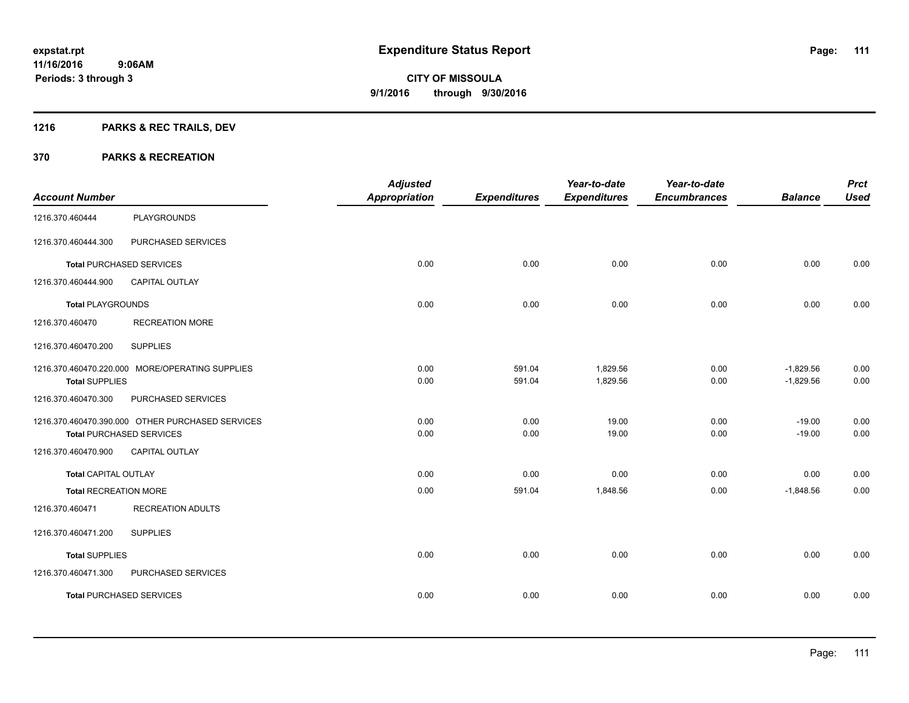**Expenditure Status Report**

**CITY OF MISSOULA**
**9/1/2016 through 9/30/2016**

expstat.rpt
11/16/2016 9:06AM
Periods: 3 through 3

## 1216 PARKS & REC TRAILS, DEV

## 370 PARKS & RECREATION

| Account Number | | Adjusted Appropriation | Expenditures | Year-to-date Expenditures | Year-to-date Encumbrances | Balance | Prct Used |
|---|---|---|---|---|---|---|---|
| 1216.370.460444 | PLAYGROUNDS | | | | | | |
| 1216.370.460444.300 | PURCHASED SERVICES | | | | | | |
| **Total** PURCHASED SERVICES | | 0.00 | 0.00 | 0.00 | 0.00 | 0.00 | 0.00 |
| 1216.370.460444.900 | CAPITAL OUTLAY | | | | | | |
| **Total** PLAYGROUNDS | | 0.00 | 0.00 | 0.00 | 0.00 | 0.00 | 0.00 |
| 1216.370.460470 | RECREATION MORE | | | | | | |
| 1216.370.460470.200 | SUPPLIES | | | | | | |
| 1216.370.460470.220.000 | MORE/OPERATING SUPPLIES | 0.00 | 591.04 | 1,829.56 | 0.00 | -1,829.56 | 0.00 |
| **Total** SUPPLIES | | 0.00 | 591.04 | 1,829.56 | 0.00 | -1,829.56 | 0.00 |
| 1216.370.460470.300 | PURCHASED SERVICES | | | | | | |
| 1216.370.460470.390.000 | OTHER PURCHASED SERVICES | 0.00 | 0.00 | 19.00 | 0.00 | -19.00 | 0.00 |
| **Total** PURCHASED SERVICES | | 0.00 | 0.00 | 19.00 | 0.00 | -19.00 | 0.00 |
| 1216.370.460470.900 | CAPITAL OUTLAY | | | | | | |
| **Total** CAPITAL OUTLAY | | 0.00 | 0.00 | 0.00 | 0.00 | 0.00 | 0.00 |
| **Total** RECREATION MORE | | 0.00 | 591.04 | 1,848.56 | 0.00 | -1,848.56 | 0.00 |
| 1216.370.460471 | RECREATION ADULTS | | | | | | |
| 1216.370.460471.200 | SUPPLIES | | | | | | |
| **Total** SUPPLIES | | 0.00 | 0.00 | 0.00 | 0.00 | 0.00 | 0.00 |
| 1216.370.460471.300 | PURCHASED SERVICES | | | | | | |
| **Total** PURCHASED SERVICES | | 0.00 | 0.00 | 0.00 | 0.00 | 0.00 | 0.00 |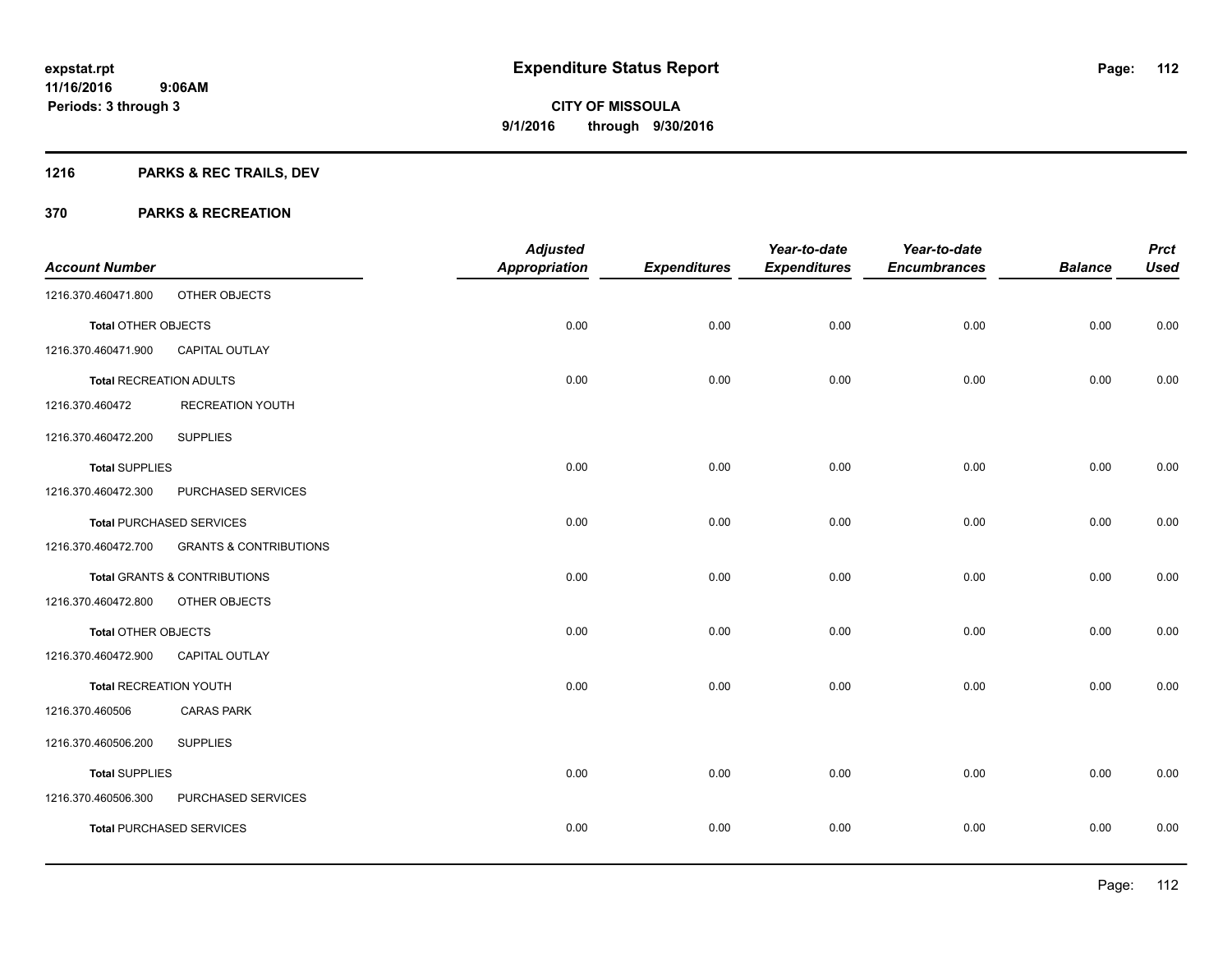**expstat.rpt**
**11/16/2016 9:06AM**
**Periods: 3 through 3**

# Expenditure Status Report

**CITY OF MISSOULA**
**9/1/2016 through 9/30/2016**

## 1216 PARKS & REC TRAILS, DEV

### 370 PARKS & RECREATION

| Account Number | | Adjusted Appropriation | Expenditures | Year-to-date Expenditures | Year-to-date Encumbrances | Balance | Prct Used |
|---|---|---|---|---|---|---|---|
| 1216.370.460471.800 | OTHER OBJECTS | | | | | | |
| **Total** OTHER OBJECTS | | 0.00 | 0.00 | 0.00 | 0.00 | 0.00 | 0.00 |
| 1216.370.460471.900 | CAPITAL OUTLAY | | | | | | |
| **Total** RECREATION ADULTS | | 0.00 | 0.00 | 0.00 | 0.00 | 0.00 | 0.00 |
| 1216.370.460472 | RECREATION YOUTH | | | | | | |
| 1216.370.460472.200 | SUPPLIES | | | | | | |
| **Total** SUPPLIES | | 0.00 | 0.00 | 0.00 | 0.00 | 0.00 | 0.00 |
| 1216.370.460472.300 | PURCHASED SERVICES | | | | | | |
| **Total** PURCHASED SERVICES | | 0.00 | 0.00 | 0.00 | 0.00 | 0.00 | 0.00 |
| 1216.370.460472.700 | GRANTS & CONTRIBUTIONS | | | | | | |
| **Total** GRANTS & CONTRIBUTIONS | | 0.00 | 0.00 | 0.00 | 0.00 | 0.00 | 0.00 |
| 1216.370.460472.800 | OTHER OBJECTS | | | | | | |
| **Total** OTHER OBJECTS | | 0.00 | 0.00 | 0.00 | 0.00 | 0.00 | 0.00 |
| 1216.370.460472.900 | CAPITAL OUTLAY | | | | | | |
| **Total** RECREATION YOUTH | | 0.00 | 0.00 | 0.00 | 0.00 | 0.00 | 0.00 |
| 1216.370.460506 | CARAS PARK | | | | | | |
| 1216.370.460506.200 | SUPPLIES | | | | | | |
| **Total** SUPPLIES | | 0.00 | 0.00 | 0.00 | 0.00 | 0.00 | 0.00 |
| 1216.370.460506.300 | PURCHASED SERVICES | | | | | | |
| **Total** PURCHASED SERVICES | | 0.00 | 0.00 | 0.00 | 0.00 | 0.00 | 0.00 |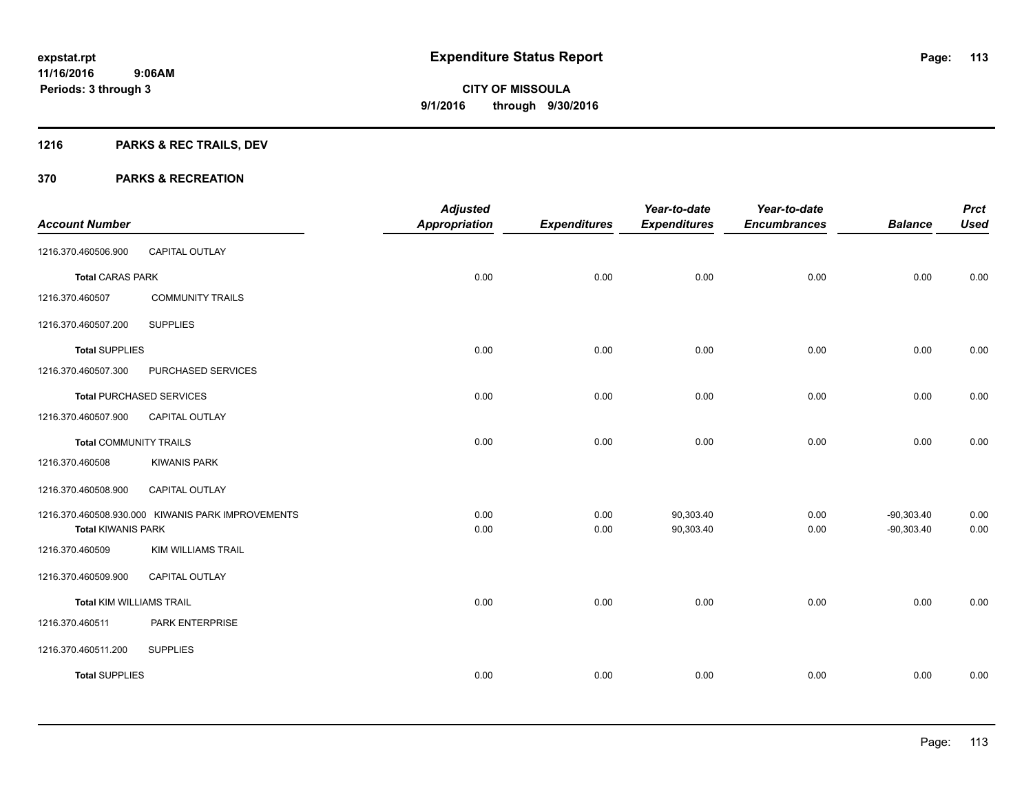# Expenditure Status Report

**expstat.rpt**
**11/16/2016 9:06AM**
**Periods: 3 through 3**

**CITY OF MISSOULA**
**9/1/2016 through 9/30/2016**

## 1216 PARKS & REC TRAILS, DEV

## 370 PARKS & RECREATION

| Account Number | | Adjusted Appropriation | Expenditures | Year-to-date Expenditures | Year-to-date Encumbrances | Balance | Prct Used |
|---|---|---|---|---|---|---|---|
| 1216.370.460506.900 | CAPITAL OUTLAY | | | | | | |
| **Total** CARAS PARK | | 0.00 | 0.00 | 0.00 | 0.00 | 0.00 | 0.00 |
| 1216.370.460507 | COMMUNITY TRAILS | | | | | | |
| 1216.370.460507.200 | SUPPLIES | | | | | | |
| **Total** SUPPLIES | | 0.00 | 0.00 | 0.00 | 0.00 | 0.00 | 0.00 |
| 1216.370.460507.300 | PURCHASED SERVICES | | | | | | |
| **Total** PURCHASED SERVICES | | 0.00 | 0.00 | 0.00 | 0.00 | 0.00 | 0.00 |
| 1216.370.460507.900 | CAPITAL OUTLAY | | | | | | |
| **Total** COMMUNITY TRAILS | | 0.00 | 0.00 | 0.00 | 0.00 | 0.00 | 0.00 |
| 1216.370.460508 | KIWANIS PARK | | | | | | |
| 1216.370.460508.900 | CAPITAL OUTLAY | | | | | | |
| 1216.370.460508.930.000 | KIWANIS PARK IMPROVEMENTS | 0.00 | 0.00 | 90,303.40 | 0.00 | -90,303.40 | 0.00 |
| **Total** KIWANIS PARK | | 0.00 | 0.00 | 90,303.40 | 0.00 | -90,303.40 | 0.00 |
| 1216.370.460509 | KIM WILLIAMS TRAIL | | | | | | |
| 1216.370.460509.900 | CAPITAL OUTLAY | | | | | | |
| **Total** KIM WILLIAMS TRAIL | | 0.00 | 0.00 | 0.00 | 0.00 | 0.00 | 0.00 |
| 1216.370.460511 | PARK ENTERPRISE | | | | | | |
| 1216.370.460511.200 | SUPPLIES | | | | | | |
| **Total** SUPPLIES | | 0.00 | 0.00 | 0.00 | 0.00 | 0.00 | 0.00 |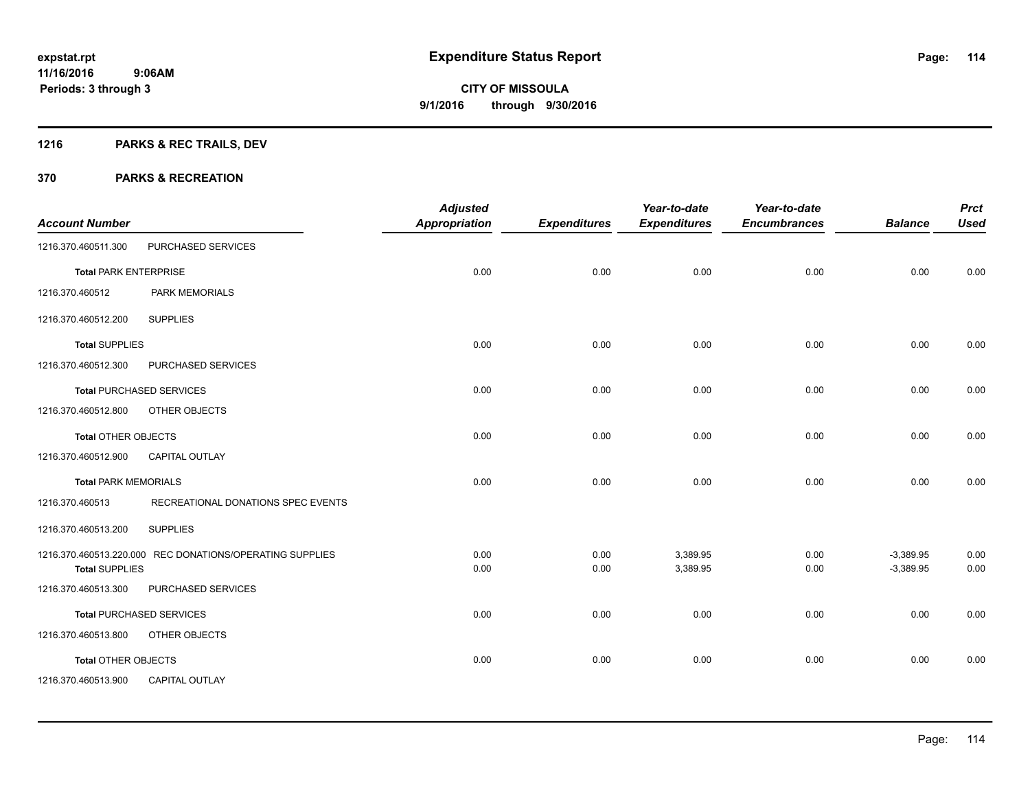# Expenditure Status Report

**CITY OF MISSOULA**
**9/1/2016 through 9/30/2016**

expstat.rpt
11/16/2016 9:06AM
Periods: 3 through 3

## 1216 PARKS & REC TRAILS, DEV

## 370 PARKS & RECREATION

| Account Number | | Adjusted Appropriation | Expenditures | Year-to-date Expenditures | Year-to-date Encumbrances | Balance | Prct Used |
|---|---|---|---|---|---|---|---|
| 1216.370.460511.300 | PURCHASED SERVICES | | | | | | |
| **Total** PARK ENTERPRISE | | 0.00 | 0.00 | 0.00 | 0.00 | 0.00 | 0.00 |
| 1216.370.460512 | PARK MEMORIALS | | | | | | |
| 1216.370.460512.200 | SUPPLIES | | | | | | |
| **Total** SUPPLIES | | 0.00 | 0.00 | 0.00 | 0.00 | 0.00 | 0.00 |
| 1216.370.460512.300 | PURCHASED SERVICES | | | | | | |
| **Total** PURCHASED SERVICES | | 0.00 | 0.00 | 0.00 | 0.00 | 0.00 | 0.00 |
| 1216.370.460512.800 | OTHER OBJECTS | | | | | | |
| **Total** OTHER OBJECTS | | 0.00 | 0.00 | 0.00 | 0.00 | 0.00 | 0.00 |
| 1216.370.460512.900 | CAPITAL OUTLAY | | | | | | |
| **Total** PARK MEMORIALS | | 0.00 | 0.00 | 0.00 | 0.00 | 0.00 | 0.00 |
| 1216.370.460513 | RECREATIONAL DONATIONS SPEC EVENTS | | | | | | |
| 1216.370.460513.200 | SUPPLIES | | | | | | |
| 1216.370.460513.220.000 | REC DONATIONS/OPERATING SUPPLIES | 0.00 | 0.00 | 3,389.95 | 0.00 | -3,389.95 | 0.00 |
| **Total** SUPPLIES | | 0.00 | 0.00 | 3,389.95 | 0.00 | -3,389.95 | 0.00 |
| 1216.370.460513.300 | PURCHASED SERVICES | | | | | | |
| **Total** PURCHASED SERVICES | | 0.00 | 0.00 | 0.00 | 0.00 | 0.00 | 0.00 |
| 1216.370.460513.800 | OTHER OBJECTS | | | | | | |
| **Total** OTHER OBJECTS | | 0.00 | 0.00 | 0.00 | 0.00 | 0.00 | 0.00 |
| 1216.370.460513.900 | CAPITAL OUTLAY | | | | | | |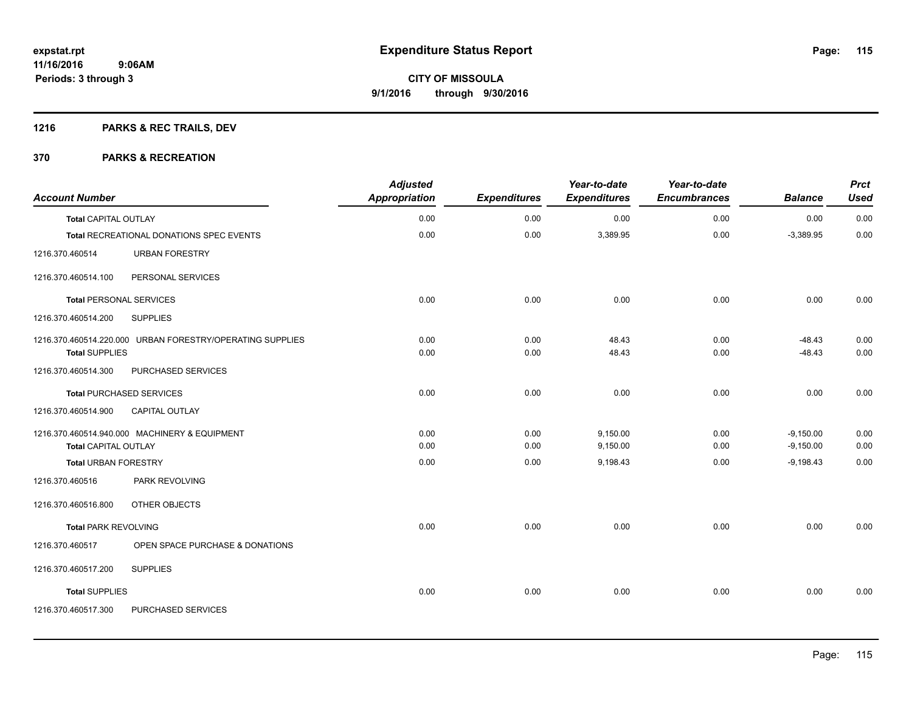**expstat.rpt**
**11/16/2016 9:06AM**
**Periods: 3 through 3**

# Expenditure Status Report

**CITY OF MISSOULA**
**9/1/2016 through 9/30/2016**

## 1216 PARKS & REC TRAILS, DEV

## 370 PARKS & RECREATION

| Account Number | | Adjusted Appropriation | Expenditures | Year-to-date Expenditures | Year-to-date Encumbrances | Balance | Prct Used |
|---|---|---|---|---|---|---|---|
| **Total** CAPITAL OUTLAY | | 0.00 | 0.00 | 0.00 | 0.00 | 0.00 | 0.00 |
| **Total** RECREATIONAL DONATIONS SPEC EVENTS | | 0.00 | 0.00 | 3,389.95 | 0.00 | -3,389.95 | 0.00 |
| 1216.370.460514 | URBAN FORESTRY | | | | | | |
| 1216.370.460514.100 | PERSONAL SERVICES | | | | | | |
| **Total** PERSONAL SERVICES | | 0.00 | 0.00 | 0.00 | 0.00 | 0.00 | 0.00 |
| 1216.370.460514.200 | SUPPLIES | | | | | | |
| 1216.370.460514.220.000 | URBAN FORESTRY/OPERATING SUPPLIES | 0.00 | 0.00 | 48.43 | 0.00 | -48.43 | 0.00 |
| **Total** SUPPLIES | | 0.00 | 0.00 | 48.43 | 0.00 | -48.43 | 0.00 |
| 1216.370.460514.300 | PURCHASED SERVICES | | | | | | |
| **Total** PURCHASED SERVICES | | 0.00 | 0.00 | 0.00 | 0.00 | 0.00 | 0.00 |
| 1216.370.460514.900 | CAPITAL OUTLAY | | | | | | |
| 1216.370.460514.940.000 | MACHINERY & EQUIPMENT | 0.00 | 0.00 | 9,150.00 | 0.00 | -9,150.00 | 0.00 |
| **Total** CAPITAL OUTLAY | | 0.00 | 0.00 | 9,150.00 | 0.00 | -9,150.00 | 0.00 |
| **Total** URBAN FORESTRY | | 0.00 | 0.00 | 9,198.43 | 0.00 | -9,198.43 | 0.00 |
| 1216.370.460516 | PARK REVOLVING | | | | | | |
| 1216.370.460516.800 | OTHER OBJECTS | | | | | | |
| **Total** PARK REVOLVING | | 0.00 | 0.00 | 0.00 | 0.00 | 0.00 | 0.00 |
| 1216.370.460517 | OPEN SPACE PURCHASE & DONATIONS | | | | | | |
| 1216.370.460517.200 | SUPPLIES | | | | | | |
| **Total** SUPPLIES | | 0.00 | 0.00 | 0.00 | 0.00 | 0.00 | 0.00 |
| 1216.370.460517.300 | PURCHASED SERVICES | | | | | | |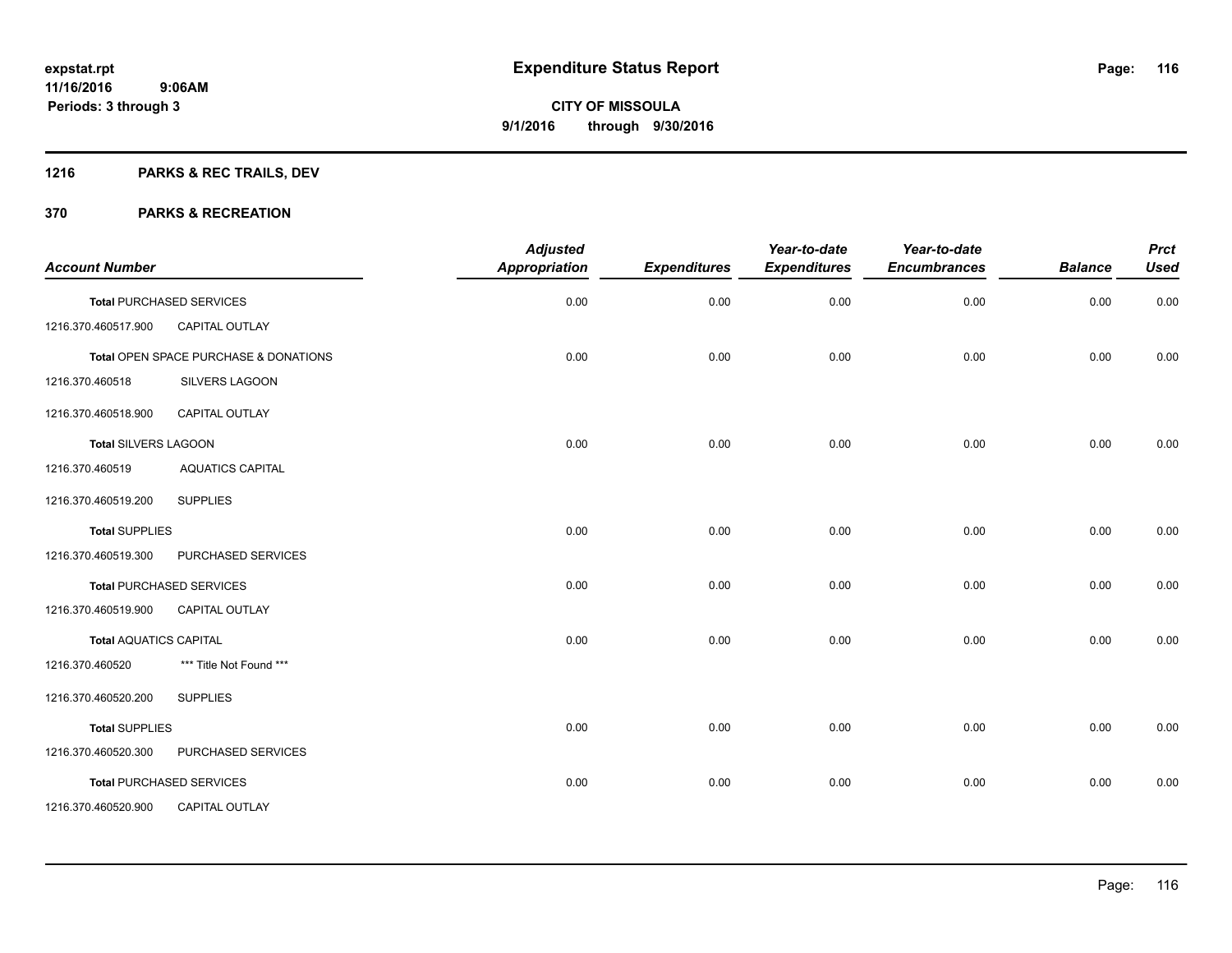**expstat.rpt**
**11/16/2016 9:06AM**
**Periods: 3 through 3**

# Expenditure Status Report

**CITY OF MISSOULA**
**9/1/2016 through 9/30/2016**

## 1216 PARKS & REC TRAILS, DEV

## 370 PARKS & RECREATION

| Account Number | | Adjusted Appropriation | Expenditures | Year-to-date Expenditures | Year-to-date Encumbrances | Balance | Prct Used |
|---|---|---|---|---|---|---|---|
| **Total** PURCHASED SERVICES | | 0.00 | 0.00 | 0.00 | 0.00 | 0.00 | 0.00 |
| 1216.370.460517.900 | CAPITAL OUTLAY | | | | | | |
| **Total** OPEN SPACE PURCHASE & DONATIONS | | 0.00 | 0.00 | 0.00 | 0.00 | 0.00 | 0.00 |
| 1216.370.460518 | SILVERS LAGOON | | | | | | |
| 1216.370.460518.900 | CAPITAL OUTLAY | | | | | | |
| **Total** SILVERS LAGOON | | 0.00 | 0.00 | 0.00 | 0.00 | 0.00 | 0.00 |
| 1216.370.460519 | AQUATICS CAPITAL | | | | | | |
| 1216.370.460519.200 | SUPPLIES | | | | | | |
| **Total** SUPPLIES | | 0.00 | 0.00 | 0.00 | 0.00 | 0.00 | 0.00 |
| 1216.370.460519.300 | PURCHASED SERVICES | | | | | | |
| **Total** PURCHASED SERVICES | | 0.00 | 0.00 | 0.00 | 0.00 | 0.00 | 0.00 |
| 1216.370.460519.900 | CAPITAL OUTLAY | | | | | | |
| **Total** AQUATICS CAPITAL | | 0.00 | 0.00 | 0.00 | 0.00 | 0.00 | 0.00 |
| 1216.370.460520 | *** Title Not Found *** | | | | | | |
| 1216.370.460520.200 | SUPPLIES | | | | | | |
| **Total** SUPPLIES | | 0.00 | 0.00 | 0.00 | 0.00 | 0.00 | 0.00 |
| 1216.370.460520.300 | PURCHASED SERVICES | | | | | | |
| **Total** PURCHASED SERVICES | | 0.00 | 0.00 | 0.00 | 0.00 | 0.00 | 0.00 |
| 1216.370.460520.900 | CAPITAL OUTLAY | | | | | | |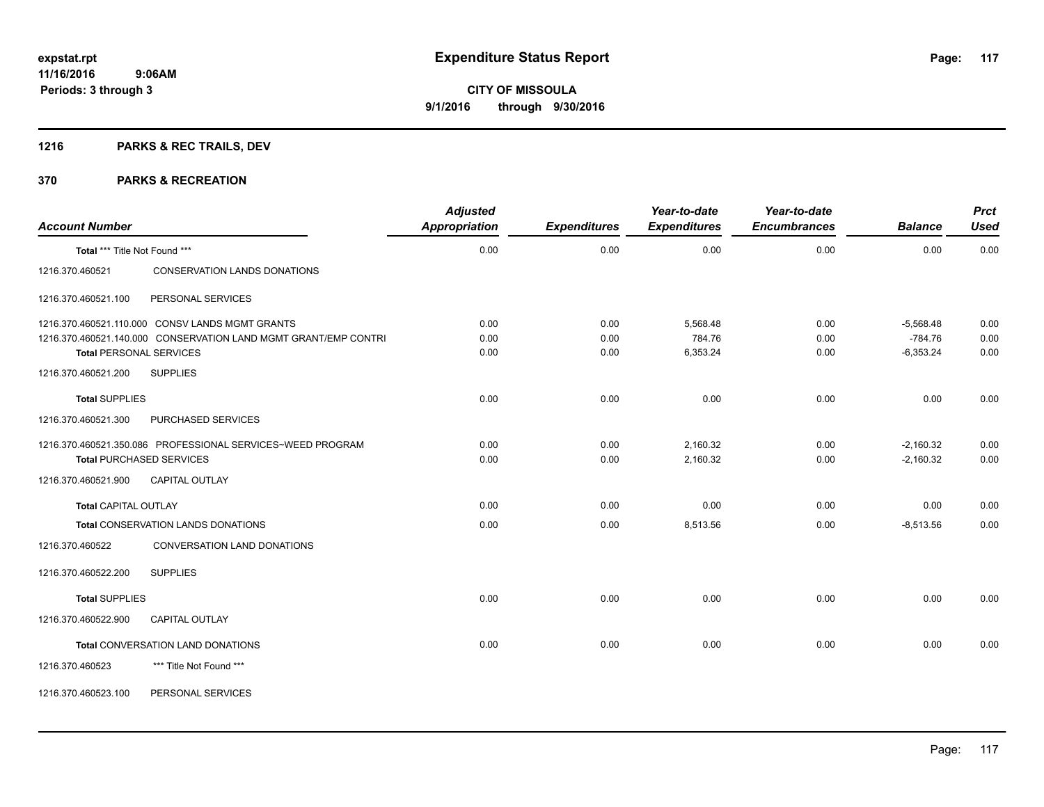expstat.rpt
11/16/2016 9:06AM
Periods: 3 through 3

# Expenditure Status Report

**CITY OF MISSOULA**
**9/1/2016 through 9/30/2016**

## 1216 PARKS & REC TRAILS, DEV

## 370 PARKS & RECREATION

| Account Number | | Adjusted Appropriation | Expenditures | Year-to-date Expenditures | Year-to-date Encumbrances | Balance | Prct Used |
|---|---|---|---|---|---|---|---|
| **Total** *** Title Not Found *** | | 0.00 | 0.00 | 0.00 | 0.00 | 0.00 | 0.00 |
| 1216.370.460521 | CONSERVATION LANDS DONATIONS | | | | | | |
| 1216.370.460521.100 | PERSONAL SERVICES | | | | | | |
| 1216.370.460521.110.000 | CONSV LANDS MGMT GRANTS | 0.00 | 0.00 | 5,568.48 | 0.00 | -5,568.48 | 0.00 |
| 1216.370.460521.140.000 | CONSERVATION LAND MGMT GRANT/EMP CONTRI | 0.00 | 0.00 | 784.76 | 0.00 | -784.76 | 0.00 |
| **Total** PERSONAL SERVICES | | 0.00 | 0.00 | 6,353.24 | 0.00 | -6,353.24 | 0.00 |
| 1216.370.460521.200 | SUPPLIES | | | | | | |
| **Total** SUPPLIES | | 0.00 | 0.00 | 0.00 | 0.00 | 0.00 | 0.00 |
| 1216.370.460521.300 | PURCHASED SERVICES | | | | | | |
| 1216.370.460521.350.086 | PROFESSIONAL SERVICES~WEED PROGRAM | 0.00 | 0.00 | 2,160.32 | 0.00 | -2,160.32 | 0.00 |
| **Total** PURCHASED SERVICES | | 0.00 | 0.00 | 2,160.32 | 0.00 | -2,160.32 | 0.00 |
| 1216.370.460521.900 | CAPITAL OUTLAY | | | | | | |
| **Total** CAPITAL OUTLAY | | 0.00 | 0.00 | 0.00 | 0.00 | 0.00 | 0.00 |
| **Total** CONSERVATION LANDS DONATIONS | | 0.00 | 0.00 | 8,513.56 | 0.00 | -8,513.56 | 0.00 |
| 1216.370.460522 | CONVERSATION LAND DONATIONS | | | | | | |
| 1216.370.460522.200 | SUPPLIES | | | | | | |
| **Total** SUPPLIES | | 0.00 | 0.00 | 0.00 | 0.00 | 0.00 | 0.00 |
| 1216.370.460522.900 | CAPITAL OUTLAY | | | | | | |
| **Total** CONVERSATION LAND DONATIONS | | 0.00 | 0.00 | 0.00 | 0.00 | 0.00 | 0.00 |
| 1216.370.460523 | *** Title Not Found *** | | | | | | |
| 1216.370.460523.100 | PERSONAL SERVICES | | | | | | |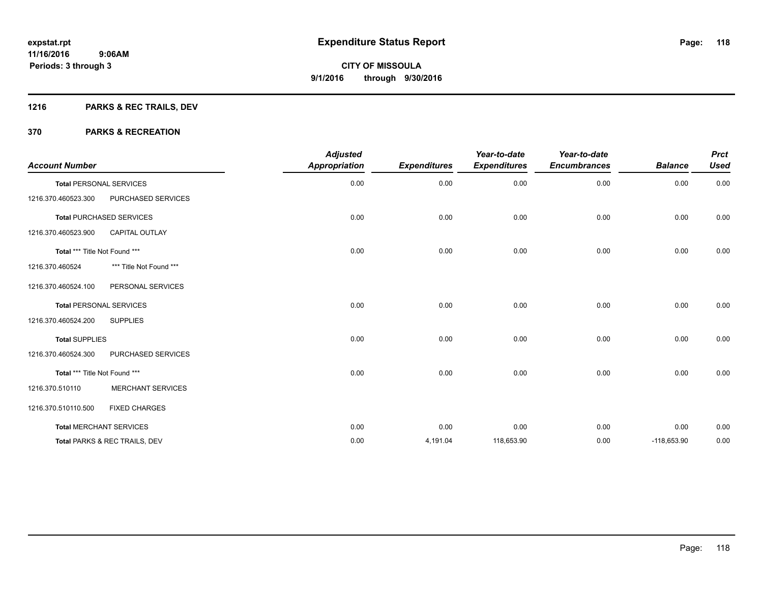# Expenditure Status Report

**expstat.rpt**
**11/16/2016 9:06AM**
**Periods: 3 through 3**

**CITY OF MISSOULA**
**9/1/2016 through 9/30/2016**

## 1216 PARKS & REC TRAILS, DEV

## 370 PARKS & RECREATION

| Account Number | | Adjusted Appropriation | Expenditures | Year-to-date Expenditures | Year-to-date Encumbrances | Balance | Prct Used |
|---|---|---|---|---|---|---|---|
| **Total** PERSONAL SERVICES | | 0.00 | 0.00 | 0.00 | 0.00 | 0.00 | 0.00 |
| 1216.370.460523.300 | PURCHASED SERVICES | | | | | | |
| **Total** PURCHASED SERVICES | | 0.00 | 0.00 | 0.00 | 0.00 | 0.00 | 0.00 |
| 1216.370.460523.900 | CAPITAL OUTLAY | | | | | | |
| **Total** *** Title Not Found *** | | 0.00 | 0.00 | 0.00 | 0.00 | 0.00 | 0.00 |
| 1216.370.460524 | *** Title Not Found *** | | | | | | |
| 1216.370.460524.100 | PERSONAL SERVICES | | | | | | |
| **Total** PERSONAL SERVICES | | 0.00 | 0.00 | 0.00 | 0.00 | 0.00 | 0.00 |
| 1216.370.460524.200 | SUPPLIES | | | | | | |
| **Total** SUPPLIES | | 0.00 | 0.00 | 0.00 | 0.00 | 0.00 | 0.00 |
| 1216.370.460524.300 | PURCHASED SERVICES | | | | | | |
| **Total** *** Title Not Found *** | | 0.00 | 0.00 | 0.00 | 0.00 | 0.00 | 0.00 |
| 1216.370.510110 | MERCHANT SERVICES | | | | | | |
| 1216.370.510110.500 | FIXED CHARGES | | | | | | |
| **Total** MERCHANT SERVICES | | 0.00 | 0.00 | 0.00 | 0.00 | 0.00 | 0.00 |
| **Total** PARKS & REC TRAILS, DEV | | 0.00 | 4,191.04 | 118,653.90 | 0.00 | -118,653.90 | 0.00 |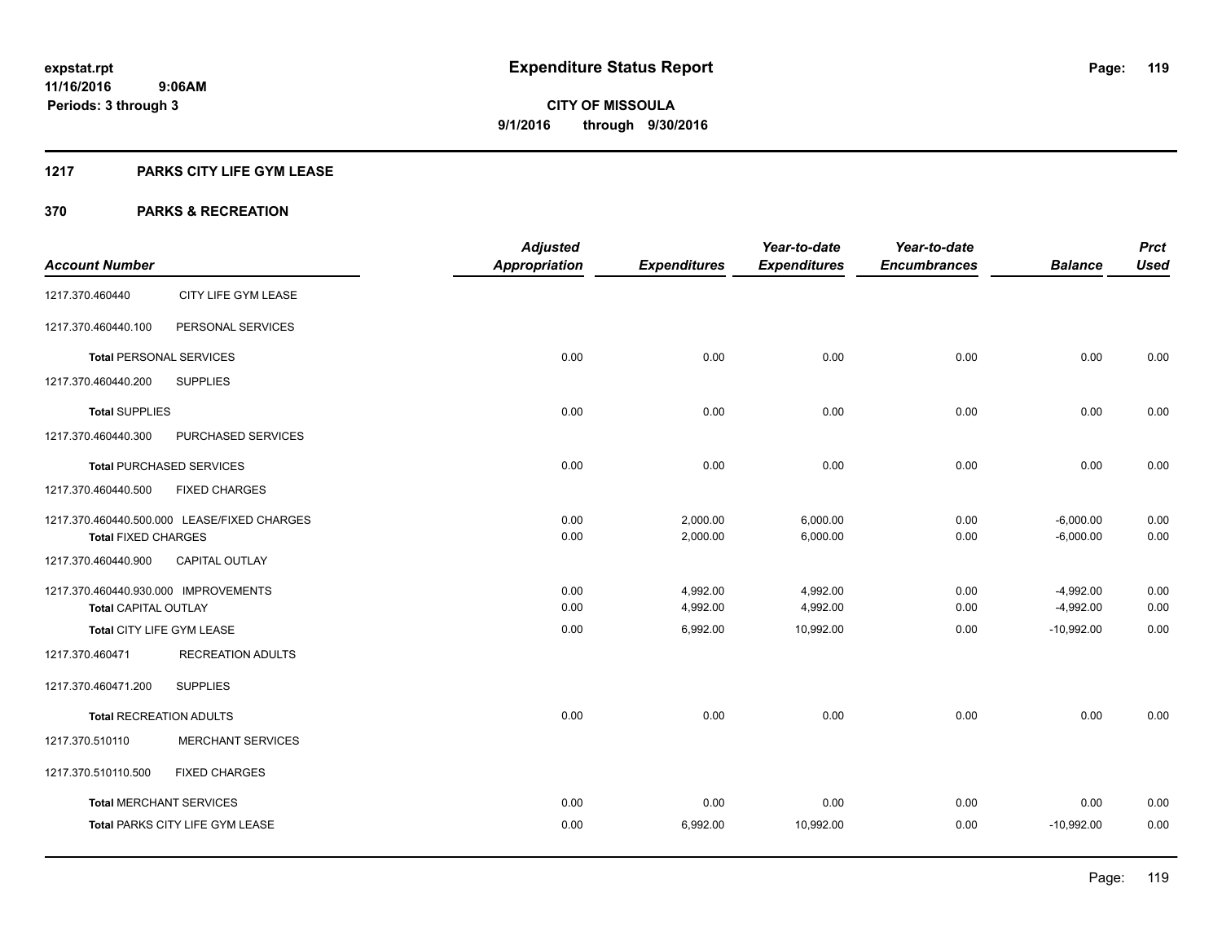**expstat.rpt**
**11/16/2016 9:06AM**
**Periods: 3 through 3**

# Expenditure Status Report

**CITY OF MISSOULA**
**9/1/2016 through 9/30/2016**

## 1217 PARKS CITY LIFE GYM LEASE

## 370 PARKS & RECREATION

| Account Number | | Adjusted Appropriation | Expenditures | Year-to-date Expenditures | Year-to-date Encumbrances | Balance | Prct Used |
|---|---|---|---|---|---|---|---|
| 1217.370.460440 | CITY LIFE GYM LEASE | | | | | | |
| 1217.370.460440.100 | PERSONAL SERVICES | | | | | | |
| **Total** PERSONAL SERVICES | | 0.00 | 0.00 | 0.00 | 0.00 | 0.00 | 0.00 |
| 1217.370.460440.200 | SUPPLIES | | | | | | |
| **Total** SUPPLIES | | 0.00 | 0.00 | 0.00 | 0.00 | 0.00 | 0.00 |
| 1217.370.460440.300 | PURCHASED SERVICES | | | | | | |
| **Total** PURCHASED SERVICES | | 0.00 | 0.00 | 0.00 | 0.00 | 0.00 | 0.00 |
| 1217.370.460440.500 | FIXED CHARGES | | | | | | |
| 1217.370.460440.500.000 LEASE/FIXED CHARGES | | 0.00 | 2,000.00 | 6,000.00 | 0.00 | -6,000.00 | 0.00 |
| **Total** FIXED CHARGES | | 0.00 | 2,000.00 | 6,000.00 | 0.00 | -6,000.00 | 0.00 |
| 1217.370.460440.900 | CAPITAL OUTLAY | | | | | | |
| 1217.370.460440.930.000 IMPROVEMENTS | | 0.00 | 4,992.00 | 4,992.00 | 0.00 | -4,992.00 | 0.00 |
| **Total** CAPITAL OUTLAY | | 0.00 | 4,992.00 | 4,992.00 | 0.00 | -4,992.00 | 0.00 |
| **Total** CITY LIFE GYM LEASE | | 0.00 | 6,992.00 | 10,992.00 | 0.00 | -10,992.00 | 0.00 |
| 1217.370.460471 | RECREATION ADULTS | | | | | | |
| 1217.370.460471.200 | SUPPLIES | | | | | | |
| **Total** RECREATION ADULTS | | 0.00 | 0.00 | 0.00 | 0.00 | 0.00 | 0.00 |
| 1217.370.510110 | MERCHANT SERVICES | | | | | | |
| 1217.370.510110.500 | FIXED CHARGES | | | | | | |
| **Total** MERCHANT SERVICES | | 0.00 | 0.00 | 0.00 | 0.00 | 0.00 | 0.00 |
| **Total** PARKS CITY LIFE GYM LEASE | | 0.00 | 6,992.00 | 10,992.00 | 0.00 | -10,992.00 | 0.00 |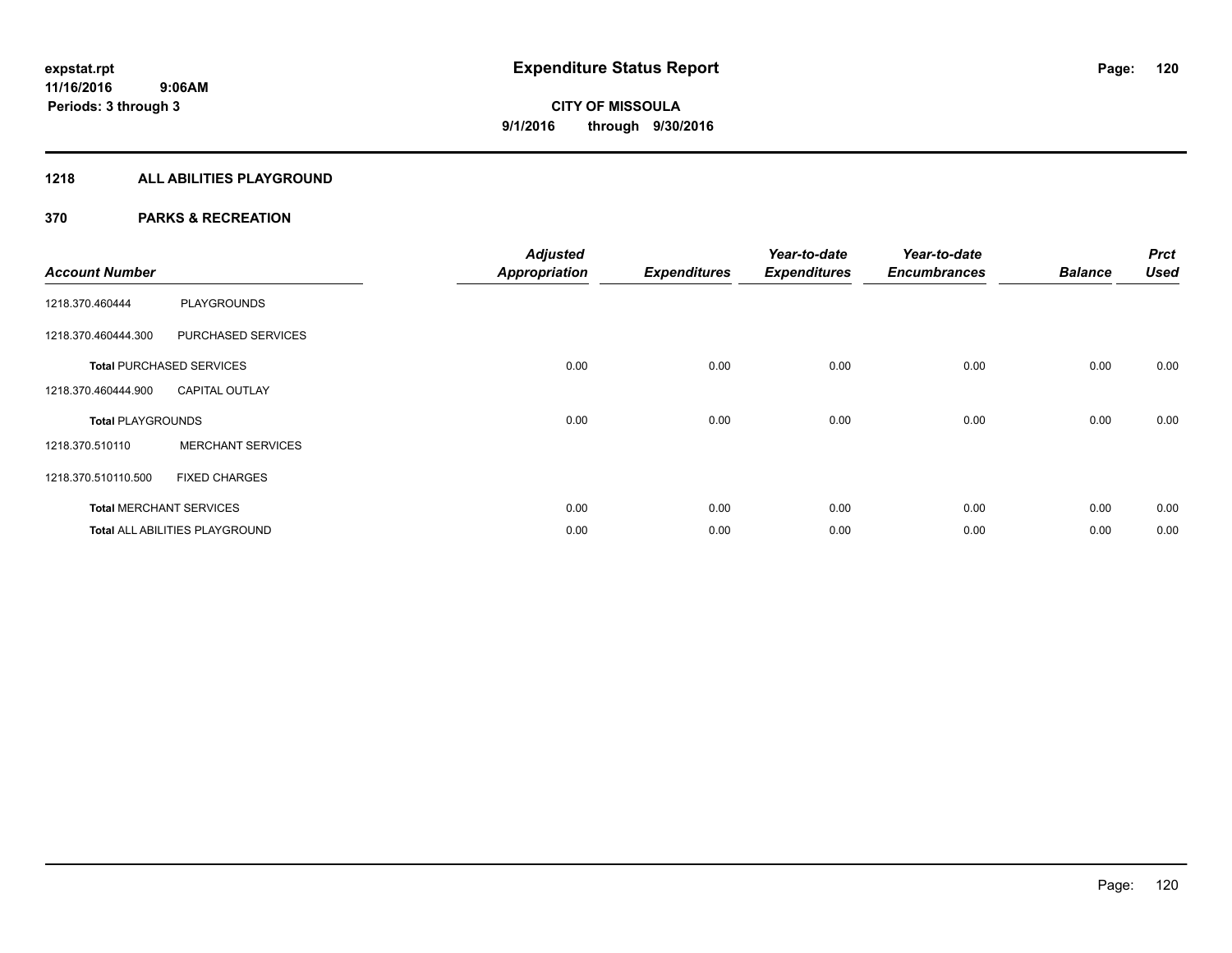**expstat.rpt**
**11/16/2016 9:06AM**
**Periods: 3 through 3**

# Expenditure Status Report

**CITY OF MISSOULA**
**9/1/2016 through 9/30/2016**

## 1218 ALL ABILITIES PLAYGROUND

### 370 PARKS & RECREATION

| Account Number | | Adjusted Appropriation | Expenditures | Year-to-date Expenditures | Year-to-date Encumbrances | Balance | Prct Used |
|---|---|---|---|---|---|---|---|
| 1218.370.460444 | PLAYGROUNDS | | | | | | |
| 1218.370.460444.300 | PURCHASED SERVICES | | | | | | |
| **Total** PURCHASED SERVICES | | 0.00 | 0.00 | 0.00 | 0.00 | 0.00 | 0.00 |
| 1218.370.460444.900 | CAPITAL OUTLAY | | | | | | |
| **Total** PLAYGROUNDS | | 0.00 | 0.00 | 0.00 | 0.00 | 0.00 | 0.00 |
| 1218.370.510110 | MERCHANT SERVICES | | | | | | |
| 1218.370.510110.500 | FIXED CHARGES | | | | | | |
| **Total** MERCHANT SERVICES | | 0.00 | 0.00 | 0.00 | 0.00 | 0.00 | 0.00 |
| **Total** ALL ABILITIES PLAYGROUND | | 0.00 | 0.00 | 0.00 | 0.00 | 0.00 | 0.00 |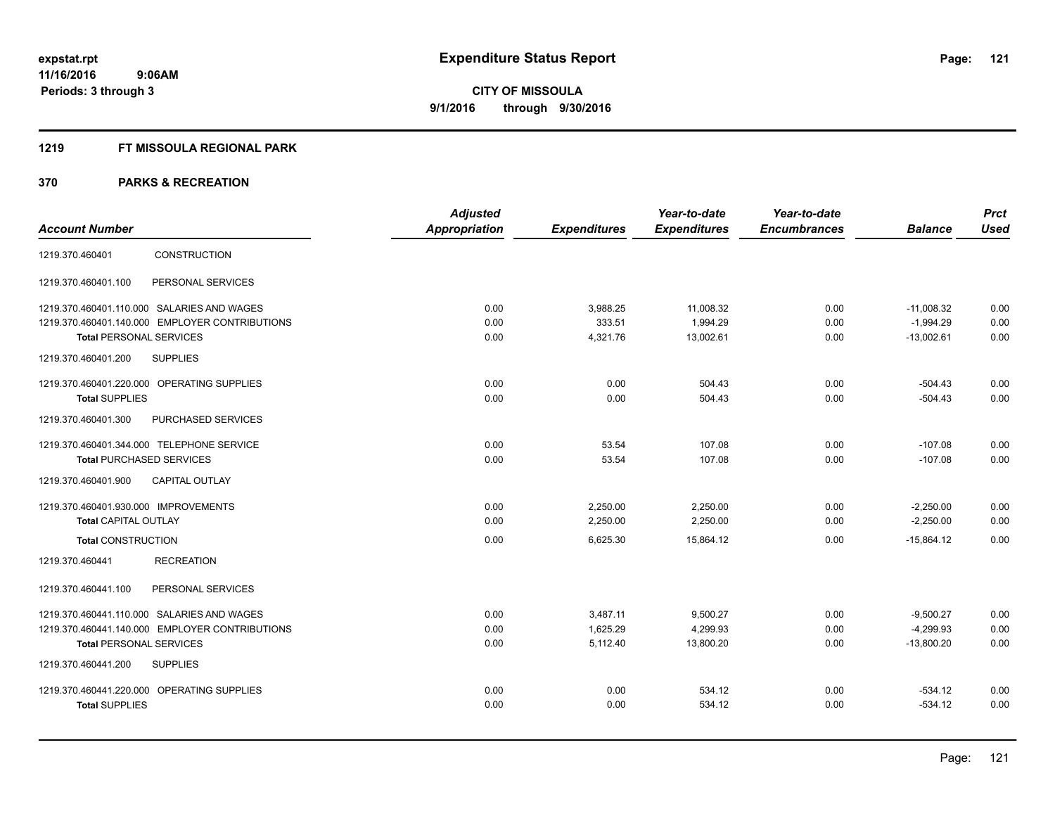**expstat.rpt**
**11/16/2016 9:06AM**
**Periods: 3 through 3**

# Expenditure Status Report

**CITY OF MISSOULA**
**9/1/2016 through 9/30/2016**

## 1219 FT MISSOULA REGIONAL PARK

## 370 PARKS & RECREATION

| Account Number | | Adjusted Appropriation | Expenditures | Year-to-date Expenditures | Year-to-date Encumbrances | Balance | Prct Used |
|---|---|---|---|---|---|---|---|
| 1219.370.460401 | CONSTRUCTION | | | | | | |
| 1219.370.460401.100 | PERSONAL SERVICES | | | | | | |
| 1219.370.460401.110.000 | SALARIES AND WAGES | 0.00 | 3,988.25 | 11,008.32 | 0.00 | -11,008.32 | 0.00 |
| 1219.370.460401.140.000 | EMPLOYER CONTRIBUTIONS | 0.00 | 333.51 | 1,994.29 | 0.00 | -1,994.29 | 0.00 |
| **Total** PERSONAL SERVICES | | 0.00 | 4,321.76 | 13,002.61 | 0.00 | -13,002.61 | 0.00 |
| 1219.370.460401.200 | SUPPLIES | | | | | | |
| 1219.370.460401.220.000 | OPERATING SUPPLIES | 0.00 | 0.00 | 504.43 | 0.00 | -504.43 | 0.00 |
| **Total** SUPPLIES | | 0.00 | 0.00 | 504.43 | 0.00 | -504.43 | 0.00 |
| 1219.370.460401.300 | PURCHASED SERVICES | | | | | | |
| 1219.370.460401.344.000 | TELEPHONE SERVICE | 0.00 | 53.54 | 107.08 | 0.00 | -107.08 | 0.00 |
| **Total** PURCHASED SERVICES | | 0.00 | 53.54 | 107.08 | 0.00 | -107.08 | 0.00 |
| 1219.370.460401.900 | CAPITAL OUTLAY | | | | | | |
| 1219.370.460401.930.000 | IMPROVEMENTS | 0.00 | 2,250.00 | 2,250.00 | 0.00 | -2,250.00 | 0.00 |
| **Total** CAPITAL OUTLAY | | 0.00 | 2,250.00 | 2,250.00 | 0.00 | -2,250.00 | 0.00 |
| **Total** CONSTRUCTION | | 0.00 | 6,625.30 | 15,864.12 | 0.00 | -15,864.12 | 0.00 |
| 1219.370.460441 | RECREATION | | | | | | |
| 1219.370.460441.100 | PERSONAL SERVICES | | | | | | |
| 1219.370.460441.110.000 | SALARIES AND WAGES | 0.00 | 3,487.11 | 9,500.27 | 0.00 | -9,500.27 | 0.00 |
| 1219.370.460441.140.000 | EMPLOYER CONTRIBUTIONS | 0.00 | 1,625.29 | 4,299.93 | 0.00 | -4,299.93 | 0.00 |
| **Total** PERSONAL SERVICES | | 0.00 | 5,112.40 | 13,800.20 | 0.00 | -13,800.20 | 0.00 |
| 1219.370.460441.200 | SUPPLIES | | | | | | |
| 1219.370.460441.220.000 | OPERATING SUPPLIES | 0.00 | 0.00 | 534.12 | 0.00 | -534.12 | 0.00 |
| **Total** SUPPLIES | | 0.00 | 0.00 | 534.12 | 0.00 | -534.12 | 0.00 |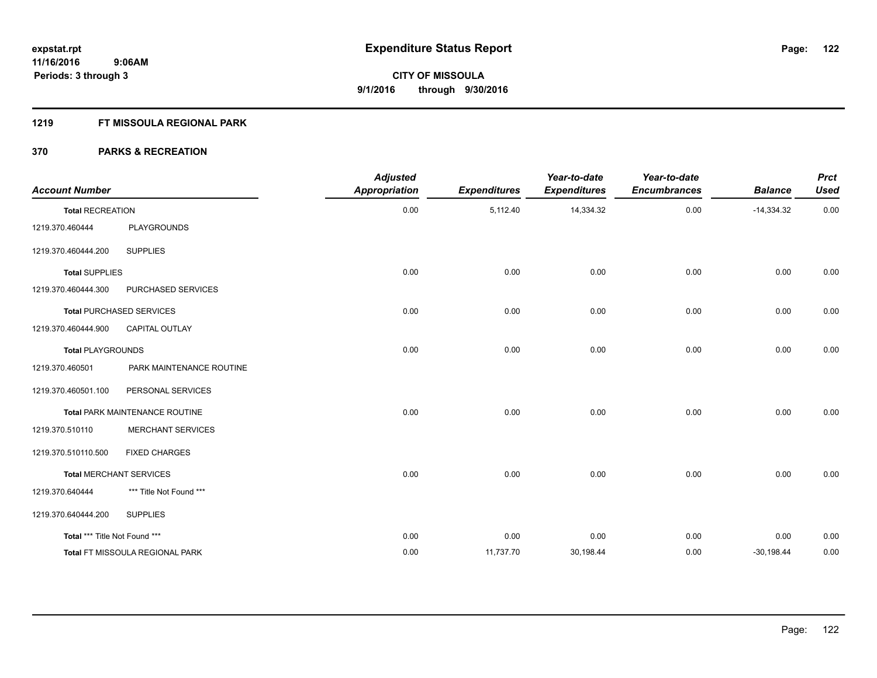# Expenditure Status Report

expstat.rpt
11/16/2016 9:06AM
Periods: 3 through 3

**CITY OF MISSOULA**
**9/1/2016 through 9/30/2016**

## 1219 FT MISSOULA REGIONAL PARK

## 370 PARKS & RECREATION

| Account Number | | Adjusted Appropriation | Expenditures | Year-to-date Expenditures | Year-to-date Encumbrances | Balance | Prct Used |
|---|---|---|---|---|---|---|---|
| **Total** RECREATION | | 0.00 | 5,112.40 | 14,334.32 | 0.00 | -14,334.32 | 0.00 |
| 1219.370.460444 | PLAYGROUNDS | | | | | | |
| 1219.370.460444.200 | SUPPLIES | | | | | | |
| **Total** SUPPLIES | | 0.00 | 0.00 | 0.00 | 0.00 | 0.00 | 0.00 |
| 1219.370.460444.300 | PURCHASED SERVICES | | | | | | |
| **Total** PURCHASED SERVICES | | 0.00 | 0.00 | 0.00 | 0.00 | 0.00 | 0.00 |
| 1219.370.460444.900 | CAPITAL OUTLAY | | | | | | |
| **Total** PLAYGROUNDS | | 0.00 | 0.00 | 0.00 | 0.00 | 0.00 | 0.00 |
| 1219.370.460501 | PARK MAINTENANCE ROUTINE | | | | | | |
| 1219.370.460501.100 | PERSONAL SERVICES | | | | | | |
| **Total** PARK MAINTENANCE ROUTINE | | 0.00 | 0.00 | 0.00 | 0.00 | 0.00 | 0.00 |
| 1219.370.510110 | MERCHANT SERVICES | | | | | | |
| 1219.370.510110.500 | FIXED CHARGES | | | | | | |
| **Total** MERCHANT SERVICES | | 0.00 | 0.00 | 0.00 | 0.00 | 0.00 | 0.00 |
| 1219.370.640444 | *** Title Not Found *** | | | | | | |
| 1219.370.640444.200 | SUPPLIES | | | | | | |
| **Total** *** Title Not Found *** | | 0.00 | 0.00 | 0.00 | 0.00 | 0.00 | 0.00 |
| **Total** FT MISSOULA REGIONAL PARK | | 0.00 | 11,737.70 | 30,198.44 | 0.00 | -30,198.44 | 0.00 |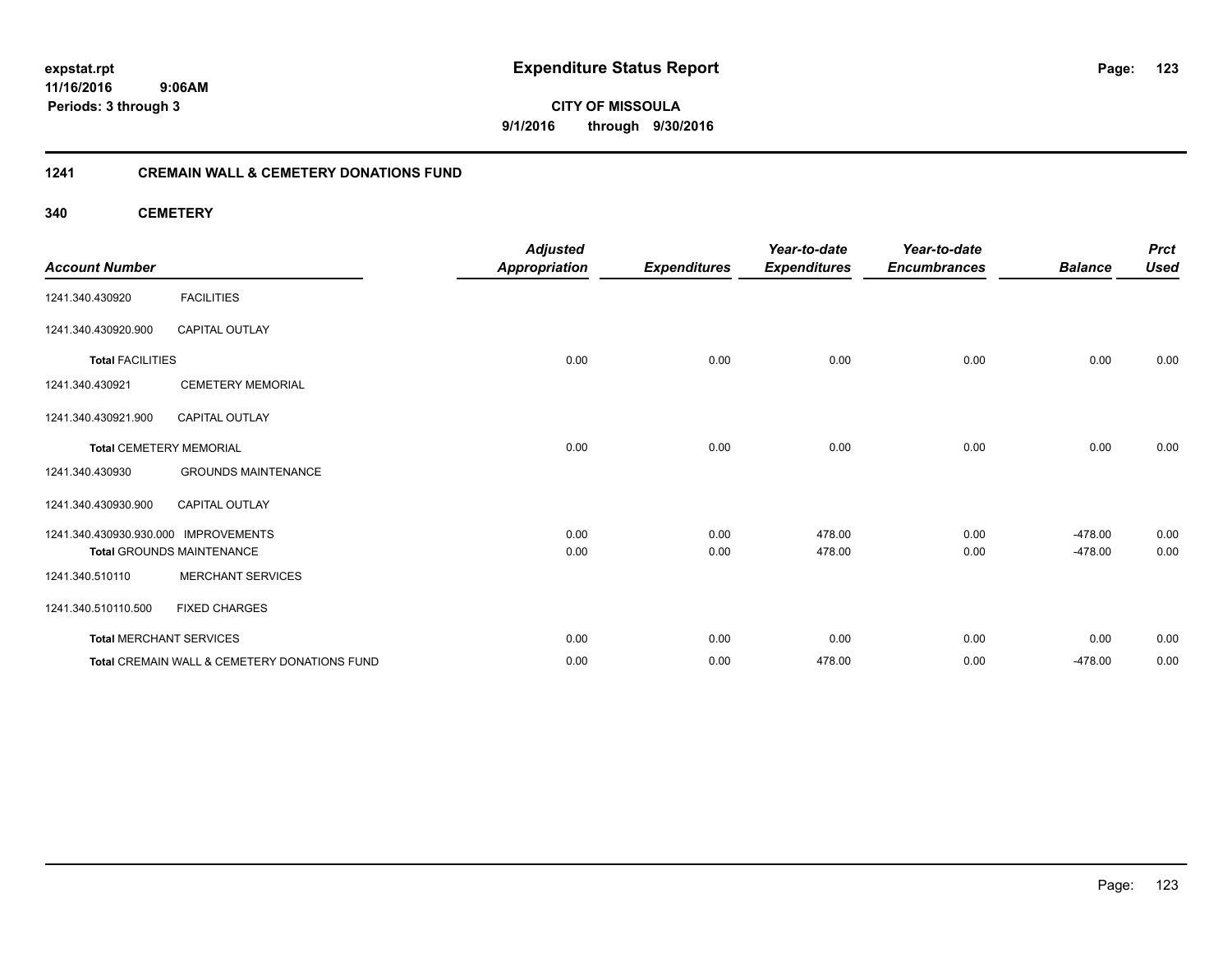expstat.rpt
11/16/2016 9:06AM
Periods: 3 through 3

# Expenditure Status Report

CITY OF MISSOULA
9/1/2016 through 9/30/2016

## 1241 CREMAIN WALL & CEMETERY DONATIONS FUND

### 340 CEMETERY

| Account Number | | Adjusted Appropriation | Expenditures | Year-to-date Expenditures | Year-to-date Encumbrances | Balance | Prct Used |
|---|---|---|---|---|---|---|---|
| 1241.340.430920 | FACILITIES | | | | | | |
| 1241.340.430920.900 | CAPITAL OUTLAY | | | | | | |
| **Total** FACILITIES | | 0.00 | 0.00 | 0.00 | 0.00 | 0.00 | 0.00 |
| 1241.340.430921 | CEMETERY MEMORIAL | | | | | | |
| 1241.340.430921.900 | CAPITAL OUTLAY | | | | | | |
| **Total** CEMETERY MEMORIAL | | 0.00 | 0.00 | 0.00 | 0.00 | 0.00 | 0.00 |
| 1241.340.430930 | GROUNDS MAINTENANCE | | | | | | |
| 1241.340.430930.900 | CAPITAL OUTLAY | | | | | | |
| 1241.340.430930.930.000 | IMPROVEMENTS | 0.00 | 0.00 | 478.00 | 0.00 | -478.00 | 0.00 |
| **Total** GROUNDS MAINTENANCE | | 0.00 | 0.00 | 478.00 | 0.00 | -478.00 | 0.00 |
| 1241.340.510110 | MERCHANT SERVICES | | | | | | |
| 1241.340.510110.500 | FIXED CHARGES | | | | | | |
| **Total** MERCHANT SERVICES | | 0.00 | 0.00 | 0.00 | 0.00 | 0.00 | 0.00 |
| **Total** CREMAIN WALL & CEMETERY DONATIONS FUND | | 0.00 | 0.00 | 478.00 | 0.00 | -478.00 | 0.00 |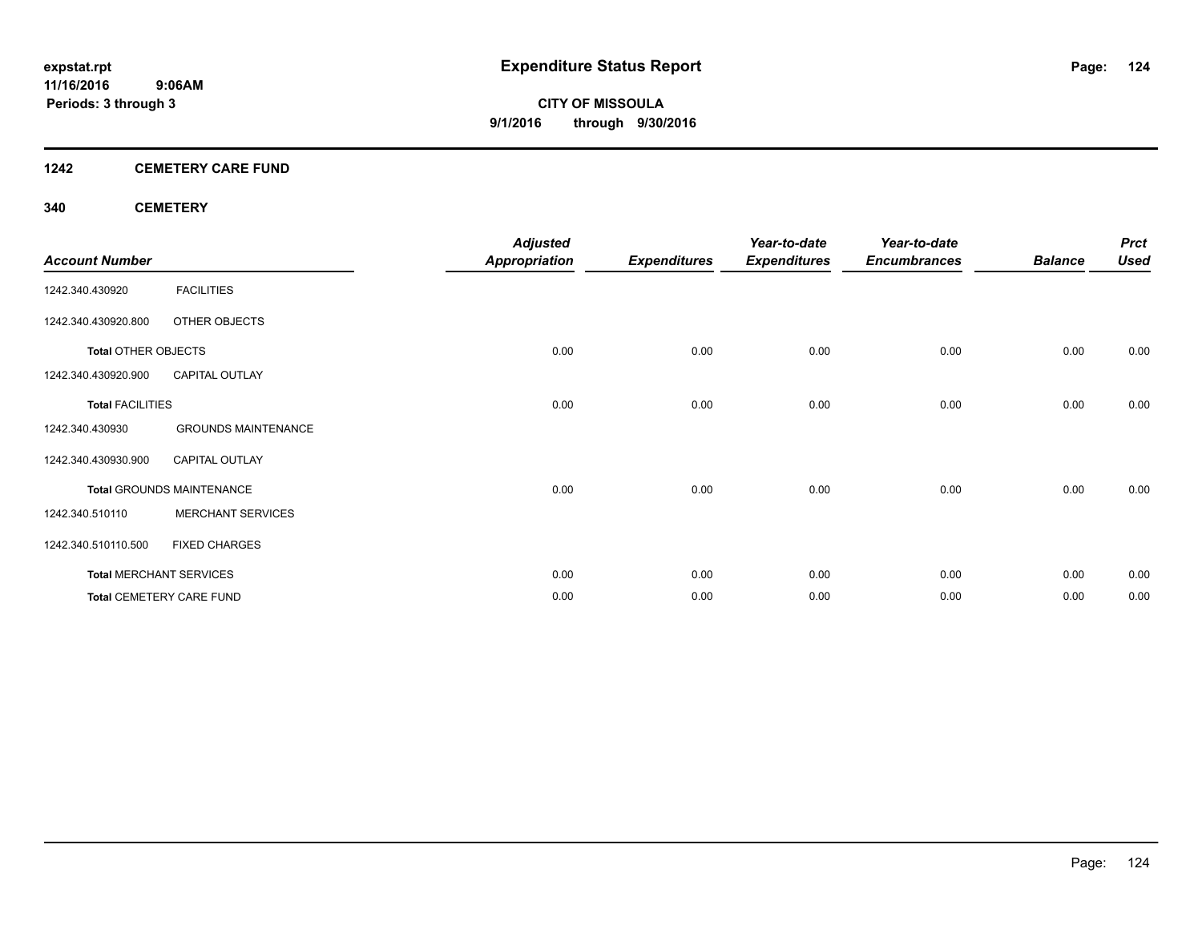# Expenditure Status Report

expstat.rpt
11/16/2016 9:06AM
Periods: 3 through 3

**CITY OF MISSOULA**
**9/1/2016 through 9/30/2016**

## 1242 CEMETERY CARE FUND

### 340 CEMETERY

| Account Number | | Adjusted Appropriation | Expenditures | Year-to-date Expenditures | Year-to-date Encumbrances | Balance | Prct Used |
|---|---|---|---|---|---|---|---|
| 1242.340.430920 | FACILITIES | | | | | | |
| 1242.340.430920.800 | OTHER OBJECTS | | | | | | |
| **Total** OTHER OBJECTS | | 0.00 | 0.00 | 0.00 | 0.00 | 0.00 | 0.00 |
| 1242.340.430920.900 | CAPITAL OUTLAY | | | | | | |
| **Total** FACILITIES | | 0.00 | 0.00 | 0.00 | 0.00 | 0.00 | 0.00 |
| 1242.340.430930 | GROUNDS MAINTENANCE | | | | | | |
| 1242.340.430930.900 | CAPITAL OUTLAY | | | | | | |
| **Total** GROUNDS MAINTENANCE | | 0.00 | 0.00 | 0.00 | 0.00 | 0.00 | 0.00 |
| 1242.340.510110 | MERCHANT SERVICES | | | | | | |
| 1242.340.510110.500 | FIXED CHARGES | | | | | | |
| **Total** MERCHANT SERVICES | | 0.00 | 0.00 | 0.00 | 0.00 | 0.00 | 0.00 |
| **Total** CEMETERY CARE FUND | | 0.00 | 0.00 | 0.00 | 0.00 | 0.00 | 0.00 |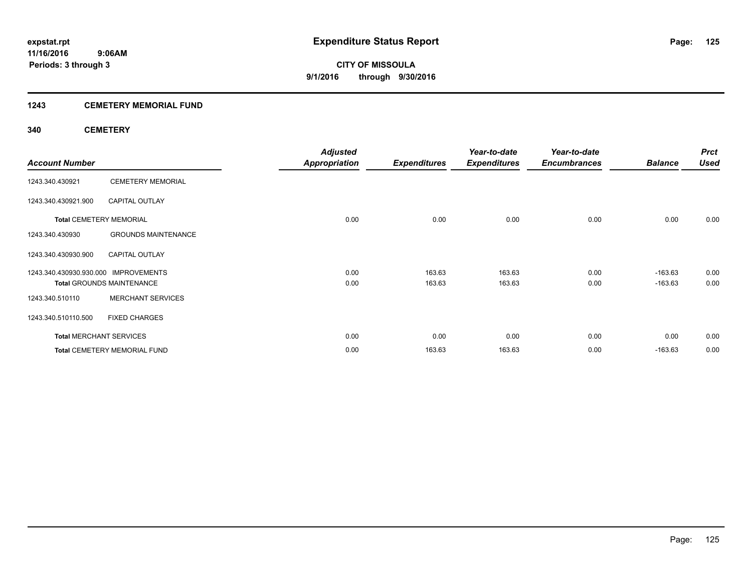# Expenditure Status Report

expstat.rpt
11/16/2016 9:06AM
Periods: 3 through 3

**CITY OF MISSOULA**
**9/1/2016 through 9/30/2016**

## 1243 CEMETERY MEMORIAL FUND

### 340 CEMETERY

| Account Number | | Adjusted Appropriation | Expenditures | Year-to-date Expenditures | Year-to-date Encumbrances | Balance | Prct Used |
|---|---|---|---|---|---|---|---|
| 1243.340.430921 | CEMETERY MEMORIAL | | | | | | |
| 1243.340.430921.900 | CAPITAL OUTLAY | | | | | | |
| **Total** CEMETERY MEMORIAL | | 0.00 | 0.00 | 0.00 | 0.00 | 0.00 | 0.00 |
| 1243.340.430930 | GROUNDS MAINTENANCE | | | | | | |
| 1243.340.430930.900 | CAPITAL OUTLAY | | | | | | |
| 1243.340.430930.930.000 | IMPROVEMENTS | 0.00 | 163.63 | 163.63 | 0.00 | -163.63 | 0.00 |
| **Total** GROUNDS MAINTENANCE | | 0.00 | 163.63 | 163.63 | 0.00 | -163.63 | 0.00 |
| 1243.340.510110 | MERCHANT SERVICES | | | | | | |
| 1243.340.510110.500 | FIXED CHARGES | | | | | | |
| **Total** MERCHANT SERVICES | | 0.00 | 0.00 | 0.00 | 0.00 | 0.00 | 0.00 |
| **Total** CEMETERY MEMORIAL FUND | | 0.00 | 163.63 | 163.63 | 0.00 | -163.63 | 0.00 |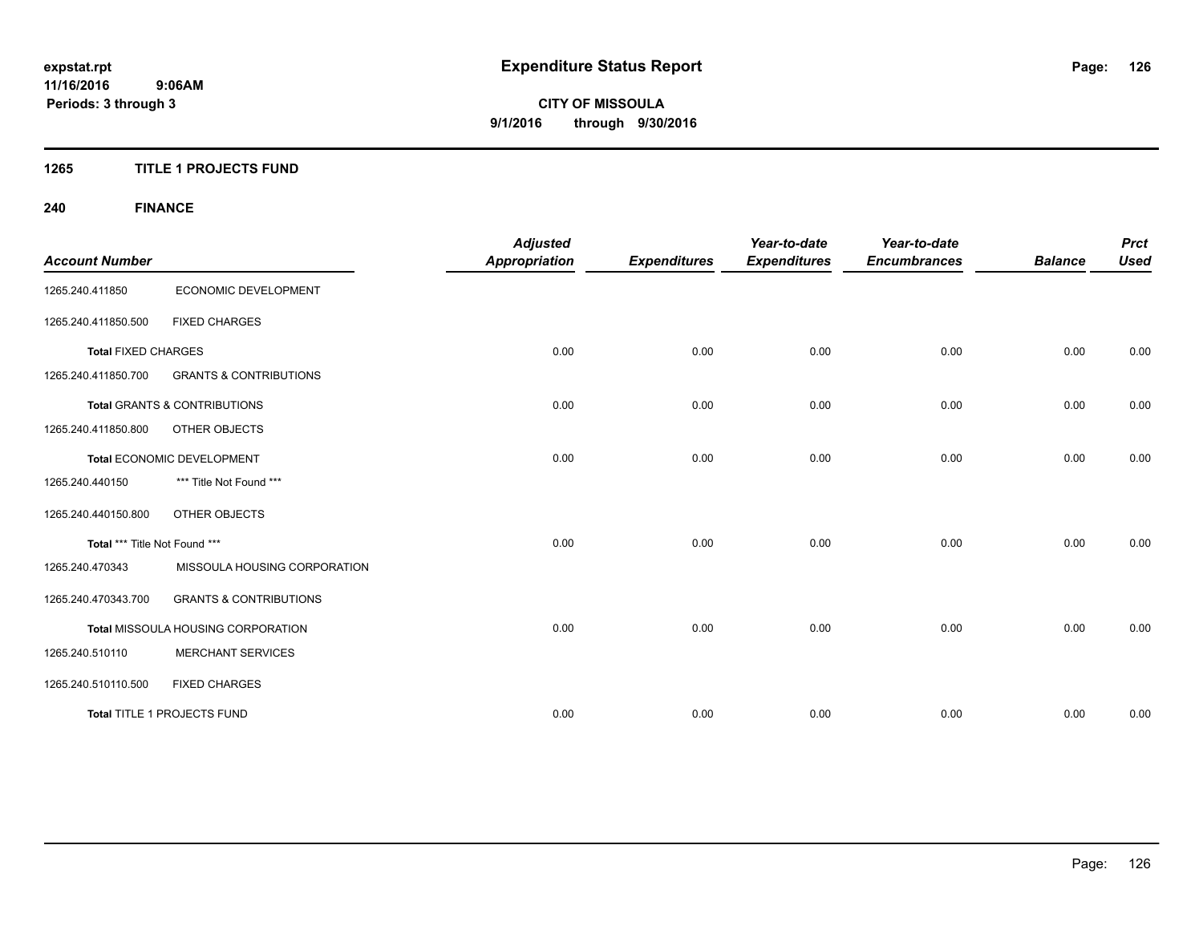expstat.rpt
11/16/2016 9:06AM
Periods: 3 through 3

# Expenditure Status Report

**CITY OF MISSOULA**
**9/1/2016 through 9/30/2016**

## 1265 TITLE 1 PROJECTS FUND

### 240 FINANCE

| Account Number | | Adjusted Appropriation | Expenditures | Year-to-date Expenditures | Year-to-date Encumbrances | Balance | Prct Used |
|---|---|---|---|---|---|---|---|
| 1265.240.411850 | ECONOMIC DEVELOPMENT | | | | | | |
| 1265.240.411850.500 | FIXED CHARGES | | | | | | |
| **Total** FIXED CHARGES | | 0.00 | 0.00 | 0.00 | 0.00 | 0.00 | 0.00 |
| 1265.240.411850.700 | GRANTS & CONTRIBUTIONS | | | | | | |
| **Total** GRANTS & CONTRIBUTIONS | | 0.00 | 0.00 | 0.00 | 0.00 | 0.00 | 0.00 |
| 1265.240.411850.800 | OTHER OBJECTS | | | | | | |
| **Total** ECONOMIC DEVELOPMENT | | 0.00 | 0.00 | 0.00 | 0.00 | 0.00 | 0.00 |
| 1265.240.440150 | *** Title Not Found *** | | | | | | |
| 1265.240.440150.800 | OTHER OBJECTS | | | | | | |
| **Total** *** Title Not Found *** | | 0.00 | 0.00 | 0.00 | 0.00 | 0.00 | 0.00 |
| 1265.240.470343 | MISSOULA HOUSING CORPORATION | | | | | | |
| 1265.240.470343.700 | GRANTS & CONTRIBUTIONS | | | | | | |
| **Total** MISSOULA HOUSING CORPORATION | | 0.00 | 0.00 | 0.00 | 0.00 | 0.00 | 0.00 |
| 1265.240.510110 | MERCHANT SERVICES | | | | | | |
| 1265.240.510110.500 | FIXED CHARGES | | | | | | |
| **Total** TITLE 1 PROJECTS FUND | | 0.00 | 0.00 | 0.00 | 0.00 | 0.00 | 0.00 |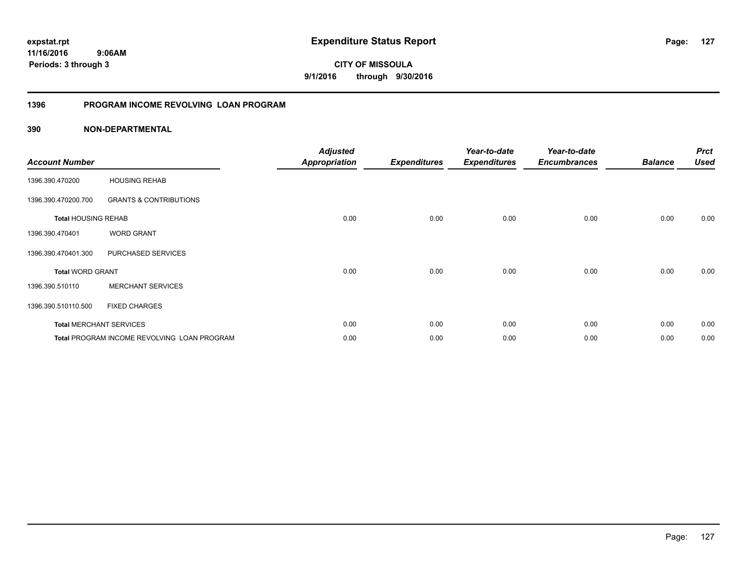# Expenditure Status Report

**expstat.rpt**
**11/16/2016 9:06AM**
**Periods: 3 through 3**

**CITY OF MISSOULA**
**9/1/2016 through 9/30/2016**

## 1396 PROGRAM INCOME REVOLVING LOAN PROGRAM

### 390 NON-DEPARTMENTAL

| Account Number | | Adjusted Appropriation | Expenditures | Year-to-date Expenditures | Year-to-date Encumbrances | Balance | Prct Used |
|---|---|---|---|---|---|---|---|
| 1396.390.470200 | HOUSING REHAB | | | | | | |
| 1396.390.470200.700 | GRANTS & CONTRIBUTIONS | | | | | | |
| **Total** HOUSING REHAB | | 0.00 | 0.00 | 0.00 | 0.00 | 0.00 | 0.00 |
| 1396.390.470401 | WORD GRANT | | | | | | |
| 1396.390.470401.300 | PURCHASED SERVICES | | | | | | |
| **Total** WORD GRANT | | 0.00 | 0.00 | 0.00 | 0.00 | 0.00 | 0.00 |
| 1396.390.510110 | MERCHANT SERVICES | | | | | | |
| 1396.390.510110.500 | FIXED CHARGES | | | | | | |
| **Total** MERCHANT SERVICES | | 0.00 | 0.00 | 0.00 | 0.00 | 0.00 | 0.00 |
| **Total** PROGRAM INCOME REVOLVING LOAN PROGRAM | | 0.00 | 0.00 | 0.00 | 0.00 | 0.00 | 0.00 |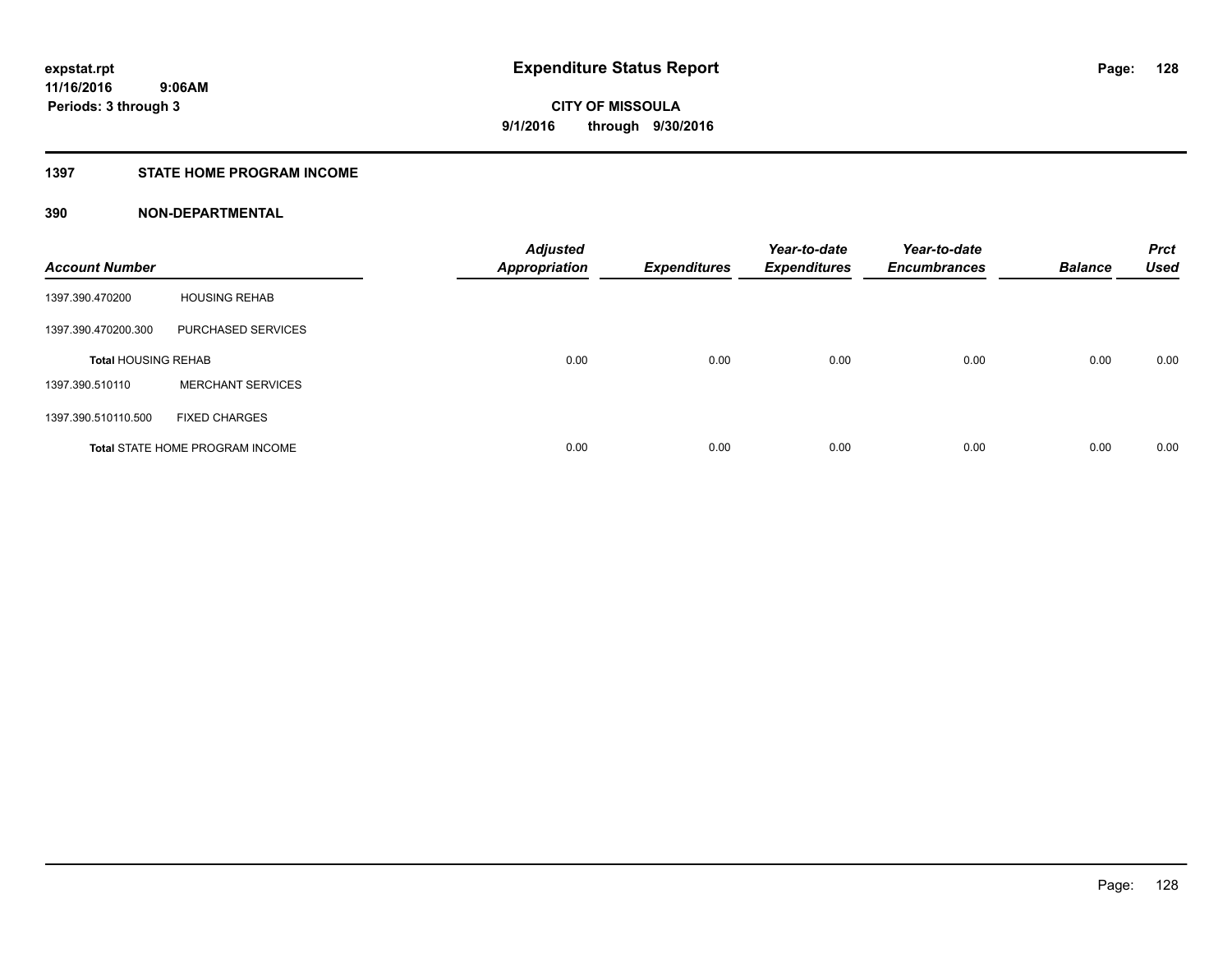# Expenditure Status Report

expstat.rpt
11/16/2016 9:06AM
Periods: 3 through 3

**CITY OF MISSOULA**
**9/1/2016 through 9/30/2016**

## 1397 STATE HOME PROGRAM INCOME

### 390 NON-DEPARTMENTAL

| Account Number | | Adjusted Appropriation | Expenditures | Year-to-date Expenditures | Year-to-date Encumbrances | Balance | Prct Used |
|---|---|---|---|---|---|---|---|
| 1397.390.470200 | HOUSING REHAB | | | | | | |
| 1397.390.470200.300 | PURCHASED SERVICES | | | | | | |
| **Total** HOUSING REHAB | | 0.00 | 0.00 | 0.00 | 0.00 | 0.00 | 0.00 |
| 1397.390.510110 | MERCHANT SERVICES | | | | | | |
| 1397.390.510110.500 | FIXED CHARGES | | | | | | |
| **Total** STATE HOME PROGRAM INCOME | | 0.00 | 0.00 | 0.00 | 0.00 | 0.00 | 0.00 |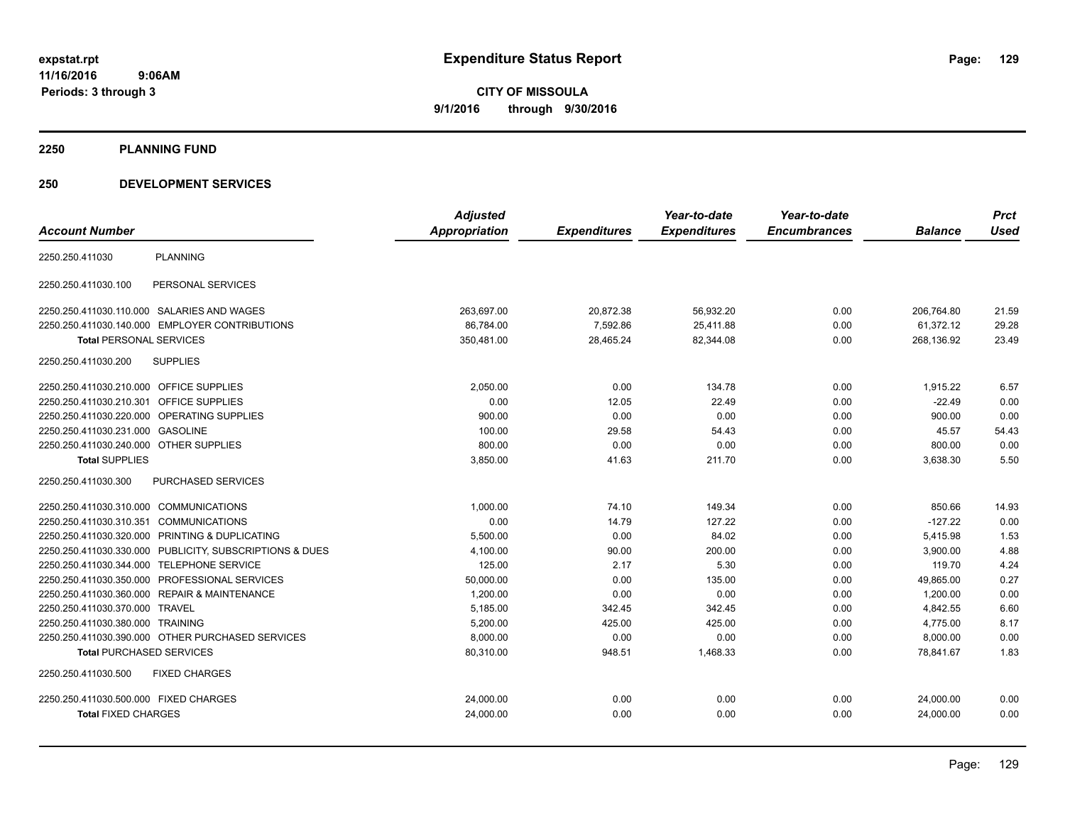**expstat.rpt**
**11/16/2016 9:06AM**
**Periods: 3 through 3**

# Expenditure Status Report

**CITY OF MISSOULA**
**9/1/2016 through 9/30/2016**

## 2250 PLANNING FUND

## 250 DEVELOPMENT SERVICES

| Account Number | | Adjusted Appropriation | Expenditures | Year-to-date Expenditures | Year-to-date Encumbrances | Balance | Prct Used |
|---|---|---|---|---|---|---|---|
| 2250.250.411030 | PLANNING | | | | | | |
| 2250.250.411030.100 | PERSONAL SERVICES | | | | | | |
| 2250.250.411030.110.000 | SALARIES AND WAGES | 263,697.00 | 20,872.38 | 56,932.20 | 0.00 | 206,764.80 | 21.59 |
| 2250.250.411030.140.000 | EMPLOYER CONTRIBUTIONS | 86,784.00 | 7,592.86 | 25,411.88 | 0.00 | 61,372.12 | 29.28 |
| **Total** PERSONAL SERVICES | | 350,481.00 | 28,465.24 | 82,344.08 | 0.00 | 268,136.92 | 23.49 |
| 2250.250.411030.200 | SUPPLIES | | | | | | |
| 2250.250.411030.210.000 | OFFICE SUPPLIES | 2,050.00 | 0.00 | 134.78 | 0.00 | 1,915.22 | 6.57 |
| 2250.250.411030.210.301 | OFFICE SUPPLIES | 0.00 | 12.05 | 22.49 | 0.00 | -22.49 | 0.00 |
| 2250.250.411030.220.000 | OPERATING SUPPLIES | 900.00 | 0.00 | 0.00 | 0.00 | 900.00 | 0.00 |
| 2250.250.411030.231.000 | GASOLINE | 100.00 | 29.58 | 54.43 | 0.00 | 45.57 | 54.43 |
| 2250.250.411030.240.000 | OTHER SUPPLIES | 800.00 | 0.00 | 0.00 | 0.00 | 800.00 | 0.00 |
| **Total** SUPPLIES | | 3,850.00 | 41.63 | 211.70 | 0.00 | 3,638.30 | 5.50 |
| 2250.250.411030.300 | PURCHASED SERVICES | | | | | | |
| 2250.250.411030.310.000 | COMMUNICATIONS | 1,000.00 | 74.10 | 149.34 | 0.00 | 850.66 | 14.93 |
| 2250.250.411030.310.351 | COMMUNICATIONS | 0.00 | 14.79 | 127.22 | 0.00 | -127.22 | 0.00 |
| 2250.250.411030.320.000 | PRINTING & DUPLICATING | 5,500.00 | 0.00 | 84.02 | 0.00 | 5,415.98 | 1.53 |
| 2250.250.411030.330.000 | PUBLICITY, SUBSCRIPTIONS & DUES | 4,100.00 | 90.00 | 200.00 | 0.00 | 3,900.00 | 4.88 |
| 2250.250.411030.344.000 | TELEPHONE SERVICE | 125.00 | 2.17 | 5.30 | 0.00 | 119.70 | 4.24 |
| 2250.250.411030.350.000 | PROFESSIONAL SERVICES | 50,000.00 | 0.00 | 135.00 | 0.00 | 49,865.00 | 0.27 |
| 2250.250.411030.360.000 | REPAIR & MAINTENANCE | 1,200.00 | 0.00 | 0.00 | 0.00 | 1,200.00 | 0.00 |
| 2250.250.411030.370.000 | TRAVEL | 5,185.00 | 342.45 | 342.45 | 0.00 | 4,842.55 | 6.60 |
| 2250.250.411030.380.000 | TRAINING | 5,200.00 | 425.00 | 425.00 | 0.00 | 4,775.00 | 8.17 |
| 2250.250.411030.390.000 | OTHER PURCHASED SERVICES | 8,000.00 | 0.00 | 0.00 | 0.00 | 8,000.00 | 0.00 |
| **Total** PURCHASED SERVICES | | 80,310.00 | 948.51 | 1,468.33 | 0.00 | 78,841.67 | 1.83 |
| 2250.250.411030.500 | FIXED CHARGES | | | | | | |
| 2250.250.411030.500.000 | FIXED CHARGES | 24,000.00 | 0.00 | 0.00 | 0.00 | 24,000.00 | 0.00 |
| **Total** FIXED CHARGES | | 24,000.00 | 0.00 | 0.00 | 0.00 | 24,000.00 | 0.00 |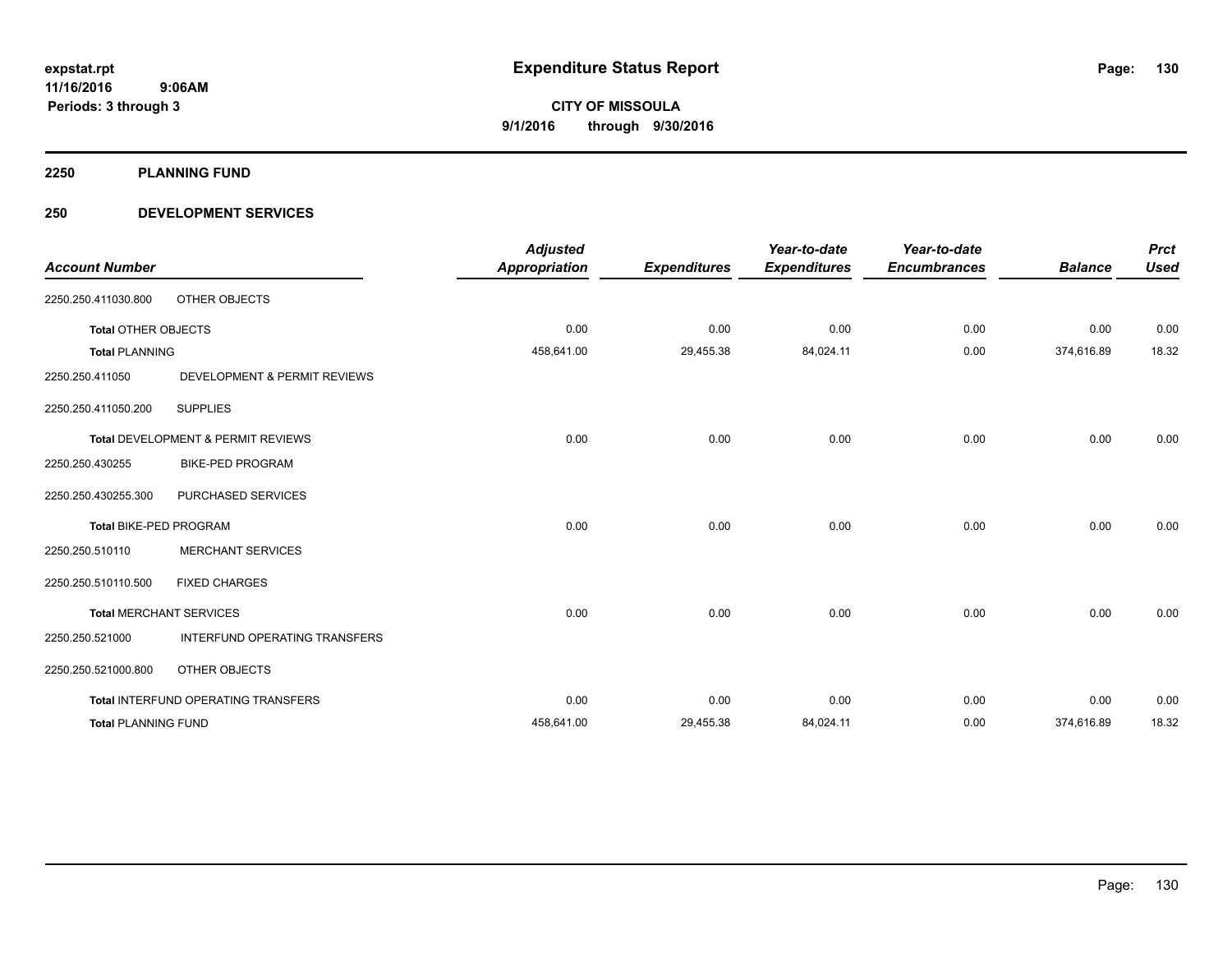# Expenditure Status Report

expstat.rpt
11/16/2016 9:06AM
Periods: 3 through 3

**CITY OF MISSOULA**
**9/1/2016 through 9/30/2016**

## 2250 PLANNING FUND

### 250 DEVELOPMENT SERVICES

| Account Number | | Adjusted Appropriation | Expenditures | Year-to-date Expenditures | Year-to-date Encumbrances | Balance | Prct Used |
|---|---|---|---|---|---|---|---|
| 2250.250.411030.800 | OTHER OBJECTS | | | | | | |
| **Total** OTHER OBJECTS | | 0.00 | 0.00 | 0.00 | 0.00 | 0.00 | 0.00 |
| **Total** PLANNING | | 458,641.00 | 29,455.38 | 84,024.11 | 0.00 | 374,616.89 | 18.32 |
| 2250.250.411050 | DEVELOPMENT & PERMIT REVIEWS | | | | | | |
| 2250.250.411050.200 | SUPPLIES | | | | | | |
| **Total** DEVELOPMENT & PERMIT REVIEWS | | 0.00 | 0.00 | 0.00 | 0.00 | 0.00 | 0.00 |
| 2250.250.430255 | BIKE-PED PROGRAM | | | | | | |
| 2250.250.430255.300 | PURCHASED SERVICES | | | | | | |
| **Total** BIKE-PED PROGRAM | | 0.00 | 0.00 | 0.00 | 0.00 | 0.00 | 0.00 |
| 2250.250.510110 | MERCHANT SERVICES | | | | | | |
| 2250.250.510110.500 | FIXED CHARGES | | | | | | |
| **Total** MERCHANT SERVICES | | 0.00 | 0.00 | 0.00 | 0.00 | 0.00 | 0.00 |
| 2250.250.521000 | INTERFUND OPERATING TRANSFERS | | | | | | |
| 2250.250.521000.800 | OTHER OBJECTS | | | | | | |
| **Total** INTERFUND OPERATING TRANSFERS | | 0.00 | 0.00 | 0.00 | 0.00 | 0.00 | 0.00 |
| **Total** PLANNING FUND | | 458,641.00 | 29,455.38 | 84,024.11 | 0.00 | 374,616.89 | 18.32 |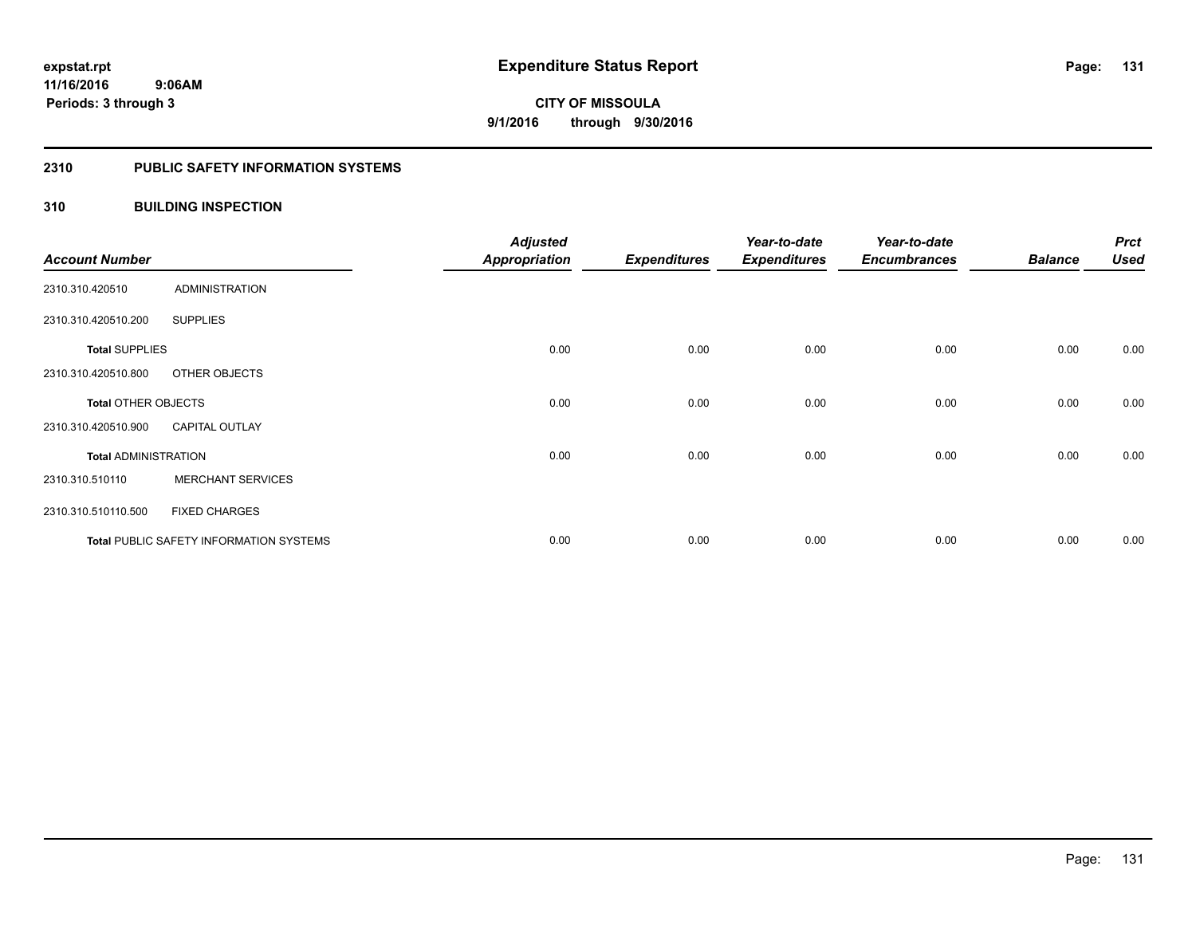# Expenditure Status Report

**expstat.rpt**
**11/16/2016 9:06AM**
**Periods: 3 through 3**

**CITY OF MISSOULA**
**9/1/2016 through 9/30/2016**

## 2310 PUBLIC SAFETY INFORMATION SYSTEMS

### 310 BUILDING INSPECTION

| Account Number | | Adjusted Appropriation | Expenditures | Year-to-date Expenditures | Year-to-date Encumbrances | Balance | Prct Used |
|---|---|---|---|---|---|---|---|
| 2310.310.420510 | ADMINISTRATION | | | | | | |
| 2310.310.420510.200 | SUPPLIES | | | | | | |
| **Total** SUPPLIES | | 0.00 | 0.00 | 0.00 | 0.00 | 0.00 | 0.00 |
| 2310.310.420510.800 | OTHER OBJECTS | | | | | | |
| **Total** OTHER OBJECTS | | 0.00 | 0.00 | 0.00 | 0.00 | 0.00 | 0.00 |
| 2310.310.420510.900 | CAPITAL OUTLAY | | | | | | |
| **Total** ADMINISTRATION | | 0.00 | 0.00 | 0.00 | 0.00 | 0.00 | 0.00 |
| 2310.310.510110 | MERCHANT SERVICES | | | | | | |
| 2310.310.510110.500 | FIXED CHARGES | | | | | | |
| **Total** PUBLIC SAFETY INFORMATION SYSTEMS | | 0.00 | 0.00 | 0.00 | 0.00 | 0.00 | 0.00 |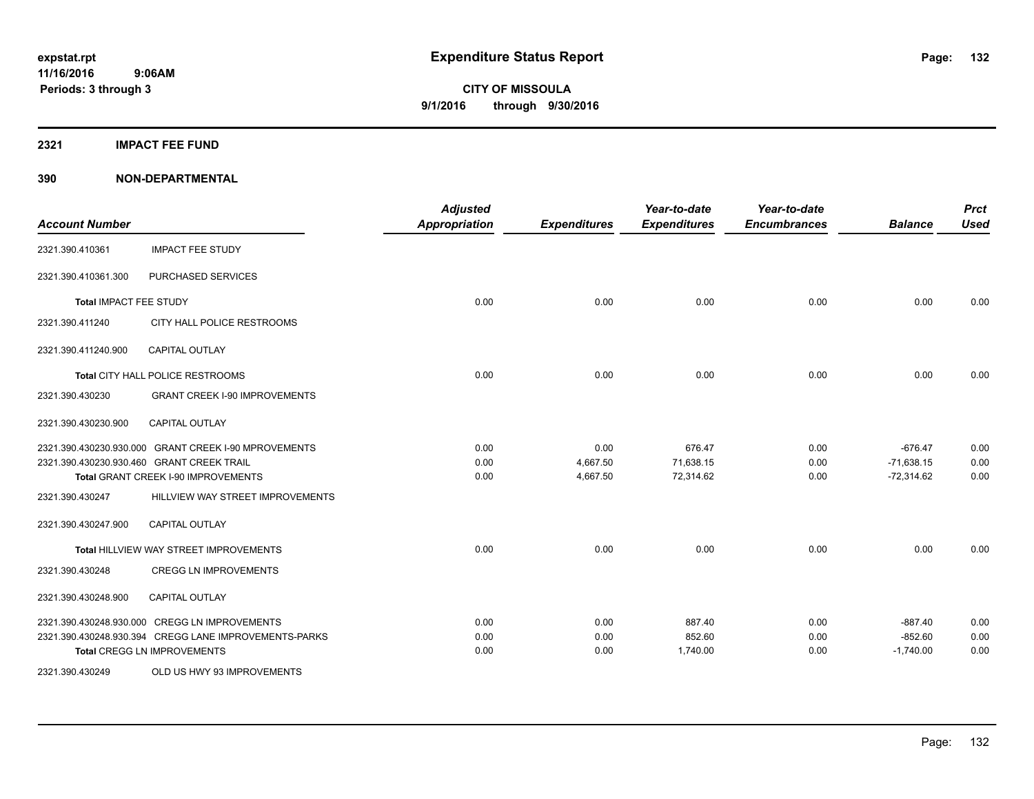# Expenditure Status Report

expstat.rpt
11/16/2016 9:06AM
Periods: 3 through 3

**CITY OF MISSOULA**
**9/1/2016 through 9/30/2016**

## 2321 IMPACT FEE FUND

## 390 NON-DEPARTMENTAL

| Account Number | | Adjusted Appropriation | Expenditures | Year-to-date Expenditures | Year-to-date Encumbrances | Balance | Prct Used |
|---|---|---|---|---|---|---|---|
| 2321.390.410361 | IMPACT FEE STUDY | | | | | | |
| 2321.390.410361.300 | PURCHASED SERVICES | | | | | | |
| **Total** IMPACT FEE STUDY | | 0.00 | 0.00 | 0.00 | 0.00 | 0.00 | 0.00 |
| 2321.390.411240 | CITY HALL POLICE RESTROOMS | | | | | | |
| 2321.390.411240.900 | CAPITAL OUTLAY | | | | | | |
| **Total** CITY HALL POLICE RESTROOMS | | 0.00 | 0.00 | 0.00 | 0.00 | 0.00 | 0.00 |
| 2321.390.430230 | GRANT CREEK I-90 IMPROVEMENTS | | | | | | |
| 2321.390.430230.900 | CAPITAL OUTLAY | | | | | | |
| 2321.390.430230.930.000 | GRANT CREEK I-90 MPROVEMENTS | 0.00 | 0.00 | 676.47 | 0.00 | -676.47 | 0.00 |
| 2321.390.430230.930.460 | GRANT CREEK TRAIL | 0.00 | 4,667.50 | 71,638.15 | 0.00 | -71,638.15 | 0.00 |
| **Total** GRANT CREEK I-90 IMPROVEMENTS | | 0.00 | 4,667.50 | 72,314.62 | 0.00 | -72,314.62 | 0.00 |
| 2321.390.430247 | HILLVIEW WAY STREET IMPROVEMENTS | | | | | | |
| 2321.390.430247.900 | CAPITAL OUTLAY | | | | | | |
| **Total** HILLVIEW WAY STREET IMPROVEMENTS | | 0.00 | 0.00 | 0.00 | 0.00 | 0.00 | 0.00 |
| 2321.390.430248 | CREGG LN IMPROVEMENTS | | | | | | |
| 2321.390.430248.900 | CAPITAL OUTLAY | | | | | | |
| 2321.390.430248.930.000 | CREGG LN IMPROVEMENTS | 0.00 | 0.00 | 887.40 | 0.00 | -887.40 | 0.00 |
| 2321.390.430248.930.394 | CREGG LANE IMPROVEMENTS-PARKS | 0.00 | 0.00 | 852.60 | 0.00 | -852.60 | 0.00 |
| **Total** CREGG LN IMPROVEMENTS | | 0.00 | 0.00 | 1,740.00 | 0.00 | -1,740.00 | 0.00 |
| 2321.390.430249 | OLD US HWY 93 IMPROVEMENTS | | | | | | |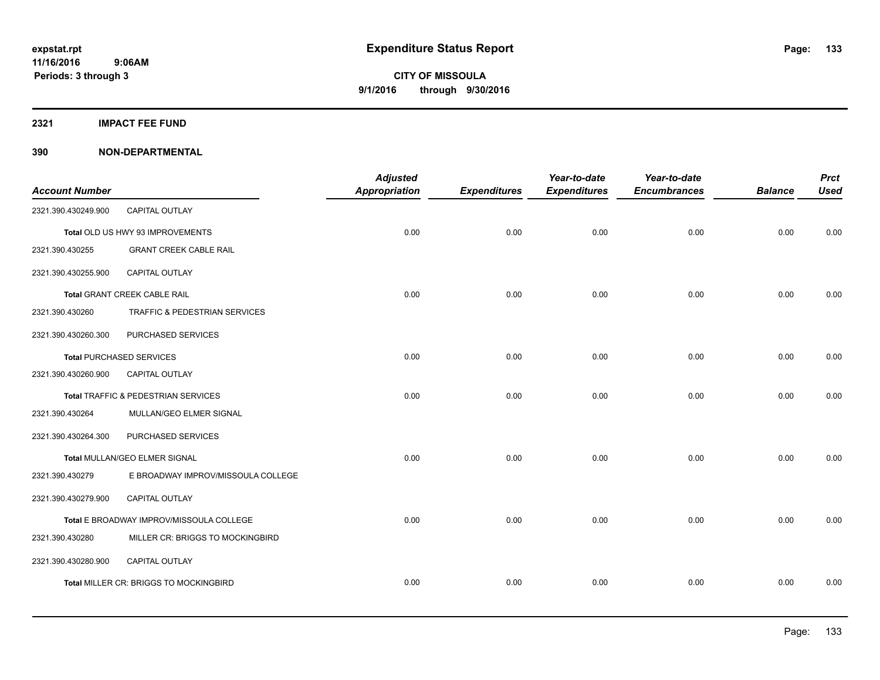# Expenditure Status Report

**CITY OF MISSOULA**
**9/1/2016 through 9/30/2016**

expstat.rpt
11/16/2016 9:06AM
Periods: 3 through 3

## 2321 IMPACT FEE FUND

### 390 NON-DEPARTMENTAL

| Account Number | | Adjusted Appropriation | Expenditures | Year-to-date Expenditures | Year-to-date Encumbrances | Balance | Prct Used |
|---|---|---|---|---|---|---|---|
| 2321.390.430249.900 | CAPITAL OUTLAY | | | | | | |
| **Total** OLD US HWY 93 IMPROVEMENTS | | 0.00 | 0.00 | 0.00 | 0.00 | 0.00 | 0.00 |
| 2321.390.430255 | GRANT CREEK CABLE RAIL | | | | | | |
| 2321.390.430255.900 | CAPITAL OUTLAY | | | | | | |
| **Total** GRANT CREEK CABLE RAIL | | 0.00 | 0.00 | 0.00 | 0.00 | 0.00 | 0.00 |
| 2321.390.430260 | TRAFFIC & PEDESTRIAN SERVICES | | | | | | |
| 2321.390.430260.300 | PURCHASED SERVICES | | | | | | |
| **Total** PURCHASED SERVICES | | 0.00 | 0.00 | 0.00 | 0.00 | 0.00 | 0.00 |
| 2321.390.430260.900 | CAPITAL OUTLAY | | | | | | |
| **Total** TRAFFIC & PEDESTRIAN SERVICES | | 0.00 | 0.00 | 0.00 | 0.00 | 0.00 | 0.00 |
| 2321.390.430264 | MULLAN/GEO ELMER SIGNAL | | | | | | |
| 2321.390.430264.300 | PURCHASED SERVICES | | | | | | |
| **Total** MULLAN/GEO ELMER SIGNAL | | 0.00 | 0.00 | 0.00 | 0.00 | 0.00 | 0.00 |
| 2321.390.430279 | E BROADWAY IMPROV/MISSOULA COLLEGE | | | | | | |
| 2321.390.430279.900 | CAPITAL OUTLAY | | | | | | |
| **Total** E BROADWAY IMPROV/MISSOULA COLLEGE | | 0.00 | 0.00 | 0.00 | 0.00 | 0.00 | 0.00 |
| 2321.390.430280 | MILLER CR: BRIGGS TO MOCKINGBIRD | | | | | | |
| 2321.390.430280.900 | CAPITAL OUTLAY | | | | | | |
| **Total** MILLER CR: BRIGGS TO MOCKINGBIRD | | 0.00 | 0.00 | 0.00 | 0.00 | 0.00 | 0.00 |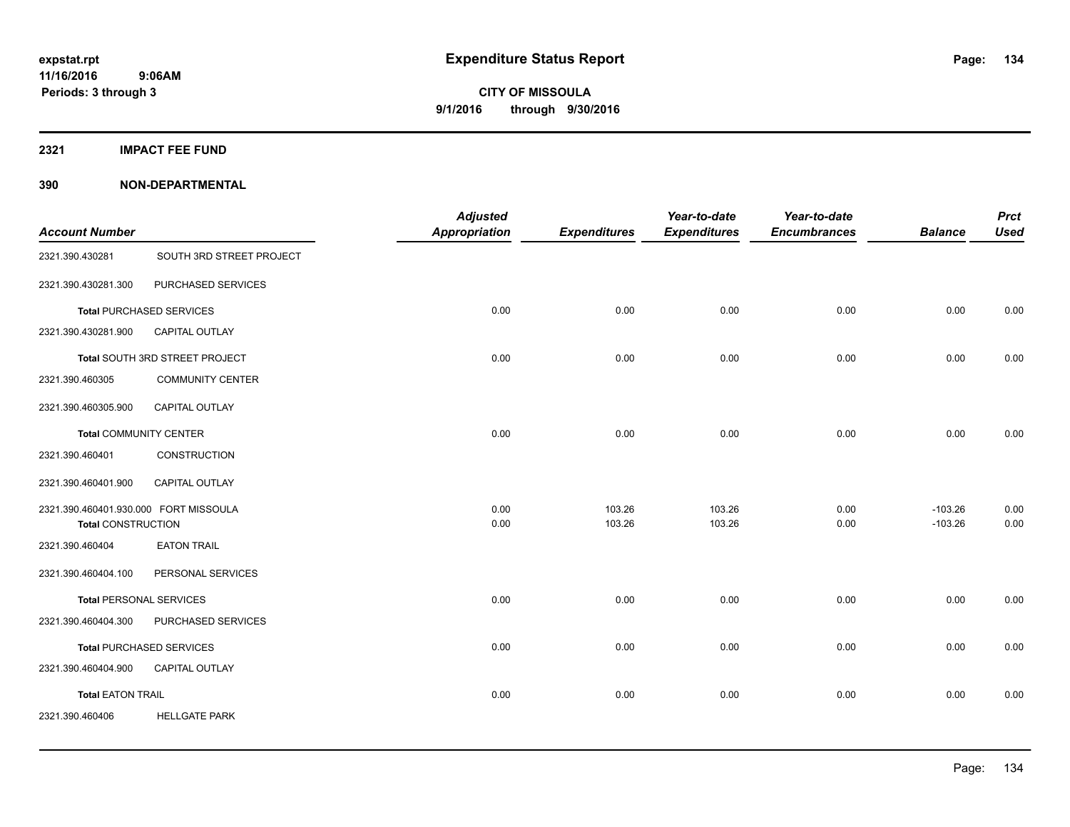# Expenditure Status Report

**CITY OF MISSOULA**
**9/1/2016 through 9/30/2016**

expstat.rpt
11/16/2016 9:06AM
Periods: 3 through 3

## 2321 IMPACT FEE FUND

## 390 NON-DEPARTMENTAL

| Account Number | | Adjusted Appropriation | Expenditures | Year-to-date Expenditures | Year-to-date Encumbrances | Balance | Prct Used |
|---|---|---|---|---|---|---|---|
| 2321.390.430281 | SOUTH 3RD STREET PROJECT | | | | | | |
| 2321.390.430281.300 | PURCHASED SERVICES | | | | | | |
| **Total** PURCHASED SERVICES | | 0.00 | 0.00 | 0.00 | 0.00 | 0.00 | 0.00 |
| 2321.390.430281.900 | CAPITAL OUTLAY | | | | | | |
| **Total** SOUTH 3RD STREET PROJECT | | 0.00 | 0.00 | 0.00 | 0.00 | 0.00 | 0.00 |
| 2321.390.460305 | COMMUNITY CENTER | | | | | | |
| 2321.390.460305.900 | CAPITAL OUTLAY | | | | | | |
| **Total** COMMUNITY CENTER | | 0.00 | 0.00 | 0.00 | 0.00 | 0.00 | 0.00 |
| 2321.390.460401 | CONSTRUCTION | | | | | | |
| 2321.390.460401.900 | CAPITAL OUTLAY | | | | | | |
| 2321.390.460401.930.000 | FORT MISSOULA | 0.00 | 103.26 | 103.26 | 0.00 | -103.26 | 0.00 |
| **Total** CONSTRUCTION | | 0.00 | 103.26 | 103.26 | 0.00 | -103.26 | 0.00 |
| 2321.390.460404 | EATON TRAIL | | | | | | |
| 2321.390.460404.100 | PERSONAL SERVICES | | | | | | |
| **Total** PERSONAL SERVICES | | 0.00 | 0.00 | 0.00 | 0.00 | 0.00 | 0.00 |
| 2321.390.460404.300 | PURCHASED SERVICES | | | | | | |
| **Total** PURCHASED SERVICES | | 0.00 | 0.00 | 0.00 | 0.00 | 0.00 | 0.00 |
| 2321.390.460404.900 | CAPITAL OUTLAY | | | | | | |
| **Total** EATON TRAIL | | 0.00 | 0.00 | 0.00 | 0.00 | 0.00 | 0.00 |
| 2321.390.460406 | HELLGATE PARK | | | | | | |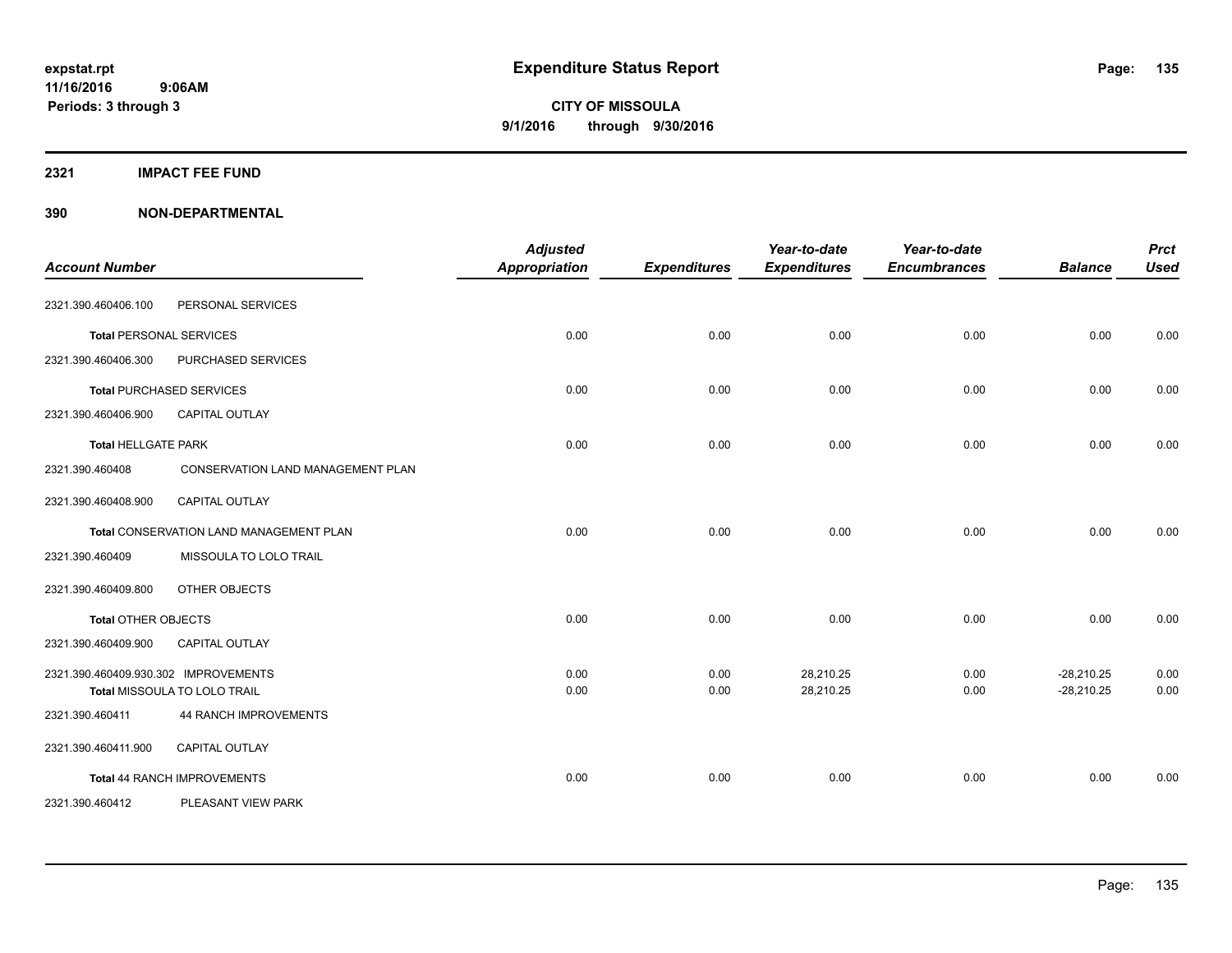# Expenditure Status Report

**CITY OF MISSOULA**
**9/1/2016 through 9/30/2016**

expstat.rpt
11/16/2016 9:06AM
Periods: 3 through 3

## 2321 IMPACT FEE FUND

## 390 NON-DEPARTMENTAL

| Account Number | | Adjusted Appropriation | Expenditures | Year-to-date Expenditures | Year-to-date Encumbrances | Balance | Prct Used |
|---|---|---|---|---|---|---|---|
| 2321.390.460406.100 | PERSONAL SERVICES | | | | | | |
| **Total** PERSONAL SERVICES | | 0.00 | 0.00 | 0.00 | 0.00 | 0.00 | 0.00 |
| 2321.390.460406.300 | PURCHASED SERVICES | | | | | | |
| **Total** PURCHASED SERVICES | | 0.00 | 0.00 | 0.00 | 0.00 | 0.00 | 0.00 |
| 2321.390.460406.900 | CAPITAL OUTLAY | | | | | | |
| **Total** HELLGATE PARK | | 0.00 | 0.00 | 0.00 | 0.00 | 0.00 | 0.00 |
| 2321.390.460408 | CONSERVATION LAND MANAGEMENT PLAN | | | | | | |
| 2321.390.460408.900 | CAPITAL OUTLAY | | | | | | |
| **Total** CONSERVATION LAND MANAGEMENT PLAN | | 0.00 | 0.00 | 0.00 | 0.00 | 0.00 | 0.00 |
| 2321.390.460409 | MISSOULA TO LOLO TRAIL | | | | | | |
| 2321.390.460409.800 | OTHER OBJECTS | | | | | | |
| **Total** OTHER OBJECTS | | 0.00 | 0.00 | 0.00 | 0.00 | 0.00 | 0.00 |
| 2321.390.460409.900 | CAPITAL OUTLAY | | | | | | |
| 2321.390.460409.930.302 | IMPROVEMENTS | 0.00 | 0.00 | 28,210.25 | 0.00 | -28,210.25 | 0.00 |
| **Total** MISSOULA TO LOLO TRAIL | | 0.00 | 0.00 | 28,210.25 | 0.00 | -28,210.25 | 0.00 |
| 2321.390.460411 | 44 RANCH IMPROVEMENTS | | | | | | |
| 2321.390.460411.900 | CAPITAL OUTLAY | | | | | | |
| **Total** 44 RANCH IMPROVEMENTS | | 0.00 | 0.00 | 0.00 | 0.00 | 0.00 | 0.00 |
| 2321.390.460412 | PLEASANT VIEW PARK | | | | | | |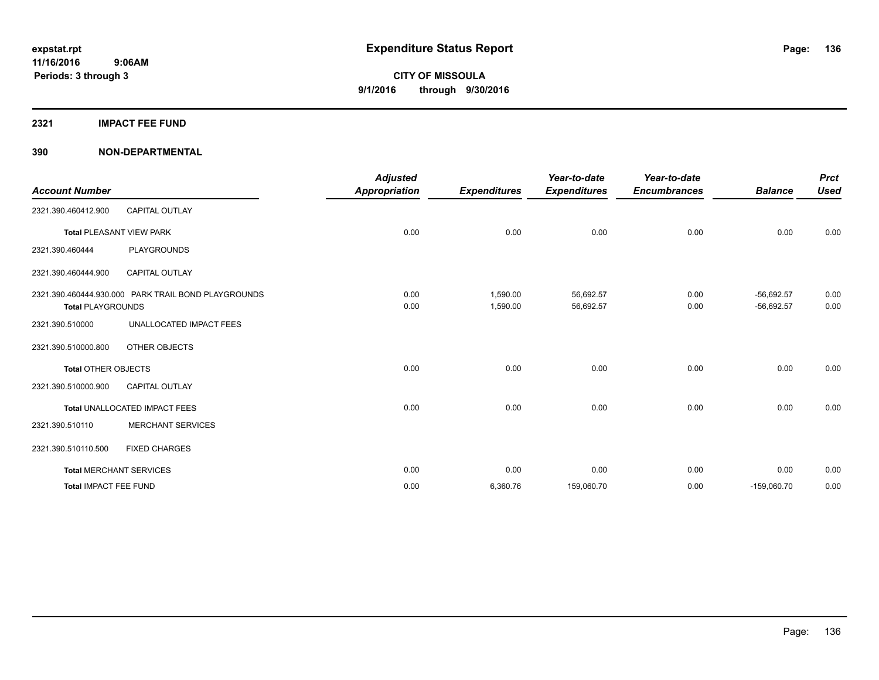expstat.rpt
11/16/2016 9:06AM
Periods: 3 through 3

# Expenditure Status Report

CITY OF MISSOULA
9/1/2016 through 9/30/2016

## 2321 IMPACT FEE FUND

## 390 NON-DEPARTMENTAL

| Account Number | | Adjusted Appropriation | Expenditures | Year-to-date Expenditures | Year-to-date Encumbrances | Balance | Prct Used |
|---|---|---|---|---|---|---|---|
| 2321.390.460412.900 | CAPITAL OUTLAY | | | | | | |
| **Total** PLEASANT VIEW PARK | | 0.00 | 0.00 | 0.00 | 0.00 | 0.00 | 0.00 |
| 2321.390.460444 | PLAYGROUNDS | | | | | | |
| 2321.390.460444.900 | CAPITAL OUTLAY | | | | | | |
| 2321.390.460444.930.000 | PARK TRAIL BOND PLAYGROUNDS | 0.00 | 1,590.00 | 56,692.57 | 0.00 | -56,692.57 | 0.00 |
| **Total PLAYGROUNDS** | | 0.00 | 1,590.00 | 56,692.57 | 0.00 | -56,692.57 | 0.00 |
| 2321.390.510000 | UNALLOCATED IMPACT FEES | | | | | | |
| 2321.390.510000.800 | OTHER OBJECTS | | | | | | |
| **Total** OTHER OBJECTS | | 0.00 | 0.00 | 0.00 | 0.00 | 0.00 | 0.00 |
| 2321.390.510000.900 | CAPITAL OUTLAY | | | | | | |
| **Total** UNALLOCATED IMPACT FEES | | 0.00 | 0.00 | 0.00 | 0.00 | 0.00 | 0.00 |
| 2321.390.510110 | MERCHANT SERVICES | | | | | | |
| 2321.390.510110.500 | FIXED CHARGES | | | | | | |
| **Total** MERCHANT SERVICES | | 0.00 | 0.00 | 0.00 | 0.00 | 0.00 | 0.00 |
| **Total** IMPACT FEE FUND | | 0.00 | 6,360.76 | 159,060.70 | 0.00 | -159,060.70 | 0.00 |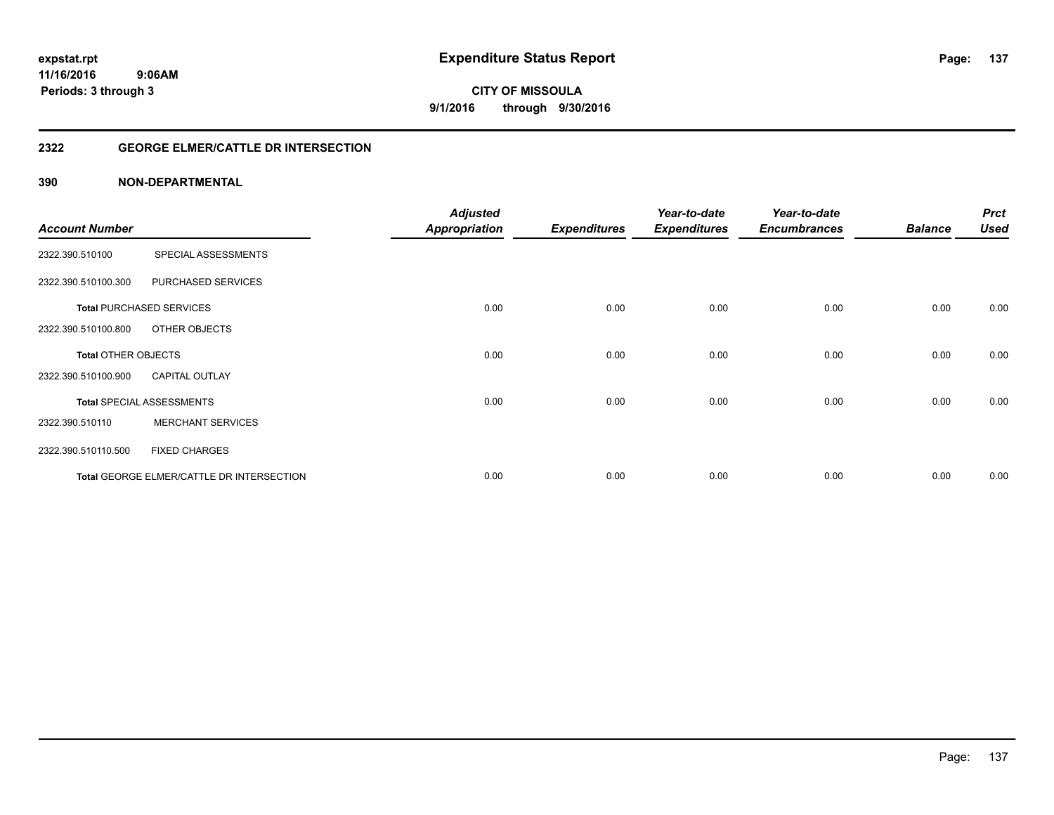# Expenditure Status Report

expstat.rpt
11/16/2016 9:06AM
Periods: 3 through 3

**CITY OF MISSOULA**
**9/1/2016 through 9/30/2016**

## 2322 GEORGE ELMER/CATTLE DR INTERSECTION

### 390 NON-DEPARTMENTAL

| Account Number | | Adjusted Appropriation | Expenditures | Year-to-date Expenditures | Year-to-date Encumbrances | Balance | Prct Used |
|---|---|---|---|---|---|---|---|
| 2322.390.510100 | SPECIAL ASSESSMENTS | | | | | | |
| 2322.390.510100.300 | PURCHASED SERVICES | | | | | | |
| **Total** PURCHASED SERVICES | | 0.00 | 0.00 | 0.00 | 0.00 | 0.00 | 0.00 |
| 2322.390.510100.800 | OTHER OBJECTS | | | | | | |
| **Total** OTHER OBJECTS | | 0.00 | 0.00 | 0.00 | 0.00 | 0.00 | 0.00 |
| 2322.390.510100.900 | CAPITAL OUTLAY | | | | | | |
| **Total** SPECIAL ASSESSMENTS | | 0.00 | 0.00 | 0.00 | 0.00 | 0.00 | 0.00 |
| 2322.390.510110 | MERCHANT SERVICES | | | | | | |
| 2322.390.510110.500 | FIXED CHARGES | | | | | | |
| **Total** GEORGE ELMER/CATTLE DR INTERSECTION | | 0.00 | 0.00 | 0.00 | 0.00 | 0.00 | 0.00 |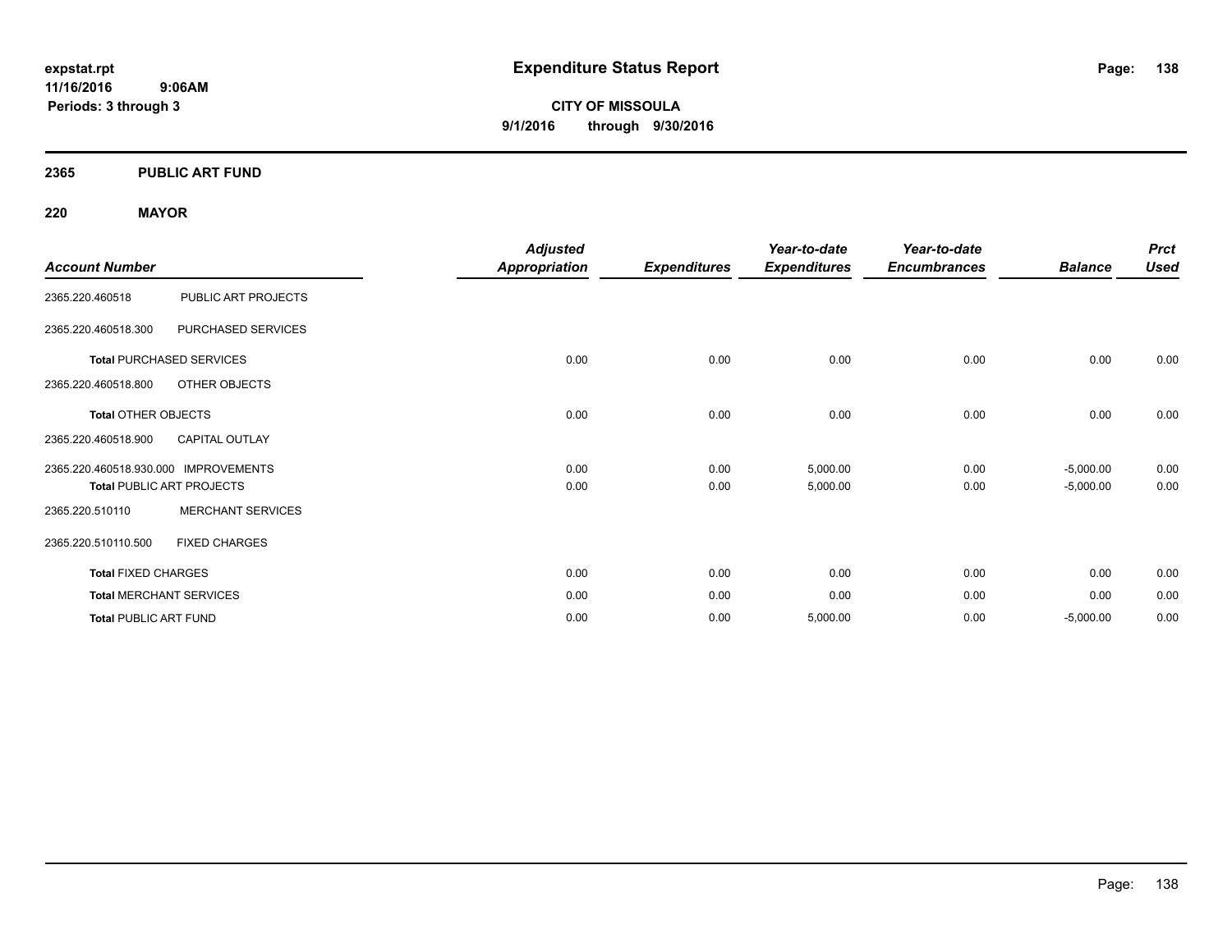expstat.rpt
11/16/2016 9:06AM
Periods: 3 through 3

# Expenditure Status Report

**CITY OF MISSOULA**
**9/1/2016 through 9/30/2016**

## 2365 PUBLIC ART FUND

### 220 MAYOR

| Account Number | | Adjusted Appropriation | Expenditures | Year-to-date Expenditures | Year-to-date Encumbrances | Balance | Prct Used |
|---|---|---|---|---|---|---|---|
| 2365.220.460518 | PUBLIC ART PROJECTS | | | | | | |
| 2365.220.460518.300 | PURCHASED SERVICES | | | | | | |
| Total PURCHASED SERVICES | | 0.00 | 0.00 | 0.00 | 0.00 | 0.00 | 0.00 |
| 2365.220.460518.800 | OTHER OBJECTS | | | | | | |
| Total OTHER OBJECTS | | 0.00 | 0.00 | 0.00 | 0.00 | 0.00 | 0.00 |
| 2365.220.460518.900 | CAPITAL OUTLAY | | | | | | |
| 2365.220.460518.930.000 | IMPROVEMENTS | 0.00 | 0.00 | 5,000.00 | 0.00 | -5,000.00 | 0.00 |
| Total PUBLIC ART PROJECTS | | 0.00 | 0.00 | 5,000.00 | 0.00 | -5,000.00 | 0.00 |
| 2365.220.510110 | MERCHANT SERVICES | | | | | | |
| 2365.220.510110.500 | FIXED CHARGES | | | | | | |
| Total FIXED CHARGES | | 0.00 | 0.00 | 0.00 | 0.00 | 0.00 | 0.00 |
| Total MERCHANT SERVICES | | 0.00 | 0.00 | 0.00 | 0.00 | 0.00 | 0.00 |
| Total PUBLIC ART FUND | | 0.00 | 0.00 | 5,000.00 | 0.00 | -5,000.00 | 0.00 |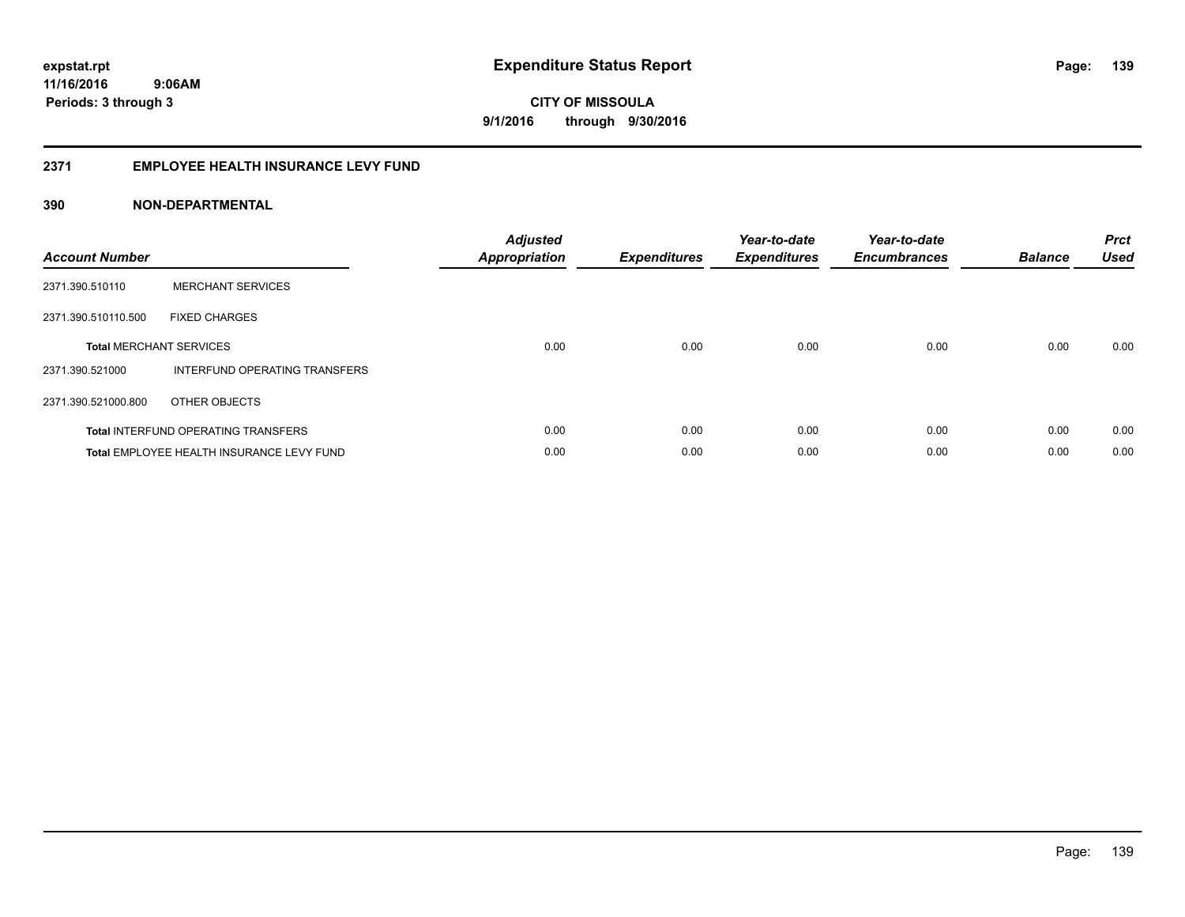expstat.rpt
11/16/2016 9:06AM
Periods: 3 through 3

# Expenditure Status Report

**CITY OF MISSOULA**
**9/1/2016 through 9/30/2016**

## 2371 EMPLOYEE HEALTH INSURANCE LEVY FUND

## 390 NON-DEPARTMENTAL

| Account Number | | Adjusted Appropriation | Expenditures | Year-to-date Expenditures | Year-to-date Encumbrances | Balance | Prct Used |
|---|---|---|---|---|---|---|---|
| 2371.390.510110 | MERCHANT SERVICES | | | | | | |
| 2371.390.510110.500 | FIXED CHARGES | | | | | | |
| **Total** MERCHANT SERVICES | | 0.00 | 0.00 | 0.00 | 0.00 | 0.00 | 0.00 |
| 2371.390.521000 | INTERFUND OPERATING TRANSFERS | | | | | | |
| 2371.390.521000.800 | OTHER OBJECTS | | | | | | |
| **Total** INTERFUND OPERATING TRANSFERS | | 0.00 | 0.00 | 0.00 | 0.00 | 0.00 | 0.00 |
| **Total** EMPLOYEE HEALTH INSURANCE LEVY FUND | | 0.00 | 0.00 | 0.00 | 0.00 | 0.00 | 0.00 |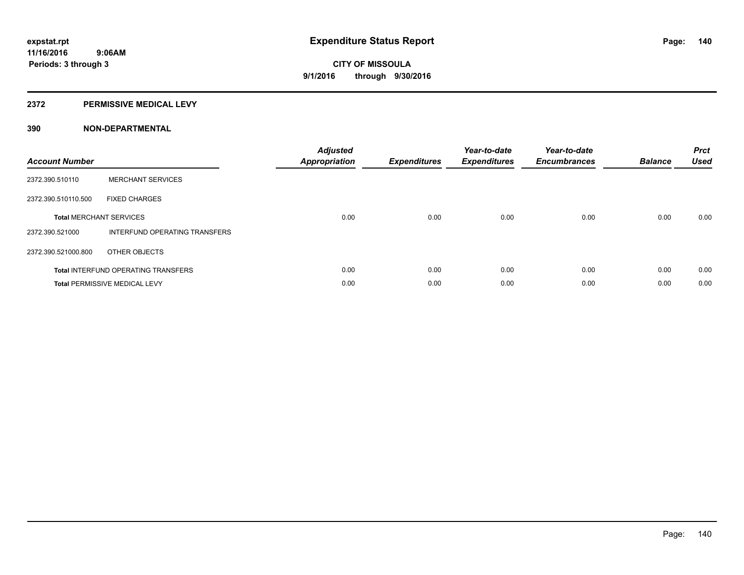**expstat.rpt**
**11/16/2016 9:06AM**
**Periods: 3 through 3**

# Expenditure Status Report

**CITY OF MISSOULA**
**9/1/2016 through 9/30/2016**

## 2372 PERMISSIVE MEDICAL LEVY

## 390 NON-DEPARTMENTAL

| Account Number | | Adjusted Appropriation | Expenditures | Year-to-date Expenditures | Year-to-date Encumbrances | Balance | Prct Used |
|---|---|---|---|---|---|---|---|
| 2372.390.510110 | MERCHANT SERVICES | | | | | | |
| 2372.390.510110.500 | FIXED CHARGES | | | | | | |
| **Total** MERCHANT SERVICES | | 0.00 | 0.00 | 0.00 | 0.00 | 0.00 | 0.00 |
| 2372.390.521000 | INTERFUND OPERATING TRANSFERS | | | | | | |
| 2372.390.521000.800 | OTHER OBJECTS | | | | | | |
| **Total** INTERFUND OPERATING TRANSFERS | | 0.00 | 0.00 | 0.00 | 0.00 | 0.00 | 0.00 |
| **Total** PERMISSIVE MEDICAL LEVY | | 0.00 | 0.00 | 0.00 | 0.00 | 0.00 | 0.00 |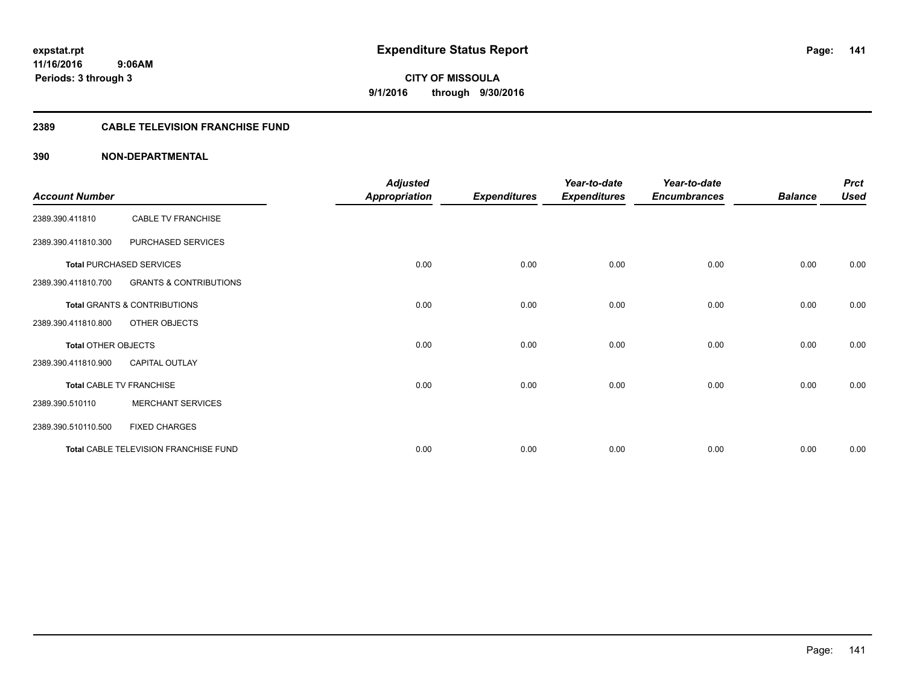# Expenditure Status Report

**CITY OF MISSOULA**
**9/1/2016 through 9/30/2016**

expstat.rpt
11/16/2016 9:06AM
Periods: 3 through 3

## 2389 CABLE TELEVISION FRANCHISE FUND

### 390 NON-DEPARTMENTAL

| Account Number | | Adjusted Appropriation | Expenditures | Year-to-date Expenditures | Year-to-date Encumbrances | Balance | Prct Used |
|---|---|---|---|---|---|---|---|
| 2389.390.411810 | CABLE TV FRANCHISE | | | | | | |
| 2389.390.411810.300 | PURCHASED SERVICES | | | | | | |
| **Total** PURCHASED SERVICES | | 0.00 | 0.00 | 0.00 | 0.00 | 0.00 | 0.00 |
| 2389.390.411810.700 | GRANTS & CONTRIBUTIONS | | | | | | |
| **Total** GRANTS & CONTRIBUTIONS | | 0.00 | 0.00 | 0.00 | 0.00 | 0.00 | 0.00 |
| 2389.390.411810.800 | OTHER OBJECTS | | | | | | |
| **Total** OTHER OBJECTS | | 0.00 | 0.00 | 0.00 | 0.00 | 0.00 | 0.00 |
| 2389.390.411810.900 | CAPITAL OUTLAY | | | | | | |
| **Total** CABLE TV FRANCHISE | | 0.00 | 0.00 | 0.00 | 0.00 | 0.00 | 0.00 |
| 2389.390.510110 | MERCHANT SERVICES | | | | | | |
| 2389.390.510110.500 | FIXED CHARGES | | | | | | |
| **Total** CABLE TELEVISION FRANCHISE FUND | | 0.00 | 0.00 | 0.00 | 0.00 | 0.00 | 0.00 |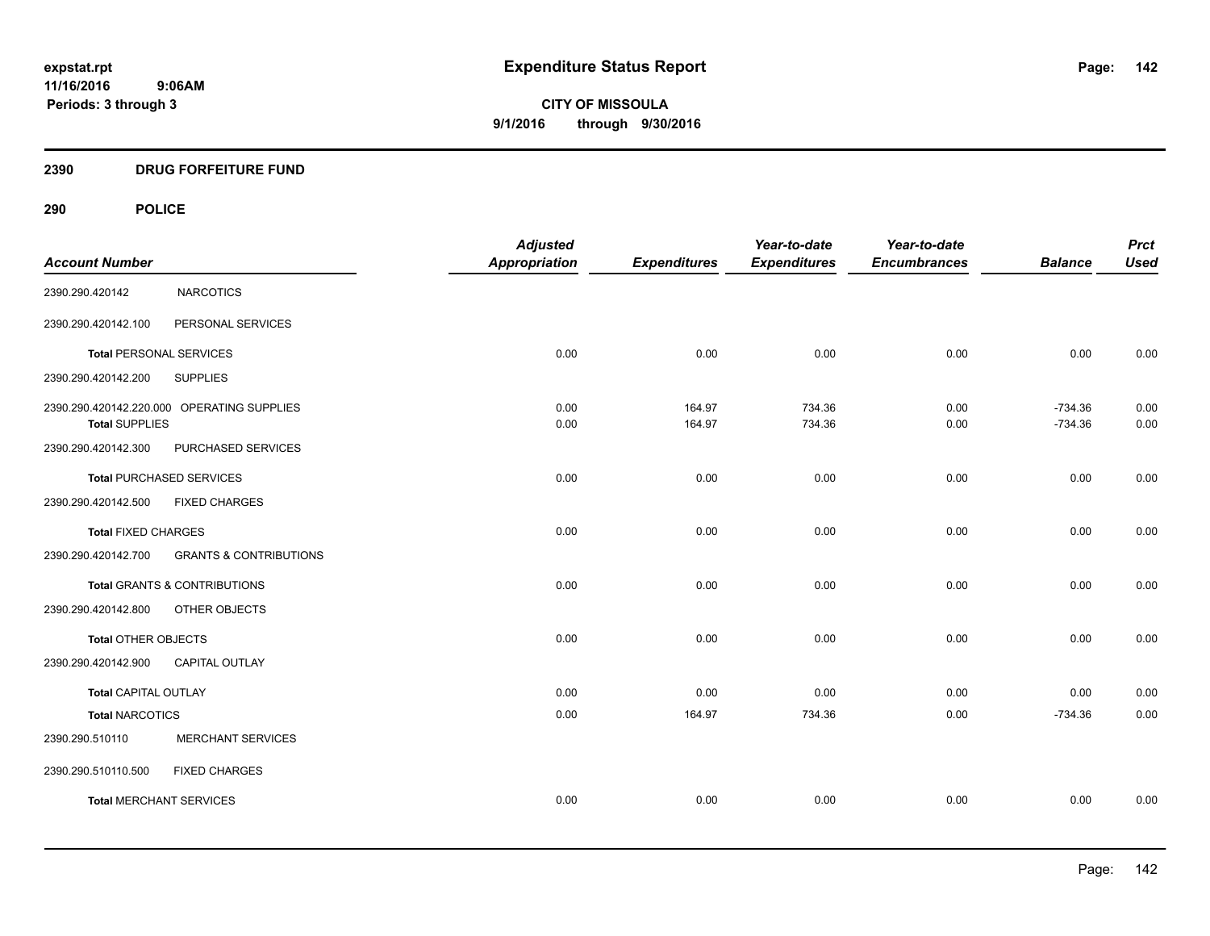# Expenditure Status Report

**CITY OF MISSOULA**
**9/1/2016 through 9/30/2016**

expstat.rpt
11/16/2016 9:06AM
Periods: 3 through 3

## 2390 DRUG FORFEITURE FUND

### 290 POLICE

| Account Number | | Adjusted Appropriation | Expenditures | Year-to-date Expenditures | Year-to-date Encumbrances | Balance | Prct Used |
|---|---|---|---|---|---|---|---|
| 2390.290.420142 | NARCOTICS | | | | | | |
| 2390.290.420142.100 | PERSONAL SERVICES | | | | | | |
| **Total** PERSONAL SERVICES | | 0.00 | 0.00 | 0.00 | 0.00 | 0.00 | 0.00 |
| 2390.290.420142.200 | SUPPLIES | | | | | | |
| 2390.290.420142.220.000 | OPERATING SUPPLIES | 0.00 | 164.97 | 734.36 | 0.00 | -734.36 | 0.00 |
| **Total** SUPPLIES | | 0.00 | 164.97 | 734.36 | 0.00 | -734.36 | 0.00 |
| 2390.290.420142.300 | PURCHASED SERVICES | | | | | | |
| **Total** PURCHASED SERVICES | | 0.00 | 0.00 | 0.00 | 0.00 | 0.00 | 0.00 |
| 2390.290.420142.500 | FIXED CHARGES | | | | | | |
| **Total** FIXED CHARGES | | 0.00 | 0.00 | 0.00 | 0.00 | 0.00 | 0.00 |
| 2390.290.420142.700 | GRANTS & CONTRIBUTIONS | | | | | | |
| **Total** GRANTS & CONTRIBUTIONS | | 0.00 | 0.00 | 0.00 | 0.00 | 0.00 | 0.00 |
| 2390.290.420142.800 | OTHER OBJECTS | | | | | | |
| **Total** OTHER OBJECTS | | 0.00 | 0.00 | 0.00 | 0.00 | 0.00 | 0.00 |
| 2390.290.420142.900 | CAPITAL OUTLAY | | | | | | |
| **Total** CAPITAL OUTLAY | | 0.00 | 0.00 | 0.00 | 0.00 | 0.00 | 0.00 |
| **Total** NARCOTICS | | 0.00 | 164.97 | 734.36 | 0.00 | -734.36 | 0.00 |
| 2390.290.510110 | MERCHANT SERVICES | | | | | | |
| 2390.290.510110.500 | FIXED CHARGES | | | | | | |
| **Total** MERCHANT SERVICES | | 0.00 | 0.00 | 0.00 | 0.00 | 0.00 | 0.00 |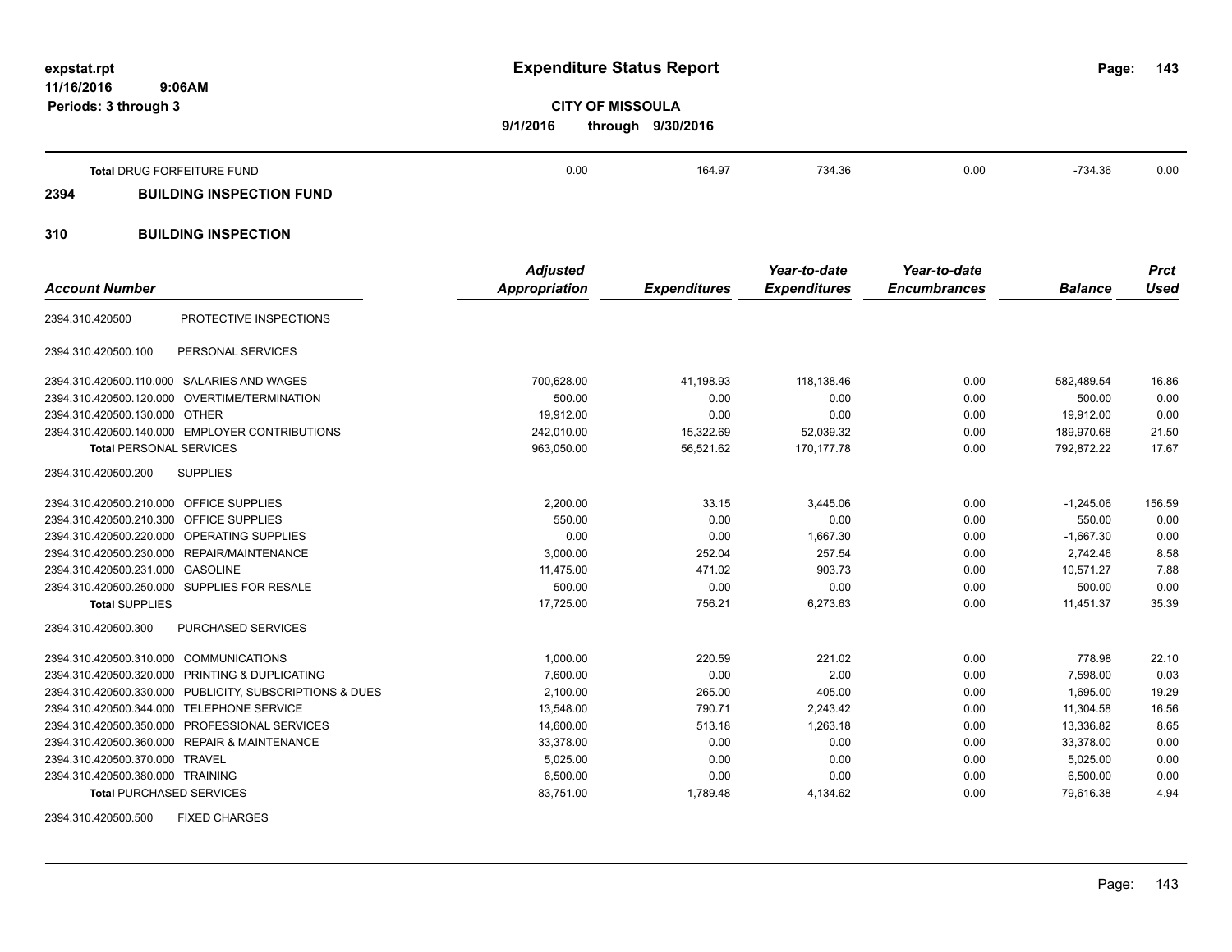**expstat.rpt**
**11/16/2016 9:06AM**
**Periods: 3 through 3**

# Expenditure Status Report

**CITY OF MISSOULA**
**9/1/2016 through 9/30/2016**

| Account Number | | Adjusted Appropriation | Expenditures | Year-to-date Expenditures | Year-to-date Encumbrances | Balance | Prct Used |
|---|---|---|---|---|---|---|---|
| **Total** DRUG FORFEITURE FUND | | 0.00 | 164.97 | 734.36 | 0.00 | -734.36 | 0.00 |

## 2394 BUILDING INSPECTION FUND

## 310 BUILDING INSPECTION

| Account Number | | Adjusted Appropriation | Expenditures | Year-to-date Expenditures | Year-to-date Encumbrances | Balance | Prct Used |
|---|---|---|---|---|---|---|---|
| 2394.310.420500 | PROTECTIVE INSPECTIONS | | | | | | |
| 2394.310.420500.100 | PERSONAL SERVICES | | | | | | |
| 2394.310.420500.110.000 | SALARIES AND WAGES | 700,628.00 | 41,198.93 | 118,138.46 | 0.00 | 582,489.54 | 16.86 |
| 2394.310.420500.120.000 | OVERTIME/TERMINATION | 500.00 | 0.00 | 0.00 | 0.00 | 500.00 | 0.00 |
| 2394.310.420500.130.000 | OTHER | 19,912.00 | 0.00 | 0.00 | 0.00 | 19,912.00 | 0.00 |
| 2394.310.420500.140.000 | EMPLOYER CONTRIBUTIONS | 242,010.00 | 15,322.69 | 52,039.32 | 0.00 | 189,970.68 | 21.50 |
| **Total** PERSONAL SERVICES | | 963,050.00 | 56,521.62 | 170,177.78 | 0.00 | 792,872.22 | 17.67 |
| 2394.310.420500.200 | SUPPLIES | | | | | | |
| 2394.310.420500.210.000 | OFFICE SUPPLIES | 2,200.00 | 33.15 | 3,445.06 | 0.00 | -1,245.06 | 156.59 |
| 2394.310.420500.210.300 | OFFICE SUPPLIES | 550.00 | 0.00 | 0.00 | 0.00 | 550.00 | 0.00 |
| 2394.310.420500.220.000 | OPERATING SUPPLIES | 0.00 | 0.00 | 1,667.30 | 0.00 | -1,667.30 | 0.00 |
| 2394.310.420500.230.000 | REPAIR/MAINTENANCE | 3,000.00 | 252.04 | 257.54 | 0.00 | 2,742.46 | 8.58 |
| 2394.310.420500.231.000 | GASOLINE | 11,475.00 | 471.02 | 903.73 | 0.00 | 10,571.27 | 7.88 |
| 2394.310.420500.250.000 | SUPPLIES FOR RESALE | 500.00 | 0.00 | 0.00 | 0.00 | 500.00 | 0.00 |
| **Total** SUPPLIES | | 17,725.00 | 756.21 | 6,273.63 | 0.00 | 11,451.37 | 35.39 |
| 2394.310.420500.300 | PURCHASED SERVICES | | | | | | |
| 2394.310.420500.310.000 | COMMUNICATIONS | 1,000.00 | 220.59 | 221.02 | 0.00 | 778.98 | 22.10 |
| 2394.310.420500.320.000 | PRINTING & DUPLICATING | 7,600.00 | 0.00 | 2.00 | 0.00 | 7,598.00 | 0.03 |
| 2394.310.420500.330.000 | PUBLICITY, SUBSCRIPTIONS & DUES | 2,100.00 | 265.00 | 405.00 | 0.00 | 1,695.00 | 19.29 |
| 2394.310.420500.344.000 | TELEPHONE SERVICE | 13,548.00 | 790.71 | 2,243.42 | 0.00 | 11,304.58 | 16.56 |
| 2394.310.420500.350.000 | PROFESSIONAL SERVICES | 14,600.00 | 513.18 | 1,263.18 | 0.00 | 13,336.82 | 8.65 |
| 2394.310.420500.360.000 | REPAIR & MAINTENANCE | 33,378.00 | 0.00 | 0.00 | 0.00 | 33,378.00 | 0.00 |
| 2394.310.420500.370.000 | TRAVEL | 5,025.00 | 0.00 | 0.00 | 0.00 | 5,025.00 | 0.00 |
| 2394.310.420500.380.000 | TRAINING | 6,500.00 | 0.00 | 0.00 | 0.00 | 6,500.00 | 0.00 |
| **Total** PURCHASED SERVICES | | 83,751.00 | 1,789.48 | 4,134.62 | 0.00 | 79,616.38 | 4.94 |
| 2394.310.420500.500 | FIXED CHARGES | | | | | | |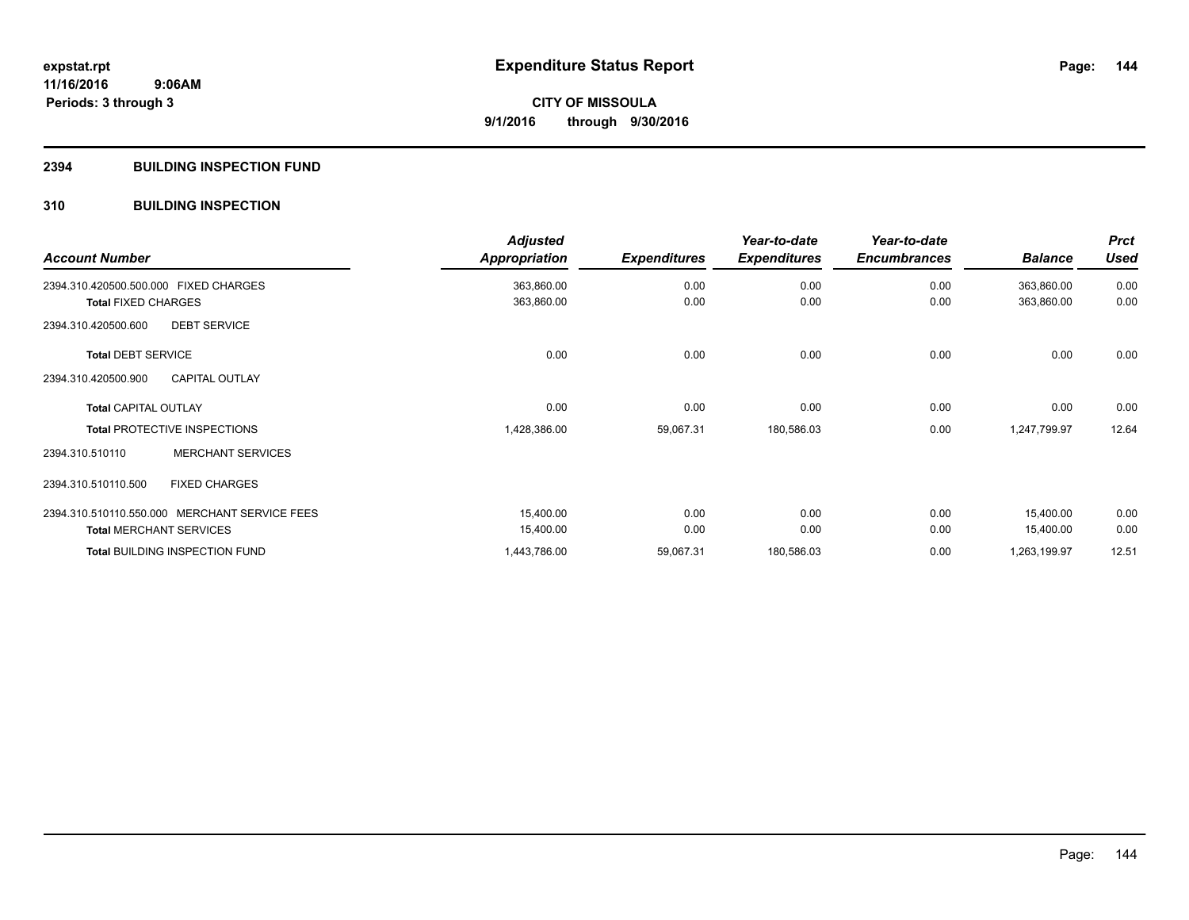**expstat.rpt**
**11/16/2016 9:06AM**
**Periods: 3 through 3**

# Expenditure Status Report

**CITY OF MISSOULA**
**9/1/2016 through 9/30/2016**

## 2394 BUILDING INSPECTION FUND

## 310 BUILDING INSPECTION

| Account Number | Adjusted Appropriation | Expenditures | Year-to-date Expenditures | Year-to-date Encumbrances | Balance | Prct Used |
|---|---|---|---|---|---|---|
| 2394.310.420500.500.000 FIXED CHARGES | 363,860.00 | 0.00 | 0.00 | 0.00 | 363,860.00 | 0.00 |
| **Total** FIXED CHARGES | 363,860.00 | 0.00 | 0.00 | 0.00 | 363,860.00 | 0.00 |
| 2394.310.420500.600 DEBT SERVICE | | | | | | |
| **Total** DEBT SERVICE | 0.00 | 0.00 | 0.00 | 0.00 | 0.00 | 0.00 |
| 2394.310.420500.900 CAPITAL OUTLAY | | | | | | |
| **Total** CAPITAL OUTLAY | 0.00 | 0.00 | 0.00 | 0.00 | 0.00 | 0.00 |
| **Total** PROTECTIVE INSPECTIONS | 1,428,386.00 | 59,067.31 | 180,586.03 | 0.00 | 1,247,799.97 | 12.64 |
| 2394.310.510110 MERCHANT SERVICES | | | | | | |
| 2394.310.510110.500 FIXED CHARGES | | | | | | |
| 2394.310.510110.550.000 MERCHANT SERVICE FEES | 15,400.00 | 0.00 | 0.00 | 0.00 | 15,400.00 | 0.00 |
| **Total** MERCHANT SERVICES | 15,400.00 | 0.00 | 0.00 | 0.00 | 15,400.00 | 0.00 |
| **Total** BUILDING INSPECTION FUND | 1,443,786.00 | 59,067.31 | 180,586.03 | 0.00 | 1,263,199.97 | 12.51 |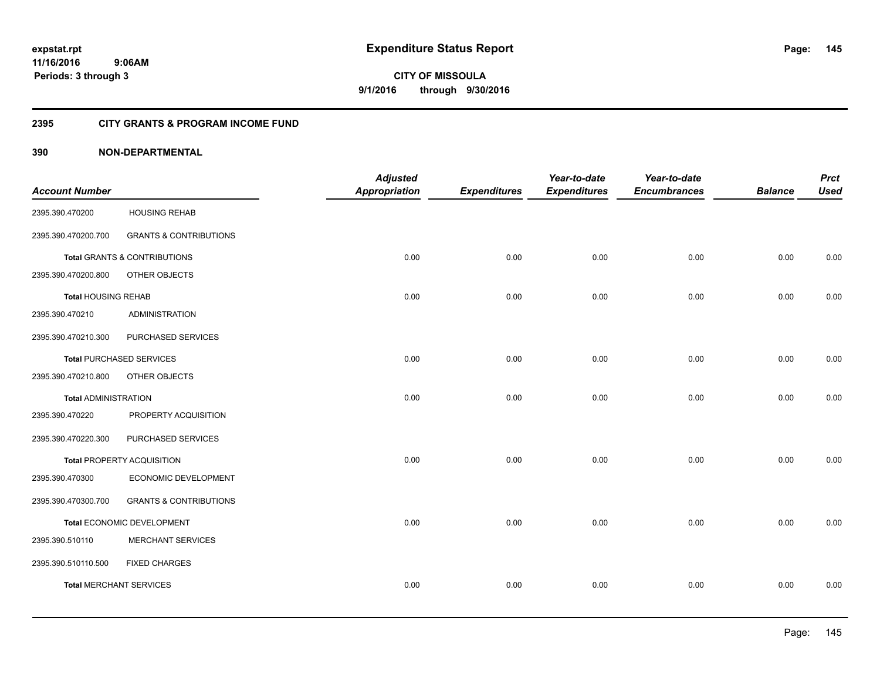# Expenditure Status Report

**expstat.rpt**
**11/16/2016 9:06AM**
**Periods: 3 through 3**

**CITY OF MISSOULA**
**9/1/2016 through 9/30/2016**

## 2395 CITY GRANTS & PROGRAM INCOME FUND

## 390 NON-DEPARTMENTAL

| Account Number | | Adjusted Appropriation | Expenditures | Year-to-date Expenditures | Year-to-date Encumbrances | Balance | Prct Used |
|---|---|---|---|---|---|---|---|
| 2395.390.470200 | HOUSING REHAB | | | | | | |
| 2395.390.470200.700 | GRANTS & CONTRIBUTIONS | | | | | | |
| **Total** GRANTS & CONTRIBUTIONS | | 0.00 | 0.00 | 0.00 | 0.00 | 0.00 | 0.00 |
| 2395.390.470200.800 | OTHER OBJECTS | | | | | | |
| **Total** HOUSING REHAB | | 0.00 | 0.00 | 0.00 | 0.00 | 0.00 | 0.00 |
| 2395.390.470210 | ADMINISTRATION | | | | | | |
| 2395.390.470210.300 | PURCHASED SERVICES | | | | | | |
| **Total** PURCHASED SERVICES | | 0.00 | 0.00 | 0.00 | 0.00 | 0.00 | 0.00 |
| 2395.390.470210.800 | OTHER OBJECTS | | | | | | |
| **Total** ADMINISTRATION | | 0.00 | 0.00 | 0.00 | 0.00 | 0.00 | 0.00 |
| 2395.390.470220 | PROPERTY ACQUISITION | | | | | | |
| 2395.390.470220.300 | PURCHASED SERVICES | | | | | | |
| **Total** PROPERTY ACQUISITION | | 0.00 | 0.00 | 0.00 | 0.00 | 0.00 | 0.00 |
| 2395.390.470300 | ECONOMIC DEVELOPMENT | | | | | | |
| 2395.390.470300.700 | GRANTS & CONTRIBUTIONS | | | | | | |
| **Total** ECONOMIC DEVELOPMENT | | 0.00 | 0.00 | 0.00 | 0.00 | 0.00 | 0.00 |
| 2395.390.510110 | MERCHANT SERVICES | | | | | | |
| 2395.390.510110.500 | FIXED CHARGES | | | | | | |
| **Total** MERCHANT SERVICES | | 0.00 | 0.00 | 0.00 | 0.00 | 0.00 | 0.00 |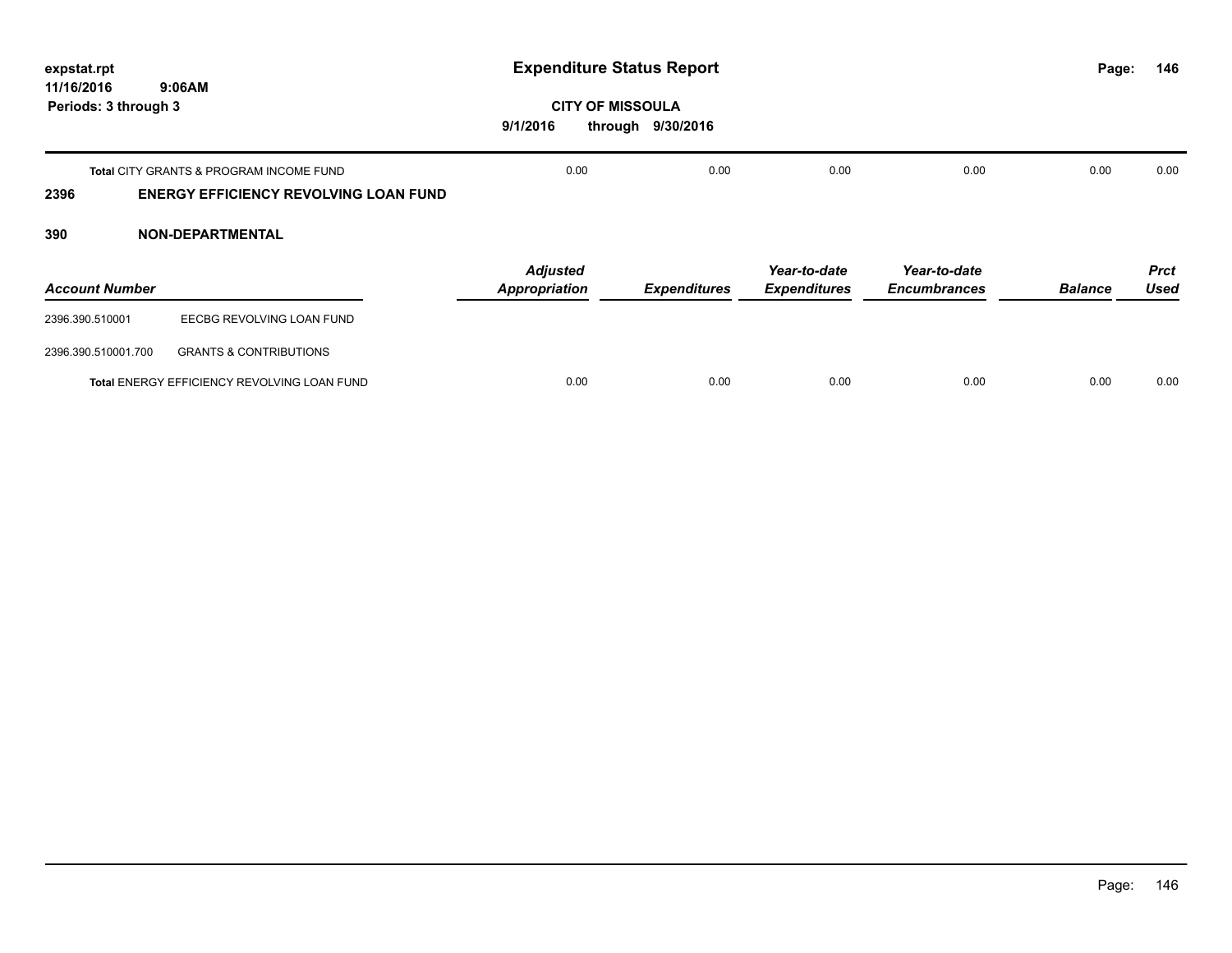# Expenditure Status Report

**CITY OF MISSOULA**

**9/1/2016 through 9/30/2016**

expstat.rpt
11/16/2016 9:06AM
Periods: 3 through 3

| | Adjusted Appropriation | Expenditures | Year-to-date Expenditures | Year-to-date Encumbrances | Balance | Prct Used |
|---|---|---|---|---|---|---|
| **Total** CITY GRANTS & PROGRAM INCOME FUND | 0.00 | 0.00 | 0.00 | 0.00 | 0.00 | 0.00 |

## 2396 ENERGY EFFICIENCY REVOLVING LOAN FUND

## 390 NON-DEPARTMENTAL

| Account Number | | Adjusted Appropriation | Expenditures | Year-to-date Expenditures | Year-to-date Encumbrances | Balance | Prct Used |
|---|---|---|---|---|---|---|---|
| 2396.390.510001 | EECBG REVOLVING LOAN FUND | | | | | | |
| 2396.390.510001.700 | GRANTS & CONTRIBUTIONS | | | | | | |
| **Total** ENERGY EFFICIENCY REVOLVING LOAN FUND | | 0.00 | 0.00 | 0.00 | 0.00 | 0.00 | 0.00 |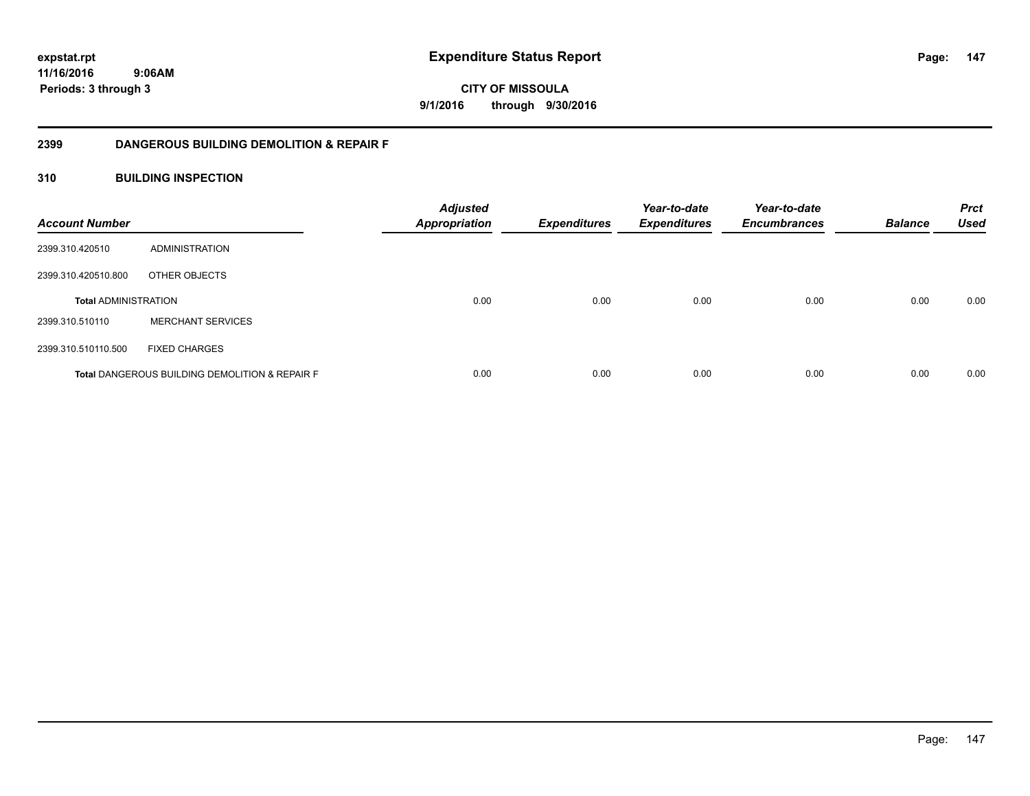# Expenditure Status Report

expstat.rpt
11/16/2016 9:06AM
Periods: 3 through 3

**CITY OF MISSOULA**
**9/1/2016 through 9/30/2016**

## 2399 DANGEROUS BUILDING DEMOLITION & REPAIR F

### 310 BUILDING INSPECTION

| Account Number | | Adjusted Appropriation | Expenditures | Year-to-date Expenditures | Year-to-date Encumbrances | Balance | Prct Used |
|---|---|---|---|---|---|---|---|
| 2399.310.420510 | ADMINISTRATION | | | | | | |
| 2399.310.420510.800 | OTHER OBJECTS | | | | | | |
| **Total** ADMINISTRATION | | 0.00 | 0.00 | 0.00 | 0.00 | 0.00 | 0.00 |
| 2399.310.510110 | MERCHANT SERVICES | | | | | | |
| 2399.310.510110.500 | FIXED CHARGES | | | | | | |
| **Total** DANGEROUS BUILDING DEMOLITION & REPAIR F | | 0.00 | 0.00 | 0.00 | 0.00 | 0.00 | 0.00 |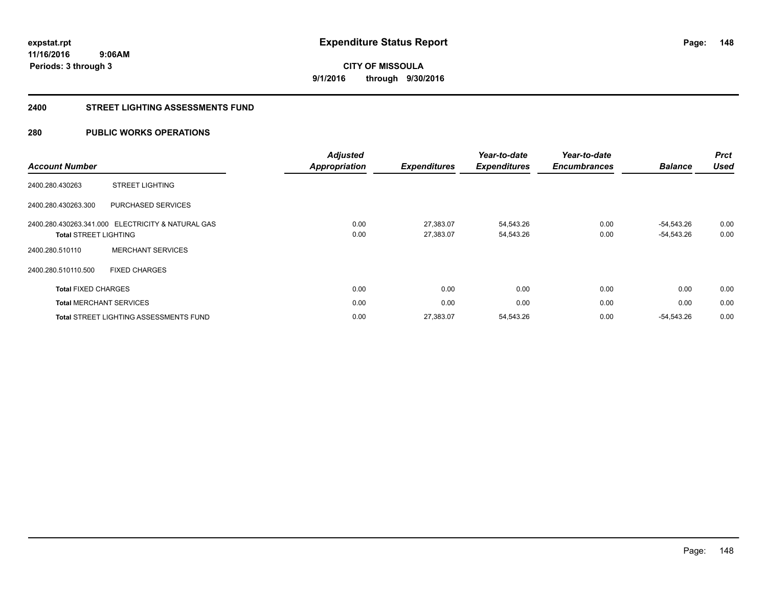**expstat.rpt**
**11/16/2016 9:06AM**
**Periods: 3 through 3**

# Expenditure Status Report

**CITY OF MISSOULA**
**9/1/2016 through 9/30/2016**

## 2400 STREET LIGHTING ASSESSMENTS FUND

## 280 PUBLIC WORKS OPERATIONS

| Account Number | | Adjusted Appropriation | Expenditures | Year-to-date Expenditures | Year-to-date Encumbrances | Balance | Prct Used |
|---|---|---|---|---|---|---|---|
| 2400.280.430263 | STREET LIGHTING | | | | | | |
| 2400.280.430263.300 | PURCHASED SERVICES | | | | | | |
| 2400.280.430263.341.000 | ELECTRICITY & NATURAL GAS | 0.00 | 27,383.07 | 54,543.26 | 0.00 | -54,543.26 | 0.00 |
| **Total** STREET LIGHTING | | 0.00 | 27,383.07 | 54,543.26 | 0.00 | -54,543.26 | 0.00 |
| 2400.280.510110 | MERCHANT SERVICES | | | | | | |
| 2400.280.510110.500 | FIXED CHARGES | | | | | | |
| **Total** FIXED CHARGES | | 0.00 | 0.00 | 0.00 | 0.00 | 0.00 | 0.00 |
| **Total** MERCHANT SERVICES | | 0.00 | 0.00 | 0.00 | 0.00 | 0.00 | 0.00 |
| **Total** STREET LIGHTING ASSESSMENTS FUND | | 0.00 | 27,383.07 | 54,543.26 | 0.00 | -54,543.26 | 0.00 |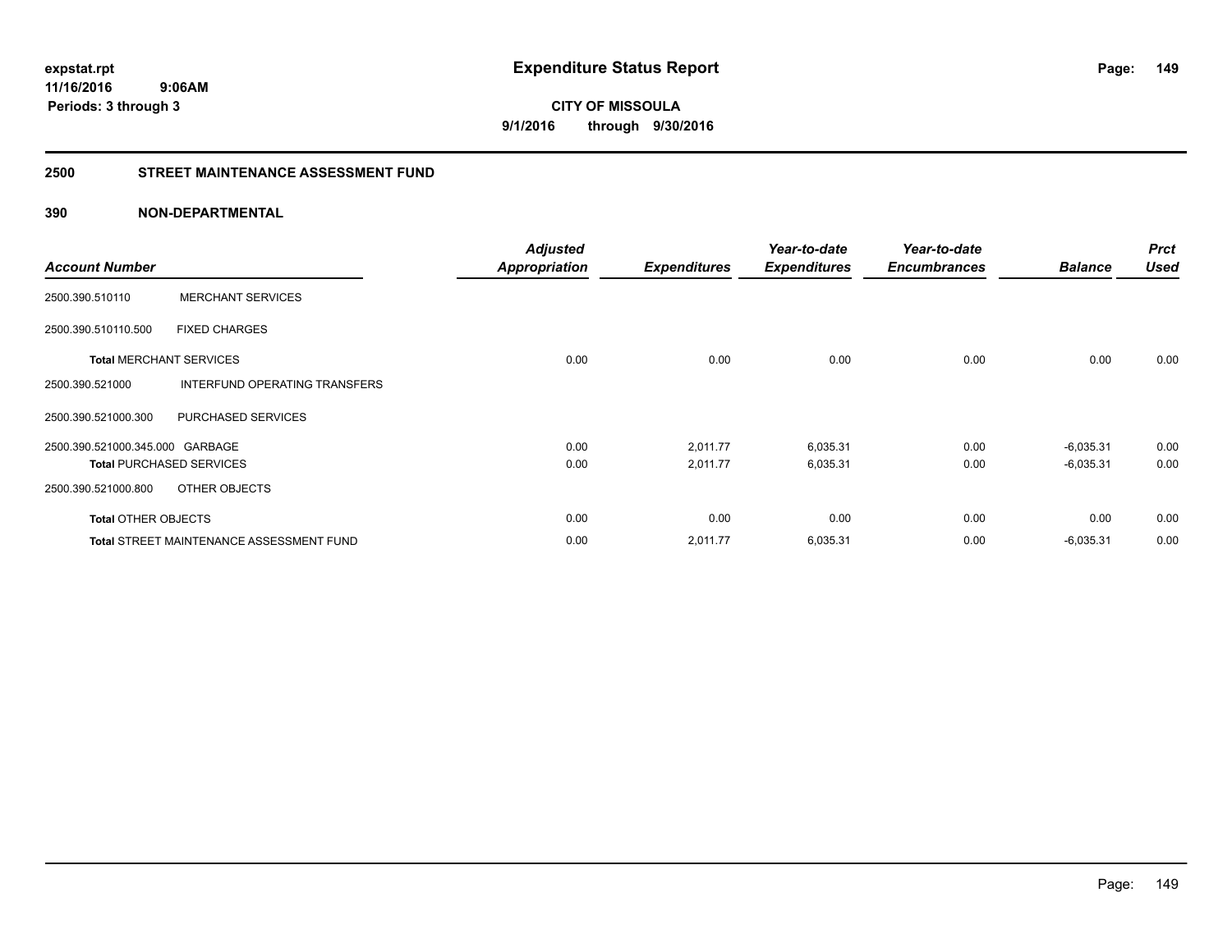# Expenditure Status Report

expstat.rpt
11/16/2016 9:06AM
Periods: 3 through 3

**CITY OF MISSOULA**
**9/1/2016 through 9/30/2016**

## 2500 STREET MAINTENANCE ASSESSMENT FUND

### 390 NON-DEPARTMENTAL

| Account Number | | Adjusted Appropriation | Expenditures | Year-to-date Expenditures | Year-to-date Encumbrances | Balance | Prct Used |
|---|---|---|---|---|---|---|---|
| 2500.390.510110 | MERCHANT SERVICES | | | | | | |
| 2500.390.510110.500 | FIXED CHARGES | | | | | | |
| **Total** MERCHANT SERVICES | | 0.00 | 0.00 | 0.00 | 0.00 | 0.00 | 0.00 |
| 2500.390.521000 | INTERFUND OPERATING TRANSFERS | | | | | | |
| 2500.390.521000.300 | PURCHASED SERVICES | | | | | | |
| 2500.390.521000.345.000 | GARBAGE | 0.00 | 2,011.77 | 6,035.31 | 0.00 | -6,035.31 | 0.00 |
| **Total** PURCHASED SERVICES | | 0.00 | 2,011.77 | 6,035.31 | 0.00 | -6,035.31 | 0.00 |
| 2500.390.521000.800 | OTHER OBJECTS | | | | | | |
| **Total** OTHER OBJECTS | | 0.00 | 0.00 | 0.00 | 0.00 | 0.00 | 0.00 |
| **Total** STREET MAINTENANCE ASSESSMENT FUND | | 0.00 | 2,011.77 | 6,035.31 | 0.00 | -6,035.31 | 0.00 |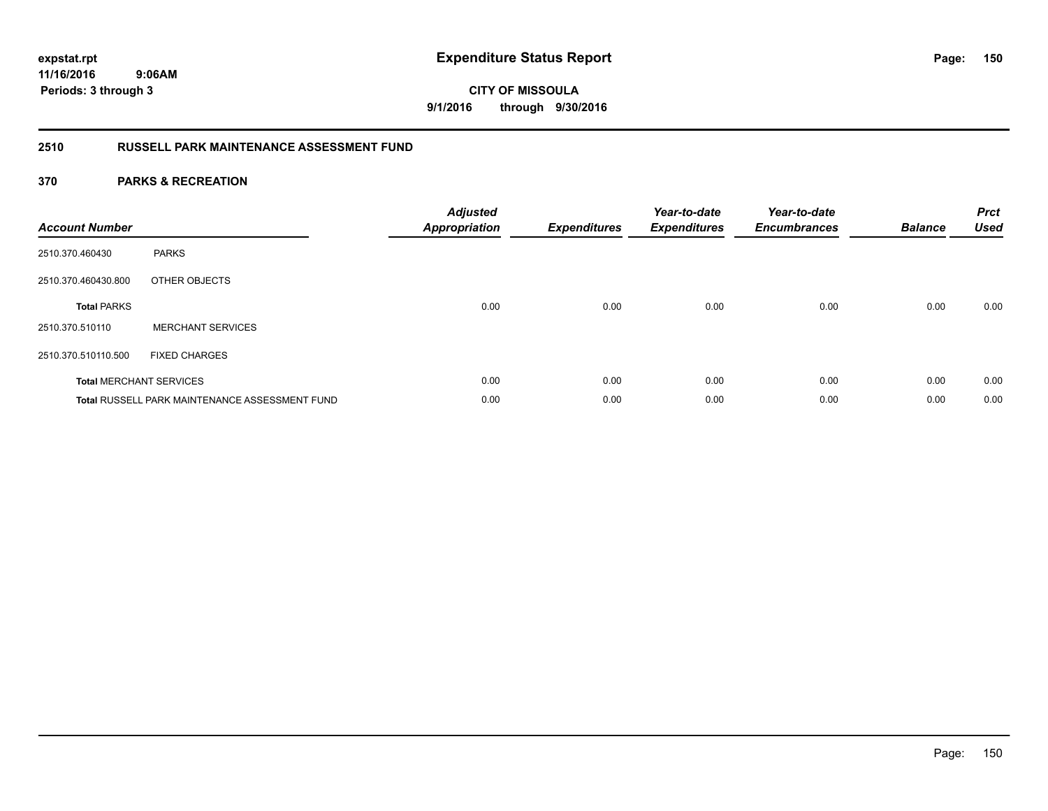# Expenditure Status Report

expstat.rpt
11/16/2016 9:06AM
Periods: 3 through 3

**CITY OF MISSOULA**
**9/1/2016 through 9/30/2016**

## 2510 RUSSELL PARK MAINTENANCE ASSESSMENT FUND

### 370 PARKS & RECREATION

| Account Number | | Adjusted Appropriation | Expenditures | Year-to-date Expenditures | Year-to-date Encumbrances | Balance | Prct Used |
|---|---|---|---|---|---|---|---|
| 2510.370.460430 | PARKS | | | | | | |
| 2510.370.460430.800 | OTHER OBJECTS | | | | | | |
| **Total** PARKS | | 0.00 | 0.00 | 0.00 | 0.00 | 0.00 | 0.00 |
| 2510.370.510110 | MERCHANT SERVICES | | | | | | |
| 2510.370.510110.500 | FIXED CHARGES | | | | | | |
| **Total** MERCHANT SERVICES | | 0.00 | 0.00 | 0.00 | 0.00 | 0.00 | 0.00 |
| **Total** RUSSELL PARK MAINTENANCE ASSESSMENT FUND | | 0.00 | 0.00 | 0.00 | 0.00 | 0.00 | 0.00 |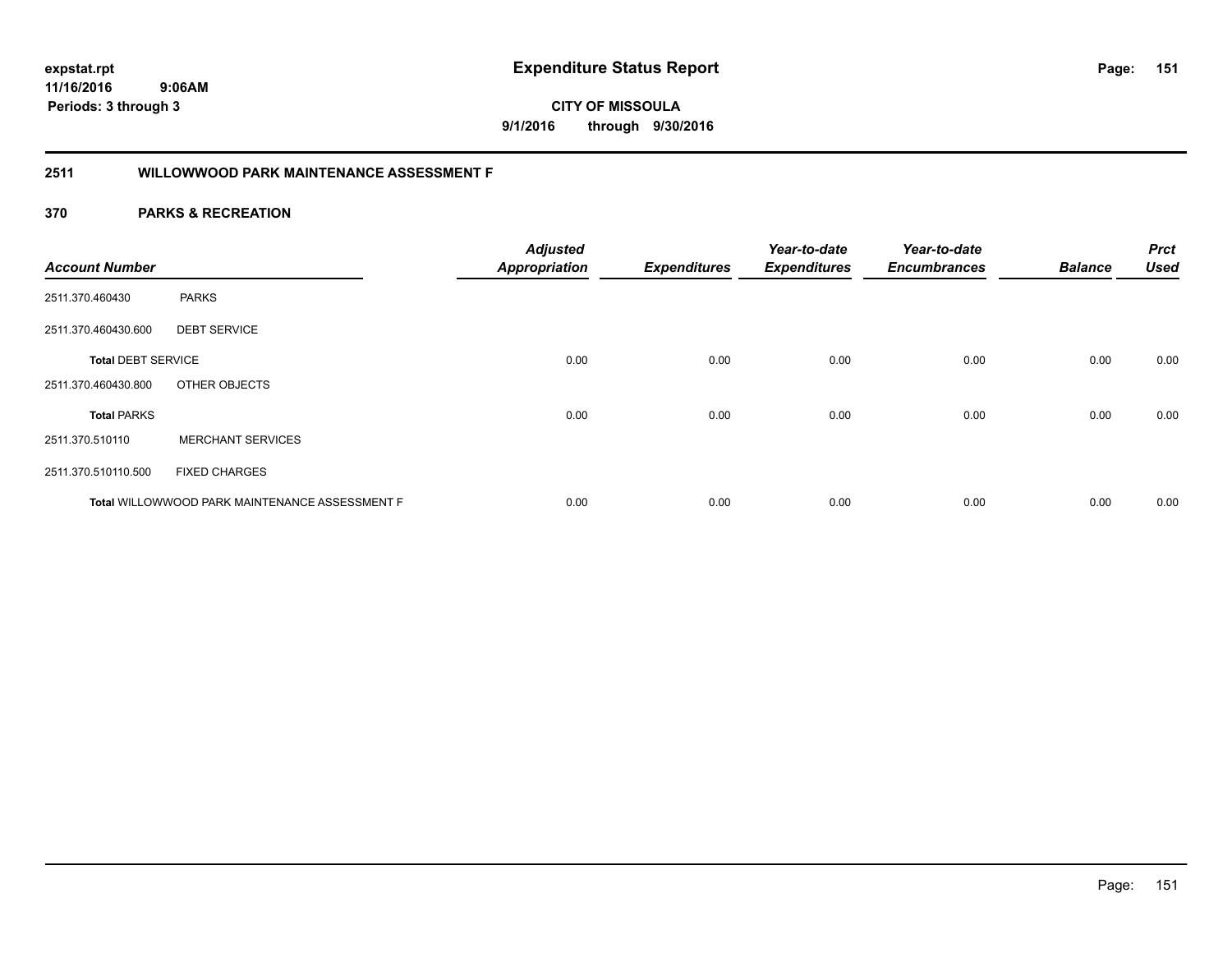expstat.rpt
11/16/2016 9:06AM
Periods: 3 through 3

# Expenditure Status Report

**CITY OF MISSOULA**
**9/1/2016 through 9/30/2016**

## 2511 WILLOWWOOD PARK MAINTENANCE ASSESSMENT F

## 370 PARKS & RECREATION

| Account Number | | Adjusted Appropriation | Expenditures | Year-to-date Expenditures | Year-to-date Encumbrances | Balance | Prct Used |
|---|---|---|---|---|---|---|---|
| 2511.370.460430 | PARKS | | | | | | |
| 2511.370.460430.600 | DEBT SERVICE | | | | | | |
| **Total** DEBT SERVICE | | 0.00 | 0.00 | 0.00 | 0.00 | 0.00 | 0.00 |
| 2511.370.460430.800 | OTHER OBJECTS | | | | | | |
| **Total** PARKS | | 0.00 | 0.00 | 0.00 | 0.00 | 0.00 | 0.00 |
| 2511.370.510110 | MERCHANT SERVICES | | | | | | |
| 2511.370.510110.500 | FIXED CHARGES | | | | | | |
| **Total** WILLOWWOOD PARK MAINTENANCE ASSESSMENT F | | 0.00 | 0.00 | 0.00 | 0.00 | 0.00 | 0.00 |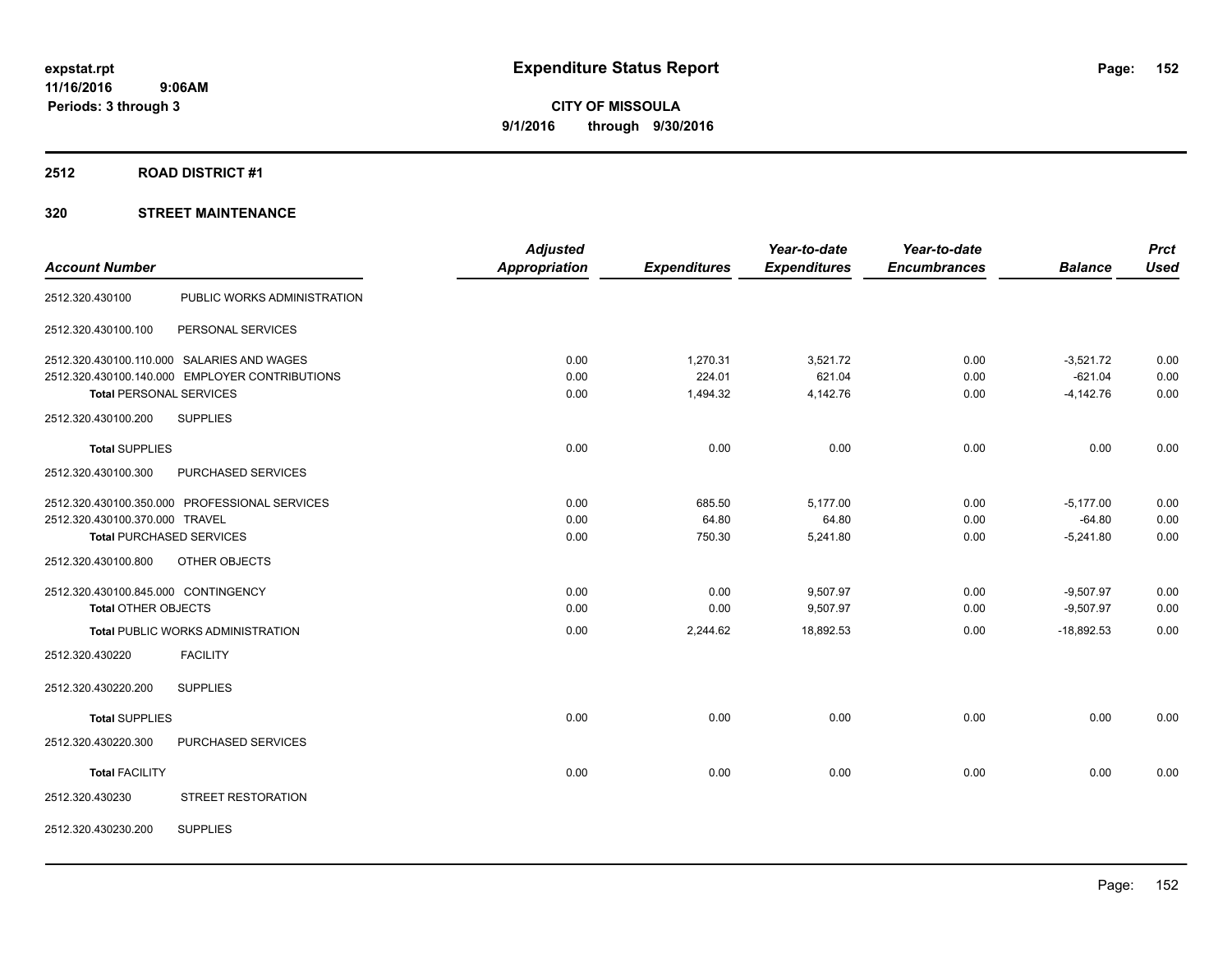# Expenditure Status Report

**CITY OF MISSOULA**
**9/1/2016 through 9/30/2016**

expstat.rpt
11/16/2016 9:06AM
Periods: 3 through 3

## 2512 ROAD DISTRICT #1

## 320 STREET MAINTENANCE

| Account Number | | Adjusted Appropriation | Expenditures | Year-to-date Expenditures | Year-to-date Encumbrances | Balance | Prct Used |
|---|---|---|---|---|---|---|---|
| 2512.320.430100 | PUBLIC WORKS ADMINISTRATION | | | | | | |
| 2512.320.430100.100 | PERSONAL SERVICES | | | | | | |
| 2512.320.430100.110.000 | SALARIES AND WAGES | 0.00 | 1,270.31 | 3,521.72 | 0.00 | -3,521.72 | 0.00 |
| 2512.320.430100.140.000 | EMPLOYER CONTRIBUTIONS | 0.00 | 224.01 | 621.04 | 0.00 | -621.04 | 0.00 |
| **Total** PERSONAL SERVICES | | 0.00 | 1,494.32 | 4,142.76 | 0.00 | -4,142.76 | 0.00 |
| 2512.320.430100.200 | SUPPLIES | | | | | | |
| **Total** SUPPLIES | | 0.00 | 0.00 | 0.00 | 0.00 | 0.00 | 0.00 |
| 2512.320.430100.300 | PURCHASED SERVICES | | | | | | |
| 2512.320.430100.350.000 | PROFESSIONAL SERVICES | 0.00 | 685.50 | 5,177.00 | 0.00 | -5,177.00 | 0.00 |
| 2512.320.430100.370.000 | TRAVEL | 0.00 | 64.80 | 64.80 | 0.00 | -64.80 | 0.00 |
| **Total** PURCHASED SERVICES | | 0.00 | 750.30 | 5,241.80 | 0.00 | -5,241.80 | 0.00 |
| 2512.320.430100.800 | OTHER OBJECTS | | | | | | |
| 2512.320.430100.845.000 | CONTINGENCY | 0.00 | 0.00 | 9,507.97 | 0.00 | -9,507.97 | 0.00 |
| **Total** OTHER OBJECTS | | 0.00 | 0.00 | 9,507.97 | 0.00 | -9,507.97 | 0.00 |
| **Total** PUBLIC WORKS ADMINISTRATION | | 0.00 | 2,244.62 | 18,892.53 | 0.00 | -18,892.53 | 0.00 |
| 2512.320.430220 | FACILITY | | | | | | |
| 2512.320.430220.200 | SUPPLIES | | | | | | |
| **Total** SUPPLIES | | 0.00 | 0.00 | 0.00 | 0.00 | 0.00 | 0.00 |
| 2512.320.430220.300 | PURCHASED SERVICES | | | | | | |
| **Total** FACILITY | | 0.00 | 0.00 | 0.00 | 0.00 | 0.00 | 0.00 |
| 2512.320.430230 | STREET RESTORATION | | | | | | |
| 2512.320.430230.200 | SUPPLIES | | | | | | |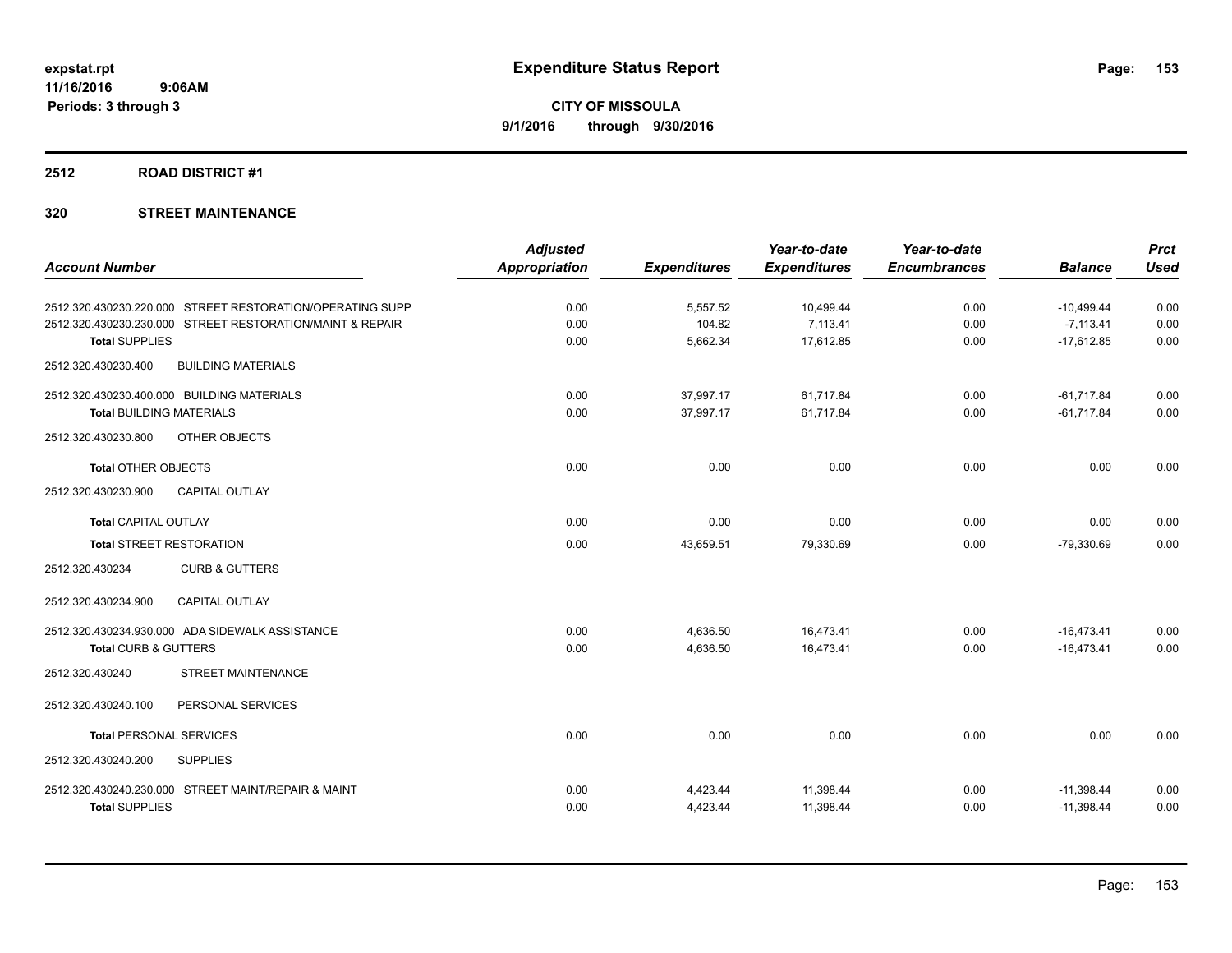expstat.rpt
11/16/2016 9:06AM
Periods: 3 through 3

# Expenditure Status Report

CITY OF MISSOULA
9/1/2016 through 9/30/2016

## 2512 ROAD DISTRICT #1

## 320 STREET MAINTENANCE

| Account Number | Adjusted Appropriation | Expenditures | Year-to-date Expenditures | Year-to-date Encumbrances | Balance | Prct Used |
|---|---|---|---|---|---|---|
| 2512.320.430230.220.000 STREET RESTORATION/OPERATING SUPP | 0.00 | 5,557.52 | 10,499.44 | 0.00 | -10,499.44 | 0.00 |
| 2512.320.430230.230.000 STREET RESTORATION/MAINT & REPAIR | 0.00 | 104.82 | 7,113.41 | 0.00 | -7,113.41 | 0.00 |
| **Total SUPPLIES** | 0.00 | 5,662.34 | 17,612.85 | 0.00 | -17,612.85 | 0.00 |
| 2512.320.430230.400 BUILDING MATERIALS | | | | | | |
| 2512.320.430230.400.000 BUILDING MATERIALS | 0.00 | 37,997.17 | 61,717.84 | 0.00 | -61,717.84 | 0.00 |
| **Total BUILDING MATERIALS** | 0.00 | 37,997.17 | 61,717.84 | 0.00 | -61,717.84 | 0.00 |
| 2512.320.430230.800 OTHER OBJECTS | | | | | | |
| **Total OTHER OBJECTS** | 0.00 | 0.00 | 0.00 | 0.00 | 0.00 | 0.00 |
| 2512.320.430230.900 CAPITAL OUTLAY | | | | | | |
| **Total CAPITAL OUTLAY** | 0.00 | 0.00 | 0.00 | 0.00 | 0.00 | 0.00 |
| **Total STREET RESTORATION** | 0.00 | 43,659.51 | 79,330.69 | 0.00 | -79,330.69 | 0.00 |
| 2512.320.430234 CURB & GUTTERS | | | | | | |
| 2512.320.430234.900 CAPITAL OUTLAY | | | | | | |
| 2512.320.430234.930.000 ADA SIDEWALK ASSISTANCE | 0.00 | 4,636.50 | 16,473.41 | 0.00 | -16,473.41 | 0.00 |
| **Total CURB & GUTTERS** | 0.00 | 4,636.50 | 16,473.41 | 0.00 | -16,473.41 | 0.00 |
| 2512.320.430240 STREET MAINTENANCE | | | | | | |
| 2512.320.430240.100 PERSONAL SERVICES | | | | | | |
| **Total PERSONAL SERVICES** | 0.00 | 0.00 | 0.00 | 0.00 | 0.00 | 0.00 |
| 2512.320.430240.200 SUPPLIES | | | | | | |
| 2512.320.430240.230.000 STREET MAINT/REPAIR & MAINT | 0.00 | 4,423.44 | 11,398.44 | 0.00 | -11,398.44 | 0.00 |
| **Total SUPPLIES** | 0.00 | 4,423.44 | 11,398.44 | 0.00 | -11,398.44 | 0.00 |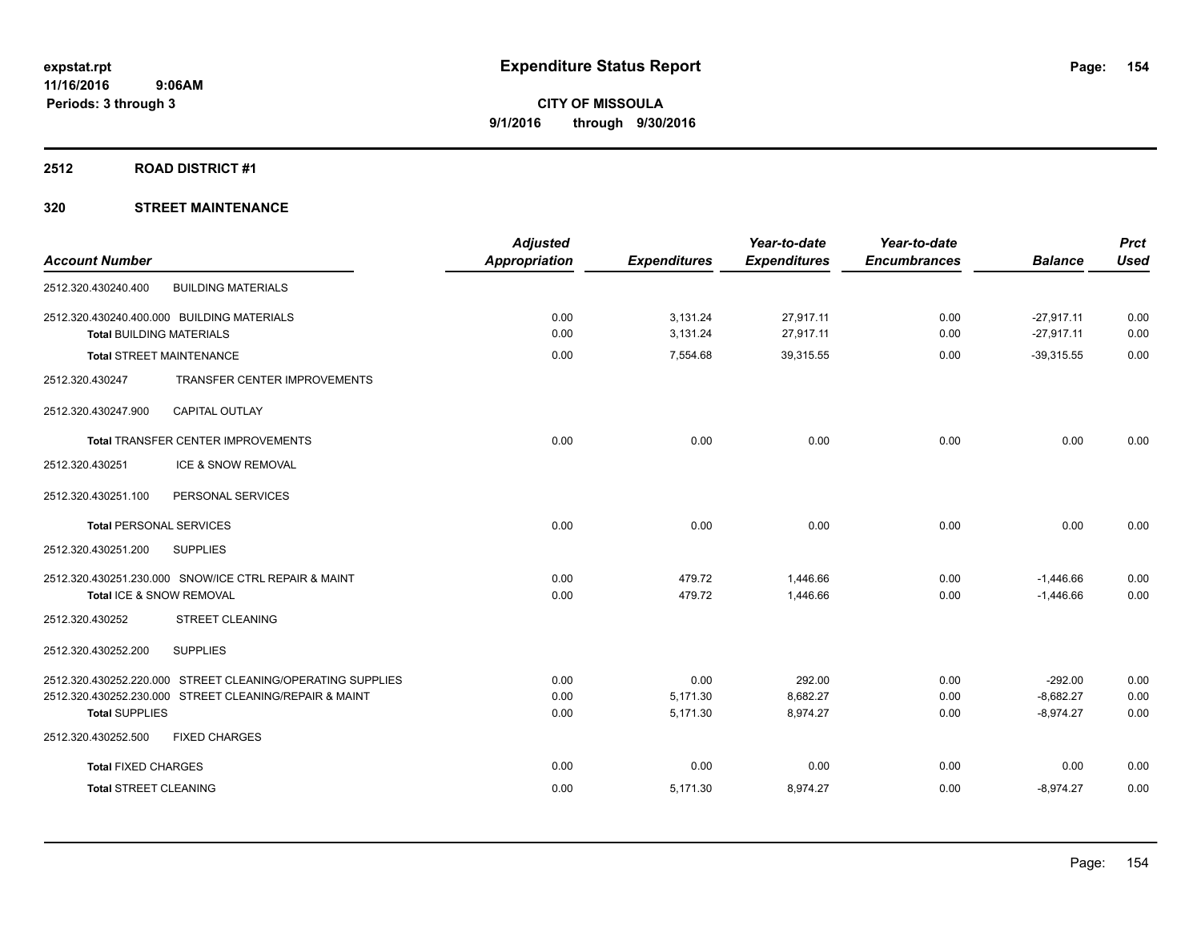**expstat.rpt**
**11/16/2016 9:06AM**
**Periods: 3 through 3**

# Expenditure Status Report

**CITY OF MISSOULA**
**9/1/2016 through 9/30/2016**

## 2512 ROAD DISTRICT #1

## 320 STREET MAINTENANCE

| Account Number | Adjusted Appropriation | Expenditures | Year-to-date Expenditures | Year-to-date Encumbrances | Balance | Prct Used |
|---|---|---|---|---|---|---|
| 2512.320.430240.400 BUILDING MATERIALS | | | | | | |
| 2512.320.430240.400.000 BUILDING MATERIALS | 0.00 | 3,131.24 | 27,917.11 | 0.00 | -27,917.11 | 0.00 |
| **Total** BUILDING MATERIALS | 0.00 | 3,131.24 | 27,917.11 | 0.00 | -27,917.11 | 0.00 |
| **Total** STREET MAINTENANCE | 0.00 | 7,554.68 | 39,315.55 | 0.00 | -39,315.55 | 0.00 |
| 2512.320.430247 TRANSFER CENTER IMPROVEMENTS | | | | | | |
| 2512.320.430247.900 CAPITAL OUTLAY | | | | | | |
| **Total** TRANSFER CENTER IMPROVEMENTS | 0.00 | 0.00 | 0.00 | 0.00 | 0.00 | 0.00 |
| 2512.320.430251 ICE & SNOW REMOVAL | | | | | | |
| 2512.320.430251.100 PERSONAL SERVICES | | | | | | |
| **Total** PERSONAL SERVICES | 0.00 | 0.00 | 0.00 | 0.00 | 0.00 | 0.00 |
| 2512.320.430251.200 SUPPLIES | | | | | | |
| 2512.320.430251.230.000 SNOW/ICE CTRL REPAIR & MAINT | 0.00 | 479.72 | 1,446.66 | 0.00 | -1,446.66 | 0.00 |
| **Total** ICE & SNOW REMOVAL | 0.00 | 479.72 | 1,446.66 | 0.00 | -1,446.66 | 0.00 |
| 2512.320.430252 STREET CLEANING | | | | | | |
| 2512.320.430252.200 SUPPLIES | | | | | | |
| 2512.320.430252.220.000 STREET CLEANING/OPERATING SUPPLIES | 0.00 | 0.00 | 292.00 | 0.00 | -292.00 | 0.00 |
| 2512.320.430252.230.000 STREET CLEANING/REPAIR & MAINT | 0.00 | 5,171.30 | 8,682.27 | 0.00 | -8,682.27 | 0.00 |
| **Total** SUPPLIES | 0.00 | 5,171.30 | 8,974.27 | 0.00 | -8,974.27 | 0.00 |
| 2512.320.430252.500 FIXED CHARGES | | | | | | |
| **Total** FIXED CHARGES | 0.00 | 0.00 | 0.00 | 0.00 | 0.00 | 0.00 |
| **Total** STREET CLEANING | 0.00 | 5,171.30 | 8,974.27 | 0.00 | -8,974.27 | 0.00 |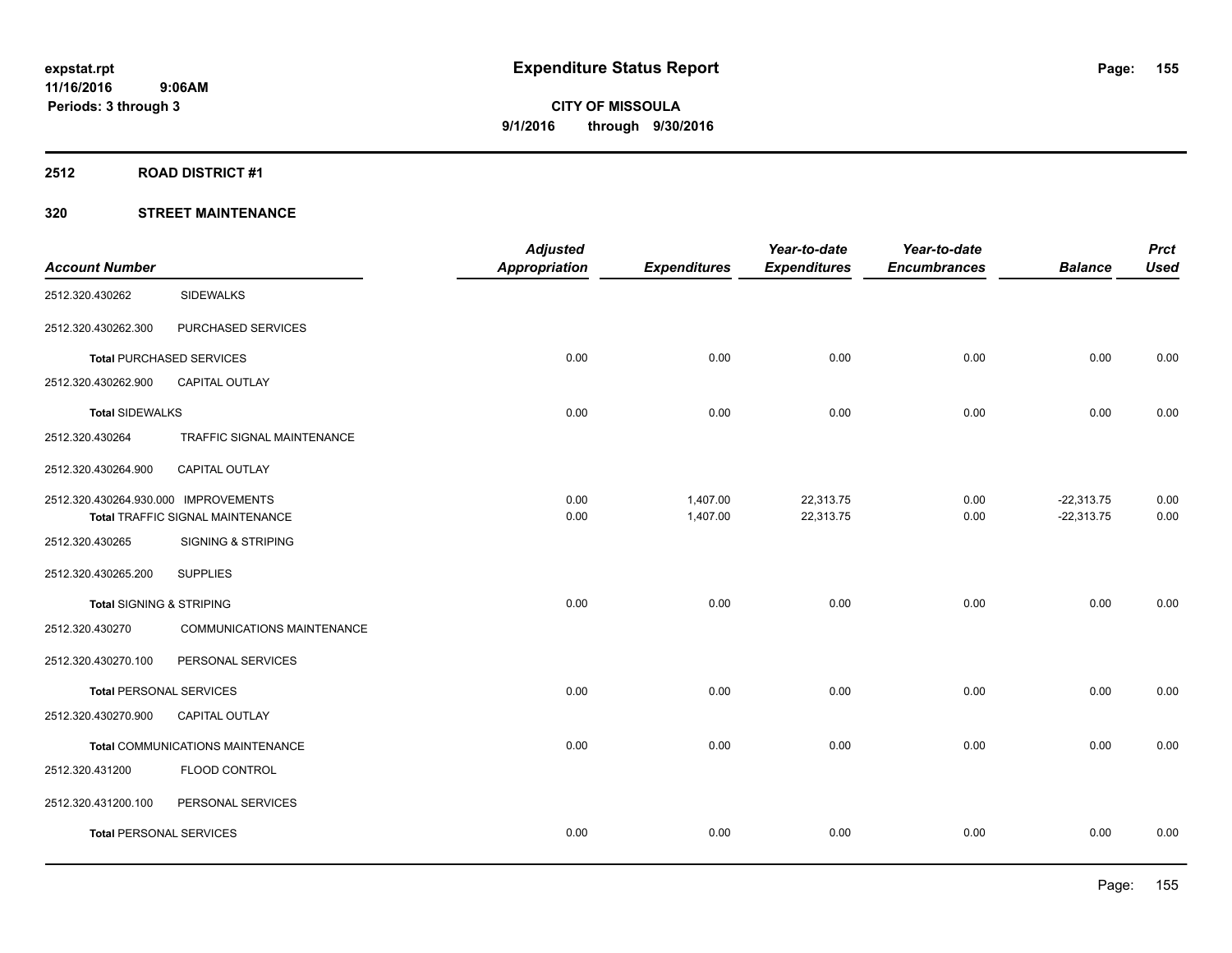**expstat.rpt**
**11/16/2016 9:06AM**
**Periods: 3 through 3**

# Expenditure Status Report

**CITY OF MISSOULA**
**9/1/2016 through 9/30/2016**

## 2512 ROAD DISTRICT #1

### 320 STREET MAINTENANCE

| Account Number | | Adjusted Appropriation | Expenditures | Year-to-date Expenditures | Year-to-date Encumbrances | Balance | Prct Used |
|---|---|---|---|---|---|---|---|
| 2512.320.430262 | SIDEWALKS | | | | | | |
| 2512.320.430262.300 | PURCHASED SERVICES | | | | | | |
| **Total** PURCHASED SERVICES | | 0.00 | 0.00 | 0.00 | 0.00 | 0.00 | 0.00 |
| 2512.320.430262.900 | CAPITAL OUTLAY | | | | | | |
| **Total** SIDEWALKS | | 0.00 | 0.00 | 0.00 | 0.00 | 0.00 | 0.00 |
| 2512.320.430264 | TRAFFIC SIGNAL MAINTENANCE | | | | | | |
| 2512.320.430264.900 | CAPITAL OUTLAY | | | | | | |
| 2512.320.430264.930.000 | IMPROVEMENTS | 0.00 | 1,407.00 | 22,313.75 | 0.00 | -22,313.75 | 0.00 |
| **Total** TRAFFIC SIGNAL MAINTENANCE | | 0.00 | 1,407.00 | 22,313.75 | 0.00 | -22,313.75 | 0.00 |
| 2512.320.430265 | SIGNING & STRIPING | | | | | | |
| 2512.320.430265.200 | SUPPLIES | | | | | | |
| **Total** SIGNING & STRIPING | | 0.00 | 0.00 | 0.00 | 0.00 | 0.00 | 0.00 |
| 2512.320.430270 | COMMUNICATIONS MAINTENANCE | | | | | | |
| 2512.320.430270.100 | PERSONAL SERVICES | | | | | | |
| **Total** PERSONAL SERVICES | | 0.00 | 0.00 | 0.00 | 0.00 | 0.00 | 0.00 |
| 2512.320.430270.900 | CAPITAL OUTLAY | | | | | | |
| **Total** COMMUNICATIONS MAINTENANCE | | 0.00 | 0.00 | 0.00 | 0.00 | 0.00 | 0.00 |
| 2512.320.431200 | FLOOD CONTROL | | | | | | |
| 2512.320.431200.100 | PERSONAL SERVICES | | | | | | |
| **Total** PERSONAL SERVICES | | 0.00 | 0.00 | 0.00 | 0.00 | 0.00 | 0.00 |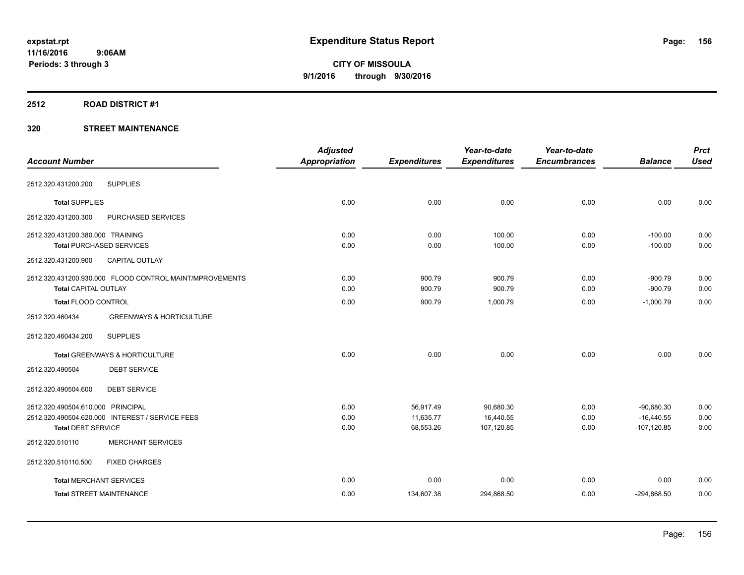expstat.rpt
11/16/2016 9:06AM
Periods: 3 through 3

# Expenditure Status Report

CITY OF MISSOULA
9/1/2016 through 9/30/2016

## 2512 ROAD DISTRICT #1

## 320 STREET MAINTENANCE

| Account Number | Adjusted Appropriation | Expenditures | Year-to-date Expenditures | Year-to-date Encumbrances | Balance | Prct Used |
|---|---|---|---|---|---|---|
| 2512.320.431200.200 SUPPLIES | | | | | | |
| **Total** SUPPLIES | 0.00 | 0.00 | 0.00 | 0.00 | 0.00 | 0.00 |
| 2512.320.431200.300 PURCHASED SERVICES | | | | | | |
| 2512.320.431200.380.000 TRAINING | 0.00 | 0.00 | 100.00 | 0.00 | -100.00 | 0.00 |
| **Total** PURCHASED SERVICES | 0.00 | 0.00 | 100.00 | 0.00 | -100.00 | 0.00 |
| 2512.320.431200.900 CAPITAL OUTLAY | | | | | | |
| 2512.320.431200.930.000 FLOOD CONTROL MAINT/MPROVEMENTS | 0.00 | 900.79 | 900.79 | 0.00 | -900.79 | 0.00 |
| **Total** CAPITAL OUTLAY | 0.00 | 900.79 | 900.79 | 0.00 | -900.79 | 0.00 |
| **Total** FLOOD CONTROL | 0.00 | 900.79 | 1,000.79 | 0.00 | -1,000.79 | 0.00 |
| 2512.320.460434 GREENWAYS & HORTICULTURE | | | | | | |
| 2512.320.460434.200 SUPPLIES | | | | | | |
| **Total** GREENWAYS & HORTICULTURE | 0.00 | 0.00 | 0.00 | 0.00 | 0.00 | 0.00 |
| 2512.320.490504 DEBT SERVICE | | | | | | |
| 2512.320.490504.600 DEBT SERVICE | | | | | | |
| 2512.320.490504.610.000 PRINCIPAL | 0.00 | 56,917.49 | 90,680.30 | 0.00 | -90,680.30 | 0.00 |
| 2512.320.490504.620.000 INTEREST / SERVICE FEES | 0.00 | 11,635.77 | 16,440.55 | 0.00 | -16,440.55 | 0.00 |
| **Total** DEBT SERVICE | 0.00 | 68,553.26 | 107,120.85 | 0.00 | -107,120.85 | 0.00 |
| 2512.320.510110 MERCHANT SERVICES | | | | | | |
| 2512.320.510110.500 FIXED CHARGES | | | | | | |
| **Total** MERCHANT SERVICES | 0.00 | 0.00 | 0.00 | 0.00 | 0.00 | 0.00 |
| **Total** STREET MAINTENANCE | 0.00 | 134,607.38 | 294,868.50 | 0.00 | -294,868.50 | 0.00 |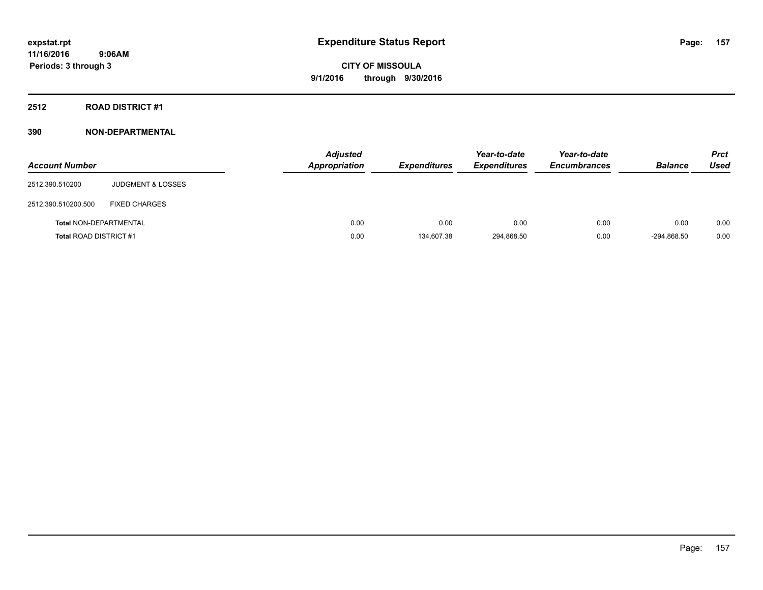# Expenditure Status Report

**expstat.rpt**
**11/16/2016 9:06AM**
**Periods: 3 through 3**

**CITY OF MISSOULA**
**9/1/2016 through 9/30/2016**

## 2512 ROAD DISTRICT #1

### 390 NON-DEPARTMENTAL

| Account Number | | Adjusted Appropriation | Expenditures | Year-to-date Expenditures | Year-to-date Encumbrances | Balance | Prct Used |
|---|---|---|---|---|---|---|---|
| 2512.390.510200 | JUDGMENT & LOSSES | | | | | | |
| 2512.390.510200.500 | FIXED CHARGES | | | | | | |
| **Total** NON-DEPARTMENTAL | | 0.00 | 0.00 | 0.00 | 0.00 | 0.00 | 0.00 |
| **Total** ROAD DISTRICT #1 | | 0.00 | 134,607.38 | 294,868.50 | 0.00 | -294,868.50 | 0.00 |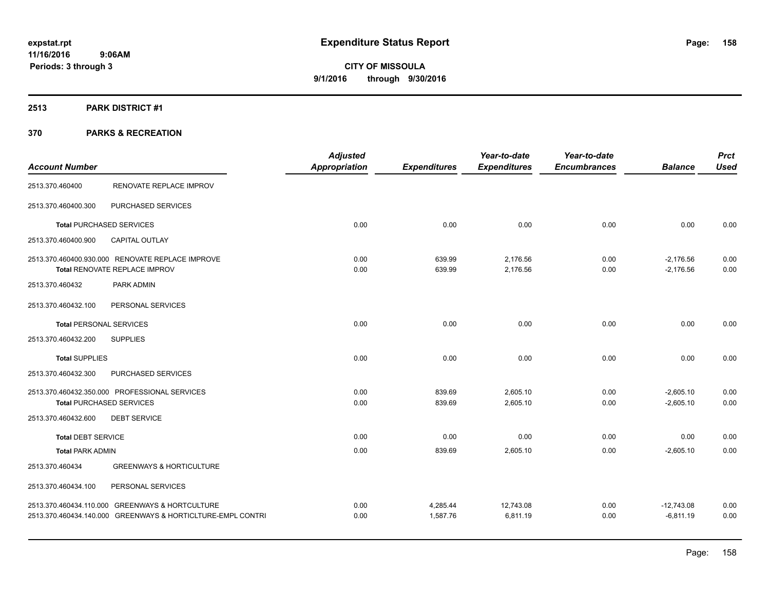# Expenditure Status Report

expstat.rpt
11/16/2016 9:06AM
Periods: 3 through 3

**CITY OF MISSOULA**
**9/1/2016 through 9/30/2016**

## 2513 PARK DISTRICT #1

## 370 PARKS & RECREATION

| Account Number | | Adjusted Appropriation | Expenditures | Year-to-date Expenditures | Year-to-date Encumbrances | Balance | Prct Used |
|---|---|---|---|---|---|---|---|
| 2513.370.460400 | RENOVATE REPLACE IMPROV | | | | | | |
| 2513.370.460400.300 | PURCHASED SERVICES | | | | | | |
| **Total** PURCHASED SERVICES | | 0.00 | 0.00 | 0.00 | 0.00 | 0.00 | 0.00 |
| 2513.370.460400.900 | CAPITAL OUTLAY | | | | | | |
| 2513.370.460400.930.000 | RENOVATE REPLACE IMPROVE | 0.00 | 639.99 | 2,176.56 | 0.00 | -2,176.56 | 0.00 |
| **Total** RENOVATE REPLACE IMPROV | | 0.00 | 639.99 | 2,176.56 | 0.00 | -2,176.56 | 0.00 |
| 2513.370.460432 | PARK ADMIN | | | | | | |
| 2513.370.460432.100 | PERSONAL SERVICES | | | | | | |
| **Total** PERSONAL SERVICES | | 0.00 | 0.00 | 0.00 | 0.00 | 0.00 | 0.00 |
| 2513.370.460432.200 | SUPPLIES | | | | | | |
| **Total** SUPPLIES | | 0.00 | 0.00 | 0.00 | 0.00 | 0.00 | 0.00 |
| 2513.370.460432.300 | PURCHASED SERVICES | | | | | | |
| 2513.370.460432.350.000 | PROFESSIONAL SERVICES | 0.00 | 839.69 | 2,605.10 | 0.00 | -2,605.10 | 0.00 |
| **Total** PURCHASED SERVICES | | 0.00 | 839.69 | 2,605.10 | 0.00 | -2,605.10 | 0.00 |
| 2513.370.460432.600 | DEBT SERVICE | | | | | | |
| **Total** DEBT SERVICE | | 0.00 | 0.00 | 0.00 | 0.00 | 0.00 | 0.00 |
| **Total** PARK ADMIN | | 0.00 | 839.69 | 2,605.10 | 0.00 | -2,605.10 | 0.00 |
| 2513.370.460434 | GREENWAYS & HORTICULTURE | | | | | | |
| 2513.370.460434.100 | PERSONAL SERVICES | | | | | | |
| 2513.370.460434.110.000 | GREENWAYS & HORTCULTURE | 0.00 | 4,285.44 | 12,743.08 | 0.00 | -12,743.08 | 0.00 |
| 2513.370.460434.140.000 | GREENWAYS & HORTICLTURE-EMPL CONTRI | 0.00 | 1,587.76 | 6,811.19 | 0.00 | -6,811.19 | 0.00 |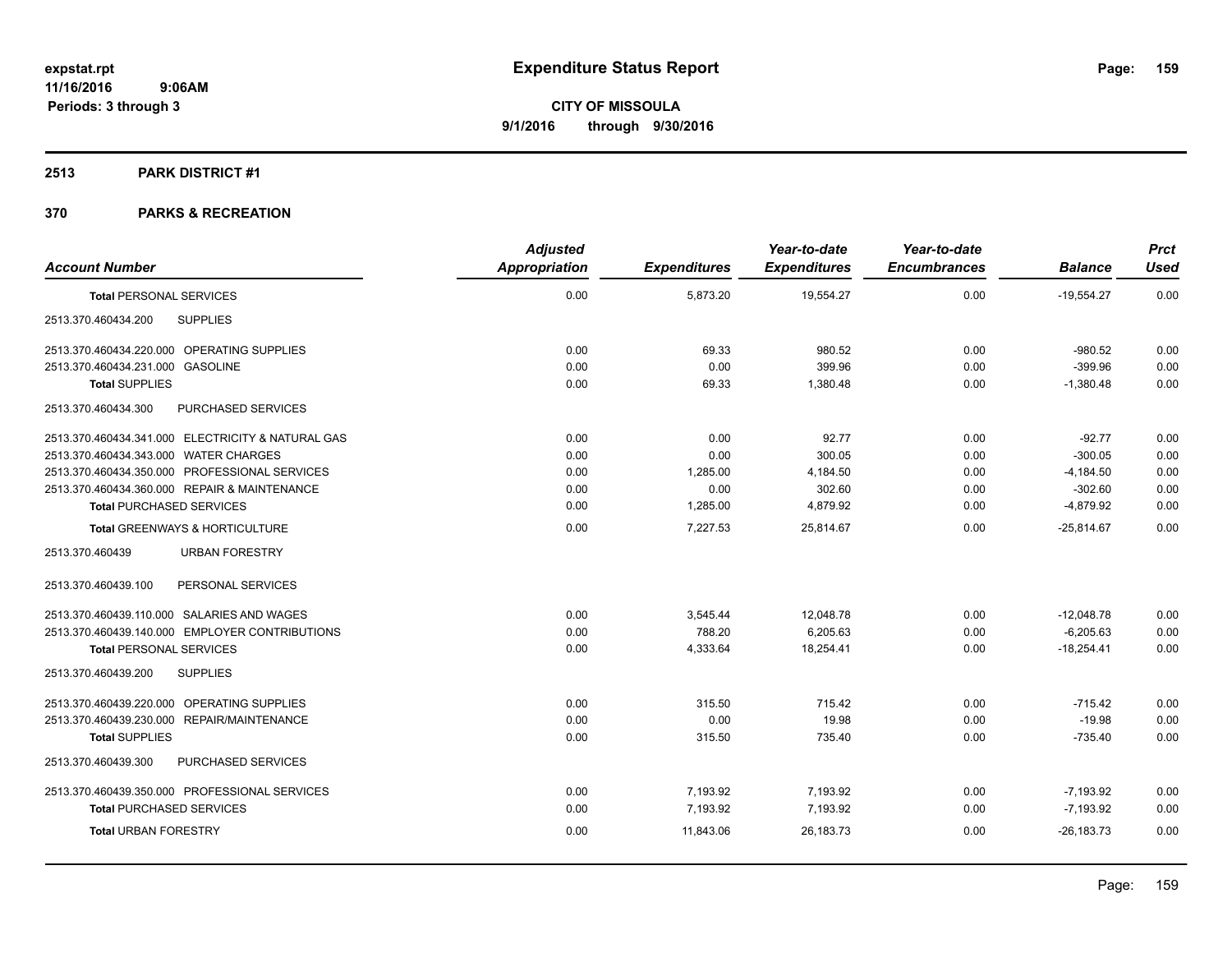expstat.rpt
11/16/2016 9:06AM
Periods: 3 through 3

# Expenditure Status Report

**CITY OF MISSOULA**
**9/1/2016 through 9/30/2016**

## 2513 PARK DISTRICT #1

## 370 PARKS & RECREATION

| Account Number | Adjusted Appropriation | Expenditures | Year-to-date Expenditures | Year-to-date Encumbrances | Balance | Prct Used |
|---|---|---|---|---|---|---|
| **Total** PERSONAL SERVICES | 0.00 | 5,873.20 | 19,554.27 | 0.00 | -19,554.27 | 0.00 |
| 2513.370.460434.200 SUPPLIES | | | | | | |
| 2513.370.460434.220.000 OPERATING SUPPLIES | 0.00 | 69.33 | 980.52 | 0.00 | -980.52 | 0.00 |
| 2513.370.460434.231.000 GASOLINE | 0.00 | 0.00 | 399.96 | 0.00 | -399.96 | 0.00 |
| **Total** SUPPLIES | 0.00 | 69.33 | 1,380.48 | 0.00 | -1,380.48 | 0.00 |
| 2513.370.460434.300 PURCHASED SERVICES | | | | | | |
| 2513.370.460434.341.000 ELECTRICITY & NATURAL GAS | 0.00 | 0.00 | 92.77 | 0.00 | -92.77 | 0.00 |
| 2513.370.460434.343.000 WATER CHARGES | 0.00 | 0.00 | 300.05 | 0.00 | -300.05 | 0.00 |
| 2513.370.460434.350.000 PROFESSIONAL SERVICES | 0.00 | 1,285.00 | 4,184.50 | 0.00 | -4,184.50 | 0.00 |
| 2513.370.460434.360.000 REPAIR & MAINTENANCE | 0.00 | 0.00 | 302.60 | 0.00 | -302.60 | 0.00 |
| **Total** PURCHASED SERVICES | 0.00 | 1,285.00 | 4,879.92 | 0.00 | -4,879.92 | 0.00 |
| **Total** GREENWAYS & HORTICULTURE | 0.00 | 7,227.53 | 25,814.67 | 0.00 | -25,814.67 | 0.00 |
| 2513.370.460439 URBAN FORESTRY | | | | | | |
| 2513.370.460439.100 PERSONAL SERVICES | | | | | | |
| 2513.370.460439.110.000 SALARIES AND WAGES | 0.00 | 3,545.44 | 12,048.78 | 0.00 | -12,048.78 | 0.00 |
| 2513.370.460439.140.000 EMPLOYER CONTRIBUTIONS | 0.00 | 788.20 | 6,205.63 | 0.00 | -6,205.63 | 0.00 |
| **Total** PERSONAL SERVICES | 0.00 | 4,333.64 | 18,254.41 | 0.00 | -18,254.41 | 0.00 |
| 2513.370.460439.200 SUPPLIES | | | | | | |
| 2513.370.460439.220.000 OPERATING SUPPLIES | 0.00 | 315.50 | 715.42 | 0.00 | -715.42 | 0.00 |
| 2513.370.460439.230.000 REPAIR/MAINTENANCE | 0.00 | 0.00 | 19.98 | 0.00 | -19.98 | 0.00 |
| **Total** SUPPLIES | 0.00 | 315.50 | 735.40 | 0.00 | -735.40 | 0.00 |
| 2513.370.460439.300 PURCHASED SERVICES | | | | | | |
| 2513.370.460439.350.000 PROFESSIONAL SERVICES | 0.00 | 7,193.92 | 7,193.92 | 0.00 | -7,193.92 | 0.00 |
| **Total** PURCHASED SERVICES | 0.00 | 7,193.92 | 7,193.92 | 0.00 | -7,193.92 | 0.00 |
| **Total** URBAN FORESTRY | 0.00 | 11,843.06 | 26,183.73 | 0.00 | -26,183.73 | 0.00 |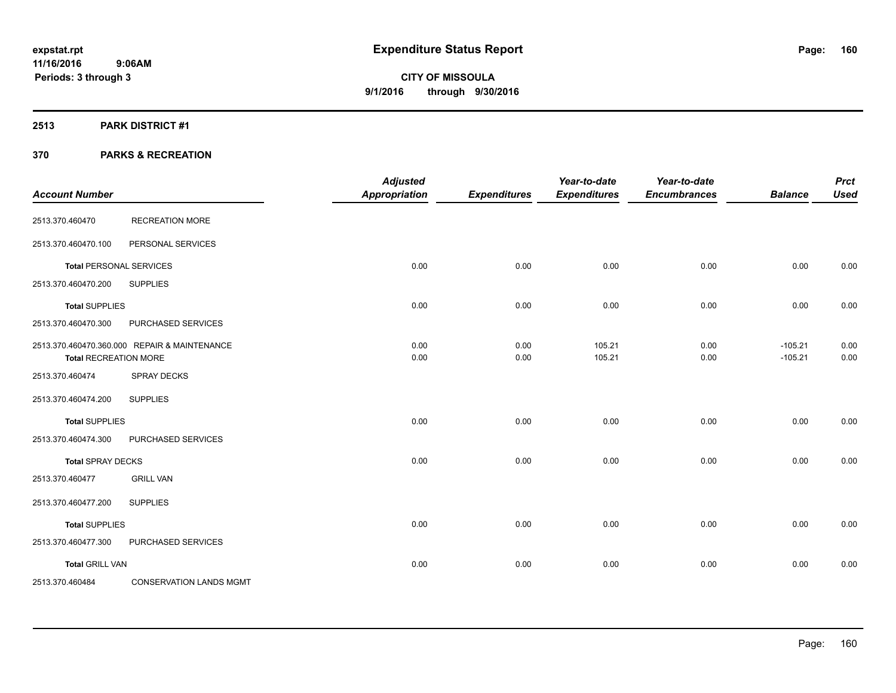**expstat.rpt**
**11/16/2016 9:06AM**
**Periods: 3 through 3**

# Expenditure Status Report

**CITY OF MISSOULA**
**9/1/2016 through 9/30/2016**

## 2513 PARK DISTRICT #1

## 370 PARKS & RECREATION

| Account Number | | Adjusted Appropriation | Expenditures | Year-to-date Expenditures | Year-to-date Encumbrances | Balance | Prct Used |
|---|---|---|---|---|---|---|---|
| 2513.370.460470 | RECREATION MORE | | | | | | |
| 2513.370.460470.100 | PERSONAL SERVICES | | | | | | |
| **Total** PERSONAL SERVICES | | 0.00 | 0.00 | 0.00 | 0.00 | 0.00 | 0.00 |
| 2513.370.460470.200 | SUPPLIES | | | | | | |
| **Total** SUPPLIES | | 0.00 | 0.00 | 0.00 | 0.00 | 0.00 | 0.00 |
| 2513.370.460470.300 | PURCHASED SERVICES | | | | | | |
| 2513.370.460470.360.000 | REPAIR & MAINTENANCE | 0.00 | 0.00 | 105.21 | 0.00 | -105.21 | 0.00 |
| **Total** RECREATION MORE | | 0.00 | 0.00 | 105.21 | 0.00 | -105.21 | 0.00 |
| 2513.370.460474 | SPRAY DECKS | | | | | | |
| 2513.370.460474.200 | SUPPLIES | | | | | | |
| **Total** SUPPLIES | | 0.00 | 0.00 | 0.00 | 0.00 | 0.00 | 0.00 |
| 2513.370.460474.300 | PURCHASED SERVICES | | | | | | |
| **Total** SPRAY DECKS | | 0.00 | 0.00 | 0.00 | 0.00 | 0.00 | 0.00 |
| 2513.370.460477 | GRILL VAN | | | | | | |
| 2513.370.460477.200 | SUPPLIES | | | | | | |
| **Total** SUPPLIES | | 0.00 | 0.00 | 0.00 | 0.00 | 0.00 | 0.00 |
| 2513.370.460477.300 | PURCHASED SERVICES | | | | | | |
| **Total** GRILL VAN | | 0.00 | 0.00 | 0.00 | 0.00 | 0.00 | 0.00 |
| 2513.370.460484 | CONSERVATION LANDS MGMT | | | | | | |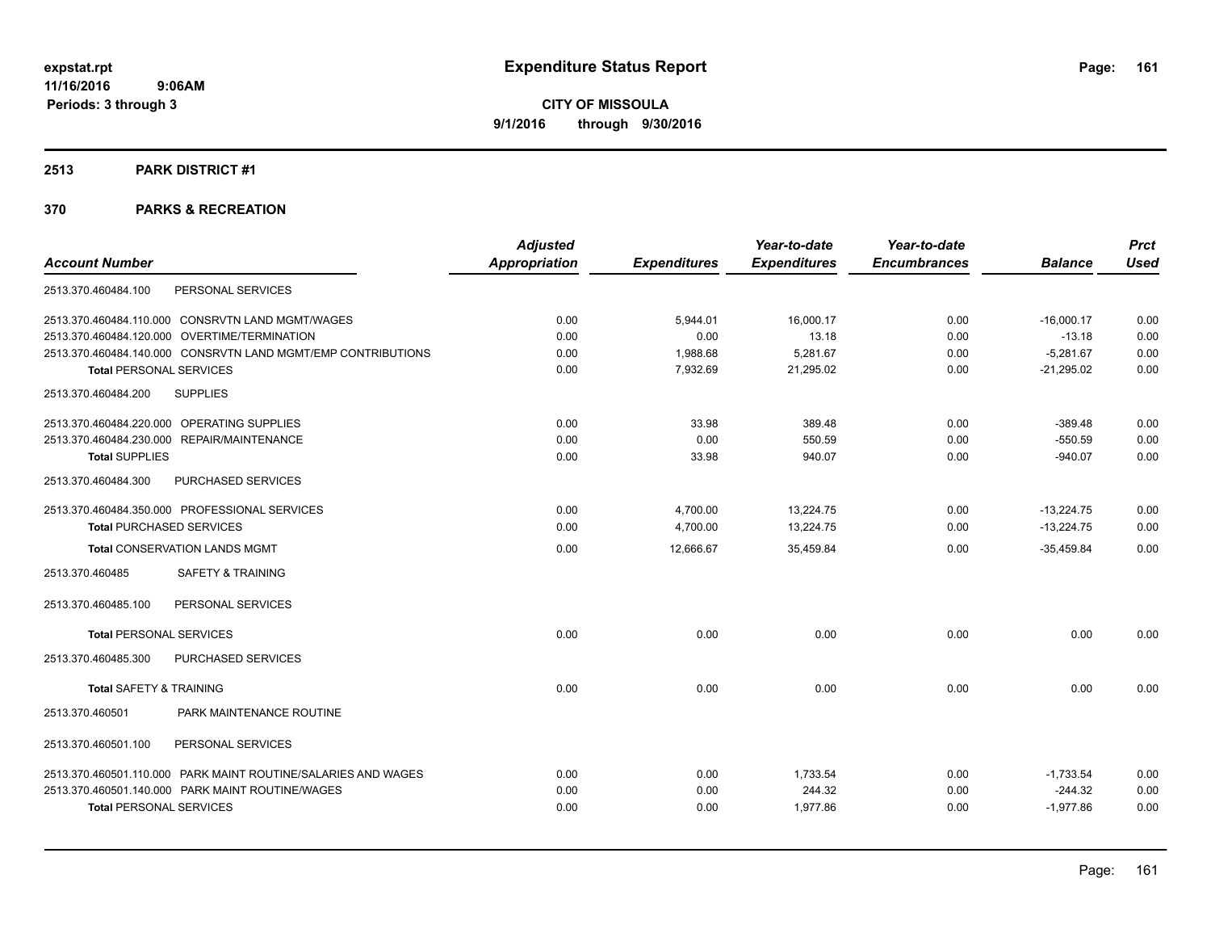expstat.rpt
11/16/2016 9:06AM
Periods: 3 through 3

# Expenditure Status Report

**CITY OF MISSOULA**
**9/1/2016 through 9/30/2016**

## 2513 PARK DISTRICT #1

## 370 PARKS & RECREATION

| Account Number | Adjusted Appropriation | Expenditures | Year-to-date Expenditures | Year-to-date Encumbrances | Balance | Prct Used |
|---|---|---|---|---|---|---|
| 2513.370.460484.100 PERSONAL SERVICES | | | | | | |
| 2513.370.460484.110.000 CONSRVTN LAND MGMT/WAGES | 0.00 | 5,944.01 | 16,000.17 | 0.00 | -16,000.17 | 0.00 |
| 2513.370.460484.120.000 OVERTIME/TERMINATION | 0.00 | 0.00 | 13.18 | 0.00 | -13.18 | 0.00 |
| 2513.370.460484.140.000 CONSRVTN LAND MGMT/EMP CONTRIBUTIONS | 0.00 | 1,988.68 | 5,281.67 | 0.00 | -5,281.67 | 0.00 |
| **Total** PERSONAL SERVICES | 0.00 | 7,932.69 | 21,295.02 | 0.00 | -21,295.02 | 0.00 |
| 2513.370.460484.200 SUPPLIES | | | | | | |
| 2513.370.460484.220.000 OPERATING SUPPLIES | 0.00 | 33.98 | 389.48 | 0.00 | -389.48 | 0.00 |
| 2513.370.460484.230.000 REPAIR/MAINTENANCE | 0.00 | 0.00 | 550.59 | 0.00 | -550.59 | 0.00 |
| **Total** SUPPLIES | 0.00 | 33.98 | 940.07 | 0.00 | -940.07 | 0.00 |
| 2513.370.460484.300 PURCHASED SERVICES | | | | | | |
| 2513.370.460484.350.000 PROFESSIONAL SERVICES | 0.00 | 4,700.00 | 13,224.75 | 0.00 | -13,224.75 | 0.00 |
| **Total** PURCHASED SERVICES | 0.00 | 4,700.00 | 13,224.75 | 0.00 | -13,224.75 | 0.00 |
| **Total** CONSERVATION LANDS MGMT | 0.00 | 12,666.67 | 35,459.84 | 0.00 | -35,459.84 | 0.00 |
| 2513.370.460485 SAFETY & TRAINING | | | | | | |
| 2513.370.460485.100 PERSONAL SERVICES | | | | | | |
| **Total** PERSONAL SERVICES | 0.00 | 0.00 | 0.00 | 0.00 | 0.00 | 0.00 |
| 2513.370.460485.300 PURCHASED SERVICES | | | | | | |
| **Total** SAFETY & TRAINING | 0.00 | 0.00 | 0.00 | 0.00 | 0.00 | 0.00 |
| 2513.370.460501 PARK MAINTENANCE ROUTINE | | | | | | |
| 2513.370.460501.100 PERSONAL SERVICES | | | | | | |
| 2513.370.460501.110.000 PARK MAINT ROUTINE/SALARIES AND WAGES | 0.00 | 0.00 | 1,733.54 | 0.00 | -1,733.54 | 0.00 |
| 2513.370.460501.140.000 PARK MAINT ROUTINE/WAGES | 0.00 | 0.00 | 244.32 | 0.00 | -244.32 | 0.00 |
| **Total** PERSONAL SERVICES | 0.00 | 0.00 | 1,977.86 | 0.00 | -1,977.86 | 0.00 |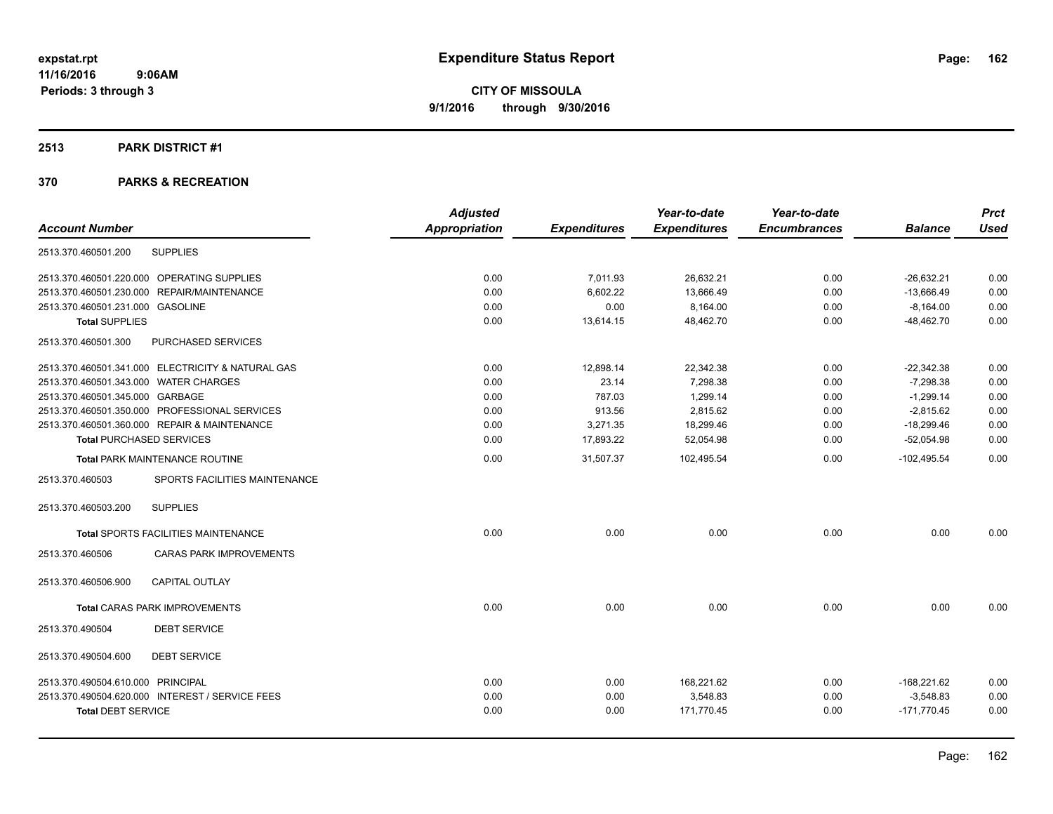**expstat.rpt**
**11/16/2016 9:06AM**
**Periods: 3 through 3**

# Expenditure Status Report

**CITY OF MISSOULA**
**9/1/2016 through 9/30/2016**

## 2513 PARK DISTRICT #1

## 370 PARKS & RECREATION

| Account Number | | Adjusted Appropriation | Expenditures | Year-to-date Expenditures | Year-to-date Encumbrances | Balance | Prct Used |
|---|---|---|---|---|---|---|---|
| 2513.370.460501.200 | SUPPLIES | | | | | | |
| 2513.370.460501.220.000 | OPERATING SUPPLIES | 0.00 | 7,011.93 | 26,632.21 | 0.00 | -26,632.21 | 0.00 |
| 2513.370.460501.230.000 | REPAIR/MAINTENANCE | 0.00 | 6,602.22 | 13,666.49 | 0.00 | -13,666.49 | 0.00 |
| 2513.370.460501.231.000 | GASOLINE | 0.00 | 0.00 | 8,164.00 | 0.00 | -8,164.00 | 0.00 |
| **Total SUPPLIES** | | 0.00 | 13,614.15 | 48,462.70 | 0.00 | -48,462.70 | 0.00 |
| 2513.370.460501.300 | PURCHASED SERVICES | | | | | | |
| 2513.370.460501.341.000 | ELECTRICITY & NATURAL GAS | 0.00 | 12,898.14 | 22,342.38 | 0.00 | -22,342.38 | 0.00 |
| 2513.370.460501.343.000 | WATER CHARGES | 0.00 | 23.14 | 7,298.38 | 0.00 | -7,298.38 | 0.00 |
| 2513.370.460501.345.000 | GARBAGE | 0.00 | 787.03 | 1,299.14 | 0.00 | -1,299.14 | 0.00 |
| 2513.370.460501.350.000 | PROFESSIONAL SERVICES | 0.00 | 913.56 | 2,815.62 | 0.00 | -2,815.62 | 0.00 |
| 2513.370.460501.360.000 | REPAIR & MAINTENANCE | 0.00 | 3,271.35 | 18,299.46 | 0.00 | -18,299.46 | 0.00 |
| **Total PURCHASED SERVICES** | | 0.00 | 17,893.22 | 52,054.98 | 0.00 | -52,054.98 | 0.00 |
| **Total PARK MAINTENANCE ROUTINE** | | 0.00 | 31,507.37 | 102,495.54 | 0.00 | -102,495.54 | 0.00 |
| 2513.370.460503 | SPORTS FACILITIES MAINTENANCE | | | | | | |
| 2513.370.460503.200 | SUPPLIES | | | | | | |
| **Total SPORTS FACILITIES MAINTENANCE** | | 0.00 | 0.00 | 0.00 | 0.00 | 0.00 | 0.00 |
| 2513.370.460506 | CARAS PARK IMPROVEMENTS | | | | | | |
| 2513.370.460506.900 | CAPITAL OUTLAY | | | | | | |
| **Total CARAS PARK IMPROVEMENTS** | | 0.00 | 0.00 | 0.00 | 0.00 | 0.00 | 0.00 |
| 2513.370.490504 | DEBT SERVICE | | | | | | |
| 2513.370.490504.600 | DEBT SERVICE | | | | | | |
| 2513.370.490504.610.000 | PRINCIPAL | 0.00 | 0.00 | 168,221.62 | 0.00 | -168,221.62 | 0.00 |
| 2513.370.490504.620.000 | INTEREST / SERVICE FEES | 0.00 | 0.00 | 3,548.83 | 0.00 | -3,548.83 | 0.00 |
| **Total DEBT SERVICE** | | 0.00 | 0.00 | 171,770.45 | 0.00 | -171,770.45 | 0.00 |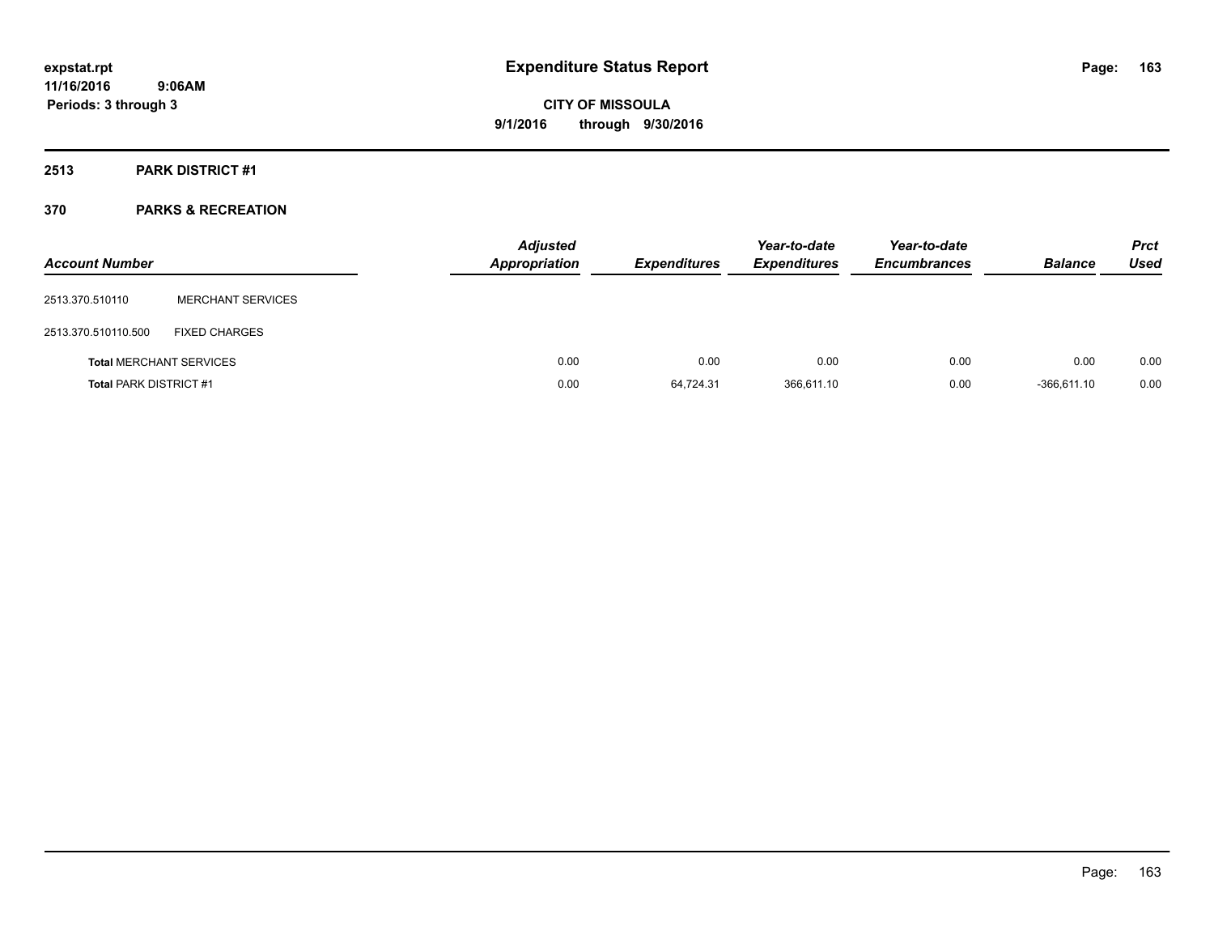expstat.rpt
11/16/2016 9:06AM
Periods: 3 through 3

# Expenditure Status Report

CITY OF MISSOULA
9/1/2016 through 9/30/2016

## 2513 PARK DISTRICT #1

## 370 PARKS & RECREATION

| Account Number | | Adjusted Appropriation | Expenditures | Year-to-date Expenditures | Year-to-date Encumbrances | Balance | Prct Used |
|---|---|---|---|---|---|---|---|
| 2513.370.510110 | MERCHANT SERVICES | | | | | | |
| 2513.370.510110.500 | FIXED CHARGES | | | | | | |
| **Total** MERCHANT SERVICES | | 0.00 | 0.00 | 0.00 | 0.00 | 0.00 | 0.00 |
| **Total** PARK DISTRICT #1 | | 0.00 | 64,724.31 | 366,611.10 | 0.00 | -366,611.10 | 0.00 |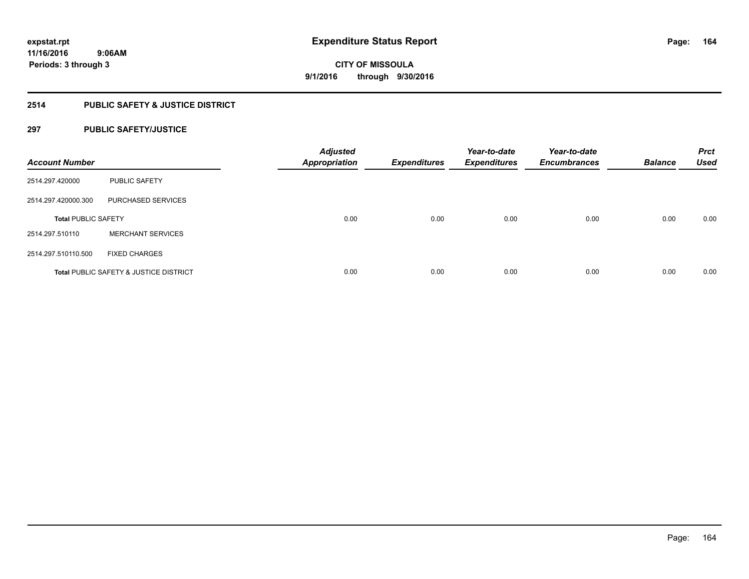expstat.rpt
11/16/2016 9:06AM
Periods: 3 through 3

# Expenditure Status Report

CITY OF MISSOULA
9/1/2016 through 9/30/2016

## 2514 PUBLIC SAFETY & JUSTICE DISTRICT

### 297 PUBLIC SAFETY/JUSTICE

| Account Number | | Adjusted Appropriation | Expenditures | Year-to-date Expenditures | Year-to-date Encumbrances | Balance | Prct Used |
|---|---|---|---|---|---|---|---|
| 2514.297.420000 | PUBLIC SAFETY | | | | | | |
| 2514.297.420000.300 | PURCHASED SERVICES | | | | | | |
| **Total** PUBLIC SAFETY | | 0.00 | 0.00 | 0.00 | 0.00 | 0.00 | 0.00 |
| 2514.297.510110 | MERCHANT SERVICES | | | | | | |
| 2514.297.510110.500 | FIXED CHARGES | | | | | | |
| **Total** PUBLIC SAFETY & JUSTICE DISTRICT | | 0.00 | 0.00 | 0.00 | 0.00 | 0.00 | 0.00 |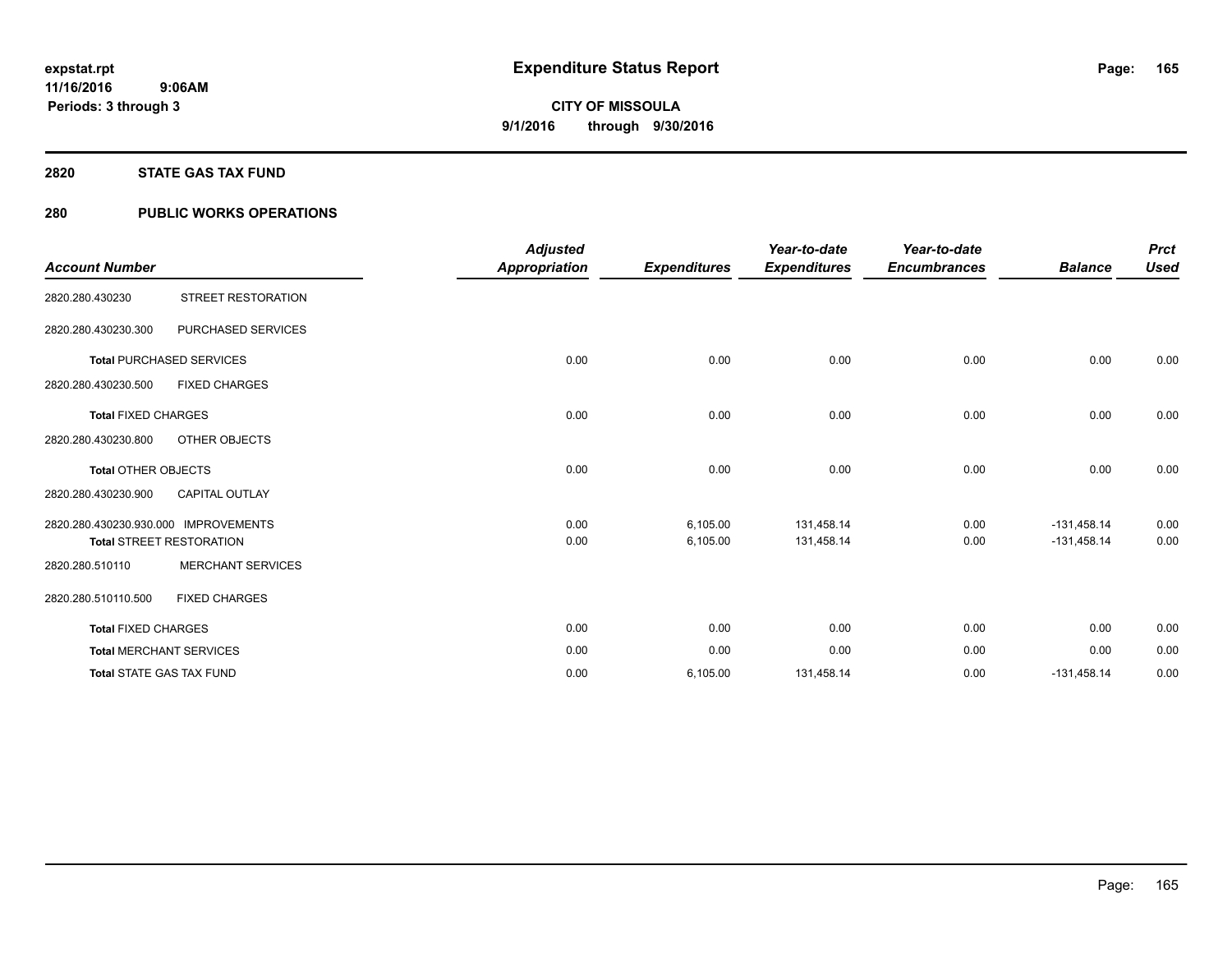# Expenditure Status Report

**expstat.rpt**
**11/16/2016 9:06AM**
**Periods: 3 through 3**

**CITY OF MISSOULA**
**9/1/2016 through 9/30/2016**

## 2820 STATE GAS TAX FUND

### 280 PUBLIC WORKS OPERATIONS

| Account Number | | Adjusted Appropriation | Expenditures | Year-to-date Expenditures | Year-to-date Encumbrances | Balance | Prct Used |
|---|---|---|---|---|---|---|---|
| 2820.280.430230 | STREET RESTORATION | | | | | | |
| 2820.280.430230.300 | PURCHASED SERVICES | | | | | | |
| **Total** PURCHASED SERVICES | | 0.00 | 0.00 | 0.00 | 0.00 | 0.00 | 0.00 |
| 2820.280.430230.500 | FIXED CHARGES | | | | | | |
| **Total** FIXED CHARGES | | 0.00 | 0.00 | 0.00 | 0.00 | 0.00 | 0.00 |
| 2820.280.430230.800 | OTHER OBJECTS | | | | | | |
| **Total** OTHER OBJECTS | | 0.00 | 0.00 | 0.00 | 0.00 | 0.00 | 0.00 |
| 2820.280.430230.900 | CAPITAL OUTLAY | | | | | | |
| 2820.280.430230.930.000 | IMPROVEMENTS | 0.00 | 6,105.00 | 131,458.14 | 0.00 | -131,458.14 | 0.00 |
| **Total** STREET RESTORATION | | 0.00 | 6,105.00 | 131,458.14 | 0.00 | -131,458.14 | 0.00 |
| 2820.280.510110 | MERCHANT SERVICES | | | | | | |
| 2820.280.510110.500 | FIXED CHARGES | | | | | | |
| **Total** FIXED CHARGES | | 0.00 | 0.00 | 0.00 | 0.00 | 0.00 | 0.00 |
| **Total** MERCHANT SERVICES | | 0.00 | 0.00 | 0.00 | 0.00 | 0.00 | 0.00 |
| **Total** STATE GAS TAX FUND | | 0.00 | 6,105.00 | 131,458.14 | 0.00 | -131,458.14 | 0.00 |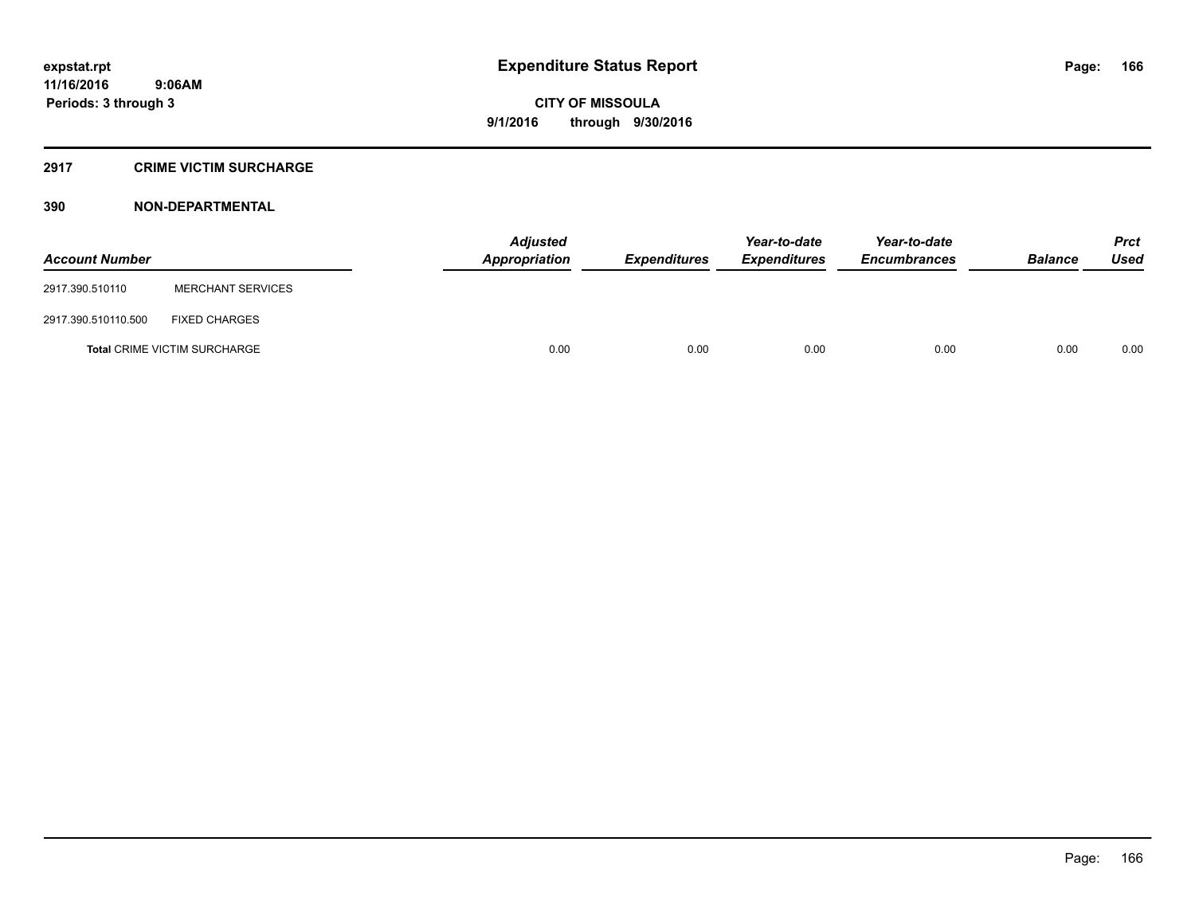# Expenditure Status Report

**CITY OF MISSOULA**

**9/1/2016 through 9/30/2016**

expstat.rpt
11/16/2016 9:06AM
Periods: 3 through 3

## 2917 CRIME VICTIM SURCHARGE

### 390 NON-DEPARTMENTAL

| Account Number | | Adjusted Appropriation | Expenditures | Year-to-date Expenditures | Year-to-date Encumbrances | Balance | Prct Used |
|---|---|---|---|---|---|---|---|
| 2917.390.510110 | MERCHANT SERVICES | | | | | | |
| 2917.390.510110.500 | FIXED CHARGES | | | | | | |
| **Total** CRIME VICTIM SURCHARGE | | 0.00 | 0.00 | 0.00 | 0.00 | 0.00 | 0.00 |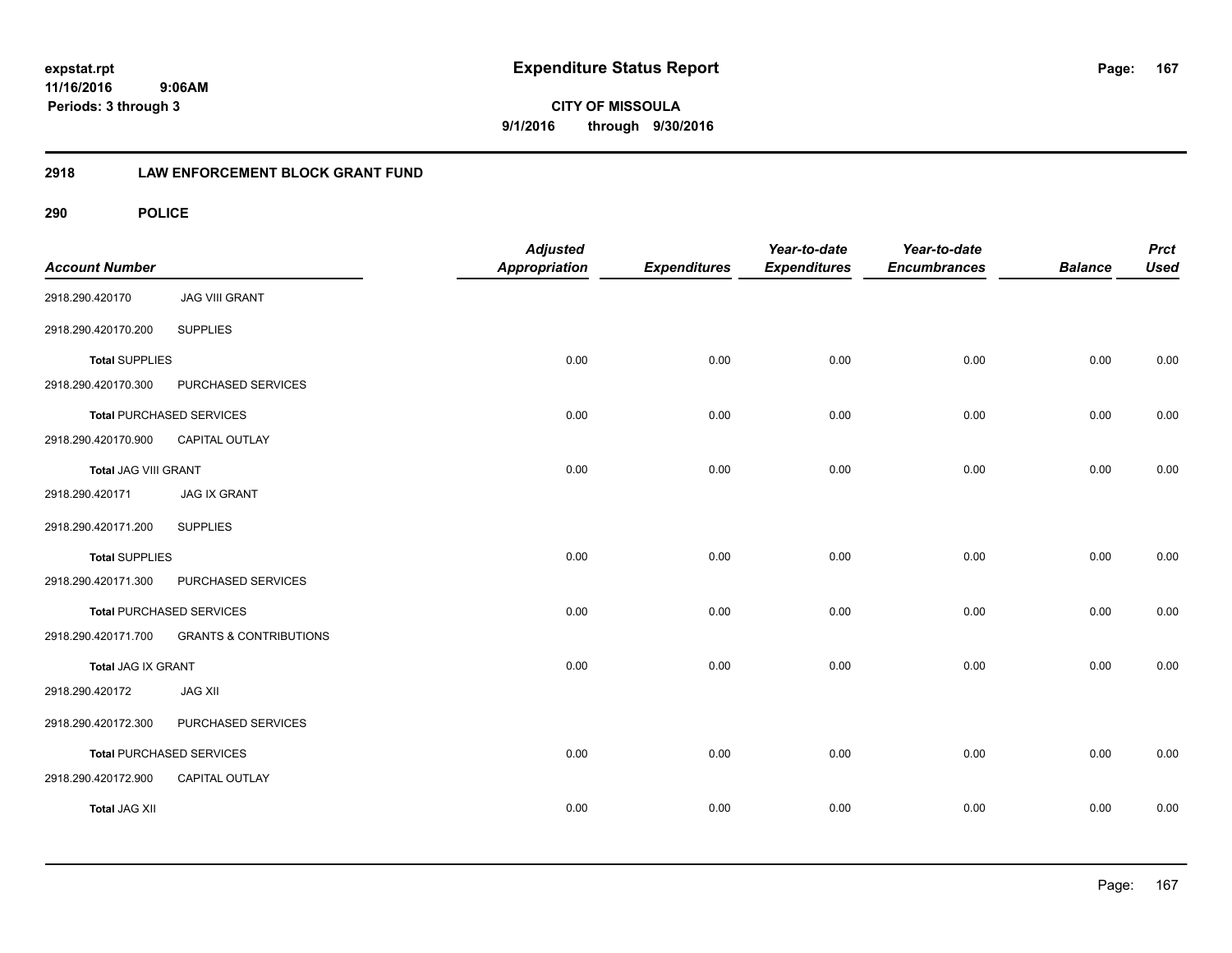expstat.rpt
11/16/2016 9:06AM
Periods: 3 through 3

# Expenditure Status Report

**CITY OF MISSOULA**
**9/1/2016 through 9/30/2016**

## 2918 LAW ENFORCEMENT BLOCK GRANT FUND

### 290 POLICE

| Account Number | | Adjusted Appropriation | Expenditures | Year-to-date Expenditures | Year-to-date Encumbrances | Balance | Prct Used |
|---|---|---|---|---|---|---|---|
| 2918.290.420170 | JAG VIII GRANT | | | | | | |
| 2918.290.420170.200 | SUPPLIES | | | | | | |
| **Total** SUPPLIES | | 0.00 | 0.00 | 0.00 | 0.00 | 0.00 | 0.00 |
| 2918.290.420170.300 | PURCHASED SERVICES | | | | | | |
| **Total** PURCHASED SERVICES | | 0.00 | 0.00 | 0.00 | 0.00 | 0.00 | 0.00 |
| 2918.290.420170.900 | CAPITAL OUTLAY | | | | | | |
| **Total** JAG VIII GRANT | | 0.00 | 0.00 | 0.00 | 0.00 | 0.00 | 0.00 |
| 2918.290.420171 | JAG IX GRANT | | | | | | |
| 2918.290.420171.200 | SUPPLIES | | | | | | |
| **Total** SUPPLIES | | 0.00 | 0.00 | 0.00 | 0.00 | 0.00 | 0.00 |
| 2918.290.420171.300 | PURCHASED SERVICES | | | | | | |
| **Total** PURCHASED SERVICES | | 0.00 | 0.00 | 0.00 | 0.00 | 0.00 | 0.00 |
| 2918.290.420171.700 | GRANTS & CONTRIBUTIONS | | | | | | |
| **Total** JAG IX GRANT | | 0.00 | 0.00 | 0.00 | 0.00 | 0.00 | 0.00 |
| 2918.290.420172 | JAG XII | | | | | | |
| 2918.290.420172.300 | PURCHASED SERVICES | | | | | | |
| **Total** PURCHASED SERVICES | | 0.00 | 0.00 | 0.00 | 0.00 | 0.00 | 0.00 |
| 2918.290.420172.900 | CAPITAL OUTLAY | | | | | | |
| **Total** JAG XII | | 0.00 | 0.00 | 0.00 | 0.00 | 0.00 | 0.00 |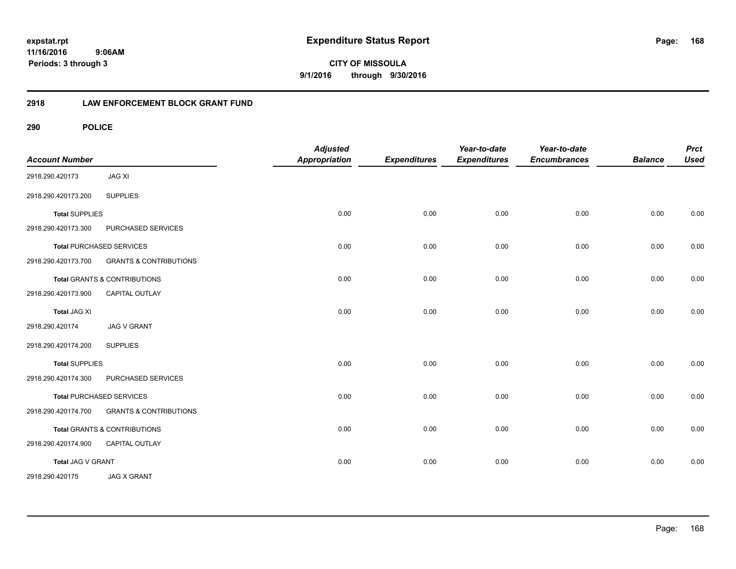**expstat.rpt**
**11/16/2016 9:06AM**
**Periods: 3 through 3**

# Expenditure Status Report

**CITY OF MISSOULA**
**9/1/2016 through 9/30/2016**

## 2918 LAW ENFORCEMENT BLOCK GRANT FUND

## 290 POLICE

| Account Number | | Adjusted Appropriation | Expenditures | Year-to-date Expenditures | Year-to-date Encumbrances | Balance | Prct Used |
|---|---|---|---|---|---|---|---|
| 2918.290.420173 | JAG XI | | | | | | |
| 2918.290.420173.200 | SUPPLIES | | | | | | |
| **Total** SUPPLIES | | 0.00 | 0.00 | 0.00 | 0.00 | 0.00 | 0.00 |
| 2918.290.420173.300 | PURCHASED SERVICES | | | | | | |
| **Total** PURCHASED SERVICES | | 0.00 | 0.00 | 0.00 | 0.00 | 0.00 | 0.00 |
| 2918.290.420173.700 | GRANTS & CONTRIBUTIONS | | | | | | |
| **Total** GRANTS & CONTRIBUTIONS | | 0.00 | 0.00 | 0.00 | 0.00 | 0.00 | 0.00 |
| 2918.290.420173.900 | CAPITAL OUTLAY | | | | | | |
| **Total** JAG XI | | 0.00 | 0.00 | 0.00 | 0.00 | 0.00 | 0.00 |
| 2918.290.420174 | JAG V GRANT | | | | | | |
| 2918.290.420174.200 | SUPPLIES | | | | | | |
| **Total** SUPPLIES | | 0.00 | 0.00 | 0.00 | 0.00 | 0.00 | 0.00 |
| 2918.290.420174.300 | PURCHASED SERVICES | | | | | | |
| **Total** PURCHASED SERVICES | | 0.00 | 0.00 | 0.00 | 0.00 | 0.00 | 0.00 |
| 2918.290.420174.700 | GRANTS & CONTRIBUTIONS | | | | | | |
| **Total** GRANTS & CONTRIBUTIONS | | 0.00 | 0.00 | 0.00 | 0.00 | 0.00 | 0.00 |
| 2918.290.420174.900 | CAPITAL OUTLAY | | | | | | |
| **Total** JAG V GRANT | | 0.00 | 0.00 | 0.00 | 0.00 | 0.00 | 0.00 |
| 2918.290.420175 | JAG X GRANT | | | | | | |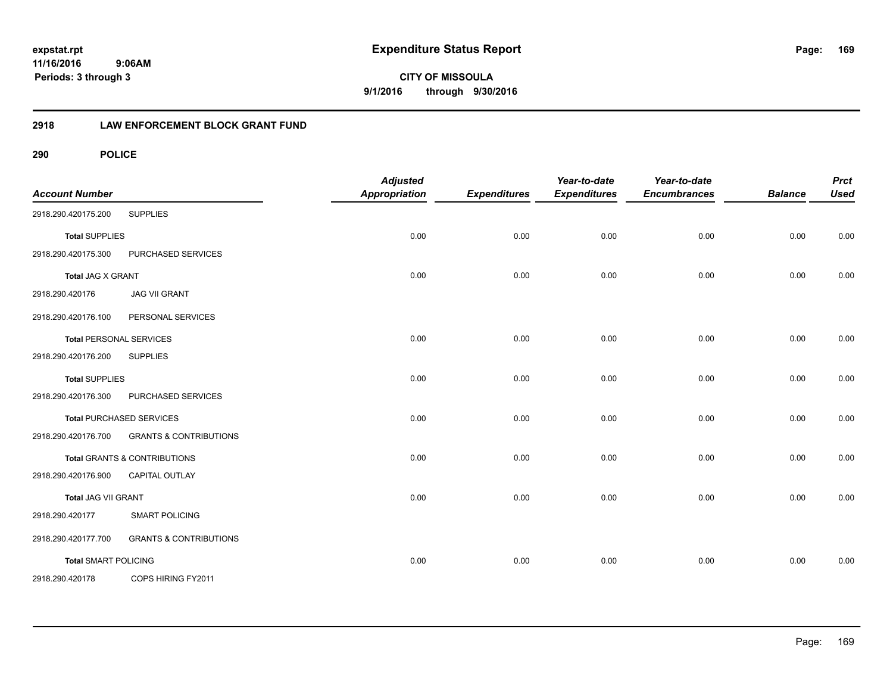**expstat.rpt**
**11/16/2016 9:06AM**
**Periods: 3 through 3**

# Expenditure Status Report

**CITY OF MISSOULA**
**9/1/2016 through 9/30/2016**

## 2918 LAW ENFORCEMENT BLOCK GRANT FUND

### 290 POLICE

| Account Number | | Adjusted Appropriation | Expenditures | Year-to-date Expenditures | Year-to-date Encumbrances | Balance | Prct Used |
|---|---|---|---|---|---|---|---|
| 2918.290.420175.200 | SUPPLIES | | | | | | |
| Total SUPPLIES | | 0.00 | 0.00 | 0.00 | 0.00 | 0.00 | 0.00 |
| 2918.290.420175.300 | PURCHASED SERVICES | | | | | | |
| Total JAG X GRANT | | 0.00 | 0.00 | 0.00 | 0.00 | 0.00 | 0.00 |
| 2918.290.420176 | JAG VII GRANT | | | | | | |
| 2918.290.420176.100 | PERSONAL SERVICES | | | | | | |
| Total PERSONAL SERVICES | | 0.00 | 0.00 | 0.00 | 0.00 | 0.00 | 0.00 |
| 2918.290.420176.200 | SUPPLIES | | | | | | |
| Total SUPPLIES | | 0.00 | 0.00 | 0.00 | 0.00 | 0.00 | 0.00 |
| 2918.290.420176.300 | PURCHASED SERVICES | | | | | | |
| Total PURCHASED SERVICES | | 0.00 | 0.00 | 0.00 | 0.00 | 0.00 | 0.00 |
| 2918.290.420176.700 | GRANTS & CONTRIBUTIONS | | | | | | |
| Total GRANTS & CONTRIBUTIONS | | 0.00 | 0.00 | 0.00 | 0.00 | 0.00 | 0.00 |
| 2918.290.420176.900 | CAPITAL OUTLAY | | | | | | |
| Total JAG VII GRANT | | 0.00 | 0.00 | 0.00 | 0.00 | 0.00 | 0.00 |
| 2918.290.420177 | SMART POLICING | | | | | | |
| 2918.290.420177.700 | GRANTS & CONTRIBUTIONS | | | | | | |
| Total SMART POLICING | | 0.00 | 0.00 | 0.00 | 0.00 | 0.00 | 0.00 |
| 2918.290.420178 | COPS HIRING FY2011 | | | | | | |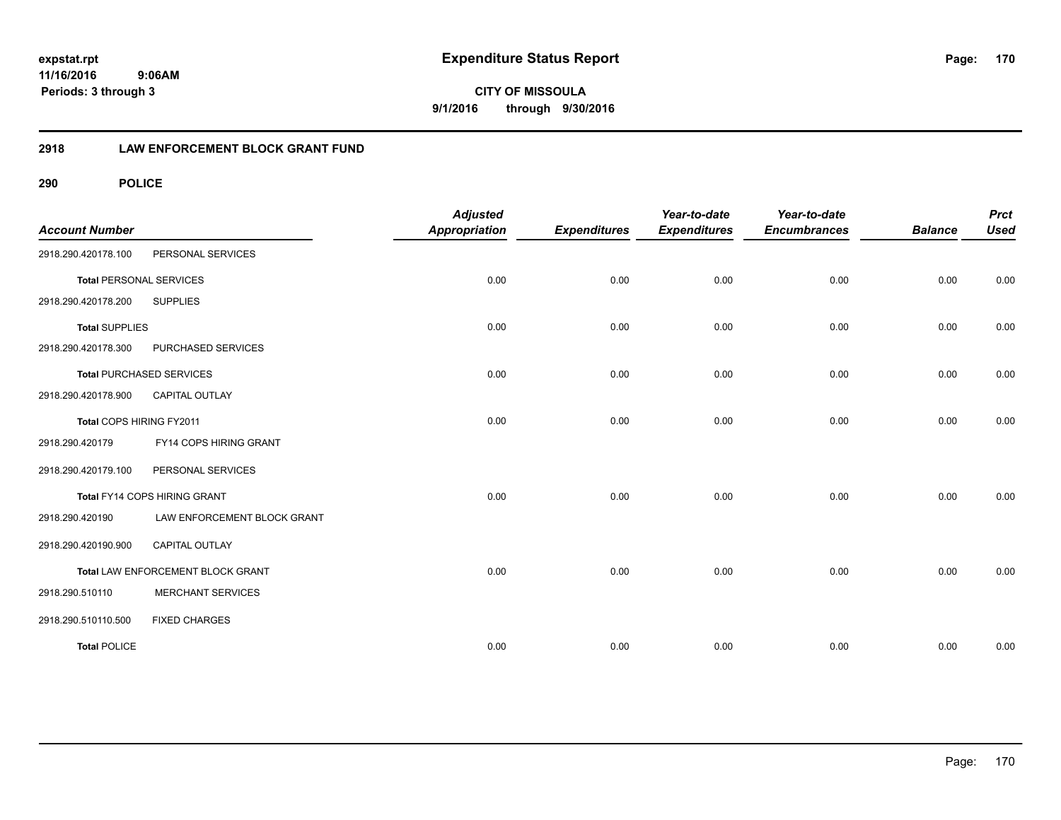expstat.rpt
11/16/2016 9:06AM
Periods: 3 through 3

# Expenditure Status Report

CITY OF MISSOULA
9/1/2016 through 9/30/2016

## 2918 LAW ENFORCEMENT BLOCK GRANT FUND

### 290 POLICE

| Account Number | | Adjusted Appropriation | Expenditures | Year-to-date Expenditures | Year-to-date Encumbrances | Balance | Prct Used |
|---|---|---|---|---|---|---|---|
| 2918.290.420178.100 | PERSONAL SERVICES | | | | | | |
| **Total** PERSONAL SERVICES | | 0.00 | 0.00 | 0.00 | 0.00 | 0.00 | 0.00 |
| 2918.290.420178.200 | SUPPLIES | | | | | | |
| **Total** SUPPLIES | | 0.00 | 0.00 | 0.00 | 0.00 | 0.00 | 0.00 |
| 2918.290.420178.300 | PURCHASED SERVICES | | | | | | |
| **Total** PURCHASED SERVICES | | 0.00 | 0.00 | 0.00 | 0.00 | 0.00 | 0.00 |
| 2918.290.420178.900 | CAPITAL OUTLAY | | | | | | |
| Total COPS HIRING FY2011 | | 0.00 | 0.00 | 0.00 | 0.00 | 0.00 | 0.00 |
| 2918.290.420179 | FY14 COPS HIRING GRANT | | | | | | |
| 2918.290.420179.100 | PERSONAL SERVICES | | | | | | |
| Total FY14 COPS HIRING GRANT | | 0.00 | 0.00 | 0.00 | 0.00 | 0.00 | 0.00 |
| 2918.290.420190 | LAW ENFORCEMENT BLOCK GRANT | | | | | | |
| 2918.290.420190.900 | CAPITAL OUTLAY | | | | | | |
| Total LAW ENFORCEMENT BLOCK GRANT | | 0.00 | 0.00 | 0.00 | 0.00 | 0.00 | 0.00 |
| 2918.290.510110 | MERCHANT SERVICES | | | | | | |
| 2918.290.510110.500 | FIXED CHARGES | | | | | | |
| **Total** POLICE | | 0.00 | 0.00 | 0.00 | 0.00 | 0.00 | 0.00 |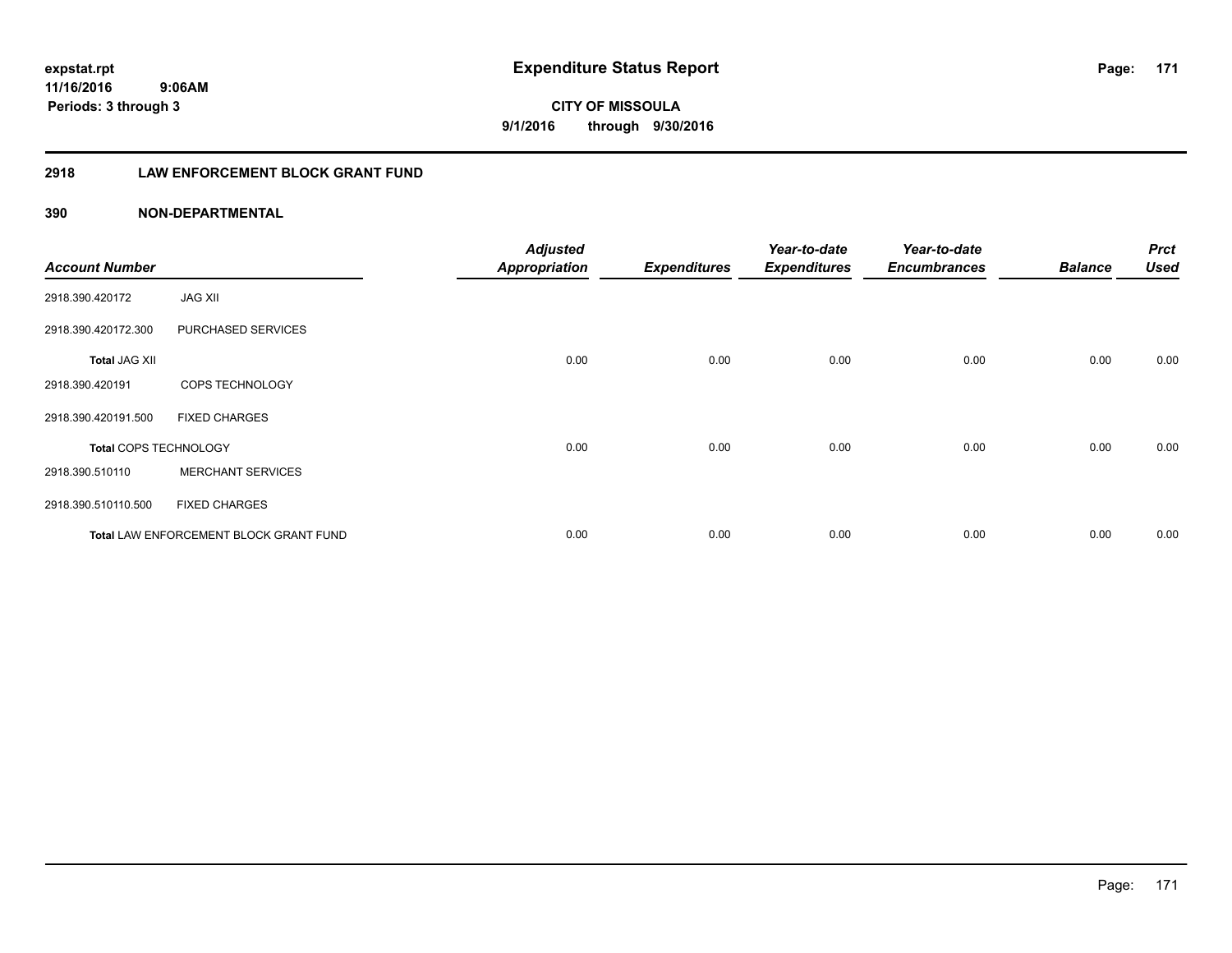expstat.rpt
11/16/2016 9:06AM
Periods: 3 through 3

# Expenditure Status Report

**CITY OF MISSOULA**
**9/1/2016 through 9/30/2016**

## 2918 LAW ENFORCEMENT BLOCK GRANT FUND

### 390 NON-DEPARTMENTAL

| Account Number | | Adjusted Appropriation | Expenditures | Year-to-date Expenditures | Year-to-date Encumbrances | Balance | Prct Used |
|---|---|---|---|---|---|---|---|
| 2918.390.420172 | JAG XII | | | | | | |
| 2918.390.420172.300 | PURCHASED SERVICES | | | | | | |
| **Total** JAG XII | | 0.00 | 0.00 | 0.00 | 0.00 | 0.00 | 0.00 |
| 2918.390.420191 | COPS TECHNOLOGY | | | | | | |
| 2918.390.420191.500 | FIXED CHARGES | | | | | | |
| **Total** COPS TECHNOLOGY | | 0.00 | 0.00 | 0.00 | 0.00 | 0.00 | 0.00 |
| 2918.390.510110 | MERCHANT SERVICES | | | | | | |
| 2918.390.510110.500 | FIXED CHARGES | | | | | | |
| **Total** LAW ENFORCEMENT BLOCK GRANT FUND | | 0.00 | 0.00 | 0.00 | 0.00 | 0.00 | 0.00 |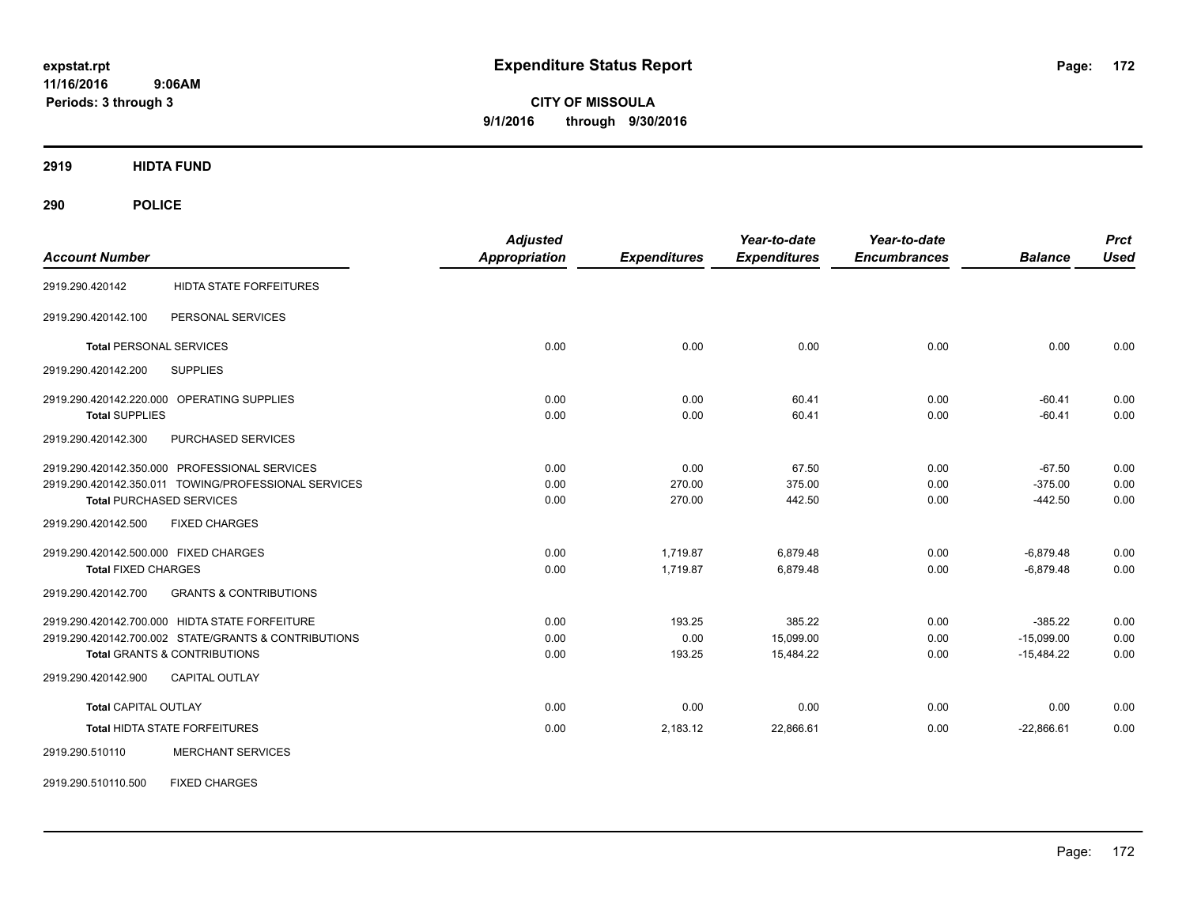# Expenditure Status Report

expstat.rpt
11/16/2016 9:06AM
Periods: 3 through 3

**CITY OF MISSOULA**
**9/1/2016 through 9/30/2016**

## 2919 HIDTA FUND

## 290 POLICE

| Account Number | | Adjusted Appropriation | Expenditures | Year-to-date Expenditures | Year-to-date Encumbrances | Balance | Prct Used |
|---|---|---|---|---|---|---|---|
| 2919.290.420142 | HIDTA STATE FORFEITURES | | | | | | |
| 2919.290.420142.100 | PERSONAL SERVICES | | | | | | |
| Total PERSONAL SERVICES | | 0.00 | 0.00 | 0.00 | 0.00 | 0.00 | 0.00 |
| 2919.290.420142.200 | SUPPLIES | | | | | | |
| 2919.290.420142.220.000 | OPERATING SUPPLIES | 0.00 | 0.00 | 60.41 | 0.00 | -60.41 | 0.00 |
| Total SUPPLIES | | 0.00 | 0.00 | 60.41 | 0.00 | -60.41 | 0.00 |
| 2919.290.420142.300 | PURCHASED SERVICES | | | | | | |
| 2919.290.420142.350.000 | PROFESSIONAL SERVICES | 0.00 | 0.00 | 67.50 | 0.00 | -67.50 | 0.00 |
| 2919.290.420142.350.011 | TOWING/PROFESSIONAL SERVICES | 0.00 | 270.00 | 375.00 | 0.00 | -375.00 | 0.00 |
| Total PURCHASED SERVICES | | 0.00 | 270.00 | 442.50 | 0.00 | -442.50 | 0.00 |
| 2919.290.420142.500 | FIXED CHARGES | | | | | | |
| 2919.290.420142.500.000 | FIXED CHARGES | 0.00 | 1,719.87 | 6,879.48 | 0.00 | -6,879.48 | 0.00 |
| Total FIXED CHARGES | | 0.00 | 1,719.87 | 6,879.48 | 0.00 | -6,879.48 | 0.00 |
| 2919.290.420142.700 | GRANTS & CONTRIBUTIONS | | | | | | |
| 2919.290.420142.700.000 | HIDTA STATE FORFEITURE | 0.00 | 193.25 | 385.22 | 0.00 | -385.22 | 0.00 |
| 2919.290.420142.700.002 | STATE/GRANTS & CONTRIBUTIONS | 0.00 | 0.00 | 15,099.00 | 0.00 | -15,099.00 | 0.00 |
| Total GRANTS & CONTRIBUTIONS | | 0.00 | 193.25 | 15,484.22 | 0.00 | -15,484.22 | 0.00 |
| 2919.290.420142.900 | CAPITAL OUTLAY | | | | | | |
| Total CAPITAL OUTLAY | | 0.00 | 0.00 | 0.00 | 0.00 | 0.00 | 0.00 |
| Total HIDTA STATE FORFEITURES | | 0.00 | 2,183.12 | 22,866.61 | 0.00 | -22,866.61 | 0.00 |
| 2919.290.510110 | MERCHANT SERVICES | | | | | | |
| 2919.290.510110.500 | FIXED CHARGES | | | | | | |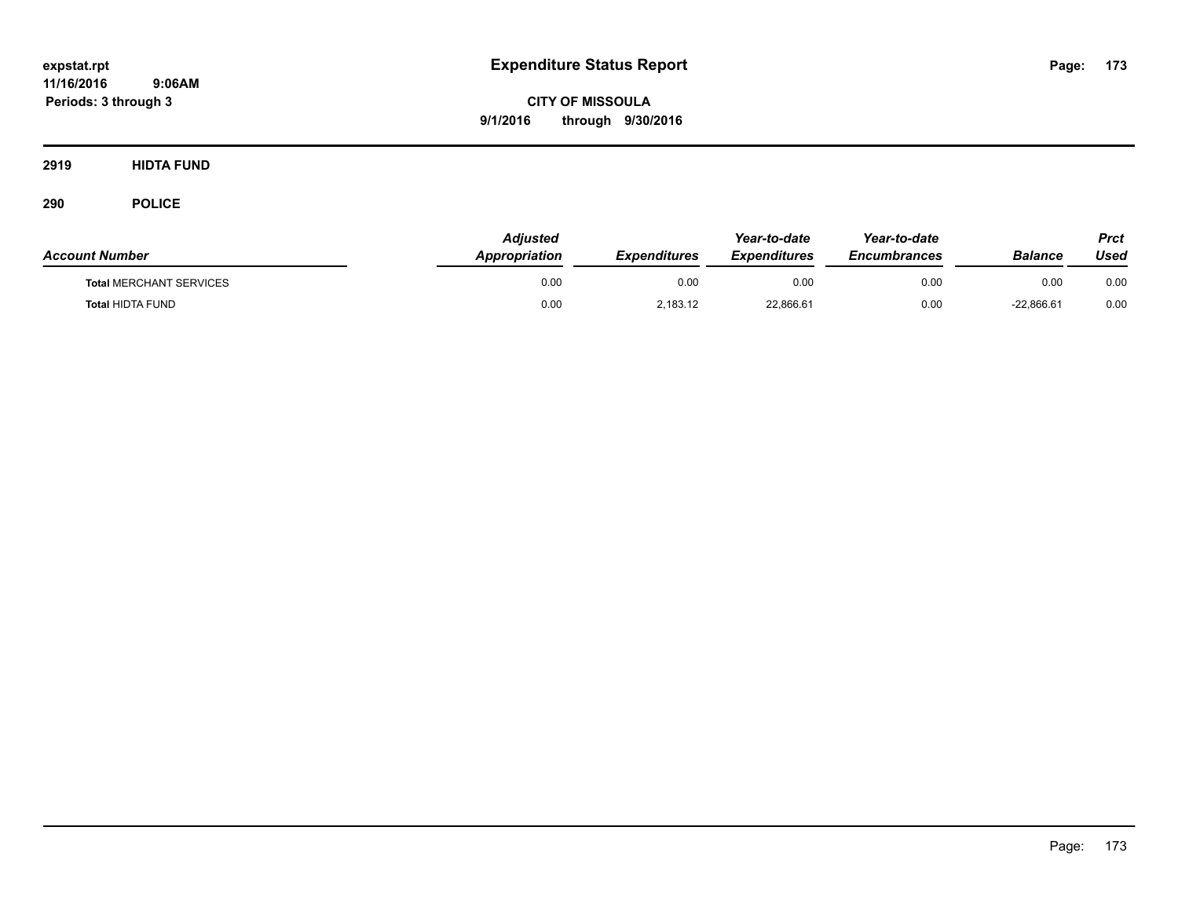# Expenditure Status Report

**CITY OF MISSOULA**

**9/1/2016 through 9/30/2016**

expstat.rpt
11/16/2016 9:06AM
Periods: 3 through 3

**2919 HIDTA FUND**

**290 POLICE**

| Account Number | Adjusted Appropriation | Expenditures | Year-to-date Expenditures | Year-to-date Encumbrances | Balance | Prct Used |
|---|---|---|---|---|---|---|
| **Total** MERCHANT SERVICES | 0.00 | 0.00 | 0.00 | 0.00 | 0.00 | 0.00 |
| **Total** HIDTA FUND | 0.00 | 2,183.12 | 22,866.61 | 0.00 | -22,866.61 | 0.00 |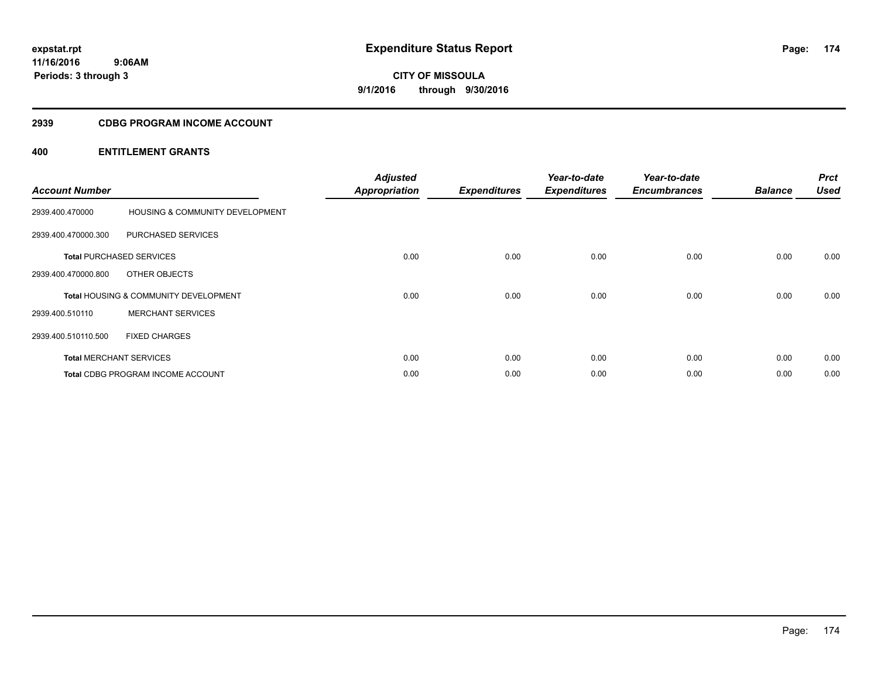# Expenditure Status Report

expstat.rpt
11/16/2016 9:06AM
Periods: 3 through 3

**CITY OF MISSOULA**
**9/1/2016 through 9/30/2016**

## 2939 CDBG PROGRAM INCOME ACCOUNT

### 400 ENTITLEMENT GRANTS

| Account Number | | Adjusted Appropriation | Expenditures | Year-to-date Expenditures | Year-to-date Encumbrances | Balance | Prct Used |
|---|---|---|---|---|---|---|---|
| 2939.400.470000 | HOUSING & COMMUNITY DEVELOPMENT | | | | | | |
| 2939.400.470000.300 | PURCHASED SERVICES | | | | | | |
| **Total** PURCHASED SERVICES | | 0.00 | 0.00 | 0.00 | 0.00 | 0.00 | 0.00 |
| 2939.400.470000.800 | OTHER OBJECTS | | | | | | |
| **Total** HOUSING & COMMUNITY DEVELOPMENT | | 0.00 | 0.00 | 0.00 | 0.00 | 0.00 | 0.00 |
| 2939.400.510110 | MERCHANT SERVICES | | | | | | |
| 2939.400.510110.500 | FIXED CHARGES | | | | | | |
| **Total** MERCHANT SERVICES | | 0.00 | 0.00 | 0.00 | 0.00 | 0.00 | 0.00 |
| **Total** CDBG PROGRAM INCOME ACCOUNT | | 0.00 | 0.00 | 0.00 | 0.00 | 0.00 | 0.00 |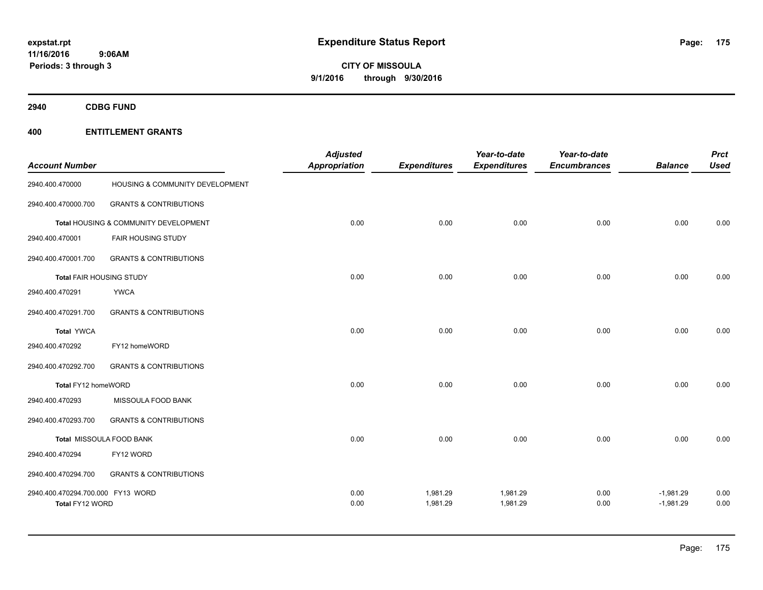**expstat.rpt**
**11/16/2016 9:06AM**
**Periods: 3 through 3**

# Expenditure Status Report

**CITY OF MISSOULA**
**9/1/2016 through 9/30/2016**

## 2940 CDBG FUND

## 400 ENTITLEMENT GRANTS

| Account Number | | Adjusted Appropriation | Expenditures | Year-to-date Expenditures | Year-to-date Encumbrances | Balance | Prct Used |
|---|---|---|---|---|---|---|---|
| 2940.400.470000 | HOUSING & COMMUNITY DEVELOPMENT | | | | | | |
| 2940.400.470000.700 | GRANTS & CONTRIBUTIONS | | | | | | |
| Total HOUSING & COMMUNITY DEVELOPMENT | | 0.00 | 0.00 | 0.00 | 0.00 | 0.00 | 0.00 |
| 2940.400.470001 | FAIR HOUSING STUDY | | | | | | |
| 2940.400.470001.700 | GRANTS & CONTRIBUTIONS | | | | | | |
| Total FAIR HOUSING STUDY | | 0.00 | 0.00 | 0.00 | 0.00 | 0.00 | 0.00 |
| 2940.400.470291 | YWCA | | | | | | |
| 2940.400.470291.700 | GRANTS & CONTRIBUTIONS | | | | | | |
| Total YWCA | | 0.00 | 0.00 | 0.00 | 0.00 | 0.00 | 0.00 |
| 2940.400.470292 | FY12 homeWORD | | | | | | |
| 2940.400.470292.700 | GRANTS & CONTRIBUTIONS | | | | | | |
| Total FY12 homeWORD | | 0.00 | 0.00 | 0.00 | 0.00 | 0.00 | 0.00 |
| 2940.400.470293 | MISSOULA FOOD BANK | | | | | | |
| 2940.400.470293.700 | GRANTS & CONTRIBUTIONS | | | | | | |
| Total MISSOULA FOOD BANK | | 0.00 | 0.00 | 0.00 | 0.00 | 0.00 | 0.00 |
| 2940.400.470294 | FY12 WORD | | | | | | |
| 2940.400.470294.700 | GRANTS & CONTRIBUTIONS | | | | | | |
| 2940.400.470294.700.000 | FY13 WORD | 0.00 | 1,981.29 | 1,981.29 | 0.00 | -1,981.29 | 0.00 |
| Total FY12 WORD | | 0.00 | 1,981.29 | 1,981.29 | 0.00 | -1,981.29 | 0.00 |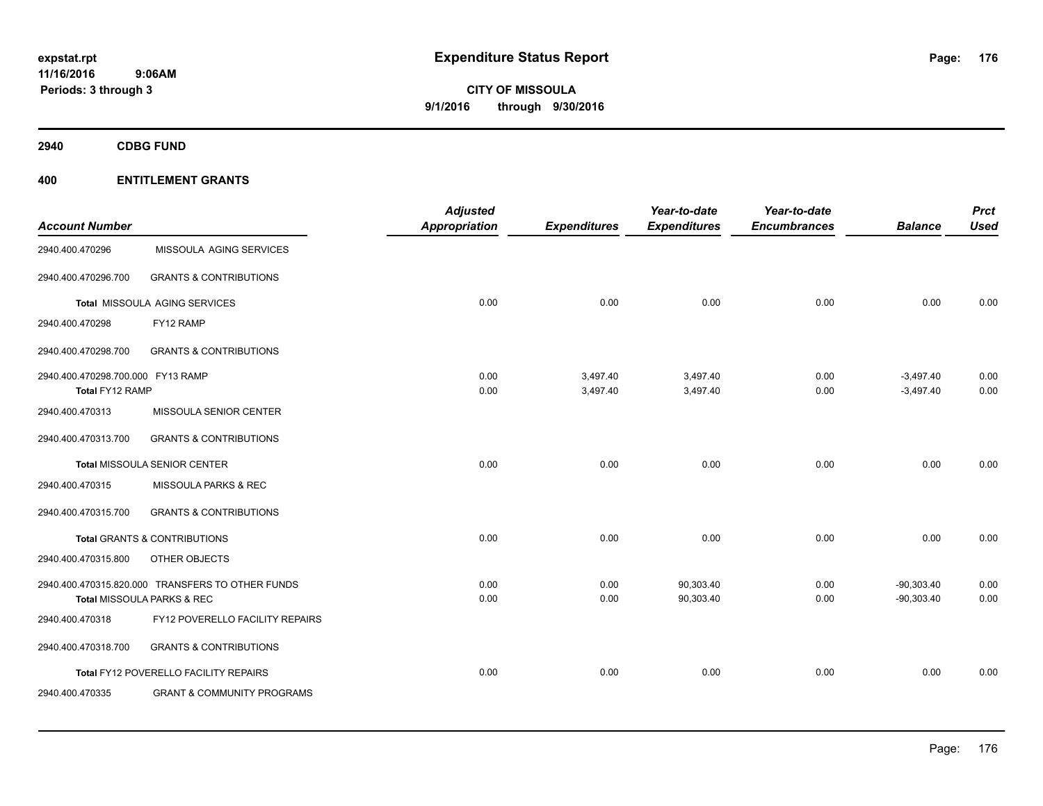**expstat.rpt**
**11/16/2016 9:06AM**
**Periods: 3 through 3**

# Expenditure Status Report

**CITY OF MISSOULA**
**9/1/2016 through 9/30/2016**

## 2940 CDBG FUND

## 400 ENTITLEMENT GRANTS

| Account Number | | Adjusted Appropriation | Expenditures | Year-to-date Expenditures | Year-to-date Encumbrances | Balance | Prct Used |
|---|---|---|---|---|---|---|---|
| 2940.400.470296 | MISSOULA AGING SERVICES | | | | | | |
| 2940.400.470296.700 | GRANTS & CONTRIBUTIONS | | | | | | |
| **Total** MISSOULA AGING SERVICES | | 0.00 | 0.00 | 0.00 | 0.00 | 0.00 | 0.00 |
| 2940.400.470298 | FY12 RAMP | | | | | | |
| 2940.400.470298.700 | GRANTS & CONTRIBUTIONS | | | | | | |
| 2940.400.470298.700.000 | FY13 RAMP | 0.00 | 3,497.40 | 3,497.40 | 0.00 | -3,497.40 | 0.00 |
| **Total** FY12 RAMP | | 0.00 | 3,497.40 | 3,497.40 | 0.00 | -3,497.40 | 0.00 |
| 2940.400.470313 | MISSOULA SENIOR CENTER | | | | | | |
| 2940.400.470313.700 | GRANTS & CONTRIBUTIONS | | | | | | |
| **Total** MISSOULA SENIOR CENTER | | 0.00 | 0.00 | 0.00 | 0.00 | 0.00 | 0.00 |
| 2940.400.470315 | MISSOULA PARKS & REC | | | | | | |
| 2940.400.470315.700 | GRANTS & CONTRIBUTIONS | | | | | | |
| **Total** GRANTS & CONTRIBUTIONS | | 0.00 | 0.00 | 0.00 | 0.00 | 0.00 | 0.00 |
| 2940.400.470315.800 | OTHER OBJECTS | | | | | | |
| 2940.400.470315.820.000 | TRANSFERS TO OTHER FUNDS | 0.00 | 0.00 | 90,303.40 | 0.00 | -90,303.40 | 0.00 |
| **Total** MISSOULA PARKS & REC | | 0.00 | 0.00 | 90,303.40 | 0.00 | -90,303.40 | 0.00 |
| 2940.400.470318 | FY12 POVERELLO FACILITY REPAIRS | | | | | | |
| 2940.400.470318.700 | GRANTS & CONTRIBUTIONS | | | | | | |
| **Total** FY12 POVERELLO FACILITY REPAIRS | | 0.00 | 0.00 | 0.00 | 0.00 | 0.00 | 0.00 |
| 2940.400.470335 | GRANT & COMMUNITY PROGRAMS | | | | | | |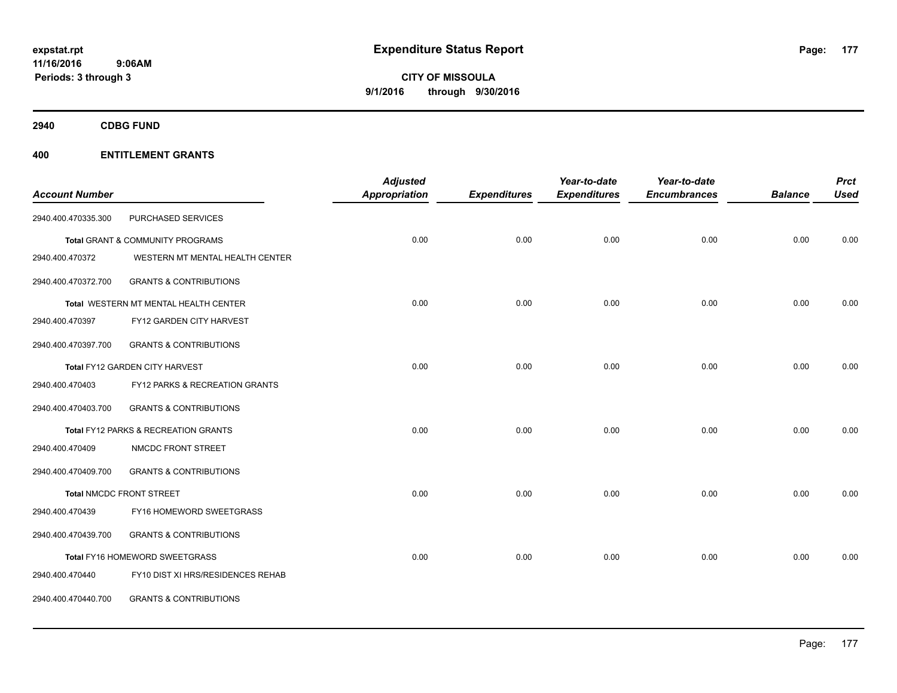**expstat.rpt**
**11/16/2016 9:06AM**
**Periods: 3 through 3**

# Expenditure Status Report

**CITY OF MISSOULA**
**9/1/2016 through 9/30/2016**

## 2940 CDBG FUND

## 400 ENTITLEMENT GRANTS

| Account Number | | Adjusted Appropriation | Expenditures | Year-to-date Expenditures | Year-to-date Encumbrances | Balance | Prct Used |
|---|---|---|---|---|---|---|---|
| 2940.400.470335.300 | PURCHASED SERVICES | | | | | | |
| | **Total** GRANT & COMMUNITY PROGRAMS | 0.00 | 0.00 | 0.00 | 0.00 | 0.00 | 0.00 |
| 2940.400.470372 | WESTERN MT MENTAL HEALTH CENTER | | | | | | |
| 2940.400.470372.700 | GRANTS & CONTRIBUTIONS | | | | | | |
| | **Total** WESTERN MT MENTAL HEALTH CENTER | 0.00 | 0.00 | 0.00 | 0.00 | 0.00 | 0.00 |
| 2940.400.470397 | FY12 GARDEN CITY HARVEST | | | | | | |
| 2940.400.470397.700 | GRANTS & CONTRIBUTIONS | | | | | | |
| | **Total** FY12 GARDEN CITY HARVEST | 0.00 | 0.00 | 0.00 | 0.00 | 0.00 | 0.00 |
| 2940.400.470403 | FY12 PARKS & RECREATION GRANTS | | | | | | |
| 2940.400.470403.700 | GRANTS & CONTRIBUTIONS | | | | | | |
| | **Total** FY12 PARKS & RECREATION GRANTS | 0.00 | 0.00 | 0.00 | 0.00 | 0.00 | 0.00 |
| 2940.400.470409 | NMCDC FRONT STREET | | | | | | |
| 2940.400.470409.700 | GRANTS & CONTRIBUTIONS | | | | | | |
| | **Total** NMCDC FRONT STREET | 0.00 | 0.00 | 0.00 | 0.00 | 0.00 | 0.00 |
| 2940.400.470439 | FY16 HOMEWORD SWEETGRASS | | | | | | |
| 2940.400.470439.700 | GRANTS & CONTRIBUTIONS | | | | | | |
| | **Total** FY16 HOMEWORD SWEETGRASS | 0.00 | 0.00 | 0.00 | 0.00 | 0.00 | 0.00 |
| 2940.400.470440 | FY10 DIST XI HRS/RESIDENCES REHAB | | | | | | |
| 2940.400.470440.700 | GRANTS & CONTRIBUTIONS | | | | | | |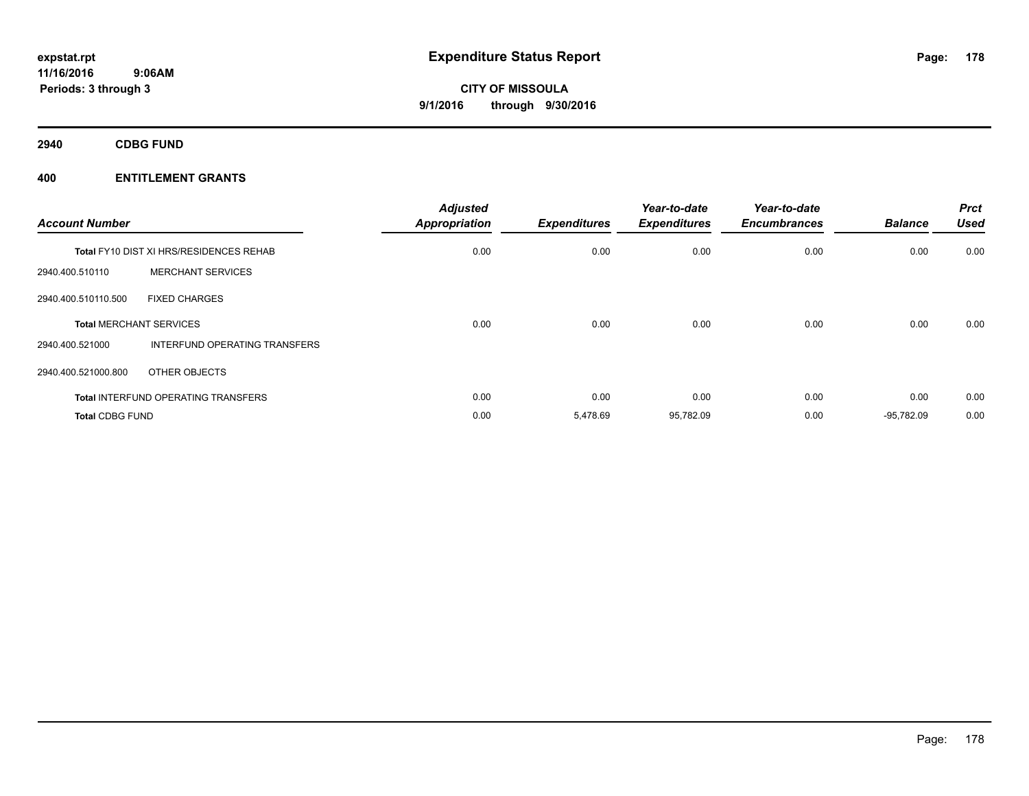# Expenditure Status Report

**CITY OF MISSOULA**
**9/1/2016 through 9/30/2016**

expstat.rpt
11/16/2016 9:06AM
Periods: 3 through 3

## 2940 CDBG FUND

### 400 ENTITLEMENT GRANTS

| Account Number | | Adjusted Appropriation | Expenditures | Year-to-date Expenditures | Year-to-date Encumbrances | Balance | Prct Used |
|---|---|---|---|---|---|---|---|
| **Total** FY10 DIST XI HRS/RESIDENCES REHAB | | 0.00 | 0.00 | 0.00 | 0.00 | 0.00 | 0.00 |
| 2940.400.510110 | MERCHANT SERVICES | | | | | | |
| 2940.400.510110.500 | FIXED CHARGES | | | | | | |
| **Total** MERCHANT SERVICES | | 0.00 | 0.00 | 0.00 | 0.00 | 0.00 | 0.00 |
| 2940.400.521000 | INTERFUND OPERATING TRANSFERS | | | | | | |
| 2940.400.521000.800 | OTHER OBJECTS | | | | | | |
| **Total** INTERFUND OPERATING TRANSFERS | | 0.00 | 0.00 | 0.00 | 0.00 | 0.00 | 0.00 |
| **Total** CDBG FUND | | 0.00 | 5,478.69 | 95,782.09 | 0.00 | -95,782.09 | 0.00 |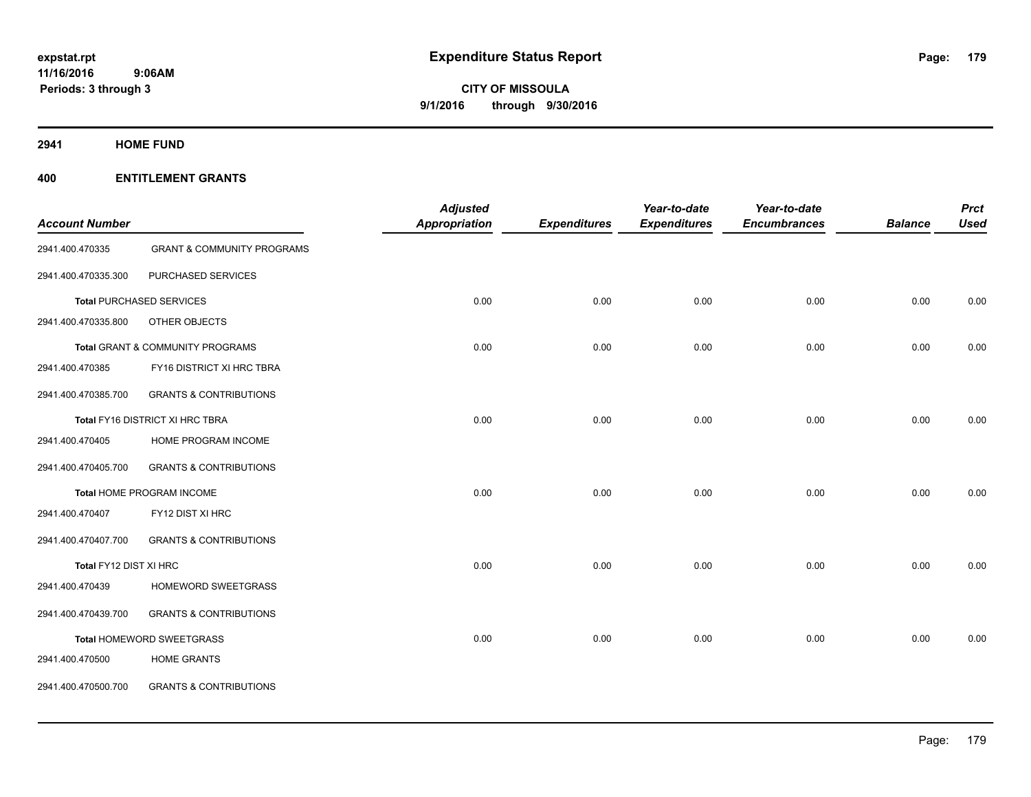# Expenditure Status Report

**CITY OF MISSOULA**

**9/1/2016 through 9/30/2016**

expstat.rpt
11/16/2016 9:06AM
Periods: 3 through 3

## 2941 HOME FUND

### 400 ENTITLEMENT GRANTS

| Account Number | | Adjusted Appropriation | Expenditures | Year-to-date Expenditures | Year-to-date Encumbrances | Balance | Prct Used |
|---|---|---|---|---|---|---|---|
| 2941.400.470335 | GRANT & COMMUNITY PROGRAMS | | | | | | |
| 2941.400.470335.300 | PURCHASED SERVICES | | | | | | |
| Total PURCHASED SERVICES | | 0.00 | 0.00 | 0.00 | 0.00 | 0.00 | 0.00 |
| 2941.400.470335.800 | OTHER OBJECTS | | | | | | |
| Total GRANT & COMMUNITY PROGRAMS | | 0.00 | 0.00 | 0.00 | 0.00 | 0.00 | 0.00 |
| 2941.400.470385 | FY16 DISTRICT XI HRC TBRA | | | | | | |
| 2941.400.470385.700 | GRANTS & CONTRIBUTIONS | | | | | | |
| Total FY16 DISTRICT XI HRC TBRA | | 0.00 | 0.00 | 0.00 | 0.00 | 0.00 | 0.00 |
| 2941.400.470405 | HOME PROGRAM INCOME | | | | | | |
| 2941.400.470405.700 | GRANTS & CONTRIBUTIONS | | | | | | |
| Total HOME PROGRAM INCOME | | 0.00 | 0.00 | 0.00 | 0.00 | 0.00 | 0.00 |
| 2941.400.470407 | FY12 DIST XI HRC | | | | | | |
| 2941.400.470407.700 | GRANTS & CONTRIBUTIONS | | | | | | |
| Total FY12 DIST XI HRC | | 0.00 | 0.00 | 0.00 | 0.00 | 0.00 | 0.00 |
| 2941.400.470439 | HOMEWORD SWEETGRASS | | | | | | |
| 2941.400.470439.700 | GRANTS & CONTRIBUTIONS | | | | | | |
| Total HOMEWORD SWEETGRASS | | 0.00 | 0.00 | 0.00 | 0.00 | 0.00 | 0.00 |
| 2941.400.470500 | HOME GRANTS | | | | | | |
| 2941.400.470500.700 | GRANTS & CONTRIBUTIONS | | | | | | |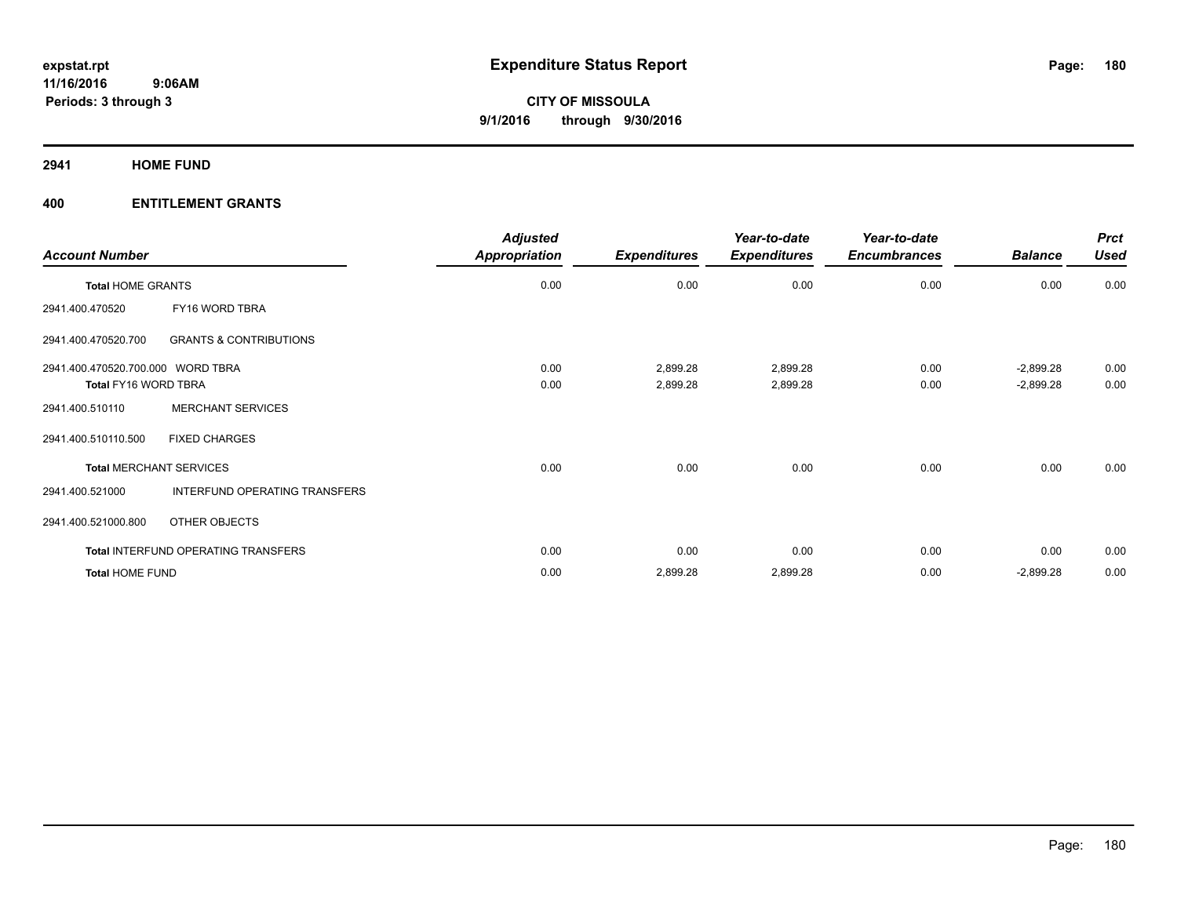# Expenditure Status Report

**expstat.rpt**
**11/16/2016 9:06AM**
**Periods: 3 through 3**

**CITY OF MISSOULA**
**9/1/2016 through 9/30/2016**

## 2941 HOME FUND

### 400 ENTITLEMENT GRANTS

| Account Number | | Adjusted Appropriation | Expenditures | Year-to-date Expenditures | Year-to-date Encumbrances | Balance | Prct Used |
|---|---|---|---|---|---|---|---|
| **Total** HOME GRANTS | | 0.00 | 0.00 | 0.00 | 0.00 | 0.00 | 0.00 |
| 2941.400.470520 | FY16 WORD TBRA | | | | | | |
| 2941.400.470520.700 | GRANTS & CONTRIBUTIONS | | | | | | |
| 2941.400.470520.700.000 | WORD TBRA | 0.00 | 2,899.28 | 2,899.28 | 0.00 | -2,899.28 | 0.00 |
| **Total** FY16 WORD TBRA | | 0.00 | 2,899.28 | 2,899.28 | 0.00 | -2,899.28 | 0.00 |
| 2941.400.510110 | MERCHANT SERVICES | | | | | | |
| 2941.400.510110.500 | FIXED CHARGES | | | | | | |
| **Total** MERCHANT SERVICES | | 0.00 | 0.00 | 0.00 | 0.00 | 0.00 | 0.00 |
| 2941.400.521000 | INTERFUND OPERATING TRANSFERS | | | | | | |
| 2941.400.521000.800 | OTHER OBJECTS | | | | | | |
| **Total** INTERFUND OPERATING TRANSFERS | | 0.00 | 0.00 | 0.00 | 0.00 | 0.00 | 0.00 |
| **Total** HOME FUND | | 0.00 | 2,899.28 | 2,899.28 | 0.00 | -2,899.28 | 0.00 |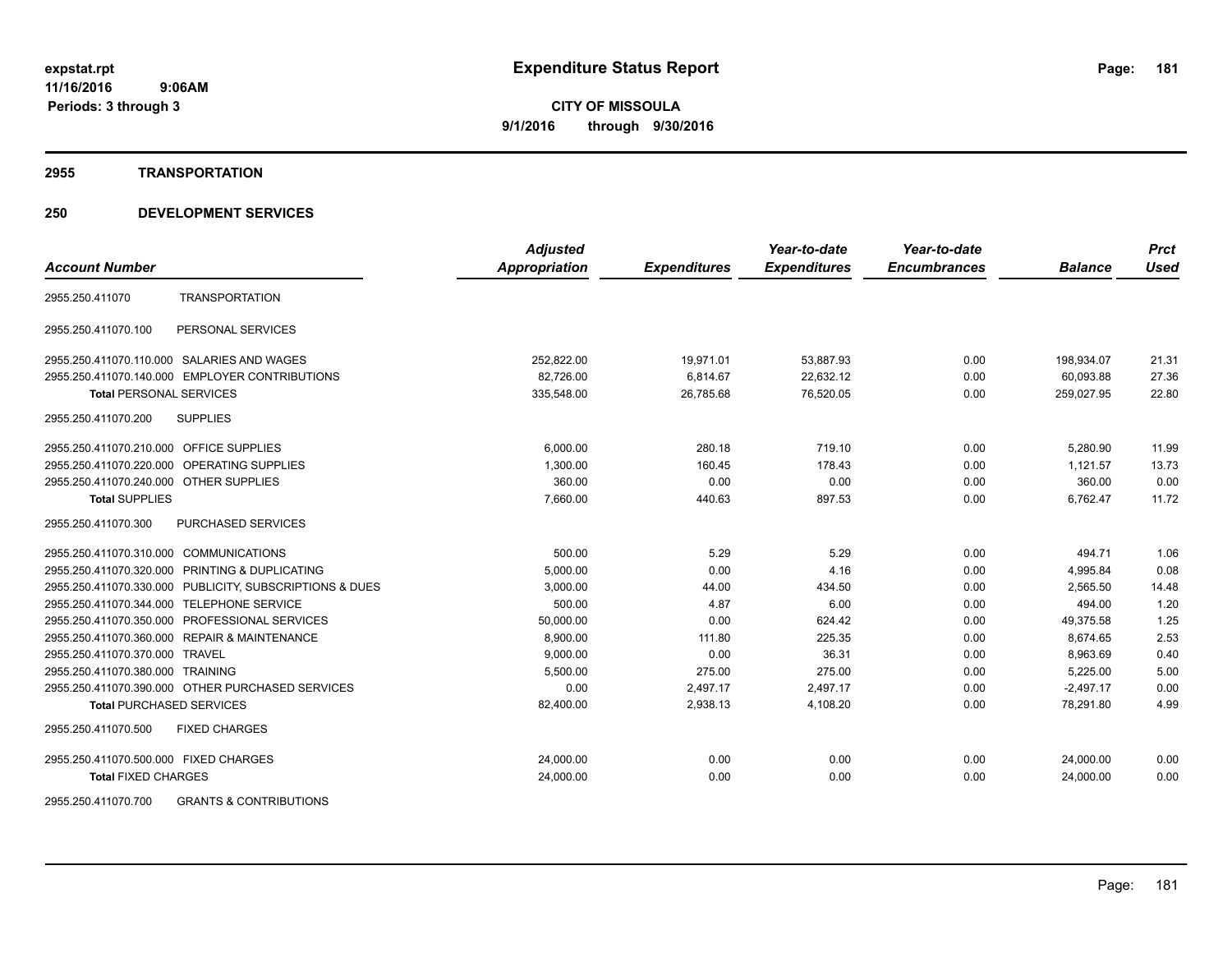# Expenditure Status Report

expstat.rpt
11/16/2016 9:06AM
Periods: 3 through 3

**CITY OF MISSOULA**
**9/1/2016 through 9/30/2016**

## 2955 TRANSPORTATION

## 250 DEVELOPMENT SERVICES

| Account Number | | Adjusted Appropriation | Expenditures | Year-to-date Expenditures | Year-to-date Encumbrances | Balance | Prct Used |
|---|---|---|---|---|---|---|---|
| 2955.250.411070 | TRANSPORTATION | | | | | | |
| 2955.250.411070.100 | PERSONAL SERVICES | | | | | | |
| 2955.250.411070.110.000 | SALARIES AND WAGES | 252,822.00 | 19,971.01 | 53,887.93 | 0.00 | 198,934.07 | 21.31 |
| 2955.250.411070.140.000 | EMPLOYER CONTRIBUTIONS | 82,726.00 | 6,814.67 | 22,632.12 | 0.00 | 60,093.88 | 27.36 |
| **Total** PERSONAL SERVICES | | 335,548.00 | 26,785.68 | 76,520.05 | 0.00 | 259,027.95 | 22.80 |
| 2955.250.411070.200 | SUPPLIES | | | | | | |
| 2955.250.411070.210.000 | OFFICE SUPPLIES | 6,000.00 | 280.18 | 719.10 | 0.00 | 5,280.90 | 11.99 |
| 2955.250.411070.220.000 | OPERATING SUPPLIES | 1,300.00 | 160.45 | 178.43 | 0.00 | 1,121.57 | 13.73 |
| 2955.250.411070.240.000 | OTHER SUPPLIES | 360.00 | 0.00 | 0.00 | 0.00 | 360.00 | 0.00 |
| **Total** SUPPLIES | | 7,660.00 | 440.63 | 897.53 | 0.00 | 6,762.47 | 11.72 |
| 2955.250.411070.300 | PURCHASED SERVICES | | | | | | |
| 2955.250.411070.310.000 | COMMUNICATIONS | 500.00 | 5.29 | 5.29 | 0.00 | 494.71 | 1.06 |
| 2955.250.411070.320.000 | PRINTING & DUPLICATING | 5,000.00 | 0.00 | 4.16 | 0.00 | 4,995.84 | 0.08 |
| 2955.250.411070.330.000 | PUBLICITY, SUBSCRIPTIONS & DUES | 3,000.00 | 44.00 | 434.50 | 0.00 | 2,565.50 | 14.48 |
| 2955.250.411070.344.000 | TELEPHONE SERVICE | 500.00 | 4.87 | 6.00 | 0.00 | 494.00 | 1.20 |
| 2955.250.411070.350.000 | PROFESSIONAL SERVICES | 50,000.00 | 0.00 | 624.42 | 0.00 | 49,375.58 | 1.25 |
| 2955.250.411070.360.000 | REPAIR & MAINTENANCE | 8,900.00 | 111.80 | 225.35 | 0.00 | 8,674.65 | 2.53 |
| 2955.250.411070.370.000 | TRAVEL | 9,000.00 | 0.00 | 36.31 | 0.00 | 8,963.69 | 0.40 |
| 2955.250.411070.380.000 | TRAINING | 5,500.00 | 275.00 | 275.00 | 0.00 | 5,225.00 | 5.00 |
| 2955.250.411070.390.000 | OTHER PURCHASED SERVICES | 0.00 | 2,497.17 | 2,497.17 | 0.00 | -2,497.17 | 0.00 |
| **Total** PURCHASED SERVICES | | 82,400.00 | 2,938.13 | 4,108.20 | 0.00 | 78,291.80 | 4.99 |
| 2955.250.411070.500 | FIXED CHARGES | | | | | | |
| 2955.250.411070.500.000 | FIXED CHARGES | 24,000.00 | 0.00 | 0.00 | 0.00 | 24,000.00 | 0.00 |
| **Total** FIXED CHARGES | | 24,000.00 | 0.00 | 0.00 | 0.00 | 24,000.00 | 0.00 |
| 2955.250.411070.700 | GRANTS & CONTRIBUTIONS | | | | | | |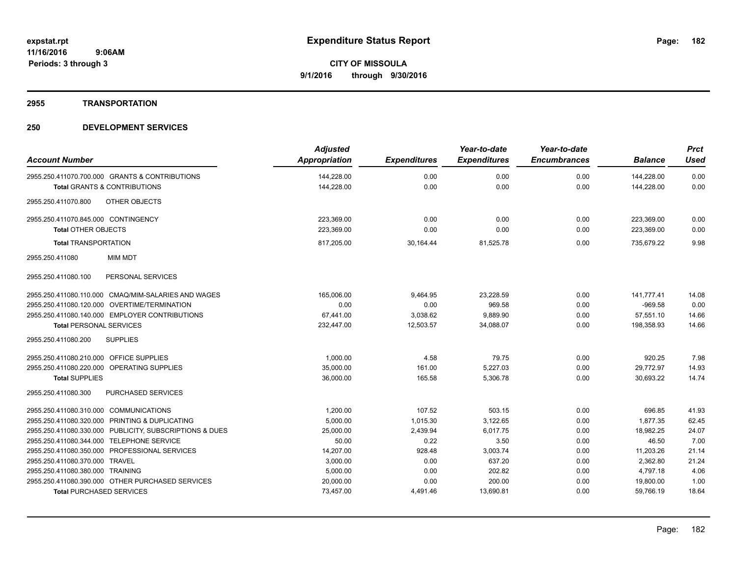**expstat.rpt**
**11/16/2016 9:06AM**
**Periods: 3 through 3**

# Expenditure Status Report

**CITY OF MISSOULA**
**9/1/2016 through 9/30/2016**

## 2955 TRANSPORTATION

## 250 DEVELOPMENT SERVICES

| Account Number | Adjusted Appropriation | Expenditures | Year-to-date Expenditures | Year-to-date Encumbrances | Balance | Prct Used |
|---|---|---|---|---|---|---|
| 2955.250.411070.700.000 GRANTS & CONTRIBUTIONS | 144,228.00 | 0.00 | 0.00 | 0.00 | 144,228.00 | 0.00 |
| **Total** GRANTS & CONTRIBUTIONS | 144,228.00 | 0.00 | 0.00 | 0.00 | 144,228.00 | 0.00 |
| 2955.250.411070.800 OTHER OBJECTS | | | | | | |
| 2955.250.411070.845.000 CONTINGENCY | 223,369.00 | 0.00 | 0.00 | 0.00 | 223,369.00 | 0.00 |
| **Total** OTHER OBJECTS | 223,369.00 | 0.00 | 0.00 | 0.00 | 223,369.00 | 0.00 |
| **Total** TRANSPORTATION | 817,205.00 | 30,164.44 | 81,525.78 | 0.00 | 735,679.22 | 9.98 |
| 2955.250.411080 MIM MDT | | | | | | |
| 2955.250.411080.100 PERSONAL SERVICES | | | | | | |
| 2955.250.411080.110.000 CMAQ/MIM-SALARIES AND WAGES | 165,006.00 | 9,464.95 | 23,228.59 | 0.00 | 141,777.41 | 14.08 |
| 2955.250.411080.120.000 OVERTIME/TERMINATION | 0.00 | 0.00 | 969.58 | 0.00 | -969.58 | 0.00 |
| 2955.250.411080.140.000 EMPLOYER CONTRIBUTIONS | 67,441.00 | 3,038.62 | 9,889.90 | 0.00 | 57,551.10 | 14.66 |
| **Total** PERSONAL SERVICES | 232,447.00 | 12,503.57 | 34,088.07 | 0.00 | 198,358.93 | 14.66 |
| 2955.250.411080.200 SUPPLIES | | | | | | |
| 2955.250.411080.210.000 OFFICE SUPPLIES | 1,000.00 | 4.58 | 79.75 | 0.00 | 920.25 | 7.98 |
| 2955.250.411080.220.000 OPERATING SUPPLIES | 35,000.00 | 161.00 | 5,227.03 | 0.00 | 29,772.97 | 14.93 |
| **Total** SUPPLIES | 36,000.00 | 165.58 | 5,306.78 | 0.00 | 30,693.22 | 14.74 |
| 2955.250.411080.300 PURCHASED SERVICES | | | | | | |
| 2955.250.411080.310.000 COMMUNICATIONS | 1,200.00 | 107.52 | 503.15 | 0.00 | 696.85 | 41.93 |
| 2955.250.411080.320.000 PRINTING & DUPLICATING | 5,000.00 | 1,015.30 | 3,122.65 | 0.00 | 1,877.35 | 62.45 |
| 2955.250.411080.330.000 PUBLICITY, SUBSCRIPTIONS & DUES | 25,000.00 | 2,439.94 | 6,017.75 | 0.00 | 18,982.25 | 24.07 |
| 2955.250.411080.344.000 TELEPHONE SERVICE | 50.00 | 0.22 | 3.50 | 0.00 | 46.50 | 7.00 |
| 2955.250.411080.350.000 PROFESSIONAL SERVICES | 14,207.00 | 928.48 | 3,003.74 | 0.00 | 11,203.26 | 21.14 |
| 2955.250.411080.370.000 TRAVEL | 3,000.00 | 0.00 | 637.20 | 0.00 | 2,362.80 | 21.24 |
| 2955.250.411080.380.000 TRAINING | 5,000.00 | 0.00 | 202.82 | 0.00 | 4,797.18 | 4.06 |
| 2955.250.411080.390.000 OTHER PURCHASED SERVICES | 20,000.00 | 0.00 | 200.00 | 0.00 | 19,800.00 | 1.00 |
| **Total** PURCHASED SERVICES | 73,457.00 | 4,491.46 | 13,690.81 | 0.00 | 59,766.19 | 18.64 |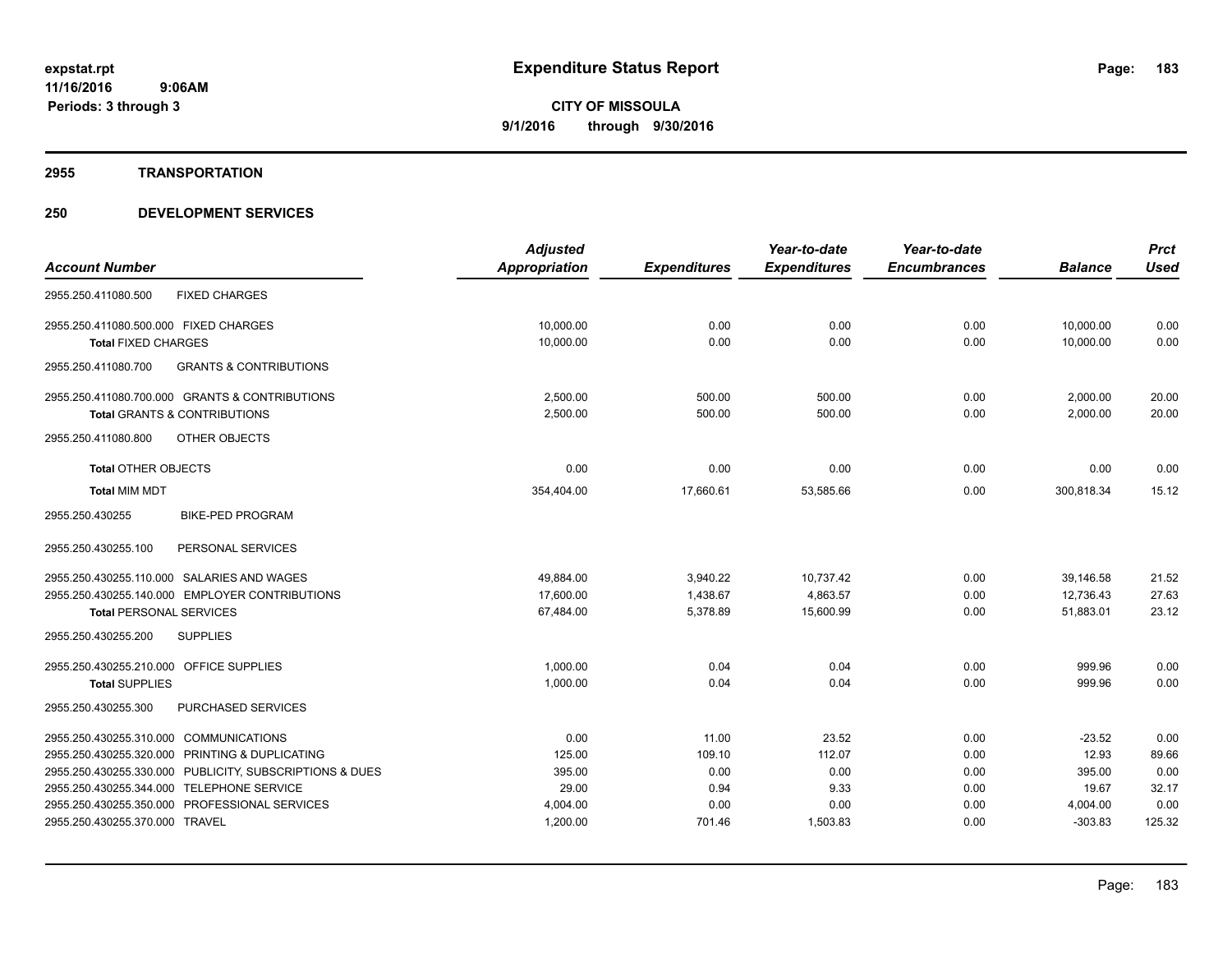# Expenditure Status Report

expstat.rpt
11/16/2016 9:06AM
Periods: 3 through 3

**CITY OF MISSOULA**
**9/1/2016 through 9/30/2016**

## 2955 TRANSPORTATION

## 250 DEVELOPMENT SERVICES

| Account Number | | Adjusted Appropriation | Expenditures | Year-to-date Expenditures | Year-to-date Encumbrances | Balance | Prct Used |
|---|---|---|---|---|---|---|---|
| 2955.250.411080.500 | FIXED CHARGES | | | | | | |
| 2955.250.411080.500.000 | FIXED CHARGES | 10,000.00 | 0.00 | 0.00 | 0.00 | 10,000.00 | 0.00 |
| **Total** FIXED CHARGES | | 10,000.00 | 0.00 | 0.00 | 0.00 | 10,000.00 | 0.00 |
| 2955.250.411080.700 | GRANTS & CONTRIBUTIONS | | | | | | |
| 2955.250.411080.700.000 | GRANTS & CONTRIBUTIONS | 2,500.00 | 500.00 | 500.00 | 0.00 | 2,000.00 | 20.00 |
| **Total** GRANTS & CONTRIBUTIONS | | 2,500.00 | 500.00 | 500.00 | 0.00 | 2,000.00 | 20.00 |
| 2955.250.411080.800 | OTHER OBJECTS | | | | | | |
| **Total** OTHER OBJECTS | | 0.00 | 0.00 | 0.00 | 0.00 | 0.00 | 0.00 |
| **Total** MIM MDT | | 354,404.00 | 17,660.61 | 53,585.66 | 0.00 | 300,818.34 | 15.12 |
| 2955.250.430255 | BIKE-PED PROGRAM | | | | | | |
| 2955.250.430255.100 | PERSONAL SERVICES | | | | | | |
| 2955.250.430255.110.000 | SALARIES AND WAGES | 49,884.00 | 3,940.22 | 10,737.42 | 0.00 | 39,146.58 | 21.52 |
| 2955.250.430255.140.000 | EMPLOYER CONTRIBUTIONS | 17,600.00 | 1,438.67 | 4,863.57 | 0.00 | 12,736.43 | 27.63 |
| **Total** PERSONAL SERVICES | | 67,484.00 | 5,378.89 | 15,600.99 | 0.00 | 51,883.01 | 23.12 |
| 2955.250.430255.200 | SUPPLIES | | | | | | |
| 2955.250.430255.210.000 | OFFICE SUPPLIES | 1,000.00 | 0.04 | 0.04 | 0.00 | 999.96 | 0.00 |
| **Total** SUPPLIES | | 1,000.00 | 0.04 | 0.04 | 0.00 | 999.96 | 0.00 |
| 2955.250.430255.300 | PURCHASED SERVICES | | | | | | |
| 2955.250.430255.310.000 | COMMUNICATIONS | 0.00 | 11.00 | 23.52 | 0.00 | -23.52 | 0.00 |
| 2955.250.430255.320.000 | PRINTING & DUPLICATING | 125.00 | 109.10 | 112.07 | 0.00 | 12.93 | 89.66 |
| 2955.250.430255.330.000 | PUBLICITY, SUBSCRIPTIONS & DUES | 395.00 | 0.00 | 0.00 | 0.00 | 395.00 | 0.00 |
| 2955.250.430255.344.000 | TELEPHONE SERVICE | 29.00 | 0.94 | 9.33 | 0.00 | 19.67 | 32.17 |
| 2955.250.430255.350.000 | PROFESSIONAL SERVICES | 4,004.00 | 0.00 | 0.00 | 0.00 | 4,004.00 | 0.00 |
| 2955.250.430255.370.000 | TRAVEL | 1,200.00 | 701.46 | 1,503.83 | 0.00 | -303.83 | 125.32 |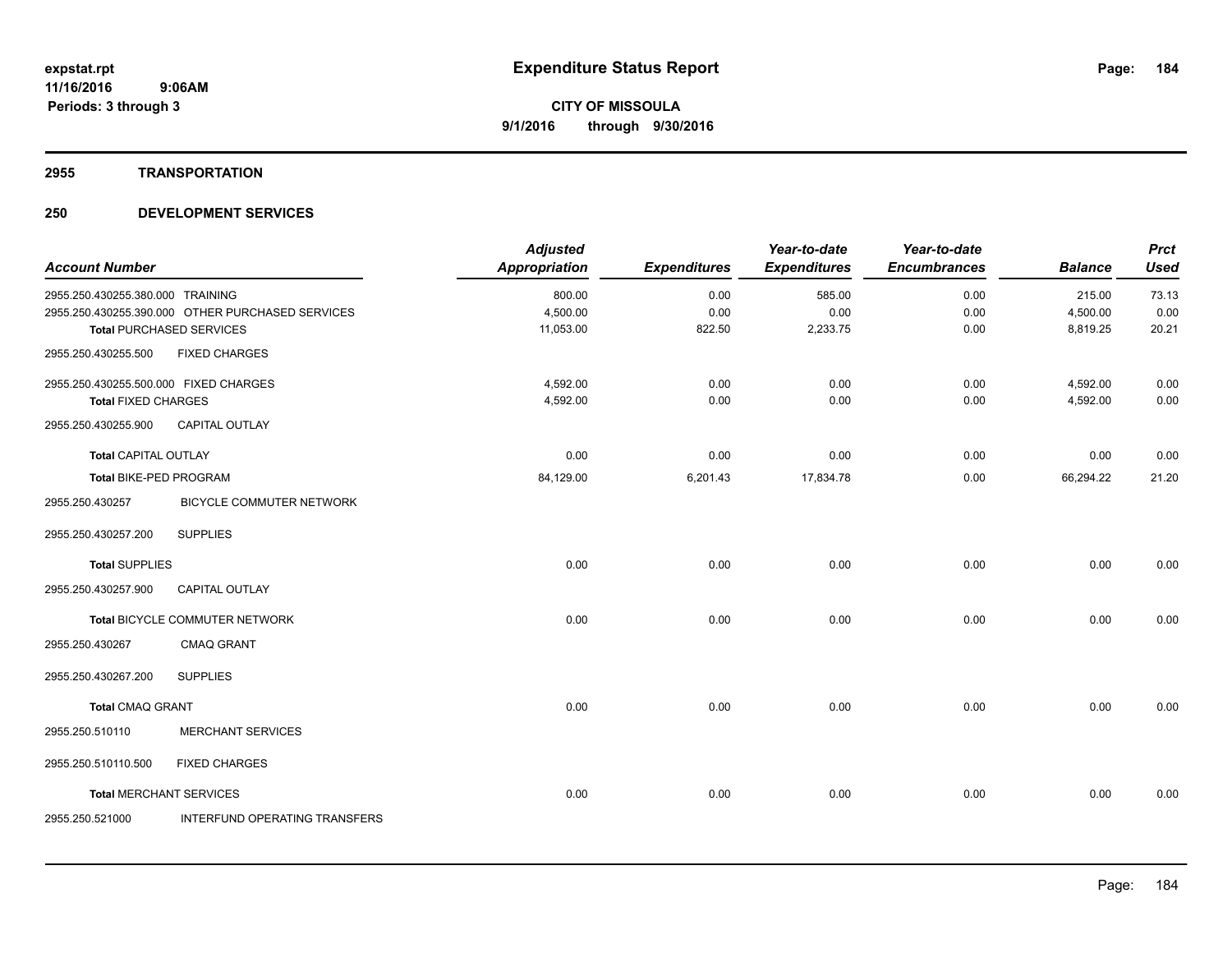**expstat.rpt**
**11/16/2016 9:06AM**
**Periods: 3 through 3**

# Expenditure Status Report

**CITY OF MISSOULA**
**9/1/2016 through 9/30/2016**

## 2955 TRANSPORTATION

## 250 DEVELOPMENT SERVICES

| Account Number | | Adjusted Appropriation | Expenditures | Year-to-date Expenditures | Year-to-date Encumbrances | Balance | Prct Used |
|---|---|---|---|---|---|---|---|
| 2955.250.430255.380.000 | TRAINING | 800.00 | 0.00 | 585.00 | 0.00 | 215.00 | 73.13 |
| 2955.250.430255.390.000 | OTHER PURCHASED SERVICES | 4,500.00 | 0.00 | 0.00 | 0.00 | 4,500.00 | 0.00 |
| **Total** PURCHASED SERVICES | | 11,053.00 | 822.50 | 2,233.75 | 0.00 | 8,819.25 | 20.21 |
| 2955.250.430255.500 | FIXED CHARGES | | | | | | |
| 2955.250.430255.500.000 | FIXED CHARGES | 4,592.00 | 0.00 | 0.00 | 0.00 | 4,592.00 | 0.00 |
| **Total** FIXED CHARGES | | 4,592.00 | 0.00 | 0.00 | 0.00 | 4,592.00 | 0.00 |
| 2955.250.430255.900 | CAPITAL OUTLAY | | | | | | |
| **Total** CAPITAL OUTLAY | | 0.00 | 0.00 | 0.00 | 0.00 | 0.00 | 0.00 |
| **Total** BIKE-PED PROGRAM | | 84,129.00 | 6,201.43 | 17,834.78 | 0.00 | 66,294.22 | 21.20 |
| 2955.250.430257 | BICYCLE COMMUTER NETWORK | | | | | | |
| 2955.250.430257.200 | SUPPLIES | | | | | | |
| **Total** SUPPLIES | | 0.00 | 0.00 | 0.00 | 0.00 | 0.00 | 0.00 |
| 2955.250.430257.900 | CAPITAL OUTLAY | | | | | | |
| **Total** BICYCLE COMMUTER NETWORK | | 0.00 | 0.00 | 0.00 | 0.00 | 0.00 | 0.00 |
| 2955.250.430267 | CMAQ GRANT | | | | | | |
| 2955.250.430267.200 | SUPPLIES | | | | | | |
| **Total** CMAQ GRANT | | 0.00 | 0.00 | 0.00 | 0.00 | 0.00 | 0.00 |
| 2955.250.510110 | MERCHANT SERVICES | | | | | | |
| 2955.250.510110.500 | FIXED CHARGES | | | | | | |
| **Total** MERCHANT SERVICES | | 0.00 | 0.00 | 0.00 | 0.00 | 0.00 | 0.00 |
| 2955.250.521000 | INTERFUND OPERATING TRANSFERS | | | | | | |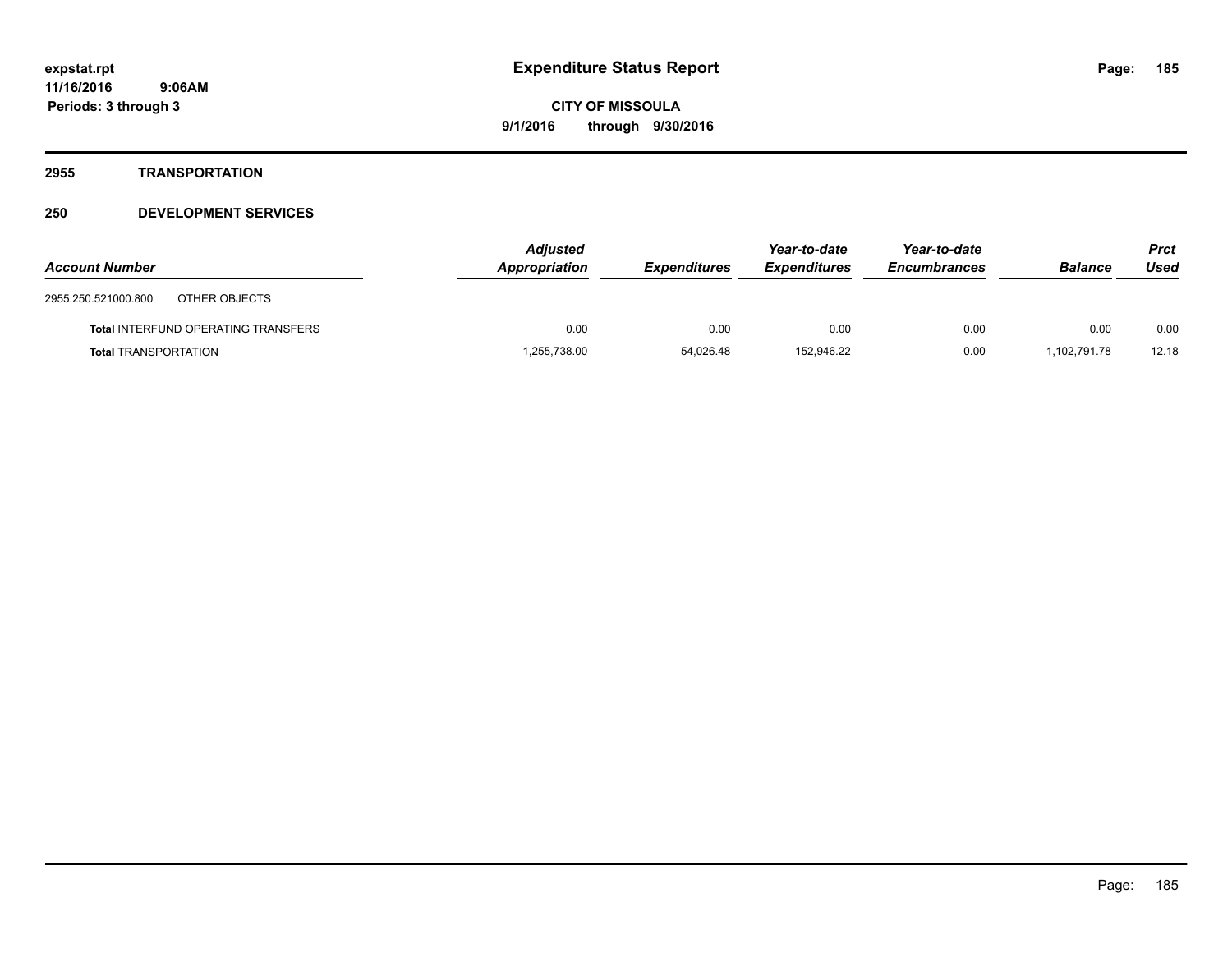# Expenditure Status Report

**CITY OF MISSOULA**

**9/1/2016 through 9/30/2016**

expstat.rpt
11/16/2016 9:06AM
Periods: 3 through 3

## 2955 TRANSPORTATION

## 250 DEVELOPMENT SERVICES

| Account Number | Adjusted Appropriation | Expenditures | Year-to-date Expenditures | Year-to-date Encumbrances | Balance | Prct Used |
|---|---|---|---|---|---|---|
| 2955.250.521000.800 OTHER OBJECTS | | | | | | |
| **Total** INTERFUND OPERATING TRANSFERS | 0.00 | 0.00 | 0.00 | 0.00 | 0.00 | 0.00 |
| **Total** TRANSPORTATION | 1,255,738.00 | 54,026.48 | 152,946.22 | 0.00 | 1,102,791.78 | 12.18 |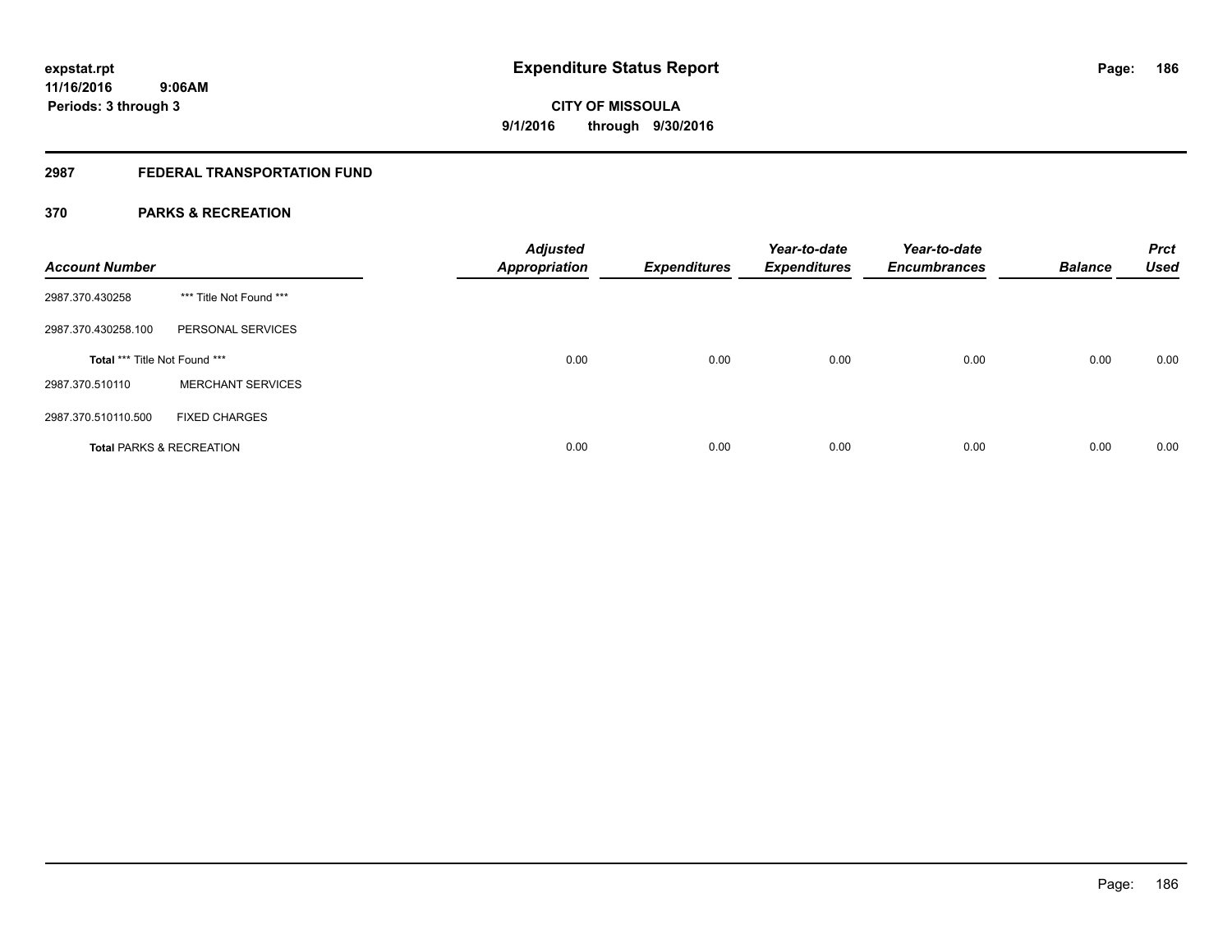expstat.rpt
11/16/2016 9:06AM
Periods: 3 through 3

# Expenditure Status Report

**CITY OF MISSOULA**
**9/1/2016 through 9/30/2016**

## 2987 FEDERAL TRANSPORTATION FUND

### 370 PARKS & RECREATION

| Account Number | | Adjusted Appropriation | Expenditures | Year-to-date Expenditures | Year-to-date Encumbrances | Balance | Prct Used |
|---|---|---|---|---|---|---|---|
| 2987.370.430258 | *** Title Not Found *** | | | | | | |
| 2987.370.430258.100 | PERSONAL SERVICES | | | | | | |
| **Total** *** Title Not Found *** | | 0.00 | 0.00 | 0.00 | 0.00 | 0.00 | 0.00 |
| 2987.370.510110 | MERCHANT SERVICES | | | | | | |
| 2987.370.510110.500 | FIXED CHARGES | | | | | | |
| **Total** PARKS & RECREATION | | 0.00 | 0.00 | 0.00 | 0.00 | 0.00 | 0.00 |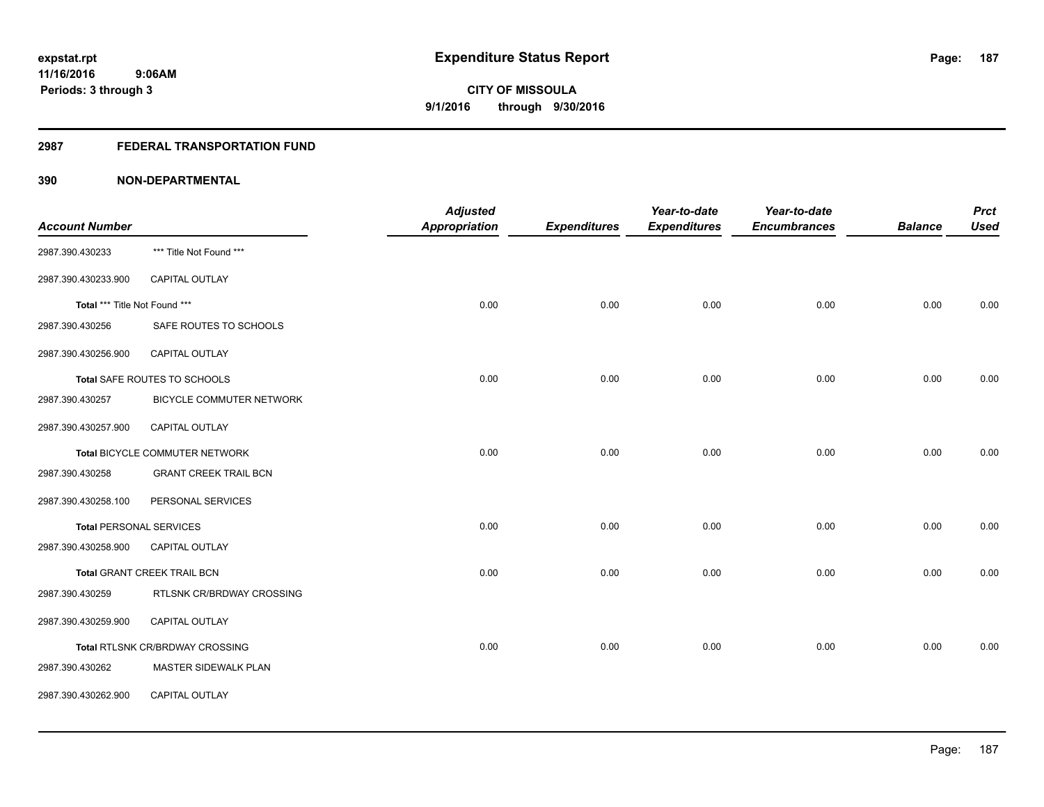**expstat.rpt**
**11/16/2016 9:06AM**
**Periods: 3 through 3**

# Expenditure Status Report

**CITY OF MISSOULA**
**9/1/2016 through 9/30/2016**

## 2987 FEDERAL TRANSPORTATION FUND

## 390 NON-DEPARTMENTAL

| Account Number | | Adjusted Appropriation | Expenditures | Year-to-date Expenditures | Year-to-date Encumbrances | Balance | Prct Used |
|---|---|---|---|---|---|---|---|
| 2987.390.430233 | *** Title Not Found *** | | | | | | |
| 2987.390.430233.900 | CAPITAL OUTLAY | | | | | | |
| **Total** *** Title Not Found *** | | 0.00 | 0.00 | 0.00 | 0.00 | 0.00 | 0.00 |
| 2987.390.430256 | SAFE ROUTES TO SCHOOLS | | | | | | |
| 2987.390.430256.900 | CAPITAL OUTLAY | | | | | | |
| **Total** SAFE ROUTES TO SCHOOLS | | 0.00 | 0.00 | 0.00 | 0.00 | 0.00 | 0.00 |
| 2987.390.430257 | BICYCLE COMMUTER NETWORK | | | | | | |
| 2987.390.430257.900 | CAPITAL OUTLAY | | | | | | |
| **Total** BICYCLE COMMUTER NETWORK | | 0.00 | 0.00 | 0.00 | 0.00 | 0.00 | 0.00 |
| 2987.390.430258 | GRANT CREEK TRAIL BCN | | | | | | |
| 2987.390.430258.100 | PERSONAL SERVICES | | | | | | |
| **Total** PERSONAL SERVICES | | 0.00 | 0.00 | 0.00 | 0.00 | 0.00 | 0.00 |
| 2987.390.430258.900 | CAPITAL OUTLAY | | | | | | |
| **Total** GRANT CREEK TRAIL BCN | | 0.00 | 0.00 | 0.00 | 0.00 | 0.00 | 0.00 |
| 2987.390.430259 | RTLSNK CR/BRDWAY CROSSING | | | | | | |
| 2987.390.430259.900 | CAPITAL OUTLAY | | | | | | |
| **Total** RTLSNK CR/BRDWAY CROSSING | | 0.00 | 0.00 | 0.00 | 0.00 | 0.00 | 0.00 |
| 2987.390.430262 | MASTER SIDEWALK PLAN | | | | | | |
| 2987.390.430262.900 | CAPITAL OUTLAY | | | | | | |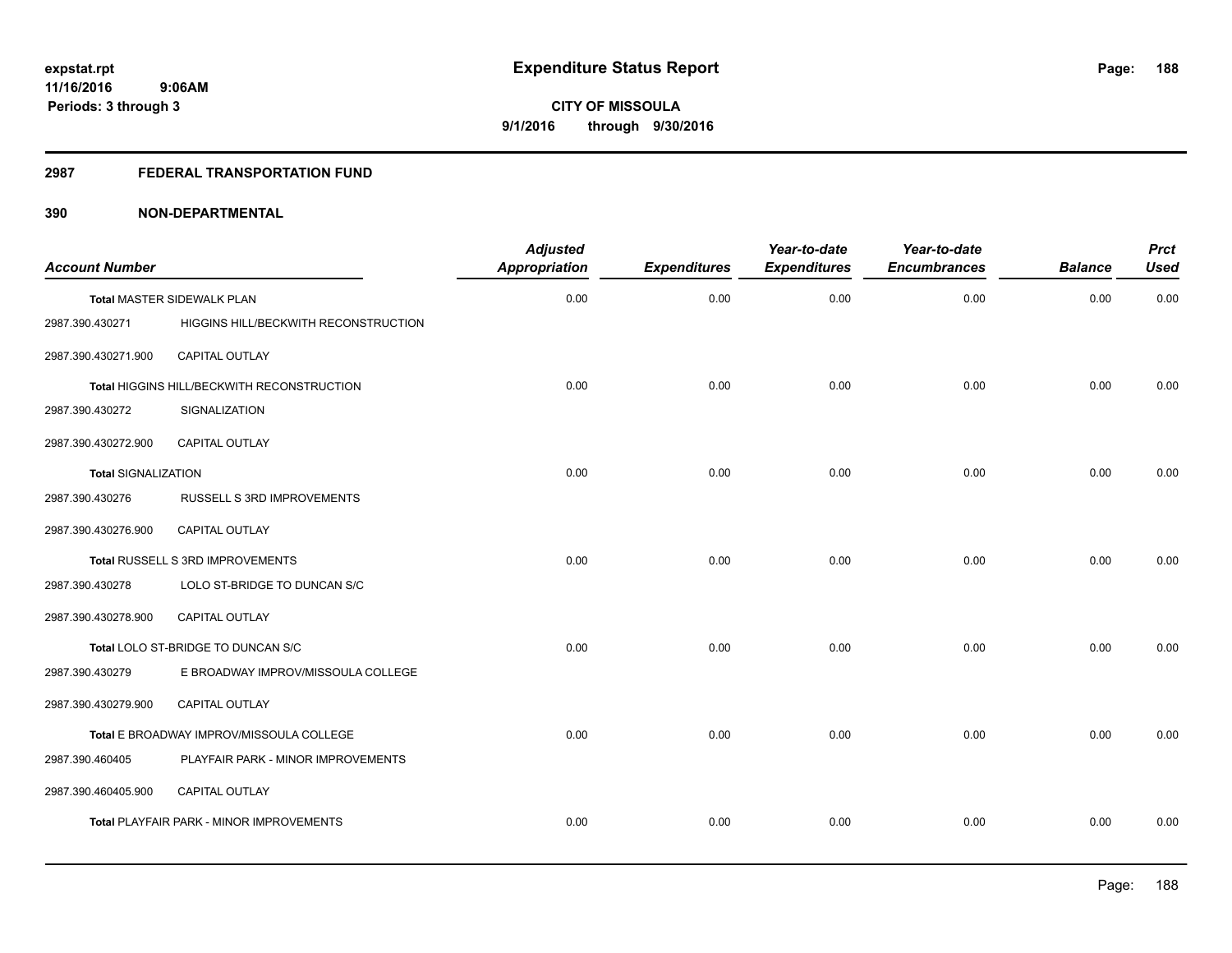expstat.rpt
11/16/2016 9:06AM
Periods: 3 through 3

# Expenditure Status Report

CITY OF MISSOULA
9/1/2016 through 9/30/2016

## 2987 FEDERAL TRANSPORTATION FUND

## 390 NON-DEPARTMENTAL

| Account Number | | Adjusted Appropriation | Expenditures | Year-to-date Expenditures | Year-to-date Encumbrances | Balance | Prct Used |
|---|---|---|---|---|---|---|---|
| Total MASTER SIDEWALK PLAN | | 0.00 | 0.00 | 0.00 | 0.00 | 0.00 | 0.00 |
| 2987.390.430271 | HIGGINS HILL/BECKWITH RECONSTRUCTION | | | | | | |
| 2987.390.430271.900 | CAPITAL OUTLAY | | | | | | |
| Total HIGGINS HILL/BECKWITH RECONSTRUCTION | | 0.00 | 0.00 | 0.00 | 0.00 | 0.00 | 0.00 |
| 2987.390.430272 | SIGNALIZATION | | | | | | |
| 2987.390.430272.900 | CAPITAL OUTLAY | | | | | | |
| Total SIGNALIZATION | | 0.00 | 0.00 | 0.00 | 0.00 | 0.00 | 0.00 |
| 2987.390.430276 | RUSSELL S 3RD IMPROVEMENTS | | | | | | |
| 2987.390.430276.900 | CAPITAL OUTLAY | | | | | | |
| Total RUSSELL S 3RD IMPROVEMENTS | | 0.00 | 0.00 | 0.00 | 0.00 | 0.00 | 0.00 |
| 2987.390.430278 | LOLO ST-BRIDGE TO DUNCAN S/C | | | | | | |
| 2987.390.430278.900 | CAPITAL OUTLAY | | | | | | |
| Total LOLO ST-BRIDGE TO DUNCAN S/C | | 0.00 | 0.00 | 0.00 | 0.00 | 0.00 | 0.00 |
| 2987.390.430279 | E BROADWAY IMPROV/MISSOULA COLLEGE | | | | | | |
| 2987.390.430279.900 | CAPITAL OUTLAY | | | | | | |
| Total E BROADWAY IMPROV/MISSOULA COLLEGE | | 0.00 | 0.00 | 0.00 | 0.00 | 0.00 | 0.00 |
| 2987.390.460405 | PLAYFAIR PARK - MINOR IMPROVEMENTS | | | | | | |
| 2987.390.460405.900 | CAPITAL OUTLAY | | | | | | |
| Total PLAYFAIR PARK - MINOR IMPROVEMENTS | | 0.00 | 0.00 | 0.00 | 0.00 | 0.00 | 0.00 |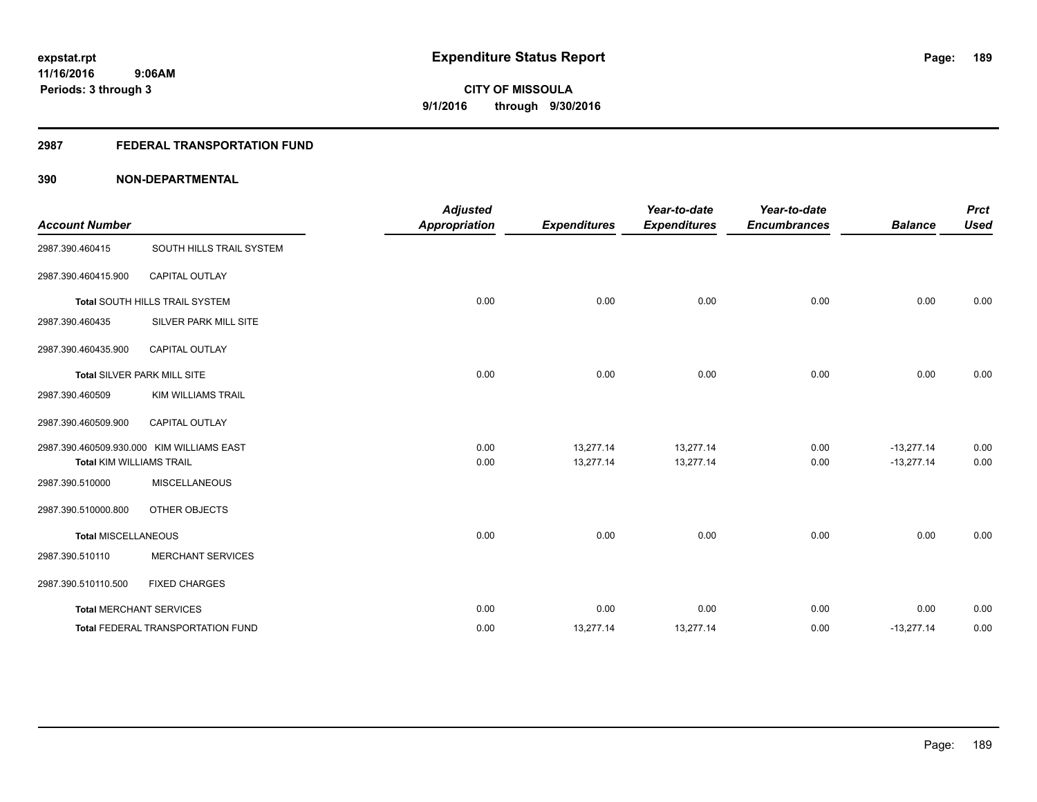expstat.rpt
11/16/2016 9:06AM
Periods: 3 through 3

# Expenditure Status Report

CITY OF MISSOULA
9/1/2016 through 9/30/2016

## 2987 FEDERAL TRANSPORTATION FUND

## 390 NON-DEPARTMENTAL

| Account Number | | Adjusted Appropriation | Expenditures | Year-to-date Expenditures | Year-to-date Encumbrances | Balance | Prct Used |
|---|---|---|---|---|---|---|---|
| 2987.390.460415 | SOUTH HILLS TRAIL SYSTEM | | | | | | |
| 2987.390.460415.900 | CAPITAL OUTLAY | | | | | | |
| Total SOUTH HILLS TRAIL SYSTEM | | 0.00 | 0.00 | 0.00 | 0.00 | 0.00 | 0.00 |
| 2987.390.460435 | SILVER PARK MILL SITE | | | | | | |
| 2987.390.460435.900 | CAPITAL OUTLAY | | | | | | |
| Total SILVER PARK MILL SITE | | 0.00 | 0.00 | 0.00 | 0.00 | 0.00 | 0.00 |
| 2987.390.460509 | KIM WILLIAMS TRAIL | | | | | | |
| 2987.390.460509.900 | CAPITAL OUTLAY | | | | | | |
| 2987.390.460509.930.000 | KIM WILLIAMS EAST | 0.00 | 13,277.14 | 13,277.14 | 0.00 | -13,277.14 | 0.00 |
| Total KIM WILLIAMS TRAIL | | 0.00 | 13,277.14 | 13,277.14 | 0.00 | -13,277.14 | 0.00 |
| 2987.390.510000 | MISCELLANEOUS | | | | | | |
| 2987.390.510000.800 | OTHER OBJECTS | | | | | | |
| Total MISCELLANEOUS | | 0.00 | 0.00 | 0.00 | 0.00 | 0.00 | 0.00 |
| 2987.390.510110 | MERCHANT SERVICES | | | | | | |
| 2987.390.510110.500 | FIXED CHARGES | | | | | | |
| Total MERCHANT SERVICES | | 0.00 | 0.00 | 0.00 | 0.00 | 0.00 | 0.00 |
| Total FEDERAL TRANSPORTATION FUND | | 0.00 | 13,277.14 | 13,277.14 | 0.00 | -13,277.14 | 0.00 |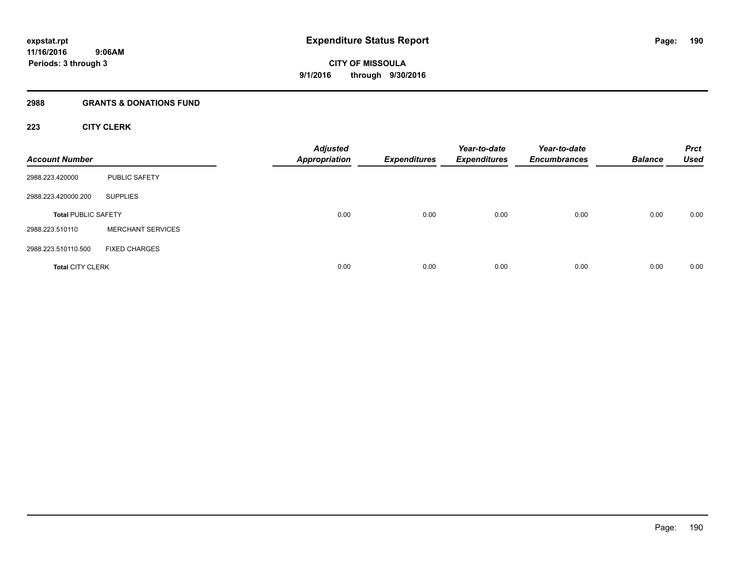expstat.rpt
11/16/2016 9:06AM
Periods: 3 through 3

# Expenditure Status Report

**CITY OF MISSOULA**
**9/1/2016 through 9/30/2016**

## 2988 GRANTS & DONATIONS FUND

### 223 CITY CLERK

| Account Number | | Adjusted Appropriation | Expenditures | Year-to-date Expenditures | Year-to-date Encumbrances | Balance | Prct Used |
|---|---|---|---|---|---|---|---|
| 2988.223.420000 | PUBLIC SAFETY | | | | | | |
| 2988.223.420000.200 | SUPPLIES | | | | | | |
| **Total** PUBLIC SAFETY | | 0.00 | 0.00 | 0.00 | 0.00 | 0.00 | 0.00 |
| 2988.223.510110 | MERCHANT SERVICES | | | | | | |
| 2988.223.510110.500 | FIXED CHARGES | | | | | | |
| **Total** CITY CLERK | | 0.00 | 0.00 | 0.00 | 0.00 | 0.00 | 0.00 |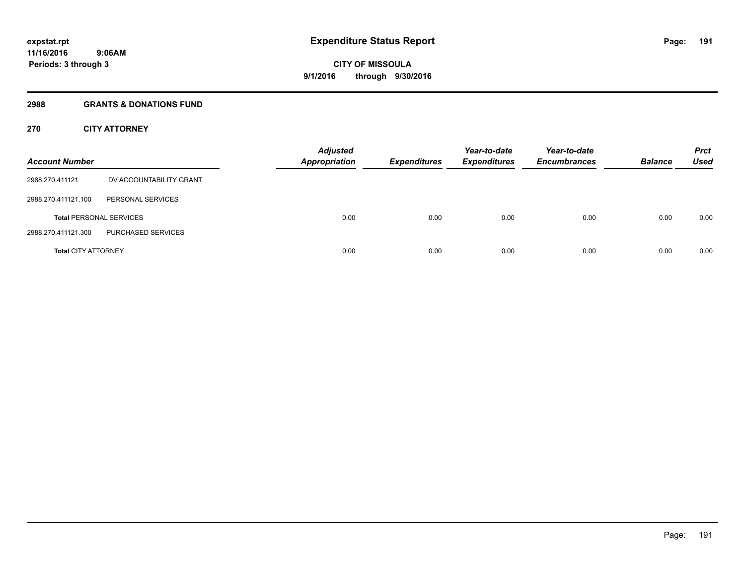**expstat.rpt**
**11/16/2016 9:06AM**
**Periods: 3 through 3**

# Expenditure Status Report

**CITY OF MISSOULA**
**9/1/2016 through 9/30/2016**

## 2988 GRANTS & DONATIONS FUND

### 270 CITY ATTORNEY

| Account Number | | Adjusted Appropriation | Expenditures | Year-to-date Expenditures | Year-to-date Encumbrances | Balance | Prct Used |
|---|---|---|---|---|---|---|---|
| 2988.270.411121 | DV ACCOUNTABILITY GRANT | | | | | | |
| 2988.270.411121.100 | PERSONAL SERVICES | | | | | | |
| **Total** PERSONAL SERVICES | | 0.00 | 0.00 | 0.00 | 0.00 | 0.00 | 0.00 |
| 2988.270.411121.300 | PURCHASED SERVICES | | | | | | |
| **Total** CITY ATTORNEY | | 0.00 | 0.00 | 0.00 | 0.00 | 0.00 | 0.00 |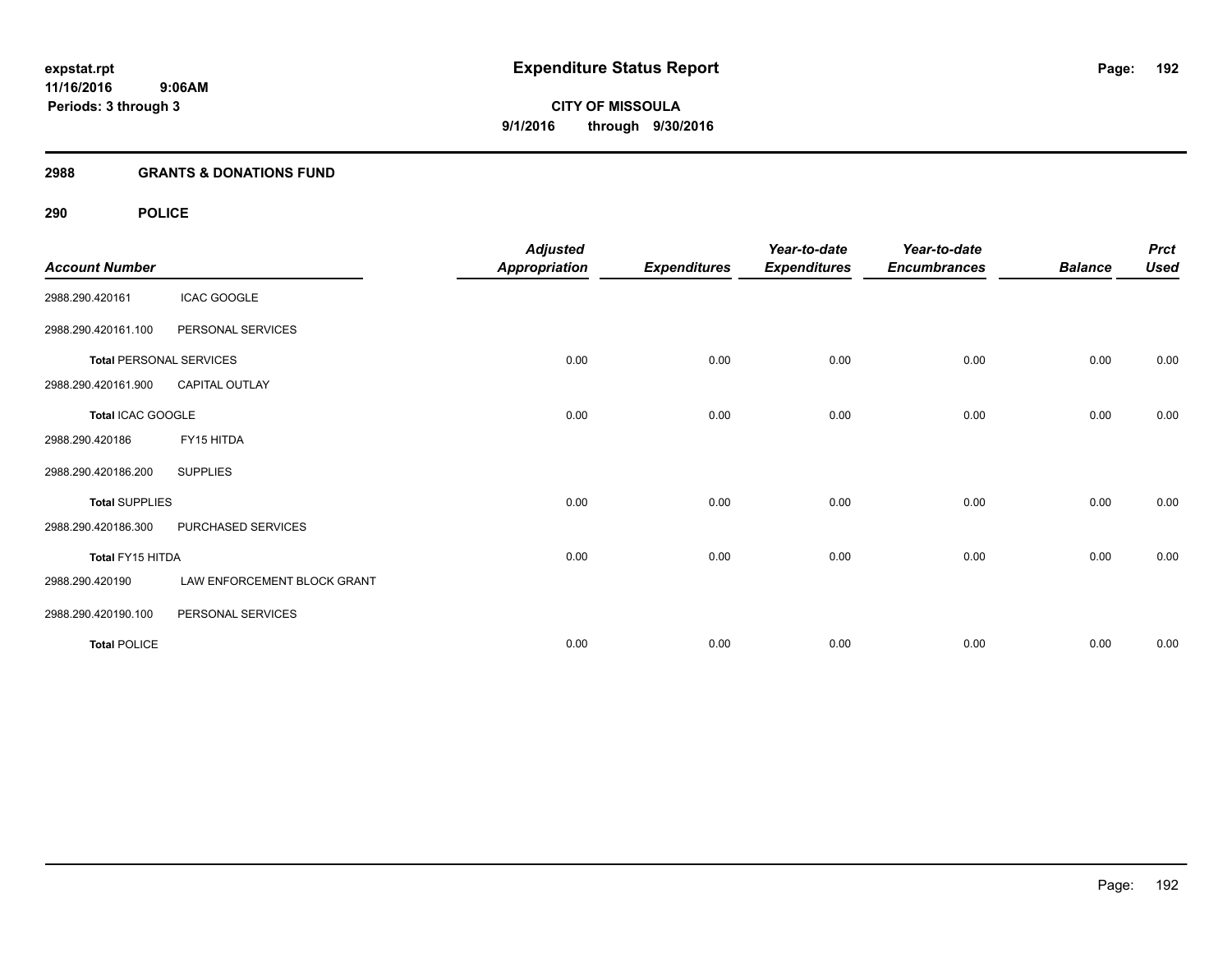# Expenditure Status Report

expstat.rpt
11/16/2016 9:06AM
Periods: 3 through 3

**CITY OF MISSOULA**
**9/1/2016 through 9/30/2016**

## 2988 GRANTS & DONATIONS FUND

## 290 POLICE

| Account Number | | Adjusted Appropriation | Expenditures | Year-to-date Expenditures | Year-to-date Encumbrances | Balance | Prct Used |
|---|---|---|---|---|---|---|---|
| 2988.290.420161 | ICAC GOOGLE | | | | | | |
| 2988.290.420161.100 | PERSONAL SERVICES | | | | | | |
| **Total** PERSONAL SERVICES | | 0.00 | 0.00 | 0.00 | 0.00 | 0.00 | 0.00 |
| 2988.290.420161.900 | CAPITAL OUTLAY | | | | | | |
| **Total** ICAC GOOGLE | | 0.00 | 0.00 | 0.00 | 0.00 | 0.00 | 0.00 |
| 2988.290.420186 | FY15 HITDA | | | | | | |
| 2988.290.420186.200 | SUPPLIES | | | | | | |
| **Total** SUPPLIES | | 0.00 | 0.00 | 0.00 | 0.00 | 0.00 | 0.00 |
| 2988.290.420186.300 | PURCHASED SERVICES | | | | | | |
| **Total** FY15 HITDA | | 0.00 | 0.00 | 0.00 | 0.00 | 0.00 | 0.00 |
| 2988.290.420190 | LAW ENFORCEMENT BLOCK GRANT | | | | | | |
| 2988.290.420190.100 | PERSONAL SERVICES | | | | | | |
| **Total** POLICE | | 0.00 | 0.00 | 0.00 | 0.00 | 0.00 | 0.00 |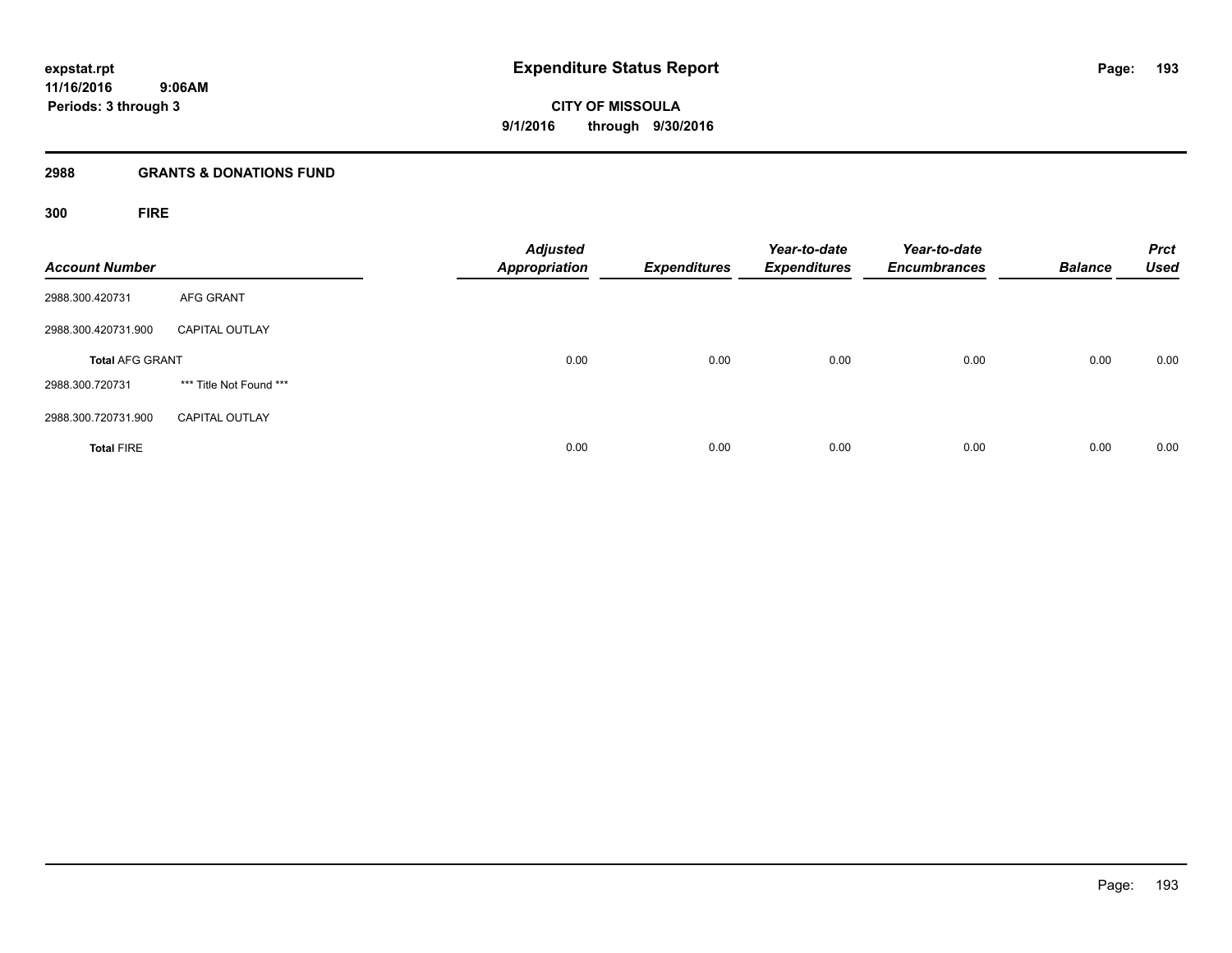# Expenditure Status Report

expstat.rpt
11/16/2016 9:06AM
Periods: 3 through 3

**CITY OF MISSOULA**
**9/1/2016 through 9/30/2016**

## 2988 GRANTS & DONATIONS FUND

### 300 FIRE

| Account Number | | Adjusted Appropriation | Expenditures | Year-to-date Expenditures | Year-to-date Encumbrances | Balance | Prct Used |
|---|---|---|---|---|---|---|---|
| 2988.300.420731 | AFG GRANT | | | | | | |
| 2988.300.420731.900 | CAPITAL OUTLAY | | | | | | |
| **Total** AFG GRANT | | 0.00 | 0.00 | 0.00 | 0.00 | 0.00 | 0.00 |
| 2988.300.720731 | *** Title Not Found *** | | | | | | |
| 2988.300.720731.900 | CAPITAL OUTLAY | | | | | | |
| **Total** FIRE | | 0.00 | 0.00 | 0.00 | 0.00 | 0.00 | 0.00 |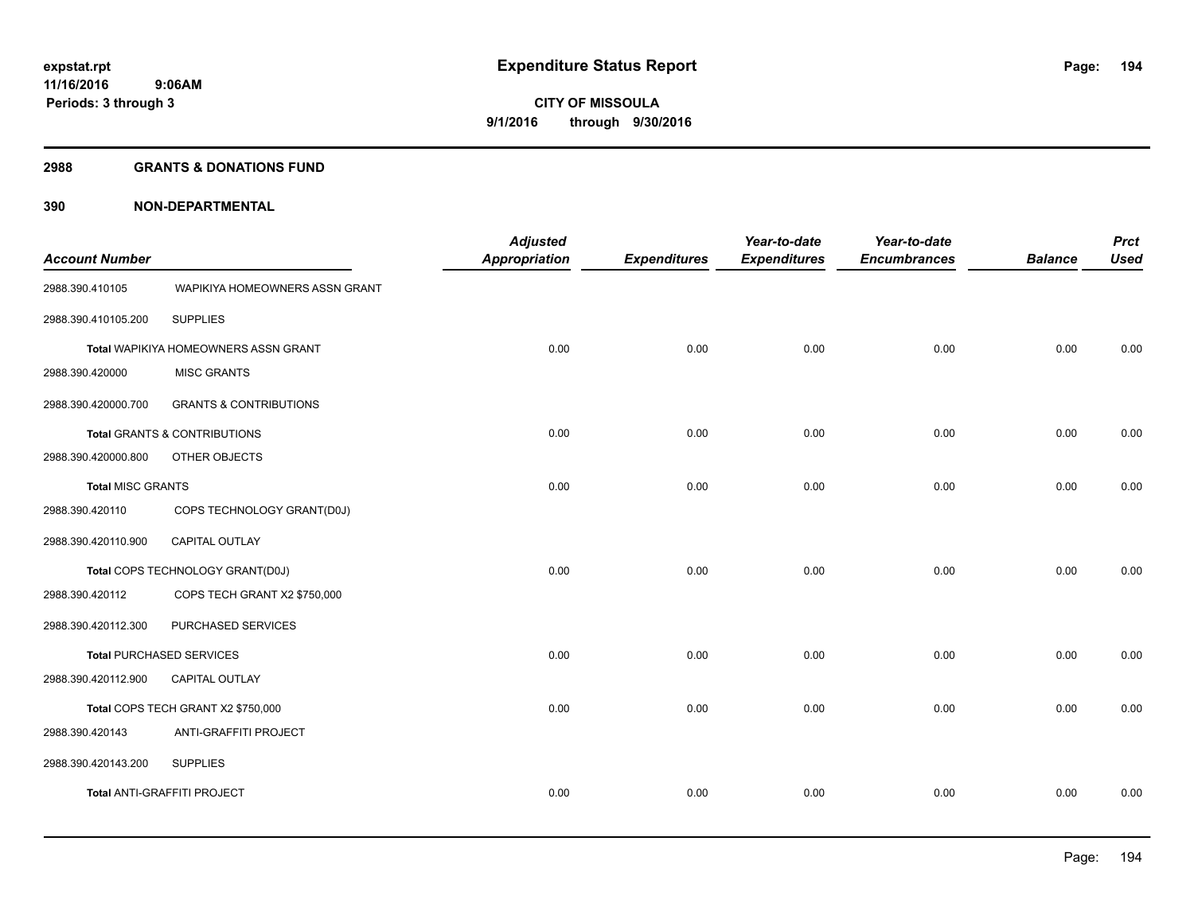# Expenditure Status Report

**CITY OF MISSOULA**

**9/1/2016 through 9/30/2016**

expstat.rpt
11/16/2016 9:06AM
Periods: 3 through 3

## 2988 GRANTS & DONATIONS FUND

### 390 NON-DEPARTMENTAL

| Account Number | | Adjusted Appropriation | Expenditures | Year-to-date Expenditures | Year-to-date Encumbrances | Balance | Prct Used |
|---|---|---|---|---|---|---|---|
| 2988.390.410105 | WAPIKIYA HOMEOWNERS ASSN GRANT | | | | | | |
| 2988.390.410105.200 | SUPPLIES | | | | | | |
| **Total** WAPIKIYA HOMEOWNERS ASSN GRANT | | 0.00 | 0.00 | 0.00 | 0.00 | 0.00 | 0.00 |
| 2988.390.420000 | MISC GRANTS | | | | | | |
| 2988.390.420000.700 | GRANTS & CONTRIBUTIONS | | | | | | |
| **Total** GRANTS & CONTRIBUTIONS | | 0.00 | 0.00 | 0.00 | 0.00 | 0.00 | 0.00 |
| 2988.390.420000.800 | OTHER OBJECTS | | | | | | |
| **Total** MISC GRANTS | | 0.00 | 0.00 | 0.00 | 0.00 | 0.00 | 0.00 |
| 2988.390.420110 | COPS TECHNOLOGY GRANT(D0J) | | | | | | |
| 2988.390.420110.900 | CAPITAL OUTLAY | | | | | | |
| **Total** COPS TECHNOLOGY GRANT(D0J) | | 0.00 | 0.00 | 0.00 | 0.00 | 0.00 | 0.00 |
| 2988.390.420112 | COPS TECH GRANT X2 $750,000 | | | | | | |
| 2988.390.420112.300 | PURCHASED SERVICES | | | | | | |
| **Total** PURCHASED SERVICES | | 0.00 | 0.00 | 0.00 | 0.00 | 0.00 | 0.00 |
| 2988.390.420112.900 | CAPITAL OUTLAY | | | | | | |
| **Total** COPS TECH GRANT X2 $750,000 | | 0.00 | 0.00 | 0.00 | 0.00 | 0.00 | 0.00 |
| 2988.390.420143 | ANTI-GRAFFITI PROJECT | | | | | | |
| 2988.390.420143.200 | SUPPLIES | | | | | | |
| **Total** ANTI-GRAFFITI PROJECT | | 0.00 | 0.00 | 0.00 | 0.00 | 0.00 | 0.00 |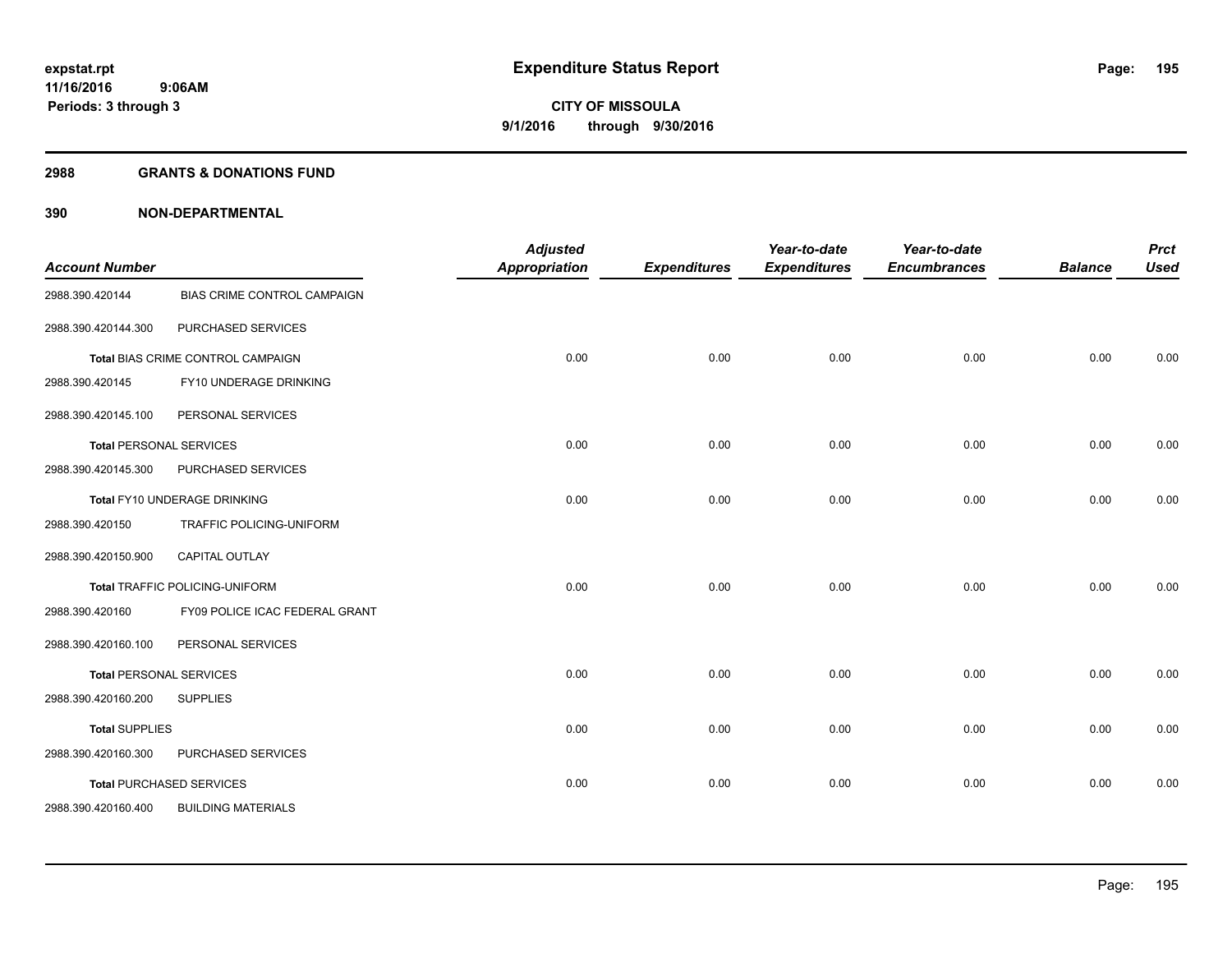# Expenditure Status Report

expstat.rpt
11/16/2016 9:06AM
Periods: 3 through 3

**CITY OF MISSOULA**
**9/1/2016 through 9/30/2016**

## 2988 GRANTS & DONATIONS FUND

## 390 NON-DEPARTMENTAL

| Account Number | | Adjusted Appropriation | Expenditures | Year-to-date Expenditures | Year-to-date Encumbrances | Balance | Prct Used |
|---|---|---|---|---|---|---|---|
| 2988.390.420144 | BIAS CRIME CONTROL CAMPAIGN | | | | | | |
| 2988.390.420144.300 | PURCHASED SERVICES | | | | | | |
| **Total** BIAS CRIME CONTROL CAMPAIGN | | 0.00 | 0.00 | 0.00 | 0.00 | 0.00 | 0.00 |
| 2988.390.420145 | FY10 UNDERAGE DRINKING | | | | | | |
| 2988.390.420145.100 | PERSONAL SERVICES | | | | | | |
| **Total** PERSONAL SERVICES | | 0.00 | 0.00 | 0.00 | 0.00 | 0.00 | 0.00 |
| 2988.390.420145.300 | PURCHASED SERVICES | | | | | | |
| **Total** FY10 UNDERAGE DRINKING | | 0.00 | 0.00 | 0.00 | 0.00 | 0.00 | 0.00 |
| 2988.390.420150 | TRAFFIC POLICING-UNIFORM | | | | | | |
| 2988.390.420150.900 | CAPITAL OUTLAY | | | | | | |
| **Total** TRAFFIC POLICING-UNIFORM | | 0.00 | 0.00 | 0.00 | 0.00 | 0.00 | 0.00 |
| 2988.390.420160 | FY09 POLICE ICAC FEDERAL GRANT | | | | | | |
| 2988.390.420160.100 | PERSONAL SERVICES | | | | | | |
| **Total** PERSONAL SERVICES | | 0.00 | 0.00 | 0.00 | 0.00 | 0.00 | 0.00 |
| 2988.390.420160.200 | SUPPLIES | | | | | | |
| **Total** SUPPLIES | | 0.00 | 0.00 | 0.00 | 0.00 | 0.00 | 0.00 |
| 2988.390.420160.300 | PURCHASED SERVICES | | | | | | |
| **Total** PURCHASED SERVICES | | 0.00 | 0.00 | 0.00 | 0.00 | 0.00 | 0.00 |
| 2988.390.420160.400 | BUILDING MATERIALS | | | | | | |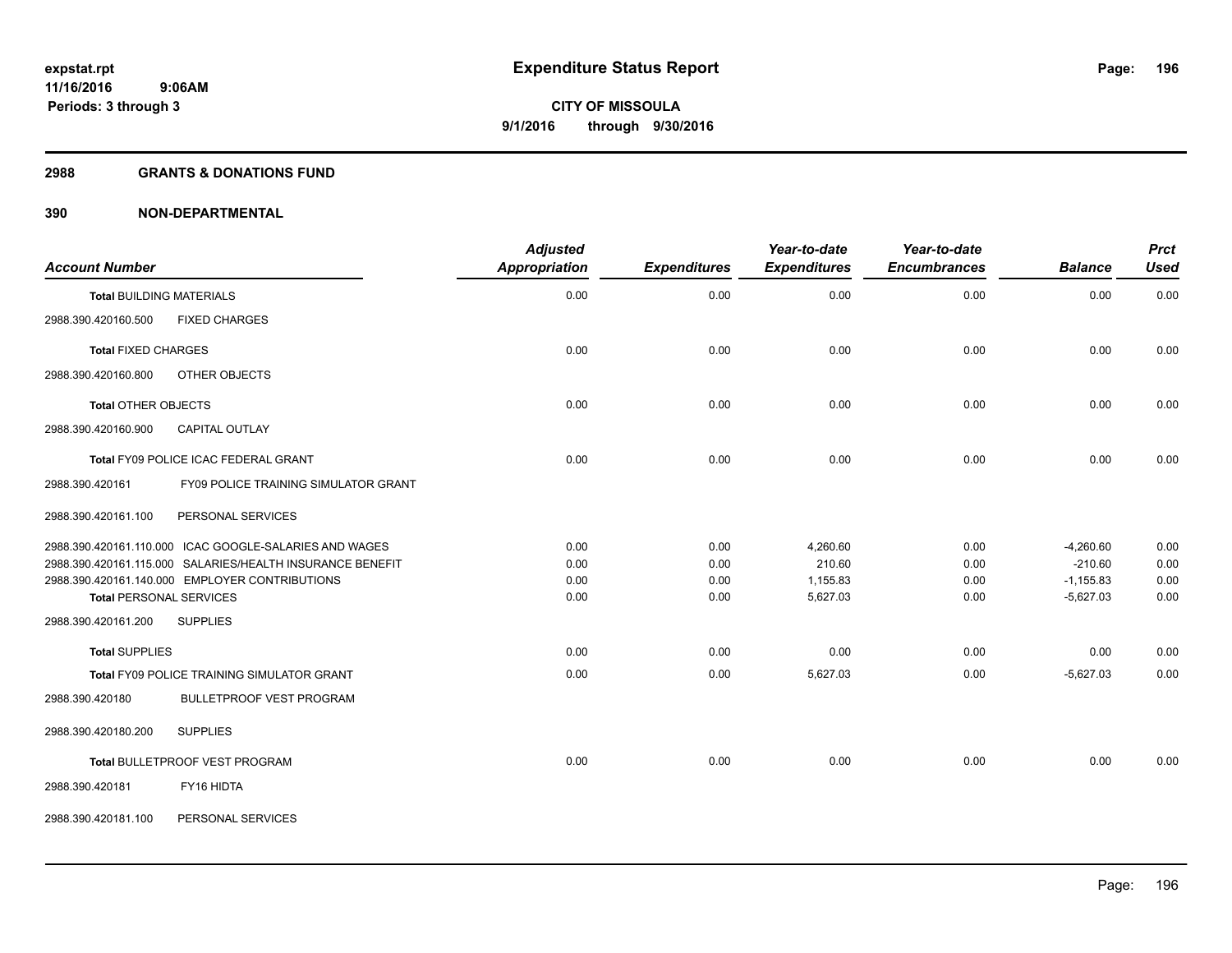expstat.rpt
11/16/2016 9:06AM
Periods: 3 through 3

# Expenditure Status Report

**CITY OF MISSOULA**
**9/1/2016 through 9/30/2016**

## 2988 GRANTS & DONATIONS FUND

## 390 NON-DEPARTMENTAL

| Account Number | Adjusted Appropriation | Expenditures | Year-to-date Expenditures | Year-to-date Encumbrances | Balance | Prct Used |
|---|---|---|---|---|---|---|
| **Total** BUILDING MATERIALS | 0.00 | 0.00 | 0.00 | 0.00 | 0.00 | 0.00 |
| 2988.390.420160.500 FIXED CHARGES | | | | | | |
| **Total** FIXED CHARGES | 0.00 | 0.00 | 0.00 | 0.00 | 0.00 | 0.00 |
| 2988.390.420160.800 OTHER OBJECTS | | | | | | |
| **Total** OTHER OBJECTS | 0.00 | 0.00 | 0.00 | 0.00 | 0.00 | 0.00 |
| 2988.390.420160.900 CAPITAL OUTLAY | | | | | | |
| **Total** FY09 POLICE ICAC FEDERAL GRANT | 0.00 | 0.00 | 0.00 | 0.00 | 0.00 | 0.00 |
| 2988.390.420161 FY09 POLICE TRAINING SIMULATOR GRANT | | | | | | |
| 2988.390.420161.100 PERSONAL SERVICES | | | | | | |
| 2988.390.420161.110.000 ICAC GOOGLE-SALARIES AND WAGES | 0.00 | 0.00 | 4,260.60 | 0.00 | -4,260.60 | 0.00 |
| 2988.390.420161.115.000 SALARIES/HEALTH INSURANCE BENEFIT | 0.00 | 0.00 | 210.60 | 0.00 | -210.60 | 0.00 |
| 2988.390.420161.140.000 EMPLOYER CONTRIBUTIONS | 0.00 | 0.00 | 1,155.83 | 0.00 | -1,155.83 | 0.00 |
| **Total** PERSONAL SERVICES | 0.00 | 0.00 | 5,627.03 | 0.00 | -5,627.03 | 0.00 |
| 2988.390.420161.200 SUPPLIES | | | | | | |
| **Total** SUPPLIES | 0.00 | 0.00 | 0.00 | 0.00 | 0.00 | 0.00 |
| **Total** FY09 POLICE TRAINING SIMULATOR GRANT | 0.00 | 0.00 | 5,627.03 | 0.00 | -5,627.03 | 0.00 |
| 2988.390.420180 BULLETPROOF VEST PROGRAM | | | | | | |
| 2988.390.420180.200 SUPPLIES | | | | | | |
| **Total** BULLETPROOF VEST PROGRAM | 0.00 | 0.00 | 0.00 | 0.00 | 0.00 | 0.00 |
| 2988.390.420181 FY16 HIDTA | | | | | | |
| 2988.390.420181.100 PERSONAL SERVICES | | | | | | |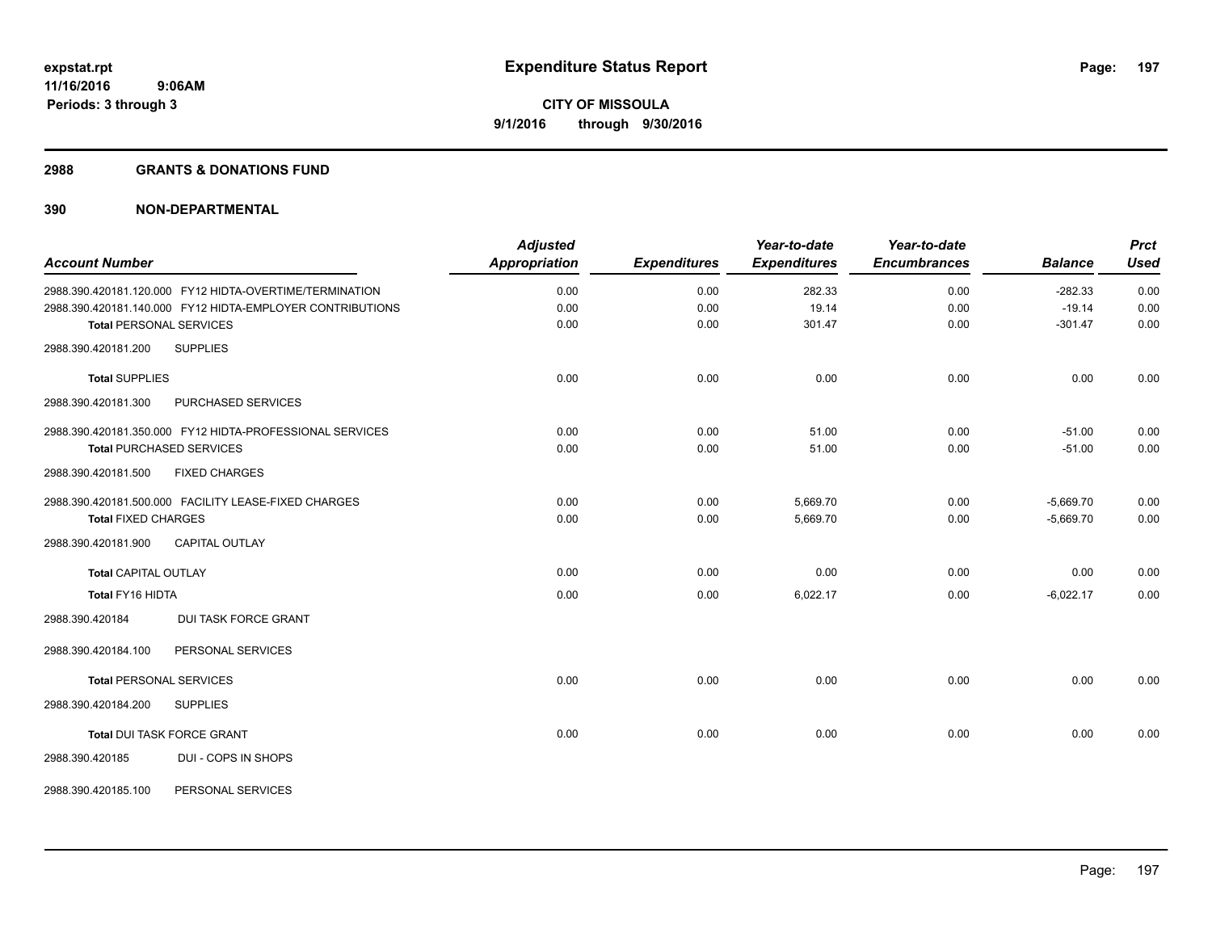**expstat.rpt**
**11/16/2016 9:06AM**
**Periods: 3 through 3**

# Expenditure Status Report

**CITY OF MISSOULA**
**9/1/2016 through 9/30/2016**

## 2988 GRANTS & DONATIONS FUND

## 390 NON-DEPARTMENTAL

| Account Number | Adjusted Appropriation | Expenditures | Year-to-date Expenditures | Year-to-date Encumbrances | Balance | Prct Used |
|---|---|---|---|---|---|---|
| 2988.390.420181.120.000 FY12 HIDTA-OVERTIME/TERMINATION | 0.00 | 0.00 | 282.33 | 0.00 | -282.33 | 0.00 |
| 2988.390.420181.140.000 FY12 HIDTA-EMPLOYER CONTRIBUTIONS | 0.00 | 0.00 | 19.14 | 0.00 | -19.14 | 0.00 |
| **Total** PERSONAL SERVICES | 0.00 | 0.00 | 301.47 | 0.00 | -301.47 | 0.00 |
| 2988.390.420181.200 SUPPLIES | | | | | | |
| **Total** SUPPLIES | 0.00 | 0.00 | 0.00 | 0.00 | 0.00 | 0.00 |
| 2988.390.420181.300 PURCHASED SERVICES | | | | | | |
| 2988.390.420181.350.000 FY12 HIDTA-PROFESSIONAL SERVICES | 0.00 | 0.00 | 51.00 | 0.00 | -51.00 | 0.00 |
| **Total** PURCHASED SERVICES | 0.00 | 0.00 | 51.00 | 0.00 | -51.00 | 0.00 |
| 2988.390.420181.500 FIXED CHARGES | | | | | | |
| 2988.390.420181.500.000 FACILITY LEASE-FIXED CHARGES | 0.00 | 0.00 | 5,669.70 | 0.00 | -5,669.70 | 0.00 |
| **Total** FIXED CHARGES | 0.00 | 0.00 | 5,669.70 | 0.00 | -5,669.70 | 0.00 |
| 2988.390.420181.900 CAPITAL OUTLAY | | | | | | |
| **Total** CAPITAL OUTLAY | 0.00 | 0.00 | 0.00 | 0.00 | 0.00 | 0.00 |
| **Total** FY16 HIDTA | 0.00 | 0.00 | 6,022.17 | 0.00 | -6,022.17 | 0.00 |
| 2988.390.420184 DUI TASK FORCE GRANT | | | | | | |
| 2988.390.420184.100 PERSONAL SERVICES | | | | | | |
| **Total** PERSONAL SERVICES | 0.00 | 0.00 | 0.00 | 0.00 | 0.00 | 0.00 |
| 2988.390.420184.200 SUPPLIES | | | | | | |
| **Total** DUI TASK FORCE GRANT | 0.00 | 0.00 | 0.00 | 0.00 | 0.00 | 0.00 |
| 2988.390.420185 DUI - COPS IN SHOPS | | | | | | |
| 2988.390.420185.100 PERSONAL SERVICES | | | | | | |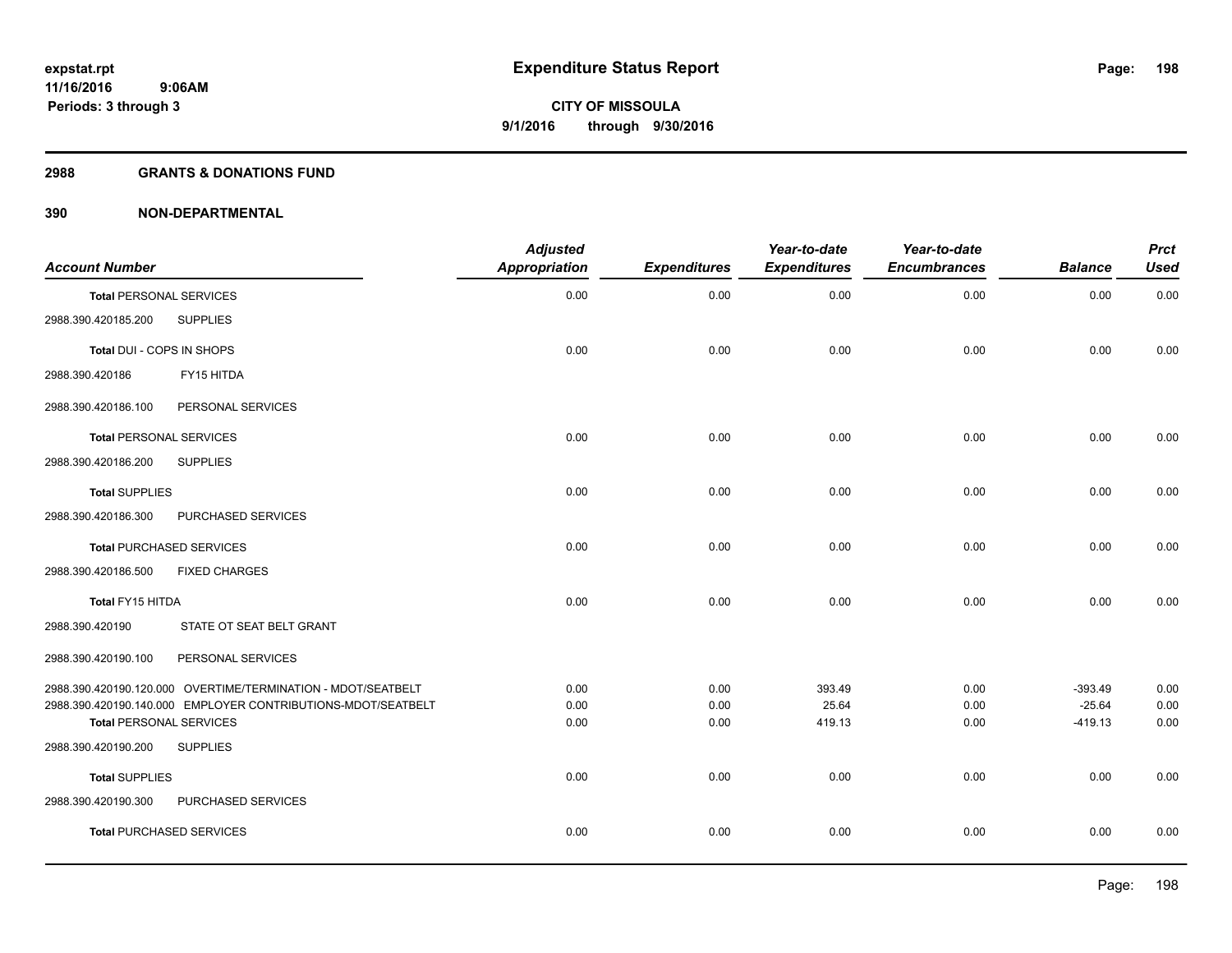# Expenditure Status Report

expstat.rpt
11/16/2016 9:06AM
Periods: 3 through 3

**CITY OF MISSOULA**
**9/1/2016 through 9/30/2016**

**2988 GRANTS & DONATIONS FUND**

**390 NON-DEPARTMENTAL**

| Account Number | | Adjusted Appropriation | Expenditures | Year-to-date Expenditures | Year-to-date Encumbrances | Balance | Prct Used |
|---|---|---|---|---|---|---|---|
| **Total PERSONAL SERVICES** | | 0.00 | 0.00 | 0.00 | 0.00 | 0.00 | 0.00 |
| 2988.390.420185.200 | SUPPLIES | | | | | | |
| **Total DUI - COPS IN SHOPS** | | 0.00 | 0.00 | 0.00 | 0.00 | 0.00 | 0.00 |
| 2988.390.420186 | FY15 HITDA | | | | | | |
| 2988.390.420186.100 | PERSONAL SERVICES | | | | | | |
| **Total PERSONAL SERVICES** | | 0.00 | 0.00 | 0.00 | 0.00 | 0.00 | 0.00 |
| 2988.390.420186.200 | SUPPLIES | | | | | | |
| **Total SUPPLIES** | | 0.00 | 0.00 | 0.00 | 0.00 | 0.00 | 0.00 |
| 2988.390.420186.300 | PURCHASED SERVICES | | | | | | |
| **Total PURCHASED SERVICES** | | 0.00 | 0.00 | 0.00 | 0.00 | 0.00 | 0.00 |
| 2988.390.420186.500 | FIXED CHARGES | | | | | | |
| **Total FY15 HITDA** | | 0.00 | 0.00 | 0.00 | 0.00 | 0.00 | 0.00 |
| 2988.390.420190 | STATE OT SEAT BELT GRANT | | | | | | |
| 2988.390.420190.100 | PERSONAL SERVICES | | | | | | |
| 2988.390.420190.120.000 | OVERTIME/TERMINATION - MDOT/SEATBELT | 0.00 | 0.00 | 393.49 | 0.00 | -393.49 | 0.00 |
| 2988.390.420190.140.000 | EMPLOYER CONTRIBUTIONS-MDOT/SEATBELT | 0.00 | 0.00 | 25.64 | 0.00 | -25.64 | 0.00 |
| **Total PERSONAL SERVICES** | | 0.00 | 0.00 | 419.13 | 0.00 | -419.13 | 0.00 |
| 2988.390.420190.200 | SUPPLIES | | | | | | |
| **Total SUPPLIES** | | 0.00 | 0.00 | 0.00 | 0.00 | 0.00 | 0.00 |
| 2988.390.420190.300 | PURCHASED SERVICES | | | | | | |
| **Total PURCHASED SERVICES** | | 0.00 | 0.00 | 0.00 | 0.00 | 0.00 | 0.00 |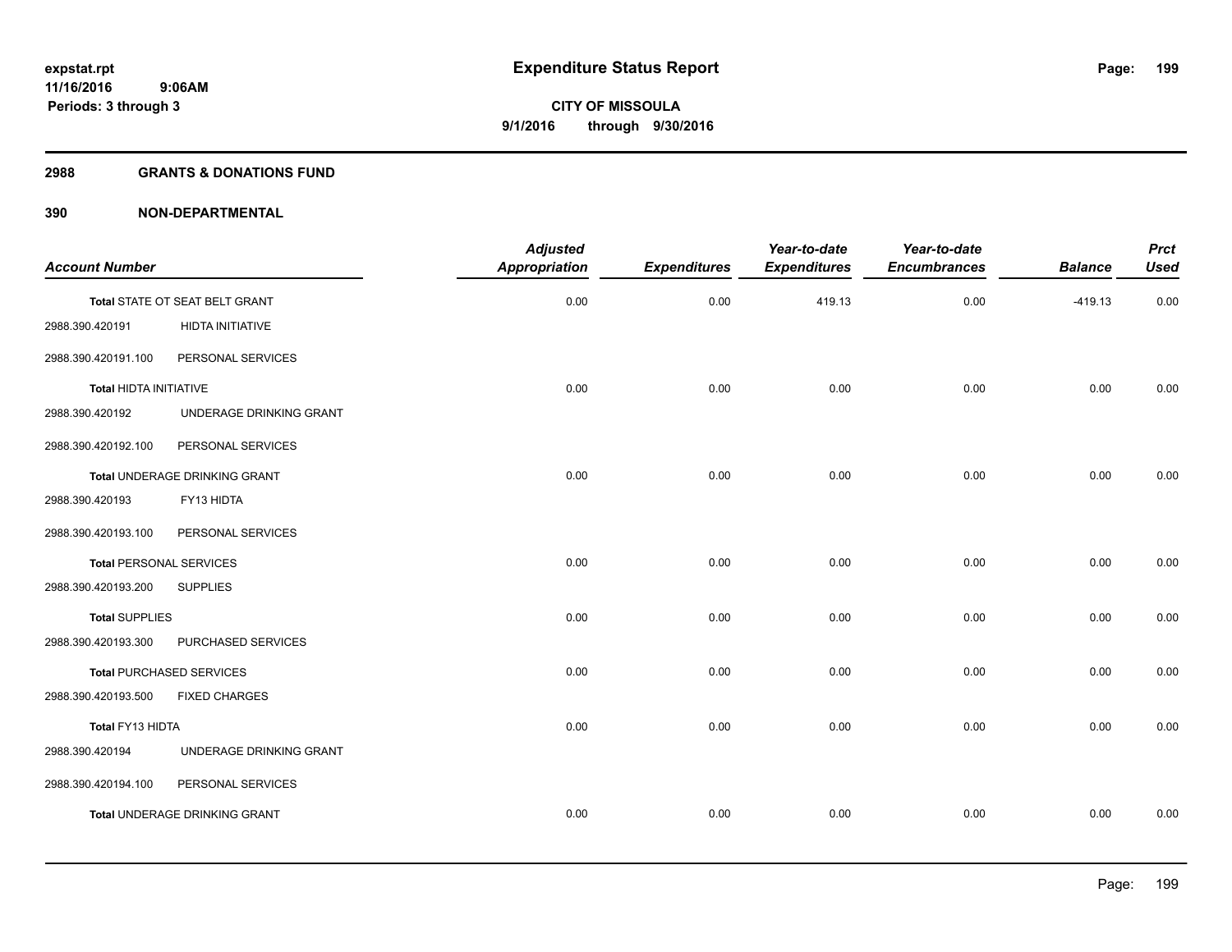# Expenditure Status Report

expstat.rpt
11/16/2016 9:06AM
Periods: 3 through 3

**CITY OF MISSOULA**
**9/1/2016 through 9/30/2016**

## 2988 GRANTS & DONATIONS FUND

### 390 NON-DEPARTMENTAL

| Account Number | | Adjusted Appropriation | Expenditures | Year-to-date Expenditures | Year-to-date Encumbrances | Balance | Prct Used |
|---|---|---|---|---|---|---|---|
| Total STATE OT SEAT BELT GRANT | | 0.00 | 0.00 | 419.13 | 0.00 | -419.13 | 0.00 |
| 2988.390.420191 | HIDTA INITIATIVE | | | | | | |
| 2988.390.420191.100 | PERSONAL SERVICES | | | | | | |
| Total HIDTA INITIATIVE | | 0.00 | 0.00 | 0.00 | 0.00 | 0.00 | 0.00 |
| 2988.390.420192 | UNDERAGE DRINKING GRANT | | | | | | |
| 2988.390.420192.100 | PERSONAL SERVICES | | | | | | |
| Total UNDERAGE DRINKING GRANT | | 0.00 | 0.00 | 0.00 | 0.00 | 0.00 | 0.00 |
| 2988.390.420193 | FY13 HIDTA | | | | | | |
| 2988.390.420193.100 | PERSONAL SERVICES | | | | | | |
| Total PERSONAL SERVICES | | 0.00 | 0.00 | 0.00 | 0.00 | 0.00 | 0.00 |
| 2988.390.420193.200 | SUPPLIES | | | | | | |
| Total SUPPLIES | | 0.00 | 0.00 | 0.00 | 0.00 | 0.00 | 0.00 |
| 2988.390.420193.300 | PURCHASED SERVICES | | | | | | |
| Total PURCHASED SERVICES | | 0.00 | 0.00 | 0.00 | 0.00 | 0.00 | 0.00 |
| 2988.390.420193.500 | FIXED CHARGES | | | | | | |
| Total FY13 HIDTA | | 0.00 | 0.00 | 0.00 | 0.00 | 0.00 | 0.00 |
| 2988.390.420194 | UNDERAGE DRINKING GRANT | | | | | | |
| 2988.390.420194.100 | PERSONAL SERVICES | | | | | | |
| Total UNDERAGE DRINKING GRANT | | 0.00 | 0.00 | 0.00 | 0.00 | 0.00 | 0.00 |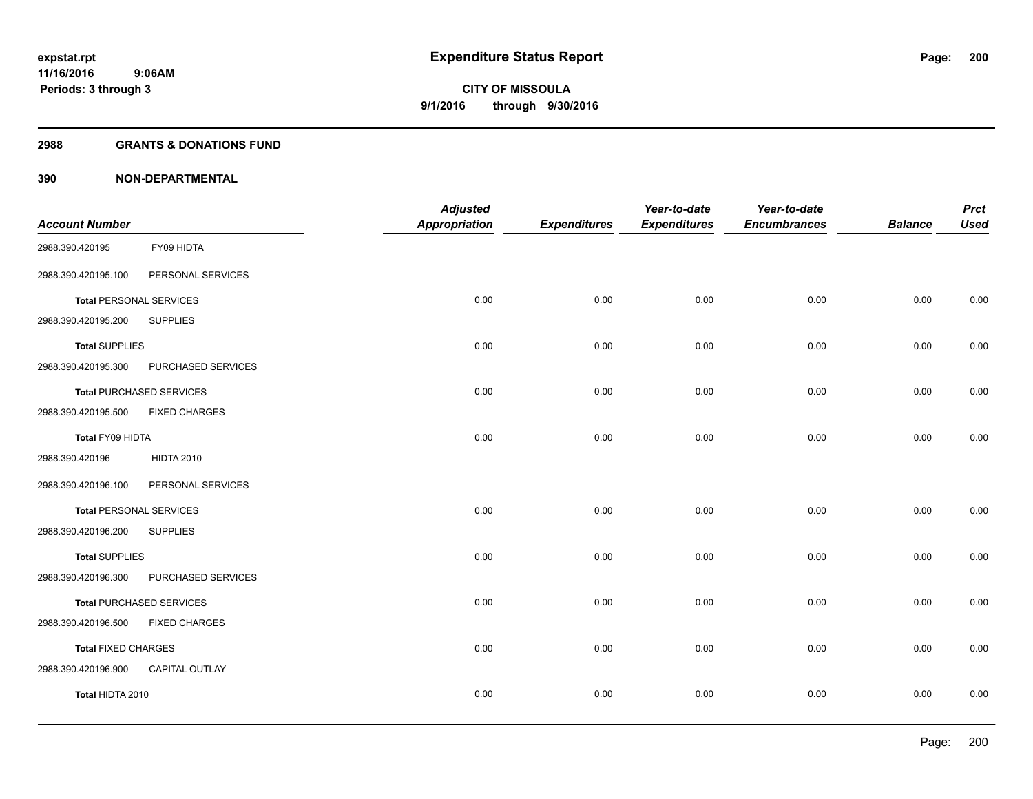# Expenditure Status Report

**CITY OF MISSOULA**

**9/1/2016 through 9/30/2016**

expstat.rpt
11/16/2016 9:06AM
Periods: 3 through 3

## 2988 GRANTS & DONATIONS FUND

### 390 NON-DEPARTMENTAL

| Account Number | | Adjusted Appropriation | Expenditures | Year-to-date Expenditures | Year-to-date Encumbrances | Balance | Prct Used |
|---|---|---|---|---|---|---|---|
| 2988.390.420195 | FY09 HIDTA | | | | | | |
| 2988.390.420195.100 | PERSONAL SERVICES | | | | | | |
| **Total** PERSONAL SERVICES | | 0.00 | 0.00 | 0.00 | 0.00 | 0.00 | 0.00 |
| 2988.390.420195.200 | SUPPLIES | | | | | | |
| **Total** SUPPLIES | | 0.00 | 0.00 | 0.00 | 0.00 | 0.00 | 0.00 |
| 2988.390.420195.300 | PURCHASED SERVICES | | | | | | |
| **Total** PURCHASED SERVICES | | 0.00 | 0.00 | 0.00 | 0.00 | 0.00 | 0.00 |
| 2988.390.420195.500 | FIXED CHARGES | | | | | | |
| **Total FY09 HIDTA** | | 0.00 | 0.00 | 0.00 | 0.00 | 0.00 | 0.00 |
| 2988.390.420196 | HIDTA 2010 | | | | | | |
| 2988.390.420196.100 | PERSONAL SERVICES | | | | | | |
| **Total** PERSONAL SERVICES | | 0.00 | 0.00 | 0.00 | 0.00 | 0.00 | 0.00 |
| 2988.390.420196.200 | SUPPLIES | | | | | | |
| **Total** SUPPLIES | | 0.00 | 0.00 | 0.00 | 0.00 | 0.00 | 0.00 |
| 2988.390.420196.300 | PURCHASED SERVICES | | | | | | |
| **Total** PURCHASED SERVICES | | 0.00 | 0.00 | 0.00 | 0.00 | 0.00 | 0.00 |
| 2988.390.420196.500 | FIXED CHARGES | | | | | | |
| **Total** FIXED CHARGES | | 0.00 | 0.00 | 0.00 | 0.00 | 0.00 | 0.00 |
| 2988.390.420196.900 | CAPITAL OUTLAY | | | | | | |
| **Total HIDTA 2010** | | 0.00 | 0.00 | 0.00 | 0.00 | 0.00 | 0.00 |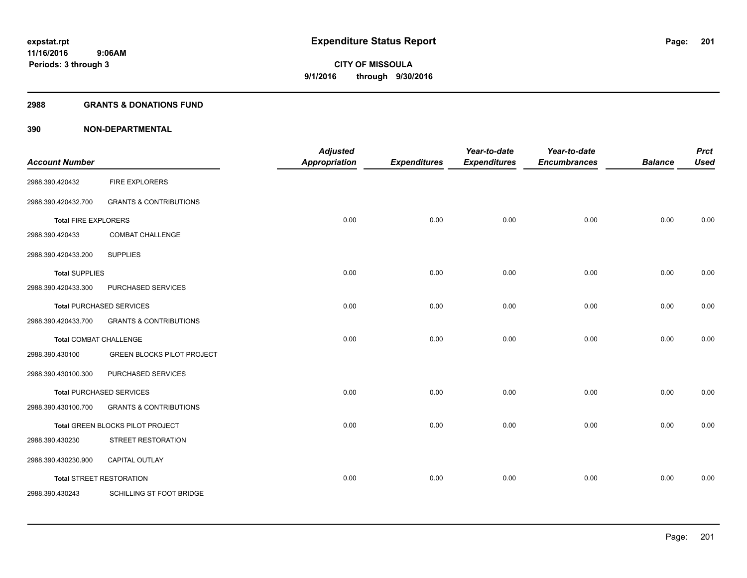# Expenditure Status Report

**CITY OF MISSOULA**
**9/1/2016 through 9/30/2016**

expstat.rpt
11/16/2016 9:06AM
Periods: 3 through 3

## 2988 GRANTS & DONATIONS FUND

### 390 NON-DEPARTMENTAL

| Account Number | | Adjusted Appropriation | Expenditures | Year-to-date Expenditures | Year-to-date Encumbrances | Balance | Prct Used |
|---|---|---|---|---|---|---|---|
| 2988.390.420432 | FIRE EXPLORERS | | | | | | |
| 2988.390.420432.700 | GRANTS & CONTRIBUTIONS | | | | | | |
| **Total** FIRE EXPLORERS | | 0.00 | 0.00 | 0.00 | 0.00 | 0.00 | 0.00 |
| 2988.390.420433 | COMBAT CHALLENGE | | | | | | |
| 2988.390.420433.200 | SUPPLIES | | | | | | |
| **Total** SUPPLIES | | 0.00 | 0.00 | 0.00 | 0.00 | 0.00 | 0.00 |
| 2988.390.420433.300 | PURCHASED SERVICES | | | | | | |
| **Total** PURCHASED SERVICES | | 0.00 | 0.00 | 0.00 | 0.00 | 0.00 | 0.00 |
| 2988.390.420433.700 | GRANTS & CONTRIBUTIONS | | | | | | |
| **Total** COMBAT CHALLENGE | | 0.00 | 0.00 | 0.00 | 0.00 | 0.00 | 0.00 |
| 2988.390.430100 | GREEN BLOCKS PILOT PROJECT | | | | | | |
| 2988.390.430100.300 | PURCHASED SERVICES | | | | | | |
| **Total** PURCHASED SERVICES | | 0.00 | 0.00 | 0.00 | 0.00 | 0.00 | 0.00 |
| 2988.390.430100.700 | GRANTS & CONTRIBUTIONS | | | | | | |
| **Total** GREEN BLOCKS PILOT PROJECT | | 0.00 | 0.00 | 0.00 | 0.00 | 0.00 | 0.00 |
| 2988.390.430230 | STREET RESTORATION | | | | | | |
| 2988.390.430230.900 | CAPITAL OUTLAY | | | | | | |
| **Total** STREET RESTORATION | | 0.00 | 0.00 | 0.00 | 0.00 | 0.00 | 0.00 |
| 2988.390.430243 | SCHILLING ST FOOT BRIDGE | | | | | | |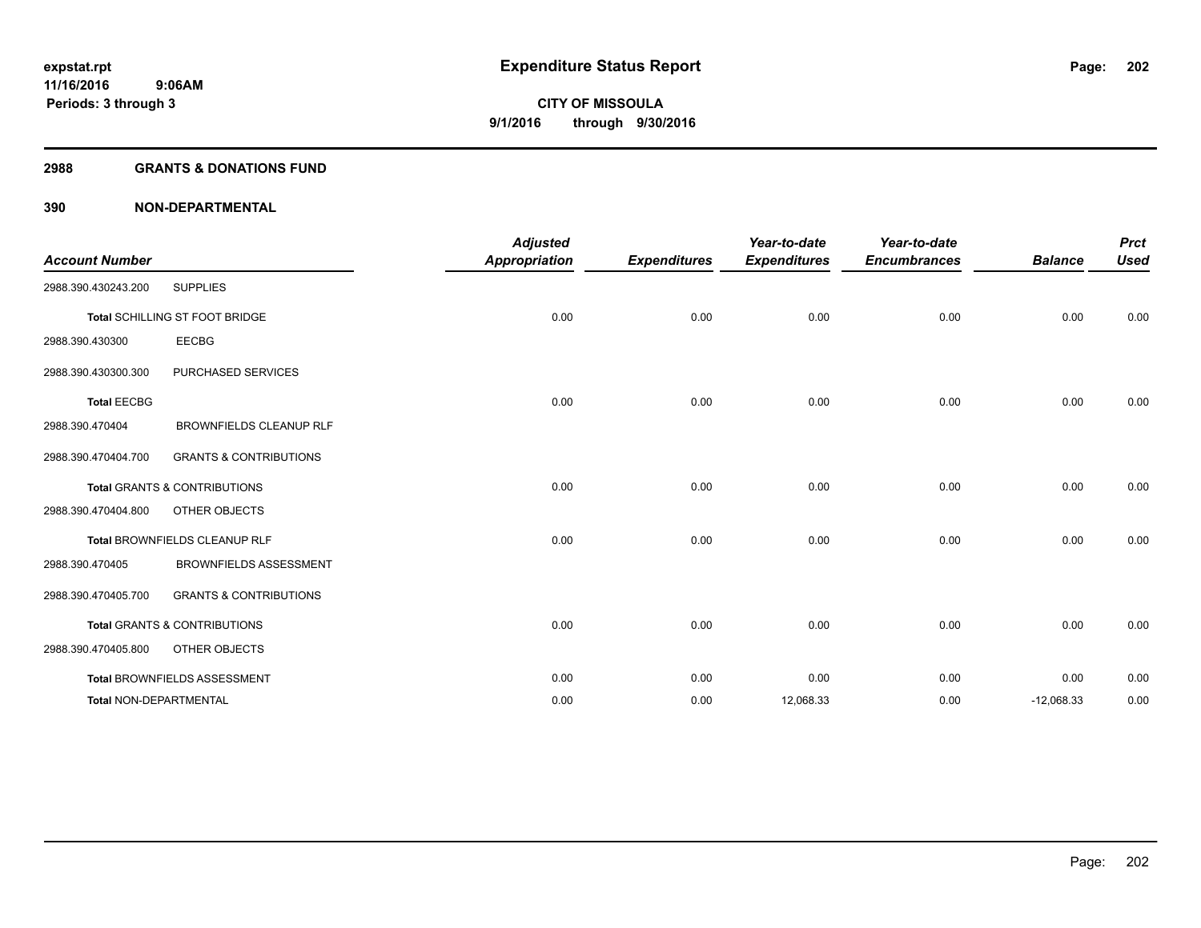# Expenditure Status Report

**CITY OF MISSOULA**

**9/1/2016 through 9/30/2016**

expstat.rpt
11/16/2016 9:06AM
Periods: 3 through 3

## 2988 GRANTS & DONATIONS FUND

### 390 NON-DEPARTMENTAL

| Account Number | | Adjusted Appropriation | Expenditures | Year-to-date Expenditures | Year-to-date Encumbrances | Balance | Prct Used |
|---|---|---|---|---|---|---|---|
| 2988.390.430243.200 | SUPPLIES | | | | | | |
| **Total** SCHILLING ST FOOT BRIDGE | | 0.00 | 0.00 | 0.00 | 0.00 | 0.00 | 0.00 |
| 2988.390.430300 | EECBG | | | | | | |
| 2988.390.430300.300 | PURCHASED SERVICES | | | | | | |
| **Total** EECBG | | 0.00 | 0.00 | 0.00 | 0.00 | 0.00 | 0.00 |
| 2988.390.470404 | BROWNFIELDS CLEANUP RLF | | | | | | |
| 2988.390.470404.700 | GRANTS & CONTRIBUTIONS | | | | | | |
| **Total** GRANTS & CONTRIBUTIONS | | 0.00 | 0.00 | 0.00 | 0.00 | 0.00 | 0.00 |
| 2988.390.470404.800 | OTHER OBJECTS | | | | | | |
| **Total** BROWNFIELDS CLEANUP RLF | | 0.00 | 0.00 | 0.00 | 0.00 | 0.00 | 0.00 |
| 2988.390.470405 | BROWNFIELDS ASSESSMENT | | | | | | |
| 2988.390.470405.700 | GRANTS & CONTRIBUTIONS | | | | | | |
| **Total** GRANTS & CONTRIBUTIONS | | 0.00 | 0.00 | 0.00 | 0.00 | 0.00 | 0.00 |
| 2988.390.470405.800 | OTHER OBJECTS | | | | | | |
| **Total** BROWNFIELDS ASSESSMENT | | 0.00 | 0.00 | 0.00 | 0.00 | 0.00 | 0.00 |
| **Total NON-DEPARTMENTAL** | | 0.00 | 0.00 | 12,068.33 | 0.00 | -12,068.33 | 0.00 |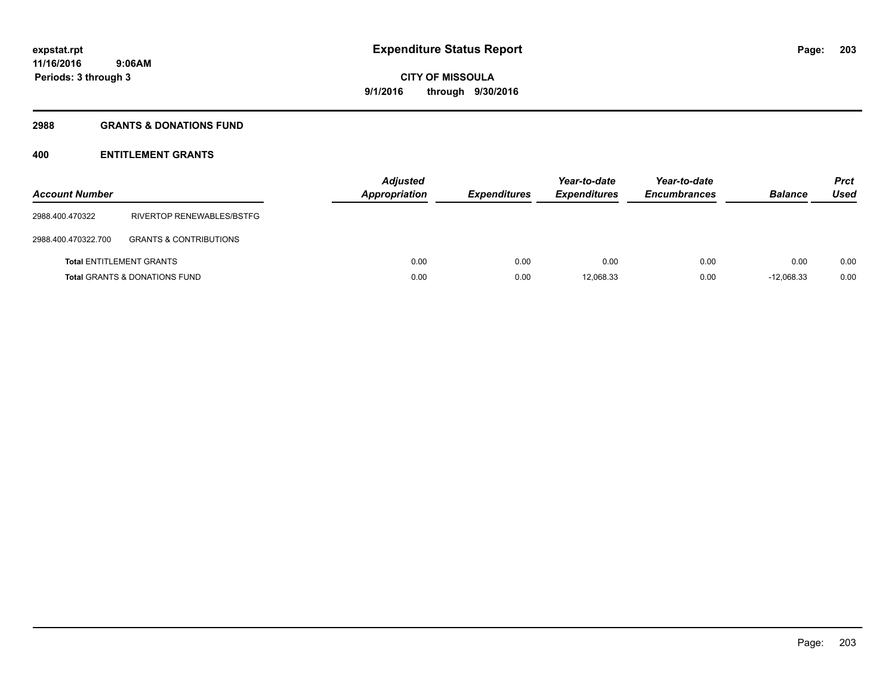**expstat.rpt**
**11/16/2016 9:06AM**
**Periods: 3 through 3**

# Expenditure Status Report

**CITY OF MISSOULA**
**9/1/2016 through 9/30/2016**

## 2988 GRANTS & DONATIONS FUND

### 400 ENTITLEMENT GRANTS

| Account Number | | Adjusted Appropriation | Expenditures | Year-to-date Expenditures | Year-to-date Encumbrances | Balance | Prct Used |
|---|---|---|---|---|---|---|---|
| 2988.400.470322 | RIVERTOP RENEWABLES/BSTFG | | | | | | |
| 2988.400.470322.700 | GRANTS & CONTRIBUTIONS | | | | | | |
| **Total** ENTITLEMENT GRANTS | | 0.00 | 0.00 | 0.00 | 0.00 | 0.00 | 0.00 |
| **Total** GRANTS & DONATIONS FUND | | 0.00 | 0.00 | 12,068.33 | 0.00 | -12,068.33 | 0.00 |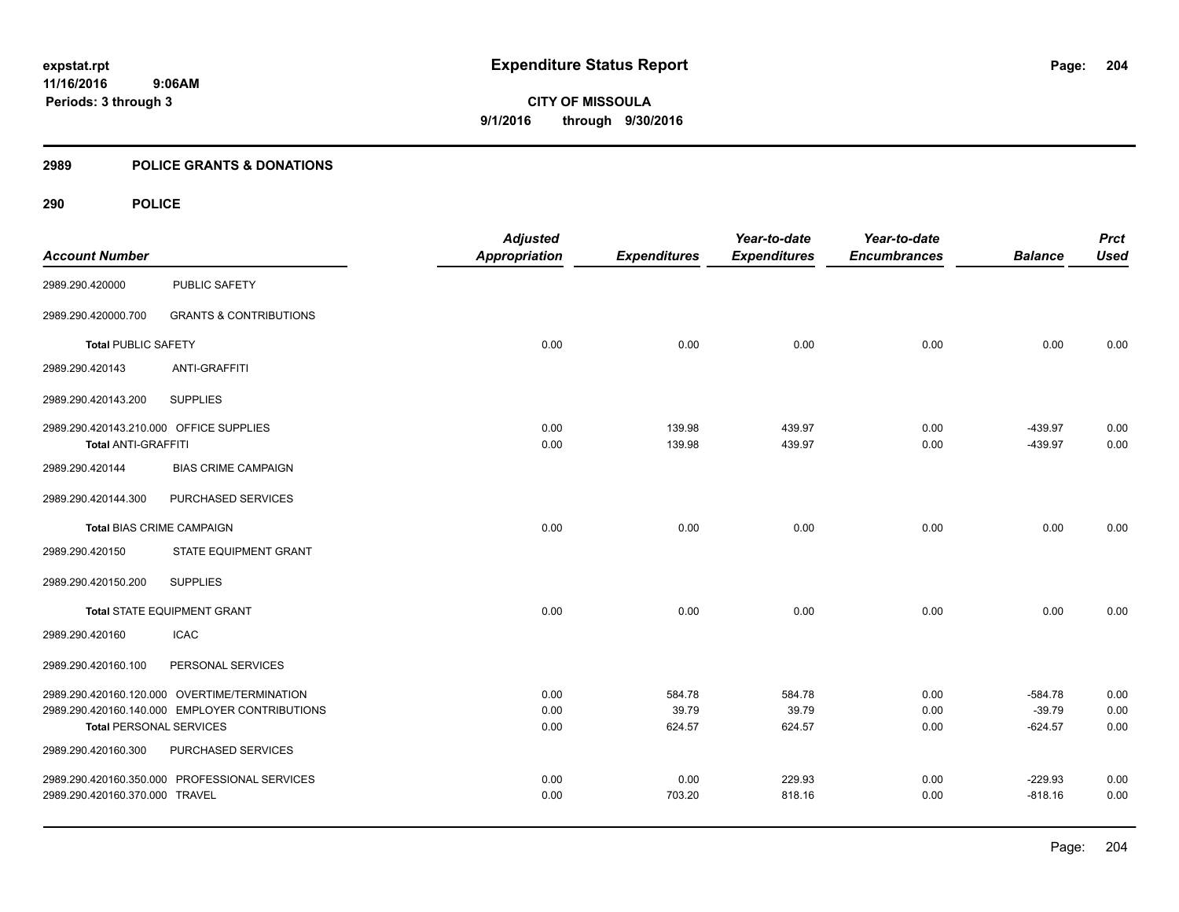# Expenditure Status Report

expstat.rpt
11/16/2016 9:06AM
Periods: 3 through 3

**CITY OF MISSOULA**
**9/1/2016 through 9/30/2016**

## 2989 POLICE GRANTS & DONATIONS

### 290 POLICE

| Account Number | | Adjusted Appropriation | Expenditures | Year-to-date Expenditures | Year-to-date Encumbrances | Balance | Prct Used |
|---|---|---|---|---|---|---|---|
| 2989.290.420000 | PUBLIC SAFETY | | | | | | |
| 2989.290.420000.700 | GRANTS & CONTRIBUTIONS | | | | | | |
| **Total** PUBLIC SAFETY | | 0.00 | 0.00 | 0.00 | 0.00 | 0.00 | 0.00 |
| 2989.290.420143 | ANTI-GRAFFITI | | | | | | |
| 2989.290.420143.200 | SUPPLIES | | | | | | |
| 2989.290.420143.210.000 | OFFICE SUPPLIES | 0.00 | 139.98 | 439.97 | 0.00 | -439.97 | 0.00 |
| **Total** ANTI-GRAFFITI | | 0.00 | 139.98 | 439.97 | 0.00 | -439.97 | 0.00 |
| 2989.290.420144 | BIAS CRIME CAMPAIGN | | | | | | |
| 2989.290.420144.300 | PURCHASED SERVICES | | | | | | |
| **Total** BIAS CRIME CAMPAIGN | | 0.00 | 0.00 | 0.00 | 0.00 | 0.00 | 0.00 |
| 2989.290.420150 | STATE EQUIPMENT GRANT | | | | | | |
| 2989.290.420150.200 | SUPPLIES | | | | | | |
| **Total** STATE EQUIPMENT GRANT | | 0.00 | 0.00 | 0.00 | 0.00 | 0.00 | 0.00 |
| 2989.290.420160 | ICAC | | | | | | |
| 2989.290.420160.100 | PERSONAL SERVICES | | | | | | |
| 2989.290.420160.120.000 | OVERTIME/TERMINATION | 0.00 | 584.78 | 584.78 | 0.00 | -584.78 | 0.00 |
| 2989.290.420160.140.000 | EMPLOYER CONTRIBUTIONS | 0.00 | 39.79 | 39.79 | 0.00 | -39.79 | 0.00 |
| **Total** PERSONAL SERVICES | | 0.00 | 624.57 | 624.57 | 0.00 | -624.57 | 0.00 |
| 2989.290.420160.300 | PURCHASED SERVICES | | | | | | |
| 2989.290.420160.350.000 | PROFESSIONAL SERVICES | 0.00 | 0.00 | 229.93 | 0.00 | -229.93 | 0.00 |
| 2989.290.420160.370.000 | TRAVEL | 0.00 | 703.20 | 818.16 | 0.00 | -818.16 | 0.00 |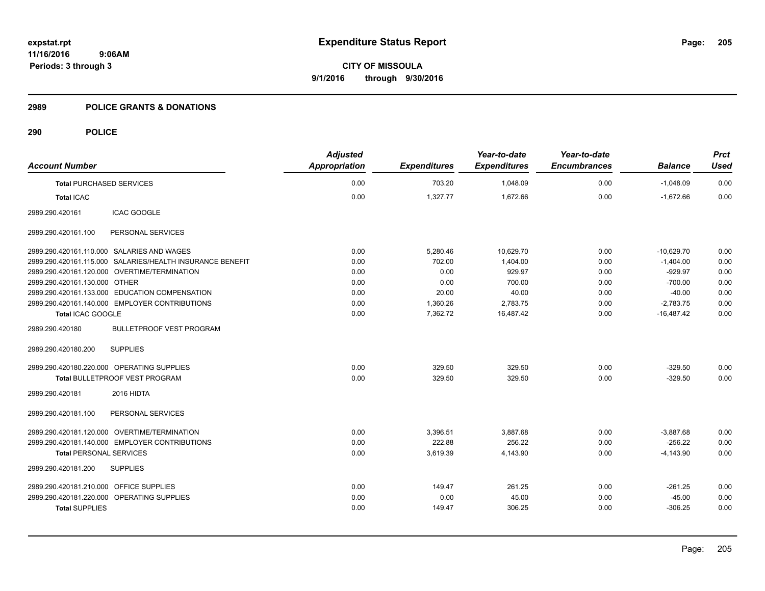# Expenditure Status Report

**CITY OF MISSOULA**
**9/1/2016 through 9/30/2016**

expstat.rpt
11/16/2016 9:06AM
Periods: 3 through 3

## 2989 POLICE GRANTS & DONATIONS

## 290 POLICE

| Account Number | Adjusted Appropriation | Expenditures | Year-to-date Expenditures | Year-to-date Encumbrances | Balance | Prct Used |
|---|---|---|---|---|---|---|
| **Total PURCHASED SERVICES** | 0.00 | 703.20 | 1,048.09 | 0.00 | -1,048.09 | 0.00 |
| **Total ICAC** | 0.00 | 1,327.77 | 1,672.66 | 0.00 | -1,672.66 | 0.00 |
| 2989.290.420161 ICAC GOOGLE | | | | | | |
| 2989.290.420161.100 PERSONAL SERVICES | | | | | | |
| 2989.290.420161.110.000 SALARIES AND WAGES | 0.00 | 5,280.46 | 10,629.70 | 0.00 | -10,629.70 | 0.00 |
| 2989.290.420161.115.000 SALARIES/HEALTH INSURANCE BENEFIT | 0.00 | 702.00 | 1,404.00 | 0.00 | -1,404.00 | 0.00 |
| 2989.290.420161.120.000 OVERTIME/TERMINATION | 0.00 | 0.00 | 929.97 | 0.00 | -929.97 | 0.00 |
| 2989.290.420161.130.000 OTHER | 0.00 | 0.00 | 700.00 | 0.00 | -700.00 | 0.00 |
| 2989.290.420161.133.000 EDUCATION COMPENSATION | 0.00 | 20.00 | 40.00 | 0.00 | -40.00 | 0.00 |
| 2989.290.420161.140.000 EMPLOYER CONTRIBUTIONS | 0.00 | 1,360.26 | 2,783.75 | 0.00 | -2,783.75 | 0.00 |
| **Total ICAC GOOGLE** | 0.00 | 7,362.72 | 16,487.42 | 0.00 | -16,487.42 | 0.00 |
| 2989.290.420180 BULLETPROOF VEST PROGRAM | | | | | | |
| 2989.290.420180.200 SUPPLIES | | | | | | |
| 2989.290.420180.220.000 OPERATING SUPPLIES | 0.00 | 329.50 | 329.50 | 0.00 | -329.50 | 0.00 |
| **Total BULLETPROOF VEST PROGRAM** | 0.00 | 329.50 | 329.50 | 0.00 | -329.50 | 0.00 |
| 2989.290.420181 2016 HIDTA | | | | | | |
| 2989.290.420181.100 PERSONAL SERVICES | | | | | | |
| 2989.290.420181.120.000 OVERTIME/TERMINATION | 0.00 | 3,396.51 | 3,887.68 | 0.00 | -3,887.68 | 0.00 |
| 2989.290.420181.140.000 EMPLOYER CONTRIBUTIONS | 0.00 | 222.88 | 256.22 | 0.00 | -256.22 | 0.00 |
| **Total PERSONAL SERVICES** | 0.00 | 3,619.39 | 4,143.90 | 0.00 | -4,143.90 | 0.00 |
| 2989.290.420181.200 SUPPLIES | | | | | | |
| 2989.290.420181.210.000 OFFICE SUPPLIES | 0.00 | 149.47 | 261.25 | 0.00 | -261.25 | 0.00 |
| 2989.290.420181.220.000 OPERATING SUPPLIES | 0.00 | 0.00 | 45.00 | 0.00 | -45.00 | 0.00 |
| **Total SUPPLIES** | 0.00 | 149.47 | 306.25 | 0.00 | -306.25 | 0.00 |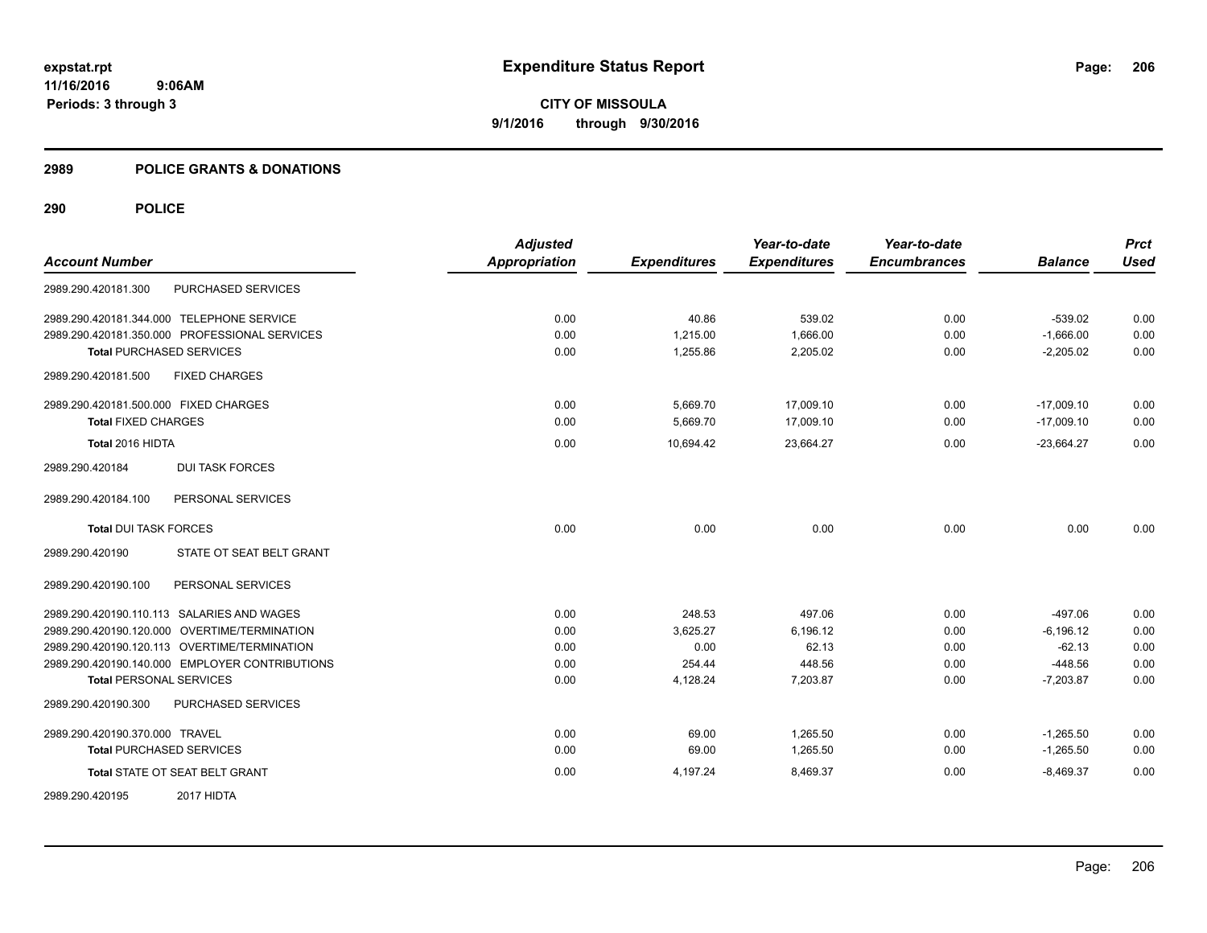# Expenditure Status Report

**CITY OF MISSOULA**

**9/1/2016 through 9/30/2016**

expstat.rpt
11/16/2016 9:06AM
Periods: 3 through 3

## 2989 POLICE GRANTS & DONATIONS

## 290 POLICE

| Account Number | Adjusted Appropriation | Expenditures | Year-to-date Expenditures | Year-to-date Encumbrances | Balance | Prct Used |
|---|---|---|---|---|---|---|
| 2989.290.420181.300 PURCHASED SERVICES | | | | | | |
| 2989.290.420181.344.000 TELEPHONE SERVICE | 0.00 | 40.86 | 539.02 | 0.00 | -539.02 | 0.00 |
| 2989.290.420181.350.000 PROFESSIONAL SERVICES | 0.00 | 1,215.00 | 1,666.00 | 0.00 | -1,666.00 | 0.00 |
| **Total** PURCHASED SERVICES | 0.00 | 1,255.86 | 2,205.02 | 0.00 | -2,205.02 | 0.00 |
| 2989.290.420181.500 FIXED CHARGES | | | | | | |
| 2989.290.420181.500.000 FIXED CHARGES | 0.00 | 5,669.70 | 17,009.10 | 0.00 | -17,009.10 | 0.00 |
| **Total** FIXED CHARGES | 0.00 | 5,669.70 | 17,009.10 | 0.00 | -17,009.10 | 0.00 |
| **Total** 2016 HIDTA | 0.00 | 10,694.42 | 23,664.27 | 0.00 | -23,664.27 | 0.00 |
| 2989.290.420184 DUI TASK FORCES | | | | | | |
| 2989.290.420184.100 PERSONAL SERVICES | | | | | | |
| **Total** DUI TASK FORCES | 0.00 | 0.00 | 0.00 | 0.00 | 0.00 | 0.00 |
| 2989.290.420190 STATE OT SEAT BELT GRANT | | | | | | |
| 2989.290.420190.100 PERSONAL SERVICES | | | | | | |
| 2989.290.420190.110.113 SALARIES AND WAGES | 0.00 | 248.53 | 497.06 | 0.00 | -497.06 | 0.00 |
| 2989.290.420190.120.000 OVERTIME/TERMINATION | 0.00 | 3,625.27 | 6,196.12 | 0.00 | -6,196.12 | 0.00 |
| 2989.290.420190.120.113 OVERTIME/TERMINATION | 0.00 | 0.00 | 62.13 | 0.00 | -62.13 | 0.00 |
| 2989.290.420190.140.000 EMPLOYER CONTRIBUTIONS | 0.00 | 254.44 | 448.56 | 0.00 | -448.56 | 0.00 |
| **Total** PERSONAL SERVICES | 0.00 | 4,128.24 | 7,203.87 | 0.00 | -7,203.87 | 0.00 |
| 2989.290.420190.300 PURCHASED SERVICES | | | | | | |
| 2989.290.420190.370.000 TRAVEL | 0.00 | 69.00 | 1,265.50 | 0.00 | -1,265.50 | 0.00 |
| **Total** PURCHASED SERVICES | 0.00 | 69.00 | 1,265.50 | 0.00 | -1,265.50 | 0.00 |
| **Total** STATE OT SEAT BELT GRANT | 0.00 | 4,197.24 | 8,469.37 | 0.00 | -8,469.37 | 0.00 |
| 2989.290.420195 2017 HIDTA | | | | | | |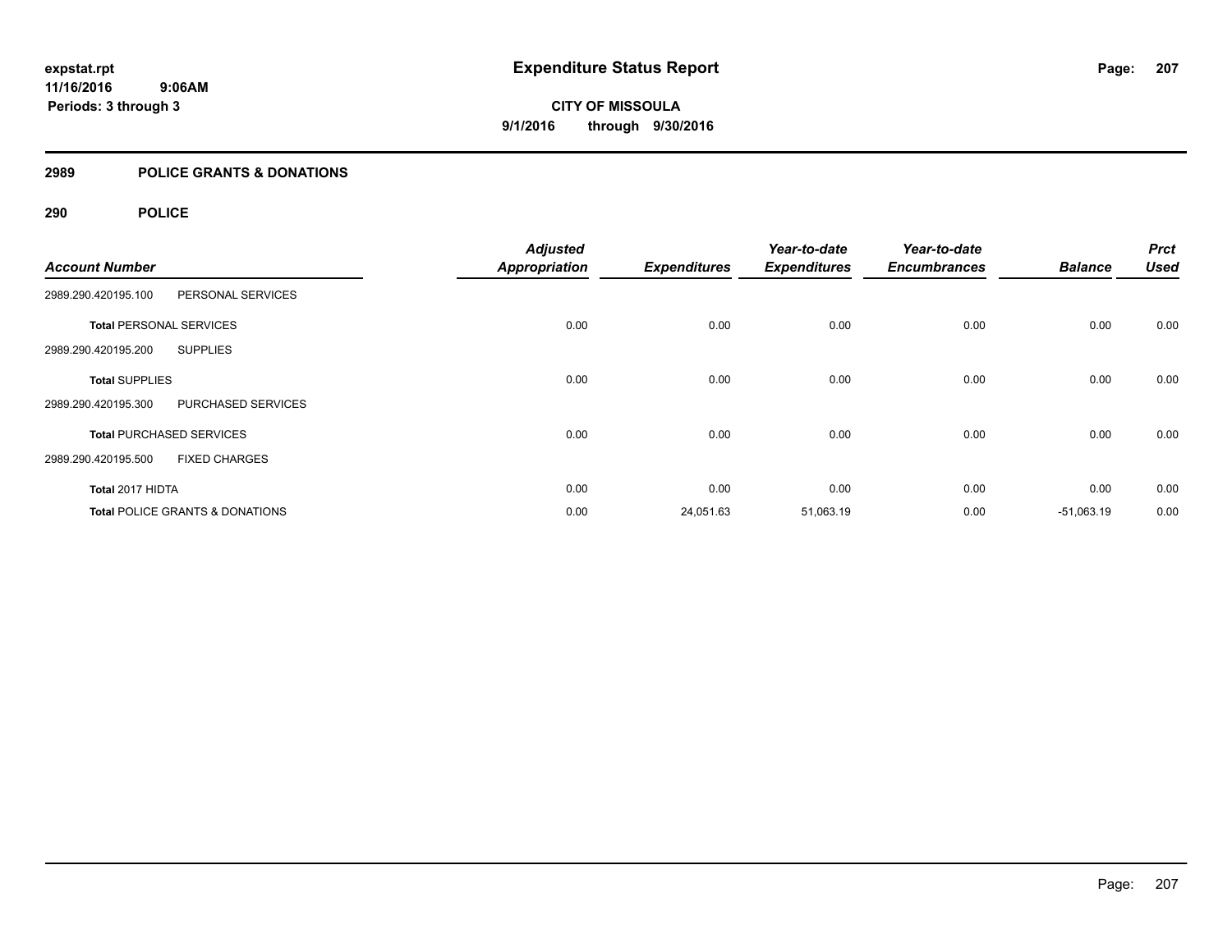**expstat.rpt**
**11/16/2016 9:06AM**
**Periods: 3 through 3**

# Expenditure Status Report

**CITY OF MISSOULA**
**9/1/2016 through 9/30/2016**

## 2989 POLICE GRANTS & DONATIONS

## 290 POLICE

| Account Number | | Adjusted Appropriation | Expenditures | Year-to-date Expenditures | Year-to-date Encumbrances | Balance | Prct Used |
|---|---|---|---|---|---|---|---|
| 2989.290.420195.100 | PERSONAL SERVICES | | | | | | |
| **Total** PERSONAL SERVICES | | 0.00 | 0.00 | 0.00 | 0.00 | 0.00 | 0.00 |
| 2989.290.420195.200 | SUPPLIES | | | | | | |
| **Total** SUPPLIES | | 0.00 | 0.00 | 0.00 | 0.00 | 0.00 | 0.00 |
| 2989.290.420195.300 | PURCHASED SERVICES | | | | | | |
| **Total** PURCHASED SERVICES | | 0.00 | 0.00 | 0.00 | 0.00 | 0.00 | 0.00 |
| 2989.290.420195.500 | FIXED CHARGES | | | | | | |
| **Total** 2017 HIDTA | | 0.00 | 0.00 | 0.00 | 0.00 | 0.00 | 0.00 |
| **Total** POLICE GRANTS & DONATIONS | | 0.00 | 24,051.63 | 51,063.19 | 0.00 | -51,063.19 | 0.00 |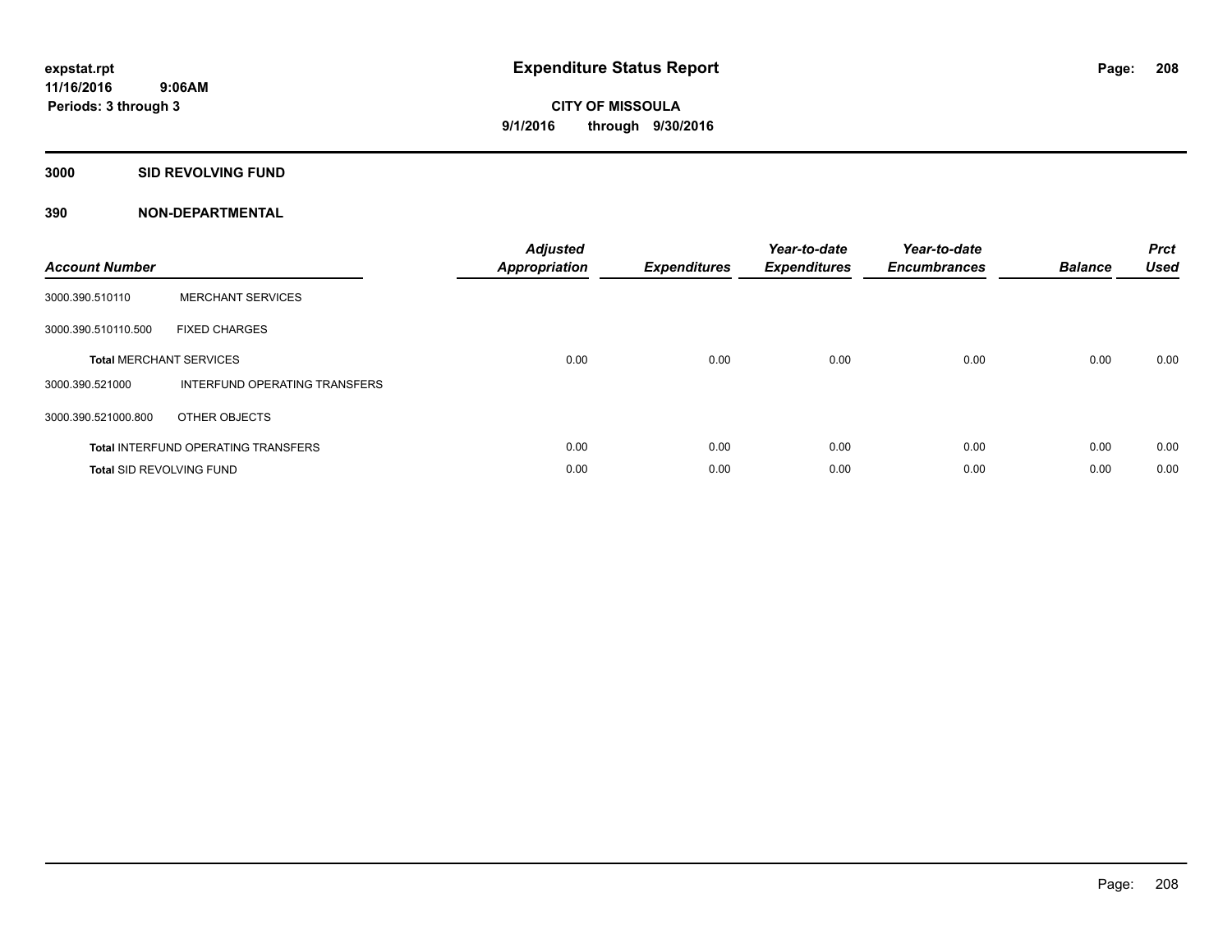# Expenditure Status Report

expstat.rpt
11/16/2016 9:06AM
Periods: 3 through 3

**CITY OF MISSOULA**
**9/1/2016 through 9/30/2016**

## 3000 SID REVOLVING FUND

## 390 NON-DEPARTMENTAL

| Account Number | | Adjusted Appropriation | Expenditures | Year-to-date Expenditures | Year-to-date Encumbrances | Balance | Prct Used |
|---|---|---|---|---|---|---|---|
| 3000.390.510110 | MERCHANT SERVICES | | | | | | |
| 3000.390.510110.500 | FIXED CHARGES | | | | | | |
| **Total** MERCHANT SERVICES | | 0.00 | 0.00 | 0.00 | 0.00 | 0.00 | 0.00 |
| 3000.390.521000 | INTERFUND OPERATING TRANSFERS | | | | | | |
| 3000.390.521000.800 | OTHER OBJECTS | | | | | | |
| **Total** INTERFUND OPERATING TRANSFERS | | 0.00 | 0.00 | 0.00 | 0.00 | 0.00 | 0.00 |
| **Total** SID REVOLVING FUND | | 0.00 | 0.00 | 0.00 | 0.00 | 0.00 | 0.00 |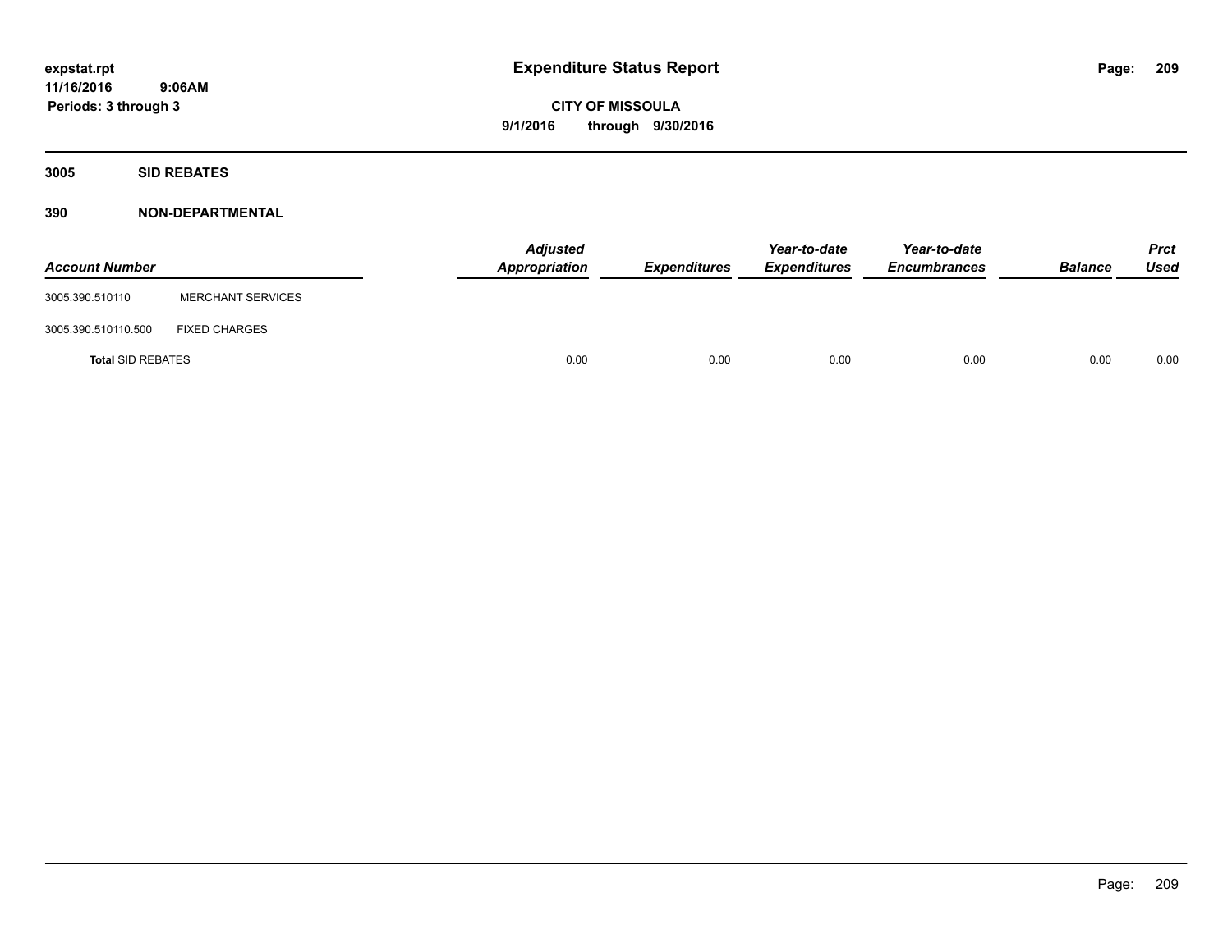expstat.rpt
11/16/2016 9:06AM
Periods: 3 through 3

# Expenditure Status Report

**CITY OF MISSOULA**
**9/1/2016 through 9/30/2016**

## 3005 SID REBATES

## 390 NON-DEPARTMENTAL

| Account Number | | Adjusted Appropriation | Expenditures | Year-to-date Expenditures | Year-to-date Encumbrances | Balance | Prct Used |
|---|---|---|---|---|---|---|---|
| 3005.390.510110 | MERCHANT SERVICES | | | | | | |
| 3005.390.510110.500 | FIXED CHARGES | | | | | | |
| **Total** SID REBATES | | 0.00 | 0.00 | 0.00 | 0.00 | 0.00 | 0.00 |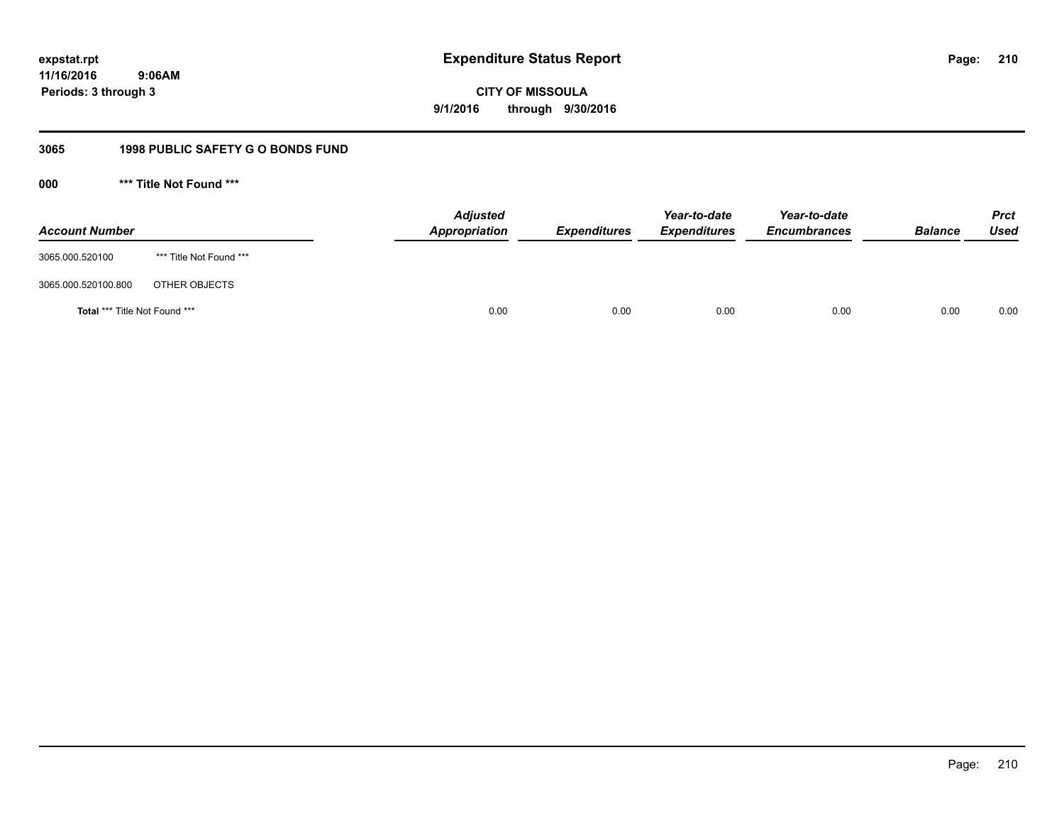# Expenditure Status Report

expstat.rpt
11/16/2016 9:06AM
Periods: 3 through 3

**CITY OF MISSOULA**
**9/1/2016 through 9/30/2016**

## 3065 1998 PUBLIC SAFETY G O BONDS FUND

### 000 *** Title Not Found ***

| Account Number | | Adjusted Appropriation | Expenditures | Year-to-date Expenditures | Year-to-date Encumbrances | Balance | Prct Used |
|---|---|---|---|---|---|---|---|
| 3065.000.520100 | *** Title Not Found *** | | | | | | |
| 3065.000.520100.800 | OTHER OBJECTS | | | | | | |
| **Total** *** Title Not Found *** | | 0.00 | 0.00 | 0.00 | 0.00 | 0.00 | 0.00 |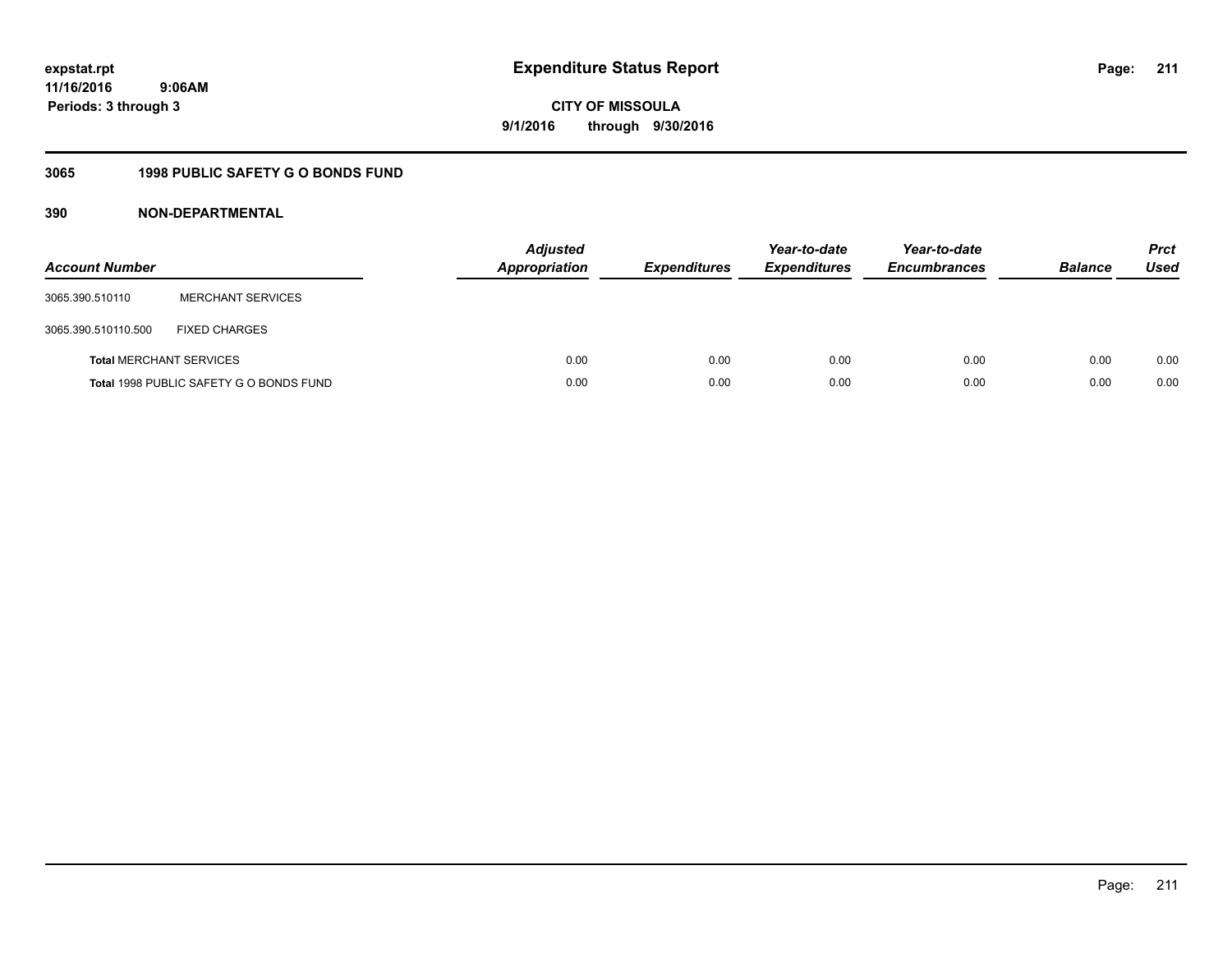expstat.rpt
11/16/2016 9:06AM
Periods: 3 through 3

# Expenditure Status Report

CITY OF MISSOULA
9/1/2016 through 9/30/2016

## 3065 1998 PUBLIC SAFETY G O BONDS FUND

## 390 NON-DEPARTMENTAL

| Account Number | | Adjusted Appropriation | Expenditures | Year-to-date Expenditures | Year-to-date Encumbrances | Balance | Prct Used |
|---|---|---|---|---|---|---|---|
| 3065.390.510110 | MERCHANT SERVICES | | | | | | |
| 3065.390.510110.500 | FIXED CHARGES | | | | | | |
| **Total** MERCHANT SERVICES | | 0.00 | 0.00 | 0.00 | 0.00 | 0.00 | 0.00 |
| **Total** 1998 PUBLIC SAFETY G O BONDS FUND | | 0.00 | 0.00 | 0.00 | 0.00 | 0.00 | 0.00 |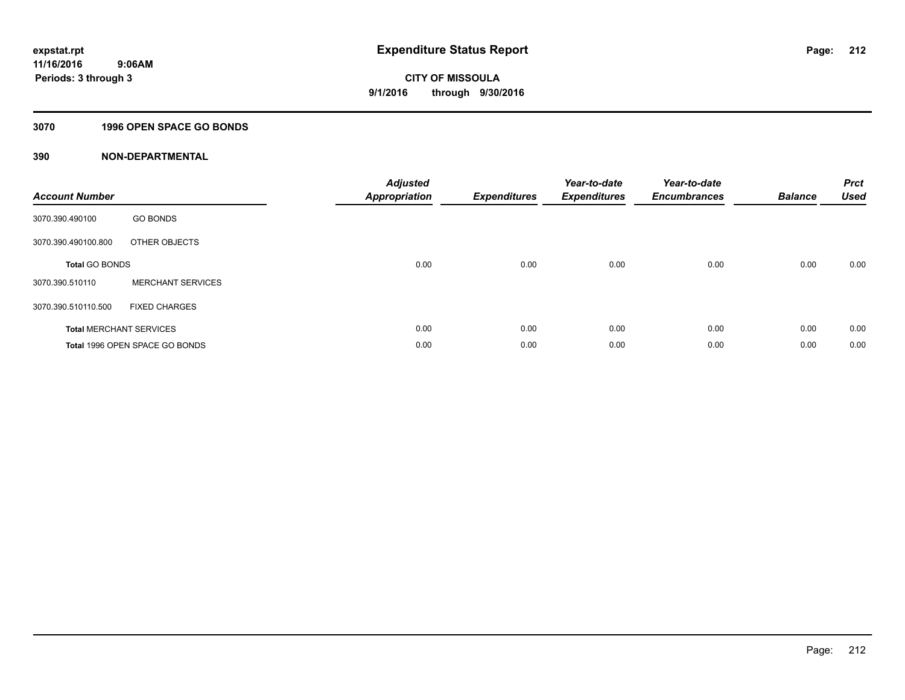**expstat.rpt**
**11/16/2016 9:06AM**
**Periods: 3 through 3**

# Expenditure Status Report

**CITY OF MISSOULA**
**9/1/2016 through 9/30/2016**

## 3070 1996 OPEN SPACE GO BONDS

## 390 NON-DEPARTMENTAL

| Account Number | | Adjusted Appropriation | Expenditures | Year-to-date Expenditures | Year-to-date Encumbrances | Balance | Prct Used |
|---|---|---|---|---|---|---|---|
| 3070.390.490100 | GO BONDS | | | | | | |
| 3070.390.490100.800 | OTHER OBJECTS | | | | | | |
| **Total** GO BONDS | | 0.00 | 0.00 | 0.00 | 0.00 | 0.00 | 0.00 |
| 3070.390.510110 | MERCHANT SERVICES | | | | | | |
| 3070.390.510110.500 | FIXED CHARGES | | | | | | |
| **Total** MERCHANT SERVICES | | 0.00 | 0.00 | 0.00 | 0.00 | 0.00 | 0.00 |
| **Total** 1996 OPEN SPACE GO BONDS | | 0.00 | 0.00 | 0.00 | 0.00 | 0.00 | 0.00 |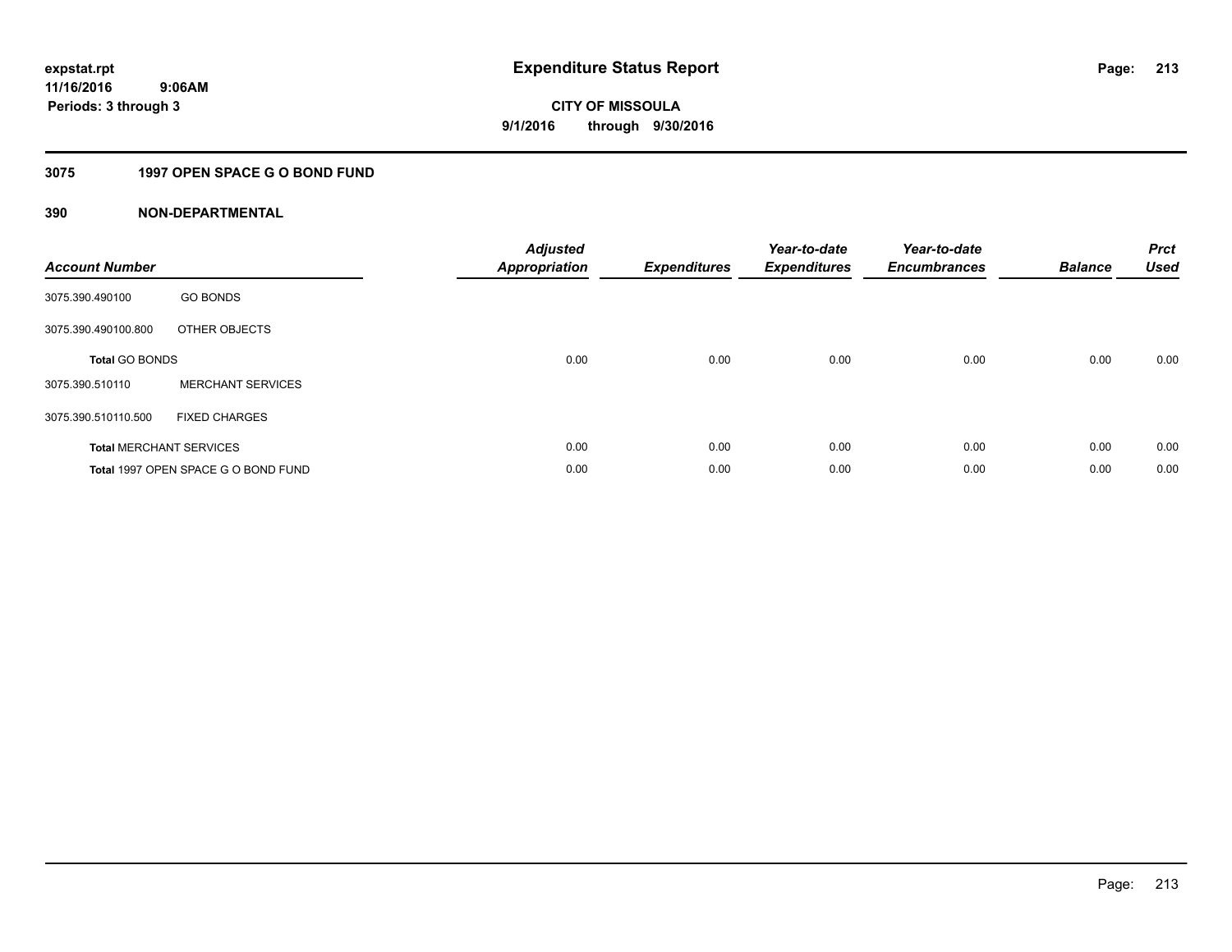**expstat.rpt**
**11/16/2016 9:06AM**
**Periods: 3 through 3**

# Expenditure Status Report

**CITY OF MISSOULA**
**9/1/2016 through 9/30/2016**

## 3075 1997 OPEN SPACE G O BOND FUND

## 390 NON-DEPARTMENTAL

| Account Number | | Adjusted Appropriation | Expenditures | Year-to-date Expenditures | Year-to-date Encumbrances | Balance | Prct Used |
|---|---|---|---|---|---|---|---|
| 3075.390.490100 | GO BONDS | | | | | | |
| 3075.390.490100.800 | OTHER OBJECTS | | | | | | |
| **Total** GO BONDS | | 0.00 | 0.00 | 0.00 | 0.00 | 0.00 | 0.00 |
| 3075.390.510110 | MERCHANT SERVICES | | | | | | |
| 3075.390.510110.500 | FIXED CHARGES | | | | | | |
| **Total** MERCHANT SERVICES | | 0.00 | 0.00 | 0.00 | 0.00 | 0.00 | 0.00 |
| **Total** 1997 OPEN SPACE G O BOND FUND | | 0.00 | 0.00 | 0.00 | 0.00 | 0.00 | 0.00 |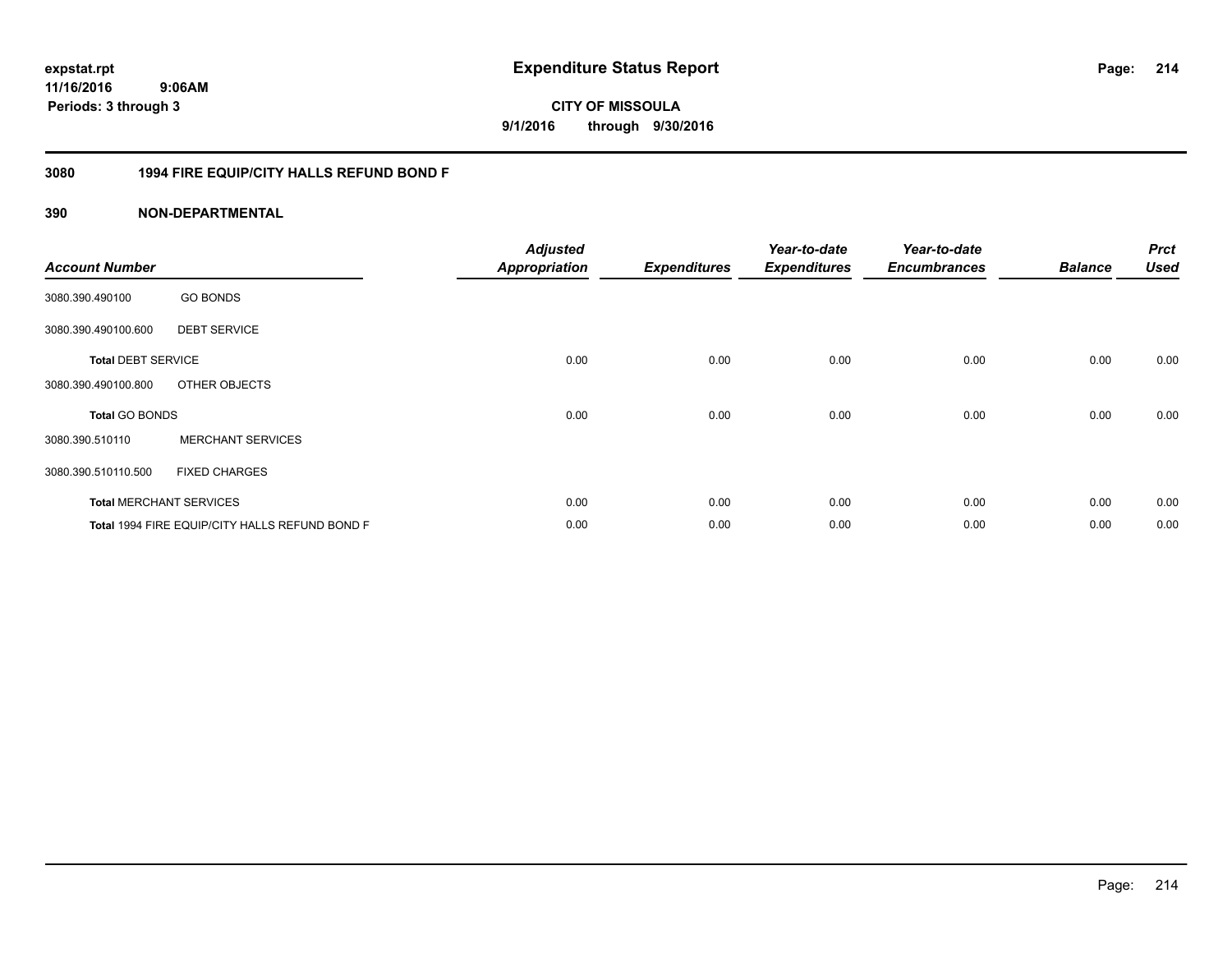# Expenditure Status Report

expstat.rpt
11/16/2016 9:06AM
Periods: 3 through 3

**CITY OF MISSOULA**
**9/1/2016 through 9/30/2016**

## 3080 1994 FIRE EQUIP/CITY HALLS REFUND BOND F

### 390 NON-DEPARTMENTAL

| Account Number | | Adjusted Appropriation | Expenditures | Year-to-date Expenditures | Year-to-date Encumbrances | Balance | Prct Used |
|---|---|---|---|---|---|---|---|
| 3080.390.490100 | GO BONDS | | | | | | |
| 3080.390.490100.600 | DEBT SERVICE | | | | | | |
| **Total** DEBT SERVICE | | 0.00 | 0.00 | 0.00 | 0.00 | 0.00 | 0.00 |
| 3080.390.490100.800 | OTHER OBJECTS | | | | | | |
| **Total** GO BONDS | | 0.00 | 0.00 | 0.00 | 0.00 | 0.00 | 0.00 |
| 3080.390.510110 | MERCHANT SERVICES | | | | | | |
| 3080.390.510110.500 | FIXED CHARGES | | | | | | |
| **Total** MERCHANT SERVICES | | 0.00 | 0.00 | 0.00 | 0.00 | 0.00 | 0.00 |
| **Total** 1994 FIRE EQUIP/CITY HALLS REFUND BOND F | | 0.00 | 0.00 | 0.00 | 0.00 | 0.00 | 0.00 |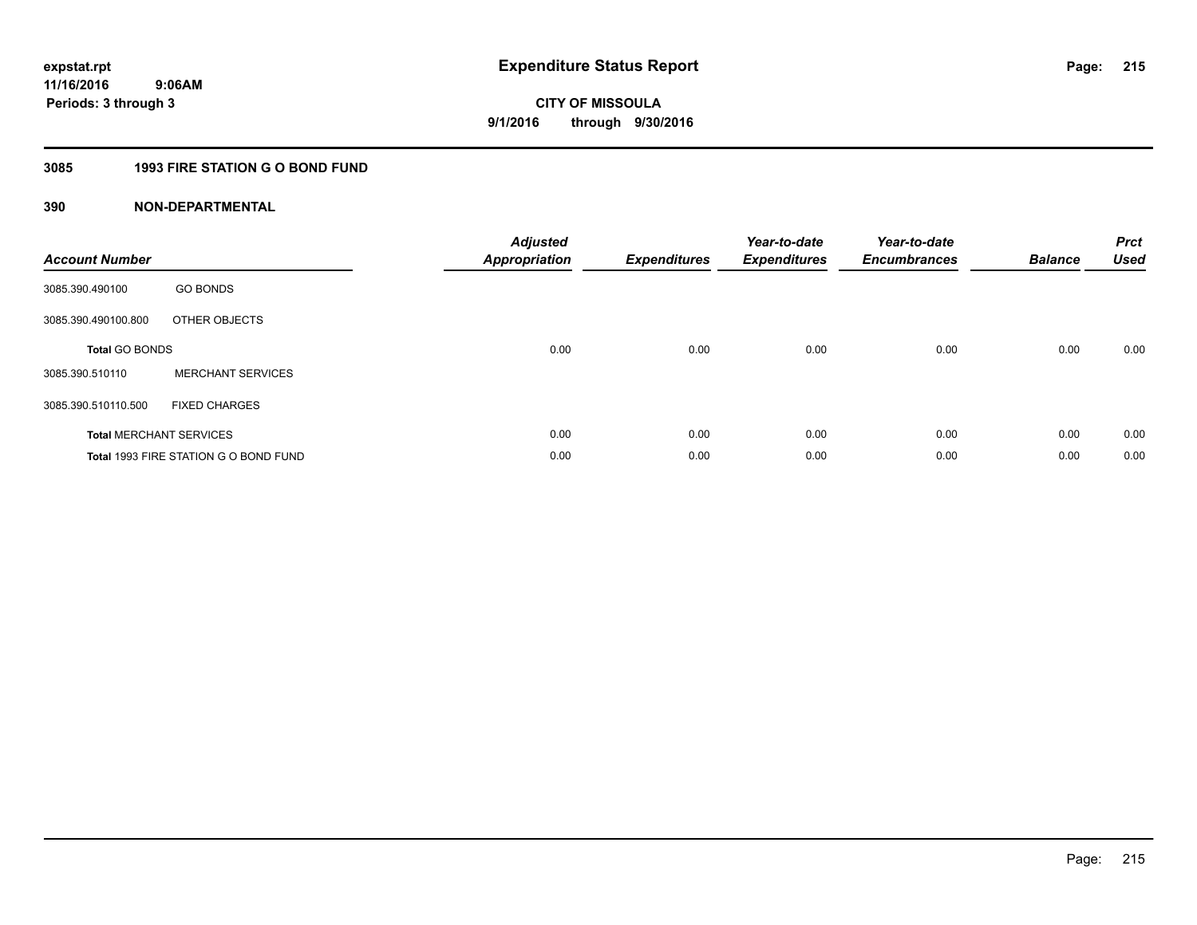**expstat.rpt**
**11/16/2016 9:06AM**
**Periods: 3 through 3**

# Expenditure Status Report

**CITY OF MISSOULA**
**9/1/2016 through 9/30/2016**

## 3085 1993 FIRE STATION G O BOND FUND

### 390 NON-DEPARTMENTAL

| Account Number | | Adjusted Appropriation | Expenditures | Year-to-date Expenditures | Year-to-date Encumbrances | Balance | Prct Used |
|---|---|---|---|---|---|---|---|
| 3085.390.490100 | GO BONDS | | | | | | |
| 3085.390.490100.800 | OTHER OBJECTS | | | | | | |
| **Total** GO BONDS | | 0.00 | 0.00 | 0.00 | 0.00 | 0.00 | 0.00 |
| 3085.390.510110 | MERCHANT SERVICES | | | | | | |
| 3085.390.510110.500 | FIXED CHARGES | | | | | | |
| **Total** MERCHANT SERVICES | | 0.00 | 0.00 | 0.00 | 0.00 | 0.00 | 0.00 |
| **Total** 1993 FIRE STATION G O BOND FUND | | 0.00 | 0.00 | 0.00 | 0.00 | 0.00 | 0.00 |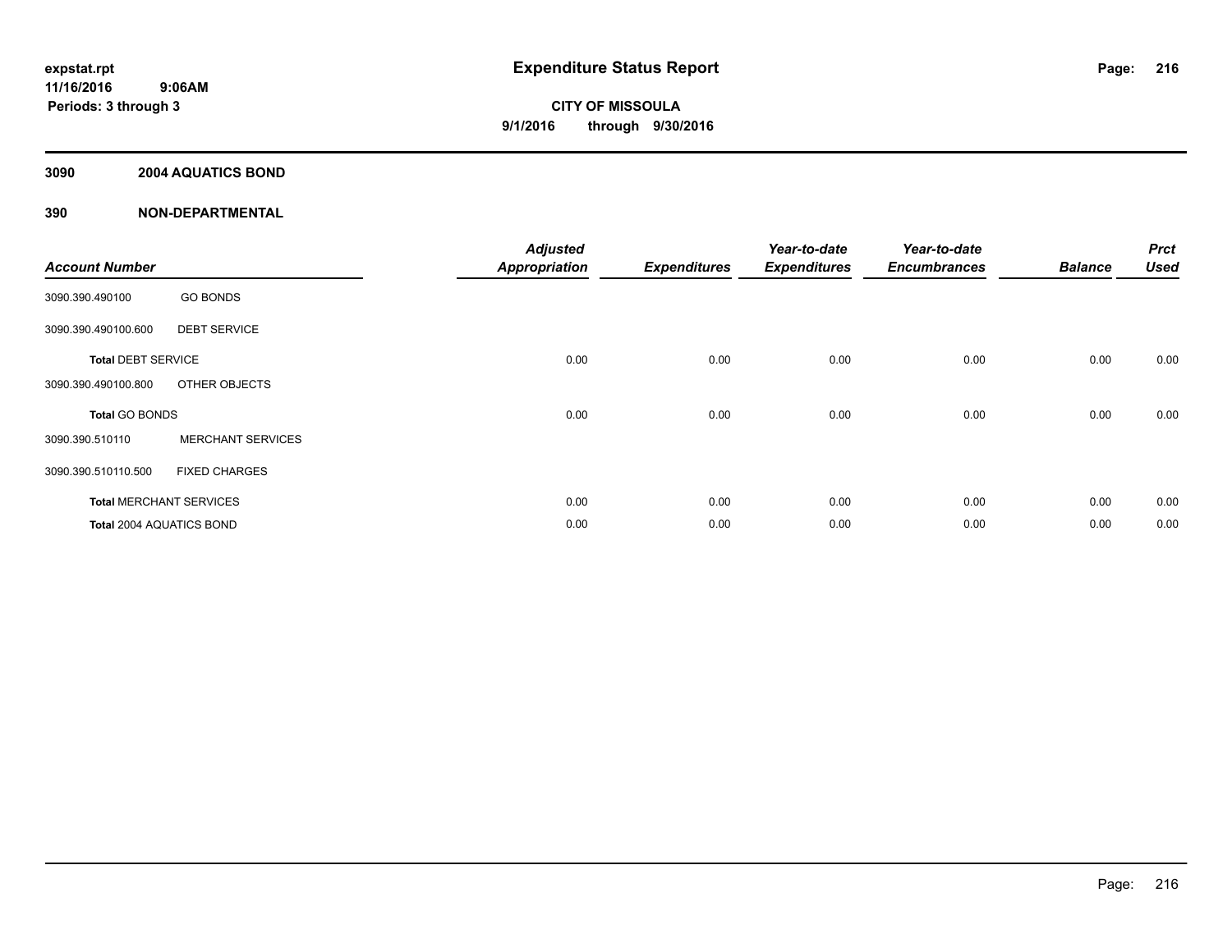# Expenditure Status Report

**CITY OF MISSOULA**

**9/1/2016 through 9/30/2016**

expstat.rpt
11/16/2016 9:06AM
Periods: 3 through 3

## 3090 2004 AQUATICS BOND

## 390 NON-DEPARTMENTAL

| Account Number | | Adjusted Appropriation | Expenditures | Year-to-date Expenditures | Year-to-date Encumbrances | Balance | Prct Used |
|---|---|---|---|---|---|---|---|
| 3090.390.490100 | GO BONDS | | | | | | |
| 3090.390.490100.600 | DEBT SERVICE | | | | | | |
| **Total** DEBT SERVICE | | 0.00 | 0.00 | 0.00 | 0.00 | 0.00 | 0.00 |
| 3090.390.490100.800 | OTHER OBJECTS | | | | | | |
| **Total** GO BONDS | | 0.00 | 0.00 | 0.00 | 0.00 | 0.00 | 0.00 |
| 3090.390.510110 | MERCHANT SERVICES | | | | | | |
| 3090.390.510110.500 | FIXED CHARGES | | | | | | |
| **Total** MERCHANT SERVICES | | 0.00 | 0.00 | 0.00 | 0.00 | 0.00 | 0.00 |
| **Total** 2004 AQUATICS BOND | | 0.00 | 0.00 | 0.00 | 0.00 | 0.00 | 0.00 |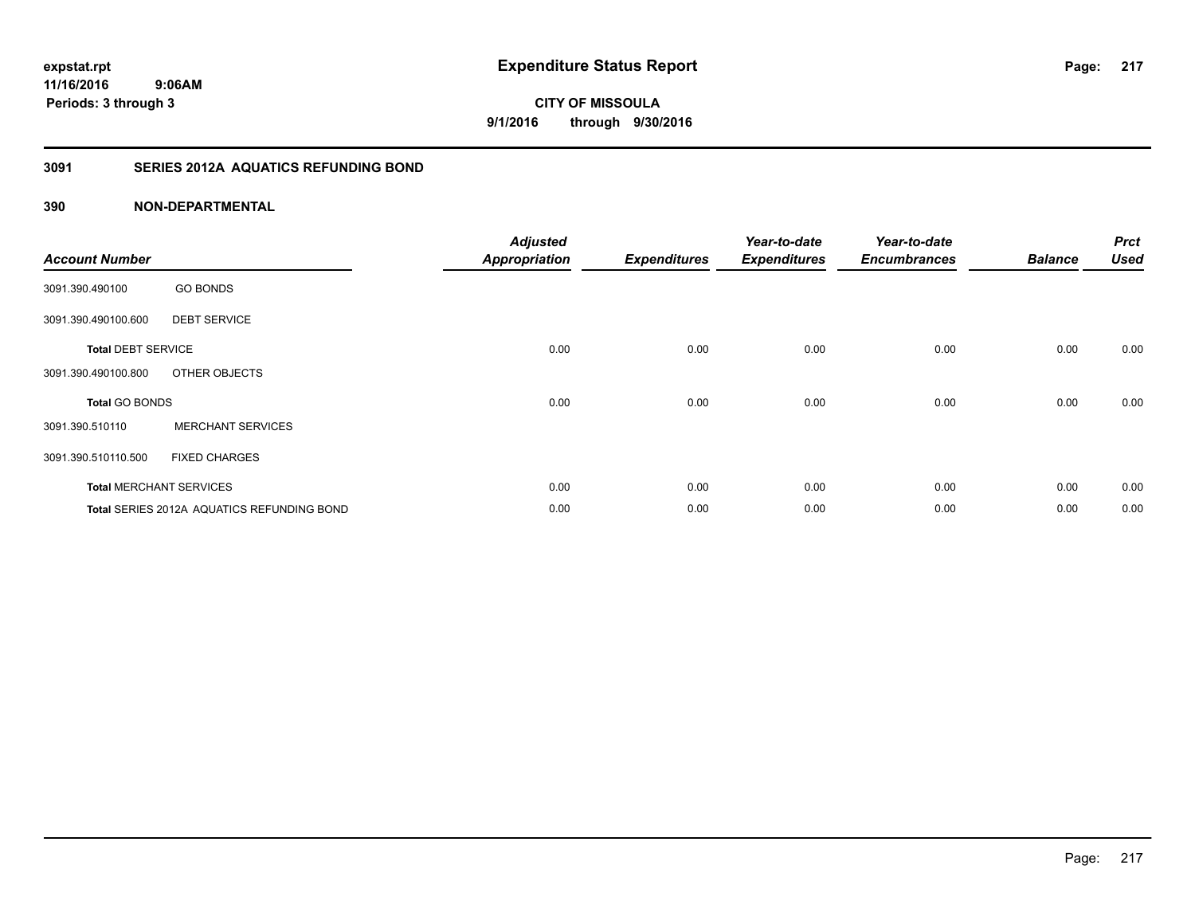**expstat.rpt**
**11/16/2016 9:06AM**
**Periods: 3 through 3**

# Expenditure Status Report

**CITY OF MISSOULA**
**9/1/2016 through 9/30/2016**

## 3091 SERIES 2012A AQUATICS REFUNDING BOND

### 390 NON-DEPARTMENTAL

| Account Number | | Adjusted Appropriation | Expenditures | Year-to-date Expenditures | Year-to-date Encumbrances | Balance | Prct Used |
|---|---|---|---|---|---|---|---|
| 3091.390.490100 | GO BONDS | | | | | | |
| 3091.390.490100.600 | DEBT SERVICE | | | | | | |
| **Total** DEBT SERVICE | | 0.00 | 0.00 | 0.00 | 0.00 | 0.00 | 0.00 |
| 3091.390.490100.800 | OTHER OBJECTS | | | | | | |
| **Total** GO BONDS | | 0.00 | 0.00 | 0.00 | 0.00 | 0.00 | 0.00 |
| 3091.390.510110 | MERCHANT SERVICES | | | | | | |
| 3091.390.510110.500 | FIXED CHARGES | | | | | | |
| **Total** MERCHANT SERVICES | | 0.00 | 0.00 | 0.00 | 0.00 | 0.00 | 0.00 |
| **Total** SERIES 2012A AQUATICS REFUNDING BOND | | 0.00 | 0.00 | 0.00 | 0.00 | 0.00 | 0.00 |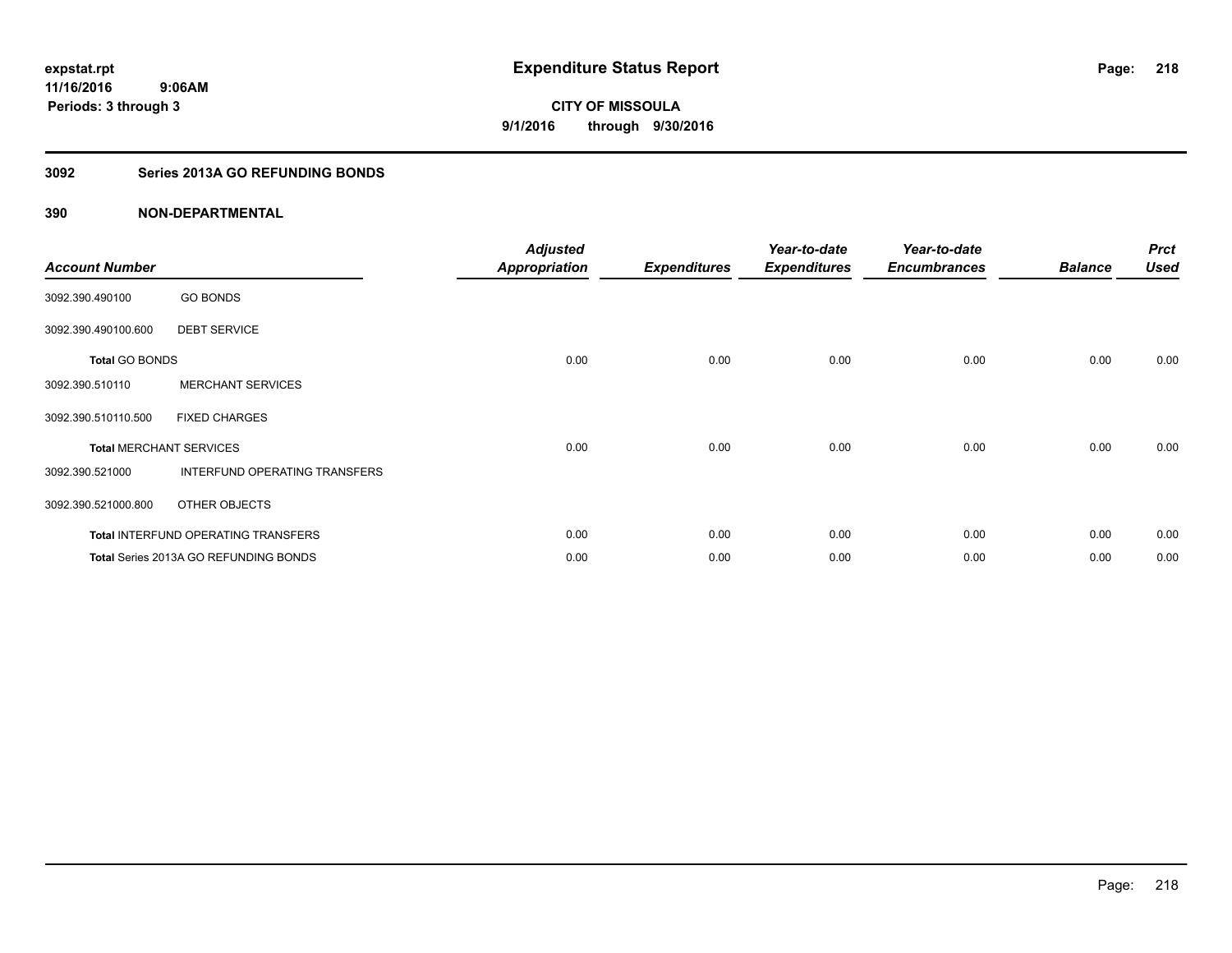**expstat.rpt**
**11/16/2016 9:06AM**
**Periods: 3 through 3**

# Expenditure Status Report

**CITY OF MISSOULA**
**9/1/2016 through 9/30/2016**

## 3092 Series 2013A GO REFUNDING BONDS

## 390 NON-DEPARTMENTAL

| Account Number | | Adjusted Appropriation | Expenditures | Year-to-date Expenditures | Year-to-date Encumbrances | Balance | Prct Used |
|---|---|---|---|---|---|---|---|
| 3092.390.490100 | GO BONDS | | | | | | |
| 3092.390.490100.600 | DEBT SERVICE | | | | | | |
| **Total** GO BONDS | | 0.00 | 0.00 | 0.00 | 0.00 | 0.00 | 0.00 |
| 3092.390.510110 | MERCHANT SERVICES | | | | | | |
| 3092.390.510110.500 | FIXED CHARGES | | | | | | |
| **Total** MERCHANT SERVICES | | 0.00 | 0.00 | 0.00 | 0.00 | 0.00 | 0.00 |
| 3092.390.521000 | INTERFUND OPERATING TRANSFERS | | | | | | |
| 3092.390.521000.800 | OTHER OBJECTS | | | | | | |
| **Total** INTERFUND OPERATING TRANSFERS | | 0.00 | 0.00 | 0.00 | 0.00 | 0.00 | 0.00 |
| **Total** Series 2013A GO REFUNDING BONDS | | 0.00 | 0.00 | 0.00 | 0.00 | 0.00 | 0.00 |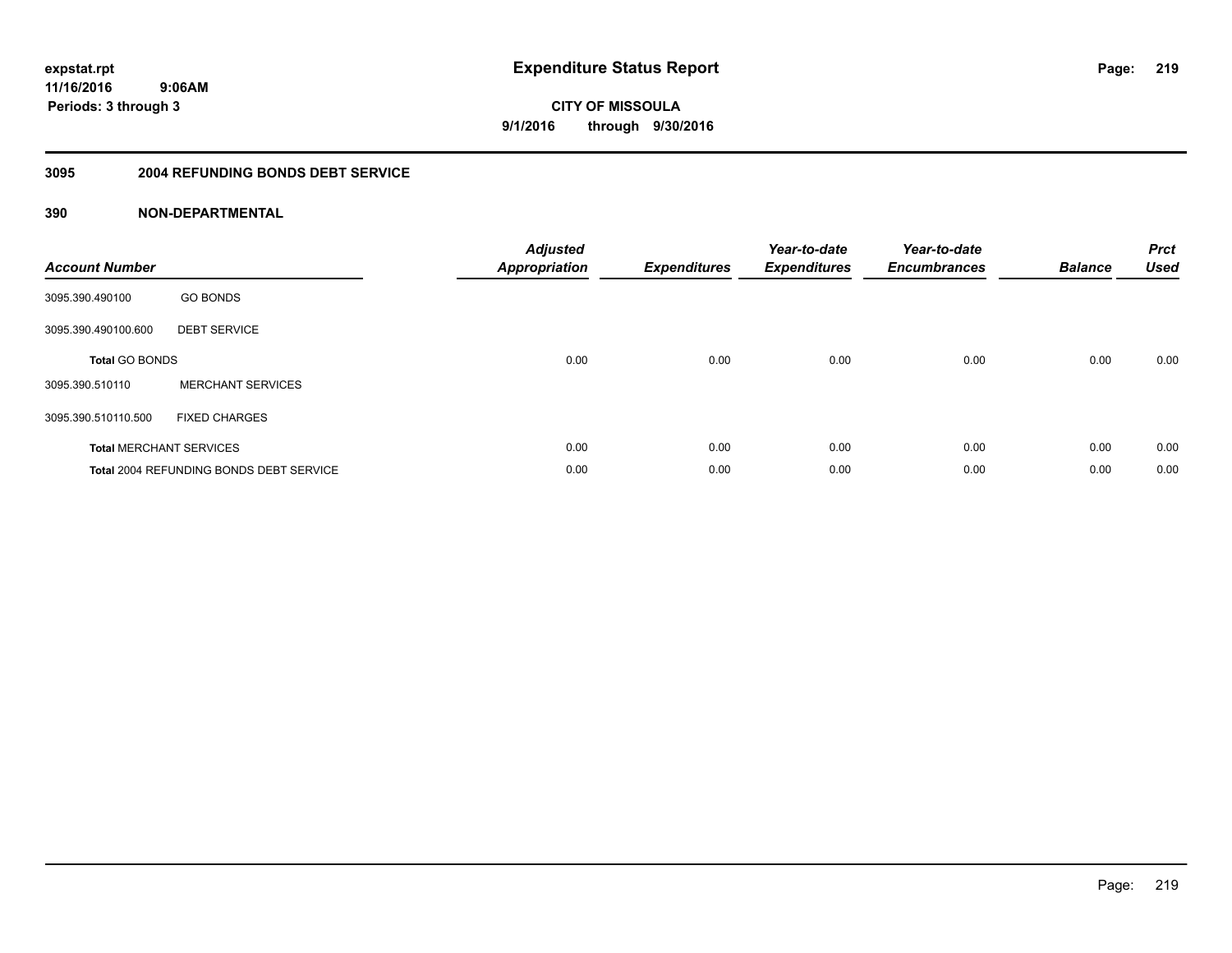expstat.rpt
11/16/2016 9:06AM
Periods: 3 through 3

# Expenditure Status Report

CITY OF MISSOULA
9/1/2016 through 9/30/2016

## 3095 2004 REFUNDING BONDS DEBT SERVICE

### 390 NON-DEPARTMENTAL

| Account Number | | Adjusted Appropriation | Expenditures | Year-to-date Expenditures | Year-to-date Encumbrances | Balance | Prct Used |
|---|---|---|---|---|---|---|---|
| 3095.390.490100 | GO BONDS | | | | | | |
| 3095.390.490100.600 | DEBT SERVICE | | | | | | |
| **Total** GO BONDS | | 0.00 | 0.00 | 0.00 | 0.00 | 0.00 | 0.00 |
| 3095.390.510110 | MERCHANT SERVICES | | | | | | |
| 3095.390.510110.500 | FIXED CHARGES | | | | | | |
| **Total** MERCHANT SERVICES | | 0.00 | 0.00 | 0.00 | 0.00 | 0.00 | 0.00 |
| **Total** 2004 REFUNDING BONDS DEBT SERVICE | | 0.00 | 0.00 | 0.00 | 0.00 | 0.00 | 0.00 |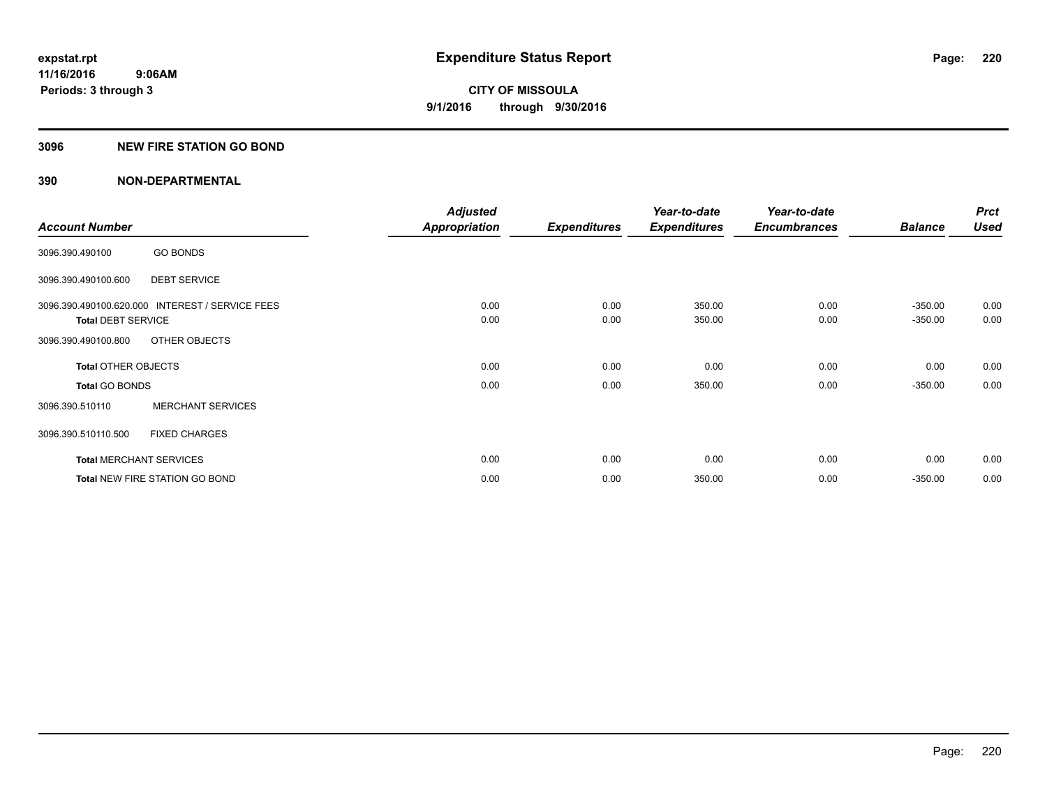expstat.rpt
11/16/2016 9:06AM
Periods: 3 through 3

# Expenditure Status Report

CITY OF MISSOULA
9/1/2016 through 9/30/2016

## 3096 NEW FIRE STATION GO BOND

## 390 NON-DEPARTMENTAL

| Account Number | | Adjusted Appropriation | Expenditures | Year-to-date Expenditures | Year-to-date Encumbrances | Balance | Prct Used |
|---|---|---|---|---|---|---|---|
| 3096.390.490100 | GO BONDS | | | | | | |
| 3096.390.490100.600 | DEBT SERVICE | | | | | | |
| 3096.390.490100.620.000 | INTEREST / SERVICE FEES | 0.00 | 0.00 | 350.00 | 0.00 | -350.00 | 0.00 |
| **Total** DEBT SERVICE | | 0.00 | 0.00 | 350.00 | 0.00 | -350.00 | 0.00 |
| 3096.390.490100.800 | OTHER OBJECTS | | | | | | |
| **Total** OTHER OBJECTS | | 0.00 | 0.00 | 0.00 | 0.00 | 0.00 | 0.00 |
| **Total** GO BONDS | | 0.00 | 0.00 | 350.00 | 0.00 | -350.00 | 0.00 |
| 3096.390.510110 | MERCHANT SERVICES | | | | | | |
| 3096.390.510110.500 | FIXED CHARGES | | | | | | |
| **Total** MERCHANT SERVICES | | 0.00 | 0.00 | 0.00 | 0.00 | 0.00 | 0.00 |
| **Total** NEW FIRE STATION GO BOND | | 0.00 | 0.00 | 350.00 | 0.00 | -350.00 | 0.00 |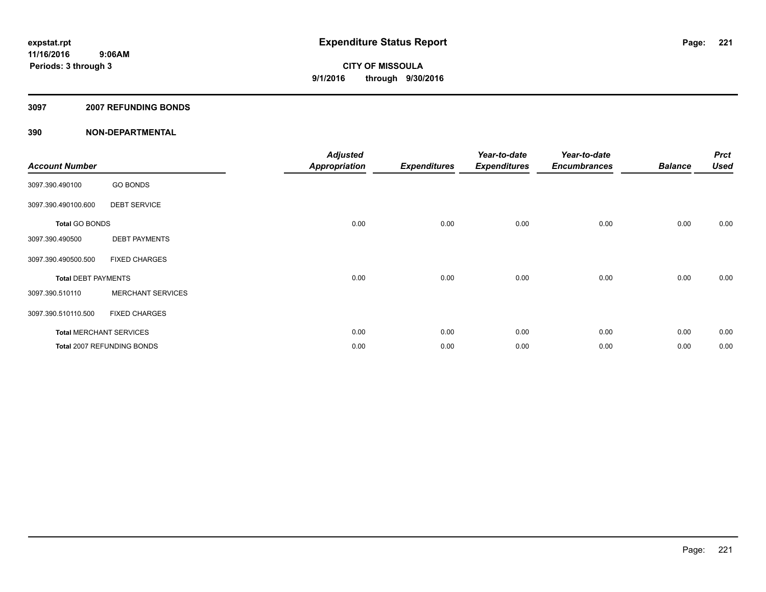# Expenditure Status Report

**expstat.rpt**
**11/16/2016 9:06AM**
**Periods: 3 through 3**

**CITY OF MISSOULA**
**9/1/2016 through 9/30/2016**

## 3097 2007 REFUNDING BONDS

## 390 NON-DEPARTMENTAL

| Account Number | | Adjusted Appropriation | Expenditures | Year-to-date Expenditures | Year-to-date Encumbrances | Balance | Prct Used |
|---|---|---|---|---|---|---|---|
| 3097.390.490100 | GO BONDS | | | | | | |
| 3097.390.490100.600 | DEBT SERVICE | | | | | | |
| **Total** GO BONDS | | 0.00 | 0.00 | 0.00 | 0.00 | 0.00 | 0.00 |
| 3097.390.490500 | DEBT PAYMENTS | | | | | | |
| 3097.390.490500.500 | FIXED CHARGES | | | | | | |
| **Total** DEBT PAYMENTS | | 0.00 | 0.00 | 0.00 | 0.00 | 0.00 | 0.00 |
| 3097.390.510110 | MERCHANT SERVICES | | | | | | |
| 3097.390.510110.500 | FIXED CHARGES | | | | | | |
| **Total** MERCHANT SERVICES | | 0.00 | 0.00 | 0.00 | 0.00 | 0.00 | 0.00 |
| **Total** 2007 REFUNDING BONDS | | 0.00 | 0.00 | 0.00 | 0.00 | 0.00 | 0.00 |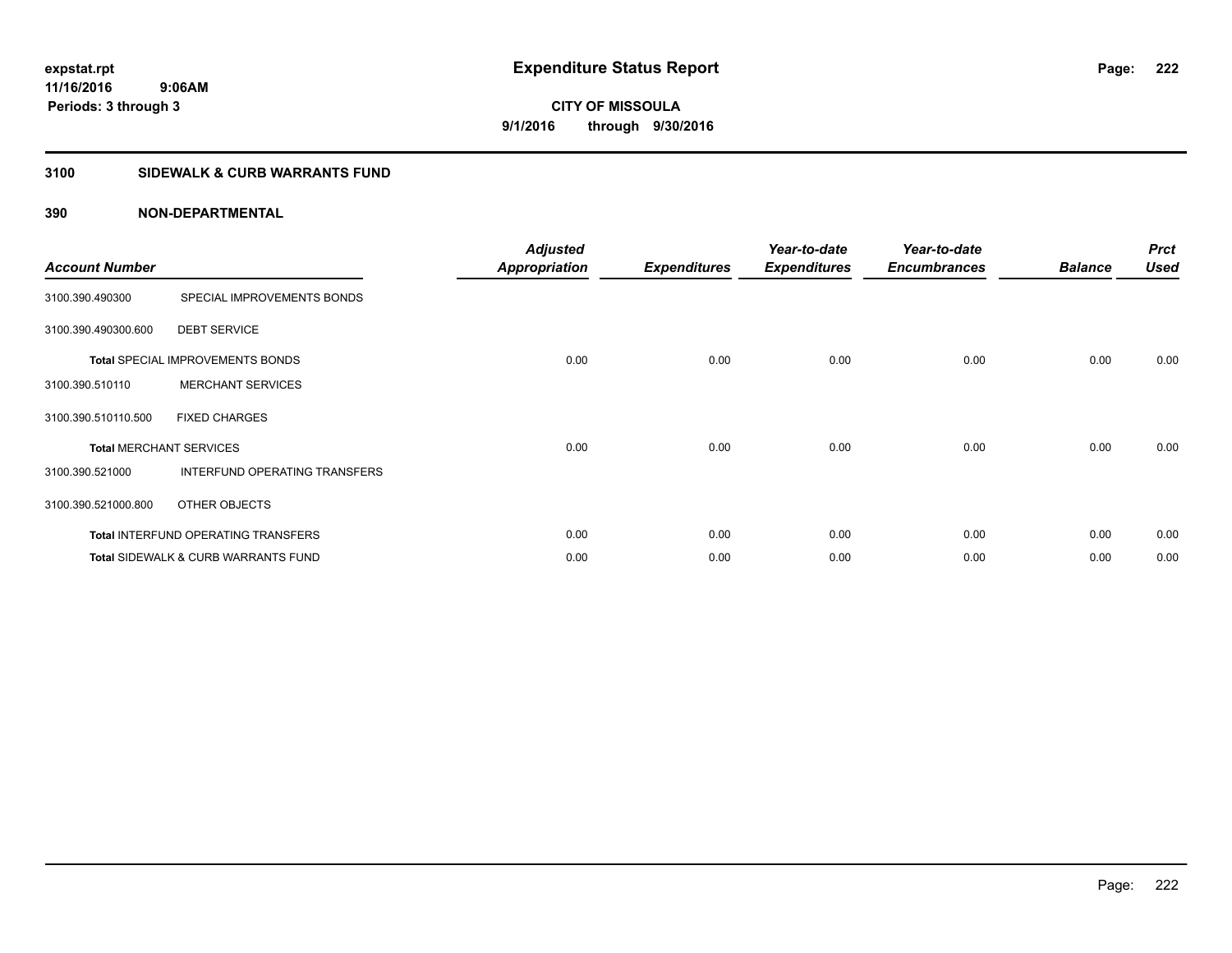expstat.rpt
11/16/2016 9:06AM
Periods: 3 through 3

# Expenditure Status Report

CITY OF MISSOULA
9/1/2016 through 9/30/2016

## 3100 SIDEWALK & CURB WARRANTS FUND

## 390 NON-DEPARTMENTAL

| Account Number | | Adjusted Appropriation | Expenditures | Year-to-date Expenditures | Year-to-date Encumbrances | Balance | Prct Used |
|---|---|---|---|---|---|---|---|
| 3100.390.490300 | SPECIAL IMPROVEMENTS BONDS | | | | | | |
| 3100.390.490300.600 | DEBT SERVICE | | | | | | |
| **Total** SPECIAL IMPROVEMENTS BONDS | | 0.00 | 0.00 | 0.00 | 0.00 | 0.00 | 0.00 |
| 3100.390.510110 | MERCHANT SERVICES | | | | | | |
| 3100.390.510110.500 | FIXED CHARGES | | | | | | |
| **Total** MERCHANT SERVICES | | 0.00 | 0.00 | 0.00 | 0.00 | 0.00 | 0.00 |
| 3100.390.521000 | INTERFUND OPERATING TRANSFERS | | | | | | |
| 3100.390.521000.800 | OTHER OBJECTS | | | | | | |
| **Total** INTERFUND OPERATING TRANSFERS | | 0.00 | 0.00 | 0.00 | 0.00 | 0.00 | 0.00 |
| **Total** SIDEWALK & CURB WARRANTS FUND | | 0.00 | 0.00 | 0.00 | 0.00 | 0.00 | 0.00 |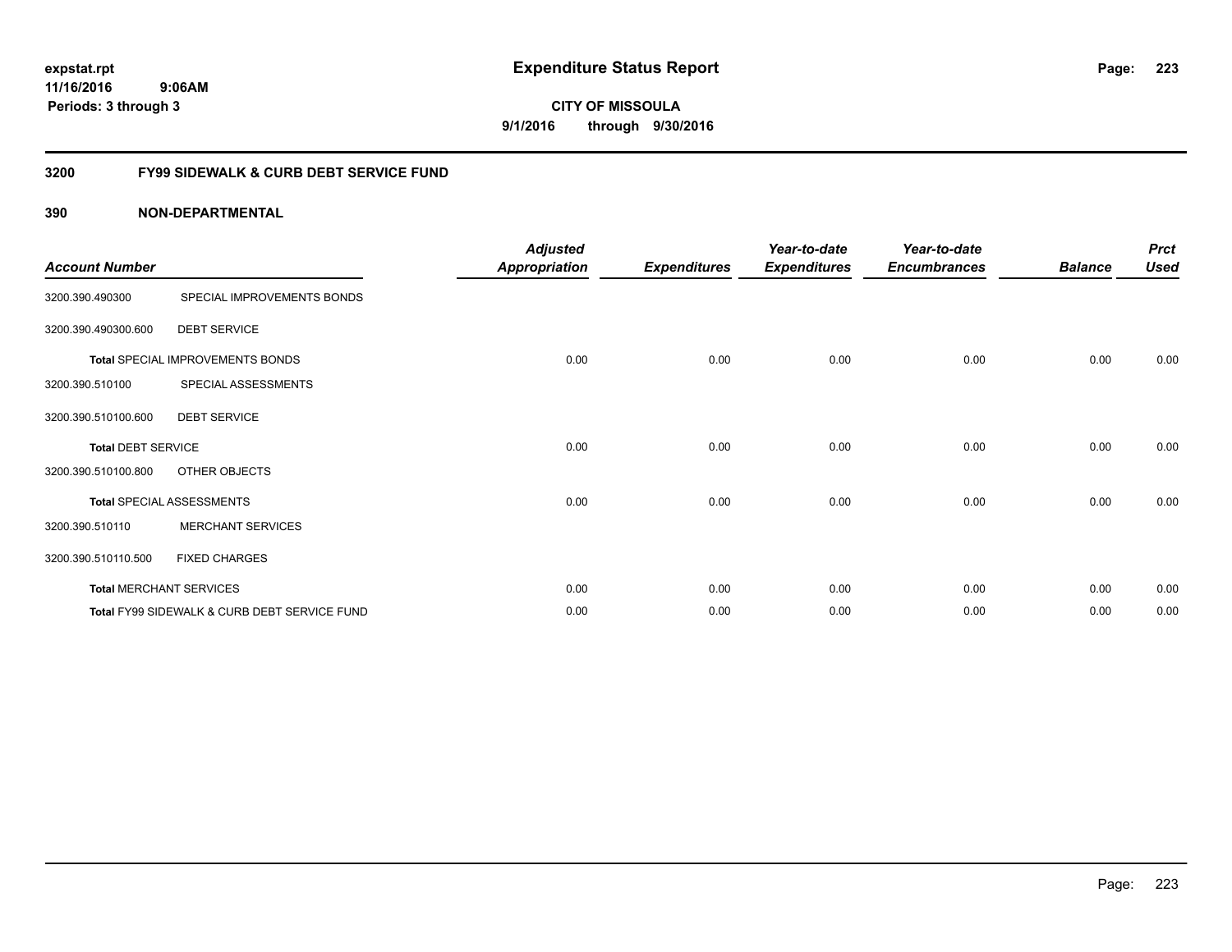expstat.rpt
11/16/2016 9:06AM
Periods: 3 through 3

# Expenditure Status Report

**CITY OF MISSOULA**
**9/1/2016 through 9/30/2016**

## 3200 FY99 SIDEWALK & CURB DEBT SERVICE FUND

### 390 NON-DEPARTMENTAL

| Account Number | | Adjusted Appropriation | Expenditures | Year-to-date Expenditures | Year-to-date Encumbrances | Balance | Prct Used |
|---|---|---|---|---|---|---|---|
| 3200.390.490300 | SPECIAL IMPROVEMENTS BONDS | | | | | | |
| 3200.390.490300.600 | DEBT SERVICE | | | | | | |
| **Total** SPECIAL IMPROVEMENTS BONDS | | 0.00 | 0.00 | 0.00 | 0.00 | 0.00 | 0.00 |
| 3200.390.510100 | SPECIAL ASSESSMENTS | | | | | | |
| 3200.390.510100.600 | DEBT SERVICE | | | | | | |
| **Total** DEBT SERVICE | | 0.00 | 0.00 | 0.00 | 0.00 | 0.00 | 0.00 |
| 3200.390.510100.800 | OTHER OBJECTS | | | | | | |
| **Total** SPECIAL ASSESSMENTS | | 0.00 | 0.00 | 0.00 | 0.00 | 0.00 | 0.00 |
| 3200.390.510110 | MERCHANT SERVICES | | | | | | |
| 3200.390.510110.500 | FIXED CHARGES | | | | | | |
| **Total** MERCHANT SERVICES | | 0.00 | 0.00 | 0.00 | 0.00 | 0.00 | 0.00 |
| **Total** FY99 SIDEWALK & CURB DEBT SERVICE FUND | | 0.00 | 0.00 | 0.00 | 0.00 | 0.00 | 0.00 |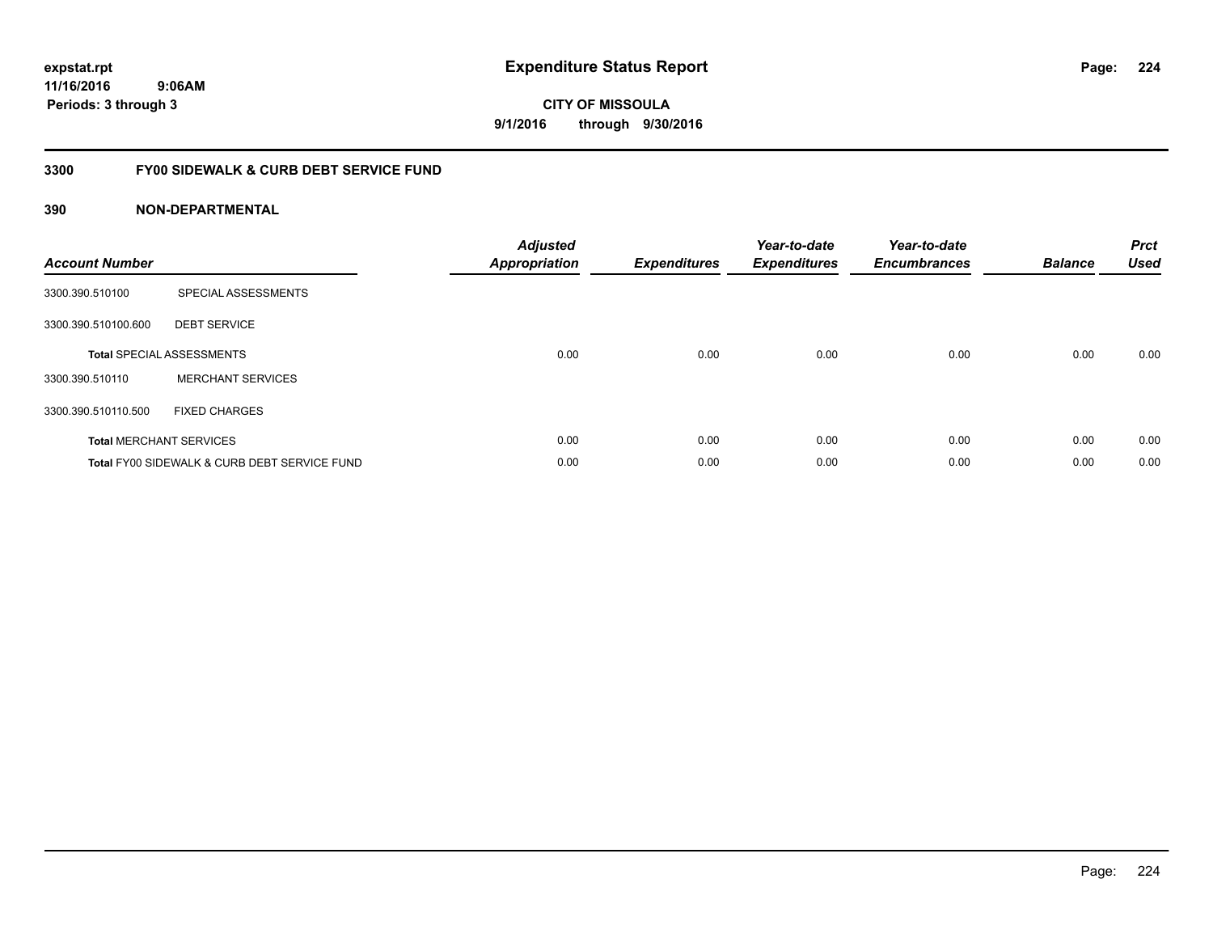**expstat.rpt**
**11/16/2016 9:06AM**
**Periods: 3 through 3**

# Expenditure Status Report

**CITY OF MISSOULA**
**9/1/2016 through 9/30/2016**

## 3300 FY00 SIDEWALK & CURB DEBT SERVICE FUND

### 390 NON-DEPARTMENTAL

| Account Number | | Adjusted Appropriation | Expenditures | Year-to-date Expenditures | Year-to-date Encumbrances | Balance | Prct Used |
|---|---|---|---|---|---|---|---|
| 3300.390.510100 | SPECIAL ASSESSMENTS | | | | | | |
| 3300.390.510100.600 | DEBT SERVICE | | | | | | |
| **Total** SPECIAL ASSESSMENTS | | 0.00 | 0.00 | 0.00 | 0.00 | 0.00 | 0.00 |
| 3300.390.510110 | MERCHANT SERVICES | | | | | | |
| 3300.390.510110.500 | FIXED CHARGES | | | | | | |
| **Total** MERCHANT SERVICES | | 0.00 | 0.00 | 0.00 | 0.00 | 0.00 | 0.00 |
| **Total** FY00 SIDEWALK & CURB DEBT SERVICE FUND | | 0.00 | 0.00 | 0.00 | 0.00 | 0.00 | 0.00 |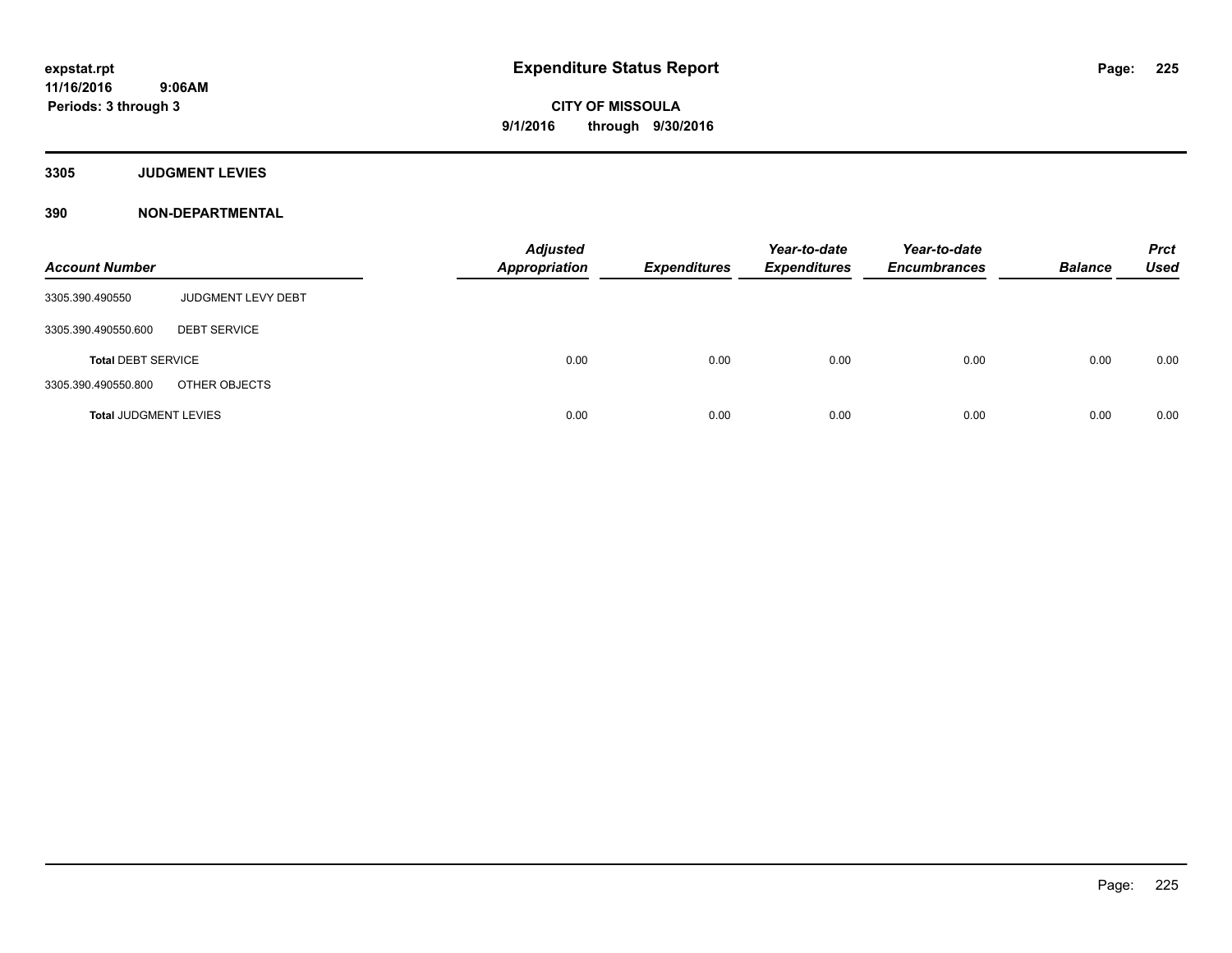**expstat.rpt**
**11/16/2016 9:06AM**
**Periods: 3 through 3**

# Expenditure Status Report

**CITY OF MISSOULA**
**9/1/2016 through 9/30/2016**

## 3305 JUDGMENT LEVIES

## 390 NON-DEPARTMENTAL

| Account Number | | Adjusted Appropriation | Expenditures | Year-to-date Expenditures | Year-to-date Encumbrances | Balance | Prct Used |
|---|---|---|---|---|---|---|---|
| 3305.390.490550 | JUDGMENT LEVY DEBT | | | | | | |
| 3305.390.490550.600 | DEBT SERVICE | | | | | | |
| **Total** DEBT SERVICE | | 0.00 | 0.00 | 0.00 | 0.00 | 0.00 | 0.00 |
| 3305.390.490550.800 | OTHER OBJECTS | | | | | | |
| **Total** JUDGMENT LEVIES | | 0.00 | 0.00 | 0.00 | 0.00 | 0.00 | 0.00 |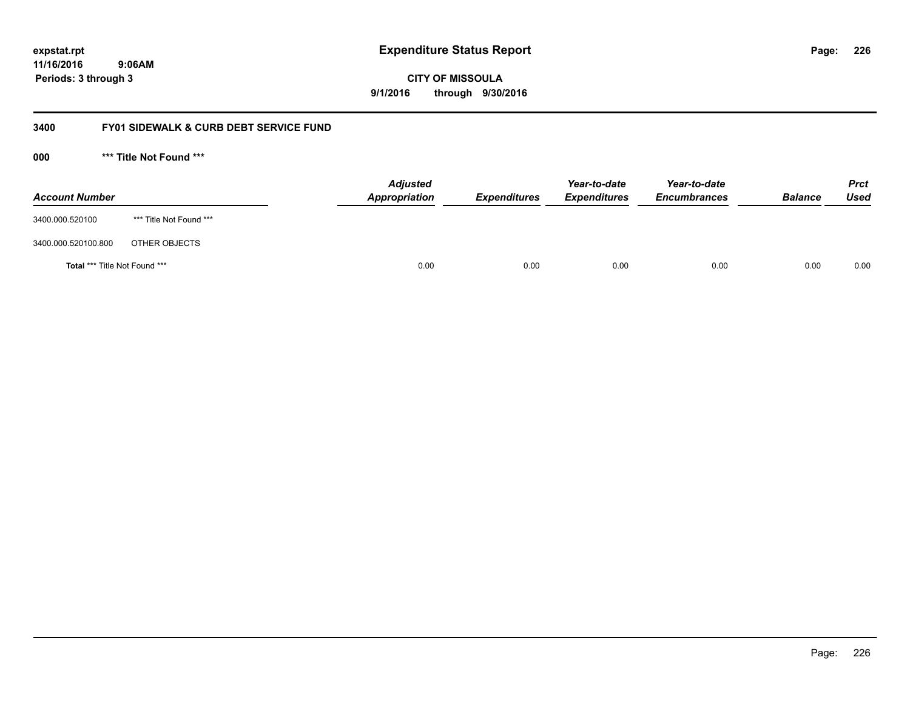# Expenditure Status Report

expstat.rpt
11/16/2016 9:06AM
Periods: 3 through 3

**CITY OF MISSOULA**
**9/1/2016 through 9/30/2016**

## 3400 FY01 SIDEWALK & CURB DEBT SERVICE FUND

### 000 *** Title Not Found ***

| Account Number | | Adjusted Appropriation | Expenditures | Year-to-date Expenditures | Year-to-date Encumbrances | Balance | Prct Used |
|---|---|---|---|---|---|---|---|
| 3400.000.520100 | *** Title Not Found *** | | | | | | |
| 3400.000.520100.800 | OTHER OBJECTS | | | | | | |
| **Total** *** Title Not Found *** | | 0.00 | 0.00 | 0.00 | 0.00 | 0.00 | 0.00 |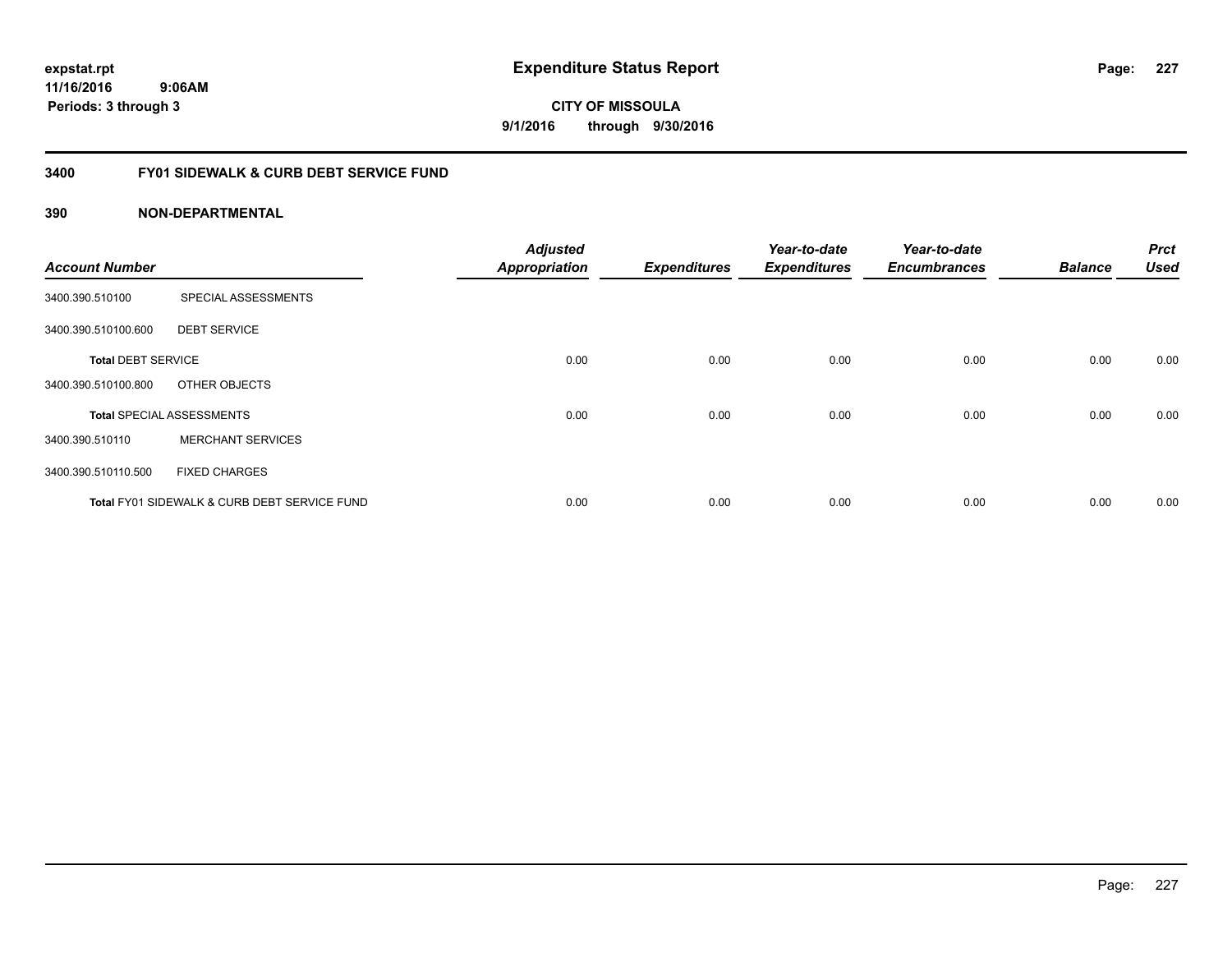**expstat.rpt**
**11/16/2016 9:06AM**
**Periods: 3 through 3**

# Expenditure Status Report

**CITY OF MISSOULA**
**9/1/2016 through 9/30/2016**

## 3400 FY01 SIDEWALK & CURB DEBT SERVICE FUND

### 390 NON-DEPARTMENTAL

| Account Number | | Adjusted Appropriation | Expenditures | Year-to-date Expenditures | Year-to-date Encumbrances | Balance | Prct Used |
|---|---|---|---|---|---|---|---|
| 3400.390.510100 | SPECIAL ASSESSMENTS | | | | | | |
| 3400.390.510100.600 | DEBT SERVICE | | | | | | |
| **Total** DEBT SERVICE | | 0.00 | 0.00 | 0.00 | 0.00 | 0.00 | 0.00 |
| 3400.390.510100.800 | OTHER OBJECTS | | | | | | |
| **Total** SPECIAL ASSESSMENTS | | 0.00 | 0.00 | 0.00 | 0.00 | 0.00 | 0.00 |
| 3400.390.510110 | MERCHANT SERVICES | | | | | | |
| 3400.390.510110.500 | FIXED CHARGES | | | | | | |
| **Total** FY01 SIDEWALK & CURB DEBT SERVICE FUND | | 0.00 | 0.00 | 0.00 | 0.00 | 0.00 | 0.00 |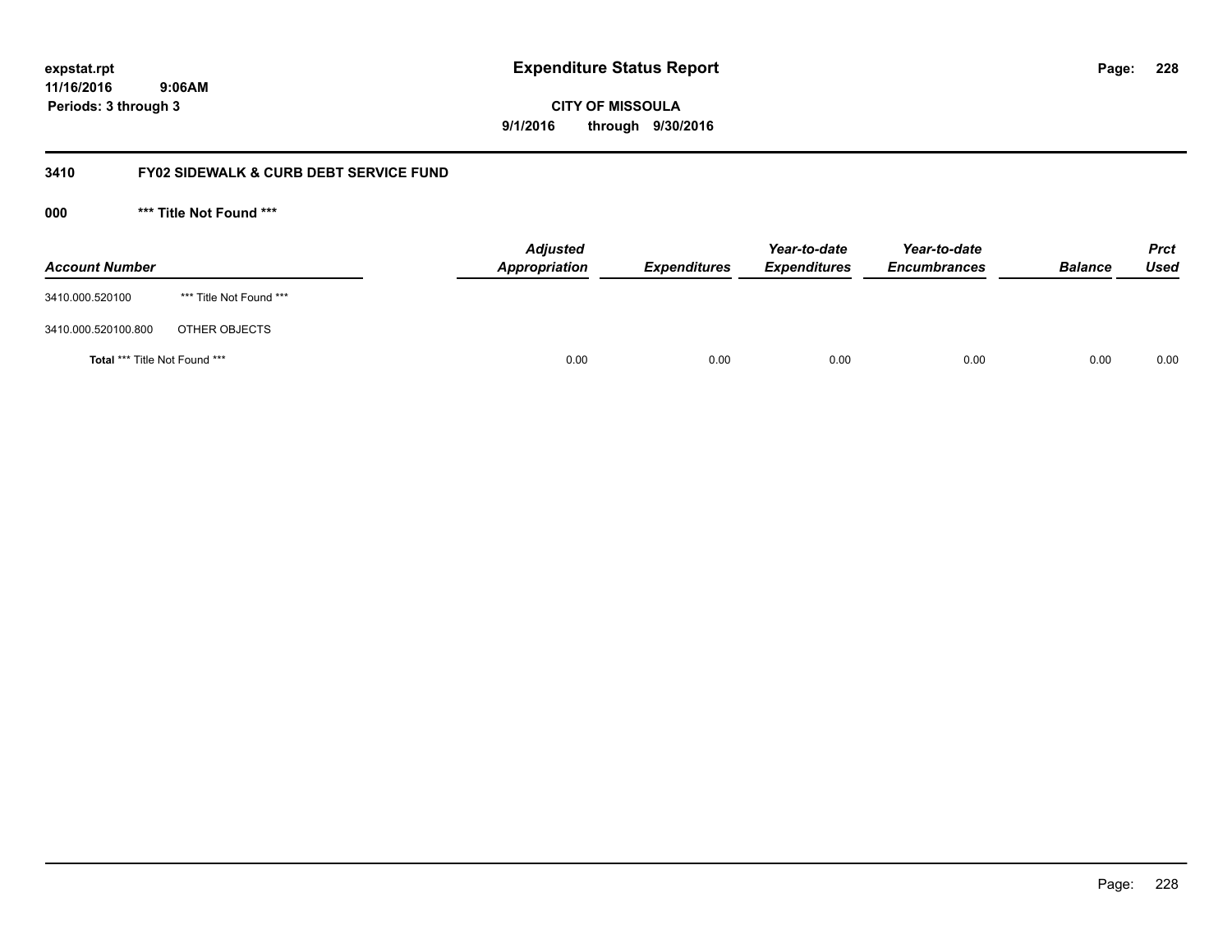expstat.rpt
11/16/2016 9:06AM
Periods: 3 through 3

# Expenditure Status Report

**CITY OF MISSOULA**
**9/1/2016 through 9/30/2016**

## 3410 FY02 SIDEWALK & CURB DEBT SERVICE FUND

### 000 *** Title Not Found ***

| Account Number | | Adjusted Appropriation | Expenditures | Year-to-date Expenditures | Year-to-date Encumbrances | Balance | Prct Used |
|---|---|---|---|---|---|---|---|
| 3410.000.520100 | *** Title Not Found *** | | | | | | |
| 3410.000.520100.800 | OTHER OBJECTS | | | | | | |
| **Total** *** Title Not Found *** | | 0.00 | 0.00 | 0.00 | 0.00 | 0.00 | 0.00 |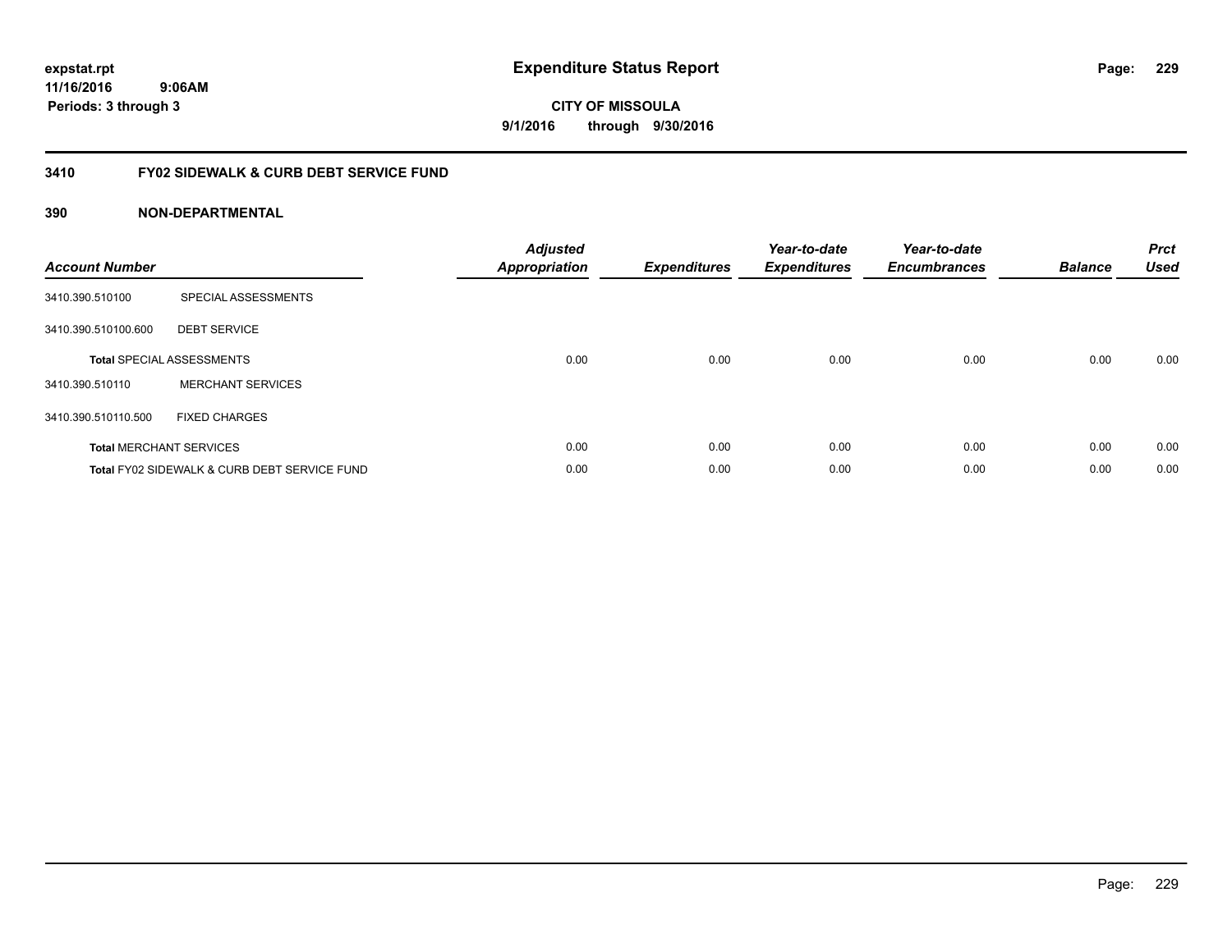**expstat.rpt**
**11/16/2016 9:06AM**
**Periods: 3 through 3**

# Expenditure Status Report

**CITY OF MISSOULA**
**9/1/2016 through 9/30/2016**

## 3410 FY02 SIDEWALK & CURB DEBT SERVICE FUND

### 390 NON-DEPARTMENTAL

| Account Number | | Adjusted Appropriation | Expenditures | Year-to-date Expenditures | Year-to-date Encumbrances | Balance | Prct Used |
|---|---|---|---|---|---|---|---|
| 3410.390.510100 | SPECIAL ASSESSMENTS | | | | | | |
| 3410.390.510100.600 | DEBT SERVICE | | | | | | |
| **Total** SPECIAL ASSESSMENTS | | 0.00 | 0.00 | 0.00 | 0.00 | 0.00 | 0.00 |
| 3410.390.510110 | MERCHANT SERVICES | | | | | | |
| 3410.390.510110.500 | FIXED CHARGES | | | | | | |
| **Total** MERCHANT SERVICES | | 0.00 | 0.00 | 0.00 | 0.00 | 0.00 | 0.00 |
| **Total** FY02 SIDEWALK & CURB DEBT SERVICE FUND | | 0.00 | 0.00 | 0.00 | 0.00 | 0.00 | 0.00 |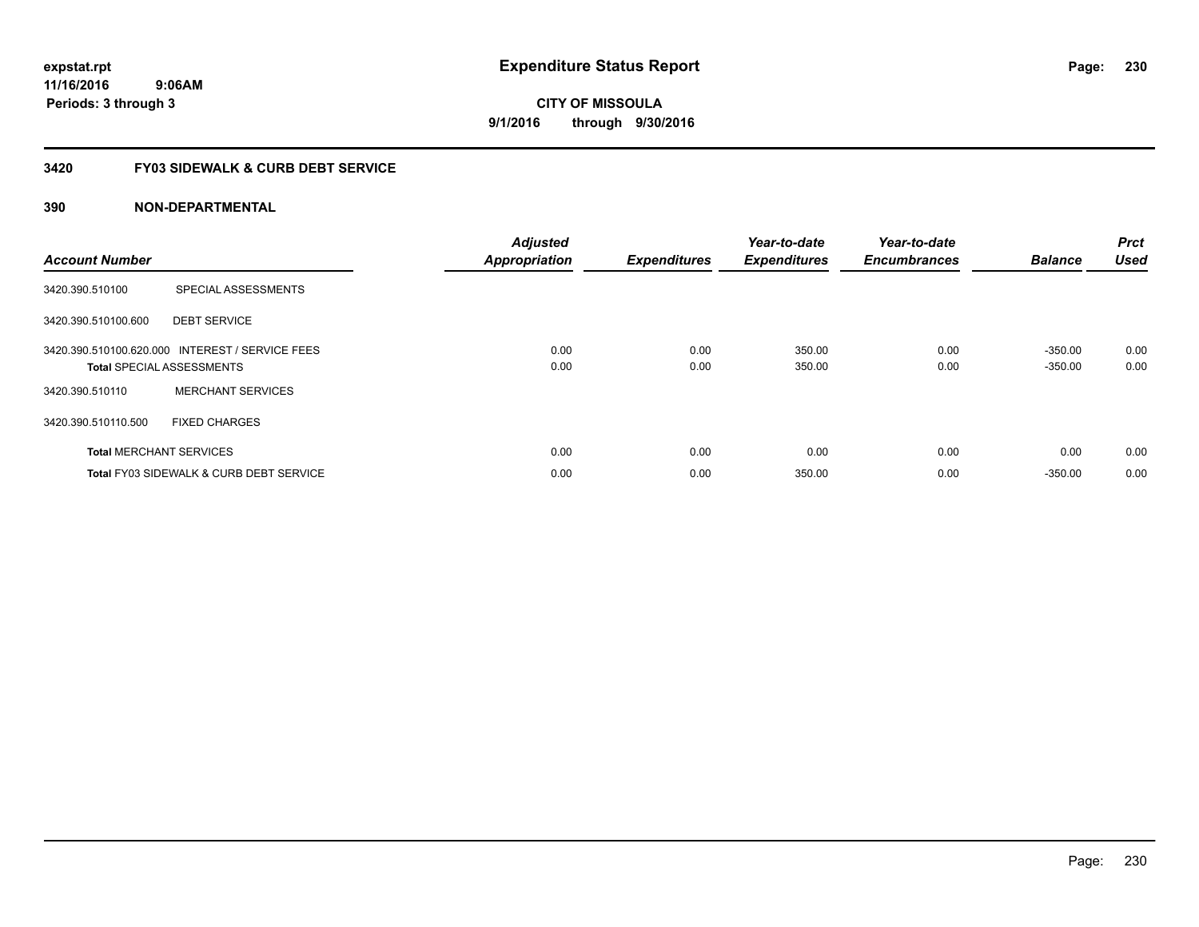# Expenditure Status Report

expstat.rpt
11/16/2016 9:06AM
Periods: 3 through 3

**CITY OF MISSOULA**
**9/1/2016 through 9/30/2016**

## 3420 FY03 SIDEWALK & CURB DEBT SERVICE

### 390 NON-DEPARTMENTAL

| Account Number | | Adjusted Appropriation | Expenditures | Year-to-date Expenditures | Year-to-date Encumbrances | Balance | Prct Used |
|---|---|---|---|---|---|---|---|
| 3420.390.510100 | SPECIAL ASSESSMENTS | | | | | | |
| 3420.390.510100.600 | DEBT SERVICE | | | | | | |
| 3420.390.510100.620.000 | INTEREST / SERVICE FEES | 0.00 | 0.00 | 350.00 | 0.00 | -350.00 | 0.00 |
| **Total** SPECIAL ASSESSMENTS | | 0.00 | 0.00 | 350.00 | 0.00 | -350.00 | 0.00 |
| 3420.390.510110 | MERCHANT SERVICES | | | | | | |
| 3420.390.510110.500 | FIXED CHARGES | | | | | | |
| **Total** MERCHANT SERVICES | | 0.00 | 0.00 | 0.00 | 0.00 | 0.00 | 0.00 |
| **Total** FY03 SIDEWALK & CURB DEBT SERVICE | | 0.00 | 0.00 | 350.00 | 0.00 | -350.00 | 0.00 |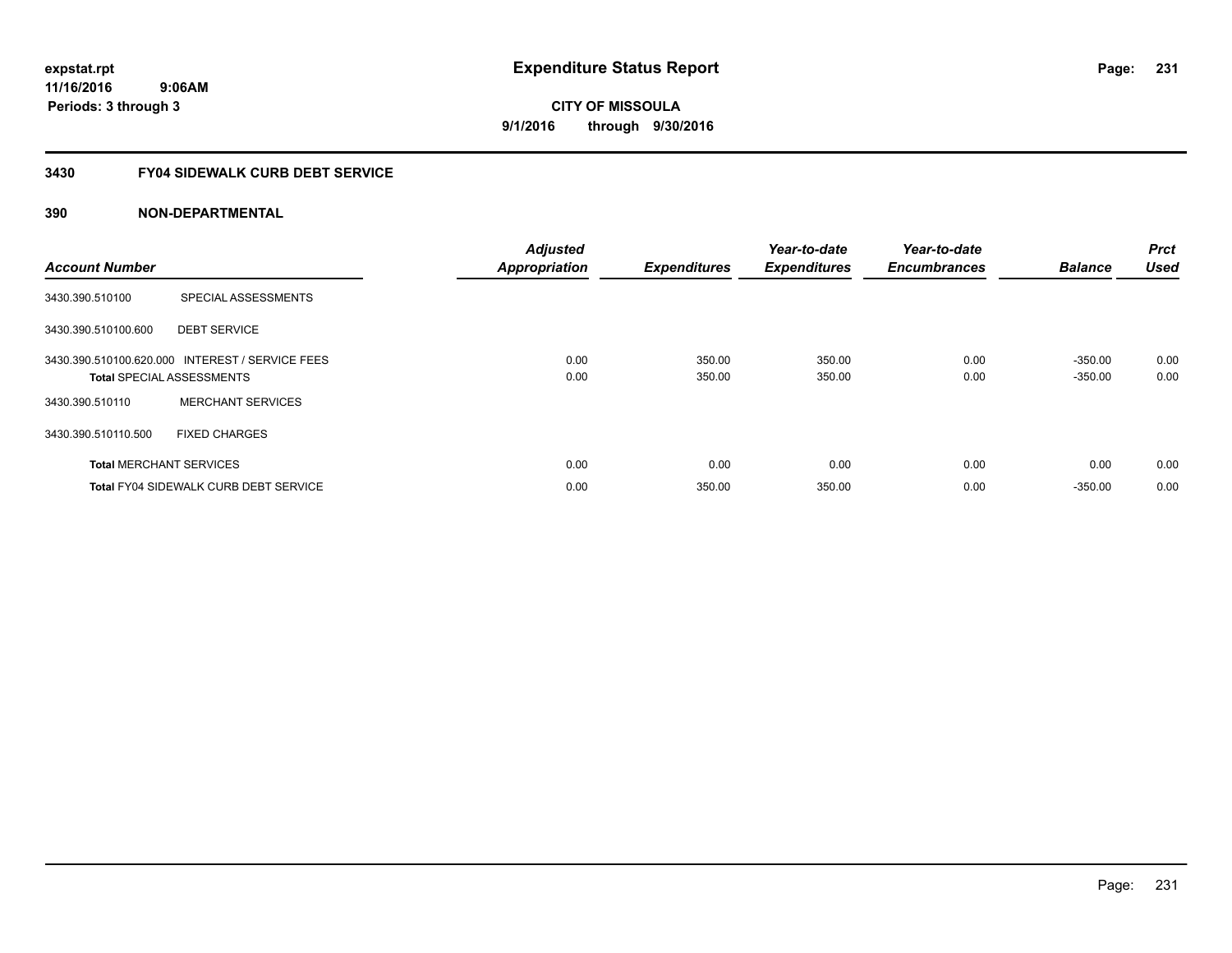expstat.rpt
11/16/2016 9:06AM
Periods: 3 through 3

# Expenditure Status Report

**CITY OF MISSOULA**
**9/1/2016 through 9/30/2016**

## 3430 FY04 SIDEWALK CURB DEBT SERVICE

### 390 NON-DEPARTMENTAL

| Account Number | | Adjusted Appropriation | Expenditures | Year-to-date Expenditures | Year-to-date Encumbrances | Balance | Prct Used |
|---|---|---|---|---|---|---|---|
| 3430.390.510100 | SPECIAL ASSESSMENTS | | | | | | |
| 3430.390.510100.600 | DEBT SERVICE | | | | | | |
| 3430.390.510100.620.000 | INTEREST / SERVICE FEES | 0.00 | 350.00 | 350.00 | 0.00 | -350.00 | 0.00 |
| **Total** SPECIAL ASSESSMENTS | | 0.00 | 350.00 | 350.00 | 0.00 | -350.00 | 0.00 |
| 3430.390.510110 | MERCHANT SERVICES | | | | | | |
| 3430.390.510110.500 | FIXED CHARGES | | | | | | |
| **Total** MERCHANT SERVICES | | 0.00 | 0.00 | 0.00 | 0.00 | 0.00 | 0.00 |
| **Total** FY04 SIDEWALK CURB DEBT SERVICE | | 0.00 | 350.00 | 350.00 | 0.00 | -350.00 | 0.00 |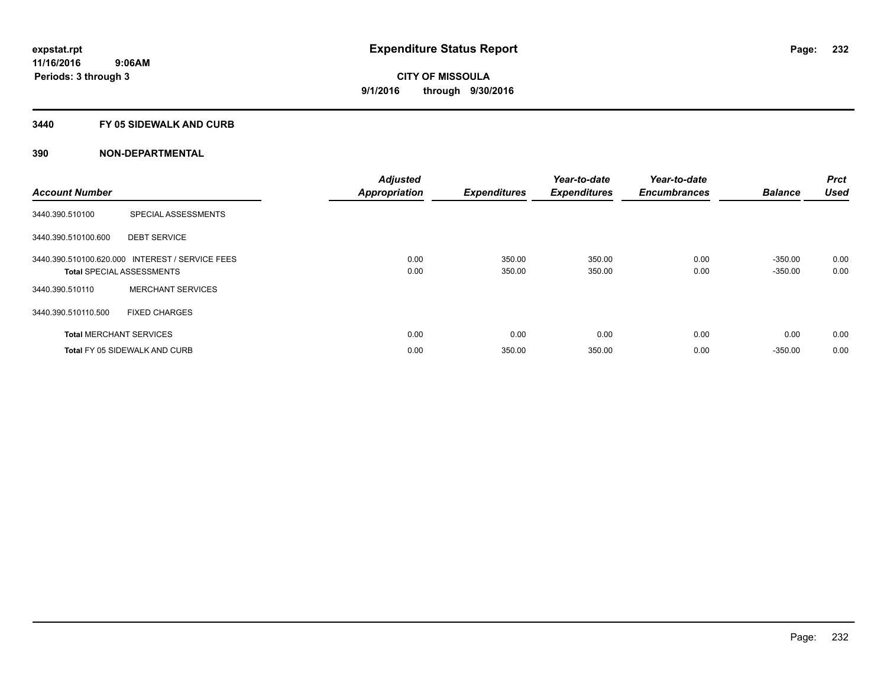expstat.rpt
11/16/2016 9:06AM
Periods: 3 through 3

# Expenditure Status Report

**CITY OF MISSOULA**
**9/1/2016 through 9/30/2016**

## 3440 FY 05 SIDEWALK AND CURB

### 390 NON-DEPARTMENTAL

| Account Number | | Adjusted Appropriation | Expenditures | Year-to-date Expenditures | Year-to-date Encumbrances | Balance | Prct Used |
|---|---|---|---|---|---|---|---|
| 3440.390.510100 | SPECIAL ASSESSMENTS | | | | | | |
| 3440.390.510100.600 | DEBT SERVICE | | | | | | |
| 3440.390.510100.620.000 | INTEREST / SERVICE FEES | 0.00 | 350.00 | 350.00 | 0.00 | -350.00 | 0.00 |
| **Total** SPECIAL ASSESSMENTS | | 0.00 | 350.00 | 350.00 | 0.00 | -350.00 | 0.00 |
| 3440.390.510110 | MERCHANT SERVICES | | | | | | |
| 3440.390.510110.500 | FIXED CHARGES | | | | | | |
| **Total** MERCHANT SERVICES | | 0.00 | 0.00 | 0.00 | 0.00 | 0.00 | 0.00 |
| **Total** FY 05 SIDEWALK AND CURB | | 0.00 | 350.00 | 350.00 | 0.00 | -350.00 | 0.00 |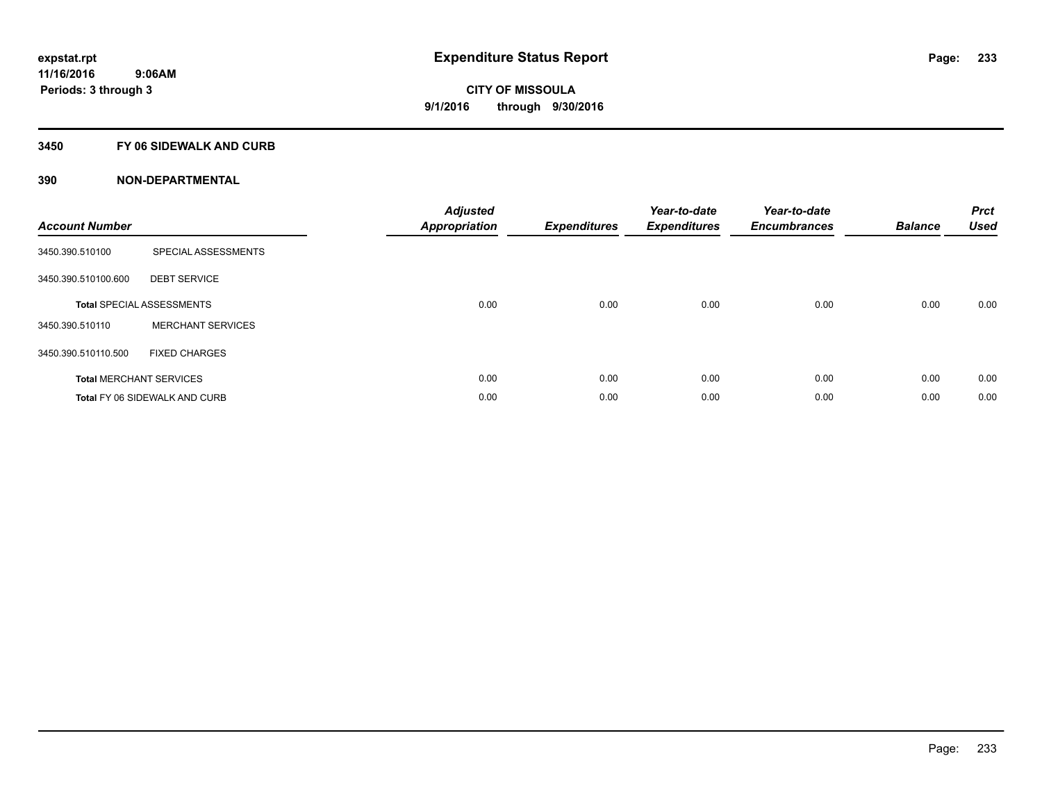expstat.rpt
11/16/2016 9:06AM
Periods: 3 through 3

# Expenditure Status Report

**CITY OF MISSOULA**
**9/1/2016 through 9/30/2016**

## 3450 FY 06 SIDEWALK AND CURB

### 390 NON-DEPARTMENTAL

| Account Number | | Adjusted Appropriation | Expenditures | Year-to-date Expenditures | Year-to-date Encumbrances | Balance | Prct Used |
|---|---|---|---|---|---|---|---|
| 3450.390.510100 | SPECIAL ASSESSMENTS | | | | | | |
| 3450.390.510100.600 | DEBT SERVICE | | | | | | |
| **Total** SPECIAL ASSESSMENTS | | 0.00 | 0.00 | 0.00 | 0.00 | 0.00 | 0.00 |
| 3450.390.510110 | MERCHANT SERVICES | | | | | | |
| 3450.390.510110.500 | FIXED CHARGES | | | | | | |
| **Total** MERCHANT SERVICES | | 0.00 | 0.00 | 0.00 | 0.00 | 0.00 | 0.00 |
| **Total** FY 06 SIDEWALK AND CURB | | 0.00 | 0.00 | 0.00 | 0.00 | 0.00 | 0.00 |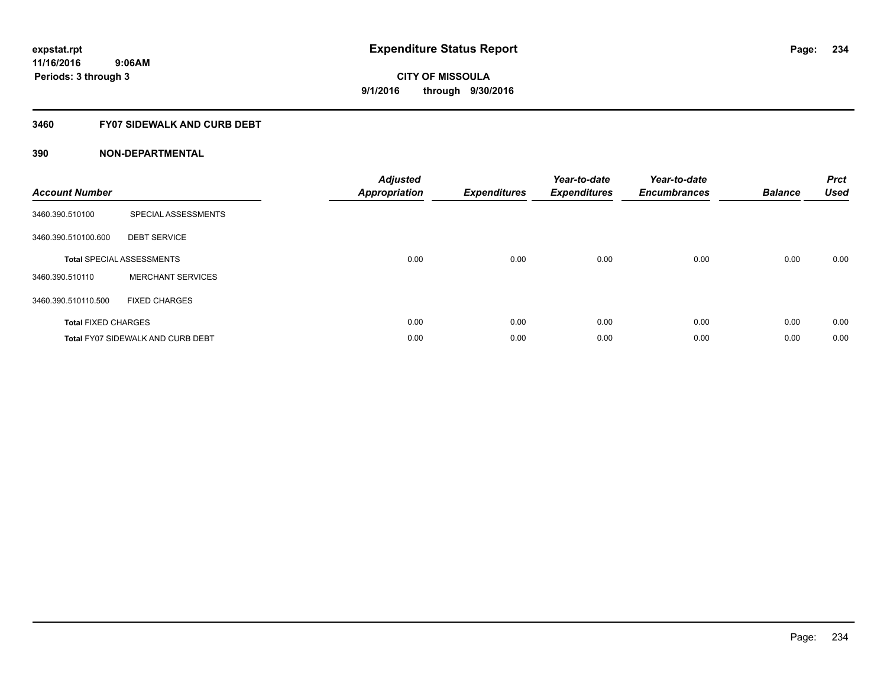expstat.rpt
11/16/2016 9:06AM
Periods: 3 through 3

# Expenditure Status Report

**CITY OF MISSOULA**
**9/1/2016 through 9/30/2016**

## 3460 FY07 SIDEWALK AND CURB DEBT

### 390 NON-DEPARTMENTAL

| Account Number | | Adjusted Appropriation | Expenditures | Year-to-date Expenditures | Year-to-date Encumbrances | Balance | Prct Used |
|---|---|---|---|---|---|---|---|
| 3460.390.510100 | SPECIAL ASSESSMENTS | | | | | | |
| 3460.390.510100.600 | DEBT SERVICE | | | | | | |
| **Total** SPECIAL ASSESSMENTS | | 0.00 | 0.00 | 0.00 | 0.00 | 0.00 | 0.00 |
| 3460.390.510110 | MERCHANT SERVICES | | | | | | |
| 3460.390.510110.500 | FIXED CHARGES | | | | | | |
| **Total** FIXED CHARGES | | 0.00 | 0.00 | 0.00 | 0.00 | 0.00 | 0.00 |
| **Total** FY07 SIDEWALK AND CURB DEBT | | 0.00 | 0.00 | 0.00 | 0.00 | 0.00 | 0.00 |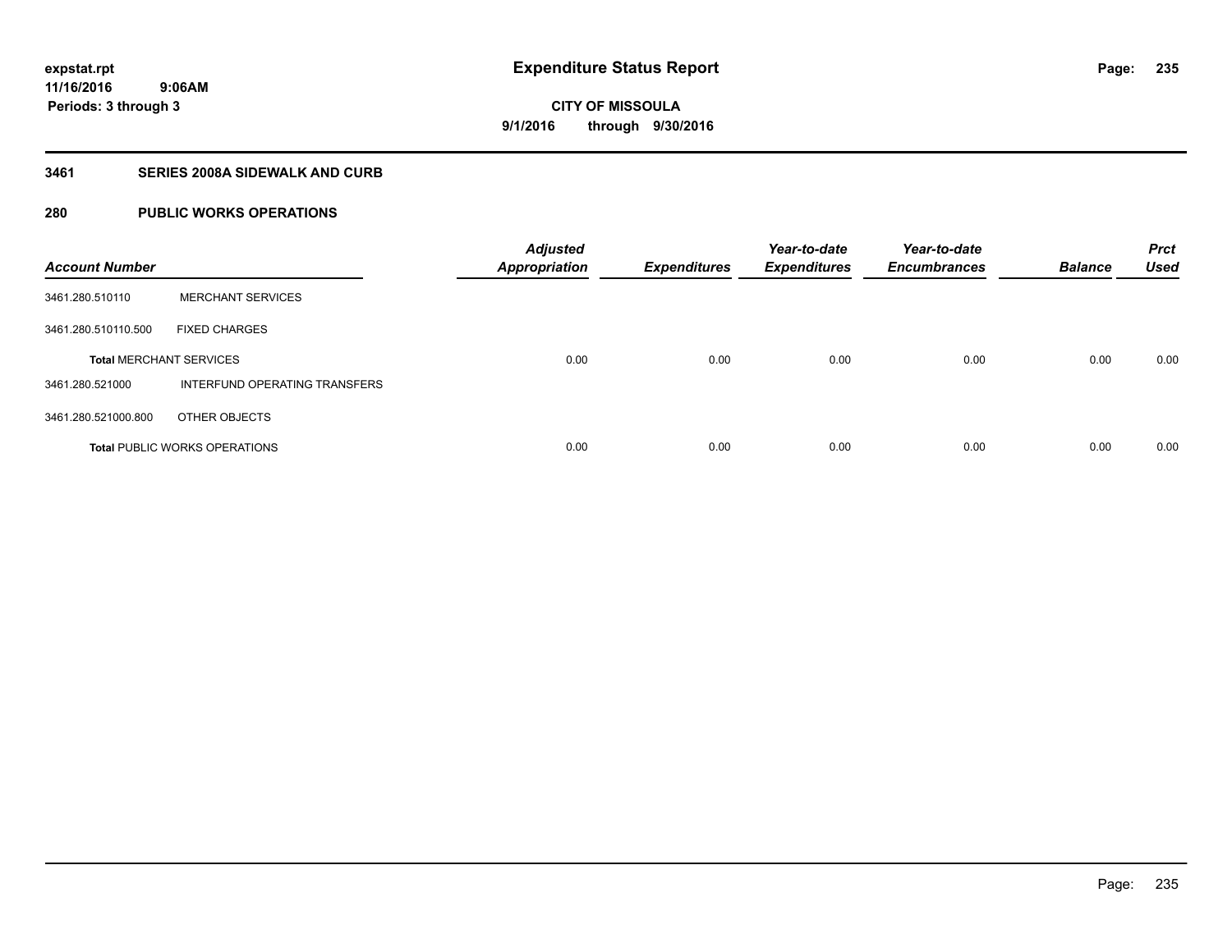expstat.rpt
11/16/2016 9:06AM
Periods: 3 through 3

# Expenditure Status Report

**CITY OF MISSOULA**
**9/1/2016 through 9/30/2016**

## 3461 SERIES 2008A SIDEWALK AND CURB

## 280 PUBLIC WORKS OPERATIONS

| Account Number | | Adjusted Appropriation | Expenditures | Year-to-date Expenditures | Year-to-date Encumbrances | Balance | Prct Used |
|---|---|---|---|---|---|---|---|
| 3461.280.510110 | MERCHANT SERVICES | | | | | | |
| 3461.280.510110.500 | FIXED CHARGES | | | | | | |
| **Total** MERCHANT SERVICES | | 0.00 | 0.00 | 0.00 | 0.00 | 0.00 | 0.00 |
| 3461.280.521000 | INTERFUND OPERATING TRANSFERS | | | | | | |
| 3461.280.521000.800 | OTHER OBJECTS | | | | | | |
| **Total** PUBLIC WORKS OPERATIONS | | 0.00 | 0.00 | 0.00 | 0.00 | 0.00 | 0.00 |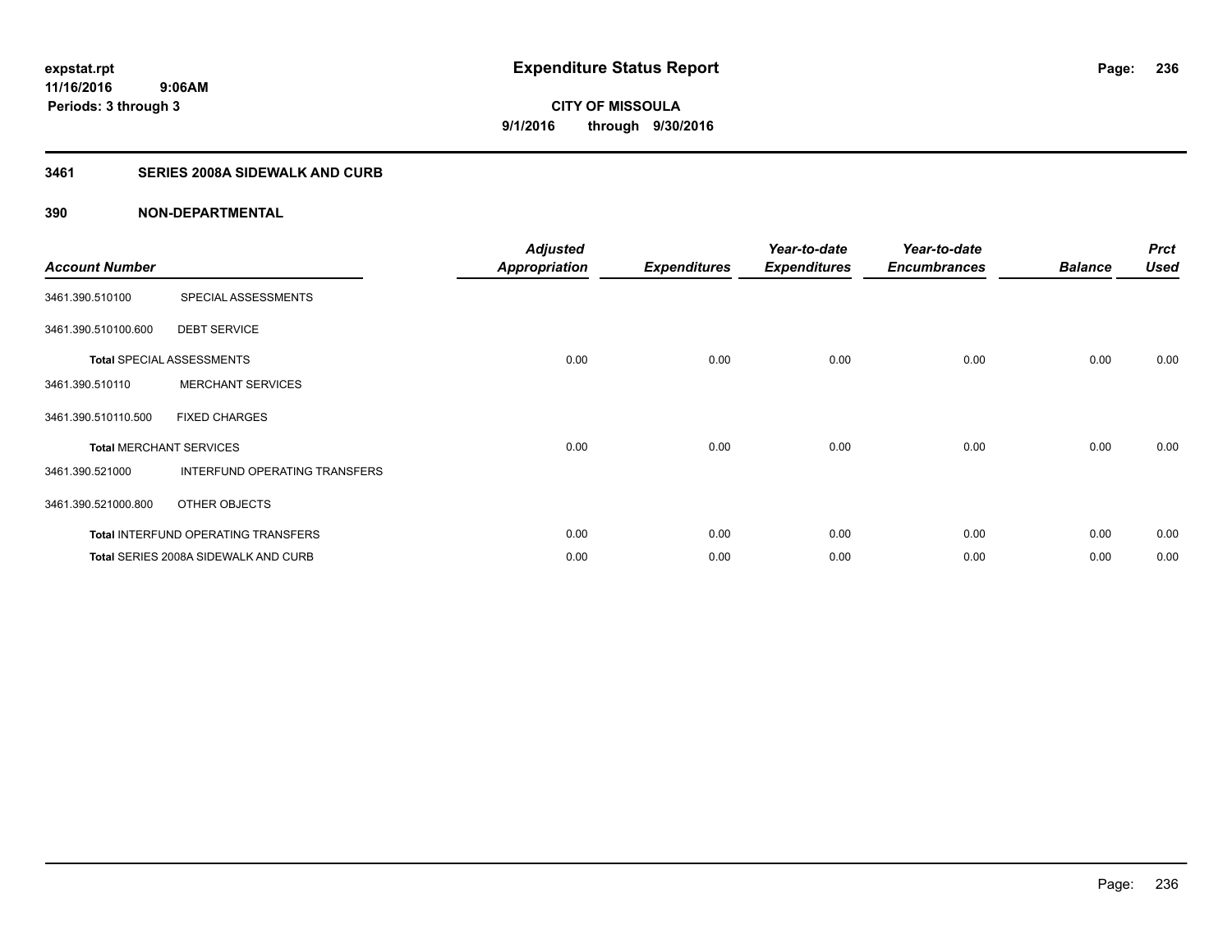# Expenditure Status Report

**CITY OF MISSOULA**
**9/1/2016 through 9/30/2016**

expstat.rpt
11/16/2016 9:06AM
Periods: 3 through 3

## 3461 SERIES 2008A SIDEWALK AND CURB

### 390 NON-DEPARTMENTAL

| Account Number | | Adjusted Appropriation | Expenditures | Year-to-date Expenditures | Year-to-date Encumbrances | Balance | Prct Used |
|---|---|---|---|---|---|---|---|
| 3461.390.510100 | SPECIAL ASSESSMENTS | | | | | | |
| 3461.390.510100.600 | DEBT SERVICE | | | | | | |
| **Total** SPECIAL ASSESSMENTS | | 0.00 | 0.00 | 0.00 | 0.00 | 0.00 | 0.00 |
| 3461.390.510110 | MERCHANT SERVICES | | | | | | |
| 3461.390.510110.500 | FIXED CHARGES | | | | | | |
| **Total** MERCHANT SERVICES | | 0.00 | 0.00 | 0.00 | 0.00 | 0.00 | 0.00 |
| 3461.390.521000 | INTERFUND OPERATING TRANSFERS | | | | | | |
| 3461.390.521000.800 | OTHER OBJECTS | | | | | | |
| **Total** INTERFUND OPERATING TRANSFERS | | 0.00 | 0.00 | 0.00 | 0.00 | 0.00 | 0.00 |
| **Total** SERIES 2008A SIDEWALK AND CURB | | 0.00 | 0.00 | 0.00 | 0.00 | 0.00 | 0.00 |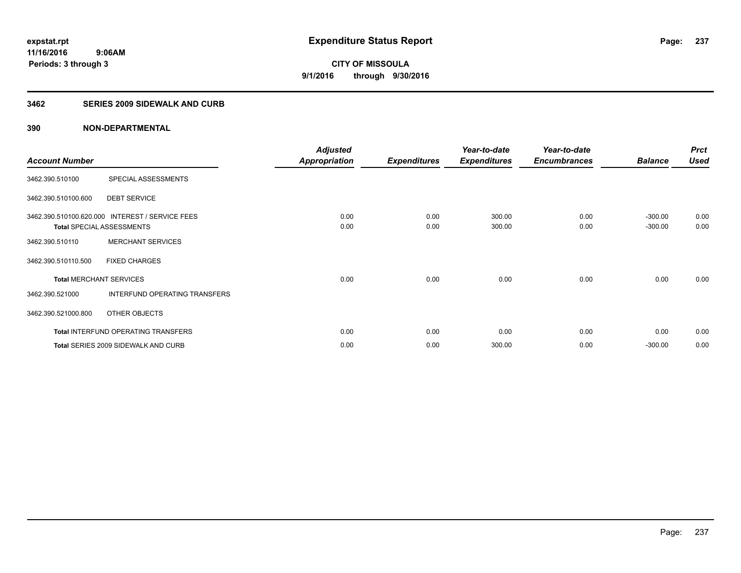**expstat.rpt**
**11/16/2016 9:06AM**
**Periods: 3 through 3**

# Expenditure Status Report

**CITY OF MISSOULA**
**9/1/2016 through 9/30/2016**

## 3462 SERIES 2009 SIDEWALK AND CURB

### 390 NON-DEPARTMENTAL

| Account Number | | Adjusted Appropriation | Expenditures | Year-to-date Expenditures | Year-to-date Encumbrances | Balance | Prct Used |
|---|---|---|---|---|---|---|---|
| 3462.390.510100 | SPECIAL ASSESSMENTS | | | | | | |
| 3462.390.510100.600 | DEBT SERVICE | | | | | | |
| 3462.390.510100.620.000 | INTEREST / SERVICE FEES | 0.00 | 0.00 | 300.00 | 0.00 | -300.00 | 0.00 |
| **Total** SPECIAL ASSESSMENTS | | 0.00 | 0.00 | 300.00 | 0.00 | -300.00 | 0.00 |
| 3462.390.510110 | MERCHANT SERVICES | | | | | | |
| 3462.390.510110.500 | FIXED CHARGES | | | | | | |
| **Total** MERCHANT SERVICES | | 0.00 | 0.00 | 0.00 | 0.00 | 0.00 | 0.00 |
| 3462.390.521000 | INTERFUND OPERATING TRANSFERS | | | | | | |
| 3462.390.521000.800 | OTHER OBJECTS | | | | | | |
| **Total** INTERFUND OPERATING TRANSFERS | | 0.00 | 0.00 | 0.00 | 0.00 | 0.00 | 0.00 |
| **Total** SERIES 2009 SIDEWALK AND CURB | | 0.00 | 0.00 | 300.00 | 0.00 | -300.00 | 0.00 |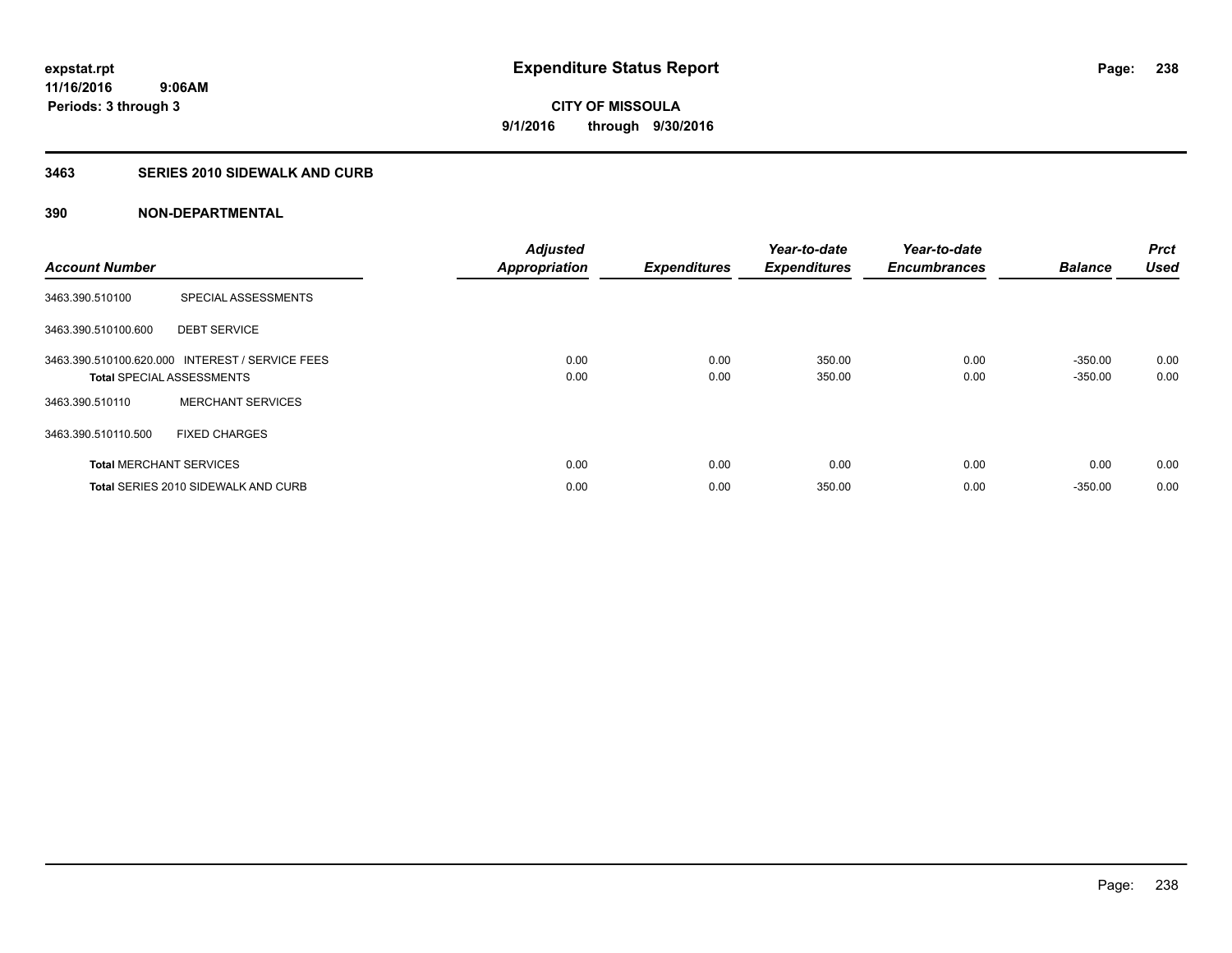expstat.rpt
11/16/2016 9:06AM
Periods: 3 through 3

# Expenditure Status Report

CITY OF MISSOULA
9/1/2016 through 9/30/2016

## 3463 SERIES 2010 SIDEWALK AND CURB

### 390 NON-DEPARTMENTAL

| Account Number | | Adjusted Appropriation | Expenditures | Year-to-date Expenditures | Year-to-date Encumbrances | Balance | Prct Used |
|---|---|---|---|---|---|---|---|
| 3463.390.510100 | SPECIAL ASSESSMENTS | | | | | | |
| 3463.390.510100.600 | DEBT SERVICE | | | | | | |
| 3463.390.510100.620.000 | INTEREST / SERVICE FEES | 0.00 | 0.00 | 350.00 | 0.00 | -350.00 | 0.00 |
| **Total** SPECIAL ASSESSMENTS | | 0.00 | 0.00 | 350.00 | 0.00 | -350.00 | 0.00 |
| 3463.390.510110 | MERCHANT SERVICES | | | | | | |
| 3463.390.510110.500 | FIXED CHARGES | | | | | | |
| **Total** MERCHANT SERVICES | | 0.00 | 0.00 | 0.00 | 0.00 | 0.00 | 0.00 |
| **Total** SERIES 2010 SIDEWALK AND CURB | | 0.00 | 0.00 | 350.00 | 0.00 | -350.00 | 0.00 |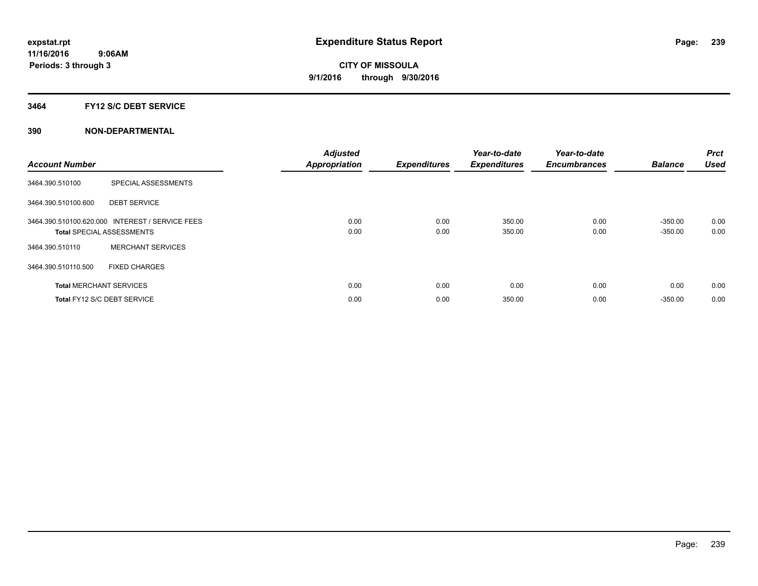**expstat.rpt**
**11/16/2016 9:06AM**
**Periods: 3 through 3**

# Expenditure Status Report

**CITY OF MISSOULA**
**9/1/2016 through 9/30/2016**

## 3464 FY12 S/C DEBT SERVICE

## 390 NON-DEPARTMENTAL

| Account Number | | Adjusted Appropriation | Expenditures | Year-to-date Expenditures | Year-to-date Encumbrances | Balance | Prct Used |
|---|---|---|---|---|---|---|---|
| 3464.390.510100 | SPECIAL ASSESSMENTS | | | | | | |
| 3464.390.510100.600 | DEBT SERVICE | | | | | | |
| 3464.390.510100.620.000 | INTEREST / SERVICE FEES | 0.00 | 0.00 | 350.00 | 0.00 | -350.00 | 0.00 |
| **Total** SPECIAL ASSESSMENTS | | 0.00 | 0.00 | 350.00 | 0.00 | -350.00 | 0.00 |
| 3464.390.510110 | MERCHANT SERVICES | | | | | | |
| 3464.390.510110.500 | FIXED CHARGES | | | | | | |
| **Total** MERCHANT SERVICES | | 0.00 | 0.00 | 0.00 | 0.00 | 0.00 | 0.00 |
| **Total** FY12 S/C DEBT SERVICE | | 0.00 | 0.00 | 350.00 | 0.00 | -350.00 | 0.00 |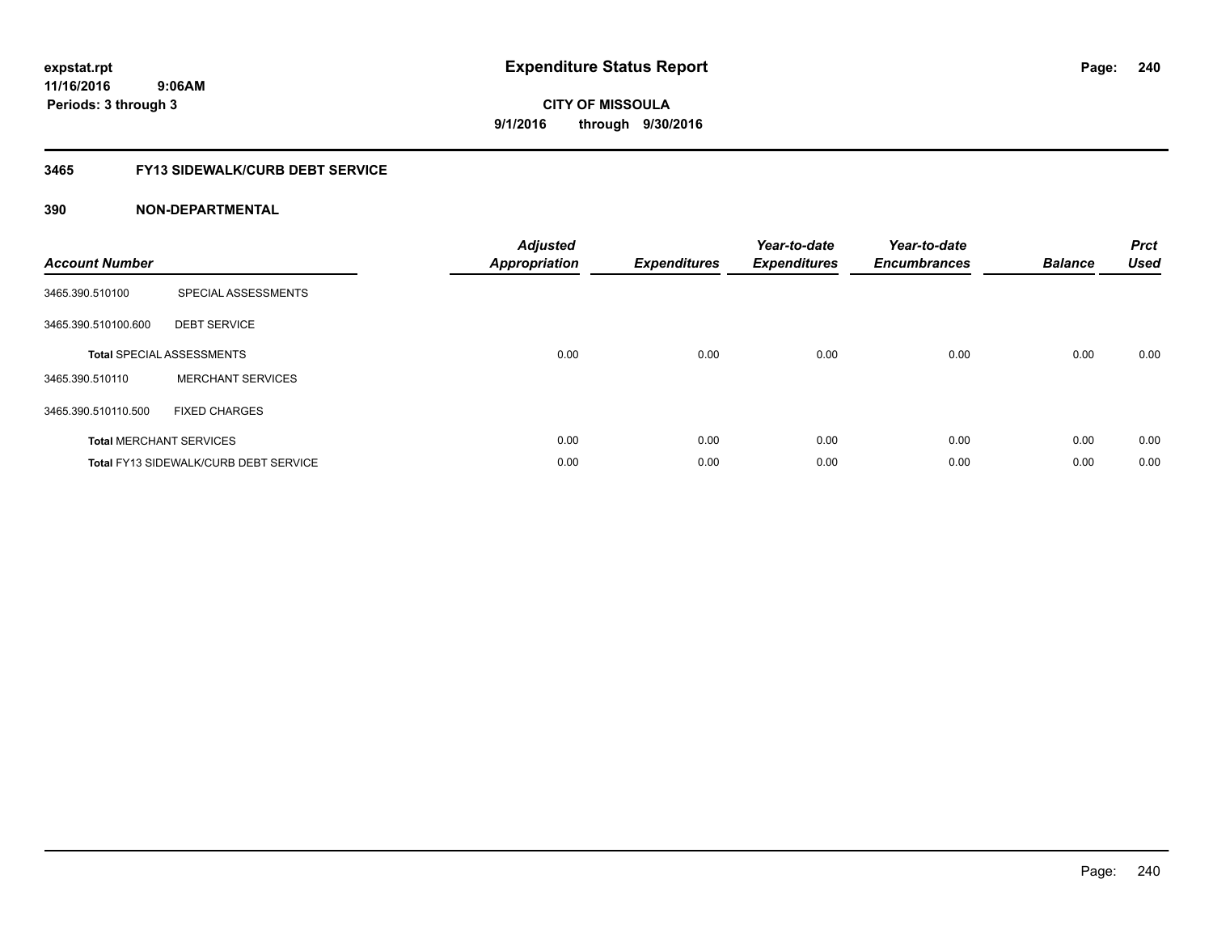expstat.rpt
11/16/2016 9:06AM
Periods: 3 through 3

# Expenditure Status Report

CITY OF MISSOULA
9/1/2016 through 9/30/2016

## 3465 FY13 SIDEWALK/CURB DEBT SERVICE

## 390 NON-DEPARTMENTAL

| Account Number | | Adjusted Appropriation | Expenditures | Year-to-date Expenditures | Year-to-date Encumbrances | Balance | Prct Used |
|---|---|---|---|---|---|---|---|
| 3465.390.510100 | SPECIAL ASSESSMENTS | | | | | | |
| 3465.390.510100.600 | DEBT SERVICE | | | | | | |
| **Total** SPECIAL ASSESSMENTS | | 0.00 | 0.00 | 0.00 | 0.00 | 0.00 | 0.00 |
| 3465.390.510110 | MERCHANT SERVICES | | | | | | |
| 3465.390.510110.500 | FIXED CHARGES | | | | | | |
| **Total** MERCHANT SERVICES | | 0.00 | 0.00 | 0.00 | 0.00 | 0.00 | 0.00 |
| **Total** FY13 SIDEWALK/CURB DEBT SERVICE | | 0.00 | 0.00 | 0.00 | 0.00 | 0.00 | 0.00 |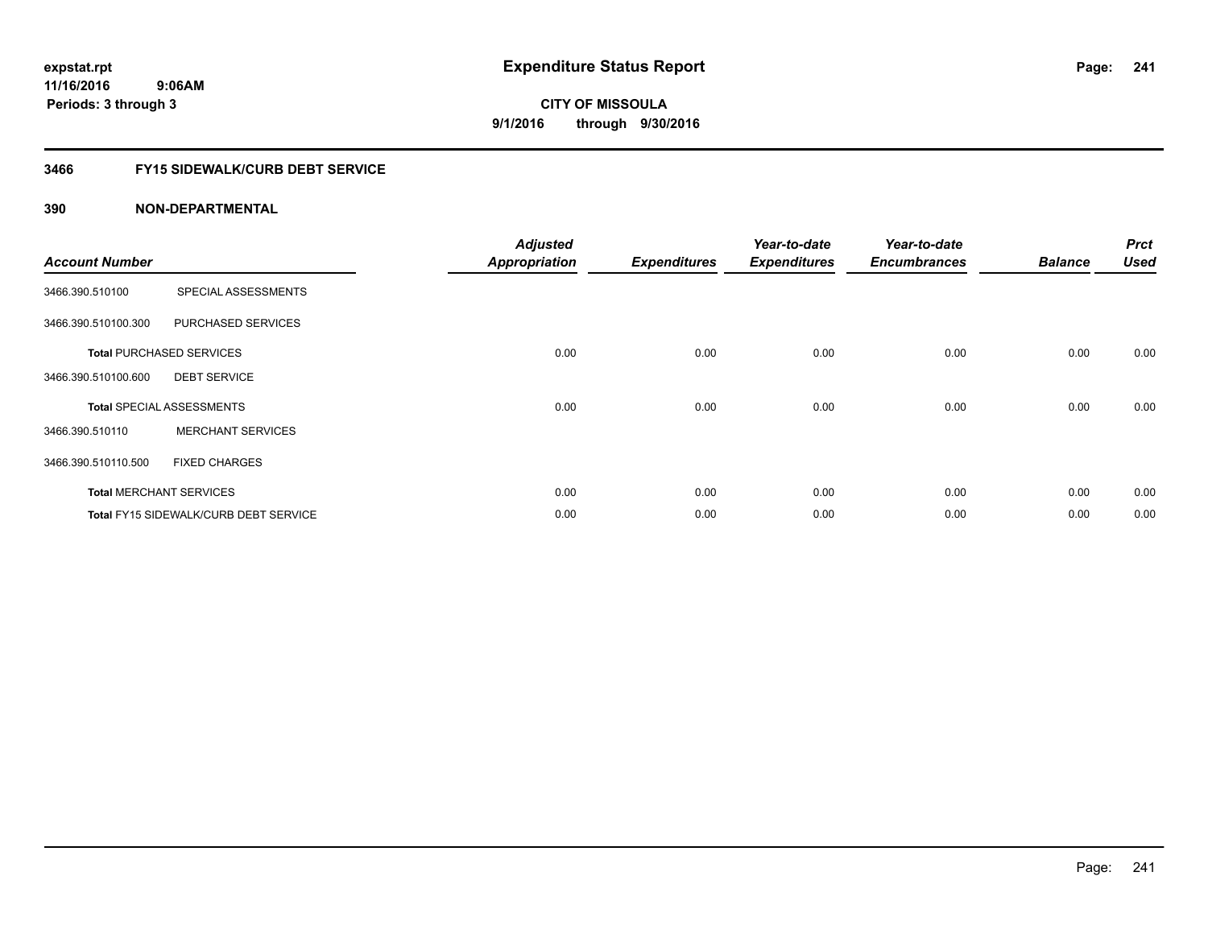# Expenditure Status Report

**expstat.rpt**
**11/16/2016 9:06AM**
**Periods: 3 through 3**

**CITY OF MISSOULA**
**9/1/2016 through 9/30/2016**

## 3466 FY15 SIDEWALK/CURB DEBT SERVICE

### 390 NON-DEPARTMENTAL

| Account Number | | Adjusted Appropriation | Expenditures | Year-to-date Expenditures | Year-to-date Encumbrances | Balance | Prct Used |
|---|---|---|---|---|---|---|---|
| 3466.390.510100 | SPECIAL ASSESSMENTS | | | | | | |
| 3466.390.510100.300 | PURCHASED SERVICES | | | | | | |
| **Total** PURCHASED SERVICES | | 0.00 | 0.00 | 0.00 | 0.00 | 0.00 | 0.00 |
| 3466.390.510100.600 | DEBT SERVICE | | | | | | |
| **Total** SPECIAL ASSESSMENTS | | 0.00 | 0.00 | 0.00 | 0.00 | 0.00 | 0.00 |
| 3466.390.510110 | MERCHANT SERVICES | | | | | | |
| 3466.390.510110.500 | FIXED CHARGES | | | | | | |
| **Total** MERCHANT SERVICES | | 0.00 | 0.00 | 0.00 | 0.00 | 0.00 | 0.00 |
| **Total** FY15 SIDEWALK/CURB DEBT SERVICE | | 0.00 | 0.00 | 0.00 | 0.00 | 0.00 | 0.00 |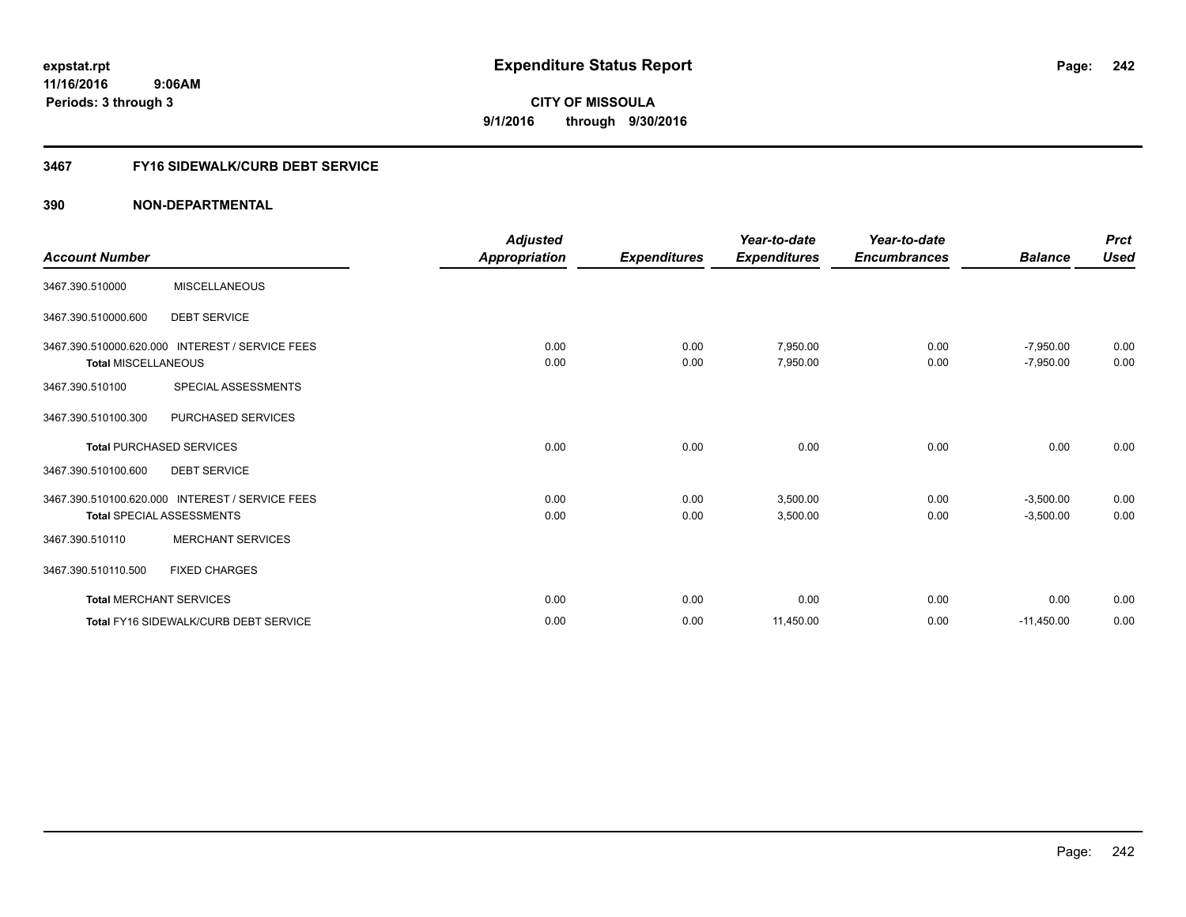**expstat.rpt**
**11/16/2016 9:06AM**
**Periods: 3 through 3**

# Expenditure Status Report

**CITY OF MISSOULA**
**9/1/2016 through 9/30/2016**

## 3467 FY16 SIDEWALK/CURB DEBT SERVICE

### 390 NON-DEPARTMENTAL

| Account Number | | Adjusted Appropriation | Expenditures | Year-to-date Expenditures | Year-to-date Encumbrances | Balance | Prct Used |
|---|---|---|---|---|---|---|---|
| 3467.390.510000 | MISCELLANEOUS | | | | | | |
| 3467.390.510000.600 | DEBT SERVICE | | | | | | |
| 3467.390.510000.620.000 | INTEREST / SERVICE FEES | 0.00 | 0.00 | 7,950.00 | 0.00 | -7,950.00 | 0.00 |
| **Total** MISCELLANEOUS | | 0.00 | 0.00 | 7,950.00 | 0.00 | -7,950.00 | 0.00 |
| 3467.390.510100 | SPECIAL ASSESSMENTS | | | | | | |
| 3467.390.510100.300 | PURCHASED SERVICES | | | | | | |
| **Total** PURCHASED SERVICES | | 0.00 | 0.00 | 0.00 | 0.00 | 0.00 | 0.00 |
| 3467.390.510100.600 | DEBT SERVICE | | | | | | |
| 3467.390.510100.620.000 | INTEREST / SERVICE FEES | 0.00 | 0.00 | 3,500.00 | 0.00 | -3,500.00 | 0.00 |
| **Total** SPECIAL ASSESSMENTS | | 0.00 | 0.00 | 3,500.00 | 0.00 | -3,500.00 | 0.00 |
| 3467.390.510110 | MERCHANT SERVICES | | | | | | |
| 3467.390.510110.500 | FIXED CHARGES | | | | | | |
| **Total** MERCHANT SERVICES | | 0.00 | 0.00 | 0.00 | 0.00 | 0.00 | 0.00 |
| **Total** FY16 SIDEWALK/CURB DEBT SERVICE | | 0.00 | 0.00 | 11,450.00 | 0.00 | -11,450.00 | 0.00 |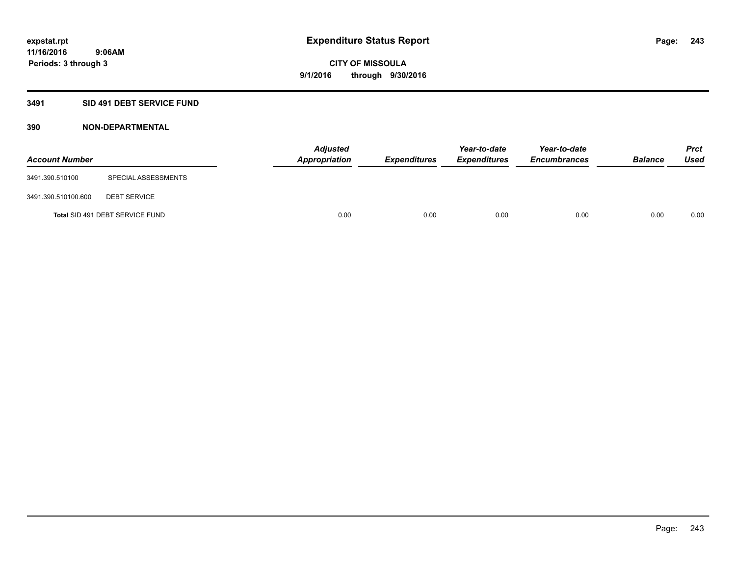expstat.rpt
11/16/2016 9:06AM
Periods: 3 through 3

# Expenditure Status Report

CITY OF MISSOULA
9/1/2016 through 9/30/2016

## 3491 SID 491 DEBT SERVICE FUND

### 390 NON-DEPARTMENTAL

| Account Number | | Adjusted Appropriation | Expenditures | Year-to-date Expenditures | Year-to-date Encumbrances | Balance | Prct Used |
|---|---|---|---|---|---|---|---|
| 3491.390.510100 | SPECIAL ASSESSMENTS | | | | | | |
| 3491.390.510100.600 | DEBT SERVICE | | | | | | |
| **Total** SID 491 DEBT SERVICE FUND | | 0.00 | 0.00 | 0.00 | 0.00 | 0.00 | 0.00 |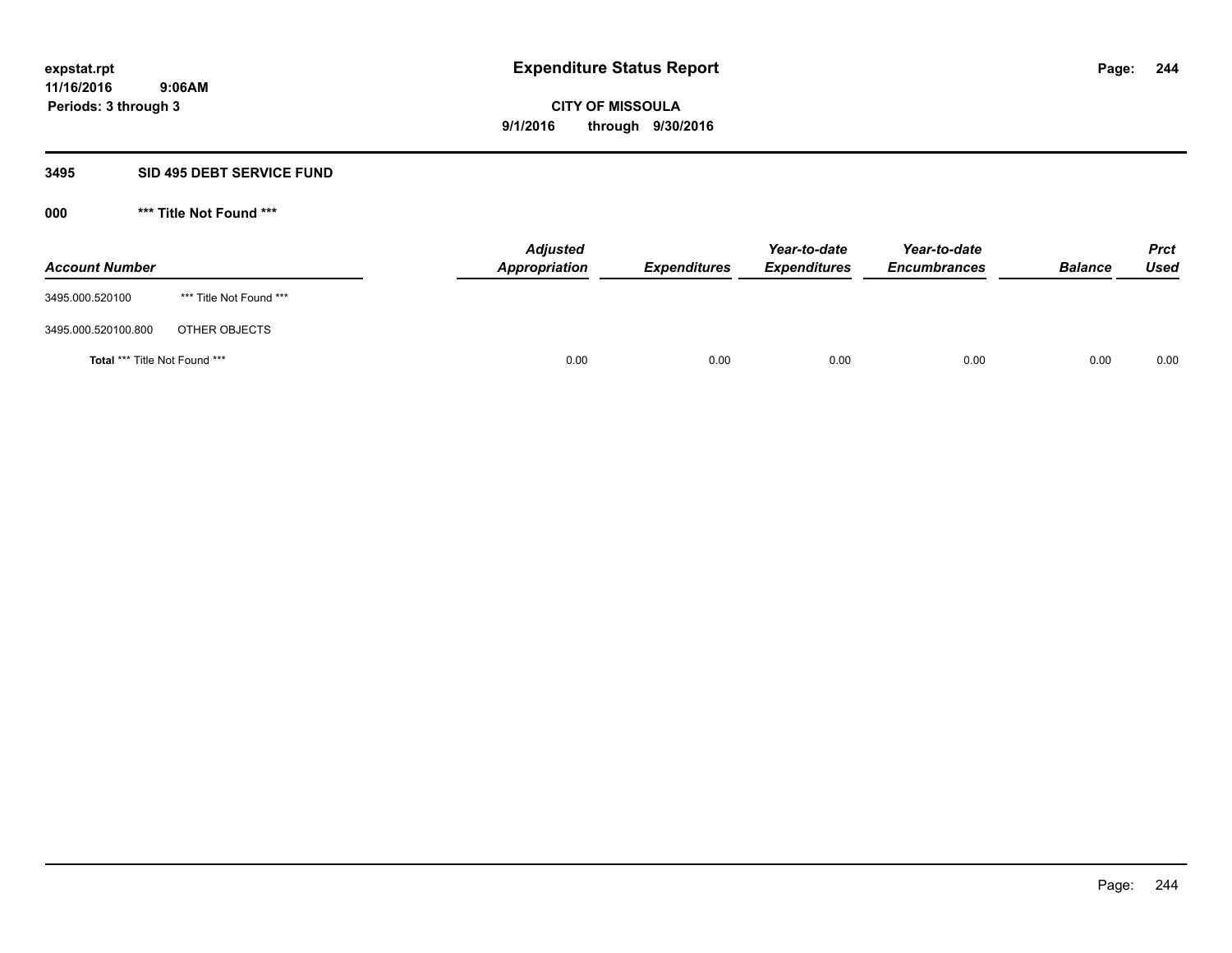**Expenditure Status Report**

**CITY OF MISSOULA**
**9/1/2016 through 9/30/2016**

expstat.rpt
11/16/2016 9:06AM
Periods: 3 through 3

## 3495 SID 495 DEBT SERVICE FUND

### 000 *** Title Not Found ***

| Account Number | | Adjusted Appropriation | Expenditures | Year-to-date Expenditures | Year-to-date Encumbrances | Balance | Prct Used |
|---|---|---|---|---|---|---|---|
| 3495.000.520100 | *** Title Not Found *** | | | | | | |
| 3495.000.520100.800 | OTHER OBJECTS | | | | | | |
| **Total** *** Title Not Found *** | | 0.00 | 0.00 | 0.00 | 0.00 | 0.00 | 0.00 |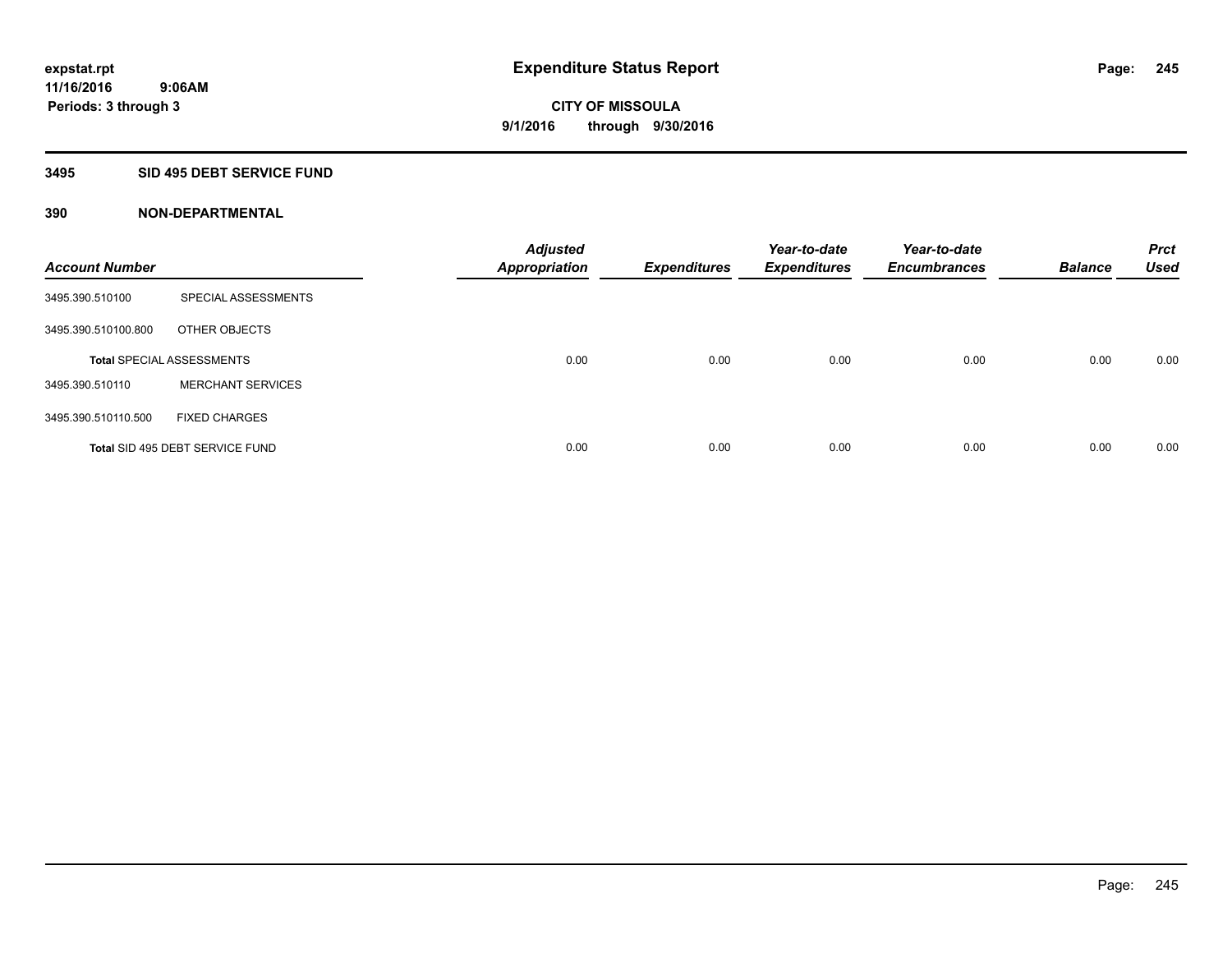# Expenditure Status Report

**CITY OF MISSOULA**

**9/1/2016 through 9/30/2016**

expstat.rpt
11/16/2016 9:06AM
Periods: 3 through 3

## 3495 SID 495 DEBT SERVICE FUND

### 390 NON-DEPARTMENTAL

| Account Number | | Adjusted Appropriation | Expenditures | Year-to-date Expenditures | Year-to-date Encumbrances | Balance | Prct Used |
|---|---|---|---|---|---|---|---|
| 3495.390.510100 | SPECIAL ASSESSMENTS | | | | | | |
| 3495.390.510100.800 | OTHER OBJECTS | | | | | | |
| **Total** SPECIAL ASSESSMENTS | | 0.00 | 0.00 | 0.00 | 0.00 | 0.00 | 0.00 |
| 3495.390.510110 | MERCHANT SERVICES | | | | | | |
| 3495.390.510110.500 | FIXED CHARGES | | | | | | |
| **Total** SID 495 DEBT SERVICE FUND | | 0.00 | 0.00 | 0.00 | 0.00 | 0.00 | 0.00 |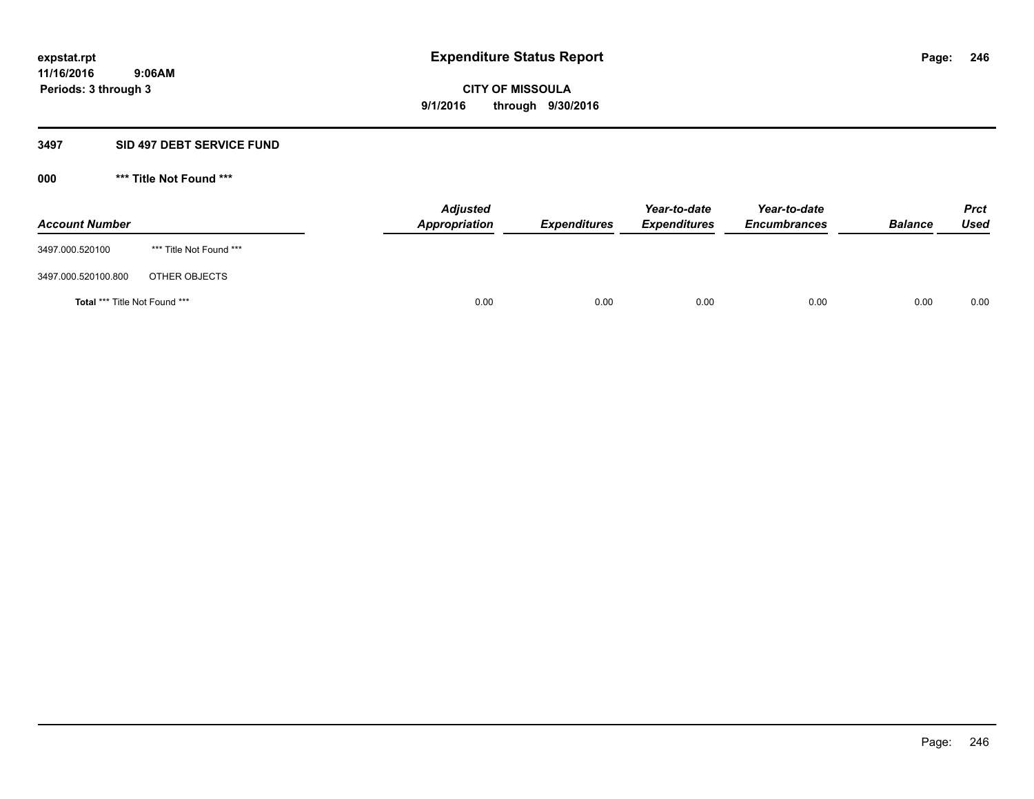**expstat.rpt**
**11/16/2016 9:06AM**
**Periods: 3 through 3**

# Expenditure Status Report

**CITY OF MISSOULA**
**9/1/2016 through 9/30/2016**

## 3497 SID 497 DEBT SERVICE FUND

### 000 *** Title Not Found ***

| Account Number | | Adjusted Appropriation | Expenditures | Year-to-date Expenditures | Year-to-date Encumbrances | Balance | Prct Used |
|---|---|---|---|---|---|---|---|
| 3497.000.520100 | *** Title Not Found *** | | | | | | |
| 3497.000.520100.800 | OTHER OBJECTS | | | | | | |
| **Total** *** Title Not Found *** | | 0.00 | 0.00 | 0.00 | 0.00 | 0.00 | 0.00 |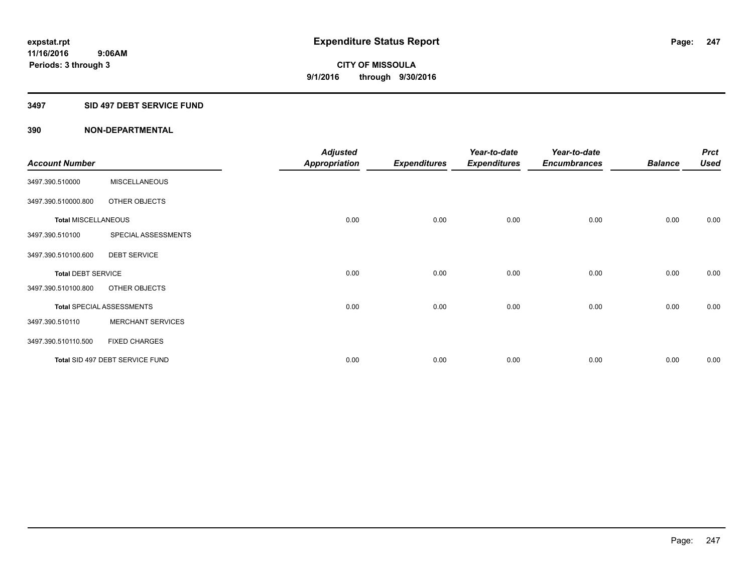**expstat.rpt**
**11/16/2016 9:06AM**
**Periods: 3 through 3**

# Expenditure Status Report

**CITY OF MISSOULA**
**9/1/2016 through 9/30/2016**

## 3497 SID 497 DEBT SERVICE FUND

### 390 NON-DEPARTMENTAL

| Account Number | | Adjusted Appropriation | Expenditures | Year-to-date Expenditures | Year-to-date Encumbrances | Balance | Prct Used |
|---|---|---|---|---|---|---|---|
| 3497.390.510000 | MISCELLANEOUS | | | | | | |
| 3497.390.510000.800 | OTHER OBJECTS | | | | | | |
| **Total** MISCELLANEOUS | | 0.00 | 0.00 | 0.00 | 0.00 | 0.00 | 0.00 |
| 3497.390.510100 | SPECIAL ASSESSMENTS | | | | | | |
| 3497.390.510100.600 | DEBT SERVICE | | | | | | |
| **Total** DEBT SERVICE | | 0.00 | 0.00 | 0.00 | 0.00 | 0.00 | 0.00 |
| 3497.390.510100.800 | OTHER OBJECTS | | | | | | |
| **Total** SPECIAL ASSESSMENTS | | 0.00 | 0.00 | 0.00 | 0.00 | 0.00 | 0.00 |
| 3497.390.510110 | MERCHANT SERVICES | | | | | | |
| 3497.390.510110.500 | FIXED CHARGES | | | | | | |
| **Total** SID 497 DEBT SERVICE FUND | | 0.00 | 0.00 | 0.00 | 0.00 | 0.00 | 0.00 |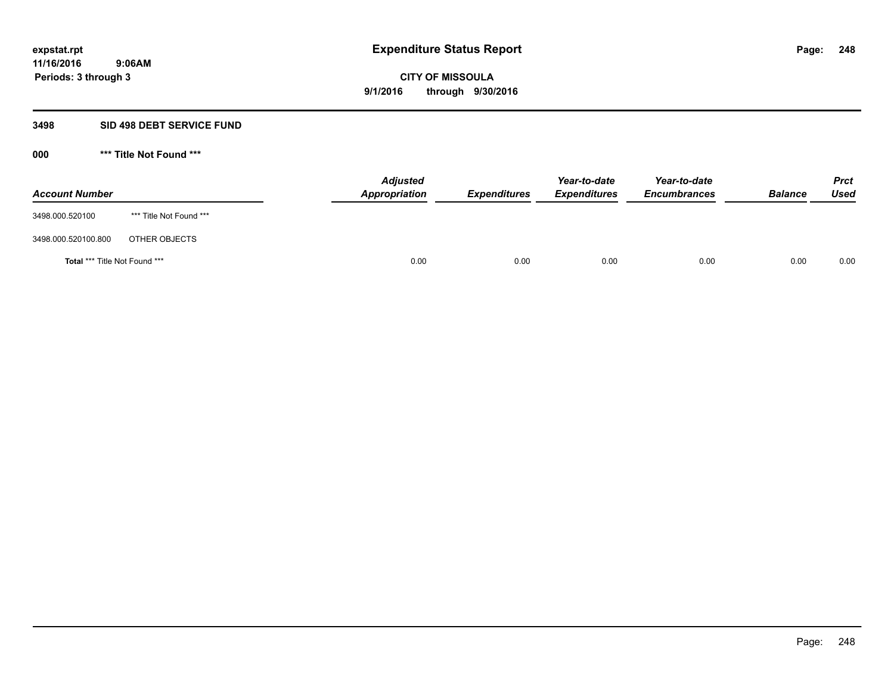**expstat.rpt**
**11/16/2016 9:06AM**
**Periods: 3 through 3**

# Expenditure Status Report

**CITY OF MISSOULA**
**9/1/2016 through 9/30/2016**

## 3498 SID 498 DEBT SERVICE FUND

### 000 *** Title Not Found ***

| Account Number | | Adjusted Appropriation | Expenditures | Year-to-date Expenditures | Year-to-date Encumbrances | Balance | Prct Used |
|---|---|---|---|---|---|---|---|
| 3498.000.520100 | *** Title Not Found *** | | | | | | |
| 3498.000.520100.800 | OTHER OBJECTS | | | | | | |
| **Total** *** Title Not Found *** | | 0.00 | 0.00 | 0.00 | 0.00 | 0.00 | 0.00 |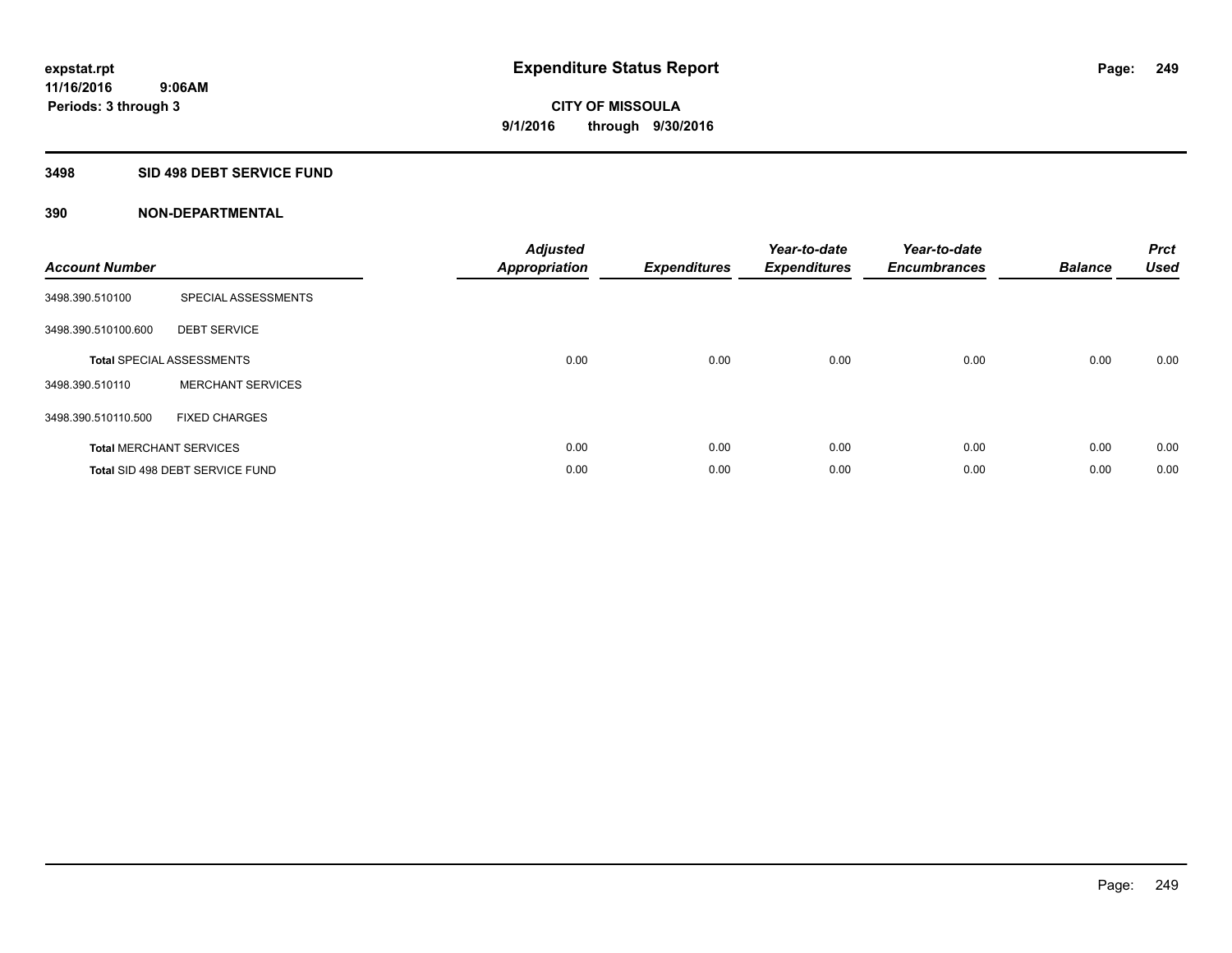# Expenditure Status Report

**expstat.rpt**
**11/16/2016 9:06AM**
**Periods: 3 through 3**

**CITY OF MISSOULA**
**9/1/2016 through 9/30/2016**

## 3498 SID 498 DEBT SERVICE FUND

### 390 NON-DEPARTMENTAL

| Account Number | | Adjusted Appropriation | Expenditures | Year-to-date Expenditures | Year-to-date Encumbrances | Balance | Prct Used |
|---|---|---|---|---|---|---|---|
| 3498.390.510100 | SPECIAL ASSESSMENTS | | | | | | |
| 3498.390.510100.600 | DEBT SERVICE | | | | | | |
| **Total** SPECIAL ASSESSMENTS | | 0.00 | 0.00 | 0.00 | 0.00 | 0.00 | 0.00 |
| 3498.390.510110 | MERCHANT SERVICES | | | | | | |
| 3498.390.510110.500 | FIXED CHARGES | | | | | | |
| **Total** MERCHANT SERVICES | | 0.00 | 0.00 | 0.00 | 0.00 | 0.00 | 0.00 |
| **Total** SID 498 DEBT SERVICE FUND | | 0.00 | 0.00 | 0.00 | 0.00 | 0.00 | 0.00 |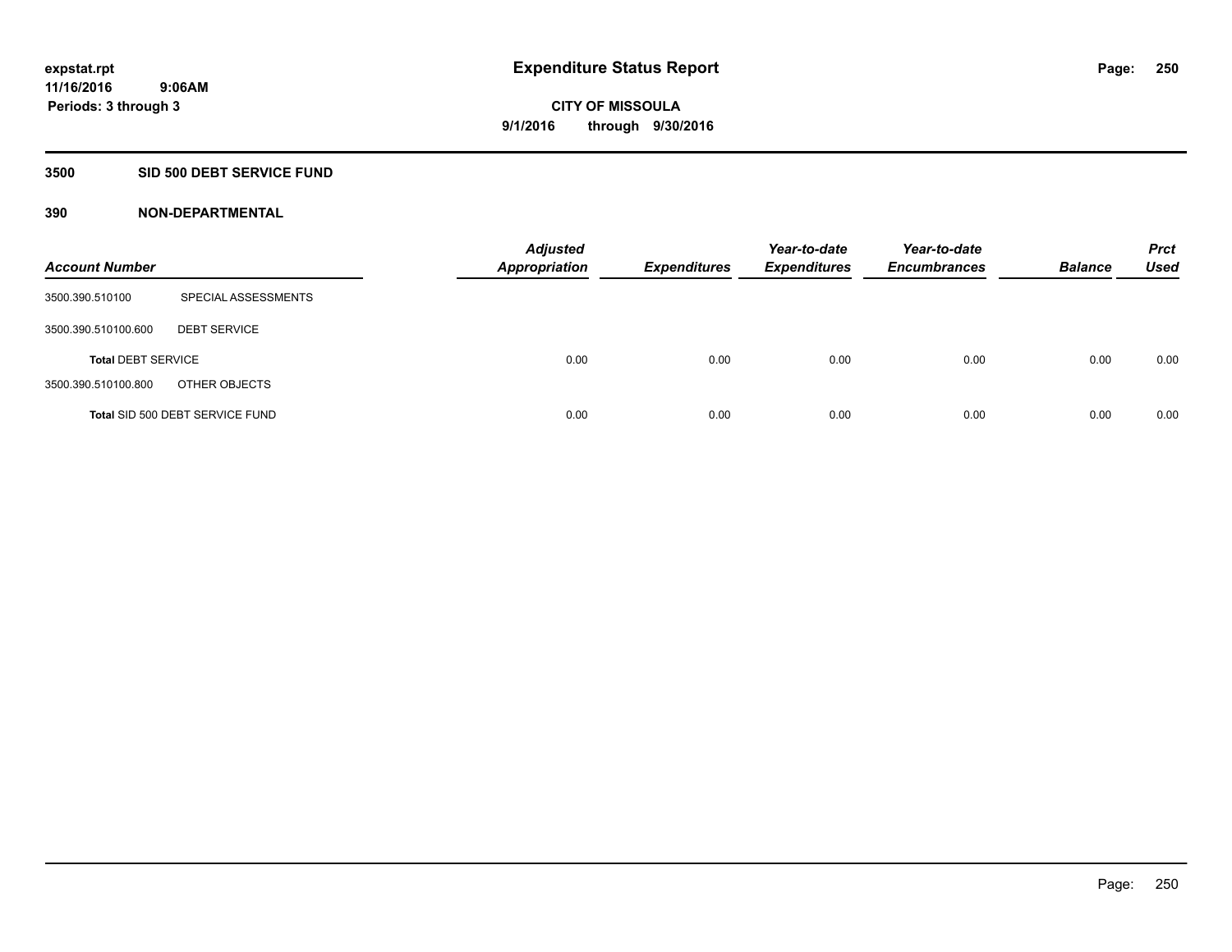# Expenditure Status Report

**CITY OF MISSOULA**
**9/1/2016 through 9/30/2016**

expstat.rpt
11/16/2016 9:06AM
Periods: 3 through 3

## 3500 SID 500 DEBT SERVICE FUND

### 390 NON-DEPARTMENTAL

| Account Number | | Adjusted Appropriation | Expenditures | Year-to-date Expenditures | Year-to-date Encumbrances | Balance | Prct Used |
|---|---|---|---|---|---|---|---|
| 3500.390.510100 | SPECIAL ASSESSMENTS | | | | | | |
| 3500.390.510100.600 | DEBT SERVICE | | | | | | |
| **Total** DEBT SERVICE | | 0.00 | 0.00 | 0.00 | 0.00 | 0.00 | 0.00 |
| 3500.390.510100.800 | OTHER OBJECTS | | | | | | |
| **Total** SID 500 DEBT SERVICE FUND | | 0.00 | 0.00 | 0.00 | 0.00 | 0.00 | 0.00 |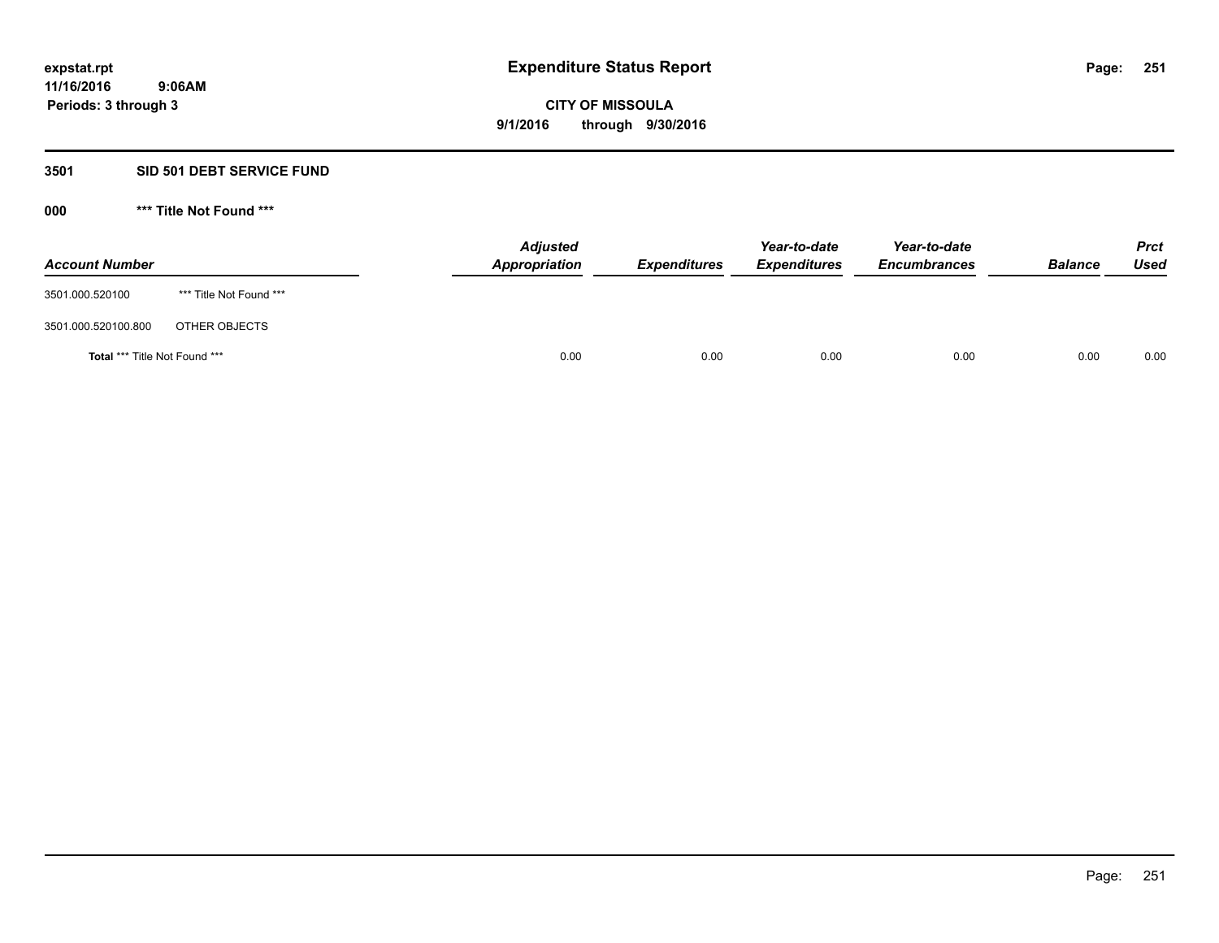expstat.rpt
11/16/2016 9:06AM
Periods: 3 through 3

# Expenditure Status Report

**CITY OF MISSOULA**
**9/1/2016 through 9/30/2016**

## 3501 SID 501 DEBT SERVICE FUND

### 000 *** Title Not Found ***

| Account Number | | Adjusted Appropriation | Expenditures | Year-to-date Expenditures | Year-to-date Encumbrances | Balance | Prct Used |
|---|---|---|---|---|---|---|---|
| 3501.000.520100 | *** Title Not Found *** | | | | | | |
| 3501.000.520100.800 | OTHER OBJECTS | | | | | | |
| **Total** *** Title Not Found *** | | 0.00 | 0.00 | 0.00 | 0.00 | 0.00 | 0.00 |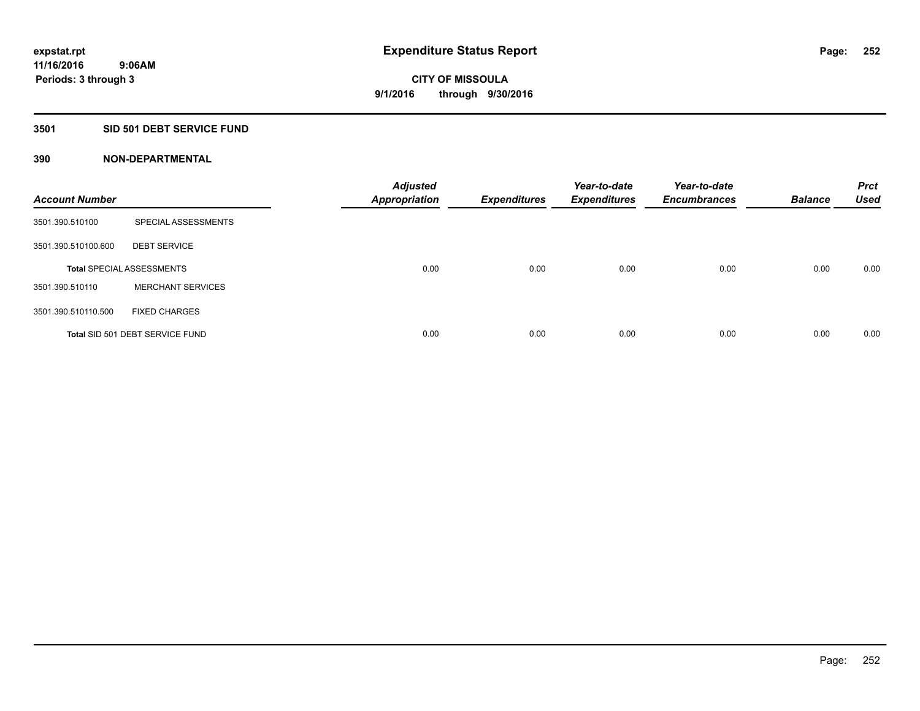**expstat.rpt**
**11/16/2016 9:06AM**
**Periods: 3 through 3**

# Expenditure Status Report

**CITY OF MISSOULA**
**9/1/2016 through 9/30/2016**

## 3501 SID 501 DEBT SERVICE FUND

### 390 NON-DEPARTMENTAL

| Account Number | | Adjusted Appropriation | Expenditures | Year-to-date Expenditures | Year-to-date Encumbrances | Balance | Prct Used |
|---|---|---|---|---|---|---|---|
| 3501.390.510100 | SPECIAL ASSESSMENTS | | | | | | |
| 3501.390.510100.600 | DEBT SERVICE | | | | | | |
| Total SPECIAL ASSESSMENTS | | 0.00 | 0.00 | 0.00 | 0.00 | 0.00 | 0.00 |
| 3501.390.510110 | MERCHANT SERVICES | | | | | | |
| 3501.390.510110.500 | FIXED CHARGES | | | | | | |
| Total SID 501 DEBT SERVICE FUND | | 0.00 | 0.00 | 0.00 | 0.00 | 0.00 | 0.00 |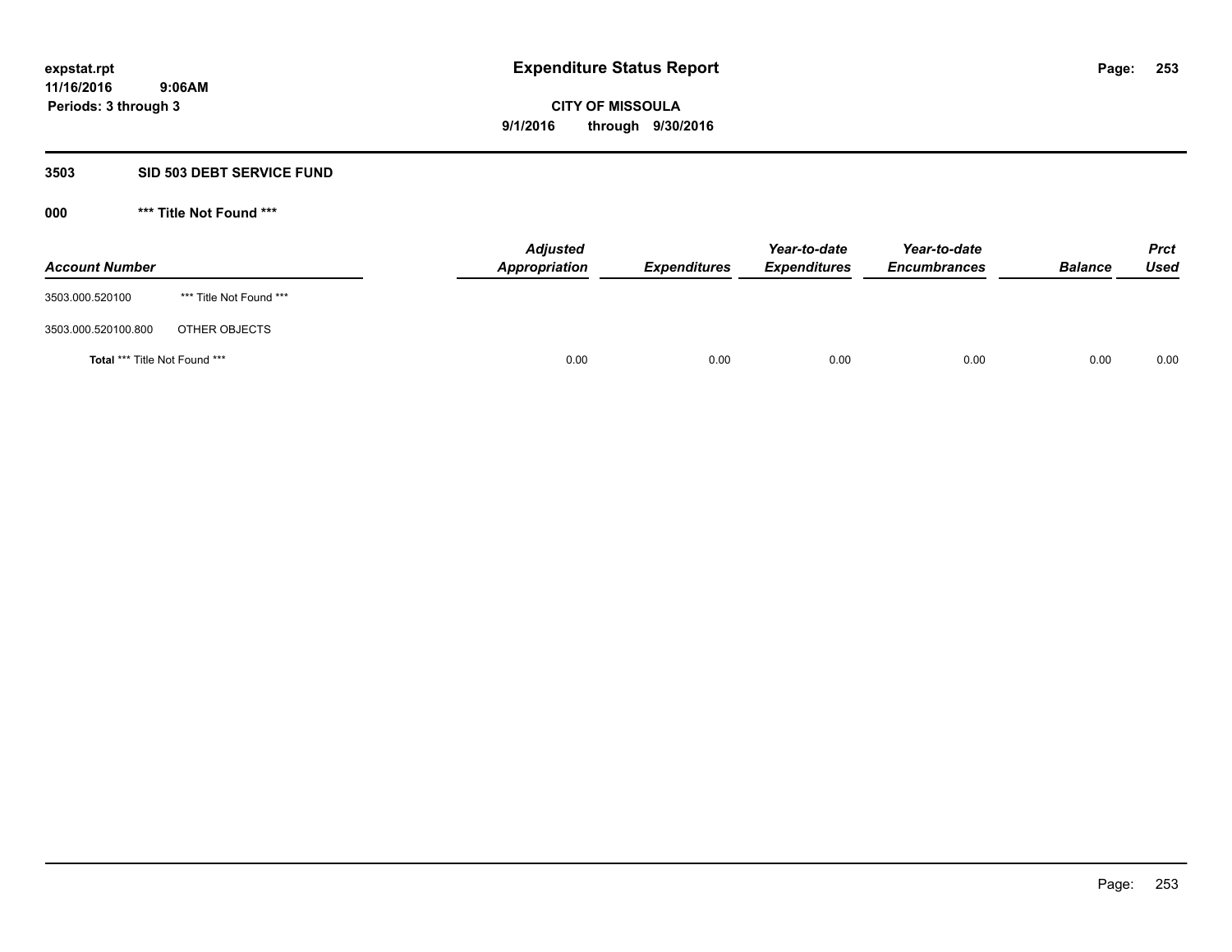**Expenditure Status Report**

**CITY OF MISSOULA**

**9/1/2016 through 9/30/2016**

expstat.rpt
11/16/2016 9:06AM
Periods: 3 through 3

## 3503 SID 503 DEBT SERVICE FUND

### 000 *** Title Not Found ***

| Account Number | | Adjusted Appropriation | Expenditures | Year-to-date Expenditures | Year-to-date Encumbrances | Balance | Prct Used |
|---|---|---|---|---|---|---|---|
| 3503.000.520100 | *** Title Not Found *** | | | | | | |
| 3503.000.520100.800 | OTHER OBJECTS | | | | | | |
| **Total** *** Title Not Found *** | | 0.00 | 0.00 | 0.00 | 0.00 | 0.00 | 0.00 |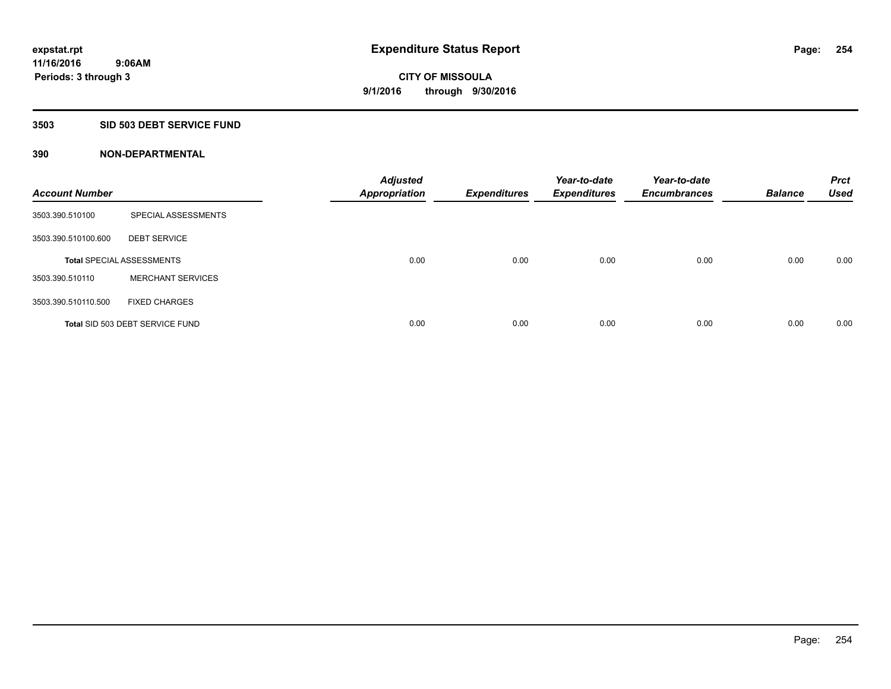**expstat.rpt**
**11/16/2016 9:06AM**
**Periods: 3 through 3**

# Expenditure Status Report

**CITY OF MISSOULA**
**9/1/2016 through 9/30/2016**

## 3503 SID 503 DEBT SERVICE FUND

## 390 NON-DEPARTMENTAL

| Account Number | | Adjusted Appropriation | Expenditures | Year-to-date Expenditures | Year-to-date Encumbrances | Balance | Prct Used |
|---|---|---|---|---|---|---|---|
| 3503.390.510100 | SPECIAL ASSESSMENTS | | | | | | |
| 3503.390.510100.600 | DEBT SERVICE | | | | | | |
| **Total** SPECIAL ASSESSMENTS | | 0.00 | 0.00 | 0.00 | 0.00 | 0.00 | 0.00 |
| 3503.390.510110 | MERCHANT SERVICES | | | | | | |
| 3503.390.510110.500 | FIXED CHARGES | | | | | | |
| **Total** SID 503 DEBT SERVICE FUND | | 0.00 | 0.00 | 0.00 | 0.00 | 0.00 | 0.00 |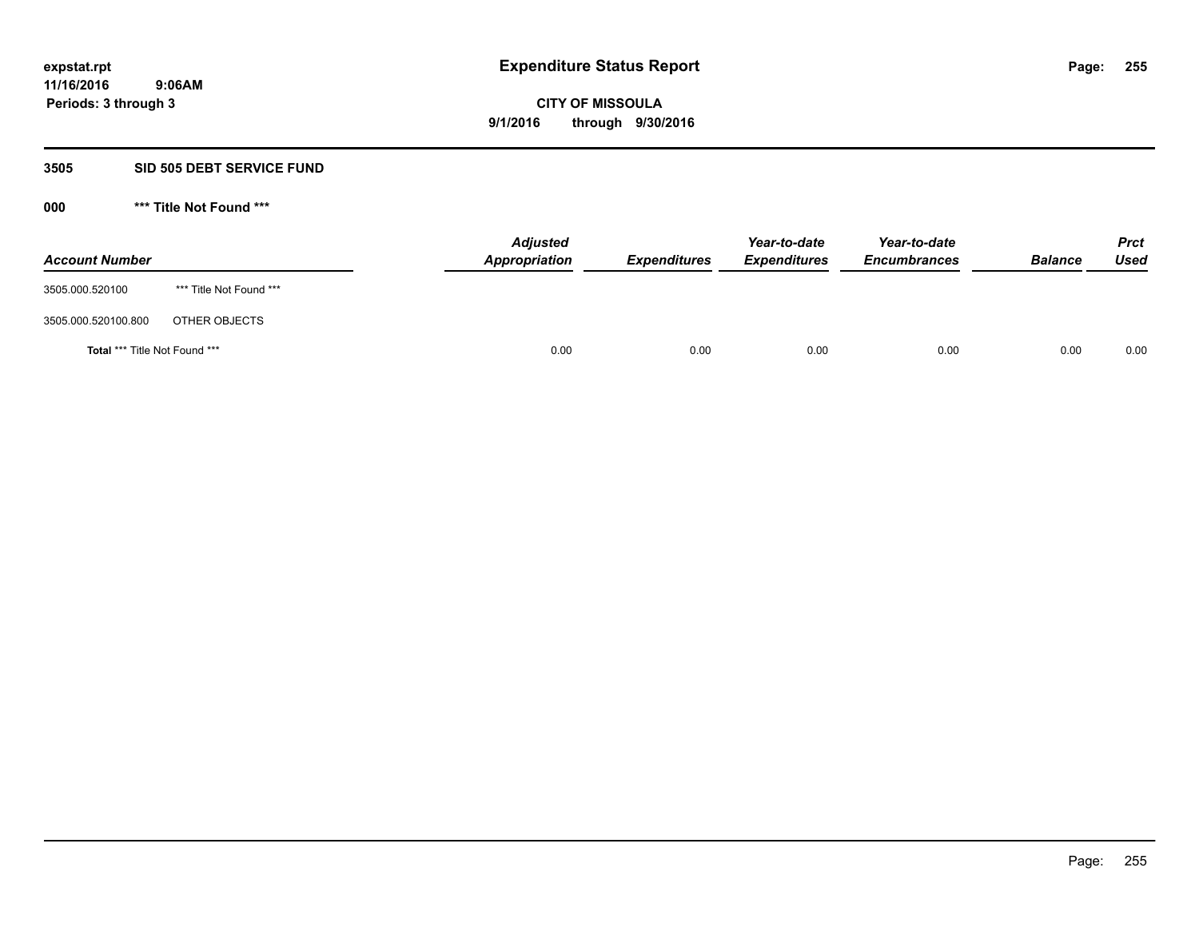# Expenditure Status Report

**CITY OF MISSOULA**

**9/1/2016 through 9/30/2016**

expstat.rpt
11/16/2016 9:06AM
Periods: 3 through 3

## 3505 SID 505 DEBT SERVICE FUND

### 000 *** Title Not Found ***

| Account Number | | Adjusted Appropriation | Expenditures | Year-to-date Expenditures | Year-to-date Encumbrances | Balance | Prct Used |
|---|---|---|---|---|---|---|---|
| 3505.000.520100 | *** Title Not Found *** | | | | | | |
| 3505.000.520100.800 | OTHER OBJECTS | | | | | | |
| **Total** *** Title Not Found *** | | 0.00 | 0.00 | 0.00 | 0.00 | 0.00 | 0.00 |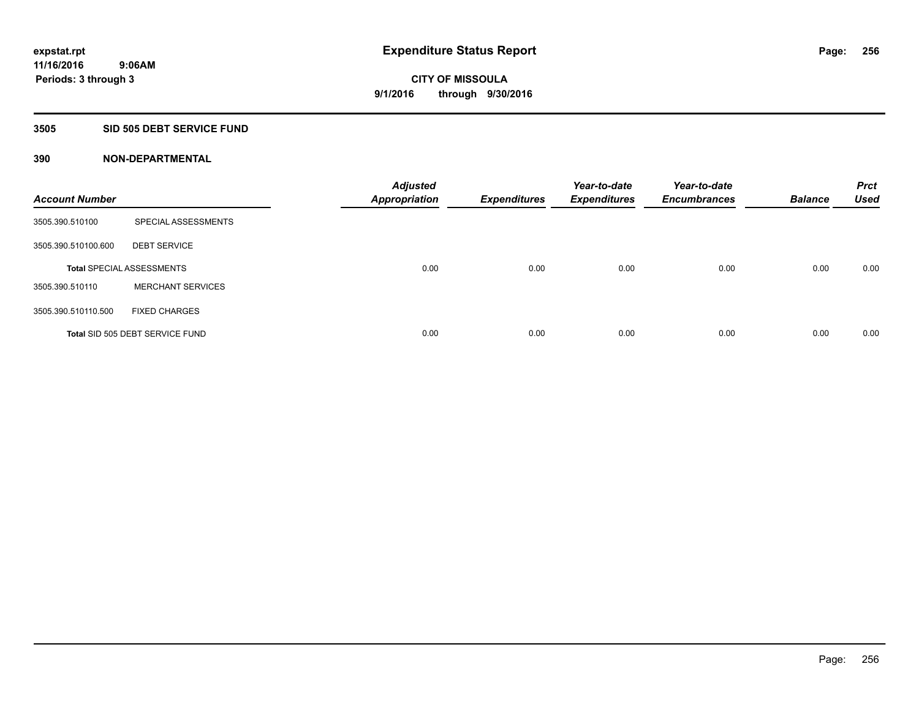# Expenditure Status Report

**expstat.rpt**
**11/16/2016 9:06AM**
**Periods: 3 through 3**

**CITY OF MISSOULA**
**9/1/2016 through 9/30/2016**

## 3505 SID 505 DEBT SERVICE FUND

### 390 NON-DEPARTMENTAL

| Account Number | | Adjusted Appropriation | Expenditures | Year-to-date Expenditures | Year-to-date Encumbrances | Balance | Prct Used |
|---|---|---|---|---|---|---|---|
| 3505.390.510100 | SPECIAL ASSESSMENTS | | | | | | |
| 3505.390.510100.600 | DEBT SERVICE | | | | | | |
| **Total** SPECIAL ASSESSMENTS | | 0.00 | 0.00 | 0.00 | 0.00 | 0.00 | 0.00 |
| 3505.390.510110 | MERCHANT SERVICES | | | | | | |
| 3505.390.510110.500 | FIXED CHARGES | | | | | | |
| **Total** SID 505 DEBT SERVICE FUND | | 0.00 | 0.00 | 0.00 | 0.00 | 0.00 | 0.00 |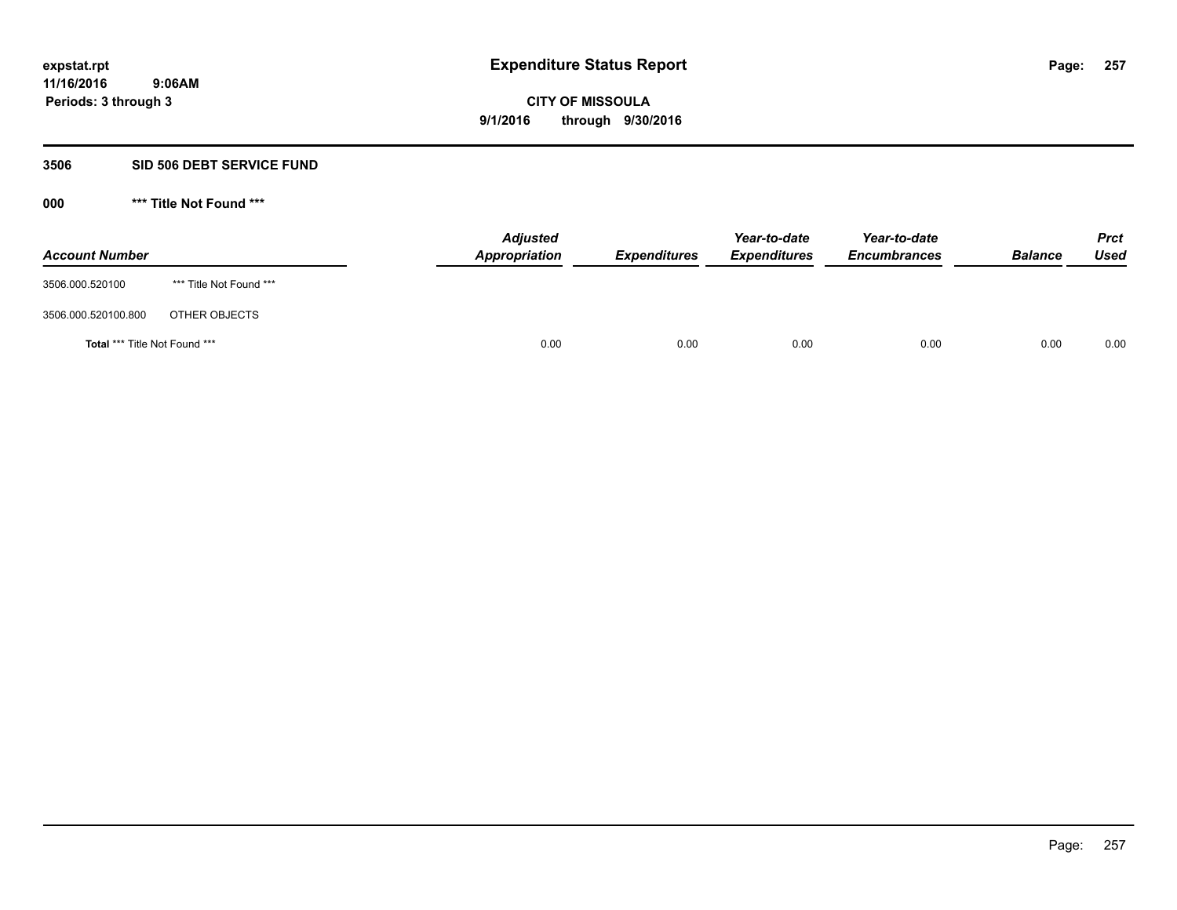**expstat.rpt**
**11/16/2016 9:06AM**
**Periods: 3 through 3**

# Expenditure Status Report

**CITY OF MISSOULA**
**9/1/2016 through 9/30/2016**

## 3506 SID 506 DEBT SERVICE FUND

### 000 *** Title Not Found ***

| Account Number | | Adjusted Appropriation | Expenditures | Year-to-date Expenditures | Year-to-date Encumbrances | Balance | Prct Used |
|---|---|---|---|---|---|---|---|
| 3506.000.520100 | *** Title Not Found *** | | | | | | |
| 3506.000.520100.800 | OTHER OBJECTS | | | | | | |
| **Total** *** Title Not Found *** | | 0.00 | 0.00 | 0.00 | 0.00 | 0.00 | 0.00 |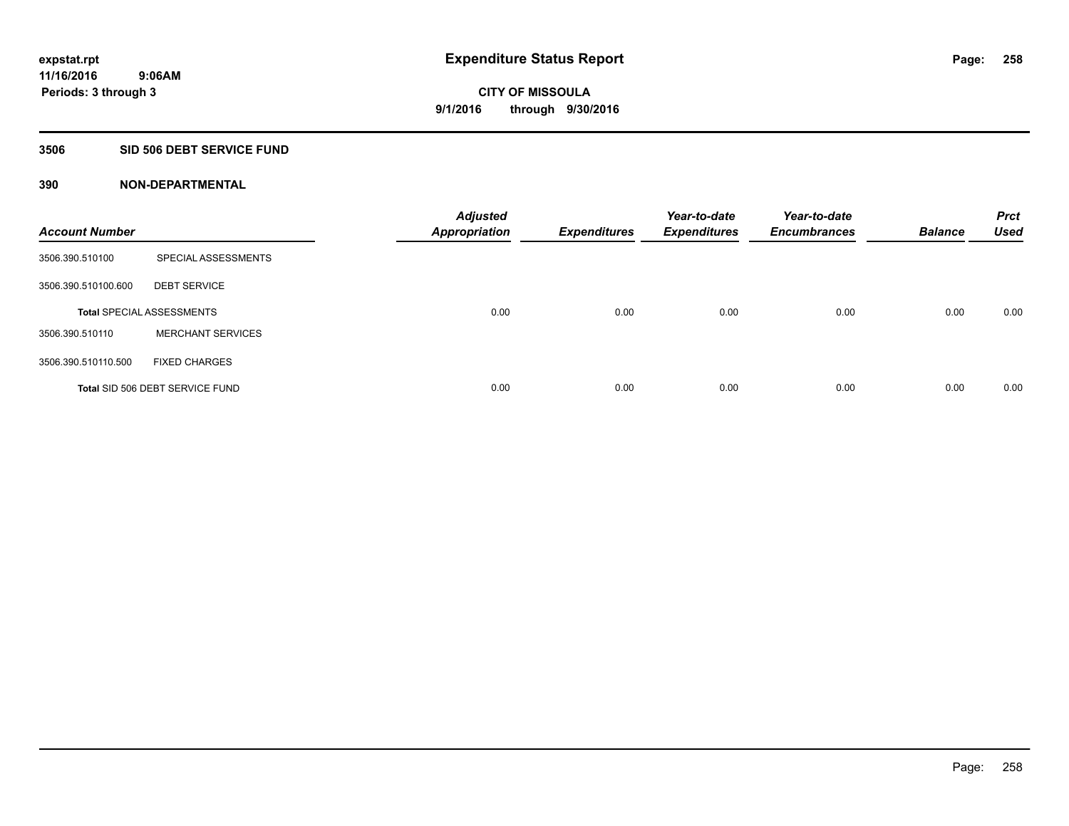expstat.rpt
11/16/2016 9:06AM
Periods: 3 through 3

# Expenditure Status Report

**CITY OF MISSOULA**
**9/1/2016 through 9/30/2016**

## 3506 SID 506 DEBT SERVICE FUND

### 390 NON-DEPARTMENTAL

| Account Number | | Adjusted Appropriation | Expenditures | Year-to-date Expenditures | Year-to-date Encumbrances | Balance | Prct Used |
|---|---|---|---|---|---|---|---|
| 3506.390.510100 | SPECIAL ASSESSMENTS | | | | | | |
| 3506.390.510100.600 | DEBT SERVICE | | | | | | |
| **Total** SPECIAL ASSESSMENTS | | 0.00 | 0.00 | 0.00 | 0.00 | 0.00 | 0.00 |
| 3506.390.510110 | MERCHANT SERVICES | | | | | | |
| 3506.390.510110.500 | FIXED CHARGES | | | | | | |
| **Total** SID 506 DEBT SERVICE FUND | | 0.00 | 0.00 | 0.00 | 0.00 | 0.00 | 0.00 |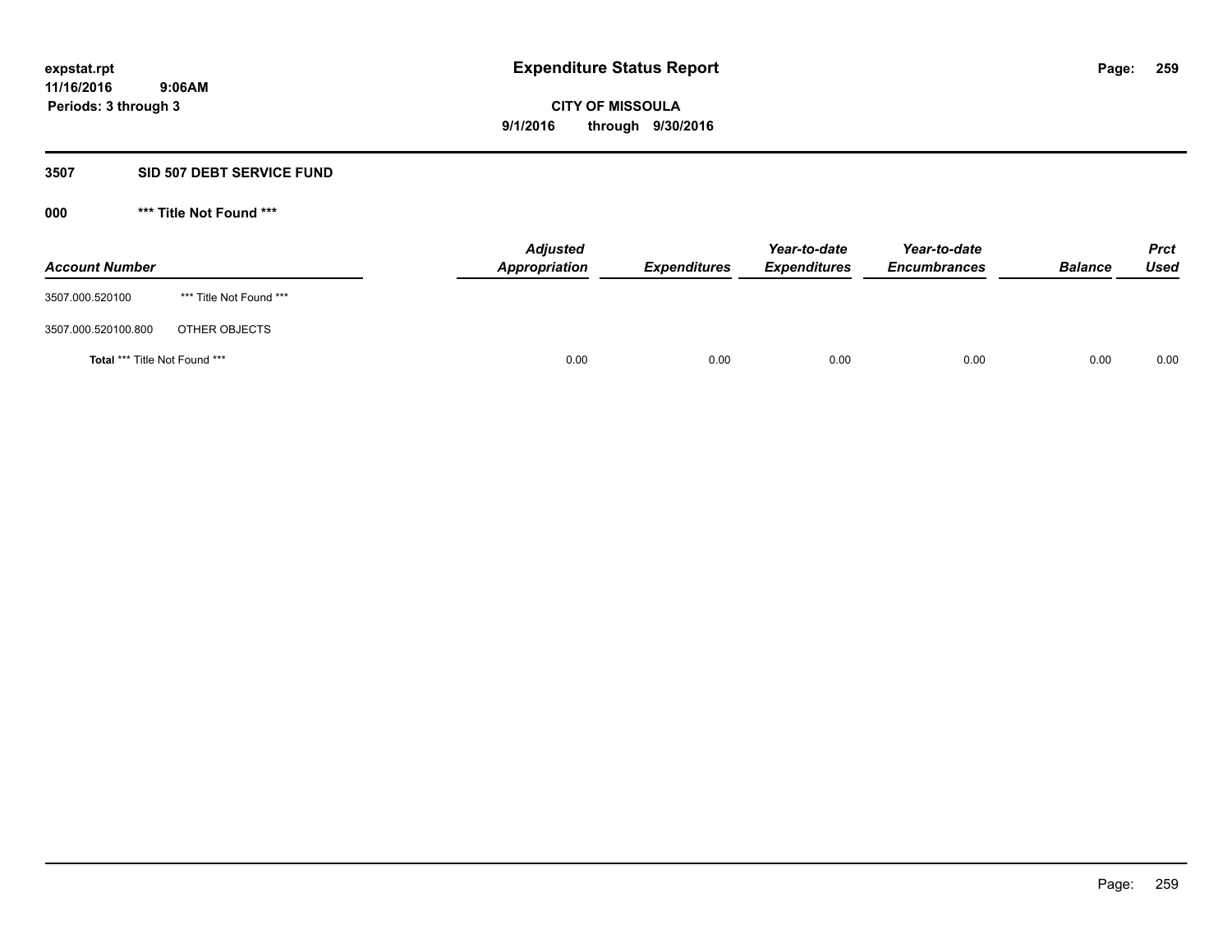**expstat.rpt**
**11/16/2016 9:06AM**
**Periods: 3 through 3**

# Expenditure Status Report

**CITY OF MISSOULA**
**9/1/2016 through 9/30/2016**

## 3507 SID 507 DEBT SERVICE FUND

### 000 *** Title Not Found ***

| Account Number | | Adjusted Appropriation | Expenditures | Year-to-date Expenditures | Year-to-date Encumbrances | Balance | Prct Used |
|---|---|---|---|---|---|---|---|
| 3507.000.520100 | *** Title Not Found *** | | | | | | |
| 3507.000.520100.800 | OTHER OBJECTS | | | | | | |
| **Total** *** Title Not Found *** | | 0.00 | 0.00 | 0.00 | 0.00 | 0.00 | 0.00 |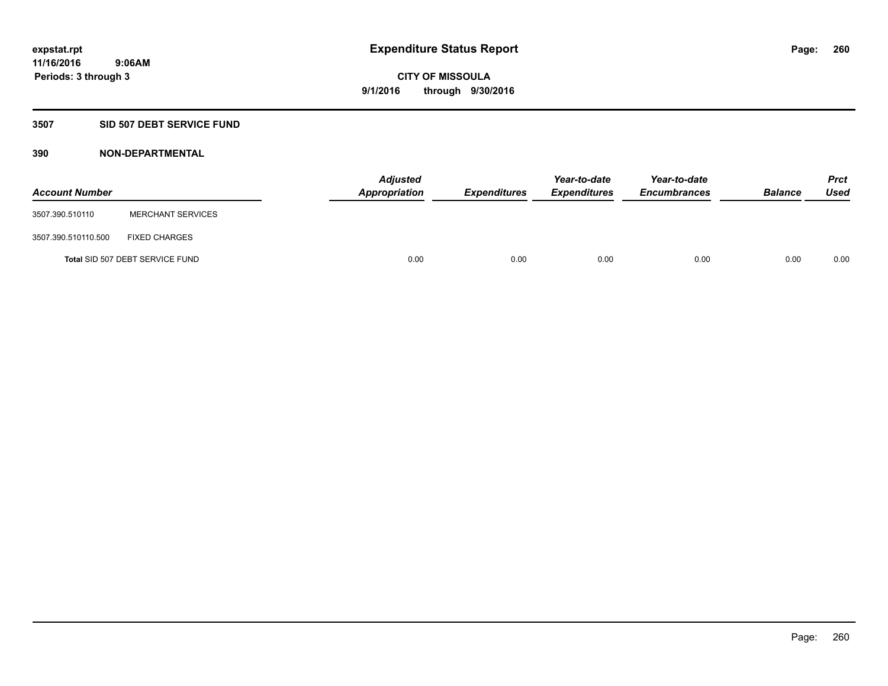**expstat.rpt**
**11/16/2016 9:06AM**
**Periods: 3 through 3**

# Expenditure Status Report

**CITY OF MISSOULA**
**9/1/2016 through 9/30/2016**

## 3507 SID 507 DEBT SERVICE FUND

### 390 NON-DEPARTMENTAL

| Account Number | | Adjusted Appropriation | Expenditures | Year-to-date Expenditures | Year-to-date Encumbrances | Balance | Prct Used |
|---|---|---|---|---|---|---|---|
| 3507.390.510110 | MERCHANT SERVICES | | | | | | |
| 3507.390.510110.500 | FIXED CHARGES | | | | | | |
| Total SID 507 DEBT SERVICE FUND | | 0.00 | 0.00 | 0.00 | 0.00 | 0.00 | 0.00 |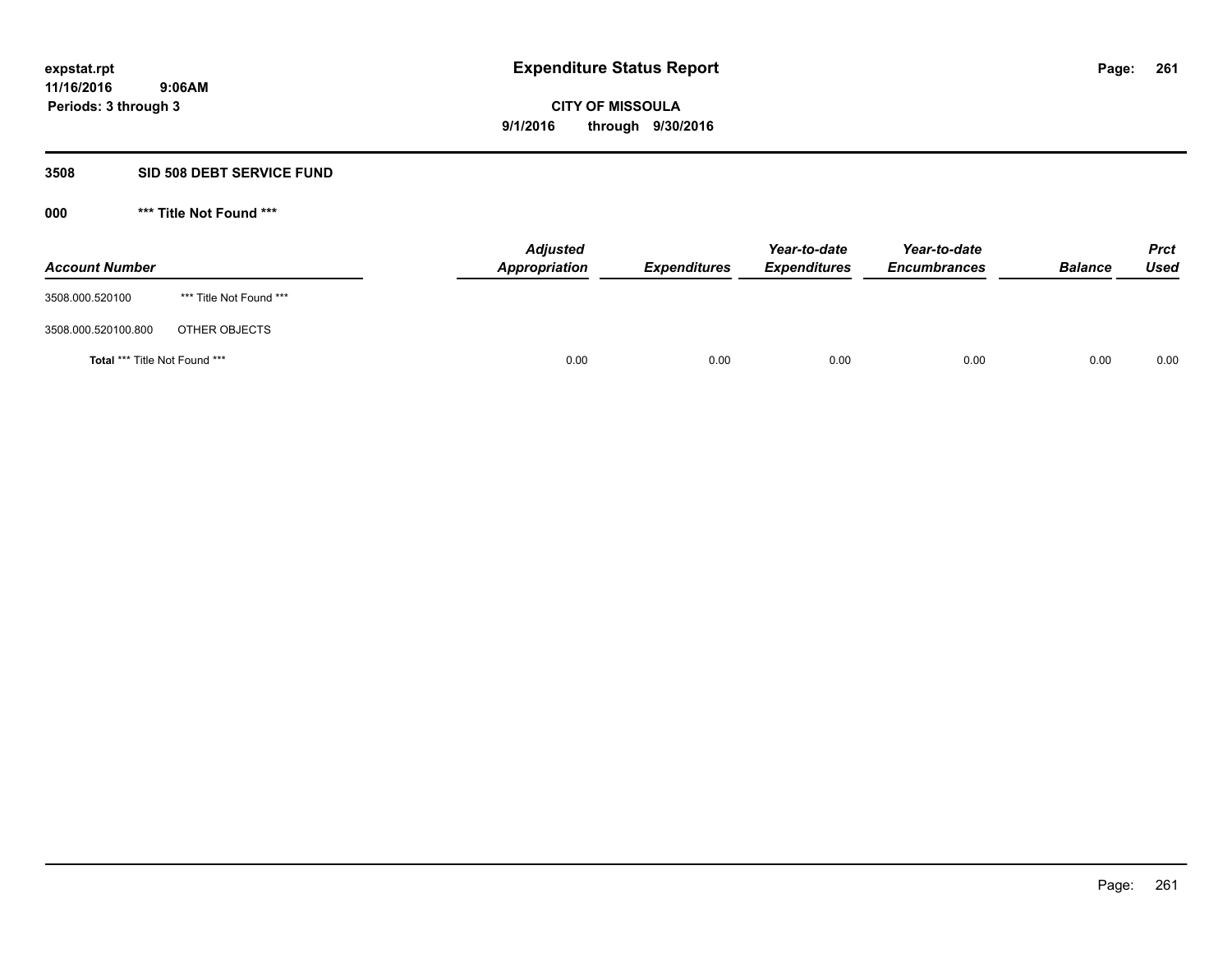expstat.rpt
11/16/2016 9:06AM
Periods: 3 through 3

# Expenditure Status Report

**CITY OF MISSOULA**
**9/1/2016 through 9/30/2016**

## 3508 SID 508 DEBT SERVICE FUND

### 000 *** Title Not Found ***

| Account Number | | Adjusted Appropriation | Expenditures | Year-to-date Expenditures | Year-to-date Encumbrances | Balance | Prct Used |
|---|---|---|---|---|---|---|---|
| 3508.000.520100 | *** Title Not Found *** | | | | | | |
| 3508.000.520100.800 | OTHER OBJECTS | | | | | | |
| **Total** *** Title Not Found *** | | 0.00 | 0.00 | 0.00 | 0.00 | 0.00 | 0.00 |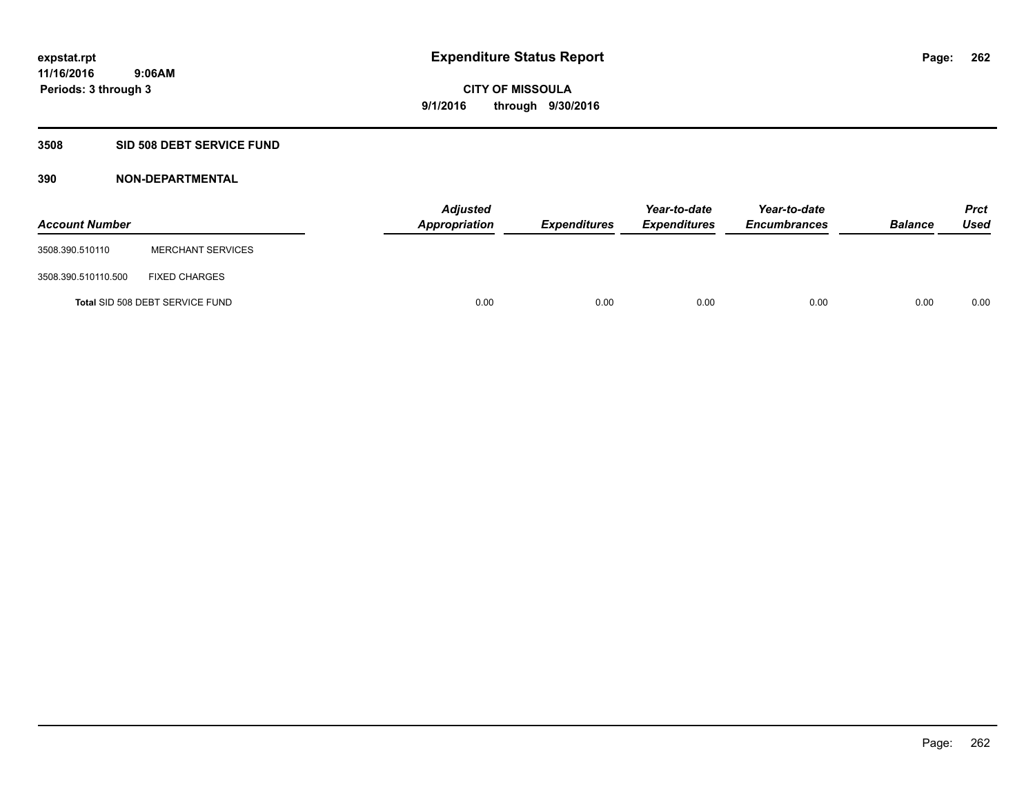# Expenditure Status Report

expstat.rpt
11/16/2016 9:06AM
Periods: 3 through 3

**CITY OF MISSOULA**
**9/1/2016 through 9/30/2016**

## 3508 SID 508 DEBT SERVICE FUND

### 390 NON-DEPARTMENTAL

| Account Number | | Adjusted Appropriation | Expenditures | Year-to-date Expenditures | Year-to-date Encumbrances | Balance | Prct Used |
|---|---|---|---|---|---|---|---|
| 3508.390.510110 | MERCHANT SERVICES | | | | | | |
| 3508.390.510110.500 | FIXED CHARGES | | | | | | |
| Total SID 508 DEBT SERVICE FUND | | 0.00 | 0.00 | 0.00 | 0.00 | 0.00 | 0.00 |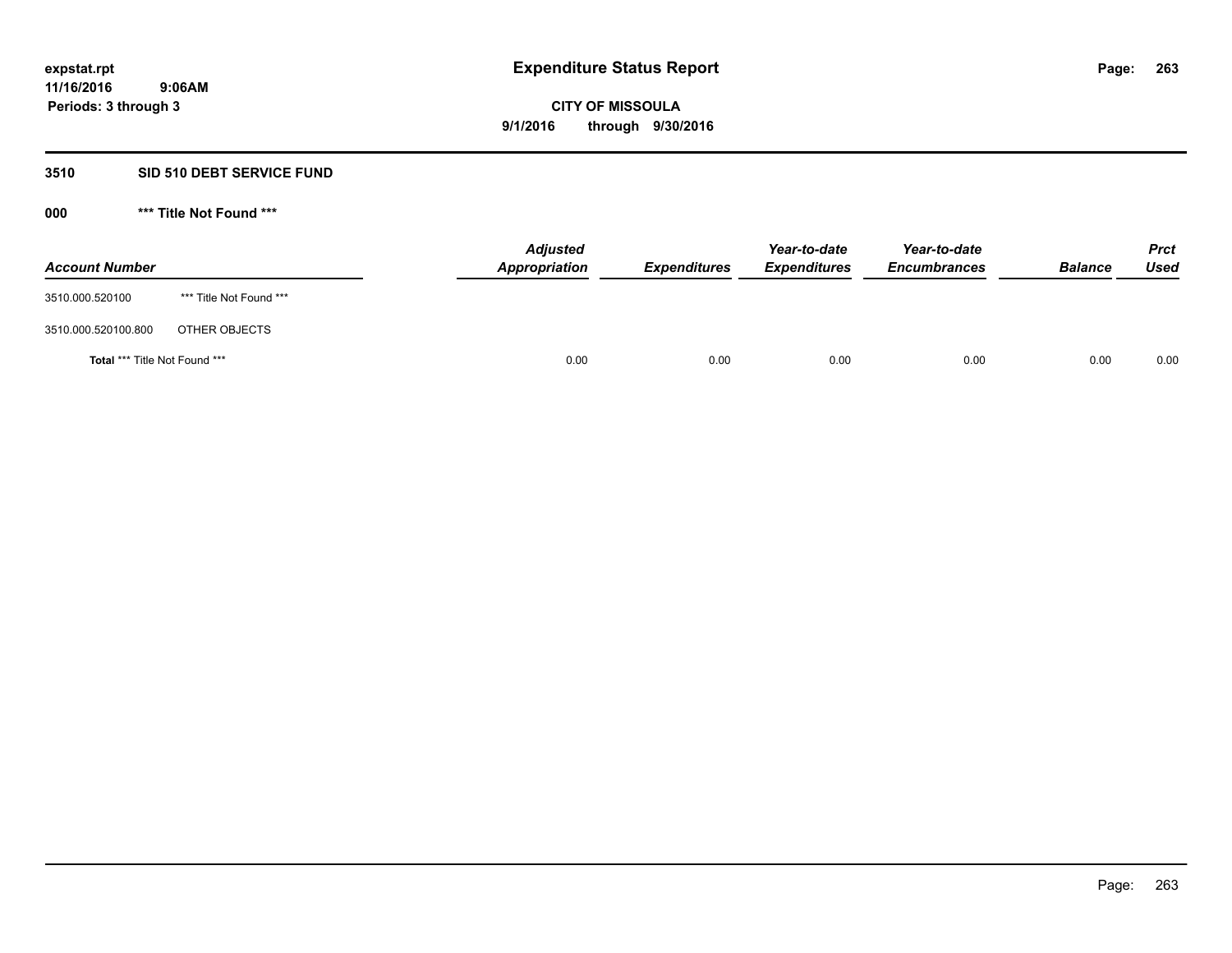# Expenditure Status Report

expstat.rpt
11/16/2016 9:06AM
Periods: 3 through 3

**CITY OF MISSOULA**
**9/1/2016 through 9/30/2016**

## 3510 SID 510 DEBT SERVICE FUND

### 000 *** Title Not Found ***

| Account Number | | Adjusted Appropriation | Expenditures | Year-to-date Expenditures | Year-to-date Encumbrances | Balance | Prct Used |
|---|---|---|---|---|---|---|---|
| 3510.000.520100 | *** Title Not Found *** | | | | | | |
| 3510.000.520100.800 | OTHER OBJECTS | | | | | | |
| **Total** *** Title Not Found *** | | 0.00 | 0.00 | 0.00 | 0.00 | 0.00 | 0.00 |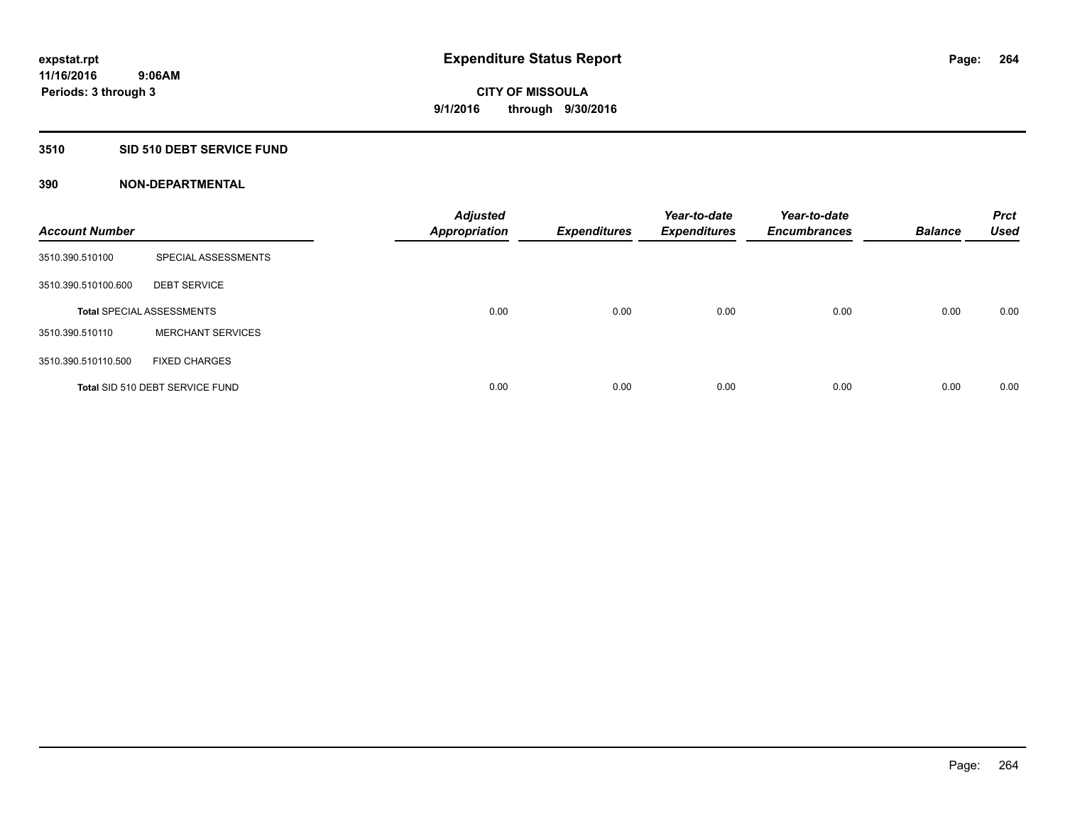# Expenditure Status Report

expstat.rpt
11/16/2016 9:06AM
Periods: 3 through 3

**CITY OF MISSOULA**
**9/1/2016 through 9/30/2016**

## 3510 SID 510 DEBT SERVICE FUND

### 390 NON-DEPARTMENTAL

| Account Number | | Adjusted Appropriation | Expenditures | Year-to-date Expenditures | Year-to-date Encumbrances | Balance | Prct Used |
|---|---|---|---|---|---|---|---|
| 3510.390.510100 | SPECIAL ASSESSMENTS | | | | | | |
| 3510.390.510100.600 | DEBT SERVICE | | | | | | |
| Total SPECIAL ASSESSMENTS | | 0.00 | 0.00 | 0.00 | 0.00 | 0.00 | 0.00 |
| 3510.390.510110 | MERCHANT SERVICES | | | | | | |
| 3510.390.510110.500 | FIXED CHARGES | | | | | | |
| Total SID 510 DEBT SERVICE FUND | | 0.00 | 0.00 | 0.00 | 0.00 | 0.00 | 0.00 |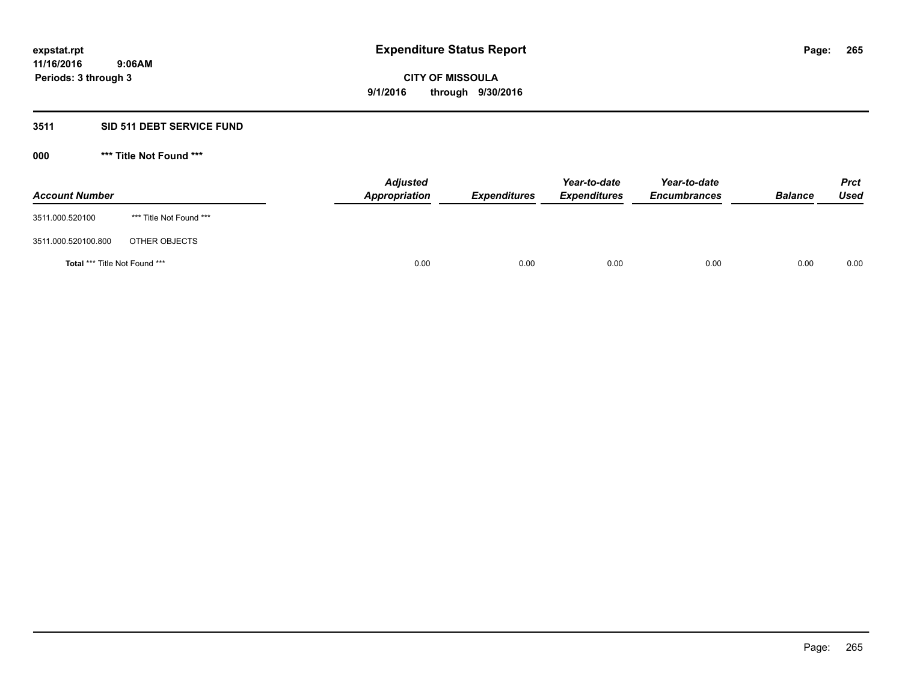**expstat.rpt**
**11/16/2016 9:06AM**
**Periods: 3 through 3**

# Expenditure Status Report

**CITY OF MISSOULA**
**9/1/2016 through 9/30/2016**

## 3511 SID 511 DEBT SERVICE FUND

### 000 *** Title Not Found ***

| Account Number | | *Adjusted Appropriation* | *Expenditures* | *Year-to-date Expenditures* | *Year-to-date Encumbrances* | *Balance* | *Prct Used* |
|---|---|---|---|---|---|---|---|
| 3511.000.520100 | *** Title Not Found *** | | | | | | |
| 3511.000.520100.800 | OTHER OBJECTS | | | | | | |
| **Total** *** Title Not Found *** | | 0.00 | 0.00 | 0.00 | 0.00 | 0.00 | 0.00 |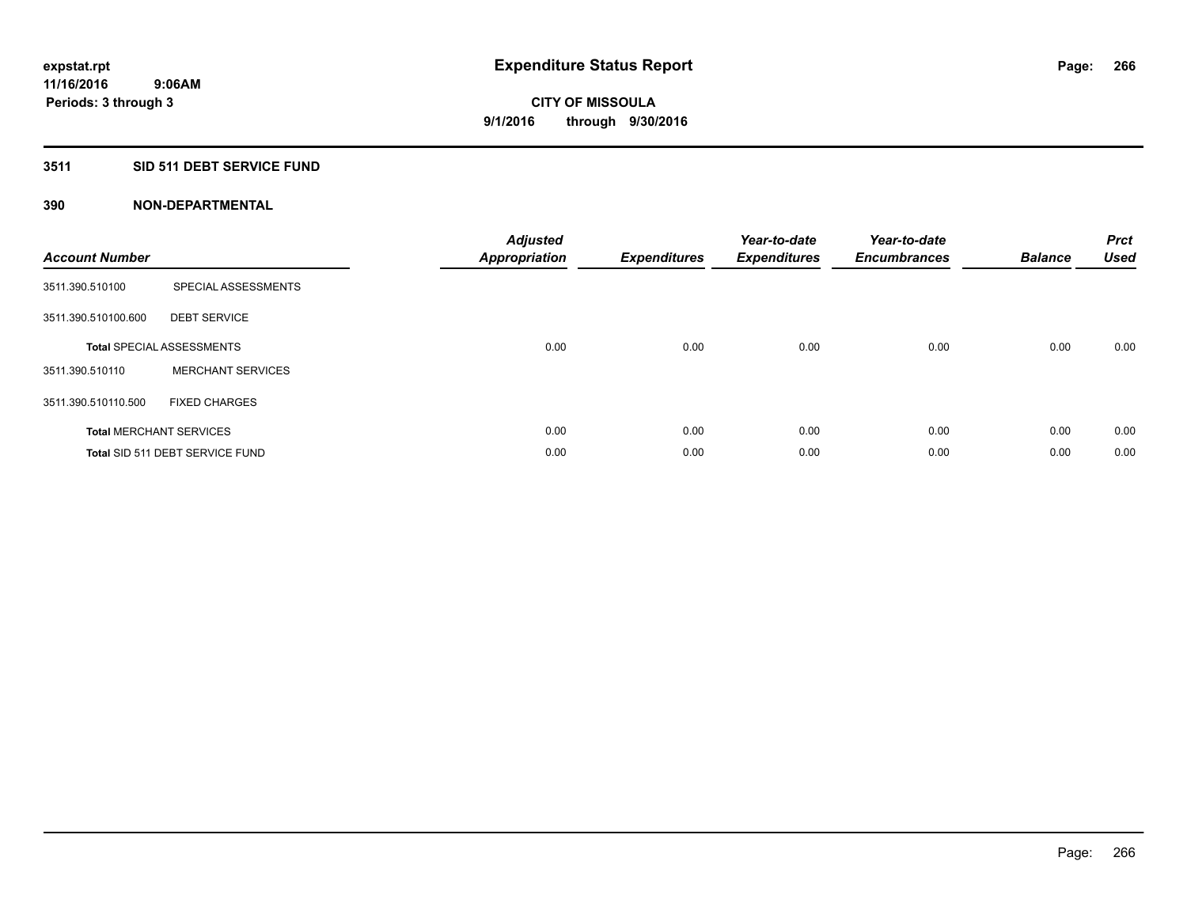# Expenditure Status Report

expstat.rpt
11/16/2016 9:06AM
Periods: 3 through 3

**CITY OF MISSOULA**
**9/1/2016 through 9/30/2016**

## 3511 SID 511 DEBT SERVICE FUND

### 390 NON-DEPARTMENTAL

| Account Number | | Adjusted Appropriation | Expenditures | Year-to-date Expenditures | Year-to-date Encumbrances | Balance | Prct Used |
|---|---|---|---|---|---|---|---|
| 3511.390.510100 | SPECIAL ASSESSMENTS | | | | | | |
| 3511.390.510100.600 | DEBT SERVICE | | | | | | |
| **Total** SPECIAL ASSESSMENTS | | 0.00 | 0.00 | 0.00 | 0.00 | 0.00 | 0.00 |
| 3511.390.510110 | MERCHANT SERVICES | | | | | | |
| 3511.390.510110.500 | FIXED CHARGES | | | | | | |
| **Total** MERCHANT SERVICES | | 0.00 | 0.00 | 0.00 | 0.00 | 0.00 | 0.00 |
| **Total** SID 511 DEBT SERVICE FUND | | 0.00 | 0.00 | 0.00 | 0.00 | 0.00 | 0.00 |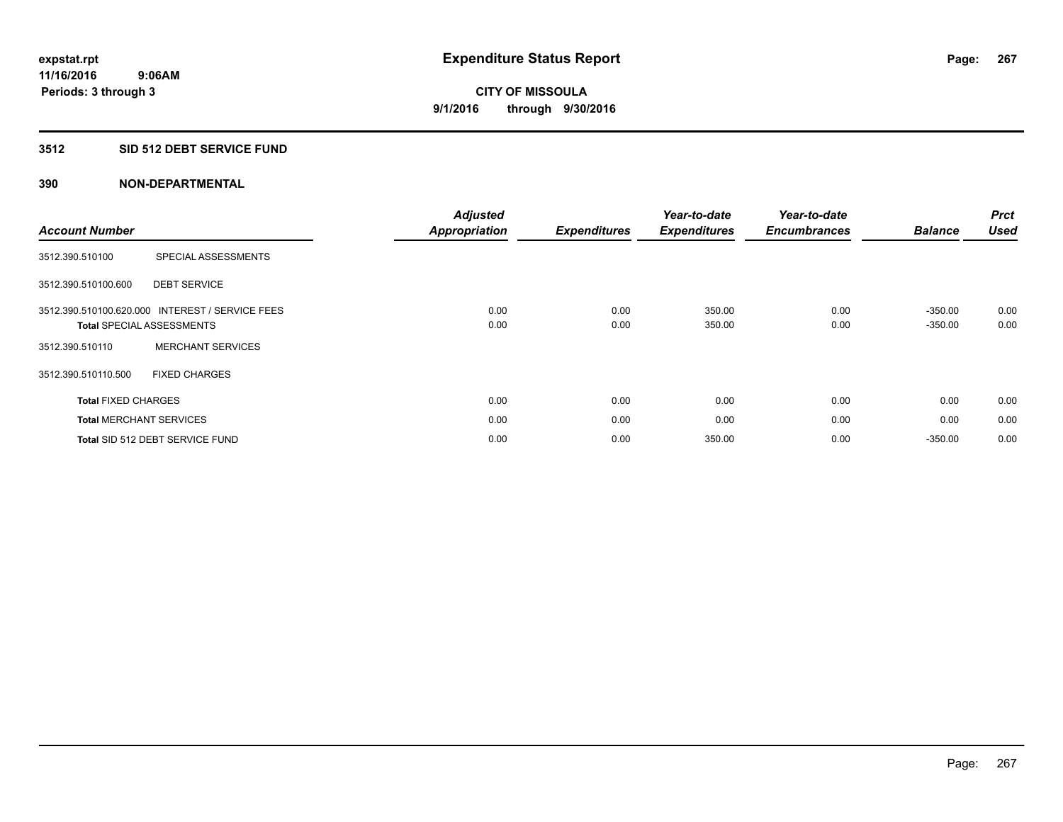# Expenditure Status Report

expstat.rpt
11/16/2016 9:06AM
Periods: 3 through 3

**CITY OF MISSOULA**
**9/1/2016 through 9/30/2016**

## 3512 SID 512 DEBT SERVICE FUND

### 390 NON-DEPARTMENTAL

| Account Number | | Adjusted Appropriation | Expenditures | Year-to-date Expenditures | Year-to-date Encumbrances | Balance | Prct Used |
|---|---|---|---|---|---|---|---|
| 3512.390.510100 | SPECIAL ASSESSMENTS | | | | | | |
| 3512.390.510100.600 | DEBT SERVICE | | | | | | |
| 3512.390.510100.620.000 | INTEREST / SERVICE FEES | 0.00 | 0.00 | 350.00 | 0.00 | -350.00 | 0.00 |
| **Total** SPECIAL ASSESSMENTS | | 0.00 | 0.00 | 350.00 | 0.00 | -350.00 | 0.00 |
| 3512.390.510110 | MERCHANT SERVICES | | | | | | |
| 3512.390.510110.500 | FIXED CHARGES | | | | | | |
| **Total** FIXED CHARGES | | 0.00 | 0.00 | 0.00 | 0.00 | 0.00 | 0.00 |
| **Total** MERCHANT SERVICES | | 0.00 | 0.00 | 0.00 | 0.00 | 0.00 | 0.00 |
| **Total** SID 512 DEBT SERVICE FUND | | 0.00 | 0.00 | 350.00 | 0.00 | -350.00 | 0.00 |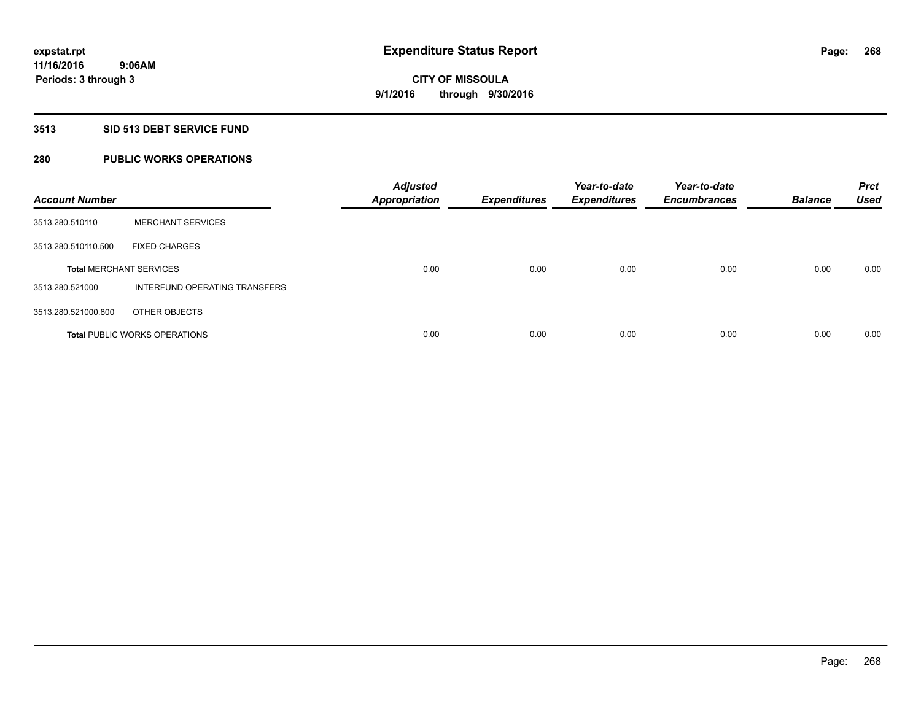# Expenditure Status Report

expstat.rpt
11/16/2016 9:06AM
Periods: 3 through 3

**CITY OF MISSOULA**
**9/1/2016 through 9/30/2016**

## 3513 SID 513 DEBT SERVICE FUND

## 280 PUBLIC WORKS OPERATIONS

| Account Number | | Adjusted Appropriation | Expenditures | Year-to-date Expenditures | Year-to-date Encumbrances | Balance | Prct Used |
|---|---|---|---|---|---|---|---|
| 3513.280.510110 | MERCHANT SERVICES | | | | | | |
| 3513.280.510110.500 | FIXED CHARGES | | | | | | |
| **Total** MERCHANT SERVICES | | 0.00 | 0.00 | 0.00 | 0.00 | 0.00 | 0.00 |
| 3513.280.521000 | INTERFUND OPERATING TRANSFERS | | | | | | |
| 3513.280.521000.800 | OTHER OBJECTS | | | | | | |
| **Total** PUBLIC WORKS OPERATIONS | | 0.00 | 0.00 | 0.00 | 0.00 | 0.00 | 0.00 |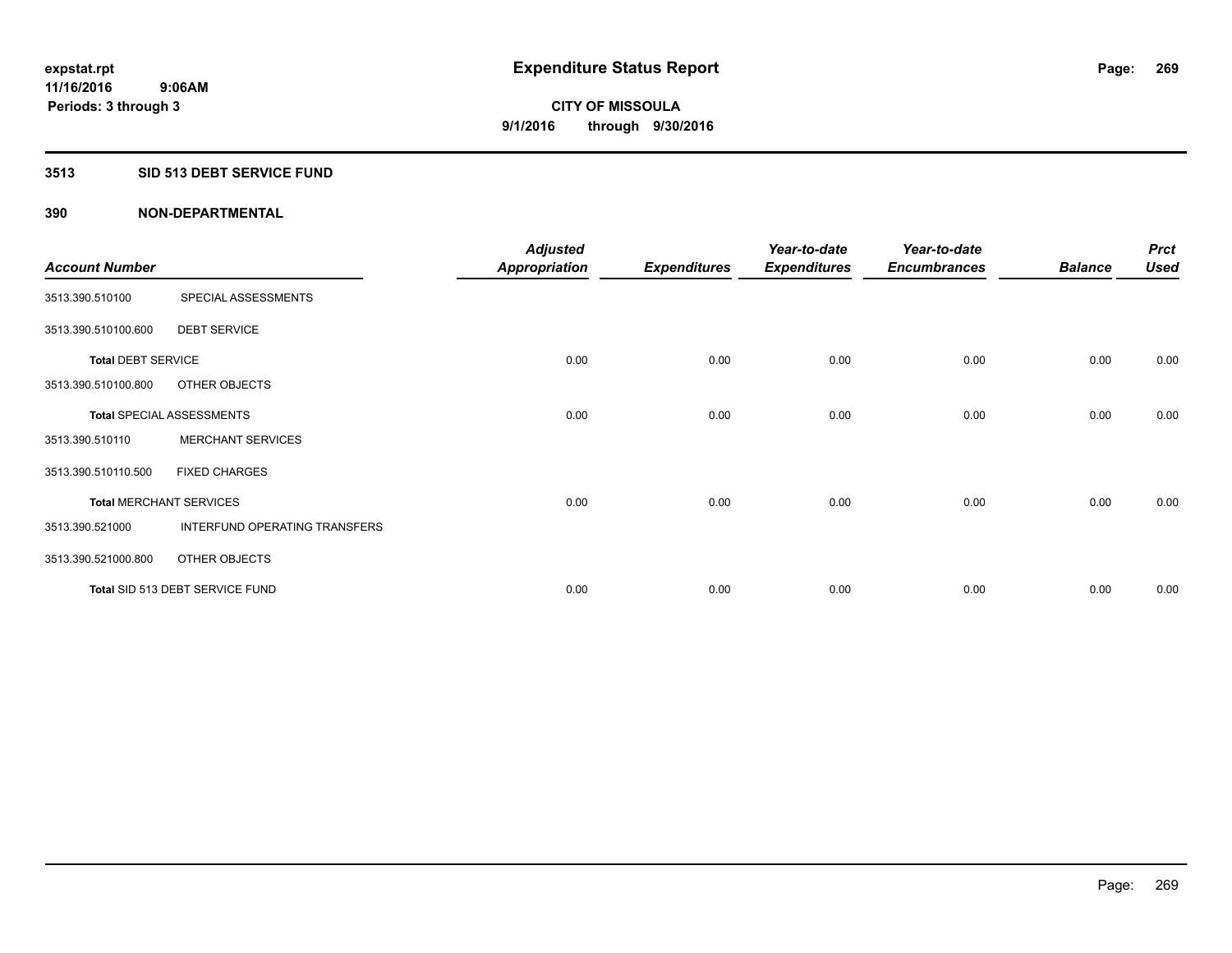**expstat.rpt**
**11/16/2016 9:06AM**
**Periods: 3 through 3**

# Expenditure Status Report

**CITY OF MISSOULA**
**9/1/2016 through 9/30/2016**

## 3513 SID 513 DEBT SERVICE FUND

## 390 NON-DEPARTMENTAL

| Account Number | | Adjusted Appropriation | Expenditures | Year-to-date Expenditures | Year-to-date Encumbrances | Balance | Prct Used |
|---|---|---|---|---|---|---|---|
| 3513.390.510100 | SPECIAL ASSESSMENTS | | | | | | |
| 3513.390.510100.600 | DEBT SERVICE | | | | | | |
| **Total** DEBT SERVICE | | 0.00 | 0.00 | 0.00 | 0.00 | 0.00 | 0.00 |
| 3513.390.510100.800 | OTHER OBJECTS | | | | | | |
| **Total** SPECIAL ASSESSMENTS | | 0.00 | 0.00 | 0.00 | 0.00 | 0.00 | 0.00 |
| 3513.390.510110 | MERCHANT SERVICES | | | | | | |
| 3513.390.510110.500 | FIXED CHARGES | | | | | | |
| **Total** MERCHANT SERVICES | | 0.00 | 0.00 | 0.00 | 0.00 | 0.00 | 0.00 |
| 3513.390.521000 | INTERFUND OPERATING TRANSFERS | | | | | | |
| 3513.390.521000.800 | OTHER OBJECTS | | | | | | |
| **Total** SID 513 DEBT SERVICE FUND | | 0.00 | 0.00 | 0.00 | 0.00 | 0.00 | 0.00 |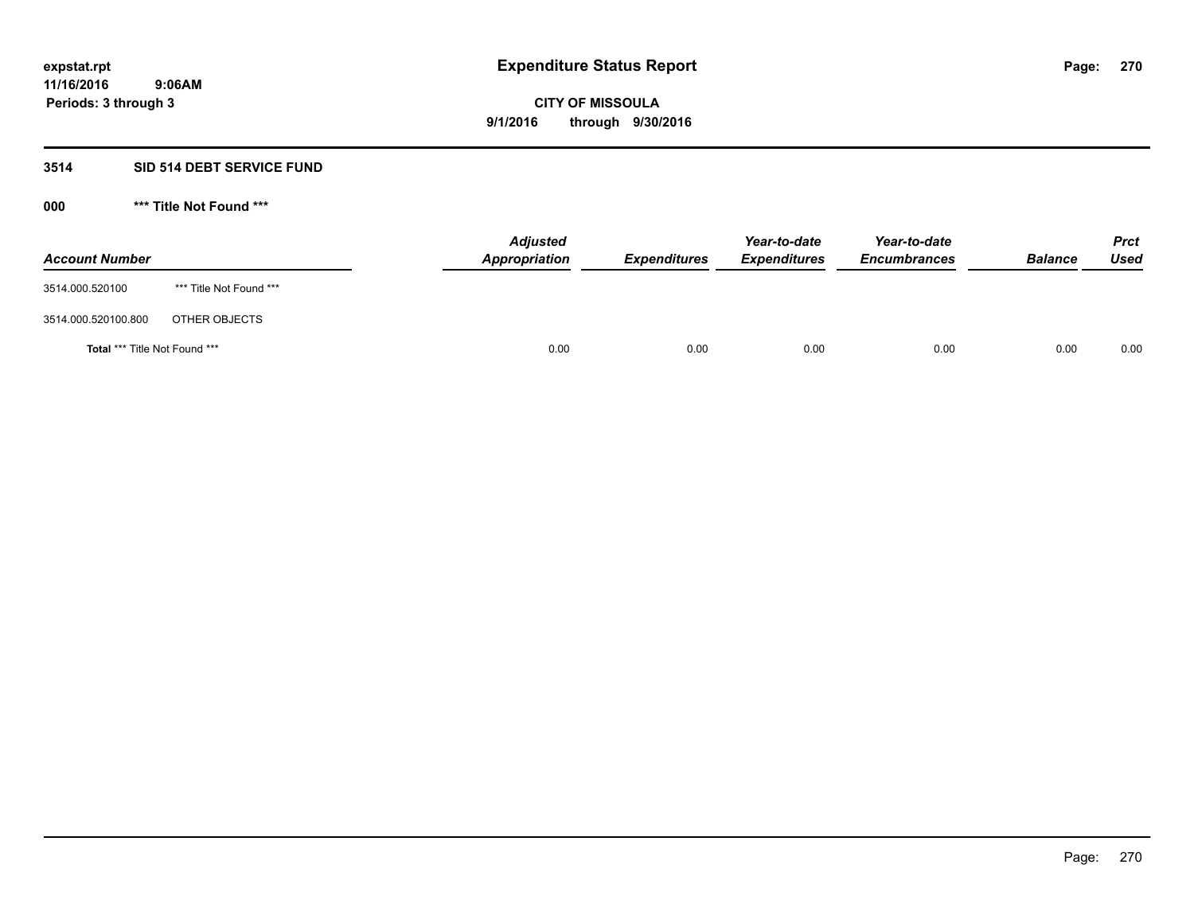# Expenditure Status Report

**expstat.rpt**
**11/16/2016 9:06AM**
**Periods: 3 through 3**

**CITY OF MISSOULA**
**9/1/2016 through 9/30/2016**

## 3514 SID 514 DEBT SERVICE FUND

### 000 *** Title Not Found ***

| Account Number | | Adjusted Appropriation | Expenditures | Year-to-date Expenditures | Year-to-date Encumbrances | Balance | Prct Used |
|---|---|---|---|---|---|---|---|
| 3514.000.520100 | *** Title Not Found *** | | | | | | |
| 3514.000.520100.800 | OTHER OBJECTS | | | | | | |
| **Total** *** Title Not Found *** | | 0.00 | 0.00 | 0.00 | 0.00 | 0.00 | 0.00 |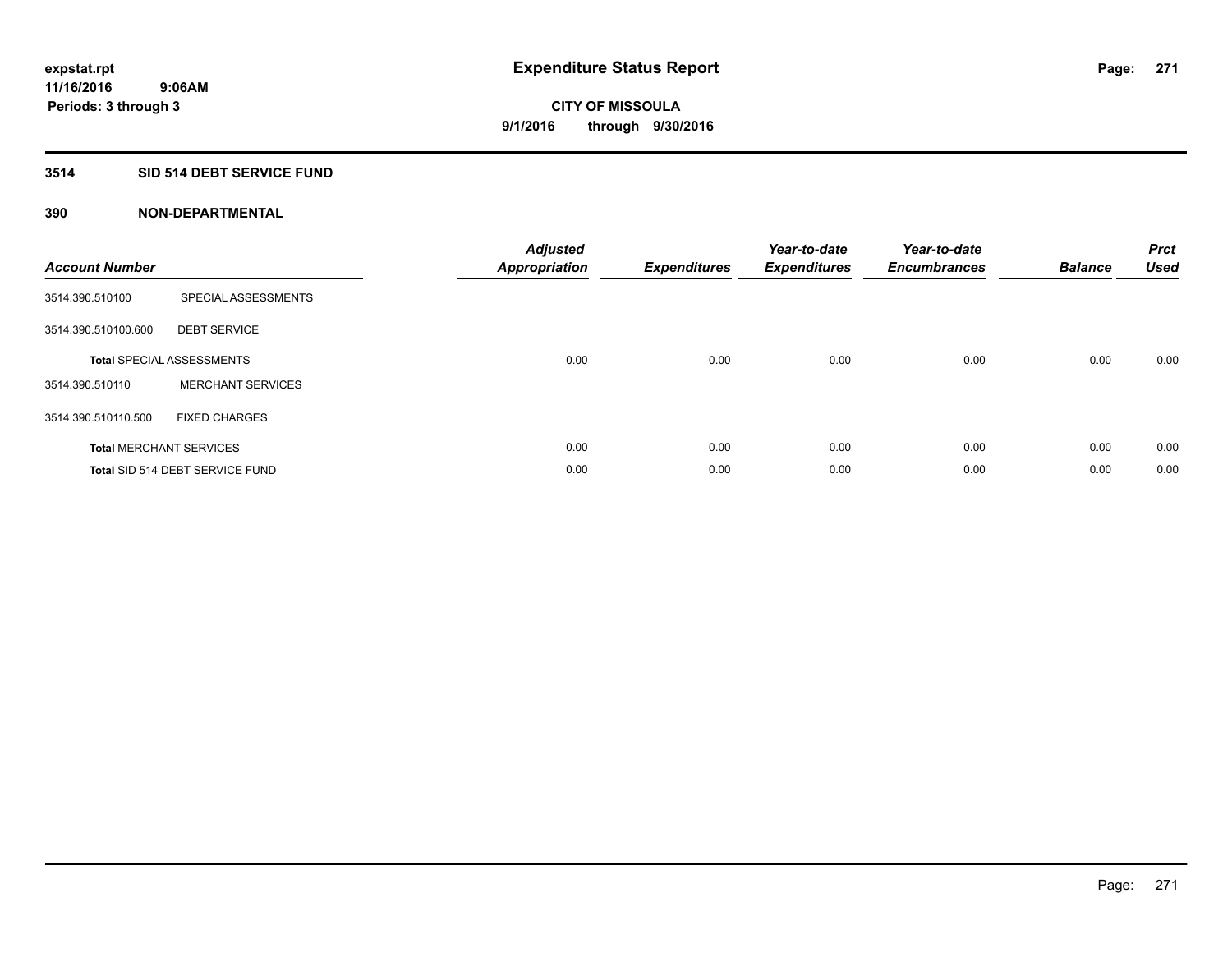expstat.rpt
11/16/2016 9:06AM
Periods: 3 through 3

# Expenditure Status Report

**CITY OF MISSOULA**
**9/1/2016 through 9/30/2016**

## 3514 SID 514 DEBT SERVICE FUND

### 390 NON-DEPARTMENTAL

| Account Number | | Adjusted Appropriation | Expenditures | Year-to-date Expenditures | Year-to-date Encumbrances | Balance | Prct Used |
|---|---|---|---|---|---|---|---|
| 3514.390.510100 | SPECIAL ASSESSMENTS | | | | | | |
| 3514.390.510100.600 | DEBT SERVICE | | | | | | |
| **Total** SPECIAL ASSESSMENTS | | 0.00 | 0.00 | 0.00 | 0.00 | 0.00 | 0.00 |
| 3514.390.510110 | MERCHANT SERVICES | | | | | | |
| 3514.390.510110.500 | FIXED CHARGES | | | | | | |
| **Total** MERCHANT SERVICES | | 0.00 | 0.00 | 0.00 | 0.00 | 0.00 | 0.00 |
| **Total** SID 514 DEBT SERVICE FUND | | 0.00 | 0.00 | 0.00 | 0.00 | 0.00 | 0.00 |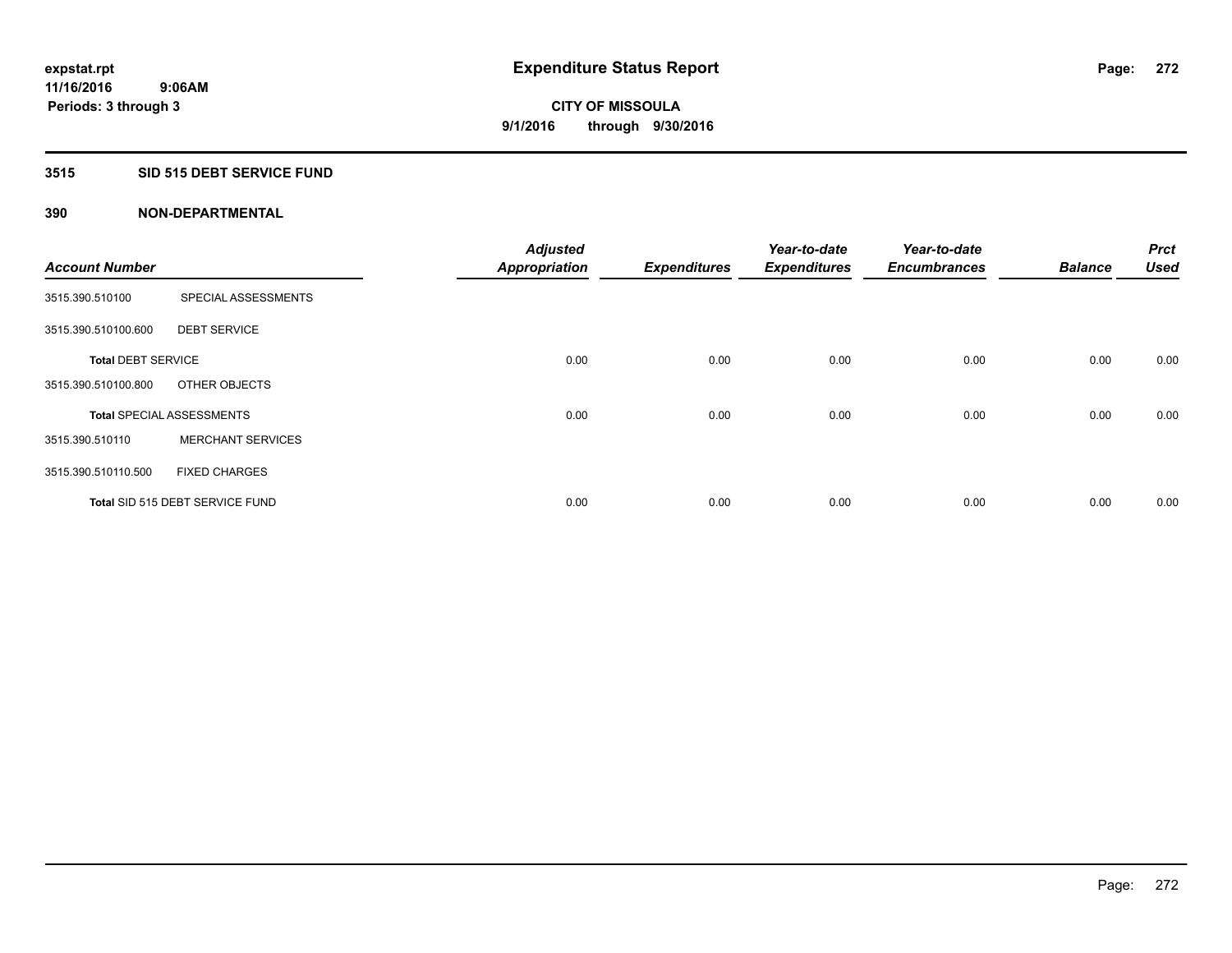**expstat.rpt**
**11/16/2016 9:06AM**
**Periods: 3 through 3**

# Expenditure Status Report

**CITY OF MISSOULA**
**9/1/2016 through 9/30/2016**

## 3515 SID 515 DEBT SERVICE FUND

### 390 NON-DEPARTMENTAL

| Account Number | | Adjusted Appropriation | Expenditures | Year-to-date Expenditures | Year-to-date Encumbrances | Balance | Prct Used |
|---|---|---|---|---|---|---|---|
| 3515.390.510100 | SPECIAL ASSESSMENTS | | | | | | |
| 3515.390.510100.600 | DEBT SERVICE | | | | | | |
| **Total** DEBT SERVICE | | 0.00 | 0.00 | 0.00 | 0.00 | 0.00 | 0.00 |
| 3515.390.510100.800 | OTHER OBJECTS | | | | | | |
| **Total** SPECIAL ASSESSMENTS | | 0.00 | 0.00 | 0.00 | 0.00 | 0.00 | 0.00 |
| 3515.390.510110 | MERCHANT SERVICES | | | | | | |
| 3515.390.510110.500 | FIXED CHARGES | | | | | | |
| **Total** SID 515 DEBT SERVICE FUND | | 0.00 | 0.00 | 0.00 | 0.00 | 0.00 | 0.00 |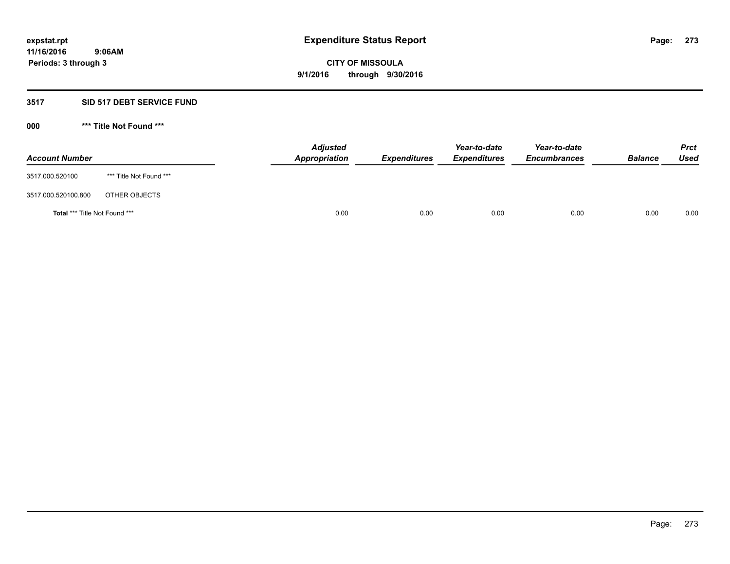# Expenditure Status Report

**expstat.rpt**
**11/16/2016 9:06AM**
**Periods: 3 through 3**

**CITY OF MISSOULA**
**9/1/2016 through 9/30/2016**

## 3517 SID 517 DEBT SERVICE FUND

### 000 *** Title Not Found ***

| Account Number | | Adjusted Appropriation | Expenditures | Year-to-date Expenditures | Year-to-date Encumbrances | Balance | Prct Used |
|---|---|---|---|---|---|---|---|
| 3517.000.520100 | *** Title Not Found *** | | | | | | |
| 3517.000.520100.800 | OTHER OBJECTS | | | | | | |
| **Total** *** Title Not Found *** | | 0.00 | 0.00 | 0.00 | 0.00 | 0.00 | 0.00 |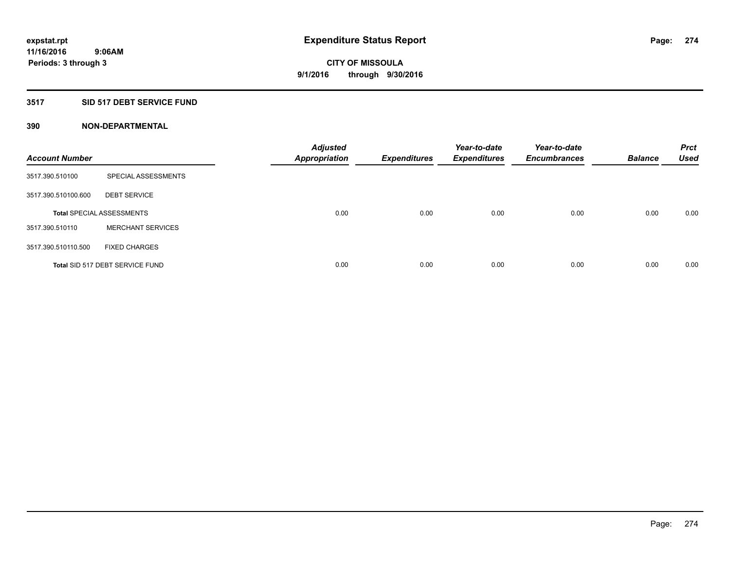# Expenditure Status Report

expstat.rpt
11/16/2016 9:06AM
Periods: 3 through 3

**CITY OF MISSOULA**
**9/1/2016 through 9/30/2016**

## 3517 SID 517 DEBT SERVICE FUND

### 390 NON-DEPARTMENTAL

| Account Number | | Adjusted Appropriation | Expenditures | Year-to-date Expenditures | Year-to-date Encumbrances | Balance | Prct Used |
|---|---|---|---|---|---|---|---|
| 3517.390.510100 | SPECIAL ASSESSMENTS | | | | | | |
| 3517.390.510100.600 | DEBT SERVICE | | | | | | |
| **Total** SPECIAL ASSESSMENTS | | 0.00 | 0.00 | 0.00 | 0.00 | 0.00 | 0.00 |
| 3517.390.510110 | MERCHANT SERVICES | | | | | | |
| 3517.390.510110.500 | FIXED CHARGES | | | | | | |
| **Total** SID 517 DEBT SERVICE FUND | | 0.00 | 0.00 | 0.00 | 0.00 | 0.00 | 0.00 |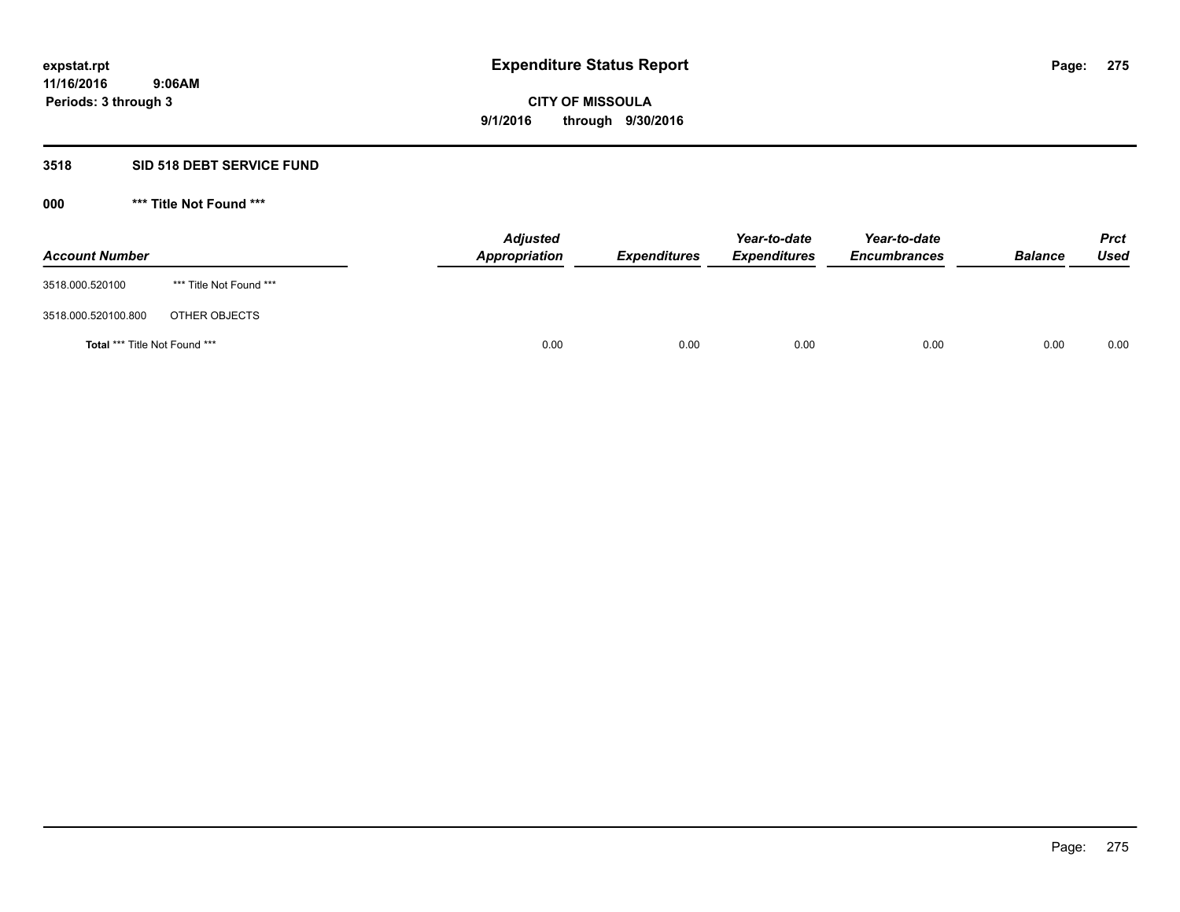**expstat.rpt**
**11/16/2016 9:06AM**
**Periods: 3 through 3**

# Expenditure Status Report

**CITY OF MISSOULA**
**9/1/2016 through 9/30/2016**

## 3518 SID 518 DEBT SERVICE FUND

### 000 *** Title Not Found ***

| Account Number | | Adjusted Appropriation | Expenditures | Year-to-date Expenditures | Year-to-date Encumbrances | Balance | Prct Used |
|---|---|---|---|---|---|---|---|
| 3518.000.520100 | *** Title Not Found *** | | | | | | |
| 3518.000.520100.800 | OTHER OBJECTS | | | | | | |
| **Total** *** Title Not Found *** | | 0.00 | 0.00 | 0.00 | 0.00 | 0.00 | 0.00 |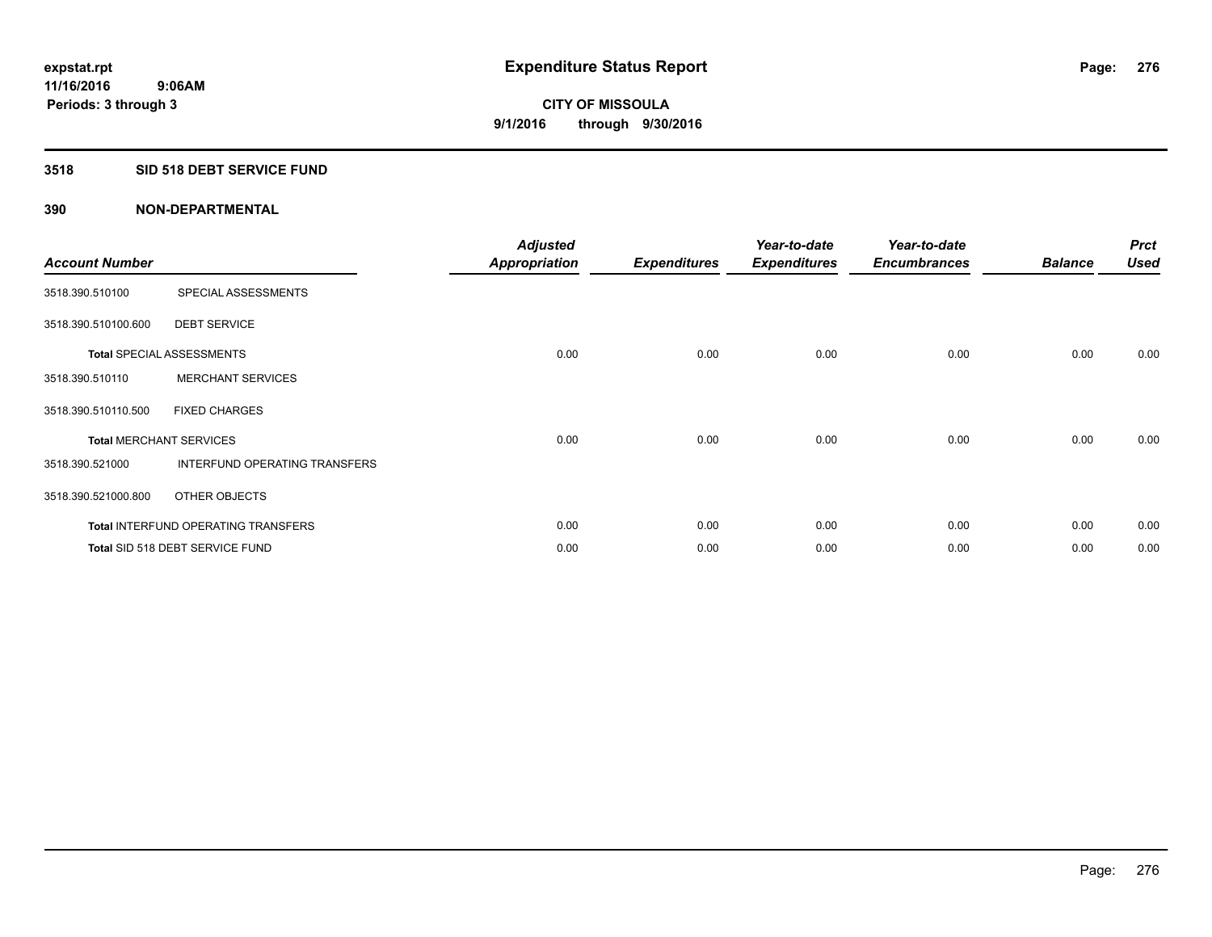expstat.rpt
11/16/2016 9:06AM
Periods: 3 through 3

# Expenditure Status Report

CITY OF MISSOULA
9/1/2016 through 9/30/2016

## 3518 SID 518 DEBT SERVICE FUND

## 390 NON-DEPARTMENTAL

| Account Number | | Adjusted Appropriation | Expenditures | Year-to-date Expenditures | Year-to-date Encumbrances | Balance | Prct Used |
|---|---|---|---|---|---|---|---|
| 3518.390.510100 | SPECIAL ASSESSMENTS | | | | | | |
| 3518.390.510100.600 | DEBT SERVICE | | | | | | |
| **Total** SPECIAL ASSESSMENTS | | 0.00 | 0.00 | 0.00 | 0.00 | 0.00 | 0.00 |
| 3518.390.510110 | MERCHANT SERVICES | | | | | | |
| 3518.390.510110.500 | FIXED CHARGES | | | | | | |
| **Total** MERCHANT SERVICES | | 0.00 | 0.00 | 0.00 | 0.00 | 0.00 | 0.00 |
| 3518.390.521000 | INTERFUND OPERATING TRANSFERS | | | | | | |
| 3518.390.521000.800 | OTHER OBJECTS | | | | | | |
| **Total** INTERFUND OPERATING TRANSFERS | | 0.00 | 0.00 | 0.00 | 0.00 | 0.00 | 0.00 |
| **Total** SID 518 DEBT SERVICE FUND | | 0.00 | 0.00 | 0.00 | 0.00 | 0.00 | 0.00 |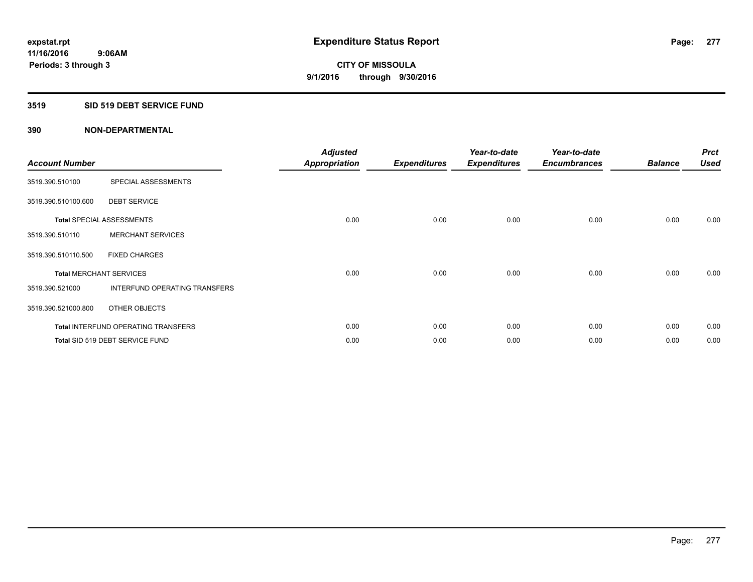expstat.rpt
11/16/2016 9:06AM
Periods: 3 through 3

# Expenditure Status Report

**CITY OF MISSOULA**
**9/1/2016 through 9/30/2016**

## 3519 SID 519 DEBT SERVICE FUND

### 390 NON-DEPARTMENTAL

| Account Number | | Adjusted Appropriation | Expenditures | Year-to-date Expenditures | Year-to-date Encumbrances | Balance | Prct Used |
|---|---|---|---|---|---|---|---|
| 3519.390.510100 | SPECIAL ASSESSMENTS | | | | | | |
| 3519.390.510100.600 | DEBT SERVICE | | | | | | |
| Total SPECIAL ASSESSMENTS | | 0.00 | 0.00 | 0.00 | 0.00 | 0.00 | 0.00 |
| 3519.390.510110 | MERCHANT SERVICES | | | | | | |
| 3519.390.510110.500 | FIXED CHARGES | | | | | | |
| Total MERCHANT SERVICES | | 0.00 | 0.00 | 0.00 | 0.00 | 0.00 | 0.00 |
| 3519.390.521000 | INTERFUND OPERATING TRANSFERS | | | | | | |
| 3519.390.521000.800 | OTHER OBJECTS | | | | | | |
| Total INTERFUND OPERATING TRANSFERS | | 0.00 | 0.00 | 0.00 | 0.00 | 0.00 | 0.00 |
| Total SID 519 DEBT SERVICE FUND | | 0.00 | 0.00 | 0.00 | 0.00 | 0.00 | 0.00 |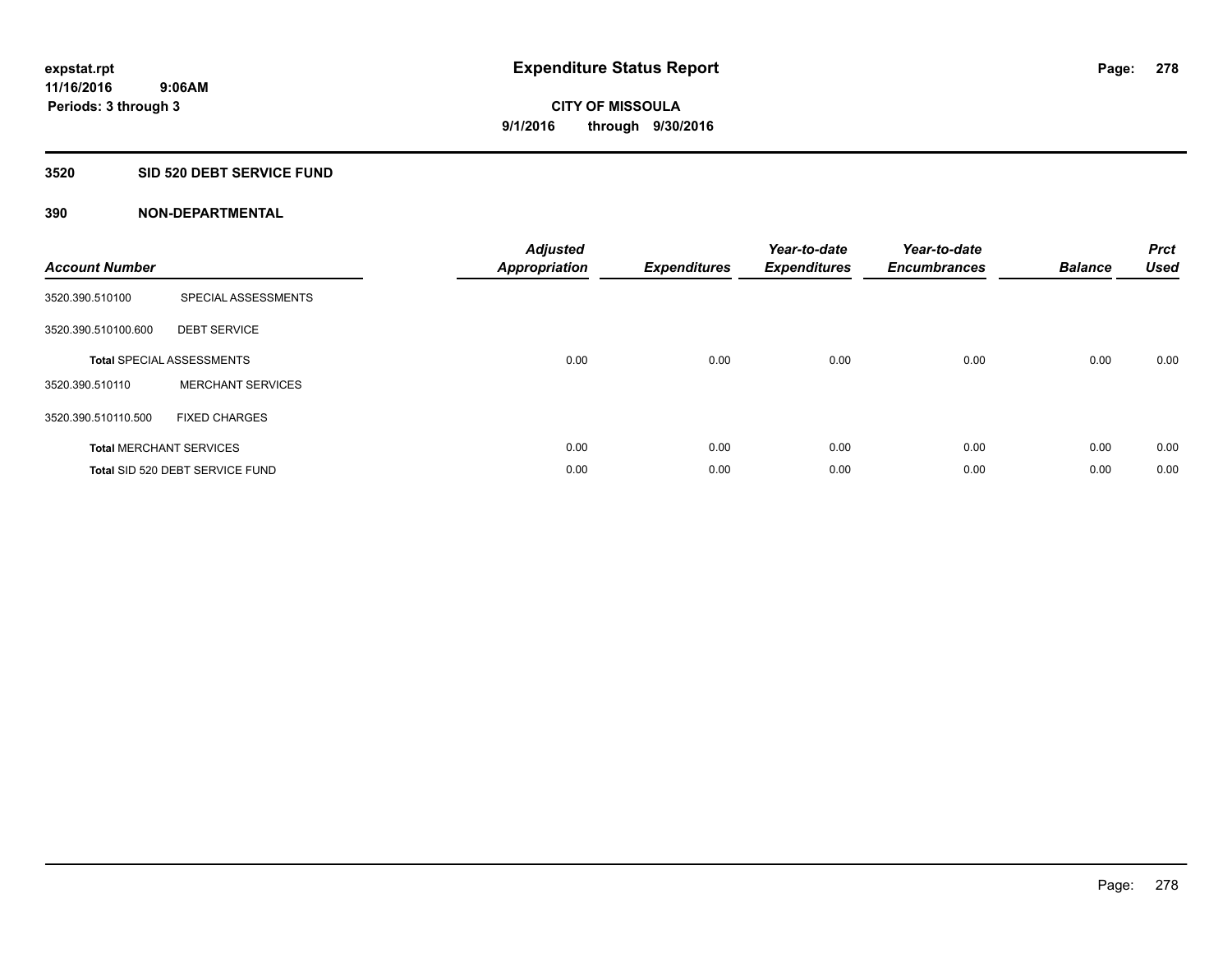expstat.rpt
11/16/2016 9:06AM
Periods: 3 through 3

# Expenditure Status Report

**CITY OF MISSOULA**
**9/1/2016 through 9/30/2016**

## 3520 SID 520 DEBT SERVICE FUND

### 390 NON-DEPARTMENTAL

| Account Number | | Adjusted Appropriation | Expenditures | Year-to-date Expenditures | Year-to-date Encumbrances | Balance | Prct Used |
|---|---|---|---|---|---|---|---|
| 3520.390.510100 | SPECIAL ASSESSMENTS | | | | | | |
| 3520.390.510100.600 | DEBT SERVICE | | | | | | |
| **Total** SPECIAL ASSESSMENTS | | 0.00 | 0.00 | 0.00 | 0.00 | 0.00 | 0.00 |
| 3520.390.510110 | MERCHANT SERVICES | | | | | | |
| 3520.390.510110.500 | FIXED CHARGES | | | | | | |
| **Total** MERCHANT SERVICES | | 0.00 | 0.00 | 0.00 | 0.00 | 0.00 | 0.00 |
| **Total** SID 520 DEBT SERVICE FUND | | 0.00 | 0.00 | 0.00 | 0.00 | 0.00 | 0.00 |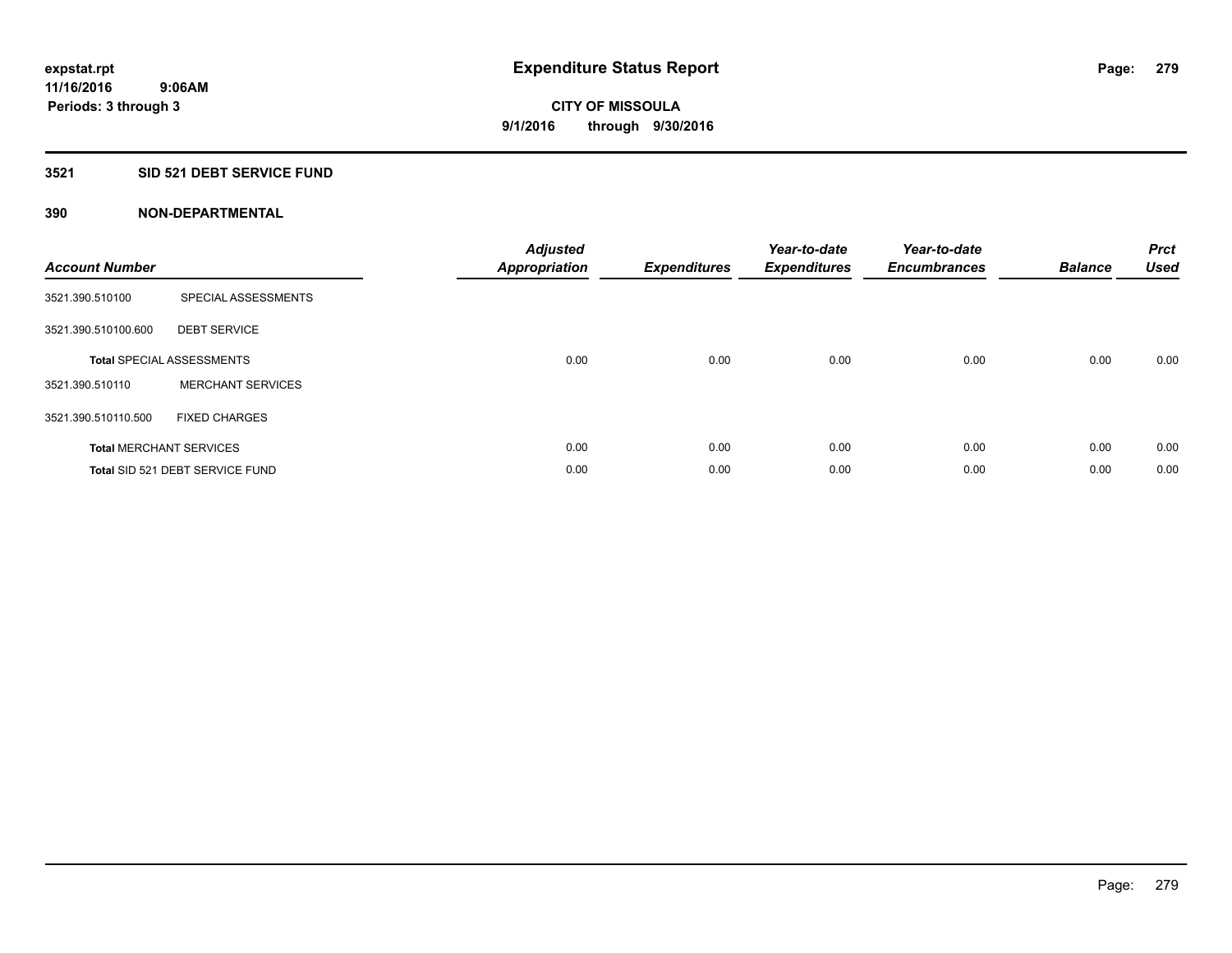**expstat.rpt**
**11/16/2016 9:06AM**
**Periods: 3 through 3**

# Expenditure Status Report

**CITY OF MISSOULA**
**9/1/2016 through 9/30/2016**

## 3521 SID 521 DEBT SERVICE FUND

### 390 NON-DEPARTMENTAL

| Account Number | | Adjusted Appropriation | Expenditures | Year-to-date Expenditures | Year-to-date Encumbrances | Balance | Prct Used |
|---|---|---|---|---|---|---|---|
| 3521.390.510100 | SPECIAL ASSESSMENTS | | | | | | |
| 3521.390.510100.600 | DEBT SERVICE | | | | | | |
| **Total** SPECIAL ASSESSMENTS | | 0.00 | 0.00 | 0.00 | 0.00 | 0.00 | 0.00 |
| 3521.390.510110 | MERCHANT SERVICES | | | | | | |
| 3521.390.510110.500 | FIXED CHARGES | | | | | | |
| **Total** MERCHANT SERVICES | | 0.00 | 0.00 | 0.00 | 0.00 | 0.00 | 0.00 |
| **Total** SID 521 DEBT SERVICE FUND | | 0.00 | 0.00 | 0.00 | 0.00 | 0.00 | 0.00 |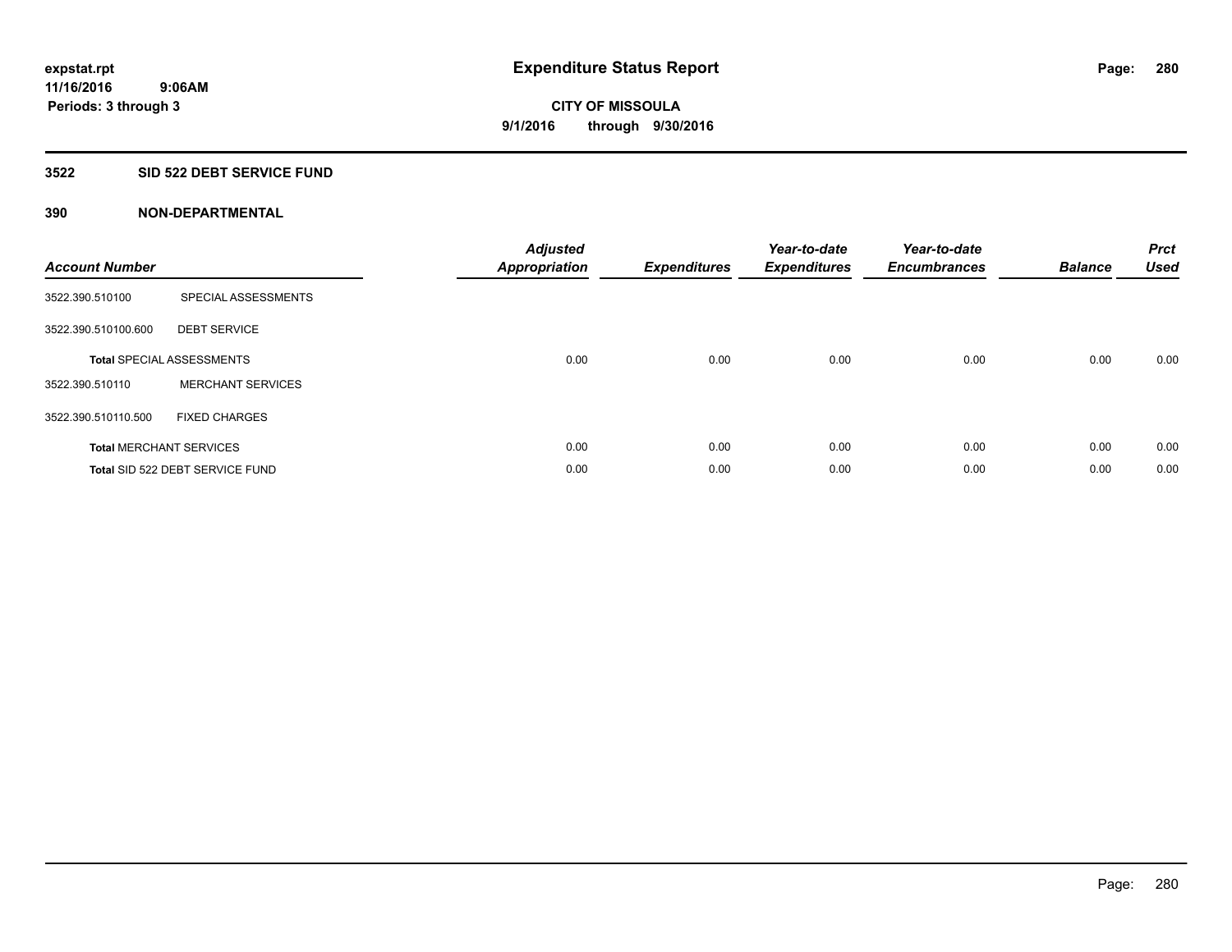# Expenditure Status Report

expstat.rpt
11/16/2016 9:06AM
Periods: 3 through 3

**CITY OF MISSOULA**
**9/1/2016 through 9/30/2016**

## 3522 SID 522 DEBT SERVICE FUND

### 390 NON-DEPARTMENTAL

| Account Number | | Adjusted Appropriation | Expenditures | Year-to-date Expenditures | Year-to-date Encumbrances | Balance | Prct Used |
|---|---|---|---|---|---|---|---|
| 3522.390.510100 | SPECIAL ASSESSMENTS | | | | | | |
| 3522.390.510100.600 | DEBT SERVICE | | | | | | |
| **Total** SPECIAL ASSESSMENTS | | 0.00 | 0.00 | 0.00 | 0.00 | 0.00 | 0.00 |
| 3522.390.510110 | MERCHANT SERVICES | | | | | | |
| 3522.390.510110.500 | FIXED CHARGES | | | | | | |
| **Total** MERCHANT SERVICES | | 0.00 | 0.00 | 0.00 | 0.00 | 0.00 | 0.00 |
| **Total** SID 522 DEBT SERVICE FUND | | 0.00 | 0.00 | 0.00 | 0.00 | 0.00 | 0.00 |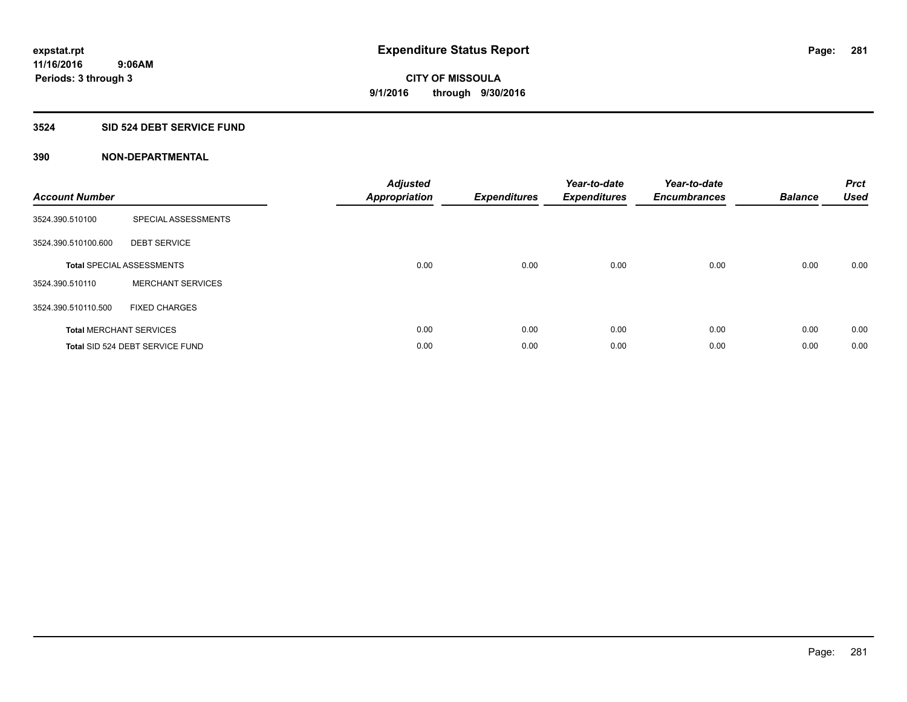expstat.rpt
11/16/2016 9:06AM
Periods: 3 through 3

# Expenditure Status Report

**CITY OF MISSOULA**
**9/1/2016 through 9/30/2016**

## 3524 SID 524 DEBT SERVICE FUND

### 390 NON-DEPARTMENTAL

| Account Number | | Adjusted Appropriation | Expenditures | Year-to-date Expenditures | Year-to-date Encumbrances | Balance | Prct Used |
|---|---|---|---|---|---|---|---|
| 3524.390.510100 | SPECIAL ASSESSMENTS | | | | | | |
| 3524.390.510100.600 | DEBT SERVICE | | | | | | |
| **Total** SPECIAL ASSESSMENTS | | 0.00 | 0.00 | 0.00 | 0.00 | 0.00 | 0.00 |
| 3524.390.510110 | MERCHANT SERVICES | | | | | | |
| 3524.390.510110.500 | FIXED CHARGES | | | | | | |
| **Total** MERCHANT SERVICES | | 0.00 | 0.00 | 0.00 | 0.00 | 0.00 | 0.00 |
| **Total** SID 524 DEBT SERVICE FUND | | 0.00 | 0.00 | 0.00 | 0.00 | 0.00 | 0.00 |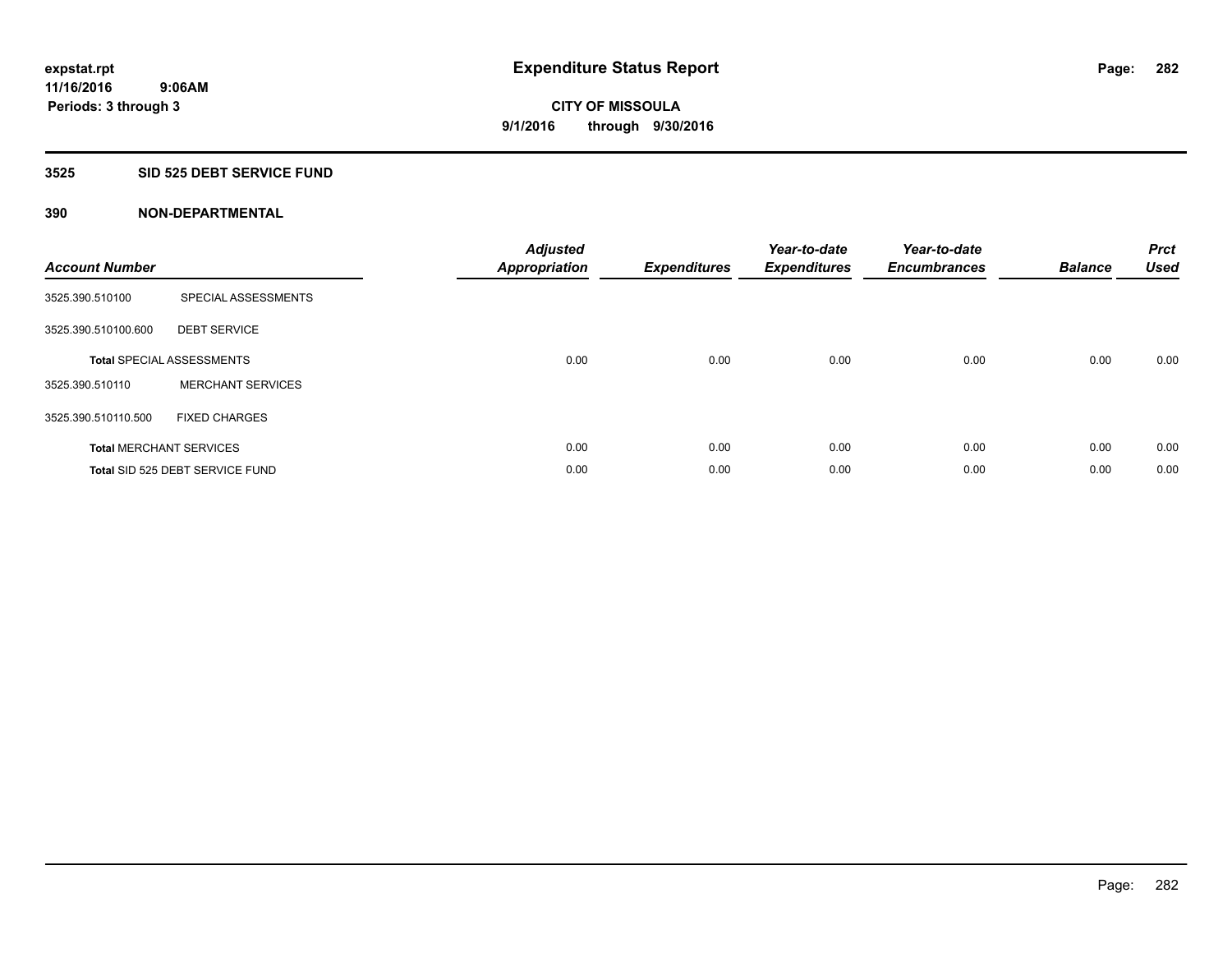**expstat.rpt**
**11/16/2016 9:06AM**
**Periods: 3 through 3**

# Expenditure Status Report

**CITY OF MISSOULA**
**9/1/2016 through 9/30/2016**

## 3525 SID 525 DEBT SERVICE FUND

### 390 NON-DEPARTMENTAL

| Account Number | | Adjusted Appropriation | Expenditures | Year-to-date Expenditures | Year-to-date Encumbrances | Balance | Prct Used |
|---|---|---|---|---|---|---|---|
| 3525.390.510100 | SPECIAL ASSESSMENTS | | | | | | |
| 3525.390.510100.600 | DEBT SERVICE | | | | | | |
| **Total** SPECIAL ASSESSMENTS | | 0.00 | 0.00 | 0.00 | 0.00 | 0.00 | 0.00 |
| 3525.390.510110 | MERCHANT SERVICES | | | | | | |
| 3525.390.510110.500 | FIXED CHARGES | | | | | | |
| **Total** MERCHANT SERVICES | | 0.00 | 0.00 | 0.00 | 0.00 | 0.00 | 0.00 |
| **Total** SID 525 DEBT SERVICE FUND | | 0.00 | 0.00 | 0.00 | 0.00 | 0.00 | 0.00 |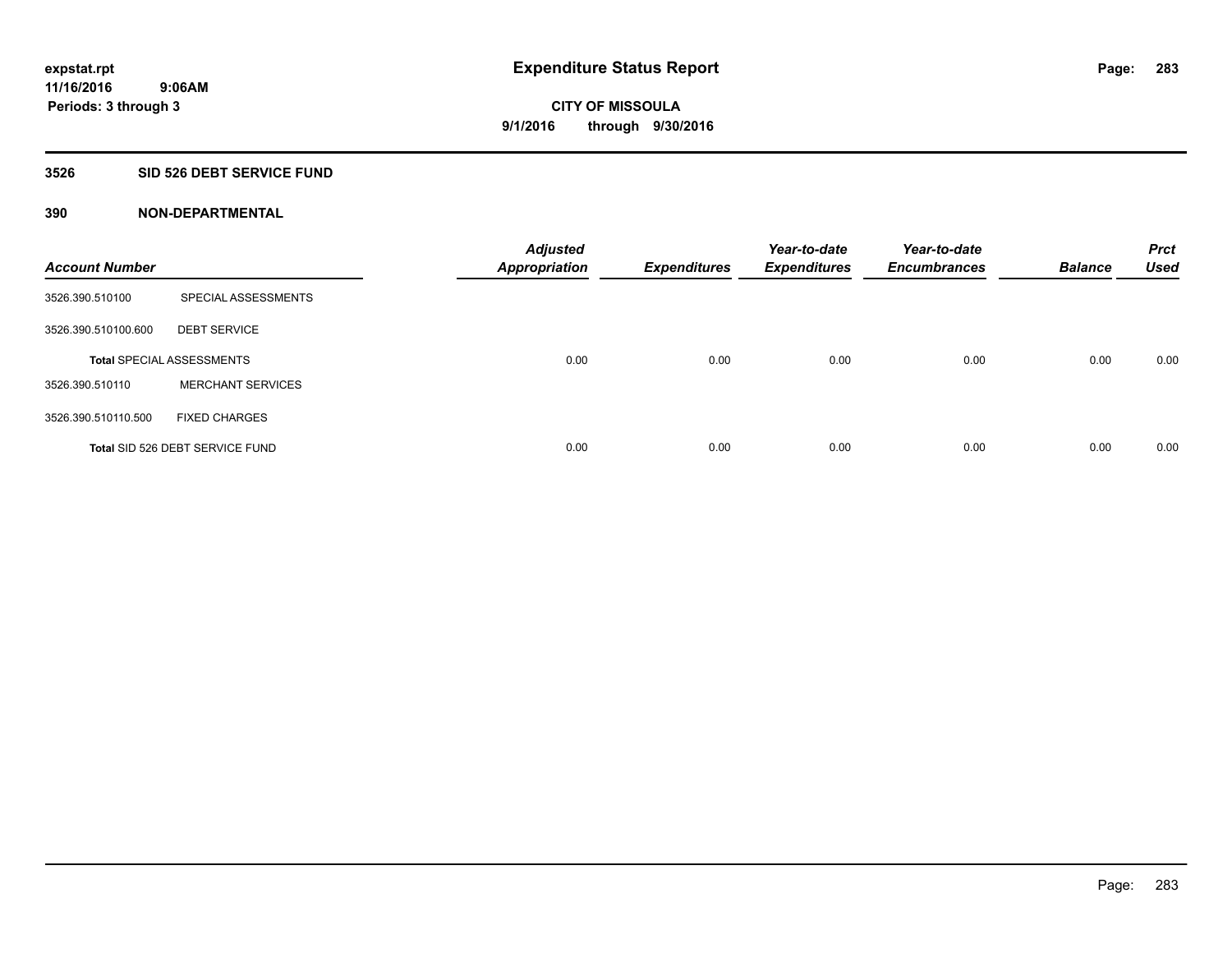# Expenditure Status Report

expstat.rpt
11/16/2016 9:06AM
Periods: 3 through 3

CITY OF MISSOULA
9/1/2016 through 9/30/2016

## 3526 SID 526 DEBT SERVICE FUND

### 390 NON-DEPARTMENTAL

| Account Number | | Adjusted Appropriation | Expenditures | Year-to-date Expenditures | Year-to-date Encumbrances | Balance | Prct Used |
|---|---|---|---|---|---|---|---|
| 3526.390.510100 | SPECIAL ASSESSMENTS | | | | | | |
| 3526.390.510100.600 | DEBT SERVICE | | | | | | |
| **Total** SPECIAL ASSESSMENTS | | 0.00 | 0.00 | 0.00 | 0.00 | 0.00 | 0.00 |
| 3526.390.510110 | MERCHANT SERVICES | | | | | | |
| 3526.390.510110.500 | FIXED CHARGES | | | | | | |
| **Total** SID 526 DEBT SERVICE FUND | | 0.00 | 0.00 | 0.00 | 0.00 | 0.00 | 0.00 |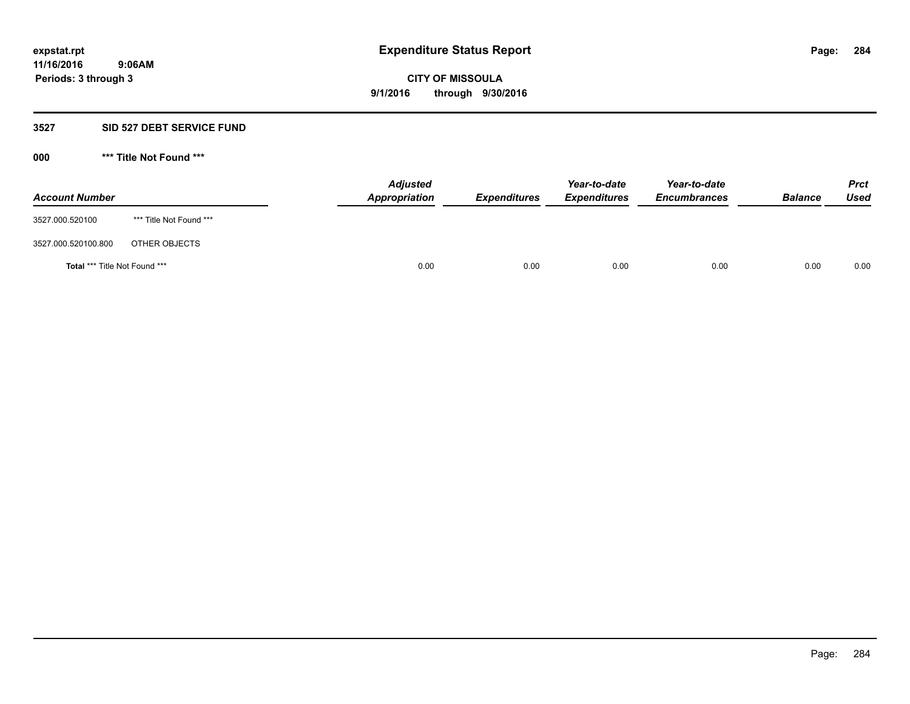**expstat.rpt**
**11/16/2016 9:06AM**
**Periods: 3 through 3**

# Expenditure Status Report

**CITY OF MISSOULA**
**9/1/2016 through 9/30/2016**

## 3527 SID 527 DEBT SERVICE FUND

### 000 *** Title Not Found ***

| Account Number | | Adjusted Appropriation | Expenditures | Year-to-date Expenditures | Year-to-date Encumbrances | Balance | Prct Used |
|---|---|---|---|---|---|---|---|
| 3527.000.520100 | *** Title Not Found *** | | | | | | |
| 3527.000.520100.800 | OTHER OBJECTS | | | | | | |
| **Total** *** Title Not Found *** | | 0.00 | 0.00 | 0.00 | 0.00 | 0.00 | 0.00 |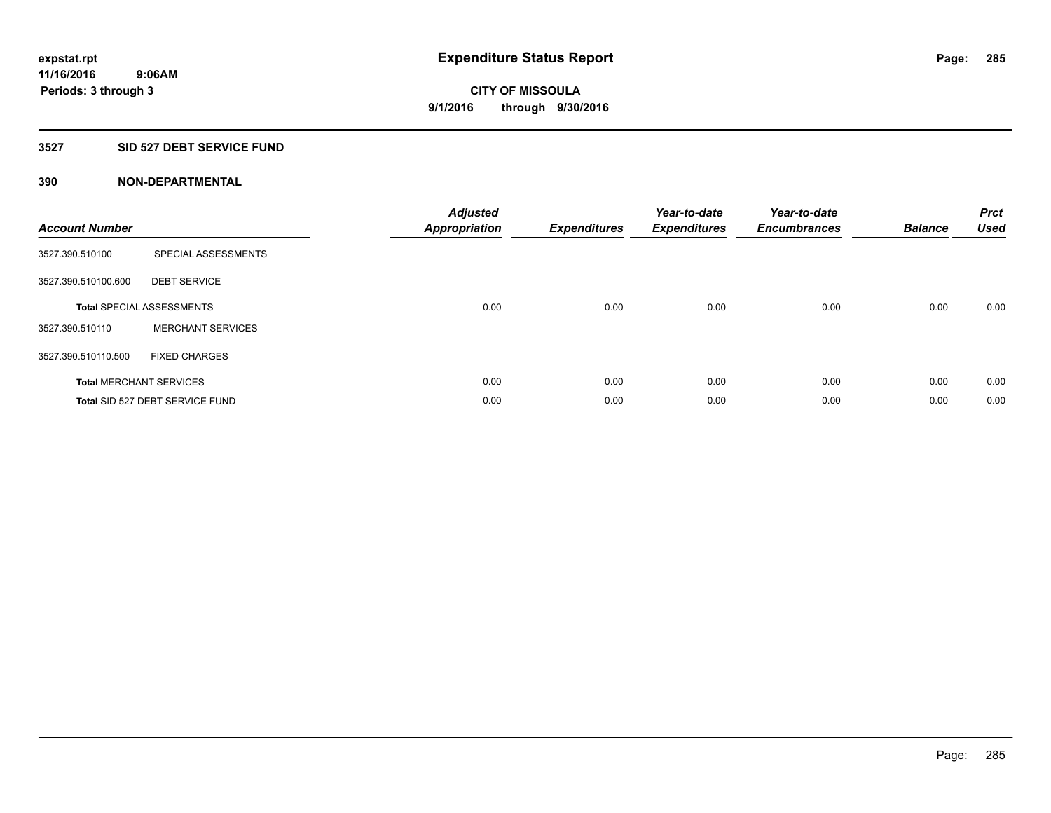# Expenditure Status Report

expstat.rpt
11/16/2016 9:06AM
Periods: 3 through 3

**CITY OF MISSOULA**
**9/1/2016 through 9/30/2016**

## 3527 SID 527 DEBT SERVICE FUND

### 390 NON-DEPARTMENTAL

| Account Number | | Adjusted Appropriation | Expenditures | Year-to-date Expenditures | Year-to-date Encumbrances | Balance | Prct Used |
|---|---|---|---|---|---|---|---|
| 3527.390.510100 | SPECIAL ASSESSMENTS | | | | | | |
| 3527.390.510100.600 | DEBT SERVICE | | | | | | |
| **Total** SPECIAL ASSESSMENTS | | 0.00 | 0.00 | 0.00 | 0.00 | 0.00 | 0.00 |
| 3527.390.510110 | MERCHANT SERVICES | | | | | | |
| 3527.390.510110.500 | FIXED CHARGES | | | | | | |
| **Total** MERCHANT SERVICES | | 0.00 | 0.00 | 0.00 | 0.00 | 0.00 | 0.00 |
| **Total** SID 527 DEBT SERVICE FUND | | 0.00 | 0.00 | 0.00 | 0.00 | 0.00 | 0.00 |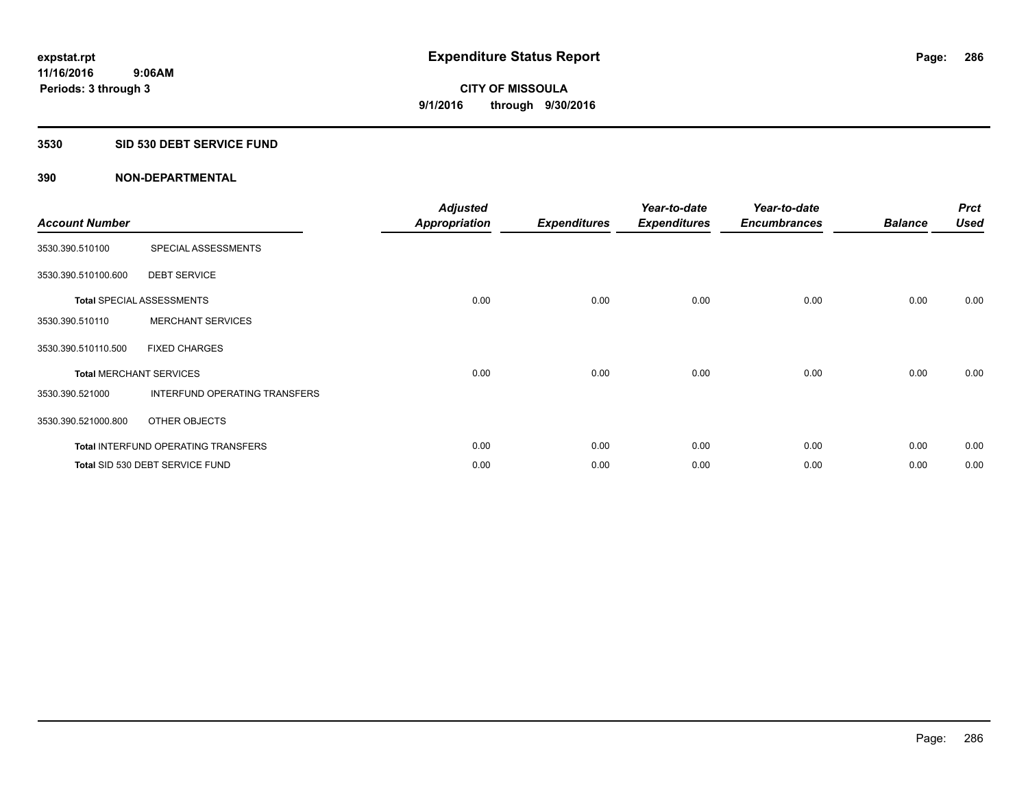# Expenditure Status Report

expstat.rpt
11/16/2016 9:06AM
Periods: 3 through 3

**CITY OF MISSOULA**
**9/1/2016 through 9/30/2016**

## 3530 SID 530 DEBT SERVICE FUND

## 390 NON-DEPARTMENTAL

| Account Number | | Adjusted Appropriation | Expenditures | Year-to-date Expenditures | Year-to-date Encumbrances | Balance | Prct Used |
|---|---|---|---|---|---|---|---|
| 3530.390.510100 | SPECIAL ASSESSMENTS | | | | | | |
| 3530.390.510100.600 | DEBT SERVICE | | | | | | |
| **Total** SPECIAL ASSESSMENTS | | 0.00 | 0.00 | 0.00 | 0.00 | 0.00 | 0.00 |
| 3530.390.510110 | MERCHANT SERVICES | | | | | | |
| 3530.390.510110.500 | FIXED CHARGES | | | | | | |
| **Total** MERCHANT SERVICES | | 0.00 | 0.00 | 0.00 | 0.00 | 0.00 | 0.00 |
| 3530.390.521000 | INTERFUND OPERATING TRANSFERS | | | | | | |
| 3530.390.521000.800 | OTHER OBJECTS | | | | | | |
| **Total** INTERFUND OPERATING TRANSFERS | | 0.00 | 0.00 | 0.00 | 0.00 | 0.00 | 0.00 |
| **Total** SID 530 DEBT SERVICE FUND | | 0.00 | 0.00 | 0.00 | 0.00 | 0.00 | 0.00 |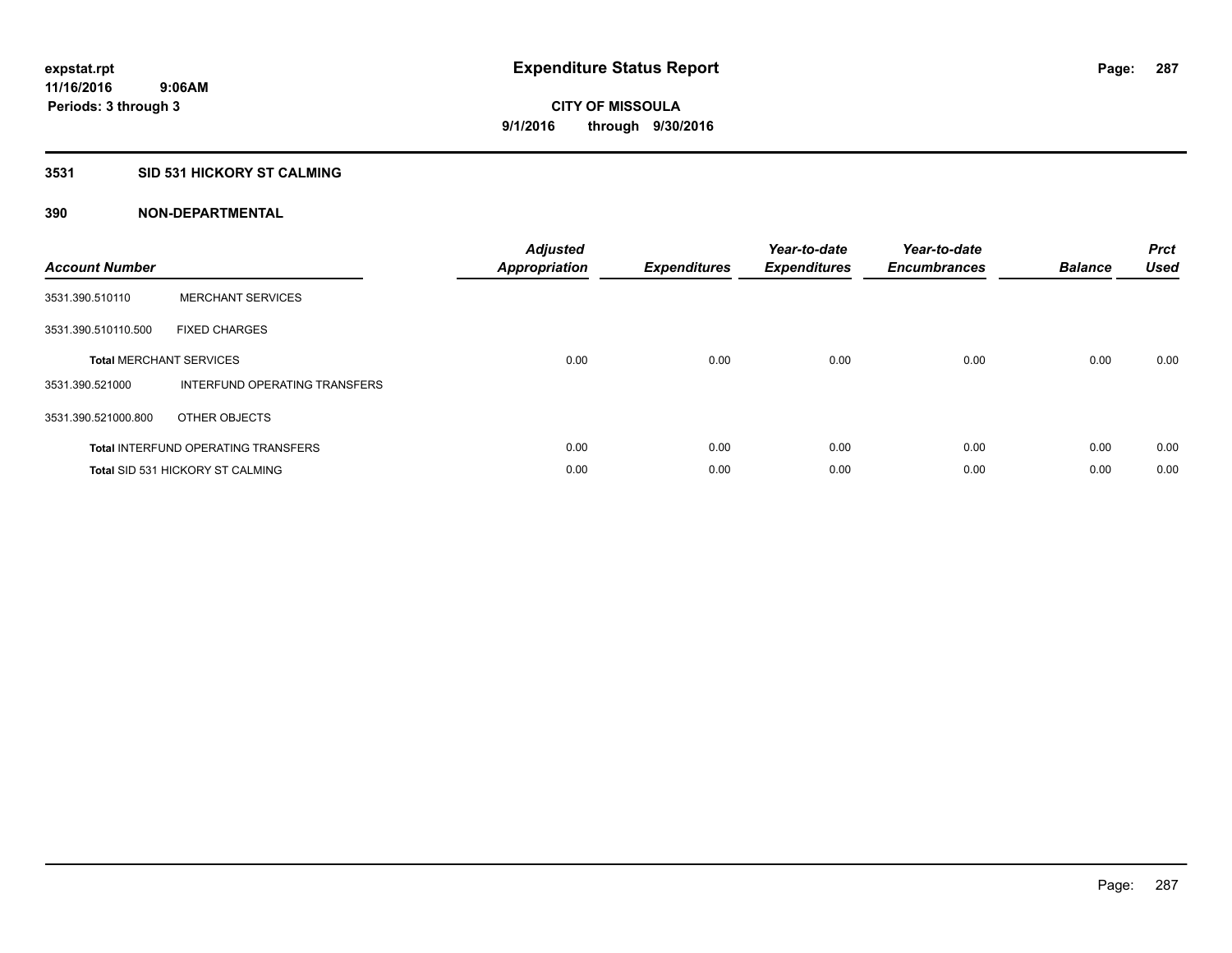# Expenditure Status Report

expstat.rpt
11/16/2016 9:06AM
Periods: 3 through 3

**CITY OF MISSOULA**
**9/1/2016 through 9/30/2016**

## 3531 SID 531 HICKORY ST CALMING

### 390 NON-DEPARTMENTAL

| Account Number | | Adjusted Appropriation | Expenditures | Year-to-date Expenditures | Year-to-date Encumbrances | Balance | Prct Used |
|---|---|---|---|---|---|---|---|
| 3531.390.510110 | MERCHANT SERVICES | | | | | | |
| 3531.390.510110.500 | FIXED CHARGES | | | | | | |
| **Total** MERCHANT SERVICES | | 0.00 | 0.00 | 0.00 | 0.00 | 0.00 | 0.00 |
| 3531.390.521000 | INTERFUND OPERATING TRANSFERS | | | | | | |
| 3531.390.521000.800 | OTHER OBJECTS | | | | | | |
| **Total** INTERFUND OPERATING TRANSFERS | | 0.00 | 0.00 | 0.00 | 0.00 | 0.00 | 0.00 |
| **Total** SID 531 HICKORY ST CALMING | | 0.00 | 0.00 | 0.00 | 0.00 | 0.00 | 0.00 |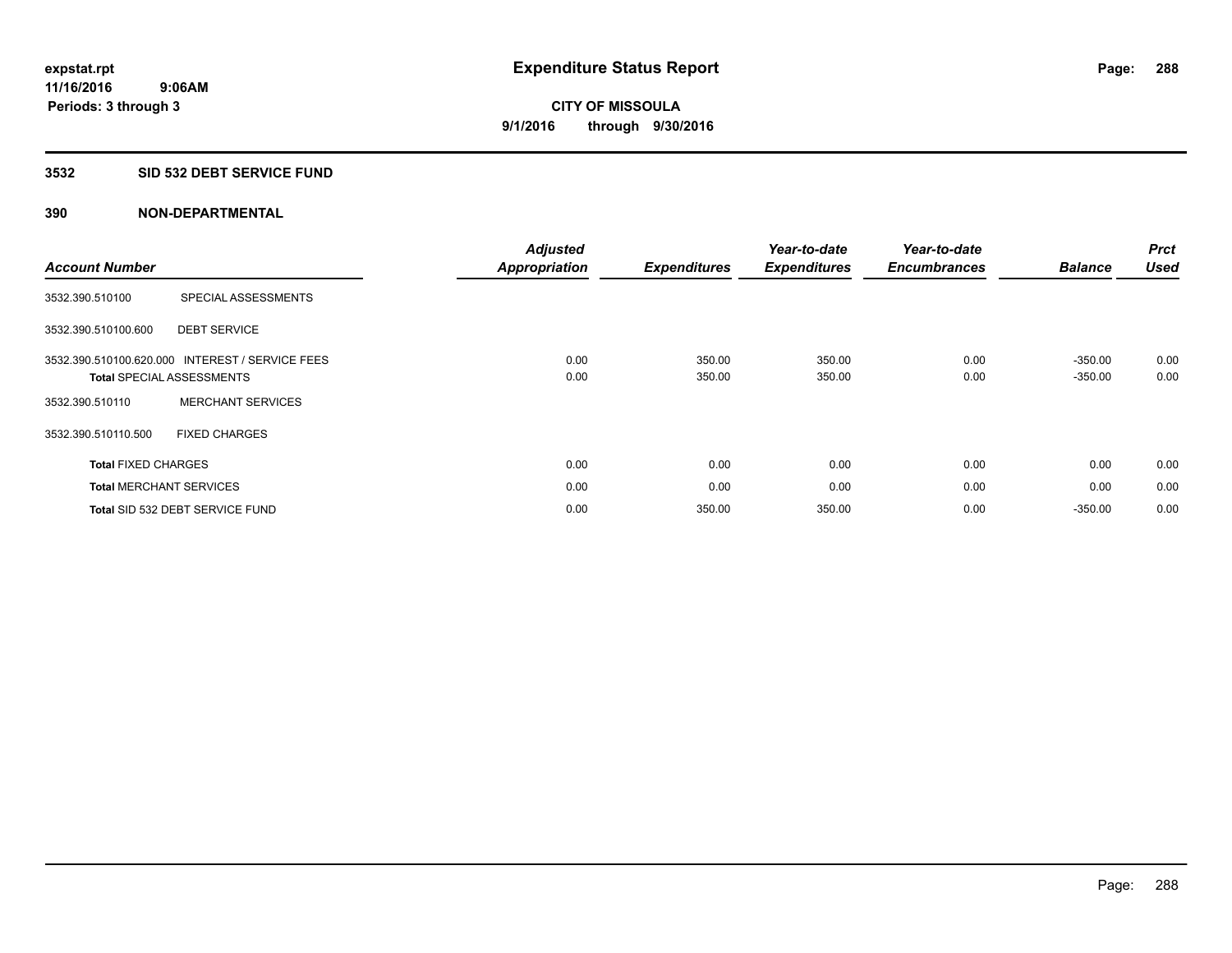**expstat.rpt**
**11/16/2016 9:06AM**
**Periods: 3 through 3**

# Expenditure Status Report

**CITY OF MISSOULA**
**9/1/2016 through 9/30/2016**

## 3532 SID 532 DEBT SERVICE FUND

### 390 NON-DEPARTMENTAL

| Account Number | | Adjusted Appropriation | Expenditures | Year-to-date Expenditures | Year-to-date Encumbrances | Balance | Prct Used |
|---|---|---|---|---|---|---|---|
| 3532.390.510100 | SPECIAL ASSESSMENTS | | | | | | |
| 3532.390.510100.600 | DEBT SERVICE | | | | | | |
| 3532.390.510100.620.000 | INTEREST / SERVICE FEES | 0.00 | 350.00 | 350.00 | 0.00 | -350.00 | 0.00 |
| Total SPECIAL ASSESSMENTS | | 0.00 | 350.00 | 350.00 | 0.00 | -350.00 | 0.00 |
| 3532.390.510110 | MERCHANT SERVICES | | | | | | |
| 3532.390.510110.500 | FIXED CHARGES | | | | | | |
| Total FIXED CHARGES | | 0.00 | 0.00 | 0.00 | 0.00 | 0.00 | 0.00 |
| Total MERCHANT SERVICES | | 0.00 | 0.00 | 0.00 | 0.00 | 0.00 | 0.00 |
| Total SID 532 DEBT SERVICE FUND | | 0.00 | 350.00 | 350.00 | 0.00 | -350.00 | 0.00 |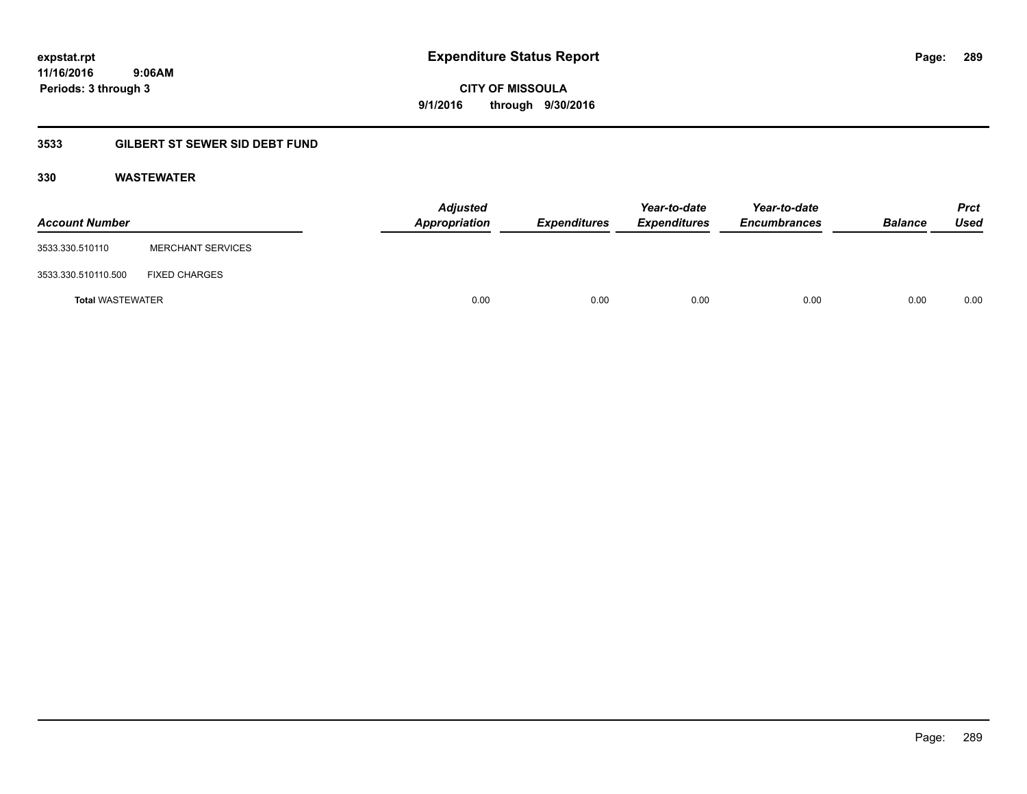expstat.rpt
11/16/2016 9:06AM
Periods: 3 through 3

# Expenditure Status Report

**CITY OF MISSOULA**
**9/1/2016 through 9/30/2016**

## 3533 GILBERT ST SEWER SID DEBT FUND

### 330 WASTEWATER

| Account Number | | Adjusted Appropriation | Expenditures | Year-to-date Expenditures | Year-to-date Encumbrances | Balance | Prct Used |
|---|---|---|---|---|---|---|---|
| 3533.330.510110 | MERCHANT SERVICES | | | | | | |
| 3533.330.510110.500 | FIXED CHARGES | | | | | | |
| **Total** WASTEWATER | | 0.00 | 0.00 | 0.00 | 0.00 | 0.00 | 0.00 |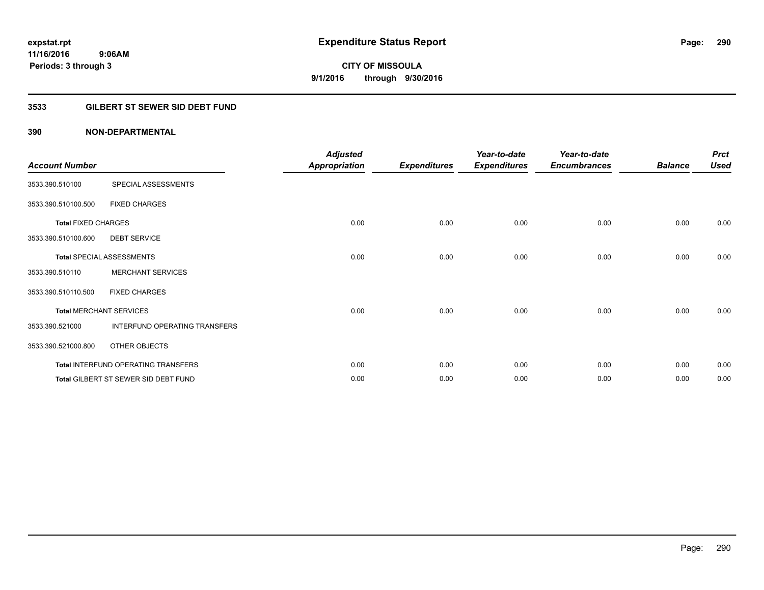**expstat.rpt**
**11/16/2016 9:06AM**
**Periods: 3 through 3**

# Expenditure Status Report

**CITY OF MISSOULA**
**9/1/2016 through 9/30/2016**

## 3533 GILBERT ST SEWER SID DEBT FUND

### 390 NON-DEPARTMENTAL

| Account Number | | Adjusted Appropriation | Expenditures | Year-to-date Expenditures | Year-to-date Encumbrances | Balance | Prct Used |
|---|---|---|---|---|---|---|---|
| 3533.390.510100 | SPECIAL ASSESSMENTS | | | | | | |
| 3533.390.510100.500 | FIXED CHARGES | | | | | | |
| **Total** FIXED CHARGES | | 0.00 | 0.00 | 0.00 | 0.00 | 0.00 | 0.00 |
| 3533.390.510100.600 | DEBT SERVICE | | | | | | |
| **Total** SPECIAL ASSESSMENTS | | 0.00 | 0.00 | 0.00 | 0.00 | 0.00 | 0.00 |
| 3533.390.510110 | MERCHANT SERVICES | | | | | | |
| 3533.390.510110.500 | FIXED CHARGES | | | | | | |
| **Total** MERCHANT SERVICES | | 0.00 | 0.00 | 0.00 | 0.00 | 0.00 | 0.00 |
| 3533.390.521000 | INTERFUND OPERATING TRANSFERS | | | | | | |
| 3533.390.521000.800 | OTHER OBJECTS | | | | | | |
| **Total** INTERFUND OPERATING TRANSFERS | | 0.00 | 0.00 | 0.00 | 0.00 | 0.00 | 0.00 |
| **Total** GILBERT ST SEWER SID DEBT FUND | | 0.00 | 0.00 | 0.00 | 0.00 | 0.00 | 0.00 |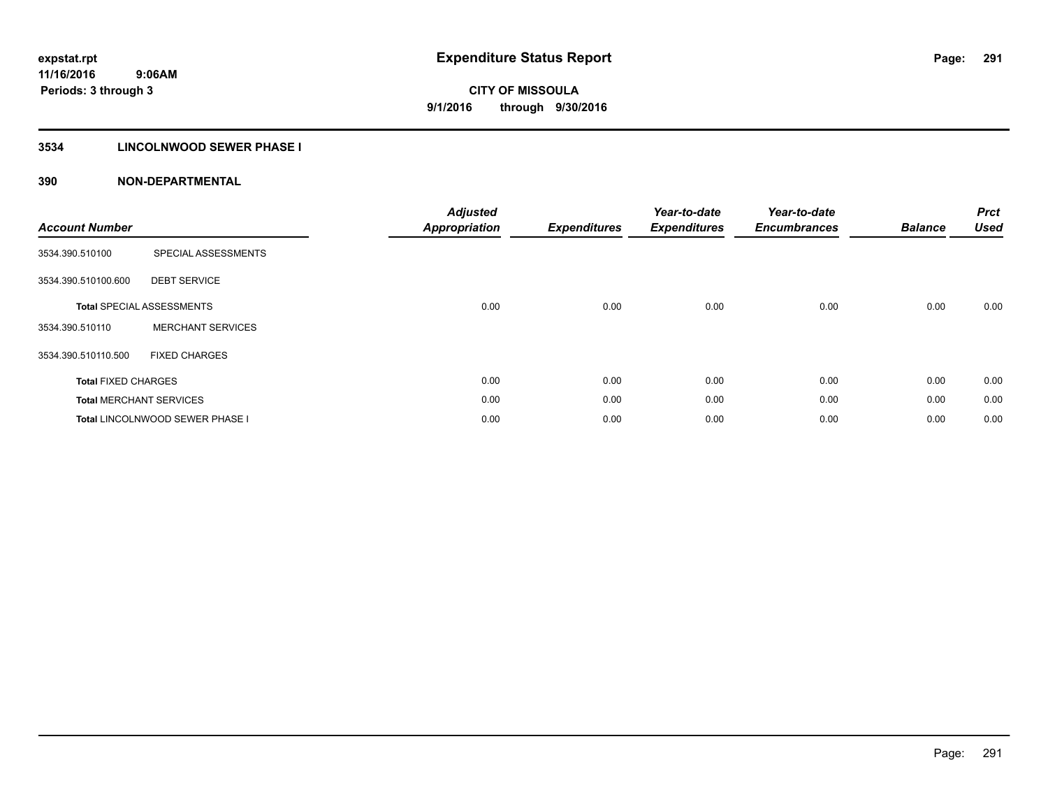# Expenditure Status Report

expstat.rpt
11/16/2016 9:06AM
Periods: 3 through 3

**CITY OF MISSOULA**
**9/1/2016 through 9/30/2016**

## 3534 LINCOLNWOOD SEWER PHASE I

### 390 NON-DEPARTMENTAL

| Account Number | | Adjusted Appropriation | Expenditures | Year-to-date Expenditures | Year-to-date Encumbrances | Balance | Prct Used |
|---|---|---|---|---|---|---|---|
| 3534.390.510100 | SPECIAL ASSESSMENTS | | | | | | |
| 3534.390.510100.600 | DEBT SERVICE | | | | | | |
| **Total** SPECIAL ASSESSMENTS | | 0.00 | 0.00 | 0.00 | 0.00 | 0.00 | 0.00 |
| 3534.390.510110 | MERCHANT SERVICES | | | | | | |
| 3534.390.510110.500 | FIXED CHARGES | | | | | | |
| **Total** FIXED CHARGES | | 0.00 | 0.00 | 0.00 | 0.00 | 0.00 | 0.00 |
| **Total** MERCHANT SERVICES | | 0.00 | 0.00 | 0.00 | 0.00 | 0.00 | 0.00 |
| **Total** LINCOLNWOOD SEWER PHASE I | | 0.00 | 0.00 | 0.00 | 0.00 | 0.00 | 0.00 |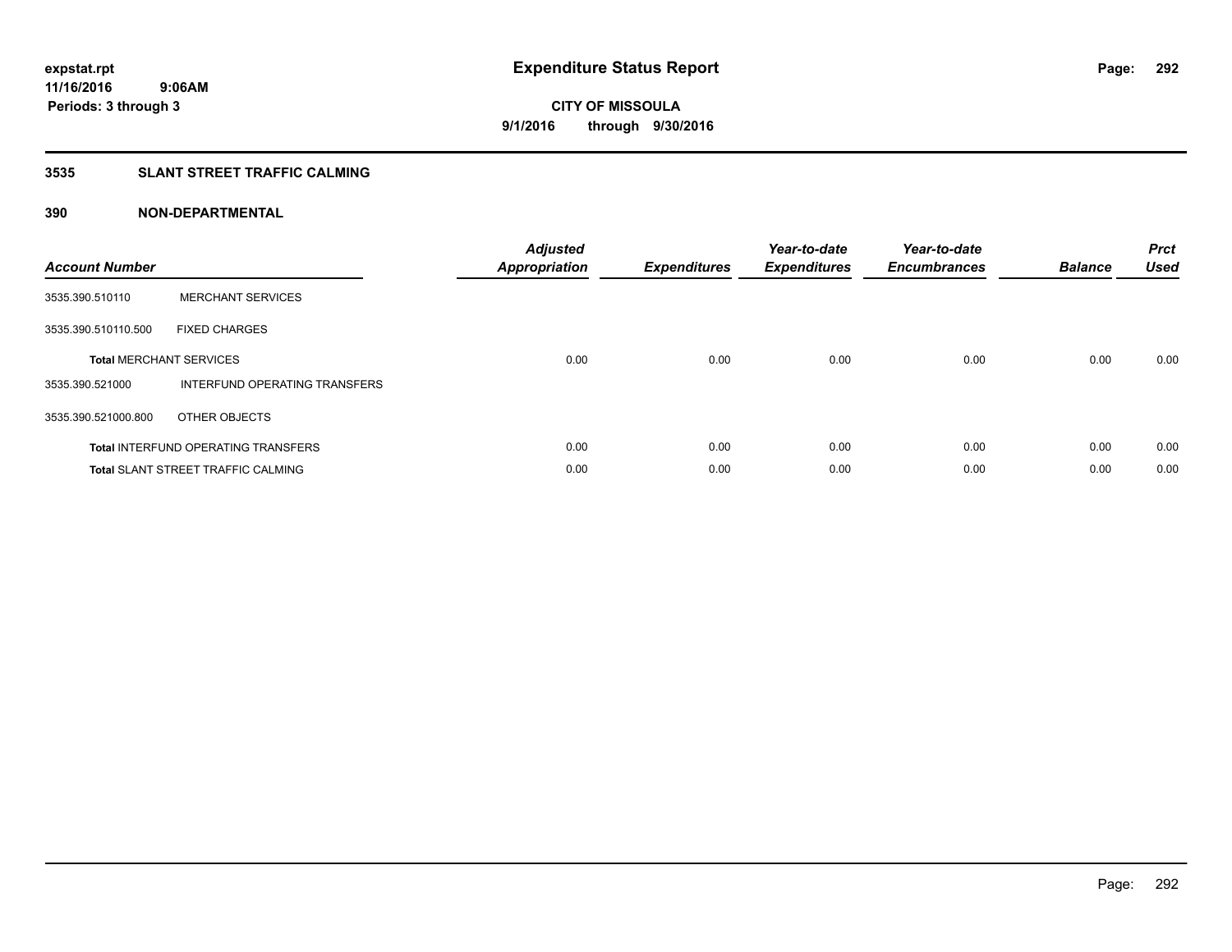**expstat.rpt**
**11/16/2016 9:06AM**
**Periods: 3 through 3**

# Expenditure Status Report

**CITY OF MISSOULA**
**9/1/2016 through 9/30/2016**

## 3535 SLANT STREET TRAFFIC CALMING

### 390 NON-DEPARTMENTAL

| Account Number | | Adjusted Appropriation | Expenditures | Year-to-date Expenditures | Year-to-date Encumbrances | Balance | Prct Used |
|---|---|---|---|---|---|---|---|
| 3535.390.510110 | MERCHANT SERVICES | | | | | | |
| 3535.390.510110.500 | FIXED CHARGES | | | | | | |
| **Total** MERCHANT SERVICES | | 0.00 | 0.00 | 0.00 | 0.00 | 0.00 | 0.00 |
| 3535.390.521000 | INTERFUND OPERATING TRANSFERS | | | | | | |
| 3535.390.521000.800 | OTHER OBJECTS | | | | | | |
| **Total** INTERFUND OPERATING TRANSFERS | | 0.00 | 0.00 | 0.00 | 0.00 | 0.00 | 0.00 |
| **Total** SLANT STREET TRAFFIC CALMING | | 0.00 | 0.00 | 0.00 | 0.00 | 0.00 | 0.00 |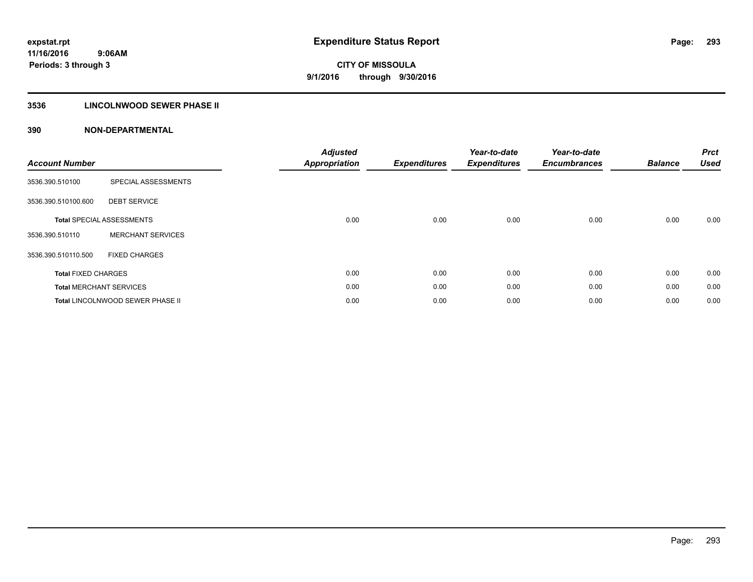# Expenditure Status Report

expstat.rpt
11/16/2016 9:06AM
Periods: 3 through 3

**CITY OF MISSOULA**
**9/1/2016 through 9/30/2016**

## 3536 LINCOLNWOOD SEWER PHASE II

### 390 NON-DEPARTMENTAL

| Account Number | | Adjusted Appropriation | Expenditures | Year-to-date Expenditures | Year-to-date Encumbrances | Balance | Prct Used |
|---|---|---|---|---|---|---|---|
| 3536.390.510100 | SPECIAL ASSESSMENTS | | | | | | |
| 3536.390.510100.600 | DEBT SERVICE | | | | | | |
| **Total** SPECIAL ASSESSMENTS | | 0.00 | 0.00 | 0.00 | 0.00 | 0.00 | 0.00 |
| 3536.390.510110 | MERCHANT SERVICES | | | | | | |
| 3536.390.510110.500 | FIXED CHARGES | | | | | | |
| **Total** FIXED CHARGES | | 0.00 | 0.00 | 0.00 | 0.00 | 0.00 | 0.00 |
| **Total** MERCHANT SERVICES | | 0.00 | 0.00 | 0.00 | 0.00 | 0.00 | 0.00 |
| **Total** LINCOLNWOOD SEWER PHASE II | | 0.00 | 0.00 | 0.00 | 0.00 | 0.00 | 0.00 |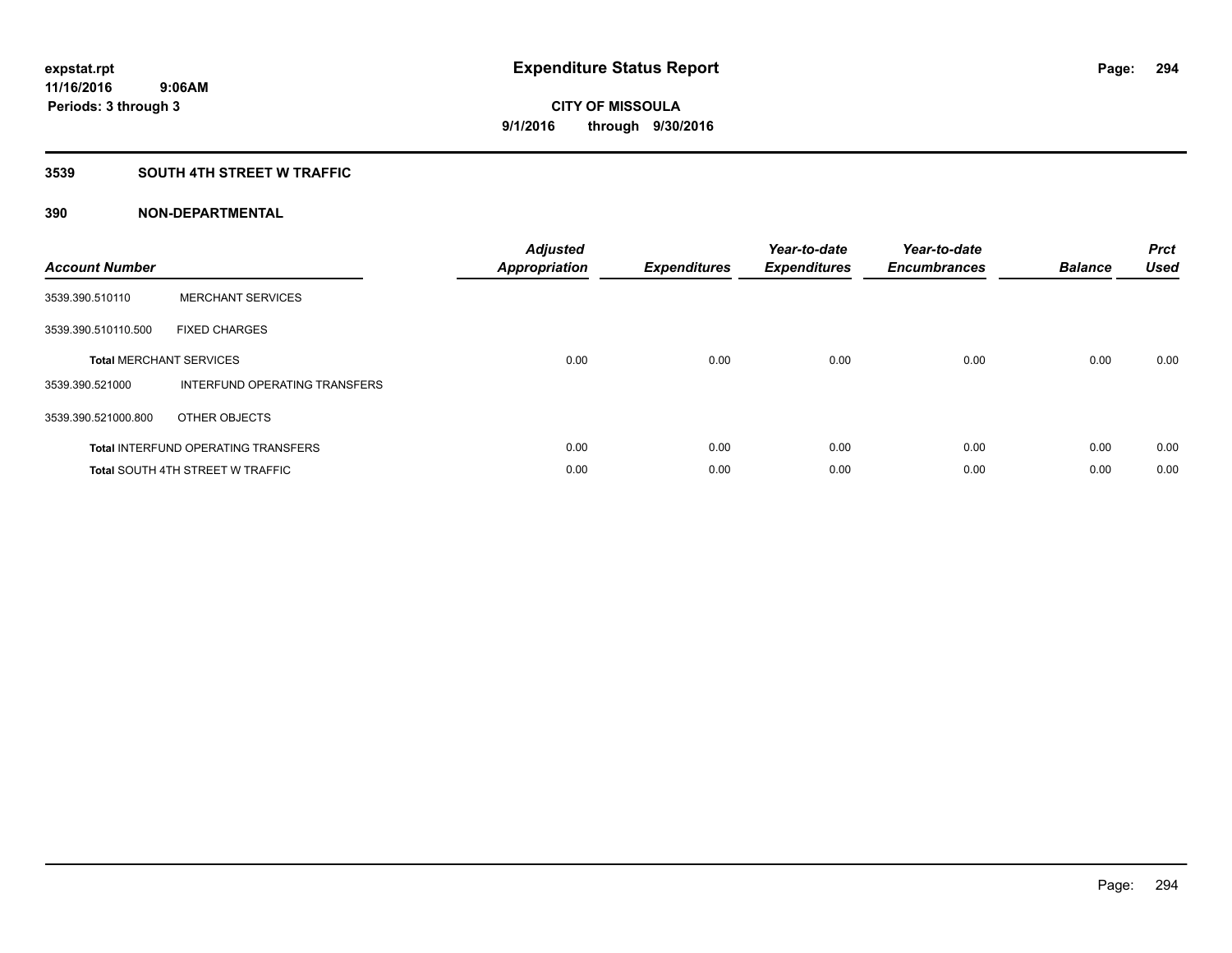**expstat.rpt**
**11/16/2016 9:06AM**
**Periods: 3 through 3**

# Expenditure Status Report

**CITY OF MISSOULA**
**9/1/2016 through 9/30/2016**

## 3539 SOUTH 4TH STREET W TRAFFIC

## 390 NON-DEPARTMENTAL

| Account Number | | Adjusted Appropriation | Expenditures | Year-to-date Expenditures | Year-to-date Encumbrances | Balance | Prct Used |
|---|---|---|---|---|---|---|---|
| 3539.390.510110 | MERCHANT SERVICES | | | | | | |
| 3539.390.510110.500 | FIXED CHARGES | | | | | | |
| **Total** MERCHANT SERVICES | | 0.00 | 0.00 | 0.00 | 0.00 | 0.00 | 0.00 |
| 3539.390.521000 | INTERFUND OPERATING TRANSFERS | | | | | | |
| 3539.390.521000.800 | OTHER OBJECTS | | | | | | |
| **Total** INTERFUND OPERATING TRANSFERS | | 0.00 | 0.00 | 0.00 | 0.00 | 0.00 | 0.00 |
| **Total** SOUTH 4TH STREET W TRAFFIC | | 0.00 | 0.00 | 0.00 | 0.00 | 0.00 | 0.00 |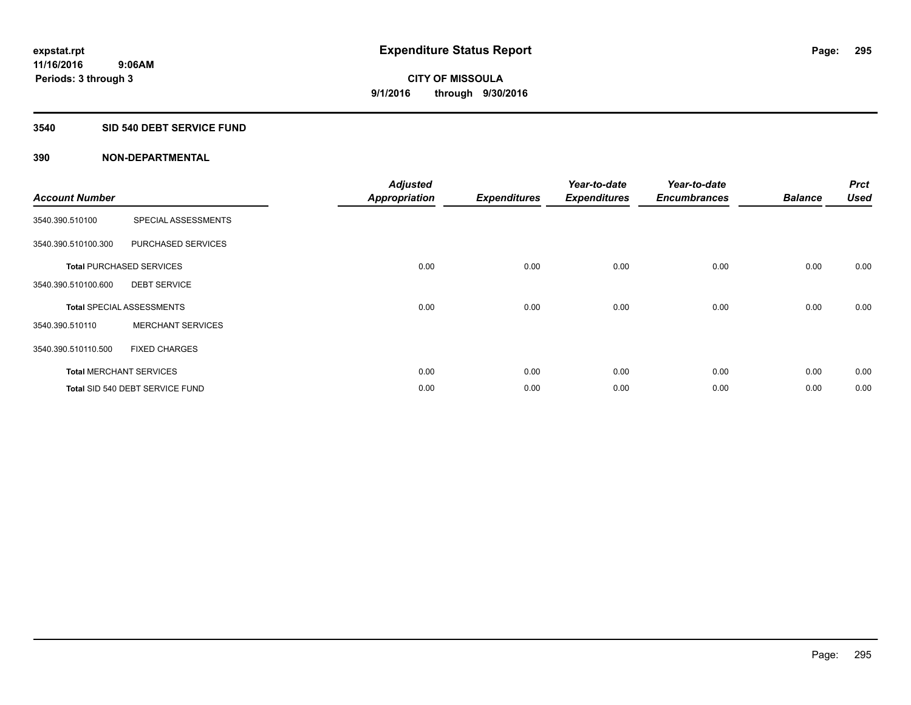**expstat.rpt**
**11/16/2016 9:06AM**
**Periods: 3 through 3**

# Expenditure Status Report

**CITY OF MISSOULA**
**9/1/2016 through 9/30/2016**

## 3540 SID 540 DEBT SERVICE FUND

### 390 NON-DEPARTMENTAL

| Account Number | | Adjusted Appropriation | Expenditures | Year-to-date Expenditures | Year-to-date Encumbrances | Balance | Prct Used |
|---|---|---|---|---|---|---|---|
| 3540.390.510100 | SPECIAL ASSESSMENTS | | | | | | |
| 3540.390.510100.300 | PURCHASED SERVICES | | | | | | |
| **Total** PURCHASED SERVICES | | 0.00 | 0.00 | 0.00 | 0.00 | 0.00 | 0.00 |
| 3540.390.510100.600 | DEBT SERVICE | | | | | | |
| **Total** SPECIAL ASSESSMENTS | | 0.00 | 0.00 | 0.00 | 0.00 | 0.00 | 0.00 |
| 3540.390.510110 | MERCHANT SERVICES | | | | | | |
| 3540.390.510110.500 | FIXED CHARGES | | | | | | |
| **Total** MERCHANT SERVICES | | 0.00 | 0.00 | 0.00 | 0.00 | 0.00 | 0.00 |
| **Total** SID 540 DEBT SERVICE FUND | | 0.00 | 0.00 | 0.00 | 0.00 | 0.00 | 0.00 |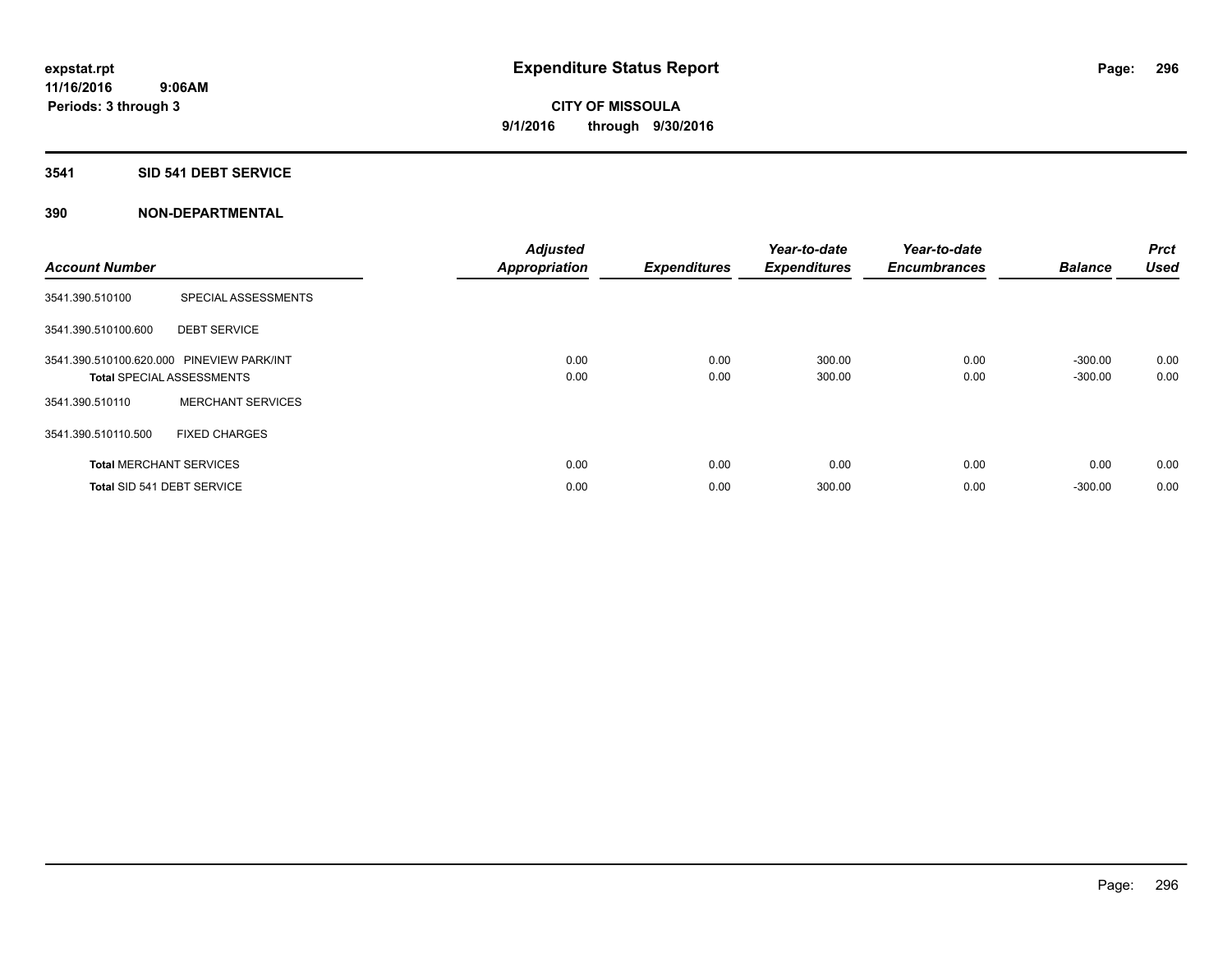**expstat.rpt**
**11/16/2016 9:06AM**
**Periods: 3 through 3**

# Expenditure Status Report

**CITY OF MISSOULA**
**9/1/2016 through 9/30/2016**

## 3541 SID 541 DEBT SERVICE

### 390 NON-DEPARTMENTAL

| Account Number | | Adjusted Appropriation | Expenditures | Year-to-date Expenditures | Year-to-date Encumbrances | Balance | Prct Used |
|---|---|---|---|---|---|---|---|
| 3541.390.510100 | SPECIAL ASSESSMENTS | | | | | | |
| 3541.390.510100.600 | DEBT SERVICE | | | | | | |
| 3541.390.510100.620.000 | PINEVIEW PARK/INT | 0.00 | 0.00 | 300.00 | 0.00 | -300.00 | 0.00 |
| **Total** SPECIAL ASSESSMENTS | | 0.00 | 0.00 | 300.00 | 0.00 | -300.00 | 0.00 |
| 3541.390.510110 | MERCHANT SERVICES | | | | | | |
| 3541.390.510110.500 | FIXED CHARGES | | | | | | |
| **Total** MERCHANT SERVICES | | 0.00 | 0.00 | 0.00 | 0.00 | 0.00 | 0.00 |
| **Total** SID 541 DEBT SERVICE | | 0.00 | 0.00 | 300.00 | 0.00 | -300.00 | 0.00 |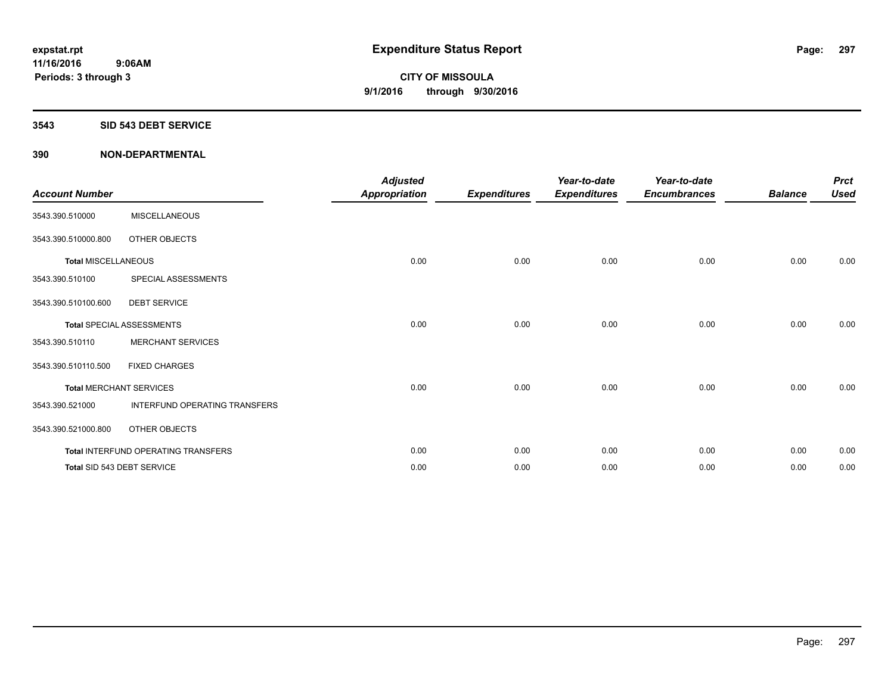expstat.rpt
11/16/2016 9:06AM
Periods: 3 through 3

# Expenditure Status Report

**CITY OF MISSOULA**
**9/1/2016 through 9/30/2016**

## 3543 SID 543 DEBT SERVICE

### 390 NON-DEPARTMENTAL

| Account Number | | Adjusted Appropriation | Expenditures | Year-to-date Expenditures | Year-to-date Encumbrances | Balance | Prct Used |
|---|---|---|---|---|---|---|---|
| 3543.390.510000 | MISCELLANEOUS | | | | | | |
| 3543.390.510000.800 | OTHER OBJECTS | | | | | | |
| **Total** MISCELLANEOUS | | 0.00 | 0.00 | 0.00 | 0.00 | 0.00 | 0.00 |
| 3543.390.510100 | SPECIAL ASSESSMENTS | | | | | | |
| 3543.390.510100.600 | DEBT SERVICE | | | | | | |
| **Total** SPECIAL ASSESSMENTS | | 0.00 | 0.00 | 0.00 | 0.00 | 0.00 | 0.00 |
| 3543.390.510110 | MERCHANT SERVICES | | | | | | |
| 3543.390.510110.500 | FIXED CHARGES | | | | | | |
| **Total** MERCHANT SERVICES | | 0.00 | 0.00 | 0.00 | 0.00 | 0.00 | 0.00 |
| 3543.390.521000 | INTERFUND OPERATING TRANSFERS | | | | | | |
| 3543.390.521000.800 | OTHER OBJECTS | | | | | | |
| **Total** INTERFUND OPERATING TRANSFERS | | 0.00 | 0.00 | 0.00 | 0.00 | 0.00 | 0.00 |
| **Total** SID 543 DEBT SERVICE | | 0.00 | 0.00 | 0.00 | 0.00 | 0.00 | 0.00 |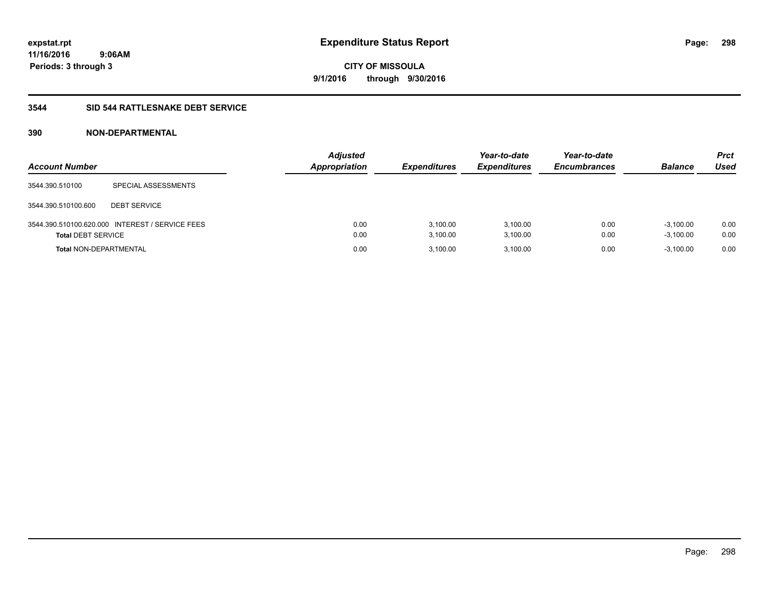**expstat.rpt**
**11/16/2016 9:06AM**
**Periods: 3 through 3**

# Expenditure Status Report

**CITY OF MISSOULA**
**9/1/2016 through 9/30/2016**

## 3544 SID 544 RATTLESNAKE DEBT SERVICE

## 390 NON-DEPARTMENTAL

| Account Number | | Adjusted Appropriation | Expenditures | Year-to-date Expenditures | Year-to-date Encumbrances | Balance | Prct Used |
|---|---|---|---|---|---|---|---|
| 3544.390.510100 | SPECIAL ASSESSMENTS | | | | | | |
| 3544.390.510100.600 | DEBT SERVICE | | | | | | |
| 3544.390.510100.620.000 | INTEREST / SERVICE FEES | 0.00 | 3,100.00 | 3,100.00 | 0.00 | -3,100.00 | 0.00 |
| **Total** DEBT SERVICE | | 0.00 | 3,100.00 | 3,100.00 | 0.00 | -3,100.00 | 0.00 |
| **Total** NON-DEPARTMENTAL | | 0.00 | 3,100.00 | 3,100.00 | 0.00 | -3,100.00 | 0.00 |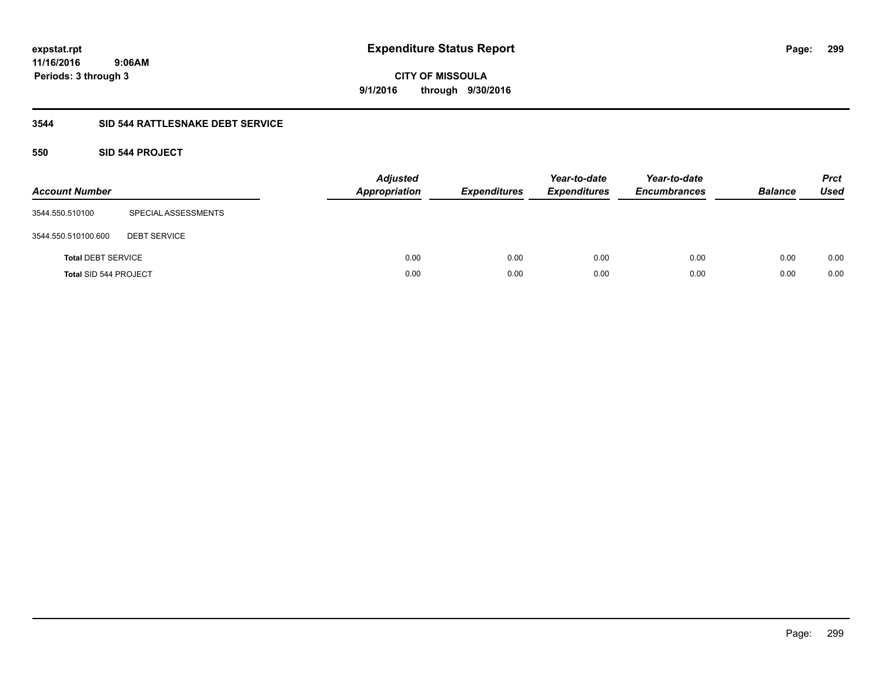# Expenditure Status Report

expstat.rpt
11/16/2016 9:06AM
Periods: 3 through 3

**CITY OF MISSOULA**
**9/1/2016 through 9/30/2016**

## 3544 SID 544 RATTLESNAKE DEBT SERVICE

### 550 SID 544 PROJECT

| Account Number | | Adjusted Appropriation | Expenditures | Year-to-date Expenditures | Year-to-date Encumbrances | Balance | Prct Used |
|---|---|---|---|---|---|---|---|
| 3544.550.510100 | SPECIAL ASSESSMENTS | | | | | | |
| 3544.550.510100.600 | DEBT SERVICE | | | | | | |
| **Total** DEBT SERVICE | | 0.00 | 0.00 | 0.00 | 0.00 | 0.00 | 0.00 |
| **Total** SID 544 PROJECT | | 0.00 | 0.00 | 0.00 | 0.00 | 0.00 | 0.00 |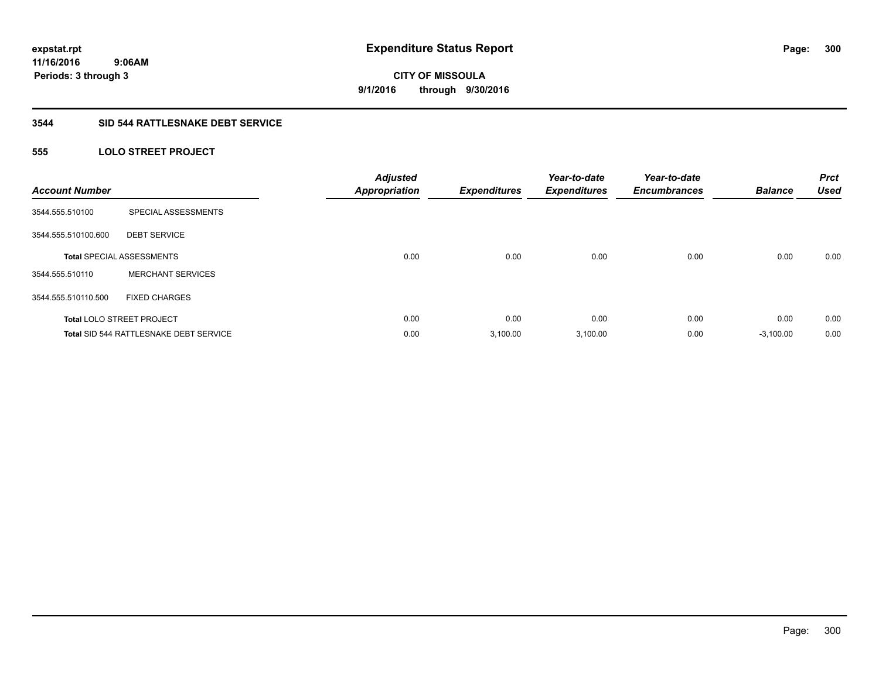expstat.rpt
11/16/2016 9:06AM
Periods: 3 through 3

# Expenditure Status Report

**CITY OF MISSOULA**
**9/1/2016 through 9/30/2016**

## 3544 SID 544 RATTLESNAKE DEBT SERVICE

### 555 LOLO STREET PROJECT

| Account Number | | Adjusted Appropriation | Expenditures | Year-to-date Expenditures | Year-to-date Encumbrances | Balance | Prct Used |
|---|---|---|---|---|---|---|---|
| 3544.555.510100 | SPECIAL ASSESSMENTS | | | | | | |
| 3544.555.510100.600 | DEBT SERVICE | | | | | | |
| **Total** SPECIAL ASSESSMENTS | | 0.00 | 0.00 | 0.00 | 0.00 | 0.00 | 0.00 |
| 3544.555.510110 | MERCHANT SERVICES | | | | | | |
| 3544.555.510110.500 | FIXED CHARGES | | | | | | |
| **Total** LOLO STREET PROJECT | | 0.00 | 0.00 | 0.00 | 0.00 | 0.00 | 0.00 |
| **Total** SID 544 RATTLESNAKE DEBT SERVICE | | 0.00 | 3,100.00 | 3,100.00 | 0.00 | -3,100.00 | 0.00 |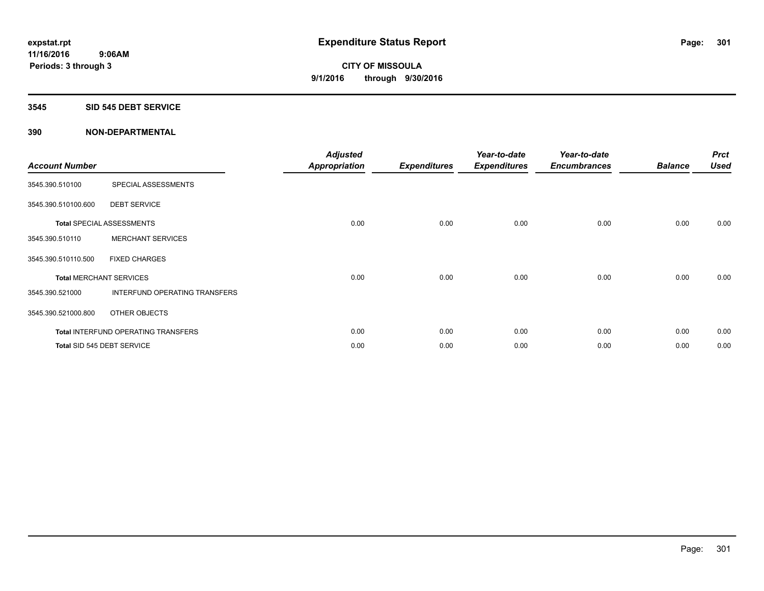expstat.rpt
11/16/2016 9:06AM
Periods: 3 through 3

# Expenditure Status Report

**CITY OF MISSOULA**
**9/1/2016 through 9/30/2016**

## 3545 SID 545 DEBT SERVICE

## 390 NON-DEPARTMENTAL

| Account Number | | Adjusted Appropriation | Expenditures | Year-to-date Expenditures | Year-to-date Encumbrances | Balance | Prct Used |
|---|---|---|---|---|---|---|---|
| 3545.390.510100 | SPECIAL ASSESSMENTS | | | | | | |
| 3545.390.510100.600 | DEBT SERVICE | | | | | | |
| **Total** SPECIAL ASSESSMENTS | | 0.00 | 0.00 | 0.00 | 0.00 | 0.00 | 0.00 |
| 3545.390.510110 | MERCHANT SERVICES | | | | | | |
| 3545.390.510110.500 | FIXED CHARGES | | | | | | |
| **Total** MERCHANT SERVICES | | 0.00 | 0.00 | 0.00 | 0.00 | 0.00 | 0.00 |
| 3545.390.521000 | INTERFUND OPERATING TRANSFERS | | | | | | |
| 3545.390.521000.800 | OTHER OBJECTS | | | | | | |
| **Total** INTERFUND OPERATING TRANSFERS | | 0.00 | 0.00 | 0.00 | 0.00 | 0.00 | 0.00 |
| **Total** SID 545 DEBT SERVICE | | 0.00 | 0.00 | 0.00 | 0.00 | 0.00 | 0.00 |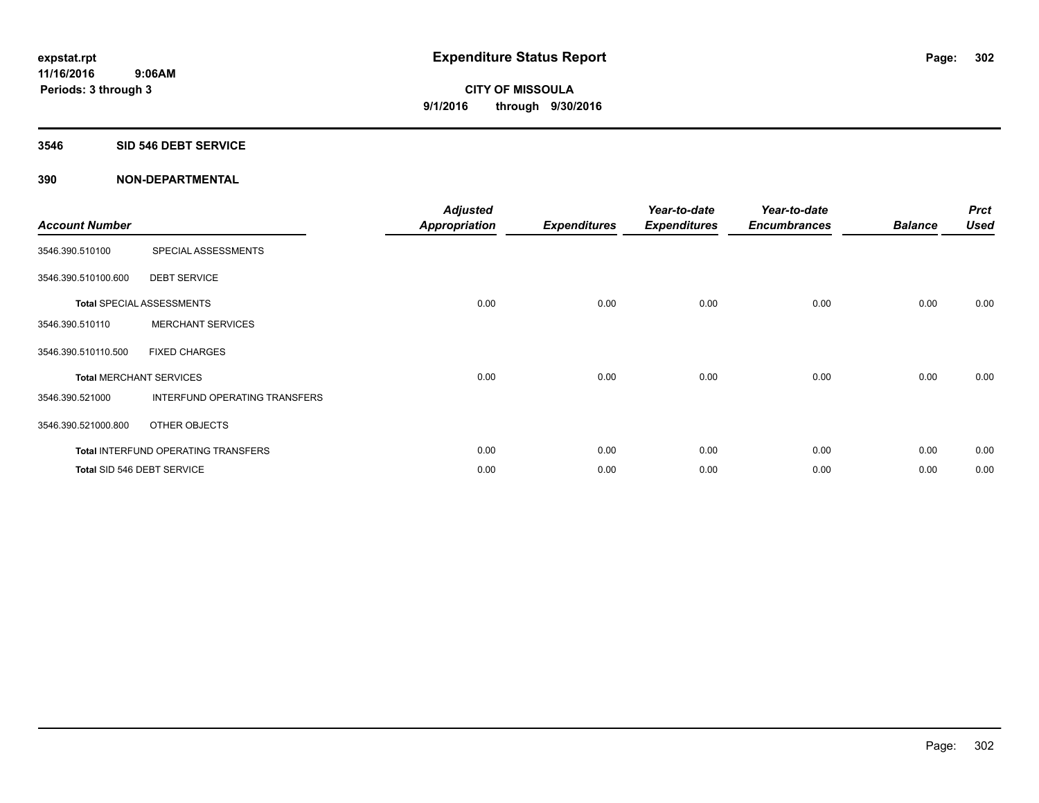expstat.rpt
11/16/2016 9:06AM
Periods: 3 through 3

# Expenditure Status Report

CITY OF MISSOULA
9/1/2016 through 9/30/2016

## 3546 SID 546 DEBT SERVICE

## 390 NON-DEPARTMENTAL

| Account Number | | Adjusted Appropriation | Expenditures | Year-to-date Expenditures | Year-to-date Encumbrances | Balance | Prct Used |
|---|---|---|---|---|---|---|---|
| 3546.390.510100 | SPECIAL ASSESSMENTS | | | | | | |
| 3546.390.510100.600 | DEBT SERVICE | | | | | | |
| Total SPECIAL ASSESSMENTS | | 0.00 | 0.00 | 0.00 | 0.00 | 0.00 | 0.00 |
| 3546.390.510110 | MERCHANT SERVICES | | | | | | |
| 3546.390.510110.500 | FIXED CHARGES | | | | | | |
| Total MERCHANT SERVICES | | 0.00 | 0.00 | 0.00 | 0.00 | 0.00 | 0.00 |
| 3546.390.521000 | INTERFUND OPERATING TRANSFERS | | | | | | |
| 3546.390.521000.800 | OTHER OBJECTS | | | | | | |
| Total INTERFUND OPERATING TRANSFERS | | 0.00 | 0.00 | 0.00 | 0.00 | 0.00 | 0.00 |
| Total SID 546 DEBT SERVICE | | 0.00 | 0.00 | 0.00 | 0.00 | 0.00 | 0.00 |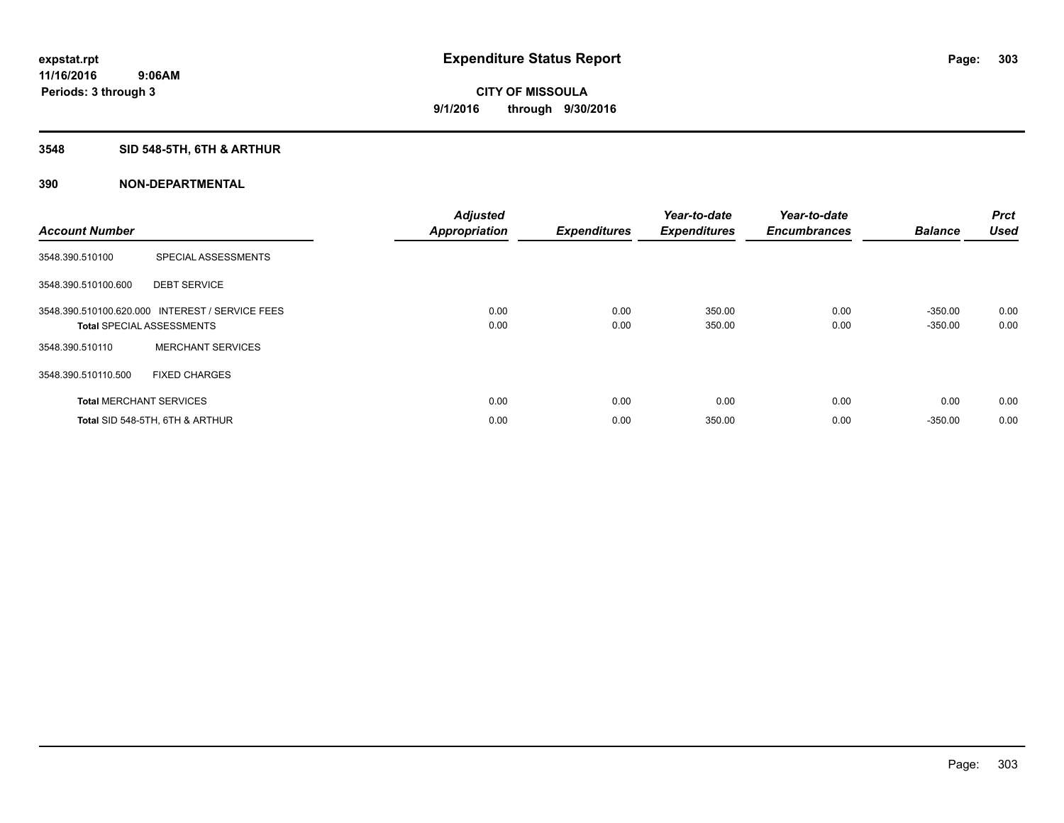**expstat.rpt**
**11/16/2016 9:06AM**
**Periods: 3 through 3**

# Expenditure Status Report

**CITY OF MISSOULA**
**9/1/2016 through 9/30/2016**

## 3548 SID 548-5TH, 6TH & ARTHUR

### 390 NON-DEPARTMENTAL

| Account Number | | Adjusted Appropriation | Expenditures | Year-to-date Expenditures | Year-to-date Encumbrances | Balance | Prct Used |
|---|---|---|---|---|---|---|---|
| 3548.390.510100 | SPECIAL ASSESSMENTS | | | | | | |
| 3548.390.510100.600 | DEBT SERVICE | | | | | | |
| 3548.390.510100.620.000 | INTEREST / SERVICE FEES | 0.00 | 0.00 | 350.00 | 0.00 | -350.00 | 0.00 |
| **Total** SPECIAL ASSESSMENTS | | 0.00 | 0.00 | 350.00 | 0.00 | -350.00 | 0.00 |
| 3548.390.510110 | MERCHANT SERVICES | | | | | | |
| 3548.390.510110.500 | FIXED CHARGES | | | | | | |
| **Total** MERCHANT SERVICES | | 0.00 | 0.00 | 0.00 | 0.00 | 0.00 | 0.00 |
| **Total** SID 548-5TH, 6TH & ARTHUR | | 0.00 | 0.00 | 350.00 | 0.00 | -350.00 | 0.00 |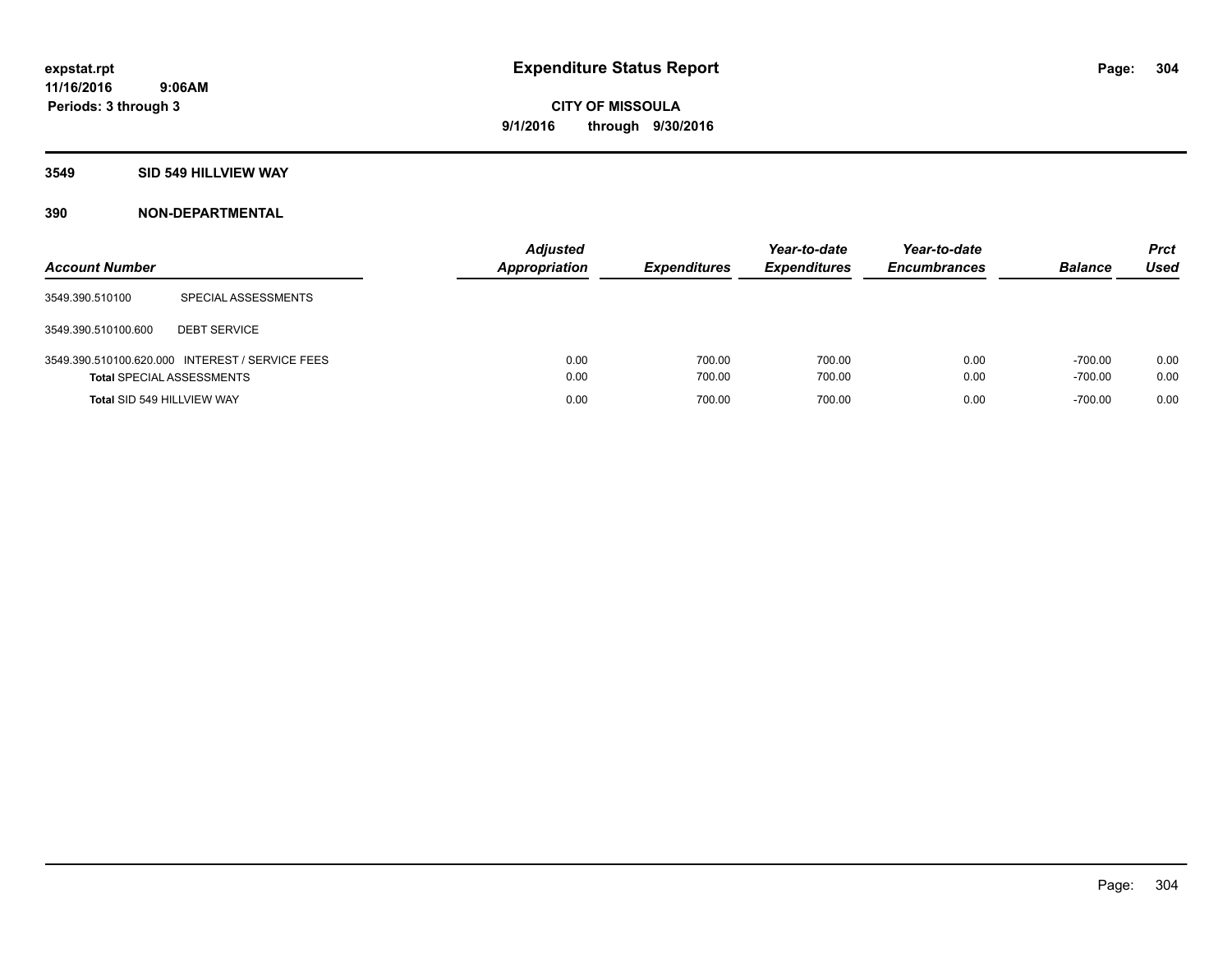# Expenditure Status Report

expstat.rpt
11/16/2016 9:06AM
Periods: 3 through 3

**CITY OF MISSOULA**
**9/1/2016 through 9/30/2016**

## 3549 SID 549 HILLVIEW WAY

### 390 NON-DEPARTMENTAL

| Account Number | | Adjusted Appropriation | Expenditures | Year-to-date Expenditures | Year-to-date Encumbrances | Balance | Prct Used |
|---|---|---|---|---|---|---|---|
| 3549.390.510100 | SPECIAL ASSESSMENTS | | | | | | |
| 3549.390.510100.600 | DEBT SERVICE | | | | | | |
| 3549.390.510100.620.000 | INTEREST / SERVICE FEES | 0.00 | 700.00 | 700.00 | 0.00 | -700.00 | 0.00 |
| **Total** SPECIAL ASSESSMENTS | | 0.00 | 700.00 | 700.00 | 0.00 | -700.00 | 0.00 |
| **Total** SID 549 HILLVIEW WAY | | 0.00 | 700.00 | 700.00 | 0.00 | -700.00 | 0.00 |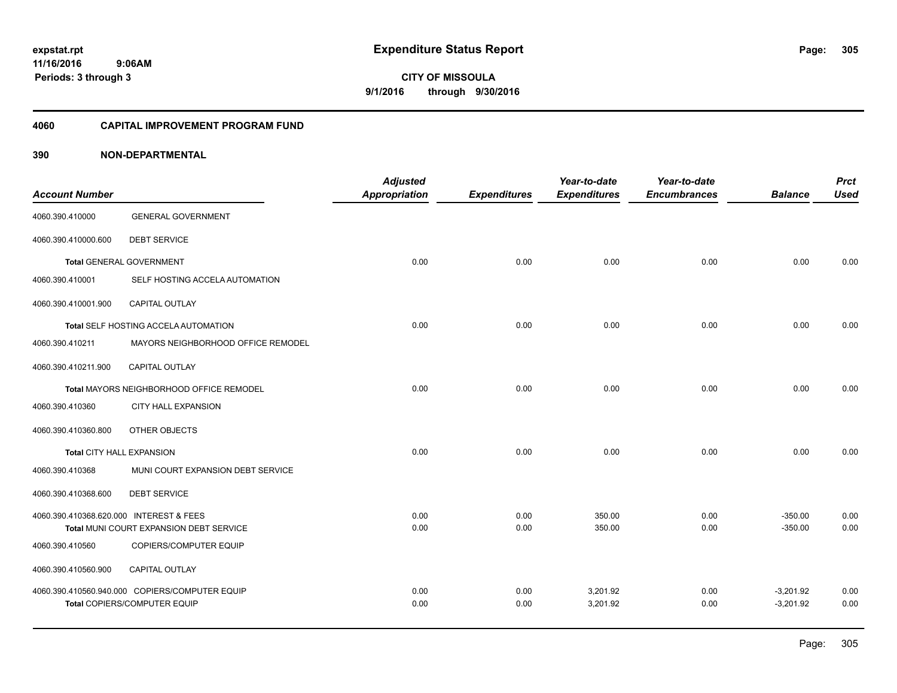expstat.rpt
11/16/2016 9:06AM
Periods: 3 through 3

# Expenditure Status Report

**CITY OF MISSOULA**
**9/1/2016 through 9/30/2016**

## 4060 CAPITAL IMPROVEMENT PROGRAM FUND

## 390 NON-DEPARTMENTAL

| Account Number | | Adjusted Appropriation | Expenditures | Year-to-date Expenditures | Year-to-date Encumbrances | Balance | Prct Used |
|---|---|---|---|---|---|---|---|
| 4060.390.410000 | GENERAL GOVERNMENT | | | | | | |
| 4060.390.410000.600 | DEBT SERVICE | | | | | | |
| **Total** GENERAL GOVERNMENT | | 0.00 | 0.00 | 0.00 | 0.00 | 0.00 | 0.00 |
| 4060.390.410001 | SELF HOSTING ACCELA AUTOMATION | | | | | | |
| 4060.390.410001.900 | CAPITAL OUTLAY | | | | | | |
| **Total** SELF HOSTING ACCELA AUTOMATION | | 0.00 | 0.00 | 0.00 | 0.00 | 0.00 | 0.00 |
| 4060.390.410211 | MAYORS NEIGHBORHOOD OFFICE REMODEL | | | | | | |
| 4060.390.410211.900 | CAPITAL OUTLAY | | | | | | |
| **Total** MAYORS NEIGHBORHOOD OFFICE REMODEL | | 0.00 | 0.00 | 0.00 | 0.00 | 0.00 | 0.00 |
| 4060.390.410360 | CITY HALL EXPANSION | | | | | | |
| 4060.390.410360.800 | OTHER OBJECTS | | | | | | |
| **Total** CITY HALL EXPANSION | | 0.00 | 0.00 | 0.00 | 0.00 | 0.00 | 0.00 |
| 4060.390.410368 | MUNI COURT EXPANSION DEBT SERVICE | | | | | | |
| 4060.390.410368.600 | DEBT SERVICE | | | | | | |
| 4060.390.410368.620.000 | INTEREST & FEES | 0.00 | 0.00 | 350.00 | 0.00 | -350.00 | 0.00 |
| **Total** MUNI COURT EXPANSION DEBT SERVICE | | 0.00 | 0.00 | 350.00 | 0.00 | -350.00 | 0.00 |
| 4060.390.410560 | COPIERS/COMPUTER EQUIP | | | | | | |
| 4060.390.410560.900 | CAPITAL OUTLAY | | | | | | |
| 4060.390.410560.940.000 | COPIERS/COMPUTER EQUIP | 0.00 | 0.00 | 3,201.92 | 0.00 | -3,201.92 | 0.00 |
| **Total** COPIERS/COMPUTER EQUIP | | 0.00 | 0.00 | 3,201.92 | 0.00 | -3,201.92 | 0.00 |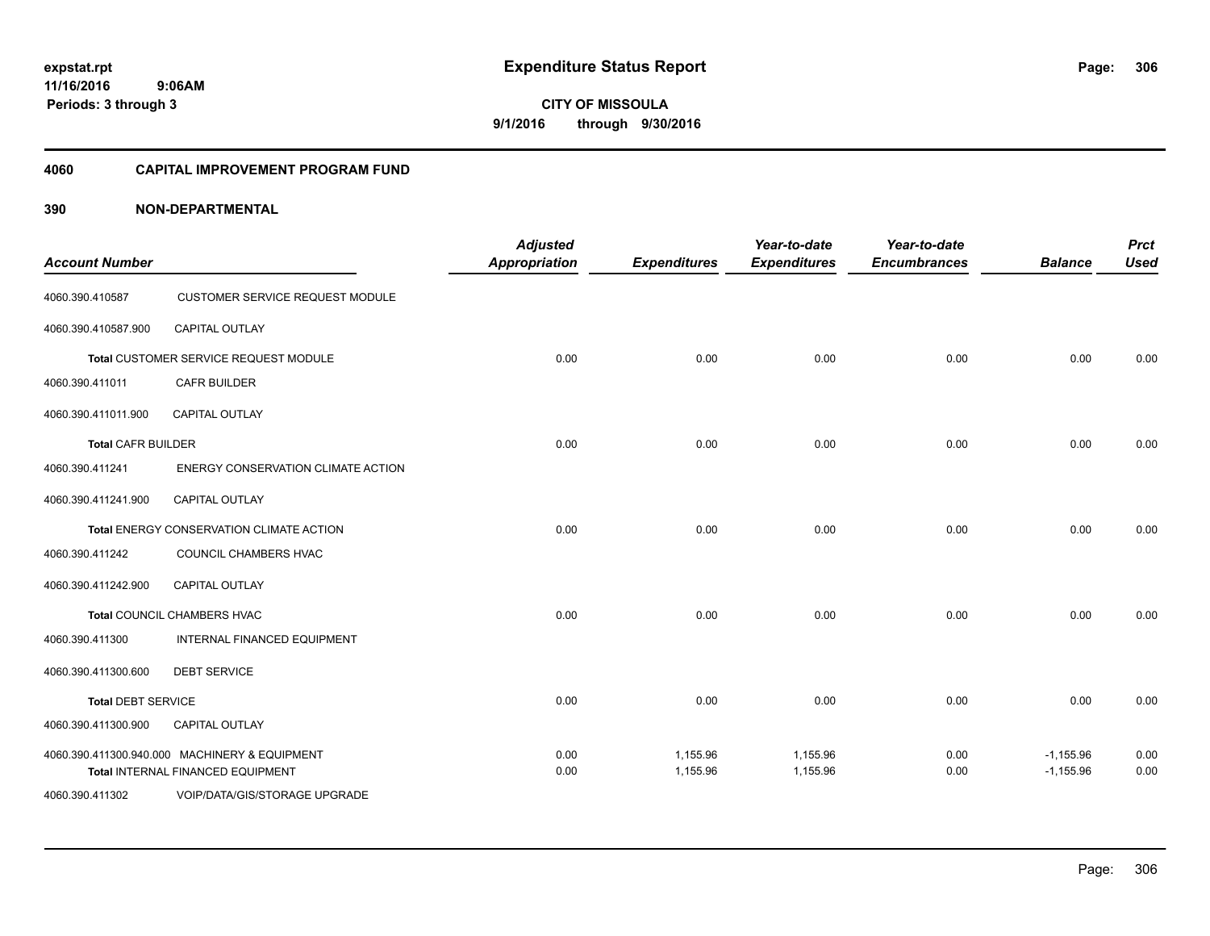expstat.rpt
11/16/2016 9:06AM
Periods: 3 through 3

# Expenditure Status Report

**CITY OF MISSOULA**
**9/1/2016 through 9/30/2016**

## 4060 CAPITAL IMPROVEMENT PROGRAM FUND

## 390 NON-DEPARTMENTAL

| Account Number | | Adjusted Appropriation | Expenditures | Year-to-date Expenditures | Year-to-date Encumbrances | Balance | Prct Used |
|---|---|---|---|---|---|---|---|
| 4060.390.410587 | CUSTOMER SERVICE REQUEST MODULE | | | | | | |
| 4060.390.410587.900 | CAPITAL OUTLAY | | | | | | |
| | Total CUSTOMER SERVICE REQUEST MODULE | 0.00 | 0.00 | 0.00 | 0.00 | 0.00 | 0.00 |
| 4060.390.411011 | CAFR BUILDER | | | | | | |
| 4060.390.411011.900 | CAPITAL OUTLAY | | | | | | |
| | Total CAFR BUILDER | 0.00 | 0.00 | 0.00 | 0.00 | 0.00 | 0.00 |
| 4060.390.411241 | ENERGY CONSERVATION CLIMATE ACTION | | | | | | |
| 4060.390.411241.900 | CAPITAL OUTLAY | | | | | | |
| | Total ENERGY CONSERVATION CLIMATE ACTION | 0.00 | 0.00 | 0.00 | 0.00 | 0.00 | 0.00 |
| 4060.390.411242 | COUNCIL CHAMBERS HVAC | | | | | | |
| 4060.390.411242.900 | CAPITAL OUTLAY | | | | | | |
| | Total COUNCIL CHAMBERS HVAC | 0.00 | 0.00 | 0.00 | 0.00 | 0.00 | 0.00 |
| 4060.390.411300 | INTERNAL FINANCED EQUIPMENT | | | | | | |
| 4060.390.411300.600 | DEBT SERVICE | | | | | | |
| | Total DEBT SERVICE | 0.00 | 0.00 | 0.00 | 0.00 | 0.00 | 0.00 |
| 4060.390.411300.900 | CAPITAL OUTLAY | | | | | | |
| 4060.390.411300.940.000 | MACHINERY & EQUIPMENT | 0.00 | 1,155.96 | 1,155.96 | 0.00 | -1,155.96 | 0.00 |
| | Total INTERNAL FINANCED EQUIPMENT | 0.00 | 1,155.96 | 1,155.96 | 0.00 | -1,155.96 | 0.00 |
| 4060.390.411302 | VOIP/DATA/GIS/STORAGE UPGRADE | | | | | | |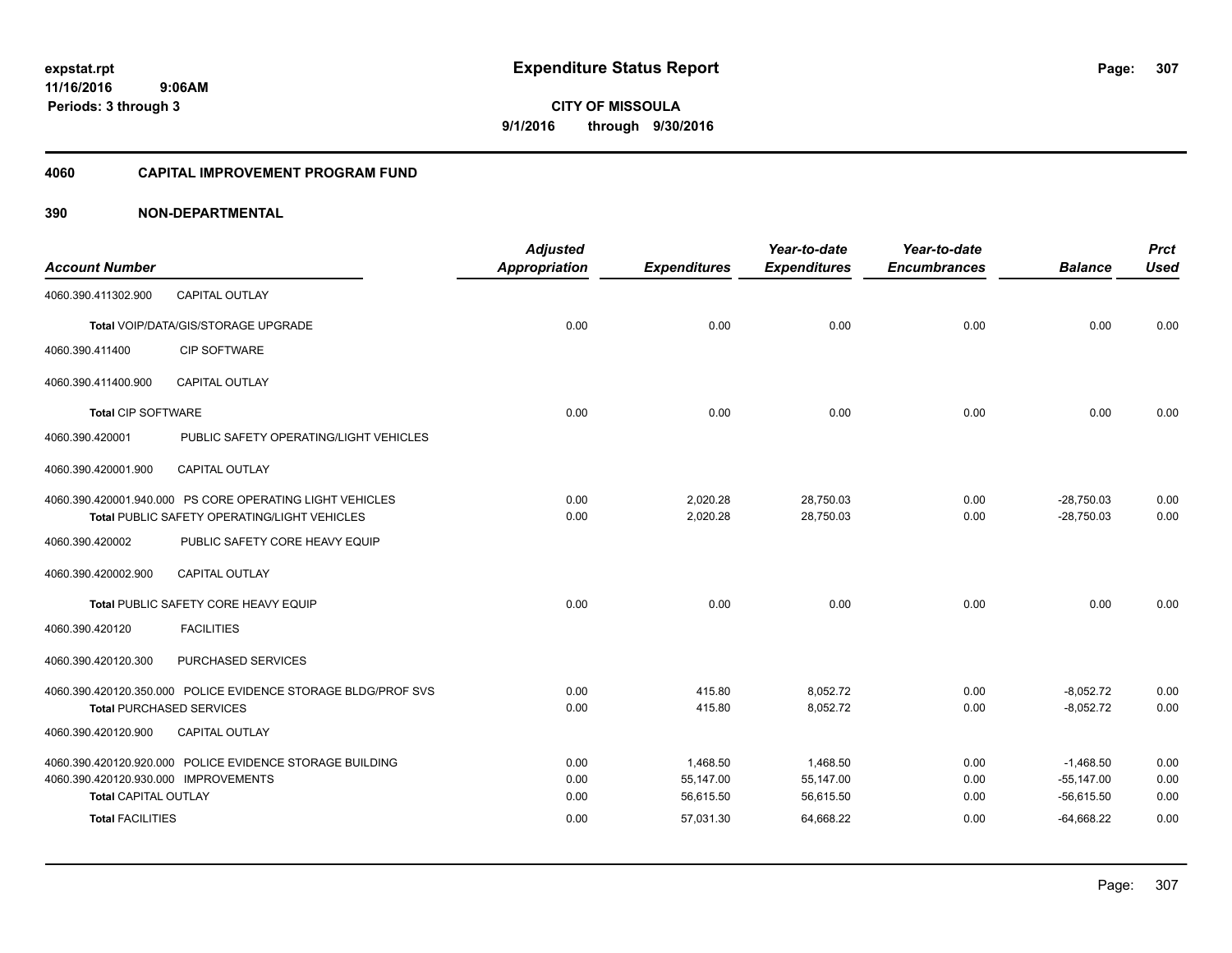# Expenditure Status Report

expstat.rpt
11/16/2016 9:06AM
Periods: 3 through 3

**CITY OF MISSOULA**
**9/1/2016 through 9/30/2016**

## 4060 CAPITAL IMPROVEMENT PROGRAM FUND

### 390 NON-DEPARTMENTAL

| Account Number | | Adjusted Appropriation | Expenditures | Year-to-date Expenditures | Year-to-date Encumbrances | Balance | Prct Used |
|---|---|---|---|---|---|---|---|
| 4060.390.411302.900 | CAPITAL OUTLAY | | | | | | |
| Total VOIP/DATA/GIS/STORAGE UPGRADE | | 0.00 | 0.00 | 0.00 | 0.00 | 0.00 | 0.00 |
| 4060.390.411400 | CIP SOFTWARE | | | | | | |
| 4060.390.411400.900 | CAPITAL OUTLAY | | | | | | |
| Total CIP SOFTWARE | | 0.00 | 0.00 | 0.00 | 0.00 | 0.00 | 0.00 |
| 4060.390.420001 | PUBLIC SAFETY OPERATING/LIGHT VEHICLES | | | | | | |
| 4060.390.420001.900 | CAPITAL OUTLAY | | | | | | |
| 4060.390.420001.940.000 | PS CORE OPERATING LIGHT VEHICLES | 0.00 | 2,020.28 | 28,750.03 | 0.00 | -28,750.03 | 0.00 |
| Total PUBLIC SAFETY OPERATING/LIGHT VEHICLES | | 0.00 | 2,020.28 | 28,750.03 | 0.00 | -28,750.03 | 0.00 |
| 4060.390.420002 | PUBLIC SAFETY CORE HEAVY EQUIP | | | | | | |
| 4060.390.420002.900 | CAPITAL OUTLAY | | | | | | |
| Total PUBLIC SAFETY CORE HEAVY EQUIP | | 0.00 | 0.00 | 0.00 | 0.00 | 0.00 | 0.00 |
| 4060.390.420120 | FACILITIES | | | | | | |
| 4060.390.420120.300 | PURCHASED SERVICES | | | | | | |
| 4060.390.420120.350.000 | POLICE EVIDENCE STORAGE BLDG/PROF SVS | 0.00 | 415.80 | 8,052.72 | 0.00 | -8,052.72 | 0.00 |
| Total PURCHASED SERVICES | | 0.00 | 415.80 | 8,052.72 | 0.00 | -8,052.72 | 0.00 |
| 4060.390.420120.900 | CAPITAL OUTLAY | | | | | | |
| 4060.390.420120.920.000 | POLICE EVIDENCE STORAGE BUILDING | 0.00 | 1,468.50 | 1,468.50 | 0.00 | -1,468.50 | 0.00 |
| 4060.390.420120.930.000 | IMPROVEMENTS | 0.00 | 55,147.00 | 55,147.00 | 0.00 | -55,147.00 | 0.00 |
| Total CAPITAL OUTLAY | | 0.00 | 56,615.50 | 56,615.50 | 0.00 | -56,615.50 | 0.00 |
| Total FACILITIES | | 0.00 | 57,031.30 | 64,668.22 | 0.00 | -64,668.22 | 0.00 |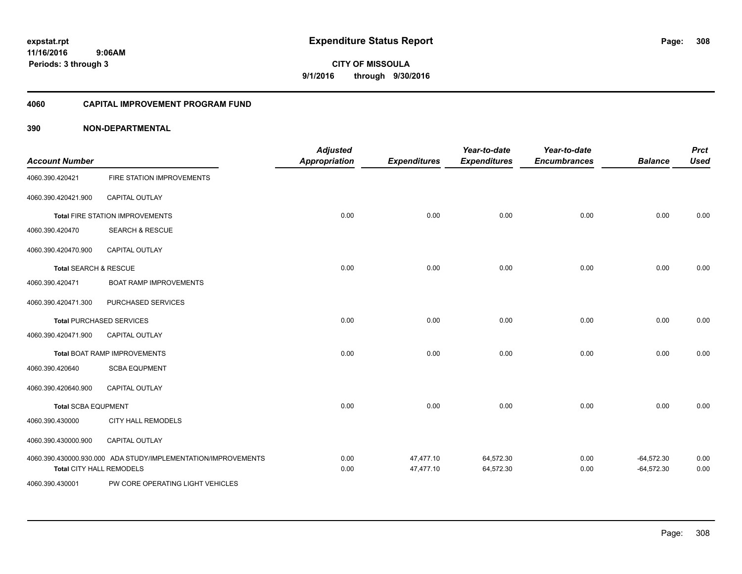expstat.rpt
11/16/2016 9:06AM
Periods: 3 through 3

# Expenditure Status Report

CITY OF MISSOULA
9/1/2016 through 9/30/2016

## 4060 CAPITAL IMPROVEMENT PROGRAM FUND

## 390 NON-DEPARTMENTAL

| Account Number | | Adjusted Appropriation | Expenditures | Year-to-date Expenditures | Year-to-date Encumbrances | Balance | Prct Used |
|---|---|---|---|---|---|---|---|
| 4060.390.420421 | FIRE STATION IMPROVEMENTS | | | | | | |
| 4060.390.420421.900 | CAPITAL OUTLAY | | | | | | |
| **Total** FIRE STATION IMPROVEMENTS | | 0.00 | 0.00 | 0.00 | 0.00 | 0.00 | 0.00 |
| 4060.390.420470 | SEARCH & RESCUE | | | | | | |
| 4060.390.420470.900 | CAPITAL OUTLAY | | | | | | |
| **Total** SEARCH & RESCUE | | 0.00 | 0.00 | 0.00 | 0.00 | 0.00 | 0.00 |
| 4060.390.420471 | BOAT RAMP IMPROVEMENTS | | | | | | |
| 4060.390.420471.300 | PURCHASED SERVICES | | | | | | |
| **Total** PURCHASED SERVICES | | 0.00 | 0.00 | 0.00 | 0.00 | 0.00 | 0.00 |
| 4060.390.420471.900 | CAPITAL OUTLAY | | | | | | |
| **Total** BOAT RAMP IMPROVEMENTS | | 0.00 | 0.00 | 0.00 | 0.00 | 0.00 | 0.00 |
| 4060.390.420640 | SCBA EQUPMENT | | | | | | |
| 4060.390.420640.900 | CAPITAL OUTLAY | | | | | | |
| **Total** SCBA EQUPMENT | | 0.00 | 0.00 | 0.00 | 0.00 | 0.00 | 0.00 |
| 4060.390.430000 | CITY HALL REMODELS | | | | | | |
| 4060.390.430000.900 | CAPITAL OUTLAY | | | | | | |
| 4060.390.430000.930.000 | ADA STUDY/IMPLEMENTATION/IMPROVEMENTS | 0.00 | 47,477.10 | 64,572.30 | 0.00 | -64,572.30 | 0.00 |
| **Total** CITY HALL REMODELS | | 0.00 | 47,477.10 | 64,572.30 | 0.00 | -64,572.30 | 0.00 |
| 4060.390.430001 | PW CORE OPERATING LIGHT VEHICLES | | | | | | |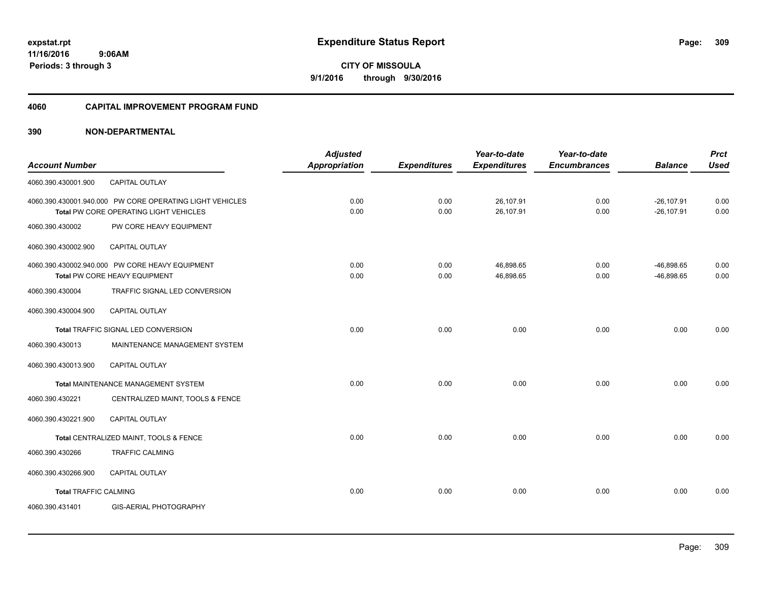expstat.rpt
11/16/2016 9:06AM
Periods: 3 through 3

# Expenditure Status Report

**CITY OF MISSOULA**
**9/1/2016 through 9/30/2016**

## 4060 CAPITAL IMPROVEMENT PROGRAM FUND

## 390 NON-DEPARTMENTAL

| Account Number | | Adjusted Appropriation | Expenditures | Year-to-date Expenditures | Year-to-date Encumbrances | Balance | Prct Used |
|---|---|---|---|---|---|---|---|
| 4060.390.430001.900 | CAPITAL OUTLAY | | | | | | |
| 4060.390.430001.940.000 | PW CORE OPERATING LIGHT VEHICLES | 0.00 | 0.00 | 26,107.91 | 0.00 | -26,107.91 | 0.00 |
| | **Total** PW CORE OPERATING LIGHT VEHICLES | 0.00 | 0.00 | 26,107.91 | 0.00 | -26,107.91 | 0.00 |
| 4060.390.430002 | PW CORE HEAVY EQUIPMENT | | | | | | |
| 4060.390.430002.900 | CAPITAL OUTLAY | | | | | | |
| 4060.390.430002.940.000 | PW CORE HEAVY EQUIPMENT | 0.00 | 0.00 | 46,898.65 | 0.00 | -46,898.65 | 0.00 |
| | **Total** PW CORE HEAVY EQUIPMENT | 0.00 | 0.00 | 46,898.65 | 0.00 | -46,898.65 | 0.00 |
| 4060.390.430004 | TRAFFIC SIGNAL LED CONVERSION | | | | | | |
| 4060.390.430004.900 | CAPITAL OUTLAY | | | | | | |
| | **Total** TRAFFIC SIGNAL LED CONVERSION | 0.00 | 0.00 | 0.00 | 0.00 | 0.00 | 0.00 |
| 4060.390.430013 | MAINTENANCE MANAGEMENT SYSTEM | | | | | | |
| 4060.390.430013.900 | CAPITAL OUTLAY | | | | | | |
| | **Total** MAINTENANCE MANAGEMENT SYSTEM | 0.00 | 0.00 | 0.00 | 0.00 | 0.00 | 0.00 |
| 4060.390.430221 | CENTRALIZED MAINT, TOOLS & FENCE | | | | | | |
| 4060.390.430221.900 | CAPITAL OUTLAY | | | | | | |
| | **Total** CENTRALIZED MAINT, TOOLS & FENCE | 0.00 | 0.00 | 0.00 | 0.00 | 0.00 | 0.00 |
| 4060.390.430266 | TRAFFIC CALMING | | | | | | |
| 4060.390.430266.900 | CAPITAL OUTLAY | | | | | | |
| | **Total** TRAFFIC CALMING | 0.00 | 0.00 | 0.00 | 0.00 | 0.00 | 0.00 |
| 4060.390.431401 | GIS-AERIAL PHOTOGRAPHY | | | | | | |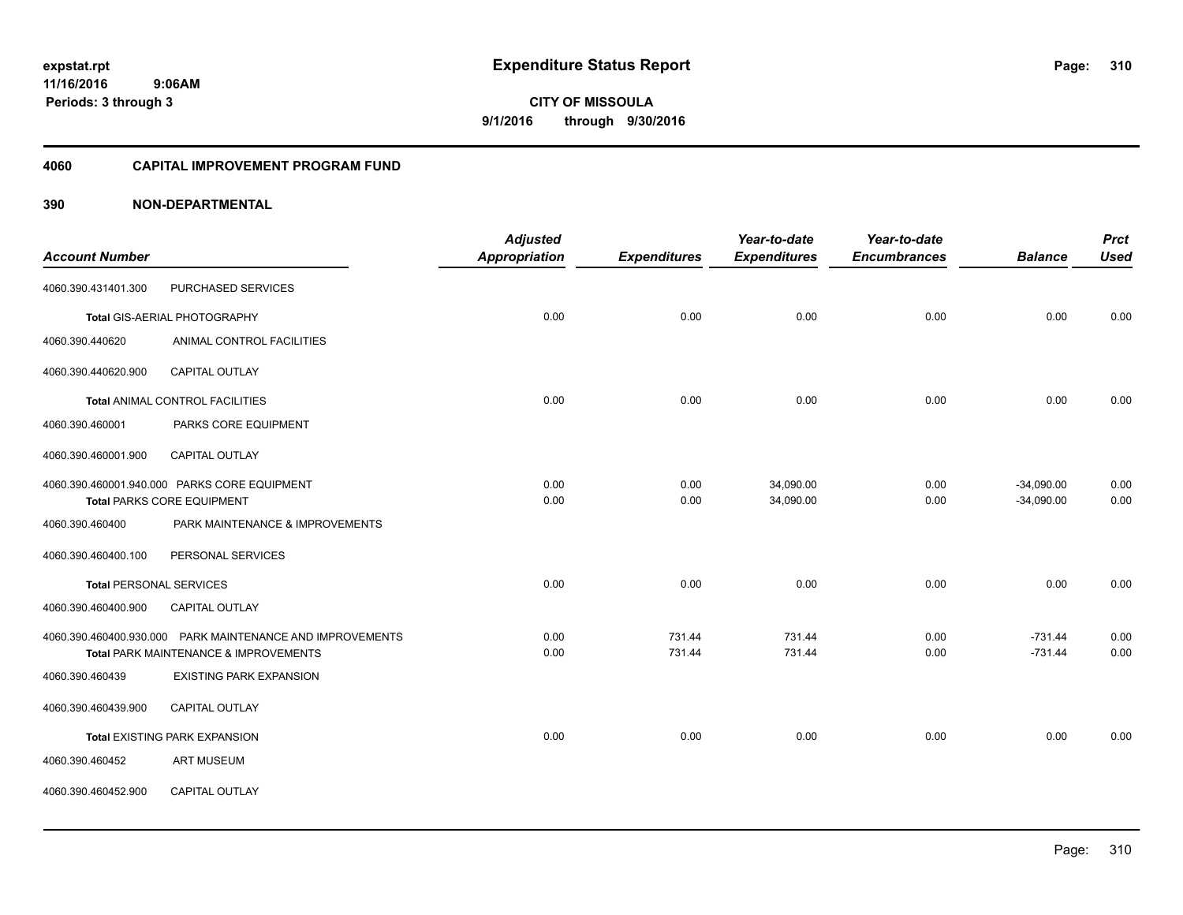expstat.rpt
11/16/2016 9:06AM
Periods: 3 through 3

# Expenditure Status Report

**CITY OF MISSOULA**
**9/1/2016 through 9/30/2016**

## 4060 CAPITAL IMPROVEMENT PROGRAM FUND

## 390 NON-DEPARTMENTAL

| Account Number | | Adjusted Appropriation | Expenditures | Year-to-date Expenditures | Year-to-date Encumbrances | Balance | Prct Used |
|---|---|---|---|---|---|---|---|
| 4060.390.431401.300 | PURCHASED SERVICES | | | | | | |
| Total GIS-AERIAL PHOTOGRAPHY | | 0.00 | 0.00 | 0.00 | 0.00 | 0.00 | 0.00 |
| 4060.390.440620 | ANIMAL CONTROL FACILITIES | | | | | | |
| 4060.390.440620.900 | CAPITAL OUTLAY | | | | | | |
| Total ANIMAL CONTROL FACILITIES | | 0.00 | 0.00 | 0.00 | 0.00 | 0.00 | 0.00 |
| 4060.390.460001 | PARKS CORE EQUIPMENT | | | | | | |
| 4060.390.460001.900 | CAPITAL OUTLAY | | | | | | |
| 4060.390.460001.940.000 | PARKS CORE EQUIPMENT | 0.00 | 0.00 | 34,090.00 | 0.00 | -34,090.00 | 0.00 |
| Total PARKS CORE EQUIPMENT | | 0.00 | 0.00 | 34,090.00 | 0.00 | -34,090.00 | 0.00 |
| 4060.390.460400 | PARK MAINTENANCE & IMPROVEMENTS | | | | | | |
| 4060.390.460400.100 | PERSONAL SERVICES | | | | | | |
| Total PERSONAL SERVICES | | 0.00 | 0.00 | 0.00 | 0.00 | 0.00 | 0.00 |
| 4060.390.460400.900 | CAPITAL OUTLAY | | | | | | |
| 4060.390.460400.930.000 | PARK MAINTENANCE AND IMPROVEMENTS | 0.00 | 731.44 | 731.44 | 0.00 | -731.44 | 0.00 |
| Total PARK MAINTENANCE & IMPROVEMENTS | | 0.00 | 731.44 | 731.44 | 0.00 | -731.44 | 0.00 |
| 4060.390.460439 | EXISTING PARK EXPANSION | | | | | | |
| 4060.390.460439.900 | CAPITAL OUTLAY | | | | | | |
| Total EXISTING PARK EXPANSION | | 0.00 | 0.00 | 0.00 | 0.00 | 0.00 | 0.00 |
| 4060.390.460452 | ART MUSEUM | | | | | | |
| 4060.390.460452.900 | CAPITAL OUTLAY | | | | | | |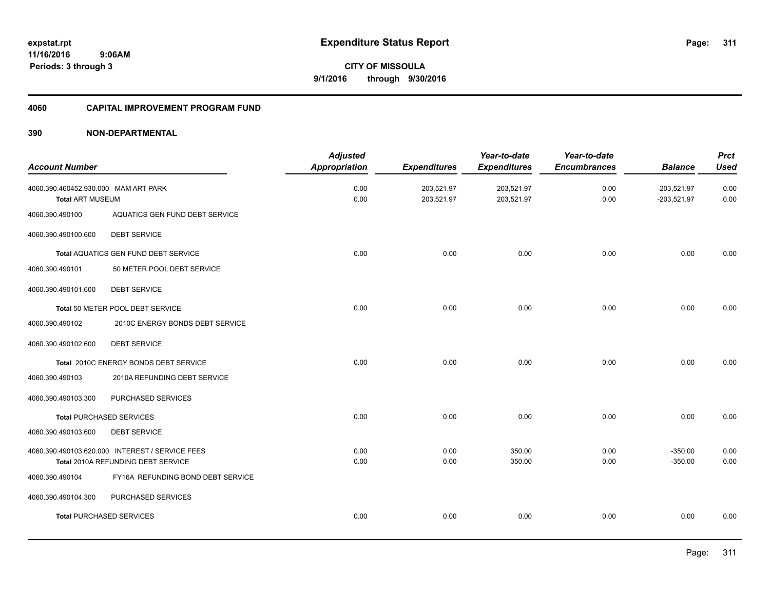expstat.rpt
11/16/2016 9:06AM
Periods: 3 through 3

# Expenditure Status Report

**CITY OF MISSOULA**
**9/1/2016 through 9/30/2016**

## 4060 CAPITAL IMPROVEMENT PROGRAM FUND

## 390 NON-DEPARTMENTAL

| Account Number | | Adjusted Appropriation | Expenditures | Year-to-date Expenditures | Year-to-date Encumbrances | Balance | Prct Used |
|---|---|---|---|---|---|---|---|
| 4060.390.460452.930.000 | MAM ART PARK | 0.00 | 203,521.97 | 203,521.97 | 0.00 | -203,521.97 | 0.00 |
| **Total** ART MUSEUM | | 0.00 | 203,521.97 | 203,521.97 | 0.00 | -203,521.97 | 0.00 |
| 4060.390.490100 | AQUATICS GEN FUND DEBT SERVICE | | | | | | |
| 4060.390.490100.600 | DEBT SERVICE | | | | | | |
| **Total** AQUATICS GEN FUND DEBT SERVICE | | 0.00 | 0.00 | 0.00 | 0.00 | 0.00 | 0.00 |
| 4060.390.490101 | 50 METER POOL DEBT SERVICE | | | | | | |
| 4060.390.490101.600 | DEBT SERVICE | | | | | | |
| **Total** 50 METER POOL DEBT SERVICE | | 0.00 | 0.00 | 0.00 | 0.00 | 0.00 | 0.00 |
| 4060.390.490102 | 2010C ENERGY BONDS DEBT SERVICE | | | | | | |
| 4060.390.490102.600 | DEBT SERVICE | | | | | | |
| **Total** 2010C ENERGY BONDS DEBT SERVICE | | 0.00 | 0.00 | 0.00 | 0.00 | 0.00 | 0.00 |
| 4060.390.490103 | 2010A REFUNDING DEBT SERVICE | | | | | | |
| 4060.390.490103.300 | PURCHASED SERVICES | | | | | | |
| **Total** PURCHASED SERVICES | | 0.00 | 0.00 | 0.00 | 0.00 | 0.00 | 0.00 |
| 4060.390.490103.600 | DEBT SERVICE | | | | | | |
| 4060.390.490103.620.000 | INTEREST / SERVICE FEES | 0.00 | 0.00 | 350.00 | 0.00 | -350.00 | 0.00 |
| **Total** 2010A REFUNDING DEBT SERVICE | | 0.00 | 0.00 | 350.00 | 0.00 | -350.00 | 0.00 |
| 4060.390.490104 | FY16A REFUNDING BOND DEBT SERVICE | | | | | | |
| 4060.390.490104.300 | PURCHASED SERVICES | | | | | | |
| **Total** PURCHASED SERVICES | | 0.00 | 0.00 | 0.00 | 0.00 | 0.00 | 0.00 |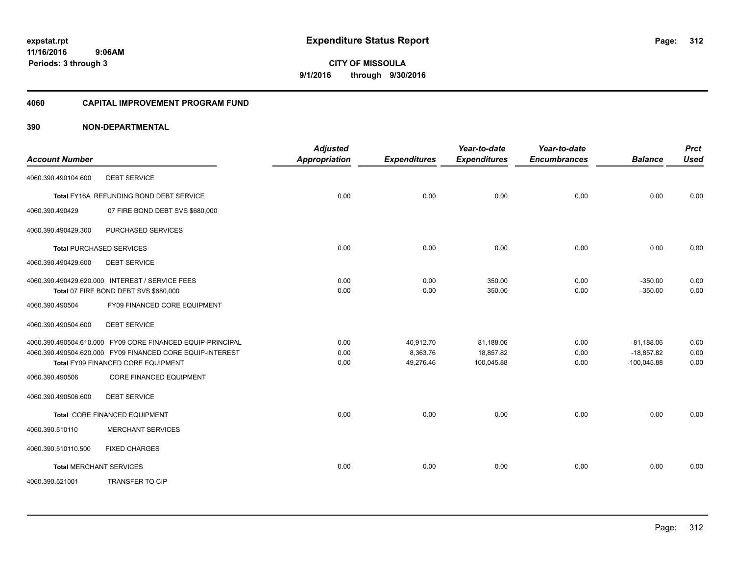**expstat.rpt**
**11/16/2016 9:06AM**
**Periods: 3 through 3**

# Expenditure Status Report

**CITY OF MISSOULA**
**9/1/2016 through 9/30/2016**

## 4060 CAPITAL IMPROVEMENT PROGRAM FUND

### 390 NON-DEPARTMENTAL

| Account Number | | Adjusted Appropriation | Expenditures | Year-to-date Expenditures | Year-to-date Encumbrances | Balance | Prct Used |
|---|---|---|---|---|---|---|---|
| 4060.390.490104.600 | DEBT SERVICE | | | | | | |
| Total FY16A REFUNDING BOND DEBT SERVICE | | 0.00 | 0.00 | 0.00 | 0.00 | 0.00 | 0.00 |
| 4060.390.490429 | 07 FIRE BOND DEBT SVS $680,000 | | | | | | |
| 4060.390.490429.300 | PURCHASED SERVICES | | | | | | |
| Total PURCHASED SERVICES | | 0.00 | 0.00 | 0.00 | 0.00 | 0.00 | 0.00 |
| 4060.390.490429.600 | DEBT SERVICE | | | | | | |
| 4060.390.490429.620.000 | INTEREST / SERVICE FEES | 0.00 | 0.00 | 350.00 | 0.00 | -350.00 | 0.00 |
| Total 07 FIRE BOND DEBT SVS $680,000 | | 0.00 | 0.00 | 350.00 | 0.00 | -350.00 | 0.00 |
| 4060.390.490504 | FY09 FINANCED CORE EQUIPMENT | | | | | | |
| 4060.390.490504.600 | DEBT SERVICE | | | | | | |
| 4060.390.490504.610.000 | FY09 CORE FINANCED EQUIP-PRINCIPAL | 0.00 | 40,912.70 | 81,188.06 | 0.00 | -81,188.06 | 0.00 |
| 4060.390.490504.620.000 | FY09 FINANCED CORE EQUIP-INTEREST | 0.00 | 8,363.76 | 18,857.82 | 0.00 | -18,857.82 | 0.00 |
| Total FY09 FINANCED CORE EQUIPMENT | | 0.00 | 49,276.46 | 100,045.88 | 0.00 | -100,045.88 | 0.00 |
| 4060.390.490506 | CORE FINANCED EQUIPMENT | | | | | | |
| 4060.390.490506.600 | DEBT SERVICE | | | | | | |
| Total CORE FINANCED EQUIPMENT | | 0.00 | 0.00 | 0.00 | 0.00 | 0.00 | 0.00 |
| 4060.390.510110 | MERCHANT SERVICES | | | | | | |
| 4060.390.510110.500 | FIXED CHARGES | | | | | | |
| Total MERCHANT SERVICES | | 0.00 | 0.00 | 0.00 | 0.00 | 0.00 | 0.00 |
| 4060.390.521001 | TRANSFER TO CIP | | | | | | |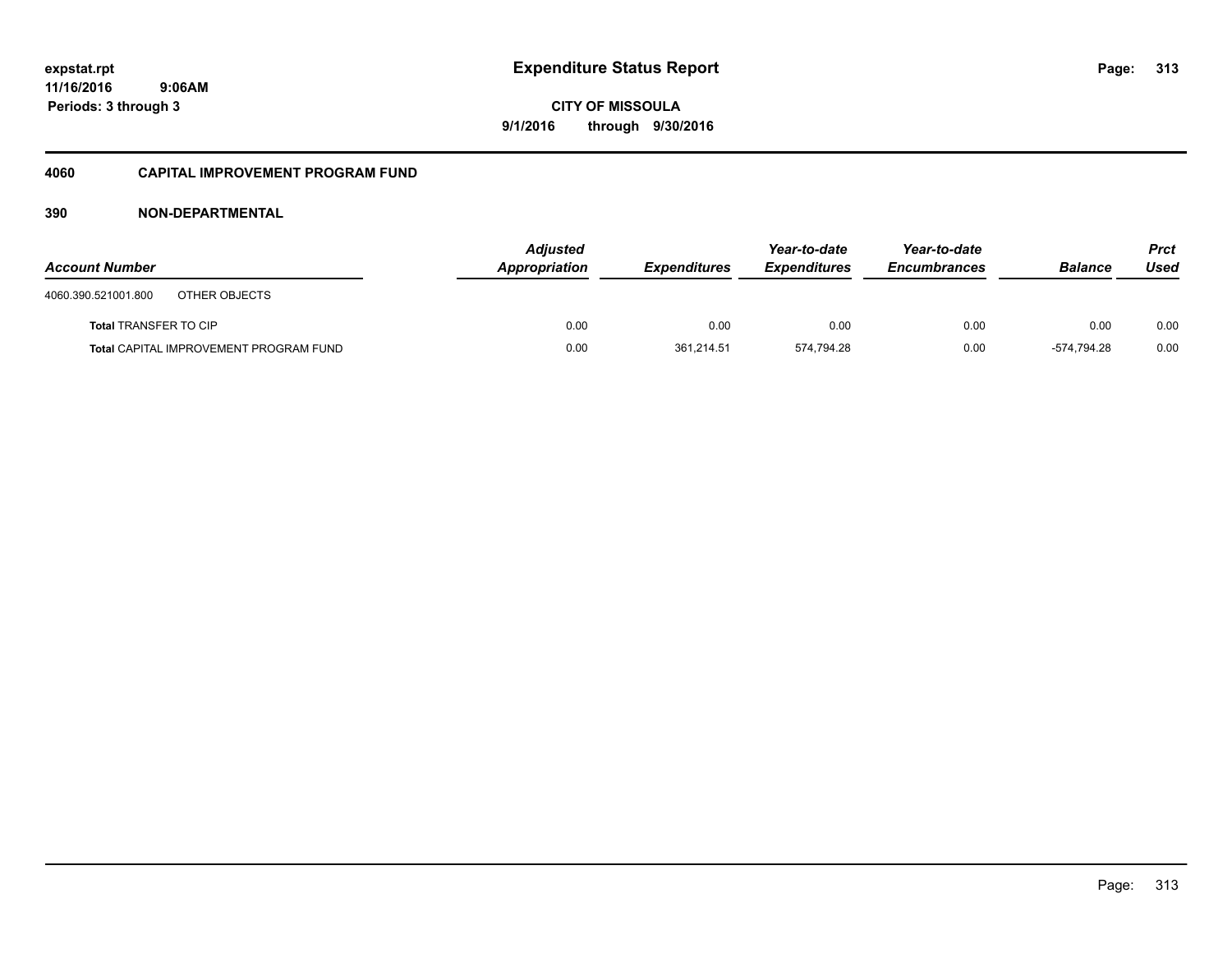**expstat.rpt**
**11/16/2016 9:06AM**
**Periods: 3 through 3**

# Expenditure Status Report

**CITY OF MISSOULA**
**9/1/2016 through 9/30/2016**

## 4060 CAPITAL IMPROVEMENT PROGRAM FUND

### 390 NON-DEPARTMENTAL

| Account Number | | Adjusted Appropriation | Expenditures | Year-to-date Expenditures | Year-to-date Encumbrances | Balance | Prct Used |
|---|---|---|---|---|---|---|---|
| 4060.390.521001.800 | OTHER OBJECTS | | | | | | |
| **Total** TRANSFER TO CIP | | 0.00 | 0.00 | 0.00 | 0.00 | 0.00 | 0.00 |
| **Total** CAPITAL IMPROVEMENT PROGRAM FUND | | 0.00 | 361,214.51 | 574,794.28 | 0.00 | -574,794.28 | 0.00 |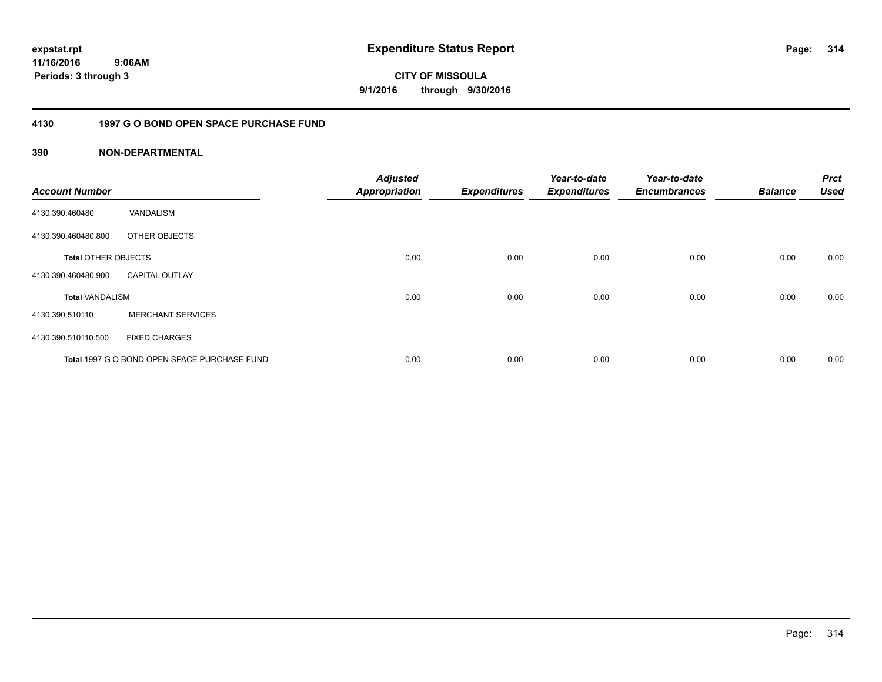expstat.rpt
11/16/2016 9:06AM
Periods: 3 through 3

# Expenditure Status Report

**CITY OF MISSOULA**
**9/1/2016 through 9/30/2016**

## 4130 1997 G O BOND OPEN SPACE PURCHASE FUND

### 390 NON-DEPARTMENTAL

| Account Number | | Adjusted Appropriation | Expenditures | Year-to-date Expenditures | Year-to-date Encumbrances | Balance | Prct Used |
|---|---|---|---|---|---|---|---|
| 4130.390.460480 | VANDALISM | | | | | | |
| 4130.390.460480.800 | OTHER OBJECTS | | | | | | |
| **Total** OTHER OBJECTS | | 0.00 | 0.00 | 0.00 | 0.00 | 0.00 | 0.00 |
| 4130.390.460480.900 | CAPITAL OUTLAY | | | | | | |
| **Total** VANDALISM | | 0.00 | 0.00 | 0.00 | 0.00 | 0.00 | 0.00 |
| 4130.390.510110 | MERCHANT SERVICES | | | | | | |
| 4130.390.510110.500 | FIXED CHARGES | | | | | | |
| **Total** 1997 G O BOND OPEN SPACE PURCHASE FUND | | 0.00 | 0.00 | 0.00 | 0.00 | 0.00 | 0.00 |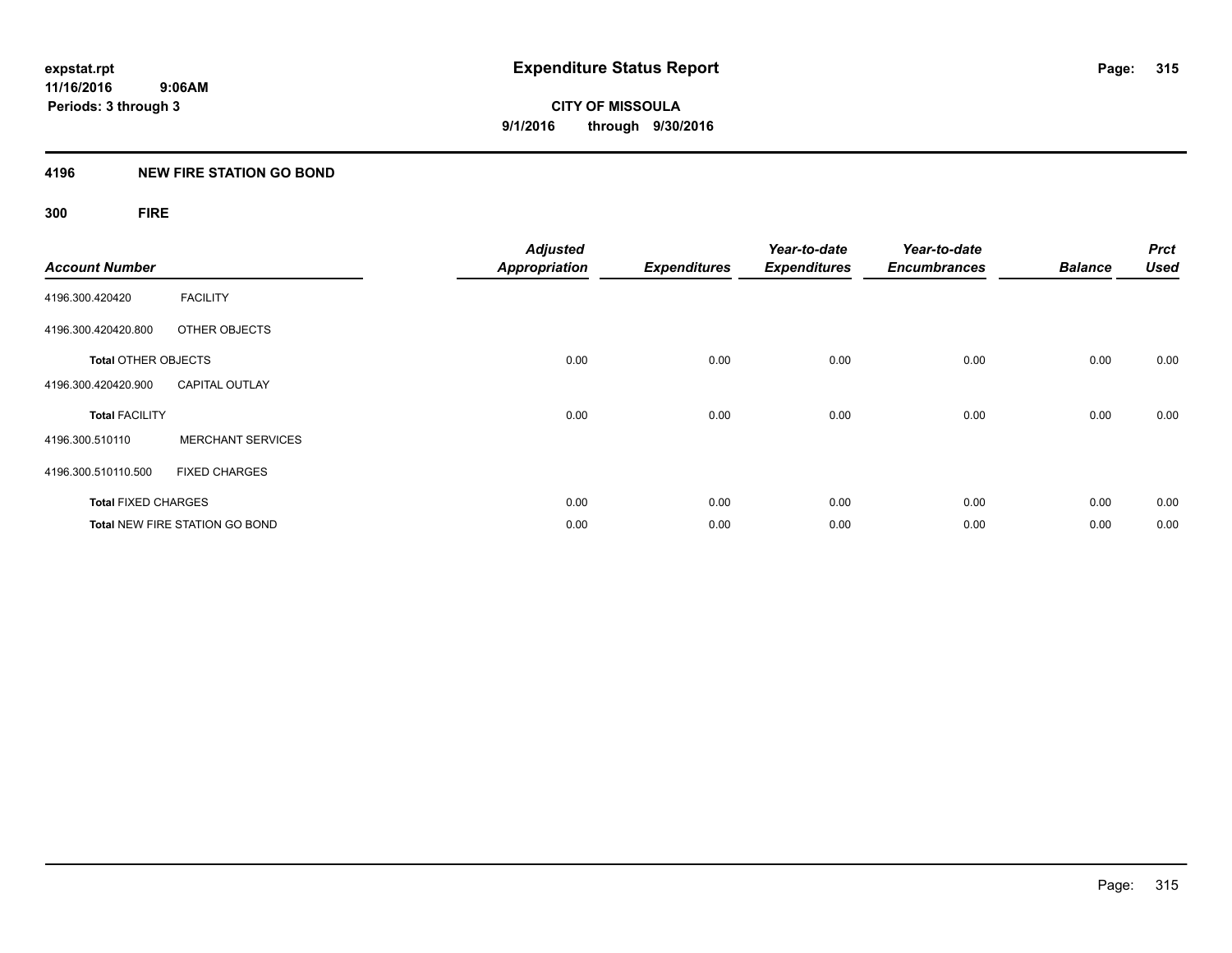expstat.rpt
11/16/2016 9:06AM
Periods: 3 through 3

# Expenditure Status Report

**CITY OF MISSOULA**
**9/1/2016 through 9/30/2016**

## 4196 NEW FIRE STATION GO BOND

### 300 FIRE

| Account Number | | Adjusted Appropriation | Expenditures | Year-to-date Expenditures | Year-to-date Encumbrances | Balance | Prct Used |
|---|---|---|---|---|---|---|---|
| 4196.300.420420 | FACILITY | | | | | | |
| 4196.300.420420.800 | OTHER OBJECTS | | | | | | |
| **Total** OTHER OBJECTS | | 0.00 | 0.00 | 0.00 | 0.00 | 0.00 | 0.00 |
| 4196.300.420420.900 | CAPITAL OUTLAY | | | | | | |
| **Total** FACILITY | | 0.00 | 0.00 | 0.00 | 0.00 | 0.00 | 0.00 |
| 4196.300.510110 | MERCHANT SERVICES | | | | | | |
| 4196.300.510110.500 | FIXED CHARGES | | | | | | |
| **Total** FIXED CHARGES | | 0.00 | 0.00 | 0.00 | 0.00 | 0.00 | 0.00 |
| **Total** NEW FIRE STATION GO BOND | | 0.00 | 0.00 | 0.00 | 0.00 | 0.00 | 0.00 |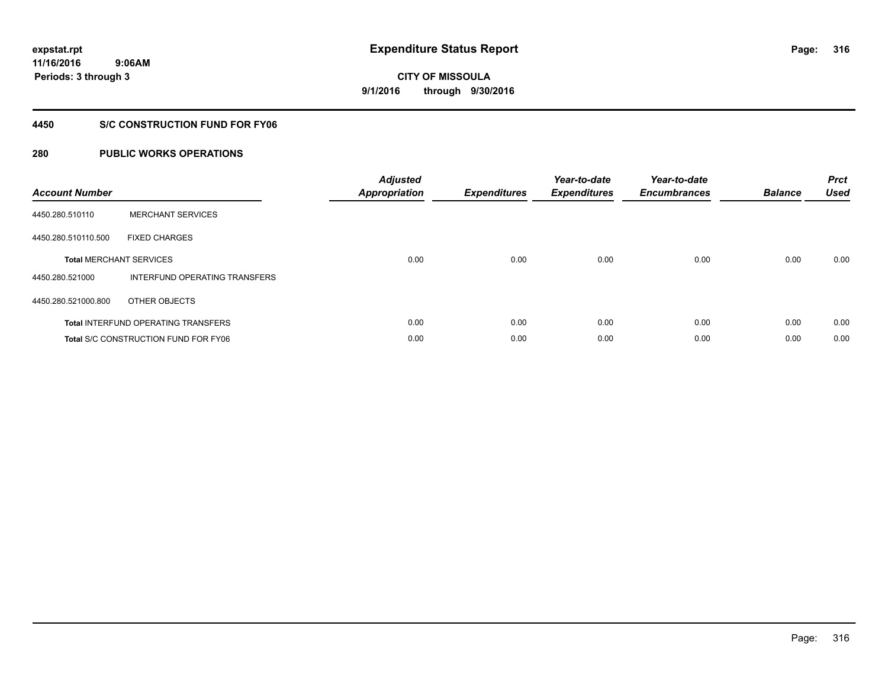expstat.rpt
11/16/2016 9:06AM
Periods: 3 through 3

# Expenditure Status Report

**CITY OF MISSOULA**
**9/1/2016 through 9/30/2016**

## 4450 S/C CONSTRUCTION FUND FOR FY06

## 280 PUBLIC WORKS OPERATIONS

| Account Number | | Adjusted Appropriation | Expenditures | Year-to-date Expenditures | Year-to-date Encumbrances | Balance | Prct Used |
|---|---|---|---|---|---|---|---|
| 4450.280.510110 | MERCHANT SERVICES | | | | | | |
| 4450.280.510110.500 | FIXED CHARGES | | | | | | |
| **Total** MERCHANT SERVICES | | 0.00 | 0.00 | 0.00 | 0.00 | 0.00 | 0.00 |
| 4450.280.521000 | INTERFUND OPERATING TRANSFERS | | | | | | |
| 4450.280.521000.800 | OTHER OBJECTS | | | | | | |
| **Total** INTERFUND OPERATING TRANSFERS | | 0.00 | 0.00 | 0.00 | 0.00 | 0.00 | 0.00 |
| **Total** S/C CONSTRUCTION FUND FOR FY06 | | 0.00 | 0.00 | 0.00 | 0.00 | 0.00 | 0.00 |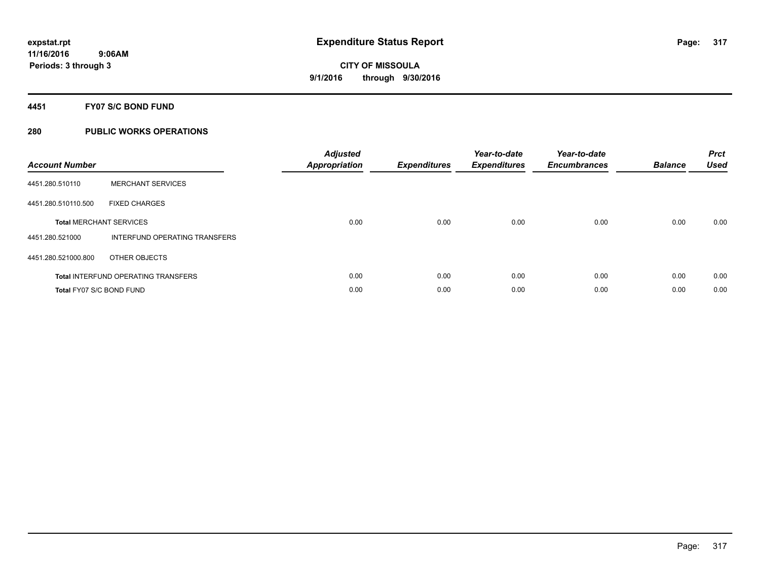expstat.rpt
11/16/2016 9:06AM
Periods: 3 through 3

# Expenditure Status Report

CITY OF MISSOULA
9/1/2016 through 9/30/2016

## 4451 FY07 S/C BOND FUND

## 280 PUBLIC WORKS OPERATIONS

| Account Number | | Adjusted Appropriation | Expenditures | Year-to-date Expenditures | Year-to-date Encumbrances | Balance | Prct Used |
|---|---|---|---|---|---|---|---|
| 4451.280.510110 | MERCHANT SERVICES | | | | | | |
| 4451.280.510110.500 | FIXED CHARGES | | | | | | |
| **Total** MERCHANT SERVICES | | 0.00 | 0.00 | 0.00 | 0.00 | 0.00 | 0.00 |
| 4451.280.521000 | INTERFUND OPERATING TRANSFERS | | | | | | |
| 4451.280.521000.800 | OTHER OBJECTS | | | | | | |
| **Total** INTERFUND OPERATING TRANSFERS | | 0.00 | 0.00 | 0.00 | 0.00 | 0.00 | 0.00 |
| **Total** FY07 S/C BOND FUND | | 0.00 | 0.00 | 0.00 | 0.00 | 0.00 | 0.00 |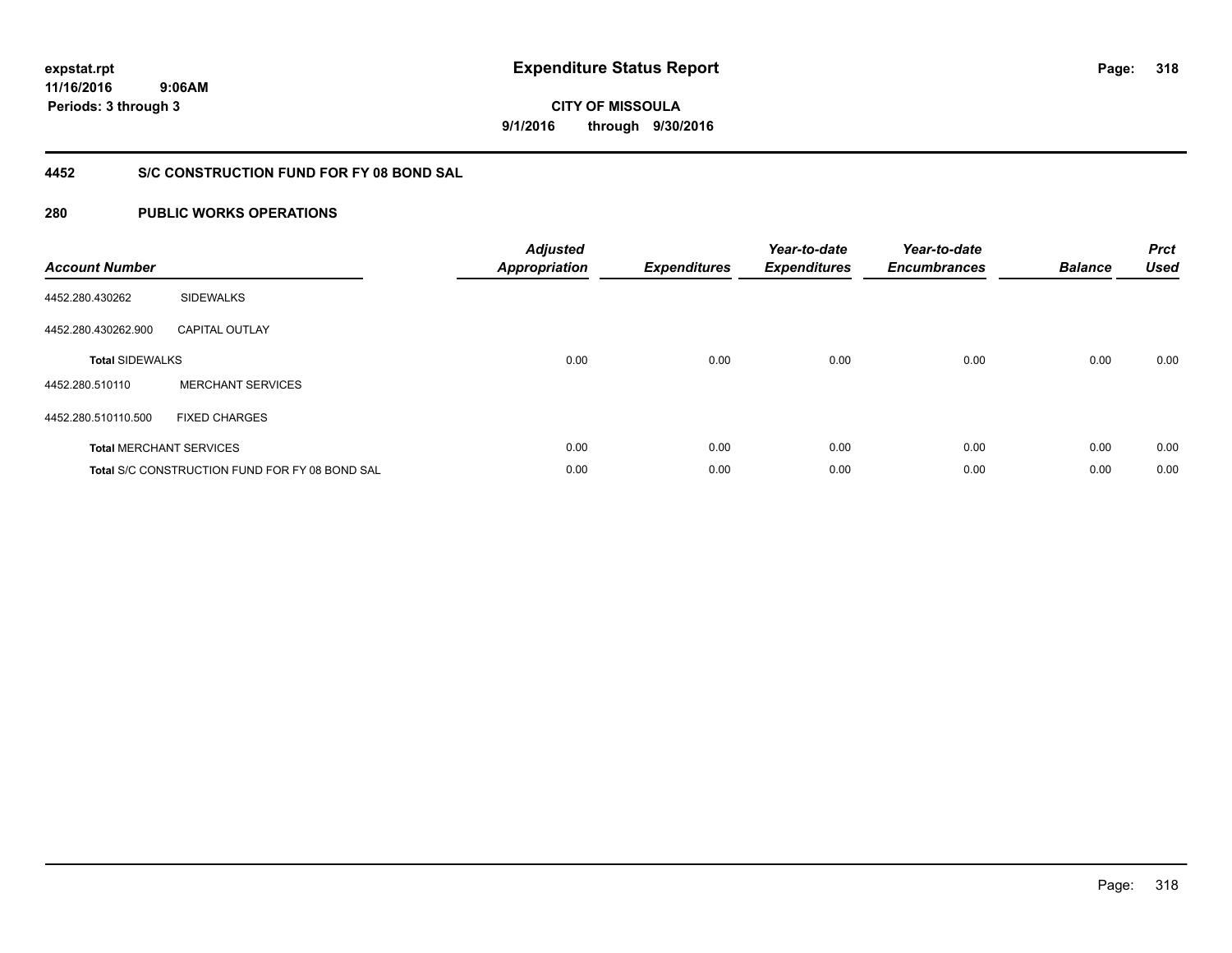expstat.rpt
11/16/2016 9:06AM
Periods: 3 through 3

# Expenditure Status Report

**CITY OF MISSOULA**
**9/1/2016 through 9/30/2016**

## 4452 S/C CONSTRUCTION FUND FOR FY 08 BOND SAL

## 280 PUBLIC WORKS OPERATIONS

| Account Number | | Adjusted Appropriation | Expenditures | Year-to-date Expenditures | Year-to-date Encumbrances | Balance | Prct Used |
|---|---|---|---|---|---|---|---|
| 4452.280.430262 | SIDEWALKS | | | | | | |
| 4452.280.430262.900 | CAPITAL OUTLAY | | | | | | |
| **Total** SIDEWALKS | | 0.00 | 0.00 | 0.00 | 0.00 | 0.00 | 0.00 |
| 4452.280.510110 | MERCHANT SERVICES | | | | | | |
| 4452.280.510110.500 | FIXED CHARGES | | | | | | |
| **Total** MERCHANT SERVICES | | 0.00 | 0.00 | 0.00 | 0.00 | 0.00 | 0.00 |
| **Total** S/C CONSTRUCTION FUND FOR FY 08 BOND SAL | | 0.00 | 0.00 | 0.00 | 0.00 | 0.00 | 0.00 |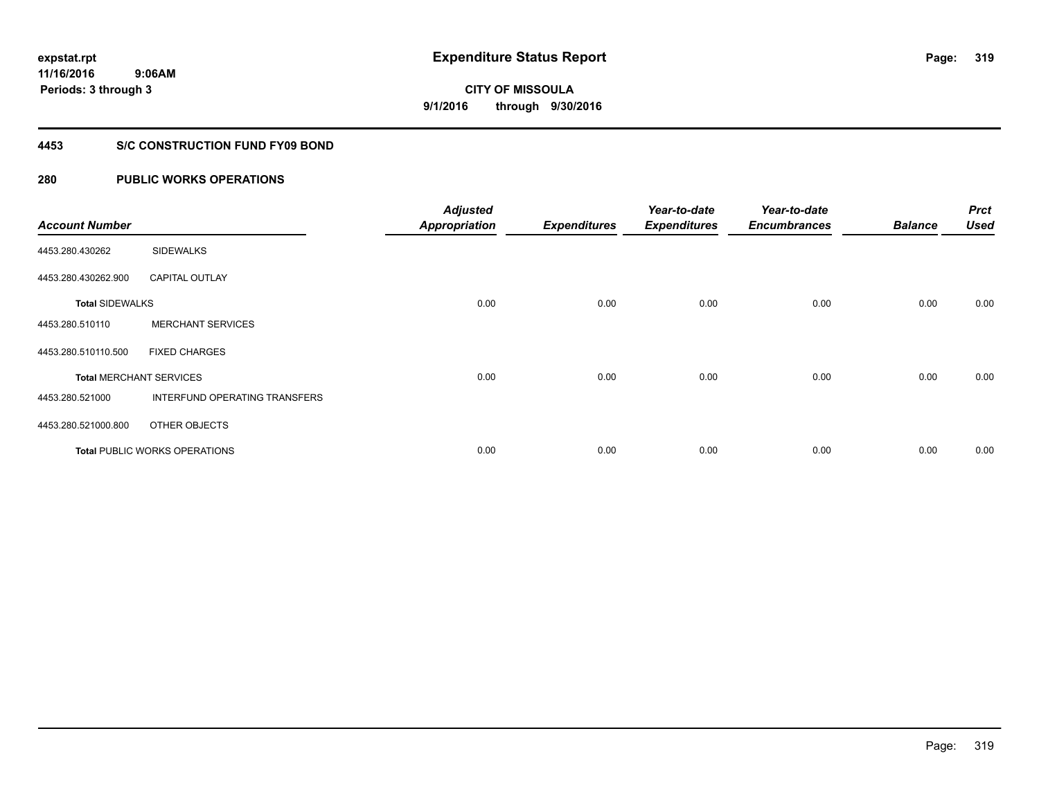# Expenditure Status Report

**CITY OF MISSOULA**

**9/1/2016 through 9/30/2016**

expstat.rpt
11/16/2016 9:06AM
Periods: 3 through 3

## 4453 S/C CONSTRUCTION FUND FY09 BOND

## 280 PUBLIC WORKS OPERATIONS

| Account Number | | Adjusted Appropriation | Expenditures | Year-to-date Expenditures | Year-to-date Encumbrances | Balance | Prct Used |
|---|---|---|---|---|---|---|---|
| 4453.280.430262 | SIDEWALKS | | | | | | |
| 4453.280.430262.900 | CAPITAL OUTLAY | | | | | | |
| **Total** SIDEWALKS | | 0.00 | 0.00 | 0.00 | 0.00 | 0.00 | 0.00 |
| 4453.280.510110 | MERCHANT SERVICES | | | | | | |
| 4453.280.510110.500 | FIXED CHARGES | | | | | | |
| **Total** MERCHANT SERVICES | | 0.00 | 0.00 | 0.00 | 0.00 | 0.00 | 0.00 |
| 4453.280.521000 | INTERFUND OPERATING TRANSFERS | | | | | | |
| 4453.280.521000.800 | OTHER OBJECTS | | | | | | |
| **Total** PUBLIC WORKS OPERATIONS | | 0.00 | 0.00 | 0.00 | 0.00 | 0.00 | 0.00 |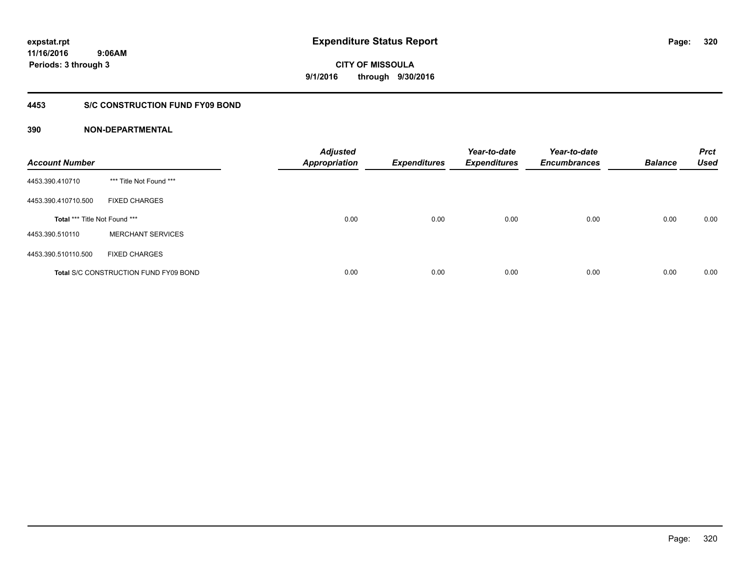# Expenditure Status Report

expstat.rpt
11/16/2016 9:06AM
Periods: 3 through 3

CITY OF MISSOULA
9/1/2016 through 9/30/2016

## 4453 S/C CONSTRUCTION FUND FY09 BOND

### 390 NON-DEPARTMENTAL

| Account Number | | Adjusted Appropriation | Expenditures | Year-to-date Expenditures | Year-to-date Encumbrances | Balance | Prct Used |
|---|---|---|---|---|---|---|---|
| 4453.390.410710 | *** Title Not Found *** | | | | | | |
| 4453.390.410710.500 | FIXED CHARGES | | | | | | |
| **Total** *** Title Not Found *** | | 0.00 | 0.00 | 0.00 | 0.00 | 0.00 | 0.00 |
| 4453.390.510110 | MERCHANT SERVICES | | | | | | |
| 4453.390.510110.500 | FIXED CHARGES | | | | | | |
| **Total** S/C CONSTRUCTION FUND FY09 BOND | | 0.00 | 0.00 | 0.00 | 0.00 | 0.00 | 0.00 |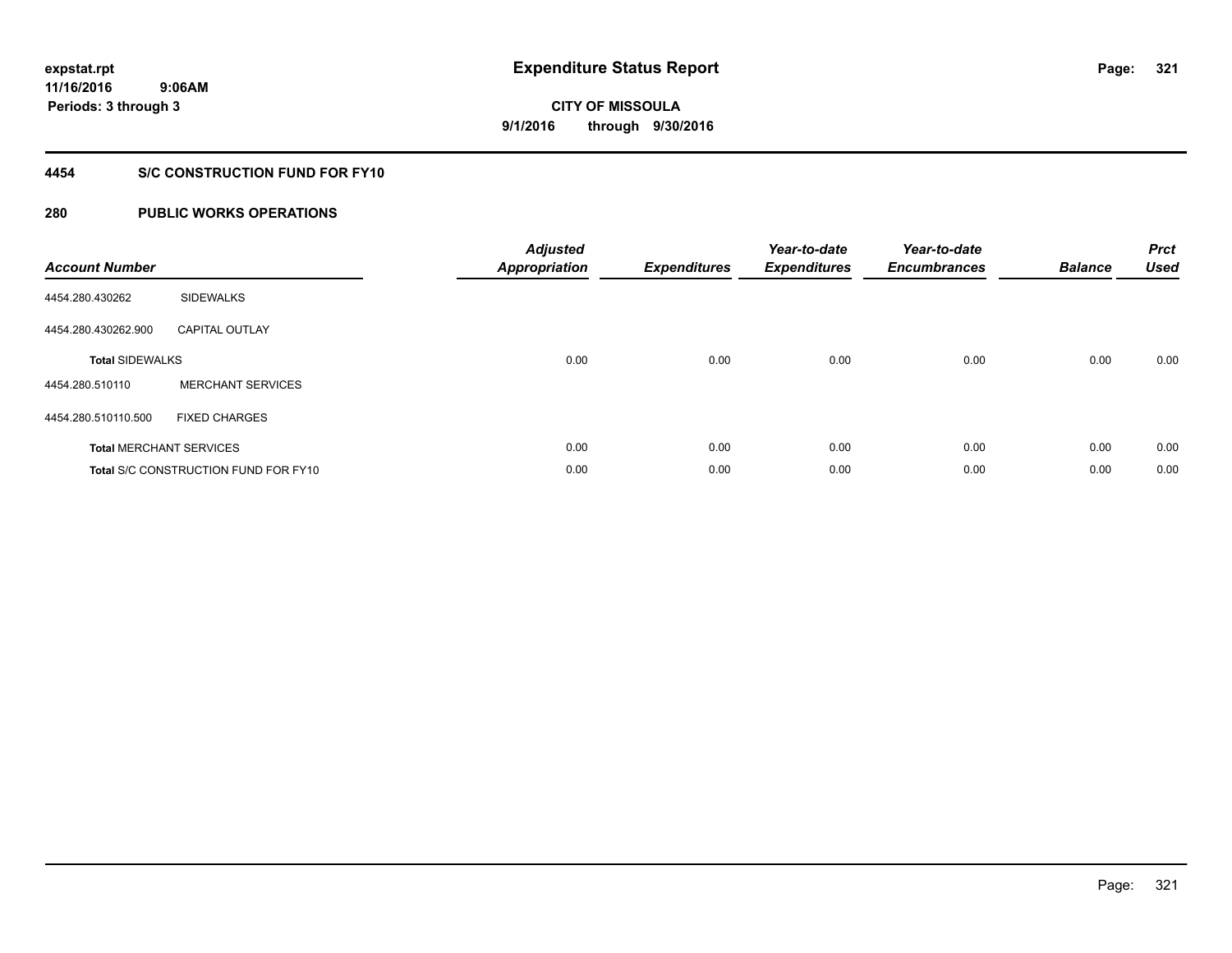**expstat.rpt**
**11/16/2016 9:06AM**
**Periods: 3 through 3**

# Expenditure Status Report

**CITY OF MISSOULA**
**9/1/2016 through 9/30/2016**

## 4454 S/C CONSTRUCTION FUND FOR FY10

## 280 PUBLIC WORKS OPERATIONS

| Account Number | | Adjusted Appropriation | Expenditures | Year-to-date Expenditures | Year-to-date Encumbrances | Balance | Prct Used |
|---|---|---|---|---|---|---|---|
| 4454.280.430262 | SIDEWALKS | | | | | | |
| 4454.280.430262.900 | CAPITAL OUTLAY | | | | | | |
| **Total** SIDEWALKS | | 0.00 | 0.00 | 0.00 | 0.00 | 0.00 | 0.00 |
| 4454.280.510110 | MERCHANT SERVICES | | | | | | |
| 4454.280.510110.500 | FIXED CHARGES | | | | | | |
| **Total** MERCHANT SERVICES | | 0.00 | 0.00 | 0.00 | 0.00 | 0.00 | 0.00 |
| **Total** S/C CONSTRUCTION FUND FOR FY10 | | 0.00 | 0.00 | 0.00 | 0.00 | 0.00 | 0.00 |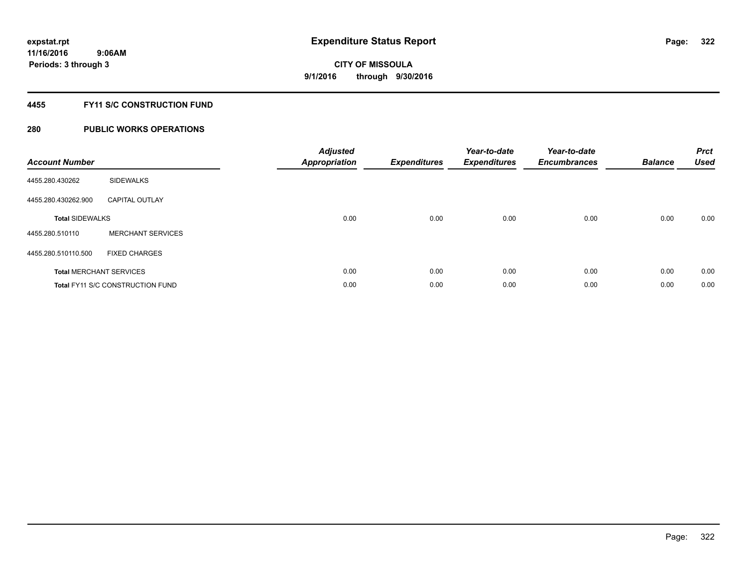# Expenditure Status Report

expstat.rpt
11/16/2016 9:06AM
Periods: 3 through 3

**CITY OF MISSOULA**
**9/1/2016 through 9/30/2016**

## 4455 FY11 S/C CONSTRUCTION FUND

## 280 PUBLIC WORKS OPERATIONS

| Account Number | | Adjusted Appropriation | Expenditures | Year-to-date Expenditures | Year-to-date Encumbrances | Balance | Prct Used |
|---|---|---|---|---|---|---|---|
| 4455.280.430262 | SIDEWALKS | | | | | | |
| 4455.280.430262.900 | CAPITAL OUTLAY | | | | | | |
| **Total** SIDEWALKS | | 0.00 | 0.00 | 0.00 | 0.00 | 0.00 | 0.00 |
| 4455.280.510110 | MERCHANT SERVICES | | | | | | |
| 4455.280.510110.500 | FIXED CHARGES | | | | | | |
| **Total** MERCHANT SERVICES | | 0.00 | 0.00 | 0.00 | 0.00 | 0.00 | 0.00 |
| **Total** FY11 S/C CONSTRUCTION FUND | | 0.00 | 0.00 | 0.00 | 0.00 | 0.00 | 0.00 |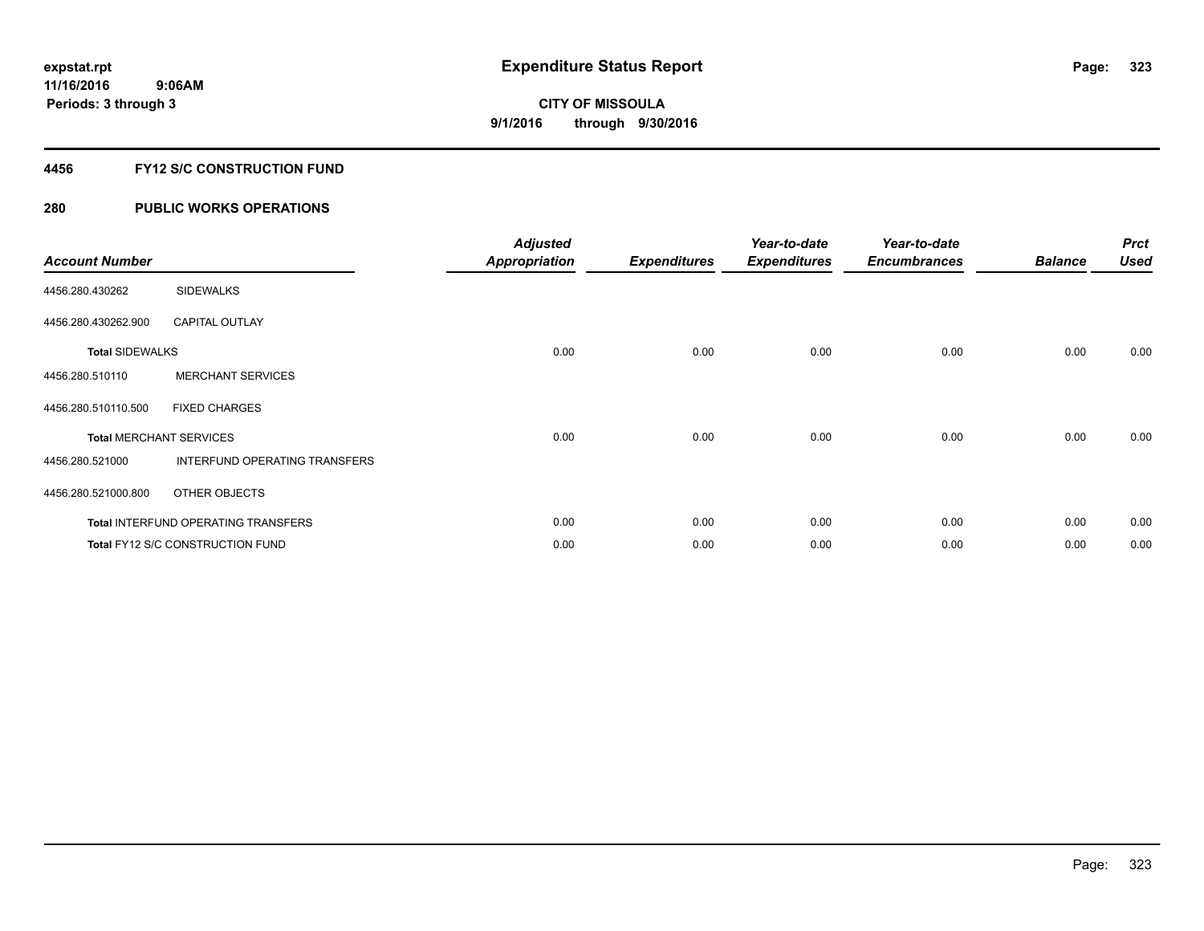expstat.rpt
11/16/2016 9:06AM
Periods: 3 through 3

# Expenditure Status Report

**CITY OF MISSOULA**
**9/1/2016 through 9/30/2016**

## 4456 FY12 S/C CONSTRUCTION FUND

## 280 PUBLIC WORKS OPERATIONS

| Account Number | | Adjusted Appropriation | Expenditures | Year-to-date Expenditures | Year-to-date Encumbrances | Balance | Prct Used |
|---|---|---|---|---|---|---|---|
| 4456.280.430262 | SIDEWALKS | | | | | | |
| 4456.280.430262.900 | CAPITAL OUTLAY | | | | | | |
| **Total SIDEWALKS** | | 0.00 | 0.00 | 0.00 | 0.00 | 0.00 | 0.00 |
| 4456.280.510110 | MERCHANT SERVICES | | | | | | |
| 4456.280.510110.500 | FIXED CHARGES | | | | | | |
| **Total MERCHANT SERVICES** | | 0.00 | 0.00 | 0.00 | 0.00 | 0.00 | 0.00 |
| 4456.280.521000 | INTERFUND OPERATING TRANSFERS | | | | | | |
| 4456.280.521000.800 | OTHER OBJECTS | | | | | | |
| **Total INTERFUND OPERATING TRANSFERS** | | 0.00 | 0.00 | 0.00 | 0.00 | 0.00 | 0.00 |
| **Total FY12 S/C CONSTRUCTION FUND** | | 0.00 | 0.00 | 0.00 | 0.00 | 0.00 | 0.00 |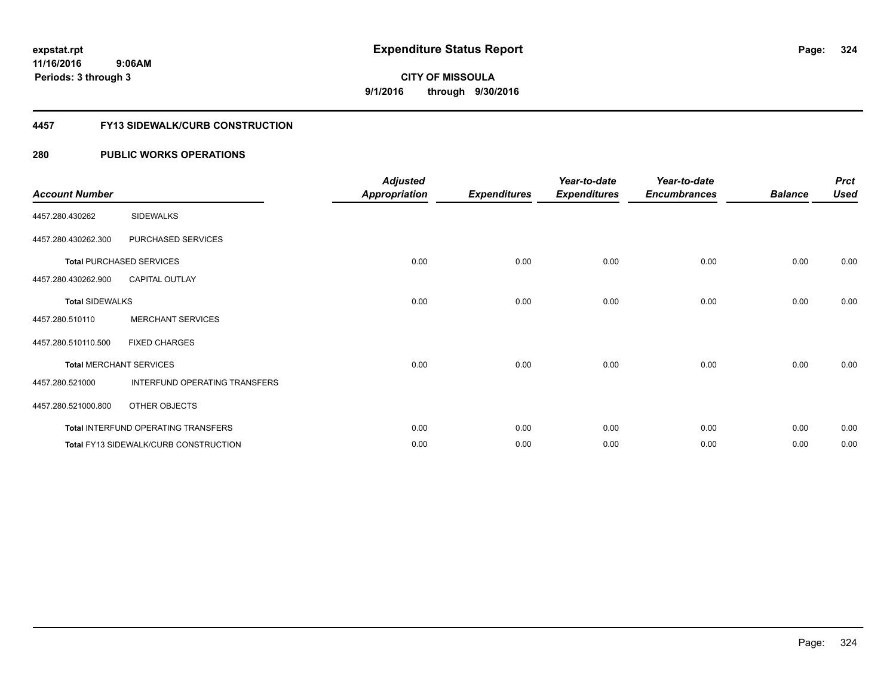# Expenditure Status Report

**CITY OF MISSOULA**
**9/1/2016 through 9/30/2016**

expstat.rpt
11/16/2016 9:06AM
Periods: 3 through 3

## 4457 FY13 SIDEWALK/CURB CONSTRUCTION

### 280 PUBLIC WORKS OPERATIONS

| Account Number | | Adjusted Appropriation | Expenditures | Year-to-date Expenditures | Year-to-date Encumbrances | Balance | Prct Used |
|---|---|---|---|---|---|---|---|
| 4457.280.430262 | SIDEWALKS | | | | | | |
| 4457.280.430262.300 | PURCHASED SERVICES | | | | | | |
| **Total** PURCHASED SERVICES | | 0.00 | 0.00 | 0.00 | 0.00 | 0.00 | 0.00 |
| 4457.280.430262.900 | CAPITAL OUTLAY | | | | | | |
| **Total** SIDEWALKS | | 0.00 | 0.00 | 0.00 | 0.00 | 0.00 | 0.00 |
| 4457.280.510110 | MERCHANT SERVICES | | | | | | |
| 4457.280.510110.500 | FIXED CHARGES | | | | | | |
| **Total** MERCHANT SERVICES | | 0.00 | 0.00 | 0.00 | 0.00 | 0.00 | 0.00 |
| 4457.280.521000 | INTERFUND OPERATING TRANSFERS | | | | | | |
| 4457.280.521000.800 | OTHER OBJECTS | | | | | | |
| **Total** INTERFUND OPERATING TRANSFERS | | 0.00 | 0.00 | 0.00 | 0.00 | 0.00 | 0.00 |
| **Total** FY13 SIDEWALK/CURB CONSTRUCTION | | 0.00 | 0.00 | 0.00 | 0.00 | 0.00 | 0.00 |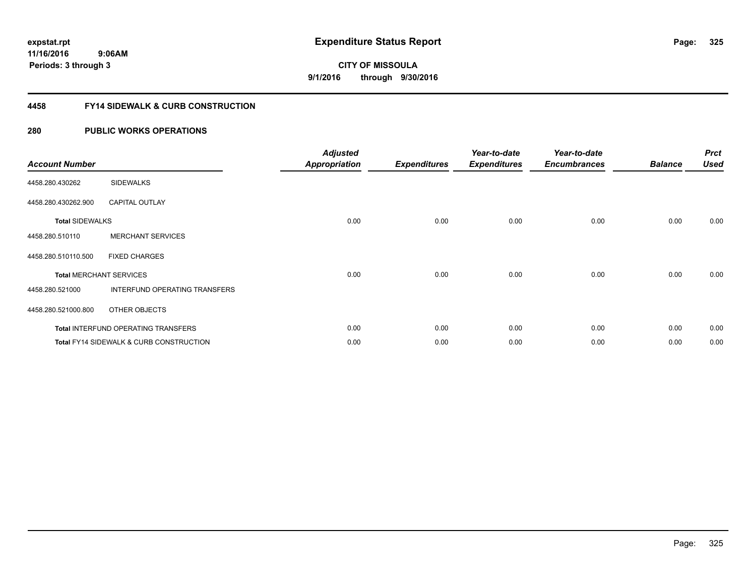**expstat.rpt**
**11/16/2016 9:06AM**
**Periods: 3 through 3**

# Expenditure Status Report

**CITY OF MISSOULA**
**9/1/2016 through 9/30/2016**

## 4458 FY14 SIDEWALK & CURB CONSTRUCTION

## 280 PUBLIC WORKS OPERATIONS

| Account Number | | Adjusted Appropriation | Expenditures | Year-to-date Expenditures | Year-to-date Encumbrances | Balance | Prct Used |
|---|---|---|---|---|---|---|---|
| 4458.280.430262 | SIDEWALKS | | | | | | |
| 4458.280.430262.900 | CAPITAL OUTLAY | | | | | | |
| **Total SIDEWALKS** | | 0.00 | 0.00 | 0.00 | 0.00 | 0.00 | 0.00 |
| 4458.280.510110 | MERCHANT SERVICES | | | | | | |
| 4458.280.510110.500 | FIXED CHARGES | | | | | | |
| **Total MERCHANT SERVICES** | | 0.00 | 0.00 | 0.00 | 0.00 | 0.00 | 0.00 |
| 4458.280.521000 | INTERFUND OPERATING TRANSFERS | | | | | | |
| 4458.280.521000.800 | OTHER OBJECTS | | | | | | |
| **Total INTERFUND OPERATING TRANSFERS** | | 0.00 | 0.00 | 0.00 | 0.00 | 0.00 | 0.00 |
| **Total FY14 SIDEWALK & CURB CONSTRUCTION** | | 0.00 | 0.00 | 0.00 | 0.00 | 0.00 | 0.00 |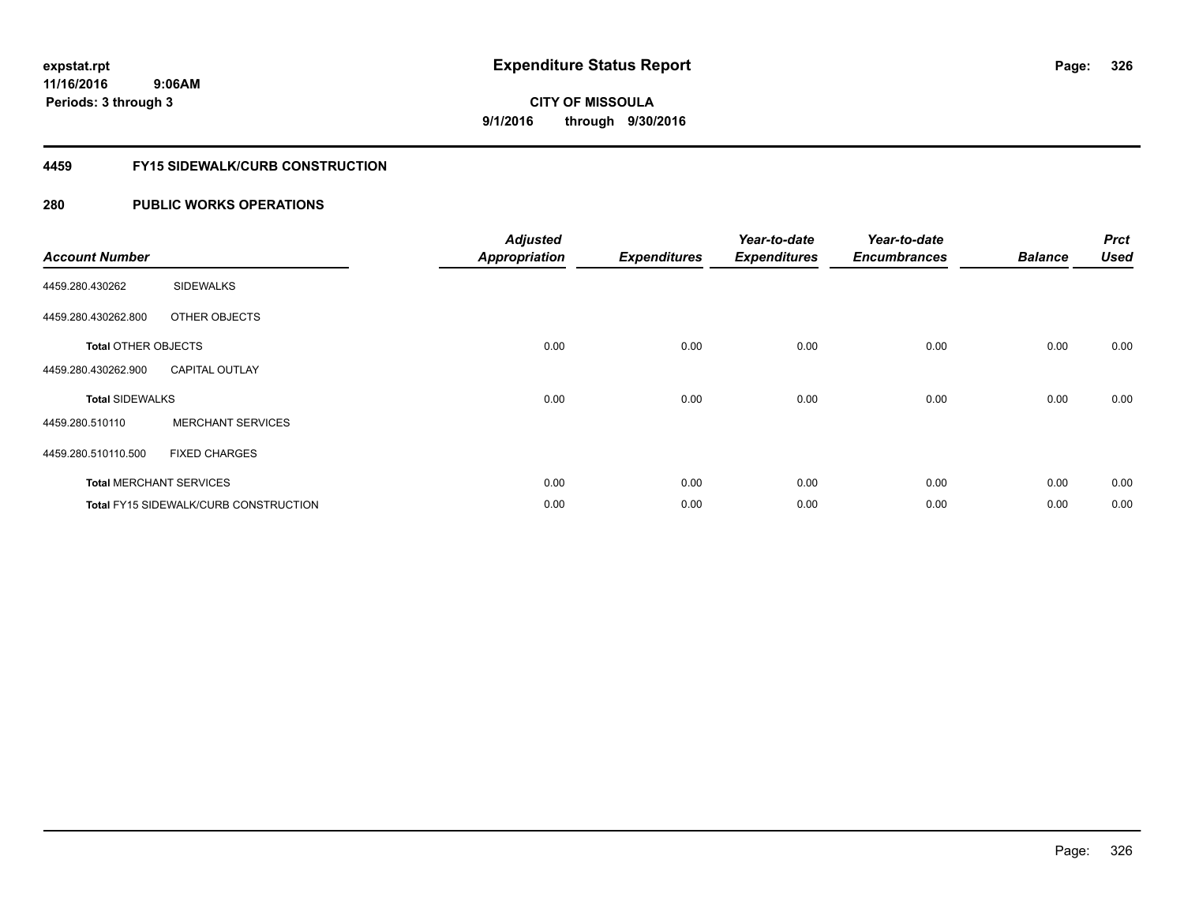# Expenditure Status Report

**CITY OF MISSOULA**

**9/1/2016 through 9/30/2016**

expstat.rpt
11/16/2016 9:06AM
Periods: 3 through 3

## 4459 FY15 SIDEWALK/CURB CONSTRUCTION

### 280 PUBLIC WORKS OPERATIONS

| Account Number | | Adjusted Appropriation | Expenditures | Year-to-date Expenditures | Year-to-date Encumbrances | Balance | Prct Used |
|---|---|---|---|---|---|---|---|
| 4459.280.430262 | SIDEWALKS | | | | | | |
| 4459.280.430262.800 | OTHER OBJECTS | | | | | | |
| **Total** OTHER OBJECTS | | 0.00 | 0.00 | 0.00 | 0.00 | 0.00 | 0.00 |
| 4459.280.430262.900 | CAPITAL OUTLAY | | | | | | |
| **Total** SIDEWALKS | | 0.00 | 0.00 | 0.00 | 0.00 | 0.00 | 0.00 |
| 4459.280.510110 | MERCHANT SERVICES | | | | | | |
| 4459.280.510110.500 | FIXED CHARGES | | | | | | |
| **Total** MERCHANT SERVICES | | 0.00 | 0.00 | 0.00 | 0.00 | 0.00 | 0.00 |
| **Total** FY15 SIDEWALK/CURB CONSTRUCTION | | 0.00 | 0.00 | 0.00 | 0.00 | 0.00 | 0.00 |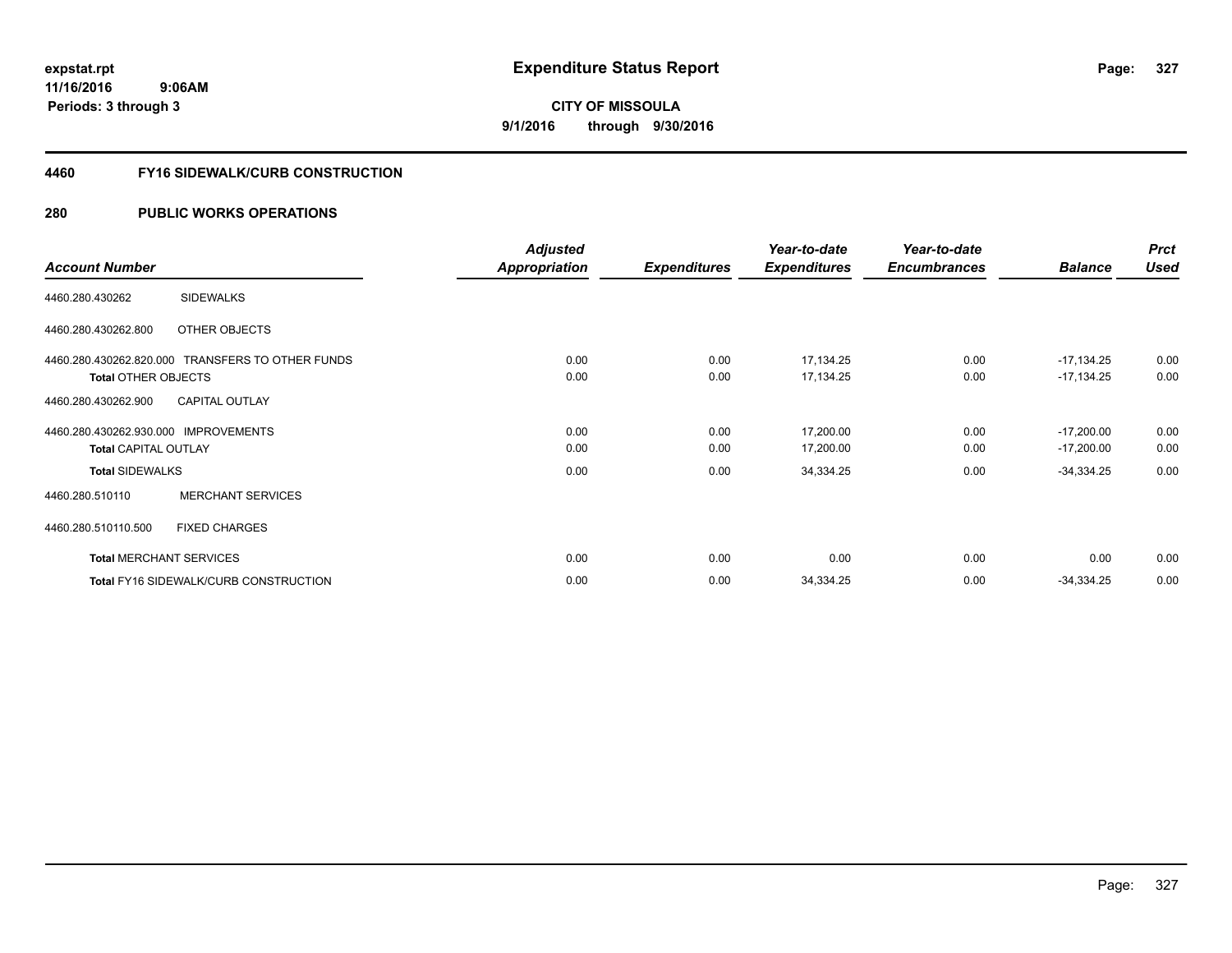# Expenditure Status Report

**CITY OF MISSOULA**

**9/1/2016 through 9/30/2016**

expstat.rpt
11/16/2016 9:06AM
Periods: 3 through 3

## 4460 FY16 SIDEWALK/CURB CONSTRUCTION

## 280 PUBLIC WORKS OPERATIONS

| Account Number | | Adjusted Appropriation | Expenditures | Year-to-date Expenditures | Year-to-date Encumbrances | Balance | Prct Used |
|---|---|---|---|---|---|---|---|
| 4460.280.430262 | SIDEWALKS | | | | | | |
| 4460.280.430262.800 | OTHER OBJECTS | | | | | | |
| 4460.280.430262.820.000 | TRANSFERS TO OTHER FUNDS | 0.00 | 0.00 | 17,134.25 | 0.00 | -17,134.25 | 0.00 |
| **Total** OTHER OBJECTS | | 0.00 | 0.00 | 17,134.25 | 0.00 | -17,134.25 | 0.00 |
| 4460.280.430262.900 | CAPITAL OUTLAY | | | | | | |
| 4460.280.430262.930.000 | IMPROVEMENTS | 0.00 | 0.00 | 17,200.00 | 0.00 | -17,200.00 | 0.00 |
| **Total** CAPITAL OUTLAY | | 0.00 | 0.00 | 17,200.00 | 0.00 | -17,200.00 | 0.00 |
| **Total** SIDEWALKS | | 0.00 | 0.00 | 34,334.25 | 0.00 | -34,334.25 | 0.00 |
| 4460.280.510110 | MERCHANT SERVICES | | | | | | |
| 4460.280.510110.500 | FIXED CHARGES | | | | | | |
| **Total** MERCHANT SERVICES | | 0.00 | 0.00 | 0.00 | 0.00 | 0.00 | 0.00 |
| **Total** FY16 SIDEWALK/CURB CONSTRUCTION | | 0.00 | 0.00 | 34,334.25 | 0.00 | -34,334.25 | 0.00 |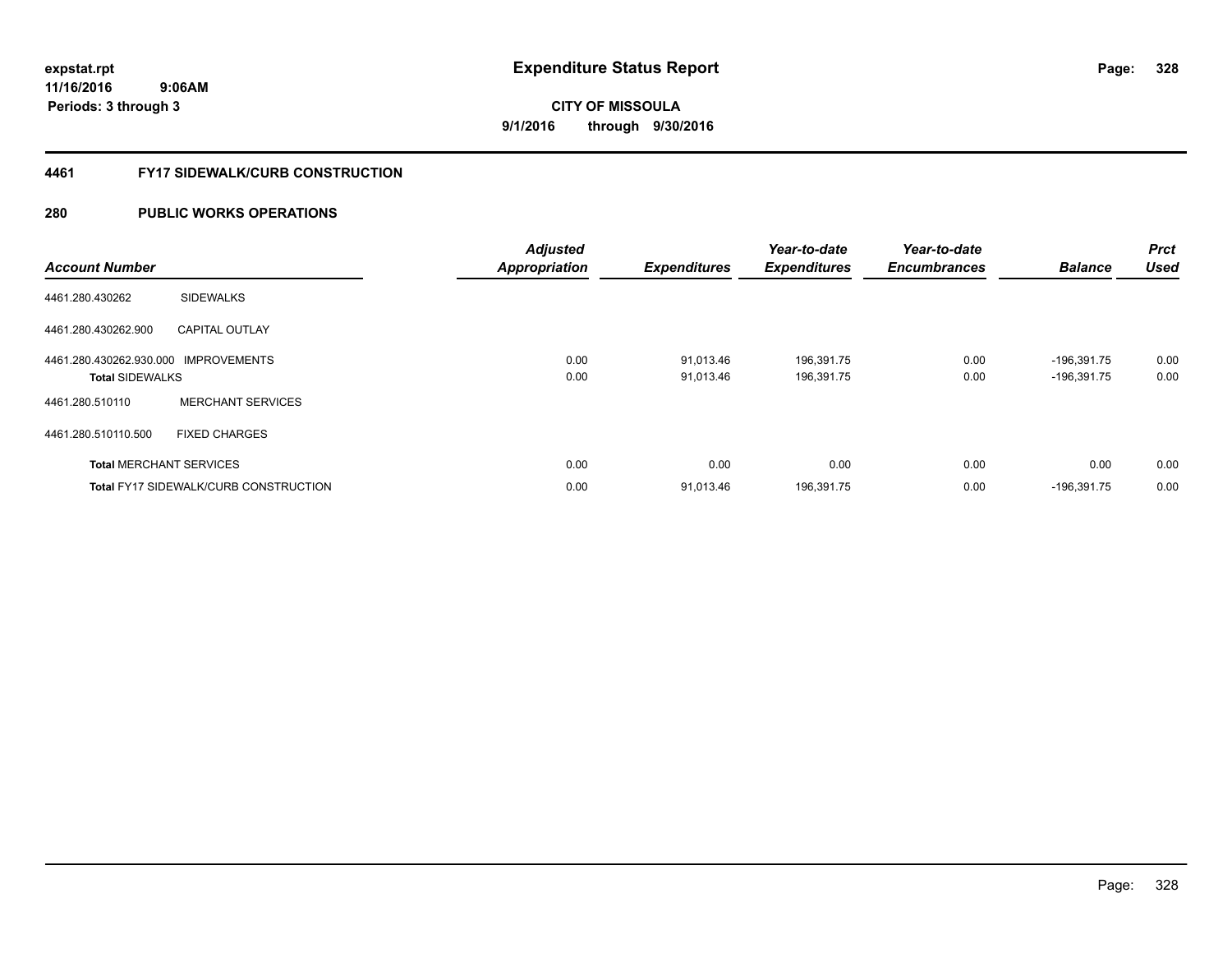# Expenditure Status Report

**CITY OF MISSOULA**

**9/1/2016 through 9/30/2016**

expstat.rpt
11/16/2016 9:06AM
Periods: 3 through 3

## 4461 FY17 SIDEWALK/CURB CONSTRUCTION

## 280 PUBLIC WORKS OPERATIONS

| Account Number | | Adjusted Appropriation | Expenditures | Year-to-date Expenditures | Year-to-date Encumbrances | Balance | Prct Used |
|---|---|---|---|---|---|---|---|
| 4461.280.430262 | SIDEWALKS | | | | | | |
| 4461.280.430262.900 | CAPITAL OUTLAY | | | | | | |
| 4461.280.430262.930.000 | IMPROVEMENTS | 0.00 | 91,013.46 | 196,391.75 | 0.00 | -196,391.75 | 0.00 |
| **Total** SIDEWALKS | | 0.00 | 91,013.46 | 196,391.75 | 0.00 | -196,391.75 | 0.00 |
| 4461.280.510110 | MERCHANT SERVICES | | | | | | |
| 4461.280.510110.500 | FIXED CHARGES | | | | | | |
| **Total** MERCHANT SERVICES | | 0.00 | 0.00 | 0.00 | 0.00 | 0.00 | 0.00 |
| **Total** FY17 SIDEWALK/CURB CONSTRUCTION | | 0.00 | 91,013.46 | 196,391.75 | 0.00 | -196,391.75 | 0.00 |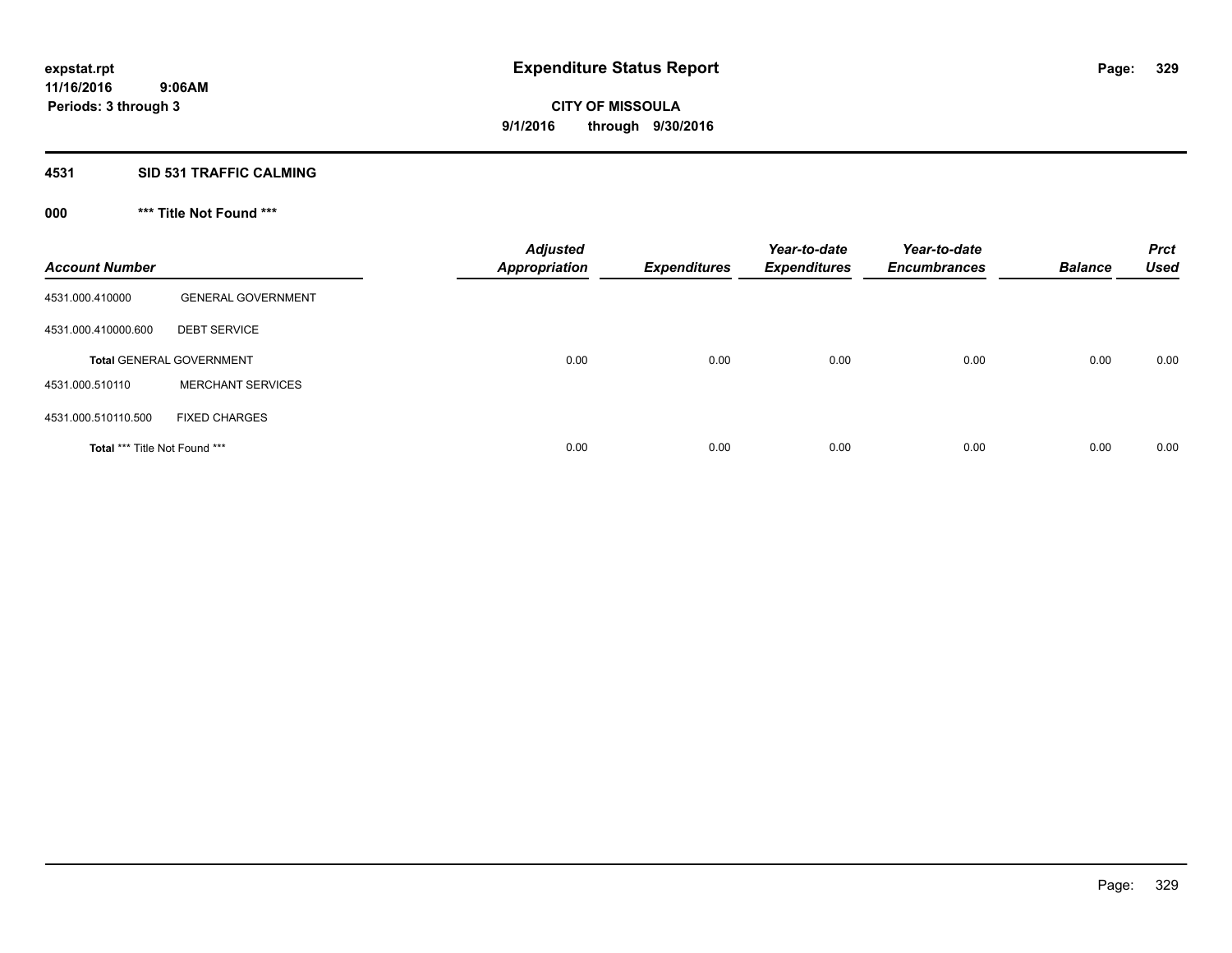# Expenditure Status Report

expstat.rpt
11/16/2016 9:06AM
Periods: 3 through 3

**CITY OF MISSOULA**
**9/1/2016 through 9/30/2016**

## 4531 SID 531 TRAFFIC CALMING

### 000 *** Title Not Found ***

| Account Number | | Adjusted Appropriation | Expenditures | Year-to-date Expenditures | Year-to-date Encumbrances | Balance | Prct Used |
|---|---|---|---|---|---|---|---|
| 4531.000.410000 | GENERAL GOVERNMENT | | | | | | |
| 4531.000.410000.600 | DEBT SERVICE | | | | | | |
| **Total** GENERAL GOVERNMENT | | 0.00 | 0.00 | 0.00 | 0.00 | 0.00 | 0.00 |
| 4531.000.510110 | MERCHANT SERVICES | | | | | | |
| 4531.000.510110.500 | FIXED CHARGES | | | | | | |
| **Total** *** Title Not Found *** | | 0.00 | 0.00 | 0.00 | 0.00 | 0.00 | 0.00 |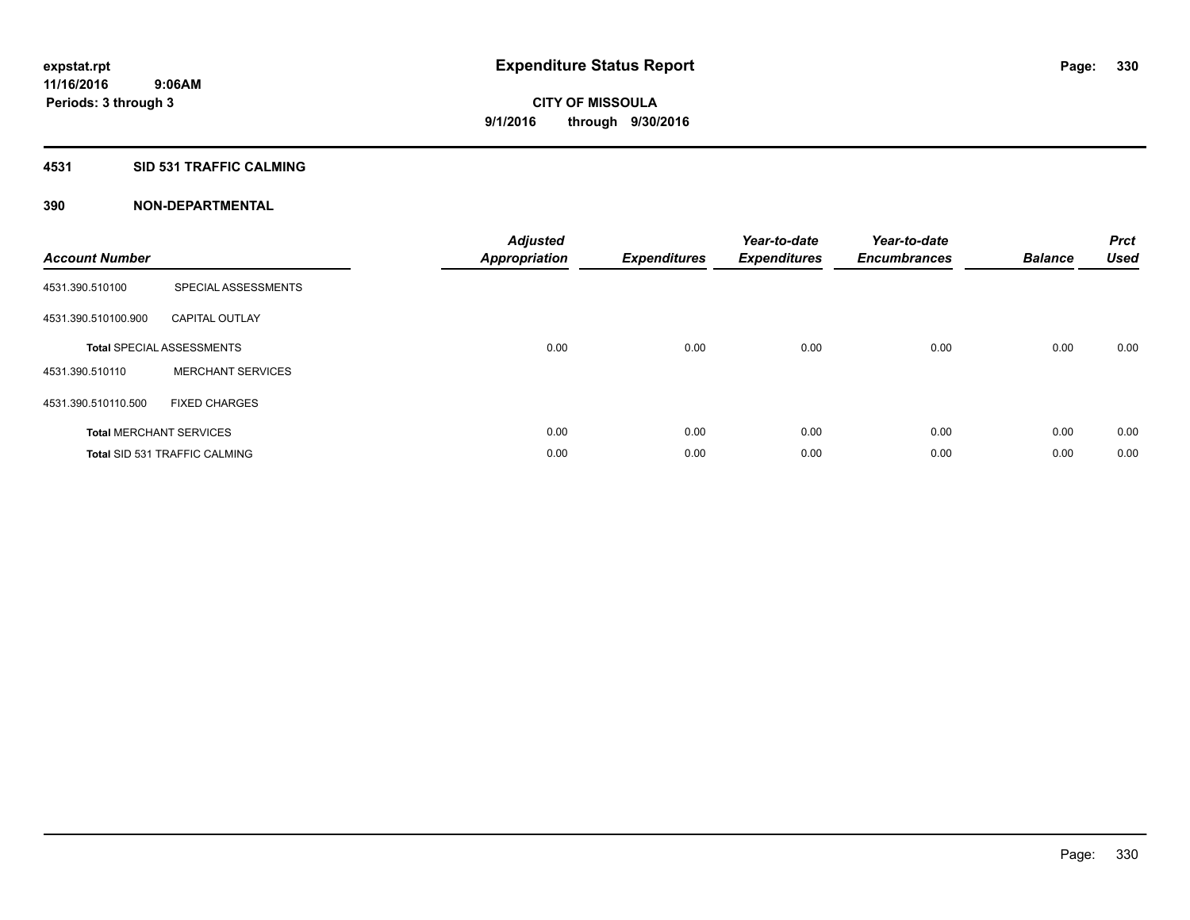expstat.rpt
11/16/2016 9:06AM
Periods: 3 through 3

# Expenditure Status Report

**CITY OF MISSOULA**
**9/1/2016 through 9/30/2016**

## 4531 SID 531 TRAFFIC CALMING

### 390 NON-DEPARTMENTAL

| Account Number | | Adjusted Appropriation | Expenditures | Year-to-date Expenditures | Year-to-date Encumbrances | Balance | Prct Used |
|---|---|---|---|---|---|---|---|
| 4531.390.510100 | SPECIAL ASSESSMENTS | | | | | | |
| 4531.390.510100.900 | CAPITAL OUTLAY | | | | | | |
| **Total** SPECIAL ASSESSMENTS | | 0.00 | 0.00 | 0.00 | 0.00 | 0.00 | 0.00 |
| 4531.390.510110 | MERCHANT SERVICES | | | | | | |
| 4531.390.510110.500 | FIXED CHARGES | | | | | | |
| **Total** MERCHANT SERVICES | | 0.00 | 0.00 | 0.00 | 0.00 | 0.00 | 0.00 |
| **Total** SID 531 TRAFFIC CALMING | | 0.00 | 0.00 | 0.00 | 0.00 | 0.00 | 0.00 |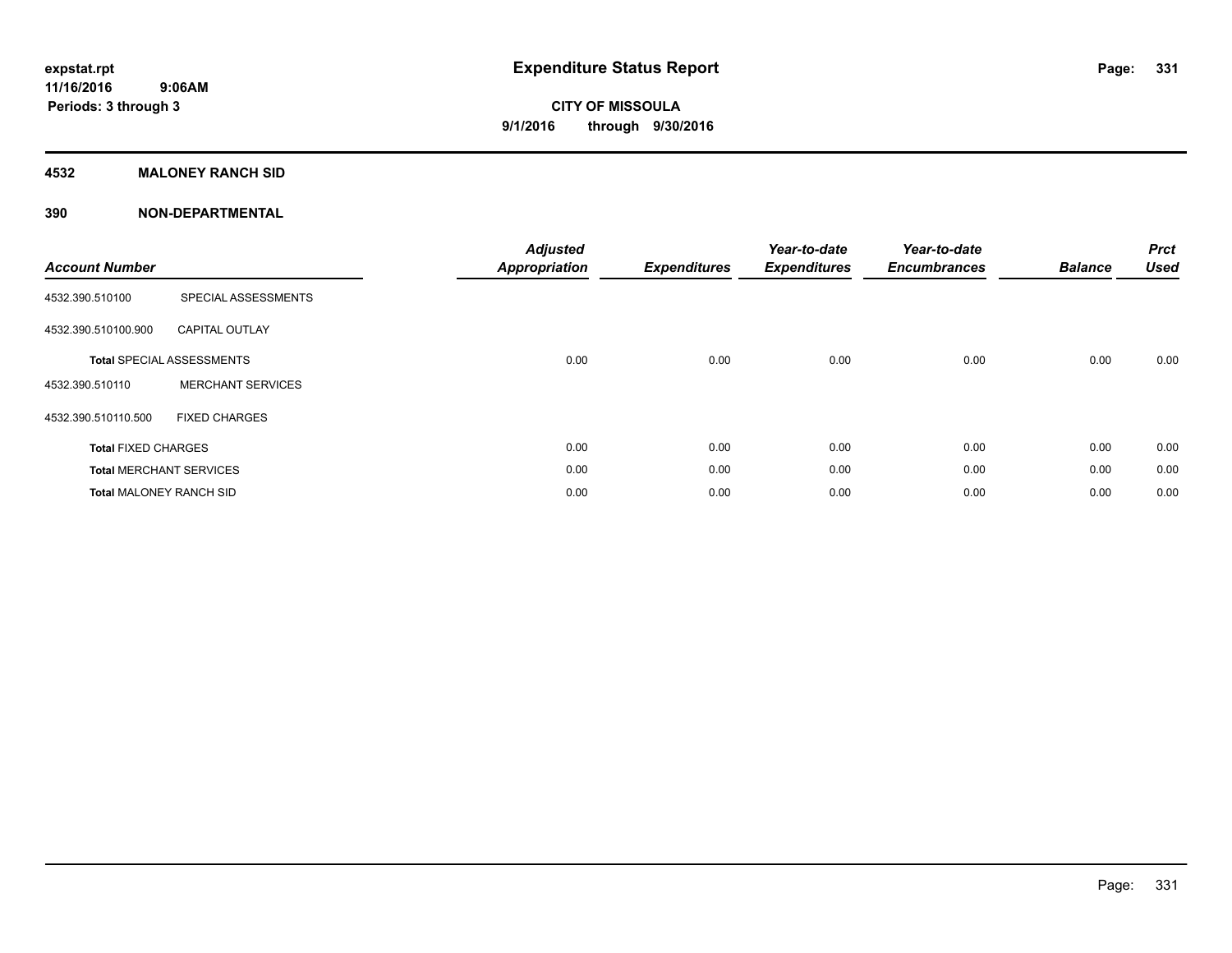# Expenditure Status Report

**CITY OF MISSOULA**

**9/1/2016 through 9/30/2016**

expstat.rpt
11/16/2016 9:06AM
Periods: 3 through 3

## 4532 MALONEY RANCH SID

## 390 NON-DEPARTMENTAL

| Account Number | | Adjusted Appropriation | Expenditures | Year-to-date Expenditures | Year-to-date Encumbrances | Balance | Prct Used |
|---|---|---|---|---|---|---|---|
| 4532.390.510100 | SPECIAL ASSESSMENTS | | | | | | |
| 4532.390.510100.900 | CAPITAL OUTLAY | | | | | | |
| **Total** SPECIAL ASSESSMENTS | | 0.00 | 0.00 | 0.00 | 0.00 | 0.00 | 0.00 |
| 4532.390.510110 | MERCHANT SERVICES | | | | | | |
| 4532.390.510110.500 | FIXED CHARGES | | | | | | |
| **Total** FIXED CHARGES | | 0.00 | 0.00 | 0.00 | 0.00 | 0.00 | 0.00 |
| **Total** MERCHANT SERVICES | | 0.00 | 0.00 | 0.00 | 0.00 | 0.00 | 0.00 |
| **Total** MALONEY RANCH SID | | 0.00 | 0.00 | 0.00 | 0.00 | 0.00 | 0.00 |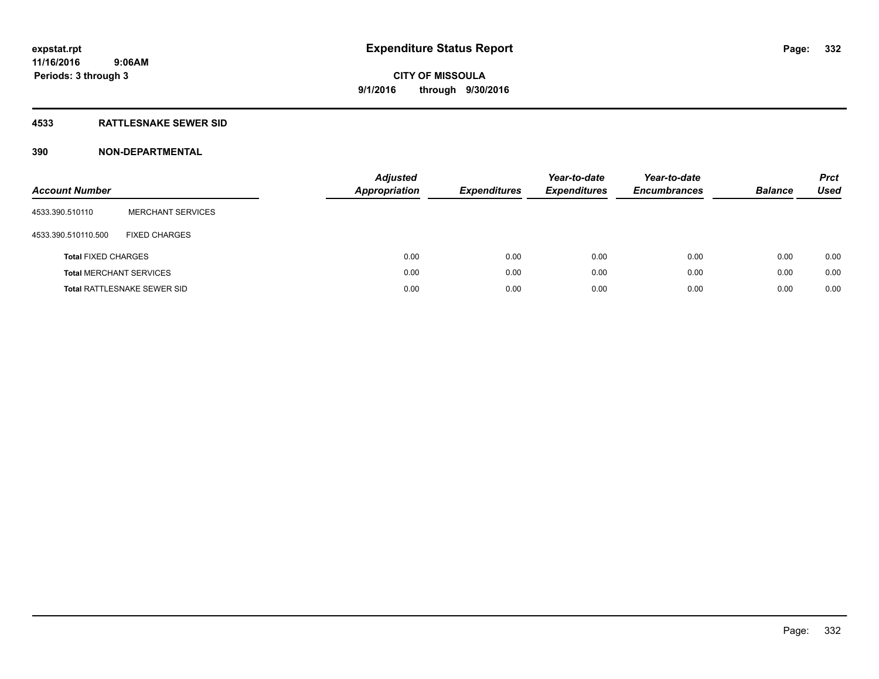expstat.rpt
11/16/2016 9:06AM
Periods: 3 through 3

# Expenditure Status Report

**CITY OF MISSOULA**
**9/1/2016 through 9/30/2016**

## 4533 RATTLESNAKE SEWER SID

## 390 NON-DEPARTMENTAL

| Account Number | | Adjusted Appropriation | Expenditures | Year-to-date Expenditures | Year-to-date Encumbrances | Balance | Prct Used |
|---|---|---|---|---|---|---|---|
| 4533.390.510110 | MERCHANT SERVICES | | | | | | |
| 4533.390.510110.500 | FIXED CHARGES | | | | | | |
| **Total** FIXED CHARGES | | 0.00 | 0.00 | 0.00 | 0.00 | 0.00 | 0.00 |
| **Total** MERCHANT SERVICES | | 0.00 | 0.00 | 0.00 | 0.00 | 0.00 | 0.00 |
| **Total** RATTLESNAKE SEWER SID | | 0.00 | 0.00 | 0.00 | 0.00 | 0.00 | 0.00 |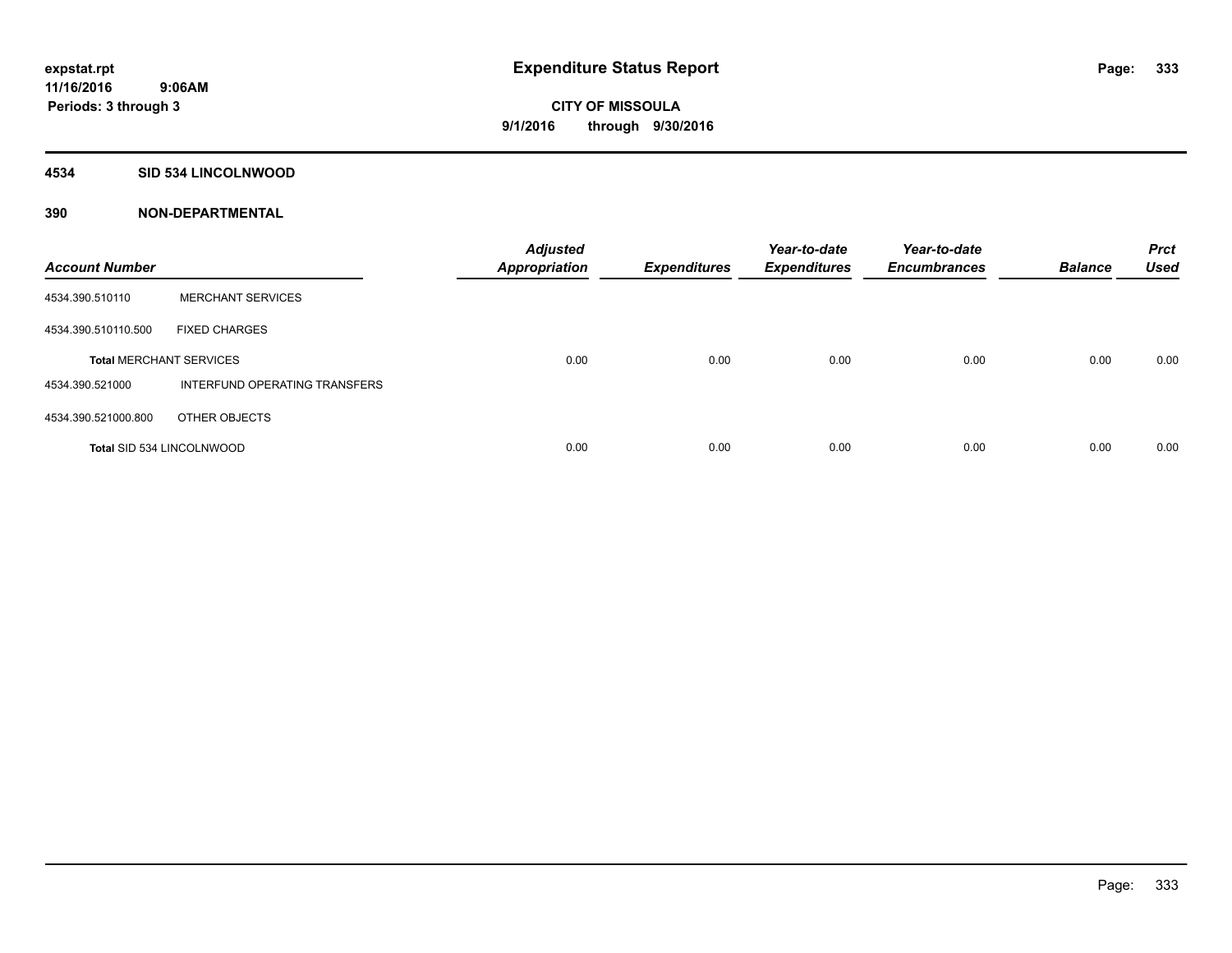# Expenditure Status Report

expstat.rpt
11/16/2016 9:06AM
Periods: 3 through 3

**CITY OF MISSOULA**
**9/1/2016 through 9/30/2016**

## 4534 SID 534 LINCOLNWOOD

### 390 NON-DEPARTMENTAL

| Account Number | | Adjusted Appropriation | Expenditures | Year-to-date Expenditures | Year-to-date Encumbrances | Balance | Prct Used |
|---|---|---|---|---|---|---|---|
| 4534.390.510110 | MERCHANT SERVICES | | | | | | |
| 4534.390.510110.500 | FIXED CHARGES | | | | | | |
| **Total** MERCHANT SERVICES | | 0.00 | 0.00 | 0.00 | 0.00 | 0.00 | 0.00 |
| 4534.390.521000 | INTERFUND OPERATING TRANSFERS | | | | | | |
| 4534.390.521000.800 | OTHER OBJECTS | | | | | | |
| **Total** SID 534 LINCOLNWOOD | | 0.00 | 0.00 | 0.00 | 0.00 | 0.00 | 0.00 |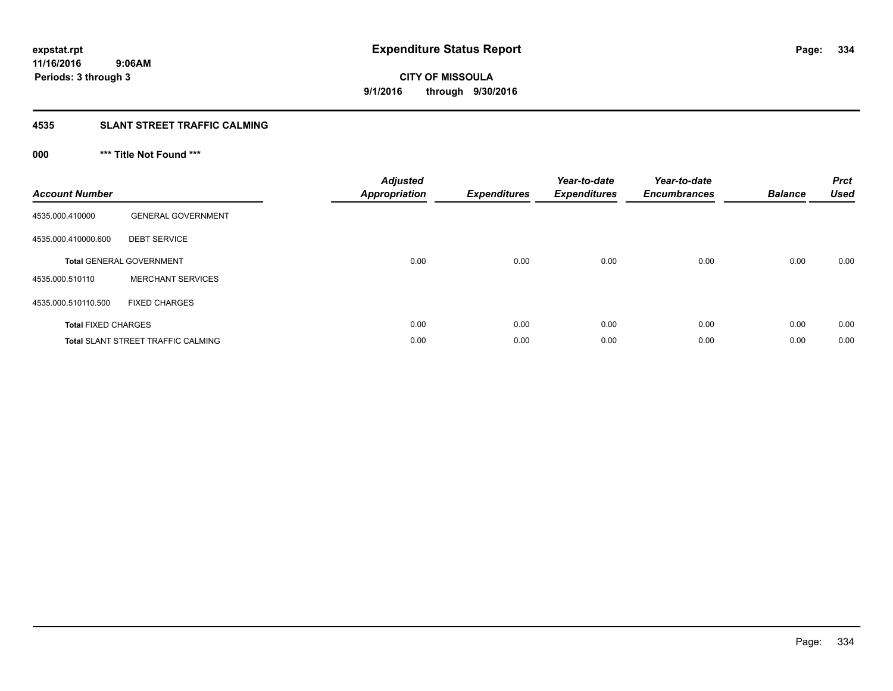expstat.rpt
11/16/2016 9:06AM
Periods: 3 through 3

# Expenditure Status Report

**CITY OF MISSOULA**
**9/1/2016 through 9/30/2016**

## 4535 SLANT STREET TRAFFIC CALMING

### 000 *** Title Not Found ***

| Account Number | | Adjusted Appropriation | Expenditures | Year-to-date Expenditures | Year-to-date Encumbrances | Balance | Prct Used |
|---|---|---|---|---|---|---|---|
| 4535.000.410000 | GENERAL GOVERNMENT | | | | | | |
| 4535.000.410000.600 | DEBT SERVICE | | | | | | |
| **Total** GENERAL GOVERNMENT | | 0.00 | 0.00 | 0.00 | 0.00 | 0.00 | 0.00 |
| 4535.000.510110 | MERCHANT SERVICES | | | | | | |
| 4535.000.510110.500 | FIXED CHARGES | | | | | | |
| **Total** FIXED CHARGES | | 0.00 | 0.00 | 0.00 | 0.00 | 0.00 | 0.00 |
| **Total** SLANT STREET TRAFFIC CALMING | | 0.00 | 0.00 | 0.00 | 0.00 | 0.00 | 0.00 |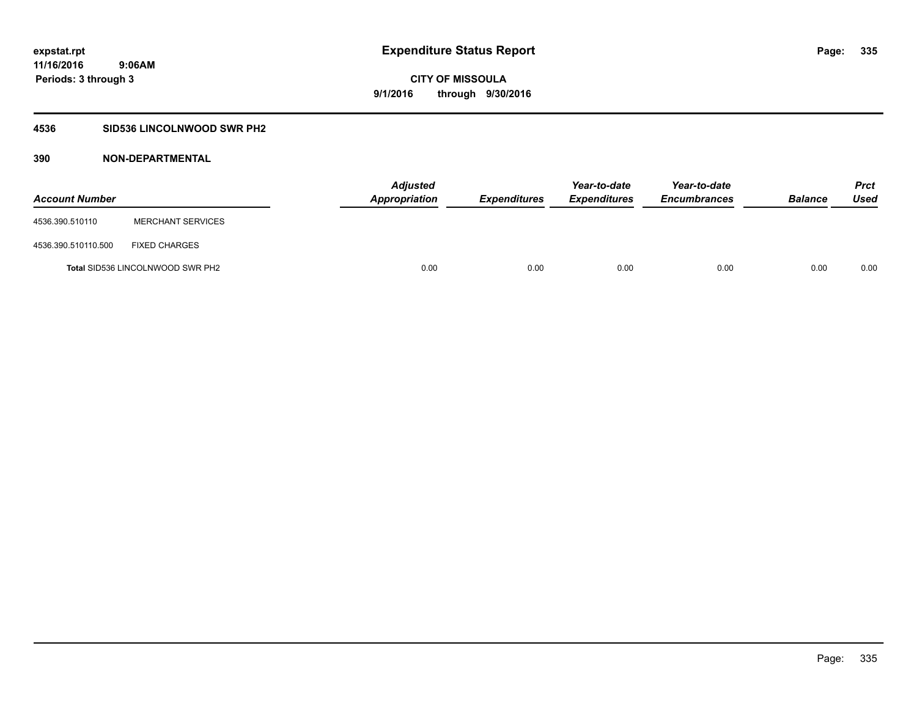**expstat.rpt**
**11/16/2016 9:06AM**
**Periods: 3 through 3**

# Expenditure Status Report

**CITY OF MISSOULA**
**9/1/2016 through 9/30/2016**

## 4536 SID536 LINCOLNWOOD SWR PH2

### 390 NON-DEPARTMENTAL

| Account Number | | Adjusted Appropriation | Expenditures | Year-to-date Expenditures | Year-to-date Encumbrances | Balance | Prct Used |
|---|---|---|---|---|---|---|---|
| 4536.390.510110 | MERCHANT SERVICES | | | | | | |
| 4536.390.510110.500 | FIXED CHARGES | | | | | | |
| **Total** SID536 LINCOLNWOOD SWR PH2 | | 0.00 | 0.00 | 0.00 | 0.00 | 0.00 | 0.00 |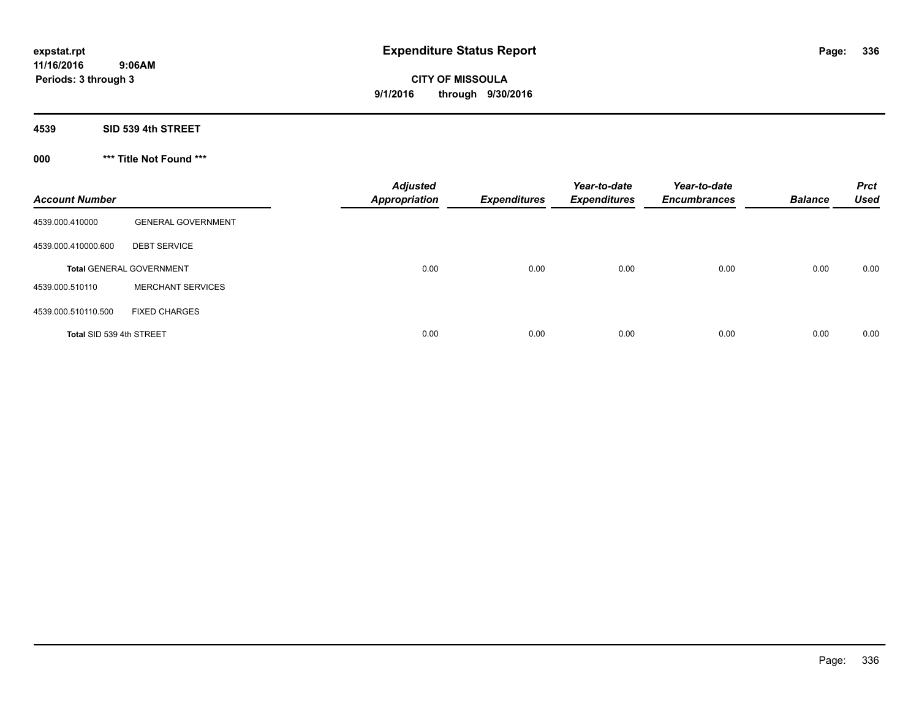**expstat.rpt**
**11/16/2016 9:06AM**
**Periods: 3 through 3**

# Expenditure Status Report

**CITY OF MISSOULA**
**9/1/2016 through 9/30/2016**

## 4539 SID 539 4th STREET

### 000 *** Title Not Found ***

| Account Number | | Adjusted Appropriation | Expenditures | Year-to-date Expenditures | Year-to-date Encumbrances | Balance | Prct Used |
|---|---|---|---|---|---|---|---|
| 4539.000.410000 | GENERAL GOVERNMENT | | | | | | |
| 4539.000.410000.600 | DEBT SERVICE | | | | | | |
| **Total** GENERAL GOVERNMENT | | 0.00 | 0.00 | 0.00 | 0.00 | 0.00 | 0.00 |
| 4539.000.510110 | MERCHANT SERVICES | | | | | | |
| 4539.000.510110.500 | FIXED CHARGES | | | | | | |
| **Total** SID 539 4th STREET | | 0.00 | 0.00 | 0.00 | 0.00 | 0.00 | 0.00 |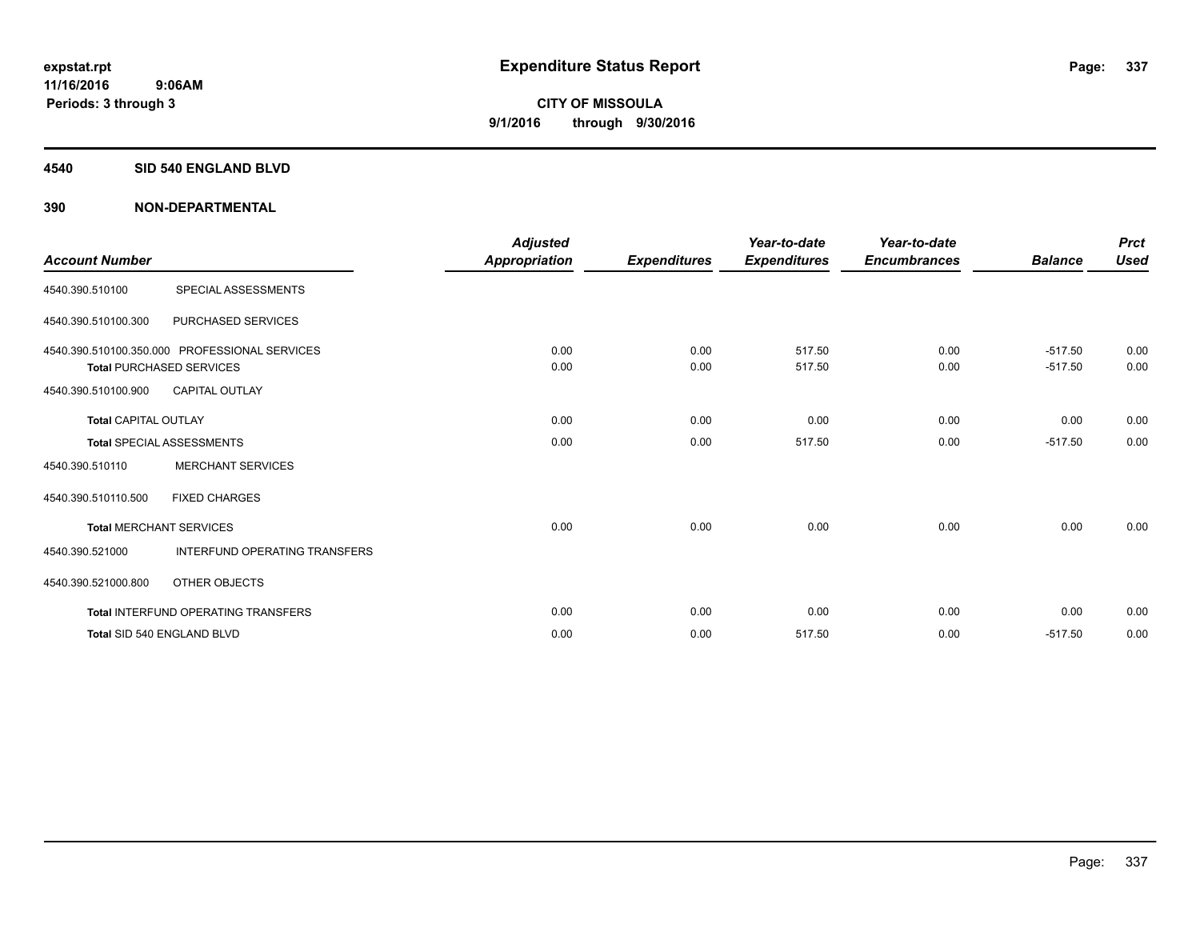**expstat.rpt**
**11/16/2016 9:06AM**
**Periods: 3 through 3**

# Expenditure Status Report

**CITY OF MISSOULA**
**9/1/2016 through 9/30/2016**

## 4540 SID 540 ENGLAND BLVD

## 390 NON-DEPARTMENTAL

| Account Number | | Adjusted Appropriation | Expenditures | Year-to-date Expenditures | Year-to-date Encumbrances | Balance | Prct Used |
|---|---|---|---|---|---|---|---|
| 4540.390.510100 | SPECIAL ASSESSMENTS | | | | | | |
| 4540.390.510100.300 | PURCHASED SERVICES | | | | | | |
| 4540.390.510100.350.000 | PROFESSIONAL SERVICES | 0.00 | 0.00 | 517.50 | 0.00 | -517.50 | 0.00 |
| Total PURCHASED SERVICES | | 0.00 | 0.00 | 517.50 | 0.00 | -517.50 | 0.00 |
| 4540.390.510100.900 | CAPITAL OUTLAY | | | | | | |
| Total CAPITAL OUTLAY | | 0.00 | 0.00 | 0.00 | 0.00 | 0.00 | 0.00 |
| Total SPECIAL ASSESSMENTS | | 0.00 | 0.00 | 517.50 | 0.00 | -517.50 | 0.00 |
| 4540.390.510110 | MERCHANT SERVICES | | | | | | |
| 4540.390.510110.500 | FIXED CHARGES | | | | | | |
| Total MERCHANT SERVICES | | 0.00 | 0.00 | 0.00 | 0.00 | 0.00 | 0.00 |
| 4540.390.521000 | INTERFUND OPERATING TRANSFERS | | | | | | |
| 4540.390.521000.800 | OTHER OBJECTS | | | | | | |
| Total INTERFUND OPERATING TRANSFERS | | 0.00 | 0.00 | 0.00 | 0.00 | 0.00 | 0.00 |
| Total SID 540 ENGLAND BLVD | | 0.00 | 0.00 | 517.50 | 0.00 | -517.50 | 0.00 |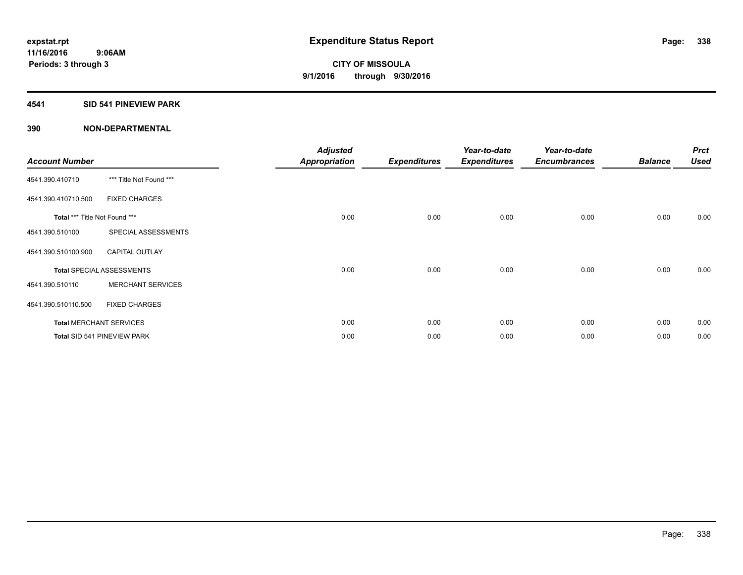expstat.rpt
11/16/2016 9:06AM
Periods: 3 through 3

# Expenditure Status Report

**CITY OF MISSOULA**
**9/1/2016 through 9/30/2016**

## 4541 SID 541 PINEVIEW PARK

## 390 NON-DEPARTMENTAL

| Account Number | | Adjusted Appropriation | Expenditures | Year-to-date Expenditures | Year-to-date Encumbrances | Balance | Prct Used |
|---|---|---|---|---|---|---|---|
| 4541.390.410710 | *** Title Not Found *** | | | | | | |
| 4541.390.410710.500 | FIXED CHARGES | | | | | | |
| Total *** Title Not Found *** | | 0.00 | 0.00 | 0.00 | 0.00 | 0.00 | 0.00 |
| 4541.390.510100 | SPECIAL ASSESSMENTS | | | | | | |
| 4541.390.510100.900 | CAPITAL OUTLAY | | | | | | |
| Total SPECIAL ASSESSMENTS | | 0.00 | 0.00 | 0.00 | 0.00 | 0.00 | 0.00 |
| 4541.390.510110 | MERCHANT SERVICES | | | | | | |
| 4541.390.510110.500 | FIXED CHARGES | | | | | | |
| Total MERCHANT SERVICES | | 0.00 | 0.00 | 0.00 | 0.00 | 0.00 | 0.00 |
| Total SID 541 PINEVIEW PARK | | 0.00 | 0.00 | 0.00 | 0.00 | 0.00 | 0.00 |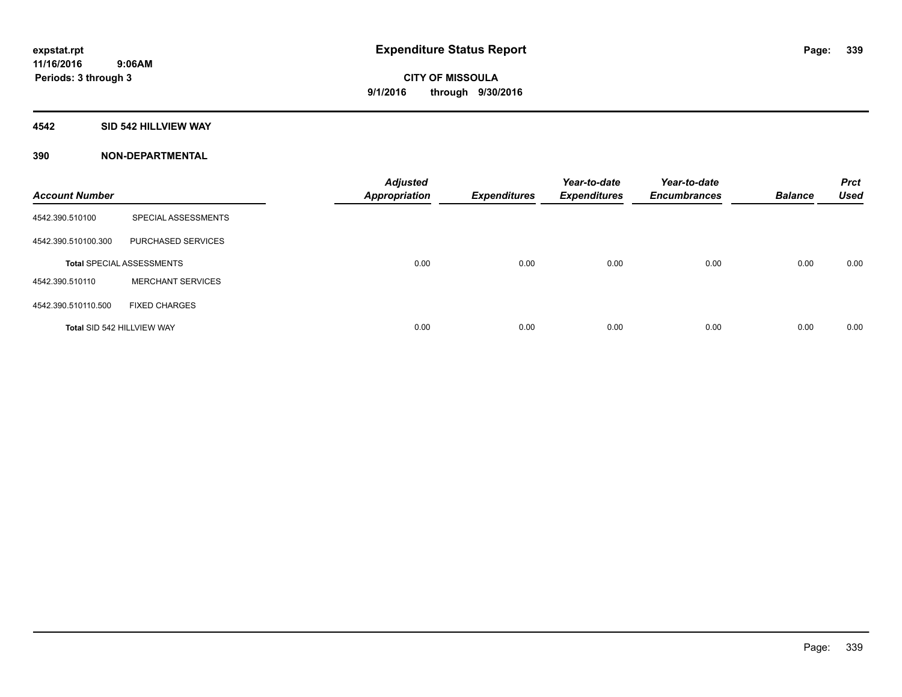**expstat.rpt**
**11/16/2016 9:06AM**
**Periods: 3 through 3**

# Expenditure Status Report

**CITY OF MISSOULA**
**9/1/2016 through 9/30/2016**

## 4542 SID 542 HILLVIEW WAY

### 390 NON-DEPARTMENTAL

| Account Number | | Adjusted Appropriation | Expenditures | Year-to-date Expenditures | Year-to-date Encumbrances | Balance | Prct Used |
|---|---|---|---|---|---|---|---|
| 4542.390.510100 | SPECIAL ASSESSMENTS | | | | | | |
| 4542.390.510100.300 | PURCHASED SERVICES | | | | | | |
| **Total** SPECIAL ASSESSMENTS | | 0.00 | 0.00 | 0.00 | 0.00 | 0.00 | 0.00 |
| 4542.390.510110 | MERCHANT SERVICES | | | | | | |
| 4542.390.510110.500 | FIXED CHARGES | | | | | | |
| **Total** SID 542 HILLVIEW WAY | | 0.00 | 0.00 | 0.00 | 0.00 | 0.00 | 0.00 |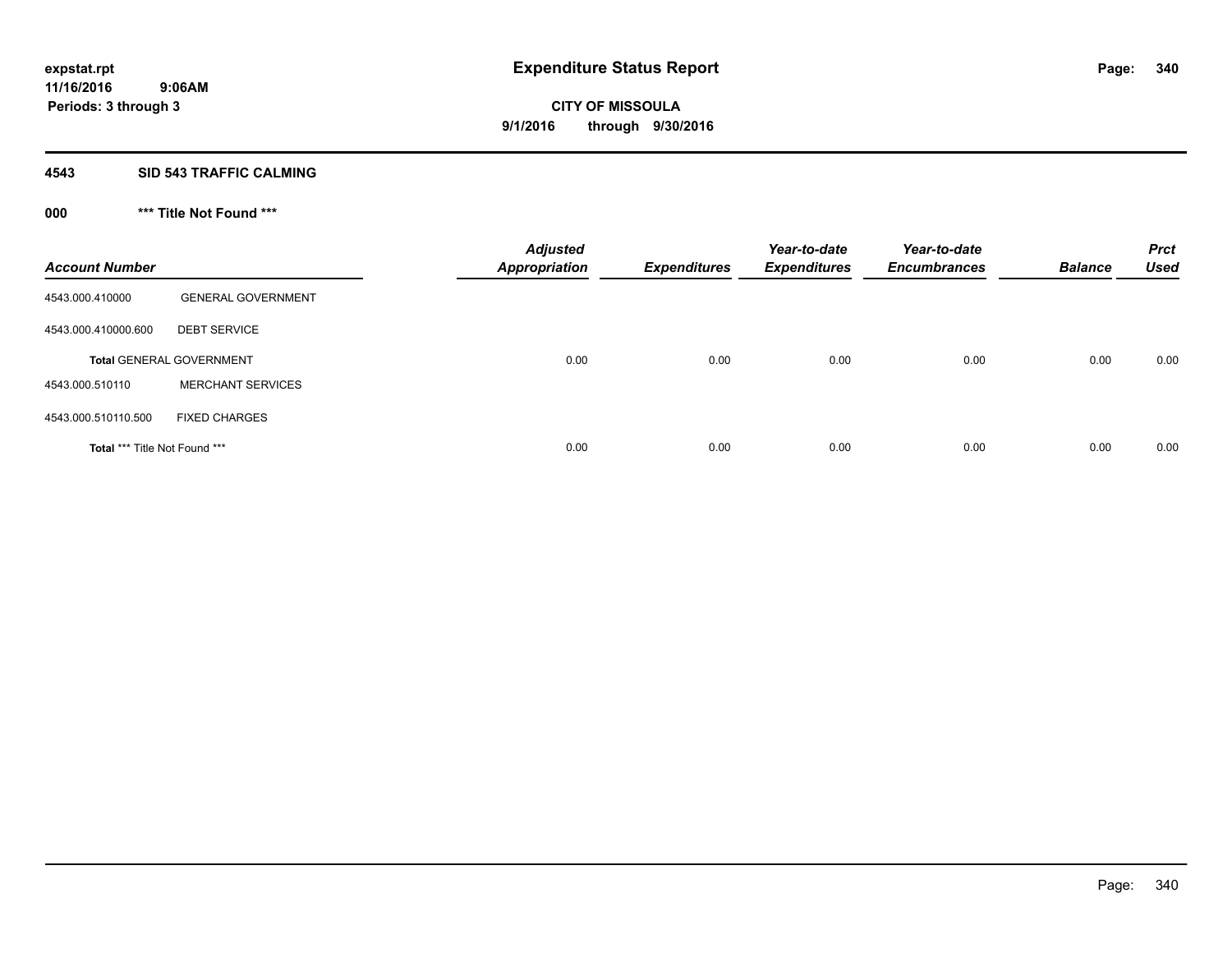# Expenditure Status Report

expstat.rpt
11/16/2016 9:06AM
Periods: 3 through 3

**CITY OF MISSOULA**
**9/1/2016 through 9/30/2016**

## 4543 SID 543 TRAFFIC CALMING

### 000 *** Title Not Found ***

| Account Number | | Adjusted Appropriation | Expenditures | Year-to-date Expenditures | Year-to-date Encumbrances | Balance | Prct Used |
|---|---|---|---|---|---|---|---|
| 4543.000.410000 | GENERAL GOVERNMENT | | | | | | |
| 4543.000.410000.600 | DEBT SERVICE | | | | | | |
| **Total** GENERAL GOVERNMENT | | 0.00 | 0.00 | 0.00 | 0.00 | 0.00 | 0.00 |
| 4543.000.510110 | MERCHANT SERVICES | | | | | | |
| 4543.000.510110.500 | FIXED CHARGES | | | | | | |
| **Total** *** Title Not Found *** | | 0.00 | 0.00 | 0.00 | 0.00 | 0.00 | 0.00 |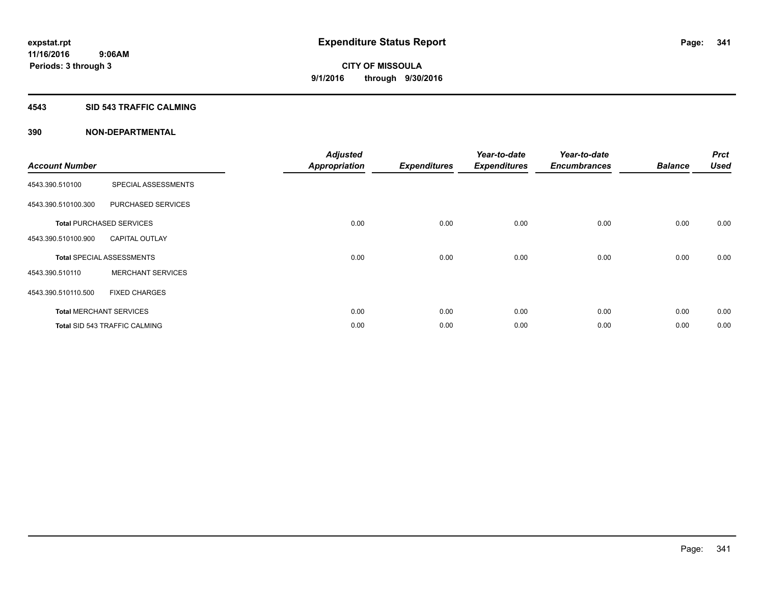# Expenditure Status Report

expstat.rpt
11/16/2016 9:06AM
Periods: 3 through 3

**CITY OF MISSOULA**
**9/1/2016 through 9/30/2016**

## 4543 SID 543 TRAFFIC CALMING

## 390 NON-DEPARTMENTAL

| Account Number | | Adjusted Appropriation | Expenditures | Year-to-date Expenditures | Year-to-date Encumbrances | Balance | Prct Used |
|---|---|---|---|---|---|---|---|
| 4543.390.510100 | SPECIAL ASSESSMENTS | | | | | | |
| 4543.390.510100.300 | PURCHASED SERVICES | | | | | | |
| **Total** PURCHASED SERVICES | | 0.00 | 0.00 | 0.00 | 0.00 | 0.00 | 0.00 |
| 4543.390.510100.900 | CAPITAL OUTLAY | | | | | | |
| **Total** SPECIAL ASSESSMENTS | | 0.00 | 0.00 | 0.00 | 0.00 | 0.00 | 0.00 |
| 4543.390.510110 | MERCHANT SERVICES | | | | | | |
| 4543.390.510110.500 | FIXED CHARGES | | | | | | |
| **Total** MERCHANT SERVICES | | 0.00 | 0.00 | 0.00 | 0.00 | 0.00 | 0.00 |
| **Total** SID 543 TRAFFIC CALMING | | 0.00 | 0.00 | 0.00 | 0.00 | 0.00 | 0.00 |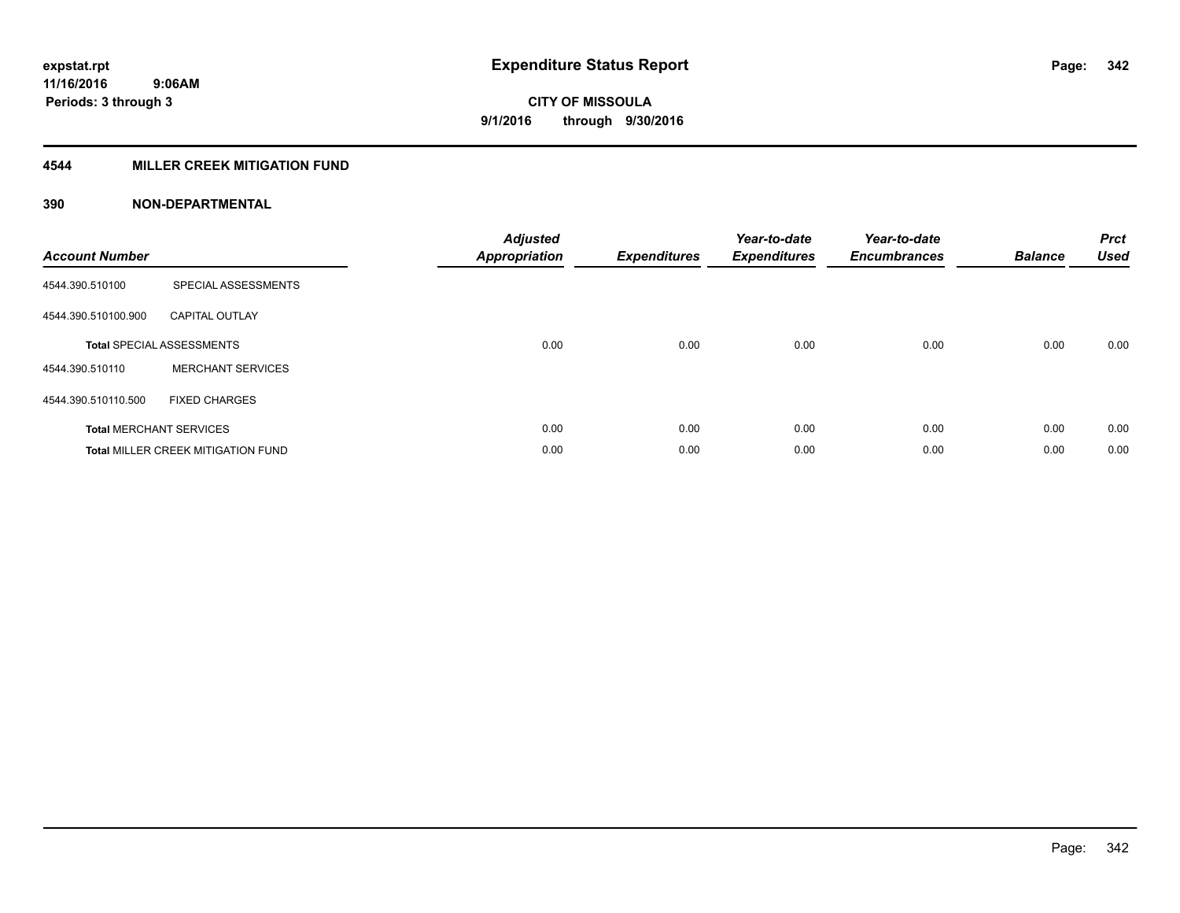# Expenditure Status Report

expstat.rpt
11/16/2016 9:06AM
Periods: 3 through 3

**CITY OF MISSOULA**
**9/1/2016 through 9/30/2016**

## 4544 MILLER CREEK MITIGATION FUND

### 390 NON-DEPARTMENTAL

| Account Number | | Adjusted Appropriation | Expenditures | Year-to-date Expenditures | Year-to-date Encumbrances | Balance | Prct Used |
|---|---|---|---|---|---|---|---|
| 4544.390.510100 | SPECIAL ASSESSMENTS | | | | | | |
| 4544.390.510100.900 | CAPITAL OUTLAY | | | | | | |
| **Total** SPECIAL ASSESSMENTS | | 0.00 | 0.00 | 0.00 | 0.00 | 0.00 | 0.00 |
| 4544.390.510110 | MERCHANT SERVICES | | | | | | |
| 4544.390.510110.500 | FIXED CHARGES | | | | | | |
| **Total** MERCHANT SERVICES | | 0.00 | 0.00 | 0.00 | 0.00 | 0.00 | 0.00 |
| **Total** MILLER CREEK MITIGATION FUND | | 0.00 | 0.00 | 0.00 | 0.00 | 0.00 | 0.00 |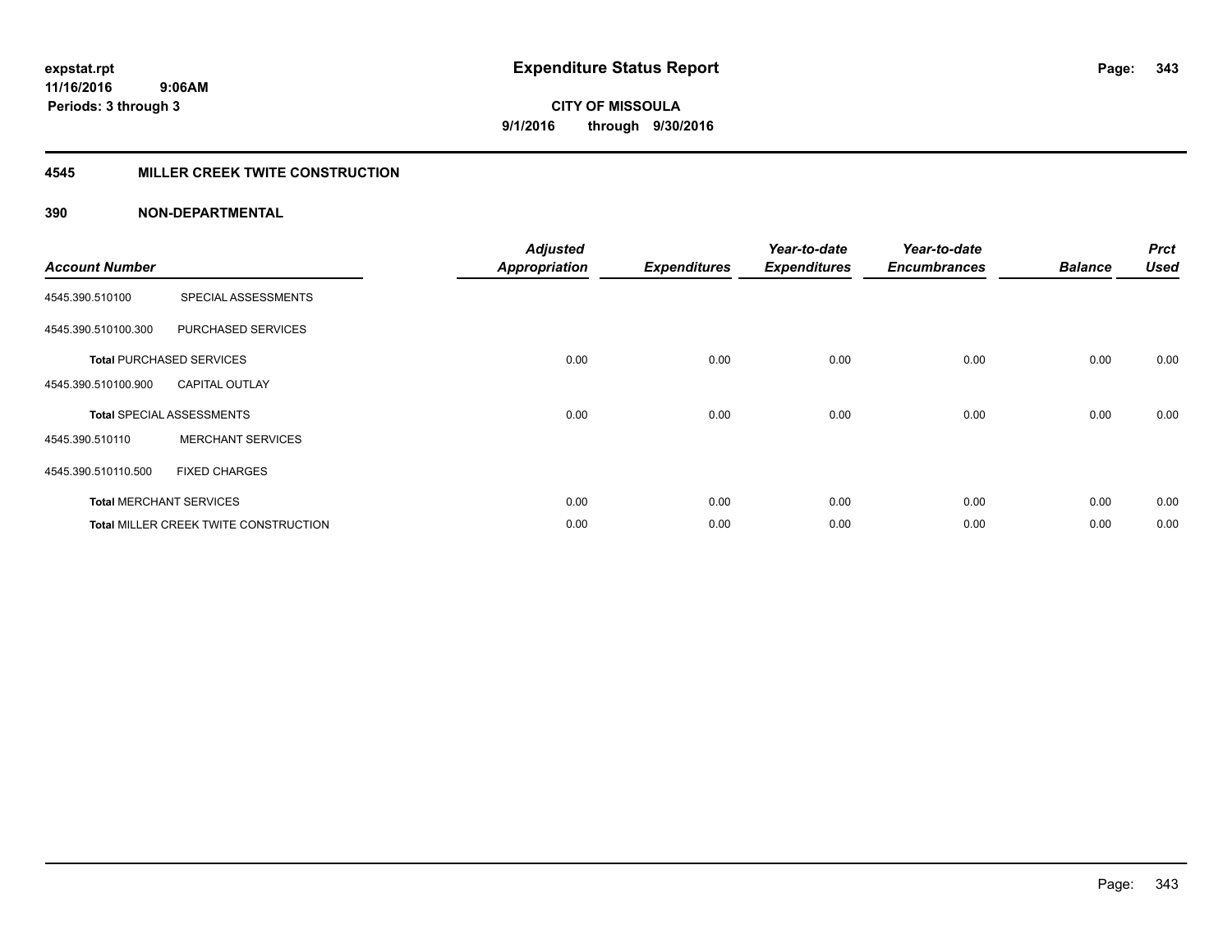# Expenditure Status Report

expstat.rpt
11/16/2016 9:06AM
Periods: 3 through 3

**CITY OF MISSOULA**
**9/1/2016 through 9/30/2016**

## 4545 MILLER CREEK TWITE CONSTRUCTION

### 390 NON-DEPARTMENTAL

| Account Number | | Adjusted Appropriation | Expenditures | Year-to-date Expenditures | Year-to-date Encumbrances | Balance | Prct Used |
|---|---|---|---|---|---|---|---|
| 4545.390.510100 | SPECIAL ASSESSMENTS | | | | | | |
| 4545.390.510100.300 | PURCHASED SERVICES | | | | | | |
| **Total** PURCHASED SERVICES | | 0.00 | 0.00 | 0.00 | 0.00 | 0.00 | 0.00 |
| 4545.390.510100.900 | CAPITAL OUTLAY | | | | | | |
| **Total** SPECIAL ASSESSMENTS | | 0.00 | 0.00 | 0.00 | 0.00 | 0.00 | 0.00 |
| 4545.390.510110 | MERCHANT SERVICES | | | | | | |
| 4545.390.510110.500 | FIXED CHARGES | | | | | | |
| **Total** MERCHANT SERVICES | | 0.00 | 0.00 | 0.00 | 0.00 | 0.00 | 0.00 |
| **Total** MILLER CREEK TWITE CONSTRUCTION | | 0.00 | 0.00 | 0.00 | 0.00 | 0.00 | 0.00 |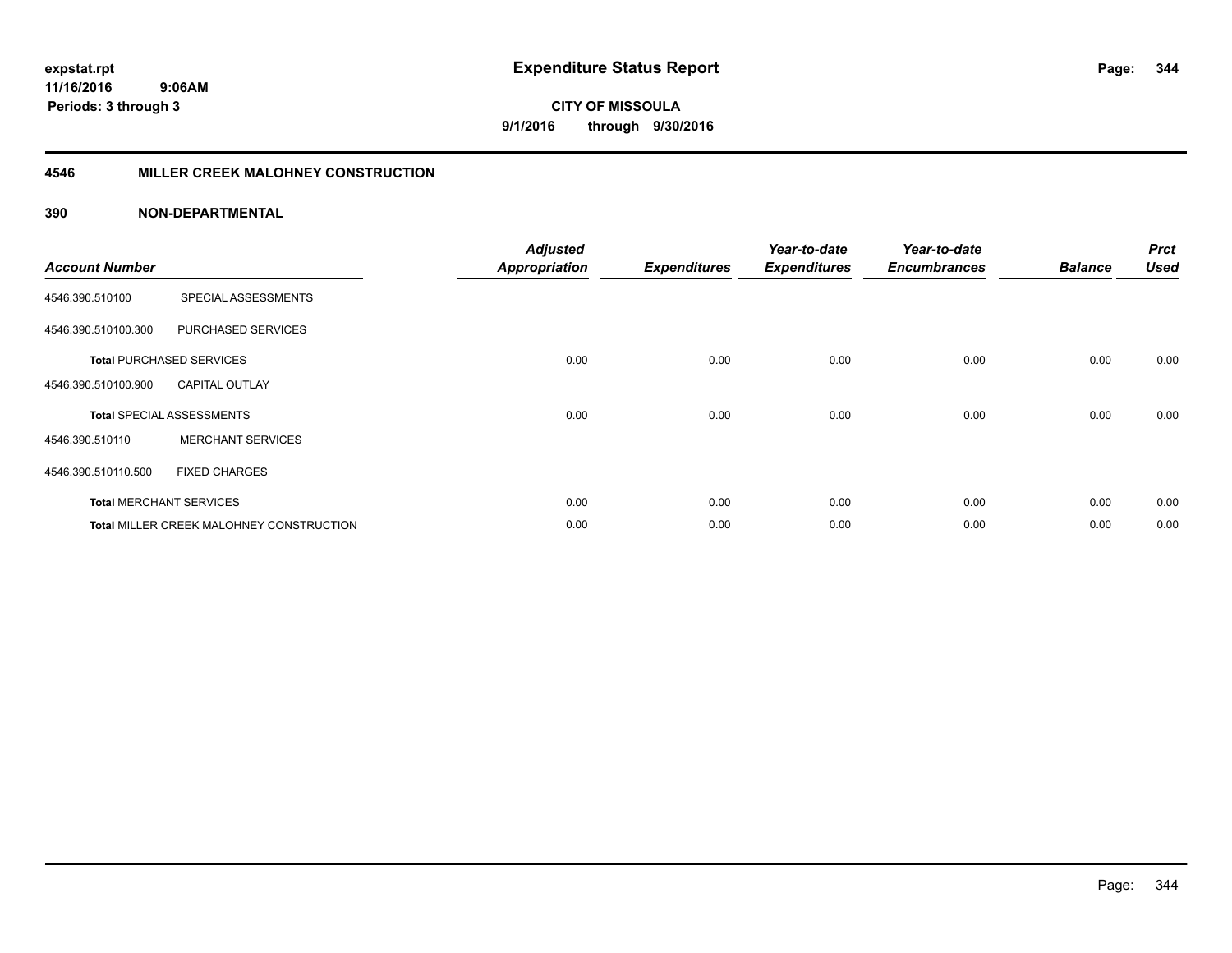# Expenditure Status Report

expstat.rpt
11/16/2016 9:06AM
Periods: 3 through 3

**CITY OF MISSOULA**
**9/1/2016 through 9/30/2016**

## 4546 MILLER CREEK MALOHNEY CONSTRUCTION

### 390 NON-DEPARTMENTAL

| Account Number | | Adjusted Appropriation | Expenditures | Year-to-date Expenditures | Year-to-date Encumbrances | Balance | Prct Used |
|---|---|---|---|---|---|---|---|
| 4546.390.510100 | SPECIAL ASSESSMENTS | | | | | | |
| 4546.390.510100.300 | PURCHASED SERVICES | | | | | | |
| **Total** PURCHASED SERVICES | | 0.00 | 0.00 | 0.00 | 0.00 | 0.00 | 0.00 |
| 4546.390.510100.900 | CAPITAL OUTLAY | | | | | | |
| **Total** SPECIAL ASSESSMENTS | | 0.00 | 0.00 | 0.00 | 0.00 | 0.00 | 0.00 |
| 4546.390.510110 | MERCHANT SERVICES | | | | | | |
| 4546.390.510110.500 | FIXED CHARGES | | | | | | |
| **Total** MERCHANT SERVICES | | 0.00 | 0.00 | 0.00 | 0.00 | 0.00 | 0.00 |
| **Total** MILLER CREEK MALOHNEY CONSTRUCTION | | 0.00 | 0.00 | 0.00 | 0.00 | 0.00 | 0.00 |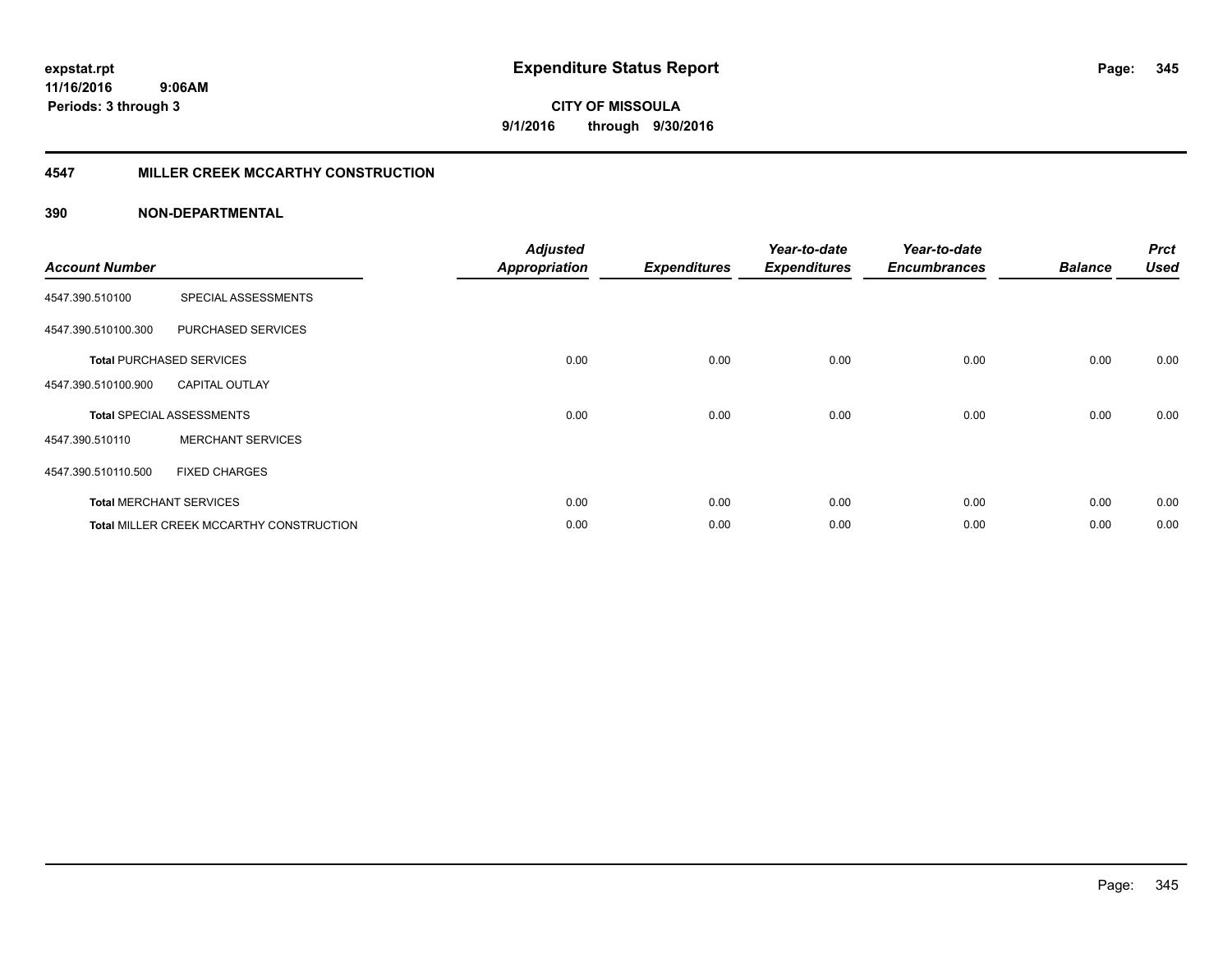**expstat.rpt**
**11/16/2016 9:06AM**
**Periods: 3 through 3**

# Expenditure Status Report

**CITY OF MISSOULA**
**9/1/2016 through 9/30/2016**

## 4547 MILLER CREEK MCCARTHY CONSTRUCTION

### 390 NON-DEPARTMENTAL

| Account Number | | Adjusted Appropriation | Expenditures | Year-to-date Expenditures | Year-to-date Encumbrances | Balance | Prct Used |
|---|---|---|---|---|---|---|---|
| 4547.390.510100 | SPECIAL ASSESSMENTS | | | | | | |
| 4547.390.510100.300 | PURCHASED SERVICES | | | | | | |
| **Total** PURCHASED SERVICES | | 0.00 | 0.00 | 0.00 | 0.00 | 0.00 | 0.00 |
| 4547.390.510100.900 | CAPITAL OUTLAY | | | | | | |
| **Total** SPECIAL ASSESSMENTS | | 0.00 | 0.00 | 0.00 | 0.00 | 0.00 | 0.00 |
| 4547.390.510110 | MERCHANT SERVICES | | | | | | |
| 4547.390.510110.500 | FIXED CHARGES | | | | | | |
| **Total** MERCHANT SERVICES | | 0.00 | 0.00 | 0.00 | 0.00 | 0.00 | 0.00 |
| **Total** MILLER CREEK MCCARTHY CONSTRUCTION | | 0.00 | 0.00 | 0.00 | 0.00 | 0.00 | 0.00 |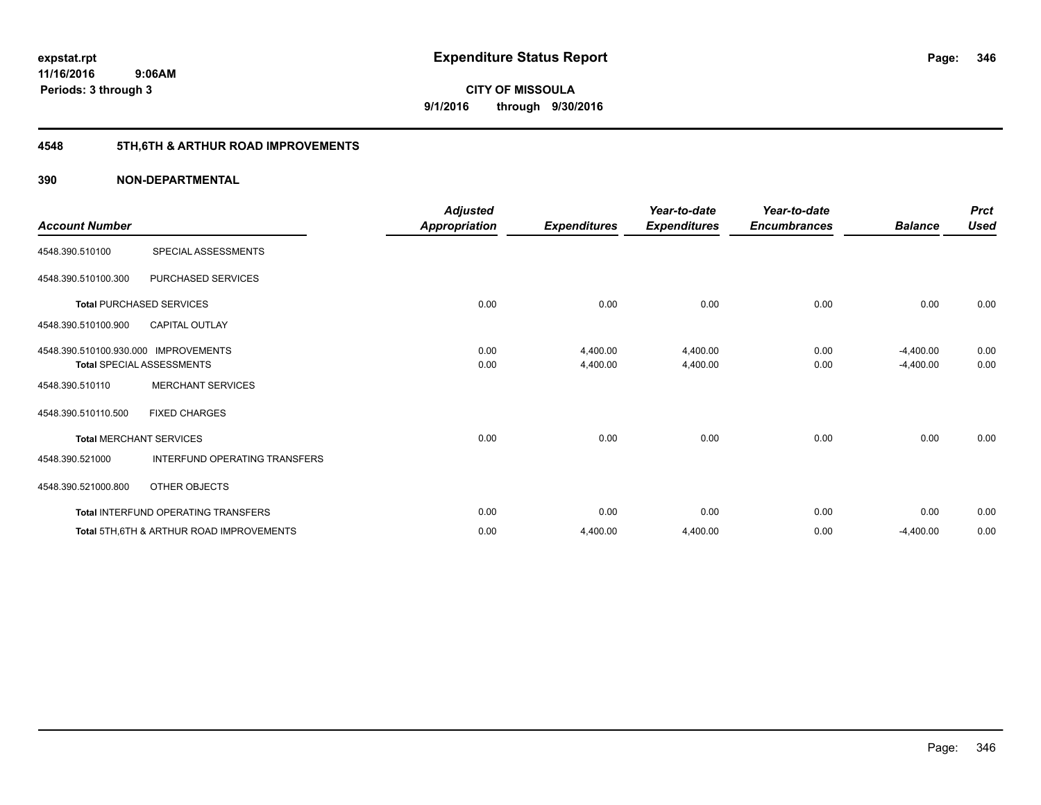**expstat.rpt**
**11/16/2016 9:06AM**
**Periods: 3 through 3**

# Expenditure Status Report

**CITY OF MISSOULA**
**9/1/2016 through 9/30/2016**

## 4548 5TH,6TH & ARTHUR ROAD IMPROVEMENTS

### 390 NON-DEPARTMENTAL

| Account Number | | Adjusted Appropriation | Expenditures | Year-to-date Expenditures | Year-to-date Encumbrances | Balance | Prct Used |
|---|---|---|---|---|---|---|---|
| 4548.390.510100 | SPECIAL ASSESSMENTS | | | | | | |
| 4548.390.510100.300 | PURCHASED SERVICES | | | | | | |
| **Total** PURCHASED SERVICES | | 0.00 | 0.00 | 0.00 | 0.00 | 0.00 | 0.00 |
| 4548.390.510100.900 | CAPITAL OUTLAY | | | | | | |
| 4548.390.510100.930.000 | IMPROVEMENTS | 0.00 | 4,400.00 | 4,400.00 | 0.00 | -4,400.00 | 0.00 |
| **Total** SPECIAL ASSESSMENTS | | 0.00 | 4,400.00 | 4,400.00 | 0.00 | -4,400.00 | 0.00 |
| 4548.390.510110 | MERCHANT SERVICES | | | | | | |
| 4548.390.510110.500 | FIXED CHARGES | | | | | | |
| **Total** MERCHANT SERVICES | | 0.00 | 0.00 | 0.00 | 0.00 | 0.00 | 0.00 |
| 4548.390.521000 | INTERFUND OPERATING TRANSFERS | | | | | | |
| 4548.390.521000.800 | OTHER OBJECTS | | | | | | |
| **Total** INTERFUND OPERATING TRANSFERS | | 0.00 | 0.00 | 0.00 | 0.00 | 0.00 | 0.00 |
| **Total** 5TH,6TH & ARTHUR ROAD IMPROVEMENTS | | 0.00 | 4,400.00 | 4,400.00 | 0.00 | -4,400.00 | 0.00 |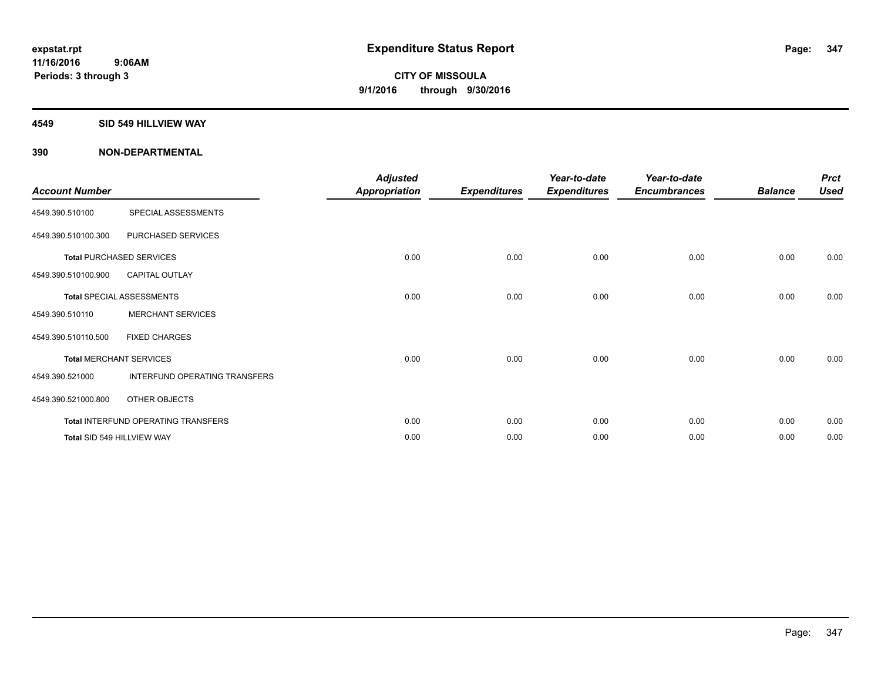expstat.rpt
11/16/2016 9:06AM
Periods: 3 through 3

# Expenditure Status Report

CITY OF MISSOULA
9/1/2016 through 9/30/2016

**4549 SID 549 HILLVIEW WAY**

**390 NON-DEPARTMENTAL**

| Account Number | | Adjusted Appropriation | Expenditures | Year-to-date Expenditures | Year-to-date Encumbrances | Balance | Prct Used |
|---|---|---|---|---|---|---|---|
| 4549.390.510100 | SPECIAL ASSESSMENTS | | | | | | |
| 4549.390.510100.300 | PURCHASED SERVICES | | | | | | |
| Total PURCHASED SERVICES | | 0.00 | 0.00 | 0.00 | 0.00 | 0.00 | 0.00 |
| 4549.390.510100.900 | CAPITAL OUTLAY | | | | | | |
| Total SPECIAL ASSESSMENTS | | 0.00 | 0.00 | 0.00 | 0.00 | 0.00 | 0.00 |
| 4549.390.510110 | MERCHANT SERVICES | | | | | | |
| 4549.390.510110.500 | FIXED CHARGES | | | | | | |
| Total MERCHANT SERVICES | | 0.00 | 0.00 | 0.00 | 0.00 | 0.00 | 0.00 |
| 4549.390.521000 | INTERFUND OPERATING TRANSFERS | | | | | | |
| 4549.390.521000.800 | OTHER OBJECTS | | | | | | |
| Total INTERFUND OPERATING TRANSFERS | | 0.00 | 0.00 | 0.00 | 0.00 | 0.00 | 0.00 |
| Total SID 549 HILLVIEW WAY | | 0.00 | 0.00 | 0.00 | 0.00 | 0.00 | 0.00 |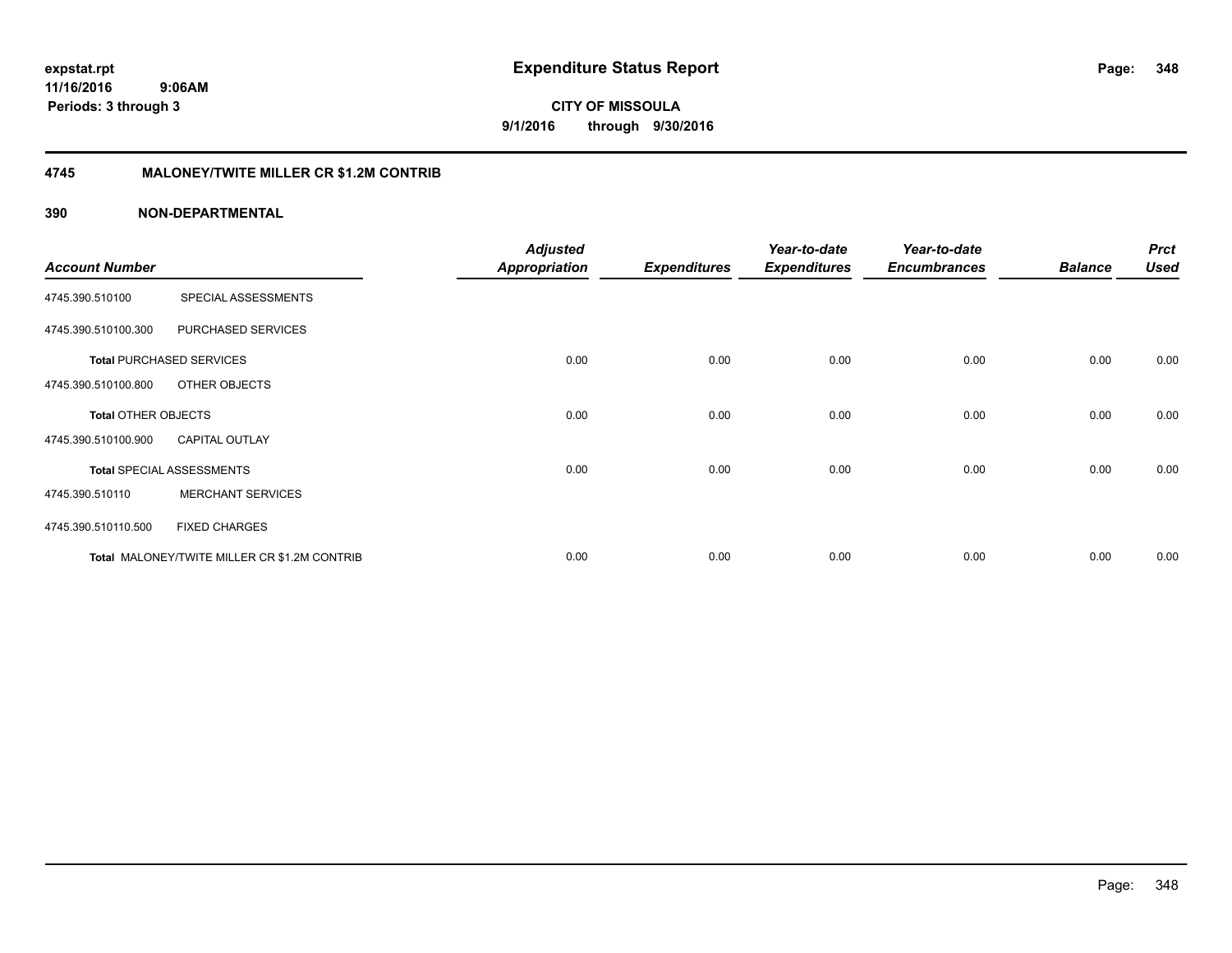# Expenditure Status Report

**CITY OF MISSOULA**

**9/1/2016 through 9/30/2016**

expstat.rpt
11/16/2016 9:06AM
Periods: 3 through 3

## 4745 MALONEY/TWITE MILLER CR $1.2M CONTRIB

### 390 NON-DEPARTMENTAL

| Account Number | | Adjusted Appropriation | Expenditures | Year-to-date Expenditures | Year-to-date Encumbrances | Balance | Prct Used |
|---|---|---|---|---|---|---|---|
| 4745.390.510100 | SPECIAL ASSESSMENTS | | | | | | |
| 4745.390.510100.300 | PURCHASED SERVICES | | | | | | |
| **Total** PURCHASED SERVICES | | 0.00 | 0.00 | 0.00 | 0.00 | 0.00 | 0.00 |
| 4745.390.510100.800 | OTHER OBJECTS | | | | | | |
| **Total** OTHER OBJECTS | | 0.00 | 0.00 | 0.00 | 0.00 | 0.00 | 0.00 |
| 4745.390.510100.900 | CAPITAL OUTLAY | | | | | | |
| **Total** SPECIAL ASSESSMENTS | | 0.00 | 0.00 | 0.00 | 0.00 | 0.00 | 0.00 |
| 4745.390.510110 | MERCHANT SERVICES | | | | | | |
| 4745.390.510110.500 | FIXED CHARGES | | | | | | |
| **Total** MALONEY/TWITE MILLER CR $1.2M CONTRIB | | 0.00 | 0.00 | 0.00 | 0.00 | 0.00 | 0.00 |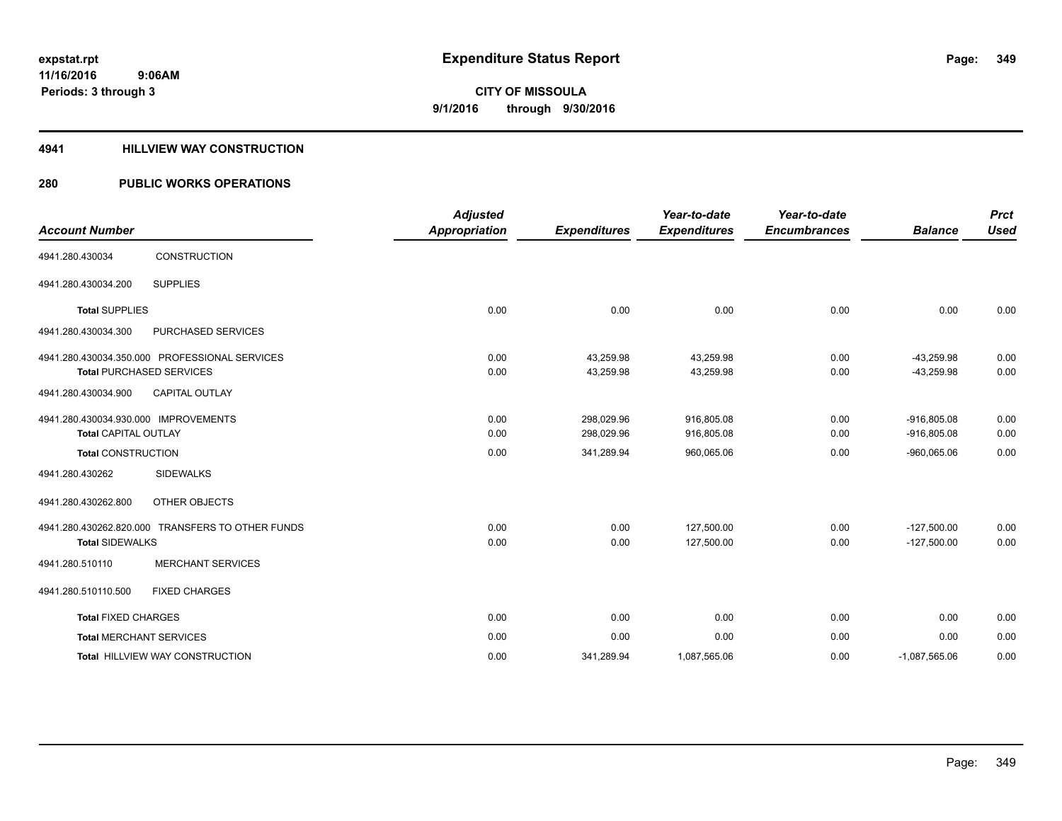expstat.rpt
11/16/2016 9:06AM
Periods: 3 through 3

# Expenditure Status Report

CITY OF MISSOULA
9/1/2016 through 9/30/2016

## 4941 HILLVIEW WAY CONSTRUCTION

## 280 PUBLIC WORKS OPERATIONS

| Account Number | | Adjusted Appropriation | Expenditures | Year-to-date Expenditures | Year-to-date Encumbrances | Balance | Prct Used |
|---|---|---|---|---|---|---|---|
| 4941.280.430034 | CONSTRUCTION | | | | | | |
| 4941.280.430034.200 | SUPPLIES | | | | | | |
| Total SUPPLIES | | 0.00 | 0.00 | 0.00 | 0.00 | 0.00 | 0.00 |
| 4941.280.430034.300 | PURCHASED SERVICES | | | | | | |
| 4941.280.430034.350.000 PROFESSIONAL SERVICES | | 0.00 | 43,259.98 | 43,259.98 | 0.00 | -43,259.98 | 0.00 |
| Total PURCHASED SERVICES | | 0.00 | 43,259.98 | 43,259.98 | 0.00 | -43,259.98 | 0.00 |
| 4941.280.430034.900 | CAPITAL OUTLAY | | | | | | |
| 4941.280.430034.930.000 IMPROVEMENTS | | 0.00 | 298,029.96 | 916,805.08 | 0.00 | -916,805.08 | 0.00 |
| Total CAPITAL OUTLAY | | 0.00 | 298,029.96 | 916,805.08 | 0.00 | -916,805.08 | 0.00 |
| Total CONSTRUCTION | | 0.00 | 341,289.94 | 960,065.06 | 0.00 | -960,065.06 | 0.00 |
| 4941.280.430262 | SIDEWALKS | | | | | | |
| 4941.280.430262.800 | OTHER OBJECTS | | | | | | |
| 4941.280.430262.820.000 TRANSFERS TO OTHER FUNDS | | 0.00 | 0.00 | 127,500.00 | 0.00 | -127,500.00 | 0.00 |
| Total SIDEWALKS | | 0.00 | 0.00 | 127,500.00 | 0.00 | -127,500.00 | 0.00 |
| 4941.280.510110 | MERCHANT SERVICES | | | | | | |
| 4941.280.510110.500 | FIXED CHARGES | | | | | | |
| Total FIXED CHARGES | | 0.00 | 0.00 | 0.00 | 0.00 | 0.00 | 0.00 |
| Total MERCHANT SERVICES | | 0.00 | 0.00 | 0.00 | 0.00 | 0.00 | 0.00 |
| Total HILLVIEW WAY CONSTRUCTION | | 0.00 | 341,289.94 | 1,087,565.06 | 0.00 | -1,087,565.06 | 0.00 |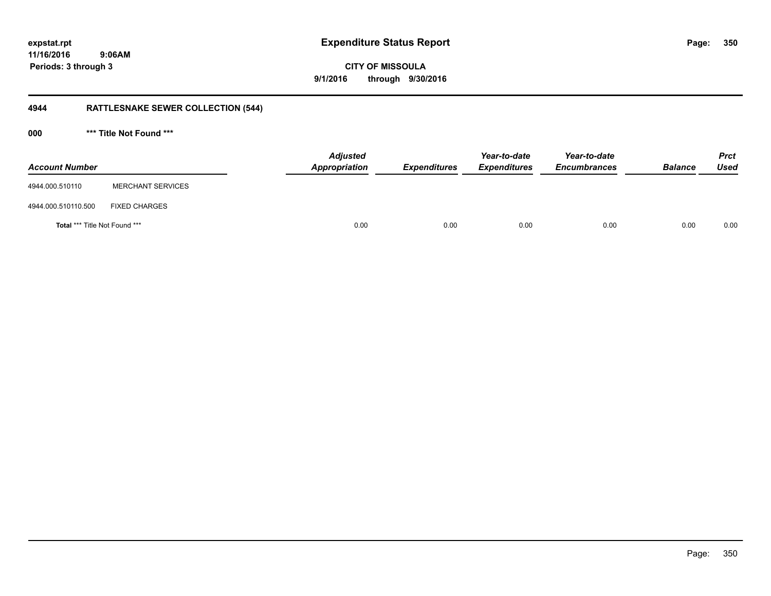**Expenditure Status Report**

**CITY OF MISSOULA**

**9/1/2016 through 9/30/2016**

expstat.rpt
11/16/2016 9:06AM
Periods: 3 through 3

## 4944 RATTLESNAKE SEWER COLLECTION (544)

### 000 *** Title Not Found ***

| Account Number | | Adjusted Appropriation | Expenditures | Year-to-date Expenditures | Year-to-date Encumbrances | Balance | Prct Used |
|---|---|---|---|---|---|---|---|
| 4944.000.510110 | MERCHANT SERVICES | | | | | | |
| 4944.000.510110.500 | FIXED CHARGES | | | | | | |
| Total *** Title Not Found *** | | 0.00 | 0.00 | 0.00 | 0.00 | 0.00 | 0.00 |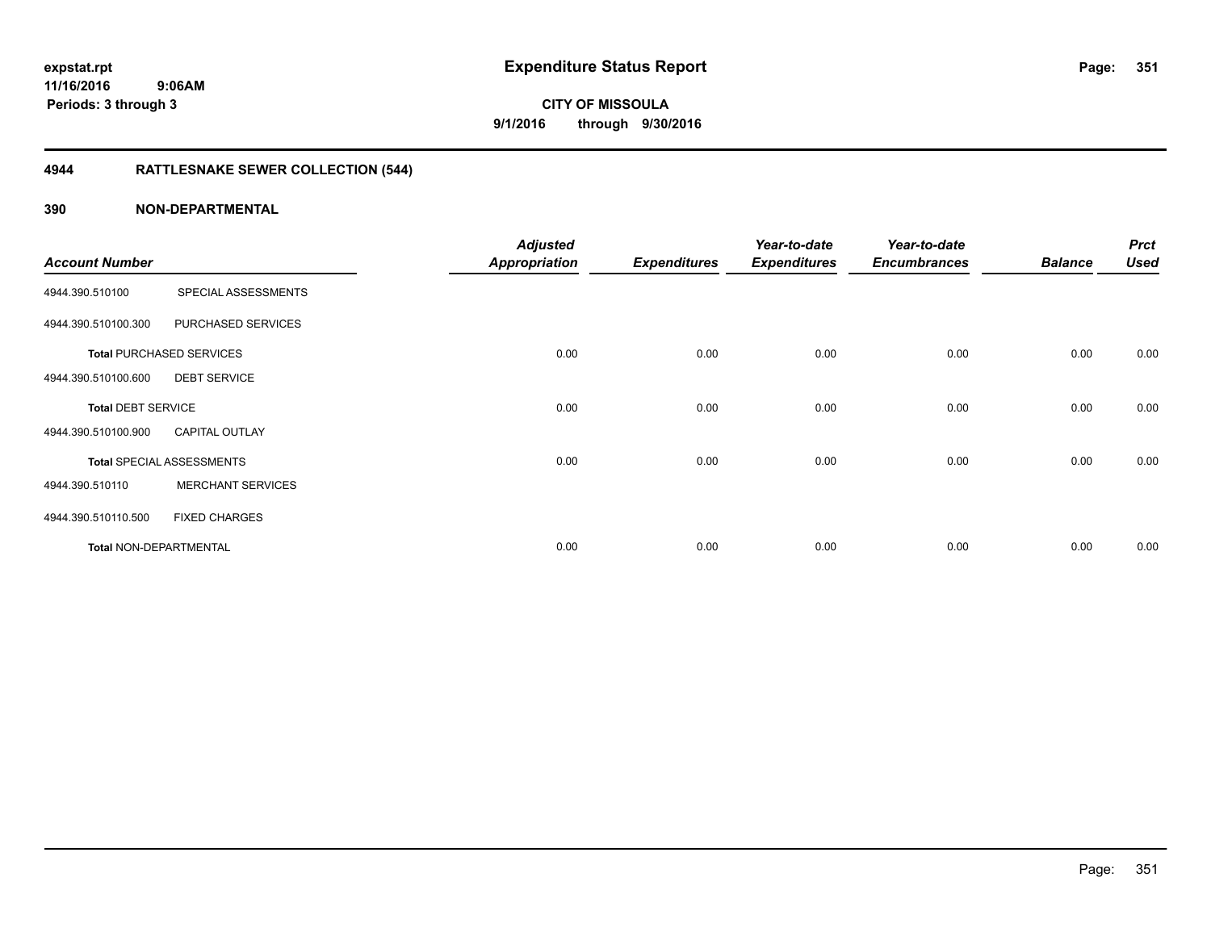**expstat.rpt**
**11/16/2016 9:06AM**
**Periods: 3 through 3**

# Expenditure Status Report

**CITY OF MISSOULA**
**9/1/2016 through 9/30/2016**

## 4944 RATTLESNAKE SEWER COLLECTION (544)

### 390 NON-DEPARTMENTAL

| Account Number | | Adjusted Appropriation | Expenditures | Year-to-date Expenditures | Year-to-date Encumbrances | Balance | Prct Used |
|---|---|---|---|---|---|---|---|
| 4944.390.510100 | SPECIAL ASSESSMENTS | | | | | | |
| 4944.390.510100.300 | PURCHASED SERVICES | | | | | | |
| **Total** PURCHASED SERVICES | | 0.00 | 0.00 | 0.00 | 0.00 | 0.00 | 0.00 |
| 4944.390.510100.600 | DEBT SERVICE | | | | | | |
| **Total** DEBT SERVICE | | 0.00 | 0.00 | 0.00 | 0.00 | 0.00 | 0.00 |
| 4944.390.510100.900 | CAPITAL OUTLAY | | | | | | |
| **Total** SPECIAL ASSESSMENTS | | 0.00 | 0.00 | 0.00 | 0.00 | 0.00 | 0.00 |
| 4944.390.510110 | MERCHANT SERVICES | | | | | | |
| 4944.390.510110.500 | FIXED CHARGES | | | | | | |
| **Total** NON-DEPARTMENTAL | | 0.00 | 0.00 | 0.00 | 0.00 | 0.00 | 0.00 |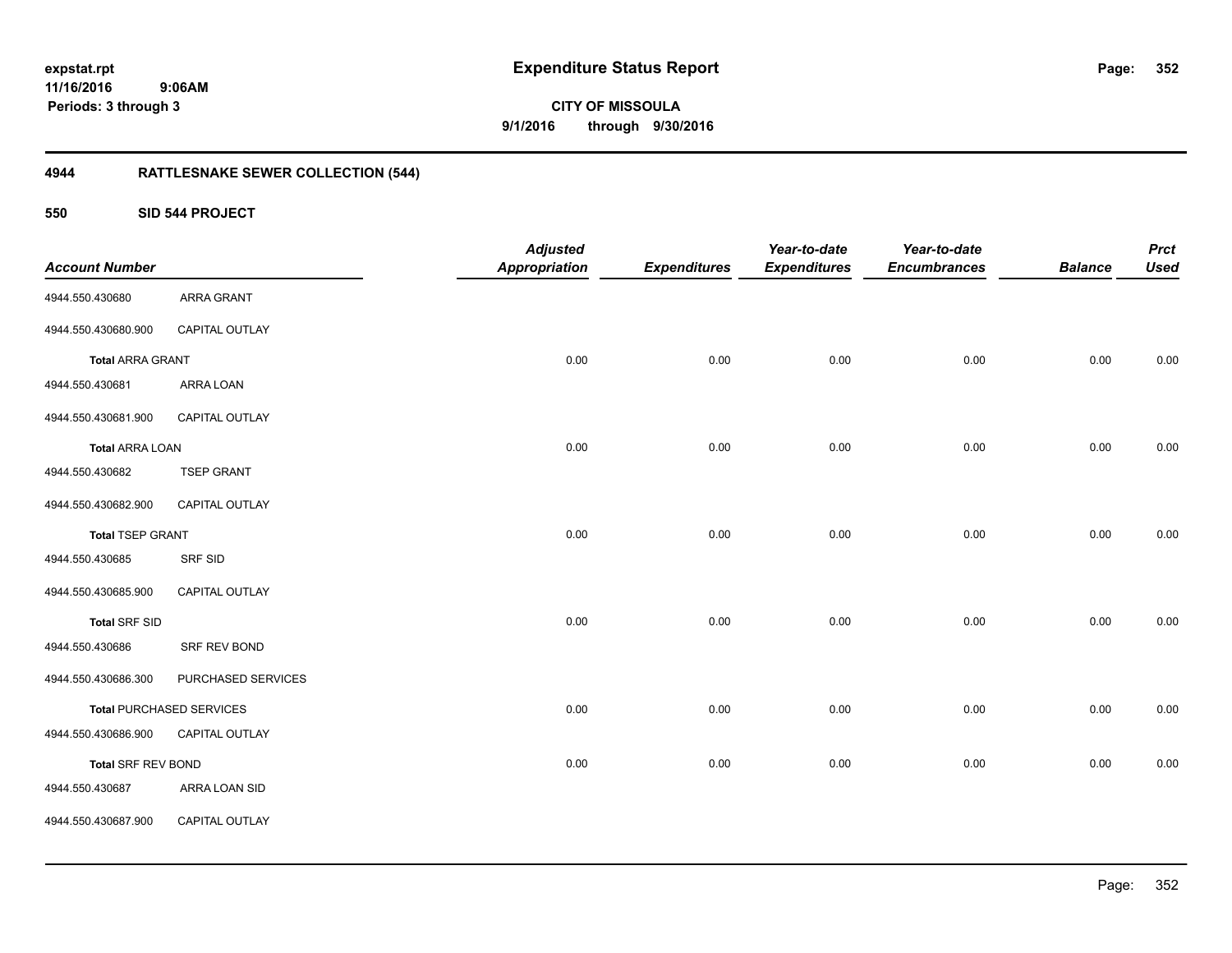**expstat.rpt**
**11/16/2016 9:06AM**
**Periods: 3 through 3**

# Expenditure Status Report

**CITY OF MISSOULA**
**9/1/2016 through 9/30/2016**

## 4944 RATTLESNAKE SEWER COLLECTION (544)

### 550 SID 544 PROJECT

| Account Number | | Adjusted Appropriation | Expenditures | Year-to-date Expenditures | Year-to-date Encumbrances | Balance | Prct Used |
|---|---|---|---|---|---|---|---|
| 4944.550.430680 | ARRA GRANT | | | | | | |
| 4944.550.430680.900 | CAPITAL OUTLAY | | | | | | |
| **Total** ARRA GRANT | | 0.00 | 0.00 | 0.00 | 0.00 | 0.00 | 0.00 |
| 4944.550.430681 | ARRA LOAN | | | | | | |
| 4944.550.430681.900 | CAPITAL OUTLAY | | | | | | |
| **Total** ARRA LOAN | | 0.00 | 0.00 | 0.00 | 0.00 | 0.00 | 0.00 |
| 4944.550.430682 | TSEP GRANT | | | | | | |
| 4944.550.430682.900 | CAPITAL OUTLAY | | | | | | |
| **Total** TSEP GRANT | | 0.00 | 0.00 | 0.00 | 0.00 | 0.00 | 0.00 |
| 4944.550.430685 | SRF SID | | | | | | |
| 4944.550.430685.900 | CAPITAL OUTLAY | | | | | | |
| **Total** SRF SID | | 0.00 | 0.00 | 0.00 | 0.00 | 0.00 | 0.00 |
| 4944.550.430686 | SRF REV BOND | | | | | | |
| 4944.550.430686.300 | PURCHASED SERVICES | | | | | | |
| **Total** PURCHASED SERVICES | | 0.00 | 0.00 | 0.00 | 0.00 | 0.00 | 0.00 |
| 4944.550.430686.900 | CAPITAL OUTLAY | | | | | | |
| **Total** SRF REV BOND | | 0.00 | 0.00 | 0.00 | 0.00 | 0.00 | 0.00 |
| 4944.550.430687 | ARRA LOAN SID | | | | | | |
| 4944.550.430687.900 | CAPITAL OUTLAY | | | | | | |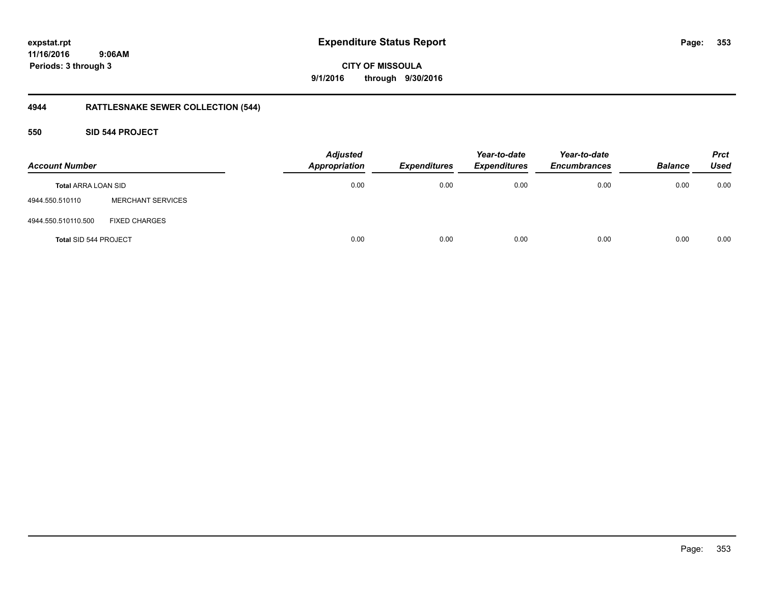# Expenditure Status Report

**expstat.rpt**
**11/16/2016 9:06AM**
**Periods: 3 through 3**

**CITY OF MISSOULA**
**9/1/2016 through 9/30/2016**

## 4944 RATTLESNAKE SEWER COLLECTION (544)

### 550 SID 544 PROJECT

| Account Number | | Adjusted Appropriation | Expenditures | Year-to-date Expenditures | Year-to-date Encumbrances | Balance | Prct Used |
|---|---|---|---|---|---|---|---|
| **Total** ARRA LOAN SID | | 0.00 | 0.00 | 0.00 | 0.00 | 0.00 | 0.00 |
| 4944.550.510110 | MERCHANT SERVICES | | | | | | |
| 4944.550.510110.500 | FIXED CHARGES | | | | | | |
| **Total** SID 544 PROJECT | | 0.00 | 0.00 | 0.00 | 0.00 | 0.00 | 0.00 |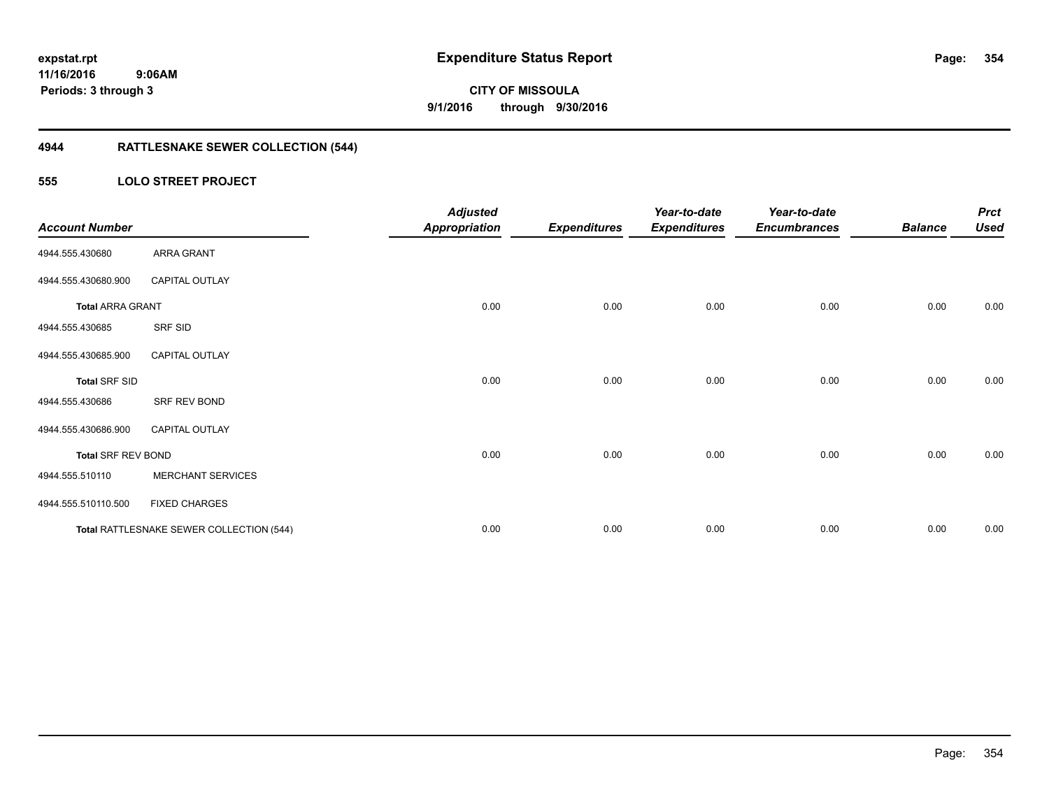# Expenditure Status Report

**expstat.rpt**
**11/16/2016 9:06AM**
**Periods: 3 through 3**

**CITY OF MISSOULA**
**9/1/2016 through 9/30/2016**

## 4944 RATTLESNAKE SEWER COLLECTION (544)

### 555 LOLO STREET PROJECT

| Account Number | | Adjusted Appropriation | Expenditures | Year-to-date Expenditures | Year-to-date Encumbrances | Balance | Prct Used |
|---|---|---|---|---|---|---|---|
| 4944.555.430680 | ARRA GRANT | | | | | | |
| 4944.555.430680.900 | CAPITAL OUTLAY | | | | | | |
| **Total** ARRA GRANT | | 0.00 | 0.00 | 0.00 | 0.00 | 0.00 | 0.00 |
| 4944.555.430685 | SRF SID | | | | | | |
| 4944.555.430685.900 | CAPITAL OUTLAY | | | | | | |
| **Total** SRF SID | | 0.00 | 0.00 | 0.00 | 0.00 | 0.00 | 0.00 |
| 4944.555.430686 | SRF REV BOND | | | | | | |
| 4944.555.430686.900 | CAPITAL OUTLAY | | | | | | |
| **Total** SRF REV BOND | | 0.00 | 0.00 | 0.00 | 0.00 | 0.00 | 0.00 |
| 4944.555.510110 | MERCHANT SERVICES | | | | | | |
| 4944.555.510110.500 | FIXED CHARGES | | | | | | |
| **Total** RATTLESNAKE SEWER COLLECTION (544) | | 0.00 | 0.00 | 0.00 | 0.00 | 0.00 | 0.00 |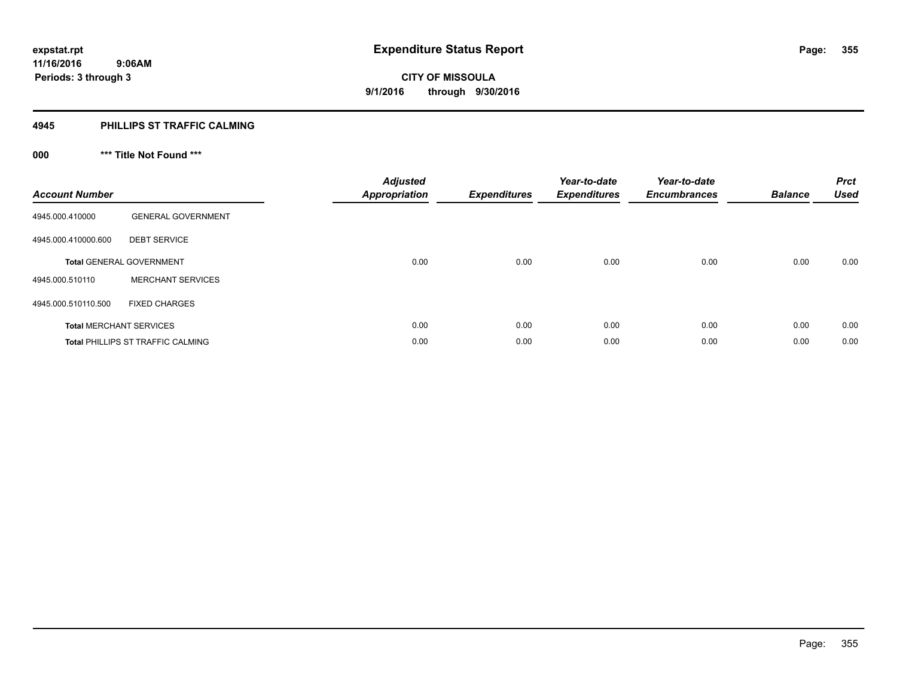# Expenditure Status Report

expstat.rpt
11/16/2016 9:06AM
Periods: 3 through 3

**CITY OF MISSOULA**
**9/1/2016 through 9/30/2016**

## 4945 PHILLIPS ST TRAFFIC CALMING

### 000 *** Title Not Found ***

| Account Number | | Adjusted Appropriation | Expenditures | Year-to-date Expenditures | Year-to-date Encumbrances | Balance | Prct Used |
|---|---|---|---|---|---|---|---|
| 4945.000.410000 | GENERAL GOVERNMENT | | | | | | |
| 4945.000.410000.600 | DEBT SERVICE | | | | | | |
| **Total** GENERAL GOVERNMENT | | 0.00 | 0.00 | 0.00 | 0.00 | 0.00 | 0.00 |
| 4945.000.510110 | MERCHANT SERVICES | | | | | | |
| 4945.000.510110.500 | FIXED CHARGES | | | | | | |
| **Total** MERCHANT SERVICES | | 0.00 | 0.00 | 0.00 | 0.00 | 0.00 | 0.00 |
| **Total** PHILLIPS ST TRAFFIC CALMING | | 0.00 | 0.00 | 0.00 | 0.00 | 0.00 | 0.00 |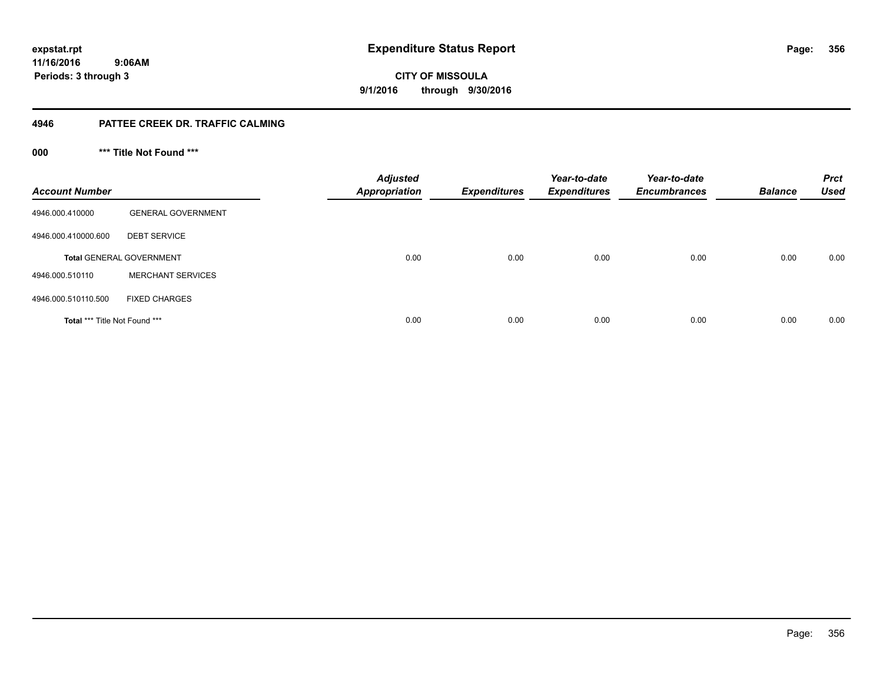expstat.rpt
11/16/2016 9:06AM
Periods: 3 through 3

# Expenditure Status Report

**CITY OF MISSOULA**
**9/1/2016 through 9/30/2016**

## 4946 PATTEE CREEK DR. TRAFFIC CALMING

### 000 *** Title Not Found ***

| Account Number | | Adjusted Appropriation | Expenditures | Year-to-date Expenditures | Year-to-date Encumbrances | Balance | Prct Used |
|---|---|---|---|---|---|---|---|
| 4946.000.410000 | GENERAL GOVERNMENT | | | | | | |
| 4946.000.410000.600 | DEBT SERVICE | | | | | | |
| **Total** GENERAL GOVERNMENT | | 0.00 | 0.00 | 0.00 | 0.00 | 0.00 | 0.00 |
| 4946.000.510110 | MERCHANT SERVICES | | | | | | |
| 4946.000.510110.500 | FIXED CHARGES | | | | | | |
| **Total** *** Title Not Found *** | | 0.00 | 0.00 | 0.00 | 0.00 | 0.00 | 0.00 |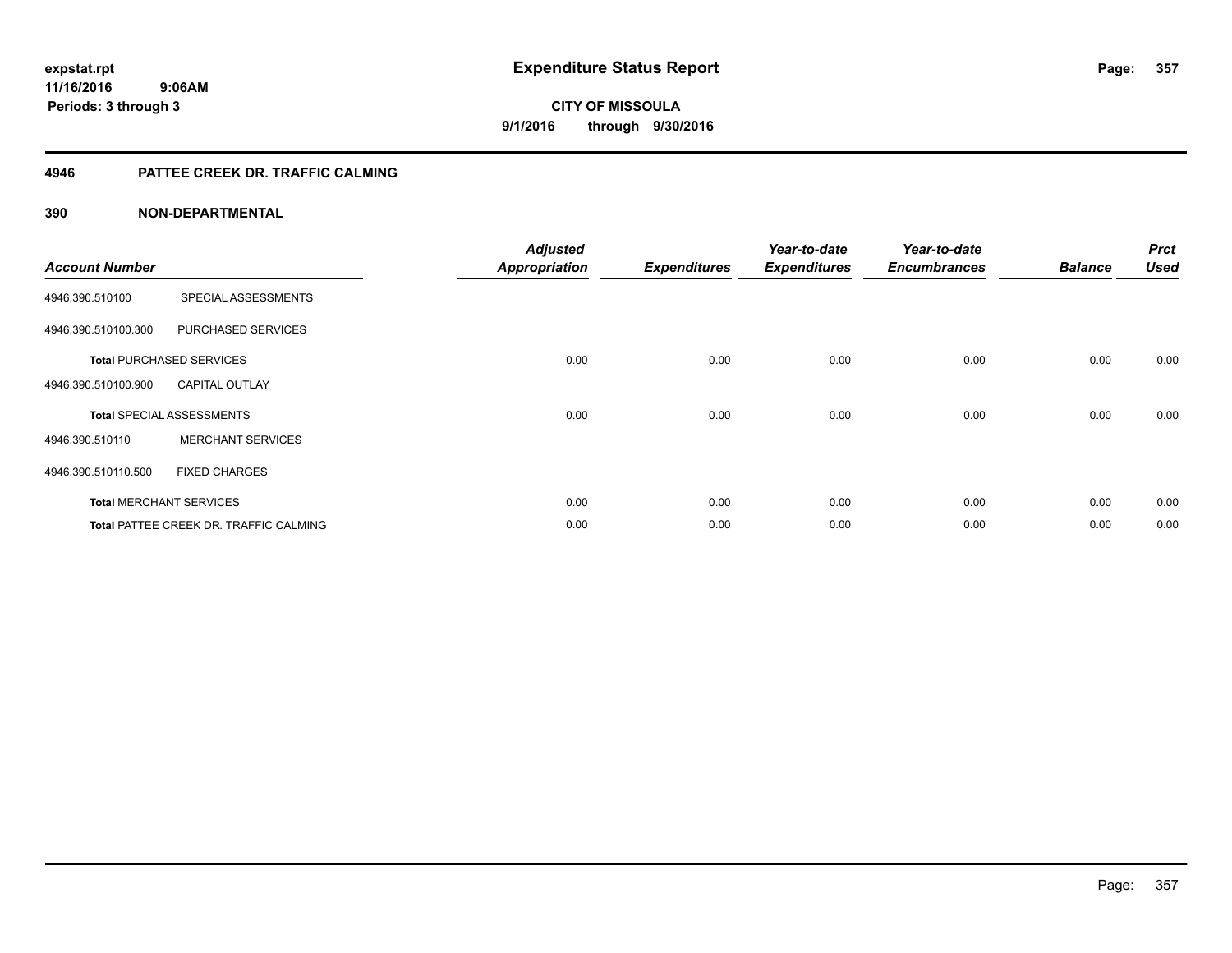# Expenditure Status Report

expstat.rpt
11/16/2016 9:06AM
Periods: 3 through 3

**CITY OF MISSOULA**
**9/1/2016 through 9/30/2016**

## 4946 PATTEE CREEK DR. TRAFFIC CALMING

### 390 NON-DEPARTMENTAL

| Account Number | | Adjusted Appropriation | Expenditures | Year-to-date Expenditures | Year-to-date Encumbrances | Balance | Prct Used |
|---|---|---|---|---|---|---|---|
| 4946.390.510100 | SPECIAL ASSESSMENTS | | | | | | |
| 4946.390.510100.300 | PURCHASED SERVICES | | | | | | |
| **Total** PURCHASED SERVICES | | 0.00 | 0.00 | 0.00 | 0.00 | 0.00 | 0.00 |
| 4946.390.510100.900 | CAPITAL OUTLAY | | | | | | |
| **Total** SPECIAL ASSESSMENTS | | 0.00 | 0.00 | 0.00 | 0.00 | 0.00 | 0.00 |
| 4946.390.510110 | MERCHANT SERVICES | | | | | | |
| 4946.390.510110.500 | FIXED CHARGES | | | | | | |
| **Total** MERCHANT SERVICES | | 0.00 | 0.00 | 0.00 | 0.00 | 0.00 | 0.00 |
| **Total** PATTEE CREEK DR. TRAFFIC CALMING | | 0.00 | 0.00 | 0.00 | 0.00 | 0.00 | 0.00 |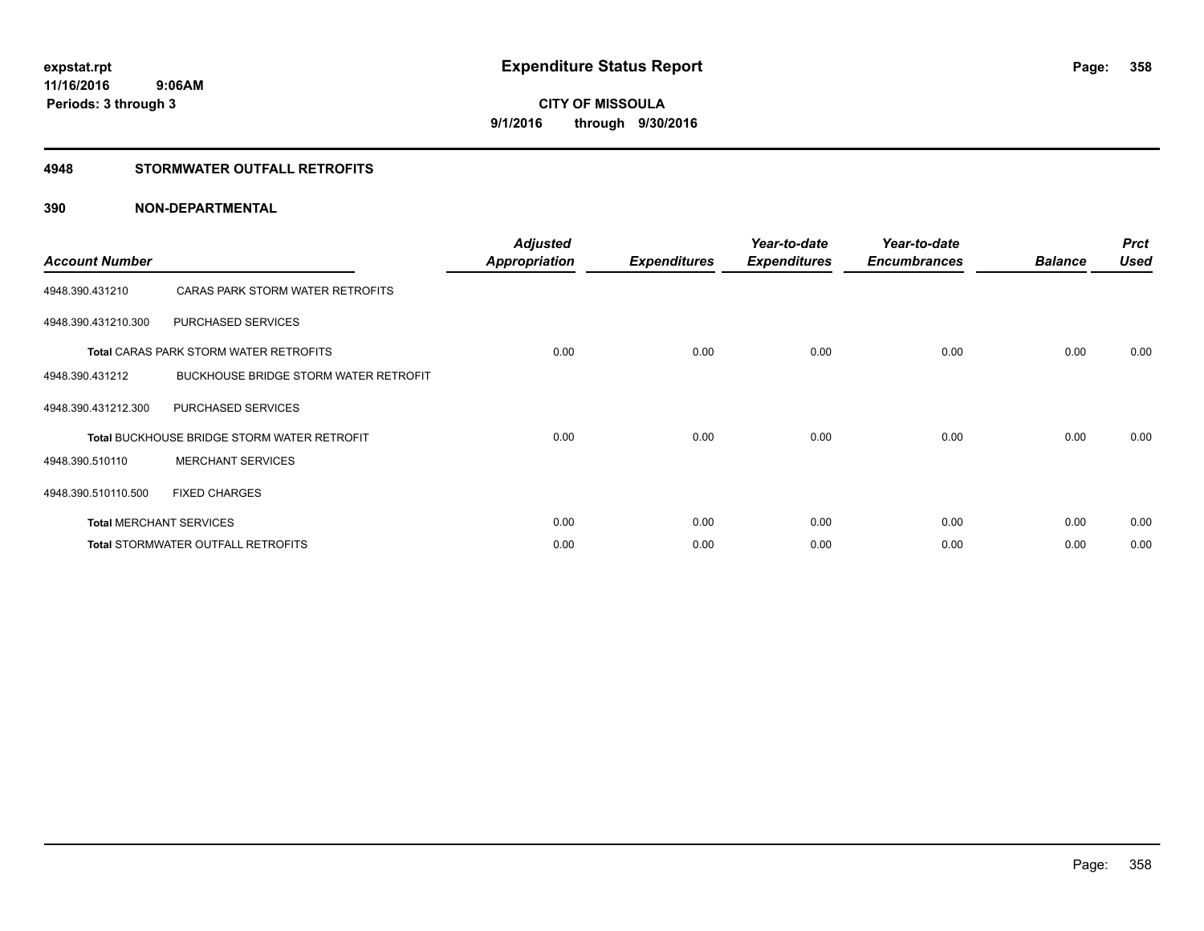# Expenditure Status Report

**expstat.rpt**
**11/16/2016 9:06AM**
**Periods: 3 through 3**

**CITY OF MISSOULA**
**9/1/2016 through 9/30/2016**

## 4948 STORMWATER OUTFALL RETROFITS

### 390 NON-DEPARTMENTAL

| Account Number | | Adjusted Appropriation | Expenditures | Year-to-date Expenditures | Year-to-date Encumbrances | Balance | Prct Used |
|---|---|---|---|---|---|---|---|
| 4948.390.431210 | CARAS PARK STORM WATER RETROFITS | | | | | | |
| 4948.390.431210.300 | PURCHASED SERVICES | | | | | | |
| **Total** CARAS PARK STORM WATER RETROFITS | | 0.00 | 0.00 | 0.00 | 0.00 | 0.00 | 0.00 |
| 4948.390.431212 | BUCKHOUSE BRIDGE STORM WATER RETROFIT | | | | | | |
| 4948.390.431212.300 | PURCHASED SERVICES | | | | | | |
| **Total** BUCKHOUSE BRIDGE STORM WATER RETROFIT | | 0.00 | 0.00 | 0.00 | 0.00 | 0.00 | 0.00 |
| 4948.390.510110 | MERCHANT SERVICES | | | | | | |
| 4948.390.510110.500 | FIXED CHARGES | | | | | | |
| **Total** MERCHANT SERVICES | | 0.00 | 0.00 | 0.00 | 0.00 | 0.00 | 0.00 |
| **Total** STORMWATER OUTFALL RETROFITS | | 0.00 | 0.00 | 0.00 | 0.00 | 0.00 | 0.00 |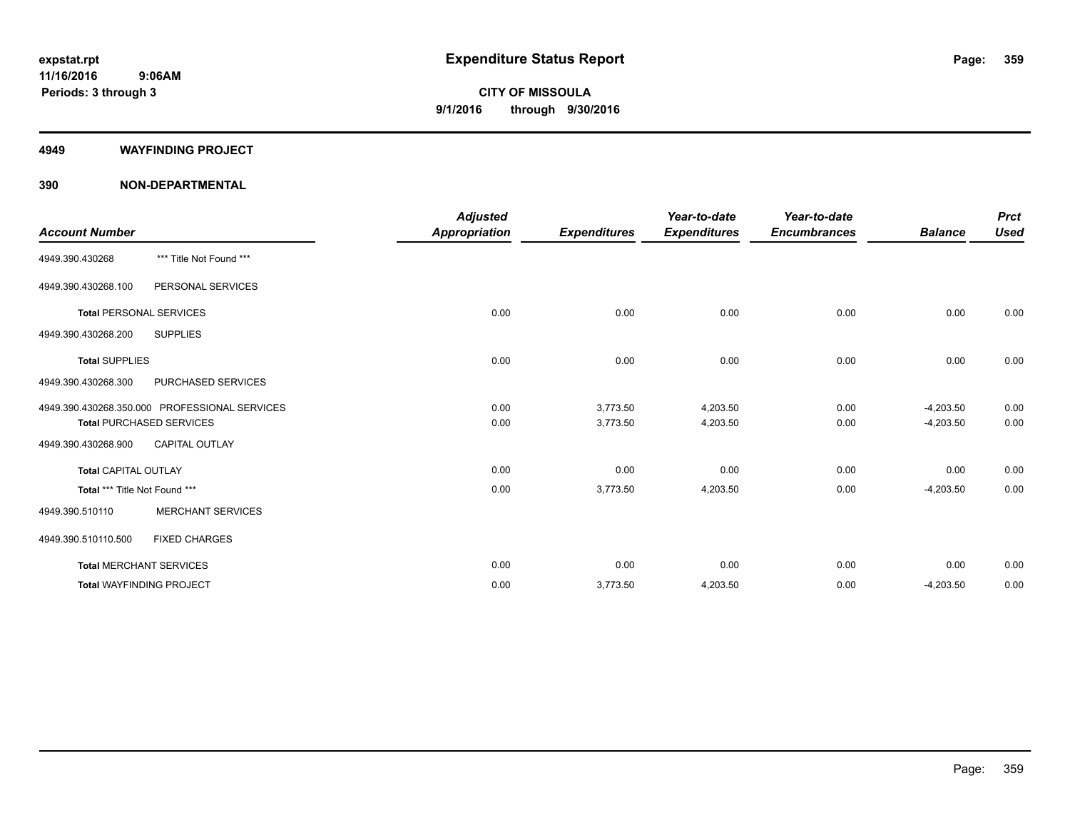**expstat.rpt**
**11/16/2016 9:06AM**
**Periods: 3 through 3**

# Expenditure Status Report

**CITY OF MISSOULA**
**9/1/2016 through 9/30/2016**

## 4949 WAYFINDING PROJECT

## 390 NON-DEPARTMENTAL

| Account Number | | Adjusted Appropriation | Expenditures | Year-to-date Expenditures | Year-to-date Encumbrances | Balance | Prct Used |
|---|---|---|---|---|---|---|---|
| 4949.390.430268 | *** Title Not Found *** | | | | | | |
| 4949.390.430268.100 | PERSONAL SERVICES | | | | | | |
| **Total** PERSONAL SERVICES | | 0.00 | 0.00 | 0.00 | 0.00 | 0.00 | 0.00 |
| 4949.390.430268.200 | SUPPLIES | | | | | | |
| **Total** SUPPLIES | | 0.00 | 0.00 | 0.00 | 0.00 | 0.00 | 0.00 |
| 4949.390.430268.300 | PURCHASED SERVICES | | | | | | |
| 4949.390.430268.350.000 | PROFESSIONAL SERVICES | 0.00 | 3,773.50 | 4,203.50 | 0.00 | -4,203.50 | 0.00 |
| **Total** PURCHASED SERVICES | | 0.00 | 3,773.50 | 4,203.50 | 0.00 | -4,203.50 | 0.00 |
| 4949.390.430268.900 | CAPITAL OUTLAY | | | | | | |
| **Total** CAPITAL OUTLAY | | 0.00 | 0.00 | 0.00 | 0.00 | 0.00 | 0.00 |
| **Total** *** Title Not Found *** | | 0.00 | 3,773.50 | 4,203.50 | 0.00 | -4,203.50 | 0.00 |
| 4949.390.510110 | MERCHANT SERVICES | | | | | | |
| 4949.390.510110.500 | FIXED CHARGES | | | | | | |
| **Total** MERCHANT SERVICES | | 0.00 | 0.00 | 0.00 | 0.00 | 0.00 | 0.00 |
| **Total** WAYFINDING PROJECT | | 0.00 | 3,773.50 | 4,203.50 | 0.00 | -4,203.50 | 0.00 |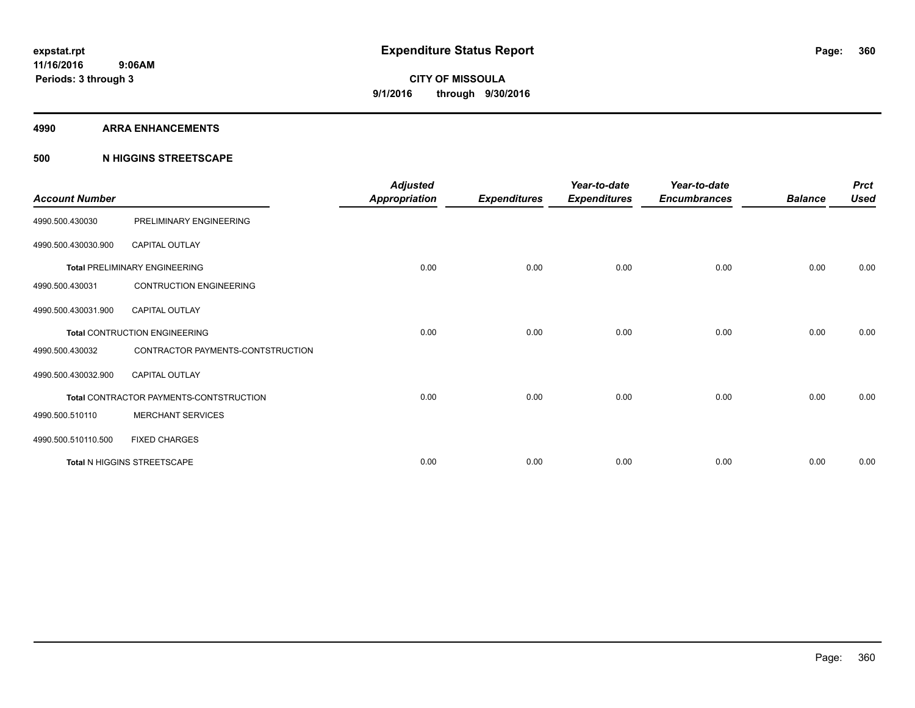**expstat.rpt**
**11/16/2016 9:06AM**
**Periods: 3 through 3**

# Expenditure Status Report

**CITY OF MISSOULA**
**9/1/2016 through 9/30/2016**

## 4990 ARRA ENHANCEMENTS

### 500 N HIGGINS STREETSCAPE

| Account Number | | Adjusted Appropriation | Expenditures | Year-to-date Expenditures | Year-to-date Encumbrances | Balance | Prct Used |
|---|---|---|---|---|---|---|---|
| 4990.500.430030 | PRELIMINARY ENGINEERING | | | | | | |
| 4990.500.430030.900 | CAPITAL OUTLAY | | | | | | |
| **Total** PRELIMINARY ENGINEERING | | 0.00 | 0.00 | 0.00 | 0.00 | 0.00 | 0.00 |
| 4990.500.430031 | CONTRUCTION ENGINEERING | | | | | | |
| 4990.500.430031.900 | CAPITAL OUTLAY | | | | | | |
| **Total** CONTRUCTION ENGINEERING | | 0.00 | 0.00 | 0.00 | 0.00 | 0.00 | 0.00 |
| 4990.500.430032 | CONTRACTOR PAYMENTS-CONTSTRUCTION | | | | | | |
| 4990.500.430032.900 | CAPITAL OUTLAY | | | | | | |
| **Total** CONTRACTOR PAYMENTS-CONTSTRUCTION | | 0.00 | 0.00 | 0.00 | 0.00 | 0.00 | 0.00 |
| 4990.500.510110 | MERCHANT SERVICES | | | | | | |
| 4990.500.510110.500 | FIXED CHARGES | | | | | | |
| **Total** N HIGGINS STREETSCAPE | | 0.00 | 0.00 | 0.00 | 0.00 | 0.00 | 0.00 |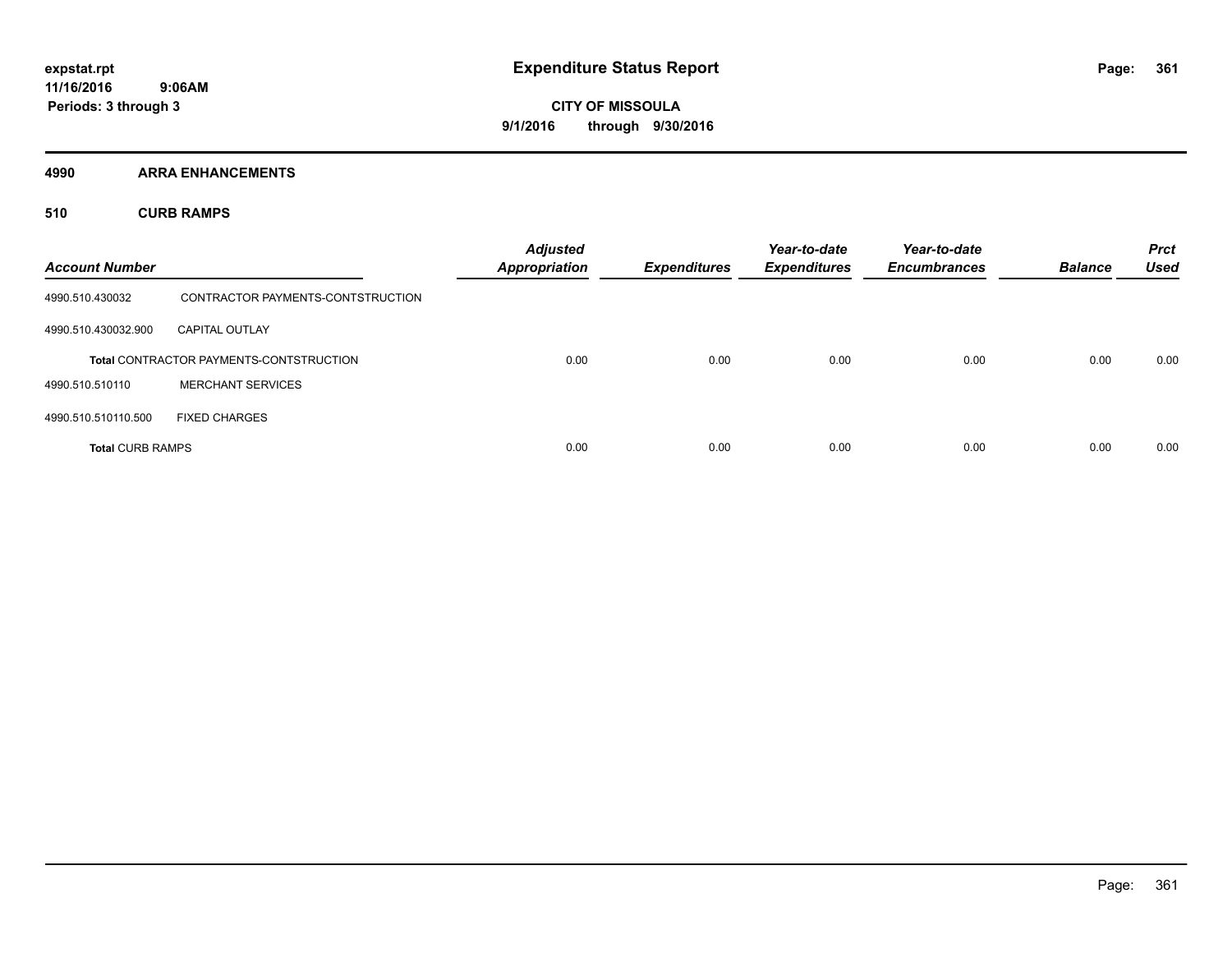**expstat.rpt**
**11/16/2016 9:06AM**
**Periods: 3 through 3**

# Expenditure Status Report

**CITY OF MISSOULA**
**9/1/2016 through 9/30/2016**

## 4990 ARRA ENHANCEMENTS

### 510 CURB RAMPS

| Account Number | | Adjusted Appropriation | Expenditures | Year-to-date Expenditures | Year-to-date Encumbrances | Balance | Prct Used |
|---|---|---|---|---|---|---|---|
| 4990.510.430032 | CONTRACTOR PAYMENTS-CONTSTRUCTION | | | | | | |
| 4990.510.430032.900 | CAPITAL OUTLAY | | | | | | |
| **Total** CONTRACTOR PAYMENTS-CONTSTRUCTION | | 0.00 | 0.00 | 0.00 | 0.00 | 0.00 | 0.00 |
| 4990.510.510110 | MERCHANT SERVICES | | | | | | |
| 4990.510.510110.500 | FIXED CHARGES | | | | | | |
| **Total** CURB RAMPS | | 0.00 | 0.00 | 0.00 | 0.00 | 0.00 | 0.00 |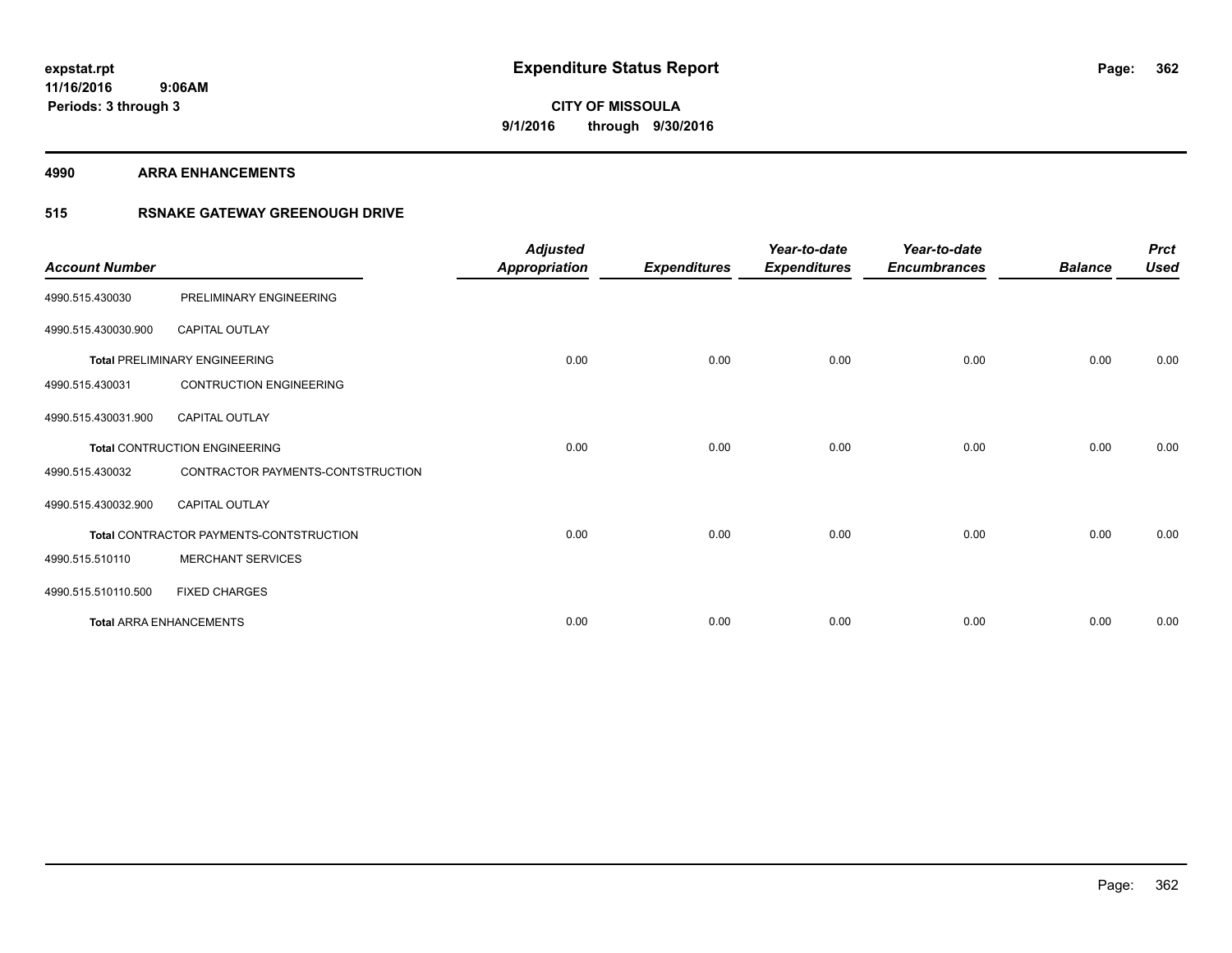# Expenditure Status Report

expstat.rpt
11/16/2016 9:06AM
Periods: 3 through 3

**CITY OF MISSOULA**
**9/1/2016 through 9/30/2016**

## 4990 ARRA ENHANCEMENTS

### 515 RSNAKE GATEWAY GREENOUGH DRIVE

| Account Number | | Adjusted Appropriation | Expenditures | Year-to-date Expenditures | Year-to-date Encumbrances | Balance | Prct Used |
|---|---|---|---|---|---|---|---|
| 4990.515.430030 | PRELIMINARY ENGINEERING | | | | | | |
| 4990.515.430030.900 | CAPITAL OUTLAY | | | | | | |
| **Total** PRELIMINARY ENGINEERING | | 0.00 | 0.00 | 0.00 | 0.00 | 0.00 | 0.00 |
| 4990.515.430031 | CONTRUCTION ENGINEERING | | | | | | |
| 4990.515.430031.900 | CAPITAL OUTLAY | | | | | | |
| **Total** CONTRUCTION ENGINEERING | | 0.00 | 0.00 | 0.00 | 0.00 | 0.00 | 0.00 |
| 4990.515.430032 | CONTRACTOR PAYMENTS-CONTSTRUCTION | | | | | | |
| 4990.515.430032.900 | CAPITAL OUTLAY | | | | | | |
| **Total** CONTRACTOR PAYMENTS-CONTSTRUCTION | | 0.00 | 0.00 | 0.00 | 0.00 | 0.00 | 0.00 |
| 4990.515.510110 | MERCHANT SERVICES | | | | | | |
| 4990.515.510110.500 | FIXED CHARGES | | | | | | |
| **Total** ARRA ENHANCEMENTS | | 0.00 | 0.00 | 0.00 | 0.00 | 0.00 | 0.00 |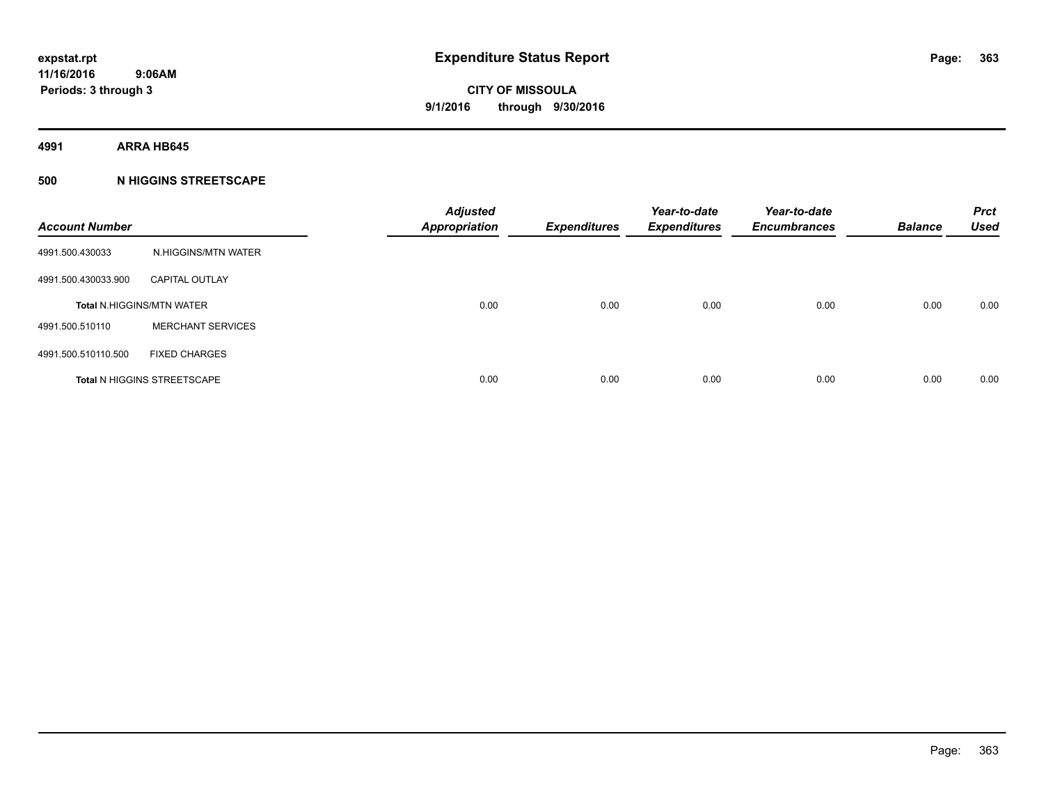# Expenditure Status Report

expstat.rpt
11/16/2016 9:06AM
Periods: 3 through 3

**CITY OF MISSOULA**
**9/1/2016 through 9/30/2016**

**4991 ARRA HB645**

**500 N HIGGINS STREETSCAPE**

| Account Number | | Adjusted Appropriation | Expenditures | Year-to-date Expenditures | Year-to-date Encumbrances | Balance | Prct Used |
|---|---|---|---|---|---|---|---|
| 4991.500.430033 | N.HIGGINS/MTN WATER | | | | | | |
| 4991.500.430033.900 | CAPITAL OUTLAY | | | | | | |
| **Total** N.HIGGINS/MTN WATER | | 0.00 | 0.00 | 0.00 | 0.00 | 0.00 | 0.00 |
| 4991.500.510110 | MERCHANT SERVICES | | | | | | |
| 4991.500.510110.500 | FIXED CHARGES | | | | | | |
| **Total** N HIGGINS STREETSCAPE | | 0.00 | 0.00 | 0.00 | 0.00 | 0.00 | 0.00 |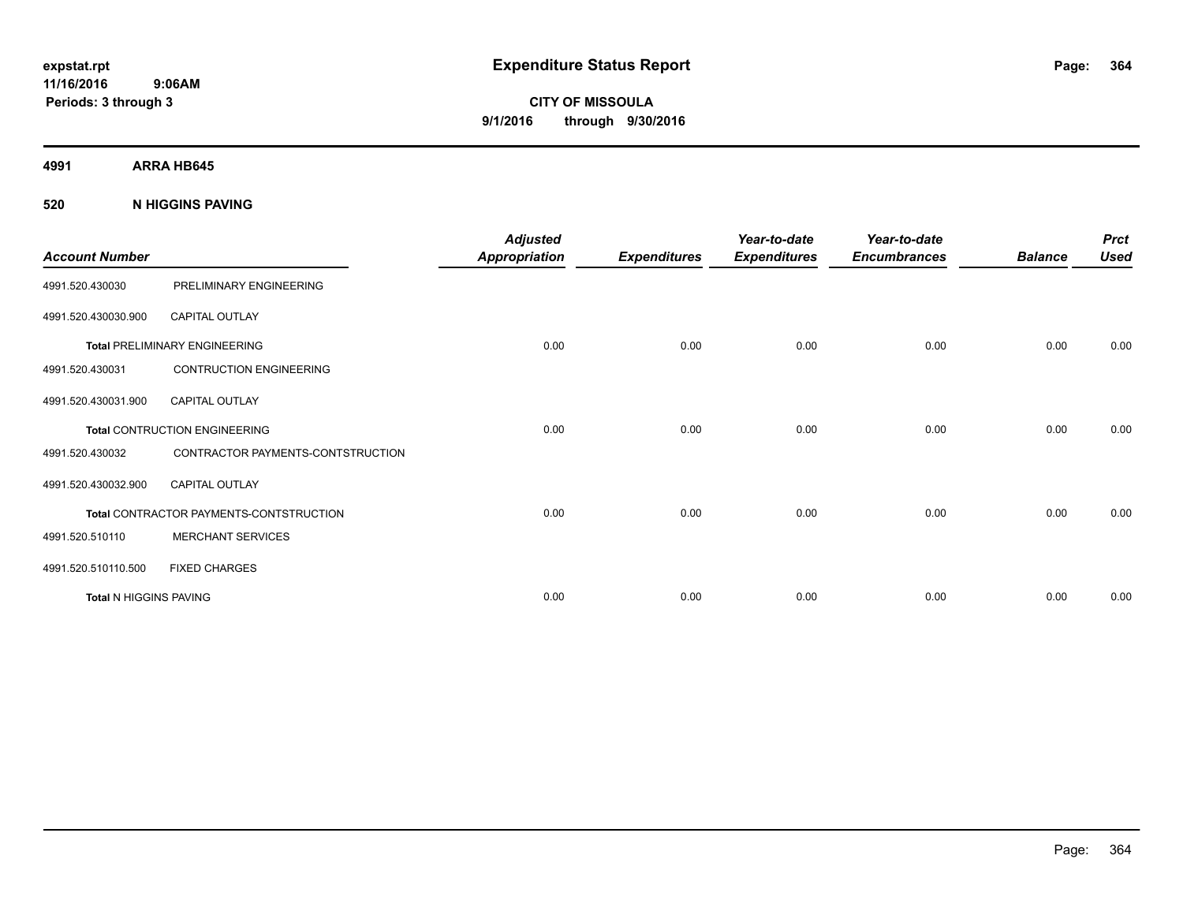expstat.rpt
11/16/2016 9:06AM
Periods: 3 through 3

# Expenditure Status Report

**CITY OF MISSOULA**
**9/1/2016 through 9/30/2016**

**4991 ARRA HB645**

**520 N HIGGINS PAVING**

| Account Number | | Adjusted Appropriation | Expenditures | Year-to-date Expenditures | Year-to-date Encumbrances | Balance | Prct Used |
|---|---|---|---|---|---|---|---|
| 4991.520.430030 | PRELIMINARY ENGINEERING | | | | | | |
| 4991.520.430030.900 | CAPITAL OUTLAY | | | | | | |
| **Total** PRELIMINARY ENGINEERING | | 0.00 | 0.00 | 0.00 | 0.00 | 0.00 | 0.00 |
| 4991.520.430031 | CONTRUCTION ENGINEERING | | | | | | |
| 4991.520.430031.900 | CAPITAL OUTLAY | | | | | | |
| **Total** CONTRUCTION ENGINEERING | | 0.00 | 0.00 | 0.00 | 0.00 | 0.00 | 0.00 |
| 4991.520.430032 | CONTRACTOR PAYMENTS-CONTSTRUCTION | | | | | | |
| 4991.520.430032.900 | CAPITAL OUTLAY | | | | | | |
| **Total** CONTRACTOR PAYMENTS-CONTSTRUCTION | | 0.00 | 0.00 | 0.00 | 0.00 | 0.00 | 0.00 |
| 4991.520.510110 | MERCHANT SERVICES | | | | | | |
| 4991.520.510110.500 | FIXED CHARGES | | | | | | |
| **Total** N HIGGINS PAVING | | 0.00 | 0.00 | 0.00 | 0.00 | 0.00 | 0.00 |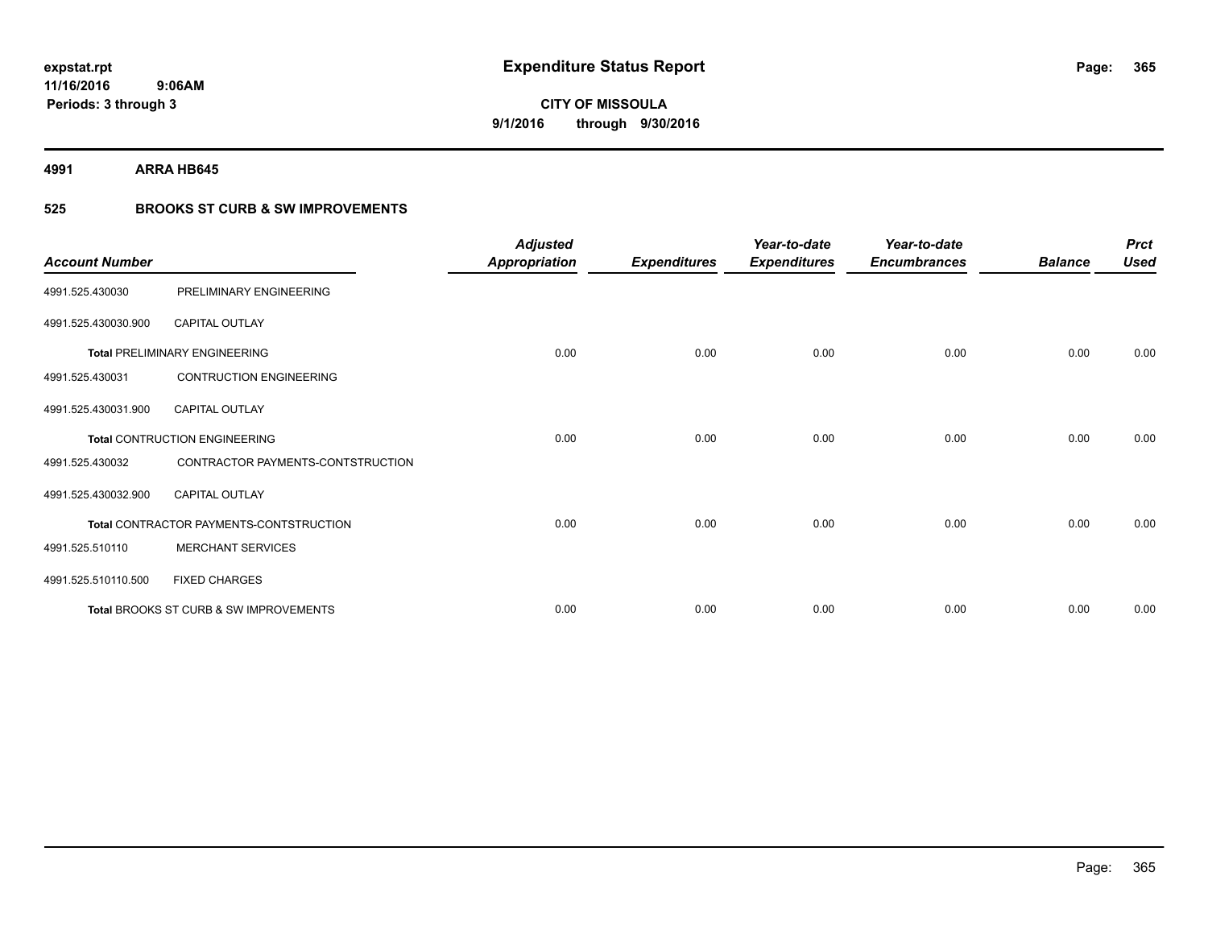**expstat.rpt**
**11/16/2016 9:06AM**
**Periods: 3 through 3**

# Expenditure Status Report

**CITY OF MISSOULA**
**9/1/2016 through 9/30/2016**

**4991 ARRA HB645**

**525 BROOKS ST CURB & SW IMPROVEMENTS**

| Account Number | | Adjusted Appropriation | Expenditures | Year-to-date Expenditures | Year-to-date Encumbrances | Balance | Prct Used |
|---|---|---|---|---|---|---|---|
| 4991.525.430030 | PRELIMINARY ENGINEERING | | | | | | |
| 4991.525.430030.900 | CAPITAL OUTLAY | | | | | | |
| **Total** PRELIMINARY ENGINEERING | | 0.00 | 0.00 | 0.00 | 0.00 | 0.00 | 0.00 |
| 4991.525.430031 | CONTRUCTION ENGINEERING | | | | | | |
| 4991.525.430031.900 | CAPITAL OUTLAY | | | | | | |
| **Total** CONTRUCTION ENGINEERING | | 0.00 | 0.00 | 0.00 | 0.00 | 0.00 | 0.00 |
| 4991.525.430032 | CONTRACTOR PAYMENTS-CONTSTRUCTION | | | | | | |
| 4991.525.430032.900 | CAPITAL OUTLAY | | | | | | |
| **Total** CONTRACTOR PAYMENTS-CONTSTRUCTION | | 0.00 | 0.00 | 0.00 | 0.00 | 0.00 | 0.00 |
| 4991.525.510110 | MERCHANT SERVICES | | | | | | |
| 4991.525.510110.500 | FIXED CHARGES | | | | | | |
| **Total** BROOKS ST CURB & SW IMPROVEMENTS | | 0.00 | 0.00 | 0.00 | 0.00 | 0.00 | 0.00 |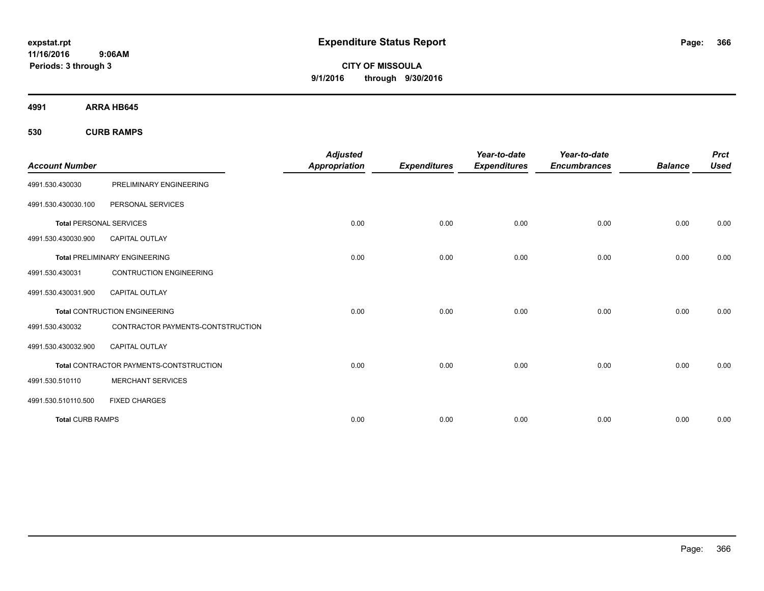**expstat.rpt**
**11/16/2016 9:06AM**
**Periods: 3 through 3**

# Expenditure Status Report

**CITY OF MISSOULA**
**9/1/2016 through 9/30/2016**

## 4991 ARRA HB645

### 530 CURB RAMPS

| Account Number | | Adjusted Appropriation | Expenditures | Year-to-date Expenditures | Year-to-date Encumbrances | Balance | Prct Used |
|---|---|---|---|---|---|---|---|
| 4991.530.430030 | PRELIMINARY ENGINEERING | | | | | | |
| 4991.530.430030.100 | PERSONAL SERVICES | | | | | | |
| **Total** PERSONAL SERVICES | | 0.00 | 0.00 | 0.00 | 0.00 | 0.00 | 0.00 |
| 4991.530.430030.900 | CAPITAL OUTLAY | | | | | | |
| **Total** PRELIMINARY ENGINEERING | | 0.00 | 0.00 | 0.00 | 0.00 | 0.00 | 0.00 |
| 4991.530.430031 | CONTRUCTION ENGINEERING | | | | | | |
| 4991.530.430031.900 | CAPITAL OUTLAY | | | | | | |
| **Total** CONTRUCTION ENGINEERING | | 0.00 | 0.00 | 0.00 | 0.00 | 0.00 | 0.00 |
| 4991.530.430032 | CONTRACTOR PAYMENTS-CONTSTRUCTION | | | | | | |
| 4991.530.430032.900 | CAPITAL OUTLAY | | | | | | |
| **Total** CONTRACTOR PAYMENTS-CONTSTRUCTION | | 0.00 | 0.00 | 0.00 | 0.00 | 0.00 | 0.00 |
| 4991.530.510110 | MERCHANT SERVICES | | | | | | |
| 4991.530.510110.500 | FIXED CHARGES | | | | | | |
| **Total** CURB RAMPS | | 0.00 | 0.00 | 0.00 | 0.00 | 0.00 | 0.00 |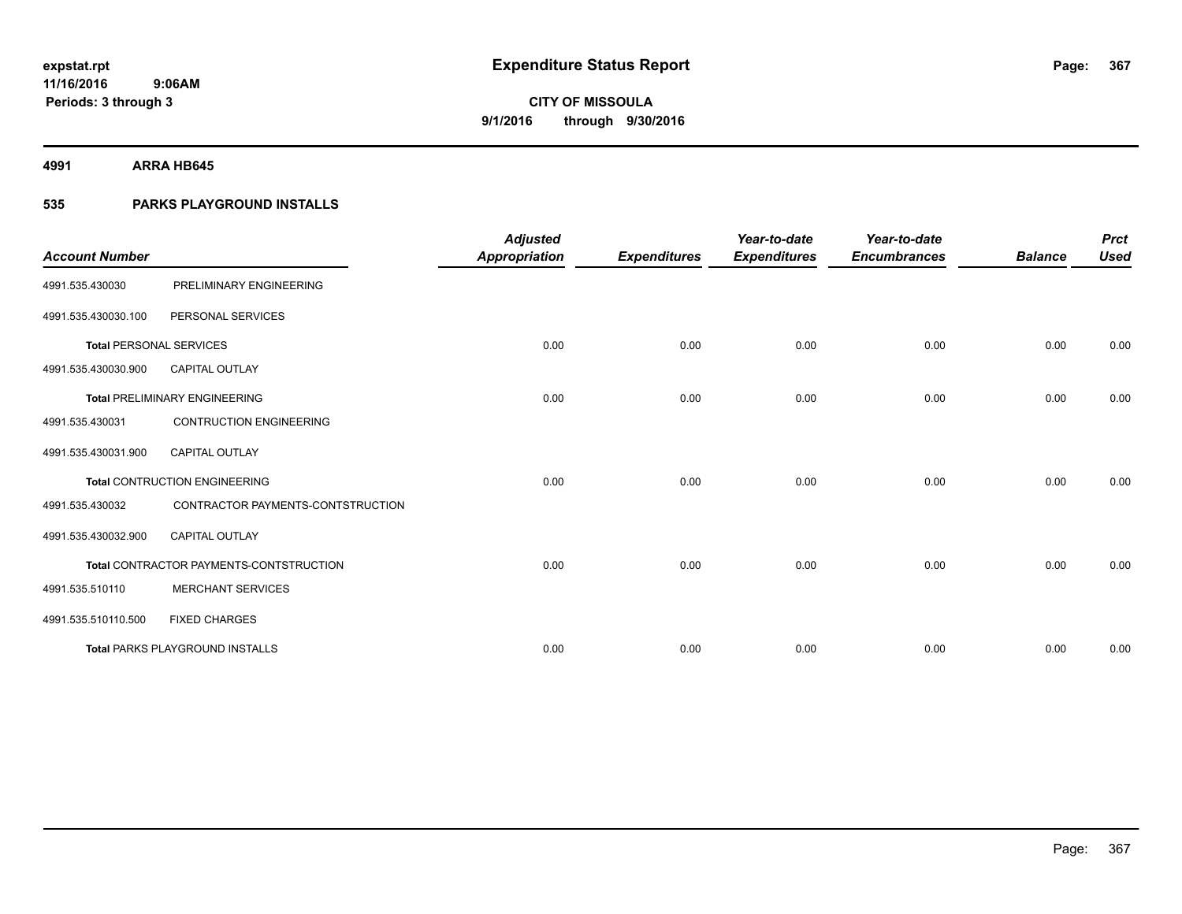# Expenditure Status Report

**CITY OF MISSOULA**
**9/1/2016 through 9/30/2016**

expstat.rpt
11/16/2016 9:06AM
Periods: 3 through 3

**4991 ARRA HB645**

**535 PARKS PLAYGROUND INSTALLS**

| Account Number | | Adjusted Appropriation | Expenditures | Year-to-date Expenditures | Year-to-date Encumbrances | Balance | Prct Used |
|---|---|---|---|---|---|---|---|
| 4991.535.430030 | PRELIMINARY ENGINEERING | | | | | | |
| 4991.535.430030.100 | PERSONAL SERVICES | | | | | | |
| **Total** PERSONAL SERVICES | | 0.00 | 0.00 | 0.00 | 0.00 | 0.00 | 0.00 |
| 4991.535.430030.900 | CAPITAL OUTLAY | | | | | | |
| **Total** PRELIMINARY ENGINEERING | | 0.00 | 0.00 | 0.00 | 0.00 | 0.00 | 0.00 |
| 4991.535.430031 | CONTRUCTION ENGINEERING | | | | | | |
| 4991.535.430031.900 | CAPITAL OUTLAY | | | | | | |
| **Total** CONTRUCTION ENGINEERING | | 0.00 | 0.00 | 0.00 | 0.00 | 0.00 | 0.00 |
| 4991.535.430032 | CONTRACTOR PAYMENTS-CONTSTRUCTION | | | | | | |
| 4991.535.430032.900 | CAPITAL OUTLAY | | | | | | |
| **Total** CONTRACTOR PAYMENTS-CONTSTRUCTION | | 0.00 | 0.00 | 0.00 | 0.00 | 0.00 | 0.00 |
| 4991.535.510110 | MERCHANT SERVICES | | | | | | |
| 4991.535.510110.500 | FIXED CHARGES | | | | | | |
| **Total** PARKS PLAYGROUND INSTALLS | | 0.00 | 0.00 | 0.00 | 0.00 | 0.00 | 0.00 |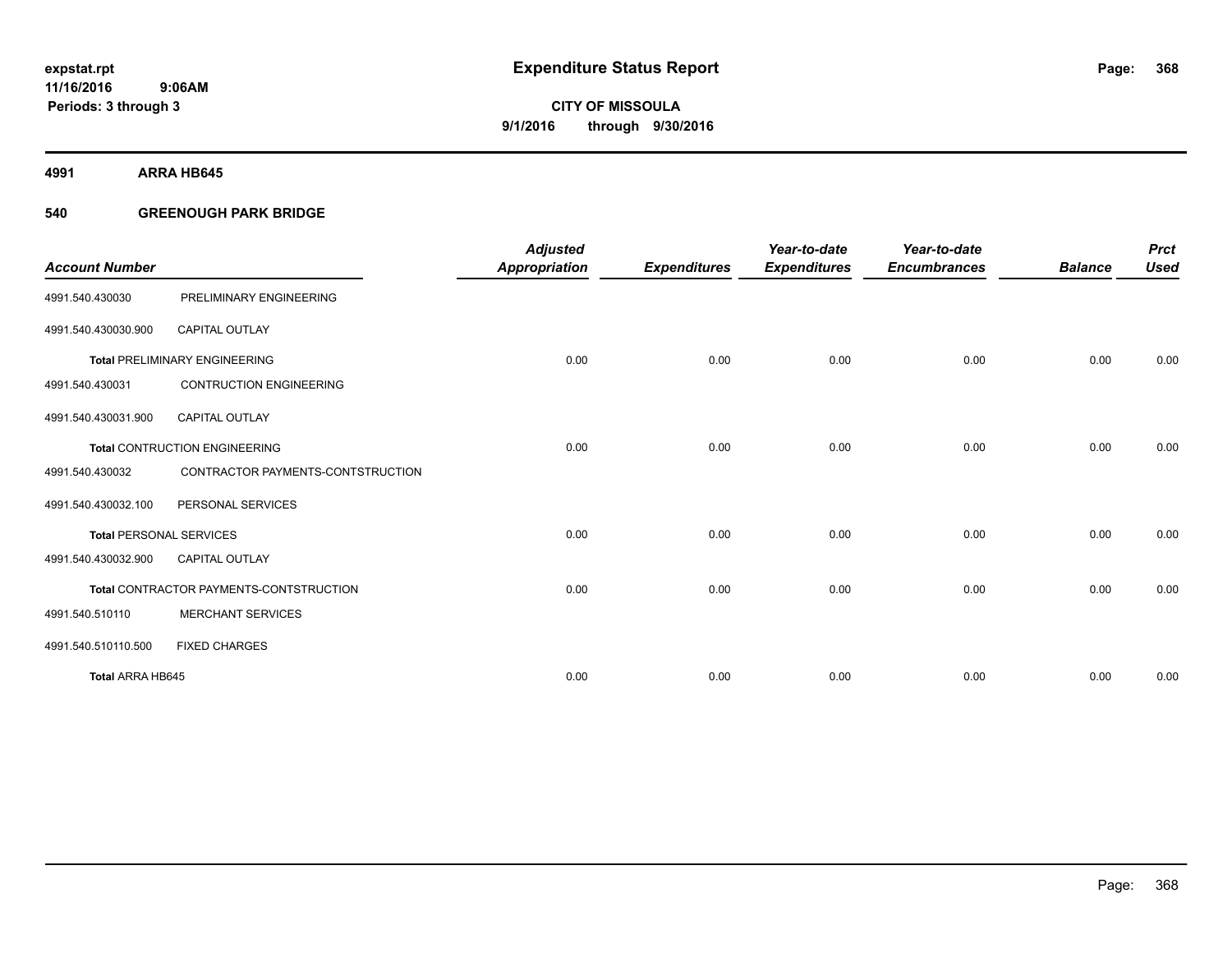expstat.rpt
11/16/2016 9:06AM
Periods: 3 through 3

# Expenditure Status Report

**CITY OF MISSOULA**
**9/1/2016 through 9/30/2016**

## 4991 ARRA HB645

### 540 GREENOUGH PARK BRIDGE

| Account Number | | Adjusted Appropriation | Expenditures | Year-to-date Expenditures | Year-to-date Encumbrances | Balance | Prct Used |
|---|---|---|---|---|---|---|---|
| 4991.540.430030 | PRELIMINARY ENGINEERING | | | | | | |
| 4991.540.430030.900 | CAPITAL OUTLAY | | | | | | |
| **Total** PRELIMINARY ENGINEERING | | 0.00 | 0.00 | 0.00 | 0.00 | 0.00 | 0.00 |
| 4991.540.430031 | CONTRUCTION ENGINEERING | | | | | | |
| 4991.540.430031.900 | CAPITAL OUTLAY | | | | | | |
| **Total** CONTRUCTION ENGINEERING | | 0.00 | 0.00 | 0.00 | 0.00 | 0.00 | 0.00 |
| 4991.540.430032 | CONTRACTOR PAYMENTS-CONTSTRUCTION | | | | | | |
| 4991.540.430032.100 | PERSONAL SERVICES | | | | | | |
| **Total** PERSONAL SERVICES | | 0.00 | 0.00 | 0.00 | 0.00 | 0.00 | 0.00 |
| 4991.540.430032.900 | CAPITAL OUTLAY | | | | | | |
| **Total** CONTRACTOR PAYMENTS-CONTSTRUCTION | | 0.00 | 0.00 | 0.00 | 0.00 | 0.00 | 0.00 |
| 4991.540.510110 | MERCHANT SERVICES | | | | | | |
| 4991.540.510110.500 | FIXED CHARGES | | | | | | |
| **Total ARRA HB645** | | 0.00 | 0.00 | 0.00 | 0.00 | 0.00 | 0.00 |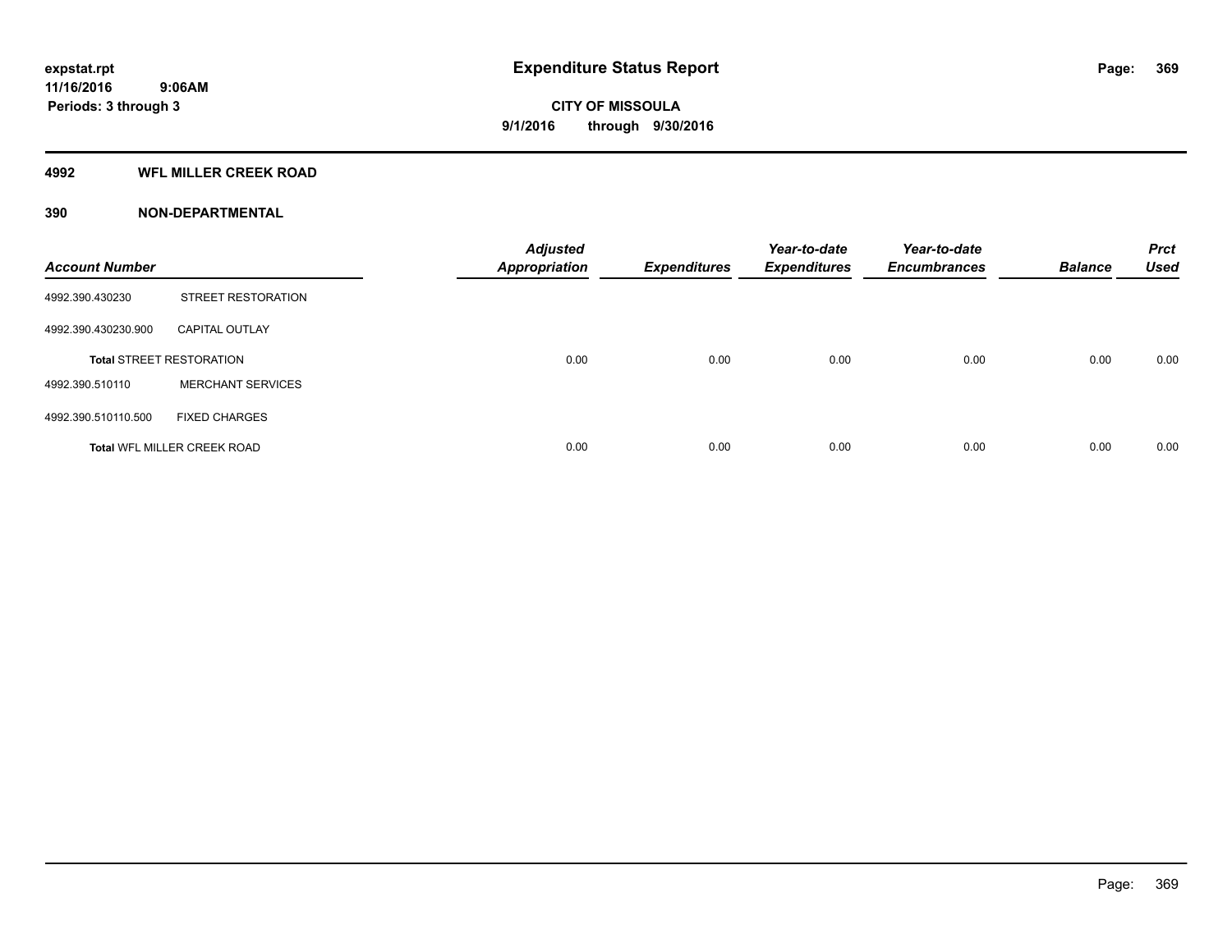**expstat.rpt**
**11/16/2016 9:06AM**
**Periods: 3 through 3**

# Expenditure Status Report

**CITY OF MISSOULA**
**9/1/2016 through 9/30/2016**

## 4992 WFL MILLER CREEK ROAD

## 390 NON-DEPARTMENTAL

| Account Number | | Adjusted Appropriation | Expenditures | Year-to-date Expenditures | Year-to-date Encumbrances | Balance | Prct Used |
|---|---|---|---|---|---|---|---|
| 4992.390.430230 | STREET RESTORATION | | | | | | |
| 4992.390.430230.900 | CAPITAL OUTLAY | | | | | | |
| **Total** STREET RESTORATION | | 0.00 | 0.00 | 0.00 | 0.00 | 0.00 | 0.00 |
| 4992.390.510110 | MERCHANT SERVICES | | | | | | |
| 4992.390.510110.500 | FIXED CHARGES | | | | | | |
| **Total** WFL MILLER CREEK ROAD | | 0.00 | 0.00 | 0.00 | 0.00 | 0.00 | 0.00 |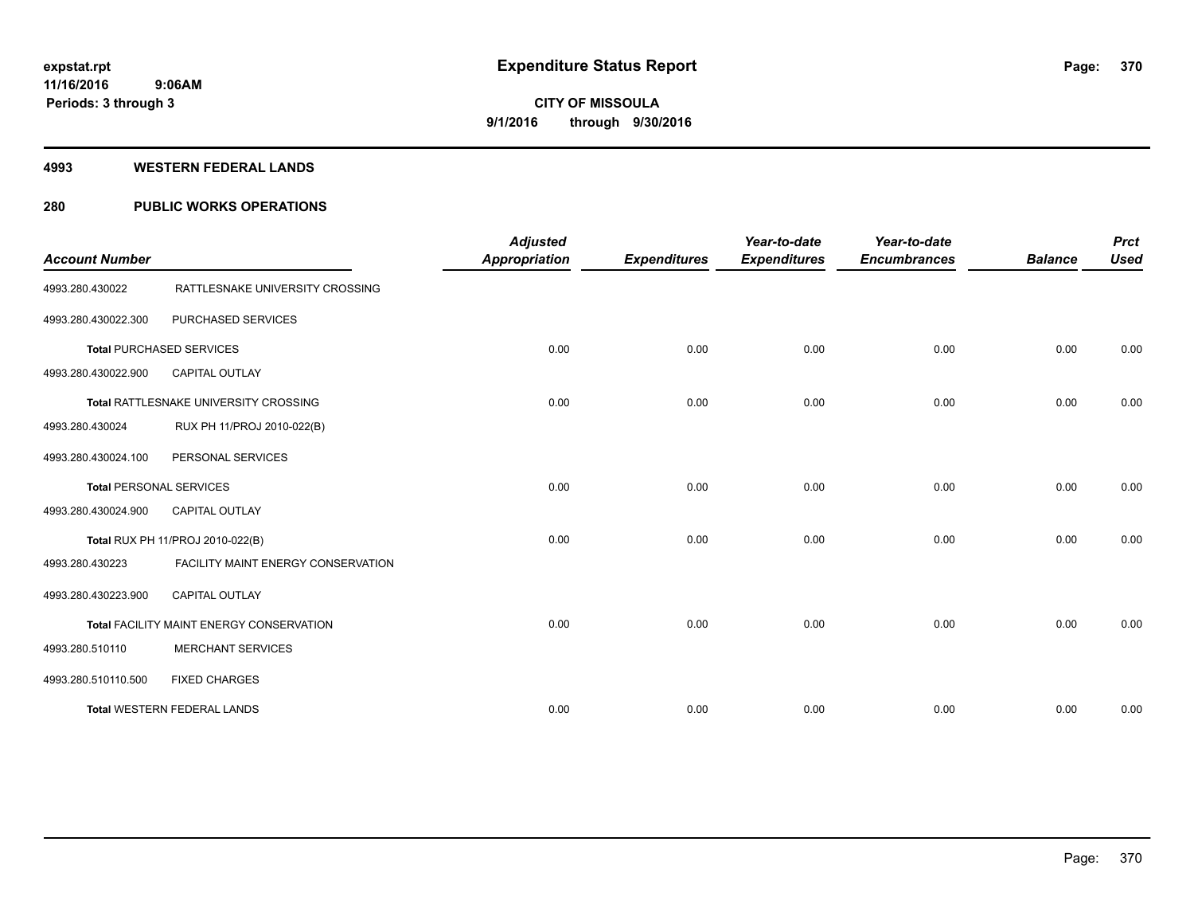expstat.rpt
11/16/2016 9:06AM
Periods: 3 through 3

# Expenditure Status Report

CITY OF MISSOULA
9/1/2016 through 9/30/2016

## 4993 WESTERN FEDERAL LANDS

## 280 PUBLIC WORKS OPERATIONS

| Account Number | | Adjusted Appropriation | Expenditures | Year-to-date Expenditures | Year-to-date Encumbrances | Balance | Prct Used |
|---|---|---|---|---|---|---|---|
| 4993.280.430022 | RATTLESNAKE UNIVERSITY CROSSING | | | | | | |
| 4993.280.430022.300 | PURCHASED SERVICES | | | | | | |
| **Total** PURCHASED SERVICES | | 0.00 | 0.00 | 0.00 | 0.00 | 0.00 | 0.00 |
| 4993.280.430022.900 | CAPITAL OUTLAY | | | | | | |
| **Total** RATTLESNAKE UNIVERSITY CROSSING | | 0.00 | 0.00 | 0.00 | 0.00 | 0.00 | 0.00 |
| 4993.280.430024 | RUX PH 11/PROJ 2010-022(B) | | | | | | |
| 4993.280.430024.100 | PERSONAL SERVICES | | | | | | |
| **Total** PERSONAL SERVICES | | 0.00 | 0.00 | 0.00 | 0.00 | 0.00 | 0.00 |
| 4993.280.430024.900 | CAPITAL OUTLAY | | | | | | |
| **Total** RUX PH 11/PROJ 2010-022(B) | | 0.00 | 0.00 | 0.00 | 0.00 | 0.00 | 0.00 |
| 4993.280.430223 | FACILITY MAINT ENERGY CONSERVATION | | | | | | |
| 4993.280.430223.900 | CAPITAL OUTLAY | | | | | | |
| **Total** FACILITY MAINT ENERGY CONSERVATION | | 0.00 | 0.00 | 0.00 | 0.00 | 0.00 | 0.00 |
| 4993.280.510110 | MERCHANT SERVICES | | | | | | |
| 4993.280.510110.500 | FIXED CHARGES | | | | | | |
| **Total** WESTERN FEDERAL LANDS | | 0.00 | 0.00 | 0.00 | 0.00 | 0.00 | 0.00 |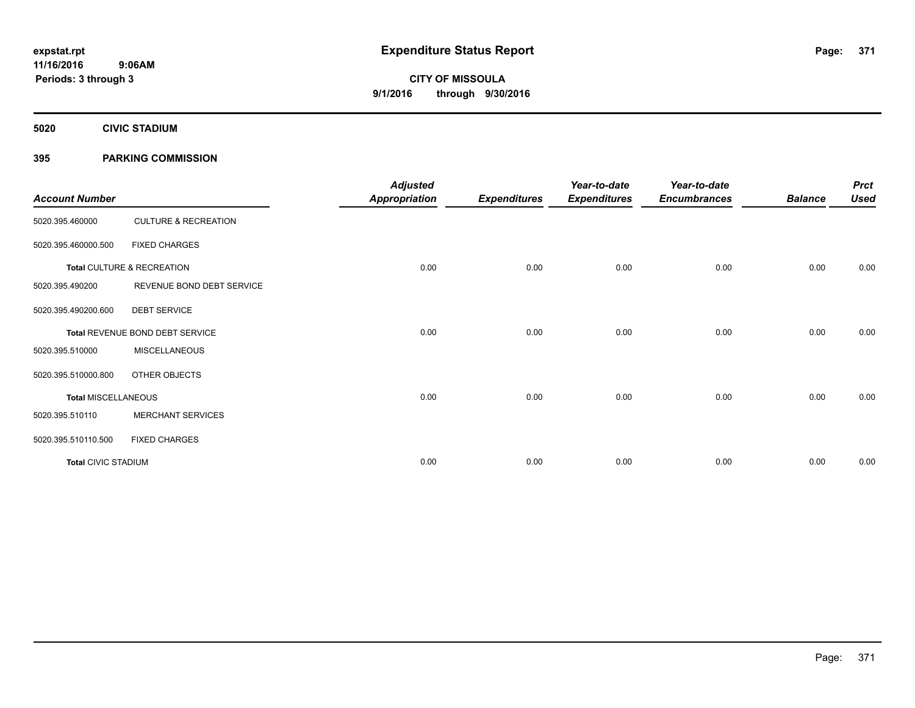expstat.rpt
11/16/2016 9:06AM
Periods: 3 through 3

# Expenditure Status Report

CITY OF MISSOULA
9/1/2016 through 9/30/2016

## 5020 CIVIC STADIUM

## 395 PARKING COMMISSION

| Account Number | | Adjusted Appropriation | Expenditures | Year-to-date Expenditures | Year-to-date Encumbrances | Balance | Prct Used |
|---|---|---|---|---|---|---|---|
| 5020.395.460000 | CULTURE & RECREATION | | | | | | |
| 5020.395.460000.500 | FIXED CHARGES | | | | | | |
| **Total** CULTURE & RECREATION | | 0.00 | 0.00 | 0.00 | 0.00 | 0.00 | 0.00 |
| 5020.395.490200 | REVENUE BOND DEBT SERVICE | | | | | | |
| 5020.395.490200.600 | DEBT SERVICE | | | | | | |
| **Total** REVENUE BOND DEBT SERVICE | | 0.00 | 0.00 | 0.00 | 0.00 | 0.00 | 0.00 |
| 5020.395.510000 | MISCELLANEOUS | | | | | | |
| 5020.395.510000.800 | OTHER OBJECTS | | | | | | |
| **Total** MISCELLANEOUS | | 0.00 | 0.00 | 0.00 | 0.00 | 0.00 | 0.00 |
| 5020.395.510110 | MERCHANT SERVICES | | | | | | |
| 5020.395.510110.500 | FIXED CHARGES | | | | | | |
| **Total** CIVIC STADIUM | | 0.00 | 0.00 | 0.00 | 0.00 | 0.00 | 0.00 |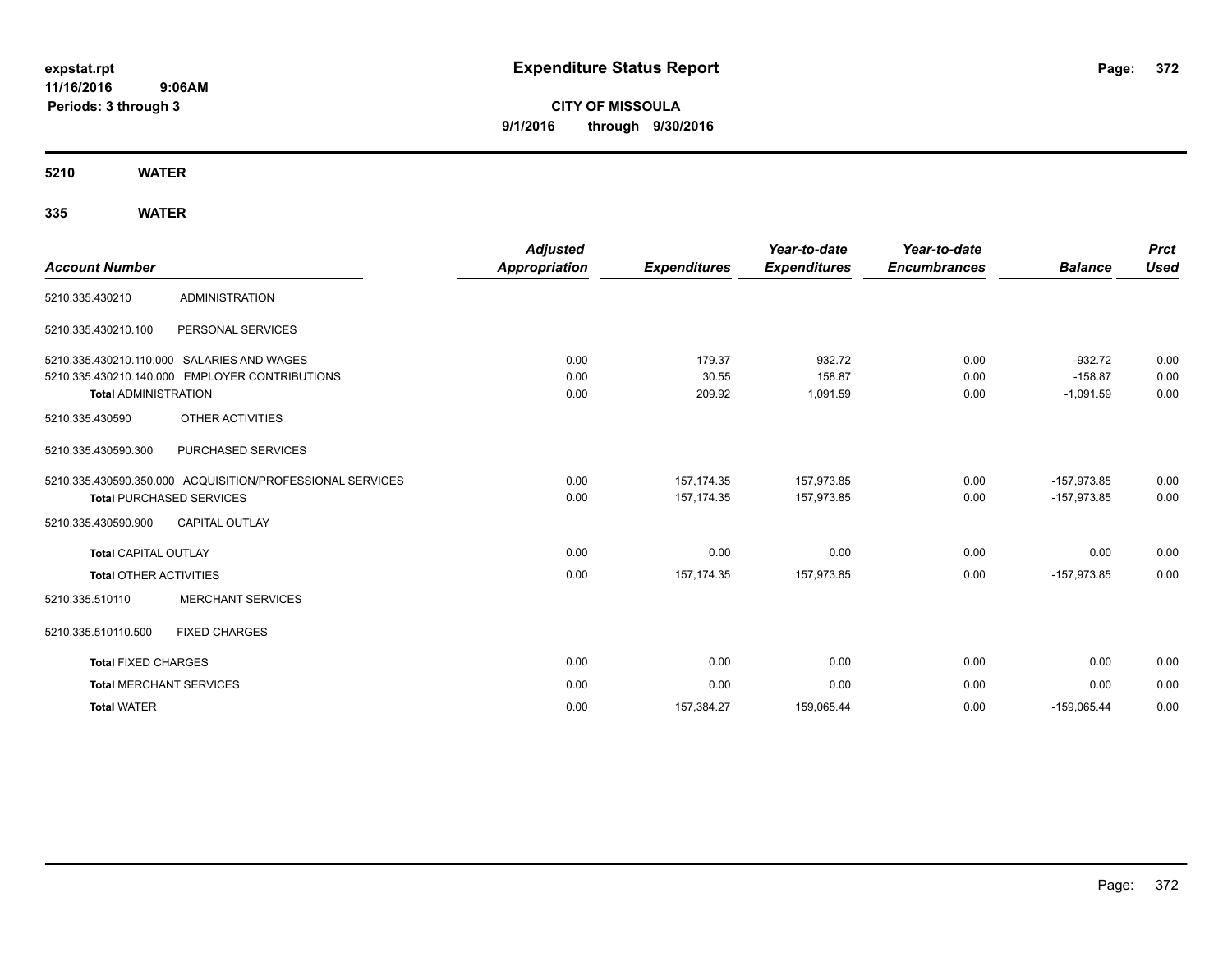expstat.rpt
11/16/2016 9:06AM
Periods: 3 through 3

# Expenditure Status Report

**CITY OF MISSOULA**
**9/1/2016 through 9/30/2016**

## 5210 WATER

### 335 WATER

| Account Number | | Adjusted Appropriation | Expenditures | Year-to-date Expenditures | Year-to-date Encumbrances | Balance | Prct Used |
|---|---|---|---|---|---|---|---|
| 5210.335.430210 | ADMINISTRATION | | | | | | |
| 5210.335.430210.100 | PERSONAL SERVICES | | | | | | |
| 5210.335.430210.110.000 | SALARIES AND WAGES | 0.00 | 179.37 | 932.72 | 0.00 | -932.72 | 0.00 |
| 5210.335.430210.140.000 | EMPLOYER CONTRIBUTIONS | 0.00 | 30.55 | 158.87 | 0.00 | -158.87 | 0.00 |
| **Total** ADMINISTRATION | | 0.00 | 209.92 | 1,091.59 | 0.00 | -1,091.59 | 0.00 |
| 5210.335.430590 | OTHER ACTIVITIES | | | | | | |
| 5210.335.430590.300 | PURCHASED SERVICES | | | | | | |
| 5210.335.430590.350.000 | ACQUISITION/PROFESSIONAL SERVICES | 0.00 | 157,174.35 | 157,973.85 | 0.00 | -157,973.85 | 0.00 |
| **Total** PURCHASED SERVICES | | 0.00 | 157,174.35 | 157,973.85 | 0.00 | -157,973.85 | 0.00 |
| 5210.335.430590.900 | CAPITAL OUTLAY | | | | | | |
| **Total** CAPITAL OUTLAY | | 0.00 | 0.00 | 0.00 | 0.00 | 0.00 | 0.00 |
| **Total** OTHER ACTIVITIES | | 0.00 | 157,174.35 | 157,973.85 | 0.00 | -157,973.85 | 0.00 |
| 5210.335.510110 | MERCHANT SERVICES | | | | | | |
| 5210.335.510110.500 | FIXED CHARGES | | | | | | |
| **Total** FIXED CHARGES | | 0.00 | 0.00 | 0.00 | 0.00 | 0.00 | 0.00 |
| **Total** MERCHANT SERVICES | | 0.00 | 0.00 | 0.00 | 0.00 | 0.00 | 0.00 |
| **Total** WATER | | 0.00 | 157,384.27 | 159,065.44 | 0.00 | -159,065.44 | 0.00 |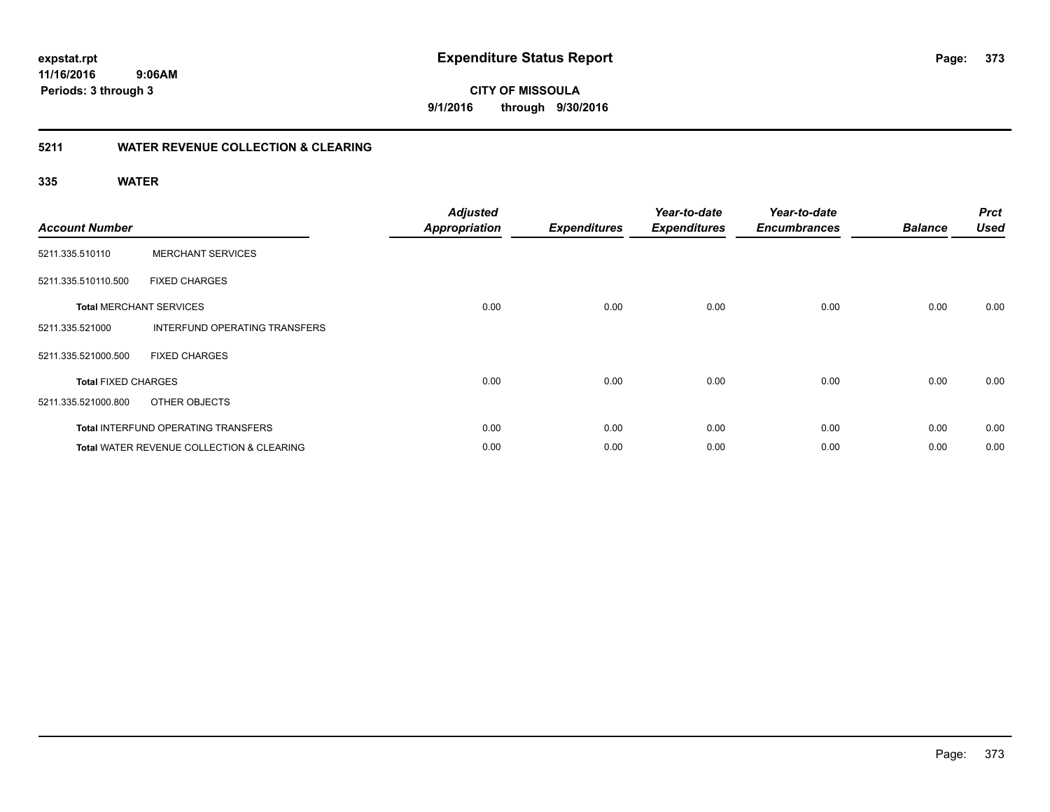expstat.rpt
11/16/2016 9:06AM
Periods: 3 through 3

# Expenditure Status Report

**CITY OF MISSOULA**
**9/1/2016 through 9/30/2016**

## 5211 WATER REVENUE COLLECTION & CLEARING

### 335 WATER

| Account Number | | Adjusted Appropriation | Expenditures | Year-to-date Expenditures | Year-to-date Encumbrances | Balance | Prct Used |
|---|---|---|---|---|---|---|---|
| 5211.335.510110 | MERCHANT SERVICES | | | | | | |
| 5211.335.510110.500 | FIXED CHARGES | | | | | | |
| **Total** MERCHANT SERVICES | | 0.00 | 0.00 | 0.00 | 0.00 | 0.00 | 0.00 |
| 5211.335.521000 | INTERFUND OPERATING TRANSFERS | | | | | | |
| 5211.335.521000.500 | FIXED CHARGES | | | | | | |
| **Total** FIXED CHARGES | | 0.00 | 0.00 | 0.00 | 0.00 | 0.00 | 0.00 |
| 5211.335.521000.800 | OTHER OBJECTS | | | | | | |
| **Total** INTERFUND OPERATING TRANSFERS | | 0.00 | 0.00 | 0.00 | 0.00 | 0.00 | 0.00 |
| **Total** WATER REVENUE COLLECTION & CLEARING | | 0.00 | 0.00 | 0.00 | 0.00 | 0.00 | 0.00 |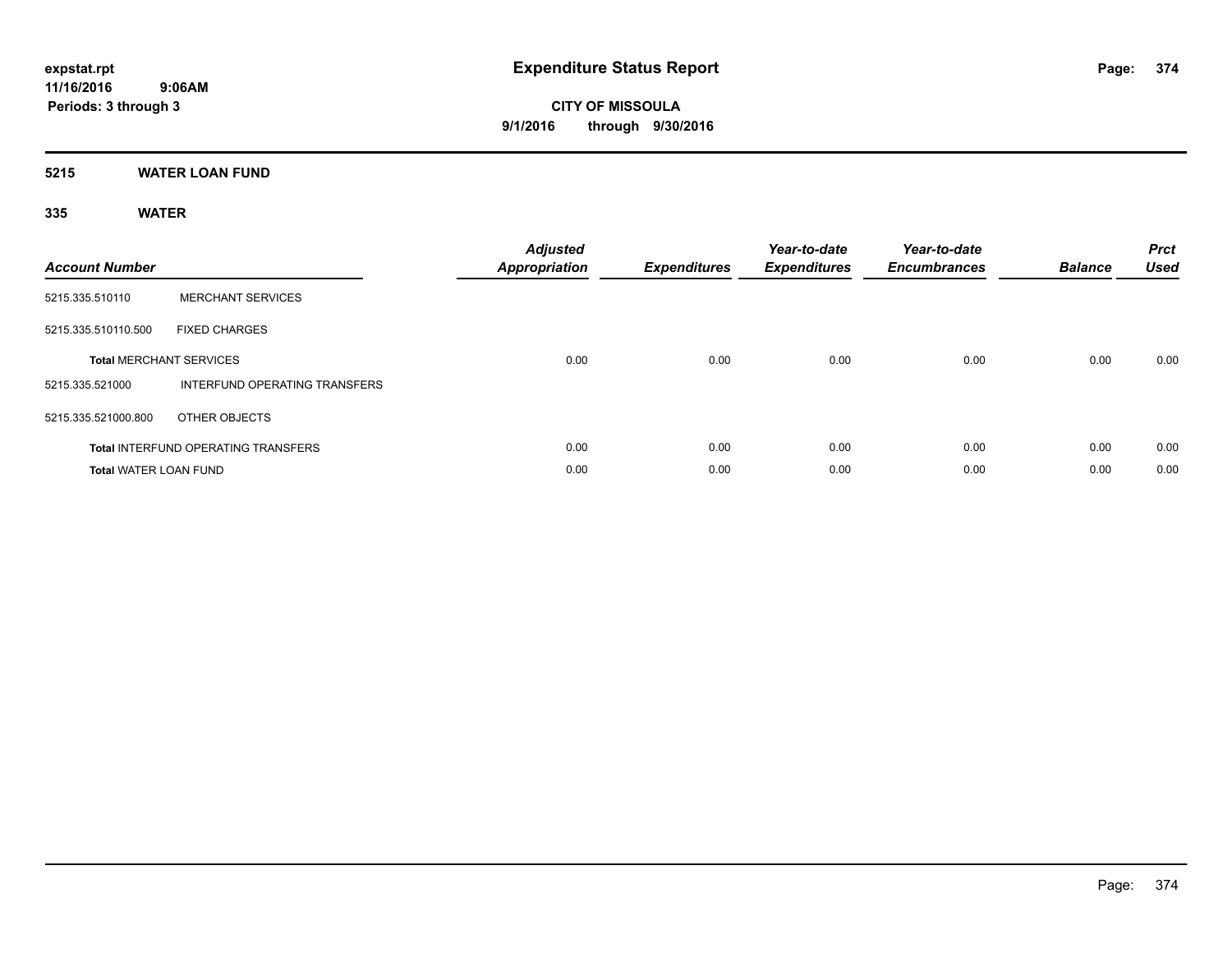# Expenditure Status Report

expstat.rpt
11/16/2016 9:06AM
Periods: 3 through 3

**CITY OF MISSOULA**
**9/1/2016 through 9/30/2016**

## 5215 WATER LOAN FUND

### 335 WATER

| Account Number | | Adjusted Appropriation | Expenditures | Year-to-date Expenditures | Year-to-date Encumbrances | Balance | Prct Used |
|---|---|---|---|---|---|---|---|
| 5215.335.510110 | MERCHANT SERVICES | | | | | | |
| 5215.335.510110.500 | FIXED CHARGES | | | | | | |
| **Total** MERCHANT SERVICES | | 0.00 | 0.00 | 0.00 | 0.00 | 0.00 | 0.00 |
| 5215.335.521000 | INTERFUND OPERATING TRANSFERS | | | | | | |
| 5215.335.521000.800 | OTHER OBJECTS | | | | | | |
| **Total** INTERFUND OPERATING TRANSFERS | | 0.00 | 0.00 | 0.00 | 0.00 | 0.00 | 0.00 |
| **Total** WATER LOAN FUND | | 0.00 | 0.00 | 0.00 | 0.00 | 0.00 | 0.00 |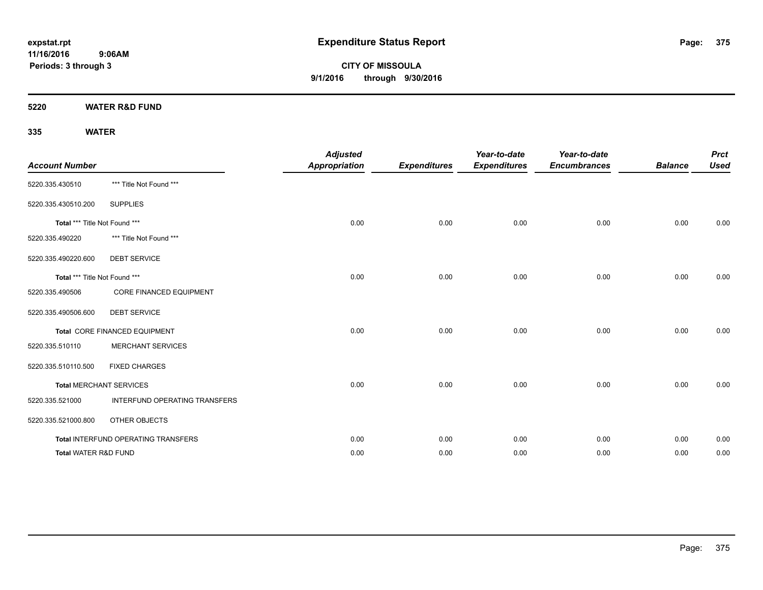expstat.rpt
11/16/2016 9:06AM
Periods: 3 through 3

# Expenditure Status Report

**CITY OF MISSOULA**
**9/1/2016 through 9/30/2016**

## 5220 WATER R&D FUND

### 335 WATER

| Account Number | | Adjusted Appropriation | Expenditures | Year-to-date Expenditures | Year-to-date Encumbrances | Balance | Prct Used |
|---|---|---|---|---|---|---|---|
| 5220.335.430510 | *** Title Not Found *** | | | | | | |
| 5220.335.430510.200 | SUPPLIES | | | | | | |
| Total *** Title Not Found *** | | 0.00 | 0.00 | 0.00 | 0.00 | 0.00 | 0.00 |
| 5220.335.490220 | *** Title Not Found *** | | | | | | |
| 5220.335.490220.600 | DEBT SERVICE | | | | | | |
| Total *** Title Not Found *** | | 0.00 | 0.00 | 0.00 | 0.00 | 0.00 | 0.00 |
| 5220.335.490506 | CORE FINANCED EQUIPMENT | | | | | | |
| 5220.335.490506.600 | DEBT SERVICE | | | | | | |
| Total CORE FINANCED EQUIPMENT | | 0.00 | 0.00 | 0.00 | 0.00 | 0.00 | 0.00 |
| 5220.335.510110 | MERCHANT SERVICES | | | | | | |
| 5220.335.510110.500 | FIXED CHARGES | | | | | | |
| Total MERCHANT SERVICES | | 0.00 | 0.00 | 0.00 | 0.00 | 0.00 | 0.00 |
| 5220.335.521000 | INTERFUND OPERATING TRANSFERS | | | | | | |
| 5220.335.521000.800 | OTHER OBJECTS | | | | | | |
| Total INTERFUND OPERATING TRANSFERS | | 0.00 | 0.00 | 0.00 | 0.00 | 0.00 | 0.00 |
| Total WATER R&D FUND | | 0.00 | 0.00 | 0.00 | 0.00 | 0.00 | 0.00 |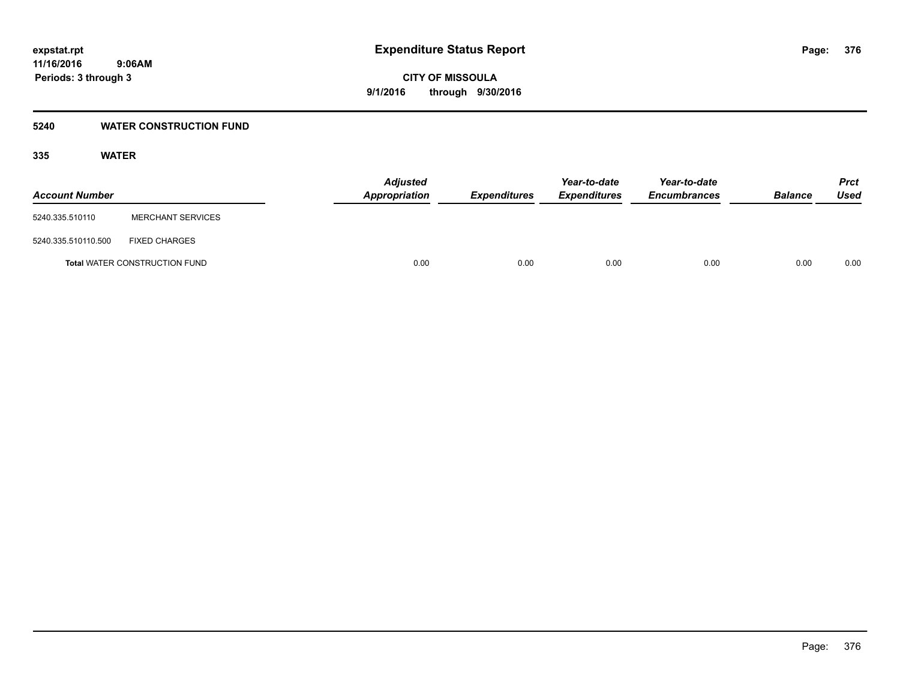**expstat.rpt**
**11/16/2016 9:06AM**
**Periods: 3 through 3**

# Expenditure Status Report

**CITY OF MISSOULA**
**9/1/2016 through 9/30/2016**

## 5240 WATER CONSTRUCTION FUND

### 335 WATER

| Account Number | | Adjusted Appropriation | Expenditures | Year-to-date Expenditures | Year-to-date Encumbrances | Balance | Prct Used |
|---|---|---|---|---|---|---|---|
| 5240.335.510110 | MERCHANT SERVICES | | | | | | |
| 5240.335.510110.500 | FIXED CHARGES | | | | | | |
| **Total** WATER CONSTRUCTION FUND | | 0.00 | 0.00 | 0.00 | 0.00 | 0.00 | 0.00 |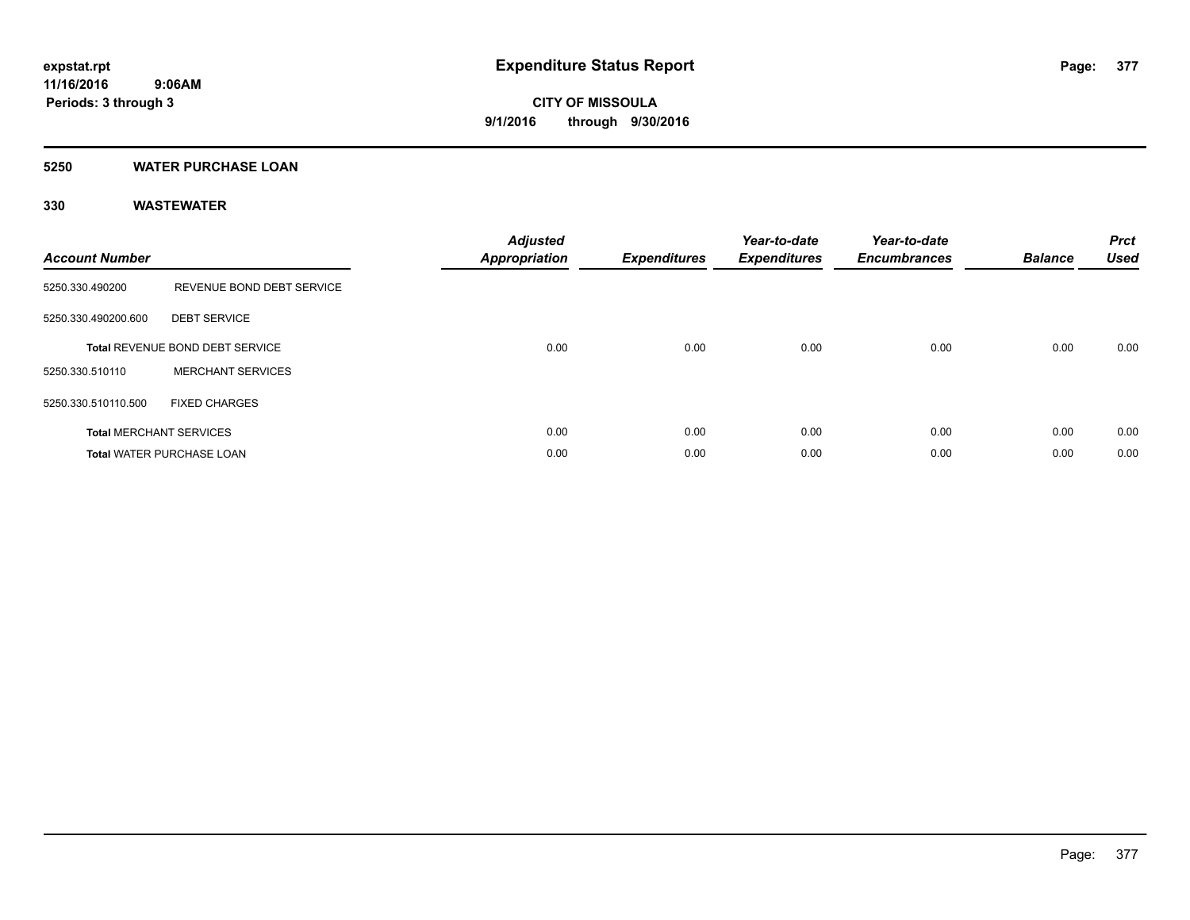**expstat.rpt**
**11/16/2016 9:06AM**
**Periods: 3 through 3**

# Expenditure Status Report

**CITY OF MISSOULA**
**9/1/2016 through 9/30/2016**

## 5250 WATER PURCHASE LOAN

### 330 WASTEWATER

| Account Number | | Adjusted Appropriation | Expenditures | Year-to-date Expenditures | Year-to-date Encumbrances | Balance | Prct Used |
|---|---|---|---|---|---|---|---|
| 5250.330.490200 | REVENUE BOND DEBT SERVICE | | | | | | |
| 5250.330.490200.600 | DEBT SERVICE | | | | | | |
| **Total** REVENUE BOND DEBT SERVICE | | 0.00 | 0.00 | 0.00 | 0.00 | 0.00 | 0.00 |
| 5250.330.510110 | MERCHANT SERVICES | | | | | | |
| 5250.330.510110.500 | FIXED CHARGES | | | | | | |
| **Total** MERCHANT SERVICES | | 0.00 | 0.00 | 0.00 | 0.00 | 0.00 | 0.00 |
| **Total** WATER PURCHASE LOAN | | 0.00 | 0.00 | 0.00 | 0.00 | 0.00 | 0.00 |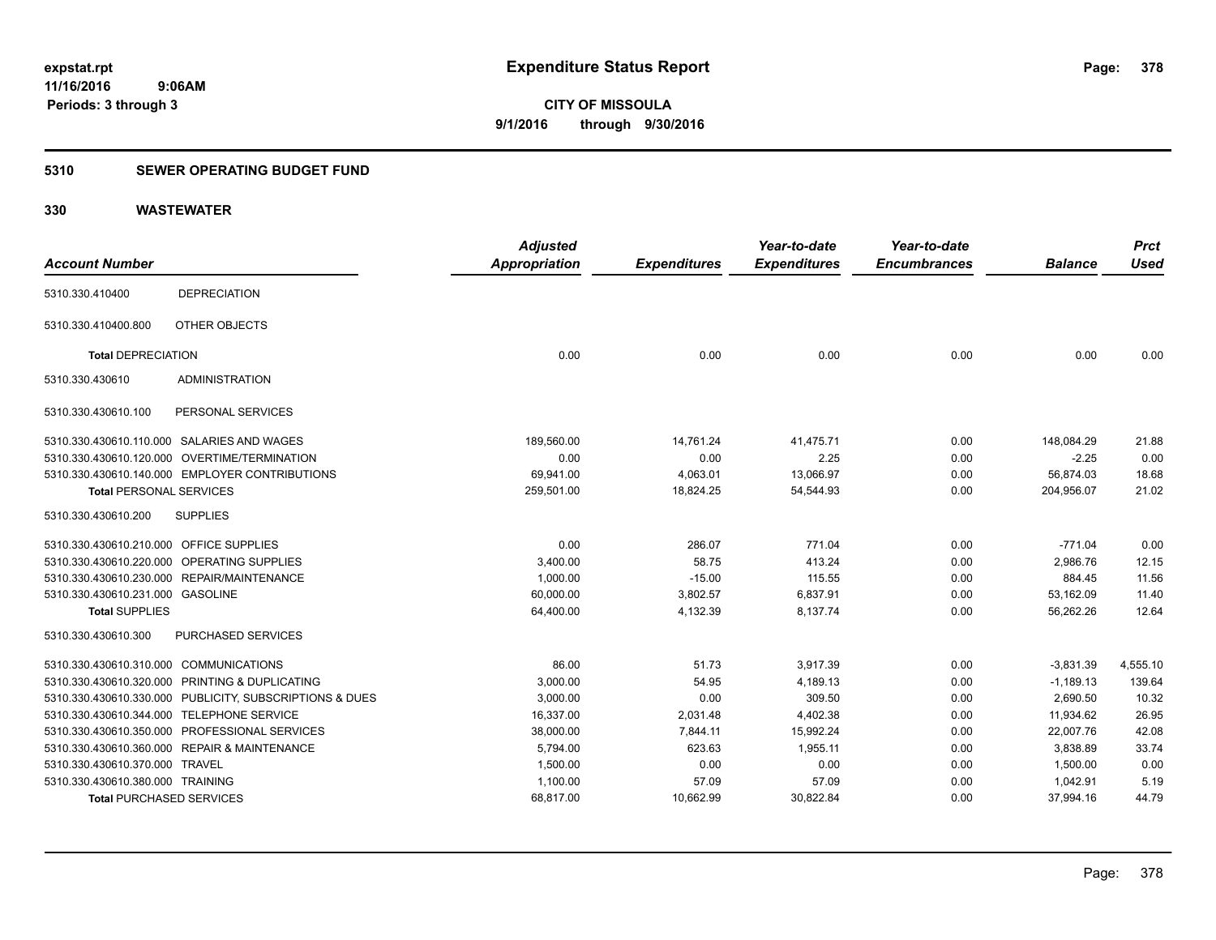# Expenditure Status Report

**CITY OF MISSOULA**
**9/1/2016 through 9/30/2016**

expstat.rpt
11/16/2016 9:06AM
Periods: 3 through 3

## 5310 SEWER OPERATING BUDGET FUND

## 330 WASTEWATER

| Account Number | | Adjusted Appropriation | Expenditures | Year-to-date Expenditures | Year-to-date Encumbrances | Balance | Prct Used |
|---|---|---|---|---|---|---|---|
| 5310.330.410400 | DEPRECIATION | | | | | | |
| 5310.330.410400.800 | OTHER OBJECTS | | | | | | |
| **Total DEPRECIATION** | | 0.00 | 0.00 | 0.00 | 0.00 | 0.00 | 0.00 |
| 5310.330.430610 | ADMINISTRATION | | | | | | |
| 5310.330.430610.100 | PERSONAL SERVICES | | | | | | |
| 5310.330.430610.110.000 | SALARIES AND WAGES | 189,560.00 | 14,761.24 | 41,475.71 | 0.00 | 148,084.29 | 21.88 |
| 5310.330.430610.120.000 | OVERTIME/TERMINATION | 0.00 | 0.00 | 2.25 | 0.00 | -2.25 | 0.00 |
| 5310.330.430610.140.000 | EMPLOYER CONTRIBUTIONS | 69,941.00 | 4,063.01 | 13,066.97 | 0.00 | 56,874.03 | 18.68 |
| **Total PERSONAL SERVICES** | | 259,501.00 | 18,824.25 | 54,544.93 | 0.00 | 204,956.07 | 21.02 |
| 5310.330.430610.200 | SUPPLIES | | | | | | |
| 5310.330.430610.210.000 | OFFICE SUPPLIES | 0.00 | 286.07 | 771.04 | 0.00 | -771.04 | 0.00 |
| 5310.330.430610.220.000 | OPERATING SUPPLIES | 3,400.00 | 58.75 | 413.24 | 0.00 | 2,986.76 | 12.15 |
| 5310.330.430610.230.000 | REPAIR/MAINTENANCE | 1,000.00 | -15.00 | 115.55 | 0.00 | 884.45 | 11.56 |
| 5310.330.430610.231.000 | GASOLINE | 60,000.00 | 3,802.57 | 6,837.91 | 0.00 | 53,162.09 | 11.40 |
| **Total SUPPLIES** | | 64,400.00 | 4,132.39 | 8,137.74 | 0.00 | 56,262.26 | 12.64 |
| 5310.330.430610.300 | PURCHASED SERVICES | | | | | | |
| 5310.330.430610.310.000 | COMMUNICATIONS | 86.00 | 51.73 | 3,917.39 | 0.00 | -3,831.39 | 4,555.10 |
| 5310.330.430610.320.000 | PRINTING & DUPLICATING | 3,000.00 | 54.95 | 4,189.13 | 0.00 | -1,189.13 | 139.64 |
| 5310.330.430610.330.000 | PUBLICITY, SUBSCRIPTIONS & DUES | 3,000.00 | 0.00 | 309.50 | 0.00 | 2,690.50 | 10.32 |
| 5310.330.430610.344.000 | TELEPHONE SERVICE | 16,337.00 | 2,031.48 | 4,402.38 | 0.00 | 11,934.62 | 26.95 |
| 5310.330.430610.350.000 | PROFESSIONAL SERVICES | 38,000.00 | 7,844.11 | 15,992.24 | 0.00 | 22,007.76 | 42.08 |
| 5310.330.430610.360.000 | REPAIR & MAINTENANCE | 5,794.00 | 623.63 | 1,955.11 | 0.00 | 3,838.89 | 33.74 |
| 5310.330.430610.370.000 | TRAVEL | 1,500.00 | 0.00 | 0.00 | 0.00 | 1,500.00 | 0.00 |
| 5310.330.430610.380.000 | TRAINING | 1,100.00 | 57.09 | 57.09 | 0.00 | 1,042.91 | 5.19 |
| **Total PURCHASED SERVICES** | | 68,817.00 | 10,662.99 | 30,822.84 | 0.00 | 37,994.16 | 44.79 |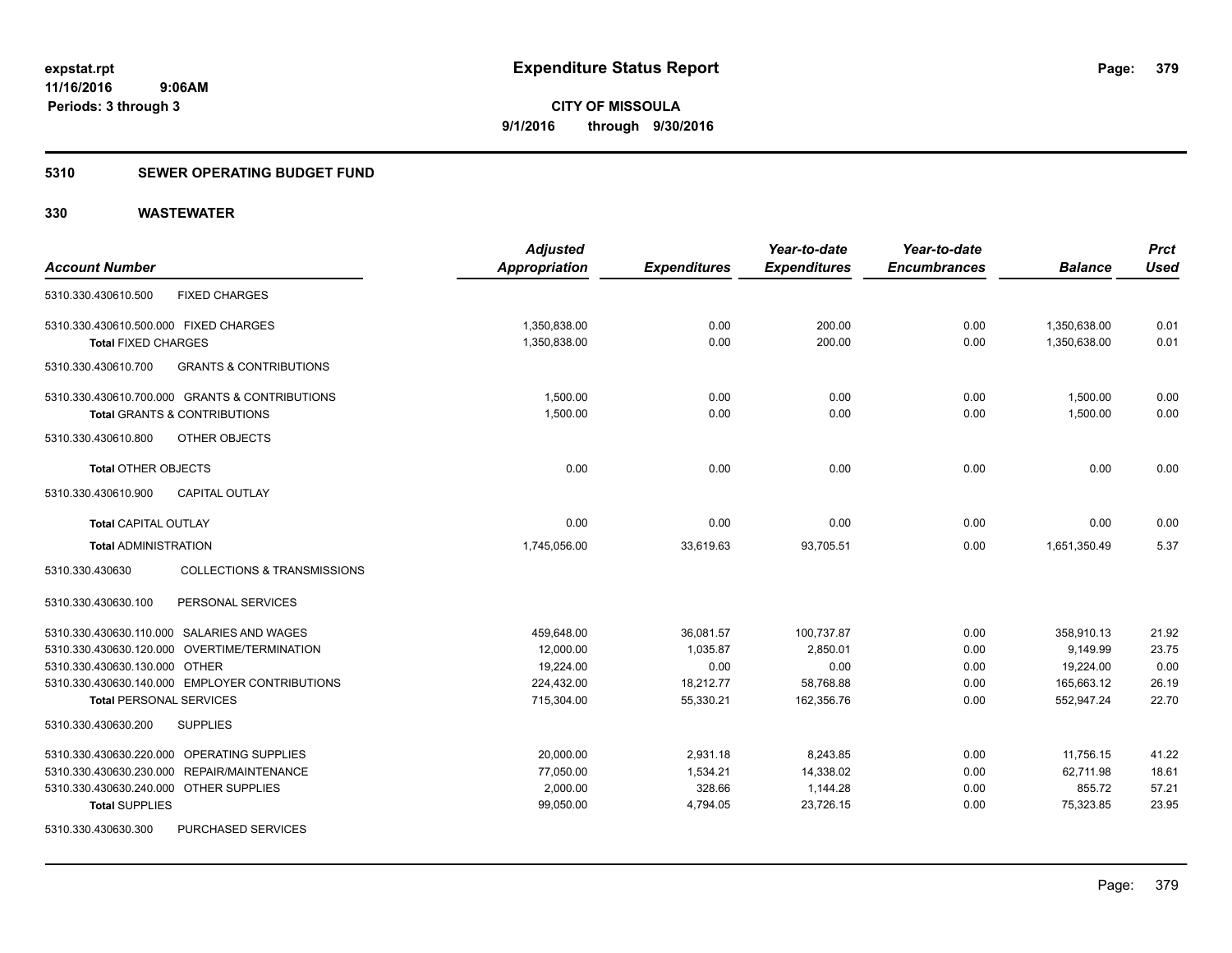expstat.rpt
11/16/2016 9:06AM
Periods: 3 through 3

# Expenditure Status Report

**CITY OF MISSOULA**
**9/1/2016 through 9/30/2016**

## 5310 SEWER OPERATING BUDGET FUND

## 330 WASTEWATER

| Account Number | Adjusted Appropriation | Expenditures | Year-to-date Expenditures | Year-to-date Encumbrances | Balance | Prct Used |
|---|---|---|---|---|---|---|
| 5310.330.430610.500 FIXED CHARGES | | | | | | |
| 5310.330.430610.500.000 FIXED CHARGES | 1,350,838.00 | 0.00 | 200.00 | 0.00 | 1,350,638.00 | 0.01 |
| **Total** FIXED CHARGES | 1,350,838.00 | 0.00 | 200.00 | 0.00 | 1,350,638.00 | 0.01 |
| 5310.330.430610.700 GRANTS & CONTRIBUTIONS | | | | | | |
| 5310.330.430610.700.000 GRANTS & CONTRIBUTIONS | 1,500.00 | 0.00 | 0.00 | 0.00 | 1,500.00 | 0.00 |
| **Total** GRANTS & CONTRIBUTIONS | 1,500.00 | 0.00 | 0.00 | 0.00 | 1,500.00 | 0.00 |
| 5310.330.430610.800 OTHER OBJECTS | | | | | | |
| **Total** OTHER OBJECTS | 0.00 | 0.00 | 0.00 | 0.00 | 0.00 | 0.00 |
| 5310.330.430610.900 CAPITAL OUTLAY | | | | | | |
| **Total** CAPITAL OUTLAY | 0.00 | 0.00 | 0.00 | 0.00 | 0.00 | 0.00 |
| **Total** ADMINISTRATION | 1,745,056.00 | 33,619.63 | 93,705.51 | 0.00 | 1,651,350.49 | 5.37 |
| 5310.330.430630 COLLECTIONS & TRANSMISSIONS | | | | | | |
| 5310.330.430630.100 PERSONAL SERVICES | | | | | | |
| 5310.330.430630.110.000 SALARIES AND WAGES | 459,648.00 | 36,081.57 | 100,737.87 | 0.00 | 358,910.13 | 21.92 |
| 5310.330.430630.120.000 OVERTIME/TERMINATION | 12,000.00 | 1,035.87 | 2,850.01 | 0.00 | 9,149.99 | 23.75 |
| 5310.330.430630.130.000 OTHER | 19,224.00 | 0.00 | 0.00 | 0.00 | 19,224.00 | 0.00 |
| 5310.330.430630.140.000 EMPLOYER CONTRIBUTIONS | 224,432.00 | 18,212.77 | 58,768.88 | 0.00 | 165,663.12 | 26.19 |
| **Total** PERSONAL SERVICES | 715,304.00 | 55,330.21 | 162,356.76 | 0.00 | 552,947.24 | 22.70 |
| 5310.330.430630.200 SUPPLIES | | | | | | |
| 5310.330.430630.220.000 OPERATING SUPPLIES | 20,000.00 | 2,931.18 | 8,243.85 | 0.00 | 11,756.15 | 41.22 |
| 5310.330.430630.230.000 REPAIR/MAINTENANCE | 77,050.00 | 1,534.21 | 14,338.02 | 0.00 | 62,711.98 | 18.61 |
| 5310.330.430630.240.000 OTHER SUPPLIES | 2,000.00 | 328.66 | 1,144.28 | 0.00 | 855.72 | 57.21 |
| **Total** SUPPLIES | 99,050.00 | 4,794.05 | 23,726.15 | 0.00 | 75,323.85 | 23.95 |
| 5310.330.430630.300 PURCHASED SERVICES | | | | | | |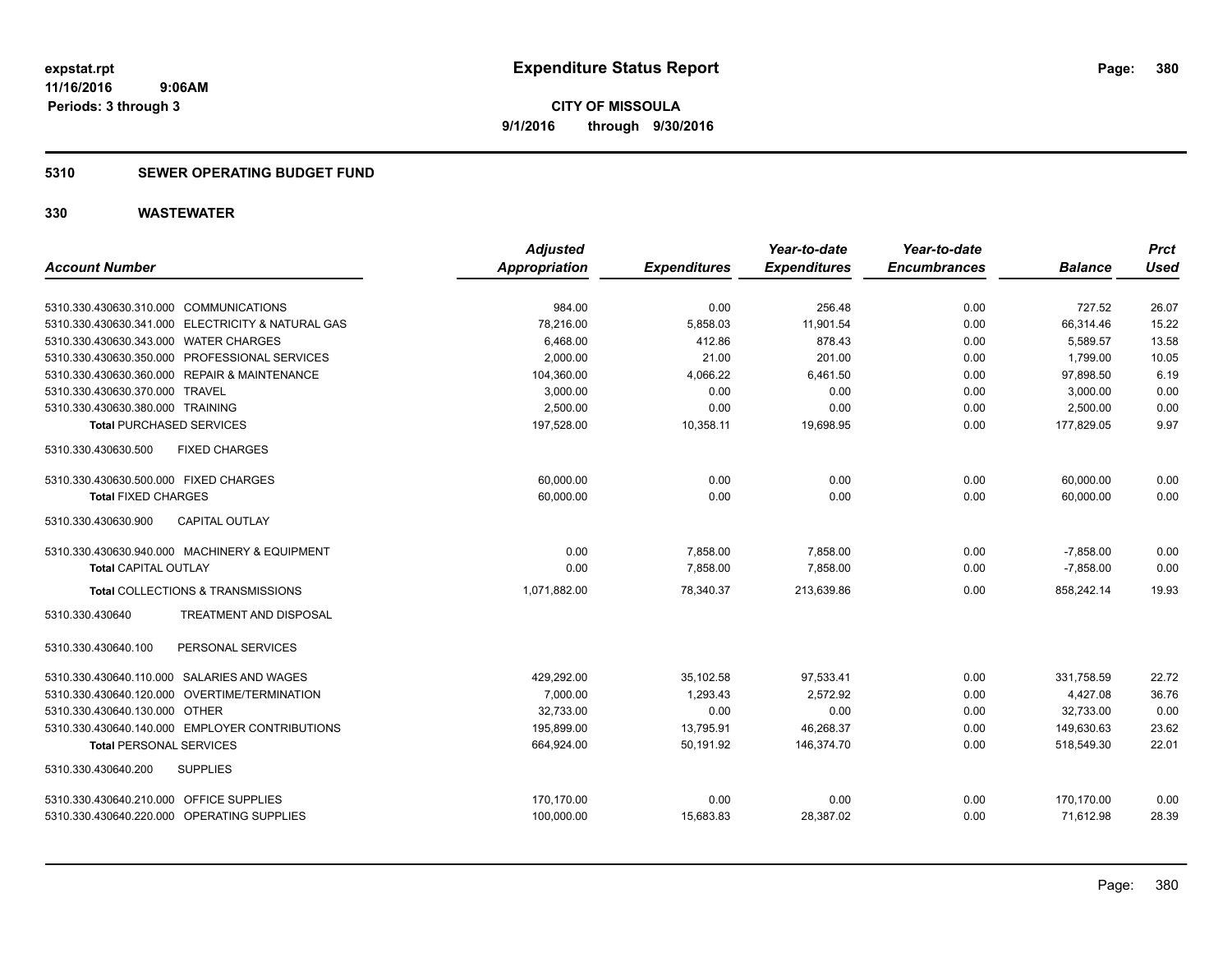# Expenditure Status Report

expstat.rpt
11/16/2016 9:06AM
Periods: 3 through 3

**CITY OF MISSOULA**
**9/1/2016 through 9/30/2016**

## 5310 SEWER OPERATING BUDGET FUND

## 330 WASTEWATER

| Account Number | Adjusted Appropriation | Expenditures | Year-to-date Expenditures | Year-to-date Encumbrances | Balance | Prct Used |
|---|---|---|---|---|---|---|
| 5310.330.430630.310.000 COMMUNICATIONS | 984.00 | 0.00 | 256.48 | 0.00 | 727.52 | 26.07 |
| 5310.330.430630.341.000 ELECTRICITY & NATURAL GAS | 78,216.00 | 5,858.03 | 11,901.54 | 0.00 | 66,314.46 | 15.22 |
| 5310.330.430630.343.000 WATER CHARGES | 6,468.00 | 412.86 | 878.43 | 0.00 | 5,589.57 | 13.58 |
| 5310.330.430630.350.000 PROFESSIONAL SERVICES | 2,000.00 | 21.00 | 201.00 | 0.00 | 1,799.00 | 10.05 |
| 5310.330.430630.360.000 REPAIR & MAINTENANCE | 104,360.00 | 4,066.22 | 6,461.50 | 0.00 | 97,898.50 | 6.19 |
| 5310.330.430630.370.000 TRAVEL | 3,000.00 | 0.00 | 0.00 | 0.00 | 3,000.00 | 0.00 |
| 5310.330.430630.380.000 TRAINING | 2,500.00 | 0.00 | 0.00 | 0.00 | 2,500.00 | 0.00 |
| **Total** PURCHASED SERVICES | 197,528.00 | 10,358.11 | 19,698.95 | 0.00 | 177,829.05 | 9.97 |
| 5310.330.430630.500 FIXED CHARGES | | | | | | |
| 5310.330.430630.500.000 FIXED CHARGES | 60,000.00 | 0.00 | 0.00 | 0.00 | 60,000.00 | 0.00 |
| **Total** FIXED CHARGES | 60,000.00 | 0.00 | 0.00 | 0.00 | 60,000.00 | 0.00 |
| 5310.330.430630.900 CAPITAL OUTLAY | | | | | | |
| 5310.330.430630.940.000 MACHINERY & EQUIPMENT | 0.00 | 7,858.00 | 7,858.00 | 0.00 | -7,858.00 | 0.00 |
| **Total** CAPITAL OUTLAY | 0.00 | 7,858.00 | 7,858.00 | 0.00 | -7,858.00 | 0.00 |
| **Total** COLLECTIONS & TRANSMISSIONS | 1,071,882.00 | 78,340.37 | 213,639.86 | 0.00 | 858,242.14 | 19.93 |
| 5310.330.430640 TREATMENT AND DISPOSAL | | | | | | |
| 5310.330.430640.100 PERSONAL SERVICES | | | | | | |
| 5310.330.430640.110.000 SALARIES AND WAGES | 429,292.00 | 35,102.58 | 97,533.41 | 0.00 | 331,758.59 | 22.72 |
| 5310.330.430640.120.000 OVERTIME/TERMINATION | 7,000.00 | 1,293.43 | 2,572.92 | 0.00 | 4,427.08 | 36.76 |
| 5310.330.430640.130.000 OTHER | 32,733.00 | 0.00 | 0.00 | 0.00 | 32,733.00 | 0.00 |
| 5310.330.430640.140.000 EMPLOYER CONTRIBUTIONS | 195,899.00 | 13,795.91 | 46,268.37 | 0.00 | 149,630.63 | 23.62 |
| **Total** PERSONAL SERVICES | 664,924.00 | 50,191.92 | 146,374.70 | 0.00 | 518,549.30 | 22.01 |
| 5310.330.430640.200 SUPPLIES | | | | | | |
| 5310.330.430640.210.000 OFFICE SUPPLIES | 170,170.00 | 0.00 | 0.00 | 0.00 | 170,170.00 | 0.00 |
| 5310.330.430640.220.000 OPERATING SUPPLIES | 100,000.00 | 15,683.83 | 28,387.02 | 0.00 | 71,612.98 | 28.39 |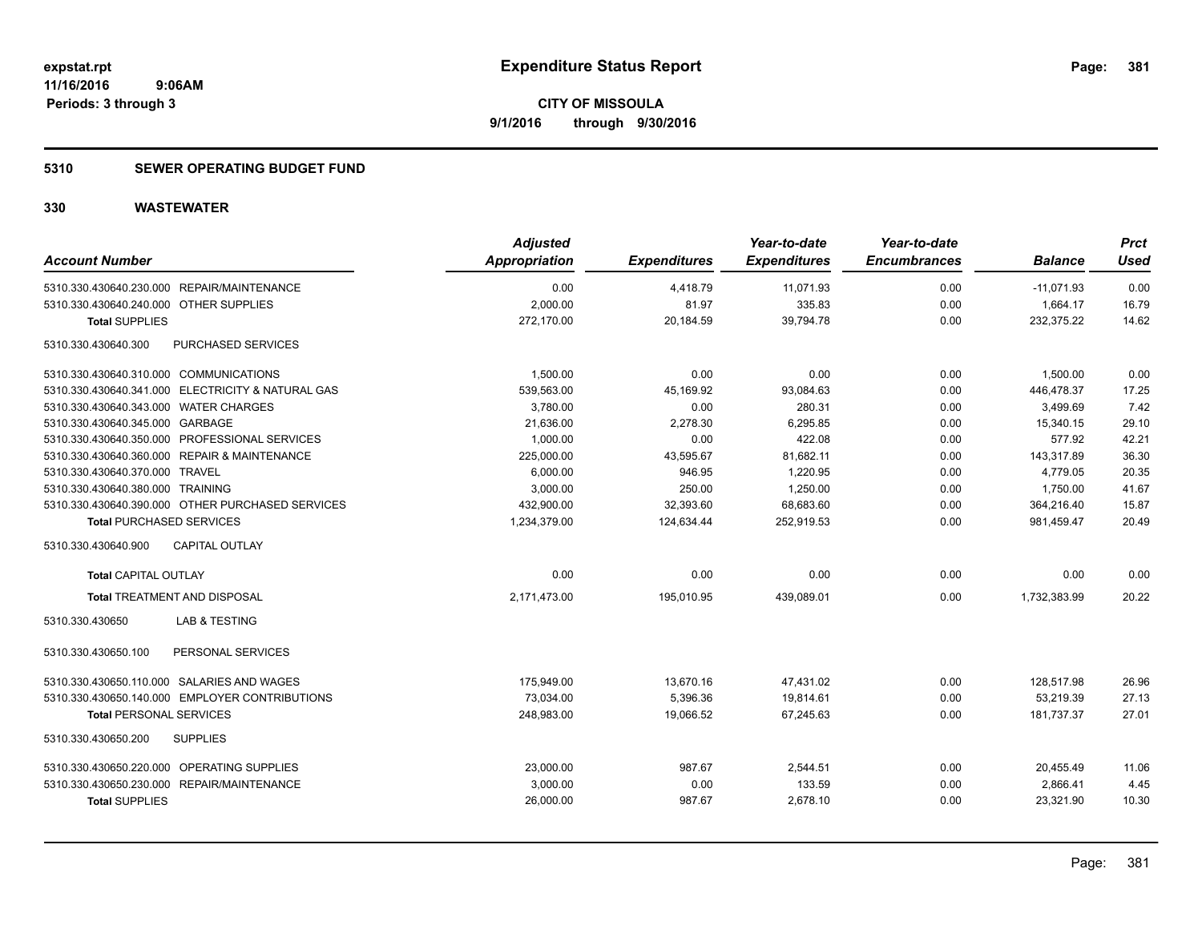expstat.rpt
11/16/2016 9:06AM
Periods: 3 through 3

# Expenditure Status Report

**CITY OF MISSOULA**
**9/1/2016 through 9/30/2016**

## 5310 SEWER OPERATING BUDGET FUND

## 330 WASTEWATER

| Account Number | Adjusted Appropriation | Expenditures | Year-to-date Expenditures | Year-to-date Encumbrances | Balance | Prct Used |
|---|---|---|---|---|---|---|
| 5310.330.430640.230.000 REPAIR/MAINTENANCE | 0.00 | 4,418.79 | 11,071.93 | 0.00 | -11,071.93 | 0.00 |
| 5310.330.430640.240.000 OTHER SUPPLIES | 2,000.00 | 81.97 | 335.83 | 0.00 | 1,664.17 | 16.79 |
| **Total SUPPLIES** | 272,170.00 | 20,184.59 | 39,794.78 | 0.00 | 232,375.22 | 14.62 |
| 5310.330.430640.300 PURCHASED SERVICES | | | | | | |
| 5310.330.430640.310.000 COMMUNICATIONS | 1,500.00 | 0.00 | 0.00 | 0.00 | 1,500.00 | 0.00 |
| 5310.330.430640.341.000 ELECTRICITY & NATURAL GAS | 539,563.00 | 45,169.92 | 93,084.63 | 0.00 | 446,478.37 | 17.25 |
| 5310.330.430640.343.000 WATER CHARGES | 3,780.00 | 0.00 | 280.31 | 0.00 | 3,499.69 | 7.42 |
| 5310.330.430640.345.000 GARBAGE | 21,636.00 | 2,278.30 | 6,295.85 | 0.00 | 15,340.15 | 29.10 |
| 5310.330.430640.350.000 PROFESSIONAL SERVICES | 1,000.00 | 0.00 | 422.08 | 0.00 | 577.92 | 42.21 |
| 5310.330.430640.360.000 REPAIR & MAINTENANCE | 225,000.00 | 43,595.67 | 81,682.11 | 0.00 | 143,317.89 | 36.30 |
| 5310.330.430640.370.000 TRAVEL | 6,000.00 | 946.95 | 1,220.95 | 0.00 | 4,779.05 | 20.35 |
| 5310.330.430640.380.000 TRAINING | 3,000.00 | 250.00 | 1,250.00 | 0.00 | 1,750.00 | 41.67 |
| 5310.330.430640.390.000 OTHER PURCHASED SERVICES | 432,900.00 | 32,393.60 | 68,683.60 | 0.00 | 364,216.40 | 15.87 |
| **Total PURCHASED SERVICES** | 1,234,379.00 | 124,634.44 | 252,919.53 | 0.00 | 981,459.47 | 20.49 |
| 5310.330.430640.900 CAPITAL OUTLAY | | | | | | |
| **Total CAPITAL OUTLAY** | 0.00 | 0.00 | 0.00 | 0.00 | 0.00 | 0.00 |
| **Total TREATMENT AND DISPOSAL** | 2,171,473.00 | 195,010.95 | 439,089.01 | 0.00 | 1,732,383.99 | 20.22 |
| 5310.330.430650 LAB & TESTING | | | | | | |
| 5310.330.430650.100 PERSONAL SERVICES | | | | | | |
| 5310.330.430650.110.000 SALARIES AND WAGES | 175,949.00 | 13,670.16 | 47,431.02 | 0.00 | 128,517.98 | 26.96 |
| 5310.330.430650.140.000 EMPLOYER CONTRIBUTIONS | 73,034.00 | 5,396.36 | 19,814.61 | 0.00 | 53,219.39 | 27.13 |
| **Total PERSONAL SERVICES** | 248,983.00 | 19,066.52 | 67,245.63 | 0.00 | 181,737.37 | 27.01 |
| 5310.330.430650.200 SUPPLIES | | | | | | |
| 5310.330.430650.220.000 OPERATING SUPPLIES | 23,000.00 | 987.67 | 2,544.51 | 0.00 | 20,455.49 | 11.06 |
| 5310.330.430650.230.000 REPAIR/MAINTENANCE | 3,000.00 | 0.00 | 133.59 | 0.00 | 2,866.41 | 4.45 |
| **Total SUPPLIES** | 26,000.00 | 987.67 | 2,678.10 | 0.00 | 23,321.90 | 10.30 |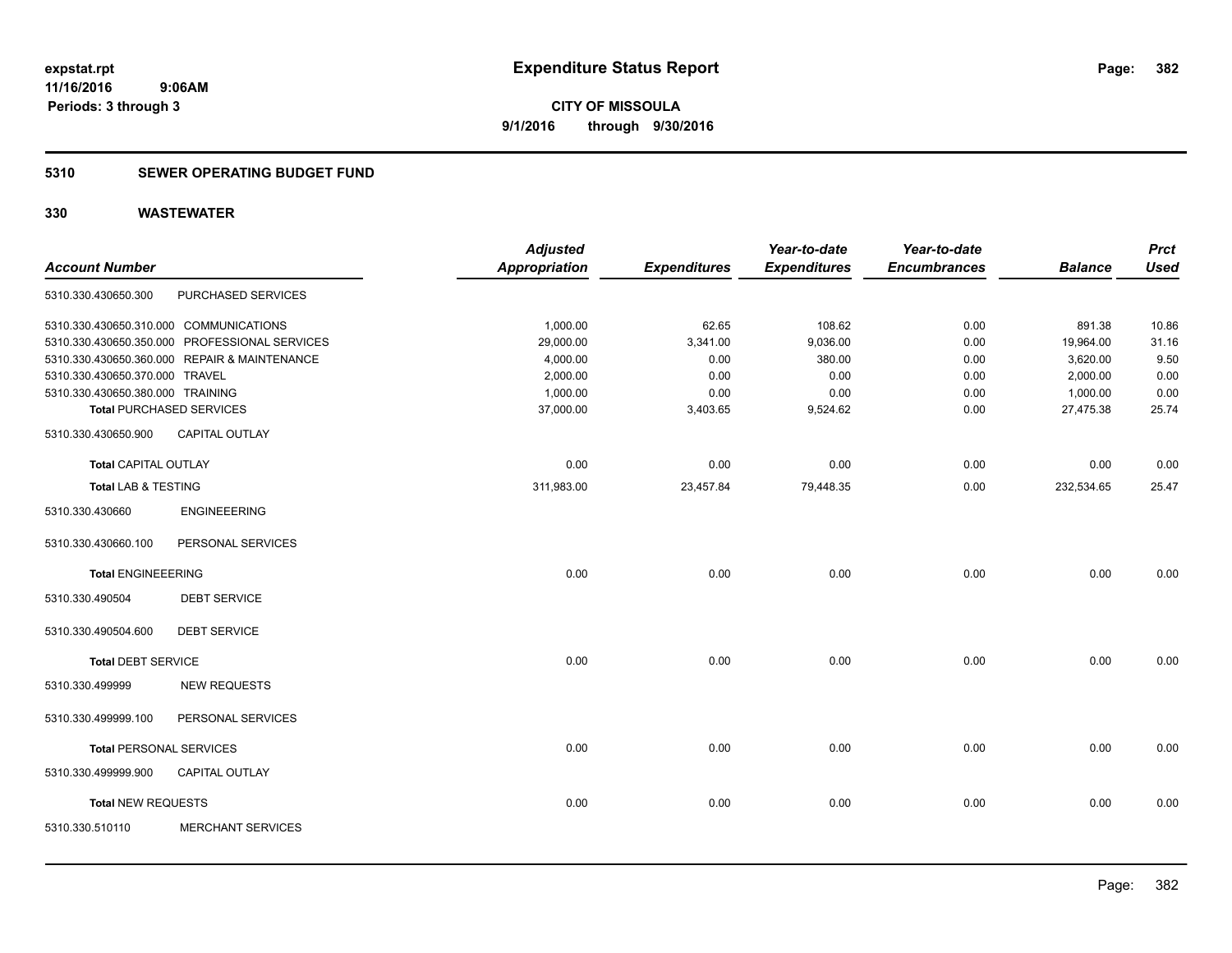**Expenditure Status Report**

**CITY OF MISSOULA**

**9/1/2016 through 9/30/2016**

expstat.rpt
11/16/2016 9:06AM
Periods: 3 through 3

## 5310 SEWER OPERATING BUDGET FUND

## 330 WASTEWATER

| Account Number | | Adjusted Appropriation | Expenditures | Year-to-date Expenditures | Year-to-date Encumbrances | Balance | Prct Used |
|---|---|---|---|---|---|---|---|
| 5310.330.430650.300 | PURCHASED SERVICES | | | | | | |
| 5310.330.430650.310.000 | COMMUNICATIONS | 1,000.00 | 62.65 | 108.62 | 0.00 | 891.38 | 10.86 |
| 5310.330.430650.350.000 | PROFESSIONAL SERVICES | 29,000.00 | 3,341.00 | 9,036.00 | 0.00 | 19,964.00 | 31.16 |
| 5310.330.430650.360.000 | REPAIR & MAINTENANCE | 4,000.00 | 0.00 | 380.00 | 0.00 | 3,620.00 | 9.50 |
| 5310.330.430650.370.000 | TRAVEL | 2,000.00 | 0.00 | 0.00 | 0.00 | 2,000.00 | 0.00 |
| 5310.330.430650.380.000 | TRAINING | 1,000.00 | 0.00 | 0.00 | 0.00 | 1,000.00 | 0.00 |
| **Total** PURCHASED SERVICES | | 37,000.00 | 3,403.65 | 9,524.62 | 0.00 | 27,475.38 | 25.74 |
| 5310.330.430650.900 | CAPITAL OUTLAY | | | | | | |
| **Total** CAPITAL OUTLAY | | 0.00 | 0.00 | 0.00 | 0.00 | 0.00 | 0.00 |
| **Total** LAB & TESTING | | 311,983.00 | 23,457.84 | 79,448.35 | 0.00 | 232,534.65 | 25.47 |
| 5310.330.430660 | ENGINEEERING | | | | | | |
| 5310.330.430660.100 | PERSONAL SERVICES | | | | | | |
| **Total** ENGINEEERING | | 0.00 | 0.00 | 0.00 | 0.00 | 0.00 | 0.00 |
| 5310.330.490504 | DEBT SERVICE | | | | | | |
| 5310.330.490504.600 | DEBT SERVICE | | | | | | |
| **Total** DEBT SERVICE | | 0.00 | 0.00 | 0.00 | 0.00 | 0.00 | 0.00 |
| 5310.330.499999 | NEW REQUESTS | | | | | | |
| 5310.330.499999.100 | PERSONAL SERVICES | | | | | | |
| **Total** PERSONAL SERVICES | | 0.00 | 0.00 | 0.00 | 0.00 | 0.00 | 0.00 |
| 5310.330.499999.900 | CAPITAL OUTLAY | | | | | | |
| **Total** NEW REQUESTS | | 0.00 | 0.00 | 0.00 | 0.00 | 0.00 | 0.00 |
| 5310.330.510110 | MERCHANT SERVICES | | | | | | |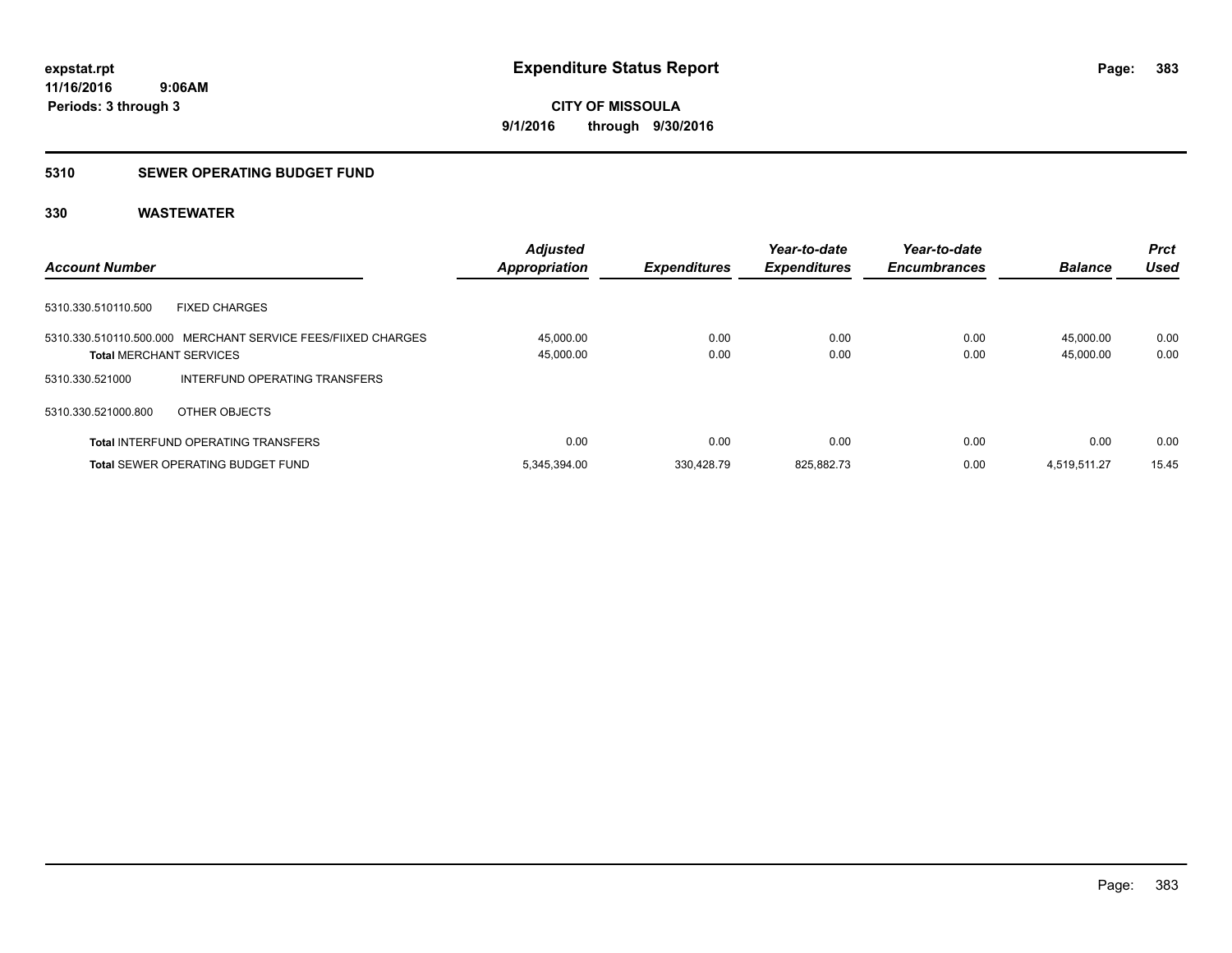**expstat.rpt**
**11/16/2016 9:06AM**
**Periods: 3 through 3**

# Expenditure Status Report

**CITY OF MISSOULA**
**9/1/2016 through 9/30/2016**

## 5310 SEWER OPERATING BUDGET FUND

## 330 WASTEWATER

| Account Number | | Adjusted Appropriation | Expenditures | Year-to-date Expenditures | Year-to-date Encumbrances | Balance | Prct Used |
|---|---|---|---|---|---|---|---|
| 5310.330.510110.500 | FIXED CHARGES | | | | | | |
| 5310.330.510110.500.000 | MERCHANT SERVICE FEES/FIIXED CHARGES | 45,000.00 | 0.00 | 0.00 | 0.00 | 45,000.00 | 0.00 |
| **Total** MERCHANT SERVICES | | 45,000.00 | 0.00 | 0.00 | 0.00 | 45,000.00 | 0.00 |
| 5310.330.521000 | INTERFUND OPERATING TRANSFERS | | | | | | |
| 5310.330.521000.800 | OTHER OBJECTS | | | | | | |
| **Total** INTERFUND OPERATING TRANSFERS | | 0.00 | 0.00 | 0.00 | 0.00 | 0.00 | 0.00 |
| **Total** SEWER OPERATING BUDGET FUND | | 5,345,394.00 | 330,428.79 | 825,882.73 | 0.00 | 4,519,511.27 | 15.45 |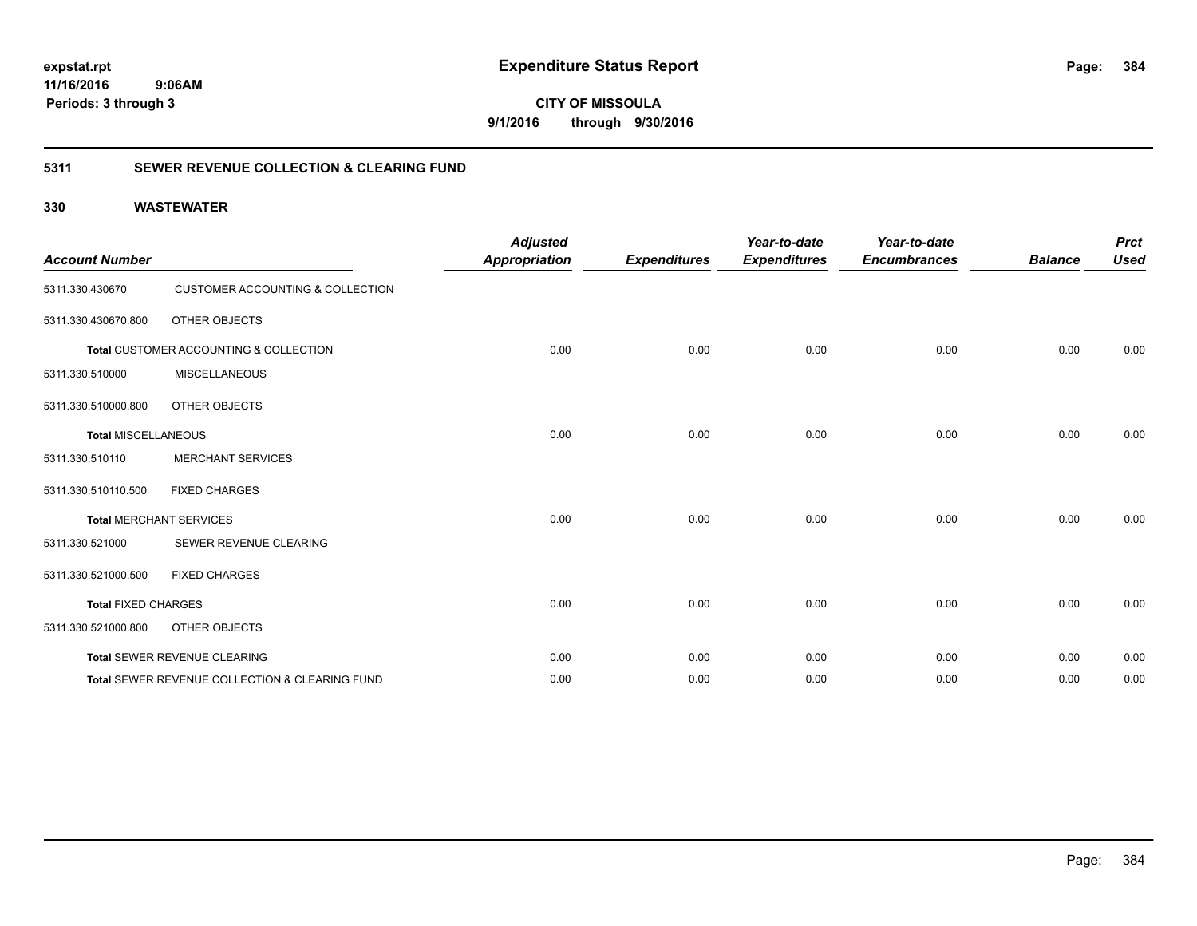**expstat.rpt**
**11/16/2016 9:06AM**
**Periods: 3 through 3**

# Expenditure Status Report

**CITY OF MISSOULA**
**9/1/2016 through 9/30/2016**

## 5311 SEWER REVENUE COLLECTION & CLEARING FUND

### 330 WASTEWATER

| Account Number | | Adjusted Appropriation | Expenditures | Year-to-date Expenditures | Year-to-date Encumbrances | Balance | Prct Used |
|---|---|---|---|---|---|---|---|
| 5311.330.430670 | CUSTOMER ACCOUNTING & COLLECTION | | | | | | |
| 5311.330.430670.800 | OTHER OBJECTS | | | | | | |
| **Total** CUSTOMER ACCOUNTING & COLLECTION | | 0.00 | 0.00 | 0.00 | 0.00 | 0.00 | 0.00 |
| 5311.330.510000 | MISCELLANEOUS | | | | | | |
| 5311.330.510000.800 | OTHER OBJECTS | | | | | | |
| **Total** MISCELLANEOUS | | 0.00 | 0.00 | 0.00 | 0.00 | 0.00 | 0.00 |
| 5311.330.510110 | MERCHANT SERVICES | | | | | | |
| 5311.330.510110.500 | FIXED CHARGES | | | | | | |
| **Total** MERCHANT SERVICES | | 0.00 | 0.00 | 0.00 | 0.00 | 0.00 | 0.00 |
| 5311.330.521000 | SEWER REVENUE CLEARING | | | | | | |
| 5311.330.521000.500 | FIXED CHARGES | | | | | | |
| **Total** FIXED CHARGES | | 0.00 | 0.00 | 0.00 | 0.00 | 0.00 | 0.00 |
| 5311.330.521000.800 | OTHER OBJECTS | | | | | | |
| **Total** SEWER REVENUE CLEARING | | 0.00 | 0.00 | 0.00 | 0.00 | 0.00 | 0.00 |
| **Total** SEWER REVENUE COLLECTION & CLEARING FUND | | 0.00 | 0.00 | 0.00 | 0.00 | 0.00 | 0.00 |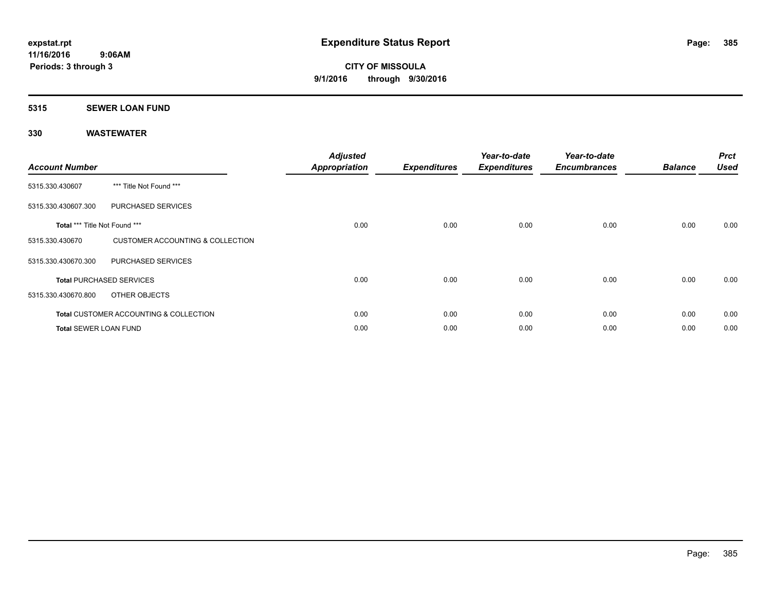**expstat.rpt**
**11/16/2016 9:06AM**
**Periods: 3 through 3**

# Expenditure Status Report

**CITY OF MISSOULA**
**9/1/2016 through 9/30/2016**

## 5315 SEWER LOAN FUND

## 330 WASTEWATER

| Account Number | | Adjusted Appropriation | Expenditures | Year-to-date Expenditures | Year-to-date Encumbrances | Balance | Prct Used |
|---|---|---|---|---|---|---|---|
| 5315.330.430607 | *** Title Not Found *** | | | | | | |
| 5315.330.430607.300 | PURCHASED SERVICES | | | | | | |
| **Total** *** Title Not Found *** | | 0.00 | 0.00 | 0.00 | 0.00 | 0.00 | 0.00 |
| 5315.330.430670 | CUSTOMER ACCOUNTING & COLLECTION | | | | | | |
| 5315.330.430670.300 | PURCHASED SERVICES | | | | | | |
| **Total** PURCHASED SERVICES | | 0.00 | 0.00 | 0.00 | 0.00 | 0.00 | 0.00 |
| 5315.330.430670.800 | OTHER OBJECTS | | | | | | |
| **Total** CUSTOMER ACCOUNTING & COLLECTION | | 0.00 | 0.00 | 0.00 | 0.00 | 0.00 | 0.00 |
| **Total** SEWER LOAN FUND | | 0.00 | 0.00 | 0.00 | 0.00 | 0.00 | 0.00 |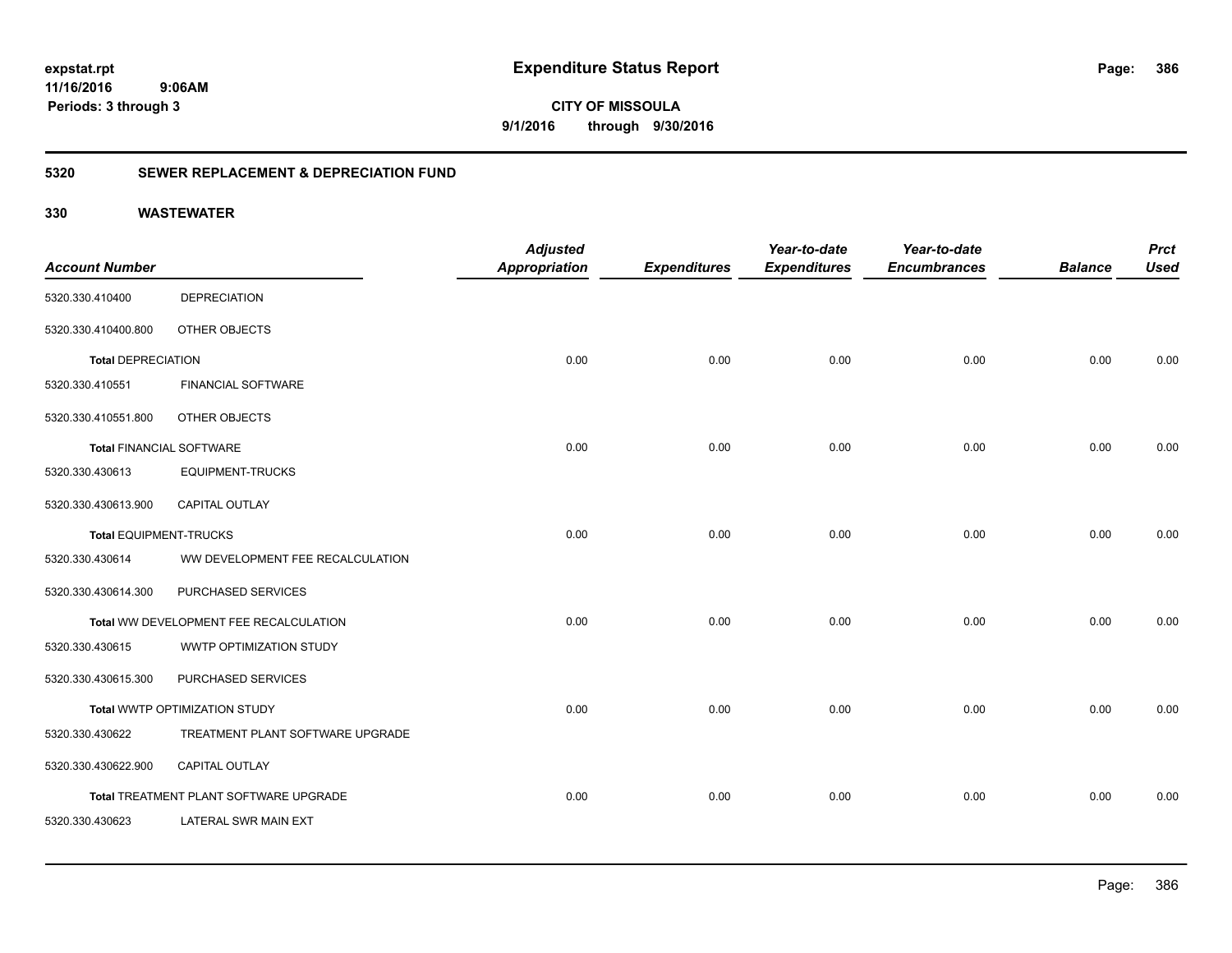**Expenditure Status Report**

**CITY OF MISSOULA**

**9/1/2016 through 9/30/2016**

expstat.rpt
11/16/2016 9:06AM
Periods: 3 through 3

## 5320 SEWER REPLACEMENT & DEPRECIATION FUND

## 330 WASTEWATER

| Account Number | | Adjusted Appropriation | Expenditures | Year-to-date Expenditures | Year-to-date Encumbrances | Balance | Prct Used |
|---|---|---|---|---|---|---|---|
| 5320.330.410400 | DEPRECIATION | | | | | | |
| 5320.330.410400.800 | OTHER OBJECTS | | | | | | |
| **Total** DEPRECIATION | | 0.00 | 0.00 | 0.00 | 0.00 | 0.00 | 0.00 |
| 5320.330.410551 | FINANCIAL SOFTWARE | | | | | | |
| 5320.330.410551.800 | OTHER OBJECTS | | | | | | |
| **Total** FINANCIAL SOFTWARE | | 0.00 | 0.00 | 0.00 | 0.00 | 0.00 | 0.00 |
| 5320.330.430613 | EQUIPMENT-TRUCKS | | | | | | |
| 5320.330.430613.900 | CAPITAL OUTLAY | | | | | | |
| **Total** EQUIPMENT-TRUCKS | | 0.00 | 0.00 | 0.00 | 0.00 | 0.00 | 0.00 |
| 5320.330.430614 | WW DEVELOPMENT FEE RECALCULATION | | | | | | |
| 5320.330.430614.300 | PURCHASED SERVICES | | | | | | |
| **Total** WW DEVELOPMENT FEE RECALCULATION | | 0.00 | 0.00 | 0.00 | 0.00 | 0.00 | 0.00 |
| 5320.330.430615 | WWTP OPTIMIZATION STUDY | | | | | | |
| 5320.330.430615.300 | PURCHASED SERVICES | | | | | | |
| **Total** WWTP OPTIMIZATION STUDY | | 0.00 | 0.00 | 0.00 | 0.00 | 0.00 | 0.00 |
| 5320.330.430622 | TREATMENT PLANT SOFTWARE UPGRADE | | | | | | |
| 5320.330.430622.900 | CAPITAL OUTLAY | | | | | | |
| **Total** TREATMENT PLANT SOFTWARE UPGRADE | | 0.00 | 0.00 | 0.00 | 0.00 | 0.00 | 0.00 |
| 5320.330.430623 | LATERAL SWR MAIN EXT | | | | | | |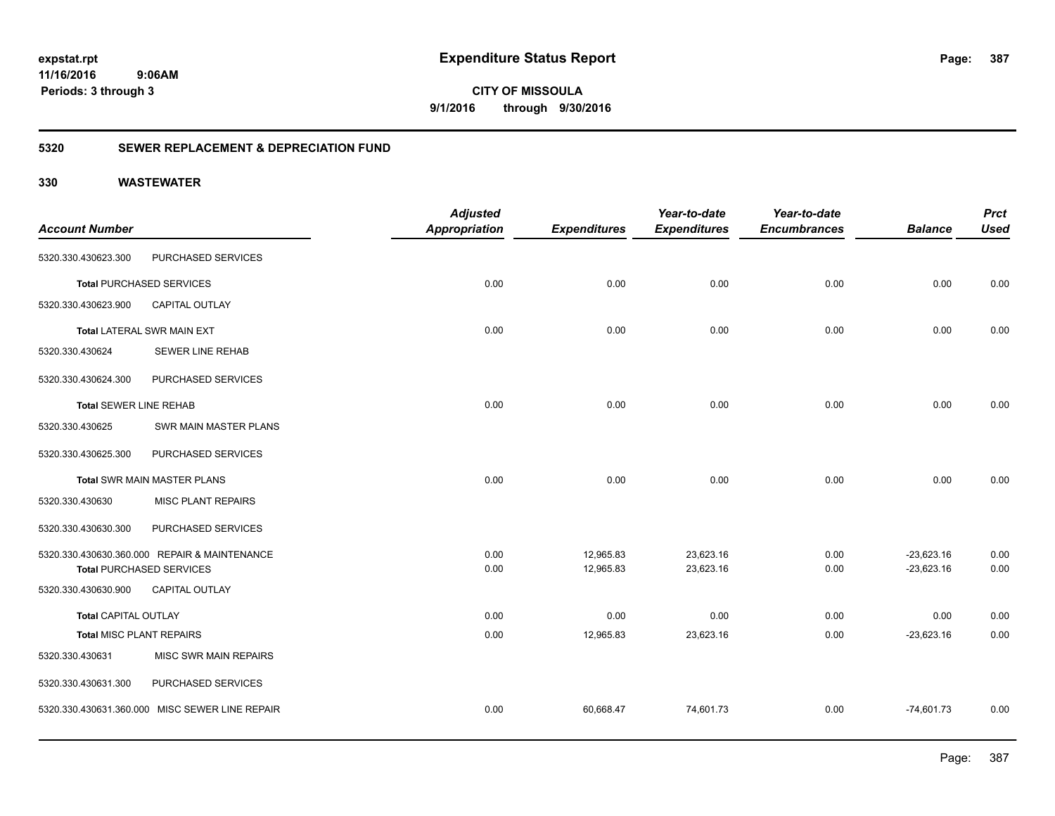**expstat.rpt**
**11/16/2016 9:06AM**
**Periods: 3 through 3**

# Expenditure Status Report

**CITY OF MISSOULA**
**9/1/2016 through 9/30/2016**

## 5320 SEWER REPLACEMENT & DEPRECIATION FUND

## 330 WASTEWATER

| Account Number | | Adjusted Appropriation | Expenditures | Year-to-date Expenditures | Year-to-date Encumbrances | Balance | Prct Used |
|---|---|---|---|---|---|---|---|
| 5320.330.430623.300 | PURCHASED SERVICES | | | | | | |
| **Total** PURCHASED SERVICES | | 0.00 | 0.00 | 0.00 | 0.00 | 0.00 | 0.00 |
| 5320.330.430623.900 | CAPITAL OUTLAY | | | | | | |
| **Total** LATERAL SWR MAIN EXT | | 0.00 | 0.00 | 0.00 | 0.00 | 0.00 | 0.00 |
| 5320.330.430624 | SEWER LINE REHAB | | | | | | |
| 5320.330.430624.300 | PURCHASED SERVICES | | | | | | |
| **Total** SEWER LINE REHAB | | 0.00 | 0.00 | 0.00 | 0.00 | 0.00 | 0.00 |
| 5320.330.430625 | SWR MAIN MASTER PLANS | | | | | | |
| 5320.330.430625.300 | PURCHASED SERVICES | | | | | | |
| **Total** SWR MAIN MASTER PLANS | | 0.00 | 0.00 | 0.00 | 0.00 | 0.00 | 0.00 |
| 5320.330.430630 | MISC PLANT REPAIRS | | | | | | |
| 5320.330.430630.300 | PURCHASED SERVICES | | | | | | |
| 5320.330.430630.360.000 | REPAIR & MAINTENANCE | 0.00 | 12,965.83 | 23,623.16 | 0.00 | -23,623.16 | 0.00 |
| **Total** PURCHASED SERVICES | | 0.00 | 12,965.83 | 23,623.16 | 0.00 | -23,623.16 | 0.00 |
| 5320.330.430630.900 | CAPITAL OUTLAY | | | | | | |
| **Total** CAPITAL OUTLAY | | 0.00 | 0.00 | 0.00 | 0.00 | 0.00 | 0.00 |
| **Total** MISC PLANT REPAIRS | | 0.00 | 12,965.83 | 23,623.16 | 0.00 | -23,623.16 | 0.00 |
| 5320.330.430631 | MISC SWR MAIN REPAIRS | | | | | | |
| 5320.330.430631.300 | PURCHASED SERVICES | | | | | | |
| 5320.330.430631.360.000 | MISC SEWER LINE REPAIR | 0.00 | 60,668.47 | 74,601.73 | 0.00 | -74,601.73 | 0.00 |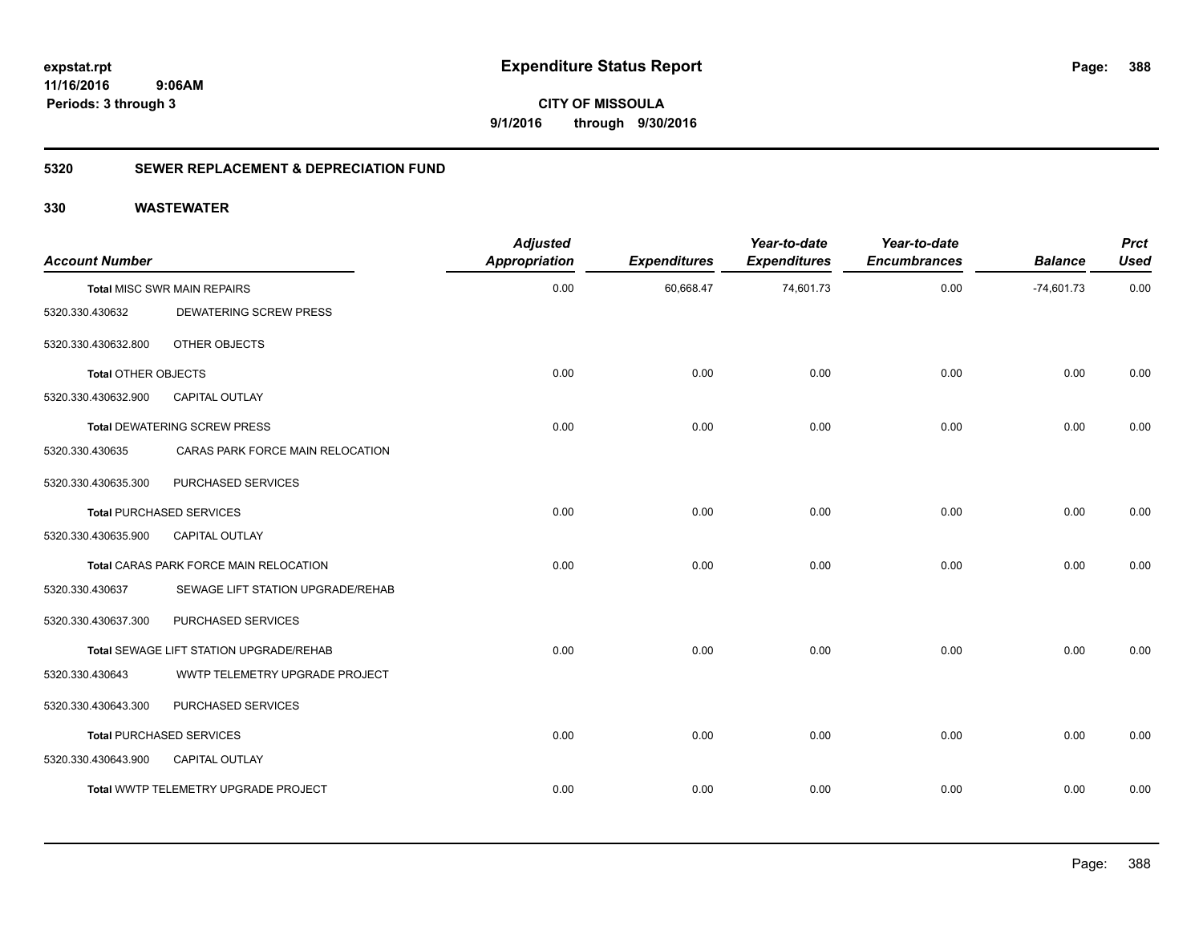expstat.rpt
11/16/2016 9:06AM
Periods: 3 through 3

# Expenditure Status Report

**CITY OF MISSOULA**
**9/1/2016 through 9/30/2016**

## 5320 SEWER REPLACEMENT & DEPRECIATION FUND

## 330 WASTEWATER

| Account Number | | Adjusted Appropriation | Expenditures | Year-to-date Expenditures | Year-to-date Encumbrances | Balance | Prct Used |
|---|---|---|---|---|---|---|---|
| **Total** MISC SWR MAIN REPAIRS | | 0.00 | 60,668.47 | 74,601.73 | 0.00 | -74,601.73 | 0.00 |
| 5320.330.430632 | DEWATERING SCREW PRESS | | | | | | |
| 5320.330.430632.800 | OTHER OBJECTS | | | | | | |
| **Total** OTHER OBJECTS | | 0.00 | 0.00 | 0.00 | 0.00 | 0.00 | 0.00 |
| 5320.330.430632.900 | CAPITAL OUTLAY | | | | | | |
| **Total** DEWATERING SCREW PRESS | | 0.00 | 0.00 | 0.00 | 0.00 | 0.00 | 0.00 |
| 5320.330.430635 | CARAS PARK FORCE MAIN RELOCATION | | | | | | |
| 5320.330.430635.300 | PURCHASED SERVICES | | | | | | |
| **Total** PURCHASED SERVICES | | 0.00 | 0.00 | 0.00 | 0.00 | 0.00 | 0.00 |
| 5320.330.430635.900 | CAPITAL OUTLAY | | | | | | |
| **Total** CARAS PARK FORCE MAIN RELOCATION | | 0.00 | 0.00 | 0.00 | 0.00 | 0.00 | 0.00 |
| 5320.330.430637 | SEWAGE LIFT STATION UPGRADE/REHAB | | | | | | |
| 5320.330.430637.300 | PURCHASED SERVICES | | | | | | |
| **Total** SEWAGE LIFT STATION UPGRADE/REHAB | | 0.00 | 0.00 | 0.00 | 0.00 | 0.00 | 0.00 |
| 5320.330.430643 | WWTP TELEMETRY UPGRADE PROJECT | | | | | | |
| 5320.330.430643.300 | PURCHASED SERVICES | | | | | | |
| **Total** PURCHASED SERVICES | | 0.00 | 0.00 | 0.00 | 0.00 | 0.00 | 0.00 |
| 5320.330.430643.900 | CAPITAL OUTLAY | | | | | | |
| **Total** WWTP TELEMETRY UPGRADE PROJECT | | 0.00 | 0.00 | 0.00 | 0.00 | 0.00 | 0.00 |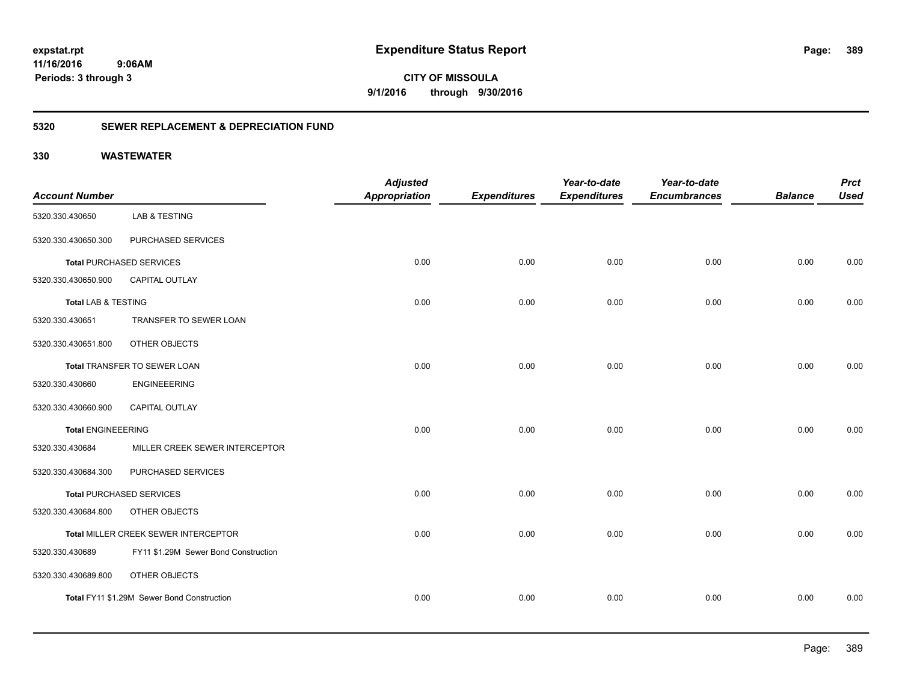**expstat.rpt**
**11/16/2016 9:06AM**
**Periods: 3 through 3**

# Expenditure Status Report

**CITY OF MISSOULA**
**9/1/2016 through 9/30/2016**

## 5320 SEWER REPLACEMENT & DEPRECIATION FUND

## 330 WASTEWATER

| Account Number | | Adjusted Appropriation | Expenditures | Year-to-date Expenditures | Year-to-date Encumbrances | Balance | Prct Used |
|---|---|---|---|---|---|---|---|
| 5320.330.430650 | LAB & TESTING | | | | | | |
| 5320.330.430650.300 | PURCHASED SERVICES | | | | | | |
| **Total** PURCHASED SERVICES | | 0.00 | 0.00 | 0.00 | 0.00 | 0.00 | 0.00 |
| 5320.330.430650.900 | CAPITAL OUTLAY | | | | | | |
| **Total** LAB & TESTING | | 0.00 | 0.00 | 0.00 | 0.00 | 0.00 | 0.00 |
| 5320.330.430651 | TRANSFER TO SEWER LOAN | | | | | | |
| 5320.330.430651.800 | OTHER OBJECTS | | | | | | |
| **Total** TRANSFER TO SEWER LOAN | | 0.00 | 0.00 | 0.00 | 0.00 | 0.00 | 0.00 |
| 5320.330.430660 | ENGINEEERING | | | | | | |
| 5320.330.430660.900 | CAPITAL OUTLAY | | | | | | |
| **Total** ENGINEEERING | | 0.00 | 0.00 | 0.00 | 0.00 | 0.00 | 0.00 |
| 5320.330.430684 | MILLER CREEK SEWER INTERCEPTOR | | | | | | |
| 5320.330.430684.300 | PURCHASED SERVICES | | | | | | |
| **Total** PURCHASED SERVICES | | 0.00 | 0.00 | 0.00 | 0.00 | 0.00 | 0.00 |
| 5320.330.430684.800 | OTHER OBJECTS | | | | | | |
| **Total** MILLER CREEK SEWER INTERCEPTOR | | 0.00 | 0.00 | 0.00 | 0.00 | 0.00 | 0.00 |
| 5320.330.430689 | FY11 $1.29M Sewer Bond Construction | | | | | | |
| 5320.330.430689.800 | OTHER OBJECTS | | | | | | |
| **Total** FY11 $1.29M Sewer Bond Construction | | 0.00 | 0.00 | 0.00 | 0.00 | 0.00 | 0.00 |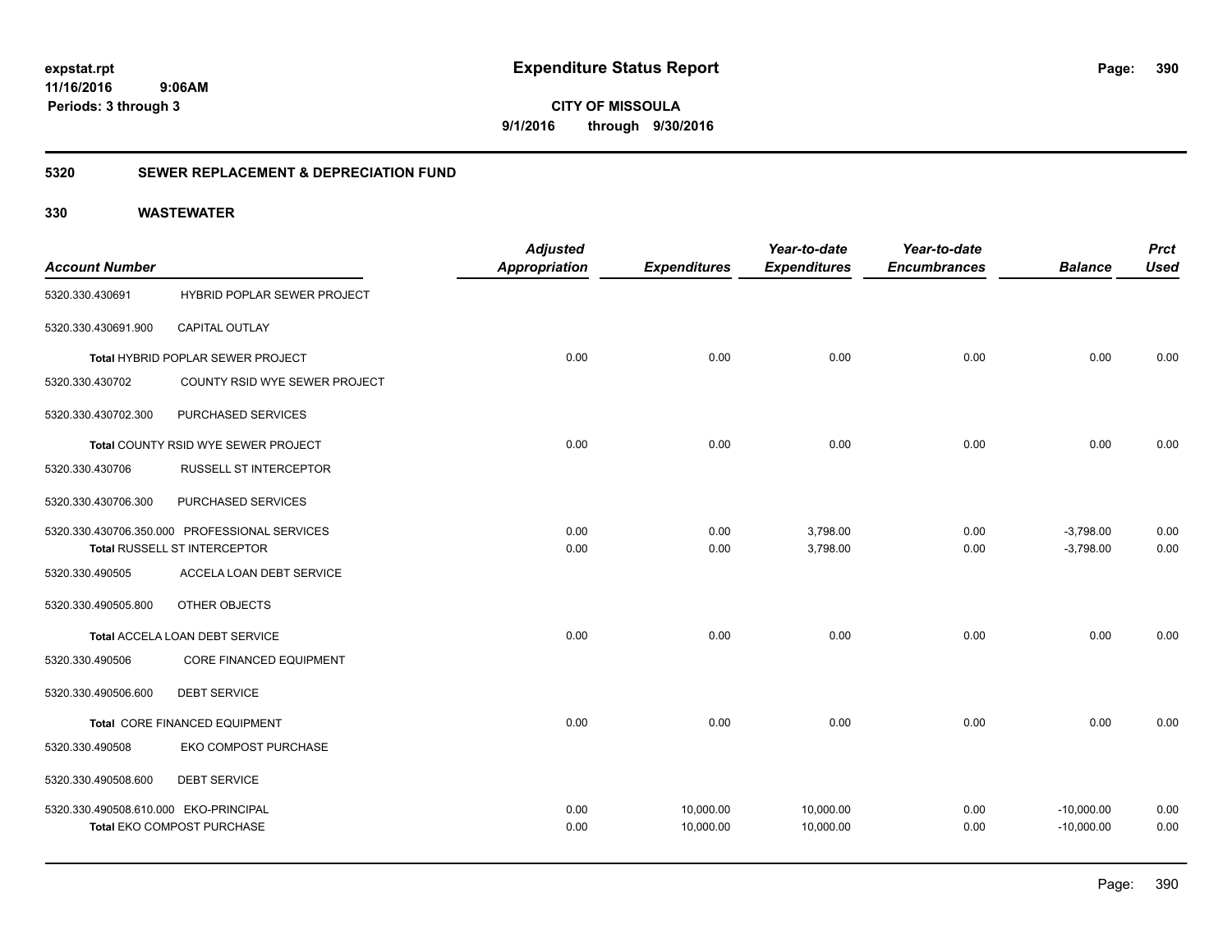**expstat.rpt**
**11/16/2016 9:06AM**
**Periods: 3 through 3**

# Expenditure Status Report

**CITY OF MISSOULA**
**9/1/2016 through 9/30/2016**

## 5320 SEWER REPLACEMENT & DEPRECIATION FUND

## 330 WASTEWATER

| Account Number | | Adjusted Appropriation | Expenditures | Year-to-date Expenditures | Year-to-date Encumbrances | Balance | Prct Used |
|---|---|---|---|---|---|---|---|
| 5320.330.430691 | HYBRID POPLAR SEWER PROJECT | | | | | | |
| 5320.330.430691.900 | CAPITAL OUTLAY | | | | | | |
| Total HYBRID POPLAR SEWER PROJECT | | 0.00 | 0.00 | 0.00 | 0.00 | 0.00 | 0.00 |
| 5320.330.430702 | COUNTY RSID WYE SEWER PROJECT | | | | | | |
| 5320.330.430702.300 | PURCHASED SERVICES | | | | | | |
| Total COUNTY RSID WYE SEWER PROJECT | | 0.00 | 0.00 | 0.00 | 0.00 | 0.00 | 0.00 |
| 5320.330.430706 | RUSSELL ST INTERCEPTOR | | | | | | |
| 5320.330.430706.300 | PURCHASED SERVICES | | | | | | |
| 5320.330.430706.350.000 | PROFESSIONAL SERVICES | 0.00 | 0.00 | 3,798.00 | 0.00 | -3,798.00 | 0.00 |
| Total RUSSELL ST INTERCEPTOR | | 0.00 | 0.00 | 3,798.00 | 0.00 | -3,798.00 | 0.00 |
| 5320.330.490505 | ACCELA LOAN DEBT SERVICE | | | | | | |
| 5320.330.490505.800 | OTHER OBJECTS | | | | | | |
| Total ACCELA LOAN DEBT SERVICE | | 0.00 | 0.00 | 0.00 | 0.00 | 0.00 | 0.00 |
| 5320.330.490506 | CORE FINANCED EQUIPMENT | | | | | | |
| 5320.330.490506.600 | DEBT SERVICE | | | | | | |
| Total CORE FINANCED EQUIPMENT | | 0.00 | 0.00 | 0.00 | 0.00 | 0.00 | 0.00 |
| 5320.330.490508 | EKO COMPOST PURCHASE | | | | | | |
| 5320.330.490508.600 | DEBT SERVICE | | | | | | |
| 5320.330.490508.610.000 | EKO-PRINCIPAL | 0.00 | 10,000.00 | 10,000.00 | 0.00 | -10,000.00 | 0.00 |
| Total EKO COMPOST PURCHASE | | 0.00 | 10,000.00 | 10,000.00 | 0.00 | -10,000.00 | 0.00 |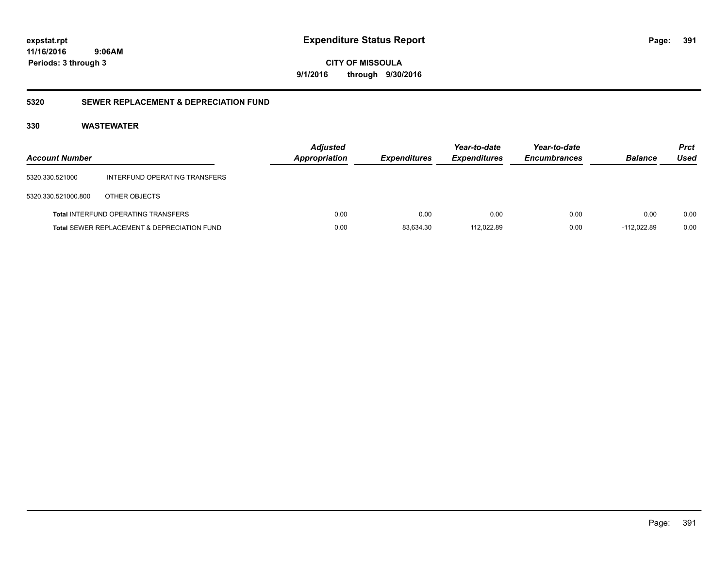**expstat.rpt**
**11/16/2016 9:06AM**
**Periods: 3 through 3**

# Expenditure Status Report

**CITY OF MISSOULA**
**9/1/2016 through 9/30/2016**

## 5320 SEWER REPLACEMENT & DEPRECIATION FUND

### 330 WASTEWATER

| Account Number | | Adjusted Appropriation | Expenditures | Year-to-date Expenditures | Year-to-date Encumbrances | Balance | Prct Used |
|---|---|---|---|---|---|---|---|
| 5320.330.521000 | INTERFUND OPERATING TRANSFERS | | | | | | |
| 5320.330.521000.800 | OTHER OBJECTS | | | | | | |
| **Total** INTERFUND OPERATING TRANSFERS | | 0.00 | 0.00 | 0.00 | 0.00 | 0.00 | 0.00 |
| **Total** SEWER REPLACEMENT & DEPRECIATION FUND | | 0.00 | 83,634.30 | 112,022.89 | 0.00 | -112,022.89 | 0.00 |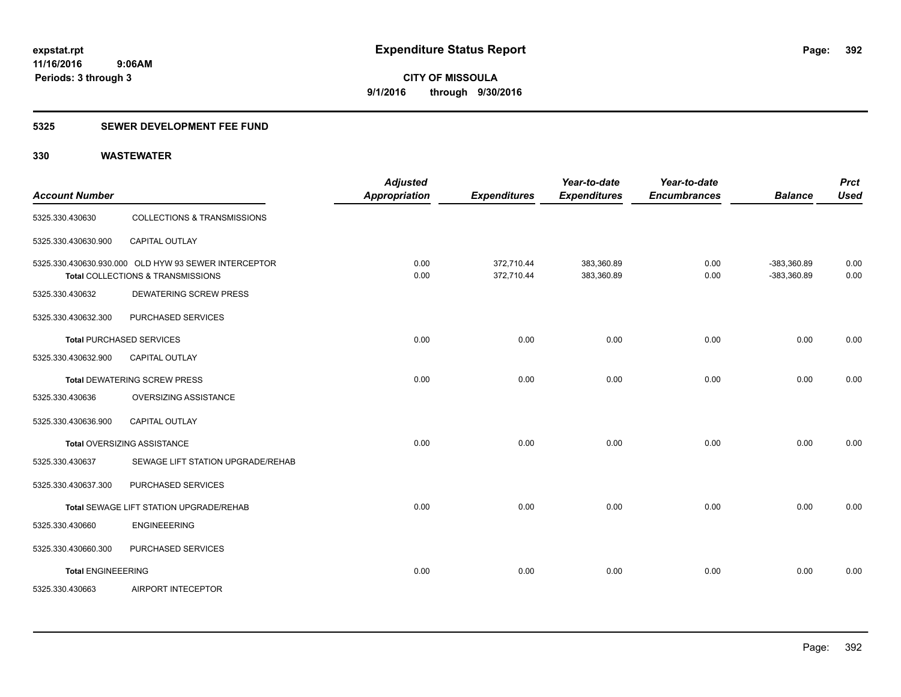**expstat.rpt**
**11/16/2016 9:06AM**
**Periods: 3 through 3**

# Expenditure Status Report

**CITY OF MISSOULA**
**9/1/2016 through 9/30/2016**

## 5325 SEWER DEVELOPMENT FEE FUND

## 330 WASTEWATER

| Account Number | | Adjusted Appropriation | Expenditures | Year-to-date Expenditures | Year-to-date Encumbrances | Balance | Prct Used |
|---|---|---|---|---|---|---|---|
| 5325.330.430630 | COLLECTIONS & TRANSMISSIONS | | | | | | |
| 5325.330.430630.900 | CAPITAL OUTLAY | | | | | | |
| 5325.330.430630.930.000 | OLD HYW 93 SEWER INTERCEPTOR | 0.00 | 372,710.44 | 383,360.89 | 0.00 | -383,360.89 | 0.00 |
| **Total** COLLECTIONS & TRANSMISSIONS | | 0.00 | 372,710.44 | 383,360.89 | 0.00 | -383,360.89 | 0.00 |
| 5325.330.430632 | DEWATERING SCREW PRESS | | | | | | |
| 5325.330.430632.300 | PURCHASED SERVICES | | | | | | |
| **Total** PURCHASED SERVICES | | 0.00 | 0.00 | 0.00 | 0.00 | 0.00 | 0.00 |
| 5325.330.430632.900 | CAPITAL OUTLAY | | | | | | |
| **Total** DEWATERING SCREW PRESS | | 0.00 | 0.00 | 0.00 | 0.00 | 0.00 | 0.00 |
| 5325.330.430636 | OVERSIZING ASSISTANCE | | | | | | |
| 5325.330.430636.900 | CAPITAL OUTLAY | | | | | | |
| **Total** OVERSIZING ASSISTANCE | | 0.00 | 0.00 | 0.00 | 0.00 | 0.00 | 0.00 |
| 5325.330.430637 | SEWAGE LIFT STATION UPGRADE/REHAB | | | | | | |
| 5325.330.430637.300 | PURCHASED SERVICES | | | | | | |
| **Total** SEWAGE LIFT STATION UPGRADE/REHAB | | 0.00 | 0.00 | 0.00 | 0.00 | 0.00 | 0.00 |
| 5325.330.430660 | ENGINEEERING | | | | | | |
| 5325.330.430660.300 | PURCHASED SERVICES | | | | | | |
| **Total** ENGINEEERING | | 0.00 | 0.00 | 0.00 | 0.00 | 0.00 | 0.00 |
| 5325.330.430663 | AIRPORT INTECEPTOR | | | | | | |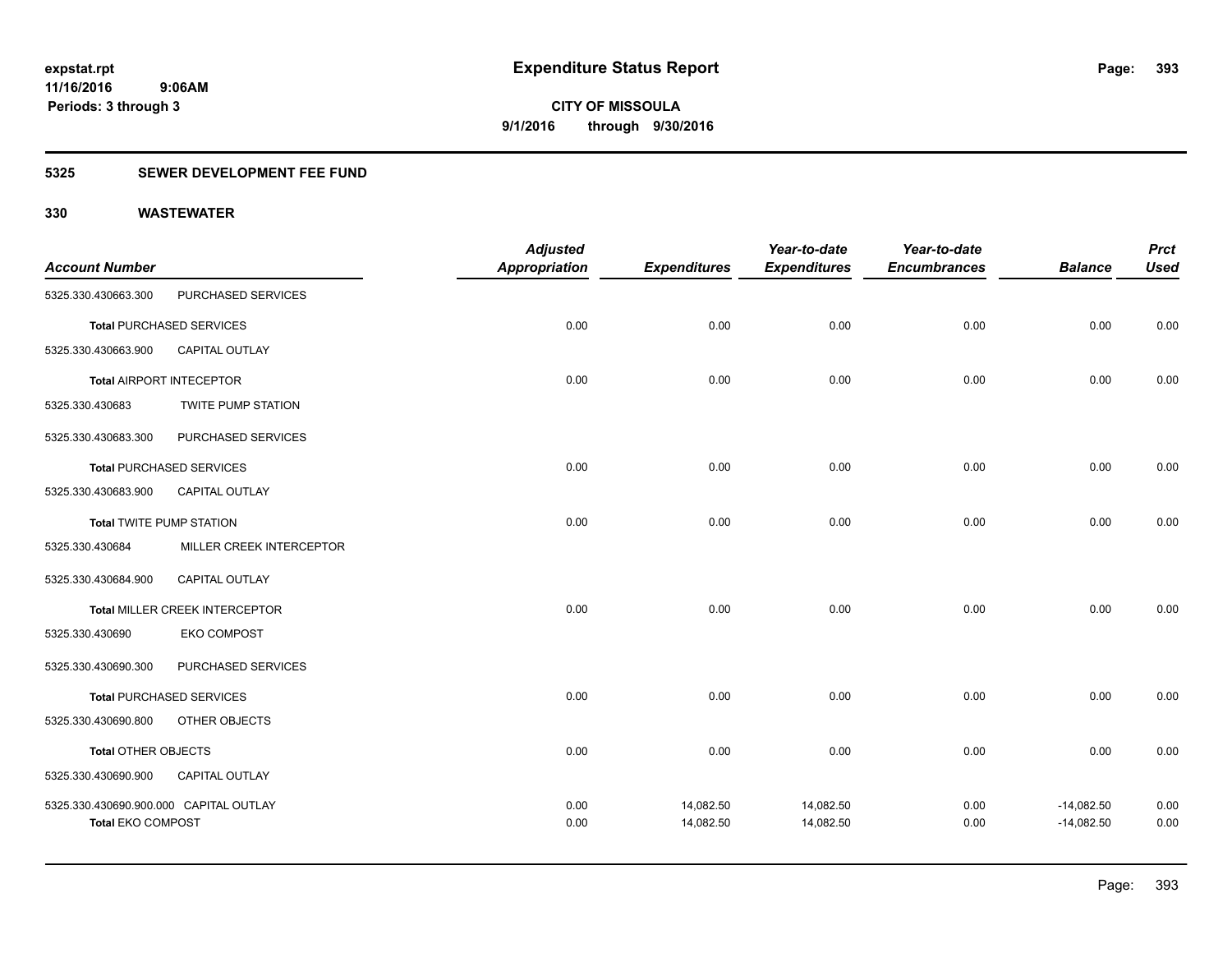**expstat.rpt**
**11/16/2016 9:06AM**
**Periods: 3 through 3**

# Expenditure Status Report

**CITY OF MISSOULA**
**9/1/2016 through 9/30/2016**

## 5325 SEWER DEVELOPMENT FEE FUND

## 330 WASTEWATER

| Account Number | | Adjusted Appropriation | Expenditures | Year-to-date Expenditures | Year-to-date Encumbrances | Balance | Prct Used |
|---|---|---|---|---|---|---|---|
| 5325.330.430663.300 | PURCHASED SERVICES | | | | | | |
| **Total** PURCHASED SERVICES | | 0.00 | 0.00 | 0.00 | 0.00 | 0.00 | 0.00 |
| 5325.330.430663.900 | CAPITAL OUTLAY | | | | | | |
| **Total** AIRPORT INTECEPTOR | | 0.00 | 0.00 | 0.00 | 0.00 | 0.00 | 0.00 |
| 5325.330.430683 | TWITE PUMP STATION | | | | | | |
| 5325.330.430683.300 | PURCHASED SERVICES | | | | | | |
| **Total** PURCHASED SERVICES | | 0.00 | 0.00 | 0.00 | 0.00 | 0.00 | 0.00 |
| 5325.330.430683.900 | CAPITAL OUTLAY | | | | | | |
| **Total** TWITE PUMP STATION | | 0.00 | 0.00 | 0.00 | 0.00 | 0.00 | 0.00 |
| 5325.330.430684 | MILLER CREEK INTERCEPTOR | | | | | | |
| 5325.330.430684.900 | CAPITAL OUTLAY | | | | | | |
| **Total** MILLER CREEK INTERCEPTOR | | 0.00 | 0.00 | 0.00 | 0.00 | 0.00 | 0.00 |
| 5325.330.430690 | EKO COMPOST | | | | | | |
| 5325.330.430690.300 | PURCHASED SERVICES | | | | | | |
| **Total** PURCHASED SERVICES | | 0.00 | 0.00 | 0.00 | 0.00 | 0.00 | 0.00 |
| 5325.330.430690.800 | OTHER OBJECTS | | | | | | |
| **Total** OTHER OBJECTS | | 0.00 | 0.00 | 0.00 | 0.00 | 0.00 | 0.00 |
| 5325.330.430690.900 | CAPITAL OUTLAY | | | | | | |
| 5325.330.430690.900.000 | CAPITAL OUTLAY | 0.00 | 14,082.50 | 14,082.50 | 0.00 | -14,082.50 | 0.00 |
| **Total EKO COMPOST** | | 0.00 | 14,082.50 | 14,082.50 | 0.00 | -14,082.50 | 0.00 |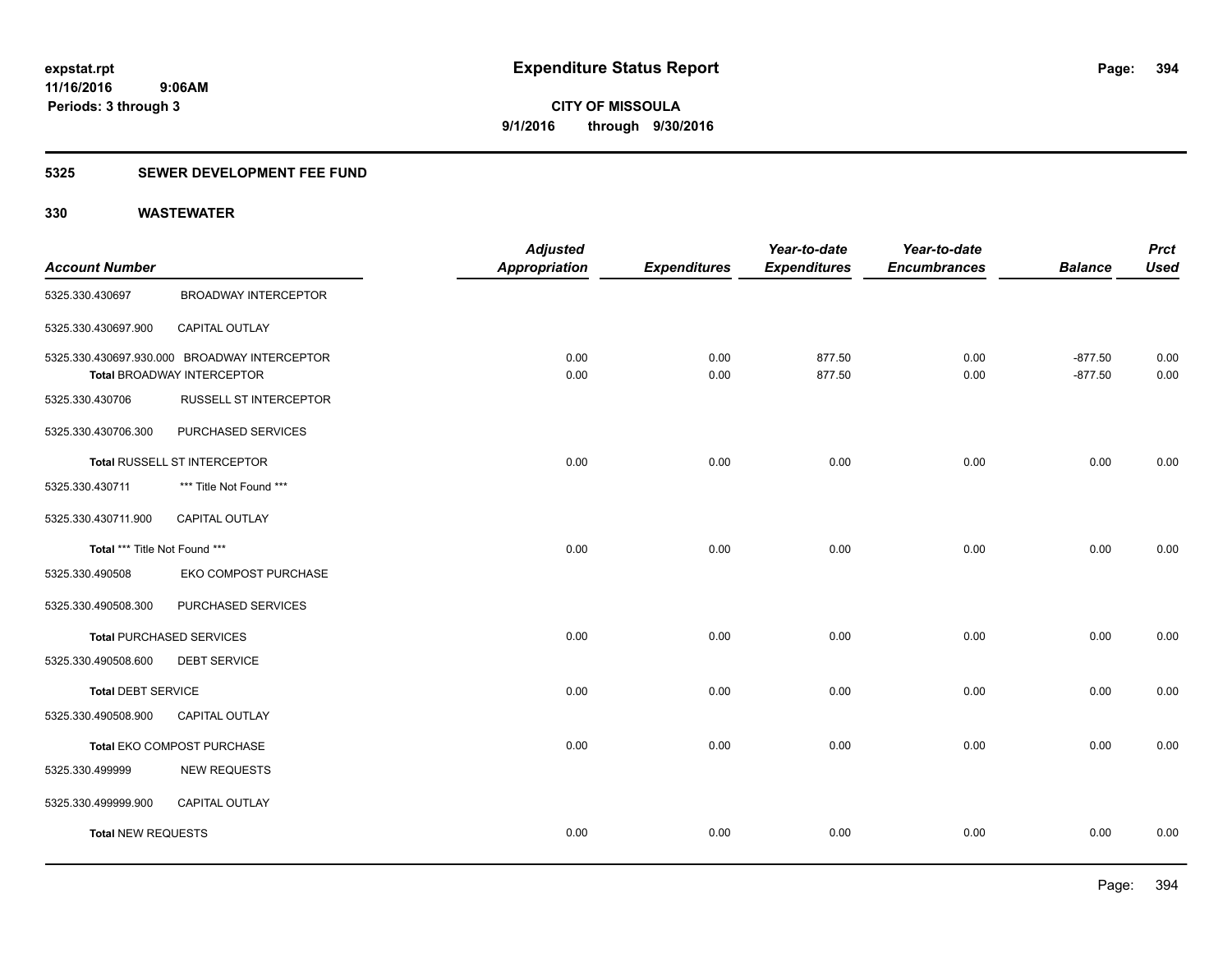**expstat.rpt**
**11/16/2016 9:06AM**
**Periods: 3 through 3**

# Expenditure Status Report

**CITY OF MISSOULA**
**9/1/2016 through 9/30/2016**

## 5325 SEWER DEVELOPMENT FEE FUND

### 330 WASTEWATER

| Account Number | | Adjusted Appropriation | Expenditures | Year-to-date Expenditures | Year-to-date Encumbrances | Balance | Prct Used |
|---|---|---|---|---|---|---|---|
| 5325.330.430697 | BROADWAY INTERCEPTOR | | | | | | |
| 5325.330.430697.900 | CAPITAL OUTLAY | | | | | | |
| 5325.330.430697.930.000 | BROADWAY INTERCEPTOR | 0.00 | 0.00 | 877.50 | 0.00 | -877.50 | 0.00 |
| **Total** BROADWAY INTERCEPTOR | | 0.00 | 0.00 | 877.50 | 0.00 | -877.50 | 0.00 |
| 5325.330.430706 | RUSSELL ST INTERCEPTOR | | | | | | |
| 5325.330.430706.300 | PURCHASED SERVICES | | | | | | |
| **Total** RUSSELL ST INTERCEPTOR | | 0.00 | 0.00 | 0.00 | 0.00 | 0.00 | 0.00 |
| 5325.330.430711 | *** Title Not Found *** | | | | | | |
| 5325.330.430711.900 | CAPITAL OUTLAY | | | | | | |
| **Total** *** Title Not Found *** | | 0.00 | 0.00 | 0.00 | 0.00 | 0.00 | 0.00 |
| 5325.330.490508 | EKO COMPOST PURCHASE | | | | | | |
| 5325.330.490508.300 | PURCHASED SERVICES | | | | | | |
| **Total** PURCHASED SERVICES | | 0.00 | 0.00 | 0.00 | 0.00 | 0.00 | 0.00 |
| 5325.330.490508.600 | DEBT SERVICE | | | | | | |
| **Total** DEBT SERVICE | | 0.00 | 0.00 | 0.00 | 0.00 | 0.00 | 0.00 |
| 5325.330.490508.900 | CAPITAL OUTLAY | | | | | | |
| **Total** EKO COMPOST PURCHASE | | 0.00 | 0.00 | 0.00 | 0.00 | 0.00 | 0.00 |
| 5325.330.499999 | NEW REQUESTS | | | | | | |
| 5325.330.499999.900 | CAPITAL OUTLAY | | | | | | |
| **Total** NEW REQUESTS | | 0.00 | 0.00 | 0.00 | 0.00 | 0.00 | 0.00 |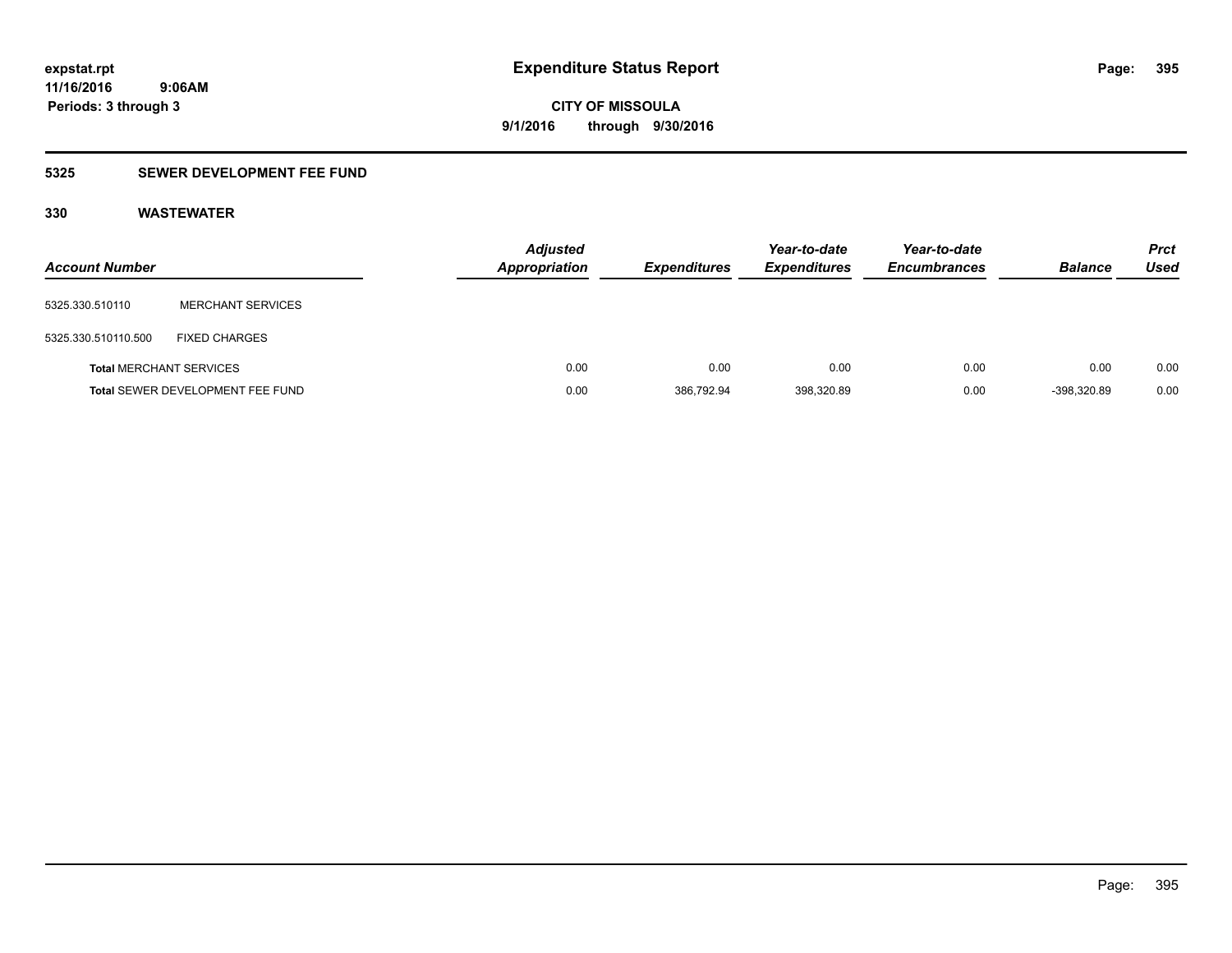# Expenditure Status Report

expstat.rpt
11/16/2016 9:06AM
Periods: 3 through 3

**CITY OF MISSOULA**
**9/1/2016 through 9/30/2016**

## 5325 SEWER DEVELOPMENT FEE FUND

### 330 WASTEWATER

| Account Number | | Adjusted Appropriation | Expenditures | Year-to-date Expenditures | Year-to-date Encumbrances | Balance | Prct Used |
|---|---|---|---|---|---|---|---|
| 5325.330.510110 | MERCHANT SERVICES | | | | | | |
| 5325.330.510110.500 | FIXED CHARGES | | | | | | |
| **Total** MERCHANT SERVICES | | 0.00 | 0.00 | 0.00 | 0.00 | 0.00 | 0.00 |
| **Total** SEWER DEVELOPMENT FEE FUND | | 0.00 | 386,792.94 | 398,320.89 | 0.00 | -398,320.89 | 0.00 |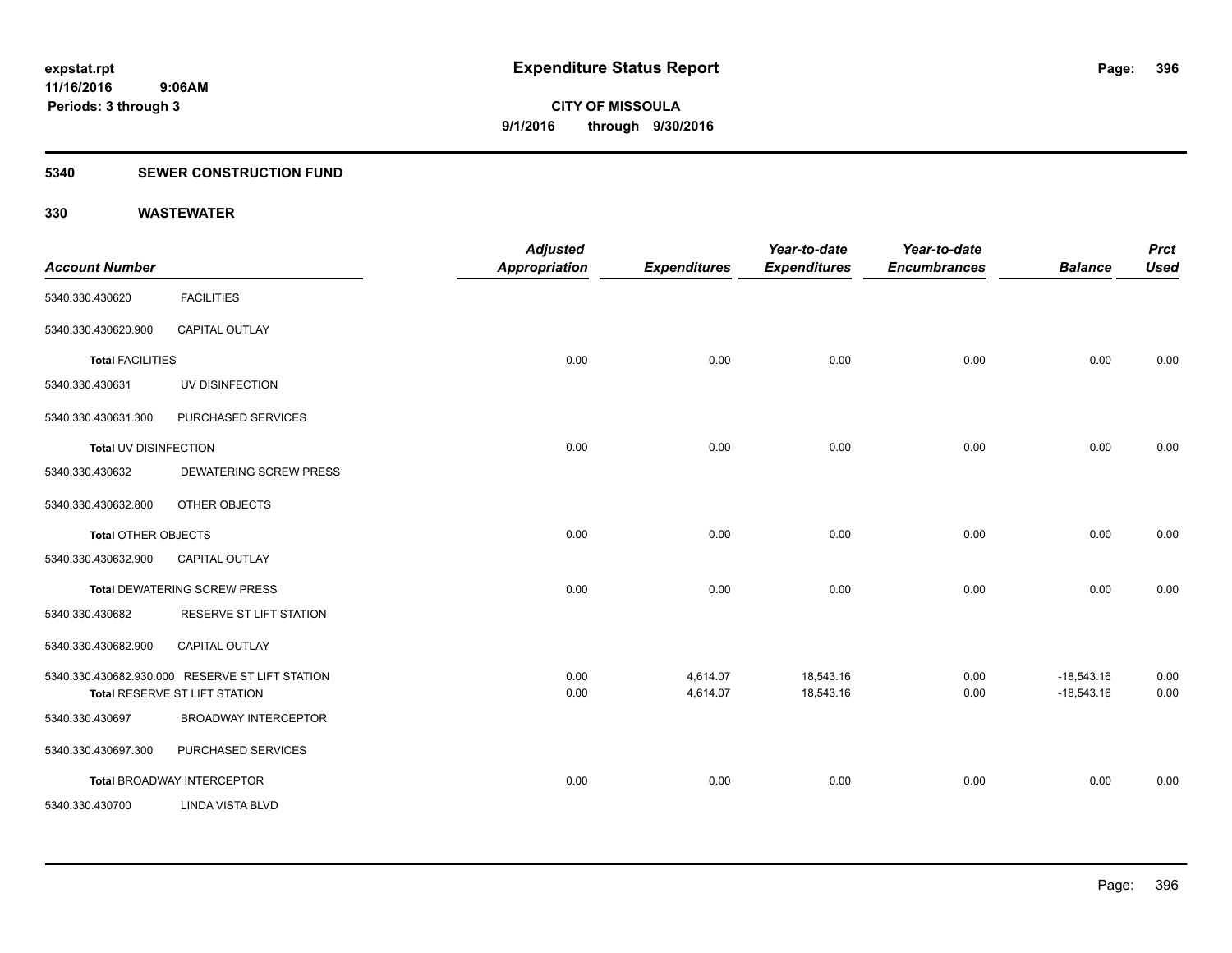# Expenditure Status Report

**CITY OF MISSOULA**
**9/1/2016 through 9/30/2016**

expstat.rpt
11/16/2016 9:06AM
Periods: 3 through 3

## 5340 SEWER CONSTRUCTION FUND

## 330 WASTEWATER

| Account Number | | Adjusted Appropriation | Expenditures | Year-to-date Expenditures | Year-to-date Encumbrances | Balance | Prct Used |
|---|---|---|---|---|---|---|---|
| 5340.330.430620 | FACILITIES | | | | | | |
| 5340.330.430620.900 | CAPITAL OUTLAY | | | | | | |
| **Total** FACILITIES | | 0.00 | 0.00 | 0.00 | 0.00 | 0.00 | 0.00 |
| 5340.330.430631 | UV DISINFECTION | | | | | | |
| 5340.330.430631.300 | PURCHASED SERVICES | | | | | | |
| **Total** UV DISINFECTION | | 0.00 | 0.00 | 0.00 | 0.00 | 0.00 | 0.00 |
| 5340.330.430632 | DEWATERING SCREW PRESS | | | | | | |
| 5340.330.430632.800 | OTHER OBJECTS | | | | | | |
| **Total** OTHER OBJECTS | | 0.00 | 0.00 | 0.00 | 0.00 | 0.00 | 0.00 |
| 5340.330.430632.900 | CAPITAL OUTLAY | | | | | | |
| **Total** DEWATERING SCREW PRESS | | 0.00 | 0.00 | 0.00 | 0.00 | 0.00 | 0.00 |
| 5340.330.430682 | RESERVE ST LIFT STATION | | | | | | |
| 5340.330.430682.900 | CAPITAL OUTLAY | | | | | | |
| 5340.330.430682.930.000 | RESERVE ST LIFT STATION | 0.00 | 4,614.07 | 18,543.16 | 0.00 | -18,543.16 | 0.00 |
| **Total** RESERVE ST LIFT STATION | | 0.00 | 4,614.07 | 18,543.16 | 0.00 | -18,543.16 | 0.00 |
| 5340.330.430697 | BROADWAY INTERCEPTOR | | | | | | |
| 5340.330.430697.300 | PURCHASED SERVICES | | | | | | |
| **Total** BROADWAY INTERCEPTOR | | 0.00 | 0.00 | 0.00 | 0.00 | 0.00 | 0.00 |
| 5340.330.430700 | LINDA VISTA BLVD | | | | | | |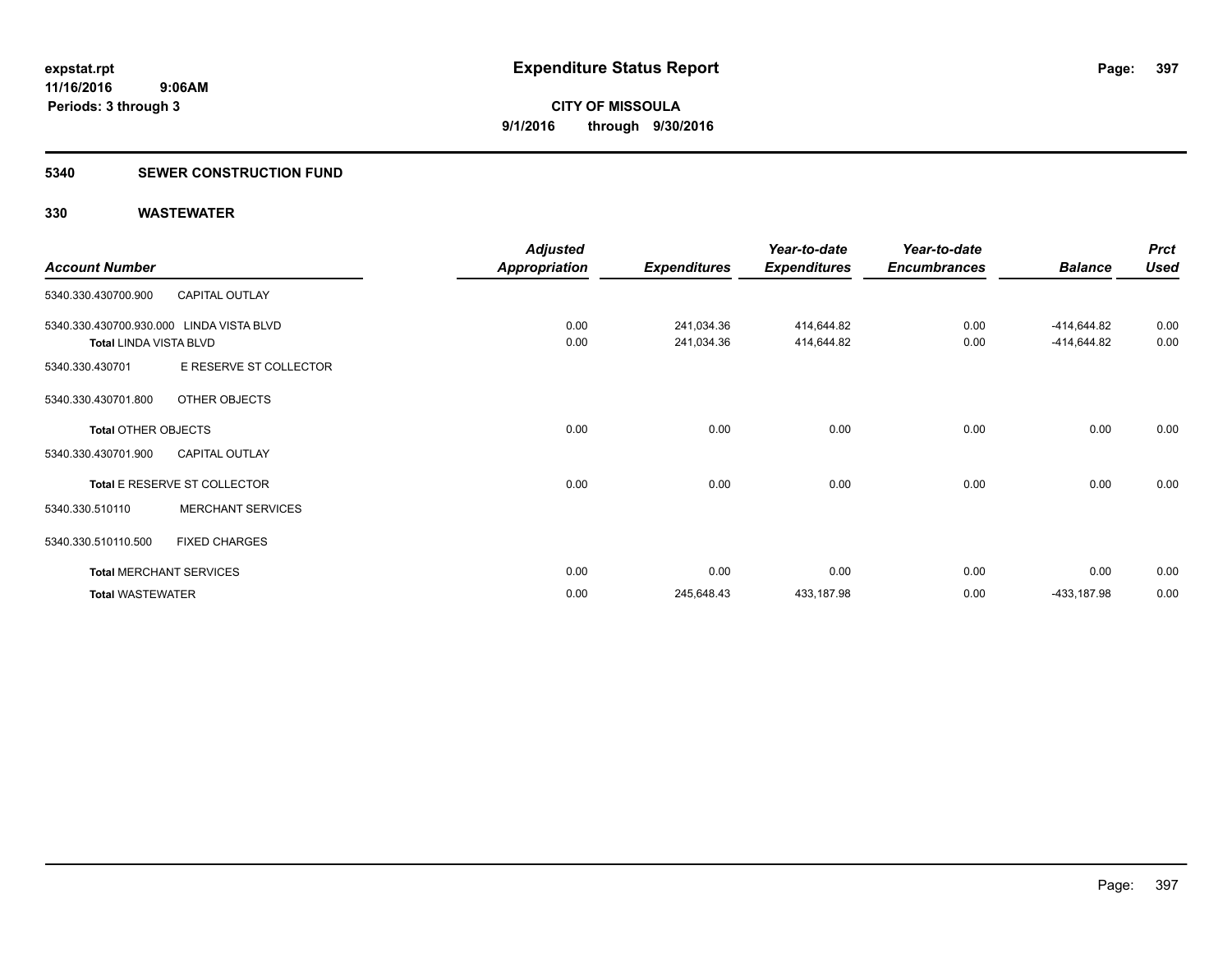**expstat.rpt**
**11/16/2016 9:06AM**
**Periods: 3 through 3**

# Expenditure Status Report

**CITY OF MISSOULA**
**9/1/2016 through 9/30/2016**

## 5340 SEWER CONSTRUCTION FUND

### 330 WASTEWATER

| Account Number | | Adjusted Appropriation | Expenditures | Year-to-date Expenditures | Year-to-date Encumbrances | Balance | Prct Used |
|---|---|---|---|---|---|---|---|
| 5340.330.430700.900 | CAPITAL OUTLAY | | | | | | |
| 5340.330.430700.930.000 | LINDA VISTA BLVD | 0.00 | 241,034.36 | 414,644.82 | 0.00 | -414,644.82 | 0.00 |
| **Total** LINDA VISTA BLVD | | 0.00 | 241,034.36 | 414,644.82 | 0.00 | -414,644.82 | 0.00 |
| 5340.330.430701 | E RESERVE ST COLLECTOR | | | | | | |
| 5340.330.430701.800 | OTHER OBJECTS | | | | | | |
| **Total** OTHER OBJECTS | | 0.00 | 0.00 | 0.00 | 0.00 | 0.00 | 0.00 |
| 5340.330.430701.900 | CAPITAL OUTLAY | | | | | | |
| **Total** E RESERVE ST COLLECTOR | | 0.00 | 0.00 | 0.00 | 0.00 | 0.00 | 0.00 |
| 5340.330.510110 | MERCHANT SERVICES | | | | | | |
| 5340.330.510110.500 | FIXED CHARGES | | | | | | |
| **Total** MERCHANT SERVICES | | 0.00 | 0.00 | 0.00 | 0.00 | 0.00 | 0.00 |
| **Total** WASTEWATER | | 0.00 | 245,648.43 | 433,187.98 | 0.00 | -433,187.98 | 0.00 |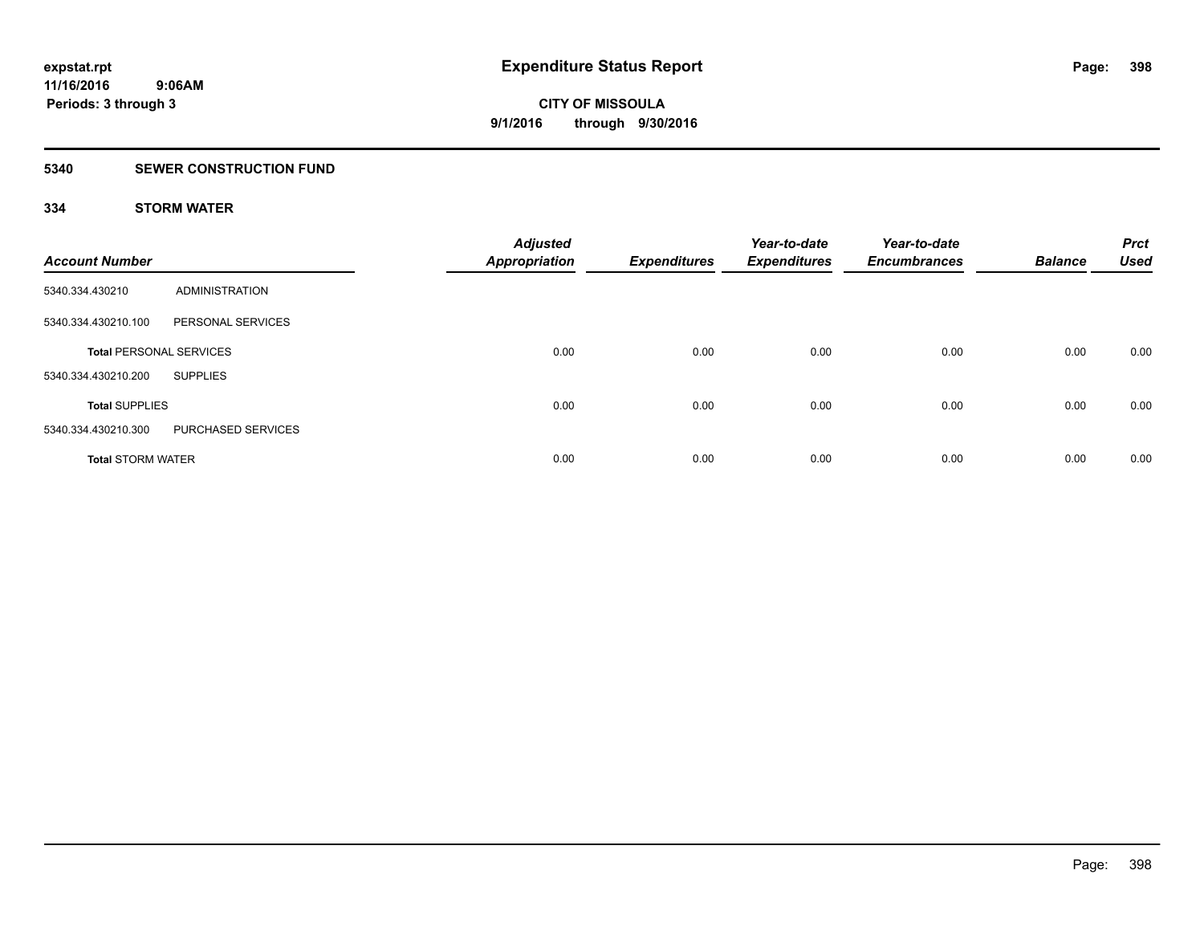# Expenditure Status Report

expstat.rpt
11/16/2016 9:06AM
Periods: 3 through 3

**CITY OF MISSOULA**
**9/1/2016 through 9/30/2016**

## 5340 SEWER CONSTRUCTION FUND

### 334 STORM WATER

| Account Number | | Adjusted Appropriation | Expenditures | Year-to-date Expenditures | Year-to-date Encumbrances | Balance | Prct Used |
|---|---|---|---|---|---|---|---|
| 5340.334.430210 | ADMINISTRATION | | | | | | |
| 5340.334.430210.100 | PERSONAL SERVICES | | | | | | |
| **Total** PERSONAL SERVICES | | 0.00 | 0.00 | 0.00 | 0.00 | 0.00 | 0.00 |
| 5340.334.430210.200 | SUPPLIES | | | | | | |
| **Total** SUPPLIES | | 0.00 | 0.00 | 0.00 | 0.00 | 0.00 | 0.00 |
| 5340.334.430210.300 | PURCHASED SERVICES | | | | | | |
| **Total** STORM WATER | | 0.00 | 0.00 | 0.00 | 0.00 | 0.00 | 0.00 |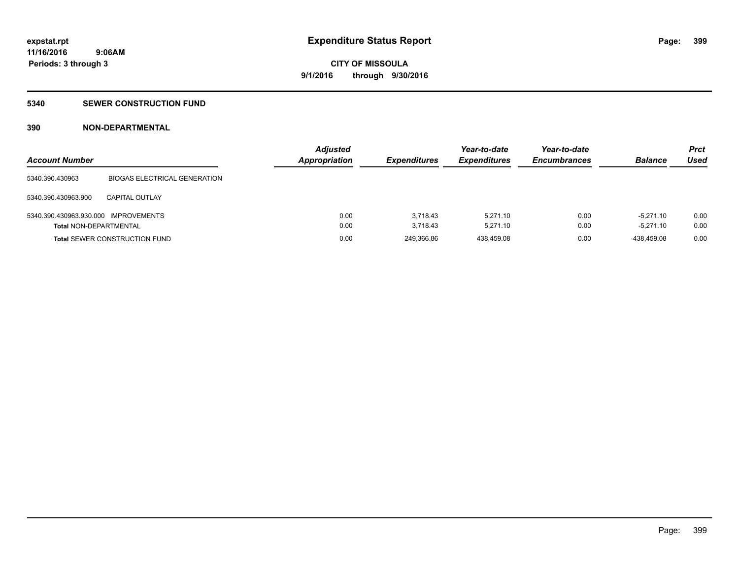**expstat.rpt**
**11/16/2016 9:06AM**
**Periods: 3 through 3**

# Expenditure Status Report

**CITY OF MISSOULA**
**9/1/2016 through 9/30/2016**

## 5340 SEWER CONSTRUCTION FUND

### 390 NON-DEPARTMENTAL

| Account Number | | Adjusted Appropriation | Expenditures | Year-to-date Expenditures | Year-to-date Encumbrances | Balance | Prct Used |
|---|---|---|---|---|---|---|---|
| 5340.390.430963 | BIOGAS ELECTRICAL GENERATION | | | | | | |
| 5340.390.430963.900 | CAPITAL OUTLAY | | | | | | |
| 5340.390.430963.930.000 | IMPROVEMENTS | 0.00 | 3,718.43 | 5,271.10 | 0.00 | -5,271.10 | 0.00 |
| **Total** NON-DEPARTMENTAL | | 0.00 | 3,718.43 | 5,271.10 | 0.00 | -5,271.10 | 0.00 |
| **Total** SEWER CONSTRUCTION FUND | | 0.00 | 249,366.86 | 438,459.08 | 0.00 | -438,459.08 | 0.00 |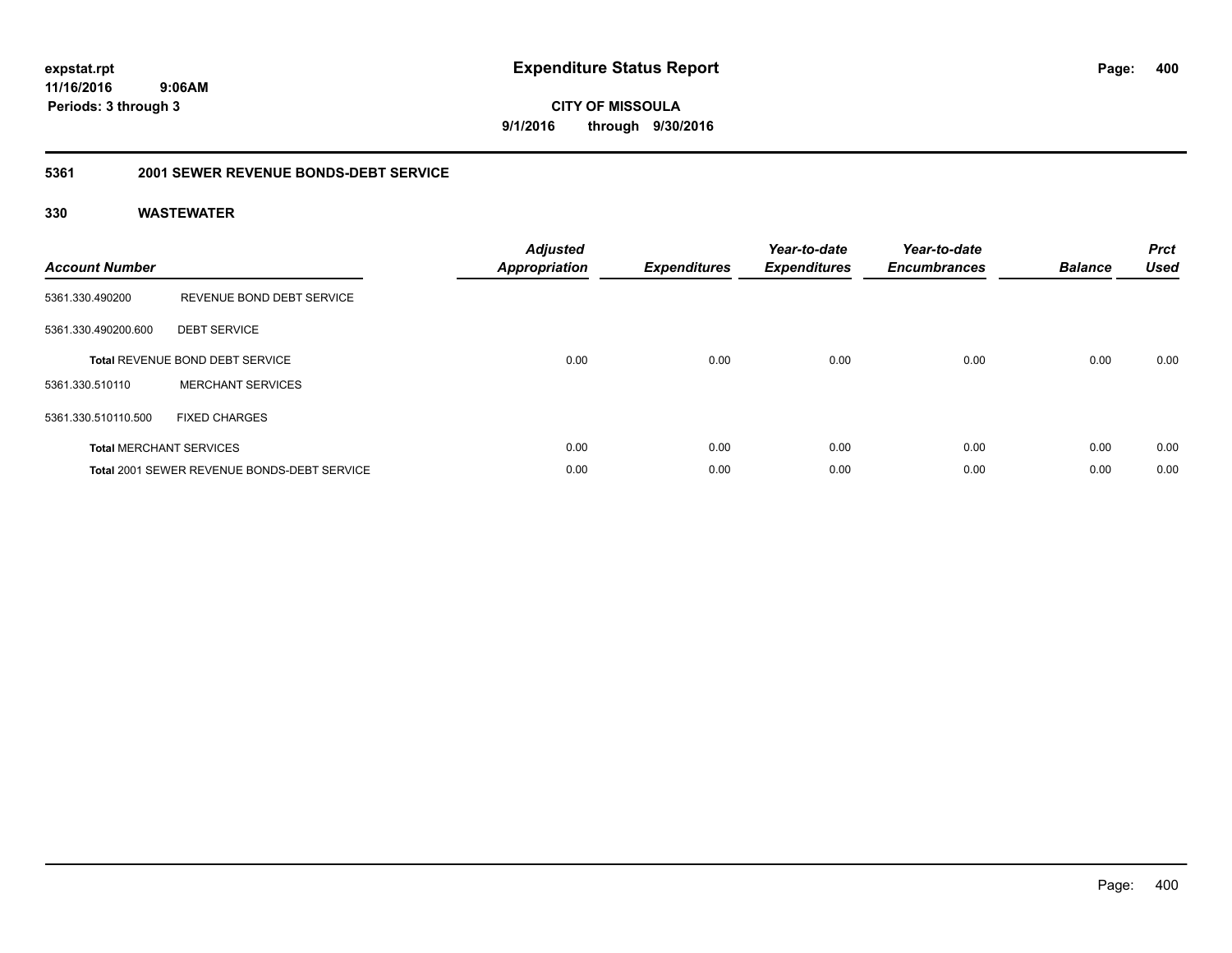expstat.rpt
11/16/2016 9:06AM
Periods: 3 through 3

# Expenditure Status Report

**CITY OF MISSOULA**
**9/1/2016 through 9/30/2016**

## 5361 2001 SEWER REVENUE BONDS-DEBT SERVICE

### 330 WASTEWATER

| Account Number | | Adjusted Appropriation | Expenditures | Year-to-date Expenditures | Year-to-date Encumbrances | Balance | Prct Used |
|---|---|---|---|---|---|---|---|
| 5361.330.490200 | REVENUE BOND DEBT SERVICE | | | | | | |
| 5361.330.490200.600 | DEBT SERVICE | | | | | | |
| **Total** REVENUE BOND DEBT SERVICE | | 0.00 | 0.00 | 0.00 | 0.00 | 0.00 | 0.00 |
| 5361.330.510110 | MERCHANT SERVICES | | | | | | |
| 5361.330.510110.500 | FIXED CHARGES | | | | | | |
| **Total** MERCHANT SERVICES | | 0.00 | 0.00 | 0.00 | 0.00 | 0.00 | 0.00 |
| **Total** 2001 SEWER REVENUE BONDS-DEBT SERVICE | | 0.00 | 0.00 | 0.00 | 0.00 | 0.00 | 0.00 |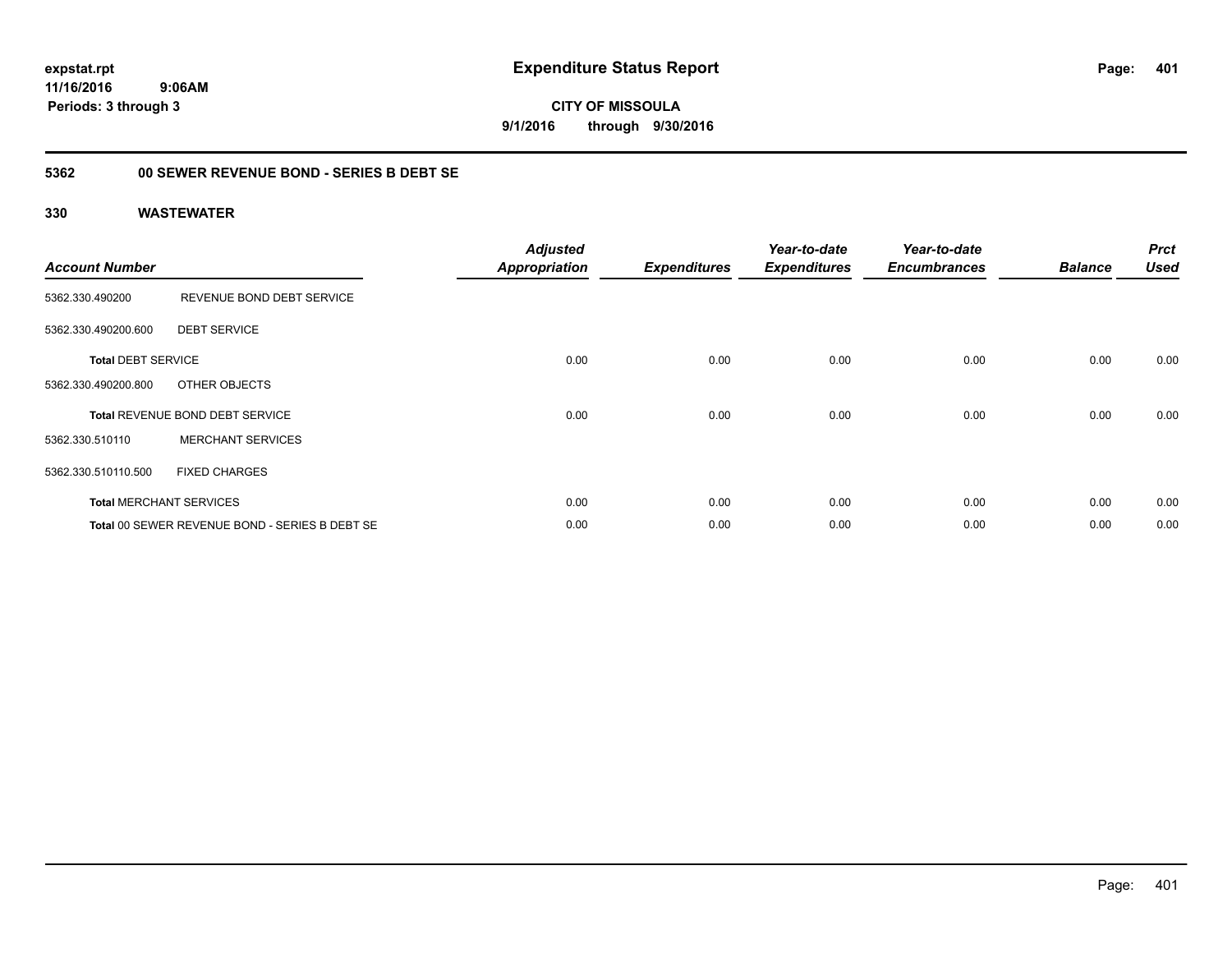**expstat.rpt**
**11/16/2016 9:06AM**
**Periods: 3 through 3**

# Expenditure Status Report

**CITY OF MISSOULA**
**9/1/2016 through 9/30/2016**

## 5362 00 SEWER REVENUE BOND - SERIES B DEBT SE

## 330 WASTEWATER

| Account Number | | Adjusted Appropriation | Expenditures | Year-to-date Expenditures | Year-to-date Encumbrances | Balance | Prct Used |
|---|---|---|---|---|---|---|---|
| 5362.330.490200 | REVENUE BOND DEBT SERVICE | | | | | | |
| 5362.330.490200.600 | DEBT SERVICE | | | | | | |
| **Total** DEBT SERVICE | | 0.00 | 0.00 | 0.00 | 0.00 | 0.00 | 0.00 |
| 5362.330.490200.800 | OTHER OBJECTS | | | | | | |
| **Total** REVENUE BOND DEBT SERVICE | | 0.00 | 0.00 | 0.00 | 0.00 | 0.00 | 0.00 |
| 5362.330.510110 | MERCHANT SERVICES | | | | | | |
| 5362.330.510110.500 | FIXED CHARGES | | | | | | |
| **Total** MERCHANT SERVICES | | 0.00 | 0.00 | 0.00 | 0.00 | 0.00 | 0.00 |
| **Total** 00 SEWER REVENUE BOND - SERIES B DEBT SE | | 0.00 | 0.00 | 0.00 | 0.00 | 0.00 | 0.00 |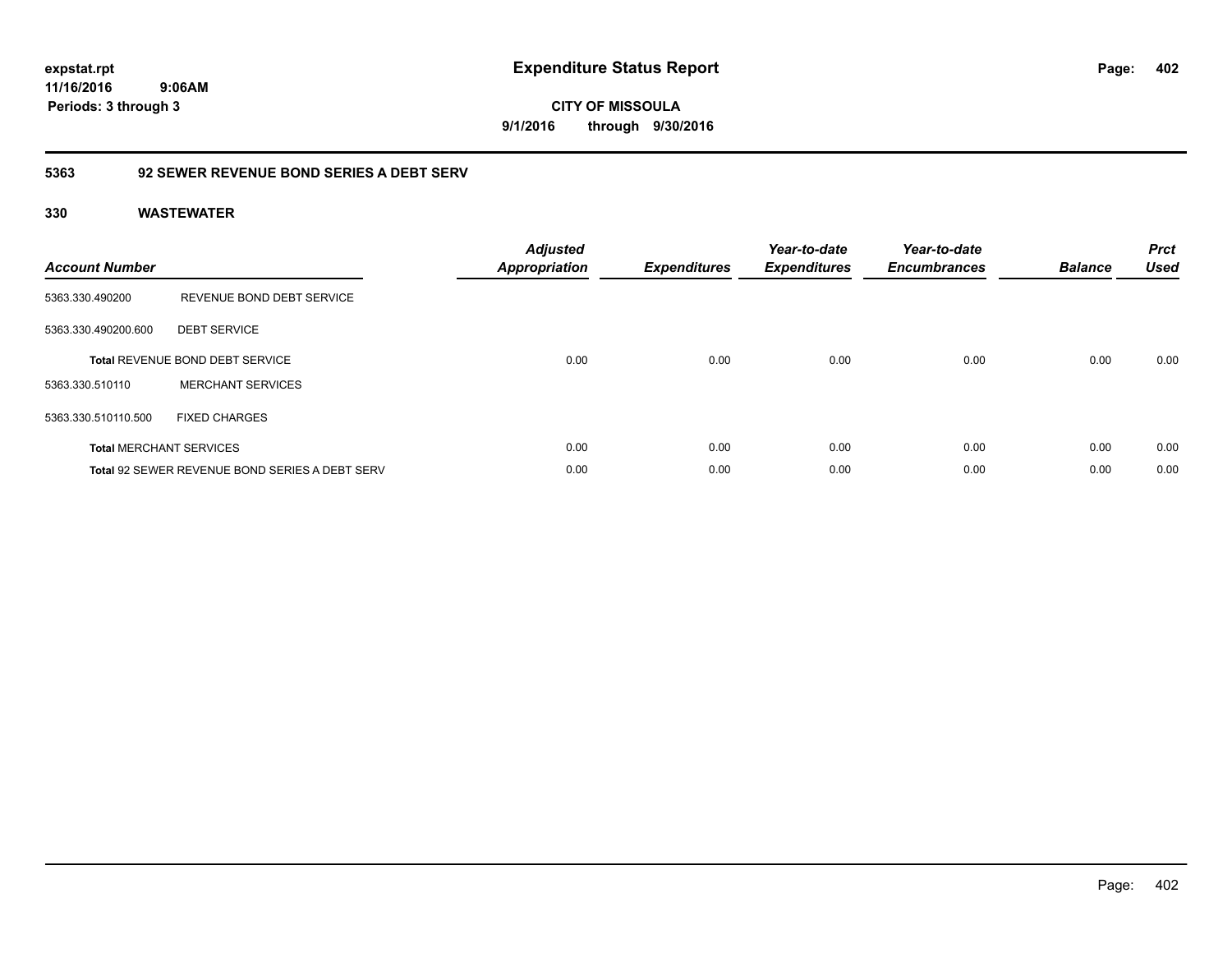**expstat.rpt**
**11/16/2016 9:06AM**
**Periods: 3 through 3**

# Expenditure Status Report

**CITY OF MISSOULA**
**9/1/2016 through 9/30/2016**

## 5363 92 SEWER REVENUE BOND SERIES A DEBT SERV

### 330 WASTEWATER

| Account Number | | Adjusted Appropriation | Expenditures | Year-to-date Expenditures | Year-to-date Encumbrances | Balance | Prct Used |
|---|---|---|---|---|---|---|---|
| 5363.330.490200 | REVENUE BOND DEBT SERVICE | | | | | | |
| 5363.330.490200.600 | DEBT SERVICE | | | | | | |
| **Total** REVENUE BOND DEBT SERVICE | | 0.00 | 0.00 | 0.00 | 0.00 | 0.00 | 0.00 |
| 5363.330.510110 | MERCHANT SERVICES | | | | | | |
| 5363.330.510110.500 | FIXED CHARGES | | | | | | |
| **Total** MERCHANT SERVICES | | 0.00 | 0.00 | 0.00 | 0.00 | 0.00 | 0.00 |
| **Total** 92 SEWER REVENUE BOND SERIES A DEBT SERV | | 0.00 | 0.00 | 0.00 | 0.00 | 0.00 | 0.00 |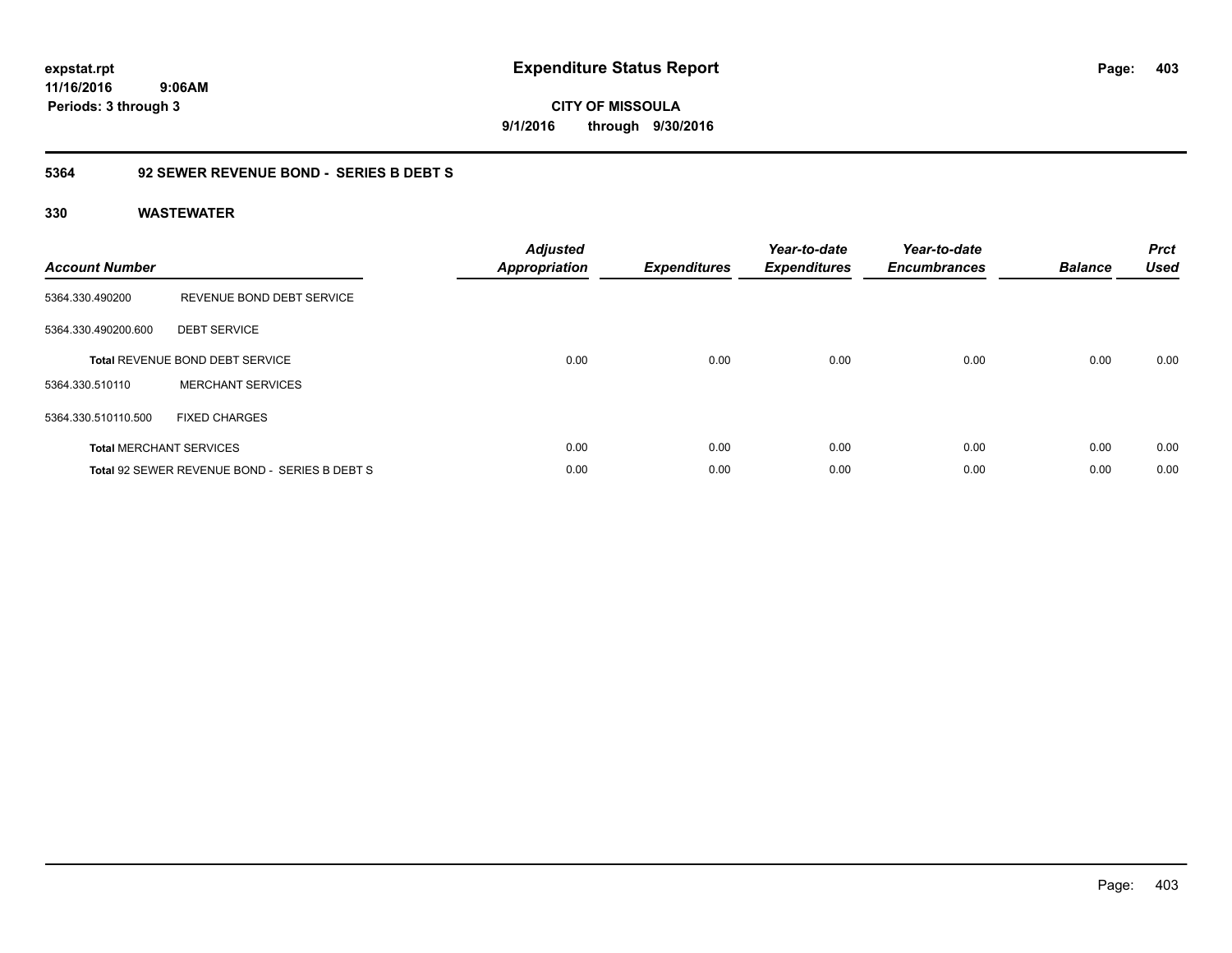# Expenditure Status Report

expstat.rpt
11/16/2016 9:06AM
Periods: 3 through 3

**CITY OF MISSOULA**
**9/1/2016 through 9/30/2016**

## 5364 92 SEWER REVENUE BOND - SERIES B DEBT S

### 330 WASTEWATER

| Account Number | | Adjusted Appropriation | Expenditures | Year-to-date Expenditures | Year-to-date Encumbrances | Balance | Prct Used |
|---|---|---|---|---|---|---|---|
| 5364.330.490200 | REVENUE BOND DEBT SERVICE | | | | | | |
| 5364.330.490200.600 | DEBT SERVICE | | | | | | |
| **Total** REVENUE BOND DEBT SERVICE | | 0.00 | 0.00 | 0.00 | 0.00 | 0.00 | 0.00 |
| 5364.330.510110 | MERCHANT SERVICES | | | | | | |
| 5364.330.510110.500 | FIXED CHARGES | | | | | | |
| **Total** MERCHANT SERVICES | | 0.00 | 0.00 | 0.00 | 0.00 | 0.00 | 0.00 |
| **Total** 92 SEWER REVENUE BOND - SERIES B DEBT S | | 0.00 | 0.00 | 0.00 | 0.00 | 0.00 | 0.00 |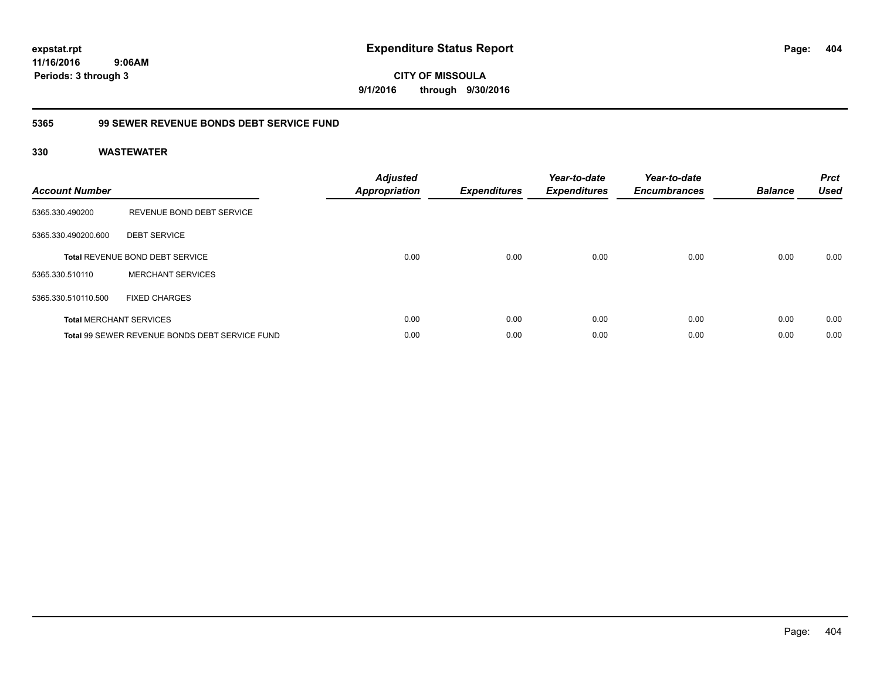**expstat.rpt**
**11/16/2016 9:06AM**
**Periods: 3 through 3**

# Expenditure Status Report

**CITY OF MISSOULA**
**9/1/2016 through 9/30/2016**

## 5365 99 SEWER REVENUE BONDS DEBT SERVICE FUND

### 330 WASTEWATER

| Account Number | | Adjusted Appropriation | Expenditures | Year-to-date Expenditures | Year-to-date Encumbrances | Balance | Prct Used |
|---|---|---|---|---|---|---|---|
| 5365.330.490200 | REVENUE BOND DEBT SERVICE | | | | | | |
| 5365.330.490200.600 | DEBT SERVICE | | | | | | |
| **Total** REVENUE BOND DEBT SERVICE | | 0.00 | 0.00 | 0.00 | 0.00 | 0.00 | 0.00 |
| 5365.330.510110 | MERCHANT SERVICES | | | | | | |
| 5365.330.510110.500 | FIXED CHARGES | | | | | | |
| **Total** MERCHANT SERVICES | | 0.00 | 0.00 | 0.00 | 0.00 | 0.00 | 0.00 |
| **Total** 99 SEWER REVENUE BONDS DEBT SERVICE FUND | | 0.00 | 0.00 | 0.00 | 0.00 | 0.00 | 0.00 |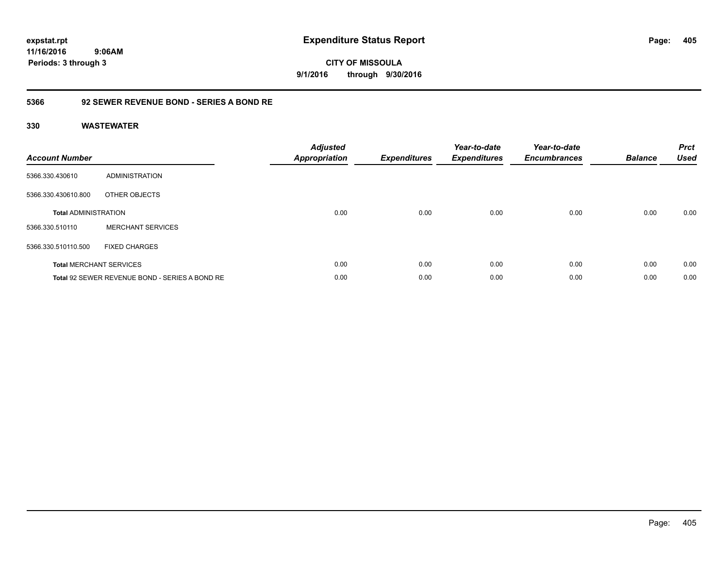# Expenditure Status Report

expstat.rpt
11/16/2016 9:06AM
Periods: 3 through 3

**CITY OF MISSOULA**
**9/1/2016 through 9/30/2016**

## 5366 92 SEWER REVENUE BOND - SERIES A BOND RE

### 330 WASTEWATER

| Account Number | | Adjusted Appropriation | Expenditures | Year-to-date Expenditures | Year-to-date Encumbrances | Balance | Prct Used |
|---|---|---|---|---|---|---|---|
| 5366.330.430610 | ADMINISTRATION | | | | | | |
| 5366.330.430610.800 | OTHER OBJECTS | | | | | | |
| **Total** ADMINISTRATION | | 0.00 | 0.00 | 0.00 | 0.00 | 0.00 | 0.00 |
| 5366.330.510110 | MERCHANT SERVICES | | | | | | |
| 5366.330.510110.500 | FIXED CHARGES | | | | | | |
| **Total** MERCHANT SERVICES | | 0.00 | 0.00 | 0.00 | 0.00 | 0.00 | 0.00 |
| **Total** 92 SEWER REVENUE BOND - SERIES A BOND RE | | 0.00 | 0.00 | 0.00 | 0.00 | 0.00 | 0.00 |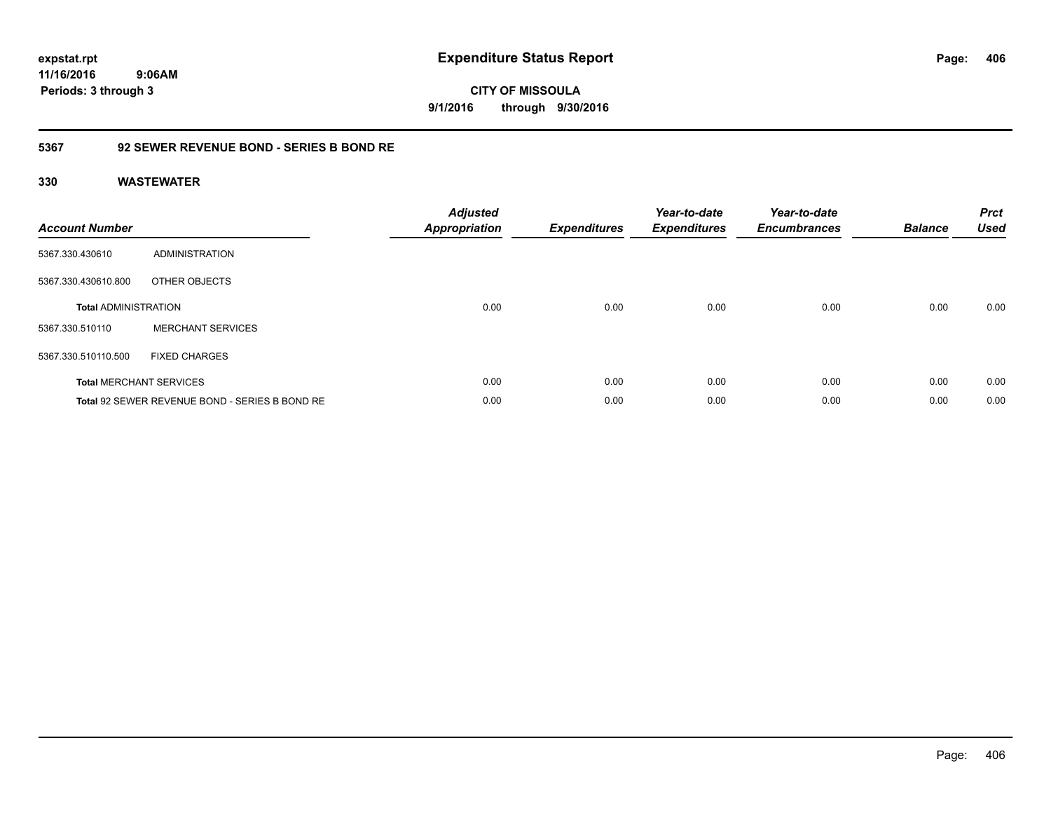**expstat.rpt**
**11/16/2016 9:06AM**
**Periods: 3 through 3**

# Expenditure Status Report

**CITY OF MISSOULA**
**9/1/2016 through 9/30/2016**

## 5367 92 SEWER REVENUE BOND - SERIES B BOND RE

### 330 WASTEWATER

| Account Number | | Adjusted Appropriation | Expenditures | Year-to-date Expenditures | Year-to-date Encumbrances | Balance | Prct Used |
|---|---|---|---|---|---|---|---|
| 5367.330.430610 | ADMINISTRATION | | | | | | |
| 5367.330.430610.800 | OTHER OBJECTS | | | | | | |
| **Total** ADMINISTRATION | | 0.00 | 0.00 | 0.00 | 0.00 | 0.00 | 0.00 |
| 5367.330.510110 | MERCHANT SERVICES | | | | | | |
| 5367.330.510110.500 | FIXED CHARGES | | | | | | |
| **Total** MERCHANT SERVICES | | 0.00 | 0.00 | 0.00 | 0.00 | 0.00 | 0.00 |
| **Total** 92 SEWER REVENUE BOND - SERIES B BOND RE | | 0.00 | 0.00 | 0.00 | 0.00 | 0.00 | 0.00 |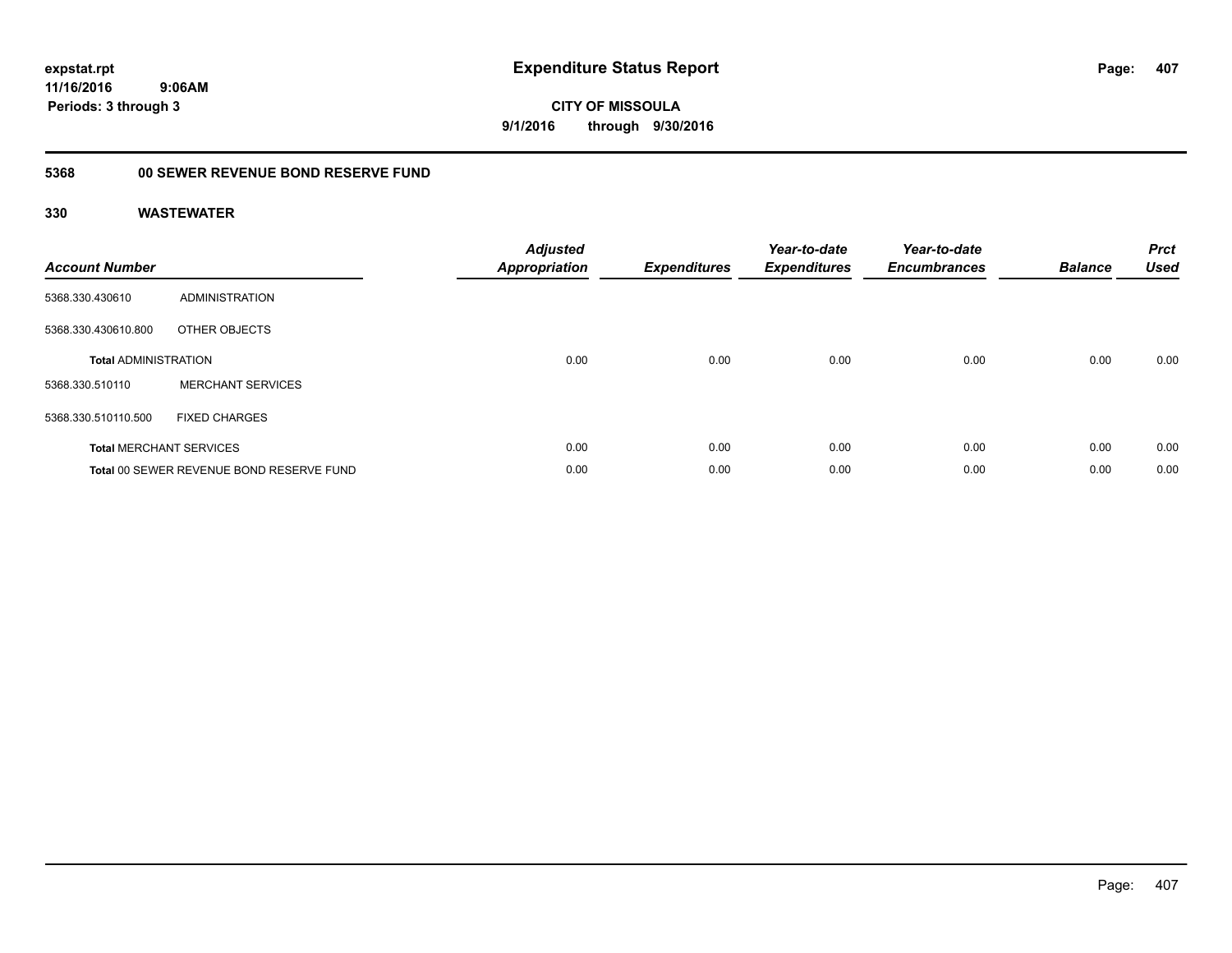expstat.rpt
11/16/2016 9:06AM
Periods: 3 through 3

# Expenditure Status Report

**CITY OF MISSOULA**
**9/1/2016 through 9/30/2016**

## 5368 00 SEWER REVENUE BOND RESERVE FUND

### 330 WASTEWATER

| Account Number | | Adjusted Appropriation | Expenditures | Year-to-date Expenditures | Year-to-date Encumbrances | Balance | Prct Used |
|---|---|---|---|---|---|---|---|
| 5368.330.430610 | ADMINISTRATION | | | | | | |
| 5368.330.430610.800 | OTHER OBJECTS | | | | | | |
| **Total** ADMINISTRATION | | 0.00 | 0.00 | 0.00 | 0.00 | 0.00 | 0.00 |
| 5368.330.510110 | MERCHANT SERVICES | | | | | | |
| 5368.330.510110.500 | FIXED CHARGES | | | | | | |
| **Total** MERCHANT SERVICES | | 0.00 | 0.00 | 0.00 | 0.00 | 0.00 | 0.00 |
| **Total** 00 SEWER REVENUE BOND RESERVE FUND | | 0.00 | 0.00 | 0.00 | 0.00 | 0.00 | 0.00 |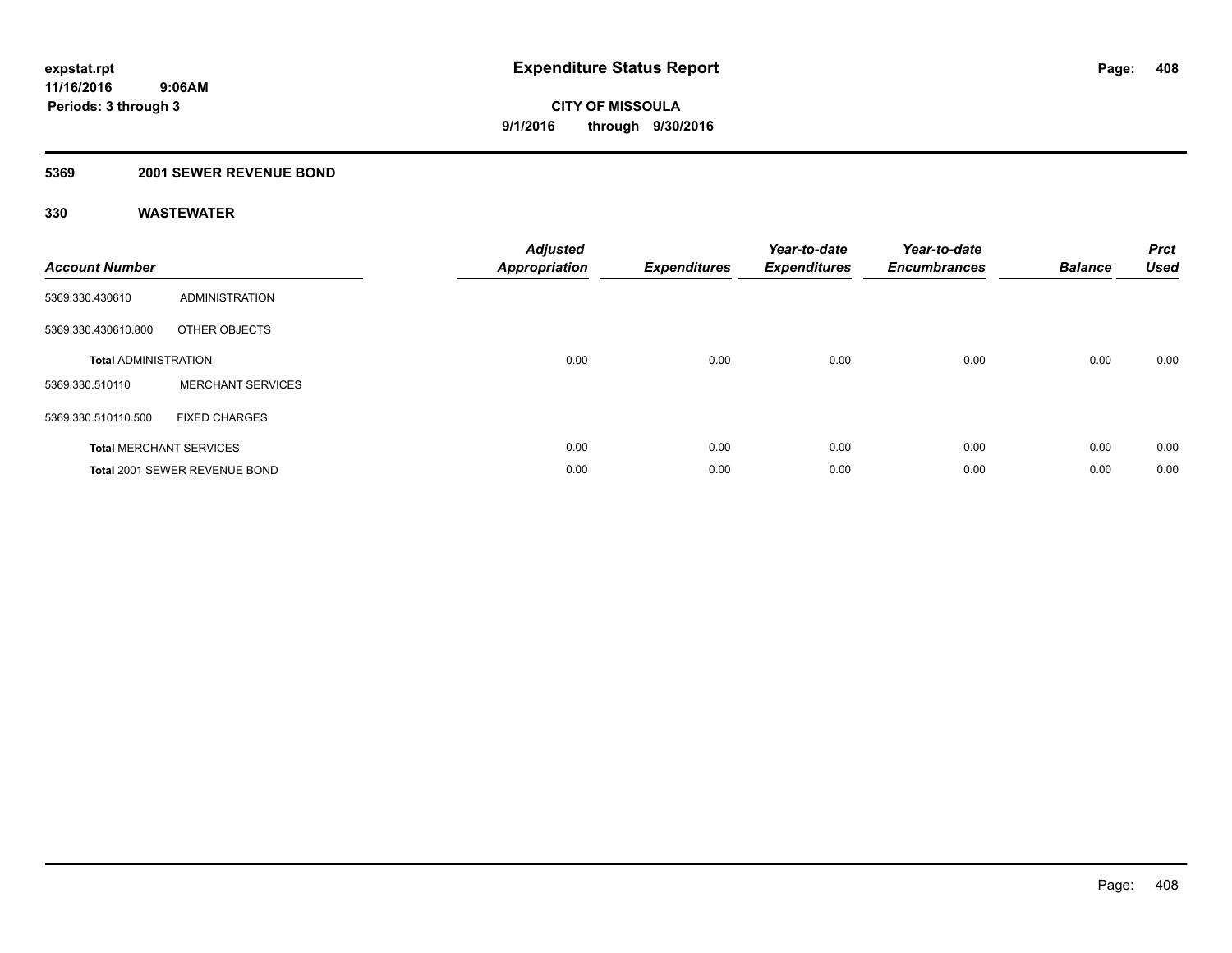# Expenditure Status Report

**CITY OF MISSOULA**

**9/1/2016 through 9/30/2016**

expstat.rpt
11/16/2016 9:06AM
Periods: 3 through 3

## 5369 2001 SEWER REVENUE BOND

### 330 WASTEWATER

| Account Number | | Adjusted Appropriation | Expenditures | Year-to-date Expenditures | Year-to-date Encumbrances | Balance | Prct Used |
|---|---|---|---|---|---|---|---|
| 5369.330.430610 | ADMINISTRATION | | | | | | |
| 5369.330.430610.800 | OTHER OBJECTS | | | | | | |
| **Total ADMINISTRATION** | | 0.00 | 0.00 | 0.00 | 0.00 | 0.00 | 0.00 |
| 5369.330.510110 | MERCHANT SERVICES | | | | | | |
| 5369.330.510110.500 | FIXED CHARGES | | | | | | |
| **Total MERCHANT SERVICES** | | 0.00 | 0.00 | 0.00 | 0.00 | 0.00 | 0.00 |
| **Total 2001 SEWER REVENUE BOND** | | 0.00 | 0.00 | 0.00 | 0.00 | 0.00 | 0.00 |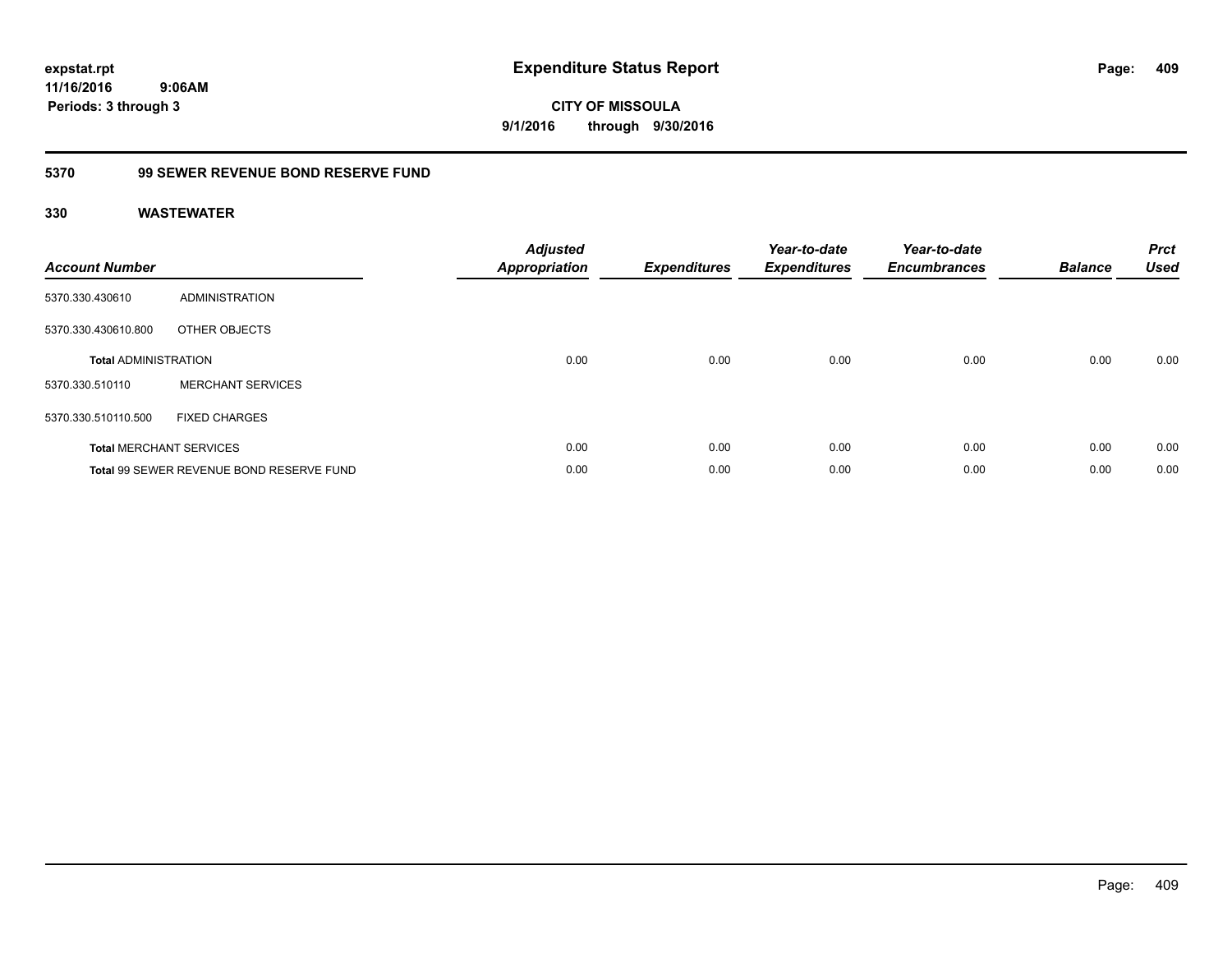**expstat.rpt**
**11/16/2016 9:06AM**
**Periods: 3 through 3**

# Expenditure Status Report

**CITY OF MISSOULA**
**9/1/2016 through 9/30/2016**

## 5370 99 SEWER REVENUE BOND RESERVE FUND

### 330 WASTEWATER

| Account Number | | Adjusted Appropriation | Expenditures | Year-to-date Expenditures | Year-to-date Encumbrances | Balance | Prct Used |
|---|---|---|---|---|---|---|---|
| 5370.330.430610 | ADMINISTRATION | | | | | | |
| 5370.330.430610.800 | OTHER OBJECTS | | | | | | |
| **Total** ADMINISTRATION | | 0.00 | 0.00 | 0.00 | 0.00 | 0.00 | 0.00 |
| 5370.330.510110 | MERCHANT SERVICES | | | | | | |
| 5370.330.510110.500 | FIXED CHARGES | | | | | | |
| **Total** MERCHANT SERVICES | | 0.00 | 0.00 | 0.00 | 0.00 | 0.00 | 0.00 |
| **Total** 99 SEWER REVENUE BOND RESERVE FUND | | 0.00 | 0.00 | 0.00 | 0.00 | 0.00 | 0.00 |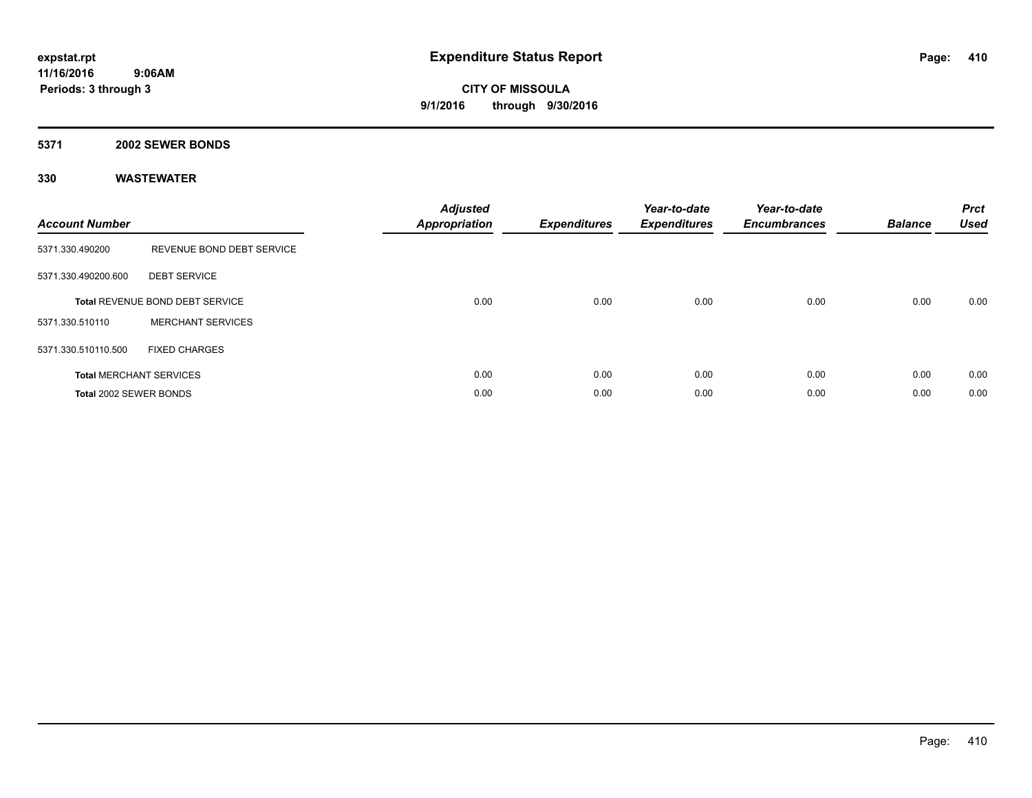expstat.rpt
11/16/2016 9:06AM
Periods: 3 through 3

# Expenditure Status Report

**CITY OF MISSOULA**
**9/1/2016 through 9/30/2016**

## 5371 2002 SEWER BONDS

### 330 WASTEWATER

| Account Number | | Adjusted Appropriation | Expenditures | Year-to-date Expenditures | Year-to-date Encumbrances | Balance | Prct Used |
|---|---|---|---|---|---|---|---|
| 5371.330.490200 | REVENUE BOND DEBT SERVICE | | | | | | |
| 5371.330.490200.600 | DEBT SERVICE | | | | | | |
| **Total** REVENUE BOND DEBT SERVICE | | 0.00 | 0.00 | 0.00 | 0.00 | 0.00 | 0.00 |
| 5371.330.510110 | MERCHANT SERVICES | | | | | | |
| 5371.330.510110.500 | FIXED CHARGES | | | | | | |
| **Total** MERCHANT SERVICES | | 0.00 | 0.00 | 0.00 | 0.00 | 0.00 | 0.00 |
| **Total** 2002 SEWER BONDS | | 0.00 | 0.00 | 0.00 | 0.00 | 0.00 | 0.00 |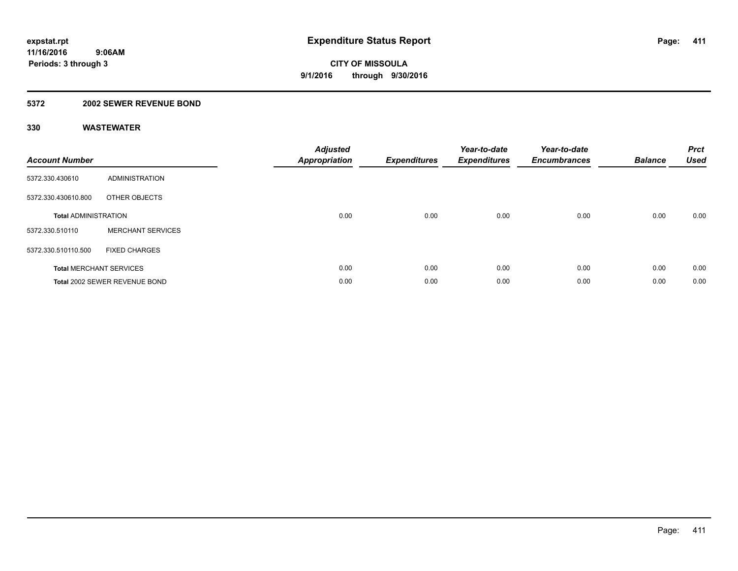**expstat.rpt**
**11/16/2016 9:06AM**
**Periods: 3 through 3**

# Expenditure Status Report

**CITY OF MISSOULA**
**9/1/2016 through 9/30/2016**

## 5372 2002 SEWER REVENUE BOND

### 330 WASTEWATER

| Account Number | | Adjusted Appropriation | Expenditures | Year-to-date Expenditures | Year-to-date Encumbrances | Balance | Prct Used |
|---|---|---|---|---|---|---|---|
| 5372.330.430610 | ADMINISTRATION | | | | | | |
| 5372.330.430610.800 | OTHER OBJECTS | | | | | | |
| **Total** ADMINISTRATION | | 0.00 | 0.00 | 0.00 | 0.00 | 0.00 | 0.00 |
| 5372.330.510110 | MERCHANT SERVICES | | | | | | |
| 5372.330.510110.500 | FIXED CHARGES | | | | | | |
| **Total** MERCHANT SERVICES | | 0.00 | 0.00 | 0.00 | 0.00 | 0.00 | 0.00 |
| **Total** 2002 SEWER REVENUE BOND | | 0.00 | 0.00 | 0.00 | 0.00 | 0.00 | 0.00 |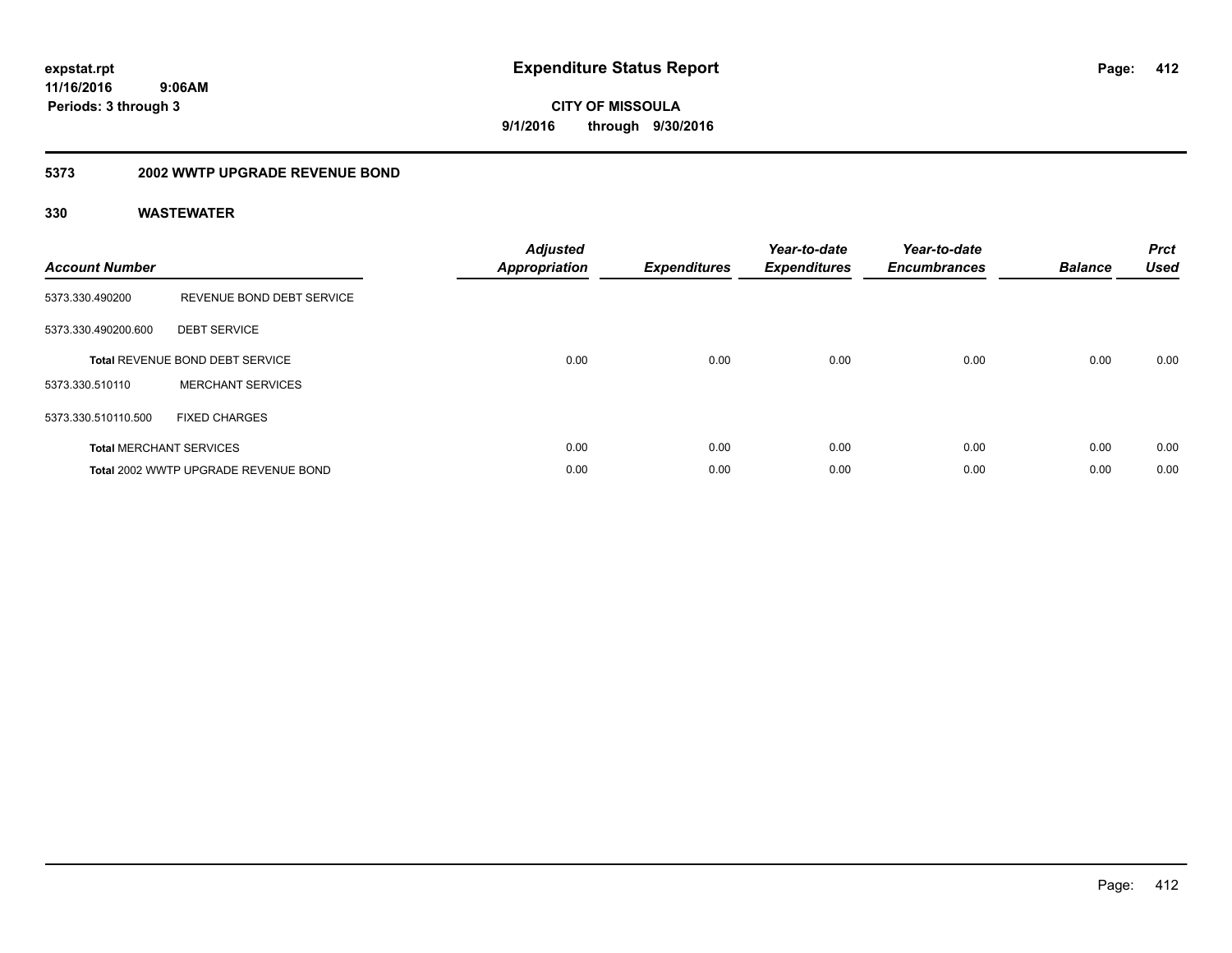# Expenditure Status Report

expstat.rpt
11/16/2016 9:06AM
Periods: 3 through 3

**CITY OF MISSOULA**
**9/1/2016 through 9/30/2016**

## 5373 2002 WWTP UPGRADE REVENUE BOND

### 330 WASTEWATER

| Account Number | | Adjusted Appropriation | Expenditures | Year-to-date Expenditures | Year-to-date Encumbrances | Balance | Prct Used |
|---|---|---|---|---|---|---|---|
| 5373.330.490200 | REVENUE BOND DEBT SERVICE | | | | | | |
| 5373.330.490200.600 | DEBT SERVICE | | | | | | |
| **Total** REVENUE BOND DEBT SERVICE | | 0.00 | 0.00 | 0.00 | 0.00 | 0.00 | 0.00 |
| 5373.330.510110 | MERCHANT SERVICES | | | | | | |
| 5373.330.510110.500 | FIXED CHARGES | | | | | | |
| **Total** MERCHANT SERVICES | | 0.00 | 0.00 | 0.00 | 0.00 | 0.00 | 0.00 |
| **Total** 2002 WWTP UPGRADE REVENUE BOND | | 0.00 | 0.00 | 0.00 | 0.00 | 0.00 | 0.00 |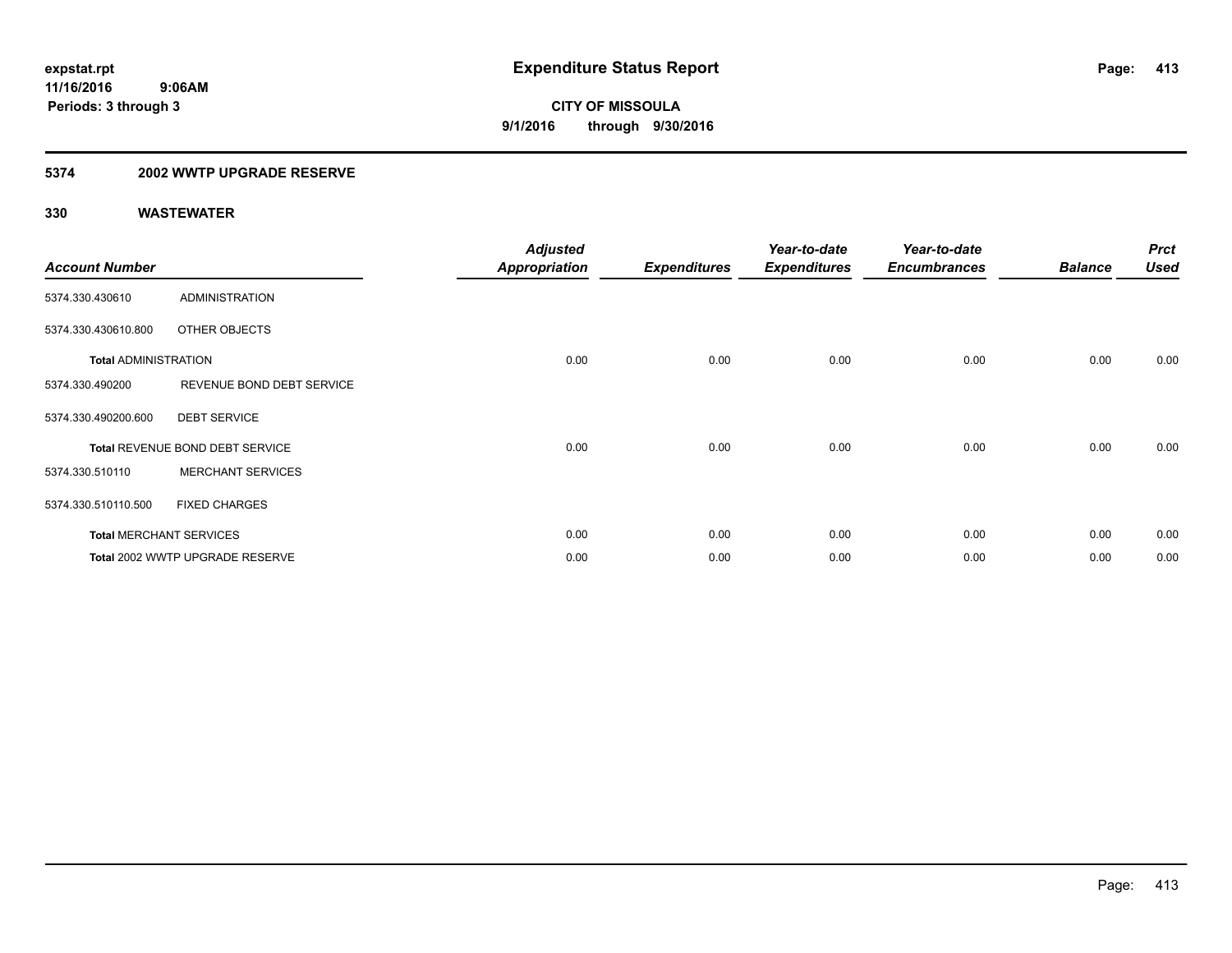**expstat.rpt**
**11/16/2016 9:06AM**
**Periods: 3 through 3**

# Expenditure Status Report

**CITY OF MISSOULA**
**9/1/2016 through 9/30/2016**

## 5374 2002 WWTP UPGRADE RESERVE

### 330 WASTEWATER

| Account Number | | Adjusted Appropriation | Expenditures | Year-to-date Expenditures | Year-to-date Encumbrances | Balance | Prct Used |
|---|---|---|---|---|---|---|---|
| 5374.330.430610 | ADMINISTRATION | | | | | | |
| 5374.330.430610.800 | OTHER OBJECTS | | | | | | |
| **Total** ADMINISTRATION | | 0.00 | 0.00 | 0.00 | 0.00 | 0.00 | 0.00 |
| 5374.330.490200 | REVENUE BOND DEBT SERVICE | | | | | | |
| 5374.330.490200.600 | DEBT SERVICE | | | | | | |
| **Total** REVENUE BOND DEBT SERVICE | | 0.00 | 0.00 | 0.00 | 0.00 | 0.00 | 0.00 |
| 5374.330.510110 | MERCHANT SERVICES | | | | | | |
| 5374.330.510110.500 | FIXED CHARGES | | | | | | |
| **Total** MERCHANT SERVICES | | 0.00 | 0.00 | 0.00 | 0.00 | 0.00 | 0.00 |
| **Total** 2002 WWTP UPGRADE RESERVE | | 0.00 | 0.00 | 0.00 | 0.00 | 0.00 | 0.00 |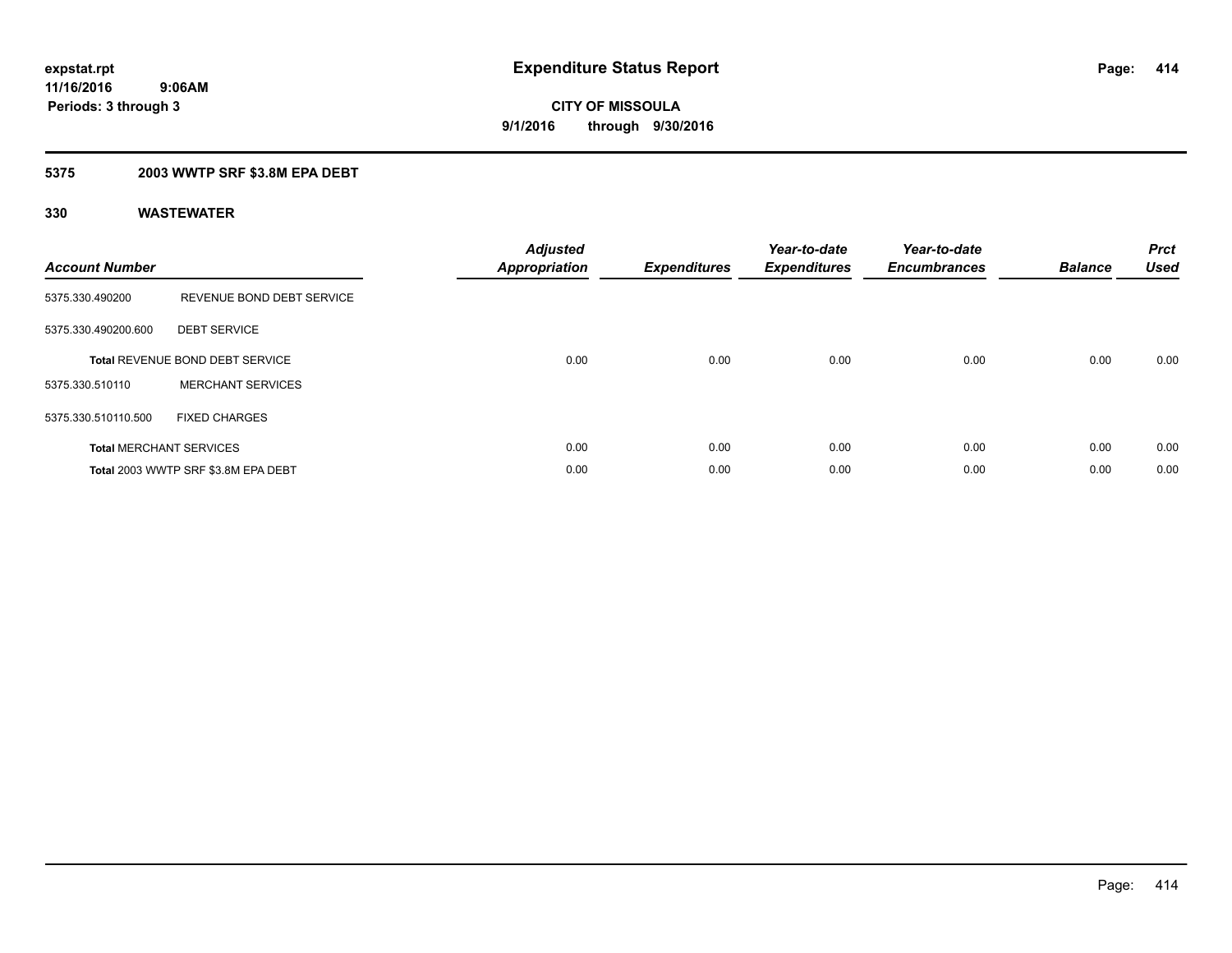**expstat.rpt**
**11/16/2016 9:06AM**
**Periods: 3 through 3**

# Expenditure Status Report

**CITY OF MISSOULA**
**9/1/2016 through 9/30/2016**

## 5375 2003 WWTP SRF $3.8M EPA DEBT

## 330 WASTEWATER

| Account Number | | Adjusted Appropriation | Expenditures | Year-to-date Expenditures | Year-to-date Encumbrances | Balance | Prct Used |
|---|---|---|---|---|---|---|---|
| 5375.330.490200 | REVENUE BOND DEBT SERVICE | | | | | | |
| 5375.330.490200.600 | DEBT SERVICE | | | | | | |
| **Total** REVENUE BOND DEBT SERVICE | | 0.00 | 0.00 | 0.00 | 0.00 | 0.00 | 0.00 |
| 5375.330.510110 | MERCHANT SERVICES | | | | | | |
| 5375.330.510110.500 | FIXED CHARGES | | | | | | |
| **Total** MERCHANT SERVICES | | 0.00 | 0.00 | 0.00 | 0.00 | 0.00 | 0.00 |
| **Total** 2003 WWTP SRF $3.8M EPA DEBT | | 0.00 | 0.00 | 0.00 | 0.00 | 0.00 | 0.00 |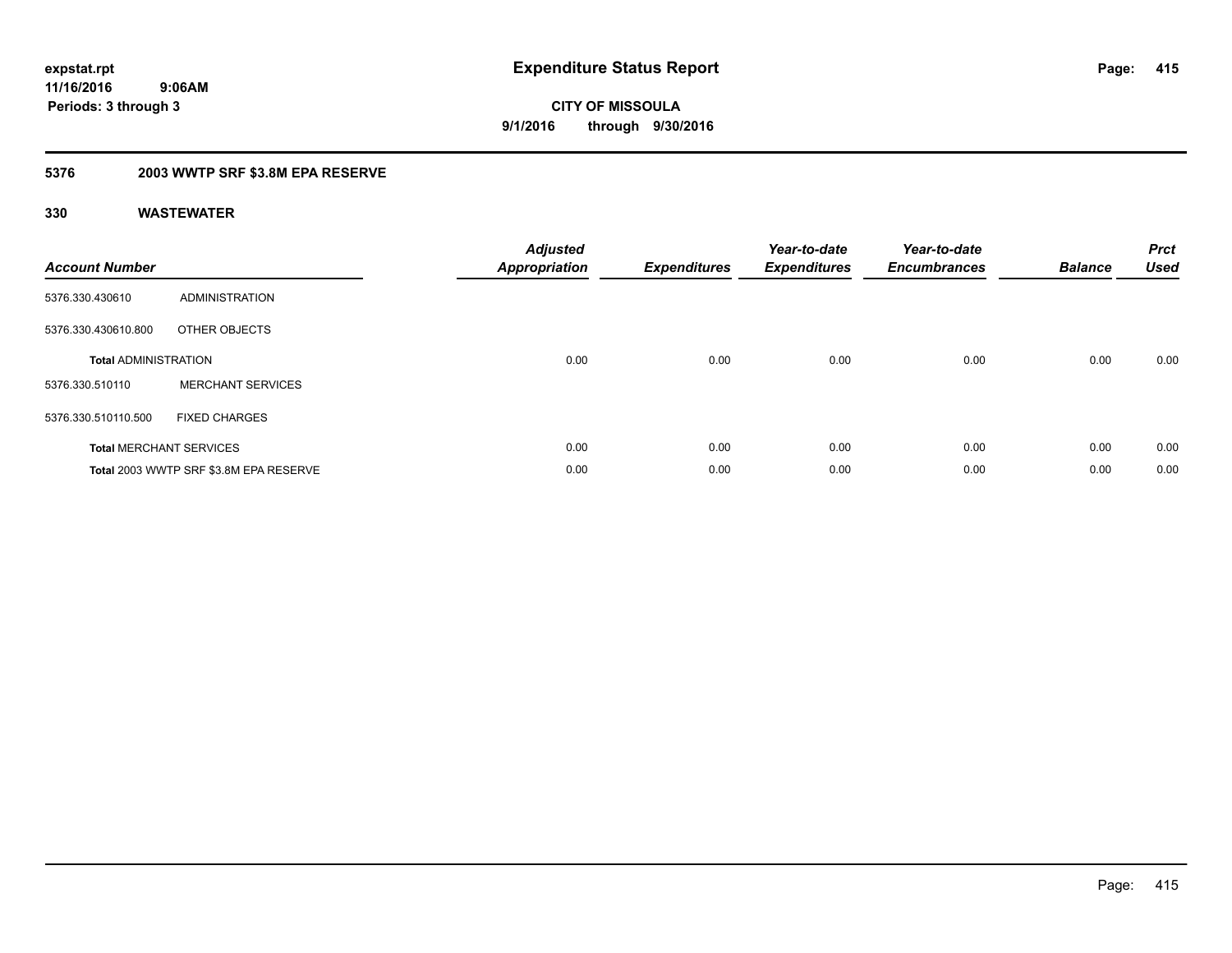# Expenditure Status Report

**CITY OF MISSOULA**

**9/1/2016 through 9/30/2016**

expstat.rpt
11/16/2016 9:06AM
Periods: 3 through 3

## 5376 2003 WWTP SRF $3.8M EPA RESERVE

### 330 WASTEWATER

| Account Number | | Adjusted Appropriation | Expenditures | Year-to-date Expenditures | Year-to-date Encumbrances | Balance | Prct Used |
|---|---|---|---|---|---|---|---|
| 5376.330.430610 | ADMINISTRATION | | | | | | |
| 5376.330.430610.800 | OTHER OBJECTS | | | | | | |
| **Total** ADMINISTRATION | | 0.00 | 0.00 | 0.00 | 0.00 | 0.00 | 0.00 |
| 5376.330.510110 | MERCHANT SERVICES | | | | | | |
| 5376.330.510110.500 | FIXED CHARGES | | | | | | |
| **Total** MERCHANT SERVICES | | 0.00 | 0.00 | 0.00 | 0.00 | 0.00 | 0.00 |
| **Total** 2003 WWTP SRF $3.8M EPA RESERVE | | 0.00 | 0.00 | 0.00 | 0.00 | 0.00 | 0.00 |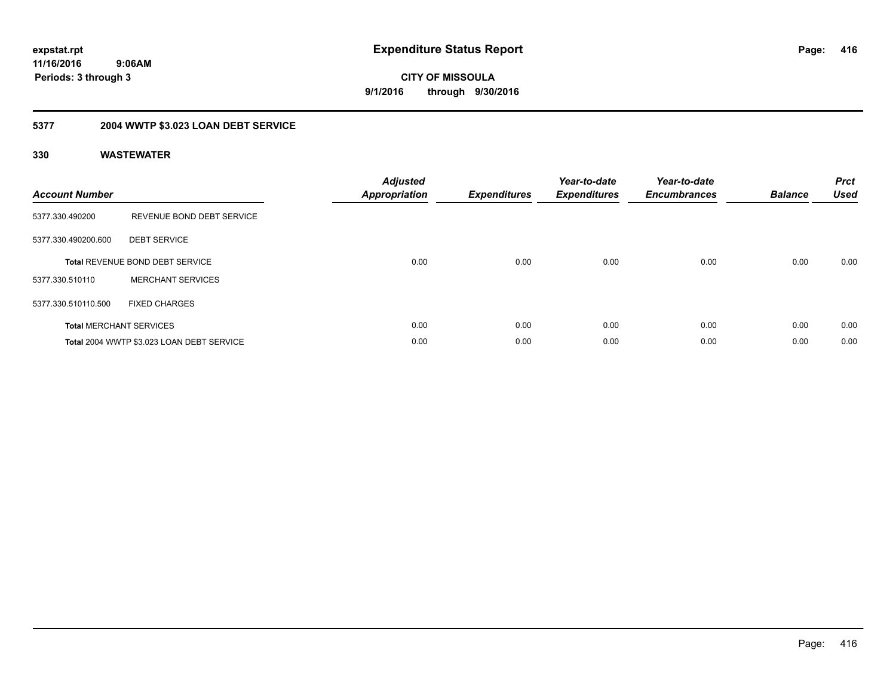**expstat.rpt**
**11/16/2016 9:06AM**
**Periods: 3 through 3**

# Expenditure Status Report

**CITY OF MISSOULA**
**9/1/2016 through 9/30/2016**

## 5377 2004 WWTP $3.023 LOAN DEBT SERVICE

### 330 WASTEWATER

| Account Number | | Adjusted Appropriation | Expenditures | Year-to-date Expenditures | Year-to-date Encumbrances | Balance | Prct Used |
|---|---|---|---|---|---|---|---|
| 5377.330.490200 | REVENUE BOND DEBT SERVICE | | | | | | |
| 5377.330.490200.600 | DEBT SERVICE | | | | | | |
| **Total** REVENUE BOND DEBT SERVICE | | 0.00 | 0.00 | 0.00 | 0.00 | 0.00 | 0.00 |
| 5377.330.510110 | MERCHANT SERVICES | | | | | | |
| 5377.330.510110.500 | FIXED CHARGES | | | | | | |
| **Total** MERCHANT SERVICES | | 0.00 | 0.00 | 0.00 | 0.00 | 0.00 | 0.00 |
| **Total** 2004 WWTP $3.023 LOAN DEBT SERVICE | | 0.00 | 0.00 | 0.00 | 0.00 | 0.00 | 0.00 |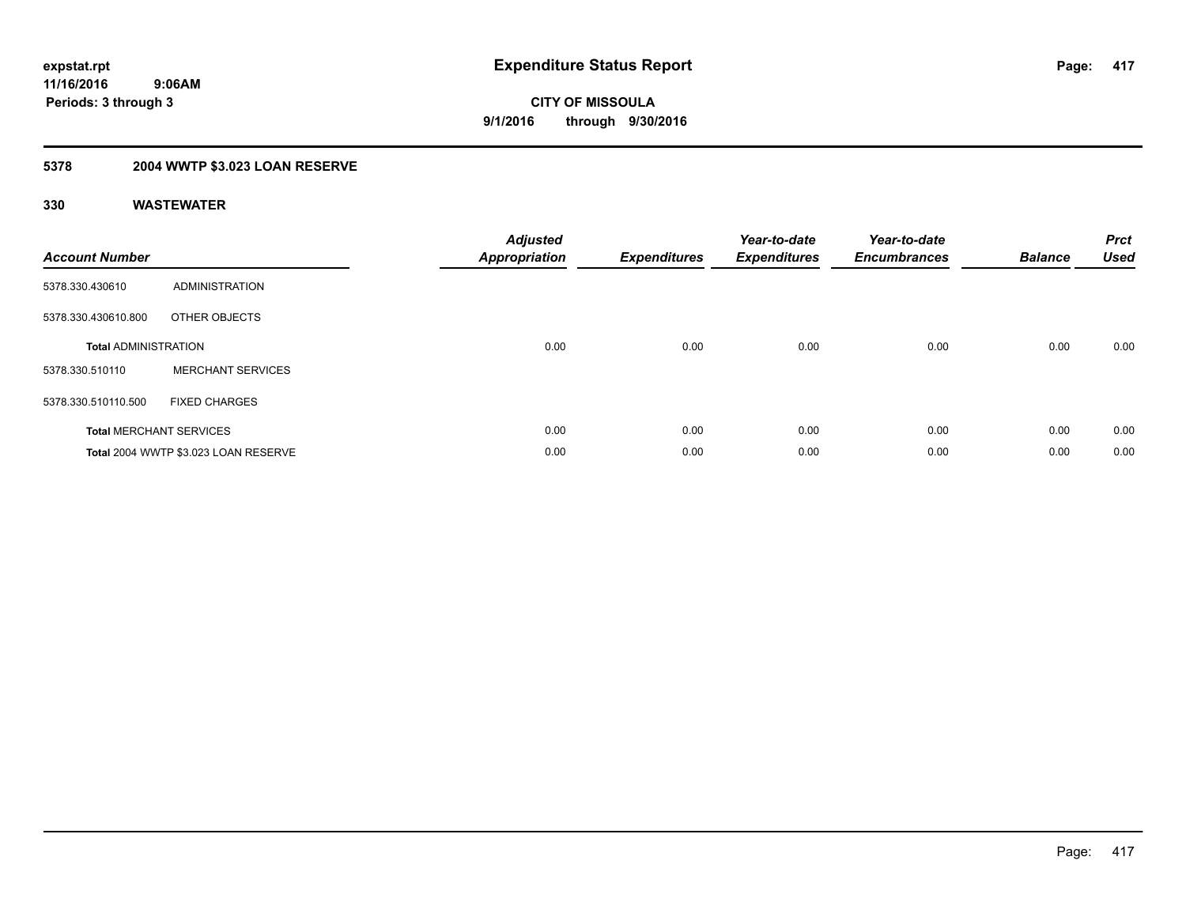# Expenditure Status Report

**expstat.rpt**
**11/16/2016 9:06AM**
**Periods: 3 through 3**

**CITY OF MISSOULA**
**9/1/2016 through 9/30/2016**

## 5378 2004 WWTP $3.023 LOAN RESERVE

### 330 WASTEWATER

| Account Number | | Adjusted Appropriation | Expenditures | Year-to-date Expenditures | Year-to-date Encumbrances | Balance | Prct Used |
|---|---|---|---|---|---|---|---|
| 5378.330.430610 | ADMINISTRATION | | | | | | |
| 5378.330.430610.800 | OTHER OBJECTS | | | | | | |
| **Total** ADMINISTRATION | | 0.00 | 0.00 | 0.00 | 0.00 | 0.00 | 0.00 |
| 5378.330.510110 | MERCHANT SERVICES | | | | | | |
| 5378.330.510110.500 | FIXED CHARGES | | | | | | |
| **Total** MERCHANT SERVICES | | 0.00 | 0.00 | 0.00 | 0.00 | 0.00 | 0.00 |
| **Total** 2004 WWTP $3.023 LOAN RESERVE | | 0.00 | 0.00 | 0.00 | 0.00 | 0.00 | 0.00 |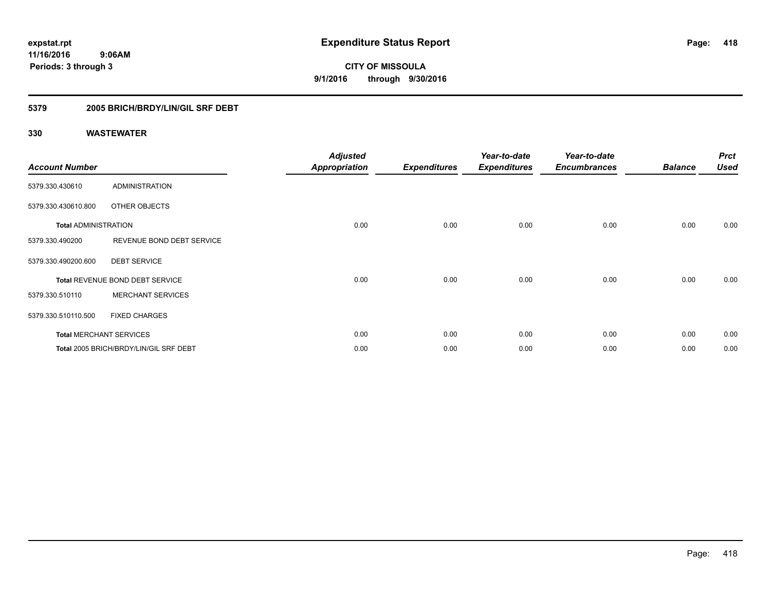expstat.rpt
11/16/2016 9:06AM
Periods: 3 through 3

# Expenditure Status Report

**CITY OF MISSOULA**
**9/1/2016 through 9/30/2016**

## 5379 2005 BRICH/BRDY/LIN/GIL SRF DEBT

### 330 WASTEWATER

| Account Number | | Adjusted Appropriation | Expenditures | Year-to-date Expenditures | Year-to-date Encumbrances | Balance | Prct Used |
|---|---|---|---|---|---|---|---|
| 5379.330.430610 | ADMINISTRATION | | | | | | |
| 5379.330.430610.800 | OTHER OBJECTS | | | | | | |
| **Total** ADMINISTRATION | | 0.00 | 0.00 | 0.00 | 0.00 | 0.00 | 0.00 |
| 5379.330.490200 | REVENUE BOND DEBT SERVICE | | | | | | |
| 5379.330.490200.600 | DEBT SERVICE | | | | | | |
| **Total** REVENUE BOND DEBT SERVICE | | 0.00 | 0.00 | 0.00 | 0.00 | 0.00 | 0.00 |
| 5379.330.510110 | MERCHANT SERVICES | | | | | | |
| 5379.330.510110.500 | FIXED CHARGES | | | | | | |
| **Total** MERCHANT SERVICES | | 0.00 | 0.00 | 0.00 | 0.00 | 0.00 | 0.00 |
| **Total** 2005 BRICH/BRDY/LIN/GIL SRF DEBT | | 0.00 | 0.00 | 0.00 | 0.00 | 0.00 | 0.00 |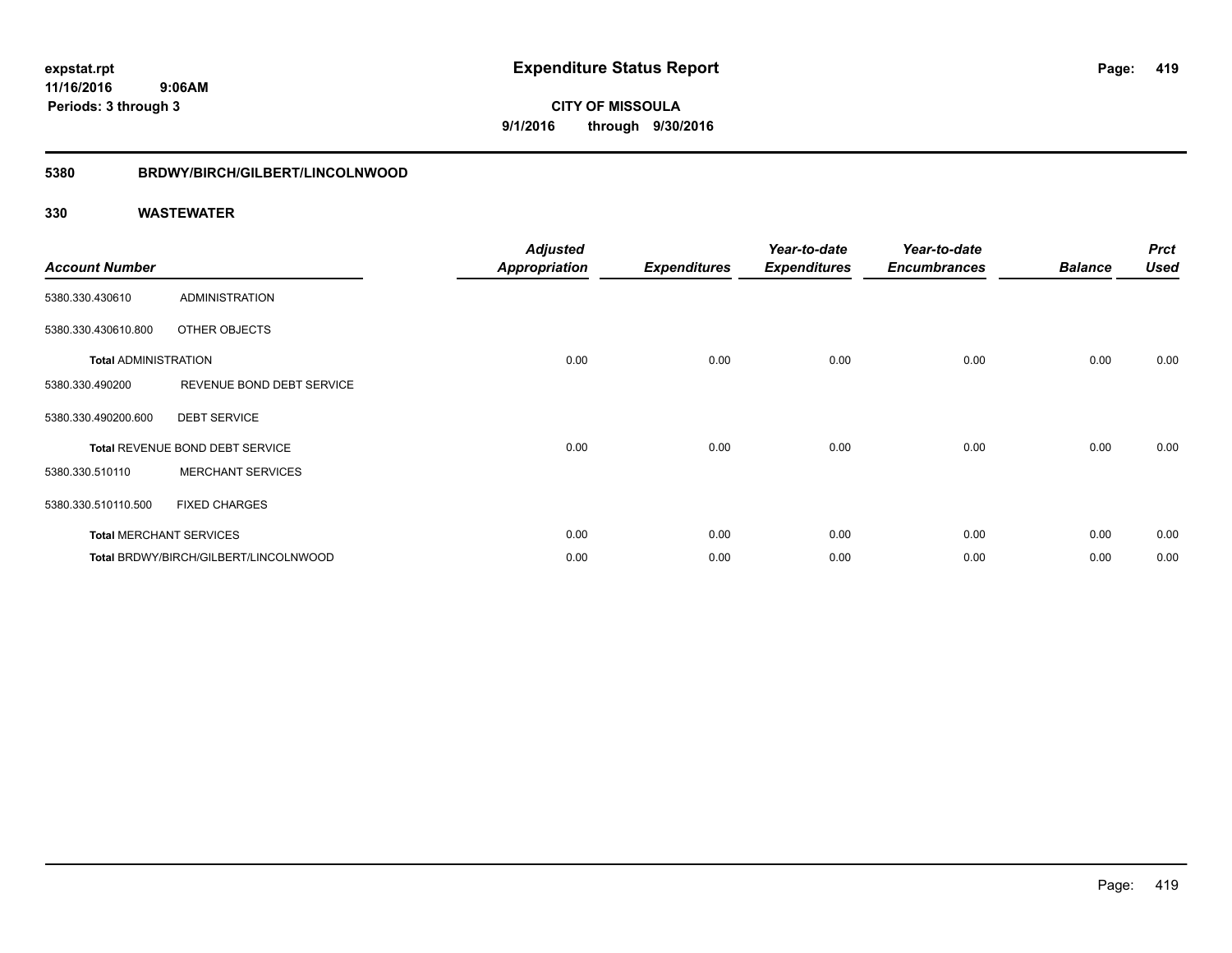# Expenditure Status Report

expstat.rpt
11/16/2016 9:06AM
Periods: 3 through 3

**CITY OF MISSOULA**
**9/1/2016 through 9/30/2016**

## 5380 BRDWY/BIRCH/GILBERT/LINCOLNWOOD

### 330 WASTEWATER

| Account Number | | Adjusted Appropriation | Expenditures | Year-to-date Expenditures | Year-to-date Encumbrances | Balance | Prct Used |
|---|---|---|---|---|---|---|---|
| 5380.330.430610 | ADMINISTRATION | | | | | | |
| 5380.330.430610.800 | OTHER OBJECTS | | | | | | |
| Total ADMINISTRATION | | 0.00 | 0.00 | 0.00 | 0.00 | 0.00 | 0.00 |
| 5380.330.490200 | REVENUE BOND DEBT SERVICE | | | | | | |
| 5380.330.490200.600 | DEBT SERVICE | | | | | | |
| Total REVENUE BOND DEBT SERVICE | | 0.00 | 0.00 | 0.00 | 0.00 | 0.00 | 0.00 |
| 5380.330.510110 | MERCHANT SERVICES | | | | | | |
| 5380.330.510110.500 | FIXED CHARGES | | | | | | |
| Total MERCHANT SERVICES | | 0.00 | 0.00 | 0.00 | 0.00 | 0.00 | 0.00 |
| Total BRDWY/BIRCH/GILBERT/LINCOLNWOOD | | 0.00 | 0.00 | 0.00 | 0.00 | 0.00 | 0.00 |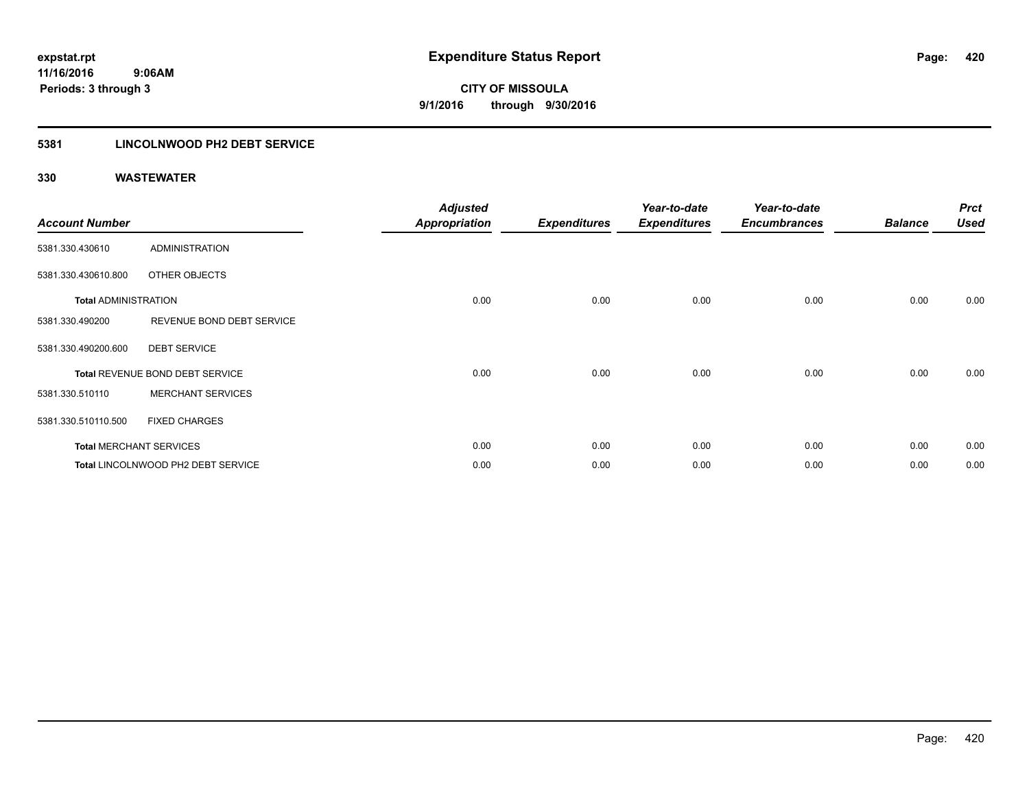expstat.rpt
11/16/2016 9:06AM
Periods: 3 through 3

# Expenditure Status Report

**CITY OF MISSOULA**
**9/1/2016 through 9/30/2016**

## 5381 LINCOLNWOOD PH2 DEBT SERVICE

### 330 WASTEWATER

| Account Number | | Adjusted Appropriation | Expenditures | Year-to-date Expenditures | Year-to-date Encumbrances | Balance | Prct Used |
|---|---|---|---|---|---|---|---|
| 5381.330.430610 | ADMINISTRATION | | | | | | |
| 5381.330.430610.800 | OTHER OBJECTS | | | | | | |
| **Total** ADMINISTRATION | | 0.00 | 0.00 | 0.00 | 0.00 | 0.00 | 0.00 |
| 5381.330.490200 | REVENUE BOND DEBT SERVICE | | | | | | |
| 5381.330.490200.600 | DEBT SERVICE | | | | | | |
| **Total** REVENUE BOND DEBT SERVICE | | 0.00 | 0.00 | 0.00 | 0.00 | 0.00 | 0.00 |
| 5381.330.510110 | MERCHANT SERVICES | | | | | | |
| 5381.330.510110.500 | FIXED CHARGES | | | | | | |
| **Total** MERCHANT SERVICES | | 0.00 | 0.00 | 0.00 | 0.00 | 0.00 | 0.00 |
| **Total** LINCOLNWOOD PH2 DEBT SERVICE | | 0.00 | 0.00 | 0.00 | 0.00 | 0.00 | 0.00 |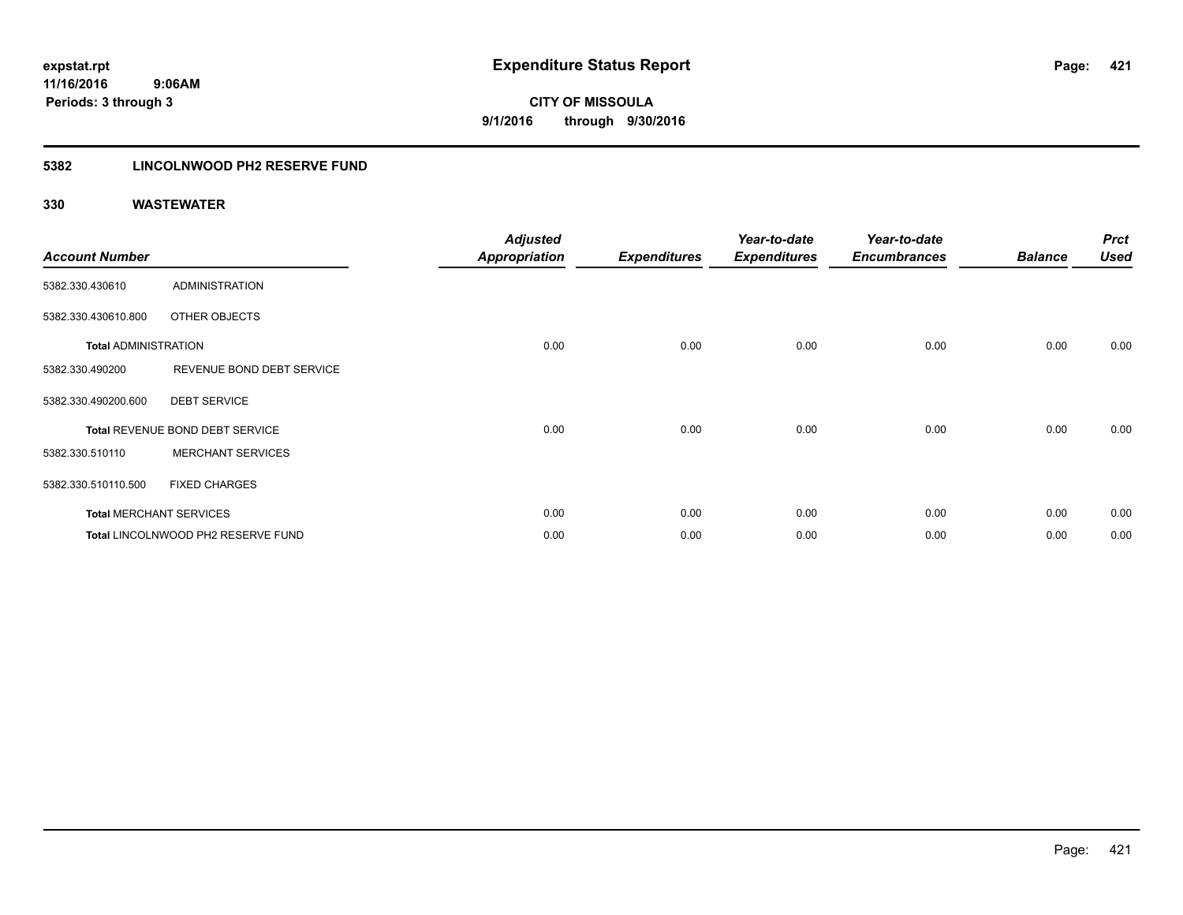expstat.rpt
11/16/2016 9:06AM
Periods: 3 through 3

# Expenditure Status Report

**CITY OF MISSOULA**
**9/1/2016 through 9/30/2016**

## 5382 LINCOLNWOOD PH2 RESERVE FUND

### 330 WASTEWATER

| Account Number | | Adjusted Appropriation | Expenditures | Year-to-date Expenditures | Year-to-date Encumbrances | Balance | Prct Used |
|---|---|---|---|---|---|---|---|
| 5382.330.430610 | ADMINISTRATION | | | | | | |
| 5382.330.430610.800 | OTHER OBJECTS | | | | | | |
| **Total** ADMINISTRATION | | 0.00 | 0.00 | 0.00 | 0.00 | 0.00 | 0.00 |
| 5382.330.490200 | REVENUE BOND DEBT SERVICE | | | | | | |
| 5382.330.490200.600 | DEBT SERVICE | | | | | | |
| **Total** REVENUE BOND DEBT SERVICE | | 0.00 | 0.00 | 0.00 | 0.00 | 0.00 | 0.00 |
| 5382.330.510110 | MERCHANT SERVICES | | | | | | |
| 5382.330.510110.500 | FIXED CHARGES | | | | | | |
| **Total** MERCHANT SERVICES | | 0.00 | 0.00 | 0.00 | 0.00 | 0.00 | 0.00 |
| **Total** LINCOLNWOOD PH2 RESERVE FUND | | 0.00 | 0.00 | 0.00 | 0.00 | 0.00 | 0.00 |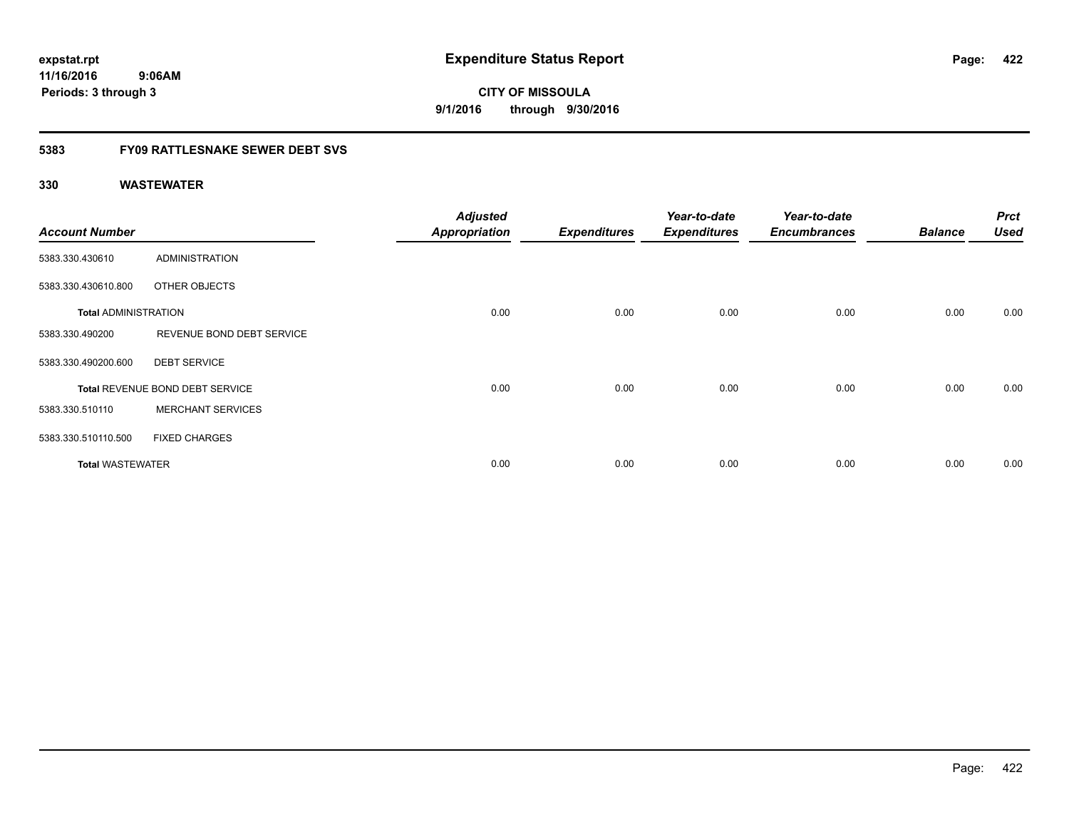# Expenditure Status Report

expstat.rpt
11/16/2016 9:06AM
Periods: 3 through 3

**CITY OF MISSOULA**
**9/1/2016 through 9/30/2016**

## 5383 FY09 RATTLESNAKE SEWER DEBT SVS

## 330 WASTEWATER

| Account Number | | Adjusted Appropriation | Expenditures | Year-to-date Expenditures | Year-to-date Encumbrances | Balance | Prct Used |
|---|---|---|---|---|---|---|---|
| 5383.330.430610 | ADMINISTRATION | | | | | | |
| 5383.330.430610.800 | OTHER OBJECTS | | | | | | |
| **Total ADMINISTRATION** | | 0.00 | 0.00 | 0.00 | 0.00 | 0.00 | 0.00 |
| 5383.330.490200 | REVENUE BOND DEBT SERVICE | | | | | | |
| 5383.330.490200.600 | DEBT SERVICE | | | | | | |
| **Total** REVENUE BOND DEBT SERVICE | | 0.00 | 0.00 | 0.00 | 0.00 | 0.00 | 0.00 |
| 5383.330.510110 | MERCHANT SERVICES | | | | | | |
| 5383.330.510110.500 | FIXED CHARGES | | | | | | |
| **Total** WASTEWATER | | 0.00 | 0.00 | 0.00 | 0.00 | 0.00 | 0.00 |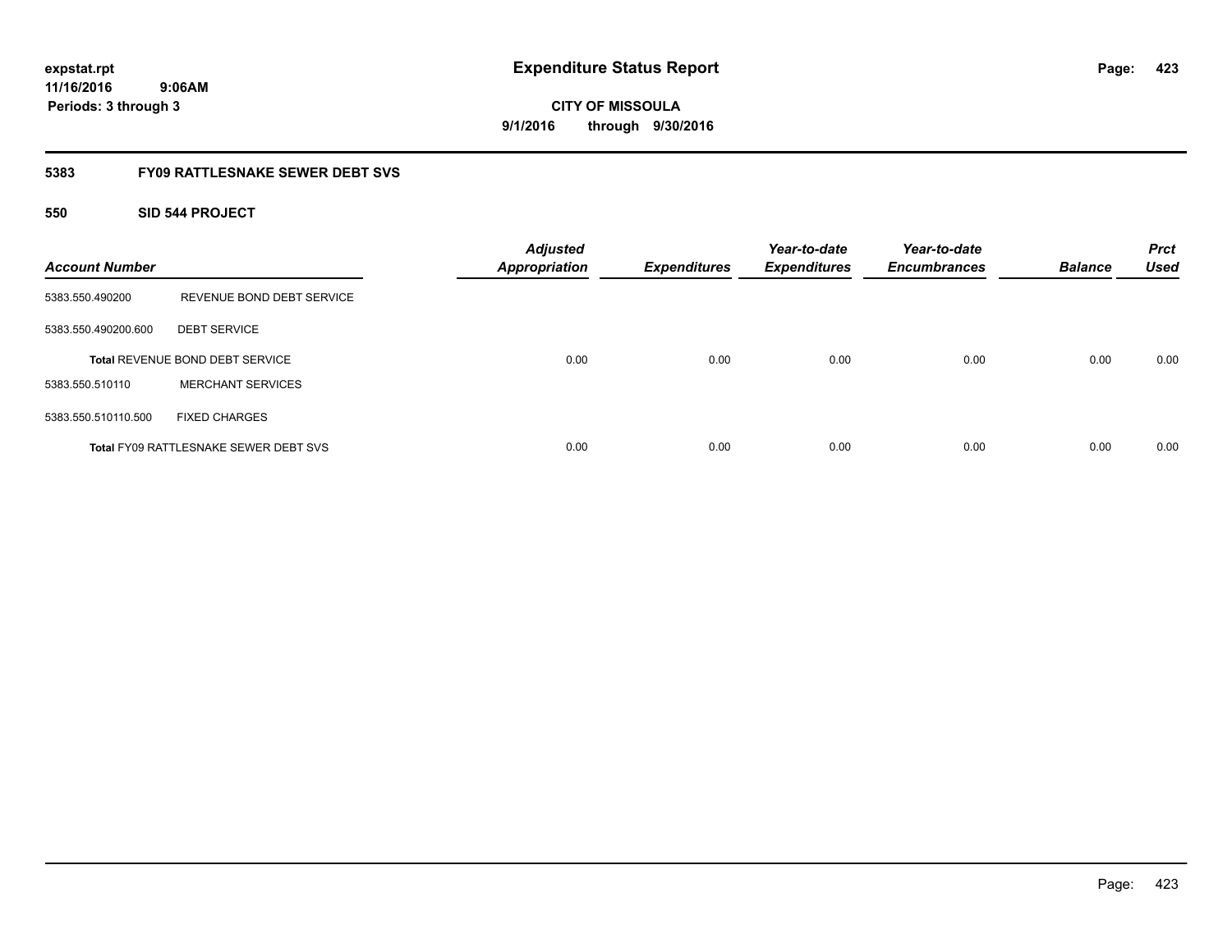**expstat.rpt**
**11/16/2016 9:06AM**
**Periods: 3 through 3**

# Expenditure Status Report

**CITY OF MISSOULA**
**9/1/2016 through 9/30/2016**

## 5383 FY09 RATTLESNAKE SEWER DEBT SVS

### 550 SID 544 PROJECT

| Account Number | | Adjusted Appropriation | Expenditures | Year-to-date Expenditures | Year-to-date Encumbrances | Balance | Prct Used |
|---|---|---|---|---|---|---|---|
| 5383.550.490200 | REVENUE BOND DEBT SERVICE | | | | | | |
| 5383.550.490200.600 | DEBT SERVICE | | | | | | |
| **Total** REVENUE BOND DEBT SERVICE | | 0.00 | 0.00 | 0.00 | 0.00 | 0.00 | 0.00 |
| 5383.550.510110 | MERCHANT SERVICES | | | | | | |
| 5383.550.510110.500 | FIXED CHARGES | | | | | | |
| **Total** FY09 RATTLESNAKE SEWER DEBT SVS | | 0.00 | 0.00 | 0.00 | 0.00 | 0.00 | 0.00 |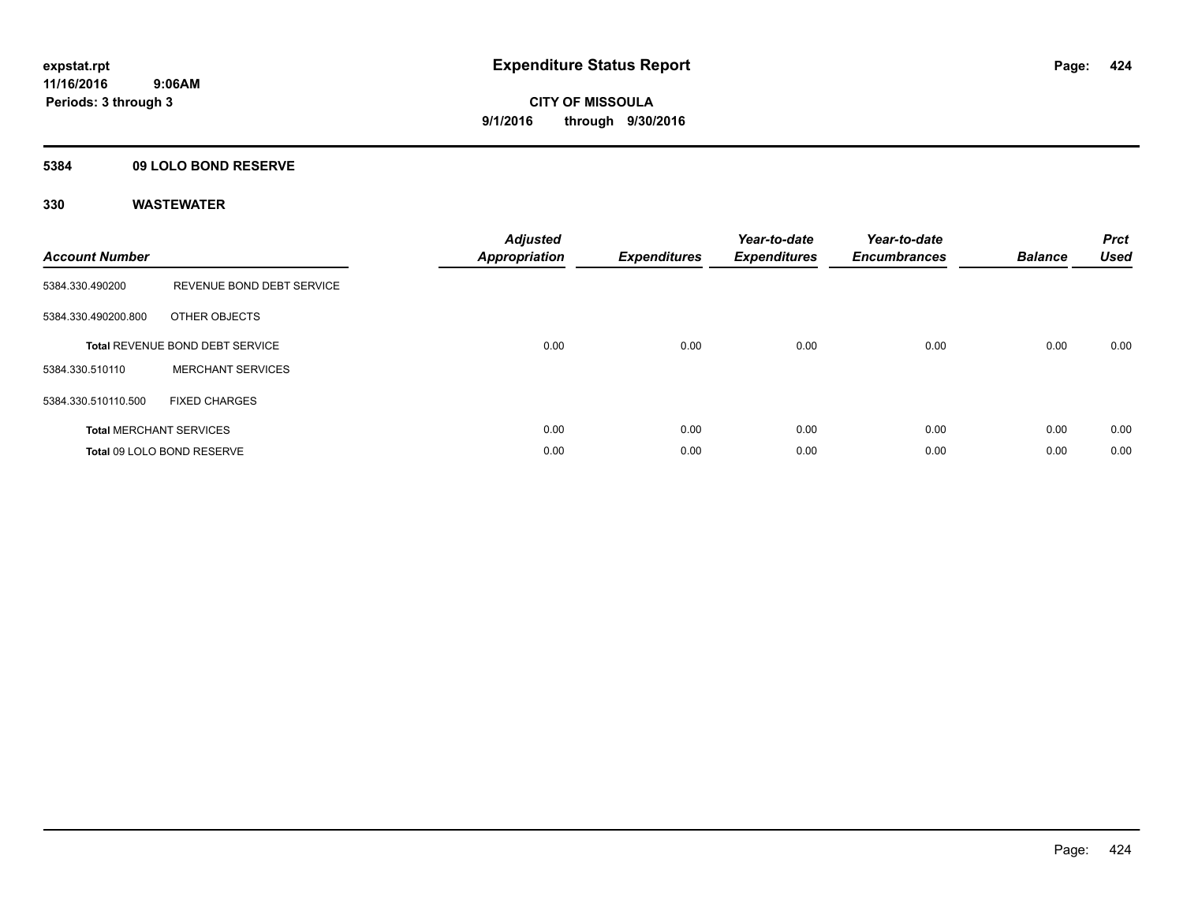# Expenditure Status Report

expstat.rpt
11/16/2016 9:06AM
Periods: 3 through 3

**CITY OF MISSOULA**
**9/1/2016 through 9/30/2016**

## 5384 09 LOLO BOND RESERVE

## 330 WASTEWATER

| Account Number | | Adjusted Appropriation | Expenditures | Year-to-date Expenditures | Year-to-date Encumbrances | Balance | Prct Used |
|---|---|---|---|---|---|---|---|
| 5384.330.490200 | REVENUE BOND DEBT SERVICE | | | | | | |
| 5384.330.490200.800 | OTHER OBJECTS | | | | | | |
| **Total** REVENUE BOND DEBT SERVICE | | 0.00 | 0.00 | 0.00 | 0.00 | 0.00 | 0.00 |
| 5384.330.510110 | MERCHANT SERVICES | | | | | | |
| 5384.330.510110.500 | FIXED CHARGES | | | | | | |
| **Total** MERCHANT SERVICES | | 0.00 | 0.00 | 0.00 | 0.00 | 0.00 | 0.00 |
| **Total** 09 LOLO BOND RESERVE | | 0.00 | 0.00 | 0.00 | 0.00 | 0.00 | 0.00 |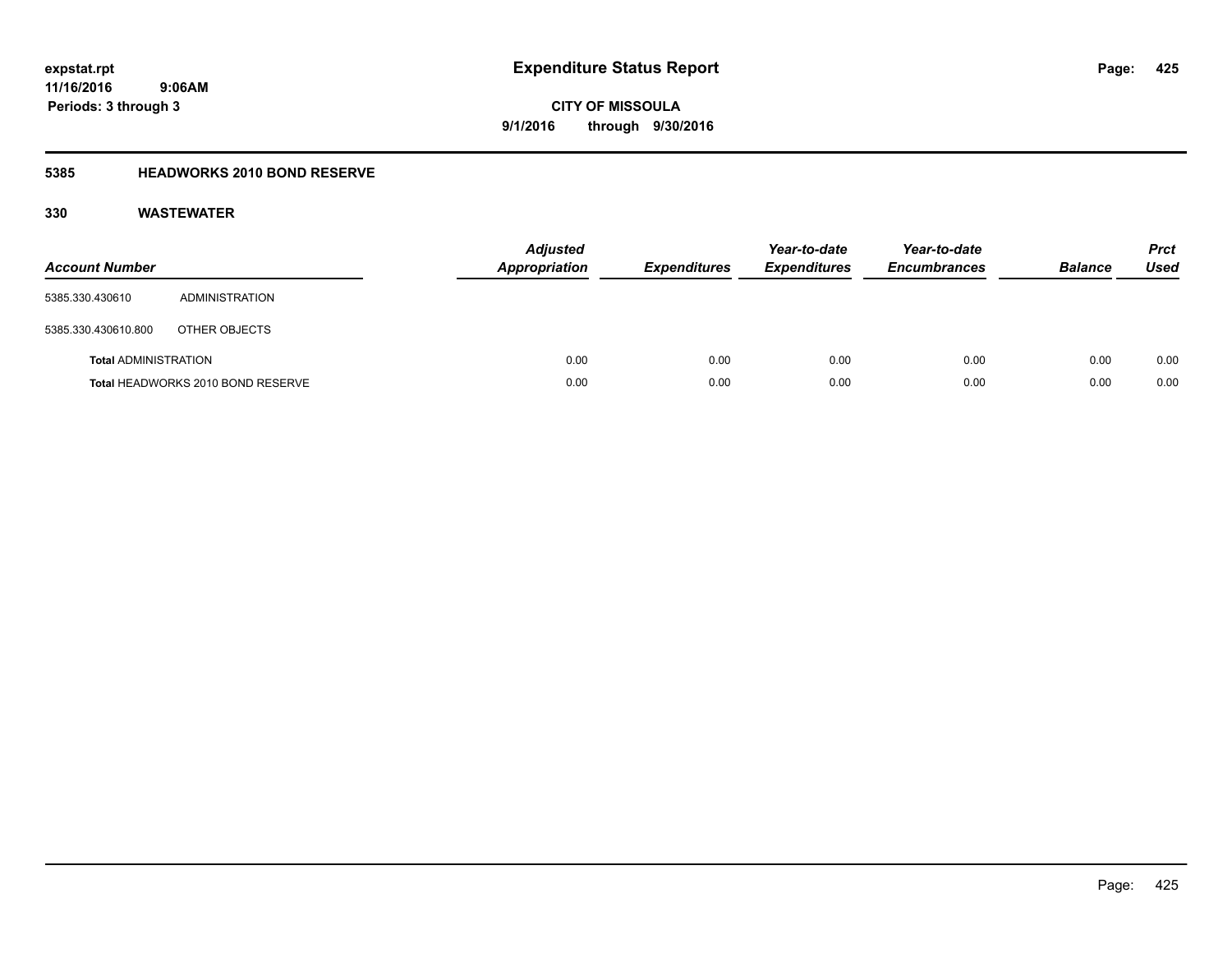# Expenditure Status Report

expstat.rpt
11/16/2016 9:06AM
Periods: 3 through 3

**CITY OF MISSOULA**
**9/1/2016 through 9/30/2016**

## 5385 HEADWORKS 2010 BOND RESERVE

### 330 WASTEWATER

| Account Number | | Adjusted Appropriation | Expenditures | Year-to-date Expenditures | Year-to-date Encumbrances | Balance | Prct Used |
|---|---|---|---|---|---|---|---|
| 5385.330.430610 | ADMINISTRATION | | | | | | |
| 5385.330.430610.800 | OTHER OBJECTS | | | | | | |
| **Total** ADMINISTRATION | | 0.00 | 0.00 | 0.00 | 0.00 | 0.00 | 0.00 |
| **Total** HEADWORKS 2010 BOND RESERVE | | 0.00 | 0.00 | 0.00 | 0.00 | 0.00 | 0.00 |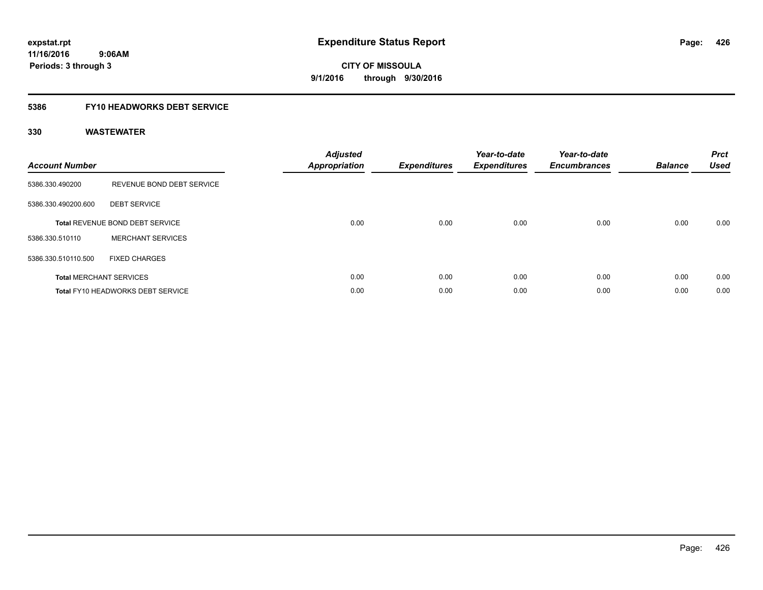**Expenditure Status Report**

**CITY OF MISSOULA**
**9/1/2016 through 9/30/2016**

expstat.rpt
11/16/2016 9:06AM
Periods: 3 through 3

## 5386 FY10 HEADWORKS DEBT SERVICE

## 330 WASTEWATER

| Account Number | | Adjusted Appropriation | Expenditures | Year-to-date Expenditures | Year-to-date Encumbrances | Balance | Prct Used |
|---|---|---|---|---|---|---|---|
| 5386.330.490200 | REVENUE BOND DEBT SERVICE | | | | | | |
| 5386.330.490200.600 | DEBT SERVICE | | | | | | |
| **Total** REVENUE BOND DEBT SERVICE | | 0.00 | 0.00 | 0.00 | 0.00 | 0.00 | 0.00 |
| 5386.330.510110 | MERCHANT SERVICES | | | | | | |
| 5386.330.510110.500 | FIXED CHARGES | | | | | | |
| **Total** MERCHANT SERVICES | | 0.00 | 0.00 | 0.00 | 0.00 | 0.00 | 0.00 |
| **Total** FY10 HEADWORKS DEBT SERVICE | | 0.00 | 0.00 | 0.00 | 0.00 | 0.00 | 0.00 |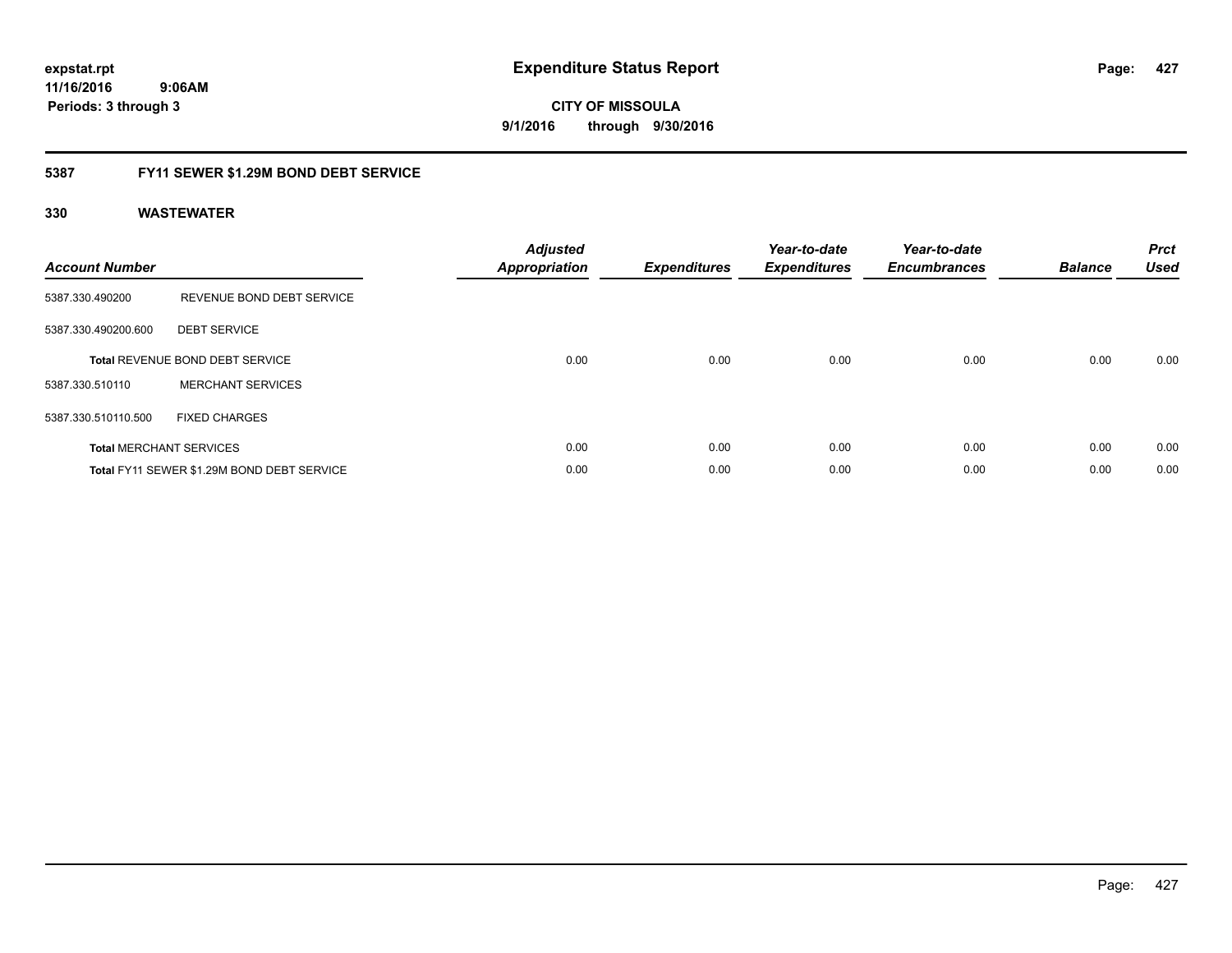expstat.rpt
11/16/2016 9:06AM
Periods: 3 through 3

# Expenditure Status Report

CITY OF MISSOULA
9/1/2016 through 9/30/2016

## 5387 FY11 SEWER $1.29M BOND DEBT SERVICE

### 330 WASTEWATER

| Account Number | | Adjusted Appropriation | Expenditures | Year-to-date Expenditures | Year-to-date Encumbrances | Balance | Prct Used |
|---|---|---|---|---|---|---|---|
| 5387.330.490200 | REVENUE BOND DEBT SERVICE | | | | | | |
| 5387.330.490200.600 | DEBT SERVICE | | | | | | |
| **Total** REVENUE BOND DEBT SERVICE | | 0.00 | 0.00 | 0.00 | 0.00 | 0.00 | 0.00 |
| 5387.330.510110 | MERCHANT SERVICES | | | | | | |
| 5387.330.510110.500 | FIXED CHARGES | | | | | | |
| **Total** MERCHANT SERVICES | | 0.00 | 0.00 | 0.00 | 0.00 | 0.00 | 0.00 |
| **Total** FY11 SEWER $1.29M BOND DEBT SERVICE | | 0.00 | 0.00 | 0.00 | 0.00 | 0.00 | 0.00 |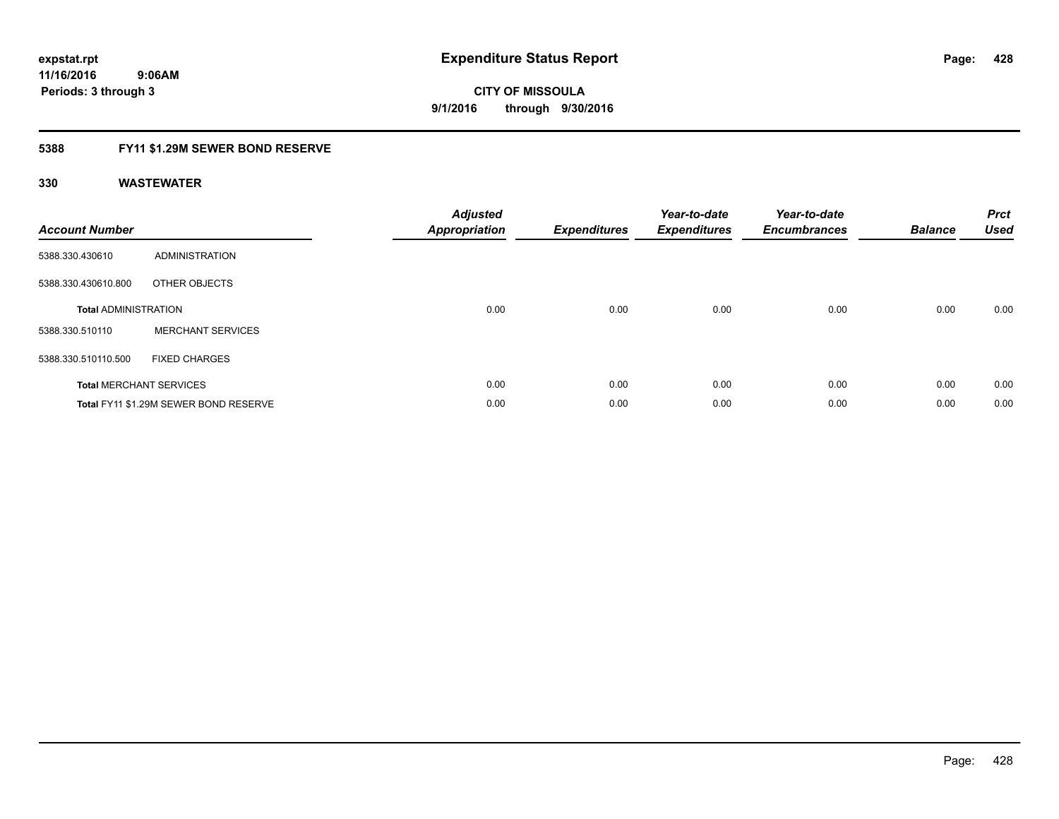**expstat.rpt**
**11/16/2016 9:06AM**
**Periods: 3 through 3**

# Expenditure Status Report

**CITY OF MISSOULA**
**9/1/2016 through 9/30/2016**

## 5388 FY11 $1.29M SEWER BOND RESERVE

### 330 WASTEWATER

| Account Number | | Adjusted Appropriation | Expenditures | Year-to-date Expenditures | Year-to-date Encumbrances | Balance | Prct Used |
|---|---|---|---|---|---|---|---|
| 5388.330.430610 | ADMINISTRATION | | | | | | |
| 5388.330.430610.800 | OTHER OBJECTS | | | | | | |
| **Total** ADMINISTRATION | | 0.00 | 0.00 | 0.00 | 0.00 | 0.00 | 0.00 |
| 5388.330.510110 | MERCHANT SERVICES | | | | | | |
| 5388.330.510110.500 | FIXED CHARGES | | | | | | |
| **Total** MERCHANT SERVICES | | 0.00 | 0.00 | 0.00 | 0.00 | 0.00 | 0.00 |
| **Total** FY11 $1.29M SEWER BOND RESERVE | | 0.00 | 0.00 | 0.00 | 0.00 | 0.00 | 0.00 |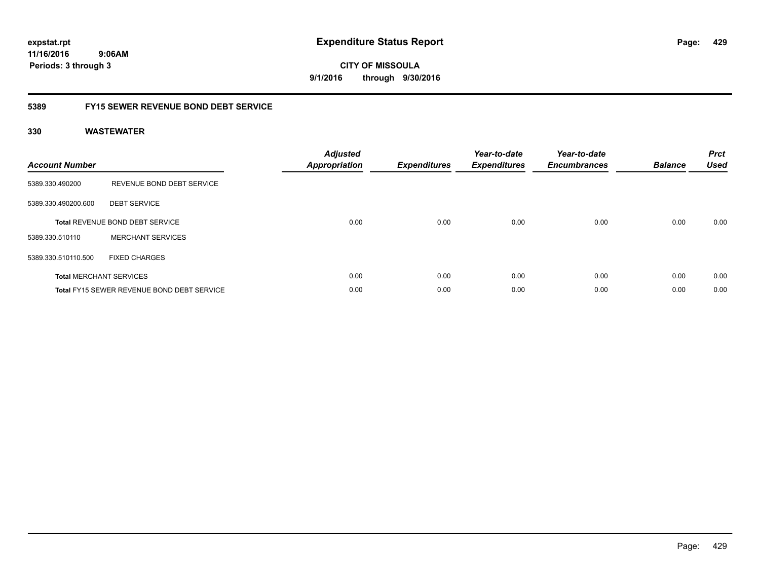expstat.rpt
11/16/2016 9:06AM
Periods: 3 through 3

# Expenditure Status Report

**CITY OF MISSOULA**
**9/1/2016 through 9/30/2016**

## 5389 FY15 SEWER REVENUE BOND DEBT SERVICE

### 330 WASTEWATER

| Account Number | | Adjusted Appropriation | Expenditures | Year-to-date Expenditures | Year-to-date Encumbrances | Balance | Prct Used |
|---|---|---|---|---|---|---|---|
| 5389.330.490200 | REVENUE BOND DEBT SERVICE | | | | | | |
| 5389.330.490200.600 | DEBT SERVICE | | | | | | |
| **Total** REVENUE BOND DEBT SERVICE | | 0.00 | 0.00 | 0.00 | 0.00 | 0.00 | 0.00 |
| 5389.330.510110 | MERCHANT SERVICES | | | | | | |
| 5389.330.510110.500 | FIXED CHARGES | | | | | | |
| **Total** MERCHANT SERVICES | | 0.00 | 0.00 | 0.00 | 0.00 | 0.00 | 0.00 |
| **Total** FY15 SEWER REVENUE BOND DEBT SERVICE | | 0.00 | 0.00 | 0.00 | 0.00 | 0.00 | 0.00 |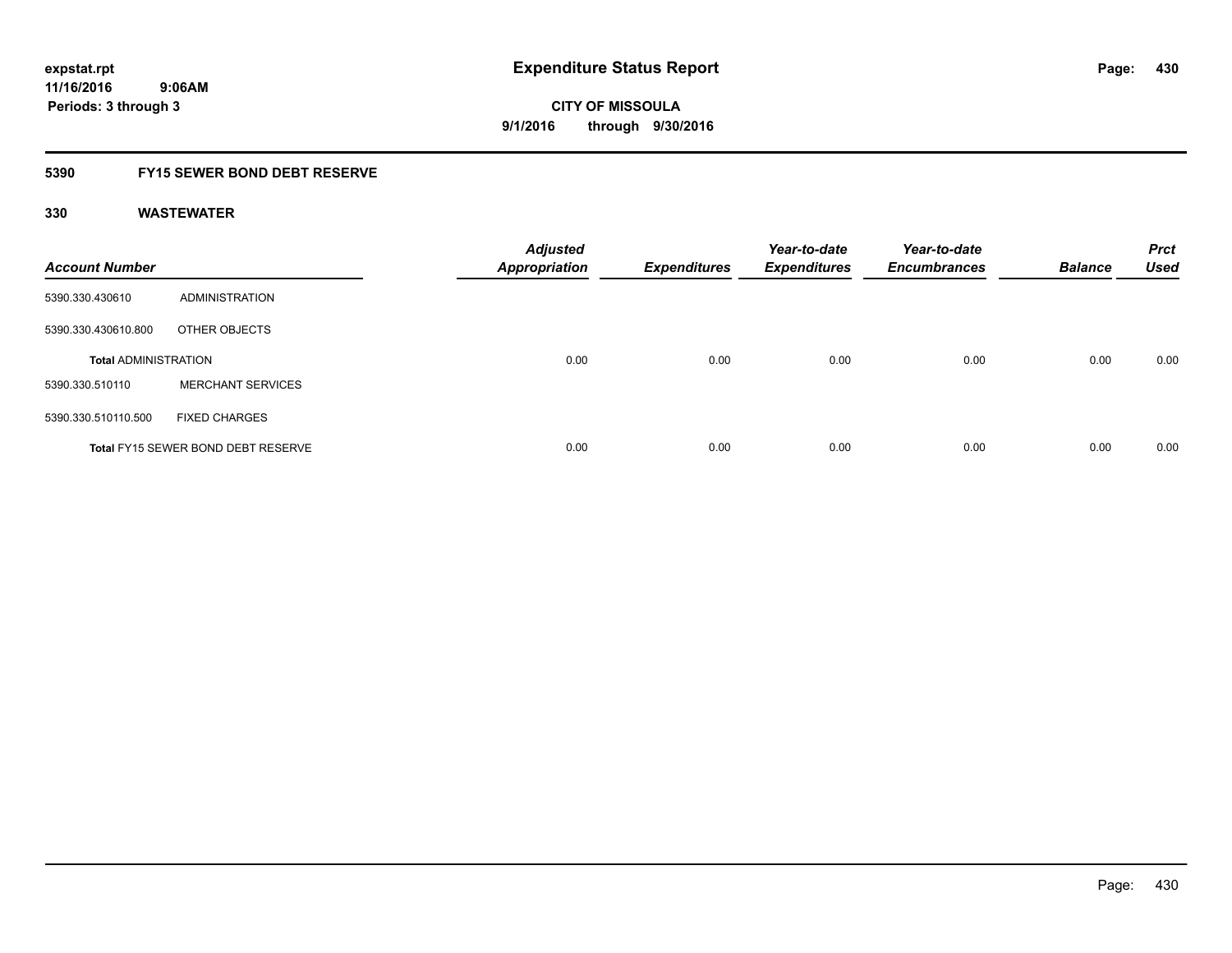**expstat.rpt**
**11/16/2016 9:06AM**
**Periods: 3 through 3**

# Expenditure Status Report

**CITY OF MISSOULA**
**9/1/2016 through 9/30/2016**

## 5390 FY15 SEWER BOND DEBT RESERVE

### 330 WASTEWATER

| Account Number | | Adjusted Appropriation | Expenditures | Year-to-date Expenditures | Year-to-date Encumbrances | Balance | Prct Used |
|---|---|---|---|---|---|---|---|
| 5390.330.430610 | ADMINISTRATION | | | | | | |
| 5390.330.430610.800 | OTHER OBJECTS | | | | | | |
| **Total ADMINISTRATION** | | 0.00 | 0.00 | 0.00 | 0.00 | 0.00 | 0.00 |
| 5390.330.510110 | MERCHANT SERVICES | | | | | | |
| 5390.330.510110.500 | FIXED CHARGES | | | | | | |
| **Total** FY15 SEWER BOND DEBT RESERVE | | 0.00 | 0.00 | 0.00 | 0.00 | 0.00 | 0.00 |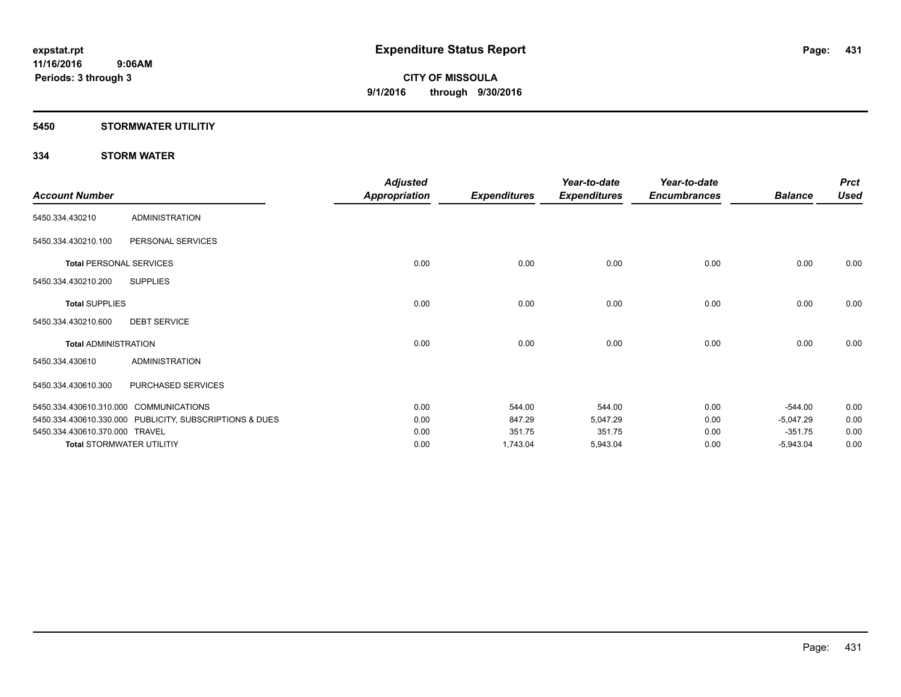**expstat.rpt**
**11/16/2016 9:06AM**
**Periods: 3 through 3**

# Expenditure Status Report

**CITY OF MISSOULA**
**9/1/2016 through 9/30/2016**

## 5450 STORMWATER UTILITIY

### 334 STORM WATER

| Account Number | | Adjusted Appropriation | Expenditures | Year-to-date Expenditures | Year-to-date Encumbrances | Balance | Prct Used |
|---|---|---|---|---|---|---|---|
| 5450.334.430210 | ADMINISTRATION | | | | | | |
| 5450.334.430210.100 | PERSONAL SERVICES | | | | | | |
| **Total** PERSONAL SERVICES | | 0.00 | 0.00 | 0.00 | 0.00 | 0.00 | 0.00 |
| 5450.334.430210.200 | SUPPLIES | | | | | | |
| **Total** SUPPLIES | | 0.00 | 0.00 | 0.00 | 0.00 | 0.00 | 0.00 |
| 5450.334.430210.600 | DEBT SERVICE | | | | | | |
| **Total** ADMINISTRATION | | 0.00 | 0.00 | 0.00 | 0.00 | 0.00 | 0.00 |
| 5450.334.430610 | ADMINISTRATION | | | | | | |
| 5450.334.430610.300 | PURCHASED SERVICES | | | | | | |
| 5450.334.430610.310.000 | COMMUNICATIONS | 0.00 | 544.00 | 544.00 | 0.00 | -544.00 | 0.00 |
| 5450.334.430610.330.000 | PUBLICITY, SUBSCRIPTIONS & DUES | 0.00 | 847.29 | 5,047.29 | 0.00 | -5,047.29 | 0.00 |
| 5450.334.430610.370.000 | TRAVEL | 0.00 | 351.75 | 351.75 | 0.00 | -351.75 | 0.00 |
| **Total** STORMWATER UTILITIY | | 0.00 | 1,743.04 | 5,943.04 | 0.00 | -5,943.04 | 0.00 |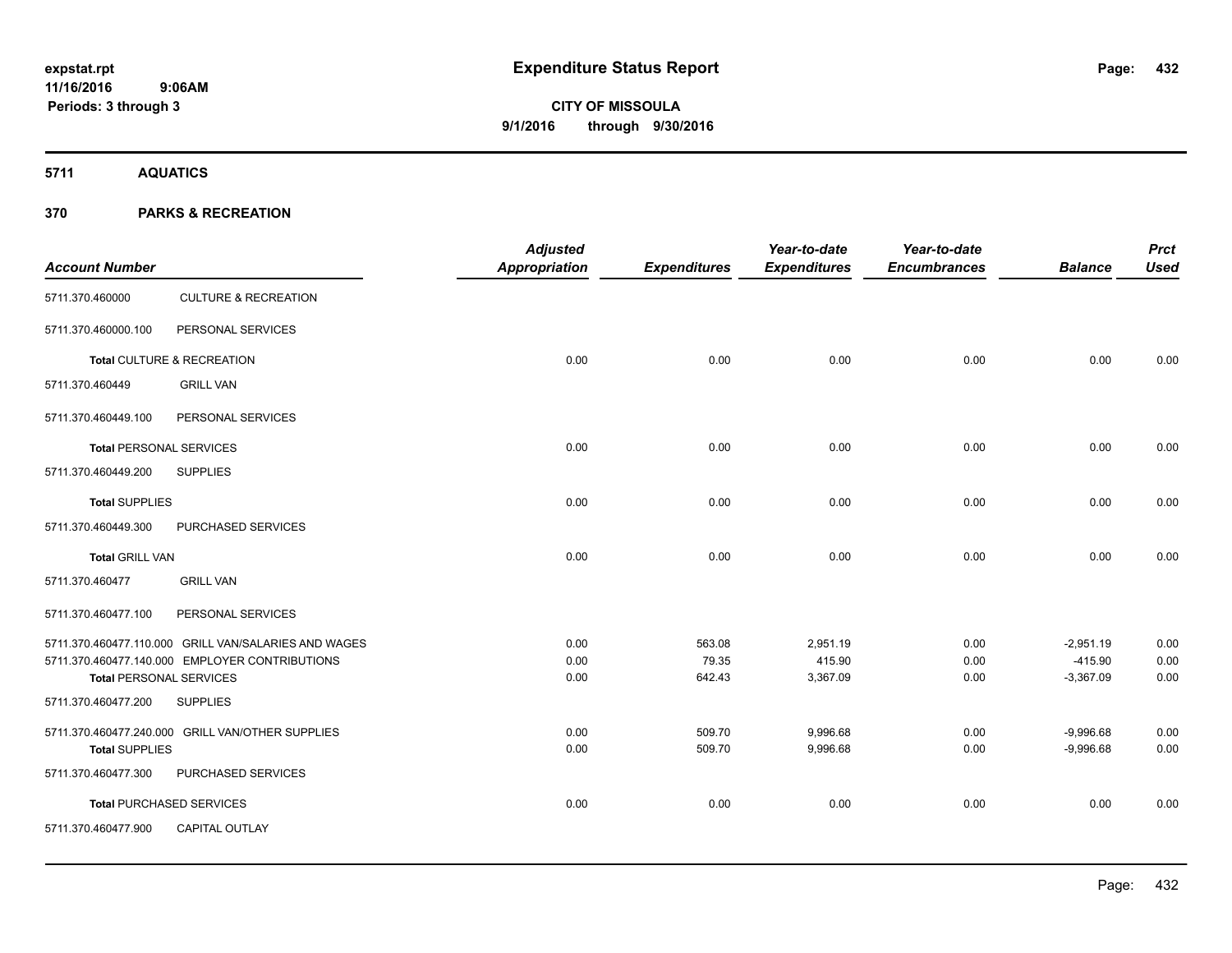# Expenditure Status Report

**CITY OF MISSOULA**
**9/1/2016 through 9/30/2016**

expstat.rpt
11/16/2016 9:06AM
Periods: 3 through 3

## 5711 AQUATICS

## 370 PARKS & RECREATION

| Account Number | | Adjusted Appropriation | Expenditures | Year-to-date Expenditures | Year-to-date Encumbrances | Balance | Prct Used |
|---|---|---|---|---|---|---|---|
| 5711.370.460000 | CULTURE & RECREATION | | | | | | |
| 5711.370.460000.100 | PERSONAL SERVICES | | | | | | |
| **Total** CULTURE & RECREATION | | 0.00 | 0.00 | 0.00 | 0.00 | 0.00 | 0.00 |
| 5711.370.460449 | GRILL VAN | | | | | | |
| 5711.370.460449.100 | PERSONAL SERVICES | | | | | | |
| **Total** PERSONAL SERVICES | | 0.00 | 0.00 | 0.00 | 0.00 | 0.00 | 0.00 |
| 5711.370.460449.200 | SUPPLIES | | | | | | |
| **Total** SUPPLIES | | 0.00 | 0.00 | 0.00 | 0.00 | 0.00 | 0.00 |
| 5711.370.460449.300 | PURCHASED SERVICES | | | | | | |
| **Total** GRILL VAN | | 0.00 | 0.00 | 0.00 | 0.00 | 0.00 | 0.00 |
| 5711.370.460477 | GRILL VAN | | | | | | |
| 5711.370.460477.100 | PERSONAL SERVICES | | | | | | |
| 5711.370.460477.110.000 | GRILL VAN/SALARIES AND WAGES | 0.00 | 563.08 | 2,951.19 | 0.00 | -2,951.19 | 0.00 |
| 5711.370.460477.140.000 | EMPLOYER CONTRIBUTIONS | 0.00 | 79.35 | 415.90 | 0.00 | -415.90 | 0.00 |
| **Total** PERSONAL SERVICES | | 0.00 | 642.43 | 3,367.09 | 0.00 | -3,367.09 | 0.00 |
| 5711.370.460477.200 | SUPPLIES | | | | | | |
| 5711.370.460477.240.000 | GRILL VAN/OTHER SUPPLIES | 0.00 | 509.70 | 9,996.68 | 0.00 | -9,996.68 | 0.00 |
| **Total** SUPPLIES | | 0.00 | 509.70 | 9,996.68 | 0.00 | -9,996.68 | 0.00 |
| 5711.370.460477.300 | PURCHASED SERVICES | | | | | | |
| **Total** PURCHASED SERVICES | | 0.00 | 0.00 | 0.00 | 0.00 | 0.00 | 0.00 |
| 5711.370.460477.900 | CAPITAL OUTLAY | | | | | | |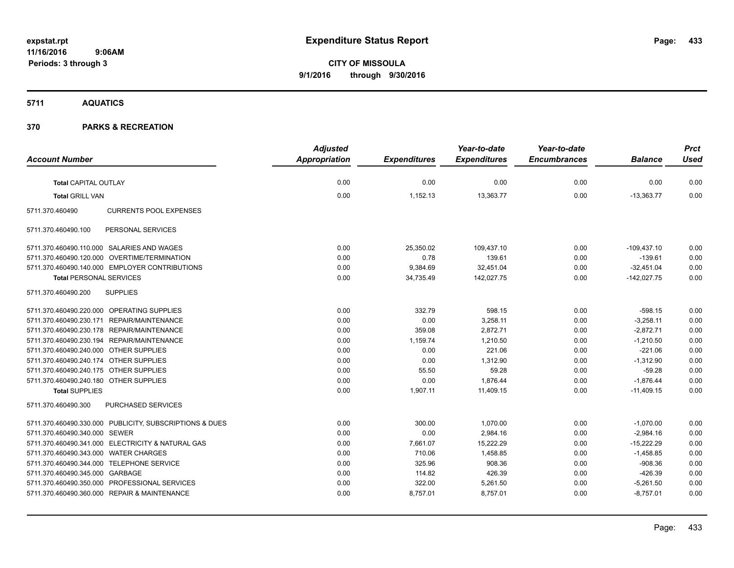**expstat.rpt**
**11/16/2016 9:06AM**
**Periods: 3 through 3**

# Expenditure Status Report

**CITY OF MISSOULA**
**9/1/2016 through 9/30/2016**

## 5711 AQUATICS

## 370 PARKS & RECREATION

| Account Number | | Adjusted Appropriation | Expenditures | Year-to-date Expenditures | Year-to-date Encumbrances | Balance | Prct Used |
|---|---|---|---|---|---|---|---|
| **Total** CAPITAL OUTLAY | | 0.00 | 0.00 | 0.00 | 0.00 | 0.00 | 0.00 |
| **Total** GRILL VAN | | 0.00 | 1,152.13 | 13,363.77 | 0.00 | -13,363.77 | 0.00 |
| 5711.370.460490 | CURRENTS POOL EXPENSES | | | | | | |
| 5711.370.460490.100 | PERSONAL SERVICES | | | | | | |
| 5711.370.460490.110.000 | SALARIES AND WAGES | 0.00 | 25,350.02 | 109,437.10 | 0.00 | -109,437.10 | 0.00 |
| 5711.370.460490.120.000 | OVERTIME/TERMINATION | 0.00 | 0.78 | 139.61 | 0.00 | -139.61 | 0.00 |
| 5711.370.460490.140.000 | EMPLOYER CONTRIBUTIONS | 0.00 | 9,384.69 | 32,451.04 | 0.00 | -32,451.04 | 0.00 |
| **Total** PERSONAL SERVICES | | 0.00 | 34,735.49 | 142,027.75 | 0.00 | -142,027.75 | 0.00 |
| 5711.370.460490.200 | SUPPLIES | | | | | | |
| 5711.370.460490.220.000 | OPERATING SUPPLIES | 0.00 | 332.79 | 598.15 | 0.00 | -598.15 | 0.00 |
| 5711.370.460490.230.171 | REPAIR/MAINTENANCE | 0.00 | 0.00 | 3,258.11 | 0.00 | -3,258.11 | 0.00 |
| 5711.370.460490.230.178 | REPAIR/MAINTENANCE | 0.00 | 359.08 | 2,872.71 | 0.00 | -2,872.71 | 0.00 |
| 5711.370.460490.230.194 | REPAIR/MAINTENANCE | 0.00 | 1,159.74 | 1,210.50 | 0.00 | -1,210.50 | 0.00 |
| 5711.370.460490.240.000 | OTHER SUPPLIES | 0.00 | 0.00 | 221.06 | 0.00 | -221.06 | 0.00 |
| 5711.370.460490.240.174 | OTHER SUPPLIES | 0.00 | 0.00 | 1,312.90 | 0.00 | -1,312.90 | 0.00 |
| 5711.370.460490.240.175 | OTHER SUPPLIES | 0.00 | 55.50 | 59.28 | 0.00 | -59.28 | 0.00 |
| 5711.370.460490.240.180 | OTHER SUPPLIES | 0.00 | 0.00 | 1,876.44 | 0.00 | -1,876.44 | 0.00 |
| **Total** SUPPLIES | | 0.00 | 1,907.11 | 11,409.15 | 0.00 | -11,409.15 | 0.00 |
| 5711.370.460490.300 | PURCHASED SERVICES | | | | | | |
| 5711.370.460490.330.000 | PUBLICITY, SUBSCRIPTIONS & DUES | 0.00 | 300.00 | 1,070.00 | 0.00 | -1,070.00 | 0.00 |
| 5711.370.460490.340.000 | SEWER | 0.00 | 0.00 | 2,984.16 | 0.00 | -2,984.16 | 0.00 |
| 5711.370.460490.341.000 | ELECTRICITY & NATURAL GAS | 0.00 | 7,661.07 | 15,222.29 | 0.00 | -15,222.29 | 0.00 |
| 5711.370.460490.343.000 | WATER CHARGES | 0.00 | 710.06 | 1,458.85 | 0.00 | -1,458.85 | 0.00 |
| 5711.370.460490.344.000 | TELEPHONE SERVICE | 0.00 | 325.96 | 908.36 | 0.00 | -908.36 | 0.00 |
| 5711.370.460490.345.000 | GARBAGE | 0.00 | 114.82 | 426.39 | 0.00 | -426.39 | 0.00 |
| 5711.370.460490.350.000 | PROFESSIONAL SERVICES | 0.00 | 322.00 | 5,261.50 | 0.00 | -5,261.50 | 0.00 |
| 5711.370.460490.360.000 | REPAIR & MAINTENANCE | 0.00 | 8,757.01 | 8,757.01 | 0.00 | -8,757.01 | 0.00 |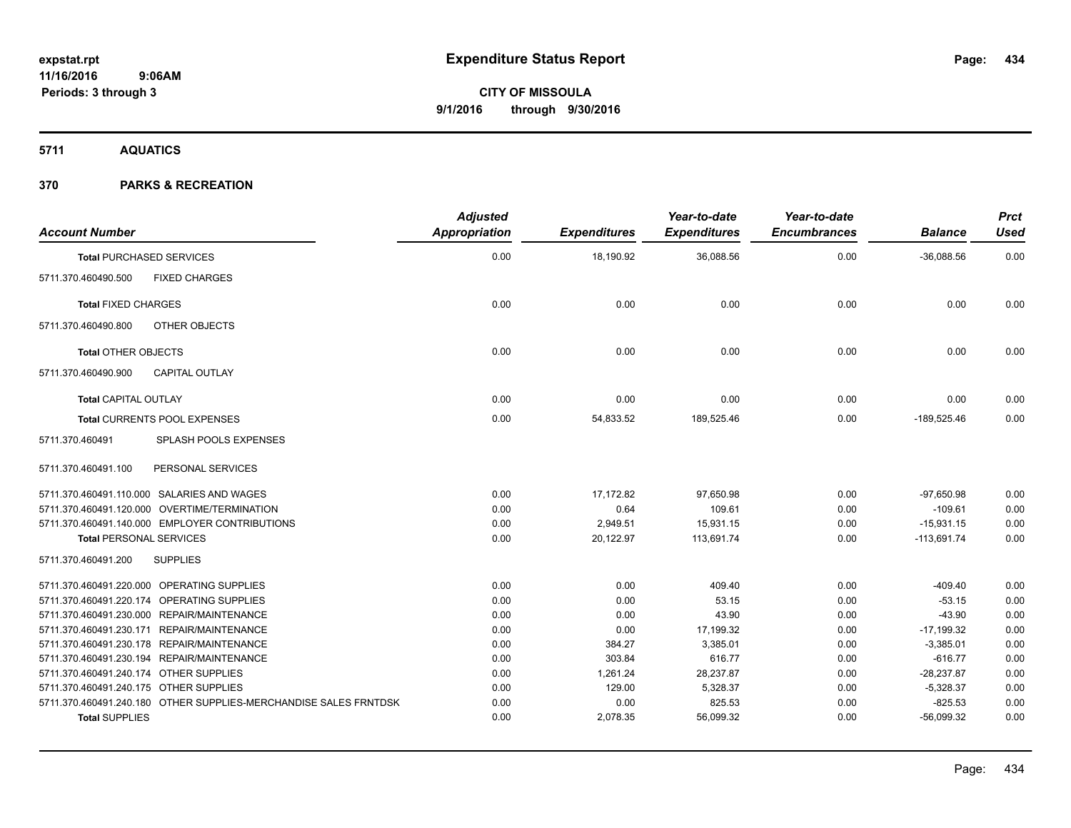expstat.rpt
11/16/2016 9:06AM
Periods: 3 through 3

# Expenditure Status Report

**CITY OF MISSOULA**
**9/1/2016 through 9/30/2016**

## 5711 AQUATICS

## 370 PARKS & RECREATION

| Account Number | Adjusted Appropriation | Expenditures | Year-to-date Expenditures | Year-to-date Encumbrances | Balance | Prct Used |
|---|---|---|---|---|---|---|
| **Total** PURCHASED SERVICES | 0.00 | 18,190.92 | 36,088.56 | 0.00 | -36,088.56 | 0.00 |
| 5711.370.460490.500 FIXED CHARGES | | | | | | |
| **Total** FIXED CHARGES | 0.00 | 0.00 | 0.00 | 0.00 | 0.00 | 0.00 |
| 5711.370.460490.800 OTHER OBJECTS | | | | | | |
| **Total** OTHER OBJECTS | 0.00 | 0.00 | 0.00 | 0.00 | 0.00 | 0.00 |
| 5711.370.460490.900 CAPITAL OUTLAY | | | | | | |
| **Total** CAPITAL OUTLAY | 0.00 | 0.00 | 0.00 | 0.00 | 0.00 | 0.00 |
| **Total** CURRENTS POOL EXPENSES | 0.00 | 54,833.52 | 189,525.46 | 0.00 | -189,525.46 | 0.00 |
| 5711.370.460491 SPLASH POOLS EXPENSES | | | | | | |
| 5711.370.460491.100 PERSONAL SERVICES | | | | | | |
| 5711.370.460491.110.000 SALARIES AND WAGES | 0.00 | 17,172.82 | 97,650.98 | 0.00 | -97,650.98 | 0.00 |
| 5711.370.460491.120.000 OVERTIME/TERMINATION | 0.00 | 0.64 | 109.61 | 0.00 | -109.61 | 0.00 |
| 5711.370.460491.140.000 EMPLOYER CONTRIBUTIONS | 0.00 | 2,949.51 | 15,931.15 | 0.00 | -15,931.15 | 0.00 |
| **Total** PERSONAL SERVICES | 0.00 | 20,122.97 | 113,691.74 | 0.00 | -113,691.74 | 0.00 |
| 5711.370.460491.200 SUPPLIES | | | | | | |
| 5711.370.460491.220.000 OPERATING SUPPLIES | 0.00 | 0.00 | 409.40 | 0.00 | -409.40 | 0.00 |
| 5711.370.460491.220.174 OPERATING SUPPLIES | 0.00 | 0.00 | 53.15 | 0.00 | -53.15 | 0.00 |
| 5711.370.460491.230.000 REPAIR/MAINTENANCE | 0.00 | 0.00 | 43.90 | 0.00 | -43.90 | 0.00 |
| 5711.370.460491.230.171 REPAIR/MAINTENANCE | 0.00 | 0.00 | 17,199.32 | 0.00 | -17,199.32 | 0.00 |
| 5711.370.460491.230.178 REPAIR/MAINTENANCE | 0.00 | 384.27 | 3,385.01 | 0.00 | -3,385.01 | 0.00 |
| 5711.370.460491.230.194 REPAIR/MAINTENANCE | 0.00 | 303.84 | 616.77 | 0.00 | -616.77 | 0.00 |
| 5711.370.460491.240.174 OTHER SUPPLIES | 0.00 | 1,261.24 | 28,237.87 | 0.00 | -28,237.87 | 0.00 |
| 5711.370.460491.240.175 OTHER SUPPLIES | 0.00 | 129.00 | 5,328.37 | 0.00 | -5,328.37 | 0.00 |
| 5711.370.460491.240.180 OTHER SUPPLIES-MERCHANDISE SALES FRNTDSK | 0.00 | 0.00 | 825.53 | 0.00 | -825.53 | 0.00 |
| **Total** SUPPLIES | 0.00 | 2,078.35 | 56,099.32 | 0.00 | -56,099.32 | 0.00 |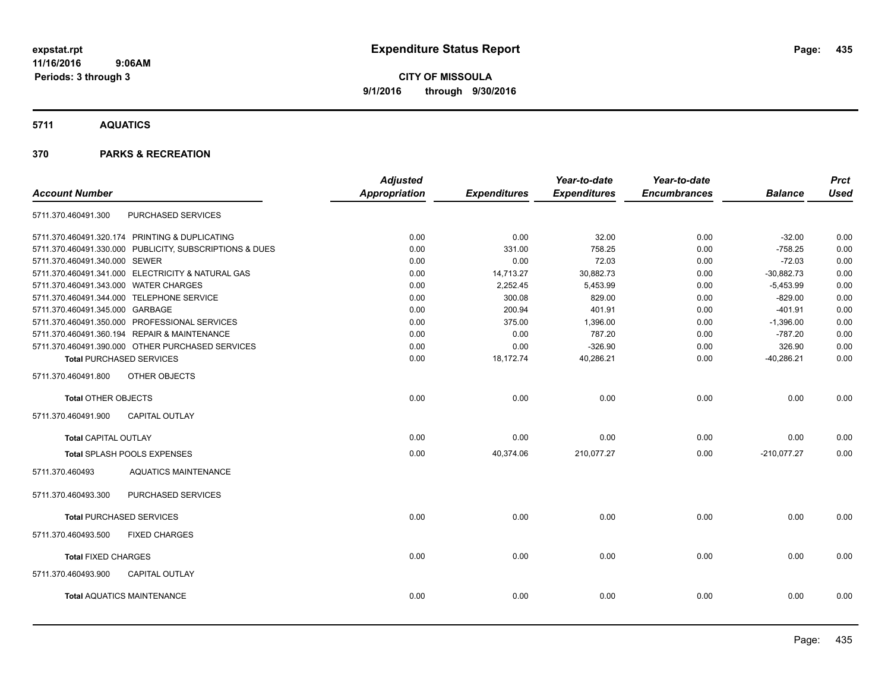**expstat.rpt**
**11/16/2016 9:06AM**
**Periods: 3 through 3**

# Expenditure Status Report

**CITY OF MISSOULA**
**9/1/2016 through 9/30/2016**

## 5711 AQUATICS

## 370 PARKS & RECREATION

| Account Number | | Adjusted Appropriation | Expenditures | Year-to-date Expenditures | Year-to-date Encumbrances | Balance | Prct Used |
|---|---|---|---|---|---|---|---|
| 5711.370.460491.300 | PURCHASED SERVICES | | | | | | |
| 5711.370.460491.320.174 | PRINTING & DUPLICATING | 0.00 | 0.00 | 32.00 | 0.00 | -32.00 | 0.00 |
| 5711.370.460491.330.000 | PUBLICITY, SUBSCRIPTIONS & DUES | 0.00 | 331.00 | 758.25 | 0.00 | -758.25 | 0.00 |
| 5711.370.460491.340.000 | SEWER | 0.00 | 0.00 | 72.03 | 0.00 | -72.03 | 0.00 |
| 5711.370.460491.341.000 | ELECTRICITY & NATURAL GAS | 0.00 | 14,713.27 | 30,882.73 | 0.00 | -30,882.73 | 0.00 |
| 5711.370.460491.343.000 | WATER CHARGES | 0.00 | 2,252.45 | 5,453.99 | 0.00 | -5,453.99 | 0.00 |
| 5711.370.460491.344.000 | TELEPHONE SERVICE | 0.00 | 300.08 | 829.00 | 0.00 | -829.00 | 0.00 |
| 5711.370.460491.345.000 | GARBAGE | 0.00 | 200.94 | 401.91 | 0.00 | -401.91 | 0.00 |
| 5711.370.460491.350.000 | PROFESSIONAL SERVICES | 0.00 | 375.00 | 1,396.00 | 0.00 | -1,396.00 | 0.00 |
| 5711.370.460491.360.194 | REPAIR & MAINTENANCE | 0.00 | 0.00 | 787.20 | 0.00 | -787.20 | 0.00 |
| 5711.370.460491.390.000 | OTHER PURCHASED SERVICES | 0.00 | 0.00 | -326.90 | 0.00 | 326.90 | 0.00 |
| **Total** PURCHASED SERVICES | | 0.00 | 18,172.74 | 40,286.21 | 0.00 | -40,286.21 | 0.00 |
| 5711.370.460491.800 | OTHER OBJECTS | | | | | | |
| **Total** OTHER OBJECTS | | 0.00 | 0.00 | 0.00 | 0.00 | 0.00 | 0.00 |
| 5711.370.460491.900 | CAPITAL OUTLAY | | | | | | |
| **Total** CAPITAL OUTLAY | | 0.00 | 0.00 | 0.00 | 0.00 | 0.00 | 0.00 |
| **Total** SPLASH POOLS EXPENSES | | 0.00 | 40,374.06 | 210,077.27 | 0.00 | -210,077.27 | 0.00 |
| 5711.370.460493 | AQUATICS MAINTENANCE | | | | | | |
| 5711.370.460493.300 | PURCHASED SERVICES | | | | | | |
| **Total** PURCHASED SERVICES | | 0.00 | 0.00 | 0.00 | 0.00 | 0.00 | 0.00 |
| 5711.370.460493.500 | FIXED CHARGES | | | | | | |
| **Total** FIXED CHARGES | | 0.00 | 0.00 | 0.00 | 0.00 | 0.00 | 0.00 |
| 5711.370.460493.900 | CAPITAL OUTLAY | | | | | | |
| **Total** AQUATICS MAINTENANCE | | 0.00 | 0.00 | 0.00 | 0.00 | 0.00 | 0.00 |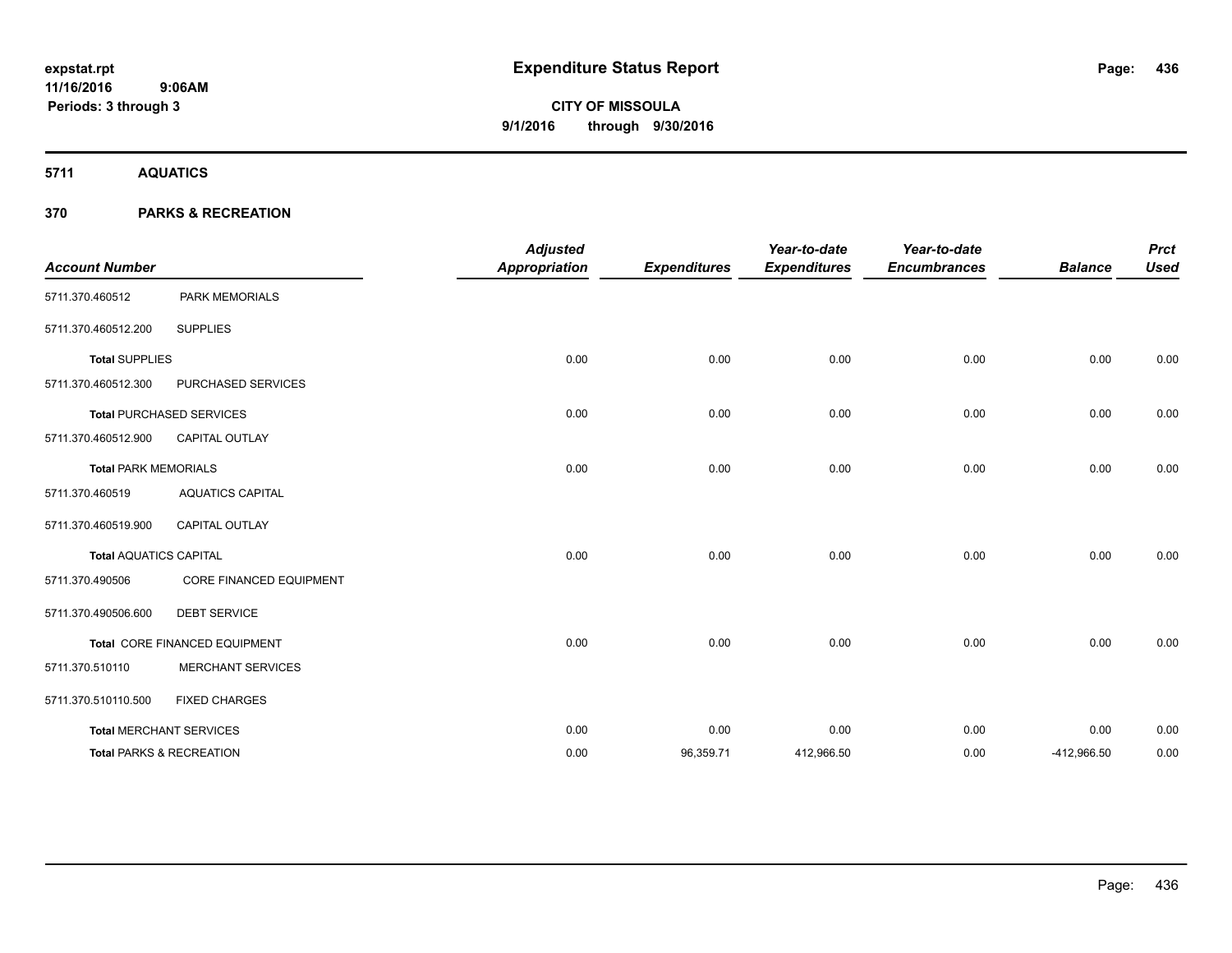# Expenditure Status Report

**CITY OF MISSOULA**

**9/1/2016 through 9/30/2016**

expstat.rpt
11/16/2016 9:06AM
Periods: 3 through 3

## 5711 AQUATICS

### 370 PARKS & RECREATION

| Account Number | | Adjusted Appropriation | Expenditures | Year-to-date Expenditures | Year-to-date Encumbrances | Balance | Prct Used |
|---|---|---|---|---|---|---|---|
| 5711.370.460512 | PARK MEMORIALS | | | | | | |
| 5711.370.460512.200 | SUPPLIES | | | | | | |
| **Total** SUPPLIES | | 0.00 | 0.00 | 0.00 | 0.00 | 0.00 | 0.00 |
| 5711.370.460512.300 | PURCHASED SERVICES | | | | | | |
| **Total** PURCHASED SERVICES | | 0.00 | 0.00 | 0.00 | 0.00 | 0.00 | 0.00 |
| 5711.370.460512.900 | CAPITAL OUTLAY | | | | | | |
| **Total** PARK MEMORIALS | | 0.00 | 0.00 | 0.00 | 0.00 | 0.00 | 0.00 |
| 5711.370.460519 | AQUATICS CAPITAL | | | | | | |
| 5711.370.460519.900 | CAPITAL OUTLAY | | | | | | |
| **Total** AQUATICS CAPITAL | | 0.00 | 0.00 | 0.00 | 0.00 | 0.00 | 0.00 |
| 5711.370.490506 | CORE FINANCED EQUIPMENT | | | | | | |
| 5711.370.490506.600 | DEBT SERVICE | | | | | | |
| **Total** CORE FINANCED EQUIPMENT | | 0.00 | 0.00 | 0.00 | 0.00 | 0.00 | 0.00 |
| 5711.370.510110 | MERCHANT SERVICES | | | | | | |
| 5711.370.510110.500 | FIXED CHARGES | | | | | | |
| **Total** MERCHANT SERVICES | | 0.00 | 0.00 | 0.00 | 0.00 | 0.00 | 0.00 |
| **Total** PARKS & RECREATION | | 0.00 | 96,359.71 | 412,966.50 | 0.00 | -412,966.50 | 0.00 |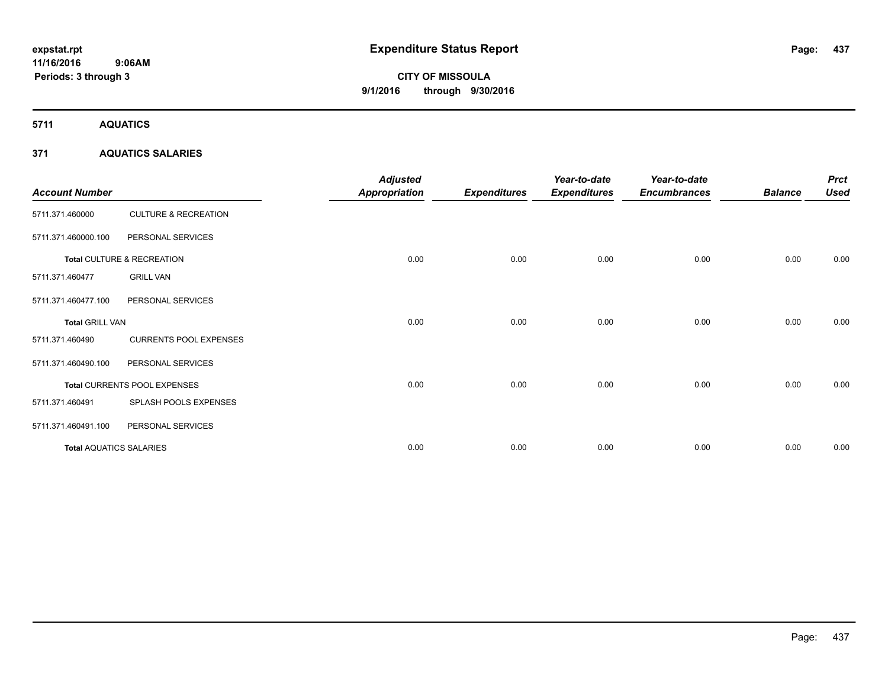# Expenditure Status Report

expstat.rpt
11/16/2016 9:06AM
Periods: 3 through 3

**CITY OF MISSOULA**
**9/1/2016 through 9/30/2016**

## 5711 AQUATICS

### 371 AQUATICS SALARIES

| Account Number | | Adjusted Appropriation | Expenditures | Year-to-date Expenditures | Year-to-date Encumbrances | Balance | Prct Used |
|---|---|---|---|---|---|---|---|
| 5711.371.460000 | CULTURE & RECREATION | | | | | | |
| 5711.371.460000.100 | PERSONAL SERVICES | | | | | | |
| **Total** CULTURE & RECREATION | | 0.00 | 0.00 | 0.00 | 0.00 | 0.00 | 0.00 |
| 5711.371.460477 | GRILL VAN | | | | | | |
| 5711.371.460477.100 | PERSONAL SERVICES | | | | | | |
| **Total** GRILL VAN | | 0.00 | 0.00 | 0.00 | 0.00 | 0.00 | 0.00 |
| 5711.371.460490 | CURRENTS POOL EXPENSES | | | | | | |
| 5711.371.460490.100 | PERSONAL SERVICES | | | | | | |
| **Total** CURRENTS POOL EXPENSES | | 0.00 | 0.00 | 0.00 | 0.00 | 0.00 | 0.00 |
| 5711.371.460491 | SPLASH POOLS EXPENSES | | | | | | |
| 5711.371.460491.100 | PERSONAL SERVICES | | | | | | |
| **Total** AQUATICS SALARIES | | 0.00 | 0.00 | 0.00 | 0.00 | 0.00 | 0.00 |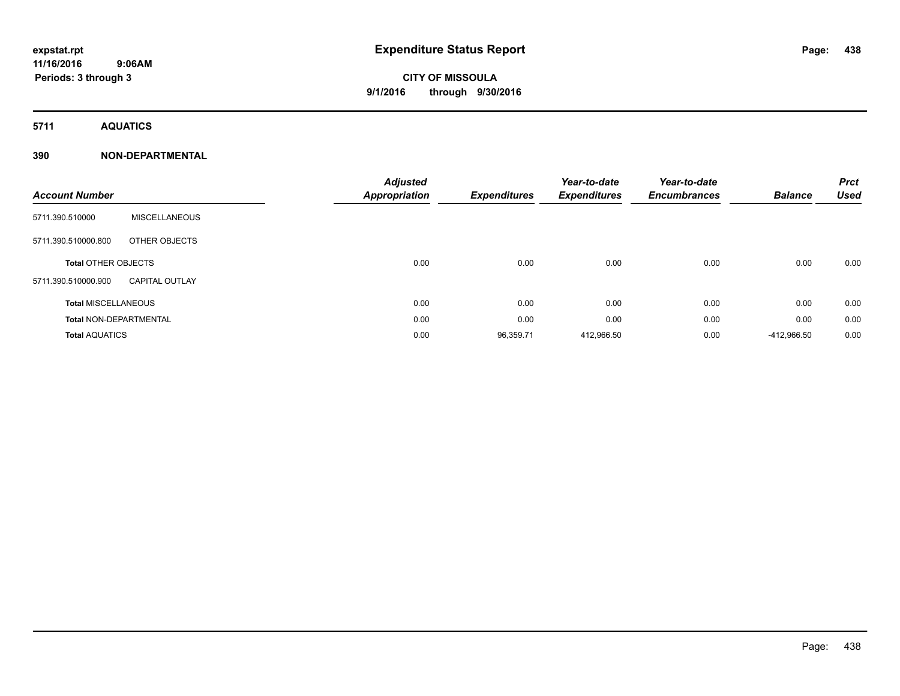**expstat.rpt**
**11/16/2016 9:06AM**
**Periods: 3 through 3**

# Expenditure Status Report

**CITY OF MISSOULA**
**9/1/2016 through 9/30/2016**

## 5711 AQUATICS

### 390 NON-DEPARTMENTAL

| Account Number | | Adjusted Appropriation | Expenditures | Year-to-date Expenditures | Year-to-date Encumbrances | Balance | Prct Used |
|---|---|---|---|---|---|---|---|
| 5711.390.510000 | MISCELLANEOUS | | | | | | |
| 5711.390.510000.800 | OTHER OBJECTS | | | | | | |
| **Total** OTHER OBJECTS | | 0.00 | 0.00 | 0.00 | 0.00 | 0.00 | 0.00 |
| 5711.390.510000.900 | CAPITAL OUTLAY | | | | | | |
| **Total** MISCELLANEOUS | | 0.00 | 0.00 | 0.00 | 0.00 | 0.00 | 0.00 |
| **Total** NON-DEPARTMENTAL | | 0.00 | 0.00 | 0.00 | 0.00 | 0.00 | 0.00 |
| **Total** AQUATICS | | 0.00 | 96,359.71 | 412,966.50 | 0.00 | -412,966.50 | 0.00 |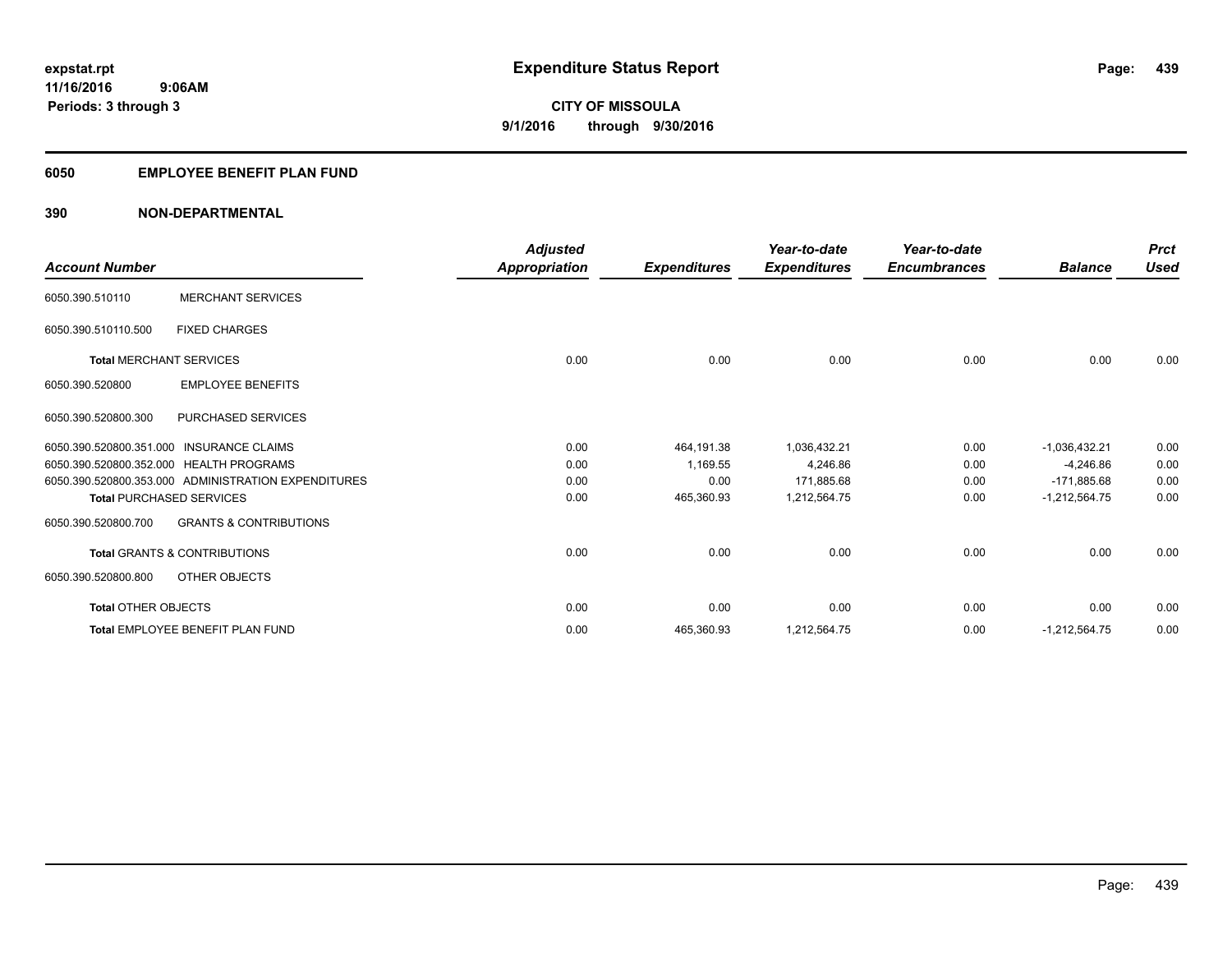**expstat.rpt**
**11/16/2016 9:06AM**
**Periods: 3 through 3**

# Expenditure Status Report

**CITY OF MISSOULA**
**9/1/2016 through 9/30/2016**

## 6050 EMPLOYEE BENEFIT PLAN FUND

## 390 NON-DEPARTMENTAL

| Account Number | | Adjusted Appropriation | Expenditures | Year-to-date Expenditures | Year-to-date Encumbrances | Balance | Prct Used |
|---|---|---|---|---|---|---|---|
| 6050.390.510110 | MERCHANT SERVICES | | | | | | |
| 6050.390.510110.500 | FIXED CHARGES | | | | | | |
| **Total** MERCHANT SERVICES | | 0.00 | 0.00 | 0.00 | 0.00 | 0.00 | 0.00 |
| 6050.390.520800 | EMPLOYEE BENEFITS | | | | | | |
| 6050.390.520800.300 | PURCHASED SERVICES | | | | | | |
| 6050.390.520800.351.000 | INSURANCE CLAIMS | 0.00 | 464,191.38 | 1,036,432.21 | 0.00 | -1,036,432.21 | 0.00 |
| 6050.390.520800.352.000 | HEALTH PROGRAMS | 0.00 | 1,169.55 | 4,246.86 | 0.00 | -4,246.86 | 0.00 |
| 6050.390.520800.353.000 | ADMINISTRATION EXPENDITURES | 0.00 | 0.00 | 171,885.68 | 0.00 | -171,885.68 | 0.00 |
| **Total** PURCHASED SERVICES | | 0.00 | 465,360.93 | 1,212,564.75 | 0.00 | -1,212,564.75 | 0.00 |
| 6050.390.520800.700 | GRANTS & CONTRIBUTIONS | | | | | | |
| **Total** GRANTS & CONTRIBUTIONS | | 0.00 | 0.00 | 0.00 | 0.00 | 0.00 | 0.00 |
| 6050.390.520800.800 | OTHER OBJECTS | | | | | | |
| **Total** OTHER OBJECTS | | 0.00 | 0.00 | 0.00 | 0.00 | 0.00 | 0.00 |
| **Total** EMPLOYEE BENEFIT PLAN FUND | | 0.00 | 465,360.93 | 1,212,564.75 | 0.00 | -1,212,564.75 | 0.00 |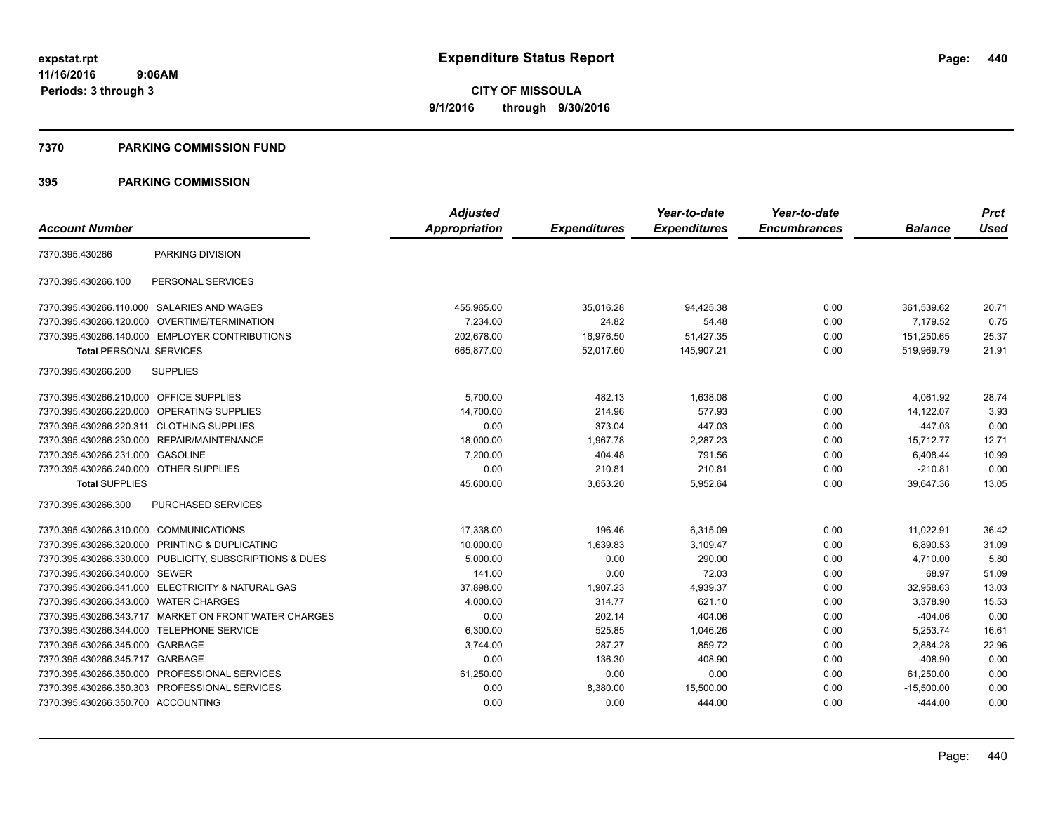expstat.rpt
11/16/2016 9:06AM
Periods: 3 through 3

# Expenditure Status Report

**CITY OF MISSOULA**
**9/1/2016 through 9/30/2016**

## 7370 PARKING COMMISSION FUND

## 395 PARKING COMMISSION

| Account Number | | Adjusted Appropriation | Expenditures | Year-to-date Expenditures | Year-to-date Encumbrances | Balance | Prct Used |
|---|---|---|---|---|---|---|---|
| 7370.395.430266 | PARKING DIVISION | | | | | | |
| 7370.395.430266.100 | PERSONAL SERVICES | | | | | | |
| 7370.395.430266.110.000 | SALARIES AND WAGES | 455,965.00 | 35,016.28 | 94,425.38 | 0.00 | 361,539.62 | 20.71 |
| 7370.395.430266.120.000 | OVERTIME/TERMINATION | 7,234.00 | 24.82 | 54.48 | 0.00 | 7,179.52 | 0.75 |
| 7370.395.430266.140.000 | EMPLOYER CONTRIBUTIONS | 202,678.00 | 16,976.50 | 51,427.35 | 0.00 | 151,250.65 | 25.37 |
| **Total** PERSONAL SERVICES | | 665,877.00 | 52,017.60 | 145,907.21 | 0.00 | 519,969.79 | 21.91 |
| 7370.395.430266.200 | SUPPLIES | | | | | | |
| 7370.395.430266.210.000 | OFFICE SUPPLIES | 5,700.00 | 482.13 | 1,638.08 | 0.00 | 4,061.92 | 28.74 |
| 7370.395.430266.220.000 | OPERATING SUPPLIES | 14,700.00 | 214.96 | 577.93 | 0.00 | 14,122.07 | 3.93 |
| 7370.395.430266.220.311 | CLOTHING SUPPLIES | 0.00 | 373.04 | 447.03 | 0.00 | -447.03 | 0.00 |
| 7370.395.430266.230.000 | REPAIR/MAINTENANCE | 18,000.00 | 1,967.78 | 2,287.23 | 0.00 | 15,712.77 | 12.71 |
| 7370.395.430266.231.000 | GASOLINE | 7,200.00 | 404.48 | 791.56 | 0.00 | 6,408.44 | 10.99 |
| 7370.395.430266.240.000 | OTHER SUPPLIES | 0.00 | 210.81 | 210.81 | 0.00 | -210.81 | 0.00 |
| **Total** SUPPLIES | | 45,600.00 | 3,653.20 | 5,952.64 | 0.00 | 39,647.36 | 13.05 |
| 7370.395.430266.300 | PURCHASED SERVICES | | | | | | |
| 7370.395.430266.310.000 | COMMUNICATIONS | 17,338.00 | 196.46 | 6,315.09 | 0.00 | 11,022.91 | 36.42 |
| 7370.395.430266.320.000 | PRINTING & DUPLICATING | 10,000.00 | 1,639.83 | 3,109.47 | 0.00 | 6,890.53 | 31.09 |
| 7370.395.430266.330.000 | PUBLICITY, SUBSCRIPTIONS & DUES | 5,000.00 | 0.00 | 290.00 | 0.00 | 4,710.00 | 5.80 |
| 7370.395.430266.340.000 | SEWER | 141.00 | 0.00 | 72.03 | 0.00 | 68.97 | 51.09 |
| 7370.395.430266.341.000 | ELECTRICITY & NATURAL GAS | 37,898.00 | 1,907.23 | 4,939.37 | 0.00 | 32,958.63 | 13.03 |
| 7370.395.430266.343.000 | WATER CHARGES | 4,000.00 | 314.77 | 621.10 | 0.00 | 3,378.90 | 15.53 |
| 7370.395.430266.343.717 | MARKET ON FRONT WATER CHARGES | 0.00 | 202.14 | 404.06 | 0.00 | -404.06 | 0.00 |
| 7370.395.430266.344.000 | TELEPHONE SERVICE | 6,300.00 | 525.85 | 1,046.26 | 0.00 | 5,253.74 | 16.61 |
| 7370.395.430266.345.000 | GARBAGE | 3,744.00 | 287.27 | 859.72 | 0.00 | 2,884.28 | 22.96 |
| 7370.395.430266.345.717 | GARBAGE | 0.00 | 136.30 | 408.90 | 0.00 | -408.90 | 0.00 |
| 7370.395.430266.350.000 | PROFESSIONAL SERVICES | 61,250.00 | 0.00 | 0.00 | 0.00 | 61,250.00 | 0.00 |
| 7370.395.430266.350.303 | PROFESSIONAL SERVICES | 0.00 | 8,380.00 | 15,500.00 | 0.00 | -15,500.00 | 0.00 |
| 7370.395.430266.350.700 | ACCOUNTING | 0.00 | 0.00 | 444.00 | 0.00 | -444.00 | 0.00 |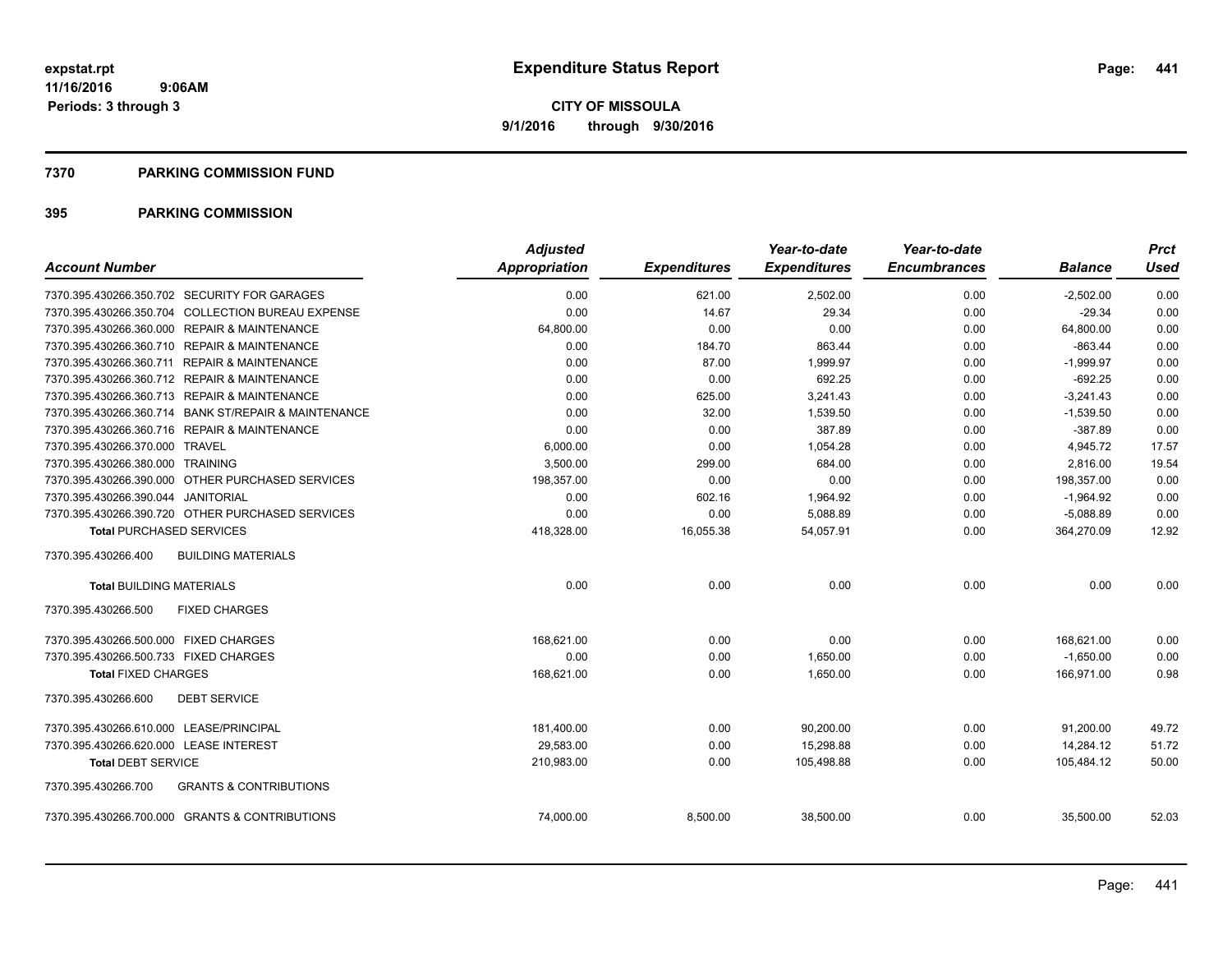expstat.rpt
11/16/2016 9:06AM
Periods: 3 through 3

# Expenditure Status Report

**CITY OF MISSOULA**
**9/1/2016 through 9/30/2016**

## 7370 PARKING COMMISSION FUND

## 395 PARKING COMMISSION

| Account Number | Adjusted Appropriation | Expenditures | Year-to-date Expenditures | Year-to-date Encumbrances | Balance | Prct Used |
|---|---|---|---|---|---|---|
| 7370.395.430266.350.702 SECURITY FOR GARAGES | 0.00 | 621.00 | 2,502.00 | 0.00 | -2,502.00 | 0.00 |
| 7370.395.430266.350.704 COLLECTION BUREAU EXPENSE | 0.00 | 14.67 | 29.34 | 0.00 | -29.34 | 0.00 |
| 7370.395.430266.360.000 REPAIR & MAINTENANCE | 64,800.00 | 0.00 | 0.00 | 0.00 | 64,800.00 | 0.00 |
| 7370.395.430266.360.710 REPAIR & MAINTENANCE | 0.00 | 184.70 | 863.44 | 0.00 | -863.44 | 0.00 |
| 7370.395.430266.360.711 REPAIR & MAINTENANCE | 0.00 | 87.00 | 1,999.97 | 0.00 | -1,999.97 | 0.00 |
| 7370.395.430266.360.712 REPAIR & MAINTENANCE | 0.00 | 0.00 | 692.25 | 0.00 | -692.25 | 0.00 |
| 7370.395.430266.360.713 REPAIR & MAINTENANCE | 0.00 | 625.00 | 3,241.43 | 0.00 | -3,241.43 | 0.00 |
| 7370.395.430266.360.714 BANK ST/REPAIR & MAINTENANCE | 0.00 | 32.00 | 1,539.50 | 0.00 | -1,539.50 | 0.00 |
| 7370.395.430266.360.716 REPAIR & MAINTENANCE | 0.00 | 0.00 | 387.89 | 0.00 | -387.89 | 0.00 |
| 7370.395.430266.370.000 TRAVEL | 6,000.00 | 0.00 | 1,054.28 | 0.00 | 4,945.72 | 17.57 |
| 7370.395.430266.380.000 TRAINING | 3,500.00 | 299.00 | 684.00 | 0.00 | 2,816.00 | 19.54 |
| 7370.395.430266.390.000 OTHER PURCHASED SERVICES | 198,357.00 | 0.00 | 0.00 | 0.00 | 198,357.00 | 0.00 |
| 7370.395.430266.390.044 JANITORIAL | 0.00 | 602.16 | 1,964.92 | 0.00 | -1,964.92 | 0.00 |
| 7370.395.430266.390.720 OTHER PURCHASED SERVICES | 0.00 | 0.00 | 5,088.89 | 0.00 | -5,088.89 | 0.00 |
| **Total** PURCHASED SERVICES | 418,328.00 | 16,055.38 | 54,057.91 | 0.00 | 364,270.09 | 12.92 |
| 7370.395.430266.400 BUILDING MATERIALS | | | | | | |
| **Total** BUILDING MATERIALS | 0.00 | 0.00 | 0.00 | 0.00 | 0.00 | 0.00 |
| 7370.395.430266.500 FIXED CHARGES | | | | | | |
| 7370.395.430266.500.000 FIXED CHARGES | 168,621.00 | 0.00 | 0.00 | 0.00 | 168,621.00 | 0.00 |
| 7370.395.430266.500.733 FIXED CHARGES | 0.00 | 0.00 | 1,650.00 | 0.00 | -1,650.00 | 0.00 |
| **Total** FIXED CHARGES | 168,621.00 | 0.00 | 1,650.00 | 0.00 | 166,971.00 | 0.98 |
| 7370.395.430266.600 DEBT SERVICE | | | | | | |
| 7370.395.430266.610.000 LEASE/PRINCIPAL | 181,400.00 | 0.00 | 90,200.00 | 0.00 | 91,200.00 | 49.72 |
| 7370.395.430266.620.000 LEASE INTEREST | 29,583.00 | 0.00 | 15,298.88 | 0.00 | 14,284.12 | 51.72 |
| **Total** DEBT SERVICE | 210,983.00 | 0.00 | 105,498.88 | 0.00 | 105,484.12 | 50.00 |
| 7370.395.430266.700 GRANTS & CONTRIBUTIONS | | | | | | |
| 7370.395.430266.700.000 GRANTS & CONTRIBUTIONS | 74,000.00 | 8,500.00 | 38,500.00 | 0.00 | 35,500.00 | 52.03 |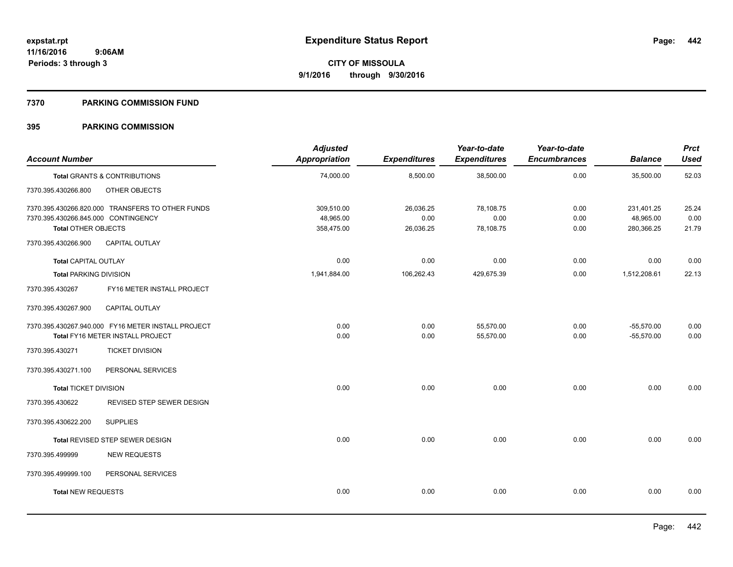**expstat.rpt**
**11/16/2016 9:06AM**
**Periods: 3 through 3**

# Expenditure Status Report

**CITY OF MISSOULA**
**9/1/2016 through 9/30/2016**

## 7370 PARKING COMMISSION FUND

## 395 PARKING COMMISSION

| Account Number | Adjusted Appropriation | Expenditures | Year-to-date Expenditures | Year-to-date Encumbrances | Balance | Prct Used |
|---|---|---|---|---|---|---|
| **Total GRANTS & CONTRIBUTIONS** | 74,000.00 | 8,500.00 | 38,500.00 | 0.00 | 35,500.00 | 52.03 |
| 7370.395.430266.800 OTHER OBJECTS | | | | | | |
| 7370.395.430266.820.000 TRANSFERS TO OTHER FUNDS | 309,510.00 | 26,036.25 | 78,108.75 | 0.00 | 231,401.25 | 25.24 |
| 7370.395.430266.845.000 CONTINGENCY | 48,965.00 | 0.00 | 0.00 | 0.00 | 48,965.00 | 0.00 |
| **Total OTHER OBJECTS** | 358,475.00 | 26,036.25 | 78,108.75 | 0.00 | 280,366.25 | 21.79 |
| 7370.395.430266.900 CAPITAL OUTLAY | | | | | | |
| **Total CAPITAL OUTLAY** | 0.00 | 0.00 | 0.00 | 0.00 | 0.00 | 0.00 |
| **Total PARKING DIVISION** | 1,941,884.00 | 106,262.43 | 429,675.39 | 0.00 | 1,512,208.61 | 22.13 |
| 7370.395.430267 FY16 METER INSTALL PROJECT | | | | | | |
| 7370.395.430267.900 CAPITAL OUTLAY | | | | | | |
| 7370.395.430267.940.000 FY16 METER INSTALL PROJECT | 0.00 | 0.00 | 55,570.00 | 0.00 | -55,570.00 | 0.00 |
| **Total FY16 METER INSTALL PROJECT** | 0.00 | 0.00 | 55,570.00 | 0.00 | -55,570.00 | 0.00 |
| 7370.395.430271 TICKET DIVISION | | | | | | |
| 7370.395.430271.100 PERSONAL SERVICES | | | | | | |
| **Total TICKET DIVISION** | 0.00 | 0.00 | 0.00 | 0.00 | 0.00 | 0.00 |
| 7370.395.430622 REVISED STEP SEWER DESIGN | | | | | | |
| 7370.395.430622.200 SUPPLIES | | | | | | |
| **Total REVISED STEP SEWER DESIGN** | 0.00 | 0.00 | 0.00 | 0.00 | 0.00 | 0.00 |
| 7370.395.499999 NEW REQUESTS | | | | | | |
| 7370.395.499999.100 PERSONAL SERVICES | | | | | | |
| **Total NEW REQUESTS** | 0.00 | 0.00 | 0.00 | 0.00 | 0.00 | 0.00 |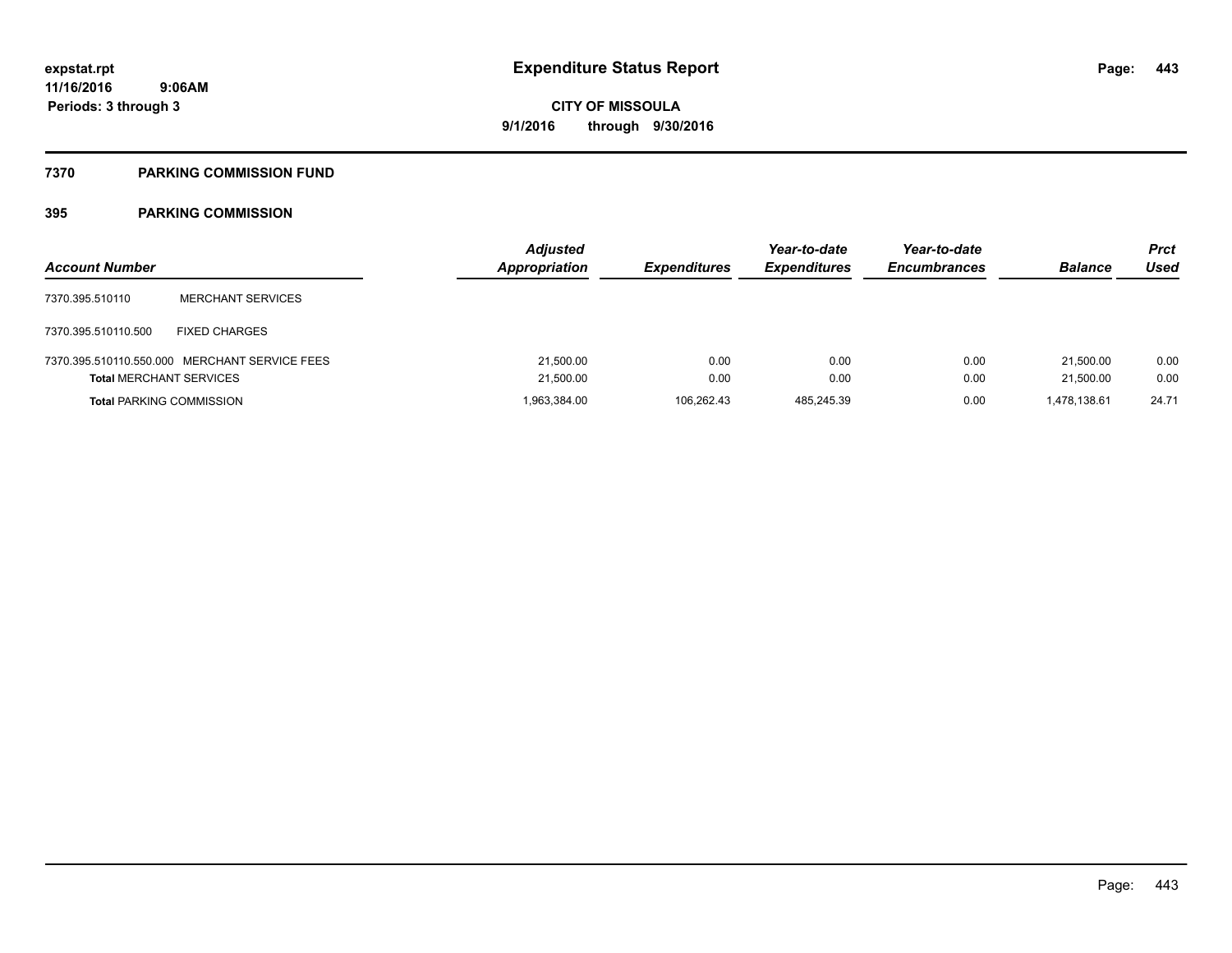# Expenditure Status Report

expstat.rpt
11/16/2016 9:06AM
Periods: 3 through 3

**CITY OF MISSOULA**
**9/1/2016 through 9/30/2016**

## 7370 PARKING COMMISSION FUND

### 395 PARKING COMMISSION

| Account Number | | Adjusted Appropriation | Expenditures | Year-to-date Expenditures | Year-to-date Encumbrances | Balance | Prct Used |
|---|---|---|---|---|---|---|---|
| 7370.395.510110 | MERCHANT SERVICES | | | | | | |
| 7370.395.510110.500 | FIXED CHARGES | | | | | | |
| 7370.395.510110.550.000 | MERCHANT SERVICE FEES | 21,500.00 | 0.00 | 0.00 | 0.00 | 21,500.00 | 0.00 |
| **Total** MERCHANT SERVICES | | 21,500.00 | 0.00 | 0.00 | 0.00 | 21,500.00 | 0.00 |
| **Total** PARKING COMMISSION | | 1,963,384.00 | 106,262.43 | 485,245.39 | 0.00 | 1,478,138.61 | 24.71 |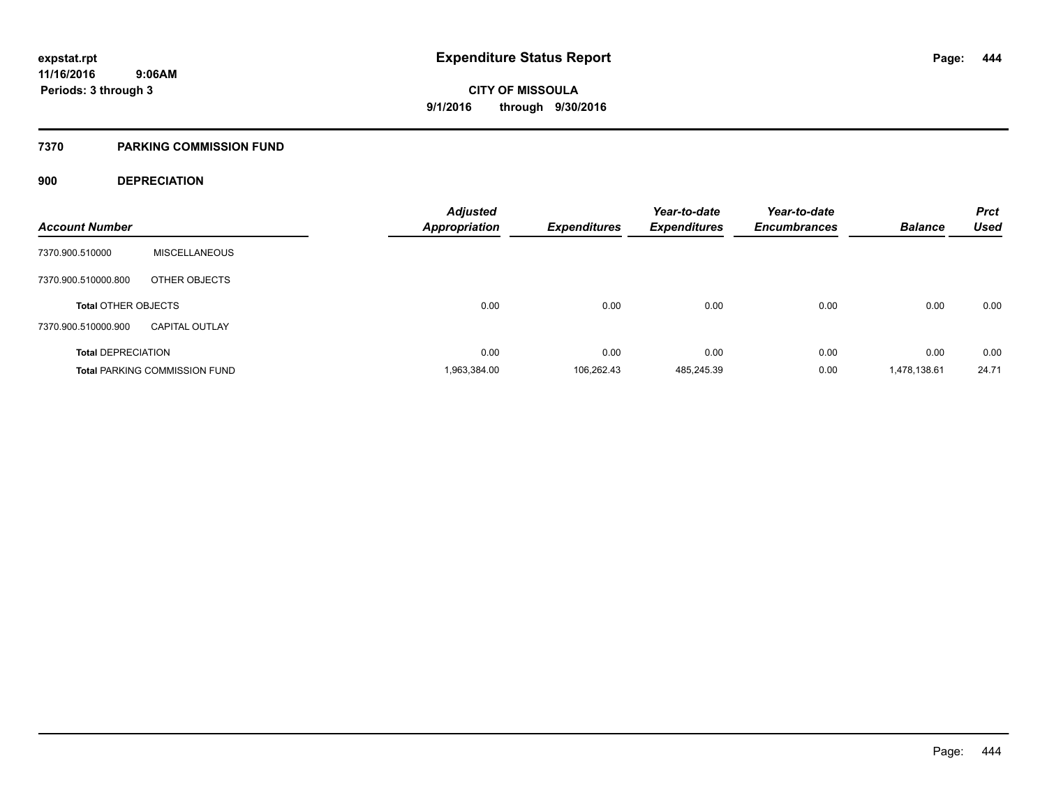# Expenditure Status Report

expstat.rpt
11/16/2016 9:06AM
Periods: 3 through 3

**CITY OF MISSOULA**
**9/1/2016 through 9/30/2016**

## 7370 PARKING COMMISSION FUND

### 900 DEPRECIATION

| Account Number | | Adjusted Appropriation | Expenditures | Year-to-date Expenditures | Year-to-date Encumbrances | Balance | Prct Used |
|---|---|---|---|---|---|---|---|
| 7370.900.510000 | MISCELLANEOUS | | | | | | |
| 7370.900.510000.800 | OTHER OBJECTS | | | | | | |
| **Total** OTHER OBJECTS | | 0.00 | 0.00 | 0.00 | 0.00 | 0.00 | 0.00 |
| 7370.900.510000.900 | CAPITAL OUTLAY | | | | | | |
| **Total** DEPRECIATION | | 0.00 | 0.00 | 0.00 | 0.00 | 0.00 | 0.00 |
| **Total** PARKING COMMISSION FUND | | 1,963,384.00 | 106,262.43 | 485,245.39 | 0.00 | 1,478,138.61 | 24.71 |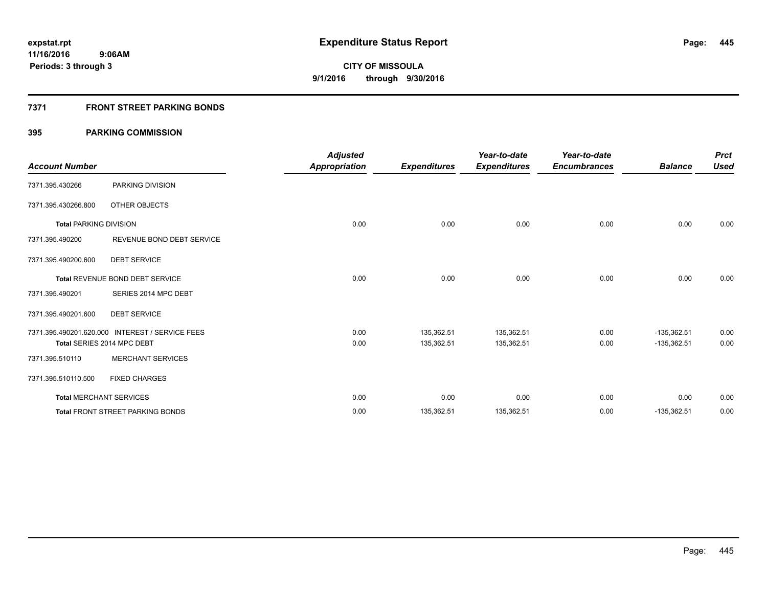expstat.rpt
11/16/2016 9:06AM
Periods: 3 through 3

# Expenditure Status Report

CITY OF MISSOULA
9/1/2016 through 9/30/2016

## 7371 FRONT STREET PARKING BONDS

## 395 PARKING COMMISSION

| Account Number | | Adjusted Appropriation | Expenditures | Year-to-date Expenditures | Year-to-date Encumbrances | Balance | Prct Used |
|---|---|---|---|---|---|---|---|
| 7371.395.430266 | PARKING DIVISION | | | | | | |
| 7371.395.430266.800 | OTHER OBJECTS | | | | | | |
| **Total** PARKING DIVISION | | 0.00 | 0.00 | 0.00 | 0.00 | 0.00 | 0.00 |
| 7371.395.490200 | REVENUE BOND DEBT SERVICE | | | | | | |
| 7371.395.490200.600 | DEBT SERVICE | | | | | | |
| **Total** REVENUE BOND DEBT SERVICE | | 0.00 | 0.00 | 0.00 | 0.00 | 0.00 | 0.00 |
| 7371.395.490201 | SERIES 2014 MPC DEBT | | | | | | |
| 7371.395.490201.600 | DEBT SERVICE | | | | | | |
| 7371.395.490201.620.000 | INTEREST / SERVICE FEES | 0.00 | 135,362.51 | 135,362.51 | 0.00 | -135,362.51 | 0.00 |
| **Total** SERIES 2014 MPC DEBT | | 0.00 | 135,362.51 | 135,362.51 | 0.00 | -135,362.51 | 0.00 |
| 7371.395.510110 | MERCHANT SERVICES | | | | | | |
| 7371.395.510110.500 | FIXED CHARGES | | | | | | |
| **Total** MERCHANT SERVICES | | 0.00 | 0.00 | 0.00 | 0.00 | 0.00 | 0.00 |
| **Total** FRONT STREET PARKING BONDS | | 0.00 | 135,362.51 | 135,362.51 | 0.00 | -135,362.51 | 0.00 |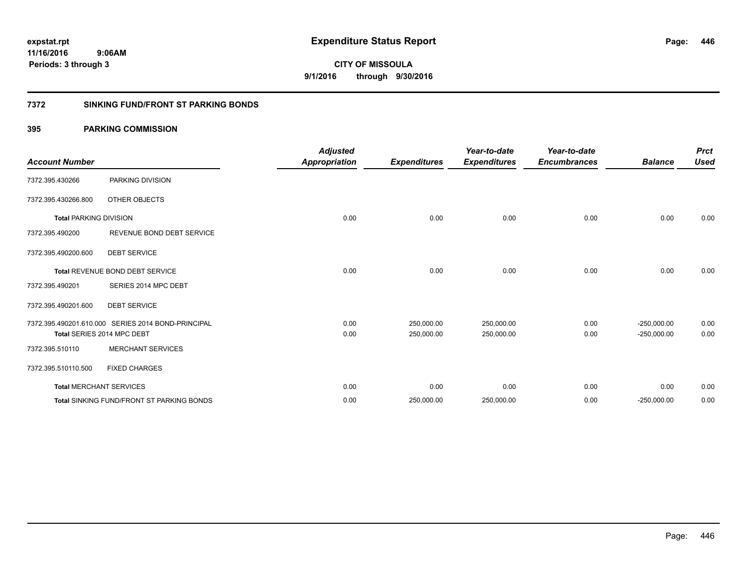expstat.rpt
11/16/2016 9:06AM
Periods: 3 through 3

# Expenditure Status Report

CITY OF MISSOULA
9/1/2016 through 9/30/2016

## 7372 SINKING FUND/FRONT ST PARKING BONDS

### 395 PARKING COMMISSION

| Account Number | | Adjusted Appropriation | Expenditures | Year-to-date Expenditures | Year-to-date Encumbrances | Balance | Prct Used |
|---|---|---|---|---|---|---|---|
| 7372.395.430266 | PARKING DIVISION | | | | | | |
| 7372.395.430266.800 | OTHER OBJECTS | | | | | | |
| **Total** PARKING DIVISION | | 0.00 | 0.00 | 0.00 | 0.00 | 0.00 | 0.00 |
| 7372.395.490200 | REVENUE BOND DEBT SERVICE | | | | | | |
| 7372.395.490200.600 | DEBT SERVICE | | | | | | |
| **Total** REVENUE BOND DEBT SERVICE | | 0.00 | 0.00 | 0.00 | 0.00 | 0.00 | 0.00 |
| 7372.395.490201 | SERIES 2014 MPC DEBT | | | | | | |
| 7372.395.490201.600 | DEBT SERVICE | | | | | | |
| 7372.395.490201.610.000 | SERIES 2014 BOND-PRINCIPAL | 0.00 | 250,000.00 | 250,000.00 | 0.00 | -250,000.00 | 0.00 |
| **Total** SERIES 2014 MPC DEBT | | 0.00 | 250,000.00 | 250,000.00 | 0.00 | -250,000.00 | 0.00 |
| 7372.395.510110 | MERCHANT SERVICES | | | | | | |
| 7372.395.510110.500 | FIXED CHARGES | | | | | | |
| **Total** MERCHANT SERVICES | | 0.00 | 0.00 | 0.00 | 0.00 | 0.00 | 0.00 |
| **Total** SINKING FUND/FRONT ST PARKING BONDS | | 0.00 | 250,000.00 | 250,000.00 | 0.00 | -250,000.00 | 0.00 |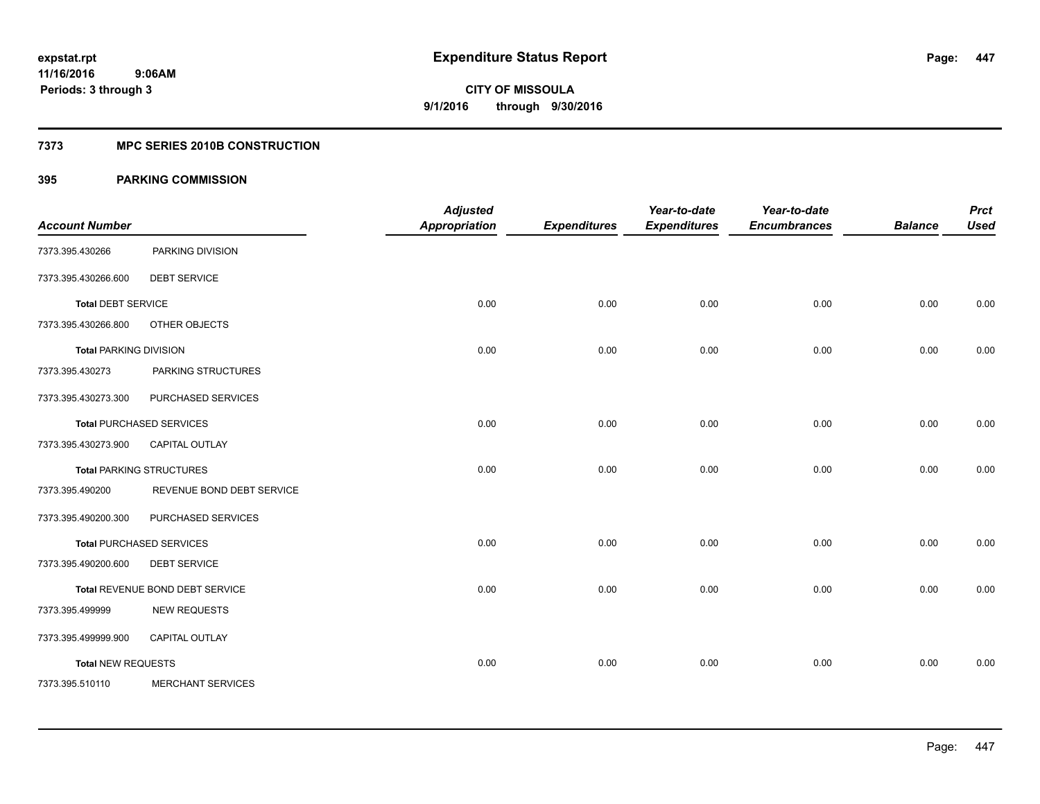# Expenditure Status Report

expstat.rpt
11/16/2016 9:06AM
Periods: 3 through 3

**CITY OF MISSOULA**
**9/1/2016 through 9/30/2016**

## 7373 MPC SERIES 2010B CONSTRUCTION

## 395 PARKING COMMISSION

| Account Number | | Adjusted Appropriation | Expenditures | Year-to-date Expenditures | Year-to-date Encumbrances | Balance | Prct Used |
|---|---|---|---|---|---|---|---|
| 7373.395.430266 | PARKING DIVISION | | | | | | |
| 7373.395.430266.600 | DEBT SERVICE | | | | | | |
| **Total** DEBT SERVICE | | 0.00 | 0.00 | 0.00 | 0.00 | 0.00 | 0.00 |
| 7373.395.430266.800 | OTHER OBJECTS | | | | | | |
| **Total** PARKING DIVISION | | 0.00 | 0.00 | 0.00 | 0.00 | 0.00 | 0.00 |
| 7373.395.430273 | PARKING STRUCTURES | | | | | | |
| 7373.395.430273.300 | PURCHASED SERVICES | | | | | | |
| **Total** PURCHASED SERVICES | | 0.00 | 0.00 | 0.00 | 0.00 | 0.00 | 0.00 |
| 7373.395.430273.900 | CAPITAL OUTLAY | | | | | | |
| **Total** PARKING STRUCTURES | | 0.00 | 0.00 | 0.00 | 0.00 | 0.00 | 0.00 |
| 7373.395.490200 | REVENUE BOND DEBT SERVICE | | | | | | |
| 7373.395.490200.300 | PURCHASED SERVICES | | | | | | |
| **Total** PURCHASED SERVICES | | 0.00 | 0.00 | 0.00 | 0.00 | 0.00 | 0.00 |
| 7373.395.490200.600 | DEBT SERVICE | | | | | | |
| **Total** REVENUE BOND DEBT SERVICE | | 0.00 | 0.00 | 0.00 | 0.00 | 0.00 | 0.00 |
| 7373.395.499999 | NEW REQUESTS | | | | | | |
| 7373.395.499999.900 | CAPITAL OUTLAY | | | | | | |
| **Total** NEW REQUESTS | | 0.00 | 0.00 | 0.00 | 0.00 | 0.00 | 0.00 |
| 7373.395.510110 | MERCHANT SERVICES | | | | | | |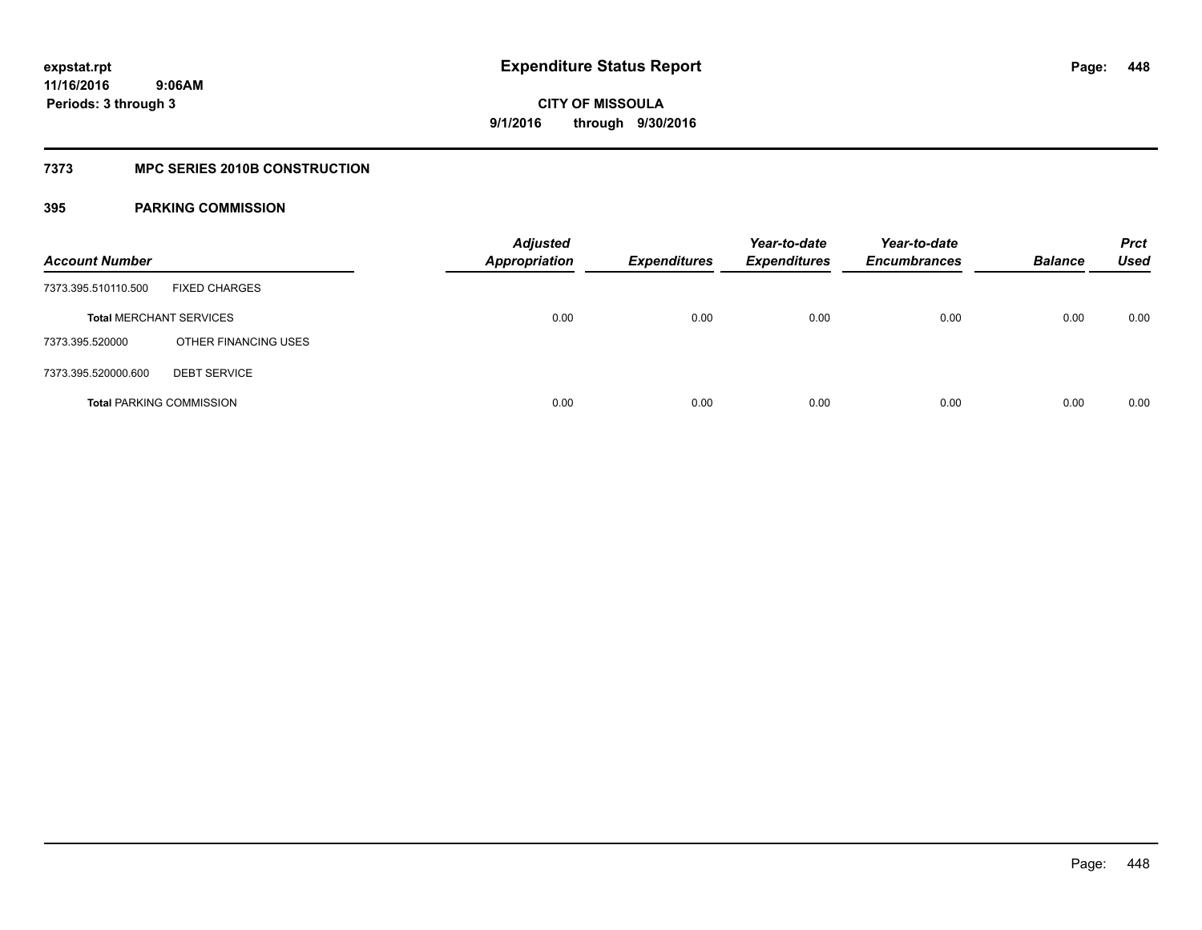**expstat.rpt**
**11/16/2016 9:06AM**
**Periods: 3 through 3**

# Expenditure Status Report

**CITY OF MISSOULA**
**9/1/2016 through 9/30/2016**

## 7373 MPC SERIES 2010B CONSTRUCTION

### 395 PARKING COMMISSION

| Account Number | | Adjusted Appropriation | Expenditures | Year-to-date Expenditures | Year-to-date Encumbrances | Balance | Prct Used |
|---|---|---|---|---|---|---|---|
| 7373.395.510110.500 | FIXED CHARGES | | | | | | |
| **Total** MERCHANT SERVICES | | 0.00 | 0.00 | 0.00 | 0.00 | 0.00 | 0.00 |
| 7373.395.520000 | OTHER FINANCING USES | | | | | | |
| 7373.395.520000.600 | DEBT SERVICE | | | | | | |
| **Total** PARKING COMMISSION | | 0.00 | 0.00 | 0.00 | 0.00 | 0.00 | 0.00 |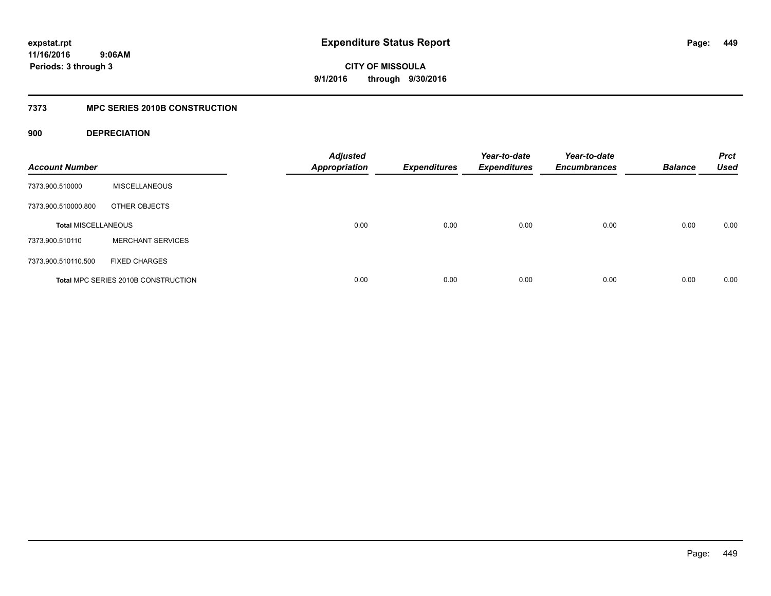# Expenditure Status Report

expstat.rpt
11/16/2016 9:06AM
Periods: 3 through 3

**CITY OF MISSOULA**
**9/1/2016 through 9/30/2016**

## 7373 MPC SERIES 2010B CONSTRUCTION

### 900 DEPRECIATION

| Account Number | | Adjusted Appropriation | Expenditures | Year-to-date Expenditures | Year-to-date Encumbrances | Balance | Prct Used |
|---|---|---|---|---|---|---|---|
| 7373.900.510000 | MISCELLANEOUS | | | | | | |
| 7373.900.510000.800 | OTHER OBJECTS | | | | | | |
| **Total** MISCELLANEOUS | | 0.00 | 0.00 | 0.00 | 0.00 | 0.00 | 0.00 |
| 7373.900.510110 | MERCHANT SERVICES | | | | | | |
| 7373.900.510110.500 | FIXED CHARGES | | | | | | |
| **Total** MPC SERIES 2010B CONSTRUCTION | | 0.00 | 0.00 | 0.00 | 0.00 | 0.00 | 0.00 |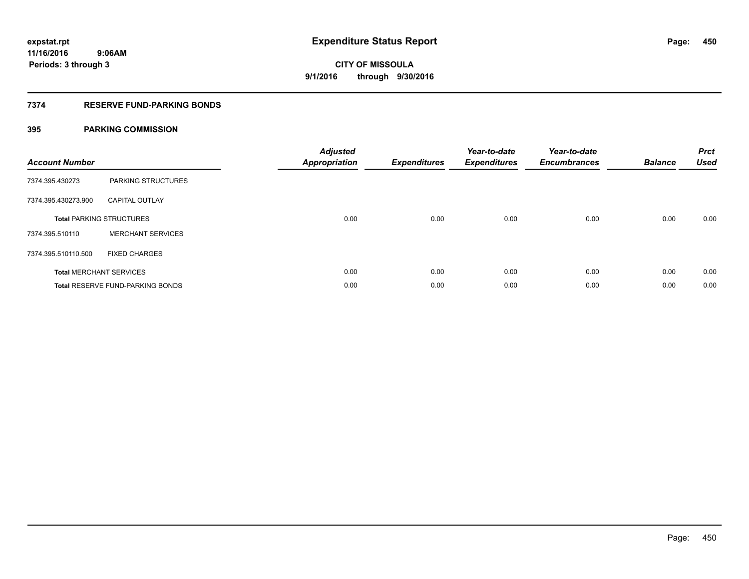expstat.rpt
11/16/2016 9:06AM
Periods: 3 through 3

# Expenditure Status Report

CITY OF MISSOULA
9/1/2016 through 9/30/2016

## 7374 RESERVE FUND-PARKING BONDS

## 395 PARKING COMMISSION

| Account Number | | Adjusted Appropriation | Expenditures | Year-to-date Expenditures | Year-to-date Encumbrances | Balance | Prct Used |
|---|---|---|---|---|---|---|---|
| 7374.395.430273 | PARKING STRUCTURES | | | | | | |
| 7374.395.430273.900 | CAPITAL OUTLAY | | | | | | |
| **Total** PARKING STRUCTURES | | 0.00 | 0.00 | 0.00 | 0.00 | 0.00 | 0.00 |
| 7374.395.510110 | MERCHANT SERVICES | | | | | | |
| 7374.395.510110.500 | FIXED CHARGES | | | | | | |
| **Total** MERCHANT SERVICES | | 0.00 | 0.00 | 0.00 | 0.00 | 0.00 | 0.00 |
| **Total** RESERVE FUND-PARKING BONDS | | 0.00 | 0.00 | 0.00 | 0.00 | 0.00 | 0.00 |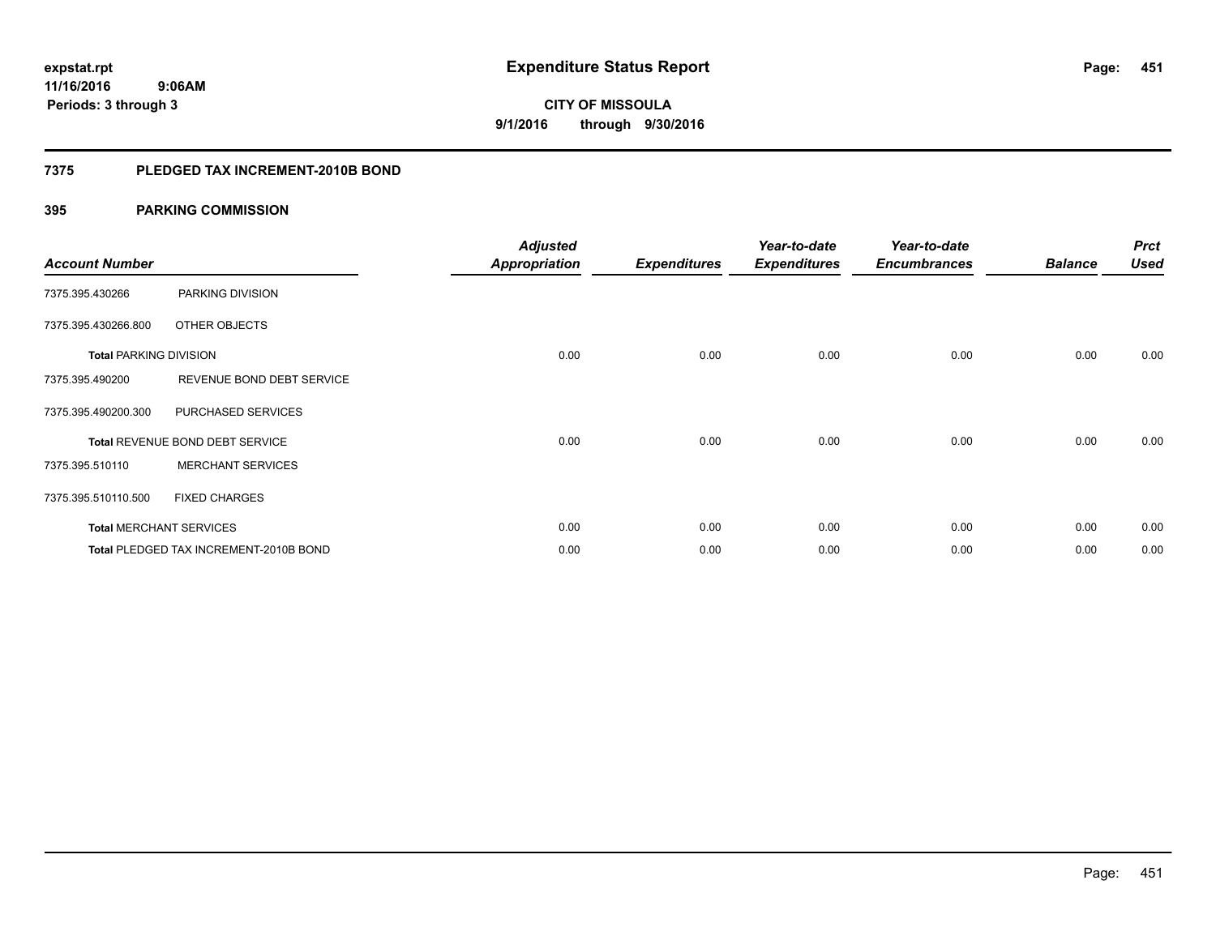expstat.rpt
11/16/2016 9:06AM
Periods: 3 through 3

# Expenditure Status Report

**CITY OF MISSOULA**
**9/1/2016 through 9/30/2016**

## 7375 PLEDGED TAX INCREMENT-2010B BOND

## 395 PARKING COMMISSION

| Account Number | | Adjusted Appropriation | Expenditures | Year-to-date Expenditures | Year-to-date Encumbrances | Balance | Prct Used |
|---|---|---|---|---|---|---|---|
| 7375.395.430266 | PARKING DIVISION | | | | | | |
| 7375.395.430266.800 | OTHER OBJECTS | | | | | | |
| **Total** PARKING DIVISION | | 0.00 | 0.00 | 0.00 | 0.00 | 0.00 | 0.00 |
| 7375.395.490200 | REVENUE BOND DEBT SERVICE | | | | | | |
| 7375.395.490200.300 | PURCHASED SERVICES | | | | | | |
| **Total** REVENUE BOND DEBT SERVICE | | 0.00 | 0.00 | 0.00 | 0.00 | 0.00 | 0.00 |
| 7375.395.510110 | MERCHANT SERVICES | | | | | | |
| 7375.395.510110.500 | FIXED CHARGES | | | | | | |
| **Total** MERCHANT SERVICES | | 0.00 | 0.00 | 0.00 | 0.00 | 0.00 | 0.00 |
| **Total** PLEDGED TAX INCREMENT-2010B BOND | | 0.00 | 0.00 | 0.00 | 0.00 | 0.00 | 0.00 |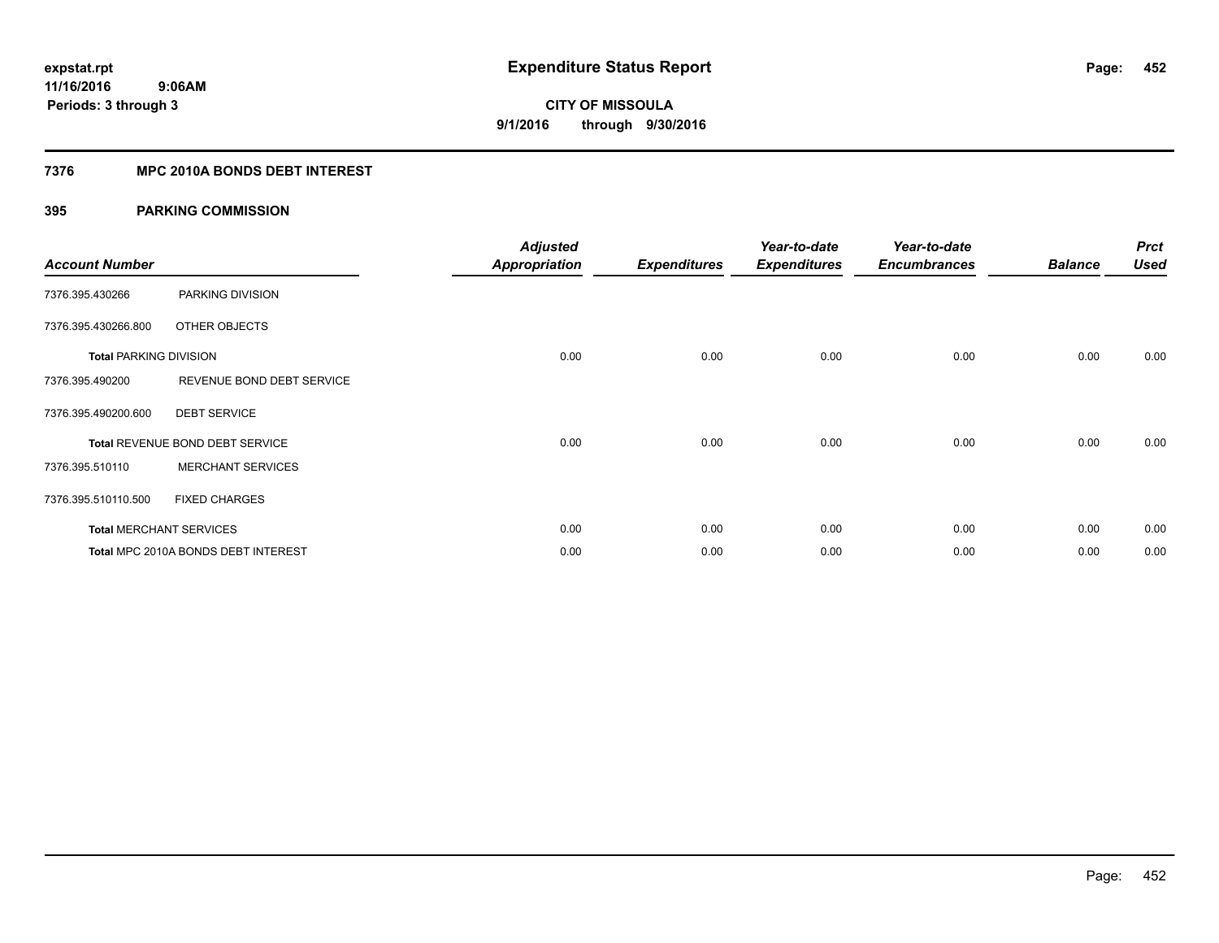# Expenditure Status Report

expstat.rpt
11/16/2016 9:06AM
Periods: 3 through 3

**CITY OF MISSOULA**
**9/1/2016 through 9/30/2016**

## 7376 MPC 2010A BONDS DEBT INTEREST

### 395 PARKING COMMISSION

| Account Number | | Adjusted Appropriation | Expenditures | Year-to-date Expenditures | Year-to-date Encumbrances | Balance | Prct Used |
|---|---|---|---|---|---|---|---|
| 7376.395.430266 | PARKING DIVISION | | | | | | |
| 7376.395.430266.800 | OTHER OBJECTS | | | | | | |
| **Total** PARKING DIVISION | | 0.00 | 0.00 | 0.00 | 0.00 | 0.00 | 0.00 |
| 7376.395.490200 | REVENUE BOND DEBT SERVICE | | | | | | |
| 7376.395.490200.600 | DEBT SERVICE | | | | | | |
| **Total** REVENUE BOND DEBT SERVICE | | 0.00 | 0.00 | 0.00 | 0.00 | 0.00 | 0.00 |
| 7376.395.510110 | MERCHANT SERVICES | | | | | | |
| 7376.395.510110.500 | FIXED CHARGES | | | | | | |
| **Total** MERCHANT SERVICES | | 0.00 | 0.00 | 0.00 | 0.00 | 0.00 | 0.00 |
| **Total** MPC 2010A BONDS DEBT INTEREST | | 0.00 | 0.00 | 0.00 | 0.00 | 0.00 | 0.00 |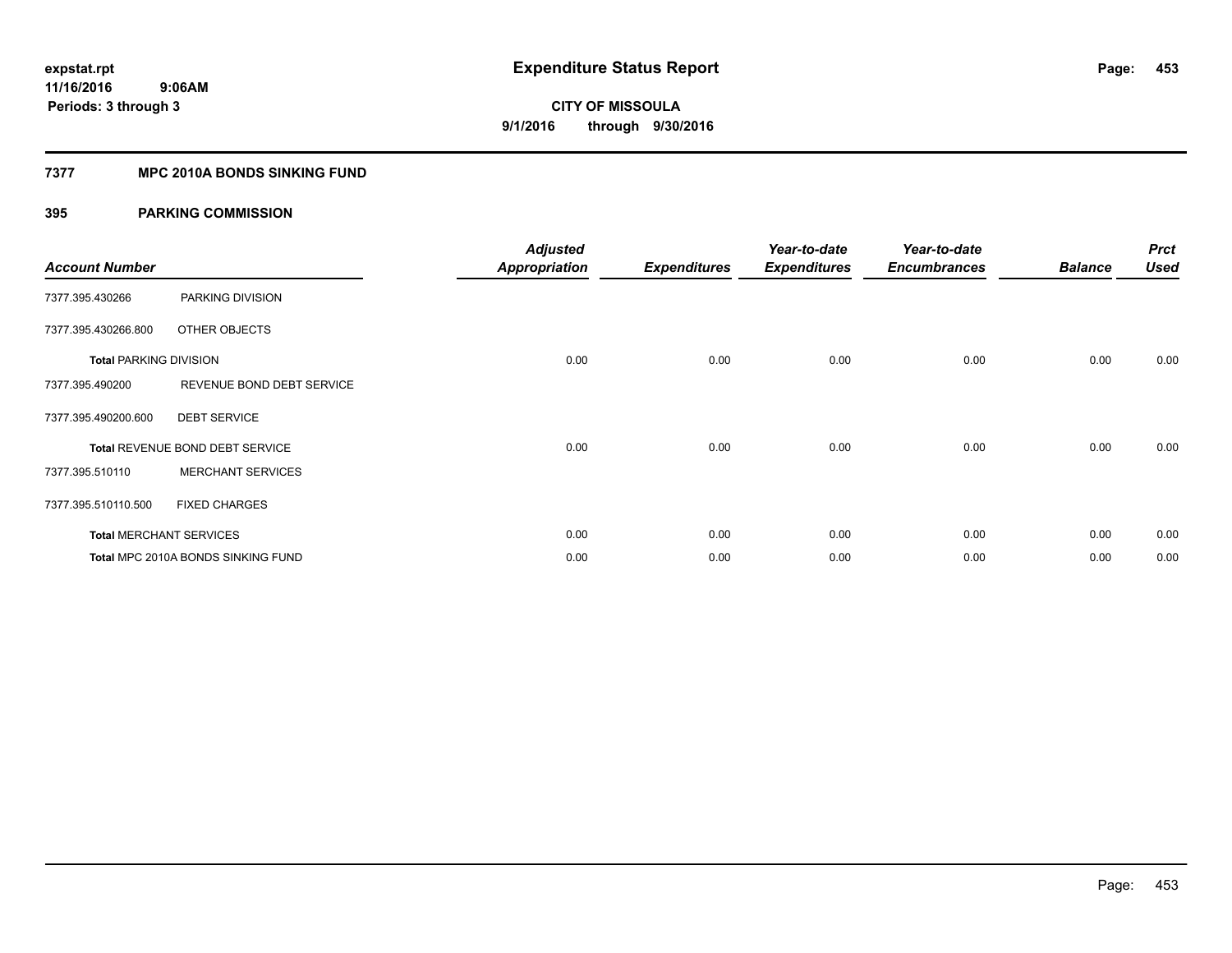# Expenditure Status Report

expstat.rpt
11/16/2016 9:06AM
Periods: 3 through 3

**CITY OF MISSOULA**
**9/1/2016 through 9/30/2016**

## 7377 MPC 2010A BONDS SINKING FUND

### 395 PARKING COMMISSION

| Account Number | | Adjusted Appropriation | Expenditures | Year-to-date Expenditures | Year-to-date Encumbrances | Balance | Prct Used |
|---|---|---|---|---|---|---|---|
| 7377.395.430266 | PARKING DIVISION | | | | | | |
| 7377.395.430266.800 | OTHER OBJECTS | | | | | | |
| Total PARKING DIVISION | | 0.00 | 0.00 | 0.00 | 0.00 | 0.00 | 0.00 |
| 7377.395.490200 | REVENUE BOND DEBT SERVICE | | | | | | |
| 7377.395.490200.600 | DEBT SERVICE | | | | | | |
| Total REVENUE BOND DEBT SERVICE | | 0.00 | 0.00 | 0.00 | 0.00 | 0.00 | 0.00 |
| 7377.395.510110 | MERCHANT SERVICES | | | | | | |
| 7377.395.510110.500 | FIXED CHARGES | | | | | | |
| Total MERCHANT SERVICES | | 0.00 | 0.00 | 0.00 | 0.00 | 0.00 | 0.00 |
| Total MPC 2010A BONDS SINKING FUND | | 0.00 | 0.00 | 0.00 | 0.00 | 0.00 | 0.00 |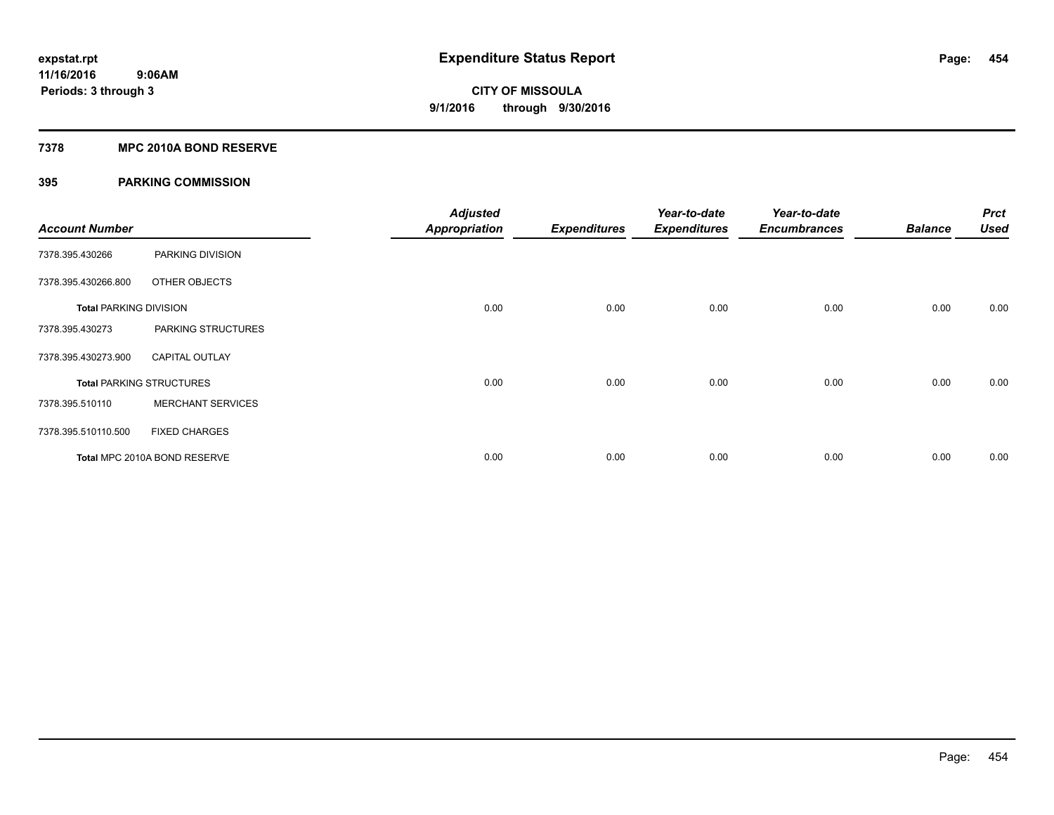**expstat.rpt**
**11/16/2016 9:06AM**
**Periods: 3 through 3**

# Expenditure Status Report

**CITY OF MISSOULA**
**9/1/2016 through 9/30/2016**

## 7378 MPC 2010A BOND RESERVE

## 395 PARKING COMMISSION

| Account Number | | Adjusted Appropriation | Expenditures | Year-to-date Expenditures | Year-to-date Encumbrances | Balance | Prct Used |
|---|---|---|---|---|---|---|---|
| 7378.395.430266 | PARKING DIVISION | | | | | | |
| 7378.395.430266.800 | OTHER OBJECTS | | | | | | |
| **Total** PARKING DIVISION | | 0.00 | 0.00 | 0.00 | 0.00 | 0.00 | 0.00 |
| 7378.395.430273 | PARKING STRUCTURES | | | | | | |
| 7378.395.430273.900 | CAPITAL OUTLAY | | | | | | |
| **Total** PARKING STRUCTURES | | 0.00 | 0.00 | 0.00 | 0.00 | 0.00 | 0.00 |
| 7378.395.510110 | MERCHANT SERVICES | | | | | | |
| 7378.395.510110.500 | FIXED CHARGES | | | | | | |
| **Total** MPC 2010A BOND RESERVE | | 0.00 | 0.00 | 0.00 | 0.00 | 0.00 | 0.00 |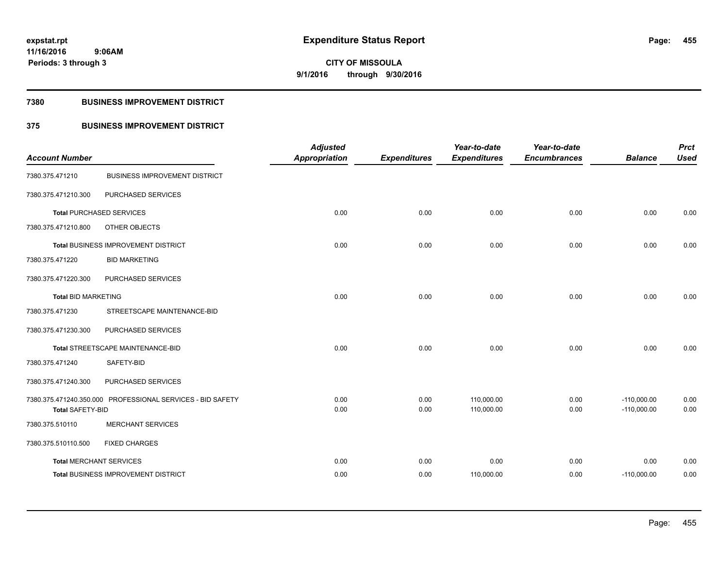**expstat.rpt**
**11/16/2016 9:06AM**
**Periods: 3 through 3**

# Expenditure Status Report

**CITY OF MISSOULA**
**9/1/2016 through 9/30/2016**

## 7380 BUSINESS IMPROVEMENT DISTRICT

## 375 BUSINESS IMPROVEMENT DISTRICT

| Account Number | | Adjusted Appropriation | Expenditures | Year-to-date Expenditures | Year-to-date Encumbrances | Balance | Prct Used |
|---|---|---|---|---|---|---|---|
| 7380.375.471210 | BUSINESS IMPROVEMENT DISTRICT | | | | | | |
| 7380.375.471210.300 | PURCHASED SERVICES | | | | | | |
| **Total** PURCHASED SERVICES | | 0.00 | 0.00 | 0.00 | 0.00 | 0.00 | 0.00 |
| 7380.375.471210.800 | OTHER OBJECTS | | | | | | |
| **Total** BUSINESS IMPROVEMENT DISTRICT | | 0.00 | 0.00 | 0.00 | 0.00 | 0.00 | 0.00 |
| 7380.375.471220 | BID MARKETING | | | | | | |
| 7380.375.471220.300 | PURCHASED SERVICES | | | | | | |
| **Total** BID MARKETING | | 0.00 | 0.00 | 0.00 | 0.00 | 0.00 | 0.00 |
| 7380.375.471230 | STREETSCAPE MAINTENANCE-BID | | | | | | |
| 7380.375.471230.300 | PURCHASED SERVICES | | | | | | |
| **Total** STREETSCAPE MAINTENANCE-BID | | 0.00 | 0.00 | 0.00 | 0.00 | 0.00 | 0.00 |
| 7380.375.471240 | SAFETY-BID | | | | | | |
| 7380.375.471240.300 | PURCHASED SERVICES | | | | | | |
| 7380.375.471240.350.000 | PROFESSIONAL SERVICES - BID SAFETY | 0.00 | 0.00 | 110,000.00 | 0.00 | -110,000.00 | 0.00 |
| **Total** SAFETY-BID | | 0.00 | 0.00 | 110,000.00 | 0.00 | -110,000.00 | 0.00 |
| 7380.375.510110 | MERCHANT SERVICES | | | | | | |
| 7380.375.510110.500 | FIXED CHARGES | | | | | | |
| **Total** MERCHANT SERVICES | | 0.00 | 0.00 | 0.00 | 0.00 | 0.00 | 0.00 |
| **Total** BUSINESS IMPROVEMENT DISTRICT | | 0.00 | 0.00 | 110,000.00 | 0.00 | -110,000.00 | 0.00 |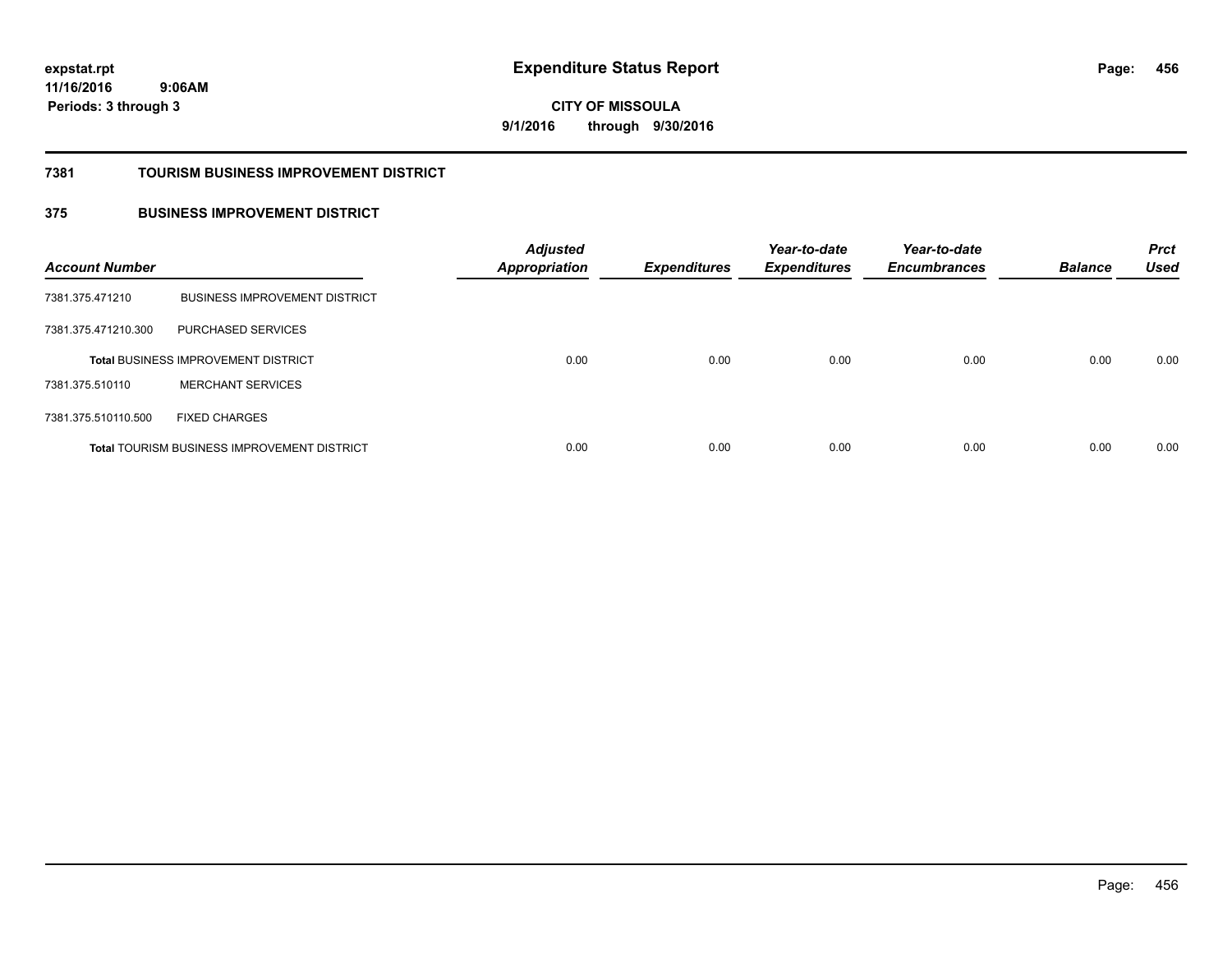**expstat.rpt**
**11/16/2016 9:06AM**
**Periods: 3 through 3**

# Expenditure Status Report

**CITY OF MISSOULA**
**9/1/2016 through 9/30/2016**

## 7381 TOURISM BUSINESS IMPROVEMENT DISTRICT

## 375 BUSINESS IMPROVEMENT DISTRICT

| Account Number | | Adjusted Appropriation | Expenditures | Year-to-date Expenditures | Year-to-date Encumbrances | Balance | Prct Used |
|---|---|---|---|---|---|---|---|
| 7381.375.471210 | BUSINESS IMPROVEMENT DISTRICT | | | | | | |
| 7381.375.471210.300 | PURCHASED SERVICES | | | | | | |
| **Total** BUSINESS IMPROVEMENT DISTRICT | | 0.00 | 0.00 | 0.00 | 0.00 | 0.00 | 0.00 |
| 7381.375.510110 | MERCHANT SERVICES | | | | | | |
| 7381.375.510110.500 | FIXED CHARGES | | | | | | |
| **Total** TOURISM BUSINESS IMPROVEMENT DISTRICT | | 0.00 | 0.00 | 0.00 | 0.00 | 0.00 | 0.00 |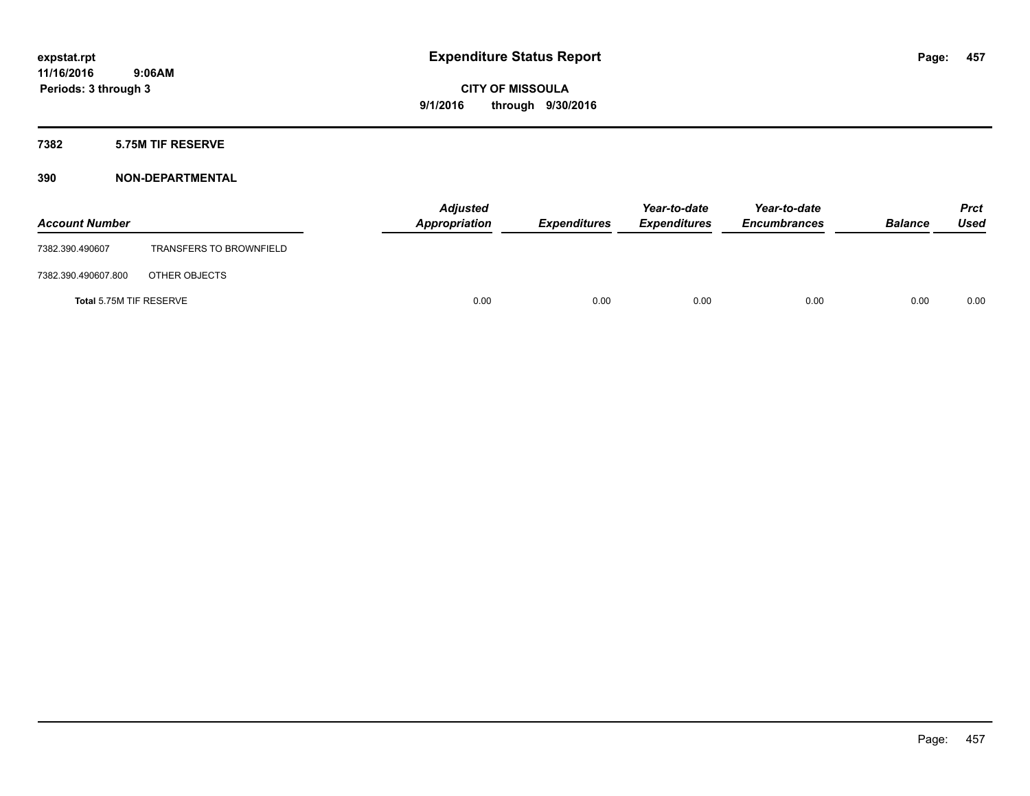# Expenditure Status Report

**CITY OF MISSOULA**

**9/1/2016 through 9/30/2016**

expstat.rpt
11/16/2016 9:06AM
Periods: 3 through 3

## 7382 5.75M TIF RESERVE

### 390 NON-DEPARTMENTAL

| Account Number | | Adjusted Appropriation | Expenditures | Year-to-date Expenditures | Year-to-date Encumbrances | Balance | Prct Used |
|---|---|---|---|---|---|---|---|
| 7382.390.490607 | TRANSFERS TO BROWNFIELD | | | | | | |
| 7382.390.490607.800 | OTHER OBJECTS | | | | | | |
| **Total** 5.75M TIF RESERVE | | 0.00 | 0.00 | 0.00 | 0.00 | 0.00 | 0.00 |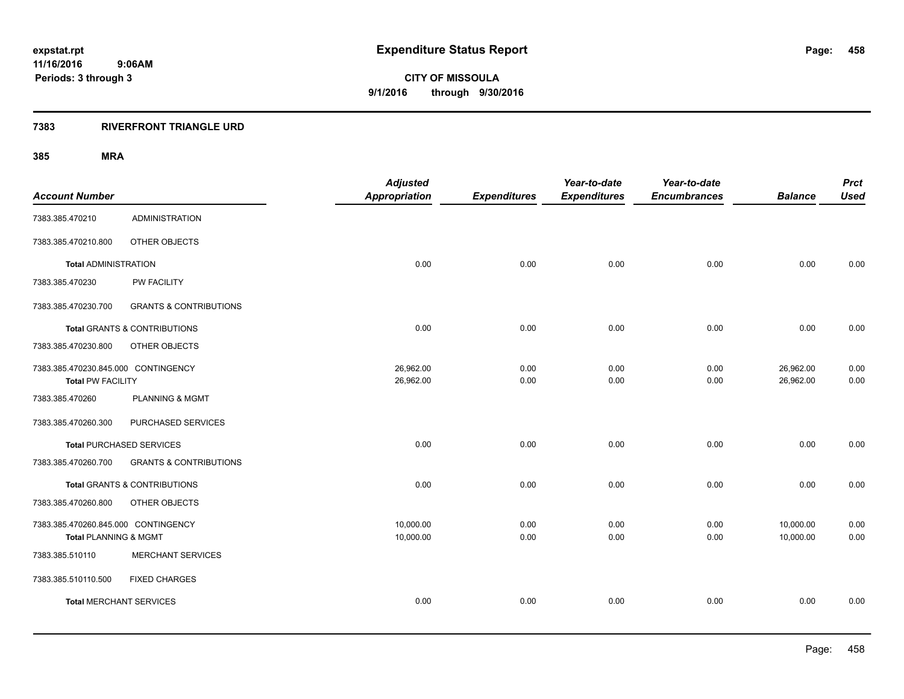expstat.rpt
11/16/2016 9:06AM
Periods: 3 through 3

# Expenditure Status Report

**CITY OF MISSOULA**
**9/1/2016 through 9/30/2016**

## 7383 RIVERFRONT TRIANGLE URD

### 385 MRA

| Account Number | | Adjusted Appropriation | Expenditures | Year-to-date Expenditures | Year-to-date Encumbrances | Balance | Prct Used |
|---|---|---|---|---|---|---|---|
| 7383.385.470210 | ADMINISTRATION | | | | | | |
| 7383.385.470210.800 | OTHER OBJECTS | | | | | | |
| **Total** ADMINISTRATION | | 0.00 | 0.00 | 0.00 | 0.00 | 0.00 | 0.00 |
| 7383.385.470230 | PW FACILITY | | | | | | |
| 7383.385.470230.700 | GRANTS & CONTRIBUTIONS | | | | | | |
| **Total** GRANTS & CONTRIBUTIONS | | 0.00 | 0.00 | 0.00 | 0.00 | 0.00 | 0.00 |
| 7383.385.470230.800 | OTHER OBJECTS | | | | | | |
| 7383.385.470230.845.000 | CONTINGENCY | 26,962.00 | 0.00 | 0.00 | 0.00 | 26,962.00 | 0.00 |
| **Total** PW FACILITY | | 26,962.00 | 0.00 | 0.00 | 0.00 | 26,962.00 | 0.00 |
| 7383.385.470260 | PLANNING & MGMT | | | | | | |
| 7383.385.470260.300 | PURCHASED SERVICES | | | | | | |
| **Total** PURCHASED SERVICES | | 0.00 | 0.00 | 0.00 | 0.00 | 0.00 | 0.00 |
| 7383.385.470260.700 | GRANTS & CONTRIBUTIONS | | | | | | |
| **Total** GRANTS & CONTRIBUTIONS | | 0.00 | 0.00 | 0.00 | 0.00 | 0.00 | 0.00 |
| 7383.385.470260.800 | OTHER OBJECTS | | | | | | |
| 7383.385.470260.845.000 | CONTINGENCY | 10,000.00 | 0.00 | 0.00 | 0.00 | 10,000.00 | 0.00 |
| **Total** PLANNING & MGMT | | 10,000.00 | 0.00 | 0.00 | 0.00 | 10,000.00 | 0.00 |
| 7383.385.510110 | MERCHANT SERVICES | | | | | | |
| 7383.385.510110.500 | FIXED CHARGES | | | | | | |
| **Total** MERCHANT SERVICES | | 0.00 | 0.00 | 0.00 | 0.00 | 0.00 | 0.00 |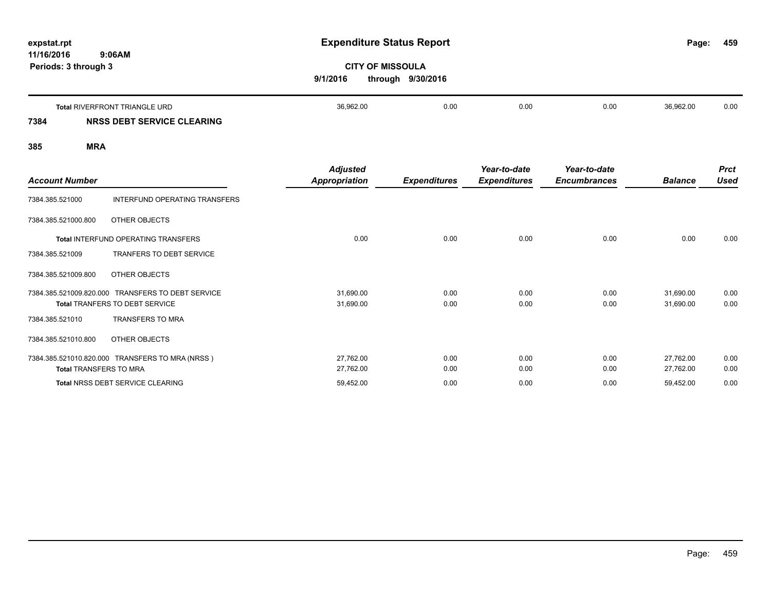**expstat.rpt**
**11/16/2016 9:06AM**
**Periods: 3 through 3**

# Expenditure Status Report

**CITY OF MISSOULA**
**9/1/2016 through 9/30/2016**

| | Adjusted Appropriation | Expenditures | Year-to-date Expenditures | Year-to-date Encumbrances | Balance | Prct Used |
|---|---|---|---|---|---|---|
| **Total** RIVERFRONT TRIANGLE URD | 36,962.00 | 0.00 | 0.00 | 0.00 | 36,962.00 | 0.00 |

## 7384 NRSS DEBT SERVICE CLEARING

## 385 MRA

| Account Number | | Adjusted Appropriation | Expenditures | Year-to-date Expenditures | Year-to-date Encumbrances | Balance | Prct Used |
|---|---|---|---|---|---|---|---|
| 7384.385.521000 | INTERFUND OPERATING TRANSFERS | | | | | | |
| 7384.385.521000.800 | OTHER OBJECTS | | | | | | |
| **Total** INTERFUND OPERATING TRANSFERS | | 0.00 | 0.00 | 0.00 | 0.00 | 0.00 | 0.00 |
| 7384.385.521009 | TRANFERS TO DEBT SERVICE | | | | | | |
| 7384.385.521009.800 | OTHER OBJECTS | | | | | | |
| 7384.385.521009.820.000 | TRANSFERS TO DEBT SERVICE | 31,690.00 | 0.00 | 0.00 | 0.00 | 31,690.00 | 0.00 |
| **Total** TRANFERS TO DEBT SERVICE | | 31,690.00 | 0.00 | 0.00 | 0.00 | 31,690.00 | 0.00 |
| 7384.385.521010 | TRANSFERS TO MRA | | | | | | |
| 7384.385.521010.800 | OTHER OBJECTS | | | | | | |
| 7384.385.521010.820.000 | TRANSFERS TO MRA (NRSS ) | 27,762.00 | 0.00 | 0.00 | 0.00 | 27,762.00 | 0.00 |
| **Total** TRANSFERS TO MRA | | 27,762.00 | 0.00 | 0.00 | 0.00 | 27,762.00 | 0.00 |
| **Total** NRSS DEBT SERVICE CLEARING | | 59,452.00 | 0.00 | 0.00 | 0.00 | 59,452.00 | 0.00 |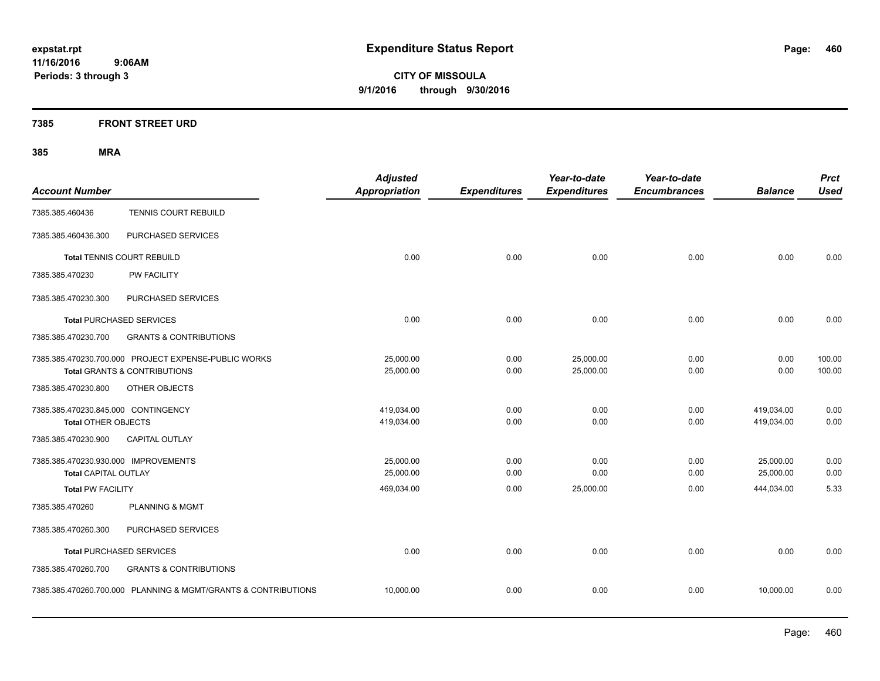# Expenditure Status Report

expstat.rpt
11/16/2016 9:06AM
Periods: 3 through 3

**CITY OF MISSOULA**
**9/1/2016 through 9/30/2016**

## 7385 FRONT STREET URD

### 385 MRA

| Account Number | | Adjusted Appropriation | Expenditures | Year-to-date Expenditures | Year-to-date Encumbrances | Balance | Prct Used |
|---|---|---|---|---|---|---|---|
| 7385.385.460436 | TENNIS COURT REBUILD | | | | | | |
| 7385.385.460436.300 | PURCHASED SERVICES | | | | | | |
| **Total** TENNIS COURT REBUILD | | 0.00 | 0.00 | 0.00 | 0.00 | 0.00 | 0.00 |
| 7385.385.470230 | PW FACILITY | | | | | | |
| 7385.385.470230.300 | PURCHASED SERVICES | | | | | | |
| **Total** PURCHASED SERVICES | | 0.00 | 0.00 | 0.00 | 0.00 | 0.00 | 0.00 |
| 7385.385.470230.700 | GRANTS & CONTRIBUTIONS | | | | | | |
| 7385.385.470230.700.000 | PROJECT EXPENSE-PUBLIC WORKS | 25,000.00 | 0.00 | 25,000.00 | 0.00 | 0.00 | 100.00 |
| **Total** GRANTS & CONTRIBUTIONS | | 25,000.00 | 0.00 | 25,000.00 | 0.00 | 0.00 | 100.00 |
| 7385.385.470230.800 | OTHER OBJECTS | | | | | | |
| 7385.385.470230.845.000 | CONTINGENCY | 419,034.00 | 0.00 | 0.00 | 0.00 | 419,034.00 | 0.00 |
| **Total** OTHER OBJECTS | | 419,034.00 | 0.00 | 0.00 | 0.00 | 419,034.00 | 0.00 |
| 7385.385.470230.900 | CAPITAL OUTLAY | | | | | | |
| 7385.385.470230.930.000 | IMPROVEMENTS | 25,000.00 | 0.00 | 0.00 | 0.00 | 25,000.00 | 0.00 |
| **Total** CAPITAL OUTLAY | | 25,000.00 | 0.00 | 0.00 | 0.00 | 25,000.00 | 0.00 |
| **Total** PW FACILITY | | 469,034.00 | 0.00 | 25,000.00 | 0.00 | 444,034.00 | 5.33 |
| 7385.385.470260 | PLANNING & MGMT | | | | | | |
| 7385.385.470260.300 | PURCHASED SERVICES | | | | | | |
| **Total** PURCHASED SERVICES | | 0.00 | 0.00 | 0.00 | 0.00 | 0.00 | 0.00 |
| 7385.385.470260.700 | GRANTS & CONTRIBUTIONS | | | | | | |
| 7385.385.470260.700.000 | PLANNING & MGMT/GRANTS & CONTRIBUTIONS | 10,000.00 | 0.00 | 0.00 | 0.00 | 10,000.00 | 0.00 |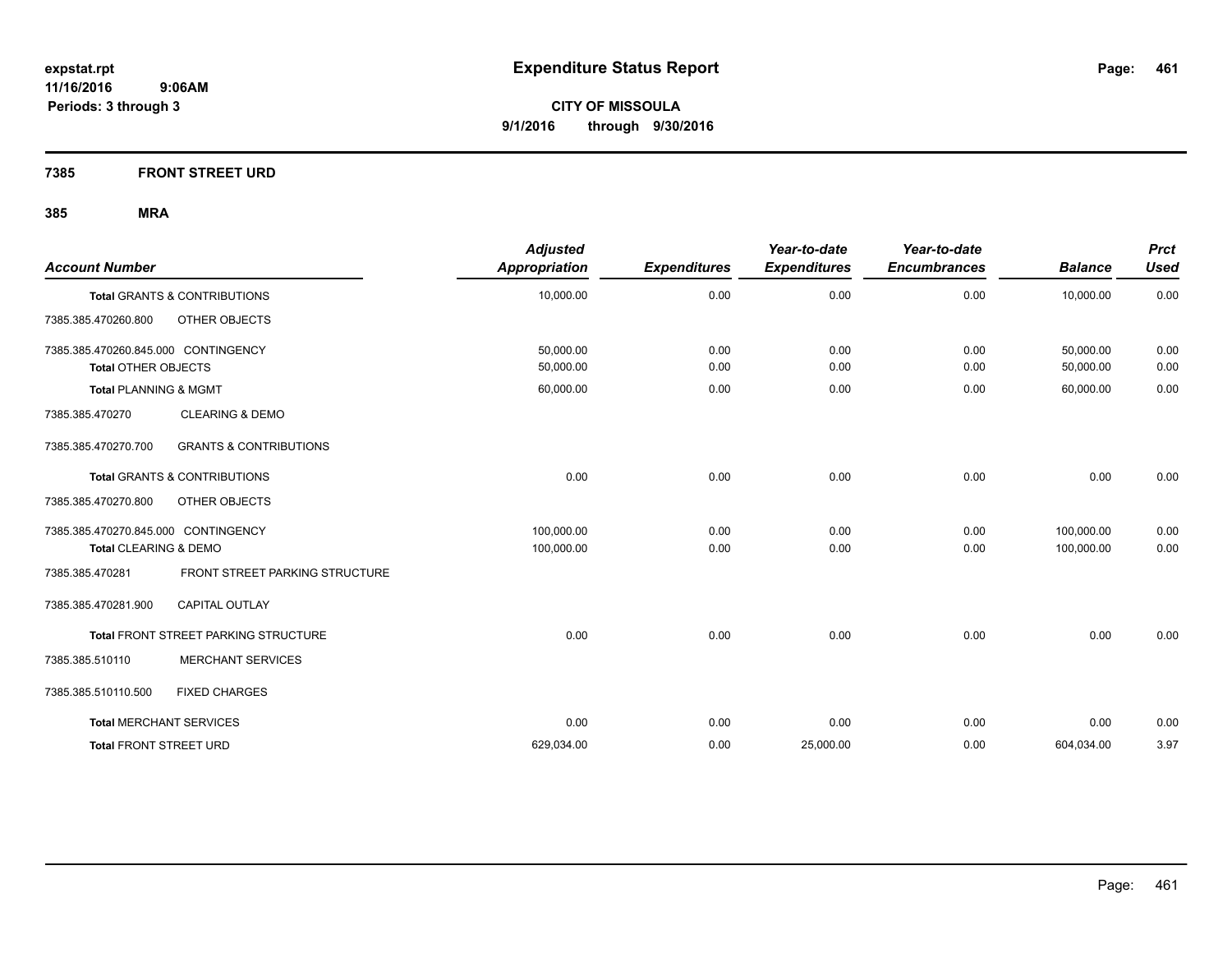# Expenditure Status Report

expstat.rpt
11/16/2016 9:06AM
Periods: 3 through 3

**CITY OF MISSOULA**
**9/1/2016 through 9/30/2016**

## 7385 FRONT STREET URD

### 385 MRA

| Account Number | | Adjusted Appropriation | Expenditures | Year-to-date Expenditures | Year-to-date Encumbrances | Balance | Prct Used |
|---|---|---|---|---|---|---|---|
| **Total** GRANTS & CONTRIBUTIONS | | 10,000.00 | 0.00 | 0.00 | 0.00 | 10,000.00 | 0.00 |
| 7385.385.470260.800 | OTHER OBJECTS | | | | | | |
| 7385.385.470260.845.000 CONTINGENCY | | 50,000.00 | 0.00 | 0.00 | 0.00 | 50,000.00 | 0.00 |
| **Total** OTHER OBJECTS | | 50,000.00 | 0.00 | 0.00 | 0.00 | 50,000.00 | 0.00 |
| **Total** PLANNING & MGMT | | 60,000.00 | 0.00 | 0.00 | 0.00 | 60,000.00 | 0.00 |
| 7385.385.470270 | CLEARING & DEMO | | | | | | |
| 7385.385.470270.700 | GRANTS & CONTRIBUTIONS | | | | | | |
| **Total** GRANTS & CONTRIBUTIONS | | 0.00 | 0.00 | 0.00 | 0.00 | 0.00 | 0.00 |
| 7385.385.470270.800 | OTHER OBJECTS | | | | | | |
| 7385.385.470270.845.000 CONTINGENCY | | 100,000.00 | 0.00 | 0.00 | 0.00 | 100,000.00 | 0.00 |
| **Total** CLEARING & DEMO | | 100,000.00 | 0.00 | 0.00 | 0.00 | 100,000.00 | 0.00 |
| 7385.385.470281 | FRONT STREET PARKING STRUCTURE | | | | | | |
| 7385.385.470281.900 | CAPITAL OUTLAY | | | | | | |
| **Total** FRONT STREET PARKING STRUCTURE | | 0.00 | 0.00 | 0.00 | 0.00 | 0.00 | 0.00 |
| 7385.385.510110 | MERCHANT SERVICES | | | | | | |
| 7385.385.510110.500 | FIXED CHARGES | | | | | | |
| **Total** MERCHANT SERVICES | | 0.00 | 0.00 | 0.00 | 0.00 | 0.00 | 0.00 |
| **Total** FRONT STREET URD | | 629,034.00 | 0.00 | 25,000.00 | 0.00 | 604,034.00 | 3.97 |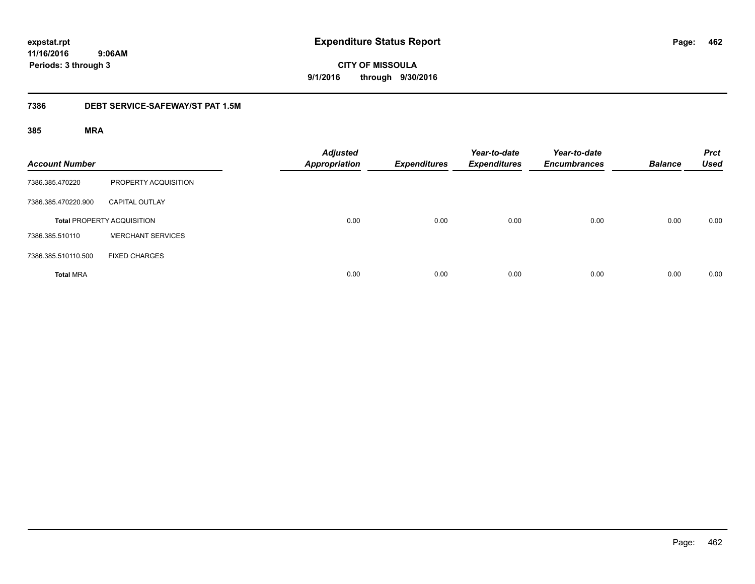**expstat.rpt**
**11/16/2016 9:06AM**
**Periods: 3 through 3**

# Expenditure Status Report

**CITY OF MISSOULA**
**9/1/2016 through 9/30/2016**

## 7386 DEBT SERVICE-SAFEWAY/ST PAT 1.5M

### 385 MRA

| Account Number | | Adjusted Appropriation | Expenditures | Year-to-date Expenditures | Year-to-date Encumbrances | Balance | Prct Used |
|---|---|---|---|---|---|---|---|
| 7386.385.470220 | PROPERTY ACQUISITION | | | | | | |
| 7386.385.470220.900 | CAPITAL OUTLAY | | | | | | |
| **Total** PROPERTY ACQUISITION | | 0.00 | 0.00 | 0.00 | 0.00 | 0.00 | 0.00 |
| 7386.385.510110 | MERCHANT SERVICES | | | | | | |
| 7386.385.510110.500 | FIXED CHARGES | | | | | | |
| **Total** MRA | | 0.00 | 0.00 | 0.00 | 0.00 | 0.00 | 0.00 |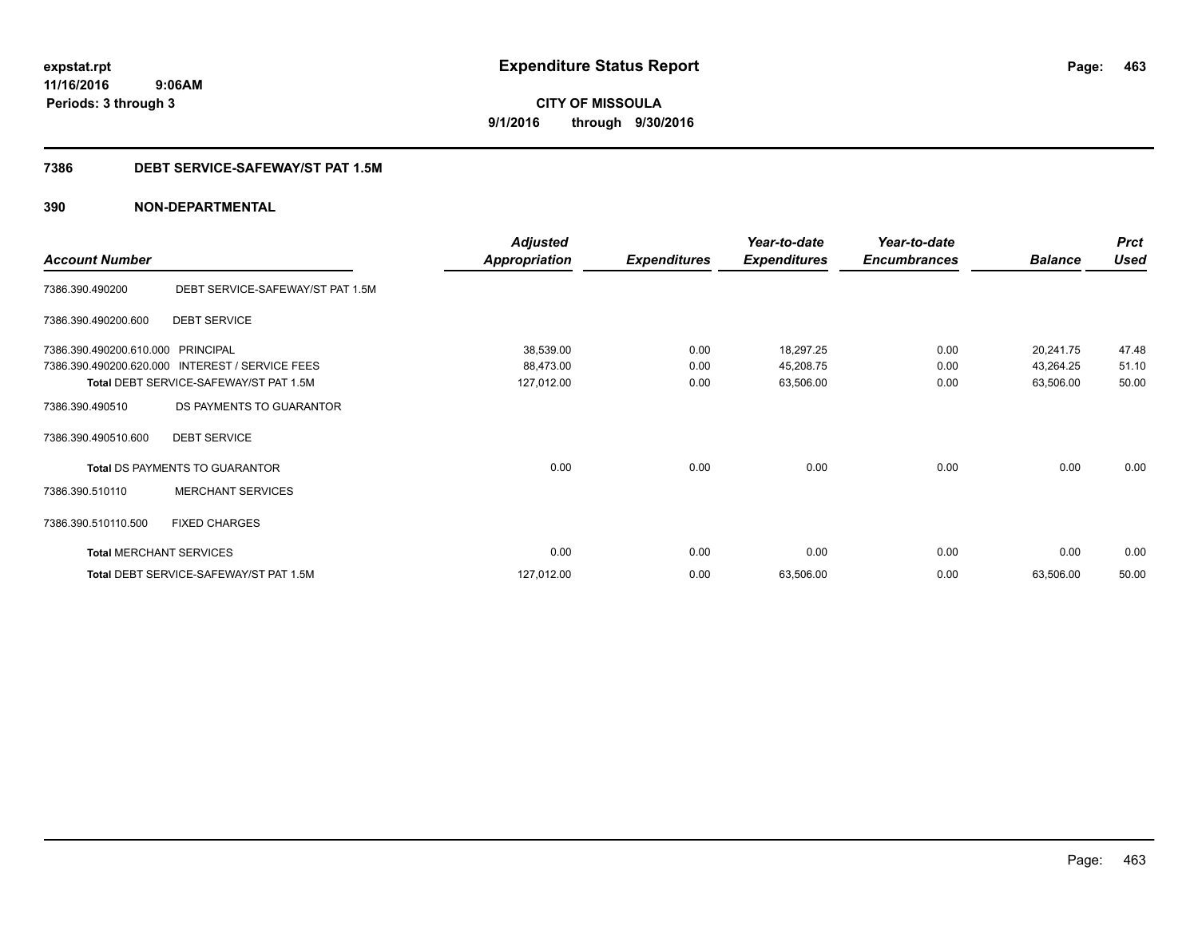**expstat.rpt**
**11/16/2016 9:06AM**
**Periods: 3 through 3**

# Expenditure Status Report

**CITY OF MISSOULA**
**9/1/2016 through 9/30/2016**

## 7386 DEBT SERVICE-SAFEWAY/ST PAT 1.5M

### 390 NON-DEPARTMENTAL

| Account Number | | Adjusted Appropriation | Expenditures | Year-to-date Expenditures | Year-to-date Encumbrances | Balance | Prct Used |
|---|---|---|---|---|---|---|---|
| 7386.390.490200 | DEBT SERVICE-SAFEWAY/ST PAT 1.5M | | | | | | |
| 7386.390.490200.600 | DEBT SERVICE | | | | | | |
| 7386.390.490200.610.000 | PRINCIPAL | 38,539.00 | 0.00 | 18,297.25 | 0.00 | 20,241.75 | 47.48 |
| 7386.390.490200.620.000 | INTEREST / SERVICE FEES | 88,473.00 | 0.00 | 45,208.75 | 0.00 | 43,264.25 | 51.10 |
| **Total** DEBT SERVICE-SAFEWAY/ST PAT 1.5M | | 127,012.00 | 0.00 | 63,506.00 | 0.00 | 63,506.00 | 50.00 |
| 7386.390.490510 | DS PAYMENTS TO GUARANTOR | | | | | | |
| 7386.390.490510.600 | DEBT SERVICE | | | | | | |
| **Total** DS PAYMENTS TO GUARANTOR | | 0.00 | 0.00 | 0.00 | 0.00 | 0.00 | 0.00 |
| 7386.390.510110 | MERCHANT SERVICES | | | | | | |
| 7386.390.510110.500 | FIXED CHARGES | | | | | | |
| **Total** MERCHANT SERVICES | | 0.00 | 0.00 | 0.00 | 0.00 | 0.00 | 0.00 |
| **Total** DEBT SERVICE-SAFEWAY/ST PAT 1.5M | | 127,012.00 | 0.00 | 63,506.00 | 0.00 | 63,506.00 | 50.00 |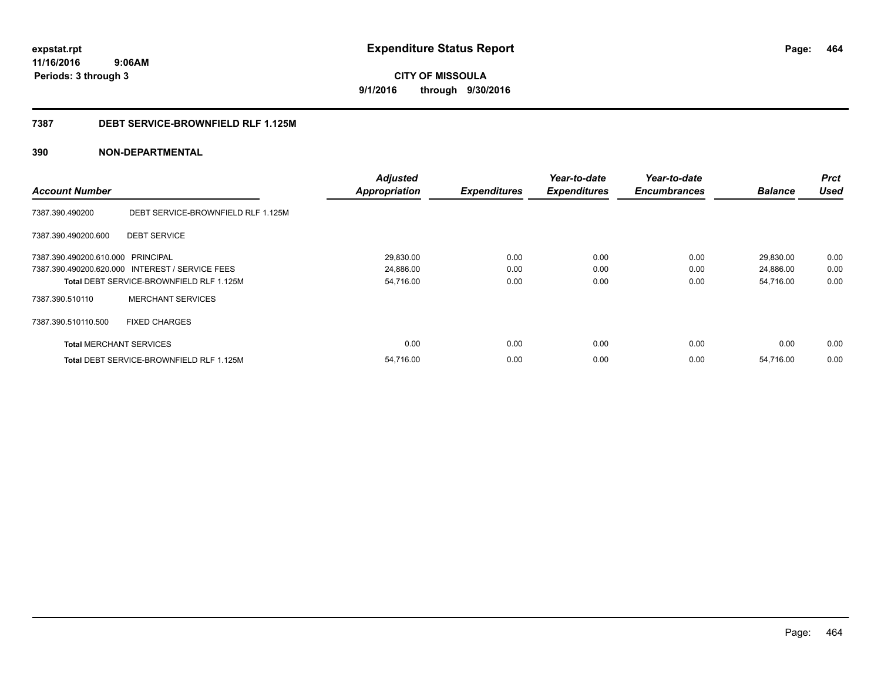**expstat.rpt**
**11/16/2016 9:06AM**
**Periods: 3 through 3**

# Expenditure Status Report

**CITY OF MISSOULA**
**9/1/2016 through 9/30/2016**

## 7387 DEBT SERVICE-BROWNFIELD RLF 1.125M

## 390 NON-DEPARTMENTAL

| Account Number | | Adjusted Appropriation | Expenditures | Year-to-date Expenditures | Year-to-date Encumbrances | Balance | Prct Used |
|---|---|---|---|---|---|---|---|
| 7387.390.490200 | DEBT SERVICE-BROWNFIELD RLF 1.125M | | | | | | |
| 7387.390.490200.600 | DEBT SERVICE | | | | | | |
| 7387.390.490200.610.000 | PRINCIPAL | 29,830.00 | 0.00 | 0.00 | 0.00 | 29,830.00 | 0.00 |
| 7387.390.490200.620.000 | INTEREST / SERVICE FEES | 24,886.00 | 0.00 | 0.00 | 0.00 | 24,886.00 | 0.00 |
| **Total** DEBT SERVICE-BROWNFIELD RLF 1.125M | | 54,716.00 | 0.00 | 0.00 | 0.00 | 54,716.00 | 0.00 |
| 7387.390.510110 | MERCHANT SERVICES | | | | | | |
| 7387.390.510110.500 | FIXED CHARGES | | | | | | |
| **Total** MERCHANT SERVICES | | 0.00 | 0.00 | 0.00 | 0.00 | 0.00 | 0.00 |
| **Total** DEBT SERVICE-BROWNFIELD RLF 1.125M | | 54,716.00 | 0.00 | 0.00 | 0.00 | 54,716.00 | 0.00 |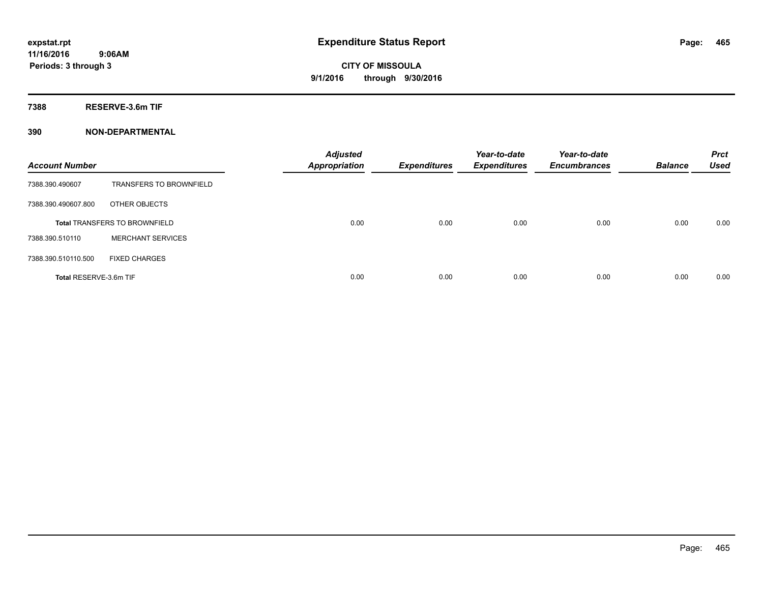# Expenditure Status Report

**CITY OF MISSOULA**

**9/1/2016 through 9/30/2016**

expstat.rpt
11/16/2016 9:06AM
Periods: 3 through 3

## 7388 RESERVE-3.6m TIF

## 390 NON-DEPARTMENTAL

| Account Number | | Adjusted Appropriation | Expenditures | Year-to-date Expenditures | Year-to-date Encumbrances | Balance | Prct Used |
|---|---|---|---|---|---|---|---|
| 7388.390.490607 | TRANSFERS TO BROWNFIELD | | | | | | |
| 7388.390.490607.800 | OTHER OBJECTS | | | | | | |
| **Total** TRANSFERS TO BROWNFIELD | | 0.00 | 0.00 | 0.00 | 0.00 | 0.00 | 0.00 |
| 7388.390.510110 | MERCHANT SERVICES | | | | | | |
| 7388.390.510110.500 | FIXED CHARGES | | | | | | |
| **Total** RESERVE-3.6m TIF | | 0.00 | 0.00 | 0.00 | 0.00 | 0.00 | 0.00 |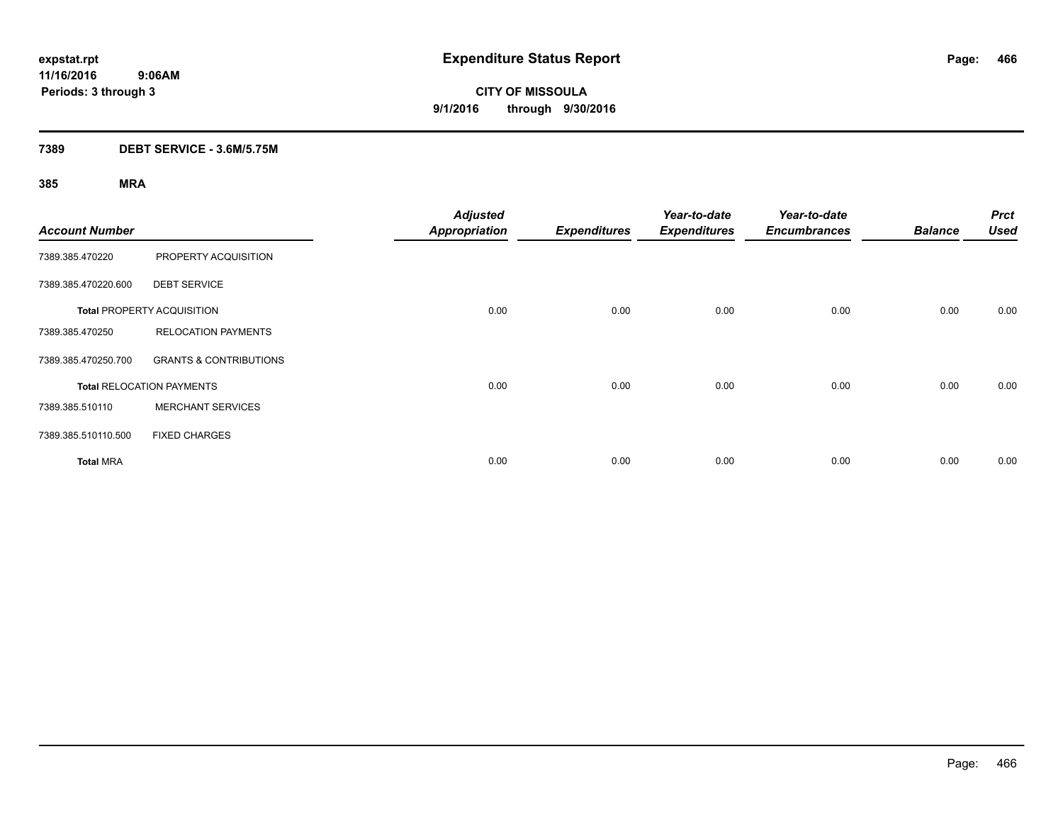**expstat.rpt**
**11/16/2016 9:06AM**
**Periods: 3 through 3**

# Expenditure Status Report

**CITY OF MISSOULA**
**9/1/2016 through 9/30/2016**

## 7389 DEBT SERVICE - 3.6M/5.75M

### 385 MRA

| Account Number | | Adjusted Appropriation | Expenditures | Year-to-date Expenditures | Year-to-date Encumbrances | Balance | Prct Used |
|---|---|---|---|---|---|---|---|
| 7389.385.470220 | PROPERTY ACQUISITION | | | | | | |
| 7389.385.470220.600 | DEBT SERVICE | | | | | | |
| **Total** PROPERTY ACQUISITION | | 0.00 | 0.00 | 0.00 | 0.00 | 0.00 | 0.00 |
| 7389.385.470250 | RELOCATION PAYMENTS | | | | | | |
| 7389.385.470250.700 | GRANTS & CONTRIBUTIONS | | | | | | |
| **Total** RELOCATION PAYMENTS | | 0.00 | 0.00 | 0.00 | 0.00 | 0.00 | 0.00 |
| 7389.385.510110 | MERCHANT SERVICES | | | | | | |
| 7389.385.510110.500 | FIXED CHARGES | | | | | | |
| **Total** MRA | | 0.00 | 0.00 | 0.00 | 0.00 | 0.00 | 0.00 |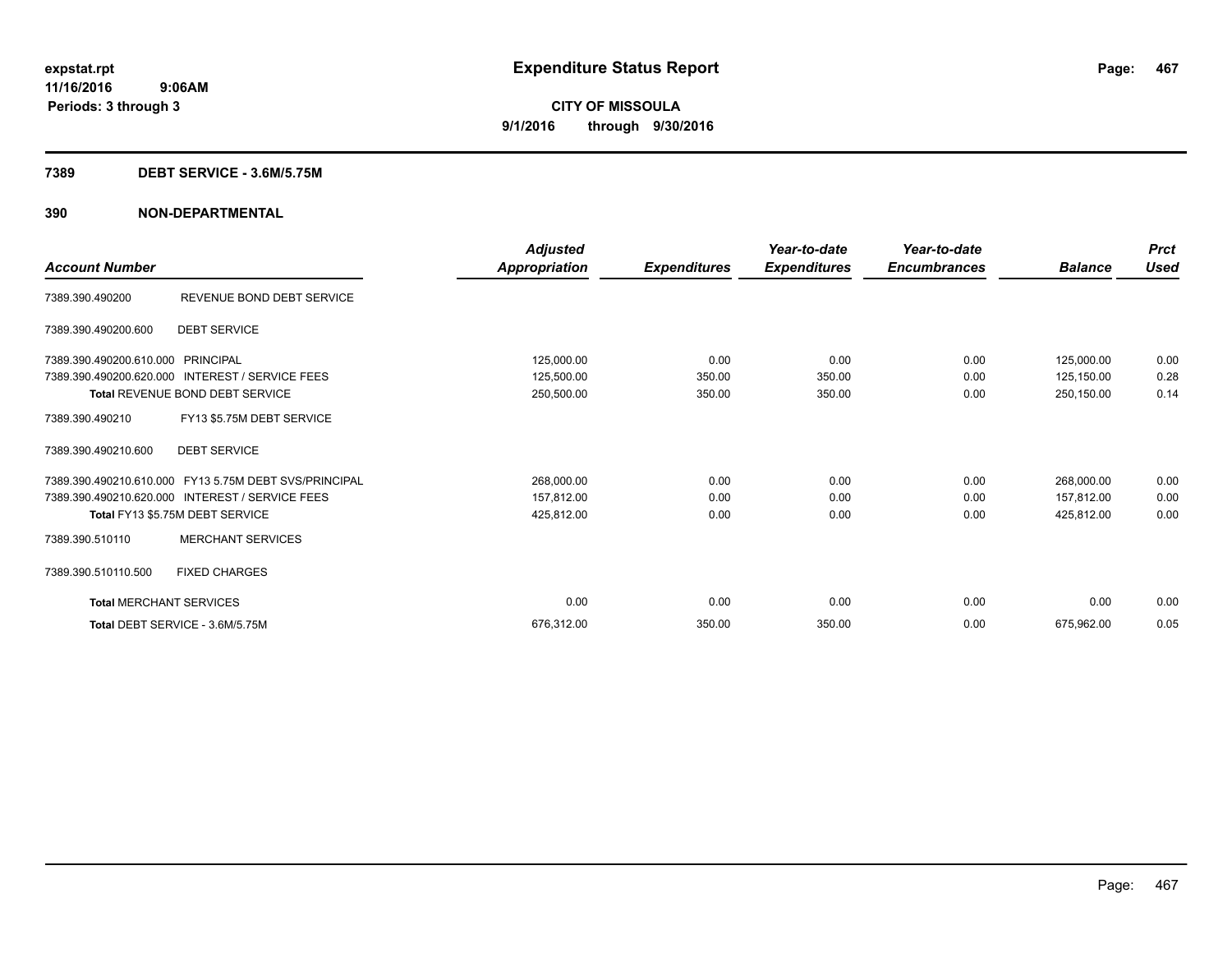expstat.rpt
11/16/2016 9:06AM
Periods: 3 through 3

# Expenditure Status Report

**CITY OF MISSOULA**
**9/1/2016 through 9/30/2016**

## 7389 DEBT SERVICE - 3.6M/5.75M

## 390 NON-DEPARTMENTAL

| Account Number | | Adjusted Appropriation | Expenditures | Year-to-date Expenditures | Year-to-date Encumbrances | Balance | Prct Used |
|---|---|---|---|---|---|---|---|
| 7389.390.490200 | REVENUE BOND DEBT SERVICE | | | | | | |
| 7389.390.490200.600 | DEBT SERVICE | | | | | | |
| 7389.390.490200.610.000 | PRINCIPAL | 125,000.00 | 0.00 | 0.00 | 0.00 | 125,000.00 | 0.00 |
| 7389.390.490200.620.000 | INTEREST / SERVICE FEES | 125,500.00 | 350.00 | 350.00 | 0.00 | 125,150.00 | 0.28 |
| Total REVENUE BOND DEBT SERVICE | | 250,500.00 | 350.00 | 350.00 | 0.00 | 250,150.00 | 0.14 |
| 7389.390.490210 | FY13 $5.75M DEBT SERVICE | | | | | | |
| 7389.390.490210.600 | DEBT SERVICE | | | | | | |
| 7389.390.490210.610.000 | FY13 5.75M DEBT SVS/PRINCIPAL | 268,000.00 | 0.00 | 0.00 | 0.00 | 268,000.00 | 0.00 |
| 7389.390.490210.620.000 | INTEREST / SERVICE FEES | 157,812.00 | 0.00 | 0.00 | 0.00 | 157,812.00 | 0.00 |
| Total FY13 $5.75M DEBT SERVICE | | 425,812.00 | 0.00 | 0.00 | 0.00 | 425,812.00 | 0.00 |
| 7389.390.510110 | MERCHANT SERVICES | | | | | | |
| 7389.390.510110.500 | FIXED CHARGES | | | | | | |
| Total MERCHANT SERVICES | | 0.00 | 0.00 | 0.00 | 0.00 | 0.00 | 0.00 |
| Total DEBT SERVICE - 3.6M/5.75M | | 676,312.00 | 350.00 | 350.00 | 0.00 | 675,962.00 | 0.05 |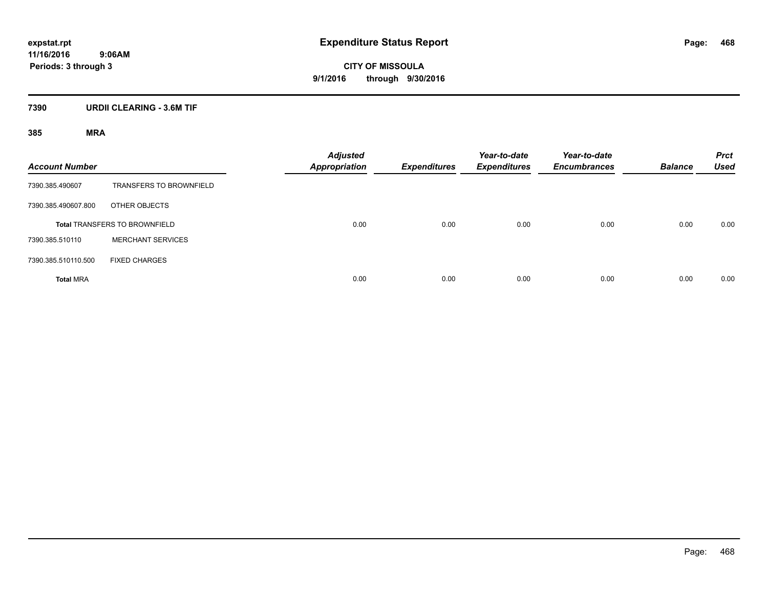**expstat.rpt**
**11/16/2016 9:06AM**
**Periods: 3 through 3**

# Expenditure Status Report

**CITY OF MISSOULA**
**9/1/2016 through 9/30/2016**

## 7390 URDII CLEARING - 3.6M TIF

### 385 MRA

| Account Number | | Adjusted Appropriation | Expenditures | Year-to-date Expenditures | Year-to-date Encumbrances | Balance | Prct Used |
|---|---|---|---|---|---|---|---|
| 7390.385.490607 | TRANSFERS TO BROWNFIELD | | | | | | |
| 7390.385.490607.800 | OTHER OBJECTS | | | | | | |
| **Total** TRANSFERS TO BROWNFIELD | | 0.00 | 0.00 | 0.00 | 0.00 | 0.00 | 0.00 |
| 7390.385.510110 | MERCHANT SERVICES | | | | | | |
| 7390.385.510110.500 | FIXED CHARGES | | | | | | |
| **Total** MRA | | 0.00 | 0.00 | 0.00 | 0.00 | 0.00 | 0.00 |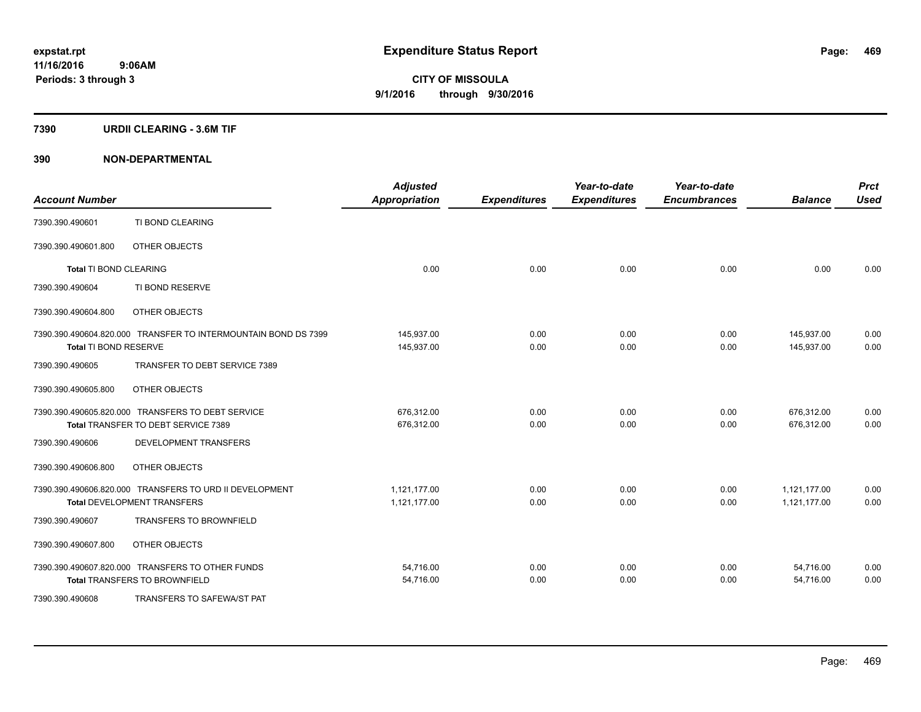**Expenditure Status Report**

**CITY OF MISSOULA**
**9/1/2016 through 9/30/2016**

expstat.rpt
11/16/2016 9:06AM
Periods: 3 through 3

## 7390 URDII CLEARING - 3.6M TIF

## 390 NON-DEPARTMENTAL

| Account Number | | Adjusted Appropriation | Expenditures | Year-to-date Expenditures | Year-to-date Encumbrances | Balance | Prct Used |
|---|---|---|---|---|---|---|---|
| 7390.390.490601 | TI BOND CLEARING | | | | | | |
| 7390.390.490601.800 | OTHER OBJECTS | | | | | | |
| **Total** TI BOND CLEARING | | 0.00 | 0.00 | 0.00 | 0.00 | 0.00 | 0.00 |
| 7390.390.490604 | TI BOND RESERVE | | | | | | |
| 7390.390.490604.800 | OTHER OBJECTS | | | | | | |
| 7390.390.490604.820.000 | TRANSFER TO INTERMOUNTAIN BOND DS 7399 | 145,937.00 | 0.00 | 0.00 | 0.00 | 145,937.00 | 0.00 |
| **Total** TI BOND RESERVE | | 145,937.00 | 0.00 | 0.00 | 0.00 | 145,937.00 | 0.00 |
| 7390.390.490605 | TRANSFER TO DEBT SERVICE 7389 | | | | | | |
| 7390.390.490605.800 | OTHER OBJECTS | | | | | | |
| 7390.390.490605.820.000 | TRANSFERS TO DEBT SERVICE | 676,312.00 | 0.00 | 0.00 | 0.00 | 676,312.00 | 0.00 |
| **Total** TRANSFER TO DEBT SERVICE 7389 | | 676,312.00 | 0.00 | 0.00 | 0.00 | 676,312.00 | 0.00 |
| 7390.390.490606 | DEVELOPMENT TRANSFERS | | | | | | |
| 7390.390.490606.800 | OTHER OBJECTS | | | | | | |
| 7390.390.490606.820.000 | TRANSFERS TO URD II DEVELOPMENT | 1,121,177.00 | 0.00 | 0.00 | 0.00 | 1,121,177.00 | 0.00 |
| **Total** DEVELOPMENT TRANSFERS | | 1,121,177.00 | 0.00 | 0.00 | 0.00 | 1,121,177.00 | 0.00 |
| 7390.390.490607 | TRANSFERS TO BROWNFIELD | | | | | | |
| 7390.390.490607.800 | OTHER OBJECTS | | | | | | |
| 7390.390.490607.820.000 | TRANSFERS TO OTHER FUNDS | 54,716.00 | 0.00 | 0.00 | 0.00 | 54,716.00 | 0.00 |
| **Total** TRANSFERS TO BROWNFIELD | | 54,716.00 | 0.00 | 0.00 | 0.00 | 54,716.00 | 0.00 |
| 7390.390.490608 | TRANSFERS TO SAFEWA/ST PAT | | | | | | |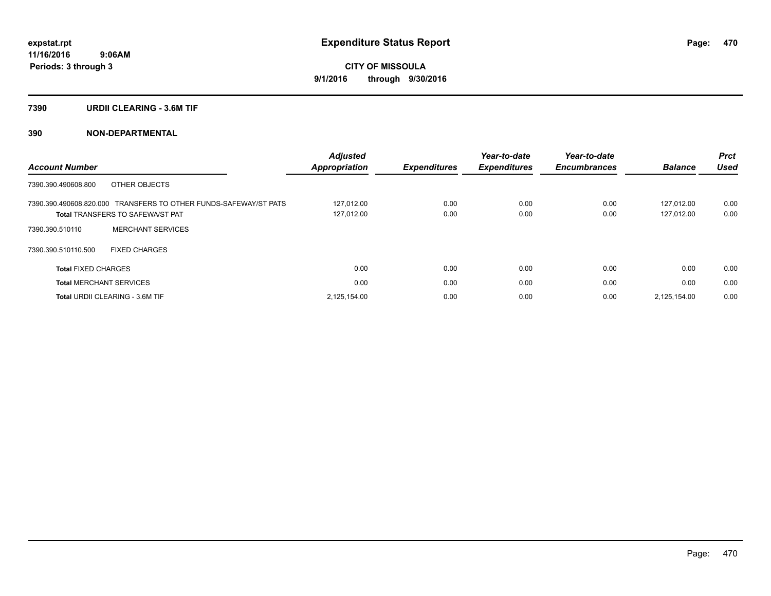**expstat.rpt**
**11/16/2016 9:06AM**
**Periods: 3 through 3**

# Expenditure Status Report

**CITY OF MISSOULA**
**9/1/2016 through 9/30/2016**

## 7390 URDII CLEARING - 3.6M TIF

## 390 NON-DEPARTMENTAL

| Account Number | Adjusted Appropriation | Expenditures | Year-to-date Expenditures | Year-to-date Encumbrances | Balance | Prct Used |
|---|---|---|---|---|---|---|
| 7390.390.490608.800 OTHER OBJECTS | | | | | | |
| 7390.390.490608.820.000 TRANSFERS TO OTHER FUNDS-SAFEWAY/ST PATS | 127,012.00 | 0.00 | 0.00 | 0.00 | 127,012.00 | 0.00 |
| **Total** TRANSFERS TO SAFEWA/ST PAT | 127,012.00 | 0.00 | 0.00 | 0.00 | 127,012.00 | 0.00 |
| 7390.390.510110 MERCHANT SERVICES | | | | | | |
| 7390.390.510110.500 FIXED CHARGES | | | | | | |
| **Total** FIXED CHARGES | 0.00 | 0.00 | 0.00 | 0.00 | 0.00 | 0.00 |
| **Total** MERCHANT SERVICES | 0.00 | 0.00 | 0.00 | 0.00 | 0.00 | 0.00 |
| **Total** URDII CLEARING - 3.6M TIF | 2,125,154.00 | 0.00 | 0.00 | 0.00 | 2,125,154.00 | 0.00 |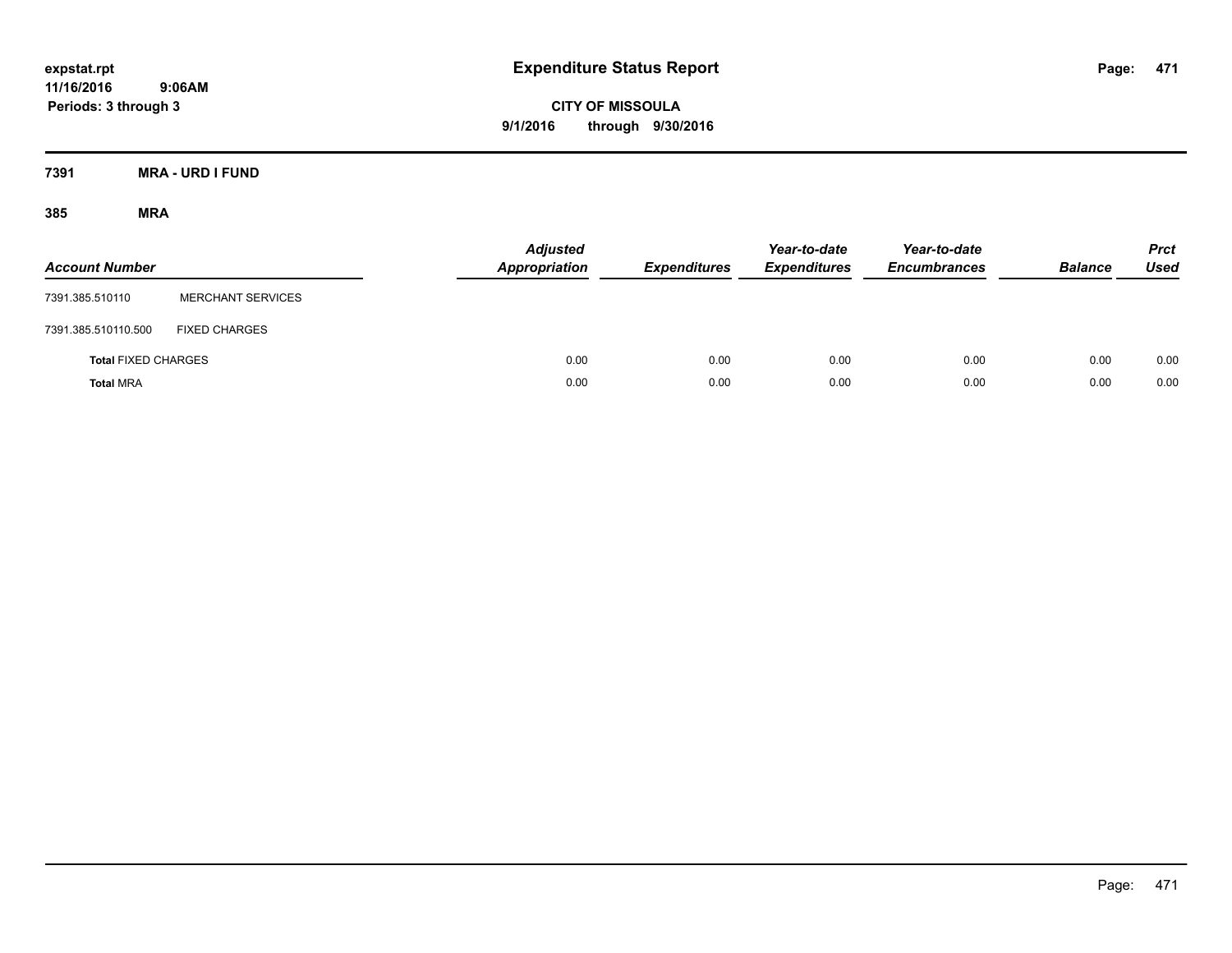**expstat.rpt**
**11/16/2016 9:06AM**
**Periods: 3 through 3**

# Expenditure Status Report

**CITY OF MISSOULA**
**9/1/2016 through 9/30/2016**

## 7391 MRA - URD I FUND

### 385 MRA

| Account Number | | Adjusted Appropriation | Expenditures | Year-to-date Expenditures | Year-to-date Encumbrances | Balance | Prct Used |
|---|---|---|---|---|---|---|---|
| 7391.385.510110 | MERCHANT SERVICES | | | | | | |
| 7391.385.510110.500 | FIXED CHARGES | | | | | | |
| **Total** FIXED CHARGES | | 0.00 | 0.00 | 0.00 | 0.00 | 0.00 | 0.00 |
| **Total** MRA | | 0.00 | 0.00 | 0.00 | 0.00 | 0.00 | 0.00 |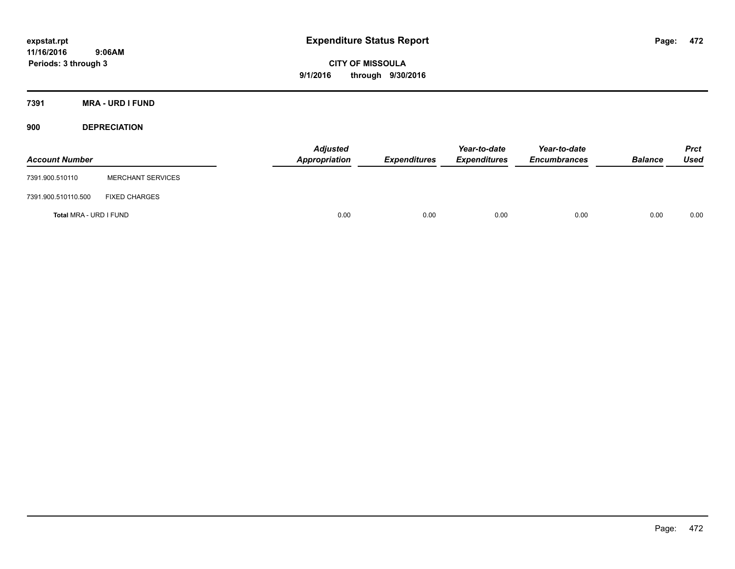expstat.rpt
11/16/2016 9:06AM
Periods: 3 through 3

# Expenditure Status Report

**CITY OF MISSOULA**
**9/1/2016 through 9/30/2016**

**7391 MRA - URD I FUND**

**900 DEPRECIATION**

| Account Number | | Adjusted Appropriation | Expenditures | Year-to-date Expenditures | Year-to-date Encumbrances | Balance | Prct Used |
|---|---|---|---|---|---|---|---|
| 7391.900.510110 | MERCHANT SERVICES | | | | | | |
| 7391.900.510110.500 | FIXED CHARGES | | | | | | |
| **Total** MRA - URD I FUND | | 0.00 | 0.00 | 0.00 | 0.00 | 0.00 | 0.00 |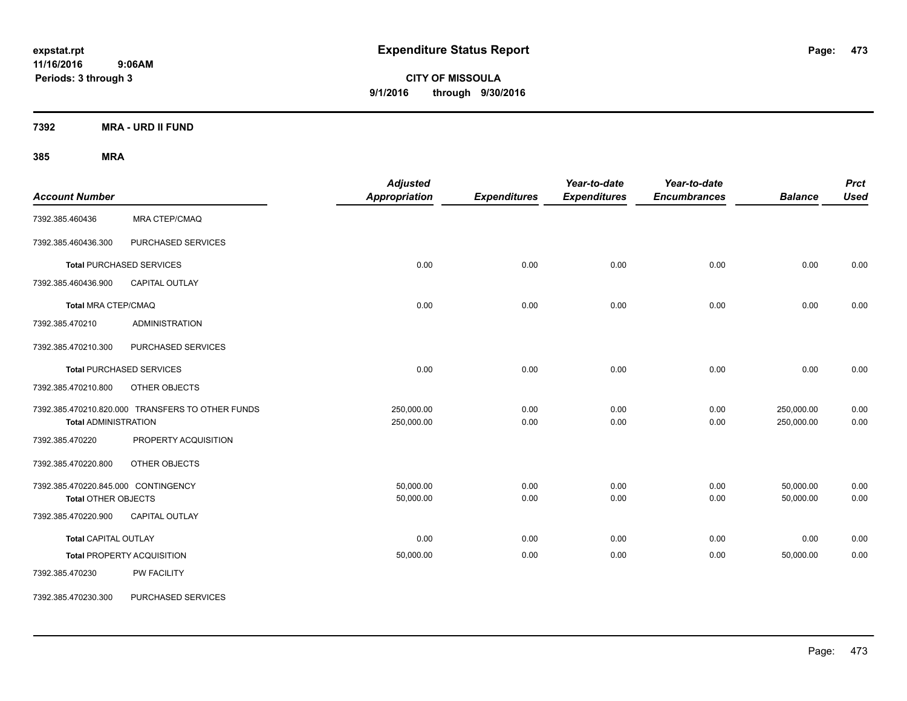**expstat.rpt**
**11/16/2016 9:06AM**
**Periods: 3 through 3**

# Expenditure Status Report

**CITY OF MISSOULA**
**9/1/2016 through 9/30/2016**

## 7392 MRA - URD II FUND

### 385 MRA

| Account Number | | Adjusted Appropriation | Expenditures | Year-to-date Expenditures | Year-to-date Encumbrances | Balance | Prct Used |
|---|---|---|---|---|---|---|---|
| 7392.385.460436 | MRA CTEP/CMAQ | | | | | | |
| 7392.385.460436.300 | PURCHASED SERVICES | | | | | | |
| **Total** PURCHASED SERVICES | | 0.00 | 0.00 | 0.00 | 0.00 | 0.00 | 0.00 |
| 7392.385.460436.900 | CAPITAL OUTLAY | | | | | | |
| **Total** MRA CTEP/CMAQ | | 0.00 | 0.00 | 0.00 | 0.00 | 0.00 | 0.00 |
| 7392.385.470210 | ADMINISTRATION | | | | | | |
| 7392.385.470210.300 | PURCHASED SERVICES | | | | | | |
| **Total** PURCHASED SERVICES | | 0.00 | 0.00 | 0.00 | 0.00 | 0.00 | 0.00 |
| 7392.385.470210.800 | OTHER OBJECTS | | | | | | |
| 7392.385.470210.820.000 | TRANSFERS TO OTHER FUNDS | 250,000.00 | 0.00 | 0.00 | 0.00 | 250,000.00 | 0.00 |
| **Total** ADMINISTRATION | | 250,000.00 | 0.00 | 0.00 | 0.00 | 250,000.00 | 0.00 |
| 7392.385.470220 | PROPERTY ACQUISITION | | | | | | |
| 7392.385.470220.800 | OTHER OBJECTS | | | | | | |
| 7392.385.470220.845.000 | CONTINGENCY | 50,000.00 | 0.00 | 0.00 | 0.00 | 50,000.00 | 0.00 |
| **Total** OTHER OBJECTS | | 50,000.00 | 0.00 | 0.00 | 0.00 | 50,000.00 | 0.00 |
| 7392.385.470220.900 | CAPITAL OUTLAY | | | | | | |
| **Total** CAPITAL OUTLAY | | 0.00 | 0.00 | 0.00 | 0.00 | 0.00 | 0.00 |
| **Total** PROPERTY ACQUISITION | | 50,000.00 | 0.00 | 0.00 | 0.00 | 50,000.00 | 0.00 |
| 7392.385.470230 | PW FACILITY | | | | | | |
| 7392.385.470230.300 | PURCHASED SERVICES | | | | | | |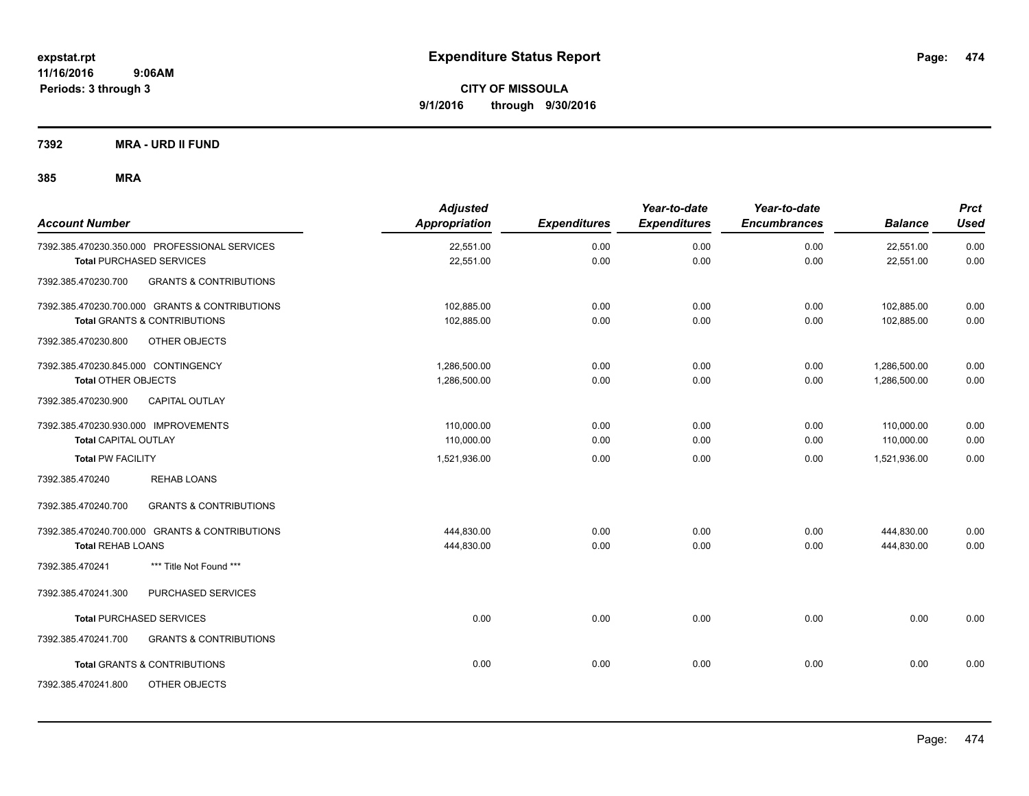**expstat.rpt**
**11/16/2016 9:06AM**
**Periods: 3 through 3**

# Expenditure Status Report

**CITY OF MISSOULA**
**9/1/2016 through 9/30/2016**

## 7392 MRA - URD II FUND

## 385 MRA

| Account Number | Adjusted Appropriation | Expenditures | Year-to-date Expenditures | Year-to-date Encumbrances | Balance | Prct Used |
|---|---|---|---|---|---|---|
| 7392.385.470230.350.000 PROFESSIONAL SERVICES | 22,551.00 | 0.00 | 0.00 | 0.00 | 22,551.00 | 0.00 |
| **Total** PURCHASED SERVICES | 22,551.00 | 0.00 | 0.00 | 0.00 | 22,551.00 | 0.00 |
| 7392.385.470230.700 GRANTS & CONTRIBUTIONS | | | | | | |
| 7392.385.470230.700.000 GRANTS & CONTRIBUTIONS | 102,885.00 | 0.00 | 0.00 | 0.00 | 102,885.00 | 0.00 |
| **Total** GRANTS & CONTRIBUTIONS | 102,885.00 | 0.00 | 0.00 | 0.00 | 102,885.00 | 0.00 |
| 7392.385.470230.800 OTHER OBJECTS | | | | | | |
| 7392.385.470230.845.000 CONTINGENCY | 1,286,500.00 | 0.00 | 0.00 | 0.00 | 1,286,500.00 | 0.00 |
| **Total** OTHER OBJECTS | 1,286,500.00 | 0.00 | 0.00 | 0.00 | 1,286,500.00 | 0.00 |
| 7392.385.470230.900 CAPITAL OUTLAY | | | | | | |
| 7392.385.470230.930.000 IMPROVEMENTS | 110,000.00 | 0.00 | 0.00 | 0.00 | 110,000.00 | 0.00 |
| **Total** CAPITAL OUTLAY | 110,000.00 | 0.00 | 0.00 | 0.00 | 110,000.00 | 0.00 |
| **Total PW FACILITY** | 1,521,936.00 | 0.00 | 0.00 | 0.00 | 1,521,936.00 | 0.00 |
| 7392.385.470240 REHAB LOANS | | | | | | |
| 7392.385.470240.700 GRANTS & CONTRIBUTIONS | | | | | | |
| 7392.385.470240.700.000 GRANTS & CONTRIBUTIONS | 444,830.00 | 0.00 | 0.00 | 0.00 | 444,830.00 | 0.00 |
| **Total REHAB LOANS** | 444,830.00 | 0.00 | 0.00 | 0.00 | 444,830.00 | 0.00 |
| 7392.385.470241 *** Title Not Found *** | | | | | | |
| 7392.385.470241.300 PURCHASED SERVICES | | | | | | |
| **Total** PURCHASED SERVICES | 0.00 | 0.00 | 0.00 | 0.00 | 0.00 | 0.00 |
| 7392.385.470241.700 GRANTS & CONTRIBUTIONS | | | | | | |
| **Total** GRANTS & CONTRIBUTIONS | 0.00 | 0.00 | 0.00 | 0.00 | 0.00 | 0.00 |
| 7392.385.470241.800 OTHER OBJECTS | | | | | | |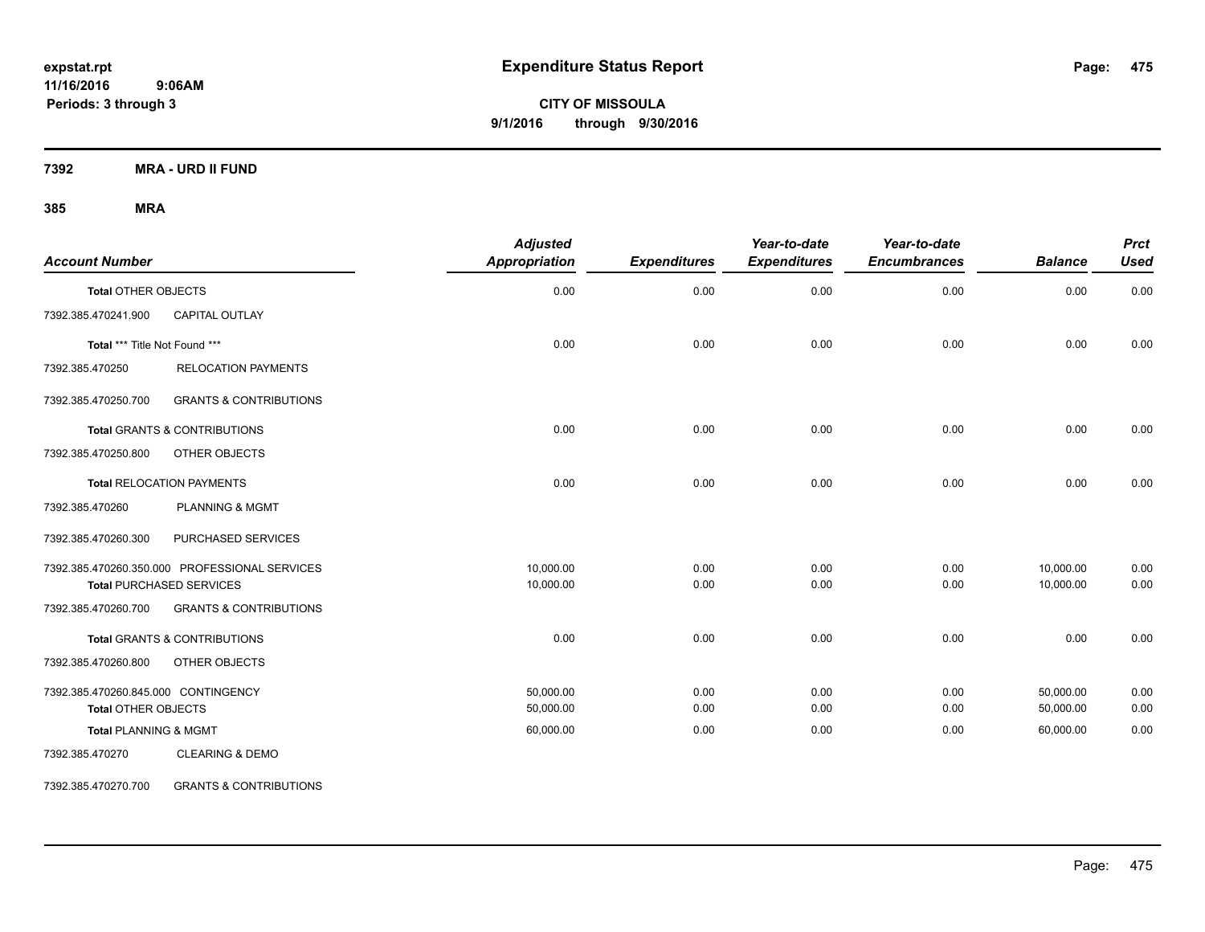# Expenditure Status Report

**CITY OF MISSOULA**
**9/1/2016 through 9/30/2016**

expstat.rpt
11/16/2016 9:06AM
Periods: 3 through 3

**7392 MRA - URD II FUND**

**385 MRA**

| Account Number | | Adjusted Appropriation | Expenditures | Year-to-date Expenditures | Year-to-date Encumbrances | Balance | Prct Used |
|---|---|---|---|---|---|---|---|
| **Total** OTHER OBJECTS | | 0.00 | 0.00 | 0.00 | 0.00 | 0.00 | 0.00 |
| 7392.385.470241.900 | CAPITAL OUTLAY | | | | | | |
| **Total** *** Title Not Found *** | | 0.00 | 0.00 | 0.00 | 0.00 | 0.00 | 0.00 |
| 7392.385.470250 | RELOCATION PAYMENTS | | | | | | |
| 7392.385.470250.700 | GRANTS & CONTRIBUTIONS | | | | | | |
| **Total** GRANTS & CONTRIBUTIONS | | 0.00 | 0.00 | 0.00 | 0.00 | 0.00 | 0.00 |
| 7392.385.470250.800 | OTHER OBJECTS | | | | | | |
| **Total** RELOCATION PAYMENTS | | 0.00 | 0.00 | 0.00 | 0.00 | 0.00 | 0.00 |
| 7392.385.470260 | PLANNING & MGMT | | | | | | |
| 7392.385.470260.300 | PURCHASED SERVICES | | | | | | |
| 7392.385.470260.350.000 | PROFESSIONAL SERVICES | 10,000.00 | 0.00 | 0.00 | 0.00 | 10,000.00 | 0.00 |
| **Total** PURCHASED SERVICES | | 10,000.00 | 0.00 | 0.00 | 0.00 | 10,000.00 | 0.00 |
| 7392.385.470260.700 | GRANTS & CONTRIBUTIONS | | | | | | |
| **Total** GRANTS & CONTRIBUTIONS | | 0.00 | 0.00 | 0.00 | 0.00 | 0.00 | 0.00 |
| 7392.385.470260.800 | OTHER OBJECTS | | | | | | |
| 7392.385.470260.845.000 | CONTINGENCY | 50,000.00 | 0.00 | 0.00 | 0.00 | 50,000.00 | 0.00 |
| **Total** OTHER OBJECTS | | 50,000.00 | 0.00 | 0.00 | 0.00 | 50,000.00 | 0.00 |
| **Total** PLANNING & MGMT | | 60,000.00 | 0.00 | 0.00 | 0.00 | 60,000.00 | 0.00 |
| 7392.385.470270 | CLEARING & DEMO | | | | | | |
| 7392.385.470270.700 | GRANTS & CONTRIBUTIONS | | | | | | |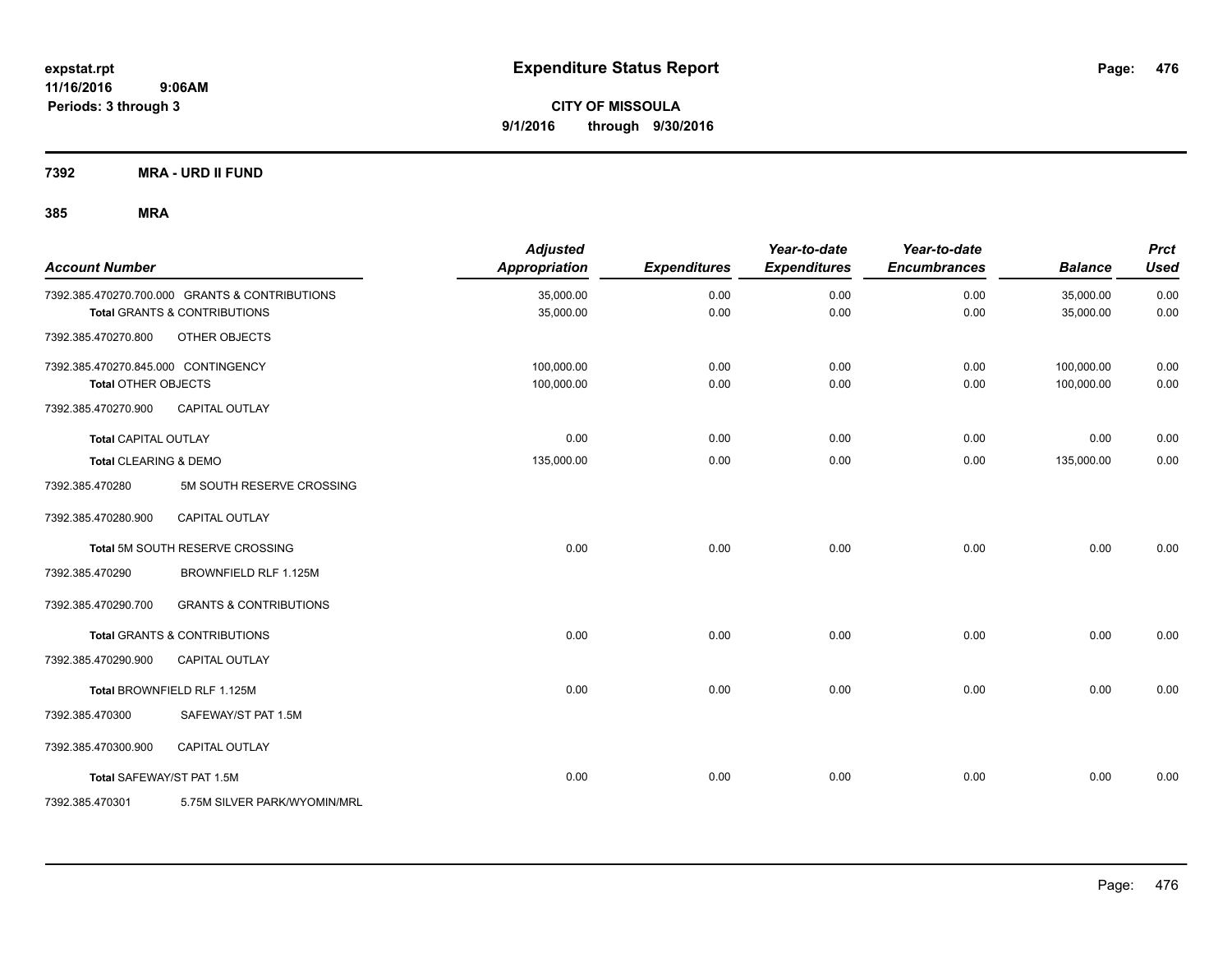expstat.rpt
11/16/2016 9:06AM
Periods: 3 through 3

# Expenditure Status Report

**CITY OF MISSOULA**
**9/1/2016 through 9/30/2016**

**7392 MRA - URD II FUND**

**385 MRA**

| Account Number | | Adjusted Appropriation | Expenditures | Year-to-date Expenditures | Year-to-date Encumbrances | Balance | Prct Used |
|---|---|---|---|---|---|---|---|
| 7392.385.470270.700.000 | GRANTS & CONTRIBUTIONS | 35,000.00 | 0.00 | 0.00 | 0.00 | 35,000.00 | 0.00 |
| **Total** GRANTS & CONTRIBUTIONS | | 35,000.00 | 0.00 | 0.00 | 0.00 | 35,000.00 | 0.00 |
| 7392.385.470270.800 | OTHER OBJECTS | | | | | | |
| 7392.385.470270.845.000 | CONTINGENCY | 100,000.00 | 0.00 | 0.00 | 0.00 | 100,000.00 | 0.00 |
| **Total** OTHER OBJECTS | | 100,000.00 | 0.00 | 0.00 | 0.00 | 100,000.00 | 0.00 |
| 7392.385.470270.900 | CAPITAL OUTLAY | | | | | | |
| **Total** CAPITAL OUTLAY | | 0.00 | 0.00 | 0.00 | 0.00 | 0.00 | 0.00 |
| **Total** CLEARING & DEMO | | 135,000.00 | 0.00 | 0.00 | 0.00 | 135,000.00 | 0.00 |
| 7392.385.470280 | 5M SOUTH RESERVE CROSSING | | | | | | |
| 7392.385.470280.900 | CAPITAL OUTLAY | | | | | | |
| **Total** 5M SOUTH RESERVE CROSSING | | 0.00 | 0.00 | 0.00 | 0.00 | 0.00 | 0.00 |
| 7392.385.470290 | BROWNFIELD RLF 1.125M | | | | | | |
| 7392.385.470290.700 | GRANTS & CONTRIBUTIONS | | | | | | |
| **Total** GRANTS & CONTRIBUTIONS | | 0.00 | 0.00 | 0.00 | 0.00 | 0.00 | 0.00 |
| 7392.385.470290.900 | CAPITAL OUTLAY | | | | | | |
| **Total** BROWNFIELD RLF 1.125M | | 0.00 | 0.00 | 0.00 | 0.00 | 0.00 | 0.00 |
| 7392.385.470300 | SAFEWAY/ST PAT 1.5M | | | | | | |
| 7392.385.470300.900 | CAPITAL OUTLAY | | | | | | |
| **Total** SAFEWAY/ST PAT 1.5M | | 0.00 | 0.00 | 0.00 | 0.00 | 0.00 | 0.00 |
| 7392.385.470301 | 5.75M SILVER PARK/WYOMIN/MRL | | | | | | |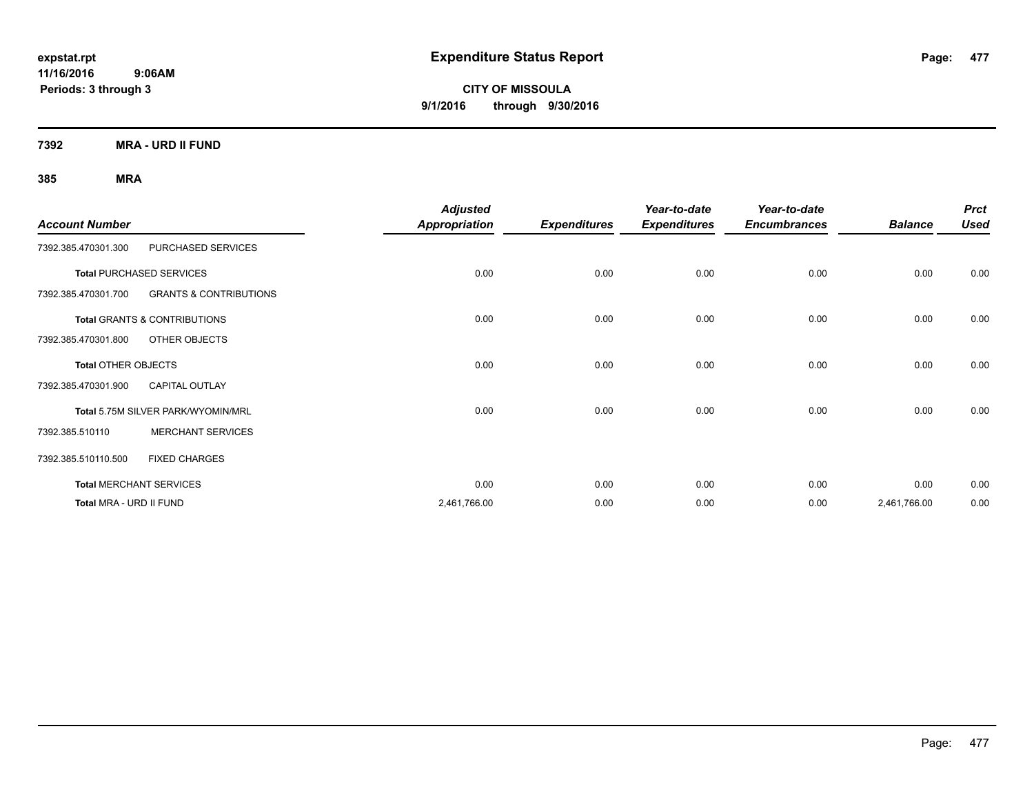**expstat.rpt**
**11/16/2016 9:06AM**
**Periods: 3 through 3**

# Expenditure Status Report

**CITY OF MISSOULA**
**9/1/2016 through 9/30/2016**

## 7392 MRA - URD II FUND

### 385 MRA

| Account Number | | Adjusted Appropriation | Expenditures | Year-to-date Expenditures | Year-to-date Encumbrances | Balance | Prct Used |
|---|---|---|---|---|---|---|---|
| 7392.385.470301.300 | PURCHASED SERVICES | | | | | | |
| **Total** PURCHASED SERVICES | | 0.00 | 0.00 | 0.00 | 0.00 | 0.00 | 0.00 |
| 7392.385.470301.700 | GRANTS & CONTRIBUTIONS | | | | | | |
| **Total** GRANTS & CONTRIBUTIONS | | 0.00 | 0.00 | 0.00 | 0.00 | 0.00 | 0.00 |
| 7392.385.470301.800 | OTHER OBJECTS | | | | | | |
| **Total** OTHER OBJECTS | | 0.00 | 0.00 | 0.00 | 0.00 | 0.00 | 0.00 |
| 7392.385.470301.900 | CAPITAL OUTLAY | | | | | | |
| **Total** 5.75M SILVER PARK/WYOMIN/MRL | | 0.00 | 0.00 | 0.00 | 0.00 | 0.00 | 0.00 |
| 7392.385.510110 | MERCHANT SERVICES | | | | | | |
| 7392.385.510110.500 | FIXED CHARGES | | | | | | |
| **Total** MERCHANT SERVICES | | 0.00 | 0.00 | 0.00 | 0.00 | 0.00 | 0.00 |
| **Total** MRA - URD II FUND | | 2,461,766.00 | 0.00 | 0.00 | 0.00 | 2,461,766.00 | 0.00 |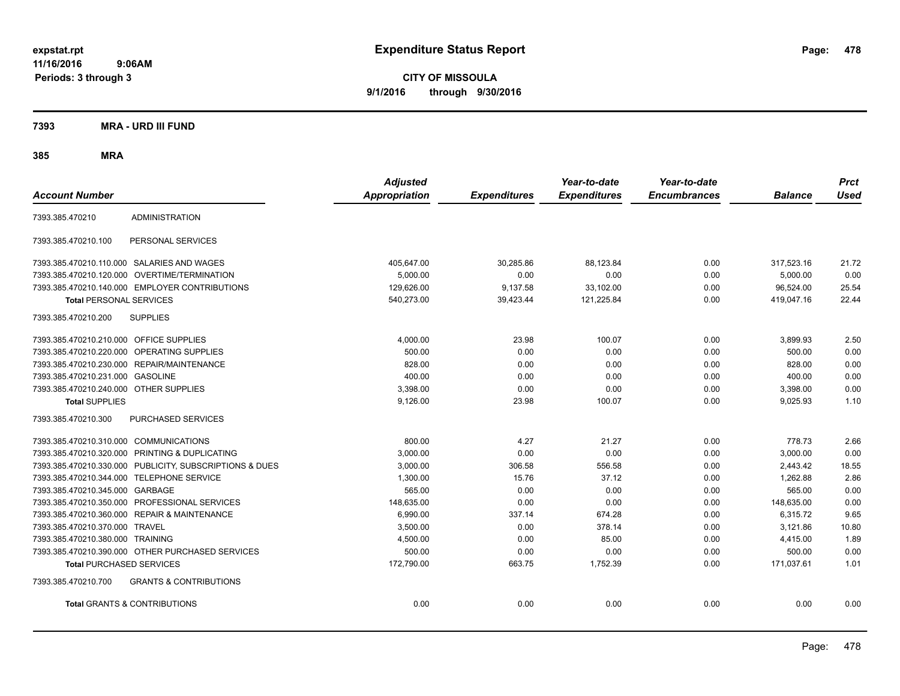expstat.rpt
11/16/2016 9:06AM
Periods: 3 through 3

# Expenditure Status Report

**CITY OF MISSOULA**
**9/1/2016 through 9/30/2016**

## 7393 MRA - URD III FUND

### 385 MRA

| Account Number | | Adjusted Appropriation | Expenditures | Year-to-date Expenditures | Year-to-date Encumbrances | Balance | Prct Used |
|---|---|---|---|---|---|---|---|
| 7393.385.470210 | ADMINISTRATION | | | | | | |
| 7393.385.470210.100 | PERSONAL SERVICES | | | | | | |
| 7393.385.470210.110.000 | SALARIES AND WAGES | 405,647.00 | 30,285.86 | 88,123.84 | 0.00 | 317,523.16 | 21.72 |
| 7393.385.470210.120.000 | OVERTIME/TERMINATION | 5,000.00 | 0.00 | 0.00 | 0.00 | 5,000.00 | 0.00 |
| 7393.385.470210.140.000 | EMPLOYER CONTRIBUTIONS | 129,626.00 | 9,137.58 | 33,102.00 | 0.00 | 96,524.00 | 25.54 |
| **Total** PERSONAL SERVICES | | 540,273.00 | 39,423.44 | 121,225.84 | 0.00 | 419,047.16 | 22.44 |
| 7393.385.470210.200 | SUPPLIES | | | | | | |
| 7393.385.470210.210.000 | OFFICE SUPPLIES | 4,000.00 | 23.98 | 100.07 | 0.00 | 3,899.93 | 2.50 |
| 7393.385.470210.220.000 | OPERATING SUPPLIES | 500.00 | 0.00 | 0.00 | 0.00 | 500.00 | 0.00 |
| 7393.385.470210.230.000 | REPAIR/MAINTENANCE | 828.00 | 0.00 | 0.00 | 0.00 | 828.00 | 0.00 |
| 7393.385.470210.231.000 | GASOLINE | 400.00 | 0.00 | 0.00 | 0.00 | 400.00 | 0.00 |
| 7393.385.470210.240.000 | OTHER SUPPLIES | 3,398.00 | 0.00 | 0.00 | 0.00 | 3,398.00 | 0.00 |
| **Total** SUPPLIES | | 9,126.00 | 23.98 | 100.07 | 0.00 | 9,025.93 | 1.10 |
| 7393.385.470210.300 | PURCHASED SERVICES | | | | | | |
| 7393.385.470210.310.000 | COMMUNICATIONS | 800.00 | 4.27 | 21.27 | 0.00 | 778.73 | 2.66 |
| 7393.385.470210.320.000 | PRINTING & DUPLICATING | 3,000.00 | 0.00 | 0.00 | 0.00 | 3,000.00 | 0.00 |
| 7393.385.470210.330.000 | PUBLICITY, SUBSCRIPTIONS & DUES | 3,000.00 | 306.58 | 556.58 | 0.00 | 2,443.42 | 18.55 |
| 7393.385.470210.344.000 | TELEPHONE SERVICE | 1,300.00 | 15.76 | 37.12 | 0.00 | 1,262.88 | 2.86 |
| 7393.385.470210.345.000 | GARBAGE | 565.00 | 0.00 | 0.00 | 0.00 | 565.00 | 0.00 |
| 7393.385.470210.350.000 | PROFESSIONAL SERVICES | 148,635.00 | 0.00 | 0.00 | 0.00 | 148,635.00 | 0.00 |
| 7393.385.470210.360.000 | REPAIR & MAINTENANCE | 6,990.00 | 337.14 | 674.28 | 0.00 | 6,315.72 | 9.65 |
| 7393.385.470210.370.000 | TRAVEL | 3,500.00 | 0.00 | 378.14 | 0.00 | 3,121.86 | 10.80 |
| 7393.385.470210.380.000 | TRAINING | 4,500.00 | 0.00 | 85.00 | 0.00 | 4,415.00 | 1.89 |
| 7393.385.470210.390.000 | OTHER PURCHASED SERVICES | 500.00 | 0.00 | 0.00 | 0.00 | 500.00 | 0.00 |
| **Total** PURCHASED SERVICES | | 172,790.00 | 663.75 | 1,752.39 | 0.00 | 171,037.61 | 1.01 |
| 7393.385.470210.700 | GRANTS & CONTRIBUTIONS | | | | | | |
| **Total** GRANTS & CONTRIBUTIONS | | 0.00 | 0.00 | 0.00 | 0.00 | 0.00 | 0.00 |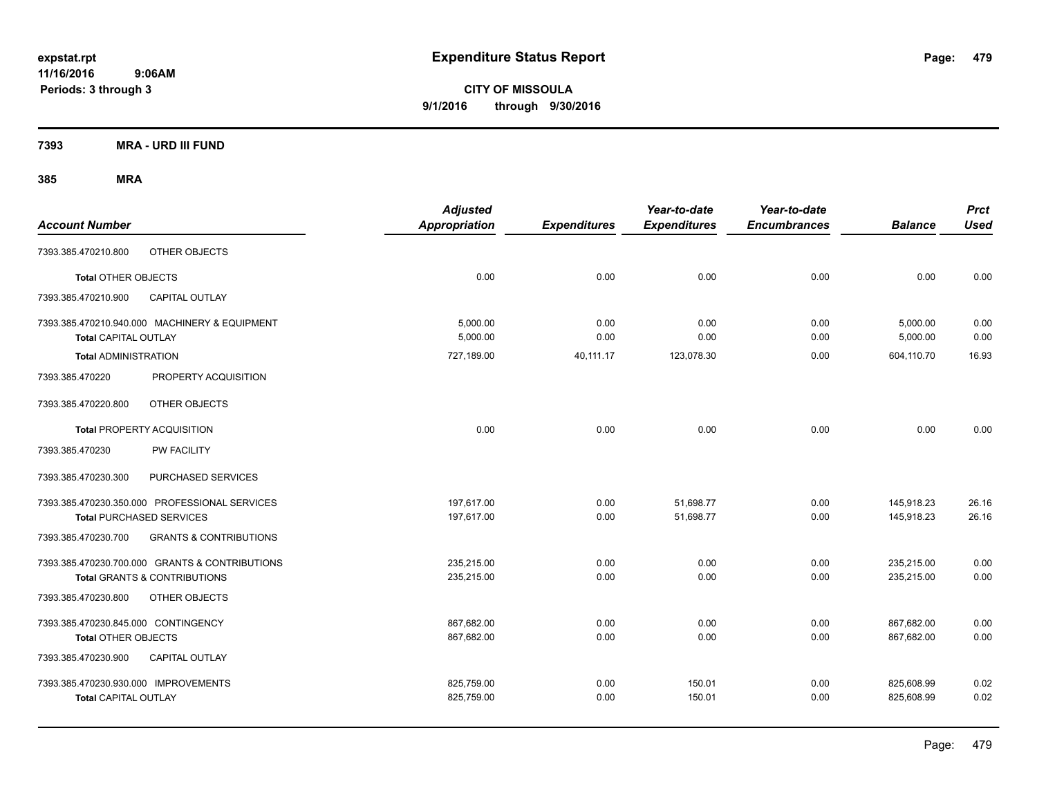**expstat.rpt**
**11/16/2016 9:06AM**
**Periods: 3 through 3**

# Expenditure Status Report

**CITY OF MISSOULA**
**9/1/2016 through 9/30/2016**

## 7393 MRA - URD III FUND

## 385 MRA

| Account Number | Adjusted Appropriation | Expenditures | Year-to-date Expenditures | Year-to-date Encumbrances | Balance | Prct Used |
|---|---|---|---|---|---|---|
| 7393.385.470210.800 OTHER OBJECTS | | | | | | |
| **Total** OTHER OBJECTS | 0.00 | 0.00 | 0.00 | 0.00 | 0.00 | 0.00 |
| 7393.385.470210.900 CAPITAL OUTLAY | | | | | | |
| 7393.385.470210.940.000 MACHINERY & EQUIPMENT | 5,000.00 | 0.00 | 0.00 | 0.00 | 5,000.00 | 0.00 |
| **Total** CAPITAL OUTLAY | 5,000.00 | 0.00 | 0.00 | 0.00 | 5,000.00 | 0.00 |
| **Total** ADMINISTRATION | 727,189.00 | 40,111.17 | 123,078.30 | 0.00 | 604,110.70 | 16.93 |
| 7393.385.470220 PROPERTY ACQUISITION | | | | | | |
| 7393.385.470220.800 OTHER OBJECTS | | | | | | |
| **Total** PROPERTY ACQUISITION | 0.00 | 0.00 | 0.00 | 0.00 | 0.00 | 0.00 |
| 7393.385.470230 PW FACILITY | | | | | | |
| 7393.385.470230.300 PURCHASED SERVICES | | | | | | |
| 7393.385.470230.350.000 PROFESSIONAL SERVICES | 197,617.00 | 0.00 | 51,698.77 | 0.00 | 145,918.23 | 26.16 |
| **Total** PURCHASED SERVICES | 197,617.00 | 0.00 | 51,698.77 | 0.00 | 145,918.23 | 26.16 |
| 7393.385.470230.700 GRANTS & CONTRIBUTIONS | | | | | | |
| 7393.385.470230.700.000 GRANTS & CONTRIBUTIONS | 235,215.00 | 0.00 | 0.00 | 0.00 | 235,215.00 | 0.00 |
| **Total** GRANTS & CONTRIBUTIONS | 235,215.00 | 0.00 | 0.00 | 0.00 | 235,215.00 | 0.00 |
| 7393.385.470230.800 OTHER OBJECTS | | | | | | |
| 7393.385.470230.845.000 CONTINGENCY | 867,682.00 | 0.00 | 0.00 | 0.00 | 867,682.00 | 0.00 |
| **Total** OTHER OBJECTS | 867,682.00 | 0.00 | 0.00 | 0.00 | 867,682.00 | 0.00 |
| 7393.385.470230.900 CAPITAL OUTLAY | | | | | | |
| 7393.385.470230.930.000 IMPROVEMENTS | 825,759.00 | 0.00 | 150.01 | 0.00 | 825,608.99 | 0.02 |
| **Total** CAPITAL OUTLAY | 825,759.00 | 0.00 | 150.01 | 0.00 | 825,608.99 | 0.02 |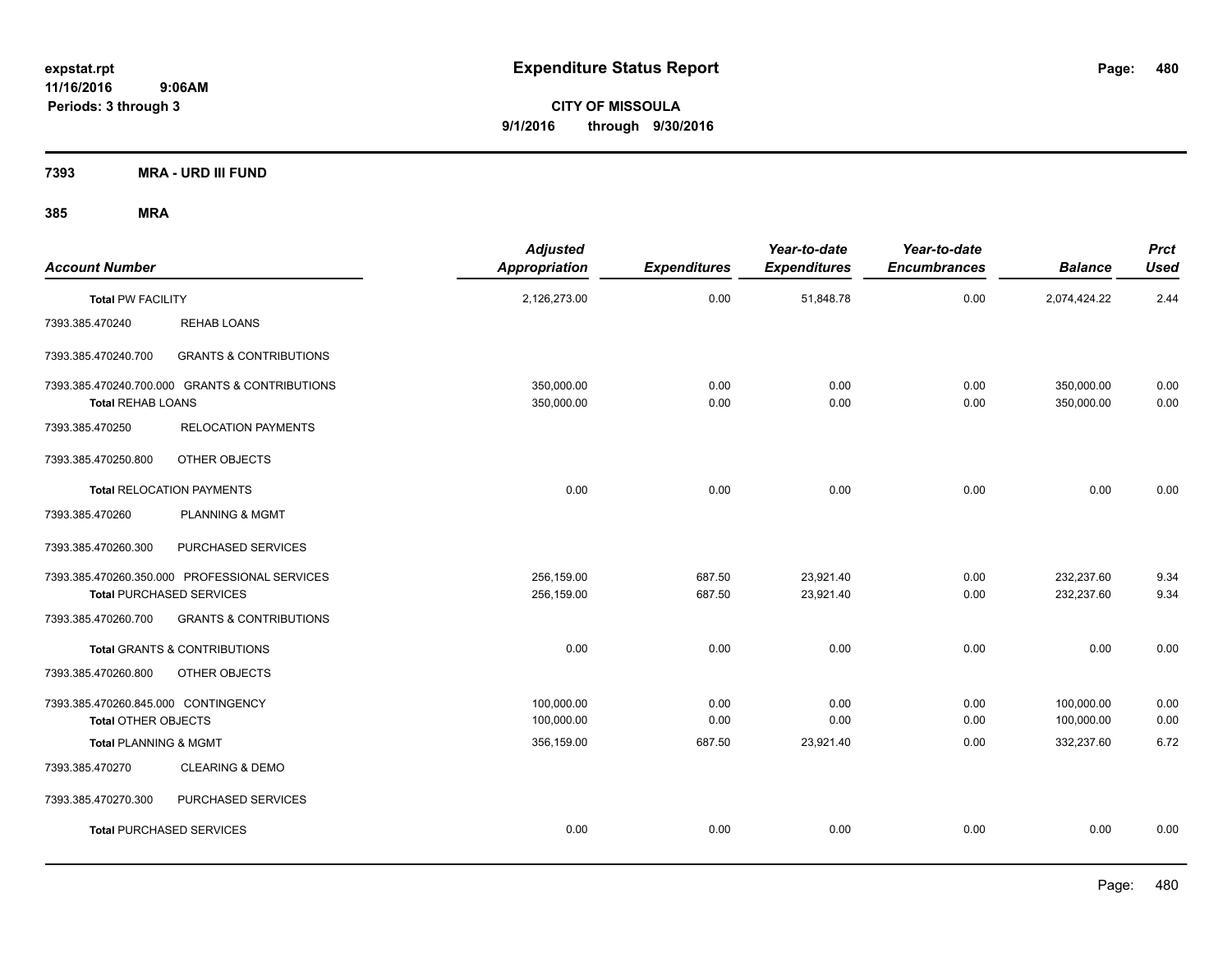# Expenditure Status Report

expstat.rpt
11/16/2016 9:06AM
Periods: 3 through 3

**CITY OF MISSOULA**
**9/1/2016 through 9/30/2016**

**7393 MRA - URD III FUND**

**385 MRA**

| Account Number | | Adjusted Appropriation | Expenditures | Year-to-date Expenditures | Year-to-date Encumbrances | Balance | Prct Used |
|---|---|---|---|---|---|---|---|
| **Total PW FACILITY** | | 2,126,273.00 | 0.00 | 51,848.78 | 0.00 | 2,074,424.22 | 2.44 |
| 7393.385.470240 | REHAB LOANS | | | | | | |
| 7393.385.470240.700 | GRANTS & CONTRIBUTIONS | | | | | | |
| 7393.385.470240.700.000 | GRANTS & CONTRIBUTIONS | 350,000.00 | 0.00 | 0.00 | 0.00 | 350,000.00 | 0.00 |
| **Total REHAB LOANS** | | 350,000.00 | 0.00 | 0.00 | 0.00 | 350,000.00 | 0.00 |
| 7393.385.470250 | RELOCATION PAYMENTS | | | | | | |
| 7393.385.470250.800 | OTHER OBJECTS | | | | | | |
| **Total RELOCATION PAYMENTS** | | 0.00 | 0.00 | 0.00 | 0.00 | 0.00 | 0.00 |
| 7393.385.470260 | PLANNING & MGMT | | | | | | |
| 7393.385.470260.300 | PURCHASED SERVICES | | | | | | |
| 7393.385.470260.350.000 | PROFESSIONAL SERVICES | 256,159.00 | 687.50 | 23,921.40 | 0.00 | 232,237.60 | 9.34 |
| **Total PURCHASED SERVICES** | | 256,159.00 | 687.50 | 23,921.40 | 0.00 | 232,237.60 | 9.34 |
| 7393.385.470260.700 | GRANTS & CONTRIBUTIONS | | | | | | |
| **Total GRANTS & CONTRIBUTIONS** | | 0.00 | 0.00 | 0.00 | 0.00 | 0.00 | 0.00 |
| 7393.385.470260.800 | OTHER OBJECTS | | | | | | |
| 7393.385.470260.845.000 | CONTINGENCY | 100,000.00 | 0.00 | 0.00 | 0.00 | 100,000.00 | 0.00 |
| **Total OTHER OBJECTS** | | 100,000.00 | 0.00 | 0.00 | 0.00 | 100,000.00 | 0.00 |
| **Total PLANNING & MGMT** | | 356,159.00 | 687.50 | 23,921.40 | 0.00 | 332,237.60 | 6.72 |
| 7393.385.470270 | CLEARING & DEMO | | | | | | |
| 7393.385.470270.300 | PURCHASED SERVICES | | | | | | |
| **Total PURCHASED SERVICES** | | 0.00 | 0.00 | 0.00 | 0.00 | 0.00 | 0.00 |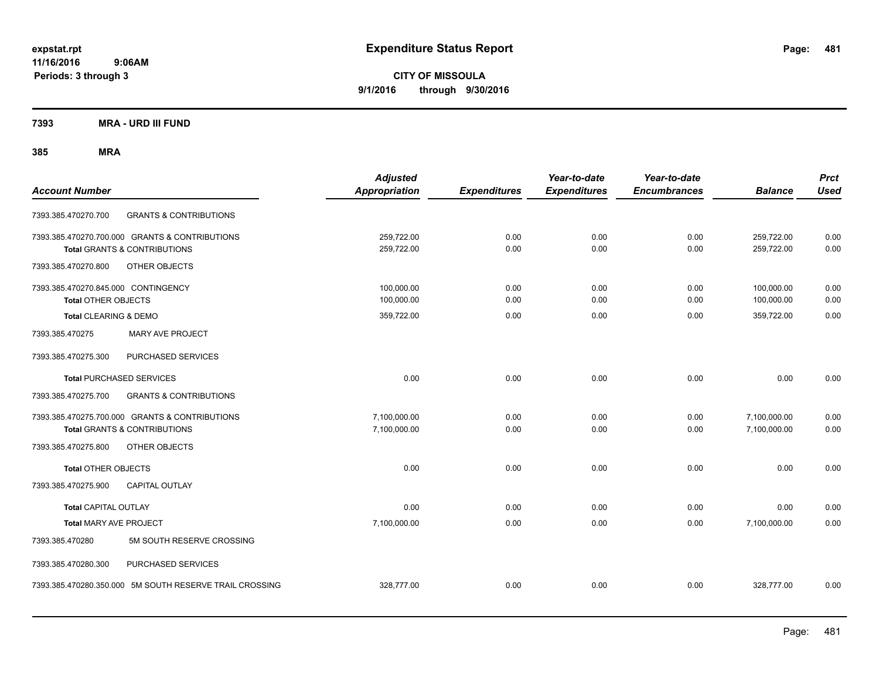# Expenditure Status Report

expstat.rpt
11/16/2016 9:06AM
Periods: 3 through 3

**CITY OF MISSOULA**
**9/1/2016 through 9/30/2016**

## 7393 MRA - URD III FUND

## 385 MRA

| Account Number | | Adjusted Appropriation | Expenditures | Year-to-date Expenditures | Year-to-date Encumbrances | Balance | Prct Used |
|---|---|---|---|---|---|---|---|
| 7393.385.470270.700 | GRANTS & CONTRIBUTIONS | | | | | | |
| 7393.385.470270.700.000 | GRANTS & CONTRIBUTIONS | 259,722.00 | 0.00 | 0.00 | 0.00 | 259,722.00 | 0.00 |
| **Total** GRANTS & CONTRIBUTIONS | | 259,722.00 | 0.00 | 0.00 | 0.00 | 259,722.00 | 0.00 |
| 7393.385.470270.800 | OTHER OBJECTS | | | | | | |
| 7393.385.470270.845.000 | CONTINGENCY | 100,000.00 | 0.00 | 0.00 | 0.00 | 100,000.00 | 0.00 |
| **Total** OTHER OBJECTS | | 100,000.00 | 0.00 | 0.00 | 0.00 | 100,000.00 | 0.00 |
| **Total** CLEARING & DEMO | | 359,722.00 | 0.00 | 0.00 | 0.00 | 359,722.00 | 0.00 |
| 7393.385.470275 | MARY AVE PROJECT | | | | | | |
| 7393.385.470275.300 | PURCHASED SERVICES | | | | | | |
| **Total** PURCHASED SERVICES | | 0.00 | 0.00 | 0.00 | 0.00 | 0.00 | 0.00 |
| 7393.385.470275.700 | GRANTS & CONTRIBUTIONS | | | | | | |
| 7393.385.470275.700.000 | GRANTS & CONTRIBUTIONS | 7,100,000.00 | 0.00 | 0.00 | 0.00 | 7,100,000.00 | 0.00 |
| **Total** GRANTS & CONTRIBUTIONS | | 7,100,000.00 | 0.00 | 0.00 | 0.00 | 7,100,000.00 | 0.00 |
| 7393.385.470275.800 | OTHER OBJECTS | | | | | | |
| **Total** OTHER OBJECTS | | 0.00 | 0.00 | 0.00 | 0.00 | 0.00 | 0.00 |
| 7393.385.470275.900 | CAPITAL OUTLAY | | | | | | |
| **Total** CAPITAL OUTLAY | | 0.00 | 0.00 | 0.00 | 0.00 | 0.00 | 0.00 |
| **Total** MARY AVE PROJECT | | 7,100,000.00 | 0.00 | 0.00 | 0.00 | 7,100,000.00 | 0.00 |
| 7393.385.470280 | 5M SOUTH RESERVE CROSSING | | | | | | |
| 7393.385.470280.300 | PURCHASED SERVICES | | | | | | |
| 7393.385.470280.350.000 | 5M SOUTH RESERVE TRAIL CROSSING | 328,777.00 | 0.00 | 0.00 | 0.00 | 328,777.00 | 0.00 |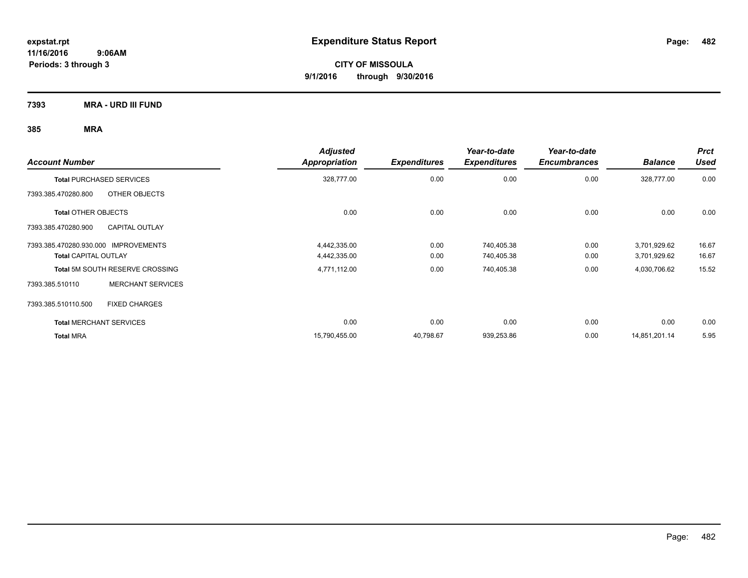# Expenditure Status Report

expstat.rpt
11/16/2016 9:06AM
Periods: 3 through 3

**CITY OF MISSOULA**
**9/1/2016 through 9/30/2016**

## 7393 MRA - URD III FUND

## 385 MRA

| Account Number | | Adjusted Appropriation | Expenditures | Year-to-date Expenditures | Year-to-date Encumbrances | Balance | Prct Used |
|---|---|---|---|---|---|---|---|
| **Total** PURCHASED SERVICES | | 328,777.00 | 0.00 | 0.00 | 0.00 | 328,777.00 | 0.00 |
| 7393.385.470280.800 | OTHER OBJECTS | | | | | | |
| **Total** OTHER OBJECTS | | 0.00 | 0.00 | 0.00 | 0.00 | 0.00 | 0.00 |
| 7393.385.470280.900 | CAPITAL OUTLAY | | | | | | |
| 7393.385.470280.930.000 | IMPROVEMENTS | 4,442,335.00 | 0.00 | 740,405.38 | 0.00 | 3,701,929.62 | 16.67 |
| **Total** CAPITAL OUTLAY | | 4,442,335.00 | 0.00 | 740,405.38 | 0.00 | 3,701,929.62 | 16.67 |
| **Total** 5M SOUTH RESERVE CROSSING | | 4,771,112.00 | 0.00 | 740,405.38 | 0.00 | 4,030,706.62 | 15.52 |
| 7393.385.510110 | MERCHANT SERVICES | | | | | | |
| 7393.385.510110.500 | FIXED CHARGES | | | | | | |
| **Total** MERCHANT SERVICES | | 0.00 | 0.00 | 0.00 | 0.00 | 0.00 | 0.00 |
| **Total** MRA | | 15,790,455.00 | 40,798.67 | 939,253.86 | 0.00 | 14,851,201.14 | 5.95 |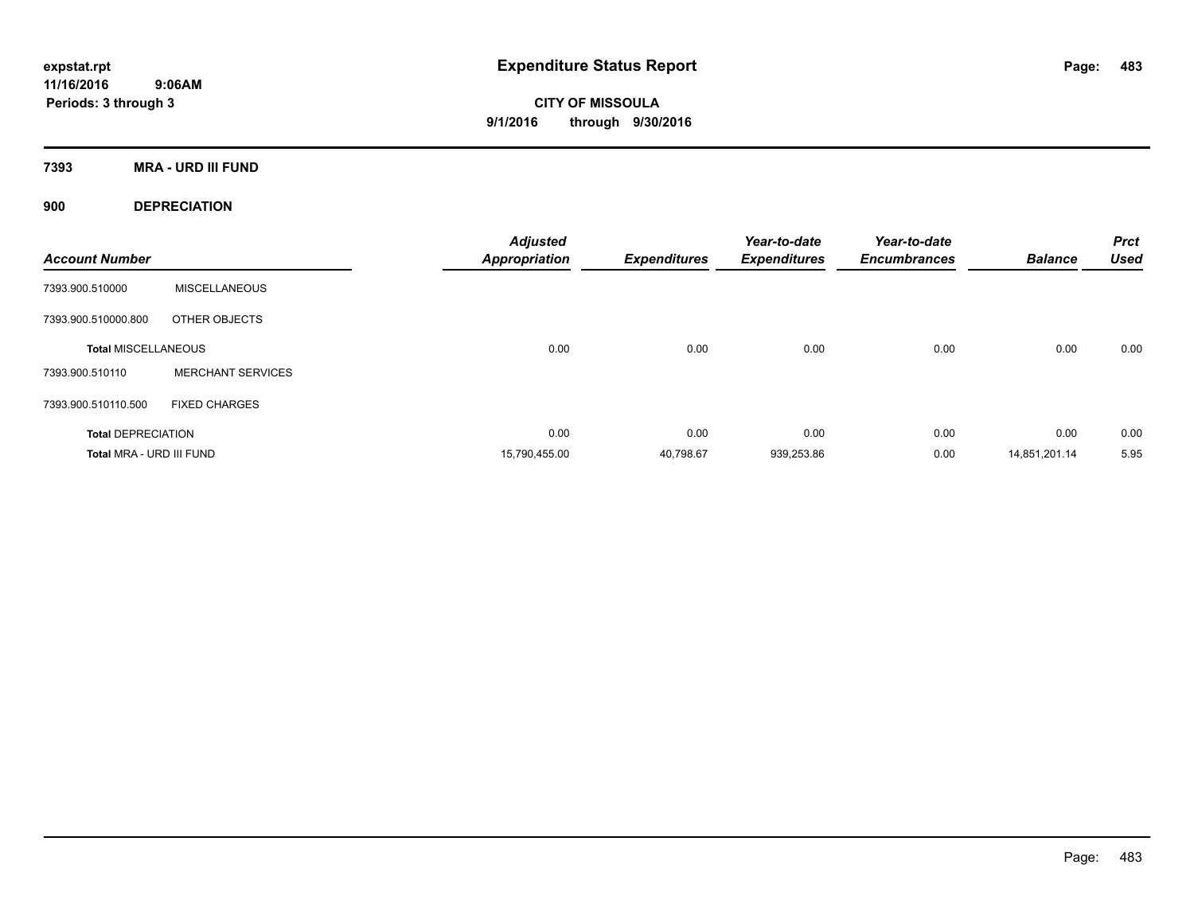**expstat.rpt**
**11/16/2016 9:06AM**
**Periods: 3 through 3**

# Expenditure Status Report

**CITY OF MISSOULA**
**9/1/2016 through 9/30/2016**

## 7393 MRA - URD III FUND

### 900 DEPRECIATION

| Account Number | | Adjusted Appropriation | Expenditures | Year-to-date Expenditures | Year-to-date Encumbrances | Balance | Prct Used |
|---|---|---|---|---|---|---|---|
| 7393.900.510000 | MISCELLANEOUS | | | | | | |
| 7393.900.510000.800 | OTHER OBJECTS | | | | | | |
| **Total MISCELLANEOUS** | | 0.00 | 0.00 | 0.00 | 0.00 | 0.00 | 0.00 |
| 7393.900.510110 | MERCHANT SERVICES | | | | | | |
| 7393.900.510110.500 | FIXED CHARGES | | | | | | |
| **Total DEPRECIATION** | | 0.00 | 0.00 | 0.00 | 0.00 | 0.00 | 0.00 |
| **Total MRA - URD III FUND** | | 15,790,455.00 | 40,798.67 | 939,253.86 | 0.00 | 14,851,201.14 | 5.95 |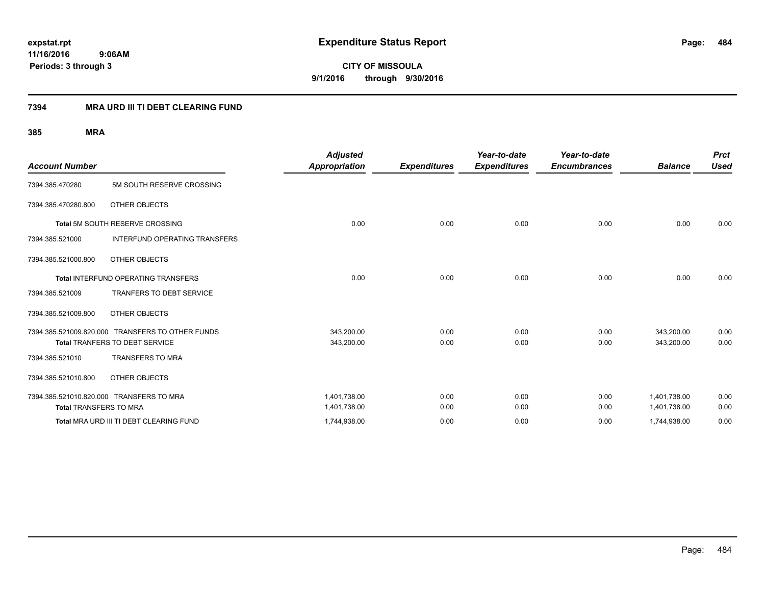# Expenditure Status Report

expstat.rpt
11/16/2016 9:06AM
Periods: 3 through 3

**CITY OF MISSOULA**
**9/1/2016 through 9/30/2016**

## 7394 MRA URD III TI DEBT CLEARING FUND

### 385 MRA

| Account Number | | Adjusted Appropriation | Expenditures | Year-to-date Expenditures | Year-to-date Encumbrances | Balance | Prct Used |
|---|---|---|---|---|---|---|---|
| 7394.385.470280 | 5M SOUTH RESERVE CROSSING | | | | | | |
| 7394.385.470280.800 | OTHER OBJECTS | | | | | | |
| **Total** 5M SOUTH RESERVE CROSSING | | 0.00 | 0.00 | 0.00 | 0.00 | 0.00 | 0.00 |
| 7394.385.521000 | INTERFUND OPERATING TRANSFERS | | | | | | |
| 7394.385.521000.800 | OTHER OBJECTS | | | | | | |
| **Total** INTERFUND OPERATING TRANSFERS | | 0.00 | 0.00 | 0.00 | 0.00 | 0.00 | 0.00 |
| 7394.385.521009 | TRANFERS TO DEBT SERVICE | | | | | | |
| 7394.385.521009.800 | OTHER OBJECTS | | | | | | |
| 7394.385.521009.820.000 | TRANSFERS TO OTHER FUNDS | 343,200.00 | 0.00 | 0.00 | 0.00 | 343,200.00 | 0.00 |
| **Total** TRANFERS TO DEBT SERVICE | | 343,200.00 | 0.00 | 0.00 | 0.00 | 343,200.00 | 0.00 |
| 7394.385.521010 | TRANSFERS TO MRA | | | | | | |
| 7394.385.521010.800 | OTHER OBJECTS | | | | | | |
| 7394.385.521010.820.000 | TRANSFERS TO MRA | 1,401,738.00 | 0.00 | 0.00 | 0.00 | 1,401,738.00 | 0.00 |
| **Total** TRANSFERS TO MRA | | 1,401,738.00 | 0.00 | 0.00 | 0.00 | 1,401,738.00 | 0.00 |
| **Total** MRA URD III TI DEBT CLEARING FUND | | 1,744,938.00 | 0.00 | 0.00 | 0.00 | 1,744,938.00 | 0.00 |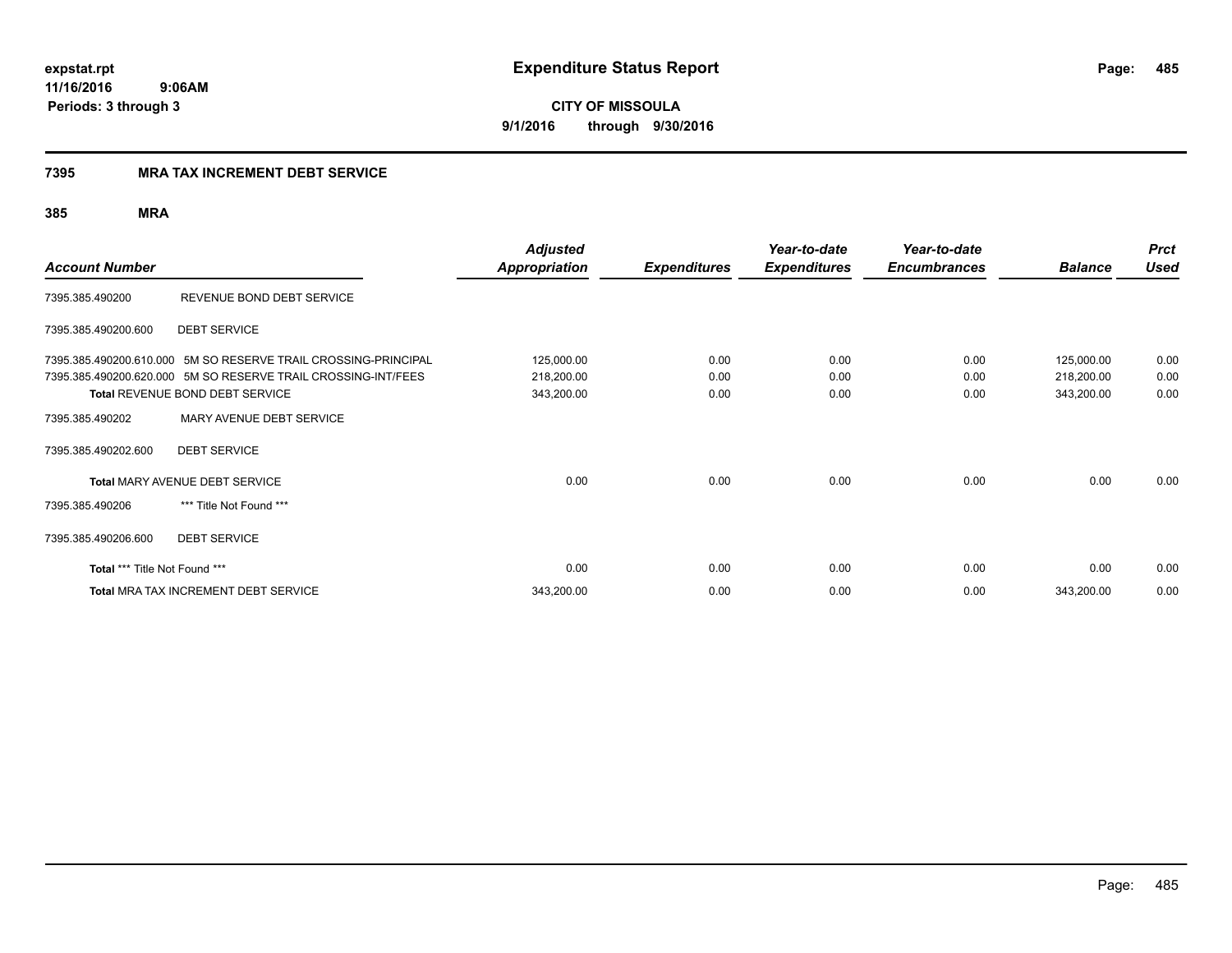expstat.rpt
11/16/2016 9:06AM
Periods: 3 through 3

# Expenditure Status Report

**CITY OF MISSOULA**
**9/1/2016 through 9/30/2016**

## 7395 MRA TAX INCREMENT DEBT SERVICE

### 385 MRA

| Account Number | | Adjusted Appropriation | Expenditures | Year-to-date Expenditures | Year-to-date Encumbrances | Balance | Prct Used |
|---|---|---|---|---|---|---|---|
| 7395.385.490200 | REVENUE BOND DEBT SERVICE | | | | | | |
| 7395.385.490200.600 | DEBT SERVICE | | | | | | |
| 7395.385.490200.610.000 | 5M SO RESERVE TRAIL CROSSING-PRINCIPAL | 125,000.00 | 0.00 | 0.00 | 0.00 | 125,000.00 | 0.00 |
| 7395.385.490200.620.000 | 5M SO RESERVE TRAIL CROSSING-INT/FEES | 218,200.00 | 0.00 | 0.00 | 0.00 | 218,200.00 | 0.00 |
| **Total** REVENUE BOND DEBT SERVICE | | 343,200.00 | 0.00 | 0.00 | 0.00 | 343,200.00 | 0.00 |
| 7395.385.490202 | MARY AVENUE DEBT SERVICE | | | | | | |
| 7395.385.490202.600 | DEBT SERVICE | | | | | | |
| **Total** MARY AVENUE DEBT SERVICE | | 0.00 | 0.00 | 0.00 | 0.00 | 0.00 | 0.00 |
| 7395.385.490206 | *** Title Not Found *** | | | | | | |
| 7395.385.490206.600 | DEBT SERVICE | | | | | | |
| **Total** *** Title Not Found *** | | 0.00 | 0.00 | 0.00 | 0.00 | 0.00 | 0.00 |
| **Total** MRA TAX INCREMENT DEBT SERVICE | | 343,200.00 | 0.00 | 0.00 | 0.00 | 343,200.00 | 0.00 |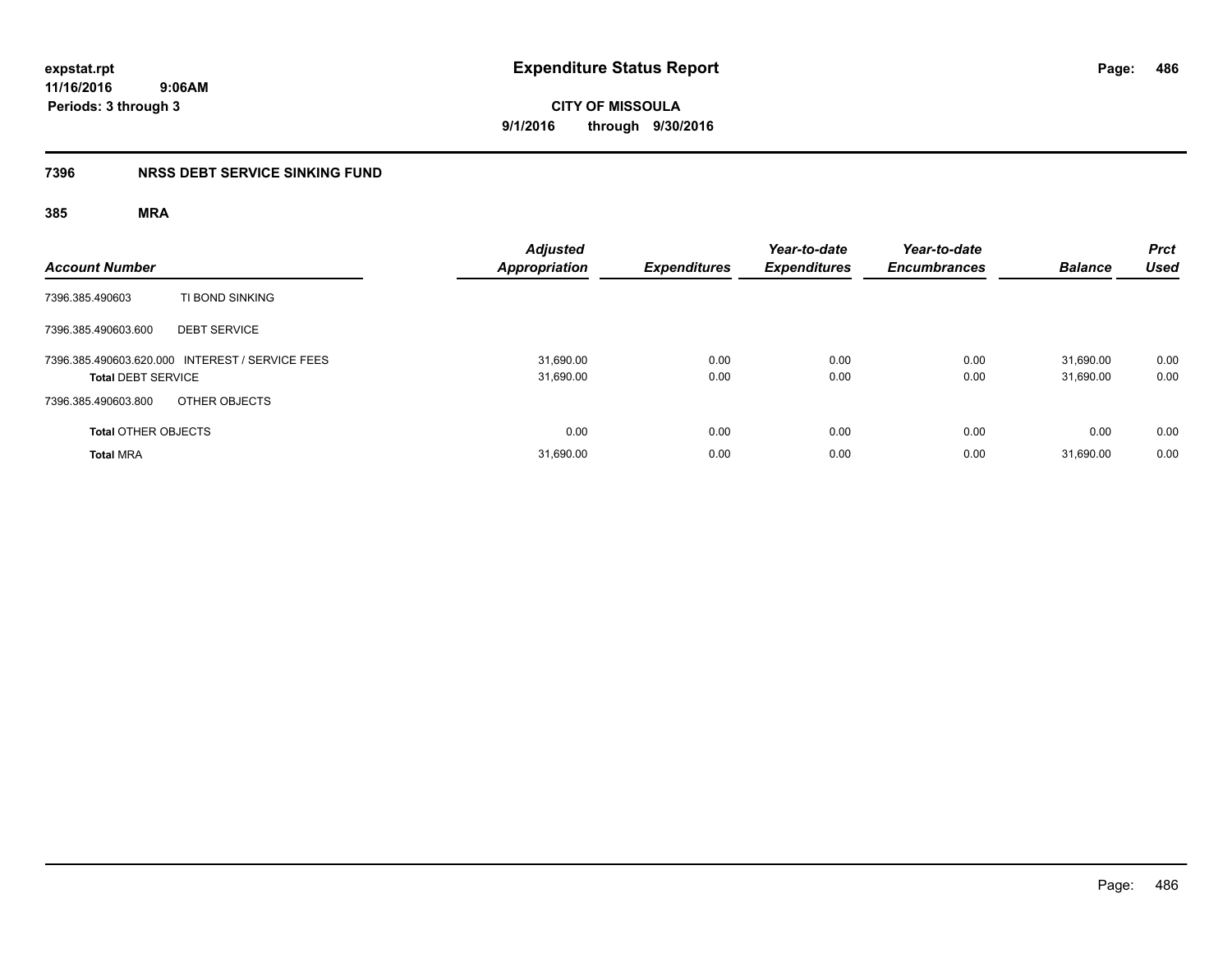**expstat.rpt**
**11/16/2016 9:06AM**
**Periods: 3 through 3**

# Expenditure Status Report

**CITY OF MISSOULA**
**9/1/2016 through 9/30/2016**

## 7396 NRSS DEBT SERVICE SINKING FUND

### 385 MRA

| Account Number | | Adjusted Appropriation | Expenditures | Year-to-date Expenditures | Year-to-date Encumbrances | Balance | Prct Used |
|---|---|---|---|---|---|---|---|
| 7396.385.490603 | TI BOND SINKING | | | | | | |
| 7396.385.490603.600 | DEBT SERVICE | | | | | | |
| 7396.385.490603.620.000 | INTEREST / SERVICE FEES | 31,690.00 | 0.00 | 0.00 | 0.00 | 31,690.00 | 0.00 |
| **Total** DEBT SERVICE | | 31,690.00 | 0.00 | 0.00 | 0.00 | 31,690.00 | 0.00 |
| 7396.385.490603.800 | OTHER OBJECTS | | | | | | |
| **Total** OTHER OBJECTS | | 0.00 | 0.00 | 0.00 | 0.00 | 0.00 | 0.00 |
| **Total** MRA | | 31,690.00 | 0.00 | 0.00 | 0.00 | 31,690.00 | 0.00 |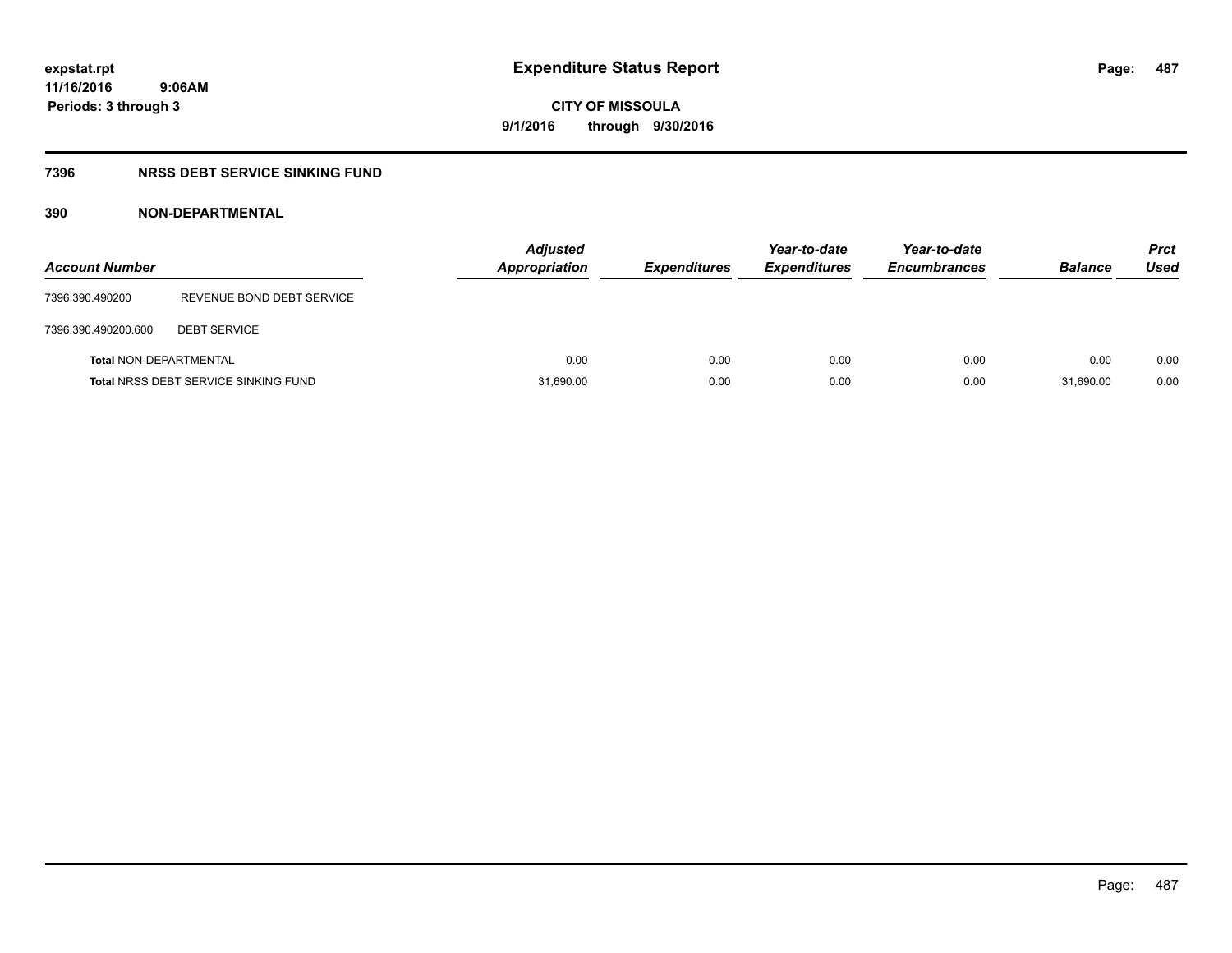expstat.rpt
11/16/2016 9:06AM
Periods: 3 through 3

# Expenditure Status Report

**CITY OF MISSOULA**
**9/1/2016 through 9/30/2016**

## 7396 NRSS DEBT SERVICE SINKING FUND

### 390 NON-DEPARTMENTAL

| Account Number | | Adjusted Appropriation | Expenditures | Year-to-date Expenditures | Year-to-date Encumbrances | Balance | Prct Used |
|---|---|---|---|---|---|---|---|
| 7396.390.490200 | REVENUE BOND DEBT SERVICE | | | | | | |
| 7396.390.490200.600 | DEBT SERVICE | | | | | | |
| **Total** NON-DEPARTMENTAL | | 0.00 | 0.00 | 0.00 | 0.00 | 0.00 | 0.00 |
| **Total** NRSS DEBT SERVICE SINKING FUND | | 31,690.00 | 0.00 | 0.00 | 0.00 | 31,690.00 | 0.00 |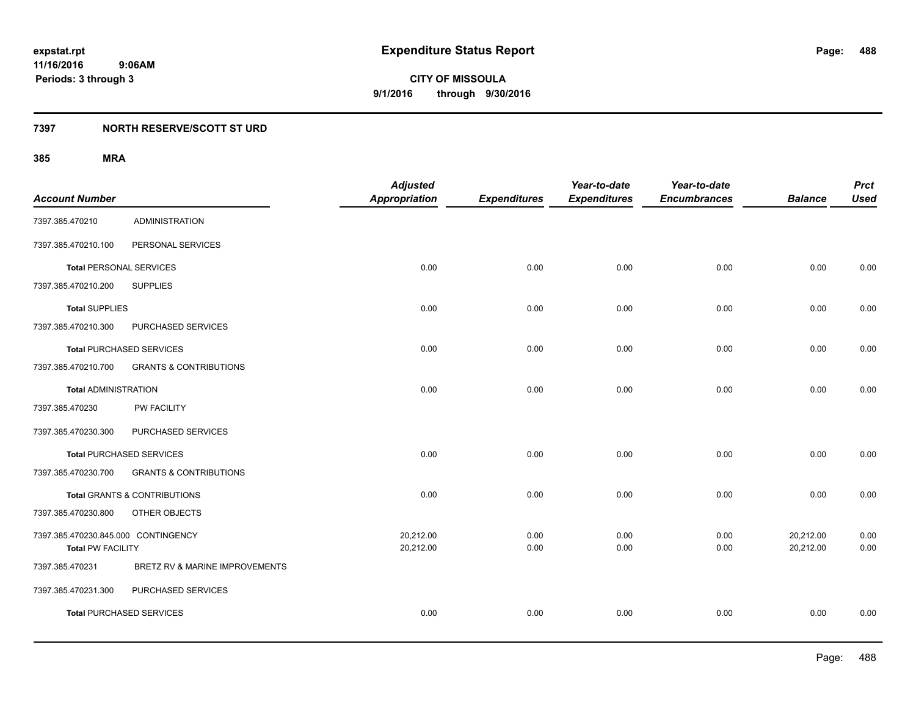**expstat.rpt**
**11/16/2016 9:06AM**
**Periods: 3 through 3**

# Expenditure Status Report

**CITY OF MISSOULA**
**9/1/2016 through 9/30/2016**

## 7397 NORTH RESERVE/SCOTT ST URD

### 385 MRA

| Account Number | | Adjusted Appropriation | Expenditures | Year-to-date Expenditures | Year-to-date Encumbrances | Balance | Prct Used |
|---|---|---|---|---|---|---|---|
| 7397.385.470210 | ADMINISTRATION | | | | | | |
| 7397.385.470210.100 | PERSONAL SERVICES | | | | | | |
| **Total** PERSONAL SERVICES | | 0.00 | 0.00 | 0.00 | 0.00 | 0.00 | 0.00 |
| 7397.385.470210.200 | SUPPLIES | | | | | | |
| **Total** SUPPLIES | | 0.00 | 0.00 | 0.00 | 0.00 | 0.00 | 0.00 |
| 7397.385.470210.300 | PURCHASED SERVICES | | | | | | |
| **Total** PURCHASED SERVICES | | 0.00 | 0.00 | 0.00 | 0.00 | 0.00 | 0.00 |
| 7397.385.470210.700 | GRANTS & CONTRIBUTIONS | | | | | | |
| **Total** ADMINISTRATION | | 0.00 | 0.00 | 0.00 | 0.00 | 0.00 | 0.00 |
| 7397.385.470230 | PW FACILITY | | | | | | |
| 7397.385.470230.300 | PURCHASED SERVICES | | | | | | |
| **Total** PURCHASED SERVICES | | 0.00 | 0.00 | 0.00 | 0.00 | 0.00 | 0.00 |
| 7397.385.470230.700 | GRANTS & CONTRIBUTIONS | | | | | | |
| **Total** GRANTS & CONTRIBUTIONS | | 0.00 | 0.00 | 0.00 | 0.00 | 0.00 | 0.00 |
| 7397.385.470230.800 | OTHER OBJECTS | | | | | | |
| 7397.385.470230.845.000 | CONTINGENCY | 20,212.00 | 0.00 | 0.00 | 0.00 | 20,212.00 | 0.00 |
| **Total** PW FACILITY | | 20,212.00 | 0.00 | 0.00 | 0.00 | 20,212.00 | 0.00 |
| 7397.385.470231 | BRETZ RV & MARINE IMPROVEMENTS | | | | | | |
| 7397.385.470231.300 | PURCHASED SERVICES | | | | | | |
| **Total** PURCHASED SERVICES | | 0.00 | 0.00 | 0.00 | 0.00 | 0.00 | 0.00 |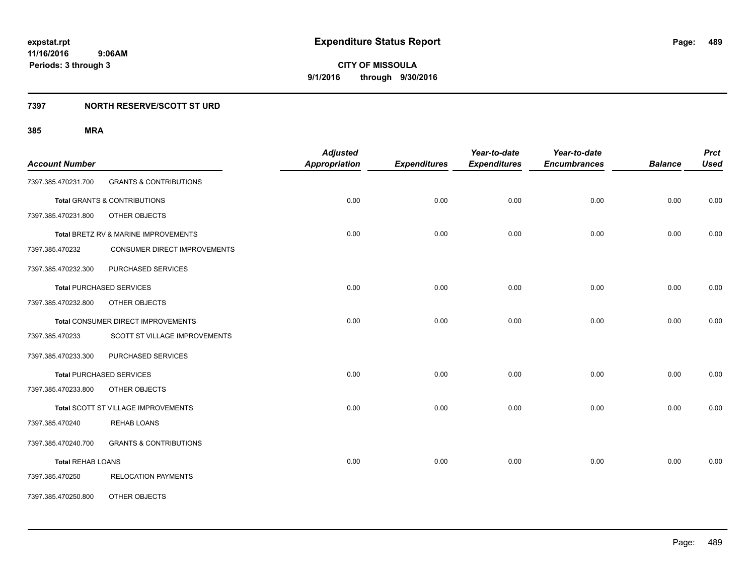# Expenditure Status Report

**CITY OF MISSOULA**
**9/1/2016 through 9/30/2016**

expstat.rpt
11/16/2016 9:06AM
Periods: 3 through 3

## 7397 NORTH RESERVE/SCOTT ST URD

### 385 MRA

| Account Number | | Adjusted Appropriation | Expenditures | Year-to-date Expenditures | Year-to-date Encumbrances | Balance | Prct Used |
|---|---|---|---|---|---|---|---|
| 7397.385.470231.700 | GRANTS & CONTRIBUTIONS | | | | | | |
| **Total** GRANTS & CONTRIBUTIONS | | 0.00 | 0.00 | 0.00 | 0.00 | 0.00 | 0.00 |
| 7397.385.470231.800 | OTHER OBJECTS | | | | | | |
| **Total** BRETZ RV & MARINE IMPROVEMENTS | | 0.00 | 0.00 | 0.00 | 0.00 | 0.00 | 0.00 |
| 7397.385.470232 | CONSUMER DIRECT IMPROVEMENTS | | | | | | |
| 7397.385.470232.300 | PURCHASED SERVICES | | | | | | |
| **Total** PURCHASED SERVICES | | 0.00 | 0.00 | 0.00 | 0.00 | 0.00 | 0.00 |
| 7397.385.470232.800 | OTHER OBJECTS | | | | | | |
| **Total** CONSUMER DIRECT IMPROVEMENTS | | 0.00 | 0.00 | 0.00 | 0.00 | 0.00 | 0.00 |
| 7397.385.470233 | SCOTT ST VILLAGE IMPROVEMENTS | | | | | | |
| 7397.385.470233.300 | PURCHASED SERVICES | | | | | | |
| **Total** PURCHASED SERVICES | | 0.00 | 0.00 | 0.00 | 0.00 | 0.00 | 0.00 |
| 7397.385.470233.800 | OTHER OBJECTS | | | | | | |
| **Total** SCOTT ST VILLAGE IMPROVEMENTS | | 0.00 | 0.00 | 0.00 | 0.00 | 0.00 | 0.00 |
| 7397.385.470240 | REHAB LOANS | | | | | | |
| 7397.385.470240.700 | GRANTS & CONTRIBUTIONS | | | | | | |
| **Total** REHAB LOANS | | 0.00 | 0.00 | 0.00 | 0.00 | 0.00 | 0.00 |
| 7397.385.470250 | RELOCATION PAYMENTS | | | | | | |
| 7397.385.470250.800 | OTHER OBJECTS | | | | | | |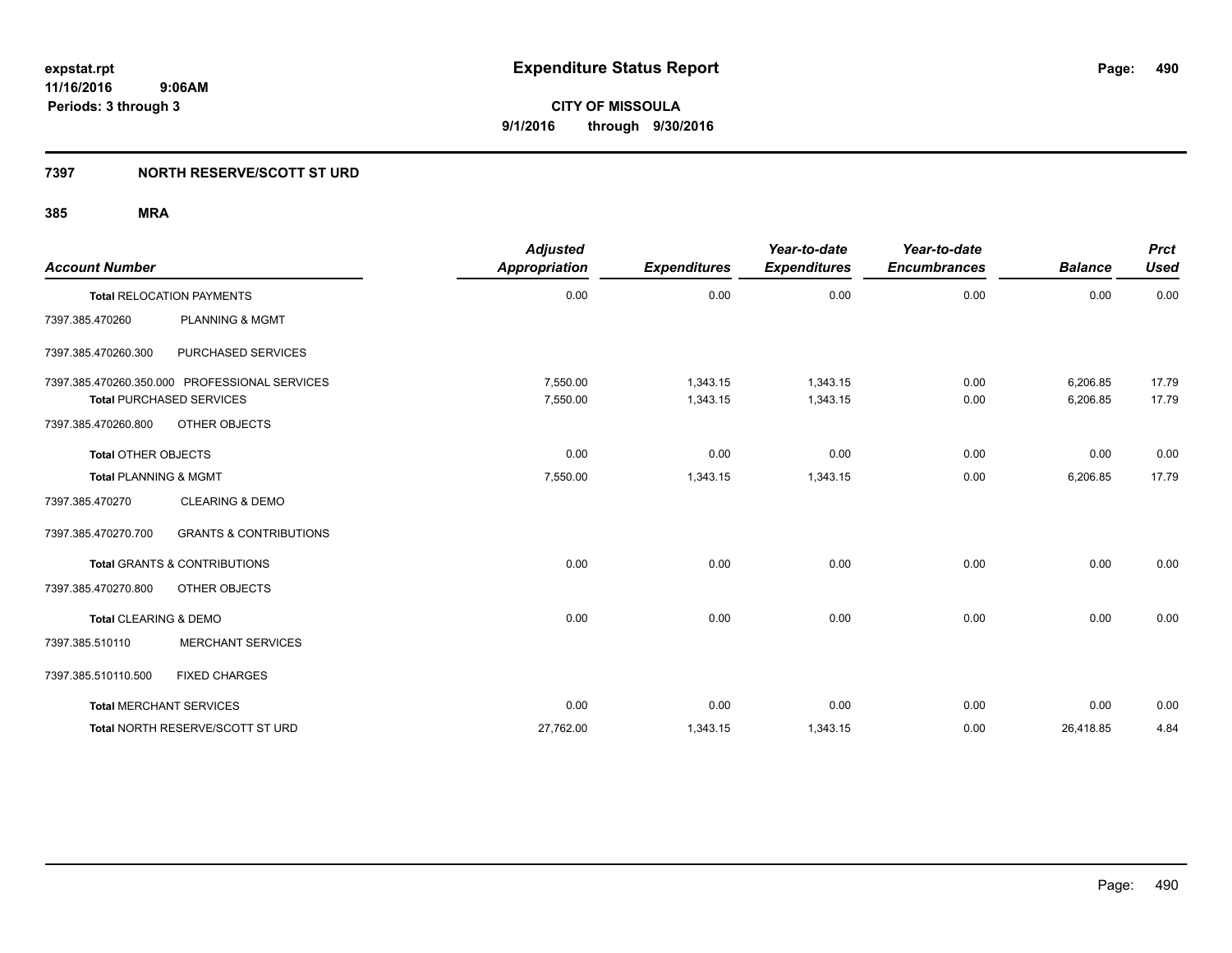# Expenditure Status Report

expstat.rpt
11/16/2016 9:06AM
Periods: 3 through 3

**CITY OF MISSOULA**
**9/1/2016 through 9/30/2016**

## 7397 NORTH RESERVE/SCOTT ST URD

### 385 MRA

| Account Number | | Adjusted Appropriation | Expenditures | Year-to-date Expenditures | Year-to-date Encumbrances | Balance | Prct Used |
|---|---|---|---|---|---|---|---|
| **Total** RELOCATION PAYMENTS | | 0.00 | 0.00 | 0.00 | 0.00 | 0.00 | 0.00 |
| 7397.385.470260 | PLANNING & MGMT | | | | | | |
| 7397.385.470260.300 | PURCHASED SERVICES | | | | | | |
| 7397.385.470260.350.000 | PROFESSIONAL SERVICES | 7,550.00 | 1,343.15 | 1,343.15 | 0.00 | 6,206.85 | 17.79 |
| **Total** PURCHASED SERVICES | | 7,550.00 | 1,343.15 | 1,343.15 | 0.00 | 6,206.85 | 17.79 |
| 7397.385.470260.800 | OTHER OBJECTS | | | | | | |
| **Total** OTHER OBJECTS | | 0.00 | 0.00 | 0.00 | 0.00 | 0.00 | 0.00 |
| **Total** PLANNING & MGMT | | 7,550.00 | 1,343.15 | 1,343.15 | 0.00 | 6,206.85 | 17.79 |
| 7397.385.470270 | CLEARING & DEMO | | | | | | |
| 7397.385.470270.700 | GRANTS & CONTRIBUTIONS | | | | | | |
| **Total** GRANTS & CONTRIBUTIONS | | 0.00 | 0.00 | 0.00 | 0.00 | 0.00 | 0.00 |
| 7397.385.470270.800 | OTHER OBJECTS | | | | | | |
| **Total** CLEARING & DEMO | | 0.00 | 0.00 | 0.00 | 0.00 | 0.00 | 0.00 |
| 7397.385.510110 | MERCHANT SERVICES | | | | | | |
| 7397.385.510110.500 | FIXED CHARGES | | | | | | |
| **Total** MERCHANT SERVICES | | 0.00 | 0.00 | 0.00 | 0.00 | 0.00 | 0.00 |
| **Total** NORTH RESERVE/SCOTT ST URD | | 27,762.00 | 1,343.15 | 1,343.15 | 0.00 | 26,418.85 | 4.84 |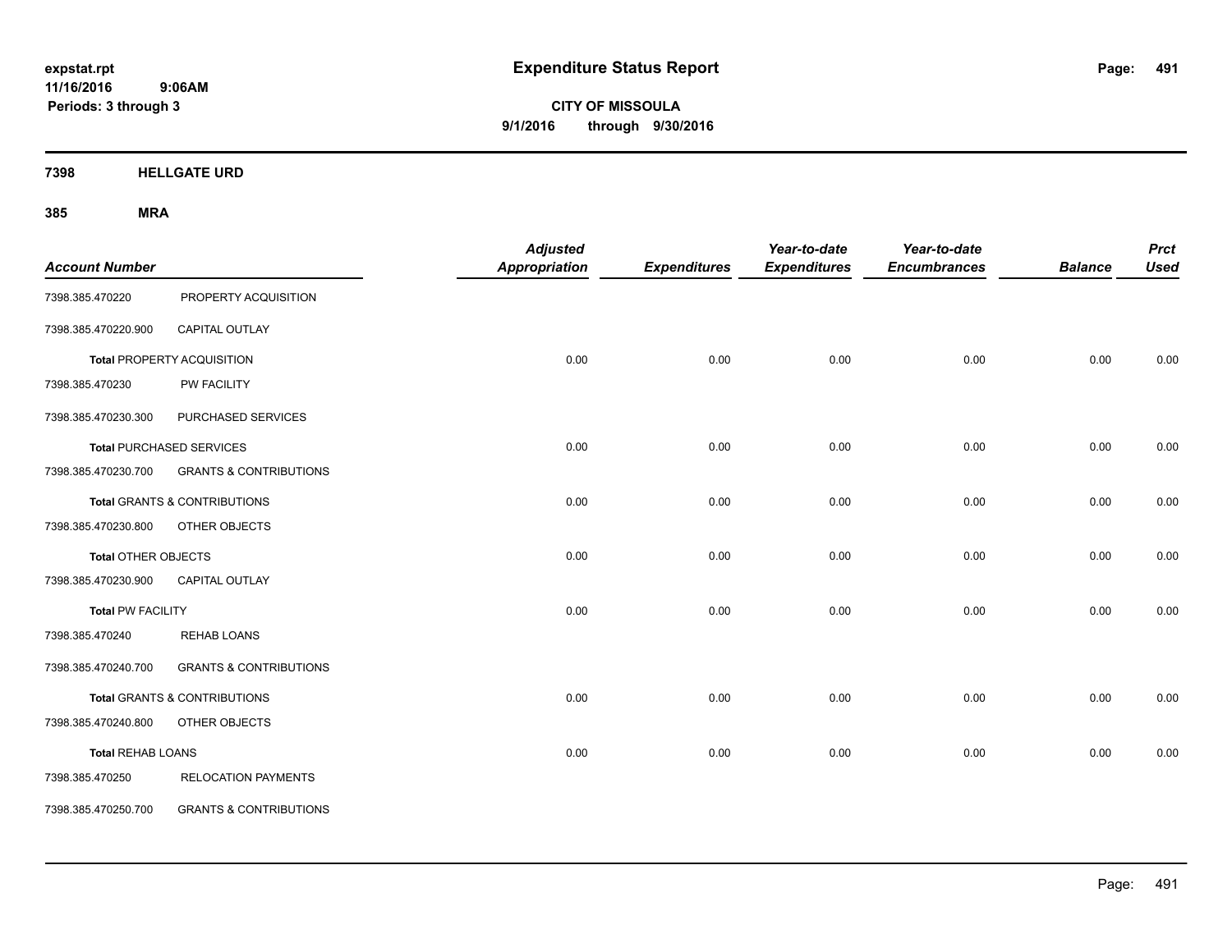# Expenditure Status Report

expstat.rpt
11/16/2016 9:06AM
Periods: 3 through 3

**CITY OF MISSOULA**
**9/1/2016 through 9/30/2016**

**7398 HELLGATE URD**

**385 MRA**

| Account Number | | Adjusted Appropriation | Expenditures | Year-to-date Expenditures | Year-to-date Encumbrances | Balance | Prct Used |
|---|---|---|---|---|---|---|---|
| 7398.385.470220 | PROPERTY ACQUISITION | | | | | | |
| 7398.385.470220.900 | CAPITAL OUTLAY | | | | | | |
| **Total** PROPERTY ACQUISITION | | 0.00 | 0.00 | 0.00 | 0.00 | 0.00 | 0.00 |
| 7398.385.470230 | PW FACILITY | | | | | | |
| 7398.385.470230.300 | PURCHASED SERVICES | | | | | | |
| **Total** PURCHASED SERVICES | | 0.00 | 0.00 | 0.00 | 0.00 | 0.00 | 0.00 |
| 7398.385.470230.700 | GRANTS & CONTRIBUTIONS | | | | | | |
| **Total** GRANTS & CONTRIBUTIONS | | 0.00 | 0.00 | 0.00 | 0.00 | 0.00 | 0.00 |
| 7398.385.470230.800 | OTHER OBJECTS | | | | | | |
| **Total** OTHER OBJECTS | | 0.00 | 0.00 | 0.00 | 0.00 | 0.00 | 0.00 |
| 7398.385.470230.900 | CAPITAL OUTLAY | | | | | | |
| **Total** PW FACILITY | | 0.00 | 0.00 | 0.00 | 0.00 | 0.00 | 0.00 |
| 7398.385.470240 | REHAB LOANS | | | | | | |
| 7398.385.470240.700 | GRANTS & CONTRIBUTIONS | | | | | | |
| **Total** GRANTS & CONTRIBUTIONS | | 0.00 | 0.00 | 0.00 | 0.00 | 0.00 | 0.00 |
| 7398.385.470240.800 | OTHER OBJECTS | | | | | | |
| **Total** REHAB LOANS | | 0.00 | 0.00 | 0.00 | 0.00 | 0.00 | 0.00 |
| 7398.385.470250 | RELOCATION PAYMENTS | | | | | | |
| 7398.385.470250.700 | GRANTS & CONTRIBUTIONS | | | | | | |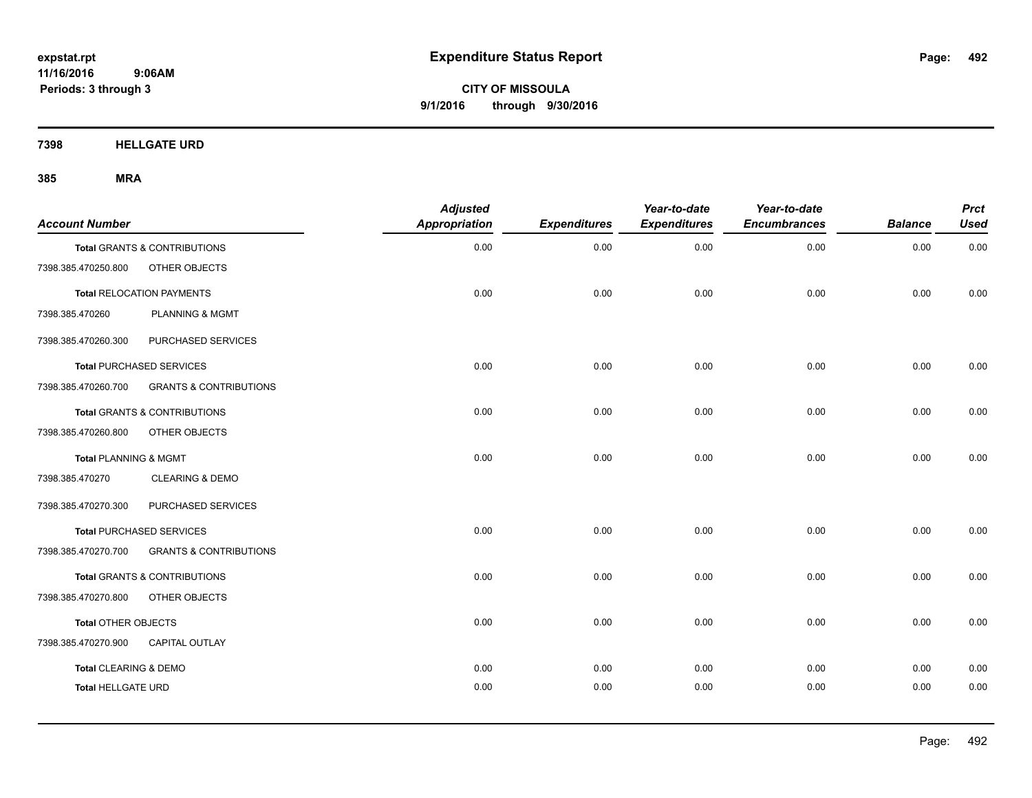expstat.rpt
**11/16/2016 9:06AM**
**Periods: 3 through 3**

# Expenditure Status Report

**CITY OF MISSOULA**
**9/1/2016 through 9/30/2016**

## 7398 HELLGATE URD

### 385 MRA

| Account Number | | Adjusted Appropriation | Expenditures | Year-to-date Expenditures | Year-to-date Encumbrances | Balance | Prct Used |
|---|---|---|---|---|---|---|---|
| **Total** GRANTS & CONTRIBUTIONS | | 0.00 | 0.00 | 0.00 | 0.00 | 0.00 | 0.00 |
| 7398.385.470250.800 | OTHER OBJECTS | | | | | | |
| **Total** RELOCATION PAYMENTS | | 0.00 | 0.00 | 0.00 | 0.00 | 0.00 | 0.00 |
| 7398.385.470260 | PLANNING & MGMT | | | | | | |
| 7398.385.470260.300 | PURCHASED SERVICES | | | | | | |
| **Total** PURCHASED SERVICES | | 0.00 | 0.00 | 0.00 | 0.00 | 0.00 | 0.00 |
| 7398.385.470260.700 | GRANTS & CONTRIBUTIONS | | | | | | |
| **Total** GRANTS & CONTRIBUTIONS | | 0.00 | 0.00 | 0.00 | 0.00 | 0.00 | 0.00 |
| 7398.385.470260.800 | OTHER OBJECTS | | | | | | |
| **Total** PLANNING & MGMT | | 0.00 | 0.00 | 0.00 | 0.00 | 0.00 | 0.00 |
| 7398.385.470270 | CLEARING & DEMO | | | | | | |
| 7398.385.470270.300 | PURCHASED SERVICES | | | | | | |
| **Total** PURCHASED SERVICES | | 0.00 | 0.00 | 0.00 | 0.00 | 0.00 | 0.00 |
| 7398.385.470270.700 | GRANTS & CONTRIBUTIONS | | | | | | |
| **Total** GRANTS & CONTRIBUTIONS | | 0.00 | 0.00 | 0.00 | 0.00 | 0.00 | 0.00 |
| 7398.385.470270.800 | OTHER OBJECTS | | | | | | |
| **Total** OTHER OBJECTS | | 0.00 | 0.00 | 0.00 | 0.00 | 0.00 | 0.00 |
| 7398.385.470270.900 | CAPITAL OUTLAY | | | | | | |
| **Total** CLEARING & DEMO | | 0.00 | 0.00 | 0.00 | 0.00 | 0.00 | 0.00 |
| **Total** HELLGATE URD | | 0.00 | 0.00 | 0.00 | 0.00 | 0.00 | 0.00 |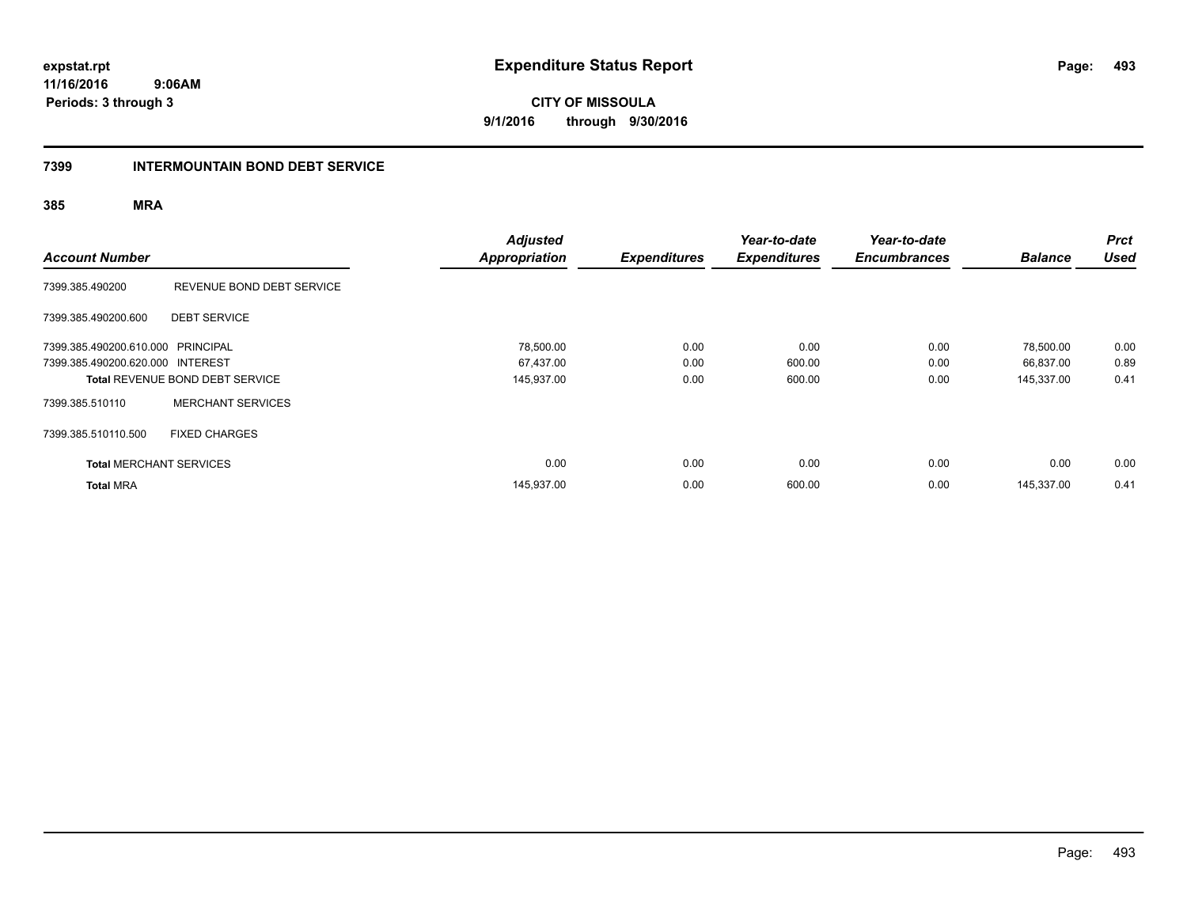# Expenditure Status Report

expstat.rpt
11/16/2016 9:06AM
Periods: 3 through 3

**CITY OF MISSOULA**
**9/1/2016 through 9/30/2016**

## 7399 INTERMOUNTAIN BOND DEBT SERVICE

### 385 MRA

| Account Number | | Adjusted Appropriation | Expenditures | Year-to-date Expenditures | Year-to-date Encumbrances | Balance | Prct Used |
|---|---|---|---|---|---|---|---|
| 7399.385.490200 | REVENUE BOND DEBT SERVICE | | | | | | |
| 7399.385.490200.600 | DEBT SERVICE | | | | | | |
| 7399.385.490200.610.000 | PRINCIPAL | 78,500.00 | 0.00 | 0.00 | 0.00 | 78,500.00 | 0.00 |
| 7399.385.490200.620.000 | INTEREST | 67,437.00 | 0.00 | 600.00 | 0.00 | 66,837.00 | 0.89 |
| **Total** REVENUE BOND DEBT SERVICE | | 145,937.00 | 0.00 | 600.00 | 0.00 | 145,337.00 | 0.41 |
| 7399.385.510110 | MERCHANT SERVICES | | | | | | |
| 7399.385.510110.500 | FIXED CHARGES | | | | | | |
| **Total** MERCHANT SERVICES | | 0.00 | 0.00 | 0.00 | 0.00 | 0.00 | 0.00 |
| **Total** MRA | | 145,937.00 | 0.00 | 600.00 | 0.00 | 145,337.00 | 0.41 |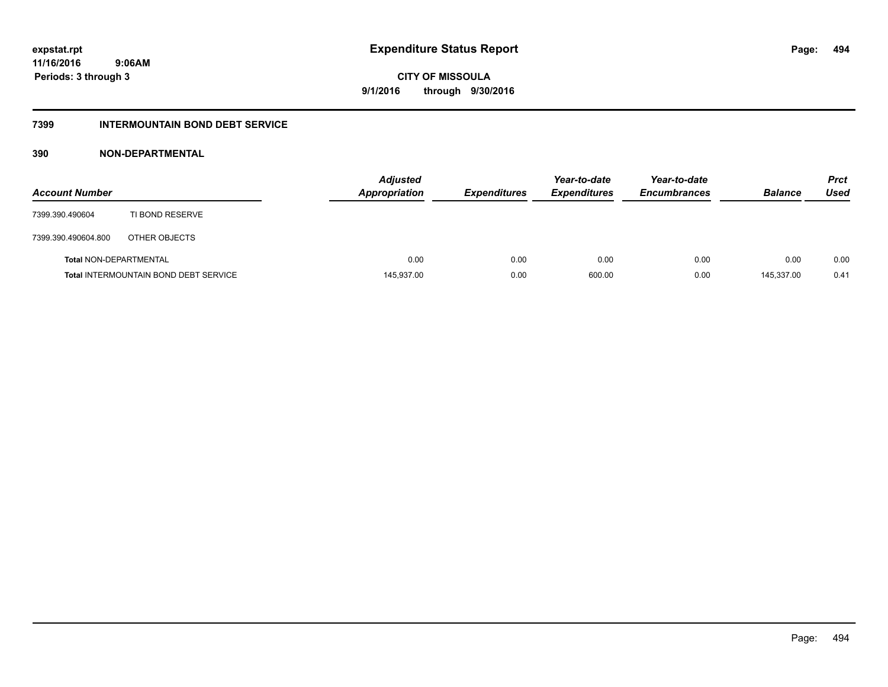expstat.rpt
11/16/2016 9:06AM
Periods: 3 through 3

# Expenditure Status Report

**CITY OF MISSOULA**
**9/1/2016 through 9/30/2016**

## 7399 INTERMOUNTAIN BOND DEBT SERVICE

### 390 NON-DEPARTMENTAL

| Account Number | | Adjusted Appropriation | Expenditures | Year-to-date Expenditures | Year-to-date Encumbrances | Balance | Prct Used |
|---|---|---|---|---|---|---|---|
| 7399.390.490604 | TI BOND RESERVE | | | | | | |
| 7399.390.490604.800 | OTHER OBJECTS | | | | | | |
| **Total** NON-DEPARTMENTAL | | 0.00 | 0.00 | 0.00 | 0.00 | 0.00 | 0.00 |
| **Total** INTERMOUNTAIN BOND DEBT SERVICE | | 145,937.00 | 0.00 | 600.00 | 0.00 | 145,337.00 | 0.41 |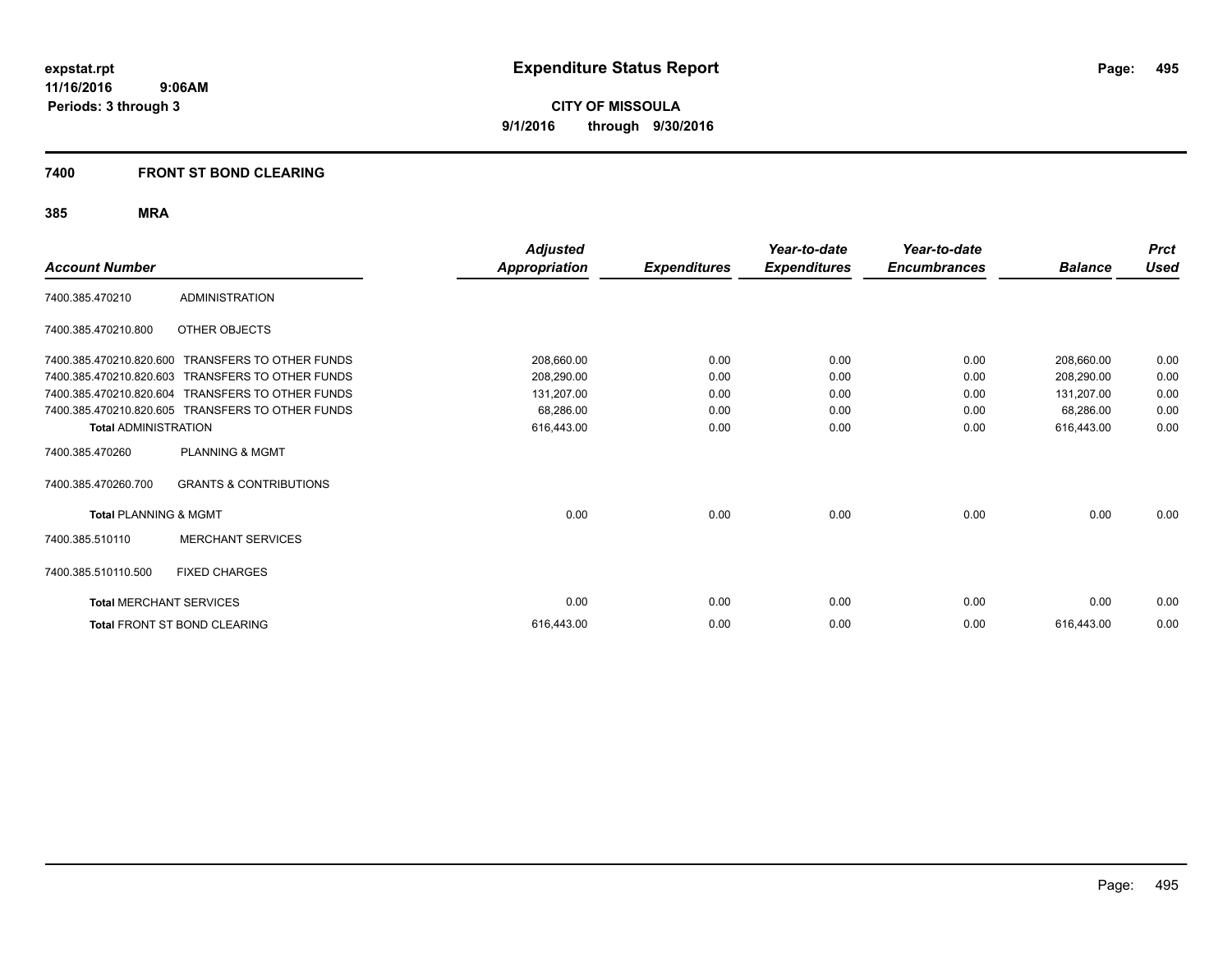# Expenditure Status Report

expstat.rpt
11/16/2016 9:06AM
Periods: 3 through 3

**CITY OF MISSOULA**
**9/1/2016 through 9/30/2016**

## 7400 FRONT ST BOND CLEARING

### 385 MRA

| Account Number | | Adjusted Appropriation | Expenditures | Year-to-date Expenditures | Year-to-date Encumbrances | Balance | Prct Used |
|---|---|---|---|---|---|---|---|
| 7400.385.470210 | ADMINISTRATION | | | | | | |
| 7400.385.470210.800 | OTHER OBJECTS | | | | | | |
| 7400.385.470210.820.600 | TRANSFERS TO OTHER FUNDS | 208,660.00 | 0.00 | 0.00 | 0.00 | 208,660.00 | 0.00 |
| 7400.385.470210.820.603 | TRANSFERS TO OTHER FUNDS | 208,290.00 | 0.00 | 0.00 | 0.00 | 208,290.00 | 0.00 |
| 7400.385.470210.820.604 | TRANSFERS TO OTHER FUNDS | 131,207.00 | 0.00 | 0.00 | 0.00 | 131,207.00 | 0.00 |
| 7400.385.470210.820.605 | TRANSFERS TO OTHER FUNDS | 68,286.00 | 0.00 | 0.00 | 0.00 | 68,286.00 | 0.00 |
| **Total** ADMINISTRATION | | 616,443.00 | 0.00 | 0.00 | 0.00 | 616,443.00 | 0.00 |
| 7400.385.470260 | PLANNING & MGMT | | | | | | |
| 7400.385.470260.700 | GRANTS & CONTRIBUTIONS | | | | | | |
| **Total** PLANNING & MGMT | | 0.00 | 0.00 | 0.00 | 0.00 | 0.00 | 0.00 |
| 7400.385.510110 | MERCHANT SERVICES | | | | | | |
| 7400.385.510110.500 | FIXED CHARGES | | | | | | |
| **Total** MERCHANT SERVICES | | 0.00 | 0.00 | 0.00 | 0.00 | 0.00 | 0.00 |
| **Total** FRONT ST BOND CLEARING | | 616,443.00 | 0.00 | 0.00 | 0.00 | 616,443.00 | 0.00 |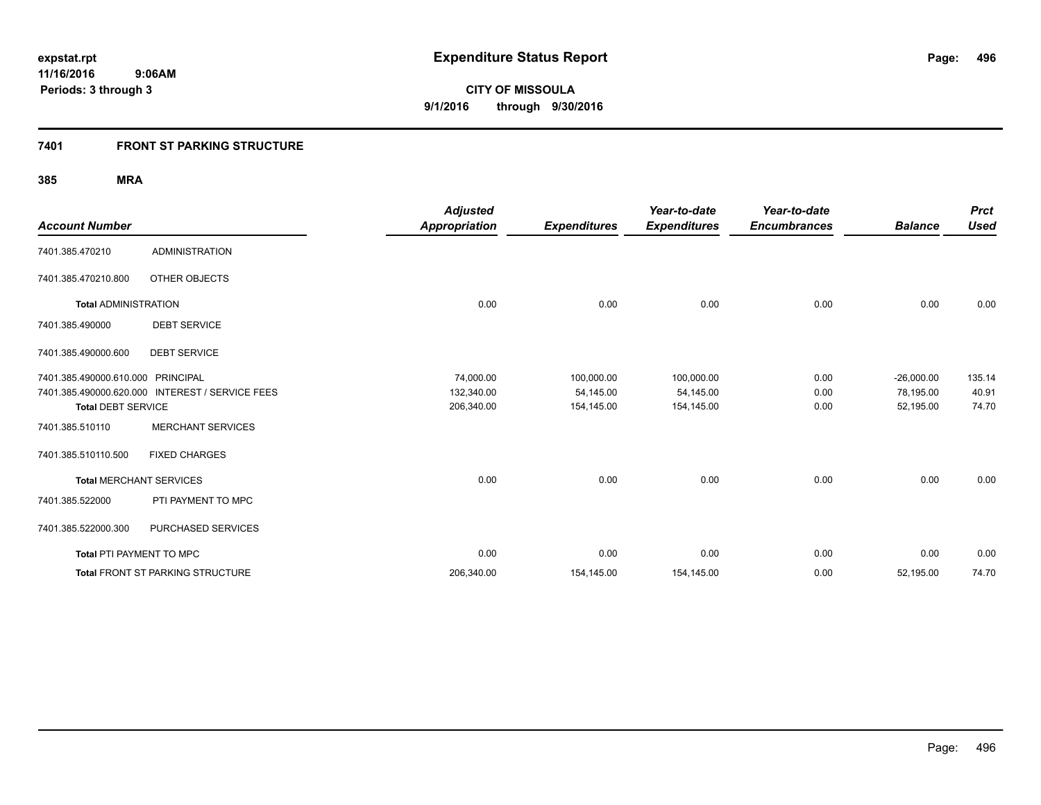**expstat.rpt**
**11/16/2016 9:06AM**
**Periods: 3 through 3**

# Expenditure Status Report

**CITY OF MISSOULA**
**9/1/2016 through 9/30/2016**

## 7401 FRONT ST PARKING STRUCTURE

### 385 MRA

| Account Number | | Adjusted Appropriation | Expenditures | Year-to-date Expenditures | Year-to-date Encumbrances | Balance | Prct Used |
|---|---|---|---|---|---|---|---|
| 7401.385.470210 | ADMINISTRATION | | | | | | |
| 7401.385.470210.800 | OTHER OBJECTS | | | | | | |
| **Total** ADMINISTRATION | | 0.00 | 0.00 | 0.00 | 0.00 | 0.00 | 0.00 |
| 7401.385.490000 | DEBT SERVICE | | | | | | |
| 7401.385.490000.600 | DEBT SERVICE | | | | | | |
| 7401.385.490000.610.000 | PRINCIPAL | 74,000.00 | 100,000.00 | 100,000.00 | 0.00 | -26,000.00 | 135.14 |
| 7401.385.490000.620.000 | INTEREST / SERVICE FEES | 132,340.00 | 54,145.00 | 54,145.00 | 0.00 | 78,195.00 | 40.91 |
| **Total** DEBT SERVICE | | 206,340.00 | 154,145.00 | 154,145.00 | 0.00 | 52,195.00 | 74.70 |
| 7401.385.510110 | MERCHANT SERVICES | | | | | | |
| 7401.385.510110.500 | FIXED CHARGES | | | | | | |
| **Total** MERCHANT SERVICES | | 0.00 | 0.00 | 0.00 | 0.00 | 0.00 | 0.00 |
| 7401.385.522000 | PTI PAYMENT TO MPC | | | | | | |
| 7401.385.522000.300 | PURCHASED SERVICES | | | | | | |
| **Total** PTI PAYMENT TO MPC | | 0.00 | 0.00 | 0.00 | 0.00 | 0.00 | 0.00 |
| **Total** FRONT ST PARKING STRUCTURE | | 206,340.00 | 154,145.00 | 154,145.00 | 0.00 | 52,195.00 | 74.70 |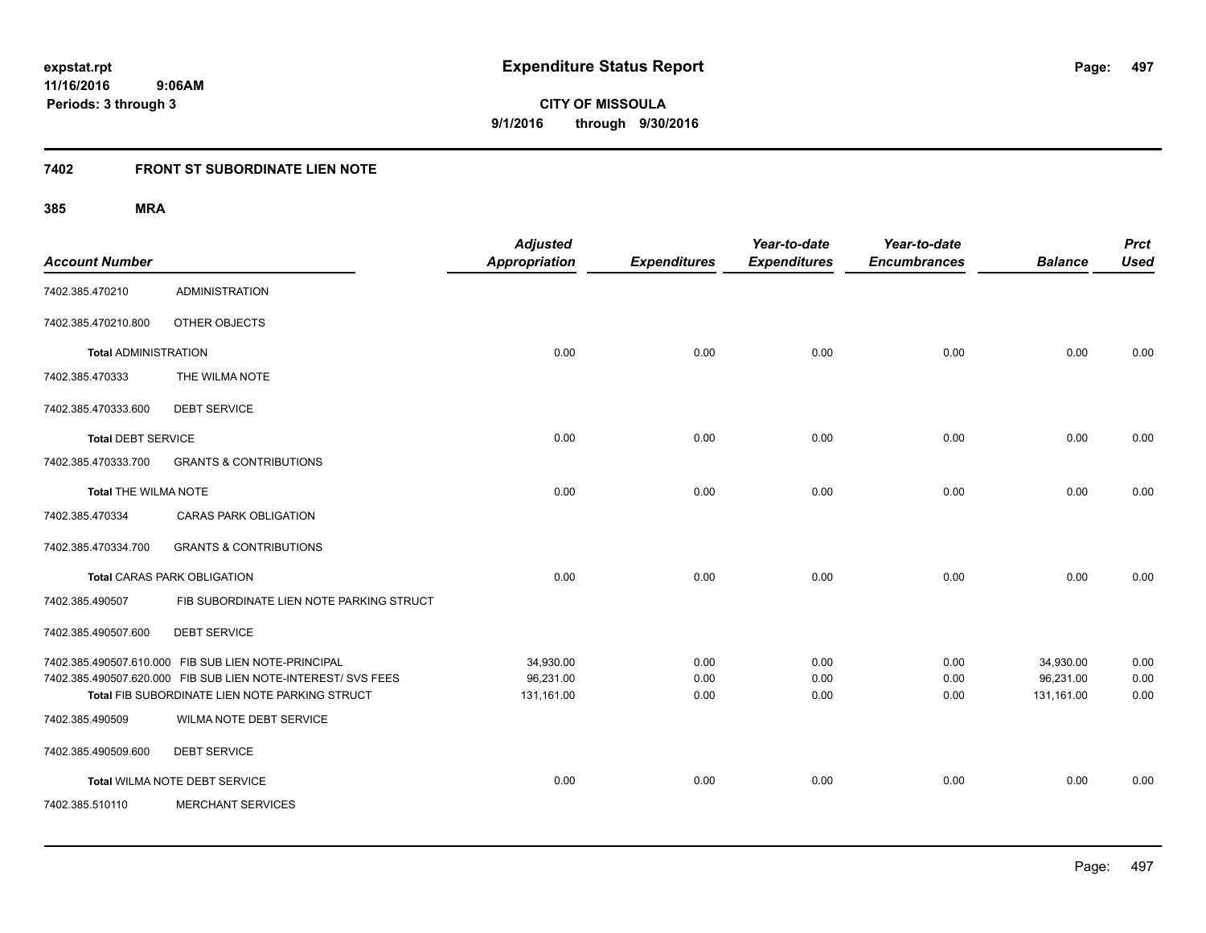expstat.rpt
11/16/2016 9:06AM
Periods: 3 through 3

# Expenditure Status Report

**CITY OF MISSOULA**
**9/1/2016 through 9/30/2016**

## 7402 FRONT ST SUBORDINATE LIEN NOTE

### 385 MRA

| Account Number | | Adjusted Appropriation | Expenditures | Year-to-date Expenditures | Year-to-date Encumbrances | Balance | Prct Used |
|---|---|---|---|---|---|---|---|
| 7402.385.470210 | ADMINISTRATION | | | | | | |
| 7402.385.470210.800 | OTHER OBJECTS | | | | | | |
| **Total** ADMINISTRATION | | 0.00 | 0.00 | 0.00 | 0.00 | 0.00 | 0.00 |
| 7402.385.470333 | THE WILMA NOTE | | | | | | |
| 7402.385.470333.600 | DEBT SERVICE | | | | | | |
| **Total** DEBT SERVICE | | 0.00 | 0.00 | 0.00 | 0.00 | 0.00 | 0.00 |
| 7402.385.470333.700 | GRANTS & CONTRIBUTIONS | | | | | | |
| **Total** THE WILMA NOTE | | 0.00 | 0.00 | 0.00 | 0.00 | 0.00 | 0.00 |
| 7402.385.470334 | CARAS PARK OBLIGATION | | | | | | |
| 7402.385.470334.700 | GRANTS & CONTRIBUTIONS | | | | | | |
| **Total** CARAS PARK OBLIGATION | | 0.00 | 0.00 | 0.00 | 0.00 | 0.00 | 0.00 |
| 7402.385.490507 | FIB SUBORDINATE LIEN NOTE PARKING STRUCT | | | | | | |
| 7402.385.490507.600 | DEBT SERVICE | | | | | | |
| 7402.385.490507.610.000 | FIB SUB LIEN NOTE-PRINCIPAL | 34,930.00 | 0.00 | 0.00 | 0.00 | 34,930.00 | 0.00 |
| 7402.385.490507.620.000 | FIB SUB LIEN NOTE-INTEREST/ SVS FEES | 96,231.00 | 0.00 | 0.00 | 0.00 | 96,231.00 | 0.00 |
| **Total** FIB SUBORDINATE LIEN NOTE PARKING STRUCT | | 131,161.00 | 0.00 | 0.00 | 0.00 | 131,161.00 | 0.00 |
| 7402.385.490509 | WILMA NOTE DEBT SERVICE | | | | | | |
| 7402.385.490509.600 | DEBT SERVICE | | | | | | |
| **Total** WILMA NOTE DEBT SERVICE | | 0.00 | 0.00 | 0.00 | 0.00 | 0.00 | 0.00 |
| 7402.385.510110 | MERCHANT SERVICES | | | | | | |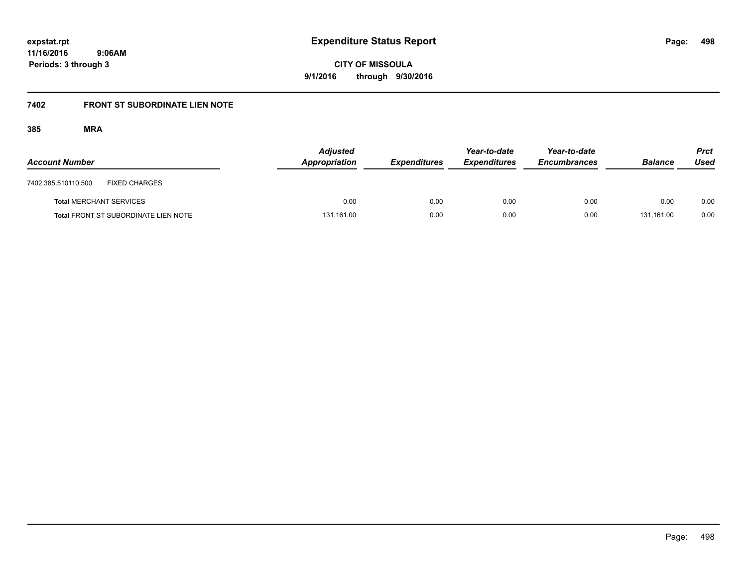# Expenditure Status Report

expstat.rpt
11/16/2016 9:06AM
Periods: 3 through 3

**CITY OF MISSOULA**
**9/1/2016 through 9/30/2016**

## 7402 FRONT ST SUBORDINATE LIEN NOTE

### 385 MRA

| Account Number | | Adjusted Appropriation | Expenditures | Year-to-date Expenditures | Year-to-date Encumbrances | Balance | Prct Used |
|---|---|---|---|---|---|---|---|
| 7402.385.510110.500 | FIXED CHARGES | | | | | | |
| **Total** MERCHANT SERVICES | | 0.00 | 0.00 | 0.00 | 0.00 | 0.00 | 0.00 |
| **Total** FRONT ST SUBORDINATE LIEN NOTE | | 131,161.00 | 0.00 | 0.00 | 0.00 | 131,161.00 | 0.00 |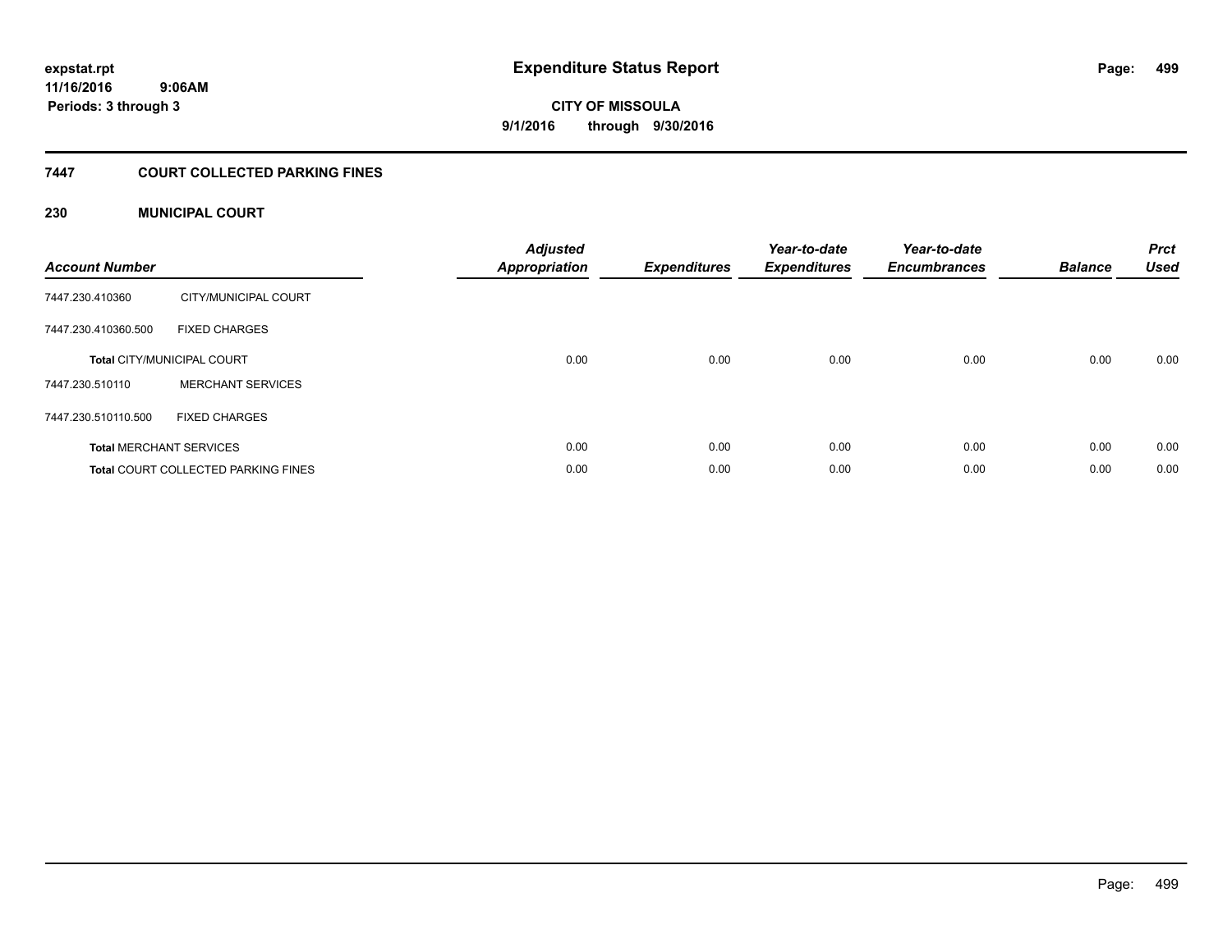# Expenditure Status Report

**CITY OF MISSOULA**

**9/1/2016 through 9/30/2016**

expstat.rpt
11/16/2016 9:06AM
Periods: 3 through 3

## 7447 COURT COLLECTED PARKING FINES

### 230 MUNICIPAL COURT

| Account Number | | Adjusted Appropriation | Expenditures | Year-to-date Expenditures | Year-to-date Encumbrances | Balance | Prct Used |
|---|---|---|---|---|---|---|---|
| 7447.230.410360 | CITY/MUNICIPAL COURT | | | | | | |
| 7447.230.410360.500 | FIXED CHARGES | | | | | | |
| **Total** CITY/MUNICIPAL COURT | | 0.00 | 0.00 | 0.00 | 0.00 | 0.00 | 0.00 |
| 7447.230.510110 | MERCHANT SERVICES | | | | | | |
| 7447.230.510110.500 | FIXED CHARGES | | | | | | |
| **Total** MERCHANT SERVICES | | 0.00 | 0.00 | 0.00 | 0.00 | 0.00 | 0.00 |
| **Total** COURT COLLECTED PARKING FINES | | 0.00 | 0.00 | 0.00 | 0.00 | 0.00 | 0.00 |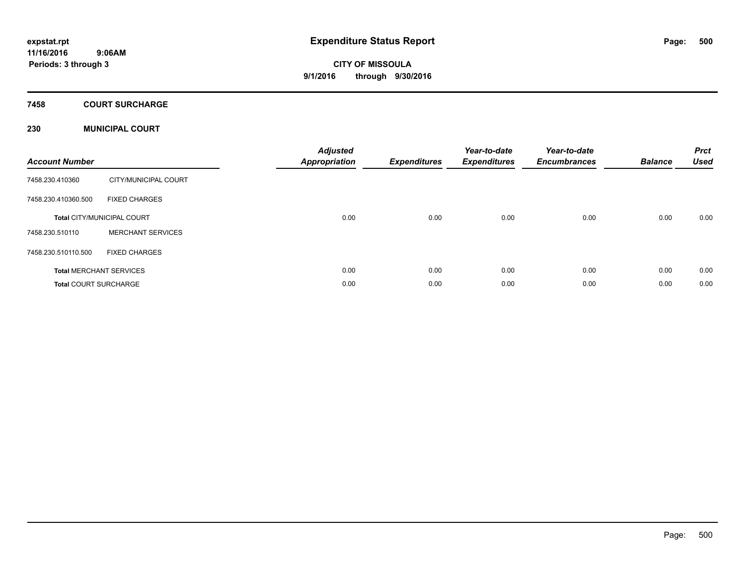expstat.rpt
11/16/2016 9:06AM
Periods: 3 through 3

# Expenditure Status Report

**CITY OF MISSOULA**
**9/1/2016 through 9/30/2016**

## 7458 COURT SURCHARGE

## 230 MUNICIPAL COURT

| Account Number | | Adjusted Appropriation | Expenditures | Year-to-date Expenditures | Year-to-date Encumbrances | Balance | Prct Used |
|---|---|---|---|---|---|---|---|
| 7458.230.410360 | CITY/MUNICIPAL COURT | | | | | | |
| 7458.230.410360.500 | FIXED CHARGES | | | | | | |
| **Total** CITY/MUNICIPAL COURT | | 0.00 | 0.00 | 0.00 | 0.00 | 0.00 | 0.00 |
| 7458.230.510110 | MERCHANT SERVICES | | | | | | |
| 7458.230.510110.500 | FIXED CHARGES | | | | | | |
| **Total** MERCHANT SERVICES | | 0.00 | 0.00 | 0.00 | 0.00 | 0.00 | 0.00 |
| **Total** COURT SURCHARGE | | 0.00 | 0.00 | 0.00 | 0.00 | 0.00 | 0.00 |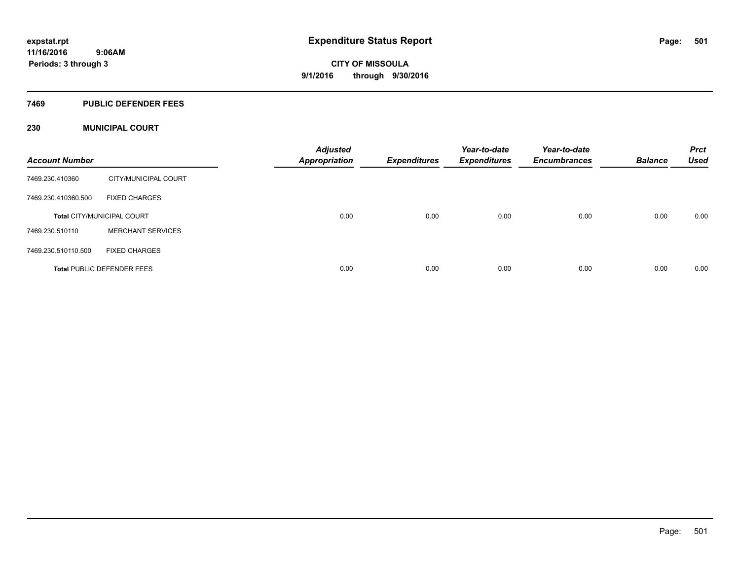# Expenditure Status Report

**CITY OF MISSOULA**

**9/1/2016 through 9/30/2016**

expstat.rpt
11/16/2016 9:06AM
Periods: 3 through 3

## 7469 PUBLIC DEFENDER FEES

### 230 MUNICIPAL COURT

| Account Number | | Adjusted Appropriation | Expenditures | Year-to-date Expenditures | Year-to-date Encumbrances | Balance | Prct Used |
|---|---|---|---|---|---|---|---|
| 7469.230.410360 | CITY/MUNICIPAL COURT | | | | | | |
| 7469.230.410360.500 | FIXED CHARGES | | | | | | |
| **Total** CITY/MUNICIPAL COURT | | 0.00 | 0.00 | 0.00 | 0.00 | 0.00 | 0.00 |
| 7469.230.510110 | MERCHANT SERVICES | | | | | | |
| 7469.230.510110.500 | FIXED CHARGES | | | | | | |
| **Total** PUBLIC DEFENDER FEES | | 0.00 | 0.00 | 0.00 | 0.00 | 0.00 | 0.00 |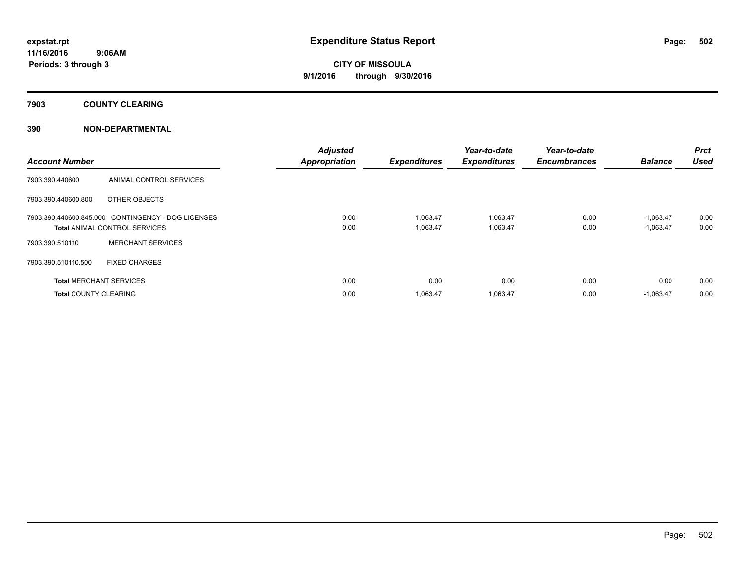# Expenditure Status Report

expstat.rpt
11/16/2016 9:06AM
Periods: 3 through 3

**CITY OF MISSOULA**
**9/1/2016 through 9/30/2016**

## 7903 COUNTY CLEARING

### 390 NON-DEPARTMENTAL

| Account Number | | Adjusted Appropriation | Expenditures | Year-to-date Expenditures | Year-to-date Encumbrances | Balance | Prct Used |
|---|---|---|---|---|---|---|---|
| 7903.390.440600 | ANIMAL CONTROL SERVICES | | | | | | |
| 7903.390.440600.800 | OTHER OBJECTS | | | | | | |
| 7903.390.440600.845.000 | CONTINGENCY - DOG LICENSES | 0.00 | 1,063.47 | 1,063.47 | 0.00 | -1,063.47 | 0.00 |
| **Total** ANIMAL CONTROL SERVICES | | 0.00 | 1,063.47 | 1,063.47 | 0.00 | -1,063.47 | 0.00 |
| 7903.390.510110 | MERCHANT SERVICES | | | | | | |
| 7903.390.510110.500 | FIXED CHARGES | | | | | | |
| **Total** MERCHANT SERVICES | | 0.00 | 0.00 | 0.00 | 0.00 | 0.00 | 0.00 |
| **Total** COUNTY CLEARING | | 0.00 | 1,063.47 | 1,063.47 | 0.00 | -1,063.47 | 0.00 |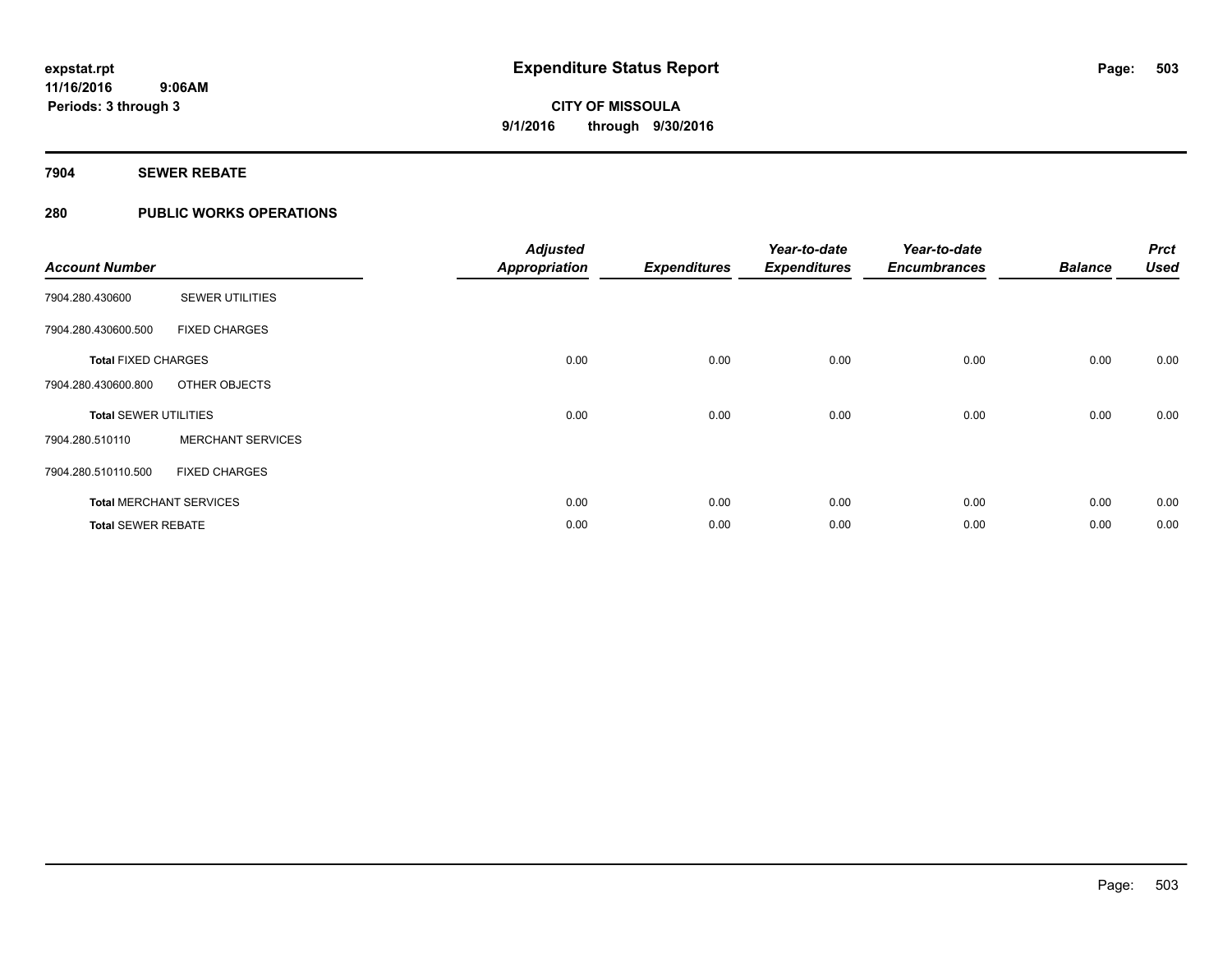# Expenditure Status Report

expstat.rpt
11/16/2016 9:06AM
Periods: 3 through 3

**CITY OF MISSOULA**
**9/1/2016 through 9/30/2016**

## 7904 SEWER REBATE

## 280 PUBLIC WORKS OPERATIONS

| Account Number | | Adjusted Appropriation | Expenditures | Year-to-date Expenditures | Year-to-date Encumbrances | Balance | Prct Used |
|---|---|---|---|---|---|---|---|
| 7904.280.430600 | SEWER UTILITIES | | | | | | |
| 7904.280.430600.500 | FIXED CHARGES | | | | | | |
| **Total** FIXED CHARGES | | 0.00 | 0.00 | 0.00 | 0.00 | 0.00 | 0.00 |
| 7904.280.430600.800 | OTHER OBJECTS | | | | | | |
| **Total** SEWER UTILITIES | | 0.00 | 0.00 | 0.00 | 0.00 | 0.00 | 0.00 |
| 7904.280.510110 | MERCHANT SERVICES | | | | | | |
| 7904.280.510110.500 | FIXED CHARGES | | | | | | |
| **Total** MERCHANT SERVICES | | 0.00 | 0.00 | 0.00 | 0.00 | 0.00 | 0.00 |
| **Total** SEWER REBATE | | 0.00 | 0.00 | 0.00 | 0.00 | 0.00 | 0.00 |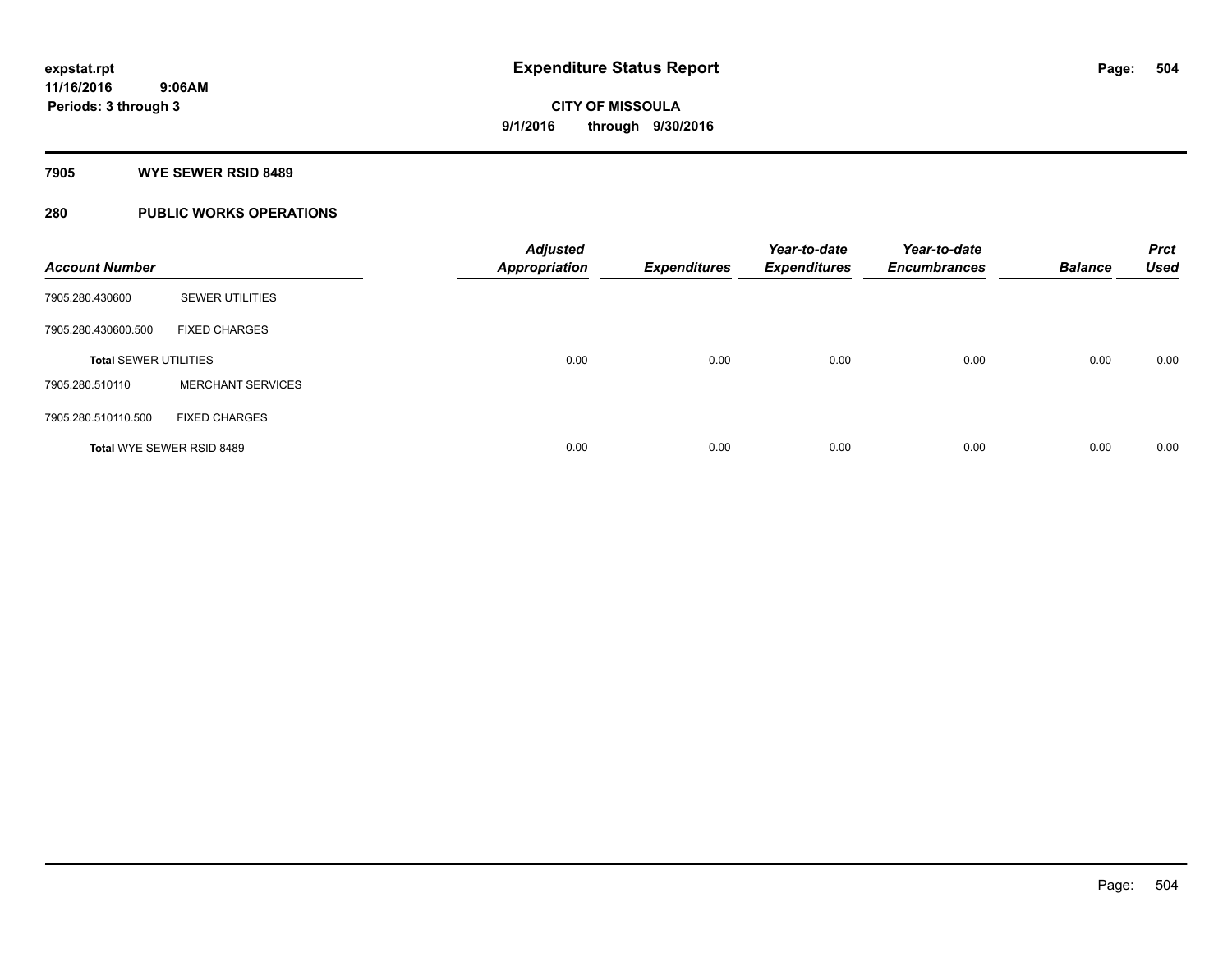# Expenditure Status Report

**CITY OF MISSOULA**
**9/1/2016 through 9/30/2016**

expstat.rpt
11/16/2016 9:06AM
Periods: 3 through 3

## 7905 WYE SEWER RSID 8489

## 280 PUBLIC WORKS OPERATIONS

| Account Number | | Adjusted Appropriation | Expenditures | Year-to-date Expenditures | Year-to-date Encumbrances | Balance | Prct Used |
|---|---|---|---|---|---|---|---|
| 7905.280.430600 | SEWER UTILITIES | | | | | | |
| 7905.280.430600.500 | FIXED CHARGES | | | | | | |
| **Total** SEWER UTILITIES | | 0.00 | 0.00 | 0.00 | 0.00 | 0.00 | 0.00 |
| 7905.280.510110 | MERCHANT SERVICES | | | | | | |
| 7905.280.510110.500 | FIXED CHARGES | | | | | | |
| **Total** WYE SEWER RSID 8489 | | 0.00 | 0.00 | 0.00 | 0.00 | 0.00 | 0.00 |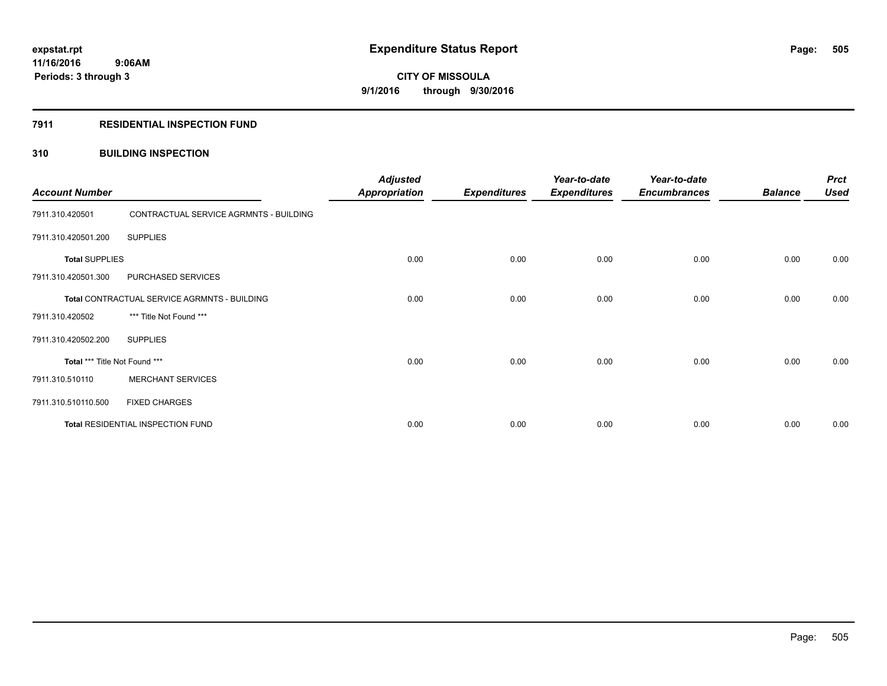**expstat.rpt**
**11/16/2016 9:06AM**
**Periods: 3 through 3**

# Expenditure Status Report

**CITY OF MISSOULA**
**9/1/2016 through 9/30/2016**

## 7911 RESIDENTIAL INSPECTION FUND

### 310 BUILDING INSPECTION

| Account Number | | Adjusted Appropriation | Expenditures | Year-to-date Expenditures | Year-to-date Encumbrances | Balance | Prct Used |
|---|---|---|---|---|---|---|---|
| 7911.310.420501 | CONTRACTUAL SERVICE AGRMNTS - BUILDING | | | | | | |
| 7911.310.420501.200 | SUPPLIES | | | | | | |
| **Total** SUPPLIES | | 0.00 | 0.00 | 0.00 | 0.00 | 0.00 | 0.00 |
| 7911.310.420501.300 | PURCHASED SERVICES | | | | | | |
| **Total** CONTRACTUAL SERVICE AGRMNTS - BUILDING | | 0.00 | 0.00 | 0.00 | 0.00 | 0.00 | 0.00 |
| 7911.310.420502 | *** Title Not Found *** | | | | | | |
| 7911.310.420502.200 | SUPPLIES | | | | | | |
| **Total** *** Title Not Found *** | | 0.00 | 0.00 | 0.00 | 0.00 | 0.00 | 0.00 |
| 7911.310.510110 | MERCHANT SERVICES | | | | | | |
| 7911.310.510110.500 | FIXED CHARGES | | | | | | |
| **Total** RESIDENTIAL INSPECTION FUND | | 0.00 | 0.00 | 0.00 | 0.00 | 0.00 | 0.00 |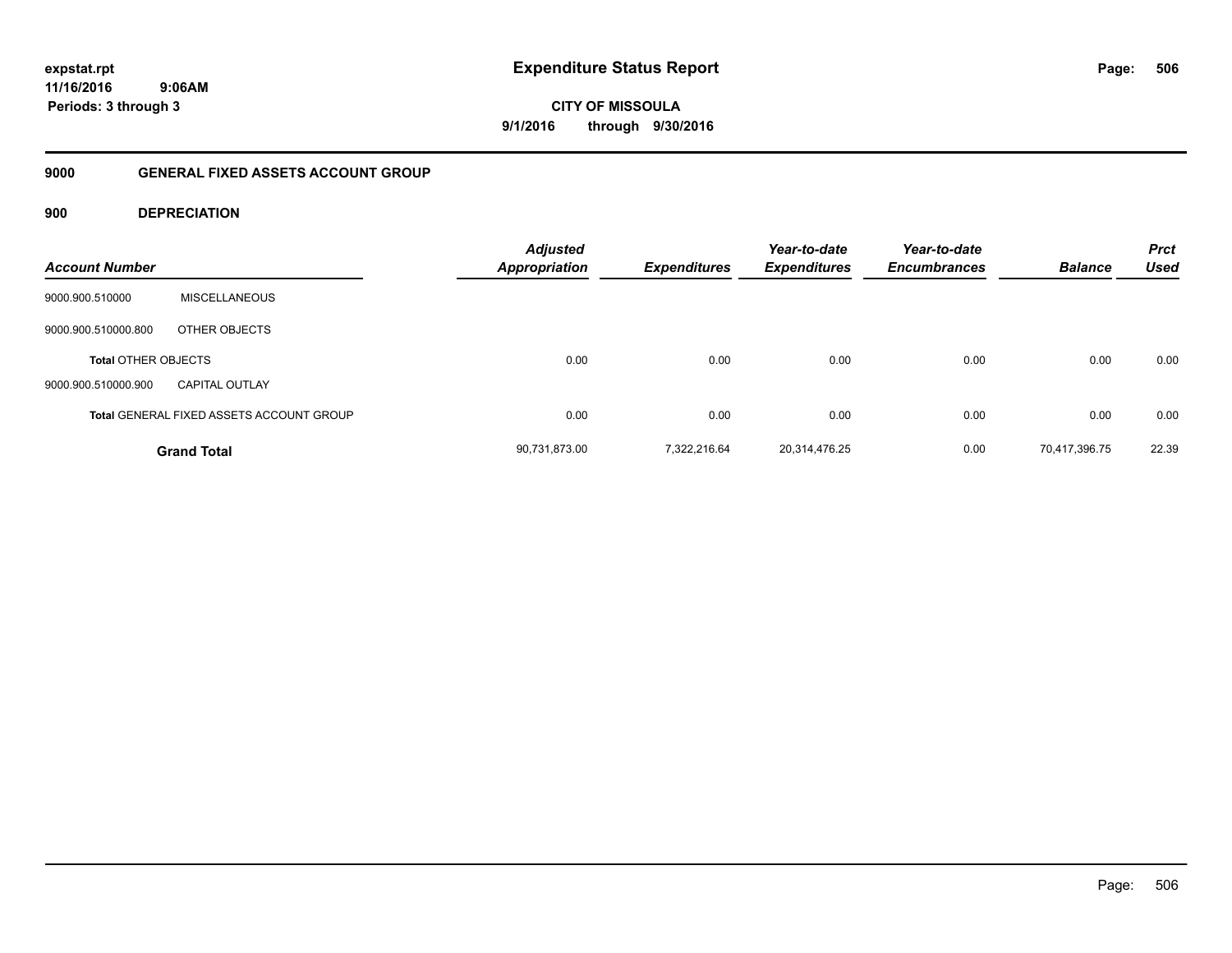expstat.rpt
11/16/2016 9:06AM
Periods: 3 through 3

# Expenditure Status Report

CITY OF MISSOULA
9/1/2016 through 9/30/2016

## 9000 GENERAL FIXED ASSETS ACCOUNT GROUP

### 900 DEPRECIATION

| Account Number | | Adjusted Appropriation | Expenditures | Year-to-date Expenditures | Year-to-date Encumbrances | Balance | Prct Used |
|---|---|---|---|---|---|---|---|
| 9000.900.510000 | MISCELLANEOUS | | | | | | |
| 9000.900.510000.800 | OTHER OBJECTS | | | | | | |
| **Total** OTHER OBJECTS | | 0.00 | 0.00 | 0.00 | 0.00 | 0.00 | 0.00 |
| 9000.900.510000.900 | CAPITAL OUTLAY | | | | | | |
| **Total** GENERAL FIXED ASSETS ACCOUNT GROUP | | 0.00 | 0.00 | 0.00 | 0.00 | 0.00 | 0.00 |
| **Grand Total** | | 90,731,873.00 | 7,322,216.64 | 20,314,476.25 | 0.00 | 70,417,396.75 | 22.39 |